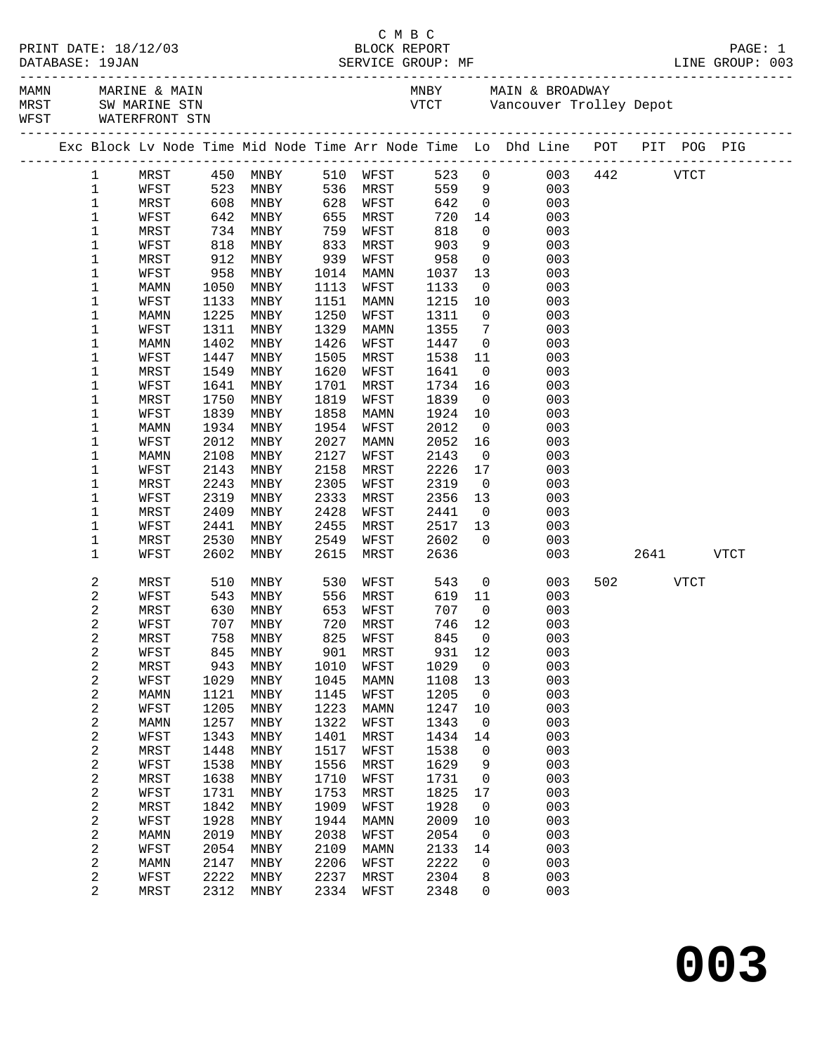C M B C

PRINT DATE: 18/12/03 BLOCK REPORT PAGE: 1
DATABASE: 19JAN SERVICE GROUP: MF LINE GROUP: 003

MAMN MARINE & MAIN MNBY MAIN & BROADWAY
MRST SW MARINE STN VTCT Vancouver Trolley Depot
WFST WATERFRONT STN

| Exc | Block | Lv Node | Time | Mid Node | Time | Arr Node | Time | Lo | Dhd Line | POT | PIT | POG | PIG |
|---|---|---|---|---|---|---|---|---|---|---|---|---|---|
| | 1 | MRST | 450 | MNBY | 510 | WFST | 523 | 0 | 003 | 442 | | VTCT | |
| | 1 | WFST | 523 | MNBY | 536 | MRST | 559 | 9 | 003 | | | | |
| | 1 | MRST | 608 | MNBY | 628 | WFST | 642 | 0 | 003 | | | | |
| | 1 | WFST | 642 | MNBY | 655 | MRST | 720 | 14 | 003 | | | | |
| | 1 | MRST | 734 | MNBY | 759 | WFST | 818 | 0 | 003 | | | | |
| | 1 | WFST | 818 | MNBY | 833 | MRST | 903 | 9 | 003 | | | | |
| | 1 | MRST | 912 | MNBY | 939 | WFST | 958 | 0 | 003 | | | | |
| | 1 | WFST | 958 | MNBY | 1014 | MAMN | 1037 | 13 | 003 | | | | |
| | 1 | MAMN | 1050 | MNBY | 1113 | WFST | 1133 | 0 | 003 | | | | |
| | 1 | WFST | 1133 | MNBY | 1151 | MAMN | 1215 | 10 | 003 | | | | |
| | 1 | MAMN | 1225 | MNBY | 1250 | WFST | 1311 | 0 | 003 | | | | |
| | 1 | WFST | 1311 | MNBY | 1329 | MAMN | 1355 | 7 | 003 | | | | |
| | 1 | MAMN | 1402 | MNBY | 1426 | WFST | 1447 | 0 | 003 | | | | |
| | 1 | WFST | 1447 | MNBY | 1505 | MRST | 1538 | 11 | 003 | | | | |
| | 1 | MRST | 1549 | MNBY | 1620 | WFST | 1641 | 0 | 003 | | | | |
| | 1 | WFST | 1641 | MNBY | 1701 | MRST | 1734 | 16 | 003 | | | | |
| | 1 | MRST | 1750 | MNBY | 1819 | WFST | 1839 | 0 | 003 | | | | |
| | 1 | WFST | 1839 | MNBY | 1858 | MAMN | 1924 | 10 | 003 | | | | |
| | 1 | MAMN | 1934 | MNBY | 1954 | WFST | 2012 | 0 | 003 | | | | |
| | 1 | WFST | 2012 | MNBY | 2027 | MAMN | 2052 | 16 | 003 | | | | |
| | 1 | MAMN | 2108 | MNBY | 2127 | WFST | 2143 | 0 | 003 | | | | |
| | 1 | WFST | 2143 | MNBY | 2158 | MRST | 2226 | 17 | 003 | | | | |
| | 1 | MRST | 2243 | MNBY | 2305 | WFST | 2319 | 0 | 003 | | | | |
| | 1 | WFST | 2319 | MNBY | 2333 | MRST | 2356 | 13 | 003 | | | | |
| | 1 | MRST | 2409 | MNBY | 2428 | WFST | 2441 | 0 | 003 | | | | |
| | 1 | WFST | 2441 | MNBY | 2455 | MRST | 2517 | 13 | 003 | | | | |
| | 1 | MRST | 2530 | MNBY | 2549 | WFST | 2602 | 0 | 003 | | | | |
| | 1 | WFST | 2602 | MNBY | 2615 | MRST | 2636 | | 003 | | 2641 | | VTCT |
| | 2 | MRST | 510 | MNBY | 530 | WFST | 543 | 0 | 003 | 502 | | VTCT | |
| | 2 | WFST | 543 | MNBY | 556 | MRST | 619 | 11 | 003 | | | | |
| | 2 | MRST | 630 | MNBY | 653 | WFST | 707 | 0 | 003 | | | | |
| | 2 | WFST | 707 | MNBY | 720 | MRST | 746 | 12 | 003 | | | | |
| | 2 | MRST | 758 | MNBY | 825 | WFST | 845 | 0 | 003 | | | | |
| | 2 | WFST | 845 | MNBY | 901 | MRST | 931 | 12 | 003 | | | | |
| | 2 | MRST | 943 | MNBY | 1010 | WFST | 1029 | 0 | 003 | | | | |
| | 2 | WFST | 1029 | MNBY | 1045 | MAMN | 1108 | 13 | 003 | | | | |
| | 2 | MAMN | 1121 | MNBY | 1145 | WFST | 1205 | 0 | 003 | | | | |
| | 2 | WFST | 1205 | MNBY | 1223 | MAMN | 1247 | 10 | 003 | | | | |
| | 2 | MAMN | 1257 | MNBY | 1322 | WFST | 1343 | 0 | 003 | | | | |
| | 2 | WFST | 1343 | MNBY | 1401 | MRST | 1434 | 14 | 003 | | | | |
| | 2 | MRST | 1448 | MNBY | 1517 | WFST | 1538 | 0 | 003 | | | | |
| | 2 | WFST | 1538 | MNBY | 1556 | MRST | 1629 | 9 | 003 | | | | |
| | 2 | MRST | 1638 | MNBY | 1710 | WFST | 1731 | 0 | 003 | | | | |
| | 2 | WFST | 1731 | MNBY | 1753 | MRST | 1825 | 17 | 003 | | | | |
| | 2 | MRST | 1842 | MNBY | 1909 | WFST | 1928 | 0 | 003 | | | | |
| | 2 | WFST | 1928 | MNBY | 1944 | MAMN | 2009 | 10 | 003 | | | | |
| | 2 | MAMN | 2019 | MNBY | 2038 | WFST | 2054 | 0 | 003 | | | | |
| | 2 | WFST | 2054 | MNBY | 2109 | MAMN | 2133 | 14 | 003 | | | | |
| | 2 | MAMN | 2147 | MNBY | 2206 | WFST | 2222 | 0 | 003 | | | | |
| | 2 | WFST | 2222 | MNBY | 2237 | MRST | 2304 | 8 | 003 | | | | |
| | 2 | MRST | 2312 | MNBY | 2334 | WFST | 2348 | 0 | 003 | | | | |

**003**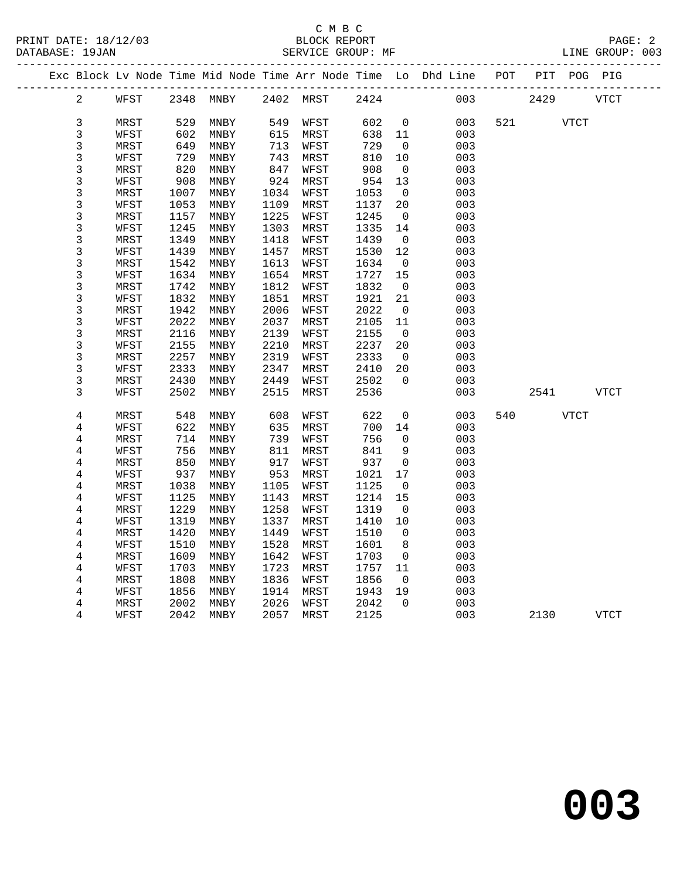C M B C
BLOCK REPORT
SERVICE GROUP: MF

PRINT DATE: 18/12/03
DATABASE: 19JAN
LINE GROUP: 003

| Exc | Block | Lv Node | Time | Mid Node | Time | Arr Node | Time | Lo | Dhd Line | POT | PIT | POG | PIG |
|---|---|---|---|---|---|---|---|---|---|---|---|---|---|
| | 2 | WFST | 2348 | MNBY | 2402 | MRST | 2424 | | 003 | | 2429 | | VTCT |
| | 3 | MRST | 529 | MNBY | 549 | WFST | 602 | 0 | 003 | 521 | | VTCT | |
| | 3 | WFST | 602 | MNBY | 615 | MRST | 638 | 11 | 003 | | | | |
| | 3 | MRST | 649 | MNBY | 713 | WFST | 729 | 0 | 003 | | | | |
| | 3 | WFST | 729 | MNBY | 743 | MRST | 810 | 10 | 003 | | | | |
| | 3 | MRST | 820 | MNBY | 847 | WFST | 908 | 0 | 003 | | | | |
| | 3 | WFST | 908 | MNBY | 924 | MRST | 954 | 13 | 003 | | | | |
| | 3 | MRST | 1007 | MNBY | 1034 | WFST | 1053 | 0 | 003 | | | | |
| | 3 | WFST | 1053 | MNBY | 1109 | MRST | 1137 | 20 | 003 | | | | |
| | 3 | MRST | 1157 | MNBY | 1225 | WFST | 1245 | 0 | 003 | | | | |
| | 3 | WFST | 1245 | MNBY | 1303 | MRST | 1335 | 14 | 003 | | | | |
| | 3 | MRST | 1349 | MNBY | 1418 | WFST | 1439 | 0 | 003 | | | | |
| | 3 | WFST | 1439 | MNBY | 1457 | MRST | 1530 | 12 | 003 | | | | |
| | 3 | MRST | 1542 | MNBY | 1613 | WFST | 1634 | 0 | 003 | | | | |
| | 3 | WFST | 1634 | MNBY | 1654 | MRST | 1727 | 15 | 003 | | | | |
| | 3 | MRST | 1742 | MNBY | 1812 | WFST | 1832 | 0 | 003 | | | | |
| | 3 | WFST | 1832 | MNBY | 1851 | MRST | 1921 | 21 | 003 | | | | |
| | 3 | MRST | 1942 | MNBY | 2006 | WFST | 2022 | 0 | 003 | | | | |
| | 3 | WFST | 2022 | MNBY | 2037 | MRST | 2105 | 11 | 003 | | | | |
| | 3 | MRST | 2116 | MNBY | 2139 | WFST | 2155 | 0 | 003 | | | | |
| | 3 | WFST | 2155 | MNBY | 2210 | MRST | 2237 | 20 | 003 | | | | |
| | 3 | MRST | 2257 | MNBY | 2319 | WFST | 2333 | 0 | 003 | | | | |
| | 3 | WFST | 2333 | MNBY | 2347 | MRST | 2410 | 20 | 003 | | | | |
| | 3 | MRST | 2430 | MNBY | 2449 | WFST | 2502 | 0 | 003 | | | | |
| | 3 | WFST | 2502 | MNBY | 2515 | MRST | 2536 | | 003 | | 2541 | | VTCT |
| | 4 | MRST | 548 | MNBY | 608 | WFST | 622 | 0 | 003 | 540 | | VTCT | |
| | 4 | WFST | 622 | MNBY | 635 | MRST | 700 | 14 | 003 | | | | |
| | 4 | MRST | 714 | MNBY | 739 | WFST | 756 | 0 | 003 | | | | |
| | 4 | WFST | 756 | MNBY | 811 | MRST | 841 | 9 | 003 | | | | |
| | 4 | MRST | 850 | MNBY | 917 | WFST | 937 | 0 | 003 | | | | |
| | 4 | WFST | 937 | MNBY | 953 | MRST | 1021 | 17 | 003 | | | | |
| | 4 | MRST | 1038 | MNBY | 1105 | WFST | 1125 | 0 | 003 | | | | |
| | 4 | WFST | 1125 | MNBY | 1143 | MRST | 1214 | 15 | 003 | | | | |
| | 4 | MRST | 1229 | MNBY | 1258 | WFST | 1319 | 0 | 003 | | | | |
| | 4 | WFST | 1319 | MNBY | 1337 | MRST | 1410 | 10 | 003 | | | | |
| | 4 | MRST | 1420 | MNBY | 1449 | WFST | 1510 | 0 | 003 | | | | |
| | 4 | WFST | 1510 | MNBY | 1528 | MRST | 1601 | 8 | 003 | | | | |
| | 4 | MRST | 1609 | MNBY | 1642 | WFST | 1703 | 0 | 003 | | | | |
| | 4 | WFST | 1703 | MNBY | 1723 | MRST | 1757 | 11 | 003 | | | | |
| | 4 | MRST | 1808 | MNBY | 1836 | WFST | 1856 | 0 | 003 | | | | |
| | 4 | WFST | 1856 | MNBY | 1914 | MRST | 1943 | 19 | 003 | | | | |
| | 4 | MRST | 2002 | MNBY | 2026 | WFST | 2042 | 0 | 003 | | | | |
| | 4 | WFST | 2042 | MNBY | 2057 | MRST | 2125 | | 003 | | 2130 | | VTCT |

# 003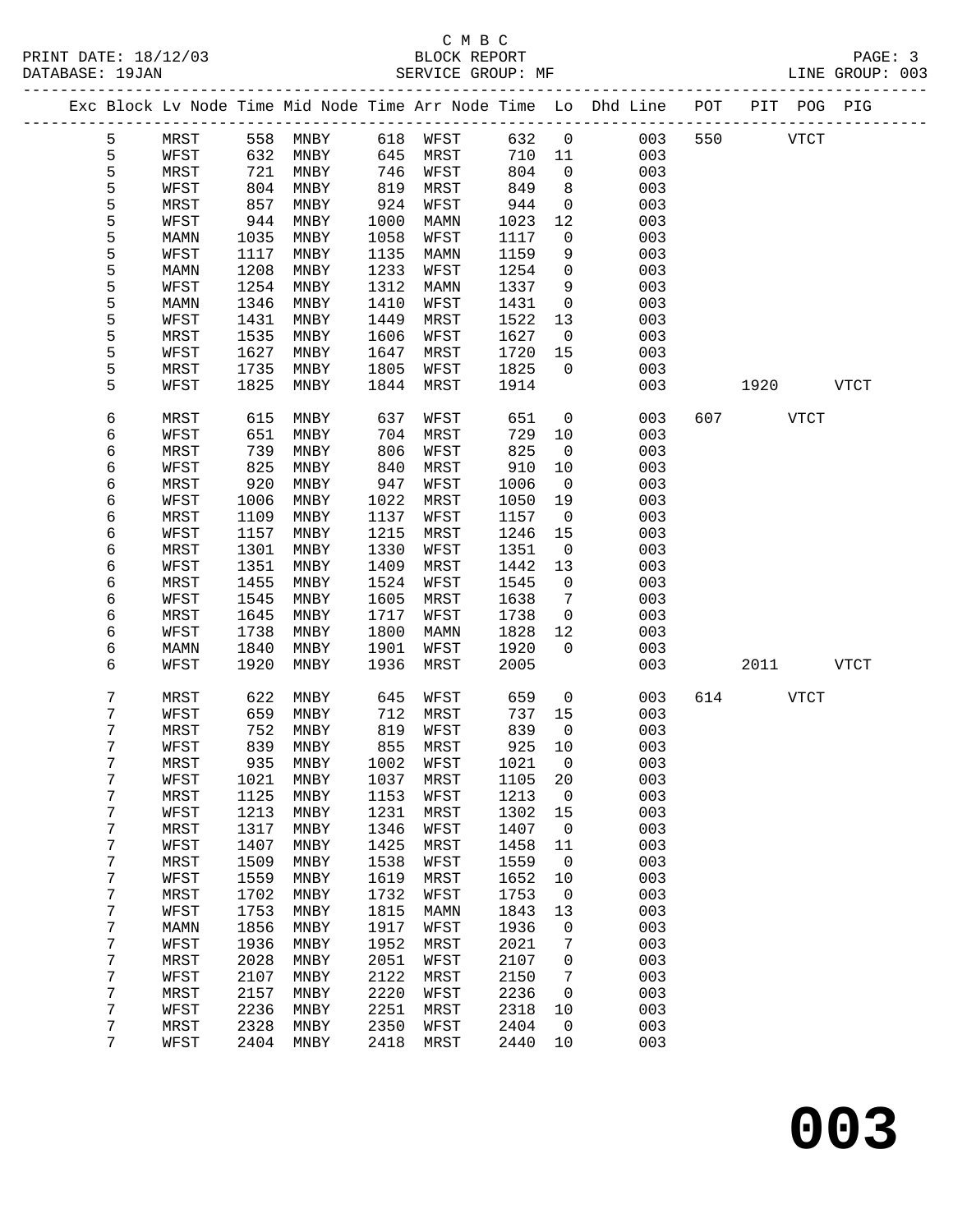C M B C
PRINT DATE: 18/12/03 BLOCK REPORT
DATABASE: 19JAN SERVICE GROUP: MF LINE GROUP: 003

| Exc | Block | Lv | Node | Time | Mid Node | Time | Arr Node | Time | Lo | Dhd Line | POT | PIT | POG | PIG |
|---|---|---|---|---|---|---|---|---|---|---|---|---|---|---|
| | 5 | | MRST | 558 | MNBY | 618 | WFST | 632 | 0 | 003 | 550 | | VTCT | |
| | 5 | | WFST | 632 | MNBY | 645 | MRST | 710 | 11 | 003 | | | | |
| | 5 | | MRST | 721 | MNBY | 746 | WFST | 804 | 0 | 003 | | | | |
| | 5 | | WFST | 804 | MNBY | 819 | MRST | 849 | 8 | 003 | | | | |
| | 5 | | MRST | 857 | MNBY | 924 | WFST | 944 | 0 | 003 | | | | |
| | 5 | | WFST | 944 | MNBY | 1000 | MAMN | 1023 | 12 | 003 | | | | |
| | 5 | | MAMN | 1035 | MNBY | 1058 | WFST | 1117 | 0 | 003 | | | | |
| | 5 | | WFST | 1117 | MNBY | 1135 | MAMN | 1159 | 9 | 003 | | | | |
| | 5 | | MAMN | 1208 | MNBY | 1233 | WFST | 1254 | 0 | 003 | | | | |
| | 5 | | WFST | 1254 | MNBY | 1312 | MAMN | 1337 | 9 | 003 | | | | |
| | 5 | | MAMN | 1346 | MNBY | 1410 | WFST | 1431 | 0 | 003 | | | | |
| | 5 | | WFST | 1431 | MNBY | 1449 | MRST | 1522 | 13 | 003 | | | | |
| | 5 | | MRST | 1535 | MNBY | 1606 | WFST | 1627 | 0 | 003 | | | | |
| | 5 | | WFST | 1627 | MNBY | 1647 | MRST | 1720 | 15 | 003 | | | | |
| | 5 | | MRST | 1735 | MNBY | 1805 | WFST | 1825 | 0 | 003 | | | | |
| | 5 | | WFST | 1825 | MNBY | 1844 | MRST | 1914 | | 003 | | 1920 | | VTCT |
| | 6 | | MRST | 615 | MNBY | 637 | WFST | 651 | 0 | 003 | 607 | | VTCT | |
| | 6 | | WFST | 651 | MNBY | 704 | MRST | 729 | 10 | 003 | | | | |
| | 6 | | MRST | 739 | MNBY | 806 | WFST | 825 | 0 | 003 | | | | |
| | 6 | | WFST | 825 | MNBY | 840 | MRST | 910 | 10 | 003 | | | | |
| | 6 | | MRST | 920 | MNBY | 947 | WFST | 1006 | 0 | 003 | | | | |
| | 6 | | WFST | 1006 | MNBY | 1022 | MRST | 1050 | 19 | 003 | | | | |
| | 6 | | MRST | 1109 | MNBY | 1137 | WFST | 1157 | 0 | 003 | | | | |
| | 6 | | WFST | 1157 | MNBY | 1215 | MRST | 1246 | 15 | 003 | | | | |
| | 6 | | MRST | 1301 | MNBY | 1330 | WFST | 1351 | 0 | 003 | | | | |
| | 6 | | WFST | 1351 | MNBY | 1409 | MRST | 1442 | 13 | 003 | | | | |
| | 6 | | MRST | 1455 | MNBY | 1524 | WFST | 1545 | 0 | 003 | | | | |
| | 6 | | WFST | 1545 | MNBY | 1605 | MRST | 1638 | 7 | 003 | | | | |
| | 6 | | MRST | 1645 | MNBY | 1717 | WFST | 1738 | 0 | 003 | | | | |
| | 6 | | WFST | 1738 | MNBY | 1800 | MAMN | 1828 | 12 | 003 | | | | |
| | 6 | | MAMN | 1840 | MNBY | 1901 | WFST | 1920 | 0 | 003 | | | | |
| | 6 | | WFST | 1920 | MNBY | 1936 | MRST | 2005 | | 003 | | 2011 | | VTCT |
| | 7 | | MRST | 622 | MNBY | 645 | WFST | 659 | 0 | 003 | 614 | | VTCT | |
| | 7 | | WFST | 659 | MNBY | 712 | MRST | 737 | 15 | 003 | | | | |
| | 7 | | MRST | 752 | MNBY | 819 | WFST | 839 | 0 | 003 | | | | |
| | 7 | | WFST | 839 | MNBY | 855 | MRST | 925 | 10 | 003 | | | | |
| | 7 | | MRST | 935 | MNBY | 1002 | WFST | 1021 | 0 | 003 | | | | |
| | 7 | | WFST | 1021 | MNBY | 1037 | MRST | 1105 | 20 | 003 | | | | |
| | 7 | | MRST | 1125 | MNBY | 1153 | WFST | 1213 | 0 | 003 | | | | |
| | 7 | | WFST | 1213 | MNBY | 1231 | MRST | 1302 | 15 | 003 | | | | |
| | 7 | | MRST | 1317 | MNBY | 1346 | WFST | 1407 | 0 | 003 | | | | |
| | 7 | | WFST | 1407 | MNBY | 1425 | MRST | 1458 | 11 | 003 | | | | |
| | 7 | | MRST | 1509 | MNBY | 1538 | WFST | 1559 | 0 | 003 | | | | |
| | 7 | | WFST | 1559 | MNBY | 1619 | MRST | 1652 | 10 | 003 | | | | |
| | 7 | | MRST | 1702 | MNBY | 1732 | WFST | 1753 | 0 | 003 | | | | |
| | 7 | | WFST | 1753 | MNBY | 1815 | MAMN | 1843 | 13 | 003 | | | | |
| | 7 | | MAMN | 1856 | MNBY | 1917 | WFST | 1936 | 0 | 003 | | | | |
| | 7 | | WFST | 1936 | MNBY | 1952 | MRST | 2021 | 7 | 003 | | | | |
| | 7 | | MRST | 2028 | MNBY | 2051 | WFST | 2107 | 0 | 003 | | | | |
| | 7 | | WFST | 2107 | MNBY | 2122 | MRST | 2150 | 7 | 003 | | | | |
| | 7 | | MRST | 2157 | MNBY | 2220 | WFST | 2236 | 0 | 003 | | | | |
| | 7 | | WFST | 2236 | MNBY | 2251 | MRST | 2318 | 10 | 003 | | | | |
| | 7 | | MRST | 2328 | MNBY | 2350 | WFST | 2404 | 0 | 003 | | | | |
| | 7 | | WFST | 2404 | MNBY | 2418 | MRST | 2440 | 10 | 003 | | | | |

**003**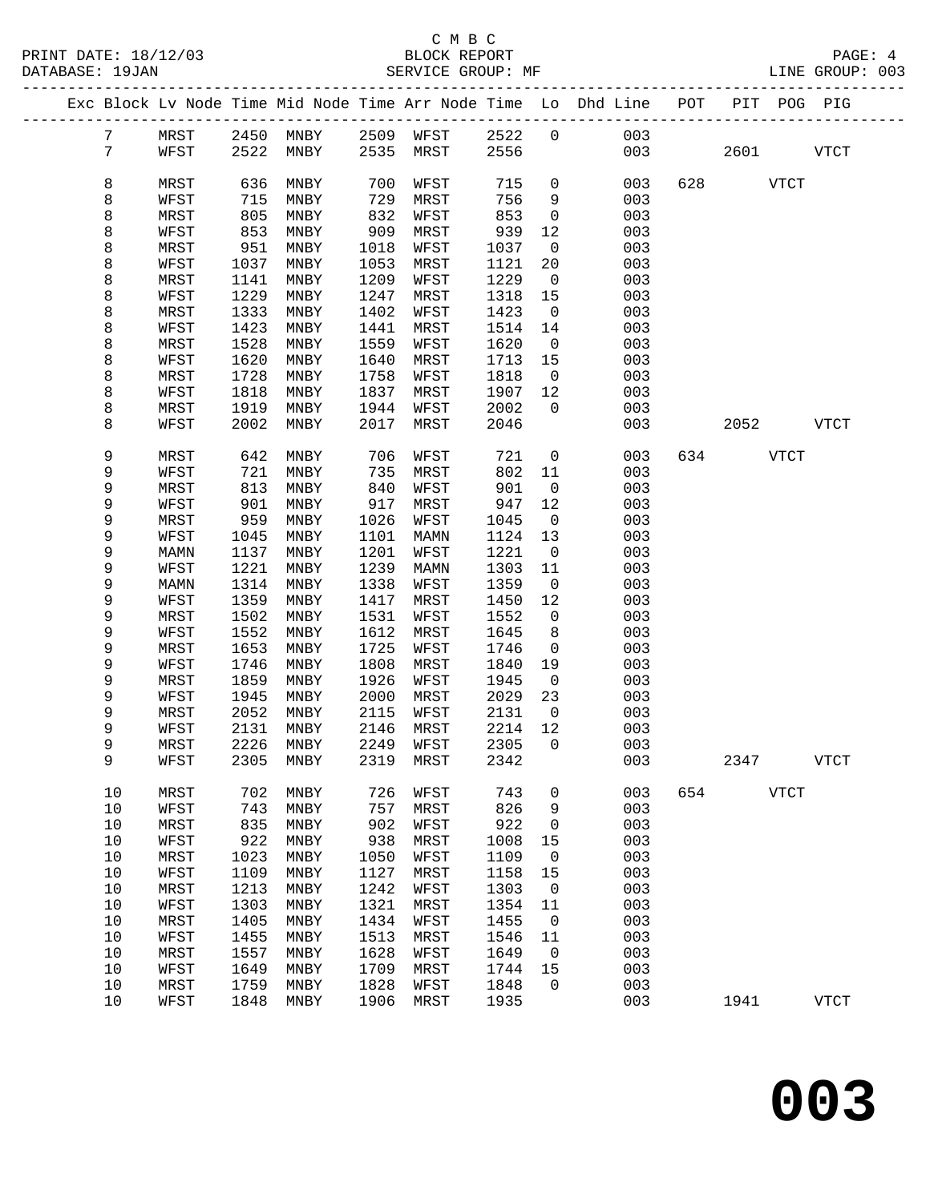C M B C
BLOCK REPORT
SERVICE GROUP: MF

PRINT DATE: 18/12/03
DATABASE: 19JAN
LINE GROUP: 003

| Exc | Block | Lv | Node | Time | Mid Node | Time | Arr Node | Time | Lo | Dhd Line | POT | PIT | POG | PIG |
|---|---|---|---|---|---|---|---|---|---|---|---|---|---|---|
| | 7 | | MRST | 2450 | MNBY | 2509 | WFST | 2522 | 0 | 003 | | | | |
| | 7 | | WFST | 2522 | MNBY | 2535 | MRST | 2556 | | 003 | | 2601 | | VTCT |
| | 8 | | MRST | 636 | MNBY | 700 | WFST | 715 | 0 | 003 | 628 | | VTCT | |
| | 8 | | WFST | 715 | MNBY | 729 | MRST | 756 | 9 | 003 | | | | |
| | 8 | | MRST | 805 | MNBY | 832 | WFST | 853 | 0 | 003 | | | | |
| | 8 | | WFST | 853 | MNBY | 909 | MRST | 939 | 12 | 003 | | | | |
| | 8 | | MRST | 951 | MNBY | 1018 | WFST | 1037 | 0 | 003 | | | | |
| | 8 | | WFST | 1037 | MNBY | 1053 | MRST | 1121 | 20 | 003 | | | | |
| | 8 | | MRST | 1141 | MNBY | 1209 | WFST | 1229 | 0 | 003 | | | | |
| | 8 | | WFST | 1229 | MNBY | 1247 | MRST | 1318 | 15 | 003 | | | | |
| | 8 | | MRST | 1333 | MNBY | 1402 | WFST | 1423 | 0 | 003 | | | | |
| | 8 | | WFST | 1423 | MNBY | 1441 | MRST | 1514 | 14 | 003 | | | | |
| | 8 | | MRST | 1528 | MNBY | 1559 | WFST | 1620 | 0 | 003 | | | | |
| | 8 | | WFST | 1620 | MNBY | 1640 | MRST | 1713 | 15 | 003 | | | | |
| | 8 | | MRST | 1728 | MNBY | 1758 | WFST | 1818 | 0 | 003 | | | | |
| | 8 | | WFST | 1818 | MNBY | 1837 | MRST | 1907 | 12 | 003 | | | | |
| | 8 | | MRST | 1919 | MNBY | 1944 | WFST | 2002 | 0 | 003 | | | | |
| | 8 | | WFST | 2002 | MNBY | 2017 | MRST | 2046 | | 003 | | 2052 | | VTCT |
| | 9 | | MRST | 642 | MNBY | 706 | WFST | 721 | 0 | 003 | 634 | | VTCT | |
| | 9 | | WFST | 721 | MNBY | 735 | MRST | 802 | 11 | 003 | | | | |
| | 9 | | MRST | 813 | MNBY | 840 | WFST | 901 | 0 | 003 | | | | |
| | 9 | | WFST | 901 | MNBY | 917 | MRST | 947 | 12 | 003 | | | | |
| | 9 | | MRST | 959 | MNBY | 1026 | WFST | 1045 | 0 | 003 | | | | |
| | 9 | | WFST | 1045 | MNBY | 1101 | MAMN | 1124 | 13 | 003 | | | | |
| | 9 | | MAMN | 1137 | MNBY | 1201 | WFST | 1221 | 0 | 003 | | | | |
| | 9 | | WFST | 1221 | MNBY | 1239 | MAMN | 1303 | 11 | 003 | | | | |
| | 9 | | MAMN | 1314 | MNBY | 1338 | WFST | 1359 | 0 | 003 | | | | |
| | 9 | | WFST | 1359 | MNBY | 1417 | MRST | 1450 | 12 | 003 | | | | |
| | 9 | | MRST | 1502 | MNBY | 1531 | WFST | 1552 | 0 | 003 | | | | |
| | 9 | | WFST | 1552 | MNBY | 1612 | MRST | 1645 | 8 | 003 | | | | |
| | 9 | | MRST | 1653 | MNBY | 1725 | WFST | 1746 | 0 | 003 | | | | |
| | 9 | | WFST | 1746 | MNBY | 1808 | MRST | 1840 | 19 | 003 | | | | |
| | 9 | | MRST | 1859 | MNBY | 1926 | WFST | 1945 | 0 | 003 | | | | |
| | 9 | | WFST | 1945 | MNBY | 2000 | MRST | 2029 | 23 | 003 | | | | |
| | 9 | | MRST | 2052 | MNBY | 2115 | WFST | 2131 | 0 | 003 | | | | |
| | 9 | | WFST | 2131 | MNBY | 2146 | MRST | 2214 | 12 | 003 | | | | |
| | 9 | | MRST | 2226 | MNBY | 2249 | WFST | 2305 | 0 | 003 | | | | |
| | 9 | | WFST | 2305 | MNBY | 2319 | MRST | 2342 | | 003 | | 2347 | | VTCT |
| | 10 | | MRST | 702 | MNBY | 726 | WFST | 743 | 0 | 003 | 654 | | VTCT | |
| | 10 | | WFST | 743 | MNBY | 757 | MRST | 826 | 9 | 003 | | | | |
| | 10 | | MRST | 835 | MNBY | 902 | WFST | 922 | 0 | 003 | | | | |
| | 10 | | WFST | 922 | MNBY | 938 | MRST | 1008 | 15 | 003 | | | | |
| | 10 | | MRST | 1023 | MNBY | 1050 | WFST | 1109 | 0 | 003 | | | | |
| | 10 | | WFST | 1109 | MNBY | 1127 | MRST | 1158 | 15 | 003 | | | | |
| | 10 | | MRST | 1213 | MNBY | 1242 | WFST | 1303 | 0 | 003 | | | | |
| | 10 | | WFST | 1303 | MNBY | 1321 | MRST | 1354 | 11 | 003 | | | | |
| | 10 | | MRST | 1405 | MNBY | 1434 | WFST | 1455 | 0 | 003 | | | | |
| | 10 | | WFST | 1455 | MNBY | 1513 | MRST | 1546 | 11 | 003 | | | | |
| | 10 | | MRST | 1557 | MNBY | 1628 | WFST | 1649 | 0 | 003 | | | | |
| | 10 | | WFST | 1649 | MNBY | 1709 | MRST | 1744 | 15 | 003 | | | | |
| | 10 | | MRST | 1759 | MNBY | 1828 | WFST | 1848 | 0 | 003 | | | | |
| | 10 | | WFST | 1848 | MNBY | 1906 | MRST | 1935 | | 003 | | 1941 | | VTCT |

**003**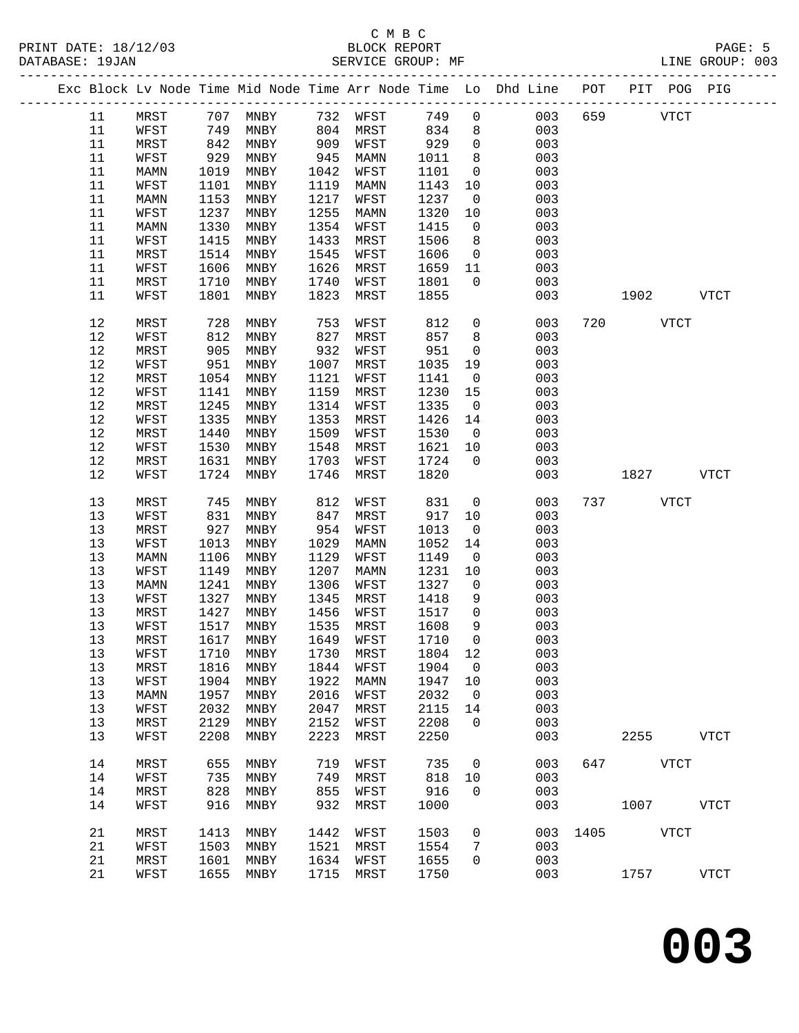C M B C

PRINT DATE: 18/12/03 BLOCK REPORT

DATABASE: 19JAN SERVICE GROUP: MF LINE GROUP: 003

| Exc | Block | Lv Node | Time | Mid Node | Time | Arr Node | Time | Lo | Dhd Line | POT | PIT | POG | PIG |
|---|---|---|---|---|---|---|---|---|---|---|---|---|---|
| | 11 | MRST | 707 | MNBY | 732 | WFST | 749 | 0 | 003 | 659 | | VTCT | |
| | 11 | WFST | 749 | MNBY | 804 | MRST | 834 | 8 | 003 | | | | |
| | 11 | MRST | 842 | MNBY | 909 | WFST | 929 | 0 | 003 | | | | |
| | 11 | WFST | 929 | MNBY | 945 | MAMN | 1011 | 8 | 003 | | | | |
| | 11 | MAMN | 1019 | MNBY | 1042 | WFST | 1101 | 0 | 003 | | | | |
| | 11 | WFST | 1101 | MNBY | 1119 | MAMN | 1143 | 10 | 003 | | | | |
| | 11 | MAMN | 1153 | MNBY | 1217 | WFST | 1237 | 0 | 003 | | | | |
| | 11 | WFST | 1237 | MNBY | 1255 | MAMN | 1320 | 10 | 003 | | | | |
| | 11 | MAMN | 1330 | MNBY | 1354 | WFST | 1415 | 0 | 003 | | | | |
| | 11 | WFST | 1415 | MNBY | 1433 | MRST | 1506 | 8 | 003 | | | | |
| | 11 | MRST | 1514 | MNBY | 1545 | WFST | 1606 | 0 | 003 | | | | |
| | 11 | WFST | 1606 | MNBY | 1626 | MRST | 1659 | 11 | 003 | | | | |
| | 11 | MRST | 1710 | MNBY | 1740 | WFST | 1801 | 0 | 003 | | | | |
| | 11 | WFST | 1801 | MNBY | 1823 | MRST | 1855 | | 003 | | 1902 | | VTCT |
| | 12 | MRST | 728 | MNBY | 753 | WFST | 812 | 0 | 003 | 720 | | VTCT | |
| | 12 | WFST | 812 | MNBY | 827 | MRST | 857 | 8 | 003 | | | | |
| | 12 | MRST | 905 | MNBY | 932 | WFST | 951 | 0 | 003 | | | | |
| | 12 | WFST | 951 | MNBY | 1007 | MRST | 1035 | 19 | 003 | | | | |
| | 12 | MRST | 1054 | MNBY | 1121 | WFST | 1141 | 0 | 003 | | | | |
| | 12 | WFST | 1141 | MNBY | 1159 | MRST | 1230 | 15 | 003 | | | | |
| | 12 | MRST | 1245 | MNBY | 1314 | WFST | 1335 | 0 | 003 | | | | |
| | 12 | WFST | 1335 | MNBY | 1353 | MRST | 1426 | 14 | 003 | | | | |
| | 12 | MRST | 1440 | MNBY | 1509 | WFST | 1530 | 0 | 003 | | | | |
| | 12 | WFST | 1530 | MNBY | 1548 | MRST | 1621 | 10 | 003 | | | | |
| | 12 | MRST | 1631 | MNBY | 1703 | WFST | 1724 | 0 | 003 | | | | |
| | 12 | WFST | 1724 | MNBY | 1746 | MRST | 1820 | | 003 | | 1827 | | VTCT |
| | 13 | MRST | 745 | MNBY | 812 | WFST | 831 | 0 | 003 | 737 | | VTCT | |
| | 13 | WFST | 831 | MNBY | 847 | MRST | 917 | 10 | 003 | | | | |
| | 13 | MRST | 927 | MNBY | 954 | WFST | 1013 | 0 | 003 | | | | |
| | 13 | WFST | 1013 | MNBY | 1029 | MAMN | 1052 | 14 | 003 | | | | |
| | 13 | MAMN | 1106 | MNBY | 1129 | WFST | 1149 | 0 | 003 | | | | |
| | 13 | WFST | 1149 | MNBY | 1207 | MAMN | 1231 | 10 | 003 | | | | |
| | 13 | MAMN | 1241 | MNBY | 1306 | WFST | 1327 | 0 | 003 | | | | |
| | 13 | WFST | 1327 | MNBY | 1345 | MRST | 1418 | 9 | 003 | | | | |
| | 13 | MRST | 1427 | MNBY | 1456 | WFST | 1517 | 0 | 003 | | | | |
| | 13 | WFST | 1517 | MNBY | 1535 | MRST | 1608 | 9 | 003 | | | | |
| | 13 | MRST | 1617 | MNBY | 1649 | WFST | 1710 | 0 | 003 | | | | |
| | 13 | WFST | 1710 | MNBY | 1730 | MRST | 1804 | 12 | 003 | | | | |
| | 13 | MRST | 1816 | MNBY | 1844 | WFST | 1904 | 0 | 003 | | | | |
| | 13 | WFST | 1904 | MNBY | 1922 | MAMN | 1947 | 10 | 003 | | | | |
| | 13 | MAMN | 1957 | MNBY | 2016 | WFST | 2032 | 0 | 003 | | | | |
| | 13 | WFST | 2032 | MNBY | 2047 | MRST | 2115 | 14 | 003 | | | | |
| | 13 | MRST | 2129 | MNBY | 2152 | WFST | 2208 | 0 | 003 | | | | |
| | 13 | WFST | 2208 | MNBY | 2223 | MRST | 2250 | | 003 | | 2255 | | VTCT |
| | 14 | MRST | 655 | MNBY | 719 | WFST | 735 | 0 | 003 | 647 | | VTCT | |
| | 14 | WFST | 735 | MNBY | 749 | MRST | 818 | 10 | 003 | | | | |
| | 14 | MRST | 828 | MNBY | 855 | WFST | 916 | 0 | 003 | | | | |
| | 14 | WFST | 916 | MNBY | 932 | MRST | 1000 | | 003 | | 1007 | | VTCT |
| | 21 | MRST | 1413 | MNBY | 1442 | WFST | 1503 | 0 | 003 | 1405 | | VTCT | |
| | 21 | WFST | 1503 | MNBY | 1521 | MRST | 1554 | 7 | 003 | | | | |
| | 21 | MRST | 1601 | MNBY | 1634 | WFST | 1655 | 0 | 003 | | | | |
| | 21 | WFST | 1655 | MNBY | 1715 | MRST | 1750 | | 003 | | 1757 | | VTCT |

**003**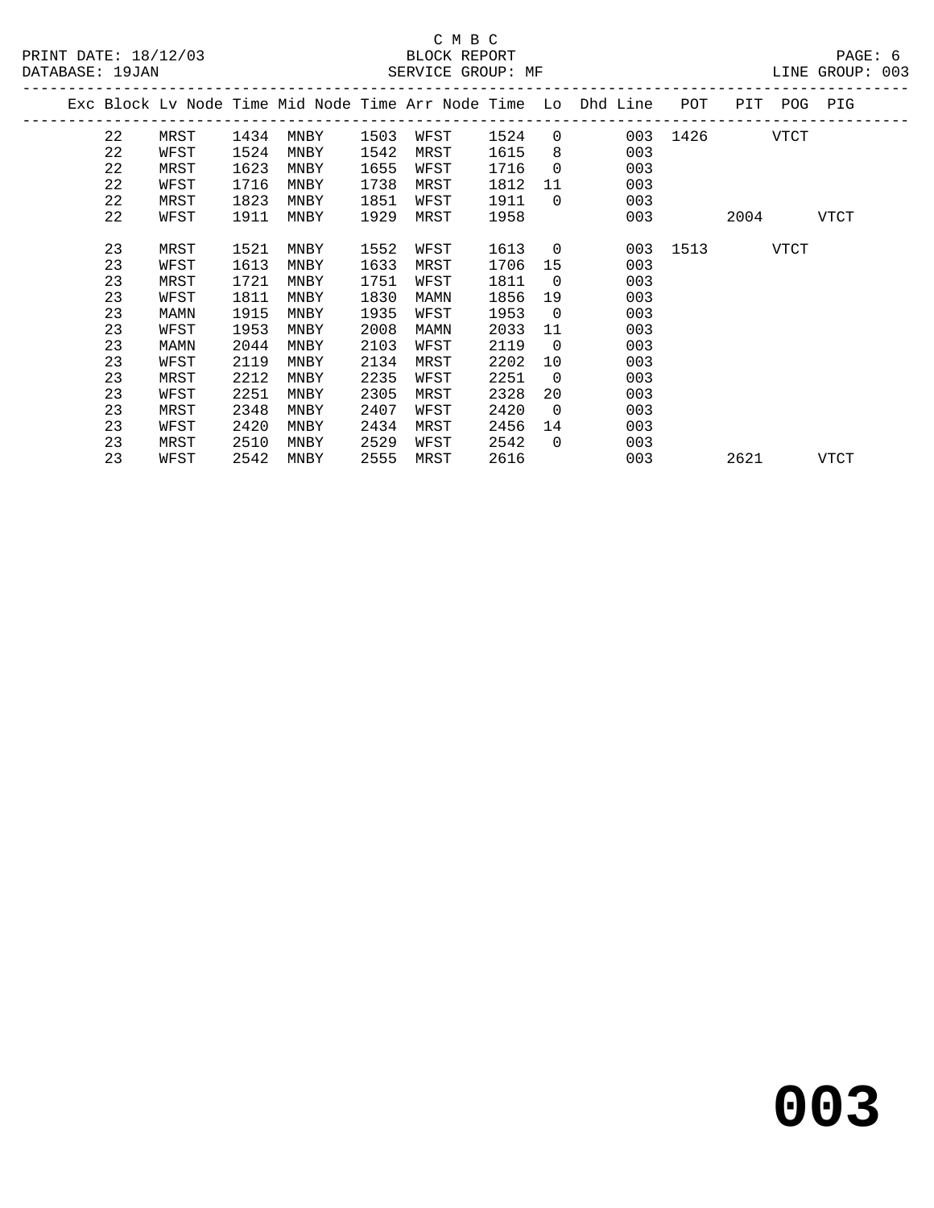C M B C

BLOCK REPORT

SERVICE GROUP: MF

| Exc | Block | Lv Node | Time | Mid Node | Time | Arr Node | Time | Lo | Dhd Line | POT | PIT | POG | PIG |
|---|---|---|---|---|---|---|---|---|---|---|---|---|---|
| | 22 | MRST | 1434 | MNBY | 1503 | WFST | 1524 | 0 | 003 | 1426 | | VTCT | |
| | 22 | WFST | 1524 | MNBY | 1542 | MRST | 1615 | 8 | 003 | | | | |
| | 22 | MRST | 1623 | MNBY | 1655 | WFST | 1716 | 0 | 003 | | | | |
| | 22 | WFST | 1716 | MNBY | 1738 | MRST | 1812 | 11 | 003 | | | | |
| | 22 | MRST | 1823 | MNBY | 1851 | WFST | 1911 | 0 | 003 | | | | |
| | 22 | WFST | 1911 | MNBY | 1929 | MRST | 1958 | | 003 | | 2004 | | VTCT |
| | 23 | MRST | 1521 | MNBY | 1552 | WFST | 1613 | 0 | 003 | 1513 | | VTCT | |
| | 23 | WFST | 1613 | MNBY | 1633 | MRST | 1706 | 15 | 003 | | | | |
| | 23 | MRST | 1721 | MNBY | 1751 | WFST | 1811 | 0 | 003 | | | | |
| | 23 | WFST | 1811 | MNBY | 1830 | MAMN | 1856 | 19 | 003 | | | | |
| | 23 | MAMN | 1915 | MNBY | 1935 | WFST | 1953 | 0 | 003 | | | | |
| | 23 | WFST | 1953 | MNBY | 2008 | MAMN | 2033 | 11 | 003 | | | | |
| | 23 | MAMN | 2044 | MNBY | 2103 | WFST | 2119 | 0 | 003 | | | | |
| | 23 | WFST | 2119 | MNBY | 2134 | MRST | 2202 | 10 | 003 | | | | |
| | 23 | MRST | 2212 | MNBY | 2235 | WFST | 2251 | 0 | 003 | | | | |
| | 23 | WFST | 2251 | MNBY | 2305 | MRST | 2328 | 20 | 003 | | | | |
| | 23 | MRST | 2348 | MNBY | 2407 | WFST | 2420 | 0 | 003 | | | | |
| | 23 | WFST | 2420 | MNBY | 2434 | MRST | 2456 | 14 | 003 | | | | |
| | 23 | MRST | 2510 | MNBY | 2529 | WFST | 2542 | 0 | 003 | | | | |
| | 23 | WFST | 2542 | MNBY | 2555 | MRST | 2616 | | 003 | | 2621 | | VTCT |

# 003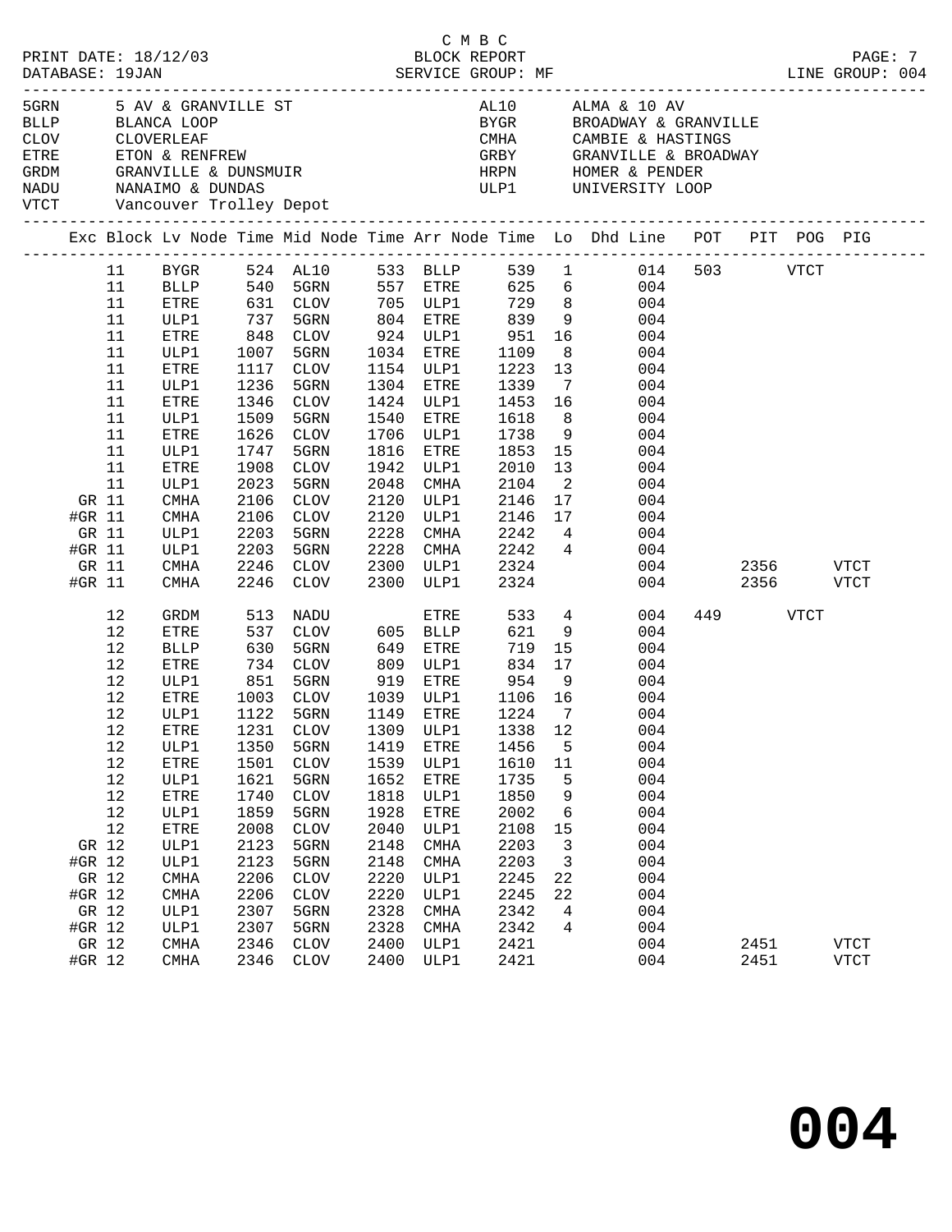C M B C
PRINT DATE: 18/12/03 BLOCK REPORT
DATABASE: 19JAN SERVICE GROUP: MF LINE GROUP: 004

| Code | Location | Code | Location |
|---|---|---|---|
| 5GRN | 5 AV & GRANVILLE ST | AL10 | ALMA & 10 AV |
| BLLP | BLANCA LOOP | BYGR | BROADWAY & GRANVILLE |
| CLOV | CLOVERLEAF | CMHA | CAMBIE & HASTINGS |
| ETRE | ETON & RENFREW | GRBY | GRANVILLE & BROADWAY |
| GRDM | GRANVILLE & DUNSMUIR | HRPN | HOMER & PENDER |
| NADU | NANAIMO & DUNDAS | ULP1 | UNIVERSITY LOOP |
| VTCT | Vancouver Trolley Depot | | |

| Exc | Block | Lv Node | Time | Mid Node | Time | Arr Node | Time | Lo | Dhd Line | POT | PIT | POG | PIG |
|---|---|---|---|---|---|---|---|---|---|---|---|---|---|
| | 11 | BYGR | 524 | AL10 | 533 | BLLP | 539 | 1 | 014 | 503 | | VTCT | |
| | 11 | BLLP | 540 | 5GRN | 557 | ETRE | 625 | 6 | 004 | | | | |
| | 11 | ETRE | 631 | CLOV | 705 | ULP1 | 729 | 8 | 004 | | | | |
| | 11 | ULP1 | 737 | 5GRN | 804 | ETRE | 839 | 9 | 004 | | | | |
| | 11 | ETRE | 848 | CLOV | 924 | ULP1 | 951 | 16 | 004 | | | | |
| | 11 | ULP1 | 1007 | 5GRN | 1034 | ETRE | 1109 | 8 | 004 | | | | |
| | 11 | ETRE | 1117 | CLOV | 1154 | ULP1 | 1223 | 13 | 004 | | | | |
| | 11 | ULP1 | 1236 | 5GRN | 1304 | ETRE | 1339 | 7 | 004 | | | | |
| | 11 | ETRE | 1346 | CLOV | 1424 | ULP1 | 1453 | 16 | 004 | | | | |
| | 11 | ULP1 | 1509 | 5GRN | 1540 | ETRE | 1618 | 8 | 004 | | | | |
| | 11 | ETRE | 1626 | CLOV | 1706 | ULP1 | 1738 | 9 | 004 | | | | |
| | 11 | ULP1 | 1747 | 5GRN | 1816 | ETRE | 1853 | 15 | 004 | | | | |
| | 11 | ETRE | 1908 | CLOV | 1942 | ULP1 | 2010 | 13 | 004 | | | | |
| | 11 | ULP1 | 2023 | 5GRN | 2048 | CMHA | 2104 | 2 | 004 | | | | |
| GR | 11 | CMHA | 2106 | CLOV | 2120 | ULP1 | 2146 | 17 | 004 | | | | |
| #GR | 11 | CMHA | 2106 | CLOV | 2120 | ULP1 | 2146 | 17 | 004 | | | | |
| GR | 11 | ULP1 | 2203 | 5GRN | 2228 | CMHA | 2242 | 4 | 004 | | | | |
| #GR | 11 | ULP1 | 2203 | 5GRN | 2228 | CMHA | 2242 | 4 | 004 | | | | |
| GR | 11 | CMHA | 2246 | CLOV | 2300 | ULP1 | 2324 | | 004 | | 2356 | | VTCT |
| #GR | 11 | CMHA | 2246 | CLOV | 2300 | ULP1 | 2324 | | 004 | | 2356 | | VTCT |
| | 12 | GRDM | 513 | NADU | | ETRE | 533 | 4 | 004 | 449 | | VTCT | |
| | 12 | ETRE | 537 | CLOV | 605 | BLLP | 621 | 9 | 004 | | | | |
| | 12 | BLLP | 630 | 5GRN | 649 | ETRE | 719 | 15 | 004 | | | | |
| | 12 | ETRE | 734 | CLOV | 809 | ULP1 | 834 | 17 | 004 | | | | |
| | 12 | ULP1 | 851 | 5GRN | 919 | ETRE | 954 | 9 | 004 | | | | |
| | 12 | ETRE | 1003 | CLOV | 1039 | ULP1 | 1106 | 16 | 004 | | | | |
| | 12 | ULP1 | 1122 | 5GRN | 1149 | ETRE | 1224 | 7 | 004 | | | | |
| | 12 | ETRE | 1231 | CLOV | 1309 | ULP1 | 1338 | 12 | 004 | | | | |
| | 12 | ULP1 | 1350 | 5GRN | 1419 | ETRE | 1456 | 5 | 004 | | | | |
| | 12 | ETRE | 1501 | CLOV | 1539 | ULP1 | 1610 | 11 | 004 | | | | |
| | 12 | ULP1 | 1621 | 5GRN | 1652 | ETRE | 1735 | 5 | 004 | | | | |
| | 12 | ETRE | 1740 | CLOV | 1818 | ULP1 | 1850 | 9 | 004 | | | | |
| | 12 | ULP1 | 1859 | 5GRN | 1928 | ETRE | 2002 | 6 | 004 | | | | |
| | 12 | ETRE | 2008 | CLOV | 2040 | ULP1 | 2108 | 15 | 004 | | | | |
| GR | 12 | ULP1 | 2123 | 5GRN | 2148 | CMHA | 2203 | 3 | 004 | | | | |
| #GR | 12 | ULP1 | 2123 | 5GRN | 2148 | CMHA | 2203 | 3 | 004 | | | | |
| GR | 12 | CMHA | 2206 | CLOV | 2220 | ULP1 | 2245 | 22 | 004 | | | | |
| #GR | 12 | CMHA | 2206 | CLOV | 2220 | ULP1 | 2245 | 22 | 004 | | | | |
| GR | 12 | ULP1 | 2307 | 5GRN | 2328 | CMHA | 2342 | 4 | 004 | | | | |
| #GR | 12 | ULP1 | 2307 | 5GRN | 2328 | CMHA | 2342 | 4 | 004 | | | | |
| GR | 12 | CMHA | 2346 | CLOV | 2400 | ULP1 | 2421 | | 004 | | 2451 | | VTCT |
| #GR | 12 | CMHA | 2346 | CLOV | 2400 | ULP1 | 2421 | | 004 | | 2451 | | VTCT |

# 004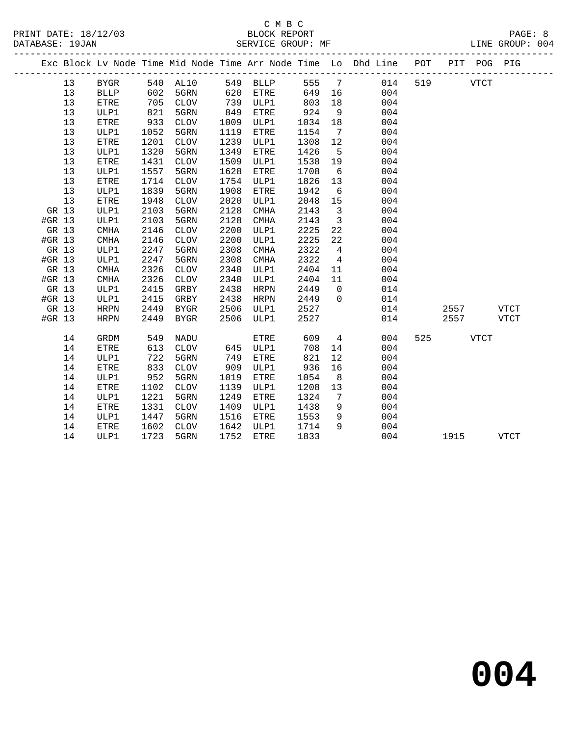C M B C
BLOCK REPORT
SERVICE GROUP: MF

PRINT DATE: 18/12/03
DATABASE: 19JAN
LINE GROUP: 004

| Exc | Block | Lv Node | Time | Mid Node | Time | Arr Node | Time | Lo | Dhd Line | POT | PIT | POG | PIG |
|---|---|---|---|---|---|---|---|---|---|---|---|---|---|
| | 13 | BYGR | 540 | AL10 | 549 | BLLP | 555 | 7 | 014 | 519 | | VTCT | |
| | 13 | BLLP | 602 | 5GRN | 620 | ETRE | 649 | 16 | 004 | | | | |
| | 13 | ETRE | 705 | CLOV | 739 | ULP1 | 803 | 18 | 004 | | | | |
| | 13 | ULP1 | 821 | 5GRN | 849 | ETRE | 924 | 9 | 004 | | | | |
| | 13 | ETRE | 933 | CLOV | 1009 | ULP1 | 1034 | 18 | 004 | | | | |
| | 13 | ULP1 | 1052 | 5GRN | 1119 | ETRE | 1154 | 7 | 004 | | | | |
| | 13 | ETRE | 1201 | CLOV | 1239 | ULP1 | 1308 | 12 | 004 | | | | |
| | 13 | ULP1 | 1320 | 5GRN | 1349 | ETRE | 1426 | 5 | 004 | | | | |
| | 13 | ETRE | 1431 | CLOV | 1509 | ULP1 | 1538 | 19 | 004 | | | | |
| | 13 | ULP1 | 1557 | 5GRN | 1628 | ETRE | 1708 | 6 | 004 | | | | |
| | 13 | ETRE | 1714 | CLOV | 1754 | ULP1 | 1826 | 13 | 004 | | | | |
| | 13 | ULP1 | 1839 | 5GRN | 1908 | ETRE | 1942 | 6 | 004 | | | | |
| | 13 | ETRE | 1948 | CLOV | 2020 | ULP1 | 2048 | 15 | 004 | | | | |
| GR | 13 | ULP1 | 2103 | 5GRN | 2128 | CMHA | 2143 | 3 | 004 | | | | |
| #GR | 13 | ULP1 | 2103 | 5GRN | 2128 | CMHA | 2143 | 3 | 004 | | | | |
| GR | 13 | CMHA | 2146 | CLOV | 2200 | ULP1 | 2225 | 22 | 004 | | | | |
| #GR | 13 | CMHA | 2146 | CLOV | 2200 | ULP1 | 2225 | 22 | 004 | | | | |
| GR | 13 | ULP1 | 2247 | 5GRN | 2308 | CMHA | 2322 | 4 | 004 | | | | |
| #GR | 13 | ULP1 | 2247 | 5GRN | 2308 | CMHA | 2322 | 4 | 004 | | | | |
| GR | 13 | CMHA | 2326 | CLOV | 2340 | ULP1 | 2404 | 11 | 004 | | | | |
| #GR | 13 | CMHA | 2326 | CLOV | 2340 | ULP1 | 2404 | 11 | 004 | | | | |
| GR | 13 | ULP1 | 2415 | GRBY | 2438 | HRPN | 2449 | 0 | 014 | | | | |
| #GR | 13 | ULP1 | 2415 | GRBY | 2438 | HRPN | 2449 | 0 | 014 | | | | |
| GR | 13 | HRPN | 2449 | BYGR | 2506 | ULP1 | 2527 | | 014 | | 2557 | | VTCT |
| #GR | 13 | HRPN | 2449 | BYGR | 2506 | ULP1 | 2527 | | 014 | | 2557 | | VTCT |
| | 14 | GRDM | 549 | NADU | | ETRE | 609 | 4 | 004 | 525 | | VTCT | |
| | 14 | ETRE | 613 | CLOV | 645 | ULP1 | 708 | 14 | 004 | | | | |
| | 14 | ULP1 | 722 | 5GRN | 749 | ETRE | 821 | 12 | 004 | | | | |
| | 14 | ETRE | 833 | CLOV | 909 | ULP1 | 936 | 16 | 004 | | | | |
| | 14 | ULP1 | 952 | 5GRN | 1019 | ETRE | 1054 | 8 | 004 | | | | |
| | 14 | ETRE | 1102 | CLOV | 1139 | ULP1 | 1208 | 13 | 004 | | | | |
| | 14 | ULP1 | 1221 | 5GRN | 1249 | ETRE | 1324 | 7 | 004 | | | | |
| | 14 | ETRE | 1331 | CLOV | 1409 | ULP1 | 1438 | 9 | 004 | | | | |
| | 14 | ULP1 | 1447 | 5GRN | 1516 | ETRE | 1553 | 9 | 004 | | | | |
| | 14 | ETRE | 1602 | CLOV | 1642 | ULP1 | 1714 | 9 | 004 | | | | |
| | 14 | ULP1 | 1723 | 5GRN | 1752 | ETRE | 1833 | | 004 | | 1915 | | VTCT |

# 004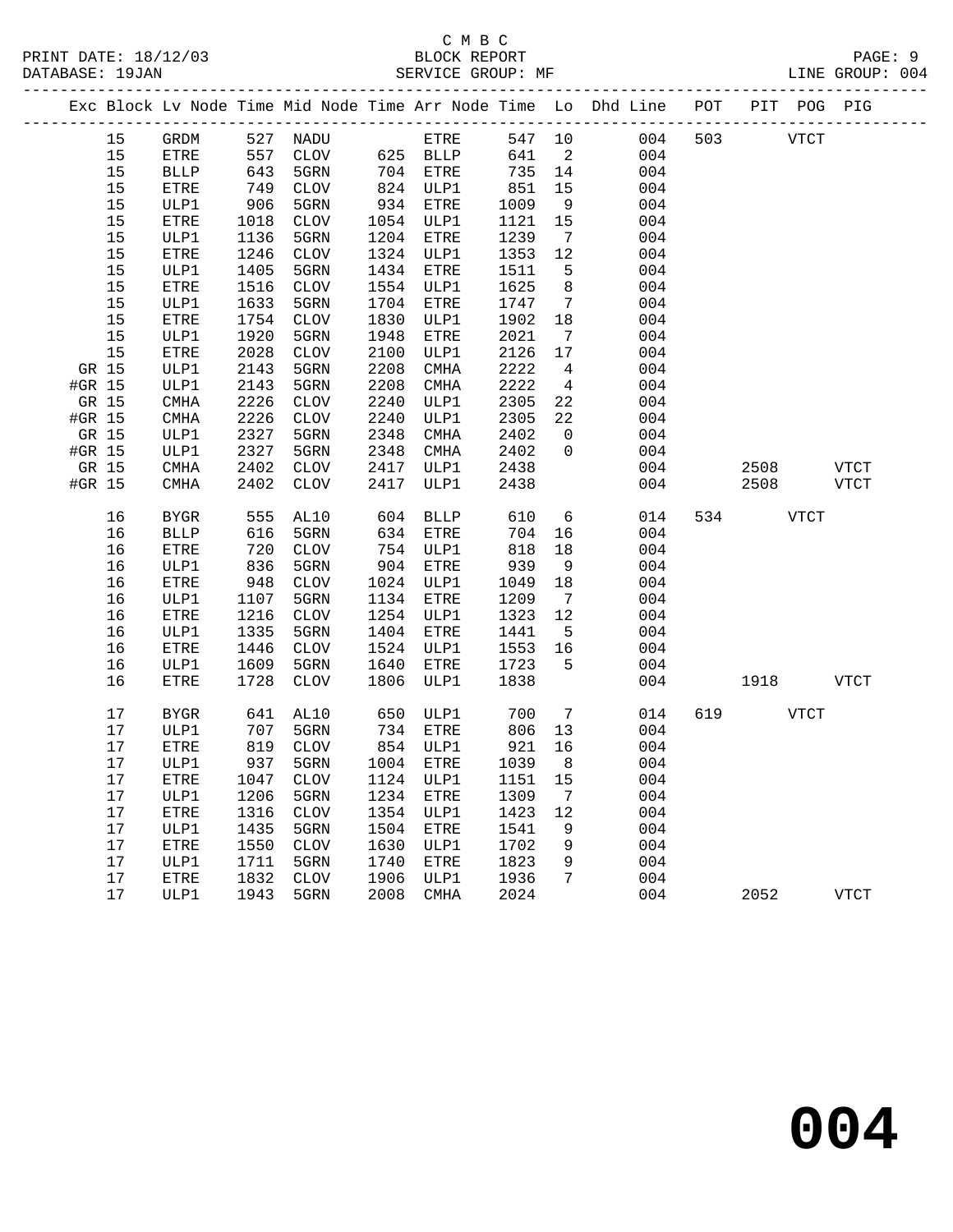C M B C

BLOCK REPORT

SERVICE GROUP: MF

PRINT DATE: 18/12/03
DATABASE: 19JAN
LINE GROUP: 004

| Exc | Block | Lv Node | Time | Mid Node | Time | Arr Node | Time | Lo | Dhd Line | POT | PIT | POG | PIG |
|---|---|---|---|---|---|---|---|---|---|---|---|---|---|
| | 15 | GRDM | 527 | NADU | | ETRE | 547 | 10 | 004 | 503 | | VTCT | |
| | 15 | ETRE | 557 | CLOV | 625 | BLLP | 641 | 2 | 004 | | | | |
| | 15 | BLLP | 643 | 5GRN | 704 | ETRE | 735 | 14 | 004 | | | | |
| | 15 | ETRE | 749 | CLOV | 824 | ULP1 | 851 | 15 | 004 | | | | |
| | 15 | ULP1 | 906 | 5GRN | 934 | ETRE | 1009 | 9 | 004 | | | | |
| | 15 | ETRE | 1018 | CLOV | 1054 | ULP1 | 1121 | 15 | 004 | | | | |
| | 15 | ULP1 | 1136 | 5GRN | 1204 | ETRE | 1239 | 7 | 004 | | | | |
| | 15 | ETRE | 1246 | CLOV | 1324 | ULP1 | 1353 | 12 | 004 | | | | |
| | 15 | ULP1 | 1405 | 5GRN | 1434 | ETRE | 1511 | 5 | 004 | | | | |
| | 15 | ETRE | 1516 | CLOV | 1554 | ULP1 | 1625 | 8 | 004 | | | | |
| | 15 | ULP1 | 1633 | 5GRN | 1704 | ETRE | 1747 | 7 | 004 | | | | |
| | 15 | ETRE | 1754 | CLOV | 1830 | ULP1 | 1902 | 18 | 004 | | | | |
| | 15 | ULP1 | 1920 | 5GRN | 1948 | ETRE | 2021 | 7 | 004 | | | | |
| | 15 | ETRE | 2028 | CLOV | 2100 | ULP1 | 2126 | 17 | 004 | | | | |
| GR | 15 | ULP1 | 2143 | 5GRN | 2208 | CMHA | 2222 | 4 | 004 | | | | |
| #GR | 15 | ULP1 | 2143 | 5GRN | 2208 | CMHA | 2222 | 4 | 004 | | | | |
| GR | 15 | CMHA | 2226 | CLOV | 2240 | ULP1 | 2305 | 22 | 004 | | | | |
| #GR | 15 | CMHA | 2226 | CLOV | 2240 | ULP1 | 2305 | 22 | 004 | | | | |
| GR | 15 | ULP1 | 2327 | 5GRN | 2348 | CMHA | 2402 | 0 | 004 | | | | |
| #GR | 15 | ULP1 | 2327 | 5GRN | 2348 | CMHA | 2402 | 0 | 004 | | | | |
| GR | 15 | CMHA | 2402 | CLOV | 2417 | ULP1 | 2438 | | 004 | | 2508 | | VTCT |
| #GR | 15 | CMHA | 2402 | CLOV | 2417 | ULP1 | 2438 | | 004 | | 2508 | | VTCT |
| | 16 | BYGR | 555 | AL10 | 604 | BLLP | 610 | 6 | 014 | 534 | | VTCT | |
| | 16 | BLLP | 616 | 5GRN | 634 | ETRE | 704 | 16 | 004 | | | | |
| | 16 | ETRE | 720 | CLOV | 754 | ULP1 | 818 | 18 | 004 | | | | |
| | 16 | ULP1 | 836 | 5GRN | 904 | ETRE | 939 | 9 | 004 | | | | |
| | 16 | ETRE | 948 | CLOV | 1024 | ULP1 | 1049 | 18 | 004 | | | | |
| | 16 | ULP1 | 1107 | 5GRN | 1134 | ETRE | 1209 | 7 | 004 | | | | |
| | 16 | ETRE | 1216 | CLOV | 1254 | ULP1 | 1323 | 12 | 004 | | | | |
| | 16 | ULP1 | 1335 | 5GRN | 1404 | ETRE | 1441 | 5 | 004 | | | | |
| | 16 | ETRE | 1446 | CLOV | 1524 | ULP1 | 1553 | 16 | 004 | | | | |
| | 16 | ULP1 | 1609 | 5GRN | 1640 | ETRE | 1723 | 5 | 004 | | | | |
| | 16 | ETRE | 1728 | CLOV | 1806 | ULP1 | 1838 | | 004 | | 1918 | | VTCT |
| | 17 | BYGR | 641 | AL10 | 650 | ULP1 | 700 | 7 | 014 | 619 | | VTCT | |
| | 17 | ULP1 | 707 | 5GRN | 734 | ETRE | 806 | 13 | 004 | | | | |
| | 17 | ETRE | 819 | CLOV | 854 | ULP1 | 921 | 16 | 004 | | | | |
| | 17 | ULP1 | 937 | 5GRN | 1004 | ETRE | 1039 | 8 | 004 | | | | |
| | 17 | ETRE | 1047 | CLOV | 1124 | ULP1 | 1151 | 15 | 004 | | | | |
| | 17 | ULP1 | 1206 | 5GRN | 1234 | ETRE | 1309 | 7 | 004 | | | | |
| | 17 | ETRE | 1316 | CLOV | 1354 | ULP1 | 1423 | 12 | 004 | | | | |
| | 17 | ULP1 | 1435 | 5GRN | 1504 | ETRE | 1541 | 9 | 004 | | | | |
| | 17 | ETRE | 1550 | CLOV | 1630 | ULP1 | 1702 | 9 | 004 | | | | |
| | 17 | ULP1 | 1711 | 5GRN | 1740 | ETRE | 1823 | 9 | 004 | | | | |
| | 17 | ETRE | 1832 | CLOV | 1906 | ULP1 | 1936 | 7 | 004 | | | | |
| | 17 | ULP1 | 1943 | 5GRN | 2008 | CMHA | 2024 | | 004 | | 2052 | | VTCT |

# 004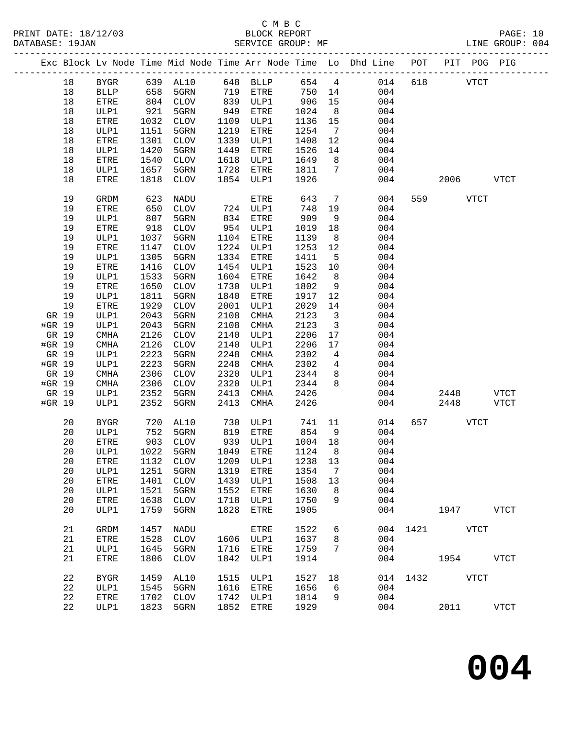C M B C
BLOCK REPORT
SERVICE GROUP: MF

PRINT DATE: 18/12/03
DATABASE: 19JAN
LINE GROUP: 004

| Exc | Block | Lv Node | Time | Mid Node | Time | Arr Node | Time | Lo | Dhd Line | POT | PIT | POG | PIG |
|---|---|---|---|---|---|---|---|---|---|---|---|---|---|
| | 18 | BYGR | 639 | AL10 | 648 | BLLP | 654 | 4 | 014 | 618 | | VTCT | |
| | 18 | BLLP | 658 | 5GRN | 719 | ETRE | 750 | 14 | 004 | | | | |
| | 18 | ETRE | 804 | CLOV | 839 | ULP1 | 906 | 15 | 004 | | | | |
| | 18 | ULP1 | 921 | 5GRN | 949 | ETRE | 1024 | 8 | 004 | | | | |
| | 18 | ETRE | 1032 | CLOV | 1109 | ULP1 | 1136 | 15 | 004 | | | | |
| | 18 | ULP1 | 1151 | 5GRN | 1219 | ETRE | 1254 | 7 | 004 | | | | |
| | 18 | ETRE | 1301 | CLOV | 1339 | ULP1 | 1408 | 12 | 004 | | | | |
| | 18 | ULP1 | 1420 | 5GRN | 1449 | ETRE | 1526 | 14 | 004 | | | | |
| | 18 | ETRE | 1540 | CLOV | 1618 | ULP1 | 1649 | 8 | 004 | | | | |
| | 18 | ULP1 | 1657 | 5GRN | 1728 | ETRE | 1811 | 7 | 004 | | | | |
| | 18 | ETRE | 1818 | CLOV | 1854 | ULP1 | 1926 | | 004 | | 2006 | | VTCT |
| | 19 | GRDM | 623 | NADU | | ETRE | 643 | 7 | 004 | 559 | | VTCT | |
| | 19 | ETRE | 650 | CLOV | 724 | ULP1 | 748 | 19 | 004 | | | | |
| | 19 | ULP1 | 807 | 5GRN | 834 | ETRE | 909 | 9 | 004 | | | | |
| | 19 | ETRE | 918 | CLOV | 954 | ULP1 | 1019 | 18 | 004 | | | | |
| | 19 | ULP1 | 1037 | 5GRN | 1104 | ETRE | 1139 | 8 | 004 | | | | |
| | 19 | ETRE | 1147 | CLOV | 1224 | ULP1 | 1253 | 12 | 004 | | | | |
| | 19 | ULP1 | 1305 | 5GRN | 1334 | ETRE | 1411 | 5 | 004 | | | | |
| | 19 | ETRE | 1416 | CLOV | 1454 | ULP1 | 1523 | 10 | 004 | | | | |
| | 19 | ULP1 | 1533 | 5GRN | 1604 | ETRE | 1642 | 8 | 004 | | | | |
| | 19 | ETRE | 1650 | CLOV | 1730 | ULP1 | 1802 | 9 | 004 | | | | |
| | 19 | ULP1 | 1811 | 5GRN | 1840 | ETRE | 1917 | 12 | 004 | | | | |
| | 19 | ETRE | 1929 | CLOV | 2001 | ULP1 | 2029 | 14 | 004 | | | | |
| GR | 19 | ULP1 | 2043 | 5GRN | 2108 | CMHA | 2123 | 3 | 004 | | | | |
| #GR | 19 | ULP1 | 2043 | 5GRN | 2108 | CMHA | 2123 | 3 | 004 | | | | |
| GR | 19 | CMHA | 2126 | CLOV | 2140 | ULP1 | 2206 | 17 | 004 | | | | |
| #GR | 19 | CMHA | 2126 | CLOV | 2140 | ULP1 | 2206 | 17 | 004 | | | | |
| GR | 19 | ULP1 | 2223 | 5GRN | 2248 | CMHA | 2302 | 4 | 004 | | | | |
| #GR | 19 | ULP1 | 2223 | 5GRN | 2248 | CMHA | 2302 | 4 | 004 | | | | |
| GR | 19 | CMHA | 2306 | CLOV | 2320 | ULP1 | 2344 | 8 | 004 | | | | |
| #GR | 19 | CMHA | 2306 | CLOV | 2320 | ULP1 | 2344 | 8 | 004 | | | | |
| GR | 19 | ULP1 | 2352 | 5GRN | 2413 | CMHA | 2426 | | 004 | | 2448 | | VTCT |
| #GR | 19 | ULP1 | 2352 | 5GRN | 2413 | CMHA | 2426 | | 004 | | 2448 | | VTCT |
| | 20 | BYGR | 720 | AL10 | 730 | ULP1 | 741 | 11 | 014 | 657 | | VTCT | |
| | 20 | ULP1 | 752 | 5GRN | 819 | ETRE | 854 | 9 | 004 | | | | |
| | 20 | ETRE | 903 | CLOV | 939 | ULP1 | 1004 | 18 | 004 | | | | |
| | 20 | ULP1 | 1022 | 5GRN | 1049 | ETRE | 1124 | 8 | 004 | | | | |
| | 20 | ETRE | 1132 | CLOV | 1209 | ULP1 | 1238 | 13 | 004 | | | | |
| | 20 | ULP1 | 1251 | 5GRN | 1319 | ETRE | 1354 | 7 | 004 | | | | |
| | 20 | ETRE | 1401 | CLOV | 1439 | ULP1 | 1508 | 13 | 004 | | | | |
| | 20 | ULP1 | 1521 | 5GRN | 1552 | ETRE | 1630 | 8 | 004 | | | | |
| | 20 | ETRE | 1638 | CLOV | 1718 | ULP1 | 1750 | 9 | 004 | | | | |
| | 20 | ULP1 | 1759 | 5GRN | 1828 | ETRE | 1905 | | 004 | | 1947 | | VTCT |
| | 21 | GRDM | 1457 | NADU | | ETRE | 1522 | 6 | 004 | 1421 | | VTCT | |
| | 21 | ETRE | 1528 | CLOV | 1606 | ULP1 | 1637 | 8 | 004 | | | | |
| | 21 | ULP1 | 1645 | 5GRN | 1716 | ETRE | 1759 | 7 | 004 | | | | |
| | 21 | ETRE | 1806 | CLOV | 1842 | ULP1 | 1914 | | 004 | | 1954 | | VTCT |
| | 22 | BYGR | 1459 | AL10 | 1515 | ULP1 | 1527 | 18 | 014 | 1432 | | VTCT | |
| | 22 | ULP1 | 1545 | 5GRN | 1616 | ETRE | 1656 | 6 | 004 | | | | |
| | 22 | ETRE | 1702 | CLOV | 1742 | ULP1 | 1814 | 9 | 004 | | | | |
| | 22 | ULP1 | 1823 | 5GRN | 1852 | ETRE | 1929 | | 004 | | 2011 | | VTCT |

**004**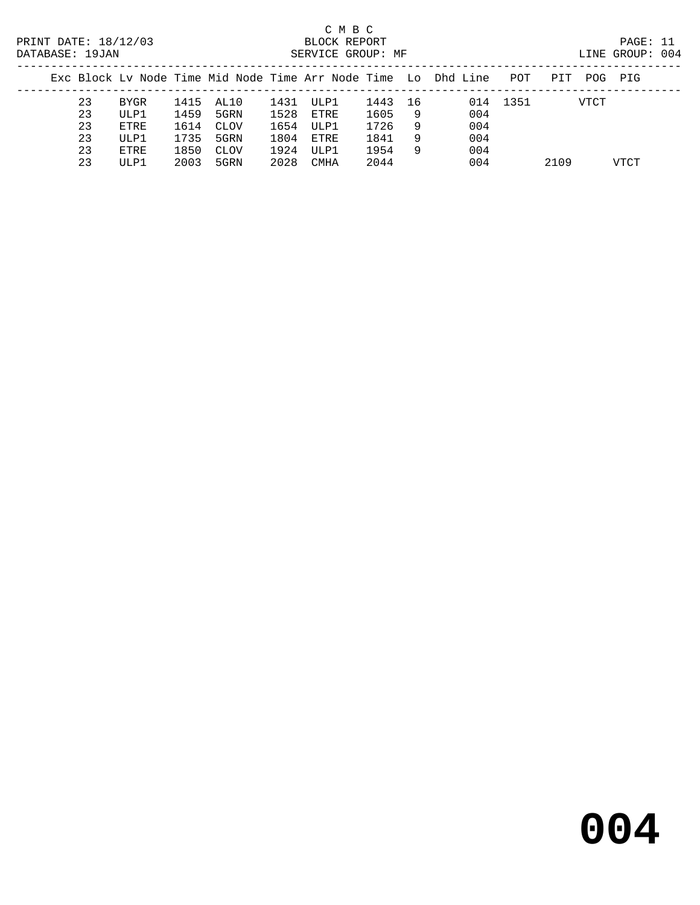C M B C
BLOCK REPORT
SERVICE GROUP: MF

PRINT DATE: 18/12/03
DATABASE: 19JAN
LINE GROUP: 004

| Exc | Block | Lv Node | Time | Mid Node | Time | Arr Node | Time | Lo | Dhd | Line | POT | PIT | POG | PIG |
|---|---|---|---|---|---|---|---|---|---|---|---|---|---|---|
| | 23 | BYGR | 1415 | AL10 | 1431 | ULP1 | 1443 | 16 | | 014 | 1351 | | VTCT | |
| | 23 | ULP1 | 1459 | 5GRN | 1528 | ETRE | 1605 | 9 | | 004 | | | | |
| | 23 | ETRE | 1614 | CLOV | 1654 | ULP1 | 1726 | 9 | | 004 | | | | |
| | 23 | ULP1 | 1735 | 5GRN | 1804 | ETRE | 1841 | 9 | | 004 | | | | |
| | 23 | ETRE | 1850 | CLOV | 1924 | ULP1 | 1954 | 9 | | 004 | | | | |
| | 23 | ULP1 | 2003 | 5GRN | 2028 | CMHA | 2044 | | | 004 | | 2109 | | VTCT |

**004**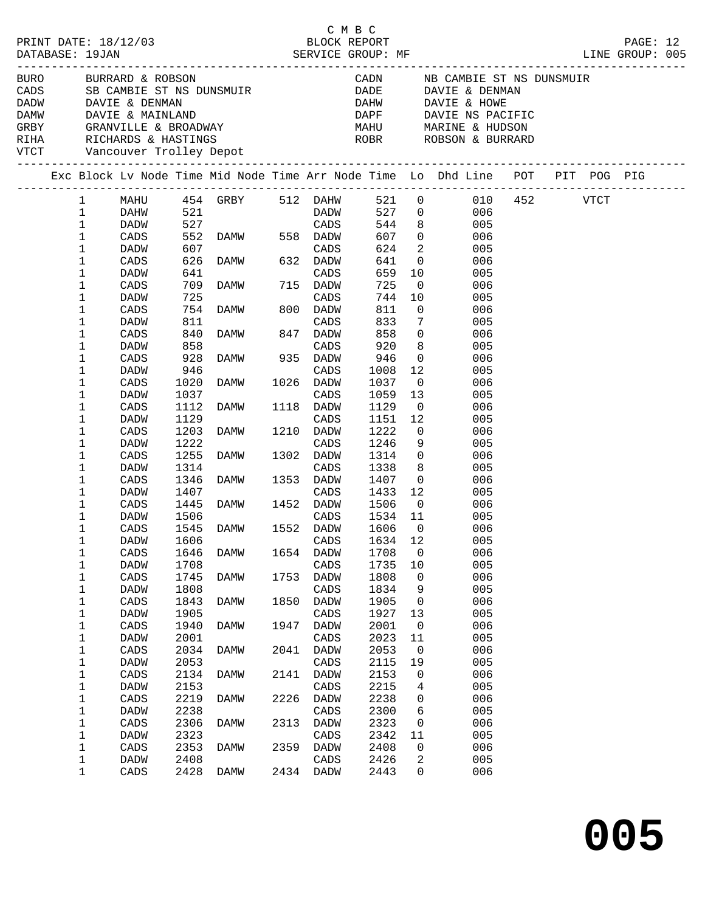C M B C

PRINT DATE: 18/12/03 BLOCK REPORT
DATABASE: 19JAN SERVICE GROUP: MF LINE GROUP: 005

| | | | |
|---|---|---|---|
| BURO | BURRARD & ROBSON | CADN | NB CAMBIE ST NS DUNSMUIR |
| CADS | SB CAMBIE ST NS DUNSMUIR | DADE | DAVIE & DENMAN |
| DADW | DAVIE & DENMAN | DAHW | DAVIE & HOWE |
| DAMW | DAVIE & MAINLAND | DAPF | DAVIE NS PACIFIC |
| GRBY | GRANVILLE & BROADWAY | MAHU | MARINE & HUDSON |
| RIHA | RICHARDS & HASTINGS | ROBR | ROBSON & BURRARD |
| VTCT | Vancouver Trolley Depot | | |

| Exc | Block | Lv Node | Time | Mid Node | Time | Arr Node | Time | Lo | Dhd Line | POT | PIT | POG | PIG |
|---|---|---|---|---|---|---|---|---|---|---|---|---|---|
| | 1 | MAHU | 454 | GRBY | 512 | DAHW | 521 | 0 | 010 | 452 | | VTCT | |
| | 1 | DAHW | 521 | | | DADW | 527 | 0 | 006 | | | | |
| | 1 | DADW | 527 | | | CADS | 544 | 8 | 005 | | | | |
| | 1 | CADS | 552 | DAMW | 558 | DADW | 607 | 0 | 006 | | | | |
| | 1 | DADW | 607 | | | CADS | 624 | 2 | 005 | | | | |
| | 1 | CADS | 626 | DAMW | 632 | DADW | 641 | 0 | 006 | | | | |
| | 1 | DADW | 641 | | | CADS | 659 | 10 | 005 | | | | |
| | 1 | CADS | 709 | DAMW | 715 | DADW | 725 | 0 | 006 | | | | |
| | 1 | DADW | 725 | | | CADS | 744 | 10 | 005 | | | | |
| | 1 | CADS | 754 | DAMW | 800 | DADW | 811 | 0 | 006 | | | | |
| | 1 | DADW | 811 | | | CADS | 833 | 7 | 005 | | | | |
| | 1 | CADS | 840 | DAMW | 847 | DADW | 858 | 0 | 006 | | | | |
| | 1 | DADW | 858 | | | CADS | 920 | 8 | 005 | | | | |
| | 1 | CADS | 928 | DAMW | 935 | DADW | 946 | 0 | 006 | | | | |
| | 1 | DADW | 946 | | | CADS | 1008 | 12 | 005 | | | | |
| | 1 | CADS | 1020 | DAMW | 1026 | DADW | 1037 | 0 | 006 | | | | |
| | 1 | DADW | 1037 | | | CADS | 1059 | 13 | 005 | | | | |
| | 1 | CADS | 1112 | DAMW | 1118 | DADW | 1129 | 0 | 006 | | | | |
| | 1 | DADW | 1129 | | | CADS | 1151 | 12 | 005 | | | | |
| | 1 | CADS | 1203 | DAMW | 1210 | DADW | 1222 | 0 | 006 | | | | |
| | 1 | DADW | 1222 | | | CADS | 1246 | 9 | 005 | | | | |
| | 1 | CADS | 1255 | DAMW | 1302 | DADW | 1314 | 0 | 006 | | | | |
| | 1 | DADW | 1314 | | | CADS | 1338 | 8 | 005 | | | | |
| | 1 | CADS | 1346 | DAMW | 1353 | DADW | 1407 | 0 | 006 | | | | |
| | 1 | DADW | 1407 | | | CADS | 1433 | 12 | 005 | | | | |
| | 1 | CADS | 1445 | DAMW | 1452 | DADW | 1506 | 0 | 006 | | | | |
| | 1 | DADW | 1506 | | | CADS | 1534 | 11 | 005 | | | | |
| | 1 | CADS | 1545 | DAMW | 1552 | DADW | 1606 | 0 | 006 | | | | |
| | 1 | DADW | 1606 | | | CADS | 1634 | 12 | 005 | | | | |
| | 1 | CADS | 1646 | DAMW | 1654 | DADW | 1708 | 0 | 006 | | | | |
| | 1 | DADW | 1708 | | | CADS | 1735 | 10 | 005 | | | | |
| | 1 | CADS | 1745 | DAMW | 1753 | DADW | 1808 | 0 | 006 | | | | |
| | 1 | DADW | 1808 | | | CADS | 1834 | 9 | 005 | | | | |
| | 1 | CADS | 1843 | DAMW | 1850 | DADW | 1905 | 0 | 006 | | | | |
| | 1 | DADW | 1905 | | | CADS | 1927 | 13 | 005 | | | | |
| | 1 | CADS | 1940 | DAMW | 1947 | DADW | 2001 | 0 | 006 | | | | |
| | 1 | DADW | 2001 | | | CADS | 2023 | 11 | 005 | | | | |
| | 1 | CADS | 2034 | DAMW | 2041 | DADW | 2053 | 0 | 006 | | | | |
| | 1 | DADW | 2053 | | | CADS | 2115 | 19 | 005 | | | | |
| | 1 | CADS | 2134 | DAMW | 2141 | DADW | 2153 | 0 | 006 | | | | |
| | 1 | DADW | 2153 | | | CADS | 2215 | 4 | 005 | | | | |
| | 1 | CADS | 2219 | DAMW | 2226 | DADW | 2238 | 0 | 006 | | | | |
| | 1 | DADW | 2238 | | | CADS | 2300 | 6 | 005 | | | | |
| | 1 | CADS | 2306 | DAMW | 2313 | DADW | 2323 | 0 | 006 | | | | |
| | 1 | DADW | 2323 | | | CADS | 2342 | 11 | 005 | | | | |
| | 1 | CADS | 2353 | DAMW | 2359 | DADW | 2408 | 0 | 006 | | | | |
| | 1 | DADW | 2408 | | | CADS | 2426 | 2 | 005 | | | | |
| | 1 | CADS | 2428 | DAMW | 2434 | DADW | 2443 | 0 | 006 | | | | |

**005**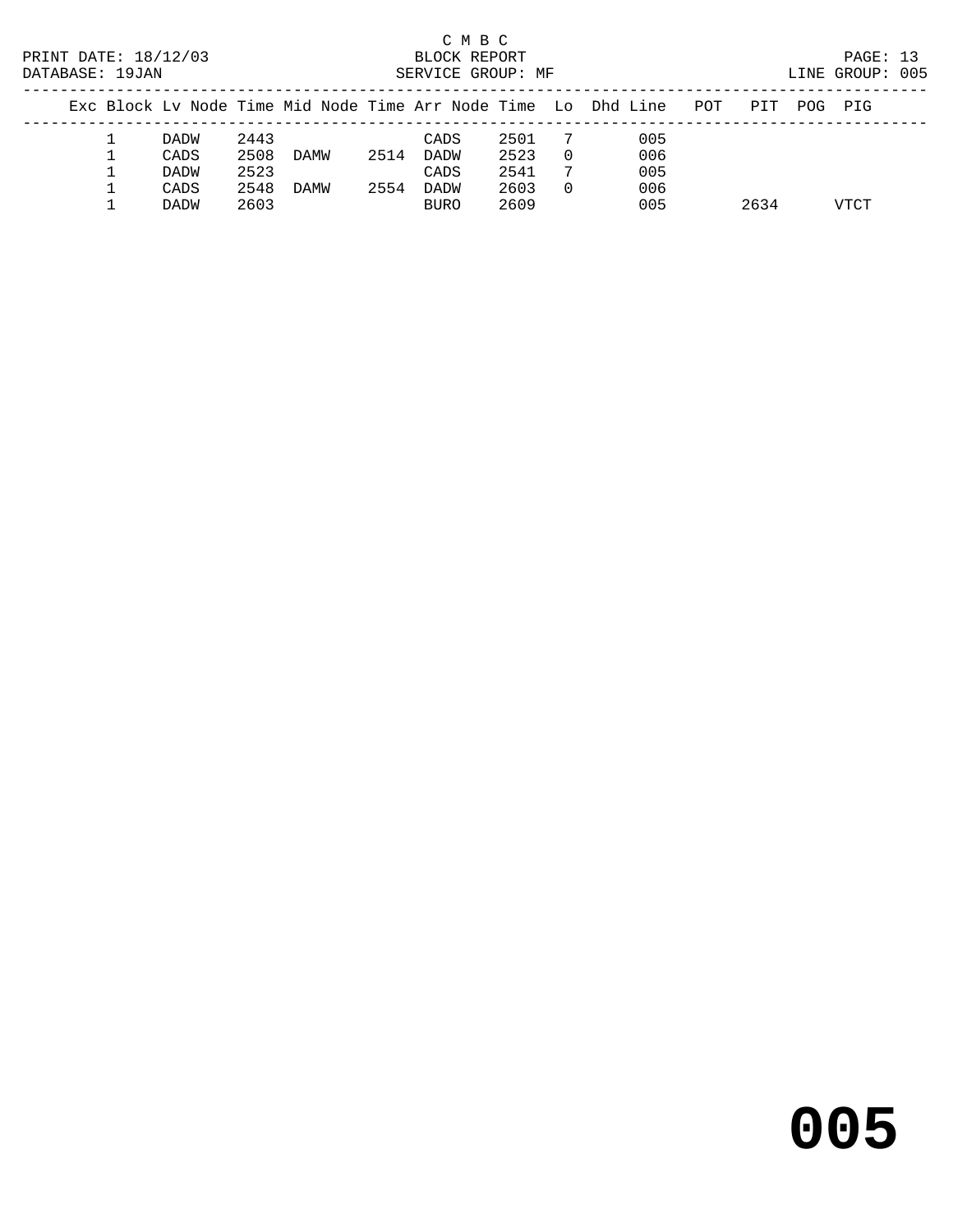C M B C
BLOCK REPORT
SERVICE GROUP: MF

PRINT DATE: 18/12/03
DATABASE: 19JAN
LINE GROUP: 005

| Exc | Block | Lv | Node | Time | Mid Node | Time | Arr Node | Time | Lo | Dhd | Line | POT | PIT | POG | PIG |
|---|---|---|---|---|---|---|---|---|---|---|---|---|---|---|---|
| | 1 | | DADW | 2443 | | | CADS | 2501 | 7 | | 005 | | | | |
| | 1 | | CADS | 2508 | DAMW | 2514 | DADW | 2523 | 0 | | 006 | | | | |
| | 1 | | DADW | 2523 | | | CADS | 2541 | 7 | | 005 | | | | |
| | 1 | | CADS | 2548 | DAMW | 2554 | DADW | 2603 | 0 | | 006 | | | | |
| | 1 | | DADW | 2603 | | | BURO | 2609 | | | 005 | | 2634 | | VTCT |

# 005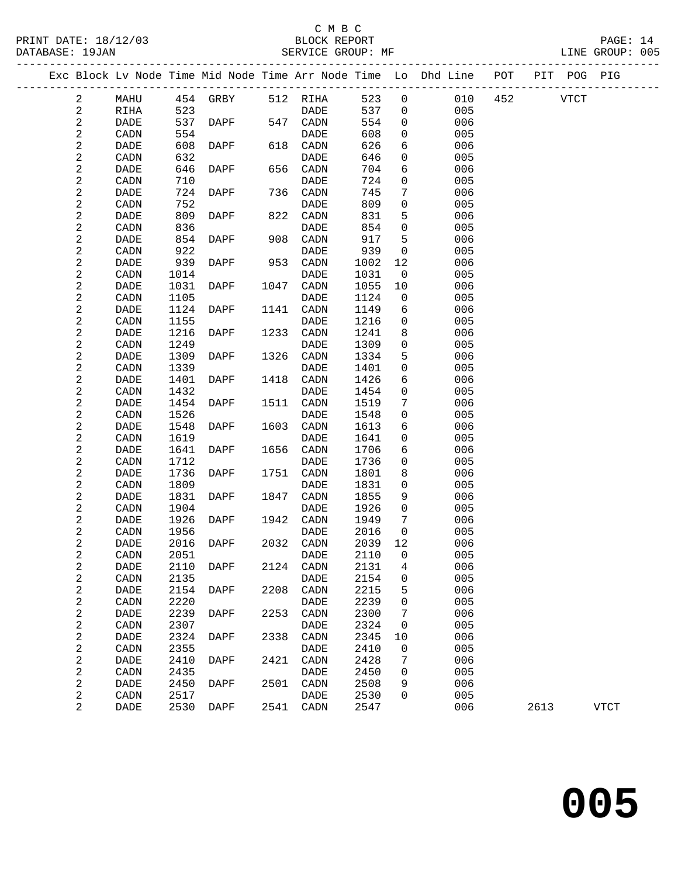C M B C
BLOCK REPORT
SERVICE GROUP: MF

PRINT DATE: 18/12/03
DATABASE: 19JAN
LINE GROUP: 005

| Exc | Block | Lv | Node | Time | Mid Node | Time | Arr Node | Time | Lo | Dhd Line | POT | PIT | POG | PIG |
|---|---|---|---|---|---|---|---|---|---|---|---|---|---|---|
| | 2 | | MAHU | 454 | GRBY | 512 | RIHA | 523 | 0 | 010 | 452 | | VTCT | |
| | 2 | | RIHA | 523 | | | DADE | 537 | 0 | 005 | | | | |
| | 2 | | DADE | 537 | DAPF | 547 | CADN | 554 | 0 | 006 | | | | |
| | 2 | | CADN | 554 | | | DADE | 608 | 0 | 005 | | | | |
| | 2 | | DADE | 608 | DAPF | 618 | CADN | 626 | 6 | 006 | | | | |
| | 2 | | CADN | 632 | | | DADE | 646 | 0 | 005 | | | | |
| | 2 | | DADE | 646 | DAPF | 656 | CADN | 704 | 6 | 006 | | | | |
| | 2 | | CADN | 710 | | | DADE | 724 | 0 | 005 | | | | |
| | 2 | | DADE | 724 | DAPF | 736 | CADN | 745 | 7 | 006 | | | | |
| | 2 | | CADN | 752 | | | DADE | 809 | 0 | 005 | | | | |
| | 2 | | DADE | 809 | DAPF | 822 | CADN | 831 | 5 | 006 | | | | |
| | 2 | | CADN | 836 | | | DADE | 854 | 0 | 005 | | | | |
| | 2 | | DADE | 854 | DAPF | 908 | CADN | 917 | 5 | 006 | | | | |
| | 2 | | CADN | 922 | | | DADE | 939 | 0 | 005 | | | | |
| | 2 | | DADE | 939 | DAPF | 953 | CADN | 1002 | 12 | 006 | | | | |
| | 2 | | CADN | 1014 | | | DADE | 1031 | 0 | 005 | | | | |
| | 2 | | DADE | 1031 | DAPF | 1047 | CADN | 1055 | 10 | 006 | | | | |
| | 2 | | CADN | 1105 | | | DADE | 1124 | 0 | 005 | | | | |
| | 2 | | DADE | 1124 | DAPF | 1141 | CADN | 1149 | 6 | 006 | | | | |
| | 2 | | CADN | 1155 | | | DADE | 1216 | 0 | 005 | | | | |
| | 2 | | DADE | 1216 | DAPF | 1233 | CADN | 1241 | 8 | 006 | | | | |
| | 2 | | CADN | 1249 | | | DADE | 1309 | 0 | 005 | | | | |
| | 2 | | DADE | 1309 | DAPF | 1326 | CADN | 1334 | 5 | 006 | | | | |
| | 2 | | CADN | 1339 | | | DADE | 1401 | 0 | 005 | | | | |
| | 2 | | DADE | 1401 | DAPF | 1418 | CADN | 1426 | 6 | 006 | | | | |
| | 2 | | CADN | 1432 | | | DADE | 1454 | 0 | 005 | | | | |
| | 2 | | DADE | 1454 | DAPF | 1511 | CADN | 1519 | 7 | 006 | | | | |
| | 2 | | CADN | 1526 | | | DADE | 1548 | 0 | 005 | | | | |
| | 2 | | DADE | 1548 | DAPF | 1603 | CADN | 1613 | 6 | 006 | | | | |
| | 2 | | CADN | 1619 | | | DADE | 1641 | 0 | 005 | | | | |
| | 2 | | DADE | 1641 | DAPF | 1656 | CADN | 1706 | 6 | 006 | | | | |
| | 2 | | CADN | 1712 | | | DADE | 1736 | 0 | 005 | | | | |
| | 2 | | DADE | 1736 | DAPF | 1751 | CADN | 1801 | 8 | 006 | | | | |
| | 2 | | CADN | 1809 | | | DADE | 1831 | 0 | 005 | | | | |
| | 2 | | DADE | 1831 | DAPF | 1847 | CADN | 1855 | 9 | 006 | | | | |
| | 2 | | CADN | 1904 | | | DADE | 1926 | 0 | 005 | | | | |
| | 2 | | DADE | 1926 | DAPF | 1942 | CADN | 1949 | 7 | 006 | | | | |
| | 2 | | CADN | 1956 | | | DADE | 2016 | 0 | 005 | | | | |
| | 2 | | DADE | 2016 | DAPF | 2032 | CADN | 2039 | 12 | 006 | | | | |
| | 2 | | CADN | 2051 | | | DADE | 2110 | 0 | 005 | | | | |
| | 2 | | DADE | 2110 | DAPF | 2124 | CADN | 2131 | 4 | 006 | | | | |
| | 2 | | CADN | 2135 | | | DADE | 2154 | 0 | 005 | | | | |
| | 2 | | DADE | 2154 | DAPF | 2208 | CADN | 2215 | 5 | 006 | | | | |
| | 2 | | CADN | 2220 | | | DADE | 2239 | 0 | 005 | | | | |
| | 2 | | DADE | 2239 | DAPF | 2253 | CADN | 2300 | 7 | 006 | | | | |
| | 2 | | CADN | 2307 | | | DADE | 2324 | 0 | 005 | | | | |
| | 2 | | DADE | 2324 | DAPF | 2338 | CADN | 2345 | 10 | 006 | | | | |
| | 2 | | CADN | 2355 | | | DADE | 2410 | 0 | 005 | | | | |
| | 2 | | DADE | 2410 | DAPF | 2421 | CADN | 2428 | 7 | 006 | | | | |
| | 2 | | CADN | 2435 | | | DADE | 2450 | 0 | 005 | | | | |
| | 2 | | DADE | 2450 | DAPF | 2501 | CADN | 2508 | 9 | 006 | | | | |
| | 2 | | CADN | 2517 | | | DADE | 2530 | 0 | 005 | | | | |
| | 2 | | DADE | 2530 | DAPF | 2541 | CADN | 2547 | | 006 | | 2613 | | VTCT |

# 005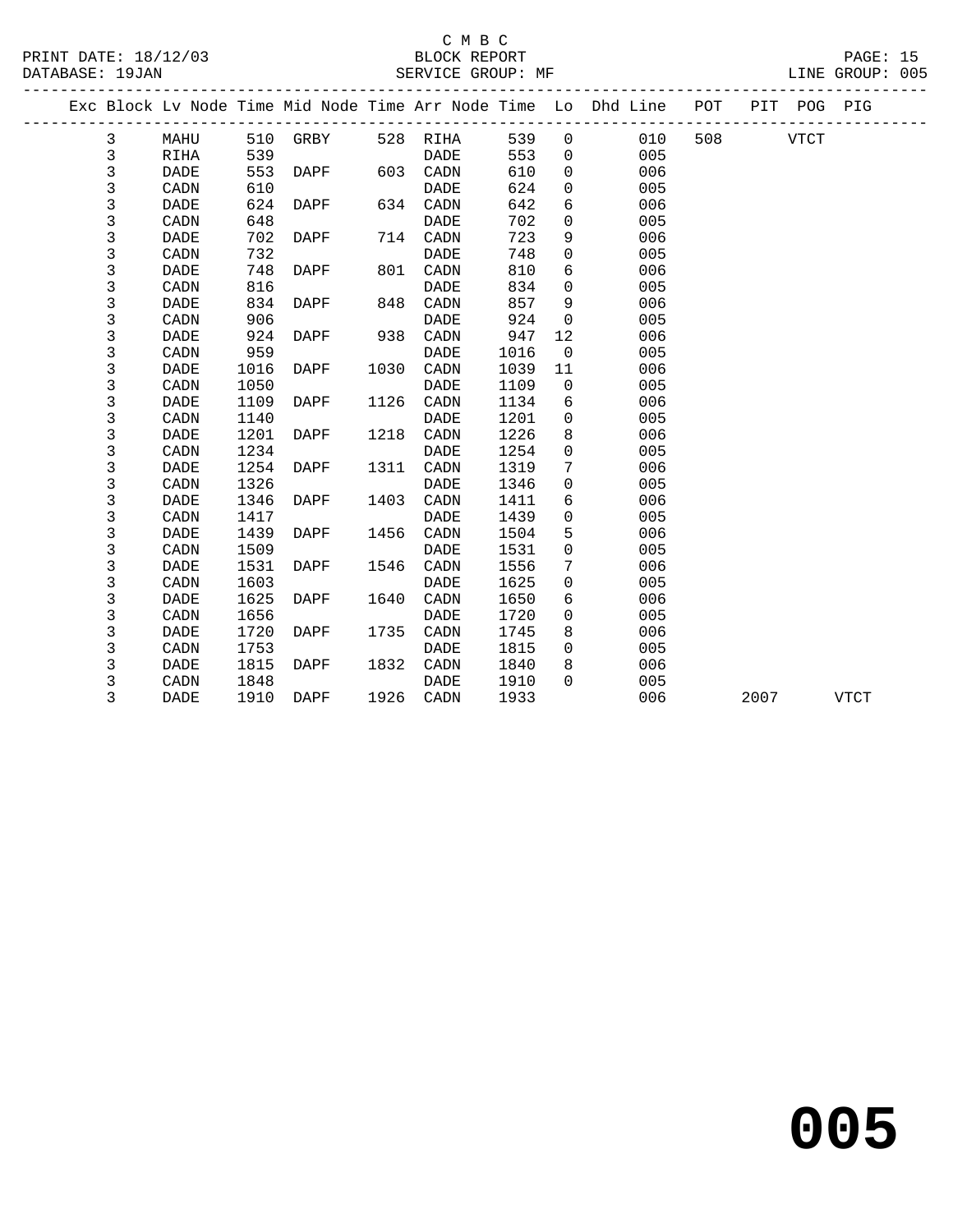C M B C
BLOCK REPORT
SERVICE GROUP: MF

PRINT DATE: 18/12/03
DATABASE: 19JAN
LINE GROUP: 005

| Exc | Block | Lv Node | Time | Mid Node | Time | Arr Node | Time | Lo | Dhd Line | POT | PIT | POG | PIG |
|---|---|---|---|---|---|---|---|---|---|---|---|---|---|
| | 3 | MAHU | 510 | GRBY | 528 | RIHA | 539 | 0 | 010 | 508 | | VTCT | |
| | 3 | RIHA | 539 | | | DADE | 553 | 0 | 005 | | | | |
| | 3 | DADE | 553 | DAPF | 603 | CADN | 610 | 0 | 006 | | | | |
| | 3 | CADN | 610 | | | DADE | 624 | 0 | 005 | | | | |
| | 3 | DADE | 624 | DAPF | 634 | CADN | 642 | 6 | 006 | | | | |
| | 3 | CADN | 648 | | | DADE | 702 | 0 | 005 | | | | |
| | 3 | DADE | 702 | DAPF | 714 | CADN | 723 | 9 | 006 | | | | |
| | 3 | CADN | 732 | | | DADE | 748 | 0 | 005 | | | | |
| | 3 | DADE | 748 | DAPF | 801 | CADN | 810 | 6 | 006 | | | | |
| | 3 | CADN | 816 | | | DADE | 834 | 0 | 005 | | | | |
| | 3 | DADE | 834 | DAPF | 848 | CADN | 857 | 9 | 006 | | | | |
| | 3 | CADN | 906 | | | DADE | 924 | 0 | 005 | | | | |
| | 3 | DADE | 924 | DAPF | 938 | CADN | 947 | 12 | 006 | | | | |
| | 3 | CADN | 959 | | | DADE | 1016 | 0 | 005 | | | | |
| | 3 | DADE | 1016 | DAPF | 1030 | CADN | 1039 | 11 | 006 | | | | |
| | 3 | CADN | 1050 | | | DADE | 1109 | 0 | 005 | | | | |
| | 3 | DADE | 1109 | DAPF | 1126 | CADN | 1134 | 6 | 006 | | | | |
| | 3 | CADN | 1140 | | | DADE | 1201 | 0 | 005 | | | | |
| | 3 | DADE | 1201 | DAPF | 1218 | CADN | 1226 | 8 | 006 | | | | |
| | 3 | CADN | 1234 | | | DADE | 1254 | 0 | 005 | | | | |
| | 3 | DADE | 1254 | DAPF | 1311 | CADN | 1319 | 7 | 006 | | | | |
| | 3 | CADN | 1326 | | | DADE | 1346 | 0 | 005 | | | | |
| | 3 | DADE | 1346 | DAPF | 1403 | CADN | 1411 | 6 | 006 | | | | |
| | 3 | CADN | 1417 | | | DADE | 1439 | 0 | 005 | | | | |
| | 3 | DADE | 1439 | DAPF | 1456 | CADN | 1504 | 5 | 006 | | | | |
| | 3 | CADN | 1509 | | | DADE | 1531 | 0 | 005 | | | | |
| | 3 | DADE | 1531 | DAPF | 1546 | CADN | 1556 | 7 | 006 | | | | |
| | 3 | CADN | 1603 | | | DADE | 1625 | 0 | 005 | | | | |
| | 3 | DADE | 1625 | DAPF | 1640 | CADN | 1650 | 6 | 006 | | | | |
| | 3 | CADN | 1656 | | | DADE | 1720 | 0 | 005 | | | | |
| | 3 | DADE | 1720 | DAPF | 1735 | CADN | 1745 | 8 | 006 | | | | |
| | 3 | CADN | 1753 | | | DADE | 1815 | 0 | 005 | | | | |
| | 3 | DADE | 1815 | DAPF | 1832 | CADN | 1840 | 8 | 006 | | | | |
| | 3 | CADN | 1848 | | | DADE | 1910 | 0 | 005 | | | | |
| | 3 | DADE | 1910 | DAPF | 1926 | CADN | 1933 | | 006 | | 2007 | | VTCT |

**005**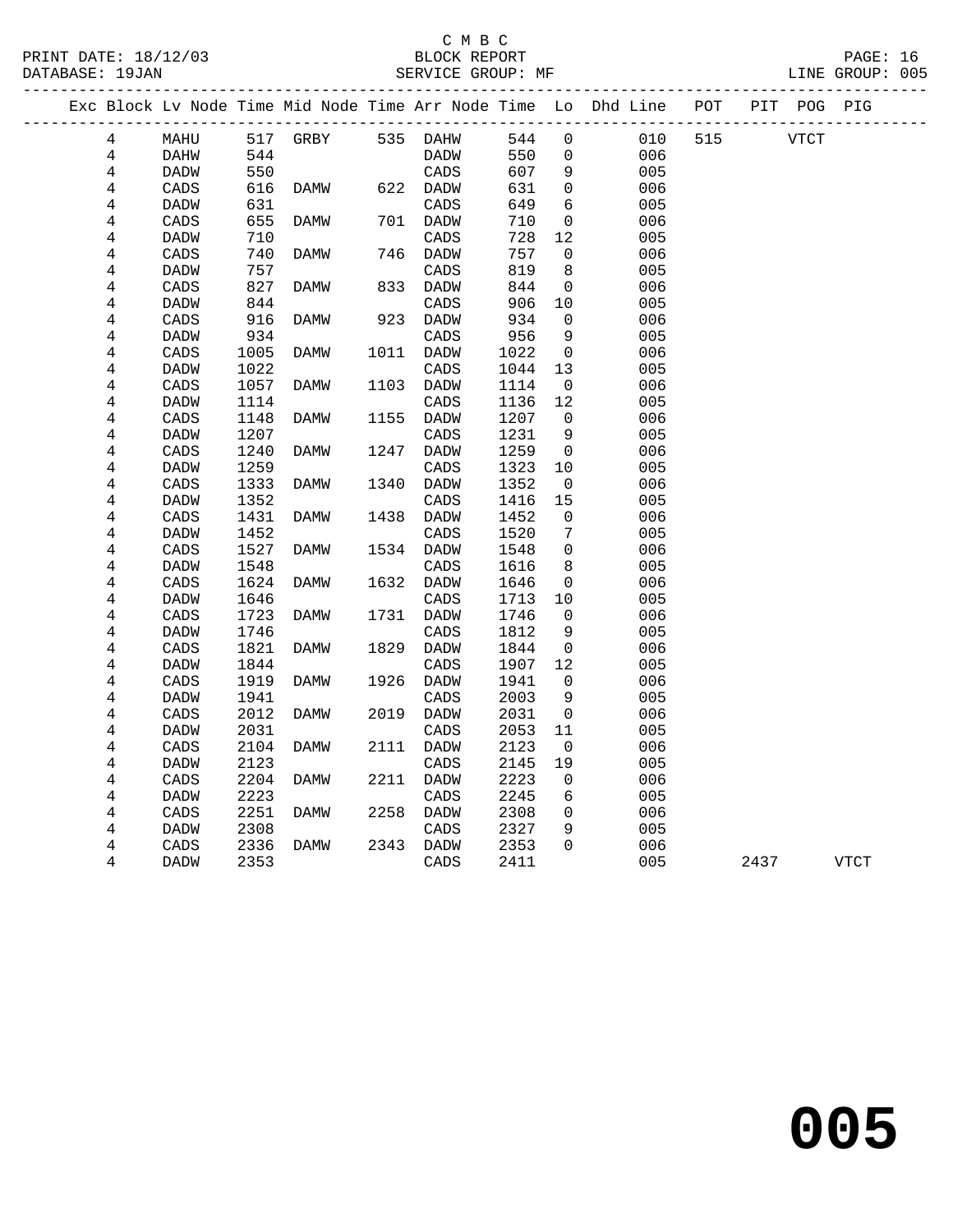C M B C
BLOCK REPORT
PRINT DATE: 18/12/03
DATABASE: 19JAN
SERVICE GROUP: MF
LINE GROUP: 005

| Exc | Block | Lv Node | Time | Mid Node | Time | Arr Node | Time | Lo | Dhd Line | POT | PIT | POG | PIG |
|---|---|---|---|---|---|---|---|---|---|---|---|---|---|
| | 4 | MAHU | 517 | GRBY | 535 | DAHW | 544 | 0 | 010 | 515 | | VTCT | |
| | 4 | DAHW | 544 | | | DADW | 550 | 0 | 006 | | | | |
| | 4 | DADW | 550 | | | CADS | 607 | 9 | 005 | | | | |
| | 4 | CADS | 616 | DAMW | 622 | DADW | 631 | 0 | 006 | | | | |
| | 4 | DADW | 631 | | | CADS | 649 | 6 | 005 | | | | |
| | 4 | CADS | 655 | DAMW | 701 | DADW | 710 | 0 | 006 | | | | |
| | 4 | DADW | 710 | | | CADS | 728 | 12 | 005 | | | | |
| | 4 | CADS | 740 | DAMW | 746 | DADW | 757 | 0 | 006 | | | | |
| | 4 | DADW | 757 | | | CADS | 819 | 8 | 005 | | | | |
| | 4 | CADS | 827 | DAMW | 833 | DADW | 844 | 0 | 006 | | | | |
| | 4 | DADW | 844 | | | CADS | 906 | 10 | 005 | | | | |
| | 4 | CADS | 916 | DAMW | 923 | DADW | 934 | 0 | 006 | | | | |
| | 4 | DADW | 934 | | | CADS | 956 | 9 | 005 | | | | |
| | 4 | CADS | 1005 | DAMW | 1011 | DADW | 1022 | 0 | 006 | | | | |
| | 4 | DADW | 1022 | | | CADS | 1044 | 13 | 005 | | | | |
| | 4 | CADS | 1057 | DAMW | 1103 | DADW | 1114 | 0 | 006 | | | | |
| | 4 | DADW | 1114 | | | CADS | 1136 | 12 | 005 | | | | |
| | 4 | CADS | 1148 | DAMW | 1155 | DADW | 1207 | 0 | 006 | | | | |
| | 4 | DADW | 1207 | | | CADS | 1231 | 9 | 005 | | | | |
| | 4 | CADS | 1240 | DAMW | 1247 | DADW | 1259 | 0 | 006 | | | | |
| | 4 | DADW | 1259 | | | CADS | 1323 | 10 | 005 | | | | |
| | 4 | CADS | 1333 | DAMW | 1340 | DADW | 1352 | 0 | 006 | | | | |
| | 4 | DADW | 1352 | | | CADS | 1416 | 15 | 005 | | | | |
| | 4 | CADS | 1431 | DAMW | 1438 | DADW | 1452 | 0 | 006 | | | | |
| | 4 | DADW | 1452 | | | CADS | 1520 | 7 | 005 | | | | |
| | 4 | CADS | 1527 | DAMW | 1534 | DADW | 1548 | 0 | 006 | | | | |
| | 4 | DADW | 1548 | | | CADS | 1616 | 8 | 005 | | | | |
| | 4 | CADS | 1624 | DAMW | 1632 | DADW | 1646 | 0 | 006 | | | | |
| | 4 | DADW | 1646 | | | CADS | 1713 | 10 | 005 | | | | |
| | 4 | CADS | 1723 | DAMW | 1731 | DADW | 1746 | 0 | 006 | | | | |
| | 4 | DADW | 1746 | | | CADS | 1812 | 9 | 005 | | | | |
| | 4 | CADS | 1821 | DAMW | 1829 | DADW | 1844 | 0 | 006 | | | | |
| | 4 | DADW | 1844 | | | CADS | 1907 | 12 | 005 | | | | |
| | 4 | CADS | 1919 | DAMW | 1926 | DADW | 1941 | 0 | 006 | | | | |
| | 4 | DADW | 1941 | | | CADS | 2003 | 9 | 005 | | | | |
| | 4 | CADS | 2012 | DAMW | 2019 | DADW | 2031 | 0 | 006 | | | | |
| | 4 | DADW | 2031 | | | CADS | 2053 | 11 | 005 | | | | |
| | 4 | CADS | 2104 | DAMW | 2111 | DADW | 2123 | 0 | 006 | | | | |
| | 4 | DADW | 2123 | | | CADS | 2145 | 19 | 005 | | | | |
| | 4 | CADS | 2204 | DAMW | 2211 | DADW | 2223 | 0 | 006 | | | | |
| | 4 | DADW | 2223 | | | CADS | 2245 | 6 | 005 | | | | |
| | 4 | CADS | 2251 | DAMW | 2258 | DADW | 2308 | 0 | 006 | | | | |
| | 4 | DADW | 2308 | | | CADS | 2327 | 9 | 005 | | | | |
| | 4 | CADS | 2336 | DAMW | 2343 | DADW | 2353 | 0 | 006 | | | | |
| | 4 | DADW | 2353 | | | CADS | 2411 | | 005 | | 2437 | | VTCT |

**005**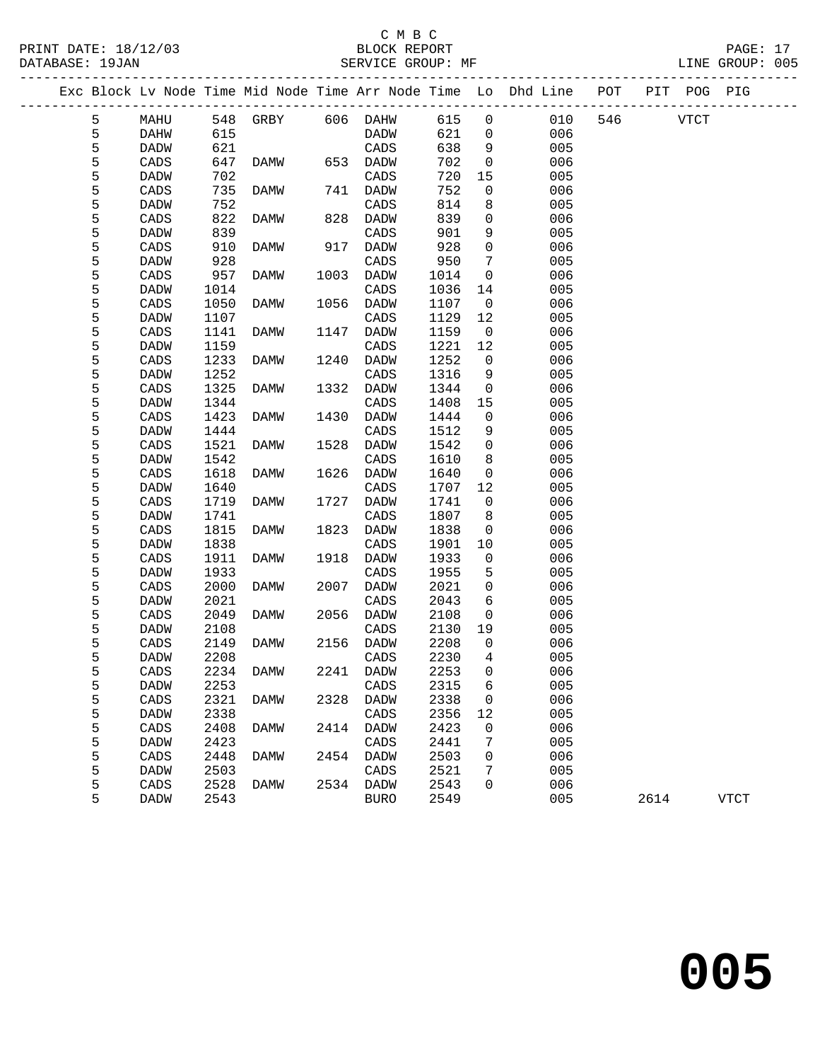C M B C
PRINT DATE: 18/12/03 BLOCK REPORT
DATABASE: 19JAN SERVICE GROUP: MF LINE GROUP: 005

| Exc | Block | Lv Node | Time | Mid Node | Time | Arr Node | Time | Lo | Dhd Line | POT | PIT | POG | PIG |
|---|---|---|---|---|---|---|---|---|---|---|---|---|---|
| | 5 | MAHU | 548 | GRBY | 606 | DAHW | 615 | 0 | 010 | 546 | | VTCT | |
| | 5 | DAHW | 615 | | | DADW | 621 | 0 | 006 | | | | |
| | 5 | DADW | 621 | | | CADS | 638 | 9 | 005 | | | | |
| | 5 | CADS | 647 | DAMW | 653 | DADW | 702 | 0 | 006 | | | | |
| | 5 | DADW | 702 | | | CADS | 720 | 15 | 005 | | | | |
| | 5 | CADS | 735 | DAMW | 741 | DADW | 752 | 0 | 006 | | | | |
| | 5 | DADW | 752 | | | CADS | 814 | 8 | 005 | | | | |
| | 5 | CADS | 822 | DAMW | 828 | DADW | 839 | 0 | 006 | | | | |
| | 5 | DADW | 839 | | | CADS | 901 | 9 | 005 | | | | |
| | 5 | CADS | 910 | DAMW | 917 | DADW | 928 | 0 | 006 | | | | |
| | 5 | DADW | 928 | | | CADS | 950 | 7 | 005 | | | | |
| | 5 | CADS | 957 | DAMW | 1003 | DADW | 1014 | 0 | 006 | | | | |
| | 5 | DADW | 1014 | | | CADS | 1036 | 14 | 005 | | | | |
| | 5 | CADS | 1050 | DAMW | 1056 | DADW | 1107 | 0 | 006 | | | | |
| | 5 | DADW | 1107 | | | CADS | 1129 | 12 | 005 | | | | |
| | 5 | CADS | 1141 | DAMW | 1147 | DADW | 1159 | 0 | 006 | | | | |
| | 5 | DADW | 1159 | | | CADS | 1221 | 12 | 005 | | | | |
| | 5 | CADS | 1233 | DAMW | 1240 | DADW | 1252 | 0 | 006 | | | | |
| | 5 | DADW | 1252 | | | CADS | 1316 | 9 | 005 | | | | |
| | 5 | CADS | 1325 | DAMW | 1332 | DADW | 1344 | 0 | 006 | | | | |
| | 5 | DADW | 1344 | | | CADS | 1408 | 15 | 005 | | | | |
| | 5 | CADS | 1423 | DAMW | 1430 | DADW | 1444 | 0 | 006 | | | | |
| | 5 | DADW | 1444 | | | CADS | 1512 | 9 | 005 | | | | |
| | 5 | CADS | 1521 | DAMW | 1528 | DADW | 1542 | 0 | 006 | | | | |
| | 5 | DADW | 1542 | | | CADS | 1610 | 8 | 005 | | | | |
| | 5 | CADS | 1618 | DAMW | 1626 | DADW | 1640 | 0 | 006 | | | | |
| | 5 | DADW | 1640 | | | CADS | 1707 | 12 | 005 | | | | |
| | 5 | CADS | 1719 | DAMW | 1727 | DADW | 1741 | 0 | 006 | | | | |
| | 5 | DADW | 1741 | | | CADS | 1807 | 8 | 005 | | | | |
| | 5 | CADS | 1815 | DAMW | 1823 | DADW | 1838 | 0 | 006 | | | | |
| | 5 | DADW | 1838 | | | CADS | 1901 | 10 | 005 | | | | |
| | 5 | CADS | 1911 | DAMW | 1918 | DADW | 1933 | 0 | 006 | | | | |
| | 5 | DADW | 1933 | | | CADS | 1955 | 5 | 005 | | | | |
| | 5 | CADS | 2000 | DAMW | 2007 | DADW | 2021 | 0 | 006 | | | | |
| | 5 | DADW | 2021 | | | CADS | 2043 | 6 | 005 | | | | |
| | 5 | CADS | 2049 | DAMW | 2056 | DADW | 2108 | 0 | 006 | | | | |
| | 5 | DADW | 2108 | | | CADS | 2130 | 19 | 005 | | | | |
| | 5 | CADS | 2149 | DAMW | 2156 | DADW | 2208 | 0 | 006 | | | | |
| | 5 | DADW | 2208 | | | CADS | 2230 | 4 | 005 | | | | |
| | 5 | CADS | 2234 | DAMW | 2241 | DADW | 2253 | 0 | 006 | | | | |
| | 5 | DADW | 2253 | | | CADS | 2315 | 6 | 005 | | | | |
| | 5 | CADS | 2321 | DAMW | 2328 | DADW | 2338 | 0 | 006 | | | | |
| | 5 | DADW | 2338 | | | CADS | 2356 | 12 | 005 | | | | |
| | 5 | CADS | 2408 | DAMW | 2414 | DADW | 2423 | 0 | 006 | | | | |
| | 5 | DADW | 2423 | | | CADS | 2441 | 7 | 005 | | | | |
| | 5 | CADS | 2448 | DAMW | 2454 | DADW | 2503 | 0 | 006 | | | | |
| | 5 | DADW | 2503 | | | CADS | 2521 | 7 | 005 | | | | |
| | 5 | CADS | 2528 | DAMW | 2534 | DADW | 2543 | 0 | 006 | | | | |
| | 5 | DADW | 2543 | | | BURO | 2549 | | 005 | | 2614 | | VTCT |

# 005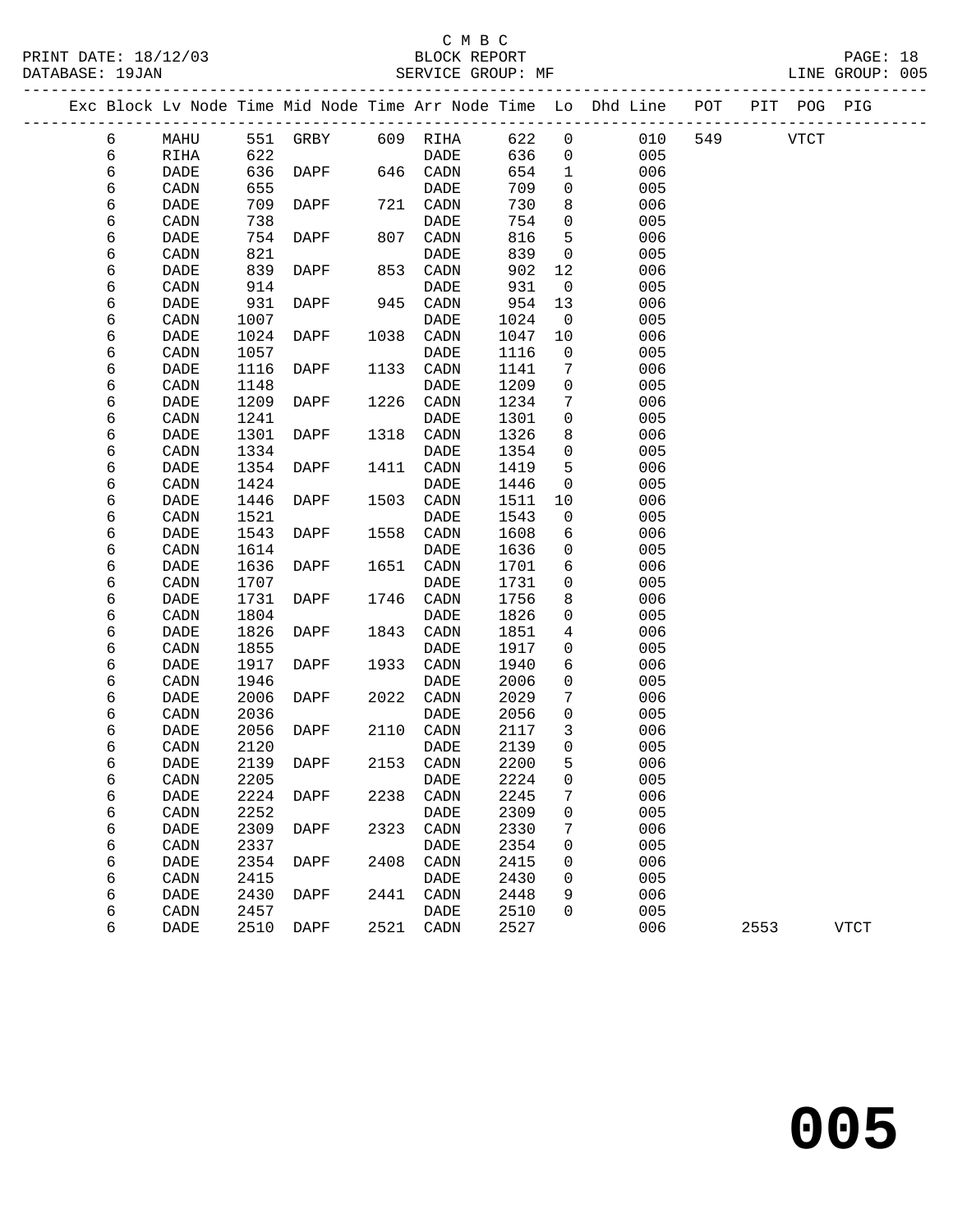C M B C
BLOCK REPORT
SERVICE GROUP: MF

PRINT DATE: 18/12/03
DATABASE: 19JAN
LINE GROUP: 005

| Exc | Block | Lv | Node | Time | Mid Node | Time | Arr Node | Time | Lo | Dhd Line | POT | PIT | POG | PIG |
|---|---|---|---|---|---|---|---|---|---|---|---|---|---|---|
| | 6 | | MAHU | 551 | GRBY | 609 | RIHA | 622 | 0 | 010 | 549 | | VTCT | |
| | 6 | | RIHA | 622 | | | DADE | 636 | 0 | 005 | | | | |
| | 6 | | DADE | 636 | DAPF | 646 | CADN | 654 | 1 | 006 | | | | |
| | 6 | | CADN | 655 | | | DADE | 709 | 0 | 005 | | | | |
| | 6 | | DADE | 709 | DAPF | 721 | CADN | 730 | 8 | 006 | | | | |
| | 6 | | CADN | 738 | | | DADE | 754 | 0 | 005 | | | | |
| | 6 | | DADE | 754 | DAPF | 807 | CADN | 816 | 5 | 006 | | | | |
| | 6 | | CADN | 821 | | | DADE | 839 | 0 | 005 | | | | |
| | 6 | | DADE | 839 | DAPF | 853 | CADN | 902 | 12 | 006 | | | | |
| | 6 | | CADN | 914 | | | DADE | 931 | 0 | 005 | | | | |
| | 6 | | DADE | 931 | DAPF | 945 | CADN | 954 | 13 | 006 | | | | |
| | 6 | | CADN | 1007 | | | DADE | 1024 | 0 | 005 | | | | |
| | 6 | | DADE | 1024 | DAPF | 1038 | CADN | 1047 | 10 | 006 | | | | |
| | 6 | | CADN | 1057 | | | DADE | 1116 | 0 | 005 | | | | |
| | 6 | | DADE | 1116 | DAPF | 1133 | CADN | 1141 | 7 | 006 | | | | |
| | 6 | | CADN | 1148 | | | DADE | 1209 | 0 | 005 | | | | |
| | 6 | | DADE | 1209 | DAPF | 1226 | CADN | 1234 | 7 | 006 | | | | |
| | 6 | | CADN | 1241 | | | DADE | 1301 | 0 | 005 | | | | |
| | 6 | | DADE | 1301 | DAPF | 1318 | CADN | 1326 | 8 | 006 | | | | |
| | 6 | | CADN | 1334 | | | DADE | 1354 | 0 | 005 | | | | |
| | 6 | | DADE | 1354 | DAPF | 1411 | CADN | 1419 | 5 | 006 | | | | |
| | 6 | | CADN | 1424 | | | DADE | 1446 | 0 | 005 | | | | |
| | 6 | | DADE | 1446 | DAPF | 1503 | CADN | 1511 | 10 | 006 | | | | |
| | 6 | | CADN | 1521 | | | DADE | 1543 | 0 | 005 | | | | |
| | 6 | | DADE | 1543 | DAPF | 1558 | CADN | 1608 | 6 | 006 | | | | |
| | 6 | | CADN | 1614 | | | DADE | 1636 | 0 | 005 | | | | |
| | 6 | | DADE | 1636 | DAPF | 1651 | CADN | 1701 | 6 | 006 | | | | |
| | 6 | | CADN | 1707 | | | DADE | 1731 | 0 | 005 | | | | |
| | 6 | | DADE | 1731 | DAPF | 1746 | CADN | 1756 | 8 | 006 | | | | |
| | 6 | | CADN | 1804 | | | DADE | 1826 | 0 | 005 | | | | |
| | 6 | | DADE | 1826 | DAPF | 1843 | CADN | 1851 | 4 | 006 | | | | |
| | 6 | | CADN | 1855 | | | DADE | 1917 | 0 | 005 | | | | |
| | 6 | | DADE | 1917 | DAPF | 1933 | CADN | 1940 | 6 | 006 | | | | |
| | 6 | | CADN | 1946 | | | DADE | 2006 | 0 | 005 | | | | |
| | 6 | | DADE | 2006 | DAPF | 2022 | CADN | 2029 | 7 | 006 | | | | |
| | 6 | | CADN | 2036 | | | DADE | 2056 | 0 | 005 | | | | |
| | 6 | | DADE | 2056 | DAPF | 2110 | CADN | 2117 | 3 | 006 | | | | |
| | 6 | | CADN | 2120 | | | DADE | 2139 | 0 | 005 | | | | |
| | 6 | | DADE | 2139 | DAPF | 2153 | CADN | 2200 | 5 | 006 | | | | |
| | 6 | | CADN | 2205 | | | DADE | 2224 | 0 | 005 | | | | |
| | 6 | | DADE | 2224 | DAPF | 2238 | CADN | 2245 | 7 | 006 | | | | |
| | 6 | | CADN | 2252 | | | DADE | 2309 | 0 | 005 | | | | |
| | 6 | | DADE | 2309 | DAPF | 2323 | CADN | 2330 | 7 | 006 | | | | |
| | 6 | | CADN | 2337 | | | DADE | 2354 | 0 | 005 | | | | |
| | 6 | | DADE | 2354 | DAPF | 2408 | CADN | 2415 | 0 | 006 | | | | |
| | 6 | | CADN | 2415 | | | DADE | 2430 | 0 | 005 | | | | |
| | 6 | | DADE | 2430 | DAPF | 2441 | CADN | 2448 | 9 | 006 | | | | |
| | 6 | | CADN | 2457 | | | DADE | 2510 | 0 | 005 | | | | |
| | 6 | | DADE | 2510 | DAPF | 2521 | CADN | 2527 | | 006 | | 2553 | | VTCT |

**005**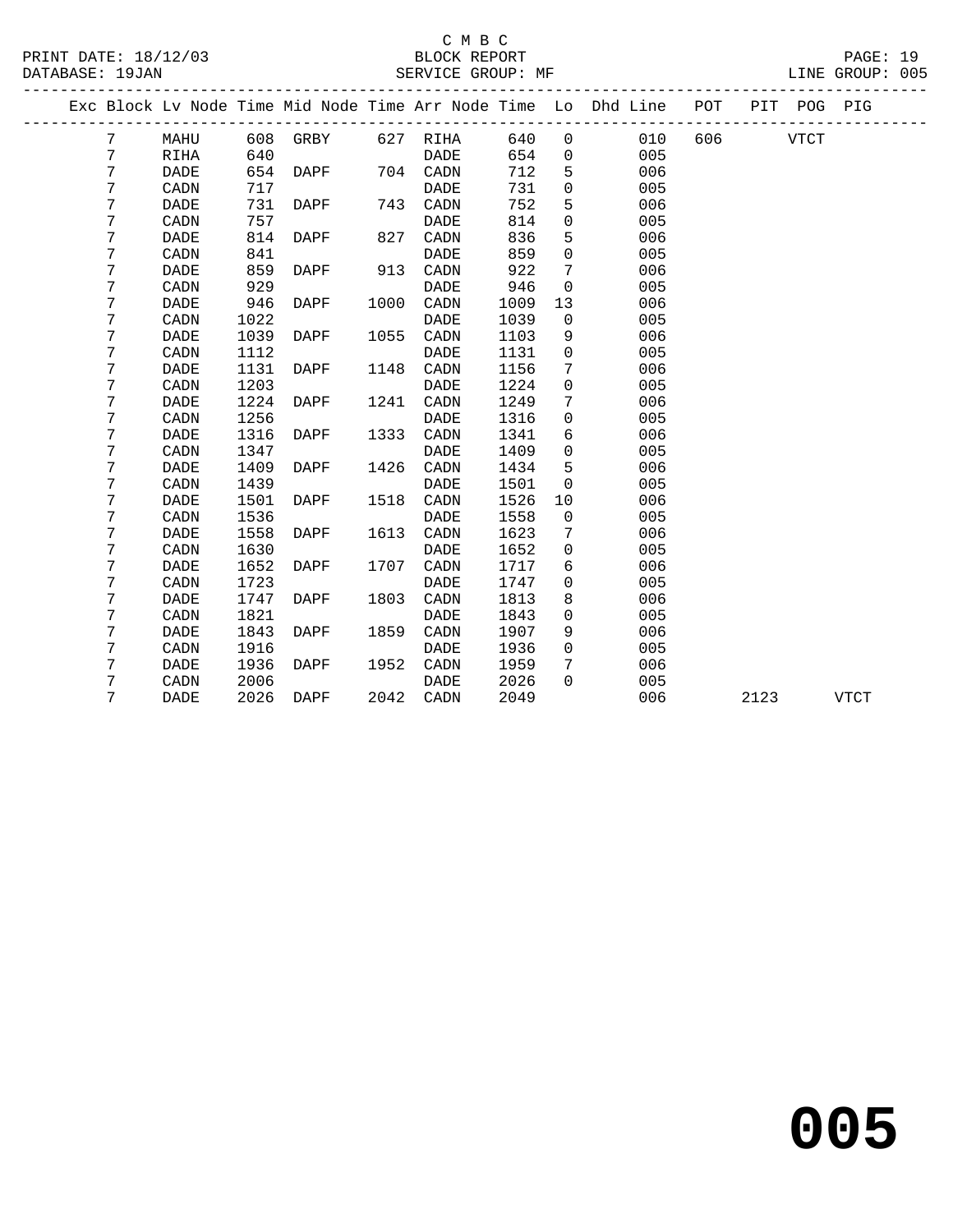C M B C
BLOCK REPORT
SERVICE GROUP: MF

PRINT DATE: 18/12/03
DATABASE: 19JAN

LINE GROUP: 005

| Exc | Block | Lv Node | Time | Mid Node | Time | Arr Node | Time | Lo | Dhd Line | POT | PIT | POG | PIG |
|---|---|---|---|---|---|---|---|---|---|---|---|---|---|
| | 7 | MAHU | 608 | GRBY | 627 | RIHA | 640 | 0 | 010 | 606 | | VTCT | |
| | 7 | RIHA | 640 | | | DADE | 654 | 0 | 005 | | | | |
| | 7 | DADE | 654 | DAPF | 704 | CADN | 712 | 5 | 006 | | | | |
| | 7 | CADN | 717 | | | DADE | 731 | 0 | 005 | | | | |
| | 7 | DADE | 731 | DAPF | 743 | CADN | 752 | 5 | 006 | | | | |
| | 7 | CADN | 757 | | | DADE | 814 | 0 | 005 | | | | |
| | 7 | DADE | 814 | DAPF | 827 | CADN | 836 | 5 | 006 | | | | |
| | 7 | CADN | 841 | | | DADE | 859 | 0 | 005 | | | | |
| | 7 | DADE | 859 | DAPF | 913 | CADN | 922 | 7 | 006 | | | | |
| | 7 | CADN | 929 | | | DADE | 946 | 0 | 005 | | | | |
| | 7 | DADE | 946 | DAPF | 1000 | CADN | 1009 | 13 | 006 | | | | |
| | 7 | CADN | 1022 | | | DADE | 1039 | 0 | 005 | | | | |
| | 7 | DADE | 1039 | DAPF | 1055 | CADN | 1103 | 9 | 006 | | | | |
| | 7 | CADN | 1112 | | | DADE | 1131 | 0 | 005 | | | | |
| | 7 | DADE | 1131 | DAPF | 1148 | CADN | 1156 | 7 | 006 | | | | |
| | 7 | CADN | 1203 | | | DADE | 1224 | 0 | 005 | | | | |
| | 7 | DADE | 1224 | DAPF | 1241 | CADN | 1249 | 7 | 006 | | | | |
| | 7 | CADN | 1256 | | | DADE | 1316 | 0 | 005 | | | | |
| | 7 | DADE | 1316 | DAPF | 1333 | CADN | 1341 | 6 | 006 | | | | |
| | 7 | CADN | 1347 | | | DADE | 1409 | 0 | 005 | | | | |
| | 7 | DADE | 1409 | DAPF | 1426 | CADN | 1434 | 5 | 006 | | | | |
| | 7 | CADN | 1439 | | | DADE | 1501 | 0 | 005 | | | | |
| | 7 | DADE | 1501 | DAPF | 1518 | CADN | 1526 | 10 | 006 | | | | |
| | 7 | CADN | 1536 | | | DADE | 1558 | 0 | 005 | | | | |
| | 7 | DADE | 1558 | DAPF | 1613 | CADN | 1623 | 7 | 006 | | | | |
| | 7 | CADN | 1630 | | | DADE | 1652 | 0 | 005 | | | | |
| | 7 | DADE | 1652 | DAPF | 1707 | CADN | 1717 | 6 | 006 | | | | |
| | 7 | CADN | 1723 | | | DADE | 1747 | 0 | 005 | | | | |
| | 7 | DADE | 1747 | DAPF | 1803 | CADN | 1813 | 8 | 006 | | | | |
| | 7 | CADN | 1821 | | | DADE | 1843 | 0 | 005 | | | | |
| | 7 | DADE | 1843 | DAPF | 1859 | CADN | 1907 | 9 | 006 | | | | |
| | 7 | CADN | 1916 | | | DADE | 1936 | 0 | 005 | | | | |
| | 7 | DADE | 1936 | DAPF | 1952 | CADN | 1959 | 7 | 006 | | | | |
| | 7 | CADN | 2006 | | | DADE | 2026 | 0 | 005 | | | | |
| | 7 | DADE | 2026 | DAPF | 2042 | CADN | 2049 | | 006 | | 2123 | | VTCT |

# 005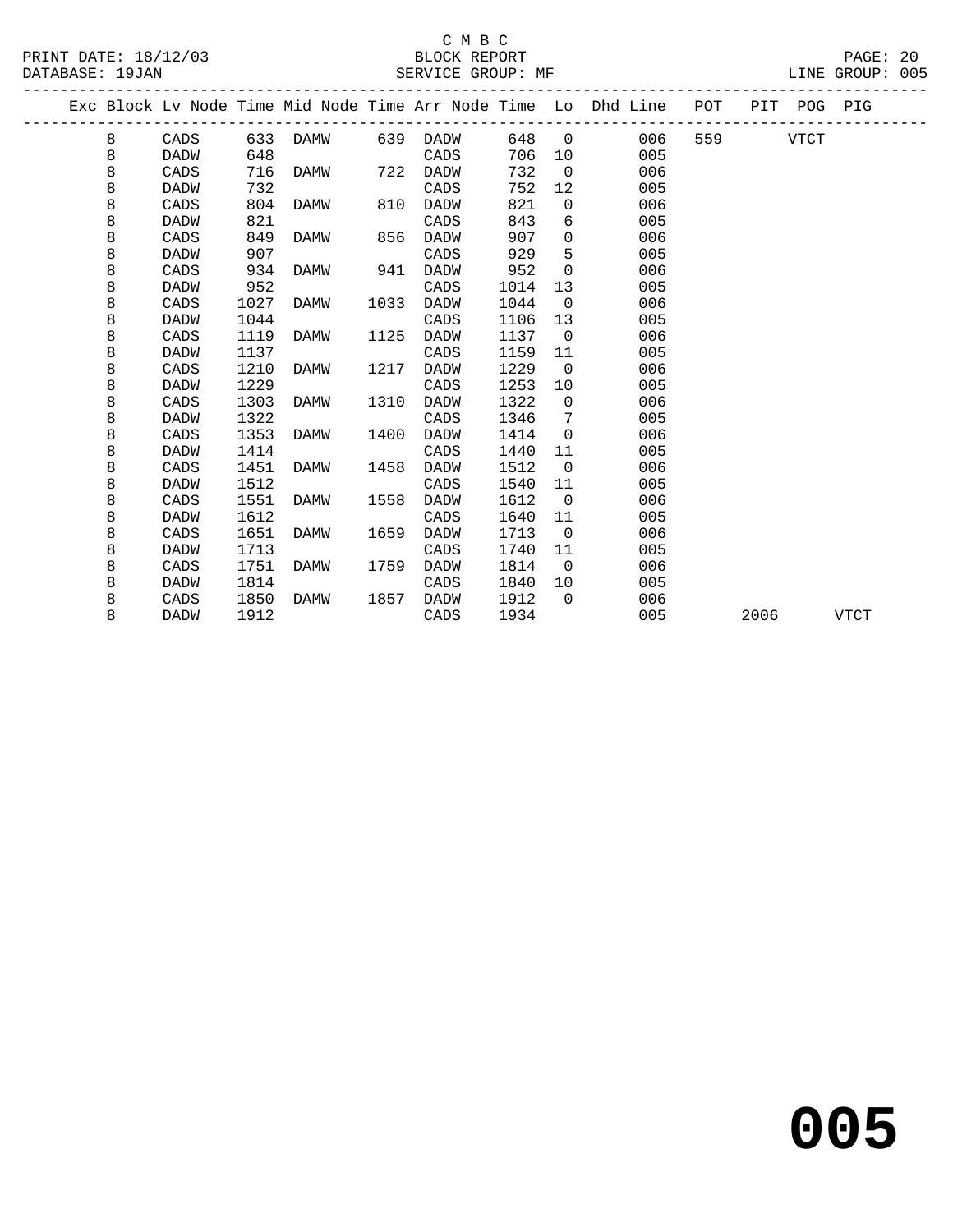C M B C
BLOCK REPORT
SERVICE GROUP: MF

PRINT DATE: 18/12/03
DATABASE: 19JAN
LINE GROUP: 005

| Exc | Block | Lv Node | Time | Mid Node | Time | Arr Node | Time | Lo | Dhd Line | POT | PIT | POG | PIG |
|---|---|---|---|---|---|---|---|---|---|---|---|---|---|
| | 8 | CADS | 633 | DAMW | 639 | DADW | 648 | 0 | 006 | 559 | | VTCT | |
| | 8 | DADW | 648 | | | CADS | 706 | 10 | 005 | | | | |
| | 8 | CADS | 716 | DAMW | 722 | DADW | 732 | 0 | 006 | | | | |
| | 8 | DADW | 732 | | | CADS | 752 | 12 | 005 | | | | |
| | 8 | CADS | 804 | DAMW | 810 | DADW | 821 | 0 | 006 | | | | |
| | 8 | DADW | 821 | | | CADS | 843 | 6 | 005 | | | | |
| | 8 | CADS | 849 | DAMW | 856 | DADW | 907 | 0 | 006 | | | | |
| | 8 | DADW | 907 | | | CADS | 929 | 5 | 005 | | | | |
| | 8 | CADS | 934 | DAMW | 941 | DADW | 952 | 0 | 006 | | | | |
| | 8 | DADW | 952 | | | CADS | 1014 | 13 | 005 | | | | |
| | 8 | CADS | 1027 | DAMW | 1033 | DADW | 1044 | 0 | 006 | | | | |
| | 8 | DADW | 1044 | | | CADS | 1106 | 13 | 005 | | | | |
| | 8 | CADS | 1119 | DAMW | 1125 | DADW | 1137 | 0 | 006 | | | | |
| | 8 | DADW | 1137 | | | CADS | 1159 | 11 | 005 | | | | |
| | 8 | CADS | 1210 | DAMW | 1217 | DADW | 1229 | 0 | 006 | | | | |
| | 8 | DADW | 1229 | | | CADS | 1253 | 10 | 005 | | | | |
| | 8 | CADS | 1303 | DAMW | 1310 | DADW | 1322 | 0 | 006 | | | | |
| | 8 | DADW | 1322 | | | CADS | 1346 | 7 | 005 | | | | |
| | 8 | CADS | 1353 | DAMW | 1400 | DADW | 1414 | 0 | 006 | | | | |
| | 8 | DADW | 1414 | | | CADS | 1440 | 11 | 005 | | | | |
| | 8 | CADS | 1451 | DAMW | 1458 | DADW | 1512 | 0 | 006 | | | | |
| | 8 | DADW | 1512 | | | CADS | 1540 | 11 | 005 | | | | |
| | 8 | CADS | 1551 | DAMW | 1558 | DADW | 1612 | 0 | 006 | | | | |
| | 8 | DADW | 1612 | | | CADS | 1640 | 11 | 005 | | | | |
| | 8 | CADS | 1651 | DAMW | 1659 | DADW | 1713 | 0 | 006 | | | | |
| | 8 | DADW | 1713 | | | CADS | 1740 | 11 | 005 | | | | |
| | 8 | CADS | 1751 | DAMW | 1759 | DADW | 1814 | 0 | 006 | | | | |
| | 8 | DADW | 1814 | | | CADS | 1840 | 10 | 005 | | | | |
| | 8 | CADS | 1850 | DAMW | 1857 | DADW | 1912 | 0 | 006 | | | | |
| | 8 | DADW | 1912 | | | CADS | 1934 | | 005 | | 2006 | | VTCT |

# 005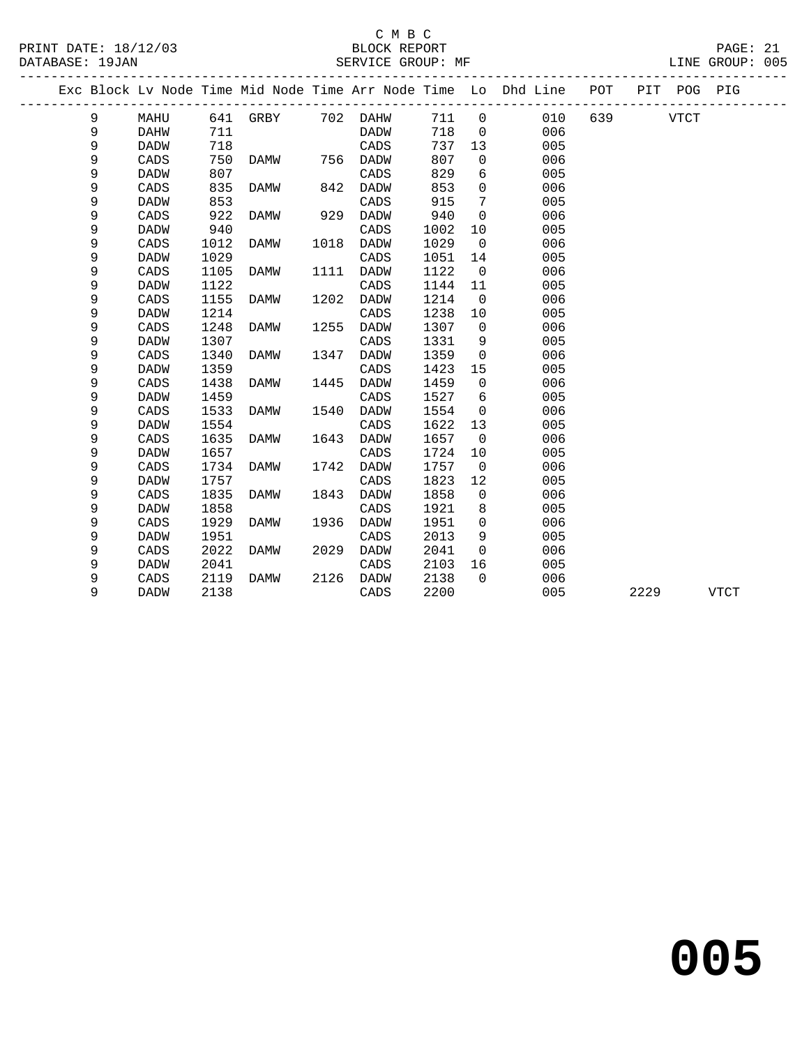C M B C
PRINT DATE: 18/12/03 BLOCK REPORT
DATABASE: 19JAN SERVICE GROUP: MF LINE GROUP: 005

| Exc | Block | Lv | Node | Time | Mid Node | Time | Arr Node | Time | Lo | Dhd Line | POT | PIT | POG | PIG |
|---|---|---|---|---|---|---|---|---|---|---|---|---|---|---|
| | 9 | | MAHU | 641 | GRBY | 702 | DAHW | 711 | 0 | 010 | 639 | | VTCT | |
| | 9 | | DAHW | 711 | | | DADW | 718 | 0 | 006 | | | | |
| | 9 | | DADW | 718 | | | CADS | 737 | 13 | 005 | | | | |
| | 9 | | CADS | 750 | DAMW | 756 | DADW | 807 | 0 | 006 | | | | |
| | 9 | | DADW | 807 | | | CADS | 829 | 6 | 005 | | | | |
| | 9 | | CADS | 835 | DAMW | 842 | DADW | 853 | 0 | 006 | | | | |
| | 9 | | DADW | 853 | | | CADS | 915 | 7 | 005 | | | | |
| | 9 | | CADS | 922 | DAMW | 929 | DADW | 940 | 0 | 006 | | | | |
| | 9 | | DADW | 940 | | | CADS | 1002 | 10 | 005 | | | | |
| | 9 | | CADS | 1012 | DAMW | 1018 | DADW | 1029 | 0 | 006 | | | | |
| | 9 | | DADW | 1029 | | | CADS | 1051 | 14 | 005 | | | | |
| | 9 | | CADS | 1105 | DAMW | 1111 | DADW | 1122 | 0 | 006 | | | | |
| | 9 | | DADW | 1122 | | | CADS | 1144 | 11 | 005 | | | | |
| | 9 | | CADS | 1155 | DAMW | 1202 | DADW | 1214 | 0 | 006 | | | | |
| | 9 | | DADW | 1214 | | | CADS | 1238 | 10 | 005 | | | | |
| | 9 | | CADS | 1248 | DAMW | 1255 | DADW | 1307 | 0 | 006 | | | | |
| | 9 | | DADW | 1307 | | | CADS | 1331 | 9 | 005 | | | | |
| | 9 | | CADS | 1340 | DAMW | 1347 | DADW | 1359 | 0 | 006 | | | | |
| | 9 | | DADW | 1359 | | | CADS | 1423 | 15 | 005 | | | | |
| | 9 | | CADS | 1438 | DAMW | 1445 | DADW | 1459 | 0 | 006 | | | | |
| | 9 | | DADW | 1459 | | | CADS | 1527 | 6 | 005 | | | | |
| | 9 | | CADS | 1533 | DAMW | 1540 | DADW | 1554 | 0 | 006 | | | | |
| | 9 | | DADW | 1554 | | | CADS | 1622 | 13 | 005 | | | | |
| | 9 | | CADS | 1635 | DAMW | 1643 | DADW | 1657 | 0 | 006 | | | | |
| | 9 | | DADW | 1657 | | | CADS | 1724 | 10 | 005 | | | | |
| | 9 | | CADS | 1734 | DAMW | 1742 | DADW | 1757 | 0 | 006 | | | | |
| | 9 | | DADW | 1757 | | | CADS | 1823 | 12 | 005 | | | | |
| | 9 | | CADS | 1835 | DAMW | 1843 | DADW | 1858 | 0 | 006 | | | | |
| | 9 | | DADW | 1858 | | | CADS | 1921 | 8 | 005 | | | | |
| | 9 | | CADS | 1929 | DAMW | 1936 | DADW | 1951 | 0 | 006 | | | | |
| | 9 | | DADW | 1951 | | | CADS | 2013 | 9 | 005 | | | | |
| | 9 | | CADS | 2022 | DAMW | 2029 | DADW | 2041 | 0 | 006 | | | | |
| | 9 | | DADW | 2041 | | | CADS | 2103 | 16 | 005 | | | | |
| | 9 | | CADS | 2119 | DAMW | 2126 | DADW | 2138 | 0 | 006 | | | | |
| | 9 | | DADW | 2138 | | | CADS | 2200 | | 005 | | 2229 | | VTCT |

**005**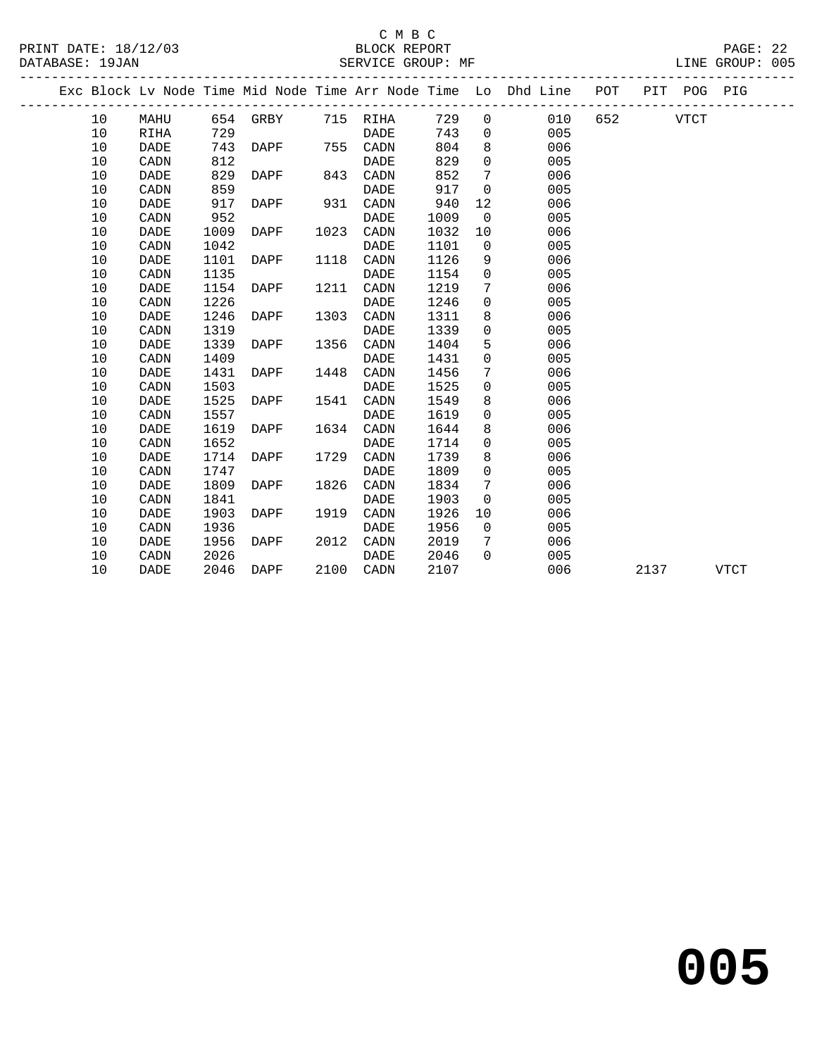C M B C

BLOCK REPORT

SERVICE GROUP: MF

PRINT DATE: 18/12/03
DATABASE: 19JAN
LINE GROUP: 005

| Exc | Block | Lv Node | Time | Mid Node | Time | Arr Node | Time | Lo | Dhd Line | POT | PIT | POG | PIG |
|---|---|---|---|---|---|---|---|---|---|---|---|---|---|
| | 10 | MAHU | 654 | GRBY | 715 | RIHA | 729 | 0 | 010 | 652 | | VTCT | |
| | 10 | RIHA | 729 | | | DADE | 743 | 0 | 005 | | | | |
| | 10 | DADE | 743 | DAPF | 755 | CADN | 804 | 8 | 006 | | | | |
| | 10 | CADN | 812 | | | DADE | 829 | 0 | 005 | | | | |
| | 10 | DADE | 829 | DAPF | 843 | CADN | 852 | 7 | 006 | | | | |
| | 10 | CADN | 859 | | | DADE | 917 | 0 | 005 | | | | |
| | 10 | DADE | 917 | DAPF | 931 | CADN | 940 | 12 | 006 | | | | |
| | 10 | CADN | 952 | | | DADE | 1009 | 0 | 005 | | | | |
| | 10 | DADE | 1009 | DAPF | 1023 | CADN | 1032 | 10 | 006 | | | | |
| | 10 | CADN | 1042 | | | DADE | 1101 | 0 | 005 | | | | |
| | 10 | DADE | 1101 | DAPF | 1118 | CADN | 1126 | 9 | 006 | | | | |
| | 10 | CADN | 1135 | | | DADE | 1154 | 0 | 005 | | | | |
| | 10 | DADE | 1154 | DAPF | 1211 | CADN | 1219 | 7 | 006 | | | | |
| | 10 | CADN | 1226 | | | DADE | 1246 | 0 | 005 | | | | |
| | 10 | DADE | 1246 | DAPF | 1303 | CADN | 1311 | 8 | 006 | | | | |
| | 10 | CADN | 1319 | | | DADE | 1339 | 0 | 005 | | | | |
| | 10 | DADE | 1339 | DAPF | 1356 | CADN | 1404 | 5 | 006 | | | | |
| | 10 | CADN | 1409 | | | DADE | 1431 | 0 | 005 | | | | |
| | 10 | DADE | 1431 | DAPF | 1448 | CADN | 1456 | 7 | 006 | | | | |
| | 10 | CADN | 1503 | | | DADE | 1525 | 0 | 005 | | | | |
| | 10 | DADE | 1525 | DAPF | 1541 | CADN | 1549 | 8 | 006 | | | | |
| | 10 | CADN | 1557 | | | DADE | 1619 | 0 | 005 | | | | |
| | 10 | DADE | 1619 | DAPF | 1634 | CADN | 1644 | 8 | 006 | | | | |
| | 10 | CADN | 1652 | | | DADE | 1714 | 0 | 005 | | | | |
| | 10 | DADE | 1714 | DAPF | 1729 | CADN | 1739 | 8 | 006 | | | | |
| | 10 | CADN | 1747 | | | DADE | 1809 | 0 | 005 | | | | |
| | 10 | DADE | 1809 | DAPF | 1826 | CADN | 1834 | 7 | 006 | | | | |
| | 10 | CADN | 1841 | | | DADE | 1903 | 0 | 005 | | | | |
| | 10 | DADE | 1903 | DAPF | 1919 | CADN | 1926 | 10 | 006 | | | | |
| | 10 | CADN | 1936 | | | DADE | 1956 | 0 | 005 | | | | |
| | 10 | DADE | 1956 | DAPF | 2012 | CADN | 2019 | 7 | 006 | | | | |
| | 10 | CADN | 2026 | | | DADE | 2046 | 0 | 005 | | | | |
| | 10 | DADE | 2046 | DAPF | 2100 | CADN | 2107 | | 006 | | 2137 | | VTCT |

**005**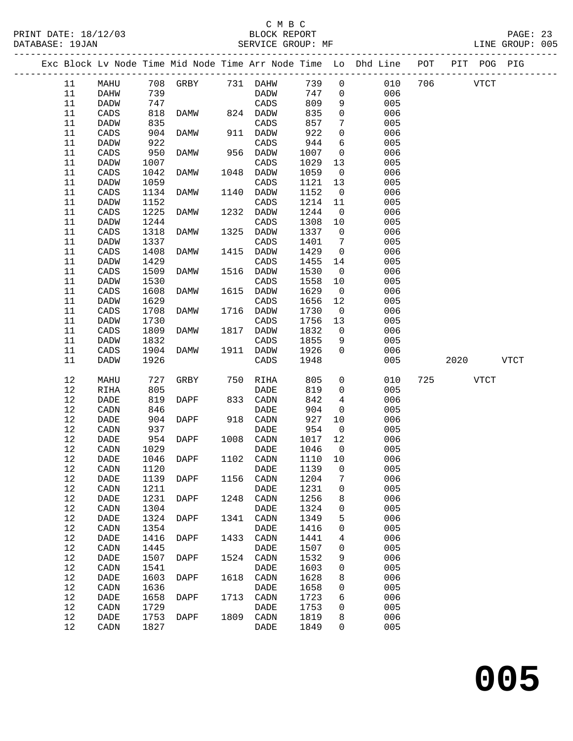C M B C

BLOCK REPORT

SERVICE GROUP: MF

PRINT DATE: 18/12/03
DATABASE: 19JAN

LINE GROUP: 005

| Exc | Block | Lv Node | Time | Mid Node | Time | Arr Node | Time | Lo | Dhd Line | POT | PIT | POG | PIG |
|---|---|---|---|---|---|---|---|---|---|---|---|---|---|
| | 11 | MAHU | 708 | GRBY | 731 | DAHW | 739 | 0 | 010 | 706 | | VTCT | |
| | 11 | DAHW | 739 | | | DADW | 747 | 0 | 006 | | | | |
| | 11 | DADW | 747 | | | CADS | 809 | 9 | 005 | | | | |
| | 11 | CADS | 818 | DAMW | 824 | DADW | 835 | 0 | 006 | | | | |
| | 11 | DADW | 835 | | | CADS | 857 | 7 | 005 | | | | |
| | 11 | CADS | 904 | DAMW | 911 | DADW | 922 | 0 | 006 | | | | |
| | 11 | DADW | 922 | | | CADS | 944 | 6 | 005 | | | | |
| | 11 | CADS | 950 | DAMW | 956 | DADW | 1007 | 0 | 006 | | | | |
| | 11 | DADW | 1007 | | | CADS | 1029 | 13 | 005 | | | | |
| | 11 | CADS | 1042 | DAMW | 1048 | DADW | 1059 | 0 | 006 | | | | |
| | 11 | DADW | 1059 | | | CADS | 1121 | 13 | 005 | | | | |
| | 11 | CADS | 1134 | DAMW | 1140 | DADW | 1152 | 0 | 006 | | | | |
| | 11 | DADW | 1152 | | | CADS | 1214 | 11 | 005 | | | | |
| | 11 | CADS | 1225 | DAMW | 1232 | DADW | 1244 | 0 | 006 | | | | |
| | 11 | DADW | 1244 | | | CADS | 1308 | 10 | 005 | | | | |
| | 11 | CADS | 1318 | DAMW | 1325 | DADW | 1337 | 0 | 006 | | | | |
| | 11 | DADW | 1337 | | | CADS | 1401 | 7 | 005 | | | | |
| | 11 | CADS | 1408 | DAMW | 1415 | DADW | 1429 | 0 | 006 | | | | |
| | 11 | DADW | 1429 | | | CADS | 1455 | 14 | 005 | | | | |
| | 11 | CADS | 1509 | DAMW | 1516 | DADW | 1530 | 0 | 006 | | | | |
| | 11 | DADW | 1530 | | | CADS | 1558 | 10 | 005 | | | | |
| | 11 | CADS | 1608 | DAMW | 1615 | DADW | 1629 | 0 | 006 | | | | |
| | 11 | DADW | 1629 | | | CADS | 1656 | 12 | 005 | | | | |
| | 11 | CADS | 1708 | DAMW | 1716 | DADW | 1730 | 0 | 006 | | | | |
| | 11 | DADW | 1730 | | | CADS | 1756 | 13 | 005 | | | | |
| | 11 | CADS | 1809 | DAMW | 1817 | DADW | 1832 | 0 | 006 | | | | |
| | 11 | DADW | 1832 | | | CADS | 1855 | 9 | 005 | | | | |
| | 11 | CADS | 1904 | DAMW | 1911 | DADW | 1926 | 0 | 006 | | | | |
| | 11 | DADW | 1926 | | | CADS | 1948 | | 005 | | 2020 | | VTCT |
| | 12 | MAHU | 727 | GRBY | 750 | RIHA | 805 | 0 | 010 | 725 | | VTCT | |
| | 12 | RIHA | 805 | | | DADE | 819 | 0 | 005 | | | | |
| | 12 | DADE | 819 | DAPF | 833 | CADN | 842 | 4 | 006 | | | | |
| | 12 | CADN | 846 | | | DADE | 904 | 0 | 005 | | | | |
| | 12 | DADE | 904 | DAPF | 918 | CADN | 927 | 10 | 006 | | | | |
| | 12 | CADN | 937 | | | DADE | 954 | 0 | 005 | | | | |
| | 12 | DADE | 954 | DAPF | 1008 | CADN | 1017 | 12 | 006 | | | | |
| | 12 | CADN | 1029 | | | DADE | 1046 | 0 | 005 | | | | |
| | 12 | DADE | 1046 | DAPF | 1102 | CADN | 1110 | 10 | 006 | | | | |
| | 12 | CADN | 1120 | | | DADE | 1139 | 0 | 005 | | | | |
| | 12 | DADE | 1139 | DAPF | 1156 | CADN | 1204 | 7 | 006 | | | | |
| | 12 | CADN | 1211 | | | DADE | 1231 | 0 | 005 | | | | |
| | 12 | DADE | 1231 | DAPF | 1248 | CADN | 1256 | 8 | 006 | | | | |
| | 12 | CADN | 1304 | | | DADE | 1324 | 0 | 005 | | | | |
| | 12 | DADE | 1324 | DAPF | 1341 | CADN | 1349 | 5 | 006 | | | | |
| | 12 | CADN | 1354 | | | DADE | 1416 | 0 | 005 | | | | |
| | 12 | DADE | 1416 | DAPF | 1433 | CADN | 1441 | 4 | 006 | | | | |
| | 12 | CADN | 1445 | | | DADE | 1507 | 0 | 005 | | | | |
| | 12 | DADE | 1507 | DAPF | 1524 | CADN | 1532 | 9 | 006 | | | | |
| | 12 | CADN | 1541 | | | DADE | 1603 | 0 | 005 | | | | |
| | 12 | DADE | 1603 | DAPF | 1618 | CADN | 1628 | 8 | 006 | | | | |
| | 12 | CADN | 1636 | | | DADE | 1658 | 0 | 005 | | | | |
| | 12 | DADE | 1658 | DAPF | 1713 | CADN | 1723 | 6 | 006 | | | | |
| | 12 | CADN | 1729 | | | DADE | 1753 | 0 | 005 | | | | |
| | 12 | DADE | 1753 | DAPF | 1809 | CADN | 1819 | 8 | 006 | | | | |
| | 12 | CADN | 1827 | | | DADE | 1849 | 0 | 005 | | | | |

# 005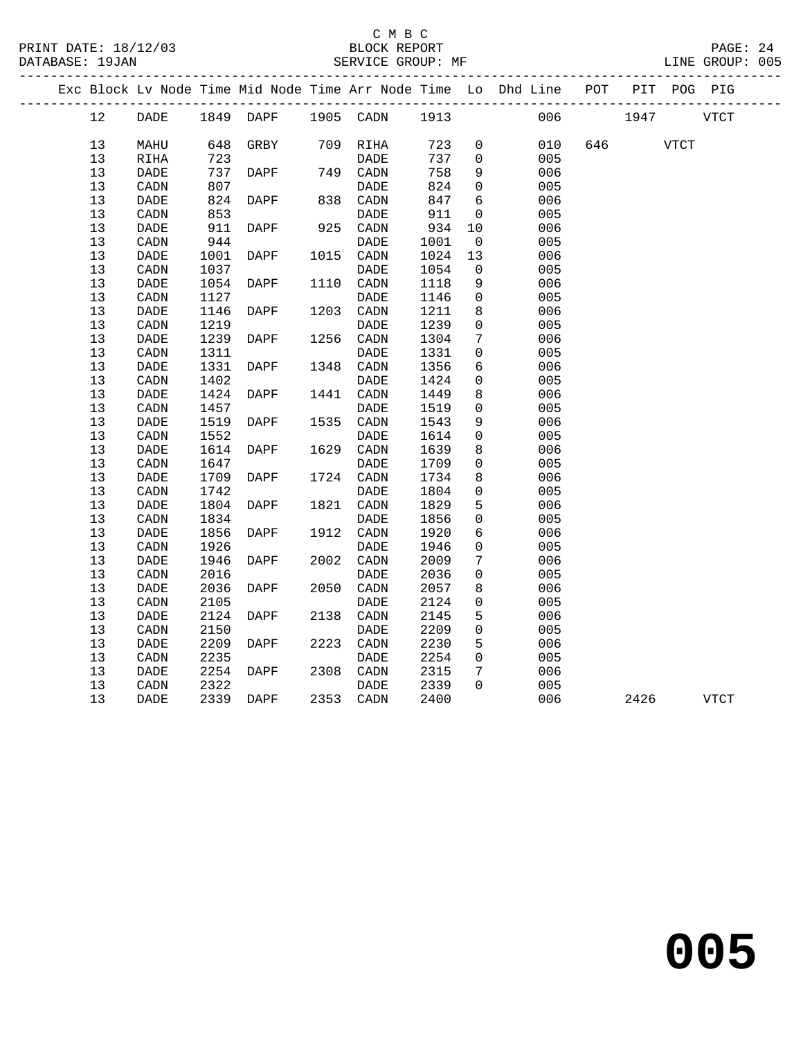C M B C

BLOCK REPORT

SERVICE GROUP: MF

PRINT DATE: 18/12/03
DATABASE: 19JAN
LINE GROUP: 005

| Exc | Block | Lv | Node | Time | Mid Node | Time | Arr Node | Time | Lo | Dhd Line | POT | PIT | POG | PIG |
|---|---|---|---|---|---|---|---|---|---|---|---|---|---|---|
| | 12 | | DADE | 1849 | DAPF | 1905 | CADN | 1913 | | 006 | | 1947 | | VTCT |
| | 13 | | MAHU | 648 | GRBY | 709 | RIHA | 723 | 0 | 010 | 646 | | VTCT | |
| | 13 | | RIHA | 723 | | | DADE | 737 | 0 | 005 | | | | |
| | 13 | | DADE | 737 | DAPF | 749 | CADN | 758 | 9 | 006 | | | | |
| | 13 | | CADN | 807 | | | DADE | 824 | 0 | 005 | | | | |
| | 13 | | DADE | 824 | DAPF | 838 | CADN | 847 | 6 | 006 | | | | |
| | 13 | | CADN | 853 | | | DADE | 911 | 0 | 005 | | | | |
| | 13 | | DADE | 911 | DAPF | 925 | CADN | 934 | 10 | 006 | | | | |
| | 13 | | CADN | 944 | | | DADE | 1001 | 0 | 005 | | | | |
| | 13 | | DADE | 1001 | DAPF | 1015 | CADN | 1024 | 13 | 006 | | | | |
| | 13 | | CADN | 1037 | | | DADE | 1054 | 0 | 005 | | | | |
| | 13 | | DADE | 1054 | DAPF | 1110 | CADN | 1118 | 9 | 006 | | | | |
| | 13 | | CADN | 1127 | | | DADE | 1146 | 0 | 005 | | | | |
| | 13 | | DADE | 1146 | DAPF | 1203 | CADN | 1211 | 8 | 006 | | | | |
| | 13 | | CADN | 1219 | | | DADE | 1239 | 0 | 005 | | | | |
| | 13 | | DADE | 1239 | DAPF | 1256 | CADN | 1304 | 7 | 006 | | | | |
| | 13 | | CADN | 1311 | | | DADE | 1331 | 0 | 005 | | | | |
| | 13 | | DADE | 1331 | DAPF | 1348 | CADN | 1356 | 6 | 006 | | | | |
| | 13 | | CADN | 1402 | | | DADE | 1424 | 0 | 005 | | | | |
| | 13 | | DADE | 1424 | DAPF | 1441 | CADN | 1449 | 8 | 006 | | | | |
| | 13 | | CADN | 1457 | | | DADE | 1519 | 0 | 005 | | | | |
| | 13 | | DADE | 1519 | DAPF | 1535 | CADN | 1543 | 9 | 006 | | | | |
| | 13 | | CADN | 1552 | | | DADE | 1614 | 0 | 005 | | | | |
| | 13 | | DADE | 1614 | DAPF | 1629 | CADN | 1639 | 8 | 006 | | | | |
| | 13 | | CADN | 1647 | | | DADE | 1709 | 0 | 005 | | | | |
| | 13 | | DADE | 1709 | DAPF | 1724 | CADN | 1734 | 8 | 006 | | | | |
| | 13 | | CADN | 1742 | | | DADE | 1804 | 0 | 005 | | | | |
| | 13 | | DADE | 1804 | DAPF | 1821 | CADN | 1829 | 5 | 006 | | | | |
| | 13 | | CADN | 1834 | | | DADE | 1856 | 0 | 005 | | | | |
| | 13 | | DADE | 1856 | DAPF | 1912 | CADN | 1920 | 6 | 006 | | | | |
| | 13 | | CADN | 1926 | | | DADE | 1946 | 0 | 005 | | | | |
| | 13 | | DADE | 1946 | DAPF | 2002 | CADN | 2009 | 7 | 006 | | | | |
| | 13 | | CADN | 2016 | | | DADE | 2036 | 0 | 005 | | | | |
| | 13 | | DADE | 2036 | DAPF | 2050 | CADN | 2057 | 8 | 006 | | | | |
| | 13 | | CADN | 2105 | | | DADE | 2124 | 0 | 005 | | | | |
| | 13 | | DADE | 2124 | DAPF | 2138 | CADN | 2145 | 5 | 006 | | | | |
| | 13 | | CADN | 2150 | | | DADE | 2209 | 0 | 005 | | | | |
| | 13 | | DADE | 2209 | DAPF | 2223 | CADN | 2230 | 5 | 006 | | | | |
| | 13 | | CADN | 2235 | | | DADE | 2254 | 0 | 005 | | | | |
| | 13 | | DADE | 2254 | DAPF | 2308 | CADN | 2315 | 7 | 006 | | | | |
| | 13 | | CADN | 2322 | | | DADE | 2339 | 0 | 005 | | | | |
| | 13 | | DADE | 2339 | DAPF | 2353 | CADN | 2400 | | 006 | | 2426 | | VTCT |

# 005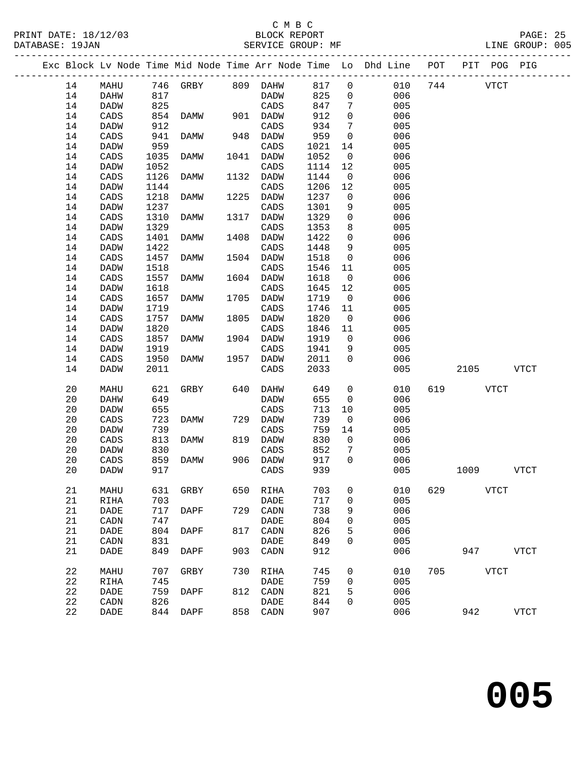C M B C

BLOCK REPORT

SERVICE GROUP: MF

PRINT DATE: 18/12/03
DATABASE: 19JAN

LINE GROUP: 005

| Exc | Block | Lv Node | Time | Mid Node | Time | Arr Node | Time | Lo | Dhd Line | POT | PIT | POG | PIG |
|---|---|---|---|---|---|---|---|---|---|---|---|---|---|
| | 14 | MAHU | 746 | GRBY | 809 | DAHW | 817 | 0 | 010 | 744 | | VTCT | |
| | 14 | DAHW | 817 | | | DADW | 825 | 0 | 006 | | | | |
| | 14 | DADW | 825 | | | CADS | 847 | 7 | 005 | | | | |
| | 14 | CADS | 854 | DAMW | 901 | DADW | 912 | 0 | 006 | | | | |
| | 14 | DADW | 912 | | | CADS | 934 | 7 | 005 | | | | |
| | 14 | CADS | 941 | DAMW | 948 | DADW | 959 | 0 | 006 | | | | |
| | 14 | DADW | 959 | | | CADS | 1021 | 14 | 005 | | | | |
| | 14 | CADS | 1035 | DAMW | 1041 | DADW | 1052 | 0 | 006 | | | | |
| | 14 | DADW | 1052 | | | CADS | 1114 | 12 | 005 | | | | |
| | 14 | CADS | 1126 | DAMW | 1132 | DADW | 1144 | 0 | 006 | | | | |
| | 14 | DADW | 1144 | | | CADS | 1206 | 12 | 005 | | | | |
| | 14 | CADS | 1218 | DAMW | 1225 | DADW | 1237 | 0 | 006 | | | | |
| | 14 | DADW | 1237 | | | CADS | 1301 | 9 | 005 | | | | |
| | 14 | CADS | 1310 | DAMW | 1317 | DADW | 1329 | 0 | 006 | | | | |
| | 14 | DADW | 1329 | | | CADS | 1353 | 8 | 005 | | | | |
| | 14 | CADS | 1401 | DAMW | 1408 | DADW | 1422 | 0 | 006 | | | | |
| | 14 | DADW | 1422 | | | CADS | 1448 | 9 | 005 | | | | |
| | 14 | CADS | 1457 | DAMW | 1504 | DADW | 1518 | 0 | 006 | | | | |
| | 14 | DADW | 1518 | | | CADS | 1546 | 11 | 005 | | | | |
| | 14 | CADS | 1557 | DAMW | 1604 | DADW | 1618 | 0 | 006 | | | | |
| | 14 | DADW | 1618 | | | CADS | 1645 | 12 | 005 | | | | |
| | 14 | CADS | 1657 | DAMW | 1705 | DADW | 1719 | 0 | 006 | | | | |
| | 14 | DADW | 1719 | | | CADS | 1746 | 11 | 005 | | | | |
| | 14 | CADS | 1757 | DAMW | 1805 | DADW | 1820 | 0 | 006 | | | | |
| | 14 | DADW | 1820 | | | CADS | 1846 | 11 | 005 | | | | |
| | 14 | CADS | 1857 | DAMW | 1904 | DADW | 1919 | 0 | 006 | | | | |
| | 14 | DADW | 1919 | | | CADS | 1941 | 9 | 005 | | | | |
| | 14 | CADS | 1950 | DAMW | 1957 | DADW | 2011 | 0 | 006 | | | | |
| | 14 | DADW | 2011 | | | CADS | 2033 | | 005 | | 2105 | | VTCT |
| | 20 | MAHU | 621 | GRBY | 640 | DAHW | 649 | 0 | 010 | 619 | | VTCT | |
| | 20 | DAHW | 649 | | | DADW | 655 | 0 | 006 | | | | |
| | 20 | DADW | 655 | | | CADS | 713 | 10 | 005 | | | | |
| | 20 | CADS | 723 | DAMW | 729 | DADW | 739 | 0 | 006 | | | | |
| | 20 | DADW | 739 | | | CADS | 759 | 14 | 005 | | | | |
| | 20 | CADS | 813 | DAMW | 819 | DADW | 830 | 0 | 006 | | | | |
| | 20 | DADW | 830 | | | CADS | 852 | 7 | 005 | | | | |
| | 20 | CADS | 859 | DAMW | 906 | DADW | 917 | 0 | 006 | | | | |
| | 20 | DADW | 917 | | | CADS | 939 | | 005 | | 1009 | | VTCT |
| | 21 | MAHU | 631 | GRBY | 650 | RIHA | 703 | 0 | 010 | 629 | | VTCT | |
| | 21 | RIHA | 703 | | | DADE | 717 | 0 | 005 | | | | |
| | 21 | DADE | 717 | DAPF | 729 | CADN | 738 | 9 | 006 | | | | |
| | 21 | CADN | 747 | | | DADE | 804 | 0 | 005 | | | | |
| | 21 | DADE | 804 | DAPF | 817 | CADN | 826 | 5 | 006 | | | | |
| | 21 | CADN | 831 | | | DADE | 849 | 0 | 005 | | | | |
| | 21 | DADE | 849 | DAPF | 903 | CADN | 912 | | 006 | | 947 | | VTCT |
| | 22 | MAHU | 707 | GRBY | 730 | RIHA | 745 | 0 | 010 | 705 | | VTCT | |
| | 22 | RIHA | 745 | | | DADE | 759 | 0 | 005 | | | | |
| | 22 | DADE | 759 | DAPF | 812 | CADN | 821 | 5 | 006 | | | | |
| | 22 | CADN | 826 | | | DADE | 844 | 0 | 005 | | | | |
| | 22 | DADE | 844 | DAPF | 858 | CADN | 907 | | 006 | | 942 | | VTCT |

# 005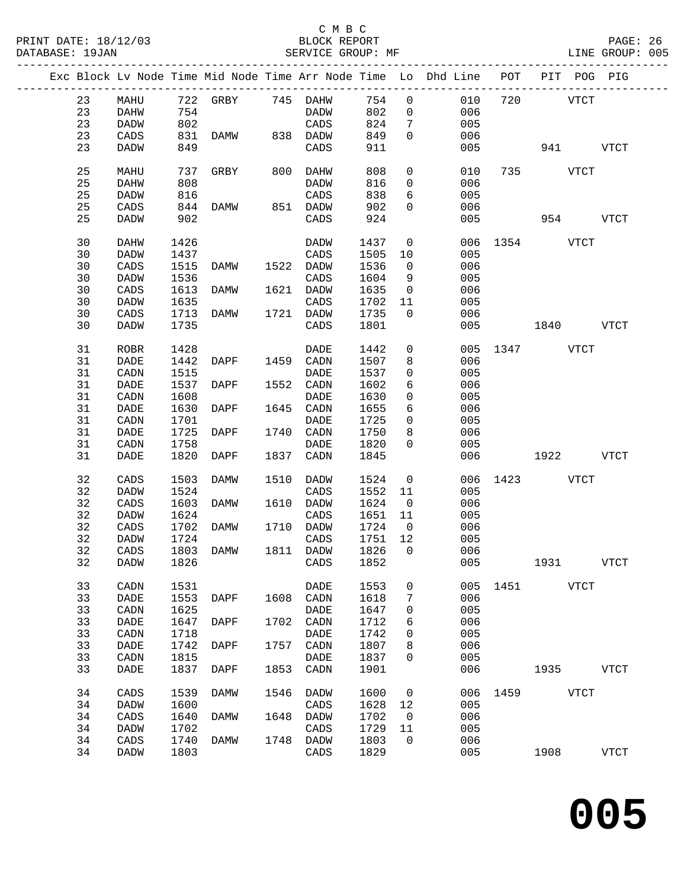C M B C

BLOCK REPORT

SERVICE GROUP: MF

| Exc | Block | Lv | Node | Time | Mid Node | Time | Arr Node | Time | Lo | Dhd Line | POT | PIT | POG | PIG |
|---|---|---|---|---|---|---|---|---|---|---|---|---|---|---|
| | 23 | | MAHU | 722 | GRBY | 745 | DAHW | 754 | 0 | 010 | 720 | | VTCT | |
| | 23 | | DAHW | 754 | | | DADW | 802 | 0 | 006 | | | | |
| | 23 | | DADW | 802 | | | CADS | 824 | 7 | 005 | | | | |
| | 23 | | CADS | 831 | DAMW | 838 | DADW | 849 | 0 | 006 | | | | |
| | 23 | | DADW | 849 | | | CADS | 911 | | 005 | | 941 | | VTCT |
| | 25 | | MAHU | 737 | GRBY | 800 | DAHW | 808 | 0 | 010 | 735 | | VTCT | |
| | 25 | | DAHW | 808 | | | DADW | 816 | 0 | 006 | | | | |
| | 25 | | DADW | 816 | | | CADS | 838 | 6 | 005 | | | | |
| | 25 | | CADS | 844 | DAMW | 851 | DADW | 902 | 0 | 006 | | | | |
| | 25 | | DADW | 902 | | | CADS | 924 | | 005 | | 954 | | VTCT |
| | 30 | | DAHW | 1426 | | | DADW | 1437 | 0 | 006 | 1354 | | VTCT | |
| | 30 | | DADW | 1437 | | | CADS | 1505 | 10 | 005 | | | | |
| | 30 | | CADS | 1515 | DAMW | 1522 | DADW | 1536 | 0 | 006 | | | | |
| | 30 | | DADW | 1536 | | | CADS | 1604 | 9 | 005 | | | | |
| | 30 | | CADS | 1613 | DAMW | 1621 | DADW | 1635 | 0 | 006 | | | | |
| | 30 | | DADW | 1635 | | | CADS | 1702 | 11 | 005 | | | | |
| | 30 | | CADS | 1713 | DAMW | 1721 | DADW | 1735 | 0 | 006 | | | | |
| | 30 | | DADW | 1735 | | | CADS | 1801 | | 005 | | 1840 | | VTCT |
| | 31 | | ROBR | 1428 | | | DADE | 1442 | 0 | 005 | 1347 | | VTCT | |
| | 31 | | DADE | 1442 | DAPF | 1459 | CADN | 1507 | 8 | 006 | | | | |
| | 31 | | CADN | 1515 | | | DADE | 1537 | 0 | 005 | | | | |
| | 31 | | DADE | 1537 | DAPF | 1552 | CADN | 1602 | 6 | 006 | | | | |
| | 31 | | CADN | 1608 | | | DADE | 1630 | 0 | 005 | | | | |
| | 31 | | DADE | 1630 | DAPF | 1645 | CADN | 1655 | 6 | 006 | | | | |
| | 31 | | CADN | 1701 | | | DADE | 1725 | 0 | 005 | | | | |
| | 31 | | DADE | 1725 | DAPF | 1740 | CADN | 1750 | 8 | 006 | | | | |
| | 31 | | CADN | 1758 | | | DADE | 1820 | 0 | 005 | | | | |
| | 31 | | DADE | 1820 | DAPF | 1837 | CADN | 1845 | | 006 | | 1922 | | VTCT |
| | 32 | | CADS | 1503 | DAMW | 1510 | DADW | 1524 | 0 | 006 | 1423 | | VTCT | |
| | 32 | | DADW | 1524 | | | CADS | 1552 | 11 | 005 | | | | |
| | 32 | | CADS | 1603 | DAMW | 1610 | DADW | 1624 | 0 | 006 | | | | |
| | 32 | | DADW | 1624 | | | CADS | 1651 | 11 | 005 | | | | |
| | 32 | | CADS | 1702 | DAMW | 1710 | DADW | 1724 | 0 | 006 | | | | |
| | 32 | | DADW | 1724 | | | CADS | 1751 | 12 | 005 | | | | |
| | 32 | | CADS | 1803 | DAMW | 1811 | DADW | 1826 | 0 | 006 | | | | |
| | 32 | | DADW | 1826 | | | CADS | 1852 | | 005 | | 1931 | | VTCT |
| | 33 | | CADN | 1531 | | | DADE | 1553 | 0 | 005 | 1451 | | VTCT | |
| | 33 | | DADE | 1553 | DAPF | 1608 | CADN | 1618 | 7 | 006 | | | | |
| | 33 | | CADN | 1625 | | | DADE | 1647 | 0 | 005 | | | | |
| | 33 | | DADE | 1647 | DAPF | 1702 | CADN | 1712 | 6 | 006 | | | | |
| | 33 | | CADN | 1718 | | | DADE | 1742 | 0 | 005 | | | | |
| | 33 | | DADE | 1742 | DAPF | 1757 | CADN | 1807 | 8 | 006 | | | | |
| | 33 | | CADN | 1815 | | | DADE | 1837 | 0 | 005 | | | | |
| | 33 | | DADE | 1837 | DAPF | 1853 | CADN | 1901 | | 006 | | 1935 | | VTCT |
| | 34 | | CADS | 1539 | DAMW | 1546 | DADW | 1600 | 0 | 006 | 1459 | | VTCT | |
| | 34 | | DADW | 1600 | | | CADS | 1628 | 12 | 005 | | | | |
| | 34 | | CADS | 1640 | DAMW | 1648 | DADW | 1702 | 0 | 006 | | | | |
| | 34 | | DADW | 1702 | | | CADS | 1729 | 11 | 005 | | | | |
| | 34 | | CADS | 1740 | DAMW | 1748 | DADW | 1803 | 0 | 006 | | | | |
| | 34 | | DADW | 1803 | | | CADS | 1829 | | 005 | | 1908 | | VTCT |

**005**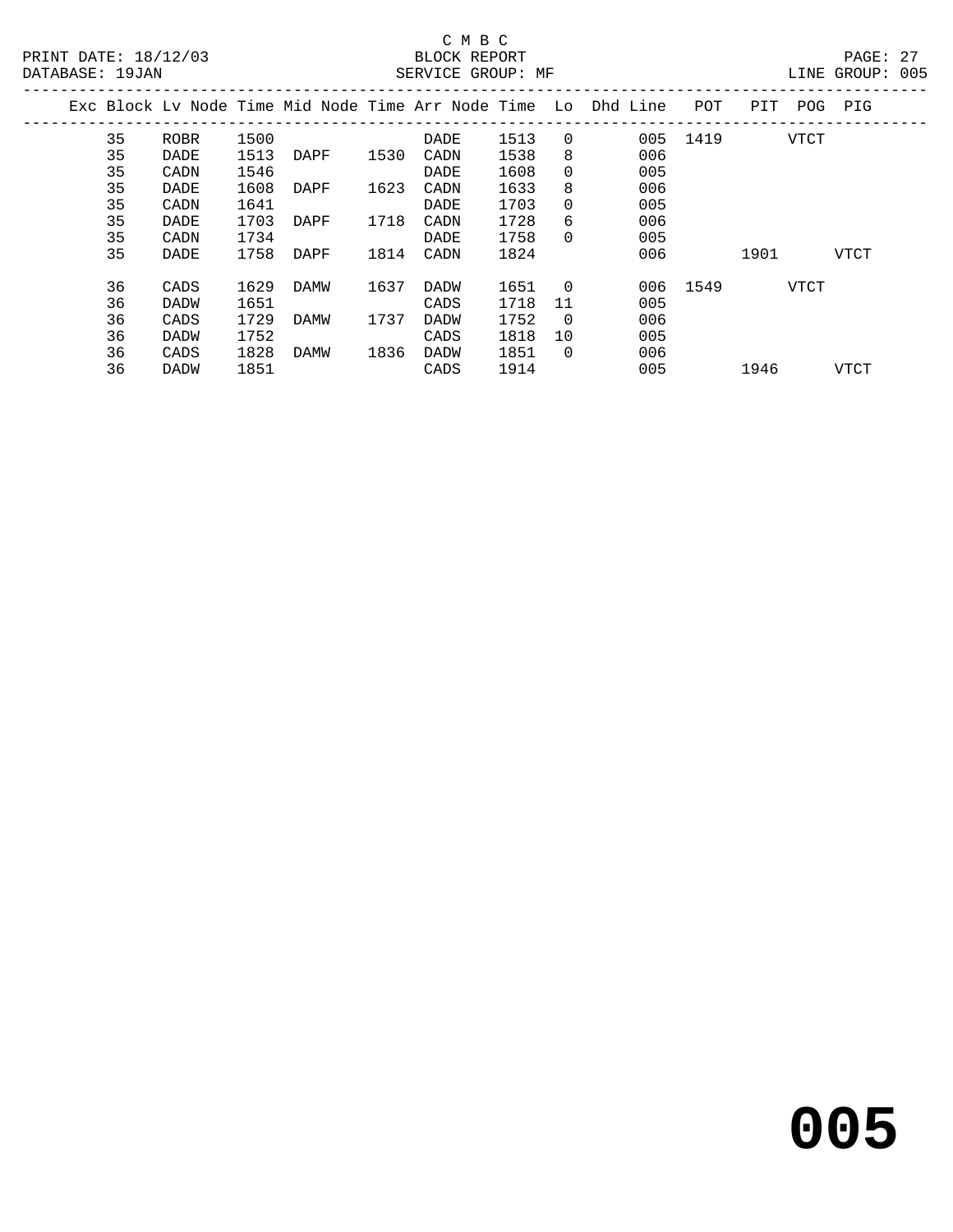C M B C

BLOCK REPORT

SERVICE GROUP: MF

PRINT DATE: 18/12/03
DATABASE: 19JAN

LINE GROUP: 005

| Exc | Block | Lv Node | Time | Mid Node | Time | Arr Node | Time | Lo | Dhd Line | POT | PIT | POG | PIG |
|---|---|---|---|---|---|---|---|---|---|---|---|---|---|
| | 35 | ROBR | 1500 | | | DADE | 1513 | 0 | 005 | 1419 | | VTCT | |
| | 35 | DADE | 1513 | DAPF | 1530 | CADN | 1538 | 8 | 006 | | | | |
| | 35 | CADN | 1546 | | | DADE | 1608 | 0 | 005 | | | | |
| | 35 | DADE | 1608 | DAPF | 1623 | CADN | 1633 | 8 | 006 | | | | |
| | 35 | CADN | 1641 | | | DADE | 1703 | 0 | 005 | | | | |
| | 35 | DADE | 1703 | DAPF | 1718 | CADN | 1728 | 6 | 006 | | | | |
| | 35 | CADN | 1734 | | | DADE | 1758 | 0 | 005 | | | | |
| | 35 | DADE | 1758 | DAPF | 1814 | CADN | 1824 | | 006 | | 1901 | | VTCT |
| | 36 | CADS | 1629 | DAMW | 1637 | DADW | 1651 | 0 | 006 | 1549 | | VTCT | |
| | 36 | DADW | 1651 | | | CADS | 1718 | 11 | 005 | | | | |
| | 36 | CADS | 1729 | DAMW | 1737 | DADW | 1752 | 0 | 006 | | | | |
| | 36 | DADW | 1752 | | | CADS | 1818 | 10 | 005 | | | | |
| | 36 | CADS | 1828 | DAMW | 1836 | DADW | 1851 | 0 | 006 | | | | |
| | 36 | DADW | 1851 | | | CADS | 1914 | | 005 | | 1946 | | VTCT |

# 005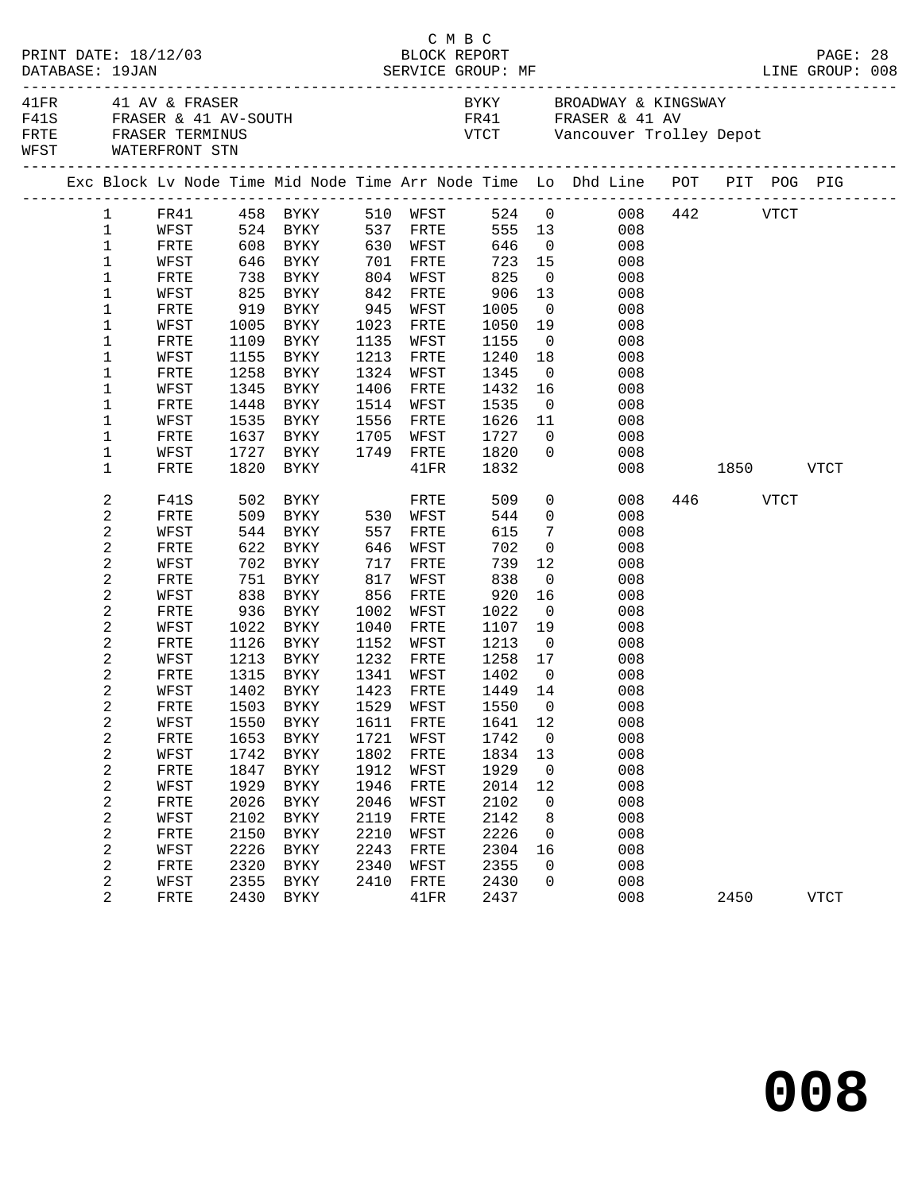C M B C
BLOCK REPORT
SERVICE GROUP: MF

PRINT DATE: 18/12/03
DATABASE: 19JAN
LINE GROUP: 008

| | | | |
|---|---|---|---|
| 41FR | 41 AV & FRASER | BYKY | BROADWAY & KINGSWAY |
| F41S | FRASER & 41 AV-SOUTH | FR41 | FRASER & 41 AV |
| FRTE | FRASER TERMINUS | VTCT | Vancouver Trolley Depot |
| WFST | WATERFRONT STN | | |

| Exc | Block | Lv Node | Time | Mid Node | Time | Arr Node | Time | Lo | Dhd Line | POT | PIT | POG | PIG |
|---|---|---|---|---|---|---|---|---|---|---|---|---|---|
| | 1 | FR41 | 458 | BYKY | 510 | WFST | 524 | 0 | 008 | 442 | | VTCT | |
| | 1 | WFST | 524 | BYKY | 537 | FRTE | 555 | 13 | 008 | | | | |
| | 1 | FRTE | 608 | BYKY | 630 | WFST | 646 | 0 | 008 | | | | |
| | 1 | WFST | 646 | BYKY | 701 | FRTE | 723 | 15 | 008 | | | | |
| | 1 | FRTE | 738 | BYKY | 804 | WFST | 825 | 0 | 008 | | | | |
| | 1 | WFST | 825 | BYKY | 842 | FRTE | 906 | 13 | 008 | | | | |
| | 1 | FRTE | 919 | BYKY | 945 | WFST | 1005 | 0 | 008 | | | | |
| | 1 | WFST | 1005 | BYKY | 1023 | FRTE | 1050 | 19 | 008 | | | | |
| | 1 | FRTE | 1109 | BYKY | 1135 | WFST | 1155 | 0 | 008 | | | | |
| | 1 | WFST | 1155 | BYKY | 1213 | FRTE | 1240 | 18 | 008 | | | | |
| | 1 | FRTE | 1258 | BYKY | 1324 | WFST | 1345 | 0 | 008 | | | | |
| | 1 | WFST | 1345 | BYKY | 1406 | FRTE | 1432 | 16 | 008 | | | | |
| | 1 | FRTE | 1448 | BYKY | 1514 | WFST | 1535 | 0 | 008 | | | | |
| | 1 | WFST | 1535 | BYKY | 1556 | FRTE | 1626 | 11 | 008 | | | | |
| | 1 | FRTE | 1637 | BYKY | 1705 | WFST | 1727 | 0 | 008 | | | | |
| | 1 | WFST | 1727 | BYKY | 1749 | FRTE | 1820 | 0 | 008 | | | | |
| | 1 | FRTE | 1820 | BYKY | | 41FR | 1832 | | 008 | | 1850 | | VTCT |
| | 2 | F41S | 502 | BYKY | | FRTE | 509 | 0 | 008 | 446 | | VTCT | |
| | 2 | FRTE | 509 | BYKY | 530 | WFST | 544 | 0 | 008 | | | | |
| | 2 | WFST | 544 | BYKY | 557 | FRTE | 615 | 7 | 008 | | | | |
| | 2 | FRTE | 622 | BYKY | 646 | WFST | 702 | 0 | 008 | | | | |
| | 2 | WFST | 702 | BYKY | 717 | FRTE | 739 | 12 | 008 | | | | |
| | 2 | FRTE | 751 | BYKY | 817 | WFST | 838 | 0 | 008 | | | | |
| | 2 | WFST | 838 | BYKY | 856 | FRTE | 920 | 16 | 008 | | | | |
| | 2 | FRTE | 936 | BYKY | 1002 | WFST | 1022 | 0 | 008 | | | | |
| | 2 | WFST | 1022 | BYKY | 1040 | FRTE | 1107 | 19 | 008 | | | | |
| | 2 | FRTE | 1126 | BYKY | 1152 | WFST | 1213 | 0 | 008 | | | | |
| | 2 | WFST | 1213 | BYKY | 1232 | FRTE | 1258 | 17 | 008 | | | | |
| | 2 | FRTE | 1315 | BYKY | 1341 | WFST | 1402 | 0 | 008 | | | | |
| | 2 | WFST | 1402 | BYKY | 1423 | FRTE | 1449 | 14 | 008 | | | | |
| | 2 | FRTE | 1503 | BYKY | 1529 | WFST | 1550 | 0 | 008 | | | | |
| | 2 | WFST | 1550 | BYKY | 1611 | FRTE | 1641 | 12 | 008 | | | | |
| | 2 | FRTE | 1653 | BYKY | 1721 | WFST | 1742 | 0 | 008 | | | | |
| | 2 | WFST | 1742 | BYKY | 1802 | FRTE | 1834 | 13 | 008 | | | | |
| | 2 | FRTE | 1847 | BYKY | 1912 | WFST | 1929 | 0 | 008 | | | | |
| | 2 | WFST | 1929 | BYKY | 1946 | FRTE | 2014 | 12 | 008 | | | | |
| | 2 | FRTE | 2026 | BYKY | 2046 | WFST | 2102 | 0 | 008 | | | | |
| | 2 | WFST | 2102 | BYKY | 2119 | FRTE | 2142 | 8 | 008 | | | | |
| | 2 | FRTE | 2150 | BYKY | 2210 | WFST | 2226 | 0 | 008 | | | | |
| | 2 | WFST | 2226 | BYKY | 2243 | FRTE | 2304 | 16 | 008 | | | | |
| | 2 | FRTE | 2320 | BYKY | 2340 | WFST | 2355 | 0 | 008 | | | | |
| | 2 | WFST | 2355 | BYKY | 2410 | FRTE | 2430 | 0 | 008 | | | | |
| | 2 | FRTE | 2430 | BYKY | | 41FR | 2437 | | 008 | | 2450 | | VTCT |

# 008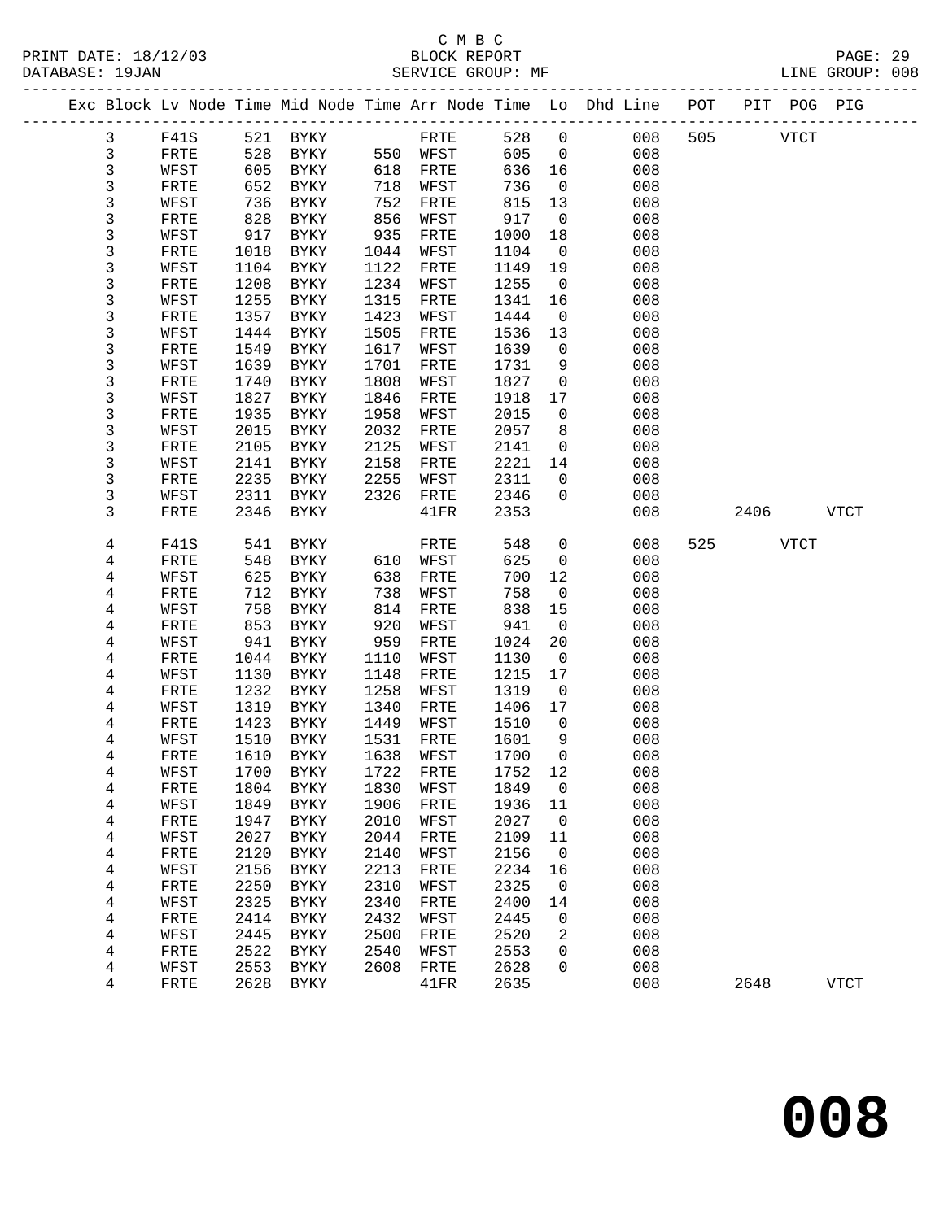C M B C

BLOCK REPORT

SERVICE GROUP: MF

PRINT DATE: 18/12/03
DATABASE: 19JAN
LINE GROUP: 008

| Exc | Block | Lv | Node | Time | Mid Node | Time | Arr Node | Time | Lo | Dhd Line | POT | PIT | POG | PIG |
|---|---|---|---|---|---|---|---|---|---|---|---|---|---|---|
| | 3 | | F41S | 521 | BYKY | | FRTE | 528 | 0 | 008 | 505 | | VTCT | |
| | 3 | | FRTE | 528 | BYKY | 550 | WFST | 605 | 0 | 008 | | | | |
| | 3 | | WFST | 605 | BYKY | 618 | FRTE | 636 | 16 | 008 | | | | |
| | 3 | | FRTE | 652 | BYKY | 718 | WFST | 736 | 0 | 008 | | | | |
| | 3 | | WFST | 736 | BYKY | 752 | FRTE | 815 | 13 | 008 | | | | |
| | 3 | | FRTE | 828 | BYKY | 856 | WFST | 917 | 0 | 008 | | | | |
| | 3 | | WFST | 917 | BYKY | 935 | FRTE | 1000 | 18 | 008 | | | | |
| | 3 | | FRTE | 1018 | BYKY | 1044 | WFST | 1104 | 0 | 008 | | | | |
| | 3 | | WFST | 1104 | BYKY | 1122 | FRTE | 1149 | 19 | 008 | | | | |
| | 3 | | FRTE | 1208 | BYKY | 1234 | WFST | 1255 | 0 | 008 | | | | |
| | 3 | | WFST | 1255 | BYKY | 1315 | FRTE | 1341 | 16 | 008 | | | | |
| | 3 | | FRTE | 1357 | BYKY | 1423 | WFST | 1444 | 0 | 008 | | | | |
| | 3 | | WFST | 1444 | BYKY | 1505 | FRTE | 1536 | 13 | 008 | | | | |
| | 3 | | FRTE | 1549 | BYKY | 1617 | WFST | 1639 | 0 | 008 | | | | |
| | 3 | | WFST | 1639 | BYKY | 1701 | FRTE | 1731 | 9 | 008 | | | | |
| | 3 | | FRTE | 1740 | BYKY | 1808 | WFST | 1827 | 0 | 008 | | | | |
| | 3 | | WFST | 1827 | BYKY | 1846 | FRTE | 1918 | 17 | 008 | | | | |
| | 3 | | FRTE | 1935 | BYKY | 1958 | WFST | 2015 | 0 | 008 | | | | |
| | 3 | | WFST | 2015 | BYKY | 2032 | FRTE | 2057 | 8 | 008 | | | | |
| | 3 | | FRTE | 2105 | BYKY | 2125 | WFST | 2141 | 0 | 008 | | | | |
| | 3 | | WFST | 2141 | BYKY | 2158 | FRTE | 2221 | 14 | 008 | | | | |
| | 3 | | FRTE | 2235 | BYKY | 2255 | WFST | 2311 | 0 | 008 | | | | |
| | 3 | | WFST | 2311 | BYKY | 2326 | FRTE | 2346 | 0 | 008 | | | | |
| | 3 | | FRTE | 2346 | BYKY | | 41FR | 2353 | | 008 | | 2406 | | VTCT |
| | 4 | | F41S | 541 | BYKY | | FRTE | 548 | 0 | 008 | 525 | | VTCT | |
| | 4 | | FRTE | 548 | BYKY | 610 | WFST | 625 | 0 | 008 | | | | |
| | 4 | | WFST | 625 | BYKY | 638 | FRTE | 700 | 12 | 008 | | | | |
| | 4 | | FRTE | 712 | BYKY | 738 | WFST | 758 | 0 | 008 | | | | |
| | 4 | | WFST | 758 | BYKY | 814 | FRTE | 838 | 15 | 008 | | | | |
| | 4 | | FRTE | 853 | BYKY | 920 | WFST | 941 | 0 | 008 | | | | |
| | 4 | | WFST | 941 | BYKY | 959 | FRTE | 1024 | 20 | 008 | | | | |
| | 4 | | FRTE | 1044 | BYKY | 1110 | WFST | 1130 | 0 | 008 | | | | |
| | 4 | | WFST | 1130 | BYKY | 1148 | FRTE | 1215 | 17 | 008 | | | | |
| | 4 | | FRTE | 1232 | BYKY | 1258 | WFST | 1319 | 0 | 008 | | | | |
| | 4 | | WFST | 1319 | BYKY | 1340 | FRTE | 1406 | 17 | 008 | | | | |
| | 4 | | FRTE | 1423 | BYKY | 1449 | WFST | 1510 | 0 | 008 | | | | |
| | 4 | | WFST | 1510 | BYKY | 1531 | FRTE | 1601 | 9 | 008 | | | | |
| | 4 | | FRTE | 1610 | BYKY | 1638 | WFST | 1700 | 0 | 008 | | | | |
| | 4 | | WFST | 1700 | BYKY | 1722 | FRTE | 1752 | 12 | 008 | | | | |
| | 4 | | FRTE | 1804 | BYKY | 1830 | WFST | 1849 | 0 | 008 | | | | |
| | 4 | | WFST | 1849 | BYKY | 1906 | FRTE | 1936 | 11 | 008 | | | | |
| | 4 | | FRTE | 1947 | BYKY | 2010 | WFST | 2027 | 0 | 008 | | | | |
| | 4 | | WFST | 2027 | BYKY | 2044 | FRTE | 2109 | 11 | 008 | | | | |
| | 4 | | FRTE | 2120 | BYKY | 2140 | WFST | 2156 | 0 | 008 | | | | |
| | 4 | | WFST | 2156 | BYKY | 2213 | FRTE | 2234 | 16 | 008 | | | | |
| | 4 | | FRTE | 2250 | BYKY | 2310 | WFST | 2325 | 0 | 008 | | | | |
| | 4 | | WFST | 2325 | BYKY | 2340 | FRTE | 2400 | 14 | 008 | | | | |
| | 4 | | FRTE | 2414 | BYKY | 2432 | WFST | 2445 | 0 | 008 | | | | |
| | 4 | | WFST | 2445 | BYKY | 2500 | FRTE | 2520 | 2 | 008 | | | | |
| | 4 | | FRTE | 2522 | BYKY | 2540 | WFST | 2553 | 0 | 008 | | | | |
| | 4 | | WFST | 2553 | BYKY | 2608 | FRTE | 2628 | 0 | 008 | | | | |
| | 4 | | FRTE | 2628 | BYKY | | 41FR | 2635 | | 008 | | 2648 | | VTCT |

# 008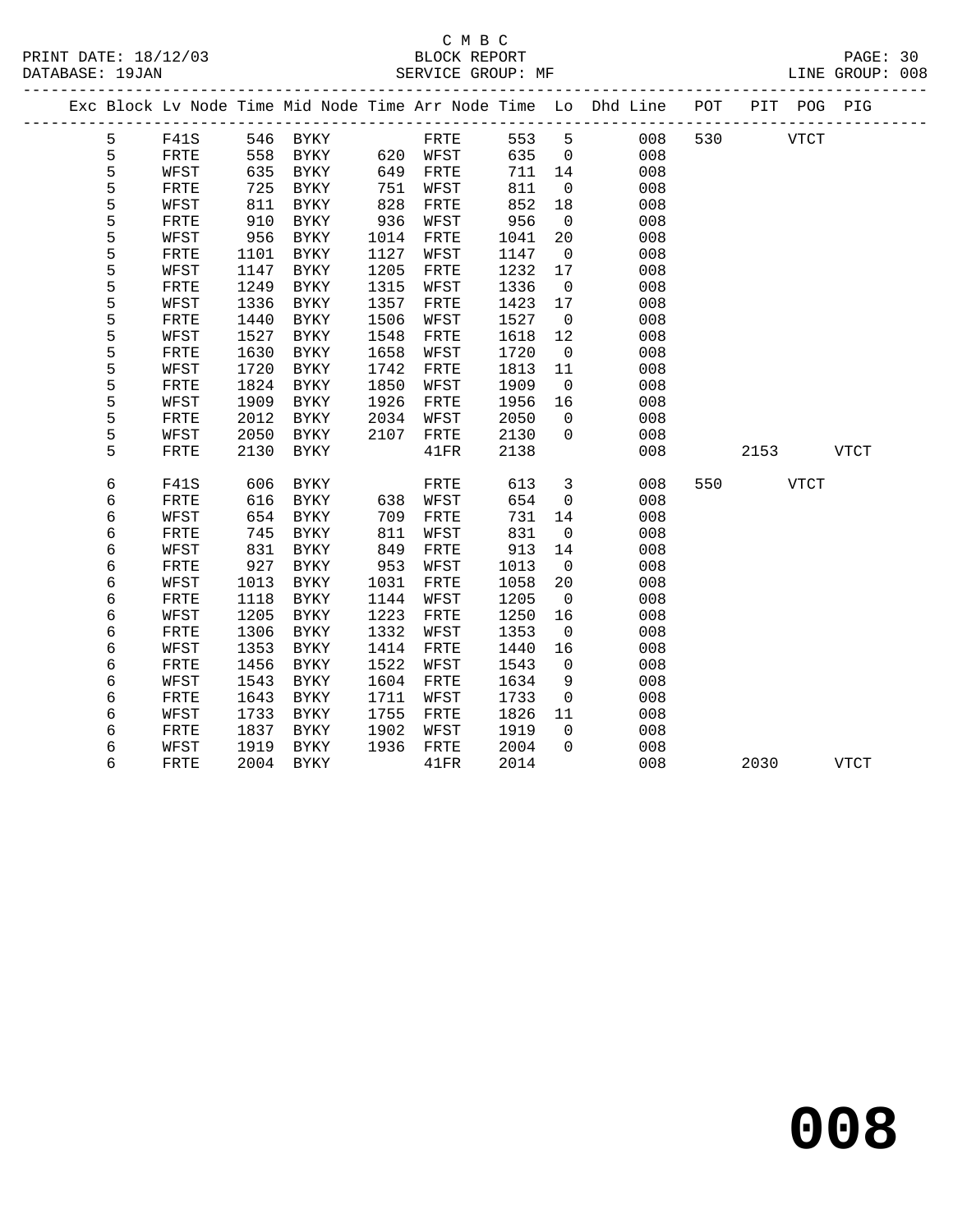C M B C
BLOCK REPORT
SERVICE GROUP: MF

PRINT DATE: 18/12/03
DATABASE: 19JAN
LINE GROUP: 008

| Exc | Block | Lv Node | Time | Mid Node | Time | Arr Node | Time | Lo | Dhd Line | POT | PIT | POG | PIG |
|---|---|---|---|---|---|---|---|---|---|---|---|---|---|
| | 5 | F41S | 546 | BYKY | | FRTE | 553 | 5 | 008 | 530 | | VTCT | |
| | 5 | FRTE | 558 | BYKY | 620 | WFST | 635 | 0 | 008 | | | | |
| | 5 | WFST | 635 | BYKY | 649 | FRTE | 711 | 14 | 008 | | | | |
| | 5 | FRTE | 725 | BYKY | 751 | WFST | 811 | 0 | 008 | | | | |
| | 5 | WFST | 811 | BYKY | 828 | FRTE | 852 | 18 | 008 | | | | |
| | 5 | FRTE | 910 | BYKY | 936 | WFST | 956 | 0 | 008 | | | | |
| | 5 | WFST | 956 | BYKY | 1014 | FRTE | 1041 | 20 | 008 | | | | |
| | 5 | FRTE | 1101 | BYKY | 1127 | WFST | 1147 | 0 | 008 | | | | |
| | 5 | WFST | 1147 | BYKY | 1205 | FRTE | 1232 | 17 | 008 | | | | |
| | 5 | FRTE | 1249 | BYKY | 1315 | WFST | 1336 | 0 | 008 | | | | |
| | 5 | WFST | 1336 | BYKY | 1357 | FRTE | 1423 | 17 | 008 | | | | |
| | 5 | FRTE | 1440 | BYKY | 1506 | WFST | 1527 | 0 | 008 | | | | |
| | 5 | WFST | 1527 | BYKY | 1548 | FRTE | 1618 | 12 | 008 | | | | |
| | 5 | FRTE | 1630 | BYKY | 1658 | WFST | 1720 | 0 | 008 | | | | |
| | 5 | WFST | 1720 | BYKY | 1742 | FRTE | 1813 | 11 | 008 | | | | |
| | 5 | FRTE | 1824 | BYKY | 1850 | WFST | 1909 | 0 | 008 | | | | |
| | 5 | WFST | 1909 | BYKY | 1926 | FRTE | 1956 | 16 | 008 | | | | |
| | 5 | FRTE | 2012 | BYKY | 2034 | WFST | 2050 | 0 | 008 | | | | |
| | 5 | WFST | 2050 | BYKY | 2107 | FRTE | 2130 | 0 | 008 | | | | |
| | 5 | FRTE | 2130 | BYKY | | 41FR | 2138 | | 008 | | 2153 | | VTCT |
| | 6 | F41S | 606 | BYKY | | FRTE | 613 | 3 | 008 | 550 | | VTCT | |
| | 6 | FRTE | 616 | BYKY | 638 | WFST | 654 | 0 | 008 | | | | |
| | 6 | WFST | 654 | BYKY | 709 | FRTE | 731 | 14 | 008 | | | | |
| | 6 | FRTE | 745 | BYKY | 811 | WFST | 831 | 0 | 008 | | | | |
| | 6 | WFST | 831 | BYKY | 849 | FRTE | 913 | 14 | 008 | | | | |
| | 6 | FRTE | 927 | BYKY | 953 | WFST | 1013 | 0 | 008 | | | | |
| | 6 | WFST | 1013 | BYKY | 1031 | FRTE | 1058 | 20 | 008 | | | | |
| | 6 | FRTE | 1118 | BYKY | 1144 | WFST | 1205 | 0 | 008 | | | | |
| | 6 | WFST | 1205 | BYKY | 1223 | FRTE | 1250 | 16 | 008 | | | | |
| | 6 | FRTE | 1306 | BYKY | 1332 | WFST | 1353 | 0 | 008 | | | | |
| | 6 | WFST | 1353 | BYKY | 1414 | FRTE | 1440 | 16 | 008 | | | | |
| | 6 | FRTE | 1456 | BYKY | 1522 | WFST | 1543 | 0 | 008 | | | | |
| | 6 | WFST | 1543 | BYKY | 1604 | FRTE | 1634 | 9 | 008 | | | | |
| | 6 | FRTE | 1643 | BYKY | 1711 | WFST | 1733 | 0 | 008 | | | | |
| | 6 | WFST | 1733 | BYKY | 1755 | FRTE | 1826 | 11 | 008 | | | | |
| | 6 | FRTE | 1837 | BYKY | 1902 | WFST | 1919 | 0 | 008 | | | | |
| | 6 | WFST | 1919 | BYKY | 1936 | FRTE | 2004 | 0 | 008 | | | | |
| | 6 | FRTE | 2004 | BYKY | | 41FR | 2014 | | 008 | | 2030 | | VTCT |

# 008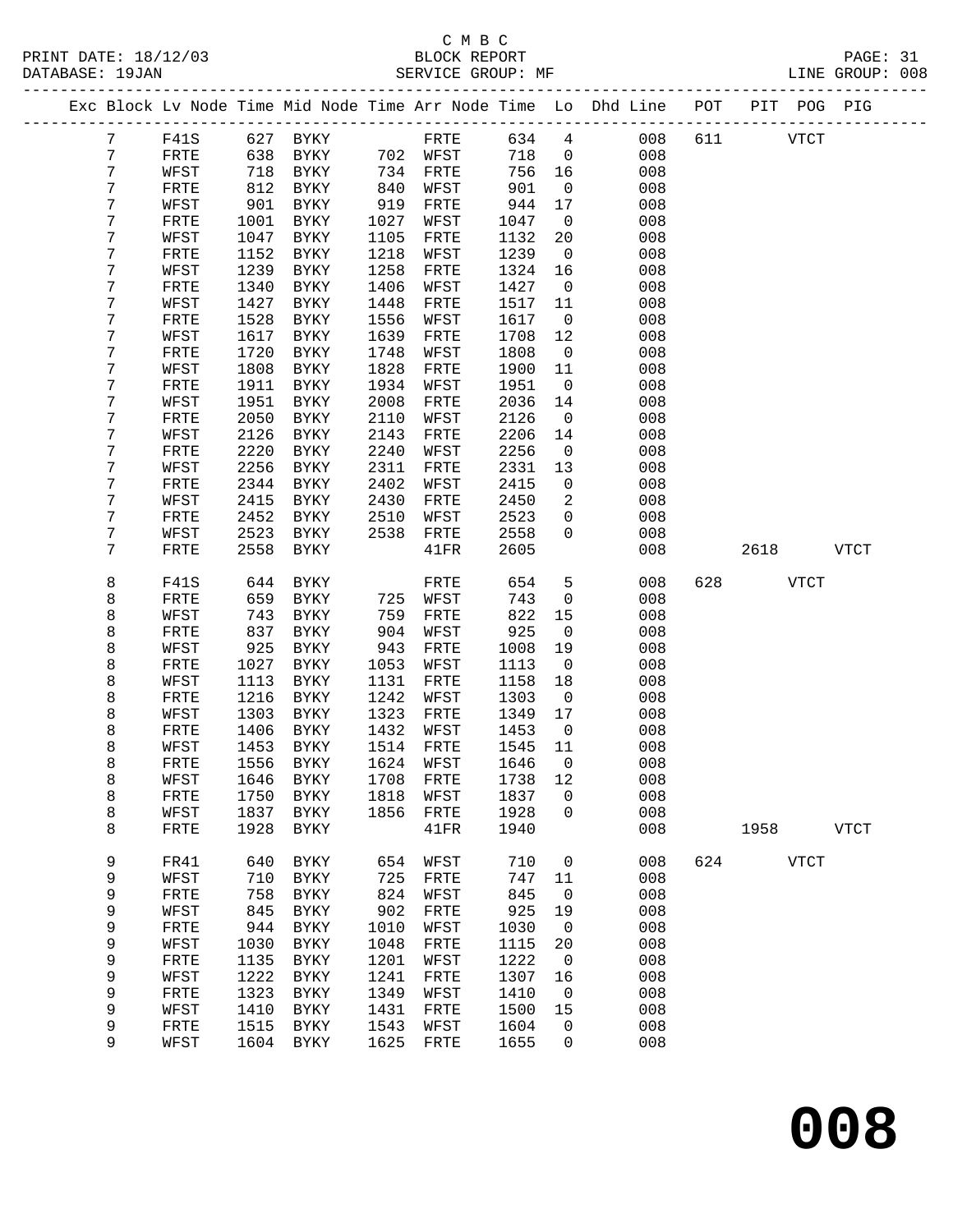C M B C

PRINT DATE: 18/12/03 BLOCK REPORT

DATABASE: 19JAN SERVICE GROUP: MF LINE GROUP: 008

| Exc | Block | Lv | Node | Time | Mid Node | Time | Arr Node | Time | Lo | Dhd Line | POT | PIT | POG | PIG |
|---|---|---|---|---|---|---|---|---|---|---|---|---|---|---|
| | 7 | F41S | 627 | BYKY | | FRTE | 634 | 4 | | 008 | 611 | | VTCT | |
| | 7 | FRTE | 638 | BYKY | 702 | WFST | 718 | 0 | | 008 | | | | |
| | 7 | WFST | 718 | BYKY | 734 | FRTE | 756 | 16 | | 008 | | | | |
| | 7 | FRTE | 812 | BYKY | 840 | WFST | 901 | 0 | | 008 | | | | |
| | 7 | WFST | 901 | BYKY | 919 | FRTE | 944 | 17 | | 008 | | | | |
| | 7 | FRTE | 1001 | BYKY | 1027 | WFST | 1047 | 0 | | 008 | | | | |
| | 7 | WFST | 1047 | BYKY | 1105 | FRTE | 1132 | 20 | | 008 | | | | |
| | 7 | FRTE | 1152 | BYKY | 1218 | WFST | 1239 | 0 | | 008 | | | | |
| | 7 | WFST | 1239 | BYKY | 1258 | FRTE | 1324 | 16 | | 008 | | | | |
| | 7 | FRTE | 1340 | BYKY | 1406 | WFST | 1427 | 0 | | 008 | | | | |
| | 7 | WFST | 1427 | BYKY | 1448 | FRTE | 1517 | 11 | | 008 | | | | |
| | 7 | FRTE | 1528 | BYKY | 1556 | WFST | 1617 | 0 | | 008 | | | | |
| | 7 | WFST | 1617 | BYKY | 1639 | FRTE | 1708 | 12 | | 008 | | | | |
| | 7 | FRTE | 1720 | BYKY | 1748 | WFST | 1808 | 0 | | 008 | | | | |
| | 7 | WFST | 1808 | BYKY | 1828 | FRTE | 1900 | 11 | | 008 | | | | |
| | 7 | FRTE | 1911 | BYKY | 1934 | WFST | 1951 | 0 | | 008 | | | | |
| | 7 | WFST | 1951 | BYKY | 2008 | FRTE | 2036 | 14 | | 008 | | | | |
| | 7 | FRTE | 2050 | BYKY | 2110 | WFST | 2126 | 0 | | 008 | | | | |
| | 7 | WFST | 2126 | BYKY | 2143 | FRTE | 2206 | 14 | | 008 | | | | |
| | 7 | FRTE | 2220 | BYKY | 2240 | WFST | 2256 | 0 | | 008 | | | | |
| | 7 | WFST | 2256 | BYKY | 2311 | FRTE | 2331 | 13 | | 008 | | | | |
| | 7 | FRTE | 2344 | BYKY | 2402 | WFST | 2415 | 0 | | 008 | | | | |
| | 7 | WFST | 2415 | BYKY | 2430 | FRTE | 2450 | 2 | | 008 | | | | |
| | 7 | FRTE | 2452 | BYKY | 2510 | WFST | 2523 | 0 | | 008 | | | | |
| | 7 | WFST | 2523 | BYKY | 2538 | FRTE | 2558 | 0 | | 008 | | | | |
| | 7 | FRTE | 2558 | BYKY | | 41FR | 2605 | | | 008 | | 2618 | | VTCT |
| | 8 | F41S | 644 | BYKY | | FRTE | 654 | 5 | | 008 | 628 | | VTCT | |
| | 8 | FRTE | 659 | BYKY | 725 | WFST | 743 | 0 | | 008 | | | | |
| | 8 | WFST | 743 | BYKY | 759 | FRTE | 822 | 15 | | 008 | | | | |
| | 8 | FRTE | 837 | BYKY | 904 | WFST | 925 | 0 | | 008 | | | | |
| | 8 | WFST | 925 | BYKY | 943 | FRTE | 1008 | 19 | | 008 | | | | |
| | 8 | FRTE | 1027 | BYKY | 1053 | WFST | 1113 | 0 | | 008 | | | | |
| | 8 | WFST | 1113 | BYKY | 1131 | FRTE | 1158 | 18 | | 008 | | | | |
| | 8 | FRTE | 1216 | BYKY | 1242 | WFST | 1303 | 0 | | 008 | | | | |
| | 8 | WFST | 1303 | BYKY | 1323 | FRTE | 1349 | 17 | | 008 | | | | |
| | 8 | FRTE | 1406 | BYKY | 1432 | WFST | 1453 | 0 | | 008 | | | | |
| | 8 | WFST | 1453 | BYKY | 1514 | FRTE | 1545 | 11 | | 008 | | | | |
| | 8 | FRTE | 1556 | BYKY | 1624 | WFST | 1646 | 0 | | 008 | | | | |
| | 8 | WFST | 1646 | BYKY | 1708 | FRTE | 1738 | 12 | | 008 | | | | |
| | 8 | FRTE | 1750 | BYKY | 1818 | WFST | 1837 | 0 | | 008 | | | | |
| | 8 | WFST | 1837 | BYKY | 1856 | FRTE | 1928 | 0 | | 008 | | | | |
| | 8 | FRTE | 1928 | BYKY | | 41FR | 1940 | | | 008 | | 1958 | | VTCT |
| | 9 | FR41 | 640 | BYKY | 654 | WFST | 710 | 0 | | 008 | 624 | | VTCT | |
| | 9 | WFST | 710 | BYKY | 725 | FRTE | 747 | 11 | | 008 | | | | |
| | 9 | FRTE | 758 | BYKY | 824 | WFST | 845 | 0 | | 008 | | | | |
| | 9 | WFST | 845 | BYKY | 902 | FRTE | 925 | 19 | | 008 | | | | |
| | 9 | FRTE | 944 | BYKY | 1010 | WFST | 1030 | 0 | | 008 | | | | |
| | 9 | WFST | 1030 | BYKY | 1048 | FRTE | 1115 | 20 | | 008 | | | | |
| | 9 | FRTE | 1135 | BYKY | 1201 | WFST | 1222 | 0 | | 008 | | | | |
| | 9 | WFST | 1222 | BYKY | 1241 | FRTE | 1307 | 16 | | 008 | | | | |
| | 9 | FRTE | 1323 | BYKY | 1349 | WFST | 1410 | 0 | | 008 | | | | |
| | 9 | WFST | 1410 | BYKY | 1431 | FRTE | 1500 | 15 | | 008 | | | | |
| | 9 | FRTE | 1515 | BYKY | 1543 | WFST | 1604 | 0 | | 008 | | | | |
| | 9 | WFST | 1604 | BYKY | 1625 | FRTE | 1655 | 0 | | 008 | | | | |

**008**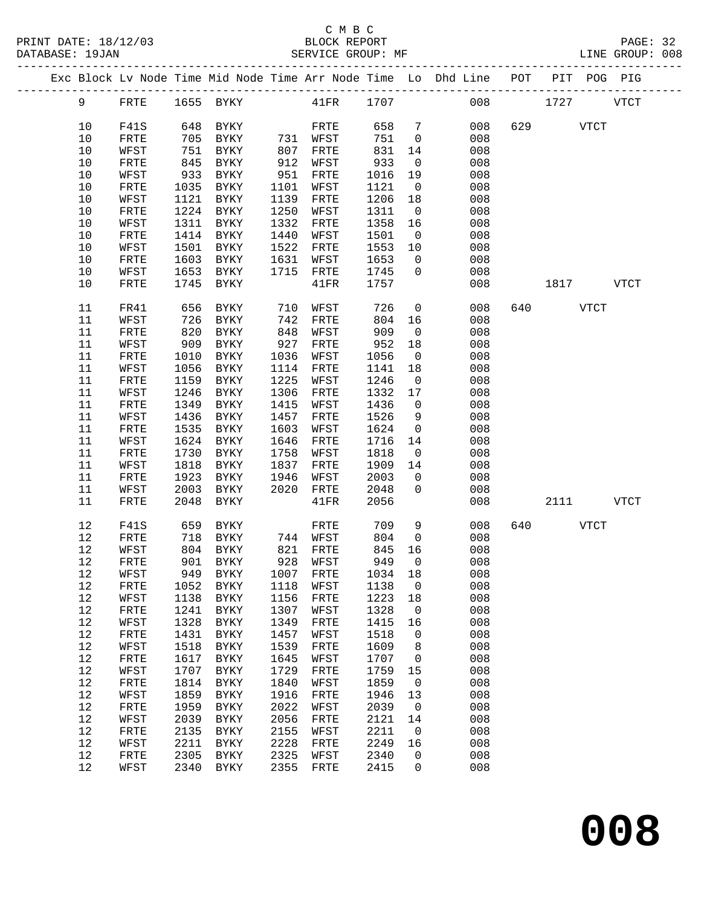C M B C
PRINT DATE: 18/12/03 BLOCK REPORT
DATABASE: 19JAN SERVICE GROUP: MF LINE GROUP: 008

| Exc | Block | Lv | Node | Time | Mid Node | Time | Arr Node | Time | Lo | Dhd Line | POT | PIT | POG | PIG |
|---|---|---|---|---|---|---|---|---|---|---|---|---|---|---|
| | 9 | | FRTE | 1655 | BYKY | | 41FR | 1707 | | 008 | | 1727 | | VTCT |
| | 10 | | F41S | 648 | BYKY | | FRTE | 658 | 7 | 008 | 629 | | VTCT | |
| | 10 | | FRTE | 705 | BYKY | 731 | WFST | 751 | 0 | 008 | | | | |
| | 10 | | WFST | 751 | BYKY | 807 | FRTE | 831 | 14 | 008 | | | | |
| | 10 | | FRTE | 845 | BYKY | 912 | WFST | 933 | 0 | 008 | | | | |
| | 10 | | WFST | 933 | BYKY | 951 | FRTE | 1016 | 19 | 008 | | | | |
| | 10 | | FRTE | 1035 | BYKY | 1101 | WFST | 1121 | 0 | 008 | | | | |
| | 10 | | WFST | 1121 | BYKY | 1139 | FRTE | 1206 | 18 | 008 | | | | |
| | 10 | | FRTE | 1224 | BYKY | 1250 | WFST | 1311 | 0 | 008 | | | | |
| | 10 | | WFST | 1311 | BYKY | 1332 | FRTE | 1358 | 16 | 008 | | | | |
| | 10 | | FRTE | 1414 | BYKY | 1440 | WFST | 1501 | 0 | 008 | | | | |
| | 10 | | WFST | 1501 | BYKY | 1522 | FRTE | 1553 | 10 | 008 | | | | |
| | 10 | | FRTE | 1603 | BYKY | 1631 | WFST | 1653 | 0 | 008 | | | | |
| | 10 | | WFST | 1653 | BYKY | 1715 | FRTE | 1745 | 0 | 008 | | | | |
| | 10 | | FRTE | 1745 | BYKY | | 41FR | 1757 | | 008 | | 1817 | | VTCT |
| | 11 | | FR41 | 656 | BYKY | 710 | WFST | 726 | 0 | 008 | 640 | | VTCT | |
| | 11 | | WFST | 726 | BYKY | 742 | FRTE | 804 | 16 | 008 | | | | |
| | 11 | | FRTE | 820 | BYKY | 848 | WFST | 909 | 0 | 008 | | | | |
| | 11 | | WFST | 909 | BYKY | 927 | FRTE | 952 | 18 | 008 | | | | |
| | 11 | | FRTE | 1010 | BYKY | 1036 | WFST | 1056 | 0 | 008 | | | | |
| | 11 | | WFST | 1056 | BYKY | 1114 | FRTE | 1141 | 18 | 008 | | | | |
| | 11 | | FRTE | 1159 | BYKY | 1225 | WFST | 1246 | 0 | 008 | | | | |
| | 11 | | WFST | 1246 | BYKY | 1306 | FRTE | 1332 | 17 | 008 | | | | |
| | 11 | | FRTE | 1349 | BYKY | 1415 | WFST | 1436 | 0 | 008 | | | | |
| | 11 | | WFST | 1436 | BYKY | 1457 | FRTE | 1526 | 9 | 008 | | | | |
| | 11 | | FRTE | 1535 | BYKY | 1603 | WFST | 1624 | 0 | 008 | | | | |
| | 11 | | WFST | 1624 | BYKY | 1646 | FRTE | 1716 | 14 | 008 | | | | |
| | 11 | | FRTE | 1730 | BYKY | 1758 | WFST | 1818 | 0 | 008 | | | | |
| | 11 | | WFST | 1818 | BYKY | 1837 | FRTE | 1909 | 14 | 008 | | | | |
| | 11 | | FRTE | 1923 | BYKY | 1946 | WFST | 2003 | 0 | 008 | | | | |
| | 11 | | WFST | 2003 | BYKY | 2020 | FRTE | 2048 | 0 | 008 | | | | |
| | 11 | | FRTE | 2048 | BYKY | | 41FR | 2056 | | 008 | | 2111 | | VTCT |
| | 12 | | F41S | 659 | BYKY | | FRTE | 709 | 9 | 008 | 640 | | VTCT | |
| | 12 | | FRTE | 718 | BYKY | 744 | WFST | 804 | 0 | 008 | | | | |
| | 12 | | WFST | 804 | BYKY | 821 | FRTE | 845 | 16 | 008 | | | | |
| | 12 | | FRTE | 901 | BYKY | 928 | WFST | 949 | 0 | 008 | | | | |
| | 12 | | WFST | 949 | BYKY | 1007 | FRTE | 1034 | 18 | 008 | | | | |
| | 12 | | FRTE | 1052 | BYKY | 1118 | WFST | 1138 | 0 | 008 | | | | |
| | 12 | | WFST | 1138 | BYKY | 1156 | FRTE | 1223 | 18 | 008 | | | | |
| | 12 | | FRTE | 1241 | BYKY | 1307 | WFST | 1328 | 0 | 008 | | | | |
| | 12 | | WFST | 1328 | BYKY | 1349 | FRTE | 1415 | 16 | 008 | | | | |
| | 12 | | FRTE | 1431 | BYKY | 1457 | WFST | 1518 | 0 | 008 | | | | |
| | 12 | | WFST | 1518 | BYKY | 1539 | FRTE | 1609 | 8 | 008 | | | | |
| | 12 | | FRTE | 1617 | BYKY | 1645 | WFST | 1707 | 0 | 008 | | | | |
| | 12 | | WFST | 1707 | BYKY | 1729 | FRTE | 1759 | 15 | 008 | | | | |
| | 12 | | FRTE | 1814 | BYKY | 1840 | WFST | 1859 | 0 | 008 | | | | |
| | 12 | | WFST | 1859 | BYKY | 1916 | FRTE | 1946 | 13 | 008 | | | | |
| | 12 | | FRTE | 1959 | BYKY | 2022 | WFST | 2039 | 0 | 008 | | | | |
| | 12 | | WFST | 2039 | BYKY | 2056 | FRTE | 2121 | 14 | 008 | | | | |
| | 12 | | FRTE | 2135 | BYKY | 2155 | WFST | 2211 | 0 | 008 | | | | |
| | 12 | | WFST | 2211 | BYKY | 2228 | FRTE | 2249 | 16 | 008 | | | | |
| | 12 | | FRTE | 2305 | BYKY | 2325 | WFST | 2340 | 0 | 008 | | | | |
| | 12 | | WFST | 2340 | BYKY | 2355 | FRTE | 2415 | 0 | 008 | | | | |

**008**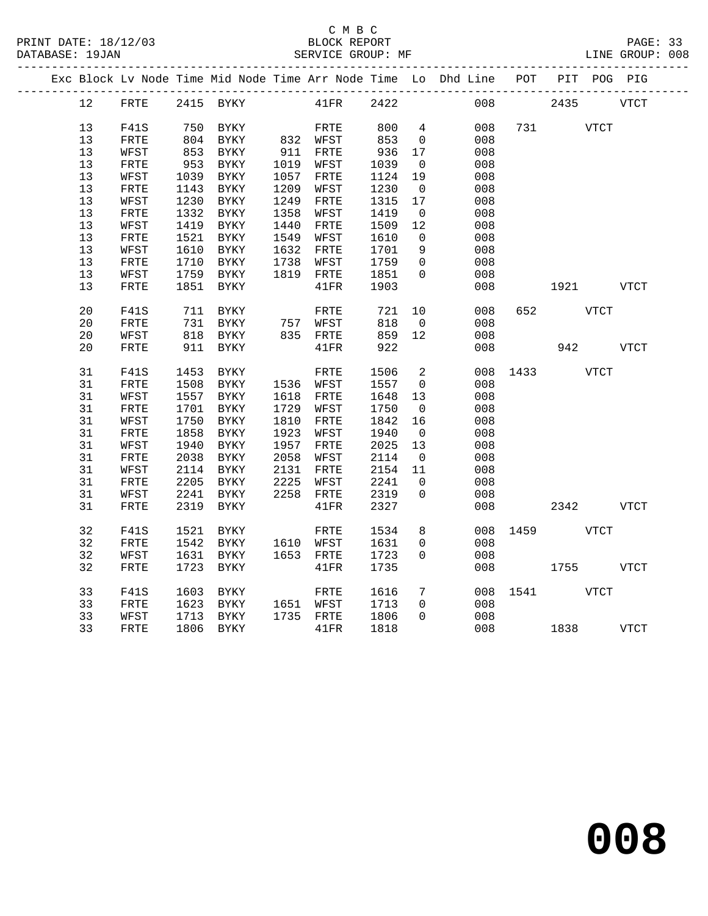C M B C
BLOCK REPORT
SERVICE GROUP: MF

PRINT DATE: 18/12/03
DATABASE: 19JAN
LINE GROUP: 008

| Exc | Block | Lv | Node | Time | Mid Node | Time | Arr Node | Time | Lo | Dhd Line | POT | PIT | POG | PIG |
|---|---|---|---|---|---|---|---|---|---|---|---|---|---|---|
| | 12 | | FRTE | 2415 | BYKY | | 41FR | 2422 | | 008 | | 2435 | | VTCT |
| | 13 | | F41S | 750 | BYKY | | FRTE | 800 | 4 | 008 | 731 | | VTCT | |
| | 13 | | FRTE | 804 | BYKY | 832 | WFST | 853 | 0 | 008 | | | | |
| | 13 | | WFST | 853 | BYKY | 911 | FRTE | 936 | 17 | 008 | | | | |
| | 13 | | FRTE | 953 | BYKY | 1019 | WFST | 1039 | 0 | 008 | | | | |
| | 13 | | WFST | 1039 | BYKY | 1057 | FRTE | 1124 | 19 | 008 | | | | |
| | 13 | | FRTE | 1143 | BYKY | 1209 | WFST | 1230 | 0 | 008 | | | | |
| | 13 | | WFST | 1230 | BYKY | 1249 | FRTE | 1315 | 17 | 008 | | | | |
| | 13 | | FRTE | 1332 | BYKY | 1358 | WFST | 1419 | 0 | 008 | | | | |
| | 13 | | WFST | 1419 | BYKY | 1440 | FRTE | 1509 | 12 | 008 | | | | |
| | 13 | | FRTE | 1521 | BYKY | 1549 | WFST | 1610 | 0 | 008 | | | | |
| | 13 | | WFST | 1610 | BYKY | 1632 | FRTE | 1701 | 9 | 008 | | | | |
| | 13 | | FRTE | 1710 | BYKY | 1738 | WFST | 1759 | 0 | 008 | | | | |
| | 13 | | WFST | 1759 | BYKY | 1819 | FRTE | 1851 | 0 | 008 | | | | |
| | 13 | | FRTE | 1851 | BYKY | | 41FR | 1903 | | 008 | | 1921 | | VTCT |
| | 20 | | F41S | 711 | BYKY | | FRTE | 721 | 10 | 008 | 652 | | VTCT | |
| | 20 | | FRTE | 731 | BYKY | 757 | WFST | 818 | 0 | 008 | | | | |
| | 20 | | WFST | 818 | BYKY | 835 | FRTE | 859 | 12 | 008 | | | | |
| | 20 | | FRTE | 911 | BYKY | | 41FR | 922 | | 008 | | 942 | | VTCT |
| | 31 | | F41S | 1453 | BYKY | | FRTE | 1506 | 2 | 008 | 1433 | | VTCT | |
| | 31 | | FRTE | 1508 | BYKY | 1536 | WFST | 1557 | 0 | 008 | | | | |
| | 31 | | WFST | 1557 | BYKY | 1618 | FRTE | 1648 | 13 | 008 | | | | |
| | 31 | | FRTE | 1701 | BYKY | 1729 | WFST | 1750 | 0 | 008 | | | | |
| | 31 | | WFST | 1750 | BYKY | 1810 | FRTE | 1842 | 16 | 008 | | | | |
| | 31 | | FRTE | 1858 | BYKY | 1923 | WFST | 1940 | 0 | 008 | | | | |
| | 31 | | WFST | 1940 | BYKY | 1957 | FRTE | 2025 | 13 | 008 | | | | |
| | 31 | | FRTE | 2038 | BYKY | 2058 | WFST | 2114 | 0 | 008 | | | | |
| | 31 | | WFST | 2114 | BYKY | 2131 | FRTE | 2154 | 11 | 008 | | | | |
| | 31 | | FRTE | 2205 | BYKY | 2225 | WFST | 2241 | 0 | 008 | | | | |
| | 31 | | WFST | 2241 | BYKY | 2258 | FRTE | 2319 | 0 | 008 | | | | |
| | 31 | | FRTE | 2319 | BYKY | | 41FR | 2327 | | 008 | | 2342 | | VTCT |
| | 32 | | F41S | 1521 | BYKY | | FRTE | 1534 | 8 | 008 | 1459 | | VTCT | |
| | 32 | | FRTE | 1542 | BYKY | 1610 | WFST | 1631 | 0 | 008 | | | | |
| | 32 | | WFST | 1631 | BYKY | 1653 | FRTE | 1723 | 0 | 008 | | | | |
| | 32 | | FRTE | 1723 | BYKY | | 41FR | 1735 | | 008 | | 1755 | | VTCT |
| | 33 | | F41S | 1603 | BYKY | | FRTE | 1616 | 7 | 008 | 1541 | | VTCT | |
| | 33 | | FRTE | 1623 | BYKY | 1651 | WFST | 1713 | 0 | 008 | | | | |
| | 33 | | WFST | 1713 | BYKY | 1735 | FRTE | 1806 | 0 | 008 | | | | |
| | 33 | | FRTE | 1806 | BYKY | | 41FR | 1818 | | 008 | | 1838 | | VTCT |

**008**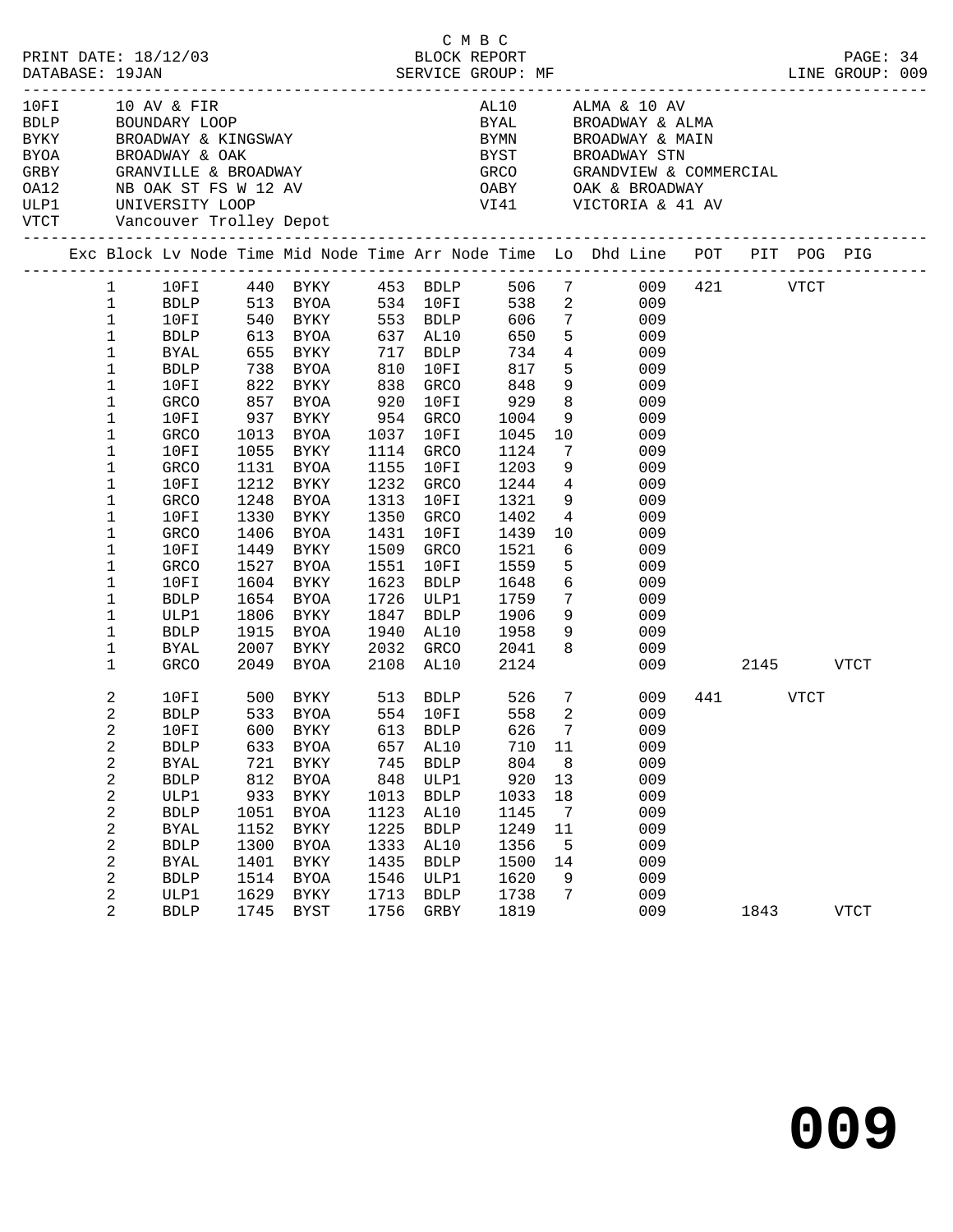C M B C
PRINT DATE: 18/12/03 BLOCK REPORT
DATABASE: 19JAN SERVICE GROUP: MF LINE GROUP: 009

| Code | Description | Code | Description |
|---|---|---|---|
| 10FI | 10 AV & FIR | AL10 | ALMA & 10 AV |
| BDLP | BOUNDARY LOOP | BYAL | BROADWAY & ALMA |
| BYKY | BROADWAY & KINGSWAY | BYMN | BROADWAY & MAIN |
| BYOA | BROADWAY & OAK | BYST | BROADWAY STN |
| GRBY | GRANVILLE & BROADWAY | GRCO | GRANDVIEW & COMMERCIAL |
| OA12 | NB OAK ST FS W 12 AV | OABY | OAK & BROADWAY |
| ULP1 | UNIVERSITY LOOP | VI41 | VICTORIA & 41 AV |
| VTCT | Vancouver Trolley Depot | | |

| Exc | Block | Lv Node | Time | Mid Node | Time | Arr Node | Time | Lo | Dhd Line | POT | PIT | POG | PIG |
|---|---|---|---|---|---|---|---|---|---|---|---|---|---|
| | 1 | 10FI | 440 | BYKY | 453 | BDLP | 506 | 7 | 009 | 421 | | VTCT | |
| | 1 | BDLP | 513 | BYOA | 534 | 10FI | 538 | 2 | 009 | | | | |
| | 1 | 10FI | 540 | BYKY | 553 | BDLP | 606 | 7 | 009 | | | | |
| | 1 | BDLP | 613 | BYOA | 637 | AL10 | 650 | 5 | 009 | | | | |
| | 1 | BYAL | 655 | BYKY | 717 | BDLP | 734 | 4 | 009 | | | | |
| | 1 | BDLP | 738 | BYOA | 810 | 10FI | 817 | 5 | 009 | | | | |
| | 1 | 10FI | 822 | BYKY | 838 | GRCO | 848 | 9 | 009 | | | | |
| | 1 | GRCO | 857 | BYOA | 920 | 10FI | 929 | 8 | 009 | | | | |
| | 1 | 10FI | 937 | BYKY | 954 | GRCO | 1004 | 9 | 009 | | | | |
| | 1 | GRCO | 1013 | BYOA | 1037 | 10FI | 1045 | 10 | 009 | | | | |
| | 1 | 10FI | 1055 | BYKY | 1114 | GRCO | 1124 | 7 | 009 | | | | |
| | 1 | GRCO | 1131 | BYOA | 1155 | 10FI | 1203 | 9 | 009 | | | | |
| | 1 | 10FI | 1212 | BYKY | 1232 | GRCO | 1244 | 4 | 009 | | | | |
| | 1 | GRCO | 1248 | BYOA | 1313 | 10FI | 1321 | 9 | 009 | | | | |
| | 1 | 10FI | 1330 | BYKY | 1350 | GRCO | 1402 | 4 | 009 | | | | |
| | 1 | GRCO | 1406 | BYOA | 1431 | 10FI | 1439 | 10 | 009 | | | | |
| | 1 | 10FI | 1449 | BYKY | 1509 | GRCO | 1521 | 6 | 009 | | | | |
| | 1 | GRCO | 1527 | BYOA | 1551 | 10FI | 1559 | 5 | 009 | | | | |
| | 1 | 10FI | 1604 | BYKY | 1623 | BDLP | 1648 | 6 | 009 | | | | |
| | 1 | BDLP | 1654 | BYOA | 1726 | ULP1 | 1759 | 7 | 009 | | | | |
| | 1 | ULP1 | 1806 | BYKY | 1847 | BDLP | 1906 | 9 | 009 | | | | |
| | 1 | BDLP | 1915 | BYOA | 1940 | AL10 | 1958 | 9 | 009 | | | | |
| | 1 | BYAL | 2007 | BYKY | 2032 | GRCO | 2041 | 8 | 009 | | | | |
| | 1 | GRCO | 2049 | BYOA | 2108 | AL10 | 2124 | | 009 | | 2145 | | VTCT |
| | 2 | 10FI | 500 | BYKY | 513 | BDLP | 526 | 7 | 009 | 441 | | VTCT | |
| | 2 | BDLP | 533 | BYOA | 554 | 10FI | 558 | 2 | 009 | | | | |
| | 2 | 10FI | 600 | BYKY | 613 | BDLP | 626 | 7 | 009 | | | | |
| | 2 | BDLP | 633 | BYOA | 657 | AL10 | 710 | 11 | 009 | | | | |
| | 2 | BYAL | 721 | BYKY | 745 | BDLP | 804 | 8 | 009 | | | | |
| | 2 | BDLP | 812 | BYOA | 848 | ULP1 | 920 | 13 | 009 | | | | |
| | 2 | ULP1 | 933 | BYKY | 1013 | BDLP | 1033 | 18 | 009 | | | | |
| | 2 | BDLP | 1051 | BYOA | 1123 | AL10 | 1145 | 7 | 009 | | | | |
| | 2 | BYAL | 1152 | BYKY | 1225 | BDLP | 1249 | 11 | 009 | | | | |
| | 2 | BDLP | 1300 | BYOA | 1333 | AL10 | 1356 | 5 | 009 | | | | |
| | 2 | BYAL | 1401 | BYKY | 1435 | BDLP | 1500 | 14 | 009 | | | | |
| | 2 | BDLP | 1514 | BYOA | 1546 | ULP1 | 1620 | 9 | 009 | | | | |
| | 2 | ULP1 | 1629 | BYKY | 1713 | BDLP | 1738 | 7 | 009 | | | | |
| | 2 | BDLP | 1745 | BYST | 1756 | GRBY | 1819 | | 009 | | 1843 | | VTCT |

**009**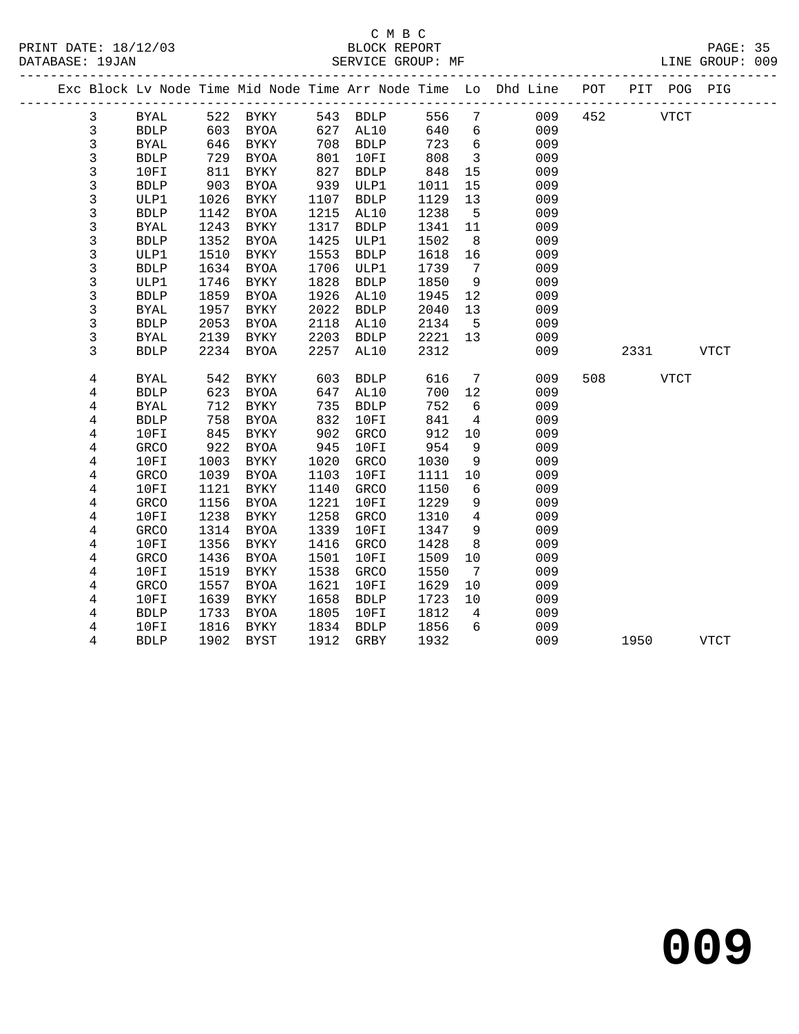C M B C
BLOCK REPORT
SERVICE GROUP: MF

PRINT DATE: 18/12/03
DATABASE: 19JAN
LINE GROUP: 009

| Exc | Block | Lv | Node | Time | Mid Node | Time | Arr Node | Time | Lo | Dhd Line | POT | PIT | POG | PIG |
|---|---|---|---|---|---|---|---|---|---|---|---|---|---|---|
| | 3 | | BYAL | 522 | BYKY | 543 | BDLP | 556 | 7 | 009 | 452 | | VTCT | |
| | 3 | | BDLP | 603 | BYOA | 627 | AL10 | 640 | 6 | 009 | | | | |
| | 3 | | BYAL | 646 | BYKY | 708 | BDLP | 723 | 6 | 009 | | | | |
| | 3 | | BDLP | 729 | BYOA | 801 | 10FI | 808 | 3 | 009 | | | | |
| | 3 | | 10FI | 811 | BYKY | 827 | BDLP | 848 | 15 | 009 | | | | |
| | 3 | | BDLP | 903 | BYOA | 939 | ULP1 | 1011 | 15 | 009 | | | | |
| | 3 | | ULP1 | 1026 | BYKY | 1107 | BDLP | 1129 | 13 | 009 | | | | |
| | 3 | | BDLP | 1142 | BYOA | 1215 | AL10 | 1238 | 5 | 009 | | | | |
| | 3 | | BYAL | 1243 | BYKY | 1317 | BDLP | 1341 | 11 | 009 | | | | |
| | 3 | | BDLP | 1352 | BYOA | 1425 | ULP1 | 1502 | 8 | 009 | | | | |
| | 3 | | ULP1 | 1510 | BYKY | 1553 | BDLP | 1618 | 16 | 009 | | | | |
| | 3 | | BDLP | 1634 | BYOA | 1706 | ULP1 | 1739 | 7 | 009 | | | | |
| | 3 | | ULP1 | 1746 | BYKY | 1828 | BDLP | 1850 | 9 | 009 | | | | |
| | 3 | | BDLP | 1859 | BYOA | 1926 | AL10 | 1945 | 12 | 009 | | | | |
| | 3 | | BYAL | 1957 | BYKY | 2022 | BDLP | 2040 | 13 | 009 | | | | |
| | 3 | | BDLP | 2053 | BYOA | 2118 | AL10 | 2134 | 5 | 009 | | | | |
| | 3 | | BYAL | 2139 | BYKY | 2203 | BDLP | 2221 | 13 | 009 | | | | |
| | 3 | | BDLP | 2234 | BYOA | 2257 | AL10 | 2312 | | 009 | | 2331 | | VTCT |
| | 4 | | BYAL | 542 | BYKY | 603 | BDLP | 616 | 7 | 009 | 508 | | VTCT | |
| | 4 | | BDLP | 623 | BYOA | 647 | AL10 | 700 | 12 | 009 | | | | |
| | 4 | | BYAL | 712 | BYKY | 735 | BDLP | 752 | 6 | 009 | | | | |
| | 4 | | BDLP | 758 | BYOA | 832 | 10FI | 841 | 4 | 009 | | | | |
| | 4 | | 10FI | 845 | BYKY | 902 | GRCO | 912 | 10 | 009 | | | | |
| | 4 | | GRCO | 922 | BYOA | 945 | 10FI | 954 | 9 | 009 | | | | |
| | 4 | | 10FI | 1003 | BYKY | 1020 | GRCO | 1030 | 9 | 009 | | | | |
| | 4 | | GRCO | 1039 | BYOA | 1103 | 10FI | 1111 | 10 | 009 | | | | |
| | 4 | | 10FI | 1121 | BYKY | 1140 | GRCO | 1150 | 6 | 009 | | | | |
| | 4 | | GRCO | 1156 | BYOA | 1221 | 10FI | 1229 | 9 | 009 | | | | |
| | 4 | | 10FI | 1238 | BYKY | 1258 | GRCO | 1310 | 4 | 009 | | | | |
| | 4 | | GRCO | 1314 | BYOA | 1339 | 10FI | 1347 | 9 | 009 | | | | |
| | 4 | | 10FI | 1356 | BYKY | 1416 | GRCO | 1428 | 8 | 009 | | | | |
| | 4 | | GRCO | 1436 | BYOA | 1501 | 10FI | 1509 | 10 | 009 | | | | |
| | 4 | | 10FI | 1519 | BYKY | 1538 | GRCO | 1550 | 7 | 009 | | | | |
| | 4 | | GRCO | 1557 | BYOA | 1621 | 10FI | 1629 | 10 | 009 | | | | |
| | 4 | | 10FI | 1639 | BYKY | 1658 | BDLP | 1723 | 10 | 009 | | | | |
| | 4 | | BDLP | 1733 | BYOA | 1805 | 10FI | 1812 | 4 | 009 | | | | |
| | 4 | | 10FI | 1816 | BYKY | 1834 | BDLP | 1856 | 6 | 009 | | | | |
| | 4 | | BDLP | 1902 | BYST | 1912 | GRBY | 1932 | | 009 | | 1950 | | VTCT |

# 009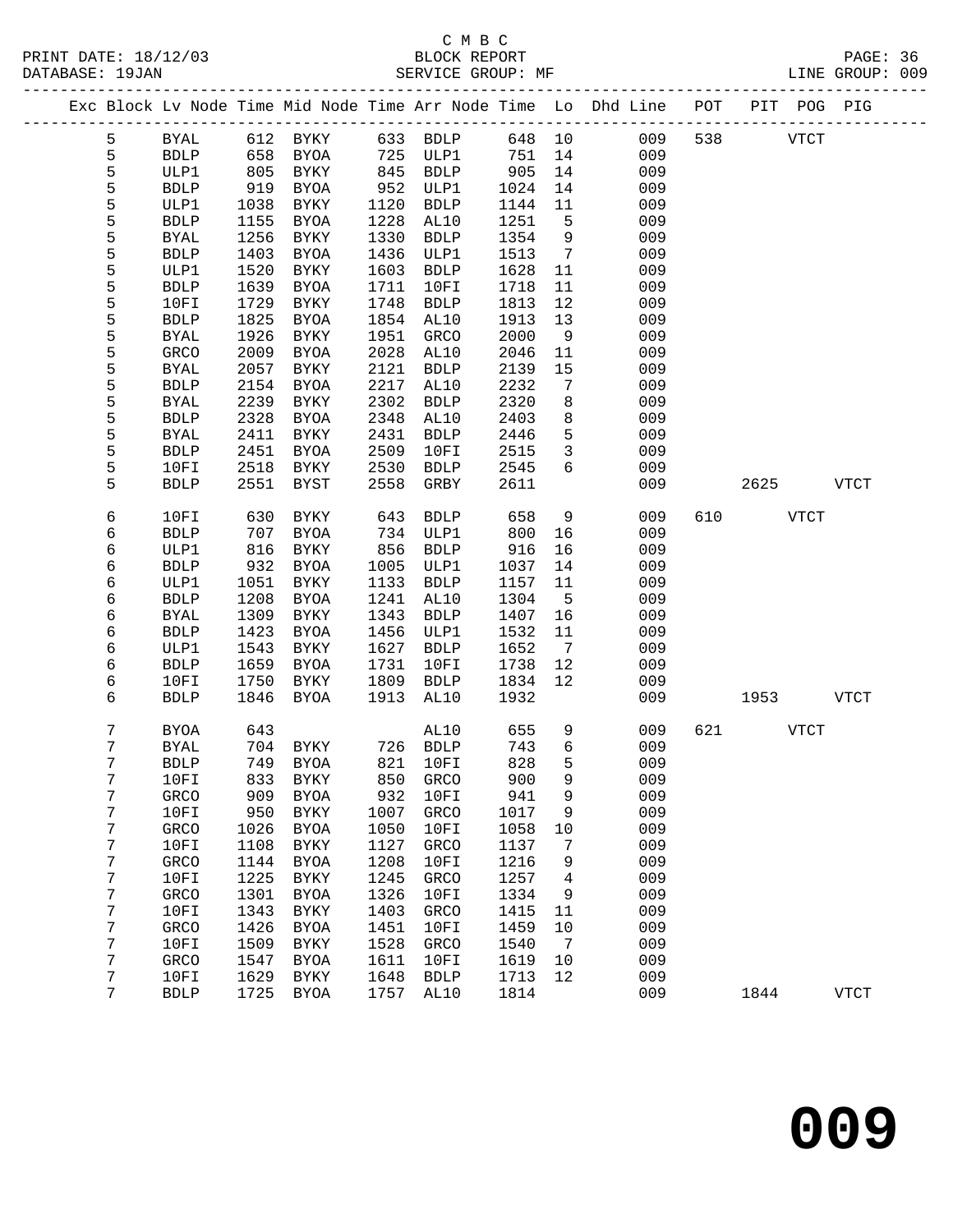C M B C
PRINT DATE: 18/12/03 BLOCK REPORT
DATABASE: 19JAN SERVICE GROUP: MF LINE GROUP: 009

| Exc | Block | Lv Node | Time | Mid Node | Time | Arr Node | Time | Lo | Dhd Line | POT | PIT | POG | PIG |
|---|---|---|---|---|---|---|---|---|---|---|---|---|---|
| | 5 | BYAL | 612 | BYKY | 633 | BDLP | 648 | 10 | 009 | 538 | | VTCT | |
| | 5 | BDLP | 658 | BYOA | 725 | ULP1 | 751 | 14 | 009 | | | | |
| | 5 | ULP1 | 805 | BYKY | 845 | BDLP | 905 | 14 | 009 | | | | |
| | 5 | BDLP | 919 | BYOA | 952 | ULP1 | 1024 | 14 | 009 | | | | |
| | 5 | ULP1 | 1038 | BYKY | 1120 | BDLP | 1144 | 11 | 009 | | | | |
| | 5 | BDLP | 1155 | BYOA | 1228 | AL10 | 1251 | 5 | 009 | | | | |
| | 5 | BYAL | 1256 | BYKY | 1330 | BDLP | 1354 | 9 | 009 | | | | |
| | 5 | BDLP | 1403 | BYOA | 1436 | ULP1 | 1513 | 7 | 009 | | | | |
| | 5 | ULP1 | 1520 | BYKY | 1603 | BDLP | 1628 | 11 | 009 | | | | |
| | 5 | BDLP | 1639 | BYOA | 1711 | 10FI | 1718 | 11 | 009 | | | | |
| | 5 | 10FI | 1729 | BYKY | 1748 | BDLP | 1813 | 12 | 009 | | | | |
| | 5 | BDLP | 1825 | BYOA | 1854 | AL10 | 1913 | 13 | 009 | | | | |
| | 5 | BYAL | 1926 | BYKY | 1951 | GRCO | 2000 | 9 | 009 | | | | |
| | 5 | GRCO | 2009 | BYOA | 2028 | AL10 | 2046 | 11 | 009 | | | | |
| | 5 | BYAL | 2057 | BYKY | 2121 | BDLP | 2139 | 15 | 009 | | | | |
| | 5 | BDLP | 2154 | BYOA | 2217 | AL10 | 2232 | 7 | 009 | | | | |
| | 5 | BYAL | 2239 | BYKY | 2302 | BDLP | 2320 | 8 | 009 | | | | |
| | 5 | BDLP | 2328 | BYOA | 2348 | AL10 | 2403 | 8 | 009 | | | | |
| | 5 | BYAL | 2411 | BYKY | 2431 | BDLP | 2446 | 5 | 009 | | | | |
| | 5 | BDLP | 2451 | BYOA | 2509 | 10FI | 2515 | 3 | 009 | | | | |
| | 5 | 10FI | 2518 | BYKY | 2530 | BDLP | 2545 | 6 | 009 | | | | |
| | 5 | BDLP | 2551 | BYST | 2558 | GRBY | 2611 | | 009 | | 2625 | | VTCT |
| | 6 | 10FI | 630 | BYKY | 643 | BDLP | 658 | 9 | 009 | 610 | | VTCT | |
| | 6 | BDLP | 707 | BYOA | 734 | ULP1 | 800 | 16 | 009 | | | | |
| | 6 | ULP1 | 816 | BYKY | 856 | BDLP | 916 | 16 | 009 | | | | |
| | 6 | BDLP | 932 | BYOA | 1005 | ULP1 | 1037 | 14 | 009 | | | | |
| | 6 | ULP1 | 1051 | BYKY | 1133 | BDLP | 1157 | 11 | 009 | | | | |
| | 6 | BDLP | 1208 | BYOA | 1241 | AL10 | 1304 | 5 | 009 | | | | |
| | 6 | BYAL | 1309 | BYKY | 1343 | BDLP | 1407 | 16 | 009 | | | | |
| | 6 | BDLP | 1423 | BYOA | 1456 | ULP1 | 1532 | 11 | 009 | | | | |
| | 6 | ULP1 | 1543 | BYKY | 1627 | BDLP | 1652 | 7 | 009 | | | | |
| | 6 | BDLP | 1659 | BYOA | 1731 | 10FI | 1738 | 12 | 009 | | | | |
| | 6 | 10FI | 1750 | BYKY | 1809 | BDLP | 1834 | 12 | 009 | | | | |
| | 6 | BDLP | 1846 | BYOA | 1913 | AL10 | 1932 | | 009 | | 1953 | | VTCT |
| | 7 | BYOA | 643 | | | AL10 | 655 | 9 | 009 | 621 | | VTCT | |
| | 7 | BYAL | 704 | BYKY | 726 | BDLP | 743 | 6 | 009 | | | | |
| | 7 | BDLP | 749 | BYOA | 821 | 10FI | 828 | 5 | 009 | | | | |
| | 7 | 10FI | 833 | BYKY | 850 | GRCO | 900 | 9 | 009 | | | | |
| | 7 | GRCO | 909 | BYOA | 932 | 10FI | 941 | 9 | 009 | | | | |
| | 7 | 10FI | 950 | BYKY | 1007 | GRCO | 1017 | 9 | 009 | | | | |
| | 7 | GRCO | 1026 | BYOA | 1050 | 10FI | 1058 | 10 | 009 | | | | |
| | 7 | 10FI | 1108 | BYKY | 1127 | GRCO | 1137 | 7 | 009 | | | | |
| | 7 | GRCO | 1144 | BYOA | 1208 | 10FI | 1216 | 9 | 009 | | | | |
| | 7 | 10FI | 1225 | BYKY | 1245 | GRCO | 1257 | 4 | 009 | | | | |
| | 7 | GRCO | 1301 | BYOA | 1326 | 10FI | 1334 | 9 | 009 | | | | |
| | 7 | 10FI | 1343 | BYKY | 1403 | GRCO | 1415 | 11 | 009 | | | | |
| | 7 | GRCO | 1426 | BYOA | 1451 | 10FI | 1459 | 10 | 009 | | | | |
| | 7 | 10FI | 1509 | BYKY | 1528 | GRCO | 1540 | 7 | 009 | | | | |
| | 7 | GRCO | 1547 | BYOA | 1611 | 10FI | 1619 | 10 | 009 | | | | |
| | 7 | 10FI | 1629 | BYKY | 1648 | BDLP | 1713 | 12 | 009 | | | | |
| | 7 | BDLP | 1725 | BYOA | 1757 | AL10 | 1814 | | 009 | | 1844 | | VTCT |

**009**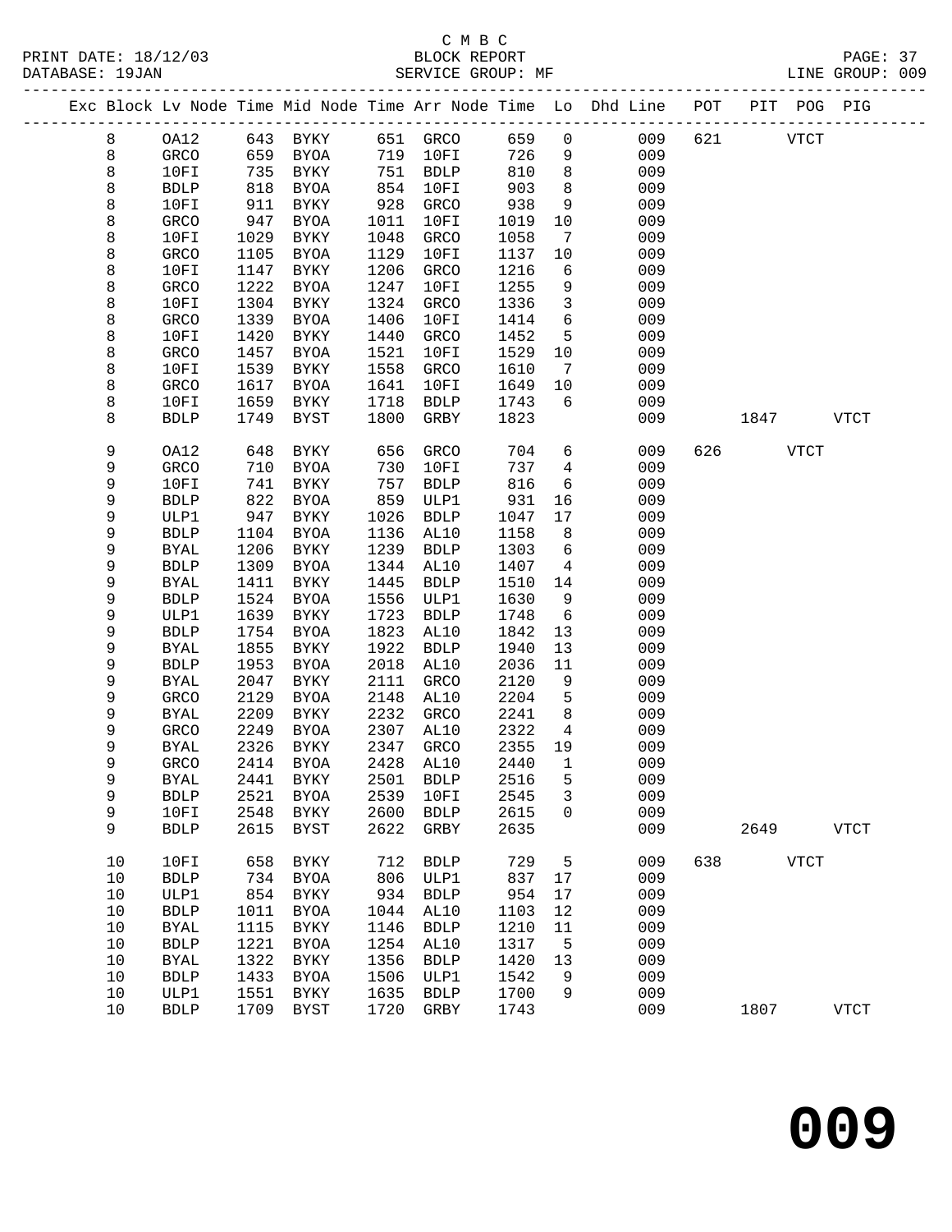C M B C

BLOCK REPORT

SERVICE GROUP: MF

PRINT DATE: 18/12/03
DATABASE: 19JAN
LINE GROUP: 009

| Exc | Block | Lv Node | Time | Mid Node | Time | Arr Node | Time | Lo | Dhd Line | POT | PIT | POG | PIG |
|---|---|---|---|---|---|---|---|---|---|---|---|---|---|
| | 8 | OA12 | 643 | BYKY | 651 | GRCO | 659 | 0 | 009 | 621 | | VTCT | |
| | 8 | GRCO | 659 | BYOA | 719 | 10FI | 726 | 9 | 009 | | | | |
| | 8 | 10FI | 735 | BYKY | 751 | BDLP | 810 | 8 | 009 | | | | |
| | 8 | BDLP | 818 | BYOA | 854 | 10FI | 903 | 8 | 009 | | | | |
| | 8 | 10FI | 911 | BYKY | 928 | GRCO | 938 | 9 | 009 | | | | |
| | 8 | GRCO | 947 | BYOA | 1011 | 10FI | 1019 | 10 | 009 | | | | |
| | 8 | 10FI | 1029 | BYKY | 1048 | GRCO | 1058 | 7 | 009 | | | | |
| | 8 | GRCO | 1105 | BYOA | 1129 | 10FI | 1137 | 10 | 009 | | | | |
| | 8 | 10FI | 1147 | BYKY | 1206 | GRCO | 1216 | 6 | 009 | | | | |
| | 8 | GRCO | 1222 | BYOA | 1247 | 10FI | 1255 | 9 | 009 | | | | |
| | 8 | 10FI | 1304 | BYKY | 1324 | GRCO | 1336 | 3 | 009 | | | | |
| | 8 | GRCO | 1339 | BYOA | 1406 | 10FI | 1414 | 6 | 009 | | | | |
| | 8 | 10FI | 1420 | BYKY | 1440 | GRCO | 1452 | 5 | 009 | | | | |
| | 8 | GRCO | 1457 | BYOA | 1521 | 10FI | 1529 | 10 | 009 | | | | |
| | 8 | 10FI | 1539 | BYKY | 1558 | GRCO | 1610 | 7 | 009 | | | | |
| | 8 | GRCO | 1617 | BYOA | 1641 | 10FI | 1649 | 10 | 009 | | | | |
| | 8 | 10FI | 1659 | BYKY | 1718 | BDLP | 1743 | 6 | 009 | | | | |
| | 8 | BDLP | 1749 | BYST | 1800 | GRBY | 1823 | | 009 | | 1847 | | VTCT |
| | 9 | OA12 | 648 | BYKY | 656 | GRCO | 704 | 6 | 009 | 626 | | VTCT | |
| | 9 | GRCO | 710 | BYOA | 730 | 10FI | 737 | 4 | 009 | | | | |
| | 9 | 10FI | 741 | BYKY | 757 | BDLP | 816 | 6 | 009 | | | | |
| | 9 | BDLP | 822 | BYOA | 859 | ULP1 | 931 | 16 | 009 | | | | |
| | 9 | ULP1 | 947 | BYKY | 1026 | BDLP | 1047 | 17 | 009 | | | | |
| | 9 | BDLP | 1104 | BYOA | 1136 | AL10 | 1158 | 8 | 009 | | | | |
| | 9 | BYAL | 1206 | BYKY | 1239 | BDLP | 1303 | 6 | 009 | | | | |
| | 9 | BDLP | 1309 | BYOA | 1344 | AL10 | 1407 | 4 | 009 | | | | |
| | 9 | BYAL | 1411 | BYKY | 1445 | BDLP | 1510 | 14 | 009 | | | | |
| | 9 | BDLP | 1524 | BYOA | 1556 | ULP1 | 1630 | 9 | 009 | | | | |
| | 9 | ULP1 | 1639 | BYKY | 1723 | BDLP | 1748 | 6 | 009 | | | | |
| | 9 | BDLP | 1754 | BYOA | 1823 | AL10 | 1842 | 13 | 009 | | | | |
| | 9 | BYAL | 1855 | BYKY | 1922 | BDLP | 1940 | 13 | 009 | | | | |
| | 9 | BDLP | 1953 | BYOA | 2018 | AL10 | 2036 | 11 | 009 | | | | |
| | 9 | BYAL | 2047 | BYKY | 2111 | GRCO | 2120 | 9 | 009 | | | | |
| | 9 | GRCO | 2129 | BYOA | 2148 | AL10 | 2204 | 5 | 009 | | | | |
| | 9 | BYAL | 2209 | BYKY | 2232 | GRCO | 2241 | 8 | 009 | | | | |
| | 9 | GRCO | 2249 | BYOA | 2307 | AL10 | 2322 | 4 | 009 | | | | |
| | 9 | BYAL | 2326 | BYKY | 2347 | GRCO | 2355 | 19 | 009 | | | | |
| | 9 | GRCO | 2414 | BYOA | 2428 | AL10 | 2440 | 1 | 009 | | | | |
| | 9 | BYAL | 2441 | BYKY | 2501 | BDLP | 2516 | 5 | 009 | | | | |
| | 9 | BDLP | 2521 | BYOA | 2539 | 10FI | 2545 | 3 | 009 | | | | |
| | 9 | 10FI | 2548 | BYKY | 2600 | BDLP | 2615 | 0 | 009 | | | | |
| | 9 | BDLP | 2615 | BYST | 2622 | GRBY | 2635 | | 009 | | 2649 | | VTCT |
| | 10 | 10FI | 658 | BYKY | 712 | BDLP | 729 | 5 | 009 | 638 | | VTCT | |
| | 10 | BDLP | 734 | BYOA | 806 | ULP1 | 837 | 17 | 009 | | | | |
| | 10 | ULP1 | 854 | BYKY | 934 | BDLP | 954 | 17 | 009 | | | | |
| | 10 | BDLP | 1011 | BYOA | 1044 | AL10 | 1103 | 12 | 009 | | | | |
| | 10 | BYAL | 1115 | BYKY | 1146 | BDLP | 1210 | 11 | 009 | | | | |
| | 10 | BDLP | 1221 | BYOA | 1254 | AL10 | 1317 | 5 | 009 | | | | |
| | 10 | BYAL | 1322 | BYKY | 1356 | BDLP | 1420 | 13 | 009 | | | | |
| | 10 | BDLP | 1433 | BYOA | 1506 | ULP1 | 1542 | 9 | 009 | | | | |
| | 10 | ULP1 | 1551 | BYKY | 1635 | BDLP | 1700 | 9 | 009 | | | | |
| | 10 | BDLP | 1709 | BYST | 1720 | GRBY | 1743 | | 009 | | 1807 | | VTCT |

# 009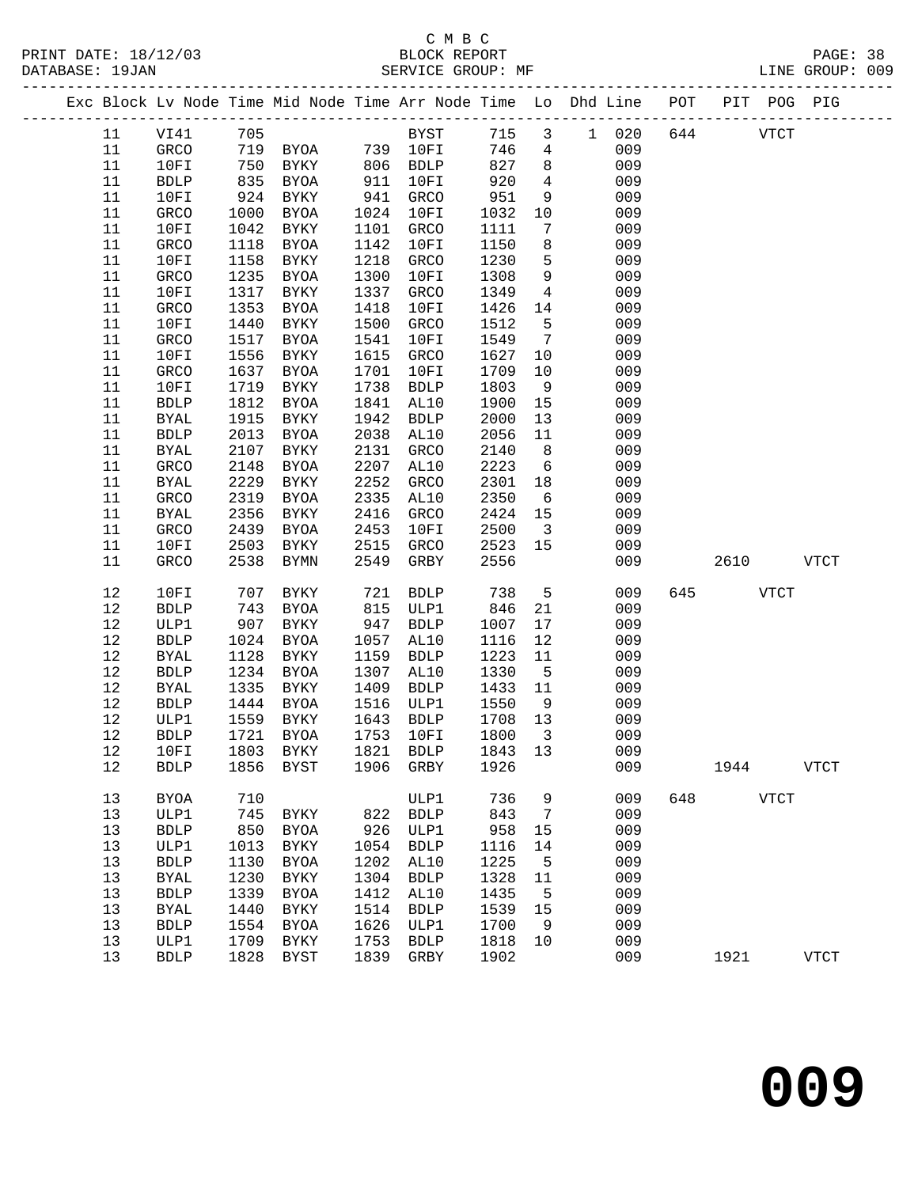C M B C
PRINT DATE: 18/12/03 BLOCK REPORT
DATABASE: 19JAN SERVICE GROUP: MF LINE GROUP: 009

| Exc | Block | Lv Node | Time | Mid Node | Time | Arr Node | Time | Lo | Dhd | Line | POT | PIT | POG | PIG |
|---|---|---|---|---|---|---|---|---|---|---|---|---|---|---|
| | 11 | VI41 | 705 | | | BYST | 715 | 3 | 1 | 020 | 644 | | VTCT | |
| | 11 | GRCO | 719 | BYOA | 739 | 10FI | 746 | 4 | | 009 | | | | |
| | 11 | 10FI | 750 | BYKY | 806 | BDLP | 827 | 8 | | 009 | | | | |
| | 11 | BDLP | 835 | BYOA | 911 | 10FI | 920 | 4 | | 009 | | | | |
| | 11 | 10FI | 924 | BYKY | 941 | GRCO | 951 | 9 | | 009 | | | | |
| | 11 | GRCO | 1000 | BYOA | 1024 | 10FI | 1032 | 10 | | 009 | | | | |
| | 11 | 10FI | 1042 | BYKY | 1101 | GRCO | 1111 | 7 | | 009 | | | | |
| | 11 | GRCO | 1118 | BYOA | 1142 | 10FI | 1150 | 8 | | 009 | | | | |
| | 11 | 10FI | 1158 | BYKY | 1218 | GRCO | 1230 | 5 | | 009 | | | | |
| | 11 | GRCO | 1235 | BYOA | 1300 | 10FI | 1308 | 9 | | 009 | | | | |
| | 11 | 10FI | 1317 | BYKY | 1337 | GRCO | 1349 | 4 | | 009 | | | | |
| | 11 | GRCO | 1353 | BYOA | 1418 | 10FI | 1426 | 14 | | 009 | | | | |
| | 11 | 10FI | 1440 | BYKY | 1500 | GRCO | 1512 | 5 | | 009 | | | | |
| | 11 | GRCO | 1517 | BYOA | 1541 | 10FI | 1549 | 7 | | 009 | | | | |
| | 11 | 10FI | 1556 | BYKY | 1615 | GRCO | 1627 | 10 | | 009 | | | | |
| | 11 | GRCO | 1637 | BYOA | 1701 | 10FI | 1709 | 10 | | 009 | | | | |
| | 11 | 10FI | 1719 | BYKY | 1738 | BDLP | 1803 | 9 | | 009 | | | | |
| | 11 | BDLP | 1812 | BYOA | 1841 | AL10 | 1900 | 15 | | 009 | | | | |
| | 11 | BYAL | 1915 | BYKY | 1942 | BDLP | 2000 | 13 | | 009 | | | | |
| | 11 | BDLP | 2013 | BYOA | 2038 | AL10 | 2056 | 11 | | 009 | | | | |
| | 11 | BYAL | 2107 | BYKY | 2131 | GRCO | 2140 | 8 | | 009 | | | | |
| | 11 | GRCO | 2148 | BYOA | 2207 | AL10 | 2223 | 6 | | 009 | | | | |
| | 11 | BYAL | 2229 | BYKY | 2252 | GRCO | 2301 | 18 | | 009 | | | | |
| | 11 | GRCO | 2319 | BYOA | 2335 | AL10 | 2350 | 6 | | 009 | | | | |
| | 11 | BYAL | 2356 | BYKY | 2416 | GRCO | 2424 | 15 | | 009 | | | | |
| | 11 | GRCO | 2439 | BYOA | 2453 | 10FI | 2500 | 3 | | 009 | | | | |
| | 11 | 10FI | 2503 | BYKY | 2515 | GRCO | 2523 | 15 | | 009 | | | | |
| | 11 | GRCO | 2538 | BYMN | 2549 | GRBY | 2556 | | | 009 | | 2610 | | VTCT |
| | 12 | 10FI | 707 | BYKY | 721 | BDLP | 738 | 5 | | 009 | 645 | | VTCT | |
| | 12 | BDLP | 743 | BYOA | 815 | ULP1 | 846 | 21 | | 009 | | | | |
| | 12 | ULP1 | 907 | BYKY | 947 | BDLP | 1007 | 17 | | 009 | | | | |
| | 12 | BDLP | 1024 | BYOA | 1057 | AL10 | 1116 | 12 | | 009 | | | | |
| | 12 | BYAL | 1128 | BYKY | 1159 | BDLP | 1223 | 11 | | 009 | | | | |
| | 12 | BDLP | 1234 | BYOA | 1307 | AL10 | 1330 | 5 | | 009 | | | | |
| | 12 | BYAL | 1335 | BYKY | 1409 | BDLP | 1433 | 11 | | 009 | | | | |
| | 12 | BDLP | 1444 | BYOA | 1516 | ULP1 | 1550 | 9 | | 009 | | | | |
| | 12 | ULP1 | 1559 | BYKY | 1643 | BDLP | 1708 | 13 | | 009 | | | | |
| | 12 | BDLP | 1721 | BYOA | 1753 | 10FI | 1800 | 3 | | 009 | | | | |
| | 12 | 10FI | 1803 | BYKY | 1821 | BDLP | 1843 | 13 | | 009 | | | | |
| | 12 | BDLP | 1856 | BYST | 1906 | GRBY | 1926 | | | 009 | | 1944 | | VTCT |
| | 13 | BYOA | 710 | | | ULP1 | 736 | 9 | | 009 | 648 | | VTCT | |
| | 13 | ULP1 | 745 | BYKY | 822 | BDLP | 843 | 7 | | 009 | | | | |
| | 13 | BDLP | 850 | BYOA | 926 | ULP1 | 958 | 15 | | 009 | | | | |
| | 13 | ULP1 | 1013 | BYKY | 1054 | BDLP | 1116 | 14 | | 009 | | | | |
| | 13 | BDLP | 1130 | BYOA | 1202 | AL10 | 1225 | 5 | | 009 | | | | |
| | 13 | BYAL | 1230 | BYKY | 1304 | BDLP | 1328 | 11 | | 009 | | | | |
| | 13 | BDLP | 1339 | BYOA | 1412 | AL10 | 1435 | 5 | | 009 | | | | |
| | 13 | BYAL | 1440 | BYKY | 1514 | BDLP | 1539 | 15 | | 009 | | | | |
| | 13 | BDLP | 1554 | BYOA | 1626 | ULP1 | 1700 | 9 | | 009 | | | | |
| | 13 | ULP1 | 1709 | BYKY | 1753 | BDLP | 1818 | 10 | | 009 | | | | |
| | 13 | BDLP | 1828 | BYST | 1839 | GRBY | 1902 | | | 009 | | 1921 | | VTCT |

**009**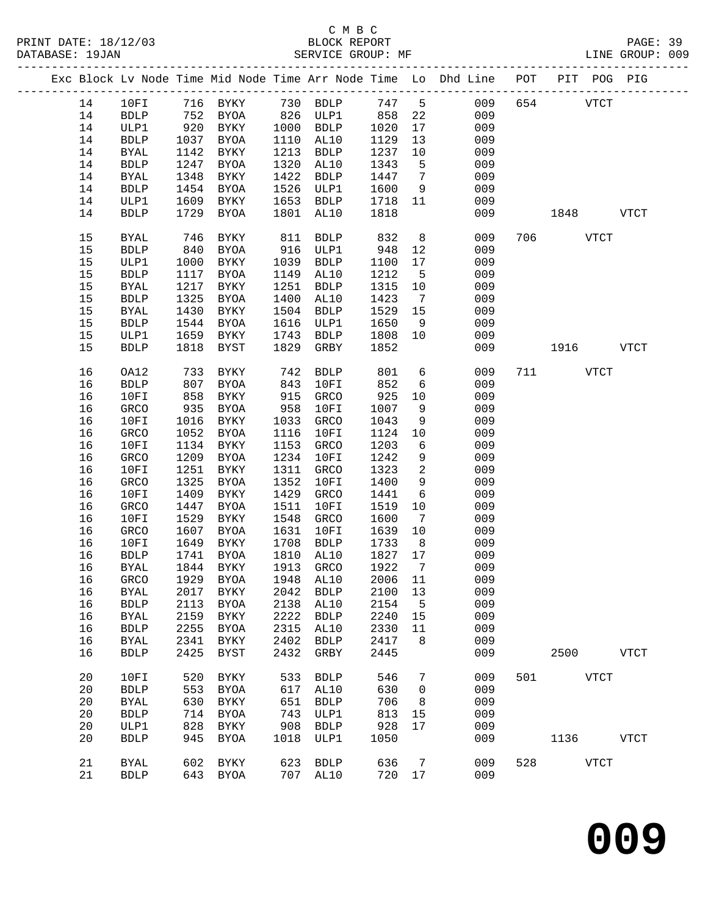C M B C

PRINT DATE: 18/12/03 BLOCK REPORT
DATABASE: 19JAN SERVICE GROUP: MF LINE GROUP: 009

| Exc | Block | Lv | Node | Time | Mid Node | Time | Arr Node | Time | Lo | Dhd Line | POT | PIT | POG | PIG |
|---|---|---|---|---|---|---|---|---|---|---|---|---|---|---|
| | 14 | | 10FI | 716 | BYKY | 730 | BDLP | 747 | 5 | 009 | 654 | | VTCT | |
| | 14 | | BDLP | 752 | BYOA | 826 | ULP1 | 858 | 22 | 009 | | | | |
| | 14 | | ULP1 | 920 | BYKY | 1000 | BDLP | 1020 | 17 | 009 | | | | |
| | 14 | | BDLP | 1037 | BYOA | 1110 | AL10 | 1129 | 13 | 009 | | | | |
| | 14 | | BYAL | 1142 | BYKY | 1213 | BDLP | 1237 | 10 | 009 | | | | |
| | 14 | | BDLP | 1247 | BYOA | 1320 | AL10 | 1343 | 5 | 009 | | | | |
| | 14 | | BYAL | 1348 | BYKY | 1422 | BDLP | 1447 | 7 | 009 | | | | |
| | 14 | | BDLP | 1454 | BYOA | 1526 | ULP1 | 1600 | 9 | 009 | | | | |
| | 14 | | ULP1 | 1609 | BYKY | 1653 | BDLP | 1718 | 11 | 009 | | | | |
| | 14 | | BDLP | 1729 | BYOA | 1801 | AL10 | 1818 | | 009 | | 1848 | | VTCT |
| | 15 | | BYAL | 746 | BYKY | 811 | BDLP | 832 | 8 | 009 | 706 | | VTCT | |
| | 15 | | BDLP | 840 | BYOA | 916 | ULP1 | 948 | 12 | 009 | | | | |
| | 15 | | ULP1 | 1000 | BYKY | 1039 | BDLP | 1100 | 17 | 009 | | | | |
| | 15 | | BDLP | 1117 | BYOA | 1149 | AL10 | 1212 | 5 | 009 | | | | |
| | 15 | | BYAL | 1217 | BYKY | 1251 | BDLP | 1315 | 10 | 009 | | | | |
| | 15 | | BDLP | 1325 | BYOA | 1400 | AL10 | 1423 | 7 | 009 | | | | |
| | 15 | | BYAL | 1430 | BYKY | 1504 | BDLP | 1529 | 15 | 009 | | | | |
| | 15 | | BDLP | 1544 | BYOA | 1616 | ULP1 | 1650 | 9 | 009 | | | | |
| | 15 | | ULP1 | 1659 | BYKY | 1743 | BDLP | 1808 | 10 | 009 | | | | |
| | 15 | | BDLP | 1818 | BYST | 1829 | GRBY | 1852 | | 009 | | 1916 | | VTCT |
| | 16 | | OA12 | 733 | BYKY | 742 | BDLP | 801 | 6 | 009 | 711 | | VTCT | |
| | 16 | | BDLP | 807 | BYOA | 843 | 10FI | 852 | 6 | 009 | | | | |
| | 16 | | 10FI | 858 | BYKY | 915 | GRCO | 925 | 10 | 009 | | | | |
| | 16 | | GRCO | 935 | BYOA | 958 | 10FI | 1007 | 9 | 009 | | | | |
| | 16 | | 10FI | 1016 | BYKY | 1033 | GRCO | 1043 | 9 | 009 | | | | |
| | 16 | | GRCO | 1052 | BYOA | 1116 | 10FI | 1124 | 10 | 009 | | | | |
| | 16 | | 10FI | 1134 | BYKY | 1153 | GRCO | 1203 | 6 | 009 | | | | |
| | 16 | | GRCO | 1209 | BYOA | 1234 | 10FI | 1242 | 9 | 009 | | | | |
| | 16 | | 10FI | 1251 | BYKY | 1311 | GRCO | 1323 | 2 | 009 | | | | |
| | 16 | | GRCO | 1325 | BYOA | 1352 | 10FI | 1400 | 9 | 009 | | | | |
| | 16 | | 10FI | 1409 | BYKY | 1429 | GRCO | 1441 | 6 | 009 | | | | |
| | 16 | | GRCO | 1447 | BYOA | 1511 | 10FI | 1519 | 10 | 009 | | | | |
| | 16 | | 10FI | 1529 | BYKY | 1548 | GRCO | 1600 | 7 | 009 | | | | |
| | 16 | | GRCO | 1607 | BYOA | 1631 | 10FI | 1639 | 10 | 009 | | | | |
| | 16 | | 10FI | 1649 | BYKY | 1708 | BDLP | 1733 | 8 | 009 | | | | |
| | 16 | | BDLP | 1741 | BYOA | 1810 | AL10 | 1827 | 17 | 009 | | | | |
| | 16 | | BYAL | 1844 | BYKY | 1913 | GRCO | 1922 | 7 | 009 | | | | |
| | 16 | | GRCO | 1929 | BYOA | 1948 | AL10 | 2006 | 11 | 009 | | | | |
| | 16 | | BYAL | 2017 | BYKY | 2042 | BDLP | 2100 | 13 | 009 | | | | |
| | 16 | | BDLP | 2113 | BYOA | 2138 | AL10 | 2154 | 5 | 009 | | | | |
| | 16 | | BYAL | 2159 | BYKY | 2222 | BDLP | 2240 | 15 | 009 | | | | |
| | 16 | | BDLP | 2255 | BYOA | 2315 | AL10 | 2330 | 11 | 009 | | | | |
| | 16 | | BYAL | 2341 | BYKY | 2402 | BDLP | 2417 | 8 | 009 | | | | |
| | 16 | | BDLP | 2425 | BYST | 2432 | GRBY | 2445 | | 009 | | 2500 | | VTCT |
| | 20 | | 10FI | 520 | BYKY | 533 | BDLP | 546 | 7 | 009 | 501 | | VTCT | |
| | 20 | | BDLP | 553 | BYOA | 617 | AL10 | 630 | 0 | 009 | | | | |
| | 20 | | BYAL | 630 | BYKY | 651 | BDLP | 706 | 8 | 009 | | | | |
| | 20 | | BDLP | 714 | BYOA | 743 | ULP1 | 813 | 15 | 009 | | | | |
| | 20 | | ULP1 | 828 | BYKY | 908 | BDLP | 928 | 17 | 009 | | | | |
| | 20 | | BDLP | 945 | BYOA | 1018 | ULP1 | 1050 | | 009 | | 1136 | | VTCT |
| | 21 | | BYAL | 602 | BYKY | 623 | BDLP | 636 | 7 | 009 | 528 | | VTCT | |
| | 21 | | BDLP | 643 | BYOA | 707 | AL10 | 720 | 17 | 009 | | | | |

# 009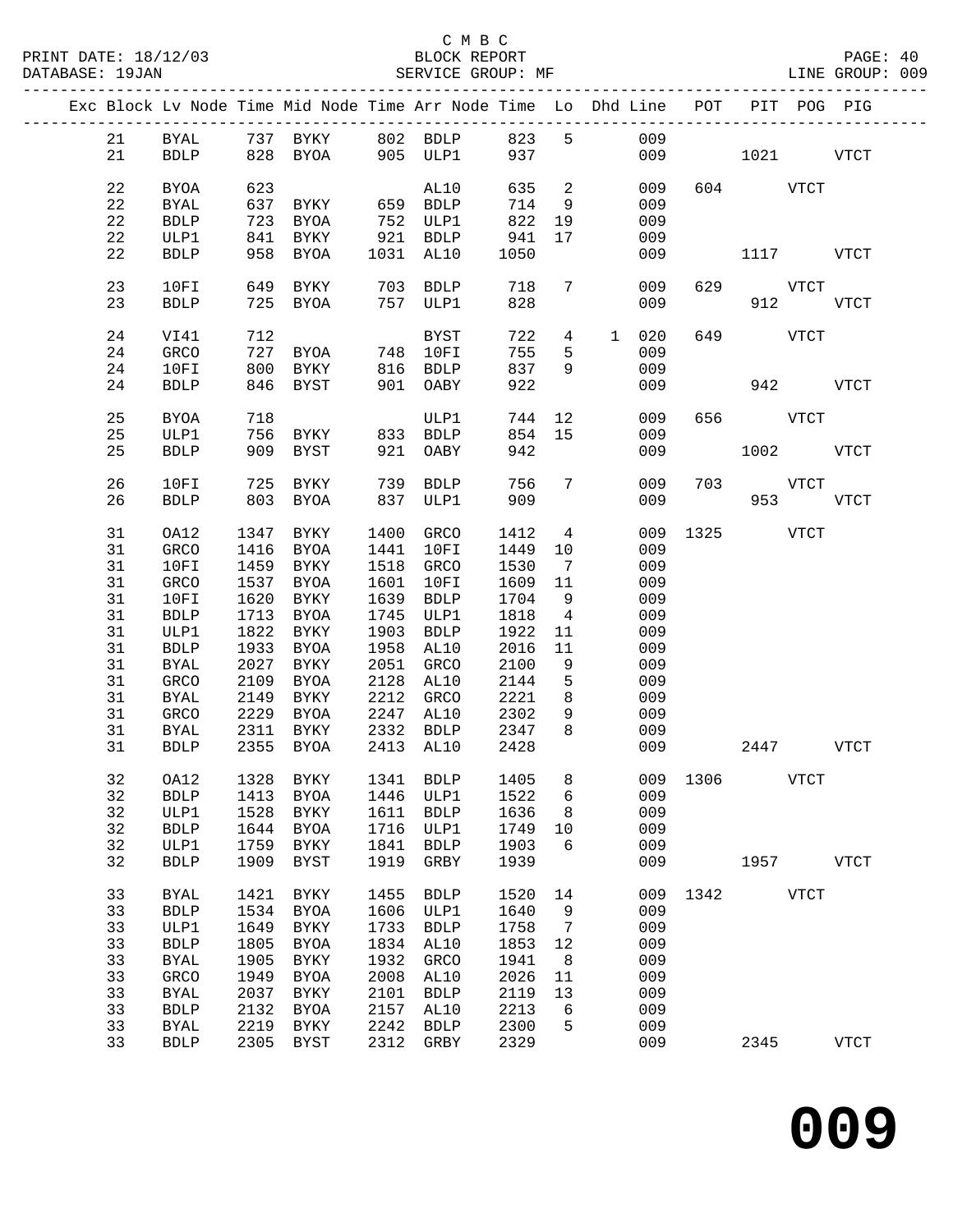C M B C
PRINT DATE: 18/12/03 BLOCK REPORT
DATABASE: 19JAN SERVICE GROUP: MF LINE GROUP: 009

| Exc | Block | Lv | Node | Time | Mid Node | Time | Arr Node | Time | Lo | Dhd | Line | POT | PIT | POG | PIG |
|---|---|---|---|---|---|---|---|---|---|---|---|---|---|---|---|
| | 21 | | BYAL | 737 | BYKY | 802 | BDLP | 823 | 5 | | 009 | | | | |
| | 21 | | BDLP | 828 | BYOA | 905 | ULP1 | 937 | | | 009 | | 1021 | | VTCT |
| | 22 | | BYOA | 623 | | | AL10 | 635 | 2 | | 009 | 604 | | VTCT | |
| | 22 | | BYAL | 637 | BYKY | 659 | BDLP | 714 | 9 | | 009 | | | | |
| | 22 | | BDLP | 723 | BYOA | 752 | ULP1 | 822 | 19 | | 009 | | | | |
| | 22 | | ULP1 | 841 | BYKY | 921 | BDLP | 941 | 17 | | 009 | | | | |
| | 22 | | BDLP | 958 | BYOA | 1031 | AL10 | 1050 | | | 009 | | 1117 | | VTCT |
| | 23 | | 10FI | 649 | BYKY | 703 | BDLP | 718 | 7 | | 009 | 629 | | VTCT | |
| | 23 | | BDLP | 725 | BYOA | 757 | ULP1 | 828 | | | 009 | | 912 | | VTCT |
| | 24 | | VI41 | 712 | | | BYST | 722 | 4 | 1 | 020 | 649 | | VTCT | |
| | 24 | | GRCO | 727 | BYOA | 748 | 10FI | 755 | 5 | | 009 | | | | |
| | 24 | | 10FI | 800 | BYKY | 816 | BDLP | 837 | 9 | | 009 | | | | |
| | 24 | | BDLP | 846 | BYST | 901 | OABY | 922 | | | 009 | | 942 | | VTCT |
| | 25 | | BYOA | 718 | | | ULP1 | 744 | 12 | | 009 | 656 | | VTCT | |
| | 25 | | ULP1 | 756 | BYKY | 833 | BDLP | 854 | 15 | | 009 | | | | |
| | 25 | | BDLP | 909 | BYST | 921 | OABY | 942 | | | 009 | | 1002 | | VTCT |
| | 26 | | 10FI | 725 | BYKY | 739 | BDLP | 756 | 7 | | 009 | 703 | | VTCT | |
| | 26 | | BDLP | 803 | BYOA | 837 | ULP1 | 909 | | | 009 | | 953 | | VTCT |
| | 31 | | OA12 | 1347 | BYKY | 1400 | GRCO | 1412 | 4 | | 009 | 1325 | | VTCT | |
| | 31 | | GRCO | 1416 | BYOA | 1441 | 10FI | 1449 | 10 | | 009 | | | | |
| | 31 | | 10FI | 1459 | BYKY | 1518 | GRCO | 1530 | 7 | | 009 | | | | |
| | 31 | | GRCO | 1537 | BYOA | 1601 | 10FI | 1609 | 11 | | 009 | | | | |
| | 31 | | 10FI | 1620 | BYKY | 1639 | BDLP | 1704 | 9 | | 009 | | | | |
| | 31 | | BDLP | 1713 | BYOA | 1745 | ULP1 | 1818 | 4 | | 009 | | | | |
| | 31 | | ULP1 | 1822 | BYKY | 1903 | BDLP | 1922 | 11 | | 009 | | | | |
| | 31 | | BDLP | 1933 | BYOA | 1958 | AL10 | 2016 | 11 | | 009 | | | | |
| | 31 | | BYAL | 2027 | BYKY | 2051 | GRCO | 2100 | 9 | | 009 | | | | |
| | 31 | | GRCO | 2109 | BYOA | 2128 | AL10 | 2144 | 5 | | 009 | | | | |
| | 31 | | BYAL | 2149 | BYKY | 2212 | GRCO | 2221 | 8 | | 009 | | | | |
| | 31 | | GRCO | 2229 | BYOA | 2247 | AL10 | 2302 | 9 | | 009 | | | | |
| | 31 | | BYAL | 2311 | BYKY | 2332 | BDLP | 2347 | 8 | | 009 | | | | |
| | 31 | | BDLP | 2355 | BYOA | 2413 | AL10 | 2428 | | | 009 | | 2447 | | VTCT |
| | 32 | | OA12 | 1328 | BYKY | 1341 | BDLP | 1405 | 8 | | 009 | 1306 | | VTCT | |
| | 32 | | BDLP | 1413 | BYOA | 1446 | ULP1 | 1522 | 6 | | 009 | | | | |
| | 32 | | ULP1 | 1528 | BYKY | 1611 | BDLP | 1636 | 8 | | 009 | | | | |
| | 32 | | BDLP | 1644 | BYOA | 1716 | ULP1 | 1749 | 10 | | 009 | | | | |
| | 32 | | ULP1 | 1759 | BYKY | 1841 | BDLP | 1903 | 6 | | 009 | | | | |
| | 32 | | BDLP | 1909 | BYST | 1919 | GRBY | 1939 | | | 009 | | 1957 | | VTCT |
| | 33 | | BYAL | 1421 | BYKY | 1455 | BDLP | 1520 | 14 | | 009 | 1342 | | VTCT | |
| | 33 | | BDLP | 1534 | BYOA | 1606 | ULP1 | 1640 | 9 | | 009 | | | | |
| | 33 | | ULP1 | 1649 | BYKY | 1733 | BDLP | 1758 | 7 | | 009 | | | | |
| | 33 | | BDLP | 1805 | BYOA | 1834 | AL10 | 1853 | 12 | | 009 | | | | |
| | 33 | | BYAL | 1905 | BYKY | 1932 | GRCO | 1941 | 8 | | 009 | | | | |
| | 33 | | GRCO | 1949 | BYOA | 2008 | AL10 | 2026 | 11 | | 009 | | | | |
| | 33 | | BYAL | 2037 | BYKY | 2101 | BDLP | 2119 | 13 | | 009 | | | | |
| | 33 | | BDLP | 2132 | BYOA | 2157 | AL10 | 2213 | 6 | | 009 | | | | |
| | 33 | | BYAL | 2219 | BYKY | 2242 | BDLP | 2300 | 5 | | 009 | | | | |
| | 33 | | BDLP | 2305 | BYST | 2312 | GRBY | 2329 | | | 009 | | 2345 | | VTCT |

**009**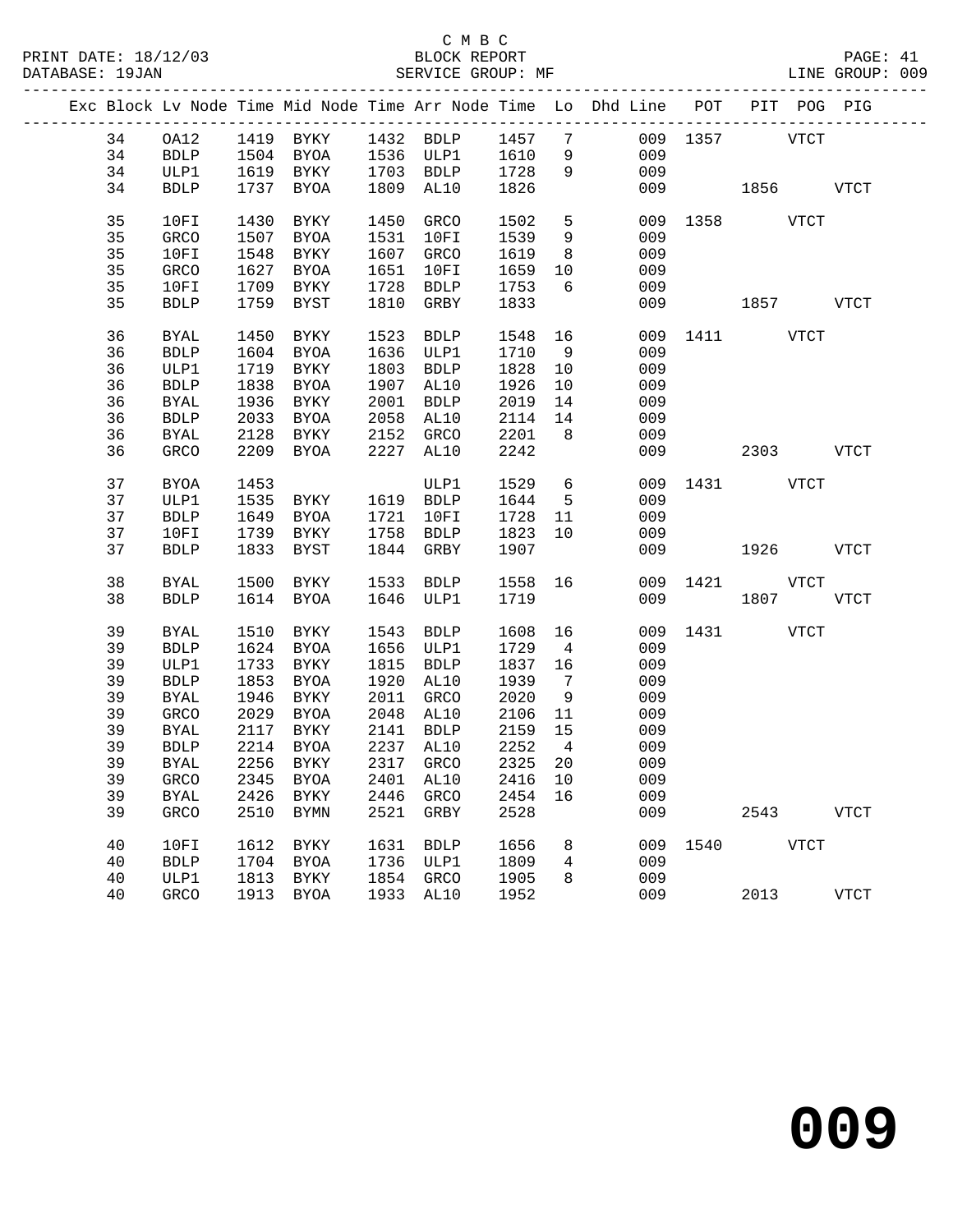C M B C

BLOCK REPORT

SERVICE GROUP: MF

| Exc | Block | Lv | Node | Time | Mid Node | Time | Arr Node | Time | Lo | Dhd Line | POT | PIT | POG | PIG |
|---|---|---|---|---|---|---|---|---|---|---|---|---|---|---|
| | 34 | | OA12 | 1419 | BYKY | 1432 | BDLP | 1457 | 7 | 009 | 1357 | | VTCT | |
| | 34 | | BDLP | 1504 | BYOA | 1536 | ULP1 | 1610 | 9 | 009 | | | | |
| | 34 | | ULP1 | 1619 | BYKY | 1703 | BDLP | 1728 | 9 | 009 | | | | |
| | 34 | | BDLP | 1737 | BYOA | 1809 | AL10 | 1826 | | 009 | | 1856 | | VTCT |
| | 35 | | 10FI | 1430 | BYKY | 1450 | GRCO | 1502 | 5 | 009 | 1358 | | VTCT | |
| | 35 | | GRCO | 1507 | BYOA | 1531 | 10FI | 1539 | 9 | 009 | | | | |
| | 35 | | 10FI | 1548 | BYKY | 1607 | GRCO | 1619 | 8 | 009 | | | | |
| | 35 | | GRCO | 1627 | BYOA | 1651 | 10FI | 1659 | 10 | 009 | | | | |
| | 35 | | 10FI | 1709 | BYKY | 1728 | BDLP | 1753 | 6 | 009 | | | | |
| | 35 | | BDLP | 1759 | BYST | 1810 | GRBY | 1833 | | 009 | | 1857 | | VTCT |
| | 36 | | BYAL | 1450 | BYKY | 1523 | BDLP | 1548 | 16 | 009 | 1411 | | VTCT | |
| | 36 | | BDLP | 1604 | BYOA | 1636 | ULP1 | 1710 | 9 | 009 | | | | |
| | 36 | | ULP1 | 1719 | BYKY | 1803 | BDLP | 1828 | 10 | 009 | | | | |
| | 36 | | BDLP | 1838 | BYOA | 1907 | AL10 | 1926 | 10 | 009 | | | | |
| | 36 | | BYAL | 1936 | BYKY | 2001 | BDLP | 2019 | 14 | 009 | | | | |
| | 36 | | BDLP | 2033 | BYOA | 2058 | AL10 | 2114 | 14 | 009 | | | | |
| | 36 | | BYAL | 2128 | BYKY | 2152 | GRCO | 2201 | 8 | 009 | | | | |
| | 36 | | GRCO | 2209 | BYOA | 2227 | AL10 | 2242 | | 009 | | 2303 | | VTCT |
| | 37 | | BYOA | 1453 | | | ULP1 | 1529 | 6 | 009 | 1431 | | VTCT | |
| | 37 | | ULP1 | 1535 | BYKY | 1619 | BDLP | 1644 | 5 | 009 | | | | |
| | 37 | | BDLP | 1649 | BYOA | 1721 | 10FI | 1728 | 11 | 009 | | | | |
| | 37 | | 10FI | 1739 | BYKY | 1758 | BDLP | 1823 | 10 | 009 | | | | |
| | 37 | | BDLP | 1833 | BYST | 1844 | GRBY | 1907 | | 009 | | 1926 | | VTCT |
| | 38 | | BYAL | 1500 | BYKY | 1533 | BDLP | 1558 | 16 | 009 | 1421 | | VTCT | |
| | 38 | | BDLP | 1614 | BYOA | 1646 | ULP1 | 1719 | | 009 | | 1807 | | VTCT |
| | 39 | | BYAL | 1510 | BYKY | 1543 | BDLP | 1608 | 16 | 009 | 1431 | | VTCT | |
| | 39 | | BDLP | 1624 | BYOA | 1656 | ULP1 | 1729 | 4 | 009 | | | | |
| | 39 | | ULP1 | 1733 | BYKY | 1815 | BDLP | 1837 | 16 | 009 | | | | |
| | 39 | | BDLP | 1853 | BYOA | 1920 | AL10 | 1939 | 7 | 009 | | | | |
| | 39 | | BYAL | 1946 | BYKY | 2011 | GRCO | 2020 | 9 | 009 | | | | |
| | 39 | | GRCO | 2029 | BYOA | 2048 | AL10 | 2106 | 11 | 009 | | | | |
| | 39 | | BYAL | 2117 | BYKY | 2141 | BDLP | 2159 | 15 | 009 | | | | |
| | 39 | | BDLP | 2214 | BYOA | 2237 | AL10 | 2252 | 4 | 009 | | | | |
| | 39 | | BYAL | 2256 | BYKY | 2317 | GRCO | 2325 | 20 | 009 | | | | |
| | 39 | | GRCO | 2345 | BYOA | 2401 | AL10 | 2416 | 10 | 009 | | | | |
| | 39 | | BYAL | 2426 | BYKY | 2446 | GRCO | 2454 | 16 | 009 | | | | |
| | 39 | | GRCO | 2510 | BYMN | 2521 | GRBY | 2528 | | 009 | | 2543 | | VTCT |
| | 40 | | 10FI | 1612 | BYKY | 1631 | BDLP | 1656 | 8 | 009 | 1540 | | VTCT | |
| | 40 | | BDLP | 1704 | BYOA | 1736 | ULP1 | 1809 | 4 | 009 | | | | |
| | 40 | | ULP1 | 1813 | BYKY | 1854 | GRCO | 1905 | 8 | 009 | | | | |
| | 40 | | GRCO | 1913 | BYOA | 1933 | AL10 | 1952 | | 009 | | 2013 | | VTCT |

009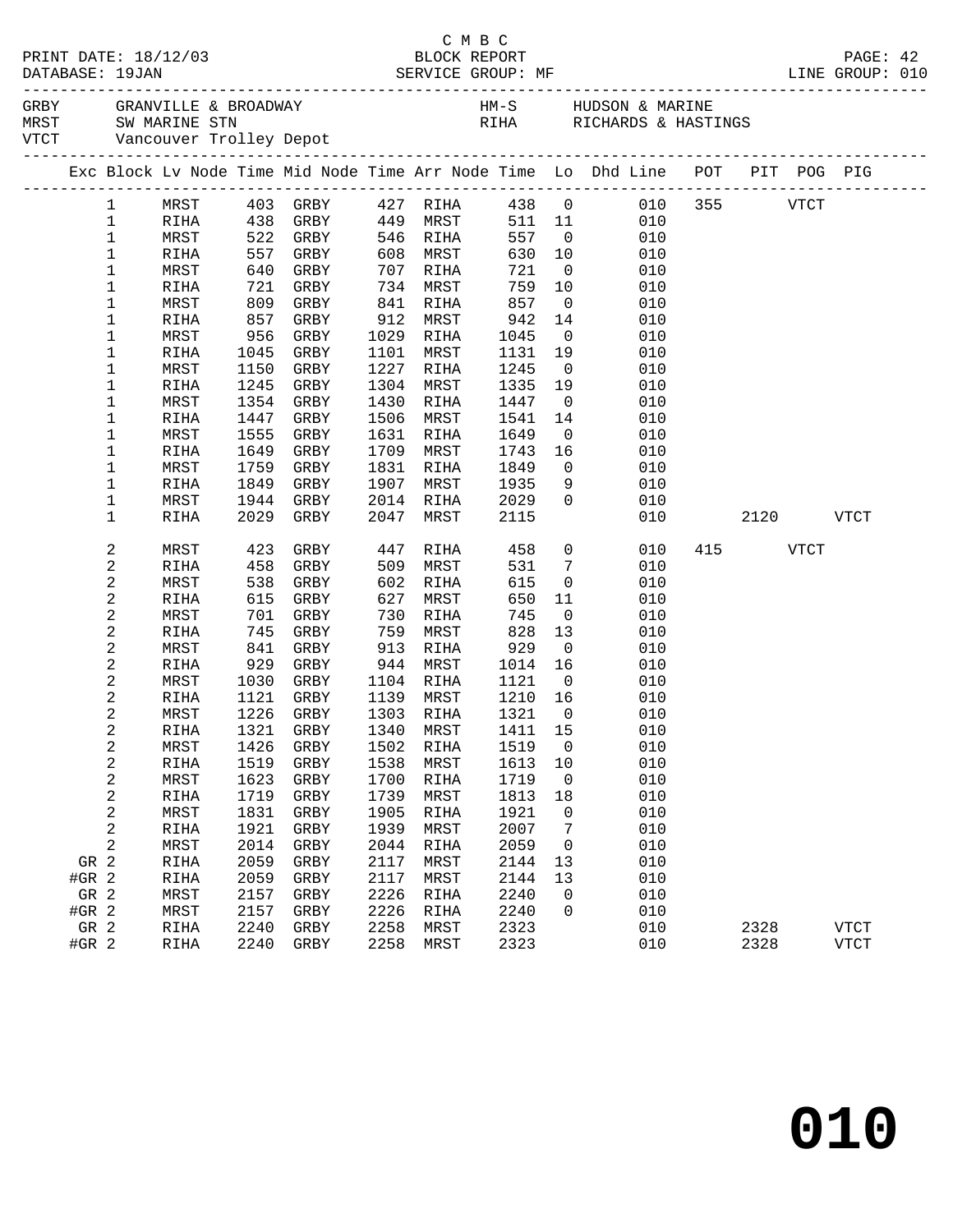C M B C
PRINT DATE: 18/12/03 BLOCK REPORT
DATABASE: 19JAN SERVICE GROUP: MF LINE GROUP: 010

GRBY GRANVILLE & BROADWAY HM-S HUDSON & MARINE
MRST SW MARINE STN RIHA RICHARDS & HASTINGS
VTCT Vancouver Trolley Depot

| Exc | Block | Lv Node | Time | Mid Node | Time | Arr Node | Time | Lo | Dhd Line | POT | PIT | POG | PIG |
|---|---|---|---|---|---|---|---|---|---|---|---|---|---|
| | 1 | MRST | 403 | GRBY | 427 | RIHA | 438 | 0 | 010 | 355 | | VTCT | |
| | 1 | RIHA | 438 | GRBY | 449 | MRST | 511 | 11 | 010 | | | | |
| | 1 | MRST | 522 | GRBY | 546 | RIHA | 557 | 0 | 010 | | | | |
| | 1 | RIHA | 557 | GRBY | 608 | MRST | 630 | 10 | 010 | | | | |
| | 1 | MRST | 640 | GRBY | 707 | RIHA | 721 | 0 | 010 | | | | |
| | 1 | RIHA | 721 | GRBY | 734 | MRST | 759 | 10 | 010 | | | | |
| | 1 | MRST | 809 | GRBY | 841 | RIHA | 857 | 0 | 010 | | | | |
| | 1 | RIHA | 857 | GRBY | 912 | MRST | 942 | 14 | 010 | | | | |
| | 1 | MRST | 956 | GRBY | 1029 | RIHA | 1045 | 0 | 010 | | | | |
| | 1 | RIHA | 1045 | GRBY | 1101 | MRST | 1131 | 19 | 010 | | | | |
| | 1 | MRST | 1150 | GRBY | 1227 | RIHA | 1245 | 0 | 010 | | | | |
| | 1 | RIHA | 1245 | GRBY | 1304 | MRST | 1335 | 19 | 010 | | | | |
| | 1 | MRST | 1354 | GRBY | 1430 | RIHA | 1447 | 0 | 010 | | | | |
| | 1 | RIHA | 1447 | GRBY | 1506 | MRST | 1541 | 14 | 010 | | | | |
| | 1 | MRST | 1555 | GRBY | 1631 | RIHA | 1649 | 0 | 010 | | | | |
| | 1 | RIHA | 1649 | GRBY | 1709 | MRST | 1743 | 16 | 010 | | | | |
| | 1 | MRST | 1759 | GRBY | 1831 | RIHA | 1849 | 0 | 010 | | | | |
| | 1 | RIHA | 1849 | GRBY | 1907 | MRST | 1935 | 9 | 010 | | | | |
| | 1 | MRST | 1944 | GRBY | 2014 | RIHA | 2029 | 0 | 010 | | | | |
| | 1 | RIHA | 2029 | GRBY | 2047 | MRST | 2115 | | 010 | | 2120 | | VTCT |
| | 2 | MRST | 423 | GRBY | 447 | RIHA | 458 | 0 | 010 | 415 | | VTCT | |
| | 2 | RIHA | 458 | GRBY | 509 | MRST | 531 | 7 | 010 | | | | |
| | 2 | MRST | 538 | GRBY | 602 | RIHA | 615 | 0 | 010 | | | | |
| | 2 | RIHA | 615 | GRBY | 627 | MRST | 650 | 11 | 010 | | | | |
| | 2 | MRST | 701 | GRBY | 730 | RIHA | 745 | 0 | 010 | | | | |
| | 2 | RIHA | 745 | GRBY | 759 | MRST | 828 | 13 | 010 | | | | |
| | 2 | MRST | 841 | GRBY | 913 | RIHA | 929 | 0 | 010 | | | | |
| | 2 | RIHA | 929 | GRBY | 944 | MRST | 1014 | 16 | 010 | | | | |
| | 2 | MRST | 1030 | GRBY | 1104 | RIHA | 1121 | 0 | 010 | | | | |
| | 2 | RIHA | 1121 | GRBY | 1139 | MRST | 1210 | 16 | 010 | | | | |
| | 2 | MRST | 1226 | GRBY | 1303 | RIHA | 1321 | 0 | 010 | | | | |
| | 2 | RIHA | 1321 | GRBY | 1340 | MRST | 1411 | 15 | 010 | | | | |
| | 2 | MRST | 1426 | GRBY | 1502 | RIHA | 1519 | 0 | 010 | | | | |
| | 2 | RIHA | 1519 | GRBY | 1538 | MRST | 1613 | 10 | 010 | | | | |
| | 2 | MRST | 1623 | GRBY | 1700 | RIHA | 1719 | 0 | 010 | | | | |
| | 2 | RIHA | 1719 | GRBY | 1739 | MRST | 1813 | 18 | 010 | | | | |
| | 2 | MRST | 1831 | GRBY | 1905 | RIHA | 1921 | 0 | 010 | | | | |
| | 2 | RIHA | 1921 | GRBY | 1939 | MRST | 2007 | 7 | 010 | | | | |
| | 2 | MRST | 2014 | GRBY | 2044 | RIHA | 2059 | 0 | 010 | | | | |
| GR | 2 | RIHA | 2059 | GRBY | 2117 | MRST | 2144 | 13 | 010 | | | | |
| #GR | 2 | RIHA | 2059 | GRBY | 2117 | MRST | 2144 | 13 | 010 | | | | |
| GR | 2 | MRST | 2157 | GRBY | 2226 | RIHA | 2240 | 0 | 010 | | | | |
| #GR | 2 | MRST | 2157 | GRBY | 2226 | RIHA | 2240 | 0 | 010 | | | | |
| GR | 2 | RIHA | 2240 | GRBY | 2258 | MRST | 2323 | | 010 | | 2328 | | VTCT |
| #GR | 2 | RIHA | 2240 | GRBY | 2258 | MRST | 2323 | | 010 | | 2328 | | VTCT |

010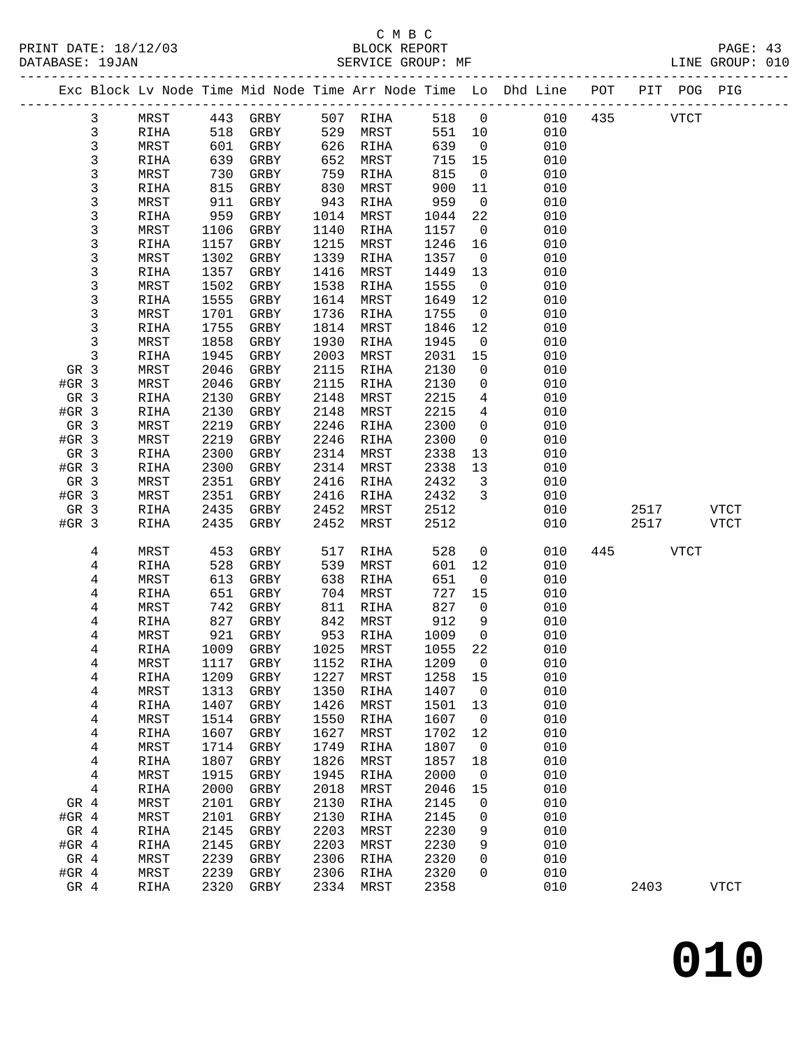C M B C

PRINT DATE: 18/12/03 BLOCK REPORT
DATABASE: 19JAN SERVICE GROUP: MF LINE GROUP: 010

| Exc | Block | Lv | Node | Time | Mid | Node | Time | Arr | Node | Time | Lo | Dhd | Line | POT | PIT | POG | PIG |
|---|---|---|---|---|---|---|---|---|---|---|---|---|---|---|---|---|---|
| | 3 | | MRST | 443 | | GRBY | 507 | | RIHA | 518 | 0 | | 010 | 435 | | VTCT | |
| | 3 | | RIHA | 518 | | GRBY | 529 | | MRST | 551 | 10 | | 010 | | | | |
| | 3 | | MRST | 601 | | GRBY | 626 | | RIHA | 639 | 0 | | 010 | | | | |
| | 3 | | RIHA | 639 | | GRBY | 652 | | MRST | 715 | 15 | | 010 | | | | |
| | 3 | | MRST | 730 | | GRBY | 759 | | RIHA | 815 | 0 | | 010 | | | | |
| | 3 | | RIHA | 815 | | GRBY | 830 | | MRST | 900 | 11 | | 010 | | | | |
| | 3 | | MRST | 911 | | GRBY | 943 | | RIHA | 959 | 0 | | 010 | | | | |
| | 3 | | RIHA | 959 | | GRBY | 1014 | | MRST | 1044 | 22 | | 010 | | | | |
| | 3 | | MRST | 1106 | | GRBY | 1140 | | RIHA | 1157 | 0 | | 010 | | | | |
| | 3 | | RIHA | 1157 | | GRBY | 1215 | | MRST | 1246 | 16 | | 010 | | | | |
| | 3 | | MRST | 1302 | | GRBY | 1339 | | RIHA | 1357 | 0 | | 010 | | | | |
| | 3 | | RIHA | 1357 | | GRBY | 1416 | | MRST | 1449 | 13 | | 010 | | | | |
| | 3 | | MRST | 1502 | | GRBY | 1538 | | RIHA | 1555 | 0 | | 010 | | | | |
| | 3 | | RIHA | 1555 | | GRBY | 1614 | | MRST | 1649 | 12 | | 010 | | | | |
| | 3 | | MRST | 1701 | | GRBY | 1736 | | RIHA | 1755 | 0 | | 010 | | | | |
| | 3 | | RIHA | 1755 | | GRBY | 1814 | | MRST | 1846 | 12 | | 010 | | | | |
| | 3 | | MRST | 1858 | | GRBY | 1930 | | RIHA | 1945 | 0 | | 010 | | | | |
| | 3 | | RIHA | 1945 | | GRBY | 2003 | | MRST | 2031 | 15 | | 010 | | | | |
| GR | 3 | | MRST | 2046 | | GRBY | 2115 | | RIHA | 2130 | 0 | | 010 | | | | |
| #GR | 3 | | MRST | 2046 | | GRBY | 2115 | | RIHA | 2130 | 0 | | 010 | | | | |
| GR | 3 | | RIHA | 2130 | | GRBY | 2148 | | MRST | 2215 | 4 | | 010 | | | | |
| #GR | 3 | | RIHA | 2130 | | GRBY | 2148 | | MRST | 2215 | 4 | | 010 | | | | |
| GR | 3 | | MRST | 2219 | | GRBY | 2246 | | RIHA | 2300 | 0 | | 010 | | | | |
| #GR | 3 | | MRST | 2219 | | GRBY | 2246 | | RIHA | 2300 | 0 | | 010 | | | | |
| GR | 3 | | RIHA | 2300 | | GRBY | 2314 | | MRST | 2338 | 13 | | 010 | | | | |
| #GR | 3 | | RIHA | 2300 | | GRBY | 2314 | | MRST | 2338 | 13 | | 010 | | | | |
| GR | 3 | | MRST | 2351 | | GRBY | 2416 | | RIHA | 2432 | 3 | | 010 | | | | |
| #GR | 3 | | MRST | 2351 | | GRBY | 2416 | | RIHA | 2432 | 3 | | 010 | | | | |
| GR | 3 | | RIHA | 2435 | | GRBY | 2452 | | MRST | 2512 | | | 010 | | 2517 | | VTCT |
| #GR | 3 | | RIHA | 2435 | | GRBY | 2452 | | MRST | 2512 | | | 010 | | 2517 | | VTCT |
| | 4 | | MRST | 453 | | GRBY | 517 | | RIHA | 528 | 0 | | 010 | 445 | | VTCT | |
| | 4 | | RIHA | 528 | | GRBY | 539 | | MRST | 601 | 12 | | 010 | | | | |
| | 4 | | MRST | 613 | | GRBY | 638 | | RIHA | 651 | 0 | | 010 | | | | |
| | 4 | | RIHA | 651 | | GRBY | 704 | | MRST | 727 | 15 | | 010 | | | | |
| | 4 | | MRST | 742 | | GRBY | 811 | | RIHA | 827 | 0 | | 010 | | | | |
| | 4 | | RIHA | 827 | | GRBY | 842 | | MRST | 912 | 9 | | 010 | | | | |
| | 4 | | MRST | 921 | | GRBY | 953 | | RIHA | 1009 | 0 | | 010 | | | | |
| | 4 | | RIHA | 1009 | | GRBY | 1025 | | MRST | 1055 | 22 | | 010 | | | | |
| | 4 | | MRST | 1117 | | GRBY | 1152 | | RIHA | 1209 | 0 | | 010 | | | | |
| | 4 | | RIHA | 1209 | | GRBY | 1227 | | MRST | 1258 | 15 | | 010 | | | | |
| | 4 | | MRST | 1313 | | GRBY | 1350 | | RIHA | 1407 | 0 | | 010 | | | | |
| | 4 | | RIHA | 1407 | | GRBY | 1426 | | MRST | 1501 | 13 | | 010 | | | | |
| | 4 | | MRST | 1514 | | GRBY | 1550 | | RIHA | 1607 | 0 | | 010 | | | | |
| | 4 | | RIHA | 1607 | | GRBY | 1627 | | MRST | 1702 | 12 | | 010 | | | | |
| | 4 | | MRST | 1714 | | GRBY | 1749 | | RIHA | 1807 | 0 | | 010 | | | | |
| | 4 | | RIHA | 1807 | | GRBY | 1826 | | MRST | 1857 | 18 | | 010 | | | | |
| | 4 | | MRST | 1915 | | GRBY | 1945 | | RIHA | 2000 | 0 | | 010 | | | | |
| | 4 | | RIHA | 2000 | | GRBY | 2018 | | MRST | 2046 | 15 | | 010 | | | | |
| GR | 4 | | MRST | 2101 | | GRBY | 2130 | | RIHA | 2145 | 0 | | 010 | | | | |
| #GR | 4 | | MRST | 2101 | | GRBY | 2130 | | RIHA | 2145 | 0 | | 010 | | | | |
| GR | 4 | | RIHA | 2145 | | GRBY | 2203 | | MRST | 2230 | 9 | | 010 | | | | |
| #GR | 4 | | RIHA | 2145 | | GRBY | 2203 | | MRST | 2230 | 9 | | 010 | | | | |
| GR | 4 | | MRST | 2239 | | GRBY | 2306 | | RIHA | 2320 | 0 | | 010 | | | | |
| #GR | 4 | | MRST | 2239 | | GRBY | 2306 | | RIHA | 2320 | 0 | | 010 | | | | |
| GR | 4 | | RIHA | 2320 | | GRBY | 2334 | | MRST | 2358 | | | 010 | | 2403 | | VTCT |

**010**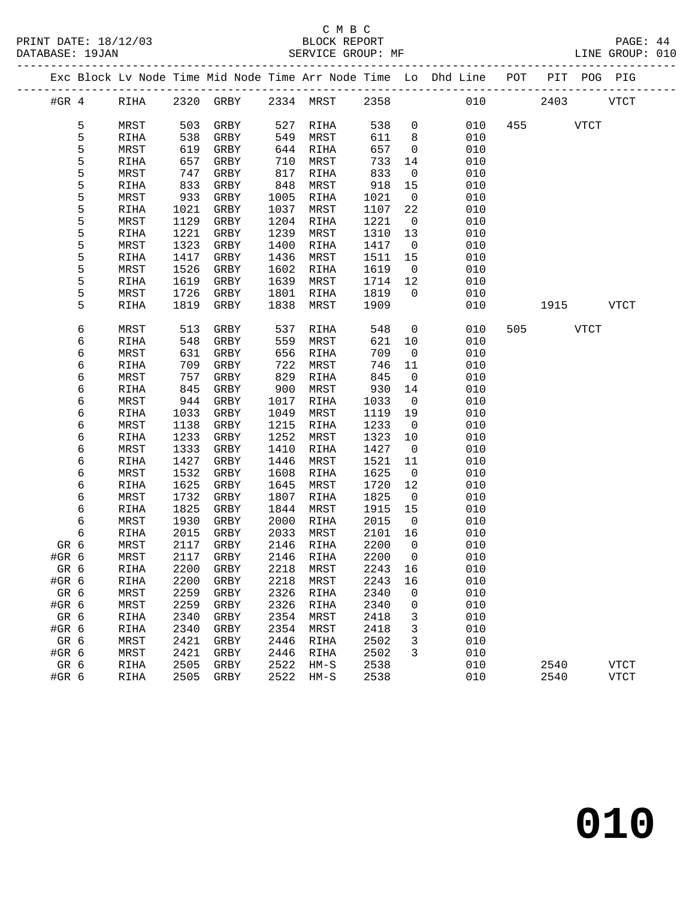C M B C

PRINT DATE: 18/12/03 BLOCK REPORT
DATABASE: 19JAN SERVICE GROUP: MF LINE GROUP: 010

| Exc | Block | Lv Node | Time | Mid Node | Time | Arr Node | Time | Lo | Dhd Line | POT | PIT | POG | PIG |
|---|---|---|---|---|---|---|---|---|---|---|---|---|---|
| #GR | 4 | RIHA | 2320 | GRBY | 2334 | MRST | 2358 | | 010 | | 2403 | | VTCT |
| | 5 | MRST | 503 | GRBY | 527 | RIHA | 538 | 0 | 010 | 455 | | VTCT | |
| | 5 | RIHA | 538 | GRBY | 549 | MRST | 611 | 8 | 010 | | | | |
| | 5 | MRST | 619 | GRBY | 644 | RIHA | 657 | 0 | 010 | | | | |
| | 5 | RIHA | 657 | GRBY | 710 | MRST | 733 | 14 | 010 | | | | |
| | 5 | MRST | 747 | GRBY | 817 | RIHA | 833 | 0 | 010 | | | | |
| | 5 | RIHA | 833 | GRBY | 848 | MRST | 918 | 15 | 010 | | | | |
| | 5 | MRST | 933 | GRBY | 1005 | RIHA | 1021 | 0 | 010 | | | | |
| | 5 | RIHA | 1021 | GRBY | 1037 | MRST | 1107 | 22 | 010 | | | | |
| | 5 | MRST | 1129 | GRBY | 1204 | RIHA | 1221 | 0 | 010 | | | | |
| | 5 | RIHA | 1221 | GRBY | 1239 | MRST | 1310 | 13 | 010 | | | | |
| | 5 | MRST | 1323 | GRBY | 1400 | RIHA | 1417 | 0 | 010 | | | | |
| | 5 | RIHA | 1417 | GRBY | 1436 | MRST | 1511 | 15 | 010 | | | | |
| | 5 | MRST | 1526 | GRBY | 1602 | RIHA | 1619 | 0 | 010 | | | | |
| | 5 | RIHA | 1619 | GRBY | 1639 | MRST | 1714 | 12 | 010 | | | | |
| | 5 | MRST | 1726 | GRBY | 1801 | RIHA | 1819 | 0 | 010 | | | | |
| | 5 | RIHA | 1819 | GRBY | 1838 | MRST | 1909 | | 010 | | 1915 | | VTCT |
| | 6 | MRST | 513 | GRBY | 537 | RIHA | 548 | 0 | 010 | 505 | | VTCT | |
| | 6 | RIHA | 548 | GRBY | 559 | MRST | 621 | 10 | 010 | | | | |
| | 6 | MRST | 631 | GRBY | 656 | RIHA | 709 | 0 | 010 | | | | |
| | 6 | RIHA | 709 | GRBY | 722 | MRST | 746 | 11 | 010 | | | | |
| | 6 | MRST | 757 | GRBY | 829 | RIHA | 845 | 0 | 010 | | | | |
| | 6 | RIHA | 845 | GRBY | 900 | MRST | 930 | 14 | 010 | | | | |
| | 6 | MRST | 944 | GRBY | 1017 | RIHA | 1033 | 0 | 010 | | | | |
| | 6 | RIHA | 1033 | GRBY | 1049 | MRST | 1119 | 19 | 010 | | | | |
| | 6 | MRST | 1138 | GRBY | 1215 | RIHA | 1233 | 0 | 010 | | | | |
| | 6 | RIHA | 1233 | GRBY | 1252 | MRST | 1323 | 10 | 010 | | | | |
| | 6 | MRST | 1333 | GRBY | 1410 | RIHA | 1427 | 0 | 010 | | | | |
| | 6 | RIHA | 1427 | GRBY | 1446 | MRST | 1521 | 11 | 010 | | | | |
| | 6 | MRST | 1532 | GRBY | 1608 | RIHA | 1625 | 0 | 010 | | | | |
| | 6 | RIHA | 1625 | GRBY | 1645 | MRST | 1720 | 12 | 010 | | | | |
| | 6 | MRST | 1732 | GRBY | 1807 | RIHA | 1825 | 0 | 010 | | | | |
| | 6 | RIHA | 1825 | GRBY | 1844 | MRST | 1915 | 15 | 010 | | | | |
| | 6 | MRST | 1930 | GRBY | 2000 | RIHA | 2015 | 0 | 010 | | | | |
| | 6 | RIHA | 2015 | GRBY | 2033 | MRST | 2101 | 16 | 010 | | | | |
| GR | 6 | MRST | 2117 | GRBY | 2146 | RIHA | 2200 | 0 | 010 | | | | |
| #GR | 6 | MRST | 2117 | GRBY | 2146 | RIHA | 2200 | 0 | 010 | | | | |
| GR | 6 | RIHA | 2200 | GRBY | 2218 | MRST | 2243 | 16 | 010 | | | | |
| #GR | 6 | RIHA | 2200 | GRBY | 2218 | MRST | 2243 | 16 | 010 | | | | |
| GR | 6 | MRST | 2259 | GRBY | 2326 | RIHA | 2340 | 0 | 010 | | | | |
| #GR | 6 | MRST | 2259 | GRBY | 2326 | RIHA | 2340 | 0 | 010 | | | | |
| GR | 6 | RIHA | 2340 | GRBY | 2354 | MRST | 2418 | 3 | 010 | | | | |
| #GR | 6 | RIHA | 2340 | GRBY | 2354 | MRST | 2418 | 3 | 010 | | | | |
| GR | 6 | MRST | 2421 | GRBY | 2446 | RIHA | 2502 | 3 | 010 | | | | |
| #GR | 6 | MRST | 2421 | GRBY | 2446 | RIHA | 2502 | 3 | 010 | | | | |
| GR | 6 | RIHA | 2505 | GRBY | 2522 | HM-S | 2538 | | 010 | | 2540 | | VTCT |
| #GR | 6 | RIHA | 2505 | GRBY | 2522 | HM-S | 2538 | | 010 | | 2540 | | VTCT |

**010**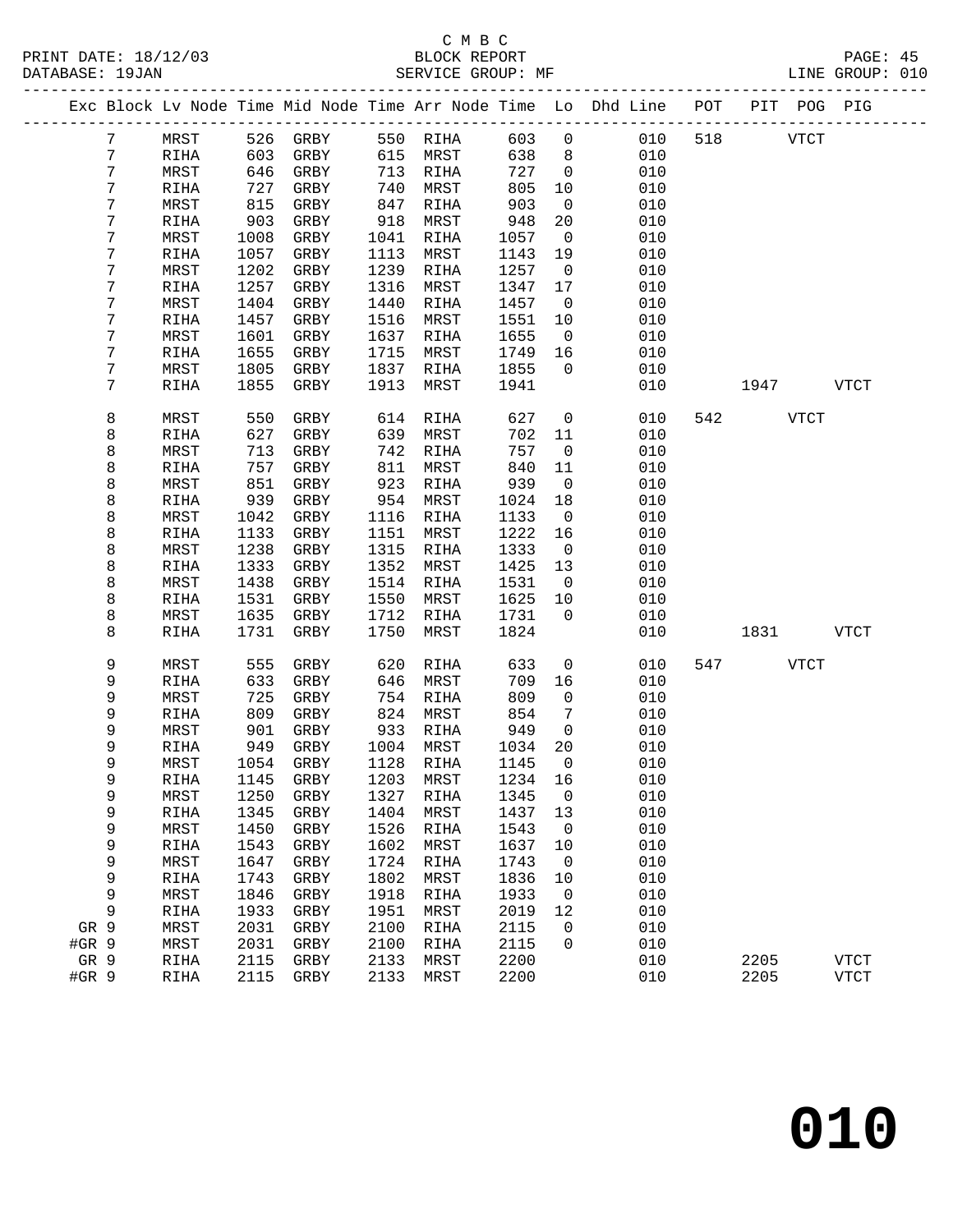C M B C
BLOCK REPORT
SERVICE GROUP: MF

PRINT DATE: 18/12/03
DATABASE: 19JAN
LINE GROUP: 010

| Exc | Block | Lv Node | Time | Mid Node | Time | Arr Node | Time | Lo | Dhd Line | POT | PIT | POG | PIG |
|---|---|---|---|---|---|---|---|---|---|---|---|---|---|
| | 7 | MRST | 526 | GRBY | 550 | RIHA | 603 | 0 | 010 | 518 | | VTCT | |
| | 7 | RIHA | 603 | GRBY | 615 | MRST | 638 | 8 | 010 | | | | |
| | 7 | MRST | 646 | GRBY | 713 | RIHA | 727 | 0 | 010 | | | | |
| | 7 | RIHA | 727 | GRBY | 740 | MRST | 805 | 10 | 010 | | | | |
| | 7 | MRST | 815 | GRBY | 847 | RIHA | 903 | 0 | 010 | | | | |
| | 7 | RIHA | 903 | GRBY | 918 | MRST | 948 | 20 | 010 | | | | |
| | 7 | MRST | 1008 | GRBY | 1041 | RIHA | 1057 | 0 | 010 | | | | |
| | 7 | RIHA | 1057 | GRBY | 1113 | MRST | 1143 | 19 | 010 | | | | |
| | 7 | MRST | 1202 | GRBY | 1239 | RIHA | 1257 | 0 | 010 | | | | |
| | 7 | RIHA | 1257 | GRBY | 1316 | MRST | 1347 | 17 | 010 | | | | |
| | 7 | MRST | 1404 | GRBY | 1440 | RIHA | 1457 | 0 | 010 | | | | |
| | 7 | RIHA | 1457 | GRBY | 1516 | MRST | 1551 | 10 | 010 | | | | |
| | 7 | MRST | 1601 | GRBY | 1637 | RIHA | 1655 | 0 | 010 | | | | |
| | 7 | RIHA | 1655 | GRBY | 1715 | MRST | 1749 | 16 | 010 | | | | |
| | 7 | MRST | 1805 | GRBY | 1837 | RIHA | 1855 | 0 | 010 | | | | |
| | 7 | RIHA | 1855 | GRBY | 1913 | MRST | 1941 | | 010 | | 1947 | | VTCT |
| | 8 | MRST | 550 | GRBY | 614 | RIHA | 627 | 0 | 010 | 542 | | VTCT | |
| | 8 | RIHA | 627 | GRBY | 639 | MRST | 702 | 11 | 010 | | | | |
| | 8 | MRST | 713 | GRBY | 742 | RIHA | 757 | 0 | 010 | | | | |
| | 8 | RIHA | 757 | GRBY | 811 | MRST | 840 | 11 | 010 | | | | |
| | 8 | MRST | 851 | GRBY | 923 | RIHA | 939 | 0 | 010 | | | | |
| | 8 | RIHA | 939 | GRBY | 954 | MRST | 1024 | 18 | 010 | | | | |
| | 8 | MRST | 1042 | GRBY | 1116 | RIHA | 1133 | 0 | 010 | | | | |
| | 8 | RIHA | 1133 | GRBY | 1151 | MRST | 1222 | 16 | 010 | | | | |
| | 8 | MRST | 1238 | GRBY | 1315 | RIHA | 1333 | 0 | 010 | | | | |
| | 8 | RIHA | 1333 | GRBY | 1352 | MRST | 1425 | 13 | 010 | | | | |
| | 8 | MRST | 1438 | GRBY | 1514 | RIHA | 1531 | 0 | 010 | | | | |
| | 8 | RIHA | 1531 | GRBY | 1550 | MRST | 1625 | 10 | 010 | | | | |
| | 8 | MRST | 1635 | GRBY | 1712 | RIHA | 1731 | 0 | 010 | | | | |
| | 8 | RIHA | 1731 | GRBY | 1750 | MRST | 1824 | | 010 | | 1831 | | VTCT |
| | 9 | MRST | 555 | GRBY | 620 | RIHA | 633 | 0 | 010 | 547 | | VTCT | |
| | 9 | RIHA | 633 | GRBY | 646 | MRST | 709 | 16 | 010 | | | | |
| | 9 | MRST | 725 | GRBY | 754 | RIHA | 809 | 0 | 010 | | | | |
| | 9 | RIHA | 809 | GRBY | 824 | MRST | 854 | 7 | 010 | | | | |
| | 9 | MRST | 901 | GRBY | 933 | RIHA | 949 | 0 | 010 | | | | |
| | 9 | RIHA | 949 | GRBY | 1004 | MRST | 1034 | 20 | 010 | | | | |
| | 9 | MRST | 1054 | GRBY | 1128 | RIHA | 1145 | 0 | 010 | | | | |
| | 9 | RIHA | 1145 | GRBY | 1203 | MRST | 1234 | 16 | 010 | | | | |
| | 9 | MRST | 1250 | GRBY | 1327 | RIHA | 1345 | 0 | 010 | | | | |
| | 9 | RIHA | 1345 | GRBY | 1404 | MRST | 1437 | 13 | 010 | | | | |
| | 9 | MRST | 1450 | GRBY | 1526 | RIHA | 1543 | 0 | 010 | | | | |
| | 9 | RIHA | 1543 | GRBY | 1602 | MRST | 1637 | 10 | 010 | | | | |
| | 9 | MRST | 1647 | GRBY | 1724 | RIHA | 1743 | 0 | 010 | | | | |
| | 9 | RIHA | 1743 | GRBY | 1802 | MRST | 1836 | 10 | 010 | | | | |
| | 9 | MRST | 1846 | GRBY | 1918 | RIHA | 1933 | 0 | 010 | | | | |
| | 9 | RIHA | 1933 | GRBY | 1951 | MRST | 2019 | 12 | 010 | | | | |
| GR | 9 | MRST | 2031 | GRBY | 2100 | RIHA | 2115 | 0 | 010 | | | | |
| #GR | 9 | MRST | 2031 | GRBY | 2100 | RIHA | 2115 | 0 | 010 | | | | |
| GR | 9 | RIHA | 2115 | GRBY | 2133 | MRST | 2200 | | 010 | | 2205 | | VTCT |
| #GR | 9 | RIHA | 2115 | GRBY | 2133 | MRST | 2200 | | 010 | | 2205 | | VTCT |

# 010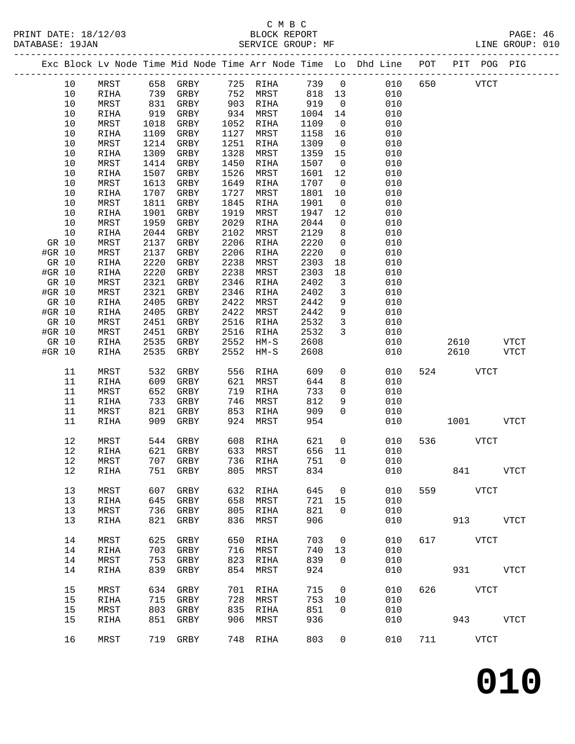C M B C
PRINT DATE: 18/12/03 BLOCK REPORT
DATABASE: 19JAN SERVICE GROUP: MF LINE GROUP: 010

| Exc | Block | Lv Node | Time | Mid Node | Time | Arr Node | Time | Lo | Dhd Line | POT | PIT | POG | PIG |
|---|---|---|---|---|---|---|---|---|---|---|---|---|---|
| | 10 | MRST | 658 | GRBY | 725 | RIHA | 739 | 0 | 010 | 650 | | VTCT | |
| | 10 | RIHA | 739 | GRBY | 752 | MRST | 818 | 13 | 010 | | | | |
| | 10 | MRST | 831 | GRBY | 903 | RIHA | 919 | 0 | 010 | | | | |
| | 10 | RIHA | 919 | GRBY | 934 | MRST | 1004 | 14 | 010 | | | | |
| | 10 | MRST | 1018 | GRBY | 1052 | RIHA | 1109 | 0 | 010 | | | | |
| | 10 | RIHA | 1109 | GRBY | 1127 | MRST | 1158 | 16 | 010 | | | | |
| | 10 | MRST | 1214 | GRBY | 1251 | RIHA | 1309 | 0 | 010 | | | | |
| | 10 | RIHA | 1309 | GRBY | 1328 | MRST | 1359 | 15 | 010 | | | | |
| | 10 | MRST | 1414 | GRBY | 1450 | RIHA | 1507 | 0 | 010 | | | | |
| | 10 | RIHA | 1507 | GRBY | 1526 | MRST | 1601 | 12 | 010 | | | | |
| | 10 | MRST | 1613 | GRBY | 1649 | RIHA | 1707 | 0 | 010 | | | | |
| | 10 | RIHA | 1707 | GRBY | 1727 | MRST | 1801 | 10 | 010 | | | | |
| | 10 | MRST | 1811 | GRBY | 1845 | RIHA | 1901 | 0 | 010 | | | | |
| | 10 | RIHA | 1901 | GRBY | 1919 | MRST | 1947 | 12 | 010 | | | | |
| | 10 | MRST | 1959 | GRBY | 2029 | RIHA | 2044 | 0 | 010 | | | | |
| | 10 | RIHA | 2044 | GRBY | 2102 | MRST | 2129 | 8 | 010 | | | | |
| GR | 10 | MRST | 2137 | GRBY | 2206 | RIHA | 2220 | 0 | 010 | | | | |
| #GR | 10 | MRST | 2137 | GRBY | 2206 | RIHA | 2220 | 0 | 010 | | | | |
| GR | 10 | RIHA | 2220 | GRBY | 2238 | MRST | 2303 | 18 | 010 | | | | |
| #GR | 10 | RIHA | 2220 | GRBY | 2238 | MRST | 2303 | 18 | 010 | | | | |
| GR | 10 | MRST | 2321 | GRBY | 2346 | RIHA | 2402 | 3 | 010 | | | | |
| #GR | 10 | MRST | 2321 | GRBY | 2346 | RIHA | 2402 | 3 | 010 | | | | |
| GR | 10 | RIHA | 2405 | GRBY | 2422 | MRST | 2442 | 9 | 010 | | | | |
| #GR | 10 | RIHA | 2405 | GRBY | 2422 | MRST | 2442 | 9 | 010 | | | | |
| GR | 10 | MRST | 2451 | GRBY | 2516 | RIHA | 2532 | 3 | 010 | | | | |
| #GR | 10 | MRST | 2451 | GRBY | 2516 | RIHA | 2532 | 3 | 010 | | | | |
| GR | 10 | RIHA | 2535 | GRBY | 2552 | HM-S | 2608 | | 010 | | 2610 | | VTCT |
| #GR | 10 | RIHA | 2535 | GRBY | 2552 | HM-S | 2608 | | 010 | | 2610 | | VTCT |
| | 11 | MRST | 532 | GRBY | 556 | RIHA | 609 | 0 | 010 | 524 | | VTCT | |
| | 11 | RIHA | 609 | GRBY | 621 | MRST | 644 | 8 | 010 | | | | |
| | 11 | MRST | 652 | GRBY | 719 | RIHA | 733 | 0 | 010 | | | | |
| | 11 | RIHA | 733 | GRBY | 746 | MRST | 812 | 9 | 010 | | | | |
| | 11 | MRST | 821 | GRBY | 853 | RIHA | 909 | 0 | 010 | | | | |
| | 11 | RIHA | 909 | GRBY | 924 | MRST | 954 | | 010 | | 1001 | | VTCT |
| | 12 | MRST | 544 | GRBY | 608 | RIHA | 621 | 0 | 010 | 536 | | VTCT | |
| | 12 | RIHA | 621 | GRBY | 633 | MRST | 656 | 11 | 010 | | | | |
| | 12 | MRST | 707 | GRBY | 736 | RIHA | 751 | 0 | 010 | | | | |
| | 12 | RIHA | 751 | GRBY | 805 | MRST | 834 | | 010 | | 841 | | VTCT |
| | 13 | MRST | 607 | GRBY | 632 | RIHA | 645 | 0 | 010 | 559 | | VTCT | |
| | 13 | RIHA | 645 | GRBY | 658 | MRST | 721 | 15 | 010 | | | | |
| | 13 | MRST | 736 | GRBY | 805 | RIHA | 821 | 0 | 010 | | | | |
| | 13 | RIHA | 821 | GRBY | 836 | MRST | 906 | | 010 | | 913 | | VTCT |
| | 14 | MRST | 625 | GRBY | 650 | RIHA | 703 | 0 | 010 | 617 | | VTCT | |
| | 14 | RIHA | 703 | GRBY | 716 | MRST | 740 | 13 | 010 | | | | |
| | 14 | MRST | 753 | GRBY | 823 | RIHA | 839 | 0 | 010 | | | | |
| | 14 | RIHA | 839 | GRBY | 854 | MRST | 924 | | 010 | | 931 | | VTCT |
| | 15 | MRST | 634 | GRBY | 701 | RIHA | 715 | 0 | 010 | 626 | | VTCT | |
| | 15 | RIHA | 715 | GRBY | 728 | MRST | 753 | 10 | 010 | | | | |
| | 15 | MRST | 803 | GRBY | 835 | RIHA | 851 | 0 | 010 | | | | |
| | 15 | RIHA | 851 | GRBY | 906 | MRST | 936 | | 010 | | 943 | | VTCT |
| | 16 | MRST | 719 | GRBY | 748 | RIHA | 803 | 0 | 010 | 711 | | VTCT | |

**010**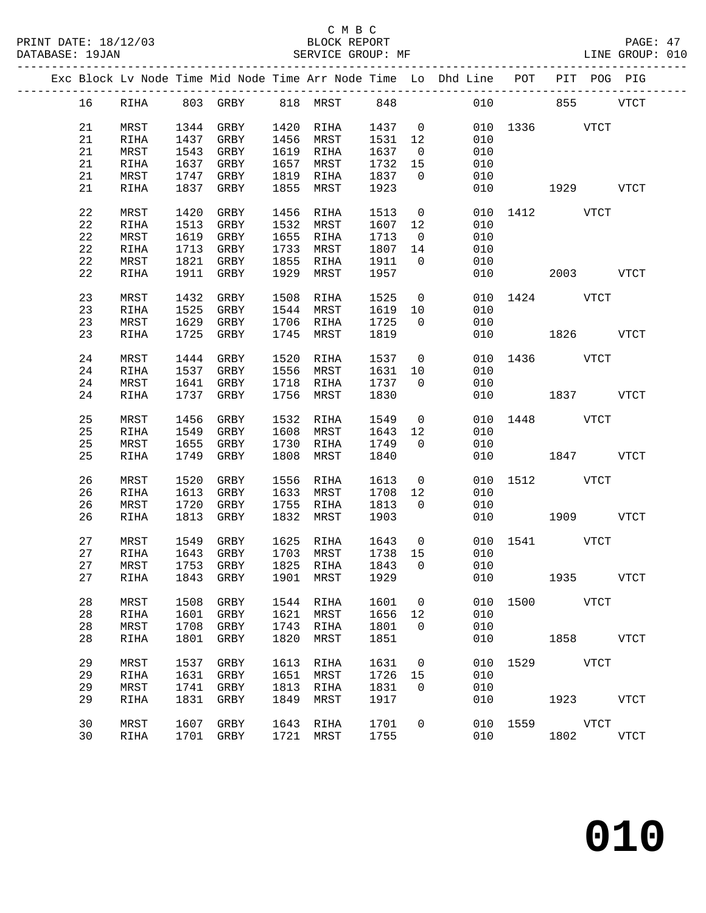C M B C
BLOCK REPORT
SERVICE GROUP: MF

PRINT DATE: 18/12/03
DATABASE: 19JAN
LINE GROUP: 010

| Exc | Block | Lv | Node | Time | Mid Node | Time | Arr Node | Time | Lo | Dhd Line | POT | PIT | POG | PIG |
|---|---|---|---|---|---|---|---|---|---|---|---|---|---|---|
| | 16 | | RIHA | 803 | GRBY | 818 | MRST | 848 | | 010 | | 855 | | VTCT |
| | 21 | | MRST | 1344 | GRBY | 1420 | RIHA | 1437 | 0 | 010 | 1336 | | VTCT | |
| | 21 | | RIHA | 1437 | GRBY | 1456 | MRST | 1531 | 12 | 010 | | | | |
| | 21 | | MRST | 1543 | GRBY | 1619 | RIHA | 1637 | 0 | 010 | | | | |
| | 21 | | RIHA | 1637 | GRBY | 1657 | MRST | 1732 | 15 | 010 | | | | |
| | 21 | | MRST | 1747 | GRBY | 1819 | RIHA | 1837 | 0 | 010 | | | | |
| | 21 | | RIHA | 1837 | GRBY | 1855 | MRST | 1923 | | 010 | | 1929 | | VTCT |
| | 22 | | MRST | 1420 | GRBY | 1456 | RIHA | 1513 | 0 | 010 | 1412 | | VTCT | |
| | 22 | | RIHA | 1513 | GRBY | 1532 | MRST | 1607 | 12 | 010 | | | | |
| | 22 | | MRST | 1619 | GRBY | 1655 | RIHA | 1713 | 0 | 010 | | | | |
| | 22 | | RIHA | 1713 | GRBY | 1733 | MRST | 1807 | 14 | 010 | | | | |
| | 22 | | MRST | 1821 | GRBY | 1855 | RIHA | 1911 | 0 | 010 | | | | |
| | 22 | | RIHA | 1911 | GRBY | 1929 | MRST | 1957 | | 010 | | 2003 | | VTCT |
| | 23 | | MRST | 1432 | GRBY | 1508 | RIHA | 1525 | 0 | 010 | 1424 | | VTCT | |
| | 23 | | RIHA | 1525 | GRBY | 1544 | MRST | 1619 | 10 | 010 | | | | |
| | 23 | | MRST | 1629 | GRBY | 1706 | RIHA | 1725 | 0 | 010 | | | | |
| | 23 | | RIHA | 1725 | GRBY | 1745 | MRST | 1819 | | 010 | | 1826 | | VTCT |
| | 24 | | MRST | 1444 | GRBY | 1520 | RIHA | 1537 | 0 | 010 | 1436 | | VTCT | |
| | 24 | | RIHA | 1537 | GRBY | 1556 | MRST | 1631 | 10 | 010 | | | | |
| | 24 | | MRST | 1641 | GRBY | 1718 | RIHA | 1737 | 0 | 010 | | | | |
| | 24 | | RIHA | 1737 | GRBY | 1756 | MRST | 1830 | | 010 | | 1837 | | VTCT |
| | 25 | | MRST | 1456 | GRBY | 1532 | RIHA | 1549 | 0 | 010 | 1448 | | VTCT | |
| | 25 | | RIHA | 1549 | GRBY | 1608 | MRST | 1643 | 12 | 010 | | | | |
| | 25 | | MRST | 1655 | GRBY | 1730 | RIHA | 1749 | 0 | 010 | | | | |
| | 25 | | RIHA | 1749 | GRBY | 1808 | MRST | 1840 | | 010 | | 1847 | | VTCT |
| | 26 | | MRST | 1520 | GRBY | 1556 | RIHA | 1613 | 0 | 010 | 1512 | | VTCT | |
| | 26 | | RIHA | 1613 | GRBY | 1633 | MRST | 1708 | 12 | 010 | | | | |
| | 26 | | MRST | 1720 | GRBY | 1755 | RIHA | 1813 | 0 | 010 | | | | |
| | 26 | | RIHA | 1813 | GRBY | 1832 | MRST | 1903 | | 010 | | 1909 | | VTCT |
| | 27 | | MRST | 1549 | GRBY | 1625 | RIHA | 1643 | 0 | 010 | 1541 | | VTCT | |
| | 27 | | RIHA | 1643 | GRBY | 1703 | MRST | 1738 | 15 | 010 | | | | |
| | 27 | | MRST | 1753 | GRBY | 1825 | RIHA | 1843 | 0 | 010 | | | | |
| | 27 | | RIHA | 1843 | GRBY | 1901 | MRST | 1929 | | 010 | | 1935 | | VTCT |
| | 28 | | MRST | 1508 | GRBY | 1544 | RIHA | 1601 | 0 | 010 | 1500 | | VTCT | |
| | 28 | | RIHA | 1601 | GRBY | 1621 | MRST | 1656 | 12 | 010 | | | | |
| | 28 | | MRST | 1708 | GRBY | 1743 | RIHA | 1801 | 0 | 010 | | | | |
| | 28 | | RIHA | 1801 | GRBY | 1820 | MRST | 1851 | | 010 | | 1858 | | VTCT |
| | 29 | | MRST | 1537 | GRBY | 1613 | RIHA | 1631 | 0 | 010 | 1529 | | VTCT | |
| | 29 | | RIHA | 1631 | GRBY | 1651 | MRST | 1726 | 15 | 010 | | | | |
| | 29 | | MRST | 1741 | GRBY | 1813 | RIHA | 1831 | 0 | 010 | | | | |
| | 29 | | RIHA | 1831 | GRBY | 1849 | MRST | 1917 | | 010 | | 1923 | | VTCT |
| | 30 | | MRST | 1607 | GRBY | 1643 | RIHA | 1701 | 0 | 010 | 1559 | | VTCT | |
| | 30 | | RIHA | 1701 | GRBY | 1721 | MRST | 1755 | | 010 | | 1802 | | VTCT |

# 010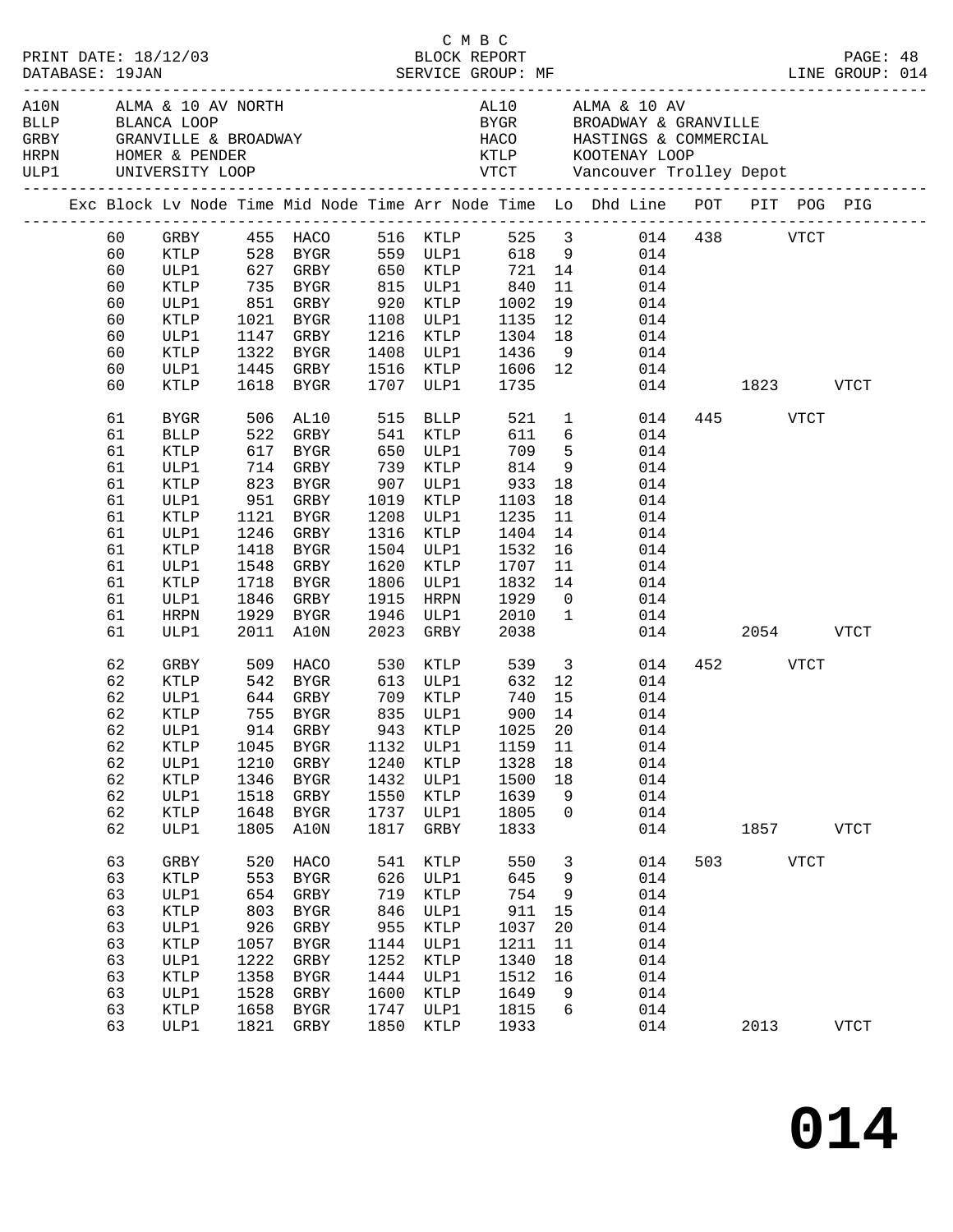C M B C

PRINT DATE: 18/12/03 BLOCK REPORT
DATABASE: 19JAN SERVICE GROUP: MF LINE GROUP: 014

| Code | Description | Code | Description |
|---|---|---|---|
| A10N | ALMA & 10 AV NORTH | AL10 | ALMA & 10 AV |
| BLLP | BLANCA LOOP | BYGR | BROADWAY & GRANVILLE |
| GRBY | GRANVILLE & BROADWAY | HACO | HASTINGS & COMMERCIAL |
| HRPN | HOMER & PENDER | KTLP | KOOTENAY LOOP |
| ULP1 | UNIVERSITY LOOP | VTCT | Vancouver Trolley Depot |

| Exc | Block | Lv Node | Time | Mid Node | Time | Arr Node | Time | Lo | Dhd Line | POT | PIT | POG | PIG |
|---|---|---|---|---|---|---|---|---|---|---|---|---|---|
| | 60 | GRBY | 455 | HACO | 516 | KTLP | 525 | 3 | 014 | 438 | | VTCT | |
| | 60 | KTLP | 528 | BYGR | 559 | ULP1 | 618 | 9 | 014 | | | | |
| | 60 | ULP1 | 627 | GRBY | 650 | KTLP | 721 | 14 | 014 | | | | |
| | 60 | KTLP | 735 | BYGR | 815 | ULP1 | 840 | 11 | 014 | | | | |
| | 60 | ULP1 | 851 | GRBY | 920 | KTLP | 1002 | 19 | 014 | | | | |
| | 60 | KTLP | 1021 | BYGR | 1108 | ULP1 | 1135 | 12 | 014 | | | | |
| | 60 | ULP1 | 1147 | GRBY | 1216 | KTLP | 1304 | 18 | 014 | | | | |
| | 60 | KTLP | 1322 | BYGR | 1408 | ULP1 | 1436 | 9 | 014 | | | | |
| | 60 | ULP1 | 1445 | GRBY | 1516 | KTLP | 1606 | 12 | 014 | | | | |
| | 60 | KTLP | 1618 | BYGR | 1707 | ULP1 | 1735 | | 014 | | 1823 | | VTCT |
| | 61 | BYGR | 506 | AL10 | 515 | BLLP | 521 | 1 | 014 | 445 | | VTCT | |
| | 61 | BLLP | 522 | GRBY | 541 | KTLP | 611 | 6 | 014 | | | | |
| | 61 | KTLP | 617 | BYGR | 650 | ULP1 | 709 | 5 | 014 | | | | |
| | 61 | ULP1 | 714 | GRBY | 739 | KTLP | 814 | 9 | 014 | | | | |
| | 61 | KTLP | 823 | BYGR | 907 | ULP1 | 933 | 18 | 014 | | | | |
| | 61 | ULP1 | 951 | GRBY | 1019 | KTLP | 1103 | 18 | 014 | | | | |
| | 61 | KTLP | 1121 | BYGR | 1208 | ULP1 | 1235 | 11 | 014 | | | | |
| | 61 | ULP1 | 1246 | GRBY | 1316 | KTLP | 1404 | 14 | 014 | | | | |
| | 61 | KTLP | 1418 | BYGR | 1504 | ULP1 | 1532 | 16 | 014 | | | | |
| | 61 | ULP1 | 1548 | GRBY | 1620 | KTLP | 1707 | 11 | 014 | | | | |
| | 61 | KTLP | 1718 | BYGR | 1806 | ULP1 | 1832 | 14 | 014 | | | | |
| | 61 | ULP1 | 1846 | GRBY | 1915 | HRPN | 1929 | 0 | 014 | | | | |
| | 61 | HRPN | 1929 | BYGR | 1946 | ULP1 | 2010 | 1 | 014 | | | | |
| | 61 | ULP1 | 2011 | A10N | 2023 | GRBY | 2038 | | 014 | | 2054 | | VTCT |
| | 62 | GRBY | 509 | HACO | 530 | KTLP | 539 | 3 | 014 | 452 | | VTCT | |
| | 62 | KTLP | 542 | BYGR | 613 | ULP1 | 632 | 12 | 014 | | | | |
| | 62 | ULP1 | 644 | GRBY | 709 | KTLP | 740 | 15 | 014 | | | | |
| | 62 | KTLP | 755 | BYGR | 835 | ULP1 | 900 | 14 | 014 | | | | |
| | 62 | ULP1 | 914 | GRBY | 943 | KTLP | 1025 | 20 | 014 | | | | |
| | 62 | KTLP | 1045 | BYGR | 1132 | ULP1 | 1159 | 11 | 014 | | | | |
| | 62 | ULP1 | 1210 | GRBY | 1240 | KTLP | 1328 | 18 | 014 | | | | |
| | 62 | KTLP | 1346 | BYGR | 1432 | ULP1 | 1500 | 18 | 014 | | | | |
| | 62 | ULP1 | 1518 | GRBY | 1550 | KTLP | 1639 | 9 | 014 | | | | |
| | 62 | KTLP | 1648 | BYGR | 1737 | ULP1 | 1805 | 0 | 014 | | | | |
| | 62 | ULP1 | 1805 | A10N | 1817 | GRBY | 1833 | | 014 | | 1857 | | VTCT |
| | 63 | GRBY | 520 | HACO | 541 | KTLP | 550 | 3 | 014 | 503 | | VTCT | |
| | 63 | KTLP | 553 | BYGR | 626 | ULP1 | 645 | 9 | 014 | | | | |
| | 63 | ULP1 | 654 | GRBY | 719 | KTLP | 754 | 9 | 014 | | | | |
| | 63 | KTLP | 803 | BYGR | 846 | ULP1 | 911 | 15 | 014 | | | | |
| | 63 | ULP1 | 926 | GRBY | 955 | KTLP | 1037 | 20 | 014 | | | | |
| | 63 | KTLP | 1057 | BYGR | 1144 | ULP1 | 1211 | 11 | 014 | | | | |
| | 63 | ULP1 | 1222 | GRBY | 1252 | KTLP | 1340 | 18 | 014 | | | | |
| | 63 | KTLP | 1358 | BYGR | 1444 | ULP1 | 1512 | 16 | 014 | | | | |
| | 63 | ULP1 | 1528 | GRBY | 1600 | KTLP | 1649 | 9 | 014 | | | | |
| | 63 | KTLP | 1658 | BYGR | 1747 | ULP1 | 1815 | 6 | 014 | | | | |
| | 63 | ULP1 | 1821 | GRBY | 1850 | KTLP | 1933 | | 014 | | 2013 | | VTCT |

# 014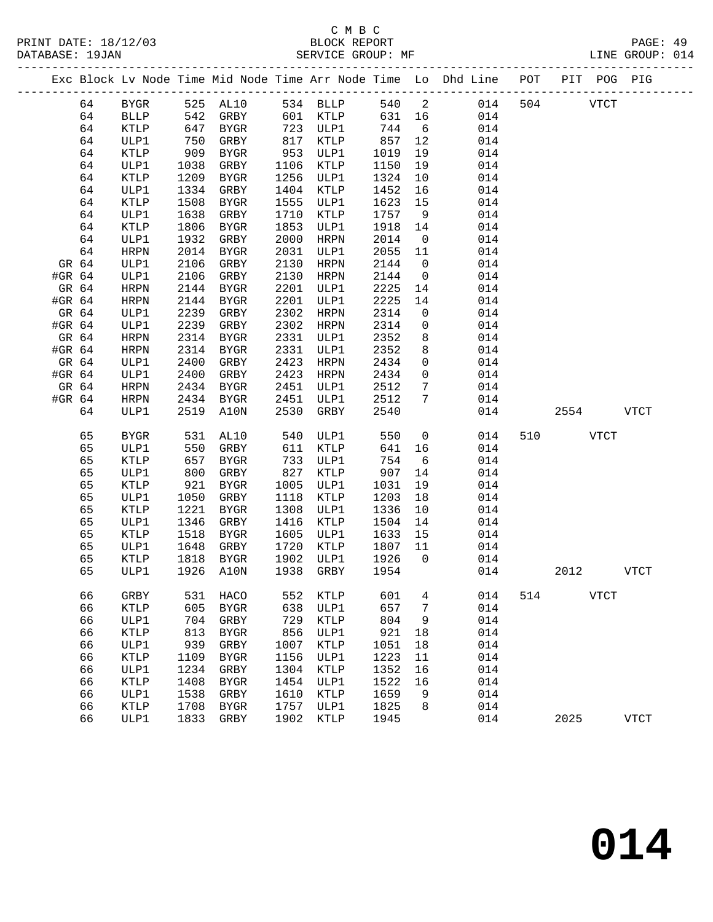C M B C
BLOCK REPORT
SERVICE GROUP: MF

PRINT DATE: 18/12/03
DATABASE: 19JAN
LINE GROUP: 014

| Exc | Block | Lv Node | Time | Mid Node | Time | Arr Node | Time | Lo | Dhd Line | POT | PIT | POG | PIG |
|---|---|---|---|---|---|---|---|---|---|---|---|---|---|
| | 64 | BYGR | 525 | AL10 | 534 | BLLP | 540 | 2 | 014 | 504 | | VTCT | |
| | 64 | BLLP | 542 | GRBY | 601 | KTLP | 631 | 16 | 014 | | | | |
| | 64 | KTLP | 647 | BYGR | 723 | ULP1 | 744 | 6 | 014 | | | | |
| | 64 | ULP1 | 750 | GRBY | 817 | KTLP | 857 | 12 | 014 | | | | |
| | 64 | KTLP | 909 | BYGR | 953 | ULP1 | 1019 | 19 | 014 | | | | |
| | 64 | ULP1 | 1038 | GRBY | 1106 | KTLP | 1150 | 19 | 014 | | | | |
| | 64 | KTLP | 1209 | BYGR | 1256 | ULP1 | 1324 | 10 | 014 | | | | |
| | 64 | ULP1 | 1334 | GRBY | 1404 | KTLP | 1452 | 16 | 014 | | | | |
| | 64 | KTLP | 1508 | BYGR | 1555 | ULP1 | 1623 | 15 | 014 | | | | |
| | 64 | ULP1 | 1638 | GRBY | 1710 | KTLP | 1757 | 9 | 014 | | | | |
| | 64 | KTLP | 1806 | BYGR | 1853 | ULP1 | 1918 | 14 | 014 | | | | |
| | 64 | ULP1 | 1932 | GRBY | 2000 | HRPN | 2014 | 0 | 014 | | | | |
| | 64 | HRPN | 2014 | BYGR | 2031 | ULP1 | 2055 | 11 | 014 | | | | |
| GR | 64 | ULP1 | 2106 | GRBY | 2130 | HRPN | 2144 | 0 | 014 | | | | |
| #GR | 64 | ULP1 | 2106 | GRBY | 2130 | HRPN | 2144 | 0 | 014 | | | | |
| GR | 64 | HRPN | 2144 | BYGR | 2201 | ULP1 | 2225 | 14 | 014 | | | | |
| #GR | 64 | HRPN | 2144 | BYGR | 2201 | ULP1 | 2225 | 14 | 014 | | | | |
| GR | 64 | ULP1 | 2239 | GRBY | 2302 | HRPN | 2314 | 0 | 014 | | | | |
| #GR | 64 | ULP1 | 2239 | GRBY | 2302 | HRPN | 2314 | 0 | 014 | | | | |
| GR | 64 | HRPN | 2314 | BYGR | 2331 | ULP1 | 2352 | 8 | 014 | | | | |
| #GR | 64 | HRPN | 2314 | BYGR | 2331 | ULP1 | 2352 | 8 | 014 | | | | |
| GR | 64 | ULP1 | 2400 | GRBY | 2423 | HRPN | 2434 | 0 | 014 | | | | |
| #GR | 64 | ULP1 | 2400 | GRBY | 2423 | HRPN | 2434 | 0 | 014 | | | | |
| GR | 64 | HRPN | 2434 | BYGR | 2451 | ULP1 | 2512 | 7 | 014 | | | | |
| #GR | 64 | HRPN | 2434 | BYGR | 2451 | ULP1 | 2512 | 7 | 014 | | | | |
| | 64 | ULP1 | 2519 | A10N | 2530 | GRBY | 2540 | | 014 | | 2554 | | VTCT |
| | 65 | BYGR | 531 | AL10 | 540 | ULP1 | 550 | 0 | 014 | 510 | | VTCT | |
| | 65 | ULP1 | 550 | GRBY | 611 | KTLP | 641 | 16 | 014 | | | | |
| | 65 | KTLP | 657 | BYGR | 733 | ULP1 | 754 | 6 | 014 | | | | |
| | 65 | ULP1 | 800 | GRBY | 827 | KTLP | 907 | 14 | 014 | | | | |
| | 65 | KTLP | 921 | BYGR | 1005 | ULP1 | 1031 | 19 | 014 | | | | |
| | 65 | ULP1 | 1050 | GRBY | 1118 | KTLP | 1203 | 18 | 014 | | | | |
| | 65 | KTLP | 1221 | BYGR | 1308 | ULP1 | 1336 | 10 | 014 | | | | |
| | 65 | ULP1 | 1346 | GRBY | 1416 | KTLP | 1504 | 14 | 014 | | | | |
| | 65 | KTLP | 1518 | BYGR | 1605 | ULP1 | 1633 | 15 | 014 | | | | |
| | 65 | ULP1 | 1648 | GRBY | 1720 | KTLP | 1807 | 11 | 014 | | | | |
| | 65 | KTLP | 1818 | BYGR | 1902 | ULP1 | 1926 | 0 | 014 | | | | |
| | 65 | ULP1 | 1926 | A10N | 1938 | GRBY | 1954 | | 014 | | 2012 | | VTCT |
| | 66 | GRBY | 531 | HACO | 552 | KTLP | 601 | 4 | 014 | 514 | | VTCT | |
| | 66 | KTLP | 605 | BYGR | 638 | ULP1 | 657 | 7 | 014 | | | | |
| | 66 | ULP1 | 704 | GRBY | 729 | KTLP | 804 | 9 | 014 | | | | |
| | 66 | KTLP | 813 | BYGR | 856 | ULP1 | 921 | 18 | 014 | | | | |
| | 66 | ULP1 | 939 | GRBY | 1007 | KTLP | 1051 | 18 | 014 | | | | |
| | 66 | KTLP | 1109 | BYGR | 1156 | ULP1 | 1223 | 11 | 014 | | | | |
| | 66 | ULP1 | 1234 | GRBY | 1304 | KTLP | 1352 | 16 | 014 | | | | |
| | 66 | KTLP | 1408 | BYGR | 1454 | ULP1 | 1522 | 16 | 014 | | | | |
| | 66 | ULP1 | 1538 | GRBY | 1610 | KTLP | 1659 | 9 | 014 | | | | |
| | 66 | KTLP | 1708 | BYGR | 1757 | ULP1 | 1825 | 8 | 014 | | | | |
| | 66 | ULP1 | 1833 | GRBY | 1902 | KTLP | 1945 | | 014 | | 2025 | | VTCT |

**014**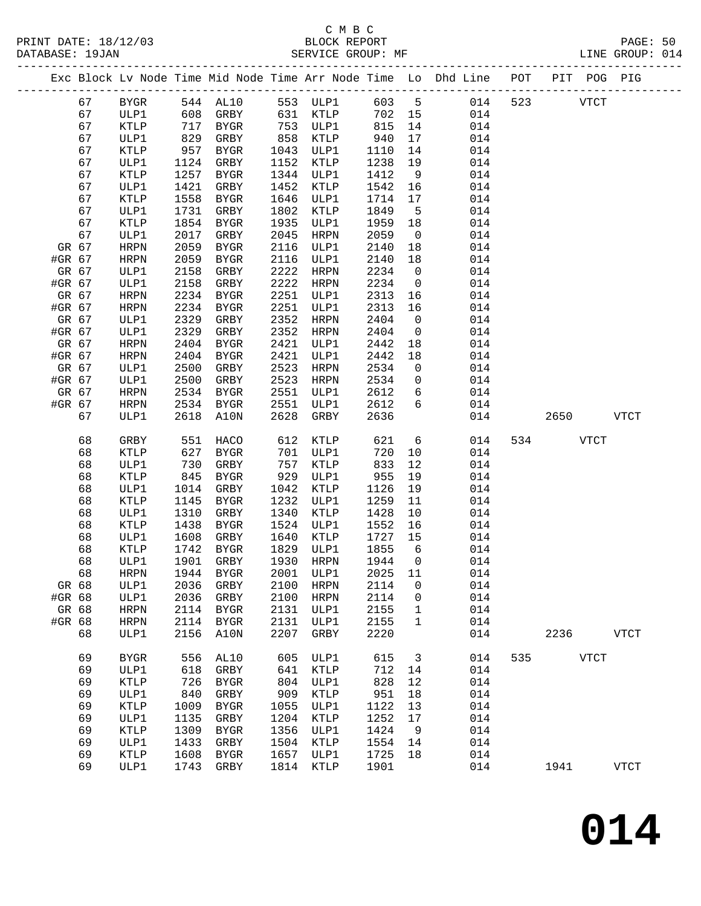C M B C
BLOCK REPORT
SERVICE GROUP: MF

PRINT DATE: 18/12/03
DATABASE: 19JAN

LINE GROUP: 014

| Exc | Block | Lv Node | Time | Mid Node | Time | Arr Node | Time | Lo | Dhd Line | POT | PIT | POG | PIG |
|---|---|---|---|---|---|---|---|---|---|---|---|---|---|
| | 67 | BYGR | 544 | AL10 | 553 | ULP1 | 603 | 5 | 014 | 523 | | VTCT | |
| | 67 | ULP1 | 608 | GRBY | 631 | KTLP | 702 | 15 | 014 | | | | |
| | 67 | KTLP | 717 | BYGR | 753 | ULP1 | 815 | 14 | 014 | | | | |
| | 67 | ULP1 | 829 | GRBY | 858 | KTLP | 940 | 17 | 014 | | | | |
| | 67 | KTLP | 957 | BYGR | 1043 | ULP1 | 1110 | 14 | 014 | | | | |
| | 67 | ULP1 | 1124 | GRBY | 1152 | KTLP | 1238 | 19 | 014 | | | | |
| | 67 | KTLP | 1257 | BYGR | 1344 | ULP1 | 1412 | 9 | 014 | | | | |
| | 67 | ULP1 | 1421 | GRBY | 1452 | KTLP | 1542 | 16 | 014 | | | | |
| | 67 | KTLP | 1558 | BYGR | 1646 | ULP1 | 1714 | 17 | 014 | | | | |
| | 67 | ULP1 | 1731 | GRBY | 1802 | KTLP | 1849 | 5 | 014 | | | | |
| | 67 | KTLP | 1854 | BYGR | 1935 | ULP1 | 1959 | 18 | 014 | | | | |
| | 67 | ULP1 | 2017 | GRBY | 2045 | HRPN | 2059 | 0 | 014 | | | | |
| GR | 67 | HRPN | 2059 | BYGR | 2116 | ULP1 | 2140 | 18 | 014 | | | | |
| #GR | 67 | HRPN | 2059 | BYGR | 2116 | ULP1 | 2140 | 18 | 014 | | | | |
| GR | 67 | ULP1 | 2158 | GRBY | 2222 | HRPN | 2234 | 0 | 014 | | | | |
| #GR | 67 | ULP1 | 2158 | GRBY | 2222 | HRPN | 2234 | 0 | 014 | | | | |
| GR | 67 | HRPN | 2234 | BYGR | 2251 | ULP1 | 2313 | 16 | 014 | | | | |
| #GR | 67 | HRPN | 2234 | BYGR | 2251 | ULP1 | 2313 | 16 | 014 | | | | |
| GR | 67 | ULP1 | 2329 | GRBY | 2352 | HRPN | 2404 | 0 | 014 | | | | |
| #GR | 67 | ULP1 | 2329 | GRBY | 2352 | HRPN | 2404 | 0 | 014 | | | | |
| GR | 67 | HRPN | 2404 | BYGR | 2421 | ULP1 | 2442 | 18 | 014 | | | | |
| #GR | 67 | HRPN | 2404 | BYGR | 2421 | ULP1 | 2442 | 18 | 014 | | | | |
| GR | 67 | ULP1 | 2500 | GRBY | 2523 | HRPN | 2534 | 0 | 014 | | | | |
| #GR | 67 | ULP1 | 2500 | GRBY | 2523 | HRPN | 2534 | 0 | 014 | | | | |
| GR | 67 | HRPN | 2534 | BYGR | 2551 | ULP1 | 2612 | 6 | 014 | | | | |
| #GR | 67 | HRPN | 2534 | BYGR | 2551 | ULP1 | 2612 | 6 | 014 | | | | |
| | 67 | ULP1 | 2618 | A10N | 2628 | GRBY | 2636 | | 014 | | 2650 | | VTCT |
| | 68 | GRBY | 551 | HACO | 612 | KTLP | 621 | 6 | 014 | 534 | | VTCT | |
| | 68 | KTLP | 627 | BYGR | 701 | ULP1 | 720 | 10 | 014 | | | | |
| | 68 | ULP1 | 730 | GRBY | 757 | KTLP | 833 | 12 | 014 | | | | |
| | 68 | KTLP | 845 | BYGR | 929 | ULP1 | 955 | 19 | 014 | | | | |
| | 68 | ULP1 | 1014 | GRBY | 1042 | KTLP | 1126 | 19 | 014 | | | | |
| | 68 | KTLP | 1145 | BYGR | 1232 | ULP1 | 1259 | 11 | 014 | | | | |
| | 68 | ULP1 | 1310 | GRBY | 1340 | KTLP | 1428 | 10 | 014 | | | | |
| | 68 | KTLP | 1438 | BYGR | 1524 | ULP1 | 1552 | 16 | 014 | | | | |
| | 68 | ULP1 | 1608 | GRBY | 1640 | KTLP | 1727 | 15 | 014 | | | | |
| | 68 | KTLP | 1742 | BYGR | 1829 | ULP1 | 1855 | 6 | 014 | | | | |
| | 68 | ULP1 | 1901 | GRBY | 1930 | HRPN | 1944 | 0 | 014 | | | | |
| | 68 | HRPN | 1944 | BYGR | 2001 | ULP1 | 2025 | 11 | 014 | | | | |
| GR | 68 | ULP1 | 2036 | GRBY | 2100 | HRPN | 2114 | 0 | 014 | | | | |
| #GR | 68 | ULP1 | 2036 | GRBY | 2100 | HRPN | 2114 | 0 | 014 | | | | |
| GR | 68 | HRPN | 2114 | BYGR | 2131 | ULP1 | 2155 | 1 | 014 | | | | |
| #GR | 68 | HRPN | 2114 | BYGR | 2131 | ULP1 | 2155 | 1 | 014 | | | | |
| | 68 | ULP1 | 2156 | A10N | 2207 | GRBY | 2220 | | 014 | | 2236 | | VTCT |
| | 69 | BYGR | 556 | AL10 | 605 | ULP1 | 615 | 3 | 014 | 535 | | VTCT | |
| | 69 | ULP1 | 618 | GRBY | 641 | KTLP | 712 | 14 | 014 | | | | |
| | 69 | KTLP | 726 | BYGR | 804 | ULP1 | 828 | 12 | 014 | | | | |
| | 69 | ULP1 | 840 | GRBY | 909 | KTLP | 951 | 18 | 014 | | | | |
| | 69 | KTLP | 1009 | BYGR | 1055 | ULP1 | 1122 | 13 | 014 | | | | |
| | 69 | ULP1 | 1135 | GRBY | 1204 | KTLP | 1252 | 17 | 014 | | | | |
| | 69 | KTLP | 1309 | BYGR | 1356 | ULP1 | 1424 | 9 | 014 | | | | |
| | 69 | ULP1 | 1433 | GRBY | 1504 | KTLP | 1554 | 14 | 014 | | | | |
| | 69 | KTLP | 1608 | BYGR | 1657 | ULP1 | 1725 | 18 | 014 | | | | |
| | 69 | ULP1 | 1743 | GRBY | 1814 | KTLP | 1901 | | 014 | | 1941 | | VTCT |

# 014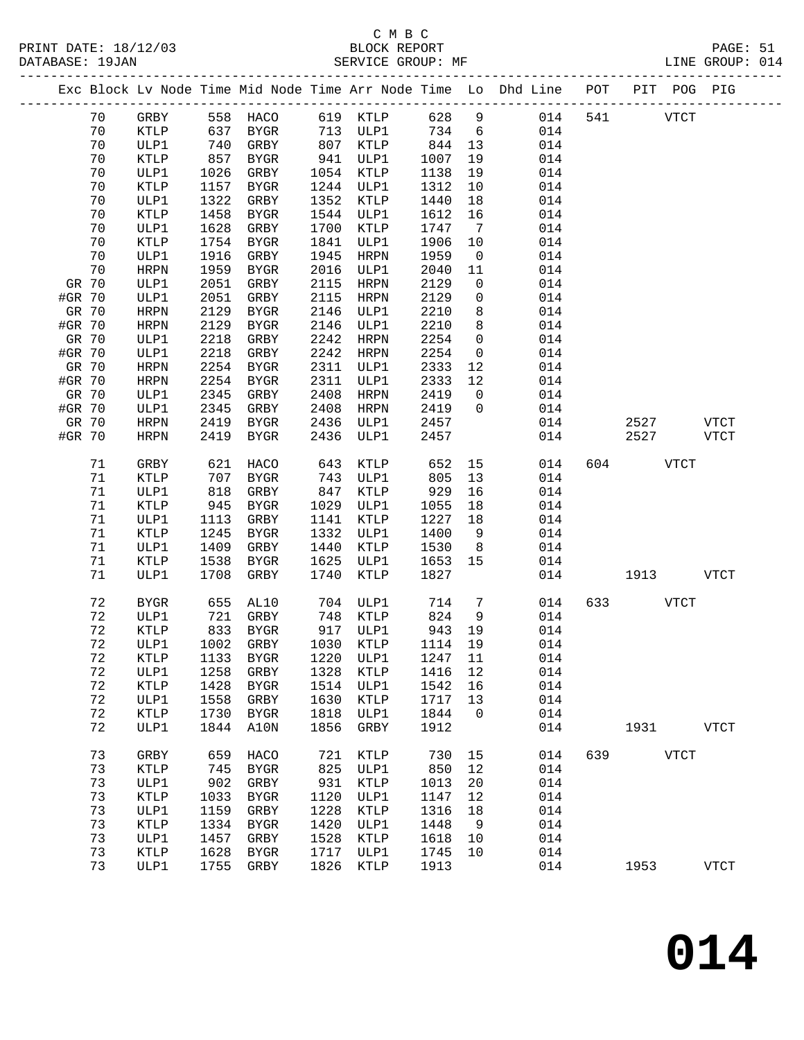C M B C
BLOCK REPORT
SERVICE GROUP: MF

LINE GROUP: 014

| Exc | Block | Lv Node | Time | Mid Node | Time | Arr Node | Time | Lo | Dhd Line | POT | PIT | POG | PIG |
|---|---|---|---|---|---|---|---|---|---|---|---|---|---|
| | 70 | GRBY | 558 | HACO | 619 | KTLP | 628 | 9 | 014 | 541 | | VTCT | |
| | 70 | KTLP | 637 | BYGR | 713 | ULP1 | 734 | 6 | 014 | | | | |
| | 70 | ULP1 | 740 | GRBY | 807 | KTLP | 844 | 13 | 014 | | | | |
| | 70 | KTLP | 857 | BYGR | 941 | ULP1 | 1007 | 19 | 014 | | | | |
| | 70 | ULP1 | 1026 | GRBY | 1054 | KTLP | 1138 | 19 | 014 | | | | |
| | 70 | KTLP | 1157 | BYGR | 1244 | ULP1 | 1312 | 10 | 014 | | | | |
| | 70 | ULP1 | 1322 | GRBY | 1352 | KTLP | 1440 | 18 | 014 | | | | |
| | 70 | KTLP | 1458 | BYGR | 1544 | ULP1 | 1612 | 16 | 014 | | | | |
| | 70 | ULP1 | 1628 | GRBY | 1700 | KTLP | 1747 | 7 | 014 | | | | |
| | 70 | KTLP | 1754 | BYGR | 1841 | ULP1 | 1906 | 10 | 014 | | | | |
| | 70 | ULP1 | 1916 | GRBY | 1945 | HRPN | 1959 | 0 | 014 | | | | |
| | 70 | HRPN | 1959 | BYGR | 2016 | ULP1 | 2040 | 11 | 014 | | | | |
| GR | 70 | ULP1 | 2051 | GRBY | 2115 | HRPN | 2129 | 0 | 014 | | | | |
| #GR | 70 | ULP1 | 2051 | GRBY | 2115 | HRPN | 2129 | 0 | 014 | | | | |
| GR | 70 | HRPN | 2129 | BYGR | 2146 | ULP1 | 2210 | 8 | 014 | | | | |
| #GR | 70 | HRPN | 2129 | BYGR | 2146 | ULP1 | 2210 | 8 | 014 | | | | |
| GR | 70 | ULP1 | 2218 | GRBY | 2242 | HRPN | 2254 | 0 | 014 | | | | |
| #GR | 70 | ULP1 | 2218 | GRBY | 2242 | HRPN | 2254 | 0 | 014 | | | | |
| GR | 70 | HRPN | 2254 | BYGR | 2311 | ULP1 | 2333 | 12 | 014 | | | | |
| #GR | 70 | HRPN | 2254 | BYGR | 2311 | ULP1 | 2333 | 12 | 014 | | | | |
| GR | 70 | ULP1 | 2345 | GRBY | 2408 | HRPN | 2419 | 0 | 014 | | | | |
| #GR | 70 | ULP1 | 2345 | GRBY | 2408 | HRPN | 2419 | 0 | 014 | | | | |
| GR | 70 | HRPN | 2419 | BYGR | 2436 | ULP1 | 2457 | | 014 | | 2527 | | VTCT |
| #GR | 70 | HRPN | 2419 | BYGR | 2436 | ULP1 | 2457 | | 014 | | 2527 | | VTCT |
| | 71 | GRBY | 621 | HACO | 643 | KTLP | 652 | 15 | 014 | 604 | | VTCT | |
| | 71 | KTLP | 707 | BYGR | 743 | ULP1 | 805 | 13 | 014 | | | | |
| | 71 | ULP1 | 818 | GRBY | 847 | KTLP | 929 | 16 | 014 | | | | |
| | 71 | KTLP | 945 | BYGR | 1029 | ULP1 | 1055 | 18 | 014 | | | | |
| | 71 | ULP1 | 1113 | GRBY | 1141 | KTLP | 1227 | 18 | 014 | | | | |
| | 71 | KTLP | 1245 | BYGR | 1332 | ULP1 | 1400 | 9 | 014 | | | | |
| | 71 | ULP1 | 1409 | GRBY | 1440 | KTLP | 1530 | 8 | 014 | | | | |
| | 71 | KTLP | 1538 | BYGR | 1625 | ULP1 | 1653 | 15 | 014 | | | | |
| | 71 | ULP1 | 1708 | GRBY | 1740 | KTLP | 1827 | | 014 | | 1913 | | VTCT |
| | 72 | BYGR | 655 | AL10 | 704 | ULP1 | 714 | 7 | 014 | 633 | | VTCT | |
| | 72 | ULP1 | 721 | GRBY | 748 | KTLP | 824 | 9 | 014 | | | | |
| | 72 | KTLP | 833 | BYGR | 917 | ULP1 | 943 | 19 | 014 | | | | |
| | 72 | ULP1 | 1002 | GRBY | 1030 | KTLP | 1114 | 19 | 014 | | | | |
| | 72 | KTLP | 1133 | BYGR | 1220 | ULP1 | 1247 | 11 | 014 | | | | |
| | 72 | ULP1 | 1258 | GRBY | 1328 | KTLP | 1416 | 12 | 014 | | | | |
| | 72 | KTLP | 1428 | BYGR | 1514 | ULP1 | 1542 | 16 | 014 | | | | |
| | 72 | ULP1 | 1558 | GRBY | 1630 | KTLP | 1717 | 13 | 014 | | | | |
| | 72 | KTLP | 1730 | BYGR | 1818 | ULP1 | 1844 | 0 | 014 | | | | |
| | 72 | ULP1 | 1844 | A10N | 1856 | GRBY | 1912 | | 014 | | 1931 | | VTCT |
| | 73 | GRBY | 659 | HACO | 721 | KTLP | 730 | 15 | 014 | 639 | | VTCT | |
| | 73 | KTLP | 745 | BYGR | 825 | ULP1 | 850 | 12 | 014 | | | | |
| | 73 | ULP1 | 902 | GRBY | 931 | KTLP | 1013 | 20 | 014 | | | | |
| | 73 | KTLP | 1033 | BYGR | 1120 | ULP1 | 1147 | 12 | 014 | | | | |
| | 73 | ULP1 | 1159 | GRBY | 1228 | KTLP | 1316 | 18 | 014 | | | | |
| | 73 | KTLP | 1334 | BYGR | 1420 | ULP1 | 1448 | 9 | 014 | | | | |
| | 73 | ULP1 | 1457 | GRBY | 1528 | KTLP | 1618 | 10 | 014 | | | | |
| | 73 | KTLP | 1628 | BYGR | 1717 | ULP1 | 1745 | 10 | 014 | | | | |
| | 73 | ULP1 | 1755 | GRBY | 1826 | KTLP | 1913 | | 014 | | 1953 | | VTCT |

**014**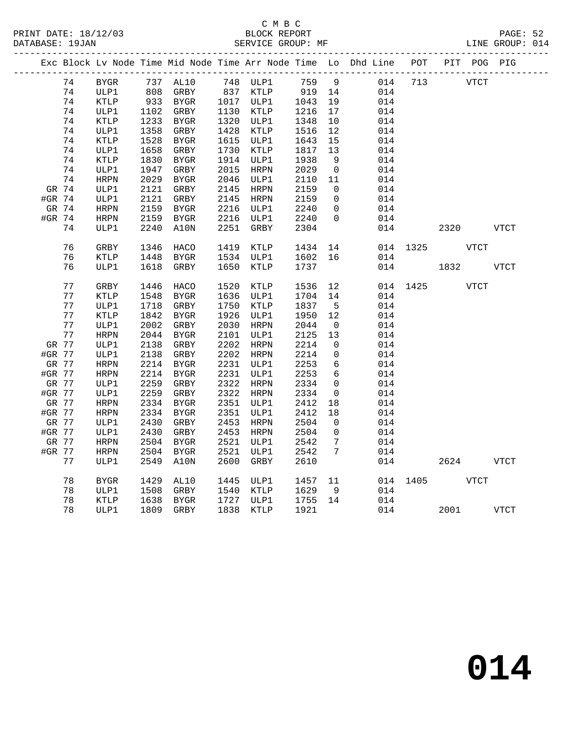C M B C
PRINT DATE: 18/12/03 BLOCK REPORT
DATABASE: 19JAN SERVICE GROUP: MF LINE GROUP: 014

| Exc | Block | Lv Node | Time | Mid Node | Time | Arr Node | Time | Lo | Dhd Line | POT | PIT | POG | PIG |
|---|---|---|---|---|---|---|---|---|---|---|---|---|---|
| | 74 | BYGR | 737 | AL10 | 748 | ULP1 | 759 | 9 | 014 | 713 | | VTCT | |
| | 74 | ULP1 | 808 | GRBY | 837 | KTLP | 919 | 14 | 014 | | | | |
| | 74 | KTLP | 933 | BYGR | 1017 | ULP1 | 1043 | 19 | 014 | | | | |
| | 74 | ULP1 | 1102 | GRBY | 1130 | KTLP | 1216 | 17 | 014 | | | | |
| | 74 | KTLP | 1233 | BYGR | 1320 | ULP1 | 1348 | 10 | 014 | | | | |
| | 74 | ULP1 | 1358 | GRBY | 1428 | KTLP | 1516 | 12 | 014 | | | | |
| | 74 | KTLP | 1528 | BYGR | 1615 | ULP1 | 1643 | 15 | 014 | | | | |
| | 74 | ULP1 | 1658 | GRBY | 1730 | KTLP | 1817 | 13 | 014 | | | | |
| | 74 | KTLP | 1830 | BYGR | 1914 | ULP1 | 1938 | 9 | 014 | | | | |
| | 74 | ULP1 | 1947 | GRBY | 2015 | HRPN | 2029 | 0 | 014 | | | | |
| | 74 | HRPN | 2029 | BYGR | 2046 | ULP1 | 2110 | 11 | 014 | | | | |
| GR | 74 | ULP1 | 2121 | GRBY | 2145 | HRPN | 2159 | 0 | 014 | | | | |
| #GR | 74 | ULP1 | 2121 | GRBY | 2145 | HRPN | 2159 | 0 | 014 | | | | |
| GR | 74 | HRPN | 2159 | BYGR | 2216 | ULP1 | 2240 | 0 | 014 | | | | |
| #GR | 74 | HRPN | 2159 | BYGR | 2216 | ULP1 | 2240 | 0 | 014 | | | | |
| | 74 | ULP1 | 2240 | A10N | 2251 | GRBY | 2304 | | 014 | | 2320 | | VTCT |
| | 76 | GRBY | 1346 | HACO | 1419 | KTLP | 1434 | 14 | 014 | 1325 | | VTCT | |
| | 76 | KTLP | 1448 | BYGR | 1534 | ULP1 | 1602 | 16 | 014 | | | | |
| | 76 | ULP1 | 1618 | GRBY | 1650 | KTLP | 1737 | | 014 | | 1832 | | VTCT |
| | 77 | GRBY | 1446 | HACO | 1520 | KTLP | 1536 | 12 | 014 | 1425 | | VTCT | |
| | 77 | KTLP | 1548 | BYGR | 1636 | ULP1 | 1704 | 14 | 014 | | | | |
| | 77 | ULP1 | 1718 | GRBY | 1750 | KTLP | 1837 | 5 | 014 | | | | |
| | 77 | KTLP | 1842 | BYGR | 1926 | ULP1 | 1950 | 12 | 014 | | | | |
| | 77 | ULP1 | 2002 | GRBY | 2030 | HRPN | 2044 | 0 | 014 | | | | |
| | 77 | HRPN | 2044 | BYGR | 2101 | ULP1 | 2125 | 13 | 014 | | | | |
| GR | 77 | ULP1 | 2138 | GRBY | 2202 | HRPN | 2214 | 0 | 014 | | | | |
| #GR | 77 | ULP1 | 2138 | GRBY | 2202 | HRPN | 2214 | 0 | 014 | | | | |
| GR | 77 | HRPN | 2214 | BYGR | 2231 | ULP1 | 2253 | 6 | 014 | | | | |
| #GR | 77 | HRPN | 2214 | BYGR | 2231 | ULP1 | 2253 | 6 | 014 | | | | |
| GR | 77 | ULP1 | 2259 | GRBY | 2322 | HRPN | 2334 | 0 | 014 | | | | |
| #GR | 77 | ULP1 | 2259 | GRBY | 2322 | HRPN | 2334 | 0 | 014 | | | | |
| GR | 77 | HRPN | 2334 | BYGR | 2351 | ULP1 | 2412 | 18 | 014 | | | | |
| #GR | 77 | HRPN | 2334 | BYGR | 2351 | ULP1 | 2412 | 18 | 014 | | | | |
| GR | 77 | ULP1 | 2430 | GRBY | 2453 | HRPN | 2504 | 0 | 014 | | | | |
| #GR | 77 | ULP1 | 2430 | GRBY | 2453 | HRPN | 2504 | 0 | 014 | | | | |
| GR | 77 | HRPN | 2504 | BYGR | 2521 | ULP1 | 2542 | 7 | 014 | | | | |
| #GR | 77 | HRPN | 2504 | BYGR | 2521 | ULP1 | 2542 | 7 | 014 | | | | |
| | 77 | ULP1 | 2549 | A10N | 2600 | GRBY | 2610 | | 014 | | 2624 | | VTCT |
| | 78 | BYGR | 1429 | AL10 | 1445 | ULP1 | 1457 | 11 | 014 | 1405 | | VTCT | |
| | 78 | ULP1 | 1508 | GRBY | 1540 | KTLP | 1629 | 9 | 014 | | | | |
| | 78 | KTLP | 1638 | BYGR | 1727 | ULP1 | 1755 | 14 | 014 | | | | |
| | 78 | ULP1 | 1809 | GRBY | 1838 | KTLP | 1921 | | 014 | | 2001 | | VTCT |

014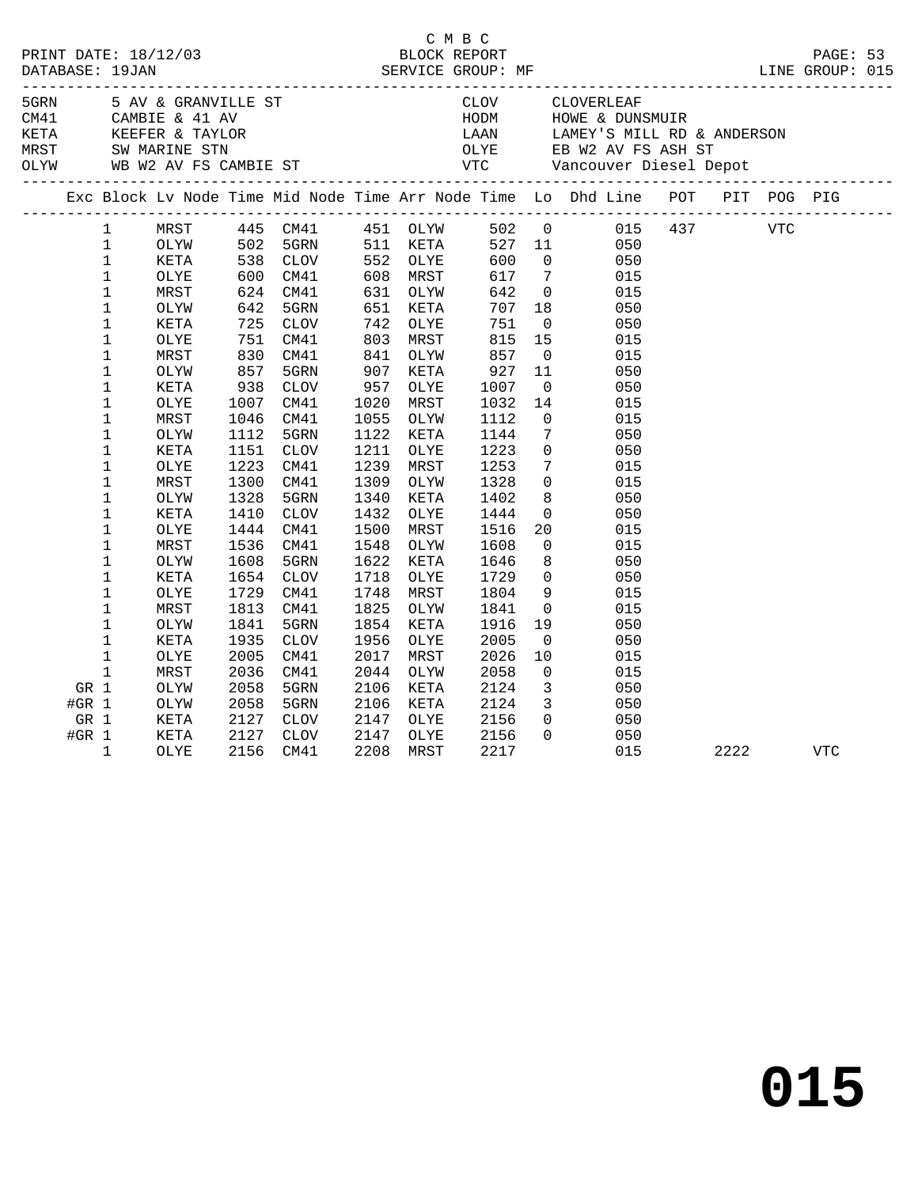C M B C
PRINT DATE: 18/12/03 BLOCK REPORT
DATABASE: 19JAN SERVICE GROUP: MF LINE GROUP: 015

| Code | Location | Code | Location |
|---|---|---|---|
| 5GRN | 5 AV & GRANVILLE ST | CLOV | CLOVERLEAF |
| CM41 | CAMBIE & 41 AV | HODM | HOWE & DUNSMUIR |
| KETA | KEEFER & TAYLOR | LAAN | LAMEY'S MILL RD & ANDERSON |
| MRST | SW MARINE STN | OLYE | EB W2 AV FS ASH ST |
| OLYW | WB W2 AV FS CAMBIE ST | VTC | Vancouver Diesel Depot |

| Exc | Block | Lv Node | Time | Mid Node | Time | Arr Node | Time | Lo | Dhd Line | POT | PIT | POG | PIG |
|---|---|---|---|---|---|---|---|---|---|---|---|---|---|
| | 1 | MRST | 445 | CM41 | 451 | OLYW | 502 | 0 | 015 | 437 | | VTC | |
| | 1 | OLYW | 502 | 5GRN | 511 | KETA | 527 | 11 | 050 | | | | |
| | 1 | KETA | 538 | CLOV | 552 | OLYE | 600 | 0 | 050 | | | | |
| | 1 | OLYE | 600 | CM41 | 608 | MRST | 617 | 7 | 015 | | | | |
| | 1 | MRST | 624 | CM41 | 631 | OLYW | 642 | 0 | 015 | | | | |
| | 1 | OLYW | 642 | 5GRN | 651 | KETA | 707 | 18 | 050 | | | | |
| | 1 | KETA | 725 | CLOV | 742 | OLYE | 751 | 0 | 050 | | | | |
| | 1 | OLYE | 751 | CM41 | 803 | MRST | 815 | 15 | 015 | | | | |
| | 1 | MRST | 830 | CM41 | 841 | OLYW | 857 | 0 | 015 | | | | |
| | 1 | OLYW | 857 | 5GRN | 907 | KETA | 927 | 11 | 050 | | | | |
| | 1 | KETA | 938 | CLOV | 957 | OLYE | 1007 | 0 | 050 | | | | |
| | 1 | OLYE | 1007 | CM41 | 1020 | MRST | 1032 | 14 | 015 | | | | |
| | 1 | MRST | 1046 | CM41 | 1055 | OLYW | 1112 | 0 | 015 | | | | |
| | 1 | OLYW | 1112 | 5GRN | 1122 | KETA | 1144 | 7 | 050 | | | | |
| | 1 | KETA | 1151 | CLOV | 1211 | OLYE | 1223 | 0 | 050 | | | | |
| | 1 | OLYE | 1223 | CM41 | 1239 | MRST | 1253 | 7 | 015 | | | | |
| | 1 | MRST | 1300 | CM41 | 1309 | OLYW | 1328 | 0 | 015 | | | | |
| | 1 | OLYW | 1328 | 5GRN | 1340 | KETA | 1402 | 8 | 050 | | | | |
| | 1 | KETA | 1410 | CLOV | 1432 | OLYE | 1444 | 0 | 050 | | | | |
| | 1 | OLYE | 1444 | CM41 | 1500 | MRST | 1516 | 20 | 015 | | | | |
| | 1 | MRST | 1536 | CM41 | 1548 | OLYW | 1608 | 0 | 015 | | | | |
| | 1 | OLYW | 1608 | 5GRN | 1622 | KETA | 1646 | 8 | 050 | | | | |
| | 1 | KETA | 1654 | CLOV | 1718 | OLYE | 1729 | 0 | 050 | | | | |
| | 1 | OLYE | 1729 | CM41 | 1748 | MRST | 1804 | 9 | 015 | | | | |
| | 1 | MRST | 1813 | CM41 | 1825 | OLYW | 1841 | 0 | 015 | | | | |
| | 1 | OLYW | 1841 | 5GRN | 1854 | KETA | 1916 | 19 | 050 | | | | |
| | 1 | KETA | 1935 | CLOV | 1956 | OLYE | 2005 | 0 | 050 | | | | |
| | 1 | OLYE | 2005 | CM41 | 2017 | MRST | 2026 | 10 | 015 | | | | |
| | 1 | MRST | 2036 | CM41 | 2044 | OLYW | 2058 | 0 | 015 | | | | |
| GR | 1 | OLYW | 2058 | 5GRN | 2106 | KETA | 2124 | 3 | 050 | | | | |
| #GR | 1 | OLYW | 2058 | 5GRN | 2106 | KETA | 2124 | 3 | 050 | | | | |
| GR | 1 | KETA | 2127 | CLOV | 2147 | OLYE | 2156 | 0 | 050 | | | | |
| #GR | 1 | KETA | 2127 | CLOV | 2147 | OLYE | 2156 | 0 | 050 | | | | |
| | 1 | OLYE | 2156 | CM41 | 2208 | MRST | 2217 | | 015 | | 2222 | | VTC |

# 015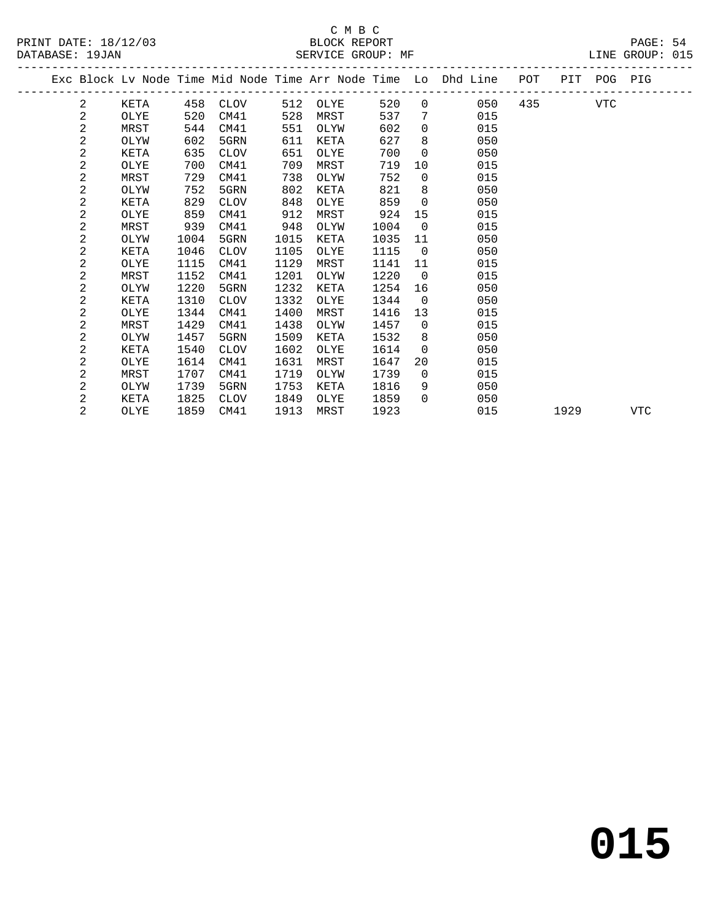C M B C
PRINT DATE: 18/12/03 BLOCK REPORT
DATABASE: 19JAN SERVICE GROUP: MF LINE GROUP: 015

| Exc | Block | Lv Node | Time | Mid Node | Time | Arr Node | Time | Lo | Dhd Line | POT | PIT | POG | PIG |
|---|---|---|---|---|---|---|---|---|---|---|---|---|---|
| | 2 | KETA | 458 | CLOV | 512 | OLYE | 520 | 0 | 050 | 435 | | VTC | |
| | 2 | OLYE | 520 | CM41 | 528 | MRST | 537 | 7 | 015 | | | | |
| | 2 | MRST | 544 | CM41 | 551 | OLYW | 602 | 0 | 015 | | | | |
| | 2 | OLYW | 602 | 5GRN | 611 | KETA | 627 | 8 | 050 | | | | |
| | 2 | KETA | 635 | CLOV | 651 | OLYE | 700 | 0 | 050 | | | | |
| | 2 | OLYE | 700 | CM41 | 709 | MRST | 719 | 10 | 015 | | | | |
| | 2 | MRST | 729 | CM41 | 738 | OLYW | 752 | 0 | 015 | | | | |
| | 2 | OLYW | 752 | 5GRN | 802 | KETA | 821 | 8 | 050 | | | | |
| | 2 | KETA | 829 | CLOV | 848 | OLYE | 859 | 0 | 050 | | | | |
| | 2 | OLYE | 859 | CM41 | 912 | MRST | 924 | 15 | 015 | | | | |
| | 2 | MRST | 939 | CM41 | 948 | OLYW | 1004 | 0 | 015 | | | | |
| | 2 | OLYW | 1004 | 5GRN | 1015 | KETA | 1035 | 11 | 050 | | | | |
| | 2 | KETA | 1046 | CLOV | 1105 | OLYE | 1115 | 0 | 050 | | | | |
| | 2 | OLYE | 1115 | CM41 | 1129 | MRST | 1141 | 11 | 015 | | | | |
| | 2 | MRST | 1152 | CM41 | 1201 | OLYW | 1220 | 0 | 015 | | | | |
| | 2 | OLYW | 1220 | 5GRN | 1232 | KETA | 1254 | 16 | 050 | | | | |
| | 2 | KETA | 1310 | CLOV | 1332 | OLYE | 1344 | 0 | 050 | | | | |
| | 2 | OLYE | 1344 | CM41 | 1400 | MRST | 1416 | 13 | 015 | | | | |
| | 2 | MRST | 1429 | CM41 | 1438 | OLYW | 1457 | 0 | 015 | | | | |
| | 2 | OLYW | 1457 | 5GRN | 1509 | KETA | 1532 | 8 | 050 | | | | |
| | 2 | KETA | 1540 | CLOV | 1602 | OLYE | 1614 | 0 | 050 | | | | |
| | 2 | OLYE | 1614 | CM41 | 1631 | MRST | 1647 | 20 | 015 | | | | |
| | 2 | MRST | 1707 | CM41 | 1719 | OLYW | 1739 | 0 | 015 | | | | |
| | 2 | OLYW | 1739 | 5GRN | 1753 | KETA | 1816 | 9 | 050 | | | | |
| | 2 | KETA | 1825 | CLOV | 1849 | OLYE | 1859 | 0 | 050 | | | | |
| | 2 | OLYE | 1859 | CM41 | 1913 | MRST | 1923 | | 015 | | 1929 | | VTC |

# 015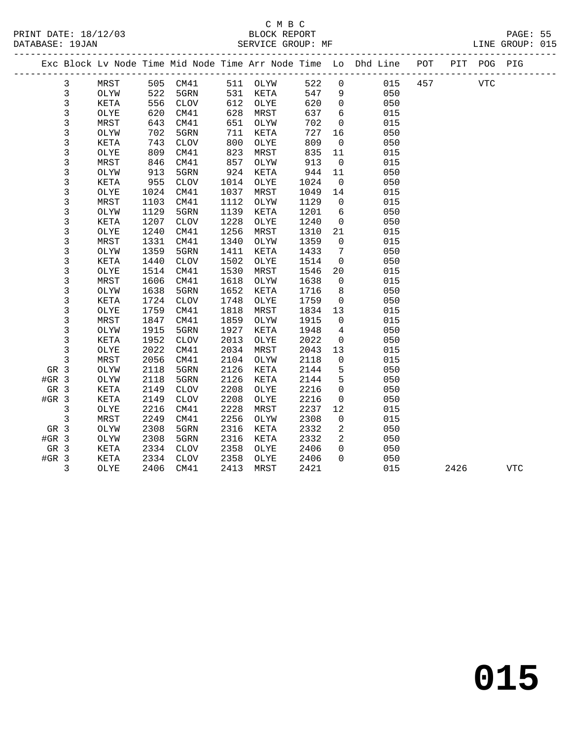C M B C

BLOCK REPORT

SERVICE GROUP: MF

PRINT DATE: 18/12/03
DATABASE: 19JAN
LINE GROUP: 015

| Exc | Block | Lv Node | Time | Mid Node | Time | Arr Node | Time | Lo | Dhd Line | POT | PIT | POG | PIG |
|---|---|---|---|---|---|---|---|---|---|---|---|---|---|
| | 3 | MRST | 505 | CM41 | 511 | OLYW | 522 | 0 | 015 | 457 | | VTC | |
| | 3 | OLYW | 522 | 5GRN | 531 | KETA | 547 | 9 | 050 | | | | |
| | 3 | KETA | 556 | CLOV | 612 | OLYE | 620 | 0 | 050 | | | | |
| | 3 | OLYE | 620 | CM41 | 628 | MRST | 637 | 6 | 015 | | | | |
| | 3 | MRST | 643 | CM41 | 651 | OLYW | 702 | 0 | 015 | | | | |
| | 3 | OLYW | 702 | 5GRN | 711 | KETA | 727 | 16 | 050 | | | | |
| | 3 | KETA | 743 | CLOV | 800 | OLYE | 809 | 0 | 050 | | | | |
| | 3 | OLYE | 809 | CM41 | 823 | MRST | 835 | 11 | 015 | | | | |
| | 3 | MRST | 846 | CM41 | 857 | OLYW | 913 | 0 | 015 | | | | |
| | 3 | OLYW | 913 | 5GRN | 924 | KETA | 944 | 11 | 050 | | | | |
| | 3 | KETA | 955 | CLOV | 1014 | OLYE | 1024 | 0 | 050 | | | | |
| | 3 | OLYE | 1024 | CM41 | 1037 | MRST | 1049 | 14 | 015 | | | | |
| | 3 | MRST | 1103 | CM41 | 1112 | OLYW | 1129 | 0 | 015 | | | | |
| | 3 | OLYW | 1129 | 5GRN | 1139 | KETA | 1201 | 6 | 050 | | | | |
| | 3 | KETA | 1207 | CLOV | 1228 | OLYE | 1240 | 0 | 050 | | | | |
| | 3 | OLYE | 1240 | CM41 | 1256 | MRST | 1310 | 21 | 015 | | | | |
| | 3 | MRST | 1331 | CM41 | 1340 | OLYW | 1359 | 0 | 015 | | | | |
| | 3 | OLYW | 1359 | 5GRN | 1411 | KETA | 1433 | 7 | 050 | | | | |
| | 3 | KETA | 1440 | CLOV | 1502 | OLYE | 1514 | 0 | 050 | | | | |
| | 3 | OLYE | 1514 | CM41 | 1530 | MRST | 1546 | 20 | 015 | | | | |
| | 3 | MRST | 1606 | CM41 | 1618 | OLYW | 1638 | 0 | 015 | | | | |
| | 3 | OLYW | 1638 | 5GRN | 1652 | KETA | 1716 | 8 | 050 | | | | |
| | 3 | KETA | 1724 | CLOV | 1748 | OLYE | 1759 | 0 | 050 | | | | |
| | 3 | OLYE | 1759 | CM41 | 1818 | MRST | 1834 | 13 | 015 | | | | |
| | 3 | MRST | 1847 | CM41 | 1859 | OLYW | 1915 | 0 | 015 | | | | |
| | 3 | OLYW | 1915 | 5GRN | 1927 | KETA | 1948 | 4 | 050 | | | | |
| | 3 | KETA | 1952 | CLOV | 2013 | OLYE | 2022 | 0 | 050 | | | | |
| | 3 | OLYE | 2022 | CM41 | 2034 | MRST | 2043 | 13 | 015 | | | | |
| | 3 | MRST | 2056 | CM41 | 2104 | OLYW | 2118 | 0 | 015 | | | | |
| GR | 3 | OLYW | 2118 | 5GRN | 2126 | KETA | 2144 | 5 | 050 | | | | |
| #GR | 3 | OLYW | 2118 | 5GRN | 2126 | KETA | 2144 | 5 | 050 | | | | |
| GR | 3 | KETA | 2149 | CLOV | 2208 | OLYE | 2216 | 0 | 050 | | | | |
| #GR | 3 | KETA | 2149 | CLOV | 2208 | OLYE | 2216 | 0 | 050 | | | | |
| | 3 | OLYE | 2216 | CM41 | 2228 | MRST | 2237 | 12 | 015 | | | | |
| | 3 | MRST | 2249 | CM41 | 2256 | OLYW | 2308 | 0 | 015 | | | | |
| GR | 3 | OLYW | 2308 | 5GRN | 2316 | KETA | 2332 | 2 | 050 | | | | |
| #GR | 3 | OLYW | 2308 | 5GRN | 2316 | KETA | 2332 | 2 | 050 | | | | |
| GR | 3 | KETA | 2334 | CLOV | 2358 | OLYE | 2406 | 0 | 050 | | | | |
| #GR | 3 | KETA | 2334 | CLOV | 2358 | OLYE | 2406 | 0 | 050 | | | | |
| | 3 | OLYE | 2406 | CM41 | 2413 | MRST | 2421 | | 015 | | 2426 | | VTC |

# 015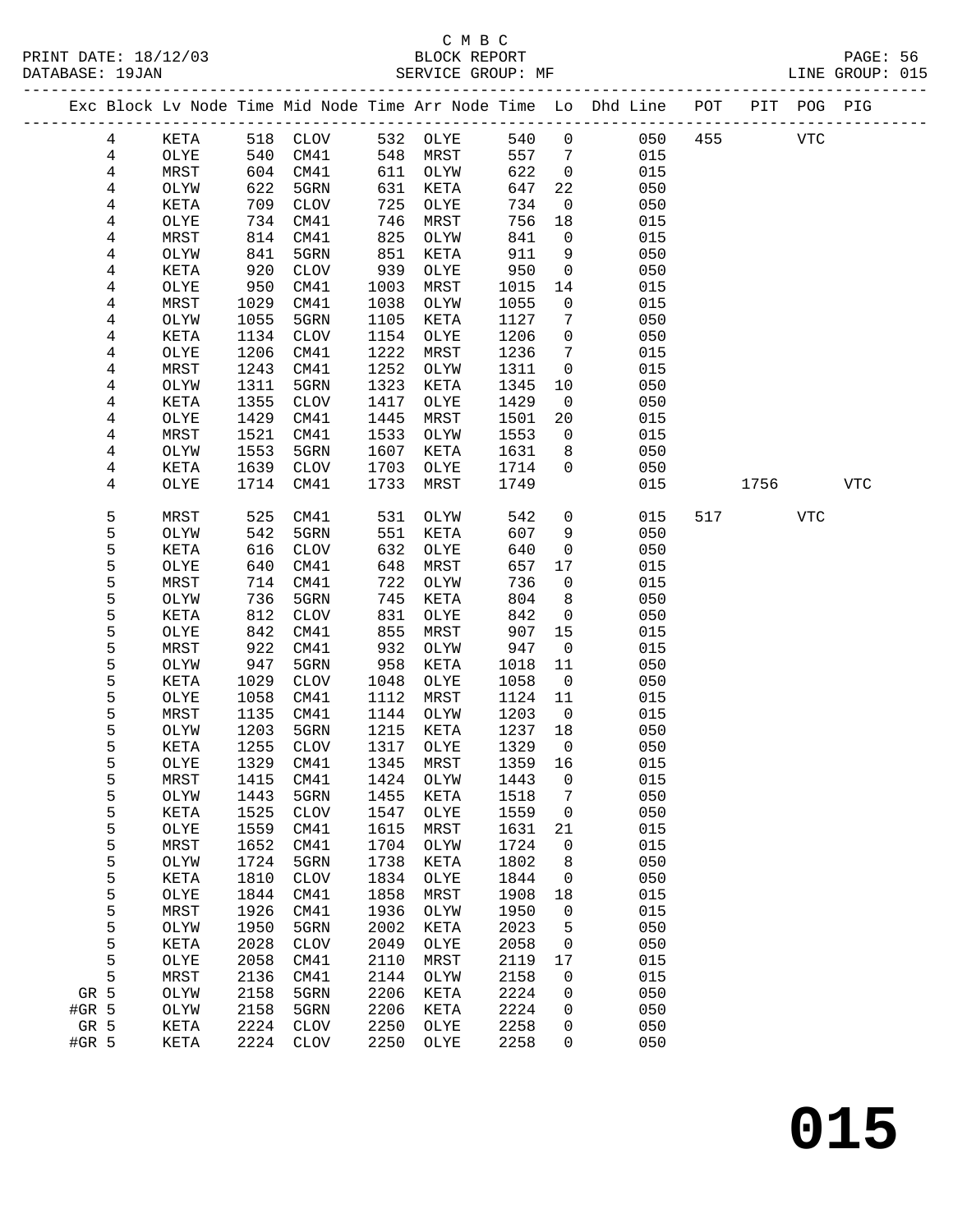C M B C
PRINT DATE: 18/12/03 BLOCK REPORT
DATABASE: 19JAN SERVICE GROUP: MF LINE GROUP: 015

| Exc | Block | Lv | Node | Time | Mid Node | Time | Arr Node | Time | Lo | Dhd Line | POT | PIT | POG | PIG |
|---|---|---|---|---|---|---|---|---|---|---|---|---|---|---|
| | 4 | | KETA | 518 | CLOV | 532 | OLYE | 540 | 0 | 050 | 455 | | VTC | |
| | 4 | | OLYE | 540 | CM41 | 548 | MRST | 557 | 7 | 015 | | | | |
| | 4 | | MRST | 604 | CM41 | 611 | OLYW | 622 | 0 | 015 | | | | |
| | 4 | | OLYW | 622 | 5GRN | 631 | KETA | 647 | 22 | 050 | | | | |
| | 4 | | KETA | 709 | CLOV | 725 | OLYE | 734 | 0 | 050 | | | | |
| | 4 | | OLYE | 734 | CM41 | 746 | MRST | 756 | 18 | 015 | | | | |
| | 4 | | MRST | 814 | CM41 | 825 | OLYW | 841 | 0 | 015 | | | | |
| | 4 | | OLYW | 841 | 5GRN | 851 | KETA | 911 | 9 | 050 | | | | |
| | 4 | | KETA | 920 | CLOV | 939 | OLYE | 950 | 0 | 050 | | | | |
| | 4 | | OLYE | 950 | CM41 | 1003 | MRST | 1015 | 14 | 015 | | | | |
| | 4 | | MRST | 1029 | CM41 | 1038 | OLYW | 1055 | 0 | 015 | | | | |
| | 4 | | OLYW | 1055 | 5GRN | 1105 | KETA | 1127 | 7 | 050 | | | | |
| | 4 | | KETA | 1134 | CLOV | 1154 | OLYE | 1206 | 0 | 050 | | | | |
| | 4 | | OLYE | 1206 | CM41 | 1222 | MRST | 1236 | 7 | 015 | | | | |
| | 4 | | MRST | 1243 | CM41 | 1252 | OLYW | 1311 | 0 | 015 | | | | |
| | 4 | | OLYW | 1311 | 5GRN | 1323 | KETA | 1345 | 10 | 050 | | | | |
| | 4 | | KETA | 1355 | CLOV | 1417 | OLYE | 1429 | 0 | 050 | | | | |
| | 4 | | OLYE | 1429 | CM41 | 1445 | MRST | 1501 | 20 | 015 | | | | |
| | 4 | | MRST | 1521 | CM41 | 1533 | OLYW | 1553 | 0 | 015 | | | | |
| | 4 | | OLYW | 1553 | 5GRN | 1607 | KETA | 1631 | 8 | 050 | | | | |
| | 4 | | KETA | 1639 | CLOV | 1703 | OLYE | 1714 | 0 | 050 | | | | |
| | 4 | | OLYE | 1714 | CM41 | 1733 | MRST | 1749 | | 015 | | 1756 | | VTC |
| | 5 | | MRST | 525 | CM41 | 531 | OLYW | 542 | 0 | 015 | 517 | | VTC | |
| | 5 | | OLYW | 542 | 5GRN | 551 | KETA | 607 | 9 | 050 | | | | |
| | 5 | | KETA | 616 | CLOV | 632 | OLYE | 640 | 0 | 050 | | | | |
| | 5 | | OLYE | 640 | CM41 | 648 | MRST | 657 | 17 | 015 | | | | |
| | 5 | | MRST | 714 | CM41 | 722 | OLYW | 736 | 0 | 015 | | | | |
| | 5 | | OLYW | 736 | 5GRN | 745 | KETA | 804 | 8 | 050 | | | | |
| | 5 | | KETA | 812 | CLOV | 831 | OLYE | 842 | 0 | 050 | | | | |
| | 5 | | OLYE | 842 | CM41 | 855 | MRST | 907 | 15 | 015 | | | | |
| | 5 | | MRST | 922 | CM41 | 932 | OLYW | 947 | 0 | 015 | | | | |
| | 5 | | OLYW | 947 | 5GRN | 958 | KETA | 1018 | 11 | 050 | | | | |
| | 5 | | KETA | 1029 | CLOV | 1048 | OLYE | 1058 | 0 | 050 | | | | |
| | 5 | | OLYE | 1058 | CM41 | 1112 | MRST | 1124 | 11 | 015 | | | | |
| | 5 | | MRST | 1135 | CM41 | 1144 | OLYW | 1203 | 0 | 015 | | | | |
| | 5 | | OLYW | 1203 | 5GRN | 1215 | KETA | 1237 | 18 | 050 | | | | |
| | 5 | | KETA | 1255 | CLOV | 1317 | OLYE | 1329 | 0 | 050 | | | | |
| | 5 | | OLYE | 1329 | CM41 | 1345 | MRST | 1359 | 16 | 015 | | | | |
| | 5 | | MRST | 1415 | CM41 | 1424 | OLYW | 1443 | 0 | 015 | | | | |
| | 5 | | OLYW | 1443 | 5GRN | 1455 | KETA | 1518 | 7 | 050 | | | | |
| | 5 | | KETA | 1525 | CLOV | 1547 | OLYE | 1559 | 0 | 050 | | | | |
| | 5 | | OLYE | 1559 | CM41 | 1615 | MRST | 1631 | 21 | 015 | | | | |
| | 5 | | MRST | 1652 | CM41 | 1704 | OLYW | 1724 | 0 | 015 | | | | |
| | 5 | | OLYW | 1724 | 5GRN | 1738 | KETA | 1802 | 8 | 050 | | | | |
| | 5 | | KETA | 1810 | CLOV | 1834 | OLYE | 1844 | 0 | 050 | | | | |
| | 5 | | OLYE | 1844 | CM41 | 1858 | MRST | 1908 | 18 | 015 | | | | |
| | 5 | | MRST | 1926 | CM41 | 1936 | OLYW | 1950 | 0 | 015 | | | | |
| | 5 | | OLYW | 1950 | 5GRN | 2002 | KETA | 2023 | 5 | 050 | | | | |
| | 5 | | KETA | 2028 | CLOV | 2049 | OLYE | 2058 | 0 | 050 | | | | |
| | 5 | | OLYE | 2058 | CM41 | 2110 | MRST | 2119 | 17 | 015 | | | | |
| | 5 | | MRST | 2136 | CM41 | 2144 | OLYW | 2158 | 0 | 015 | | | | |
| GR | 5 | | OLYW | 2158 | 5GRN | 2206 | KETA | 2224 | 0 | 050 | | | | |
| #GR | 5 | | OLYW | 2158 | 5GRN | 2206 | KETA | 2224 | 0 | 050 | | | | |
| GR | 5 | | KETA | 2224 | CLOV | 2250 | OLYE | 2258 | 0 | 050 | | | | |
| #GR | 5 | | KETA | 2224 | CLOV | 2250 | OLYE | 2258 | 0 | 050 | | | | |

**015**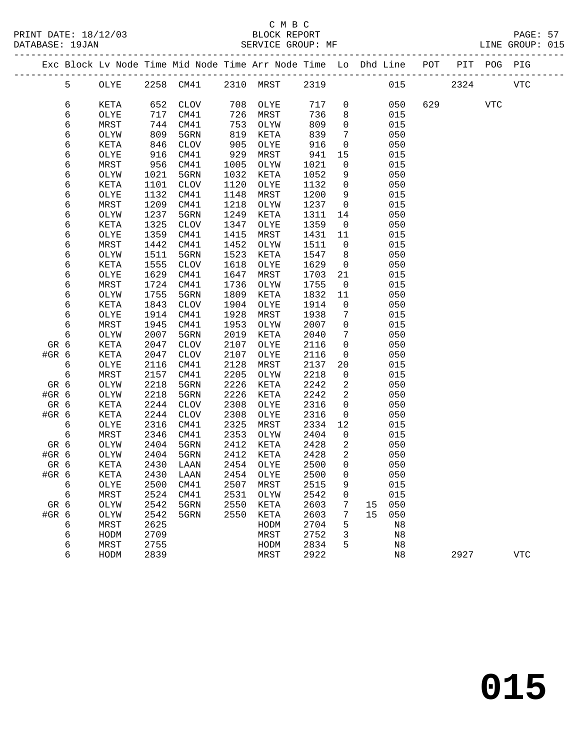C M B C
BLOCK REPORT
SERVICE GROUP: MF

PRINT DATE: 18/12/03
DATABASE: 19JAN

LINE GROUP: 015

| Exc | Block | Lv Node | Time | Mid Node | Time | Arr Node | Time | Lo | Dhd | Line | POT | PIT | POG | PIG |
|---|---|---|---|---|---|---|---|---|---|---|---|---|---|---|
| | 5 | OLYE | 2258 | CM41 | 2310 | MRST | 2319 | | | 015 | | 2324 | | VTC |
| | 6 | KETA | 652 | CLOV | 708 | OLYE | 717 | 0 | | 050 | 629 | | VTC | |
| | 6 | OLYE | 717 | CM41 | 726 | MRST | 736 | 8 | | 015 | | | | |
| | 6 | MRST | 744 | CM41 | 753 | OLYW | 809 | 0 | | 015 | | | | |
| | 6 | OLYW | 809 | 5GRN | 819 | KETA | 839 | 7 | | 050 | | | | |
| | 6 | KETA | 846 | CLOV | 905 | OLYE | 916 | 0 | | 050 | | | | |
| | 6 | OLYE | 916 | CM41 | 929 | MRST | 941 | 15 | | 015 | | | | |
| | 6 | MRST | 956 | CM41 | 1005 | OLYW | 1021 | 0 | | 015 | | | | |
| | 6 | OLYW | 1021 | 5GRN | 1032 | KETA | 1052 | 9 | | 050 | | | | |
| | 6 | KETA | 1101 | CLOV | 1120 | OLYE | 1132 | 0 | | 050 | | | | |
| | 6 | OLYE | 1132 | CM41 | 1148 | MRST | 1200 | 9 | | 015 | | | | |
| | 6 | MRST | 1209 | CM41 | 1218 | OLYW | 1237 | 0 | | 015 | | | | |
| | 6 | OLYW | 1237 | 5GRN | 1249 | KETA | 1311 | 14 | | 050 | | | | |
| | 6 | KETA | 1325 | CLOV | 1347 | OLYE | 1359 | 0 | | 050 | | | | |
| | 6 | OLYE | 1359 | CM41 | 1415 | MRST | 1431 | 11 | | 015 | | | | |
| | 6 | MRST | 1442 | CM41 | 1452 | OLYW | 1511 | 0 | | 015 | | | | |
| | 6 | OLYW | 1511 | 5GRN | 1523 | KETA | 1547 | 8 | | 050 | | | | |
| | 6 | KETA | 1555 | CLOV | 1618 | OLYE | 1629 | 0 | | 050 | | | | |
| | 6 | OLYE | 1629 | CM41 | 1647 | MRST | 1703 | 21 | | 015 | | | | |
| | 6 | MRST | 1724 | CM41 | 1736 | OLYW | 1755 | 0 | | 015 | | | | |
| | 6 | OLYW | 1755 | 5GRN | 1809 | KETA | 1832 | 11 | | 050 | | | | |
| | 6 | KETA | 1843 | CLOV | 1904 | OLYE | 1914 | 0 | | 050 | | | | |
| | 6 | OLYE | 1914 | CM41 | 1928 | MRST | 1938 | 7 | | 015 | | | | |
| | 6 | MRST | 1945 | CM41 | 1953 | OLYW | 2007 | 0 | | 015 | | | | |
| | 6 | OLYW | 2007 | 5GRN | 2019 | KETA | 2040 | 7 | | 050 | | | | |
| GR | 6 | KETA | 2047 | CLOV | 2107 | OLYE | 2116 | 0 | | 050 | | | | |
| #GR | 6 | KETA | 2047 | CLOV | 2107 | OLYE | 2116 | 0 | | 050 | | | | |
| | 6 | OLYE | 2116 | CM41 | 2128 | MRST | 2137 | 20 | | 015 | | | | |
| | 6 | MRST | 2157 | CM41 | 2205 | OLYW | 2218 | 0 | | 015 | | | | |
| GR | 6 | OLYW | 2218 | 5GRN | 2226 | KETA | 2242 | 2 | | 050 | | | | |
| #GR | 6 | OLYW | 2218 | 5GRN | 2226 | KETA | 2242 | 2 | | 050 | | | | |
| GR | 6 | KETA | 2244 | CLOV | 2308 | OLYE | 2316 | 0 | | 050 | | | | |
| #GR | 6 | KETA | 2244 | CLOV | 2308 | OLYE | 2316 | 0 | | 050 | | | | |
| | 6 | OLYE | 2316 | CM41 | 2325 | MRST | 2334 | 12 | | 015 | | | | |
| | 6 | MRST | 2346 | CM41 | 2353 | OLYW | 2404 | 0 | | 015 | | | | |
| GR | 6 | OLYW | 2404 | 5GRN | 2412 | KETA | 2428 | 2 | | 050 | | | | |
| #GR | 6 | OLYW | 2404 | 5GRN | 2412 | KETA | 2428 | 2 | | 050 | | | | |
| GR | 6 | KETA | 2430 | LAAN | 2454 | OLYE | 2500 | 0 | | 050 | | | | |
| #GR | 6 | KETA | 2430 | LAAN | 2454 | OLYE | 2500 | 0 | | 050 | | | | |
| | 6 | OLYE | 2500 | CM41 | 2507 | MRST | 2515 | 9 | | 015 | | | | |
| | 6 | MRST | 2524 | CM41 | 2531 | OLYW | 2542 | 0 | | 015 | | | | |
| GR | 6 | OLYW | 2542 | 5GRN | 2550 | KETA | 2603 | 7 | 15 | 050 | | | | |
| #GR | 6 | OLYW | 2542 | 5GRN | 2550 | KETA | 2603 | 7 | 15 | 050 | | | | |
| | 6 | MRST | 2625 | | | HODM | 2704 | 5 | | N8 | | | | |
| | 6 | HODM | 2709 | | | MRST | 2752 | 3 | | N8 | | | | |
| | 6 | MRST | 2755 | | | HODM | 2834 | 5 | | N8 | | | | |
| | 6 | HODM | 2839 | | | MRST | 2922 | | | N8 | | 2927 | | VTC |

# 015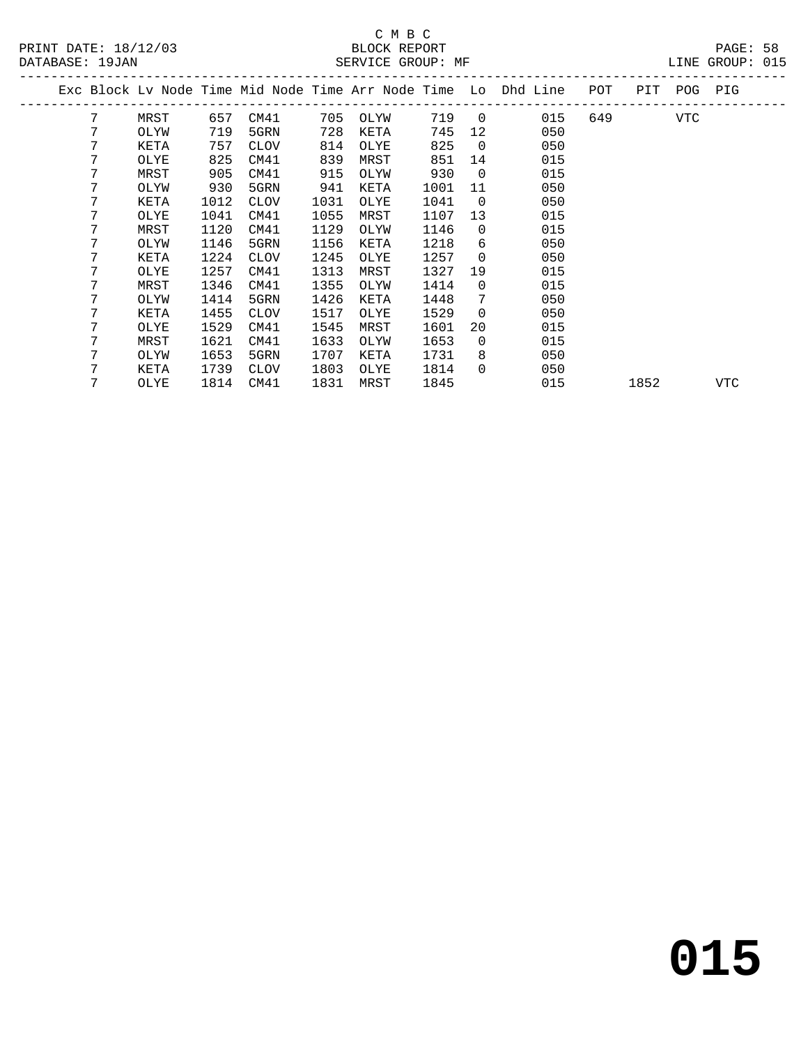C M B C
BLOCK REPORT
SERVICE GROUP: MF

PRINT DATE: 18/12/03
DATABASE: 19JAN
LINE GROUP: 015

| Exc | Block | Lv Node | Time | Mid Node | Time | Arr Node | Time | Lo | Dhd Line | POT | PIT | POG | PIG |
|---|---|---|---|---|---|---|---|---|---|---|---|---|---|
| | 7 | MRST | 657 | CM41 | 705 | OLYW | 719 | 0 | 015 | 649 | | VTC | |
| | 7 | OLYW | 719 | 5GRN | 728 | KETA | 745 | 12 | 050 | | | | |
| | 7 | KETA | 757 | CLOV | 814 | OLYE | 825 | 0 | 050 | | | | |
| | 7 | OLYE | 825 | CM41 | 839 | MRST | 851 | 14 | 015 | | | | |
| | 7 | MRST | 905 | CM41 | 915 | OLYW | 930 | 0 | 015 | | | | |
| | 7 | OLYW | 930 | 5GRN | 941 | KETA | 1001 | 11 | 050 | | | | |
| | 7 | KETA | 1012 | CLOV | 1031 | OLYE | 1041 | 0 | 050 | | | | |
| | 7 | OLYE | 1041 | CM41 | 1055 | MRST | 1107 | 13 | 015 | | | | |
| | 7 | MRST | 1120 | CM41 | 1129 | OLYW | 1146 | 0 | 015 | | | | |
| | 7 | OLYW | 1146 | 5GRN | 1156 | KETA | 1218 | 6 | 050 | | | | |
| | 7 | KETA | 1224 | CLOV | 1245 | OLYE | 1257 | 0 | 050 | | | | |
| | 7 | OLYE | 1257 | CM41 | 1313 | MRST | 1327 | 19 | 015 | | | | |
| | 7 | MRST | 1346 | CM41 | 1355 | OLYW | 1414 | 0 | 015 | | | | |
| | 7 | OLYW | 1414 | 5GRN | 1426 | KETA | 1448 | 7 | 050 | | | | |
| | 7 | KETA | 1455 | CLOV | 1517 | OLYE | 1529 | 0 | 050 | | | | |
| | 7 | OLYE | 1529 | CM41 | 1545 | MRST | 1601 | 20 | 015 | | | | |
| | 7 | MRST | 1621 | CM41 | 1633 | OLYW | 1653 | 0 | 015 | | | | |
| | 7 | OLYW | 1653 | 5GRN | 1707 | KETA | 1731 | 8 | 050 | | | | |
| | 7 | KETA | 1739 | CLOV | 1803 | OLYE | 1814 | 0 | 050 | | | | |
| | 7 | OLYE | 1814 | CM41 | 1831 | MRST | 1845 | | 015 | | 1852 | | VTC |

**015**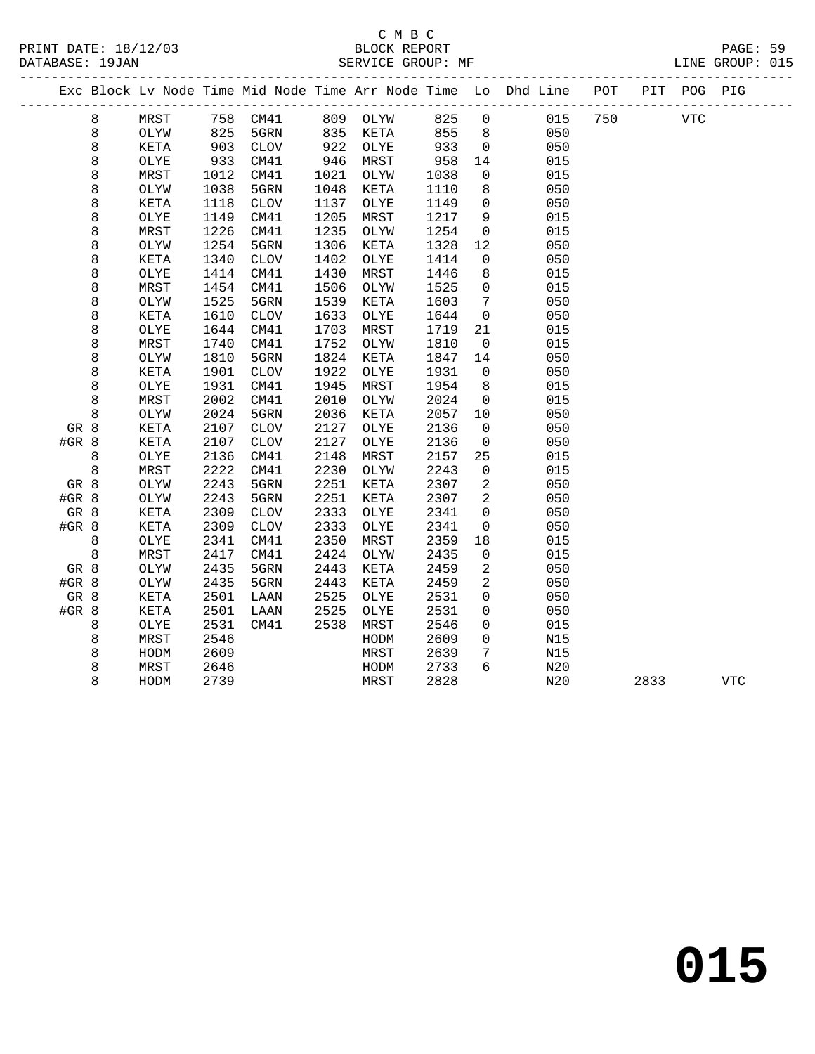C M B C

BLOCK REPORT

SERVICE GROUP: MF

PRINT DATE: 18/12/03
DATABASE: 19JAN

LINE GROUP: 015

| Exc | Block | Lv Node | Time | Mid Node | Time | Arr Node | Time | Lo | Dhd Line | POT | PIT | POG | PIG |
|---|---|---|---|---|---|---|---|---|---|---|---|---|---|
| | 8 | MRST | 758 | CM41 | 809 | OLYW | 825 | 0 | 015 | 750 | | VTC | |
| | 8 | OLYW | 825 | 5GRN | 835 | KETA | 855 | 8 | 050 | | | | |
| | 8 | KETA | 903 | CLOV | 922 | OLYE | 933 | 0 | 050 | | | | |
| | 8 | OLYE | 933 | CM41 | 946 | MRST | 958 | 14 | 015 | | | | |
| | 8 | MRST | 1012 | CM41 | 1021 | OLYW | 1038 | 0 | 015 | | | | |
| | 8 | OLYW | 1038 | 5GRN | 1048 | KETA | 1110 | 8 | 050 | | | | |
| | 8 | KETA | 1118 | CLOV | 1137 | OLYE | 1149 | 0 | 050 | | | | |
| | 8 | OLYE | 1149 | CM41 | 1205 | MRST | 1217 | 9 | 015 | | | | |
| | 8 | MRST | 1226 | CM41 | 1235 | OLYW | 1254 | 0 | 015 | | | | |
| | 8 | OLYW | 1254 | 5GRN | 1306 | KETA | 1328 | 12 | 050 | | | | |
| | 8 | KETA | 1340 | CLOV | 1402 | OLYE | 1414 | 0 | 050 | | | | |
| | 8 | OLYE | 1414 | CM41 | 1430 | MRST | 1446 | 8 | 015 | | | | |
| | 8 | MRST | 1454 | CM41 | 1506 | OLYW | 1525 | 0 | 015 | | | | |
| | 8 | OLYW | 1525 | 5GRN | 1539 | KETA | 1603 | 7 | 050 | | | | |
| | 8 | KETA | 1610 | CLOV | 1633 | OLYE | 1644 | 0 | 050 | | | | |
| | 8 | OLYE | 1644 | CM41 | 1703 | MRST | 1719 | 21 | 015 | | | | |
| | 8 | MRST | 1740 | CM41 | 1752 | OLYW | 1810 | 0 | 015 | | | | |
| | 8 | OLYW | 1810 | 5GRN | 1824 | KETA | 1847 | 14 | 050 | | | | |
| | 8 | KETA | 1901 | CLOV | 1922 | OLYE | 1931 | 0 | 050 | | | | |
| | 8 | OLYE | 1931 | CM41 | 1945 | MRST | 1954 | 8 | 015 | | | | |
| | 8 | MRST | 2002 | CM41 | 2010 | OLYW | 2024 | 0 | 015 | | | | |
| | 8 | OLYW | 2024 | 5GRN | 2036 | KETA | 2057 | 10 | 050 | | | | |
| GR | 8 | KETA | 2107 | CLOV | 2127 | OLYE | 2136 | 0 | 050 | | | | |
| #GR | 8 | KETA | 2107 | CLOV | 2127 | OLYE | 2136 | 0 | 050 | | | | |
| | 8 | OLYE | 2136 | CM41 | 2148 | MRST | 2157 | 25 | 015 | | | | |
| | 8 | MRST | 2222 | CM41 | 2230 | OLYW | 2243 | 0 | 015 | | | | |
| GR | 8 | OLYW | 2243 | 5GRN | 2251 | KETA | 2307 | 2 | 050 | | | | |
| #GR | 8 | OLYW | 2243 | 5GRN | 2251 | KETA | 2307 | 2 | 050 | | | | |
| GR | 8 | KETA | 2309 | CLOV | 2333 | OLYE | 2341 | 0 | 050 | | | | |
| #GR | 8 | KETA | 2309 | CLOV | 2333 | OLYE | 2341 | 0 | 050 | | | | |
| | 8 | OLYE | 2341 | CM41 | 2350 | MRST | 2359 | 18 | 015 | | | | |
| | 8 | MRST | 2417 | CM41 | 2424 | OLYW | 2435 | 0 | 015 | | | | |
| GR | 8 | OLYW | 2435 | 5GRN | 2443 | KETA | 2459 | 2 | 050 | | | | |
| #GR | 8 | OLYW | 2435 | 5GRN | 2443 | KETA | 2459 | 2 | 050 | | | | |
| GR | 8 | KETA | 2501 | LAAN | 2525 | OLYE | 2531 | 0 | 050 | | | | |
| #GR | 8 | KETA | 2501 | LAAN | 2525 | OLYE | 2531 | 0 | 050 | | | | |
| | 8 | OLYE | 2531 | CM41 | 2538 | MRST | 2546 | 0 | 015 | | | | |
| | 8 | MRST | 2546 | | | HODM | 2609 | 0 | N15 | | | | |
| | 8 | HODM | 2609 | | | MRST | 2639 | 7 | N15 | | | | |
| | 8 | MRST | 2646 | | | HODM | 2733 | 6 | N20 | | | | |
| | 8 | HODM | 2739 | | | MRST | 2828 | | N20 | | 2833 | | VTC |

**015**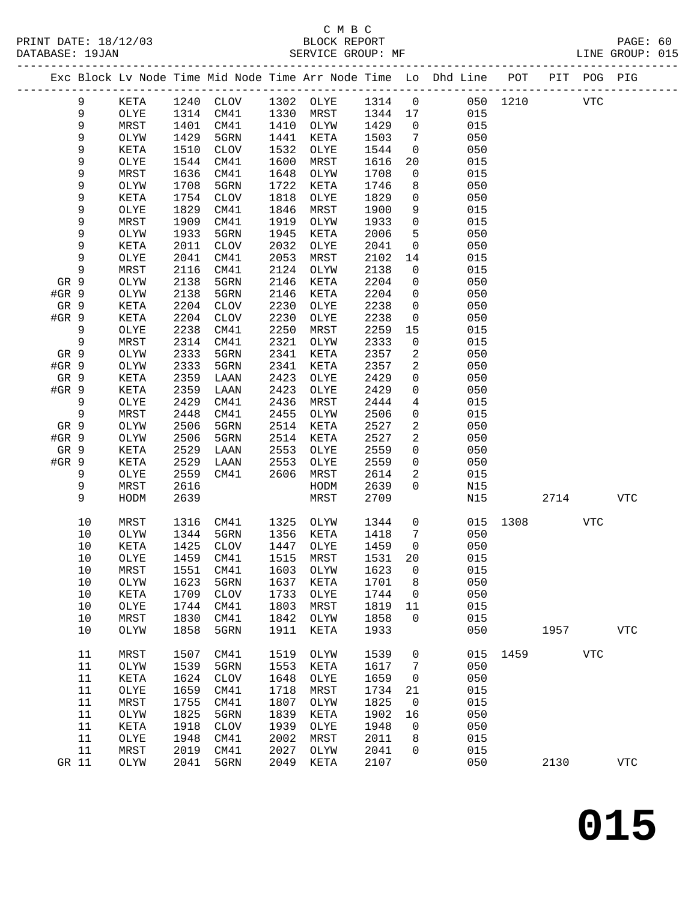C M B C
PRINT DATE: 18/12/03 BLOCK REPORT
DATABASE: 19JAN SERVICE GROUP: MF LINE GROUP: 015

| Exc | Block | Lv | Node | Time | Mid Node | Time | Arr Node | Time | Lo | Dhd Line | POT | PIT | POG | PIG |
|---|---|---|---|---|---|---|---|---|---|---|---|---|---|---|
| | 9 | | KETA | 1240 | CLOV | 1302 | OLYE | 1314 | 0 | 050 | 1210 | | VTC | |
| | 9 | | OLYE | 1314 | CM41 | 1330 | MRST | 1344 | 17 | 015 | | | | |
| | 9 | | MRST | 1401 | CM41 | 1410 | OLYW | 1429 | 0 | 015 | | | | |
| | 9 | | OLYW | 1429 | 5GRN | 1441 | KETA | 1503 | 7 | 050 | | | | |
| | 9 | | KETA | 1510 | CLOV | 1532 | OLYE | 1544 | 0 | 050 | | | | |
| | 9 | | OLYE | 1544 | CM41 | 1600 | MRST | 1616 | 20 | 015 | | | | |
| | 9 | | MRST | 1636 | CM41 | 1648 | OLYW | 1708 | 0 | 015 | | | | |
| | 9 | | OLYW | 1708 | 5GRN | 1722 | KETA | 1746 | 8 | 050 | | | | |
| | 9 | | KETA | 1754 | CLOV | 1818 | OLYE | 1829 | 0 | 050 | | | | |
| | 9 | | OLYE | 1829 | CM41 | 1846 | MRST | 1900 | 9 | 015 | | | | |
| | 9 | | MRST | 1909 | CM41 | 1919 | OLYW | 1933 | 0 | 015 | | | | |
| | 9 | | OLYW | 1933 | 5GRN | 1945 | KETA | 2006 | 5 | 050 | | | | |
| | 9 | | KETA | 2011 | CLOV | 2032 | OLYE | 2041 | 0 | 050 | | | | |
| | 9 | | OLYE | 2041 | CM41 | 2053 | MRST | 2102 | 14 | 015 | | | | |
| | 9 | | MRST | 2116 | CM41 | 2124 | OLYW | 2138 | 0 | 015 | | | | |
| GR | 9 | | OLYW | 2138 | 5GRN | 2146 | KETA | 2204 | 0 | 050 | | | | |
| #GR | 9 | | OLYW | 2138 | 5GRN | 2146 | KETA | 2204 | 0 | 050 | | | | |
| GR | 9 | | KETA | 2204 | CLOV | 2230 | OLYE | 2238 | 0 | 050 | | | | |
| #GR | 9 | | KETA | 2204 | CLOV | 2230 | OLYE | 2238 | 0 | 050 | | | | |
| | 9 | | OLYE | 2238 | CM41 | 2250 | MRST | 2259 | 15 | 015 | | | | |
| | 9 | | MRST | 2314 | CM41 | 2321 | OLYW | 2333 | 0 | 015 | | | | |
| GR | 9 | | OLYW | 2333 | 5GRN | 2341 | KETA | 2357 | 2 | 050 | | | | |
| #GR | 9 | | OLYW | 2333 | 5GRN | 2341 | KETA | 2357 | 2 | 050 | | | | |
| GR | 9 | | KETA | 2359 | LAAN | 2423 | OLYE | 2429 | 0 | 050 | | | | |
| #GR | 9 | | KETA | 2359 | LAAN | 2423 | OLYE | 2429 | 0 | 050 | | | | |
| | 9 | | OLYE | 2429 | CM41 | 2436 | MRST | 2444 | 4 | 015 | | | | |
| | 9 | | MRST | 2448 | CM41 | 2455 | OLYW | 2506 | 0 | 015 | | | | |
| GR | 9 | | OLYW | 2506 | 5GRN | 2514 | KETA | 2527 | 2 | 050 | | | | |
| #GR | 9 | | OLYW | 2506 | 5GRN | 2514 | KETA | 2527 | 2 | 050 | | | | |
| GR | 9 | | KETA | 2529 | LAAN | 2553 | OLYE | 2559 | 0 | 050 | | | | |
| #GR | 9 | | KETA | 2529 | LAAN | 2553 | OLYE | 2559 | 0 | 050 | | | | |
| | 9 | | OLYE | 2559 | CM41 | 2606 | MRST | 2614 | 2 | 015 | | | | |
| | 9 | | MRST | 2616 | | | HODM | 2639 | 0 | N15 | | | | |
| | 9 | | HODM | 2639 | | | MRST | 2709 | | N15 | | 2714 | | VTC |
| | 10 | | MRST | 1316 | CM41 | 1325 | OLYW | 1344 | 0 | 015 | 1308 | | VTC | |
| | 10 | | OLYW | 1344 | 5GRN | 1356 | KETA | 1418 | 7 | 050 | | | | |
| | 10 | | KETA | 1425 | CLOV | 1447 | OLYE | 1459 | 0 | 050 | | | | |
| | 10 | | OLYE | 1459 | CM41 | 1515 | MRST | 1531 | 20 | 015 | | | | |
| | 10 | | MRST | 1551 | CM41 | 1603 | OLYW | 1623 | 0 | 015 | | | | |
| | 10 | | OLYW | 1623 | 5GRN | 1637 | KETA | 1701 | 8 | 050 | | | | |
| | 10 | | KETA | 1709 | CLOV | 1733 | OLYE | 1744 | 0 | 050 | | | | |
| | 10 | | OLYE | 1744 | CM41 | 1803 | MRST | 1819 | 11 | 015 | | | | |
| | 10 | | MRST | 1830 | CM41 | 1842 | OLYW | 1858 | 0 | 015 | | | | |
| | 10 | | OLYW | 1858 | 5GRN | 1911 | KETA | 1933 | | 050 | | 1957 | | VTC |
| | 11 | | MRST | 1507 | CM41 | 1519 | OLYW | 1539 | 0 | 015 | 1459 | | VTC | |
| | 11 | | OLYW | 1539 | 5GRN | 1553 | KETA | 1617 | 7 | 050 | | | | |
| | 11 | | KETA | 1624 | CLOV | 1648 | OLYE | 1659 | 0 | 050 | | | | |
| | 11 | | OLYE | 1659 | CM41 | 1718 | MRST | 1734 | 21 | 015 | | | | |
| | 11 | | MRST | 1755 | CM41 | 1807 | OLYW | 1825 | 0 | 015 | | | | |
| | 11 | | OLYW | 1825 | 5GRN | 1839 | KETA | 1902 | 16 | 050 | | | | |
| | 11 | | KETA | 1918 | CLOV | 1939 | OLYE | 1948 | 0 | 050 | | | | |
| | 11 | | OLYE | 1948 | CM41 | 2002 | MRST | 2011 | 8 | 015 | | | | |
| | 11 | | MRST | 2019 | CM41 | 2027 | OLYW | 2041 | 0 | 015 | | | | |
| GR | 11 | | OLYW | 2041 | 5GRN | 2049 | KETA | 2107 | | 050 | | 2130 | | VTC |

# 015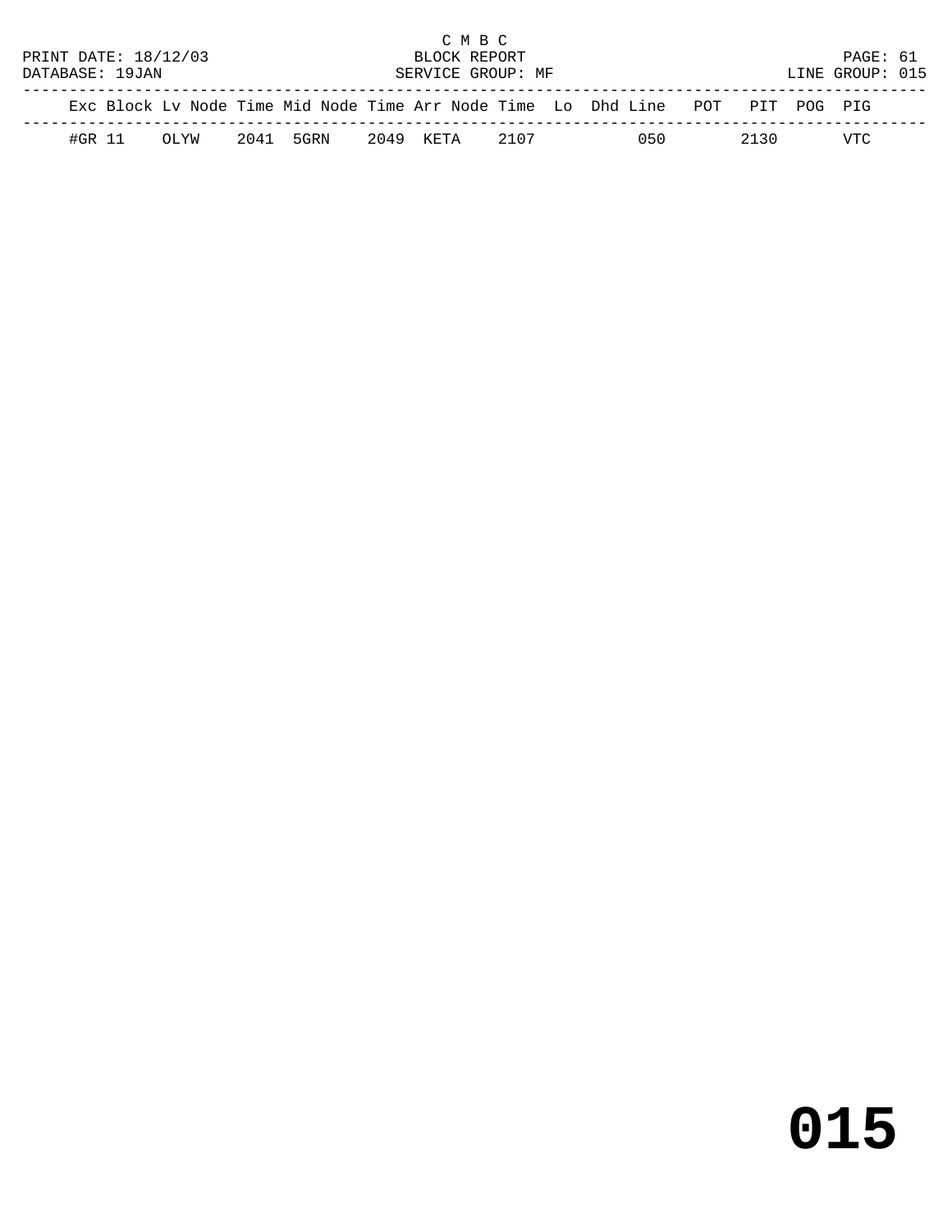C M B C
BLOCK REPORT
SERVICE GROUP: MF

PRINT DATE: 18/12/03
DATABASE: 19JAN
LINE GROUP: 015

| Exc | Block | Lv | Node | Time | Mid | Node | Time | Arr | Node | Time | Lo | Dhd | Line | POT | PIT | POG | PIG |
|---|---|---|---|---|---|---|---|---|---|---|---|---|---|---|---|---|---|
| #GR | 11 | | OLYW | 2041 | | 5GRN | 2049 | | KETA | 2107 | | | 050 | | 2130 | | VTC |

**015**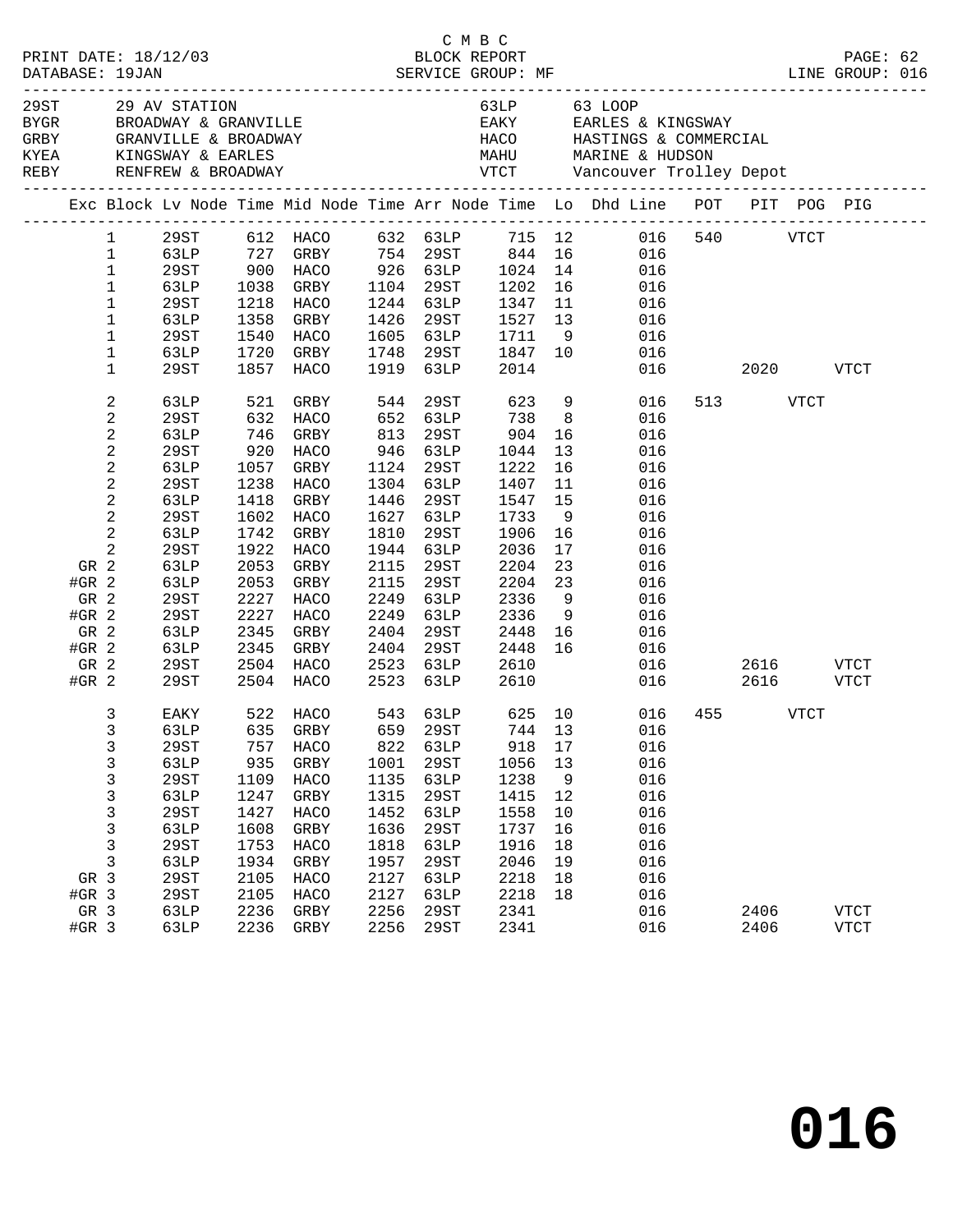C M B C

PRINT DATE: 18/12/03 BLOCK REPORT PAGE: 62
DATABASE: 19JAN SERVICE GROUP: MF LINE GROUP: 016

| Code | Name | Code | Name |
|---|---|---|---|
| 29ST | 29 AV STATION | 63LP | 63 LOOP |
| BYGR | BROADWAY & GRANVILLE | EAKY | EARLES & KINGSWAY |
| GRBY | GRANVILLE & BROADWAY | HACO | HASTINGS & COMMERCIAL |
| KYEA | KINGSWAY & EARLES | MAHU | MARINE & HUDSON |
| REBY | RENFREW & BROADWAY | VTCT | Vancouver Trolley Depot |

| Exc | Block | Lv Node | Time | Mid Node | Time | Arr Node | Time | Lo | Dhd Line | POT | PIT | POG | PIG |
|---|---|---|---|---|---|---|---|---|---|---|---|---|---|
| | 1 | 29ST | 612 | HACO | 632 | 63LP | 715 | 12 | 016 | 540 | | VTCT | |
| | 1 | 63LP | 727 | GRBY | 754 | 29ST | 844 | 16 | 016 | | | | |
| | 1 | 29ST | 900 | HACO | 926 | 63LP | 1024 | 14 | 016 | | | | |
| | 1 | 63LP | 1038 | GRBY | 1104 | 29ST | 1202 | 16 | 016 | | | | |
| | 1 | 29ST | 1218 | HACO | 1244 | 63LP | 1347 | 11 | 016 | | | | |
| | 1 | 63LP | 1358 | GRBY | 1426 | 29ST | 1527 | 13 | 016 | | | | |
| | 1 | 29ST | 1540 | HACO | 1605 | 63LP | 1711 | 9 | 016 | | | | |
| | 1 | 63LP | 1720 | GRBY | 1748 | 29ST | 1847 | 10 | 016 | | | | |
| | 1 | 29ST | 1857 | HACO | 1919 | 63LP | 2014 | | 016 | | 2020 | | VTCT |
| | 2 | 63LP | 521 | GRBY | 544 | 29ST | 623 | 9 | 016 | 513 | | VTCT | |
| | 2 | 29ST | 632 | HACO | 652 | 63LP | 738 | 8 | 016 | | | | |
| | 2 | 63LP | 746 | GRBY | 813 | 29ST | 904 | 16 | 016 | | | | |
| | 2 | 29ST | 920 | HACO | 946 | 63LP | 1044 | 13 | 016 | | | | |
| | 2 | 63LP | 1057 | GRBY | 1124 | 29ST | 1222 | 16 | 016 | | | | |
| | 2 | 29ST | 1238 | HACO | 1304 | 63LP | 1407 | 11 | 016 | | | | |
| | 2 | 63LP | 1418 | GRBY | 1446 | 29ST | 1547 | 15 | 016 | | | | |
| | 2 | 29ST | 1602 | HACO | 1627 | 63LP | 1733 | 9 | 016 | | | | |
| | 2 | 63LP | 1742 | GRBY | 1810 | 29ST | 1906 | 16 | 016 | | | | |
| | 2 | 29ST | 1922 | HACO | 1944 | 63LP | 2036 | 17 | 016 | | | | |
| GR | 2 | 63LP | 2053 | GRBY | 2115 | 29ST | 2204 | 23 | 016 | | | | |
| #GR | 2 | 63LP | 2053 | GRBY | 2115 | 29ST | 2204 | 23 | 016 | | | | |
| GR | 2 | 29ST | 2227 | HACO | 2249 | 63LP | 2336 | 9 | 016 | | | | |
| #GR | 2 | 29ST | 2227 | HACO | 2249 | 63LP | 2336 | 9 | 016 | | | | |
| GR | 2 | 63LP | 2345 | GRBY | 2404 | 29ST | 2448 | 16 | 016 | | | | |
| #GR | 2 | 63LP | 2345 | GRBY | 2404 | 29ST | 2448 | 16 | 016 | | | | |
| GR | 2 | 29ST | 2504 | HACO | 2523 | 63LP | 2610 | | 016 | | 2616 | | VTCT |
| #GR | 2 | 29ST | 2504 | HACO | 2523 | 63LP | 2610 | | 016 | | 2616 | | VTCT |
| | 3 | EAKY | 522 | HACO | 543 | 63LP | 625 | 10 | 016 | 455 | | VTCT | |
| | 3 | 63LP | 635 | GRBY | 659 | 29ST | 744 | 13 | 016 | | | | |
| | 3 | 29ST | 757 | HACO | 822 | 63LP | 918 | 17 | 016 | | | | |
| | 3 | 63LP | 935 | GRBY | 1001 | 29ST | 1056 | 13 | 016 | | | | |
| | 3 | 29ST | 1109 | HACO | 1135 | 63LP | 1238 | 9 | 016 | | | | |
| | 3 | 63LP | 1247 | GRBY | 1315 | 29ST | 1415 | 12 | 016 | | | | |
| | 3 | 29ST | 1427 | HACO | 1452 | 63LP | 1558 | 10 | 016 | | | | |
| | 3 | 63LP | 1608 | GRBY | 1636 | 29ST | 1737 | 16 | 016 | | | | |
| | 3 | 29ST | 1753 | HACO | 1818 | 63LP | 1916 | 18 | 016 | | | | |
| | 3 | 63LP | 1934 | GRBY | 1957 | 29ST | 2046 | 19 | 016 | | | | |
| GR | 3 | 29ST | 2105 | HACO | 2127 | 63LP | 2218 | 18 | 016 | | | | |
| #GR | 3 | 29ST | 2105 | HACO | 2127 | 63LP | 2218 | 18 | 016 | | | | |
| GR | 3 | 63LP | 2236 | GRBY | 2256 | 29ST | 2341 | | 016 | | 2406 | | VTCT |
| #GR | 3 | 63LP | 2236 | GRBY | 2256 | 29ST | 2341 | | 016 | | 2406 | | VTCT |

016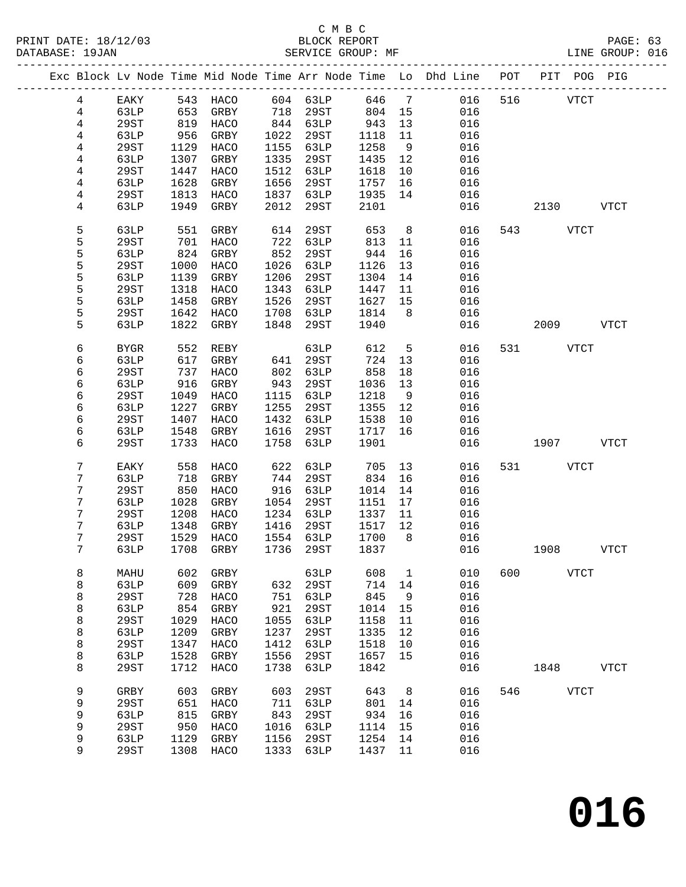C M B C
PRINT DATE: 18/12/03 BLOCK REPORT
DATABASE: 19JAN SERVICE GROUP: MF LINE GROUP: 016

| Exc | Block | Lv | Node | Time | Mid Node | Time | Arr Node | Time | Lo | Dhd Line | POT | PIT | POG | PIG |
|---|---|---|---|---|---|---|---|---|---|---|---|---|---|---|
| | 4 | | EAKY | 543 | HACO | 604 | 63LP | 646 | 7 | 016 | 516 | | VTCT | |
| | 4 | | 63LP | 653 | GRBY | 718 | 29ST | 804 | 15 | 016 | | | | |
| | 4 | | 29ST | 819 | HACO | 844 | 63LP | 943 | 13 | 016 | | | | |
| | 4 | | 63LP | 956 | GRBY | 1022 | 29ST | 1118 | 11 | 016 | | | | |
| | 4 | | 29ST | 1129 | HACO | 1155 | 63LP | 1258 | 9 | 016 | | | | |
| | 4 | | 63LP | 1307 | GRBY | 1335 | 29ST | 1435 | 12 | 016 | | | | |
| | 4 | | 29ST | 1447 | HACO | 1512 | 63LP | 1618 | 10 | 016 | | | | |
| | 4 | | 63LP | 1628 | GRBY | 1656 | 29ST | 1757 | 16 | 016 | | | | |
| | 4 | | 29ST | 1813 | HACO | 1837 | 63LP | 1935 | 14 | 016 | | | | |
| | 4 | | 63LP | 1949 | GRBY | 2012 | 29ST | 2101 | | 016 | | 2130 | | VTCT |
| | 5 | | 63LP | 551 | GRBY | 614 | 29ST | 653 | 8 | 016 | 543 | | VTCT | |
| | 5 | | 29ST | 701 | HACO | 722 | 63LP | 813 | 11 | 016 | | | | |
| | 5 | | 63LP | 824 | GRBY | 852 | 29ST | 944 | 16 | 016 | | | | |
| | 5 | | 29ST | 1000 | HACO | 1026 | 63LP | 1126 | 13 | 016 | | | | |
| | 5 | | 63LP | 1139 | GRBY | 1206 | 29ST | 1304 | 14 | 016 | | | | |
| | 5 | | 29ST | 1318 | HACO | 1343 | 63LP | 1447 | 11 | 016 | | | | |
| | 5 | | 63LP | 1458 | GRBY | 1526 | 29ST | 1627 | 15 | 016 | | | | |
| | 5 | | 29ST | 1642 | HACO | 1708 | 63LP | 1814 | 8 | 016 | | | | |
| | 5 | | 63LP | 1822 | GRBY | 1848 | 29ST | 1940 | | 016 | | 2009 | | VTCT |
| | 6 | | BYGR | 552 | REBY | | 63LP | 612 | 5 | 016 | 531 | | VTCT | |
| | 6 | | 63LP | 617 | GRBY | 641 | 29ST | 724 | 13 | 016 | | | | |
| | 6 | | 29ST | 737 | HACO | 802 | 63LP | 858 | 18 | 016 | | | | |
| | 6 | | 63LP | 916 | GRBY | 943 | 29ST | 1036 | 13 | 016 | | | | |
| | 6 | | 29ST | 1049 | HACO | 1115 | 63LP | 1218 | 9 | 016 | | | | |
| | 6 | | 63LP | 1227 | GRBY | 1255 | 29ST | 1355 | 12 | 016 | | | | |
| | 6 | | 29ST | 1407 | HACO | 1432 | 63LP | 1538 | 10 | 016 | | | | |
| | 6 | | 63LP | 1548 | GRBY | 1616 | 29ST | 1717 | 16 | 016 | | | | |
| | 6 | | 29ST | 1733 | HACO | 1758 | 63LP | 1901 | | 016 | | 1907 | | VTCT |
| | 7 | | EAKY | 558 | HACO | 622 | 63LP | 705 | 13 | 016 | 531 | | VTCT | |
| | 7 | | 63LP | 718 | GRBY | 744 | 29ST | 834 | 16 | 016 | | | | |
| | 7 | | 29ST | 850 | HACO | 916 | 63LP | 1014 | 14 | 016 | | | | |
| | 7 | | 63LP | 1028 | GRBY | 1054 | 29ST | 1151 | 17 | 016 | | | | |
| | 7 | | 29ST | 1208 | HACO | 1234 | 63LP | 1337 | 11 | 016 | | | | |
| | 7 | | 63LP | 1348 | GRBY | 1416 | 29ST | 1517 | 12 | 016 | | | | |
| | 7 | | 29ST | 1529 | HACO | 1554 | 63LP | 1700 | 8 | 016 | | | | |
| | 7 | | 63LP | 1708 | GRBY | 1736 | 29ST | 1837 | | 016 | | 1908 | | VTCT |
| | 8 | | MAHU | 602 | GRBY | | 63LP | 608 | 1 | 010 | 600 | | VTCT | |
| | 8 | | 63LP | 609 | GRBY | 632 | 29ST | 714 | 14 | 016 | | | | |
| | 8 | | 29ST | 728 | HACO | 751 | 63LP | 845 | 9 | 016 | | | | |
| | 8 | | 63LP | 854 | GRBY | 921 | 29ST | 1014 | 15 | 016 | | | | |
| | 8 | | 29ST | 1029 | HACO | 1055 | 63LP | 1158 | 11 | 016 | | | | |
| | 8 | | 63LP | 1209 | GRBY | 1237 | 29ST | 1335 | 12 | 016 | | | | |
| | 8 | | 29ST | 1347 | HACO | 1412 | 63LP | 1518 | 10 | 016 | | | | |
| | 8 | | 63LP | 1528 | GRBY | 1556 | 29ST | 1657 | 15 | 016 | | | | |
| | 8 | | 29ST | 1712 | HACO | 1738 | 63LP | 1842 | | 016 | | 1848 | | VTCT |
| | 9 | | GRBY | 603 | GRBY | 603 | 29ST | 643 | 8 | 016 | 546 | | VTCT | |
| | 9 | | 29ST | 651 | HACO | 711 | 63LP | 801 | 14 | 016 | | | | |
| | 9 | | 63LP | 815 | GRBY | 843 | 29ST | 934 | 16 | 016 | | | | |
| | 9 | | 29ST | 950 | HACO | 1016 | 63LP | 1114 | 15 | 016 | | | | |
| | 9 | | 63LP | 1129 | GRBY | 1156 | 29ST | 1254 | 14 | 016 | | | | |
| | 9 | | 29ST | 1308 | HACO | 1333 | 63LP | 1437 | 11 | 016 | | | | |

**016**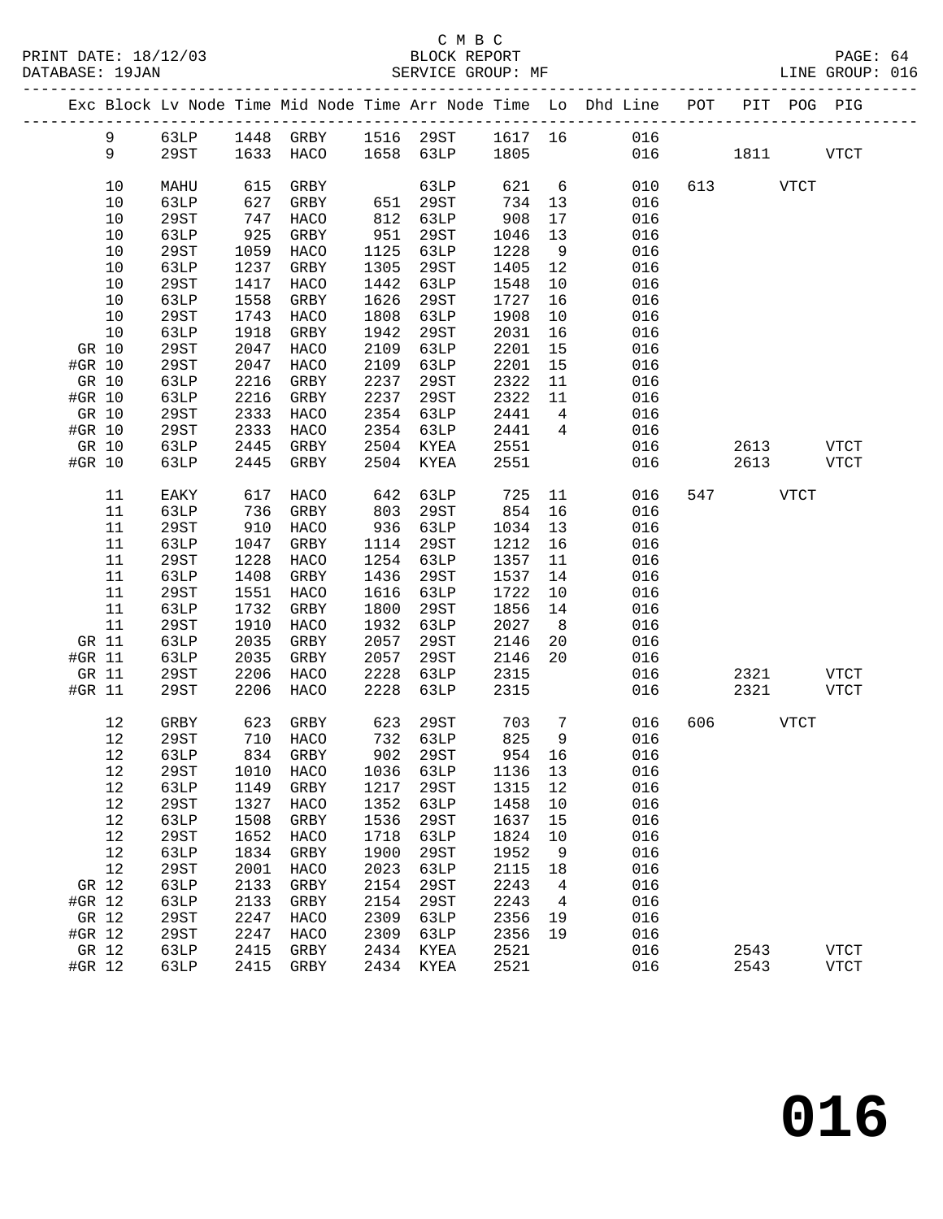C M B C

BLOCK REPORT

SERVICE GROUP: MF

PRINT DATE: 18/12/03
DATABASE: 19JAN
LINE GROUP: 016

| Exc | Block | Lv | Node | Time | Mid Node | Time | Arr Node | Time | Lo | Dhd Line | POT | PIT | POG | PIG |
|---|---|---|---|---|---|---|---|---|---|---|---|---|---|---|
| | 9 | | 63LP | 1448 | GRBY | 1516 | 29ST | 1617 | 16 | 016 | | | | |
| | 9 | | 29ST | 1633 | HACO | 1658 | 63LP | 1805 | | 016 | | 1811 | | VTCT |
| | 10 | | MAHU | 615 | GRBY | | 63LP | 621 | 6 | 010 | 613 | | VTCT | |
| | 10 | | 63LP | 627 | GRBY | 651 | 29ST | 734 | 13 | 016 | | | | |
| | 10 | | 29ST | 747 | HACO | 812 | 63LP | 908 | 17 | 016 | | | | |
| | 10 | | 63LP | 925 | GRBY | 951 | 29ST | 1046 | 13 | 016 | | | | |
| | 10 | | 29ST | 1059 | HACO | 1125 | 63LP | 1228 | 9 | 016 | | | | |
| | 10 | | 63LP | 1237 | GRBY | 1305 | 29ST | 1405 | 12 | 016 | | | | |
| | 10 | | 29ST | 1417 | HACO | 1442 | 63LP | 1548 | 10 | 016 | | | | |
| | 10 | | 63LP | 1558 | GRBY | 1626 | 29ST | 1727 | 16 | 016 | | | | |
| | 10 | | 29ST | 1743 | HACO | 1808 | 63LP | 1908 | 10 | 016 | | | | |
| | 10 | | 63LP | 1918 | GRBY | 1942 | 29ST | 2031 | 16 | 016 | | | | |
| GR | 10 | | 29ST | 2047 | HACO | 2109 | 63LP | 2201 | 15 | 016 | | | | |
| #GR | 10 | | 29ST | 2047 | HACO | 2109 | 63LP | 2201 | 15 | 016 | | | | |
| GR | 10 | | 63LP | 2216 | GRBY | 2237 | 29ST | 2322 | 11 | 016 | | | | |
| #GR | 10 | | 63LP | 2216 | GRBY | 2237 | 29ST | 2322 | 11 | 016 | | | | |
| GR | 10 | | 29ST | 2333 | HACO | 2354 | 63LP | 2441 | 4 | 016 | | | | |
| #GR | 10 | | 29ST | 2333 | HACO | 2354 | 63LP | 2441 | 4 | 016 | | | | |
| GR | 10 | | 63LP | 2445 | GRBY | 2504 | KYEA | 2551 | | 016 | | 2613 | | VTCT |
| #GR | 10 | | 63LP | 2445 | GRBY | 2504 | KYEA | 2551 | | 016 | | 2613 | | VTCT |
| | 11 | | EAKY | 617 | HACO | 642 | 63LP | 725 | 11 | 016 | 547 | | VTCT | |
| | 11 | | 63LP | 736 | GRBY | 803 | 29ST | 854 | 16 | 016 | | | | |
| | 11 | | 29ST | 910 | HACO | 936 | 63LP | 1034 | 13 | 016 | | | | |
| | 11 | | 63LP | 1047 | GRBY | 1114 | 29ST | 1212 | 16 | 016 | | | | |
| | 11 | | 29ST | 1228 | HACO | 1254 | 63LP | 1357 | 11 | 016 | | | | |
| | 11 | | 63LP | 1408 | GRBY | 1436 | 29ST | 1537 | 14 | 016 | | | | |
| | 11 | | 29ST | 1551 | HACO | 1616 | 63LP | 1722 | 10 | 016 | | | | |
| | 11 | | 63LP | 1732 | GRBY | 1800 | 29ST | 1856 | 14 | 016 | | | | |
| | 11 | | 29ST | 1910 | HACO | 1932 | 63LP | 2027 | 8 | 016 | | | | |
| GR | 11 | | 63LP | 2035 | GRBY | 2057 | 29ST | 2146 | 20 | 016 | | | | |
| #GR | 11 | | 63LP | 2035 | GRBY | 2057 | 29ST | 2146 | 20 | 016 | | | | |
| GR | 11 | | 29ST | 2206 | HACO | 2228 | 63LP | 2315 | | 016 | | 2321 | | VTCT |
| #GR | 11 | | 29ST | 2206 | HACO | 2228 | 63LP | 2315 | | 016 | | 2321 | | VTCT |
| | 12 | | GRBY | 623 | GRBY | 623 | 29ST | 703 | 7 | 016 | 606 | | VTCT | |
| | 12 | | 29ST | 710 | HACO | 732 | 63LP | 825 | 9 | 016 | | | | |
| | 12 | | 63LP | 834 | GRBY | 902 | 29ST | 954 | 16 | 016 | | | | |
| | 12 | | 29ST | 1010 | HACO | 1036 | 63LP | 1136 | 13 | 016 | | | | |
| | 12 | | 63LP | 1149 | GRBY | 1217 | 29ST | 1315 | 12 | 016 | | | | |
| | 12 | | 29ST | 1327 | HACO | 1352 | 63LP | 1458 | 10 | 016 | | | | |
| | 12 | | 63LP | 1508 | GRBY | 1536 | 29ST | 1637 | 15 | 016 | | | | |
| | 12 | | 29ST | 1652 | HACO | 1718 | 63LP | 1824 | 10 | 016 | | | | |
| | 12 | | 63LP | 1834 | GRBY | 1900 | 29ST | 1952 | 9 | 016 | | | | |
| | 12 | | 29ST | 2001 | HACO | 2023 | 63LP | 2115 | 18 | 016 | | | | |
| GR | 12 | | 63LP | 2133 | GRBY | 2154 | 29ST | 2243 | 4 | 016 | | | | |
| #GR | 12 | | 63LP | 2133 | GRBY | 2154 | 29ST | 2243 | 4 | 016 | | | | |
| GR | 12 | | 29ST | 2247 | HACO | 2309 | 63LP | 2356 | 19 | 016 | | | | |
| #GR | 12 | | 29ST | 2247 | HACO | 2309 | 63LP | 2356 | 19 | 016 | | | | |
| GR | 12 | | 63LP | 2415 | GRBY | 2434 | KYEA | 2521 | | 016 | | 2543 | | VTCT |
| #GR | 12 | | 63LP | 2415 | GRBY | 2434 | KYEA | 2521 | | 016 | | 2543 | | VTCT |

# 016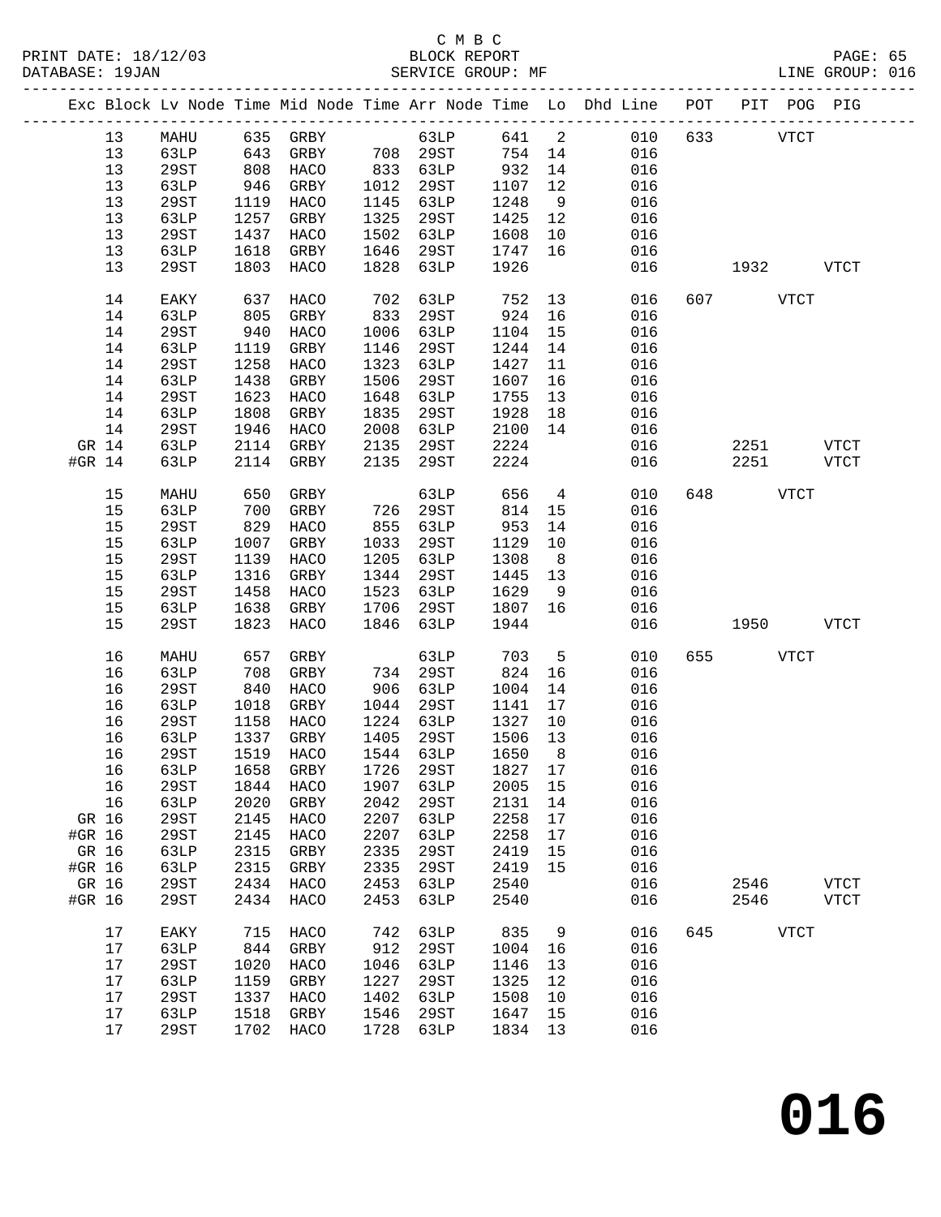C M B C
BLOCK REPORT
SERVICE GROUP: MF

PRINT DATE: 18/12/03
DATABASE: 19JAN
LINE GROUP: 016

| Exc | Block | Lv Node | Time | Mid Node | Time | Arr Node | Time | Lo | Dhd Line | POT | PIT | POG | PIG |
|---|---|---|---|---|---|---|---|---|---|---|---|---|---|
| | 13 | MAHU | 635 | GRBY | | 63LP | 641 | 2 | 010 | 633 | | VTCT | |
| | 13 | 63LP | 643 | GRBY | 708 | 29ST | 754 | 14 | 016 | | | | |
| | 13 | 29ST | 808 | HACO | 833 | 63LP | 932 | 14 | 016 | | | | |
| | 13 | 63LP | 946 | GRBY | 1012 | 29ST | 1107 | 12 | 016 | | | | |
| | 13 | 29ST | 1119 | HACO | 1145 | 63LP | 1248 | 9 | 016 | | | | |
| | 13 | 63LP | 1257 | GRBY | 1325 | 29ST | 1425 | 12 | 016 | | | | |
| | 13 | 29ST | 1437 | HACO | 1502 | 63LP | 1608 | 10 | 016 | | | | |
| | 13 | 63LP | 1618 | GRBY | 1646 | 29ST | 1747 | 16 | 016 | | | | |
| | 13 | 29ST | 1803 | HACO | 1828 | 63LP | 1926 | | 016 | | 1932 | | VTCT |
| | 14 | EAKY | 637 | HACO | 702 | 63LP | 752 | 13 | 016 | 607 | | VTCT | |
| | 14 | 63LP | 805 | GRBY | 833 | 29ST | 924 | 16 | 016 | | | | |
| | 14 | 29ST | 940 | HACO | 1006 | 63LP | 1104 | 15 | 016 | | | | |
| | 14 | 63LP | 1119 | GRBY | 1146 | 29ST | 1244 | 14 | 016 | | | | |
| | 14 | 29ST | 1258 | HACO | 1323 | 63LP | 1427 | 11 | 016 | | | | |
| | 14 | 63LP | 1438 | GRBY | 1506 | 29ST | 1607 | 16 | 016 | | | | |
| | 14 | 29ST | 1623 | HACO | 1648 | 63LP | 1755 | 13 | 016 | | | | |
| | 14 | 63LP | 1808 | GRBY | 1835 | 29ST | 1928 | 18 | 016 | | | | |
| | 14 | 29ST | 1946 | HACO | 2008 | 63LP | 2100 | 14 | 016 | | | | |
| GR | 14 | 63LP | 2114 | GRBY | 2135 | 29ST | 2224 | | 016 | | 2251 | | VTCT |
| #GR | 14 | 63LP | 2114 | GRBY | 2135 | 29ST | 2224 | | 016 | | 2251 | | VTCT |
| | 15 | MAHU | 650 | GRBY | | 63LP | 656 | 4 | 010 | 648 | | VTCT | |
| | 15 | 63LP | 700 | GRBY | 726 | 29ST | 814 | 15 | 016 | | | | |
| | 15 | 29ST | 829 | HACO | 855 | 63LP | 953 | 14 | 016 | | | | |
| | 15 | 63LP | 1007 | GRBY | 1033 | 29ST | 1129 | 10 | 016 | | | | |
| | 15 | 29ST | 1139 | HACO | 1205 | 63LP | 1308 | 8 | 016 | | | | |
| | 15 | 63LP | 1316 | GRBY | 1344 | 29ST | 1445 | 13 | 016 | | | | |
| | 15 | 29ST | 1458 | HACO | 1523 | 63LP | 1629 | 9 | 016 | | | | |
| | 15 | 63LP | 1638 | GRBY | 1706 | 29ST | 1807 | 16 | 016 | | | | |
| | 15 | 29ST | 1823 | HACO | 1846 | 63LP | 1944 | | 016 | | 1950 | | VTCT |
| | 16 | MAHU | 657 | GRBY | | 63LP | 703 | 5 | 010 | 655 | | VTCT | |
| | 16 | 63LP | 708 | GRBY | 734 | 29ST | 824 | 16 | 016 | | | | |
| | 16 | 29ST | 840 | HACO | 906 | 63LP | 1004 | 14 | 016 | | | | |
| | 16 | 63LP | 1018 | GRBY | 1044 | 29ST | 1141 | 17 | 016 | | | | |
| | 16 | 29ST | 1158 | HACO | 1224 | 63LP | 1327 | 10 | 016 | | | | |
| | 16 | 63LP | 1337 | GRBY | 1405 | 29ST | 1506 | 13 | 016 | | | | |
| | 16 | 29ST | 1519 | HACO | 1544 | 63LP | 1650 | 8 | 016 | | | | |
| | 16 | 63LP | 1658 | GRBY | 1726 | 29ST | 1827 | 17 | 016 | | | | |
| | 16 | 29ST | 1844 | HACO | 1907 | 63LP | 2005 | 15 | 016 | | | | |
| | 16 | 63LP | 2020 | GRBY | 2042 | 29ST | 2131 | 14 | 016 | | | | |
| GR | 16 | 29ST | 2145 | HACO | 2207 | 63LP | 2258 | 17 | 016 | | | | |
| #GR | 16 | 29ST | 2145 | HACO | 2207 | 63LP | 2258 | 17 | 016 | | | | |
| GR | 16 | 63LP | 2315 | GRBY | 2335 | 29ST | 2419 | 15 | 016 | | | | |
| #GR | 16 | 63LP | 2315 | GRBY | 2335 | 29ST | 2419 | 15 | 016 | | | | |
| GR | 16 | 29ST | 2434 | HACO | 2453 | 63LP | 2540 | | 016 | | 2546 | | VTCT |
| #GR | 16 | 29ST | 2434 | HACO | 2453 | 63LP | 2540 | | 016 | | 2546 | | VTCT |
| | 17 | EAKY | 715 | HACO | 742 | 63LP | 835 | 9 | 016 | 645 | | VTCT | |
| | 17 | 63LP | 844 | GRBY | 912 | 29ST | 1004 | 16 | 016 | | | | |
| | 17 | 29ST | 1020 | HACO | 1046 | 63LP | 1146 | 13 | 016 | | | | |
| | 17 | 63LP | 1159 | GRBY | 1227 | 29ST | 1325 | 12 | 016 | | | | |
| | 17 | 29ST | 1337 | HACO | 1402 | 63LP | 1508 | 10 | 016 | | | | |
| | 17 | 63LP | 1518 | GRBY | 1546 | 29ST | 1647 | 15 | 016 | | | | |
| | 17 | 29ST | 1702 | HACO | 1728 | 63LP | 1834 | 13 | 016 | | | | |

**016**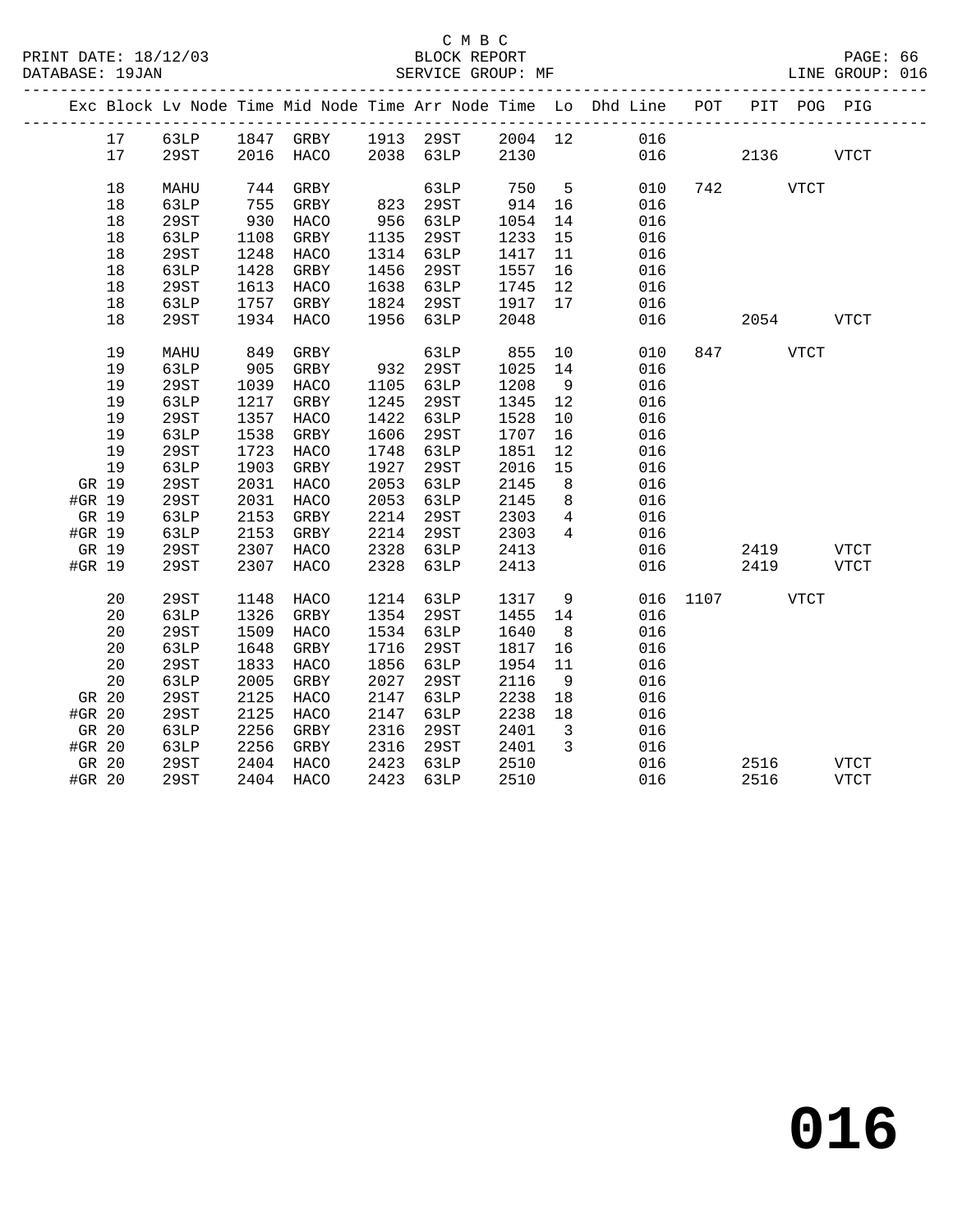C M B C
BLOCK REPORT
SERVICE GROUP: MF

PRINT DATE: 18/12/03
DATABASE: 19JAN
LINE GROUP: 016

| Exc | Block | Lv Node | Time | Mid Node | Time | Arr Node | Time | Lo | Dhd Line | POT | PIT | POG | PIG |
|---|---|---|---|---|---|---|---|---|---|---|---|---|---|
| | 17 | 63LP | 1847 | GRBY | 1913 | 29ST | 2004 | 12 | 016 | | | | |
| | 17 | 29ST | 2016 | HACO | 2038 | 63LP | 2130 | | 016 | | 2136 | | VTCT |
| | 18 | MAHU | 744 | GRBY | | 63LP | 750 | 5 | 010 | 742 | | VTCT | |
| | 18 | 63LP | 755 | GRBY | 823 | 29ST | 914 | 16 | 016 | | | | |
| | 18 | 29ST | 930 | HACO | 956 | 63LP | 1054 | 14 | 016 | | | | |
| | 18 | 63LP | 1108 | GRBY | 1135 | 29ST | 1233 | 15 | 016 | | | | |
| | 18 | 29ST | 1248 | HACO | 1314 | 63LP | 1417 | 11 | 016 | | | | |
| | 18 | 63LP | 1428 | GRBY | 1456 | 29ST | 1557 | 16 | 016 | | | | |
| | 18 | 29ST | 1613 | HACO | 1638 | 63LP | 1745 | 12 | 016 | | | | |
| | 18 | 63LP | 1757 | GRBY | 1824 | 29ST | 1917 | 17 | 016 | | | | |
| | 18 | 29ST | 1934 | HACO | 1956 | 63LP | 2048 | | 016 | | 2054 | | VTCT |
| | 19 | MAHU | 849 | GRBY | | 63LP | 855 | 10 | 010 | 847 | | VTCT | |
| | 19 | 63LP | 905 | GRBY | 932 | 29ST | 1025 | 14 | 016 | | | | |
| | 19 | 29ST | 1039 | HACO | 1105 | 63LP | 1208 | 9 | 016 | | | | |
| | 19 | 63LP | 1217 | GRBY | 1245 | 29ST | 1345 | 12 | 016 | | | | |
| | 19 | 29ST | 1357 | HACO | 1422 | 63LP | 1528 | 10 | 016 | | | | |
| | 19 | 63LP | 1538 | GRBY | 1606 | 29ST | 1707 | 16 | 016 | | | | |
| | 19 | 29ST | 1723 | HACO | 1748 | 63LP | 1851 | 12 | 016 | | | | |
| | 19 | 63LP | 1903 | GRBY | 1927 | 29ST | 2016 | 15 | 016 | | | | |
| GR | 19 | 29ST | 2031 | HACO | 2053 | 63LP | 2145 | 8 | 016 | | | | |
| #GR | 19 | 29ST | 2031 | HACO | 2053 | 63LP | 2145 | 8 | 016 | | | | |
| GR | 19 | 63LP | 2153 | GRBY | 2214 | 29ST | 2303 | 4 | 016 | | | | |
| #GR | 19 | 63LP | 2153 | GRBY | 2214 | 29ST | 2303 | 4 | 016 | | | | |
| GR | 19 | 29ST | 2307 | HACO | 2328 | 63LP | 2413 | | 016 | | 2419 | | VTCT |
| #GR | 19 | 29ST | 2307 | HACO | 2328 | 63LP | 2413 | | 016 | | 2419 | | VTCT |
| | 20 | 29ST | 1148 | HACO | 1214 | 63LP | 1317 | 9 | 016 | 1107 | | VTCT | |
| | 20 | 63LP | 1326 | GRBY | 1354 | 29ST | 1455 | 14 | 016 | | | | |
| | 20 | 29ST | 1509 | HACO | 1534 | 63LP | 1640 | 8 | 016 | | | | |
| | 20 | 63LP | 1648 | GRBY | 1716 | 29ST | 1817 | 16 | 016 | | | | |
| | 20 | 29ST | 1833 | HACO | 1856 | 63LP | 1954 | 11 | 016 | | | | |
| | 20 | 63LP | 2005 | GRBY | 2027 | 29ST | 2116 | 9 | 016 | | | | |
| GR | 20 | 29ST | 2125 | HACO | 2147 | 63LP | 2238 | 18 | 016 | | | | |
| #GR | 20 | 29ST | 2125 | HACO | 2147 | 63LP | 2238 | 18 | 016 | | | | |
| GR | 20 | 63LP | 2256 | GRBY | 2316 | 29ST | 2401 | 3 | 016 | | | | |
| #GR | 20 | 63LP | 2256 | GRBY | 2316 | 29ST | 2401 | 3 | 016 | | | | |
| GR | 20 | 29ST | 2404 | HACO | 2423 | 63LP | 2510 | | 016 | | 2516 | | VTCT |
| #GR | 20 | 29ST | 2404 | HACO | 2423 | 63LP | 2510 | | 016 | | 2516 | | VTCT |

**016**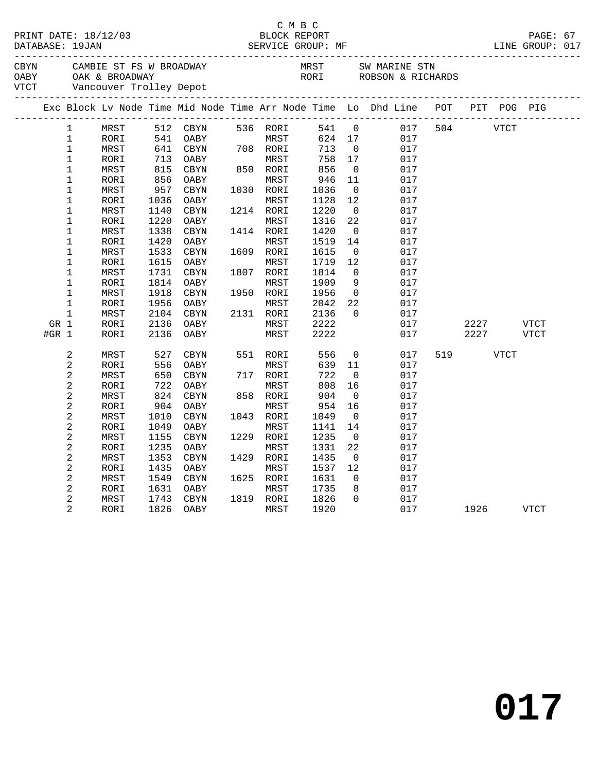C M B C

PRINT DATE: 18/12/03 BLOCK REPORT
DATABASE: 19JAN SERVICE GROUP: MF LINE GROUP: 017

CBYN CAMBIE ST FS W BROADWAY MRST SW MARINE STN
OABY OAK & BROADWAY RORI ROBSON & RICHARDS
VTCT Vancouver Trolley Depot

| Exc | Block | Lv Node | Time | Mid Node | Time | Arr Node | Time | Lo | Dhd Line | POT | PIT | POG | PIG |
|---|---|---|---|---|---|---|---|---|---|---|---|---|---|
| | 1 | MRST | 512 | CBYN | 536 | RORI | 541 | 0 | 017 | 504 | | VTCT | |
| | 1 | RORI | 541 | OABY | | MRST | 624 | 17 | 017 | | | | |
| | 1 | MRST | 641 | CBYN | 708 | RORI | 713 | 0 | 017 | | | | |
| | 1 | RORI | 713 | OABY | | MRST | 758 | 17 | 017 | | | | |
| | 1 | MRST | 815 | CBYN | 850 | RORI | 856 | 0 | 017 | | | | |
| | 1 | RORI | 856 | OABY | | MRST | 946 | 11 | 017 | | | | |
| | 1 | MRST | 957 | CBYN | 1030 | RORI | 1036 | 0 | 017 | | | | |
| | 1 | RORI | 1036 | OABY | | MRST | 1128 | 12 | 017 | | | | |
| | 1 | MRST | 1140 | CBYN | 1214 | RORI | 1220 | 0 | 017 | | | | |
| | 1 | RORI | 1220 | OABY | | MRST | 1316 | 22 | 017 | | | | |
| | 1 | MRST | 1338 | CBYN | 1414 | RORI | 1420 | 0 | 017 | | | | |
| | 1 | RORI | 1420 | OABY | | MRST | 1519 | 14 | 017 | | | | |
| | 1 | MRST | 1533 | CBYN | 1609 | RORI | 1615 | 0 | 017 | | | | |
| | 1 | RORI | 1615 | OABY | | MRST | 1719 | 12 | 017 | | | | |
| | 1 | MRST | 1731 | CBYN | 1807 | RORI | 1814 | 0 | 017 | | | | |
| | 1 | RORI | 1814 | OABY | | MRST | 1909 | 9 | 017 | | | | |
| | 1 | MRST | 1918 | CBYN | 1950 | RORI | 1956 | 0 | 017 | | | | |
| | 1 | RORI | 1956 | OABY | | MRST | 2042 | 22 | 017 | | | | |
| | 1 | MRST | 2104 | CBYN | 2131 | RORI | 2136 | 0 | 017 | | | | |
| GR | 1 | RORI | 2136 | OABY | | MRST | 2222 | | 017 | | 2227 | | VTCT |
| #GR | 1 | RORI | 2136 | OABY | | MRST | 2222 | | 017 | | 2227 | | VTCT |
| | 2 | MRST | 527 | CBYN | 551 | RORI | 556 | 0 | 017 | 519 | | VTCT | |
| | 2 | RORI | 556 | OABY | | MRST | 639 | 11 | 017 | | | | |
| | 2 | MRST | 650 | CBYN | 717 | RORI | 722 | 0 | 017 | | | | |
| | 2 | RORI | 722 | OABY | | MRST | 808 | 16 | 017 | | | | |
| | 2 | MRST | 824 | CBYN | 858 | RORI | 904 | 0 | 017 | | | | |
| | 2 | RORI | 904 | OABY | | MRST | 954 | 16 | 017 | | | | |
| | 2 | MRST | 1010 | CBYN | 1043 | RORI | 1049 | 0 | 017 | | | | |
| | 2 | RORI | 1049 | OABY | | MRST | 1141 | 14 | 017 | | | | |
| | 2 | MRST | 1155 | CBYN | 1229 | RORI | 1235 | 0 | 017 | | | | |
| | 2 | RORI | 1235 | OABY | | MRST | 1331 | 22 | 017 | | | | |
| | 2 | MRST | 1353 | CBYN | 1429 | RORI | 1435 | 0 | 017 | | | | |
| | 2 | RORI | 1435 | OABY | | MRST | 1537 | 12 | 017 | | | | |
| | 2 | MRST | 1549 | CBYN | 1625 | RORI | 1631 | 0 | 017 | | | | |
| | 2 | RORI | 1631 | OABY | | MRST | 1735 | 8 | 017 | | | | |
| | 2 | MRST | 1743 | CBYN | 1819 | RORI | 1826 | 0 | 017 | | | | |
| | 2 | RORI | 1826 | OABY | | MRST | 1920 | | 017 | | 1926 | | VTCT |

# 017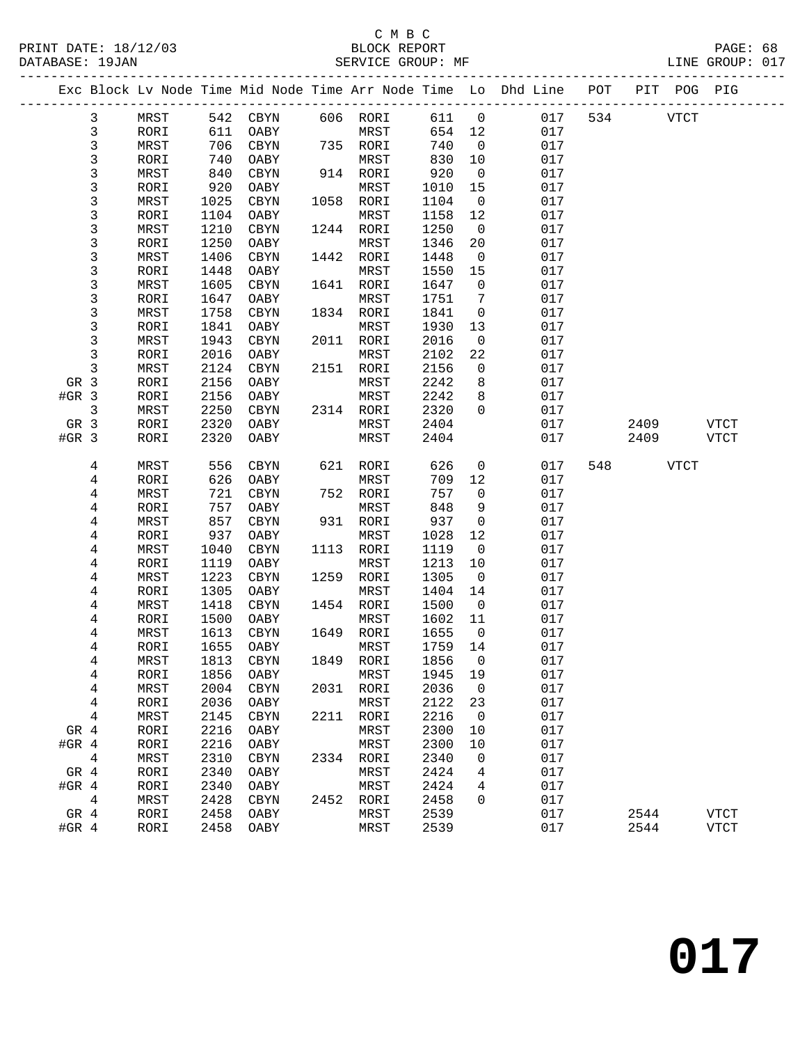C M B C

BLOCK REPORT

SERVICE GROUP: MF

LINE GROUP: 017

| Exc | Block | Lv Node | Time | Mid Node | Time | Arr Node | Time | Lo | Dhd Line | POT | PIT | POG | PIG |
|---|---|---|---|---|---|---|---|---|---|---|---|---|---|
| | 3 | MRST | 542 | CBYN | 606 | RORI | 611 | 0 | 017 | 534 | | VTCT | |
| | 3 | RORI | 611 | OABY | | MRST | 654 | 12 | 017 | | | | |
| | 3 | MRST | 706 | CBYN | 735 | RORI | 740 | 0 | 017 | | | | |
| | 3 | RORI | 740 | OABY | | MRST | 830 | 10 | 017 | | | | |
| | 3 | MRST | 840 | CBYN | 914 | RORI | 920 | 0 | 017 | | | | |
| | 3 | RORI | 920 | OABY | | MRST | 1010 | 15 | 017 | | | | |
| | 3 | MRST | 1025 | CBYN | 1058 | RORI | 1104 | 0 | 017 | | | | |
| | 3 | RORI | 1104 | OABY | | MRST | 1158 | 12 | 017 | | | | |
| | 3 | MRST | 1210 | CBYN | 1244 | RORI | 1250 | 0 | 017 | | | | |
| | 3 | RORI | 1250 | OABY | | MRST | 1346 | 20 | 017 | | | | |
| | 3 | MRST | 1406 | CBYN | 1442 | RORI | 1448 | 0 | 017 | | | | |
| | 3 | RORI | 1448 | OABY | | MRST | 1550 | 15 | 017 | | | | |
| | 3 | MRST | 1605 | CBYN | 1641 | RORI | 1647 | 0 | 017 | | | | |
| | 3 | RORI | 1647 | OABY | | MRST | 1751 | 7 | 017 | | | | |
| | 3 | MRST | 1758 | CBYN | 1834 | RORI | 1841 | 0 | 017 | | | | |
| | 3 | RORI | 1841 | OABY | | MRST | 1930 | 13 | 017 | | | | |
| | 3 | MRST | 1943 | CBYN | 2011 | RORI | 2016 | 0 | 017 | | | | |
| | 3 | RORI | 2016 | OABY | | MRST | 2102 | 22 | 017 | | | | |
| | 3 | MRST | 2124 | CBYN | 2151 | RORI | 2156 | 0 | 017 | | | | |
| GR | 3 | RORI | 2156 | OABY | | MRST | 2242 | 8 | 017 | | | | |
| #GR | 3 | RORI | 2156 | OABY | | MRST | 2242 | 8 | 017 | | | | |
| | 3 | MRST | 2250 | CBYN | 2314 | RORI | 2320 | 0 | 017 | | | | |
| GR | 3 | RORI | 2320 | OABY | | MRST | 2404 | | 017 | | 2409 | | VTCT |
| #GR | 3 | RORI | 2320 | OABY | | MRST | 2404 | | 017 | | 2409 | | VTCT |
| | 4 | MRST | 556 | CBYN | 621 | RORI | 626 | 0 | 017 | 548 | | VTCT | |
| | 4 | RORI | 626 | OABY | | MRST | 709 | 12 | 017 | | | | |
| | 4 | MRST | 721 | CBYN | 752 | RORI | 757 | 0 | 017 | | | | |
| | 4 | RORI | 757 | OABY | | MRST | 848 | 9 | 017 | | | | |
| | 4 | MRST | 857 | CBYN | 931 | RORI | 937 | 0 | 017 | | | | |
| | 4 | RORI | 937 | OABY | | MRST | 1028 | 12 | 017 | | | | |
| | 4 | MRST | 1040 | CBYN | 1113 | RORI | 1119 | 0 | 017 | | | | |
| | 4 | RORI | 1119 | OABY | | MRST | 1213 | 10 | 017 | | | | |
| | 4 | MRST | 1223 | CBYN | 1259 | RORI | 1305 | 0 | 017 | | | | |
| | 4 | RORI | 1305 | OABY | | MRST | 1404 | 14 | 017 | | | | |
| | 4 | MRST | 1418 | CBYN | 1454 | RORI | 1500 | 0 | 017 | | | | |
| | 4 | RORI | 1500 | OABY | | MRST | 1602 | 11 | 017 | | | | |
| | 4 | MRST | 1613 | CBYN | 1649 | RORI | 1655 | 0 | 017 | | | | |
| | 4 | RORI | 1655 | OABY | | MRST | 1759 | 14 | 017 | | | | |
| | 4 | MRST | 1813 | CBYN | 1849 | RORI | 1856 | 0 | 017 | | | | |
| | 4 | RORI | 1856 | OABY | | MRST | 1945 | 19 | 017 | | | | |
| | 4 | MRST | 2004 | CBYN | 2031 | RORI | 2036 | 0 | 017 | | | | |
| | 4 | RORI | 2036 | OABY | | MRST | 2122 | 23 | 017 | | | | |
| | 4 | MRST | 2145 | CBYN | 2211 | RORI | 2216 | 0 | 017 | | | | |
| GR | 4 | RORI | 2216 | OABY | | MRST | 2300 | 10 | 017 | | | | |
| #GR | 4 | RORI | 2216 | OABY | | MRST | 2300 | 10 | 017 | | | | |
| | 4 | MRST | 2310 | CBYN | 2334 | RORI | 2340 | 0 | 017 | | | | |
| GR | 4 | RORI | 2340 | OABY | | MRST | 2424 | 4 | 017 | | | | |
| #GR | 4 | RORI | 2340 | OABY | | MRST | 2424 | 4 | 017 | | | | |
| | 4 | MRST | 2428 | CBYN | 2452 | RORI | 2458 | 0 | 017 | | | | |
| GR | 4 | RORI | 2458 | OABY | | MRST | 2539 | | 017 | | 2544 | | VTCT |
| #GR | 4 | RORI | 2458 | OABY | | MRST | 2539 | | 017 | | 2544 | | VTCT |

**017**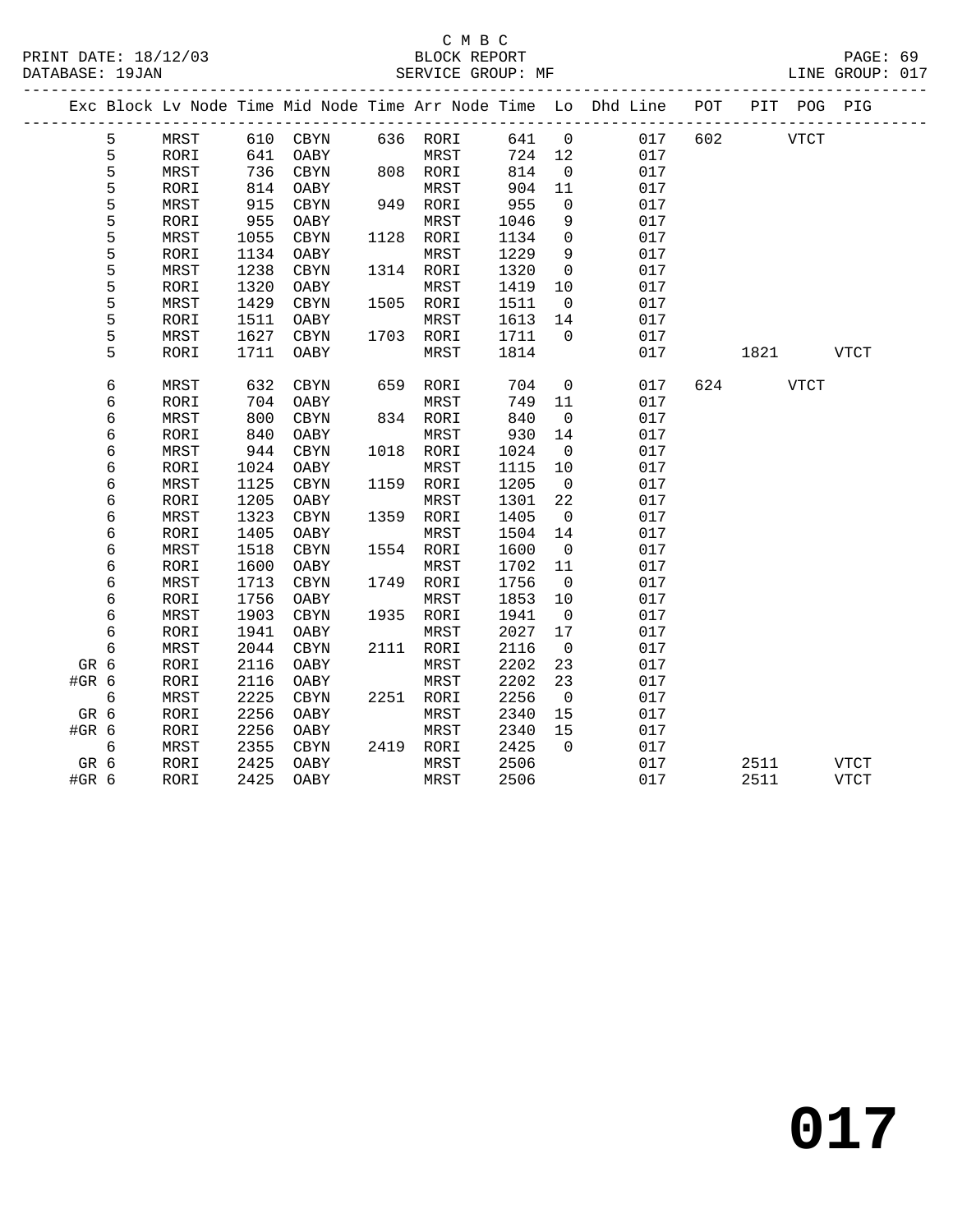C M B C
BLOCK REPORT
SERVICE GROUP: MF

PRINT DATE: 18/12/03
DATABASE: 19JAN
LINE GROUP: 017

| Exc | Block | Lv | Node | Time | Mid Node | Time | Arr Node | Time | Lo | Dhd Line | POT | PIT | POG | PIG |
|---|---|---|---|---|---|---|---|---|---|---|---|---|---|---|
| | 5 | | MRST | 610 | CBYN | 636 | RORI | 641 | 0 | 017 | 602 | | VTCT | |
| | 5 | | RORI | 641 | OABY | | MRST | 724 | 12 | 017 | | | | |
| | 5 | | MRST | 736 | CBYN | 808 | RORI | 814 | 0 | 017 | | | | |
| | 5 | | RORI | 814 | OABY | | MRST | 904 | 11 | 017 | | | | |
| | 5 | | MRST | 915 | CBYN | 949 | RORI | 955 | 0 | 017 | | | | |
| | 5 | | RORI | 955 | OABY | | MRST | 1046 | 9 | 017 | | | | |
| | 5 | | MRST | 1055 | CBYN | 1128 | RORI | 1134 | 0 | 017 | | | | |
| | 5 | | RORI | 1134 | OABY | | MRST | 1229 | 9 | 017 | | | | |
| | 5 | | MRST | 1238 | CBYN | 1314 | RORI | 1320 | 0 | 017 | | | | |
| | 5 | | RORI | 1320 | OABY | | MRST | 1419 | 10 | 017 | | | | |
| | 5 | | MRST | 1429 | CBYN | 1505 | RORI | 1511 | 0 | 017 | | | | |
| | 5 | | RORI | 1511 | OABY | | MRST | 1613 | 14 | 017 | | | | |
| | 5 | | MRST | 1627 | CBYN | 1703 | RORI | 1711 | 0 | 017 | | | | |
| | 5 | | RORI | 1711 | OABY | | MRST | 1814 | | 017 | | 1821 | | VTCT |
| | 6 | | MRST | 632 | CBYN | 659 | RORI | 704 | 0 | 017 | 624 | | VTCT | |
| | 6 | | RORI | 704 | OABY | | MRST | 749 | 11 | 017 | | | | |
| | 6 | | MRST | 800 | CBYN | 834 | RORI | 840 | 0 | 017 | | | | |
| | 6 | | RORI | 840 | OABY | | MRST | 930 | 14 | 017 | | | | |
| | 6 | | MRST | 944 | CBYN | 1018 | RORI | 1024 | 0 | 017 | | | | |
| | 6 | | RORI | 1024 | OABY | | MRST | 1115 | 10 | 017 | | | | |
| | 6 | | MRST | 1125 | CBYN | 1159 | RORI | 1205 | 0 | 017 | | | | |
| | 6 | | RORI | 1205 | OABY | | MRST | 1301 | 22 | 017 | | | | |
| | 6 | | MRST | 1323 | CBYN | 1359 | RORI | 1405 | 0 | 017 | | | | |
| | 6 | | RORI | 1405 | OABY | | MRST | 1504 | 14 | 017 | | | | |
| | 6 | | MRST | 1518 | CBYN | 1554 | RORI | 1600 | 0 | 017 | | | | |
| | 6 | | RORI | 1600 | OABY | | MRST | 1702 | 11 | 017 | | | | |
| | 6 | | MRST | 1713 | CBYN | 1749 | RORI | 1756 | 0 | 017 | | | | |
| | 6 | | RORI | 1756 | OABY | | MRST | 1853 | 10 | 017 | | | | |
| | 6 | | MRST | 1903 | CBYN | 1935 | RORI | 1941 | 0 | 017 | | | | |
| | 6 | | RORI | 1941 | OABY | | MRST | 2027 | 17 | 017 | | | | |
| | 6 | | MRST | 2044 | CBYN | 2111 | RORI | 2116 | 0 | 017 | | | | |
| GR | 6 | | RORI | 2116 | OABY | | MRST | 2202 | 23 | 017 | | | | |
| #GR | 6 | | RORI | 2116 | OABY | | MRST | 2202 | 23 | 017 | | | | |
| | 6 | | MRST | 2225 | CBYN | 2251 | RORI | 2256 | 0 | 017 | | | | |
| GR | 6 | | RORI | 2256 | OABY | | MRST | 2340 | 15 | 017 | | | | |
| #GR | 6 | | RORI | 2256 | OABY | | MRST | 2340 | 15 | 017 | | | | |
| | 6 | | MRST | 2355 | CBYN | 2419 | RORI | 2425 | 0 | 017 | | | | |
| GR | 6 | | RORI | 2425 | OABY | | MRST | 2506 | | 017 | | 2511 | | VTCT |
| #GR | 6 | | RORI | 2425 | OABY | | MRST | 2506 | | 017 | | 2511 | | VTCT |

**017**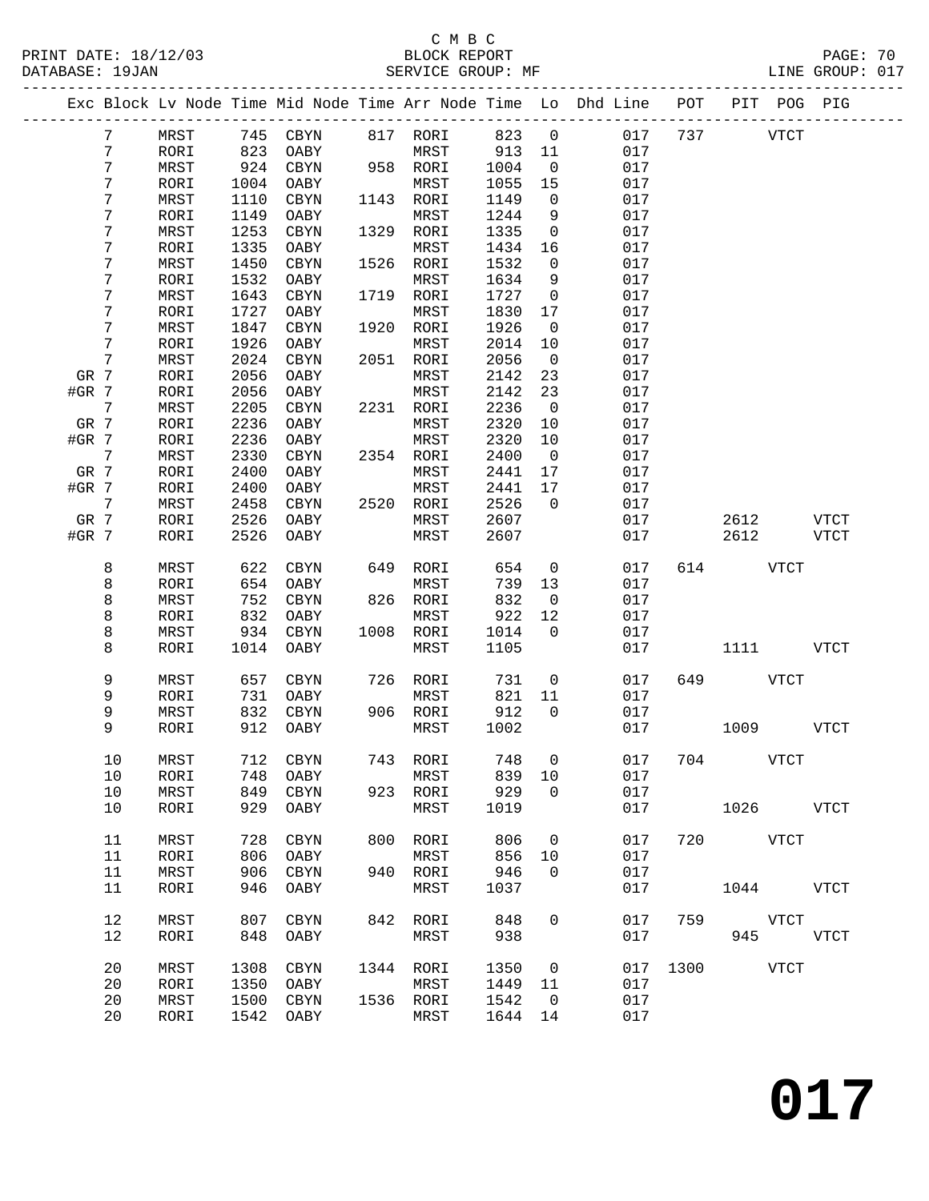C M B C
PRINT DATE: 18/12/03 BLOCK REPORT
DATABASE: 19JAN SERVICE GROUP: MF LINE GROUP: 017

| Exc | Block | Lv Node | Time | Mid Node | Time | Arr Node | Time | Lo | Dhd Line | POT | PIT | POG | PIG |
|---|---|---|---|---|---|---|---|---|---|---|---|---|---|
| | 7 | MRST | 745 | CBYN | 817 | RORI | 823 | 0 | 017 | 737 | | VTCT | |
| | 7 | RORI | 823 | OABY | | MRST | 913 | 11 | 017 | | | | |
| | 7 | MRST | 924 | CBYN | 958 | RORI | 1004 | 0 | 017 | | | | |
| | 7 | RORI | 1004 | OABY | | MRST | 1055 | 15 | 017 | | | | |
| | 7 | MRST | 1110 | CBYN | 1143 | RORI | 1149 | 0 | 017 | | | | |
| | 7 | RORI | 1149 | OABY | | MRST | 1244 | 9 | 017 | | | | |
| | 7 | MRST | 1253 | CBYN | 1329 | RORI | 1335 | 0 | 017 | | | | |
| | 7 | RORI | 1335 | OABY | | MRST | 1434 | 16 | 017 | | | | |
| | 7 | MRST | 1450 | CBYN | 1526 | RORI | 1532 | 0 | 017 | | | | |
| | 7 | RORI | 1532 | OABY | | MRST | 1634 | 9 | 017 | | | | |
| | 7 | MRST | 1643 | CBYN | 1719 | RORI | 1727 | 0 | 017 | | | | |
| | 7 | RORI | 1727 | OABY | | MRST | 1830 | 17 | 017 | | | | |
| | 7 | MRST | 1847 | CBYN | 1920 | RORI | 1926 | 0 | 017 | | | | |
| | 7 | RORI | 1926 | OABY | | MRST | 2014 | 10 | 017 | | | | |
| | 7 | MRST | 2024 | CBYN | 2051 | RORI | 2056 | 0 | 017 | | | | |
| GR | 7 | RORI | 2056 | OABY | | MRST | 2142 | 23 | 017 | | | | |
| #GR | 7 | RORI | 2056 | OABY | | MRST | 2142 | 23 | 017 | | | | |
| | 7 | MRST | 2205 | CBYN | 2231 | RORI | 2236 | 0 | 017 | | | | |
| GR | 7 | RORI | 2236 | OABY | | MRST | 2320 | 10 | 017 | | | | |
| #GR | 7 | RORI | 2236 | OABY | | MRST | 2320 | 10 | 017 | | | | |
| | 7 | MRST | 2330 | CBYN | 2354 | RORI | 2400 | 0 | 017 | | | | |
| GR | 7 | RORI | 2400 | OABY | | MRST | 2441 | 17 | 017 | | | | |
| #GR | 7 | RORI | 2400 | OABY | | MRST | 2441 | 17 | 017 | | | | |
| | 7 | MRST | 2458 | CBYN | 2520 | RORI | 2526 | 0 | 017 | | | | |
| GR | 7 | RORI | 2526 | OABY | | MRST | 2607 | | 017 | | 2612 | | VTCT |
| #GR | 7 | RORI | 2526 | OABY | | MRST | 2607 | | 017 | | 2612 | | VTCT |
| | 8 | MRST | 622 | CBYN | 649 | RORI | 654 | 0 | 017 | 614 | | VTCT | |
| | 8 | RORI | 654 | OABY | | MRST | 739 | 13 | 017 | | | | |
| | 8 | MRST | 752 | CBYN | 826 | RORI | 832 | 0 | 017 | | | | |
| | 8 | RORI | 832 | OABY | | MRST | 922 | 12 | 017 | | | | |
| | 8 | MRST | 934 | CBYN | 1008 | RORI | 1014 | 0 | 017 | | | | |
| | 8 | RORI | 1014 | OABY | | MRST | 1105 | | 017 | | 1111 | | VTCT |
| | 9 | MRST | 657 | CBYN | 726 | RORI | 731 | 0 | 017 | 649 | | VTCT | |
| | 9 | RORI | 731 | OABY | | MRST | 821 | 11 | 017 | | | | |
| | 9 | MRST | 832 | CBYN | 906 | RORI | 912 | 0 | 017 | | | | |
| | 9 | RORI | 912 | OABY | | MRST | 1002 | | 017 | | 1009 | | VTCT |
| | 10 | MRST | 712 | CBYN | 743 | RORI | 748 | 0 | 017 | 704 | | VTCT | |
| | 10 | RORI | 748 | OABY | | MRST | 839 | 10 | 017 | | | | |
| | 10 | MRST | 849 | CBYN | 923 | RORI | 929 | 0 | 017 | | | | |
| | 10 | RORI | 929 | OABY | | MRST | 1019 | | 017 | | 1026 | | VTCT |
| | 11 | MRST | 728 | CBYN | 800 | RORI | 806 | 0 | 017 | 720 | | VTCT | |
| | 11 | RORI | 806 | OABY | | MRST | 856 | 10 | 017 | | | | |
| | 11 | MRST | 906 | CBYN | 940 | RORI | 946 | 0 | 017 | | | | |
| | 11 | RORI | 946 | OABY | | MRST | 1037 | | 017 | | 1044 | | VTCT |
| | 12 | MRST | 807 | CBYN | 842 | RORI | 848 | 0 | 017 | 759 | | VTCT | |
| | 12 | RORI | 848 | OABY | | MRST | 938 | | 017 | | 945 | | VTCT |
| | 20 | MRST | 1308 | CBYN | 1344 | RORI | 1350 | 0 | 017 | 1300 | | VTCT | |
| | 20 | RORI | 1350 | OABY | | MRST | 1449 | 11 | 017 | | | | |
| | 20 | MRST | 1500 | CBYN | 1536 | RORI | 1542 | 0 | 017 | | | | |
| | 20 | RORI | 1542 | OABY | | MRST | 1644 | 14 | 017 | | | | |

# 017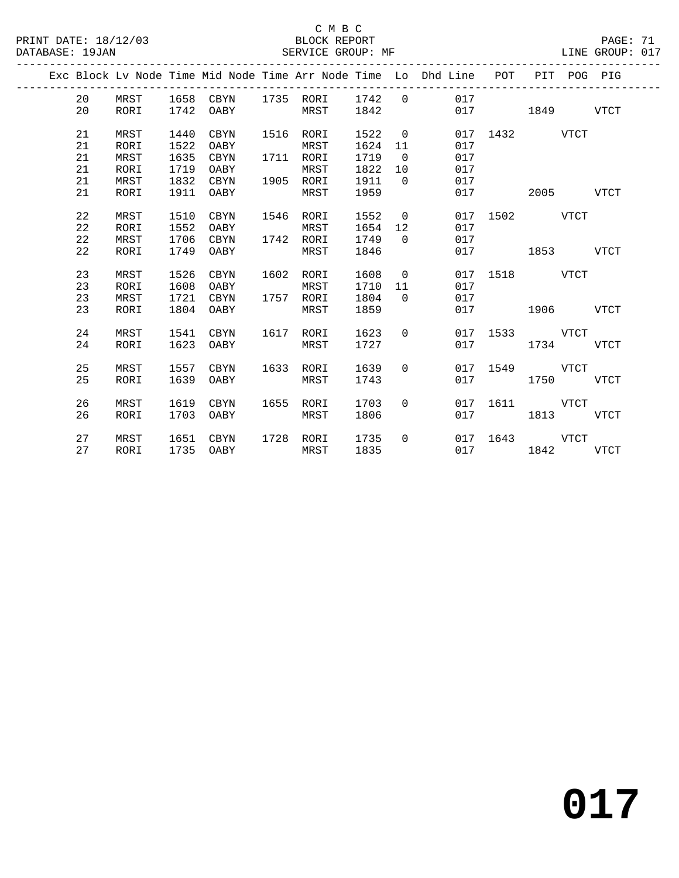C M B C

PRINT DATE: 18/12/03 BLOCK REPORT
DATABASE: 19JAN SERVICE GROUP: MF LINE GROUP: 017

| Exc | Block | Lv Node | Time | Mid Node | Time | Arr Node | Time | Lo | Dhd Line | POT | PIT | POG | PIG |
|---|---|---|---|---|---|---|---|---|---|---|---|---|---|
| | 20 | MRST | 1658 | CBYN | 1735 | RORI | 1742 | 0 | 017 | | | | |
| | 20 | RORI | 1742 | OABY | | MRST | 1842 | | 017 | | 1849 | | VTCT |
| | 21 | MRST | 1440 | CBYN | 1516 | RORI | 1522 | 0 | 017 | 1432 | | VTCT | |
| | 21 | RORI | 1522 | OABY | | MRST | 1624 | 11 | 017 | | | | |
| | 21 | MRST | 1635 | CBYN | 1711 | RORI | 1719 | 0 | 017 | | | | |
| | 21 | RORI | 1719 | OABY | | MRST | 1822 | 10 | 017 | | | | |
| | 21 | MRST | 1832 | CBYN | 1905 | RORI | 1911 | 0 | 017 | | | | |
| | 21 | RORI | 1911 | OABY | | MRST | 1959 | | 017 | | 2005 | | VTCT |
| | 22 | MRST | 1510 | CBYN | 1546 | RORI | 1552 | 0 | 017 | 1502 | | VTCT | |
| | 22 | RORI | 1552 | OABY | | MRST | 1654 | 12 | 017 | | | | |
| | 22 | MRST | 1706 | CBYN | 1742 | RORI | 1749 | 0 | 017 | | | | |
| | 22 | RORI | 1749 | OABY | | MRST | 1846 | | 017 | | 1853 | | VTCT |
| | 23 | MRST | 1526 | CBYN | 1602 | RORI | 1608 | 0 | 017 | 1518 | | VTCT | |
| | 23 | RORI | 1608 | OABY | | MRST | 1710 | 11 | 017 | | | | |
| | 23 | MRST | 1721 | CBYN | 1757 | RORI | 1804 | 0 | 017 | | | | |
| | 23 | RORI | 1804 | OABY | | MRST | 1859 | | 017 | | 1906 | | VTCT |
| | 24 | MRST | 1541 | CBYN | 1617 | RORI | 1623 | 0 | 017 | 1533 | | VTCT | |
| | 24 | RORI | 1623 | OABY | | MRST | 1727 | | 017 | | 1734 | | VTCT |
| | 25 | MRST | 1557 | CBYN | 1633 | RORI | 1639 | 0 | 017 | 1549 | | VTCT | |
| | 25 | RORI | 1639 | OABY | | MRST | 1743 | | 017 | | 1750 | | VTCT |
| | 26 | MRST | 1619 | CBYN | 1655 | RORI | 1703 | 0 | 017 | 1611 | | VTCT | |
| | 26 | RORI | 1703 | OABY | | MRST | 1806 | | 017 | | 1813 | | VTCT |
| | 27 | MRST | 1651 | CBYN | 1728 | RORI | 1735 | 0 | 017 | 1643 | | VTCT | |
| | 27 | RORI | 1735 | OABY | | MRST | 1835 | | 017 | | 1842 | | VTCT |

**017**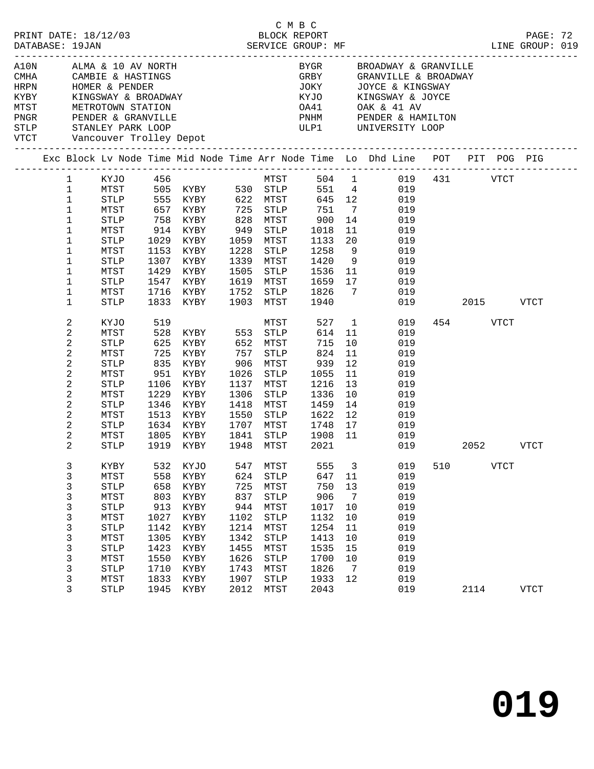C M B C

PRINT DATE: 18/12/03 BLOCK REPORT
DATABASE: 19JAN SERVICE GROUP: MF LINE GROUP: 019

| Code | Location | Code | Location |
|---|---|---|---|
| A10N | ALMA & 10 AV NORTH | BYGR | BROADWAY & GRANVILLE |
| CMHA | CAMBIE & HASTINGS | GRBY | GRANVILLE & BROADWAY |
| HRPN | HOMER & PENDER | JOKY | JOYCE & KINGSWAY |
| KYBY | KINGSWAY & BROADWAY | KYJO | KINGSWAY & JOYCE |
| MTST | METROTOWN STATION | OA41 | OAK & 41 AV |
| PNGR | PENDER & GRANVILLE | PNHM | PENDER & HAMILTON |
| STLP | STANLEY PARK LOOP | ULP1 | UNIVERSITY LOOP |
| VTCT | Vancouver Trolley Depot | | |

| Exc | Block | Lv Node | Time | Mid Node | Time | Arr Node | Time | Lo | Dhd Line | POT | PIT | POG | PIG |
|---|---|---|---|---|---|---|---|---|---|---|---|---|---|
| | 1 | KYJO | 456 | | | MTST | 504 | 1 | 019 | 431 | | VTCT | |
| | 1 | MTST | 505 | KYBY | 530 | STLP | 551 | 4 | 019 | | | | |
| | 1 | STLP | 555 | KYBY | 622 | MTST | 645 | 12 | 019 | | | | |
| | 1 | MTST | 657 | KYBY | 725 | STLP | 751 | 7 | 019 | | | | |
| | 1 | STLP | 758 | KYBY | 828 | MTST | 900 | 14 | 019 | | | | |
| | 1 | MTST | 914 | KYBY | 949 | STLP | 1018 | 11 | 019 | | | | |
| | 1 | STLP | 1029 | KYBY | 1059 | MTST | 1133 | 20 | 019 | | | | |
| | 1 | MTST | 1153 | KYBY | 1228 | STLP | 1258 | 9 | 019 | | | | |
| | 1 | STLP | 1307 | KYBY | 1339 | MTST | 1420 | 9 | 019 | | | | |
| | 1 | MTST | 1429 | KYBY | 1505 | STLP | 1536 | 11 | 019 | | | | |
| | 1 | STLP | 1547 | KYBY | 1619 | MTST | 1659 | 17 | 019 | | | | |
| | 1 | MTST | 1716 | KYBY | 1752 | STLP | 1826 | 7 | 019 | | | | |
| | 1 | STLP | 1833 | KYBY | 1903 | MTST | 1940 | | 019 | | 2015 | | VTCT |
| | 2 | KYJO | 519 | | | MTST | 527 | 1 | 019 | 454 | | VTCT | |
| | 2 | MTST | 528 | KYBY | 553 | STLP | 614 | 11 | 019 | | | | |
| | 2 | STLP | 625 | KYBY | 652 | MTST | 715 | 10 | 019 | | | | |
| | 2 | MTST | 725 | KYBY | 757 | STLP | 824 | 11 | 019 | | | | |
| | 2 | STLP | 835 | KYBY | 906 | MTST | 939 | 12 | 019 | | | | |
| | 2 | MTST | 951 | KYBY | 1026 | STLP | 1055 | 11 | 019 | | | | |
| | 2 | STLP | 1106 | KYBY | 1137 | MTST | 1216 | 13 | 019 | | | | |
| | 2 | MTST | 1229 | KYBY | 1306 | STLP | 1336 | 10 | 019 | | | | |
| | 2 | STLP | 1346 | KYBY | 1418 | MTST | 1459 | 14 | 019 | | | | |
| | 2 | MTST | 1513 | KYBY | 1550 | STLP | 1622 | 12 | 019 | | | | |
| | 2 | STLP | 1634 | KYBY | 1707 | MTST | 1748 | 17 | 019 | | | | |
| | 2 | MTST | 1805 | KYBY | 1841 | STLP | 1908 | 11 | 019 | | | | |
| | 2 | STLP | 1919 | KYBY | 1948 | MTST | 2021 | | 019 | | 2052 | | VTCT |
| | 3 | KYBY | 532 | KYJO | 547 | MTST | 555 | 3 | 019 | 510 | | VTCT | |
| | 3 | MTST | 558 | KYBY | 624 | STLP | 647 | 11 | 019 | | | | |
| | 3 | STLP | 658 | KYBY | 725 | MTST | 750 | 13 | 019 | | | | |
| | 3 | MTST | 803 | KYBY | 837 | STLP | 906 | 7 | 019 | | | | |
| | 3 | STLP | 913 | KYBY | 944 | MTST | 1017 | 10 | 019 | | | | |
| | 3 | MTST | 1027 | KYBY | 1102 | STLP | 1132 | 10 | 019 | | | | |
| | 3 | STLP | 1142 | KYBY | 1214 | MTST | 1254 | 11 | 019 | | | | |
| | 3 | MTST | 1305 | KYBY | 1342 | STLP | 1413 | 10 | 019 | | | | |
| | 3 | STLP | 1423 | KYBY | 1455 | MTST | 1535 | 15 | 019 | | | | |
| | 3 | MTST | 1550 | KYBY | 1626 | STLP | 1700 | 10 | 019 | | | | |
| | 3 | STLP | 1710 | KYBY | 1743 | MTST | 1826 | 7 | 019 | | | | |
| | 3 | MTST | 1833 | KYBY | 1907 | STLP | 1933 | 12 | 019 | | | | |
| | 3 | STLP | 1945 | KYBY | 2012 | MTST | 2043 | | 019 | | 2114 | | VTCT |

# 019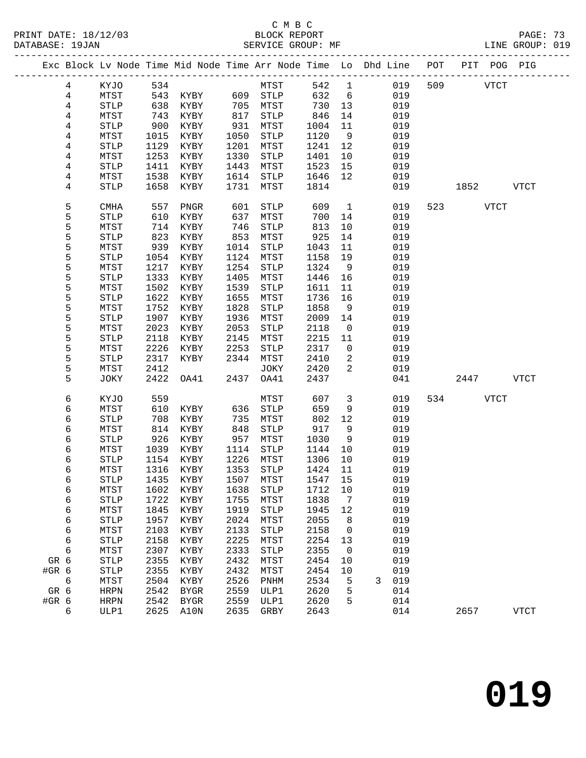C M B C
BLOCK REPORT
SERVICE GROUP: MF

PRINT DATE: 18/12/03
DATABASE: 19JAN
LINE GROUP: 019

| Exc | Block | Lv Node | Time | Mid Node | Time | Arr Node | Time | Lo | Dhd | Line | POT | PIT | POG | PIG |
|---|---|---|---|---|---|---|---|---|---|---|---|---|---|---|
| | 4 | KYJO | 534 | | | MTST | 542 | 1 | | 019 | 509 | | VTCT | |
| | 4 | MTST | 543 | KYBY | 609 | STLP | 632 | 6 | | 019 | | | | |
| | 4 | STLP | 638 | KYBY | 705 | MTST | 730 | 13 | | 019 | | | | |
| | 4 | MTST | 743 | KYBY | 817 | STLP | 846 | 14 | | 019 | | | | |
| | 4 | STLP | 900 | KYBY | 931 | MTST | 1004 | 11 | | 019 | | | | |
| | 4 | MTST | 1015 | KYBY | 1050 | STLP | 1120 | 9 | | 019 | | | | |
| | 4 | STLP | 1129 | KYBY | 1201 | MTST | 1241 | 12 | | 019 | | | | |
| | 4 | MTST | 1253 | KYBY | 1330 | STLP | 1401 | 10 | | 019 | | | | |
| | 4 | STLP | 1411 | KYBY | 1443 | MTST | 1523 | 15 | | 019 | | | | |
| | 4 | MTST | 1538 | KYBY | 1614 | STLP | 1646 | 12 | | 019 | | | | |
| | 4 | STLP | 1658 | KYBY | 1731 | MTST | 1814 | | | 019 | | 1852 | | VTCT |
| | 5 | CMHA | 557 | PNGR | 601 | STLP | 609 | 1 | | 019 | 523 | | VTCT | |
| | 5 | STLP | 610 | KYBY | 637 | MTST | 700 | 14 | | 019 | | | | |
| | 5 | MTST | 714 | KYBY | 746 | STLP | 813 | 10 | | 019 | | | | |
| | 5 | STLP | 823 | KYBY | 853 | MTST | 925 | 14 | | 019 | | | | |
| | 5 | MTST | 939 | KYBY | 1014 | STLP | 1043 | 11 | | 019 | | | | |
| | 5 | STLP | 1054 | KYBY | 1124 | MTST | 1158 | 19 | | 019 | | | | |
| | 5 | MTST | 1217 | KYBY | 1254 | STLP | 1324 | 9 | | 019 | | | | |
| | 5 | STLP | 1333 | KYBY | 1405 | MTST | 1446 | 16 | | 019 | | | | |
| | 5 | MTST | 1502 | KYBY | 1539 | STLP | 1611 | 11 | | 019 | | | | |
| | 5 | STLP | 1622 | KYBY | 1655 | MTST | 1736 | 16 | | 019 | | | | |
| | 5 | MTST | 1752 | KYBY | 1828 | STLP | 1858 | 9 | | 019 | | | | |
| | 5 | STLP | 1907 | KYBY | 1936 | MTST | 2009 | 14 | | 019 | | | | |
| | 5 | MTST | 2023 | KYBY | 2053 | STLP | 2118 | 0 | | 019 | | | | |
| | 5 | STLP | 2118 | KYBY | 2145 | MTST | 2215 | 11 | | 019 | | | | |
| | 5 | MTST | 2226 | KYBY | 2253 | STLP | 2317 | 0 | | 019 | | | | |
| | 5 | STLP | 2317 | KYBY | 2344 | MTST | 2410 | 2 | | 019 | | | | |
| | 5 | MTST | 2412 | | | JOKY | 2420 | 2 | | 019 | | | | |
| | 5 | JOKY | 2422 | OA41 | 2437 | OA41 | 2437 | | | 041 | | 2447 | | VTCT |
| | 6 | KYJO | 559 | | | MTST | 607 | 3 | | 019 | 534 | | VTCT | |
| | 6 | MTST | 610 | KYBY | 636 | STLP | 659 | 9 | | 019 | | | | |
| | 6 | STLP | 708 | KYBY | 735 | MTST | 802 | 12 | | 019 | | | | |
| | 6 | MTST | 814 | KYBY | 848 | STLP | 917 | 9 | | 019 | | | | |
| | 6 | STLP | 926 | KYBY | 957 | MTST | 1030 | 9 | | 019 | | | | |
| | 6 | MTST | 1039 | KYBY | 1114 | STLP | 1144 | 10 | | 019 | | | | |
| | 6 | STLP | 1154 | KYBY | 1226 | MTST | 1306 | 10 | | 019 | | | | |
| | 6 | MTST | 1316 | KYBY | 1353 | STLP | 1424 | 11 | | 019 | | | | |
| | 6 | STLP | 1435 | KYBY | 1507 | MTST | 1547 | 15 | | 019 | | | | |
| | 6 | MTST | 1602 | KYBY | 1638 | STLP | 1712 | 10 | | 019 | | | | |
| | 6 | STLP | 1722 | KYBY | 1755 | MTST | 1838 | 7 | | 019 | | | | |
| | 6 | MTST | 1845 | KYBY | 1919 | STLP | 1945 | 12 | | 019 | | | | |
| | 6 | STLP | 1957 | KYBY | 2024 | MTST | 2055 | 8 | | 019 | | | | |
| | 6 | MTST | 2103 | KYBY | 2133 | STLP | 2158 | 0 | | 019 | | | | |
| | 6 | STLP | 2158 | KYBY | 2225 | MTST | 2254 | 13 | | 019 | | | | |
| | 6 | MTST | 2307 | KYBY | 2333 | STLP | 2355 | 0 | | 019 | | | | |
| GR | 6 | STLP | 2355 | KYBY | 2432 | MTST | 2454 | 10 | | 019 | | | | |
| #GR | 6 | STLP | 2355 | KYBY | 2432 | MTST | 2454 | 10 | | 019 | | | | |
| | 6 | MTST | 2504 | KYBY | 2526 | PNHM | 2534 | 5 | 3 | 019 | | | | |
| GR | 6 | HRPN | 2542 | BYGR | 2559 | ULP1 | 2620 | 5 | | 014 | | | | |
| #GR | 6 | HRPN | 2542 | BYGR | 2559 | ULP1 | 2620 | 5 | | 014 | | | | |
| | 6 | ULP1 | 2625 | A10N | 2635 | GRBY | 2643 | | | 014 | | 2657 | | VTCT |

**019**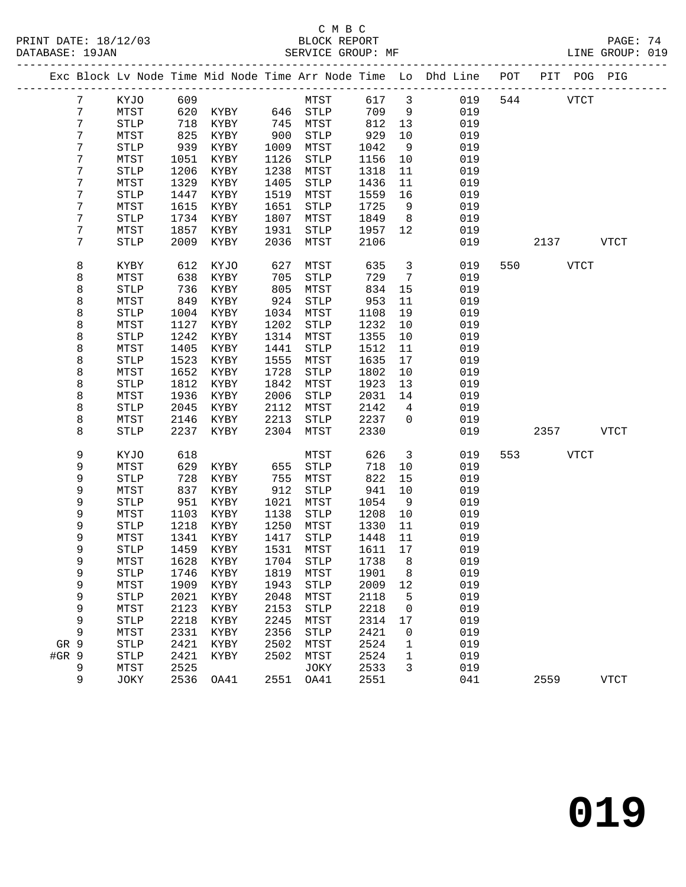C M B C

PRINT DATE: 18/12/03 BLOCK REPORT

DATABASE: 19JAN SERVICE GROUP: MF LINE GROUP: 019

| Exc | Block | Lv Node | Time | Mid Node | Time | Arr Node | Time | Lo | Dhd Line | POT | PIT | POG | PIG |
|---|---|---|---|---|---|---|---|---|---|---|---|---|---|
| | 7 | KYJO | 609 | | | MTST | 617 | 3 | 019 | 544 | | VTCT | |
| | 7 | MTST | 620 | KYBY | 646 | STLP | 709 | 9 | 019 | | | | |
| | 7 | STLP | 718 | KYBY | 745 | MTST | 812 | 13 | 019 | | | | |
| | 7 | MTST | 825 | KYBY | 900 | STLP | 929 | 10 | 019 | | | | |
| | 7 | STLP | 939 | KYBY | 1009 | MTST | 1042 | 9 | 019 | | | | |
| | 7 | MTST | 1051 | KYBY | 1126 | STLP | 1156 | 10 | 019 | | | | |
| | 7 | STLP | 1206 | KYBY | 1238 | MTST | 1318 | 11 | 019 | | | | |
| | 7 | MTST | 1329 | KYBY | 1405 | STLP | 1436 | 11 | 019 | | | | |
| | 7 | STLP | 1447 | KYBY | 1519 | MTST | 1559 | 16 | 019 | | | | |
| | 7 | MTST | 1615 | KYBY | 1651 | STLP | 1725 | 9 | 019 | | | | |
| | 7 | STLP | 1734 | KYBY | 1807 | MTST | 1849 | 8 | 019 | | | | |
| | 7 | MTST | 1857 | KYBY | 1931 | STLP | 1957 | 12 | 019 | | | | |
| | 7 | STLP | 2009 | KYBY | 2036 | MTST | 2106 | | 019 | | 2137 | | VTCT |
| | 8 | KYBY | 612 | KYJO | 627 | MTST | 635 | 3 | 019 | 550 | | VTCT | |
| | 8 | MTST | 638 | KYBY | 705 | STLP | 729 | 7 | 019 | | | | |
| | 8 | STLP | 736 | KYBY | 805 | MTST | 834 | 15 | 019 | | | | |
| | 8 | MTST | 849 | KYBY | 924 | STLP | 953 | 11 | 019 | | | | |
| | 8 | STLP | 1004 | KYBY | 1034 | MTST | 1108 | 19 | 019 | | | | |
| | 8 | MTST | 1127 | KYBY | 1202 | STLP | 1232 | 10 | 019 | | | | |
| | 8 | STLP | 1242 | KYBY | 1314 | MTST | 1355 | 10 | 019 | | | | |
| | 8 | MTST | 1405 | KYBY | 1441 | STLP | 1512 | 11 | 019 | | | | |
| | 8 | STLP | 1523 | KYBY | 1555 | MTST | 1635 | 17 | 019 | | | | |
| | 8 | MTST | 1652 | KYBY | 1728 | STLP | 1802 | 10 | 019 | | | | |
| | 8 | STLP | 1812 | KYBY | 1842 | MTST | 1923 | 13 | 019 | | | | |
| | 8 | MTST | 1936 | KYBY | 2006 | STLP | 2031 | 14 | 019 | | | | |
| | 8 | STLP | 2045 | KYBY | 2112 | MTST | 2142 | 4 | 019 | | | | |
| | 8 | MTST | 2146 | KYBY | 2213 | STLP | 2237 | 0 | 019 | | | | |
| | 8 | STLP | 2237 | KYBY | 2304 | MTST | 2330 | | 019 | | 2357 | | VTCT |
| | 9 | KYJO | 618 | | | MTST | 626 | 3 | 019 | 553 | | VTCT | |
| | 9 | MTST | 629 | KYBY | 655 | STLP | 718 | 10 | 019 | | | | |
| | 9 | STLP | 728 | KYBY | 755 | MTST | 822 | 15 | 019 | | | | |
| | 9 | MTST | 837 | KYBY | 912 | STLP | 941 | 10 | 019 | | | | |
| | 9 | STLP | 951 | KYBY | 1021 | MTST | 1054 | 9 | 019 | | | | |
| | 9 | MTST | 1103 | KYBY | 1138 | STLP | 1208 | 10 | 019 | | | | |
| | 9 | STLP | 1218 | KYBY | 1250 | MTST | 1330 | 11 | 019 | | | | |
| | 9 | MTST | 1341 | KYBY | 1417 | STLP | 1448 | 11 | 019 | | | | |
| | 9 | STLP | 1459 | KYBY | 1531 | MTST | 1611 | 17 | 019 | | | | |
| | 9 | MTST | 1628 | KYBY | 1704 | STLP | 1738 | 8 | 019 | | | | |
| | 9 | STLP | 1746 | KYBY | 1819 | MTST | 1901 | 8 | 019 | | | | |
| | 9 | MTST | 1909 | KYBY | 1943 | STLP | 2009 | 12 | 019 | | | | |
| | 9 | STLP | 2021 | KYBY | 2048 | MTST | 2118 | 5 | 019 | | | | |
| | 9 | MTST | 2123 | KYBY | 2153 | STLP | 2218 | 0 | 019 | | | | |
| | 9 | STLP | 2218 | KYBY | 2245 | MTST | 2314 | 17 | 019 | | | | |
| | 9 | MTST | 2331 | KYBY | 2356 | STLP | 2421 | 0 | 019 | | | | |
| GR | 9 | STLP | 2421 | KYBY | 2502 | MTST | 2524 | 1 | 019 | | | | |
| #GR | 9 | STLP | 2421 | KYBY | 2502 | MTST | 2524 | 1 | 019 | | | | |
| | 9 | MTST | 2525 | | | JOKY | 2533 | 3 | 019 | | | | |
| | 9 | JOKY | 2536 | OA41 | 2551 | OA41 | 2551 | | 041 | | 2559 | | VTCT |

019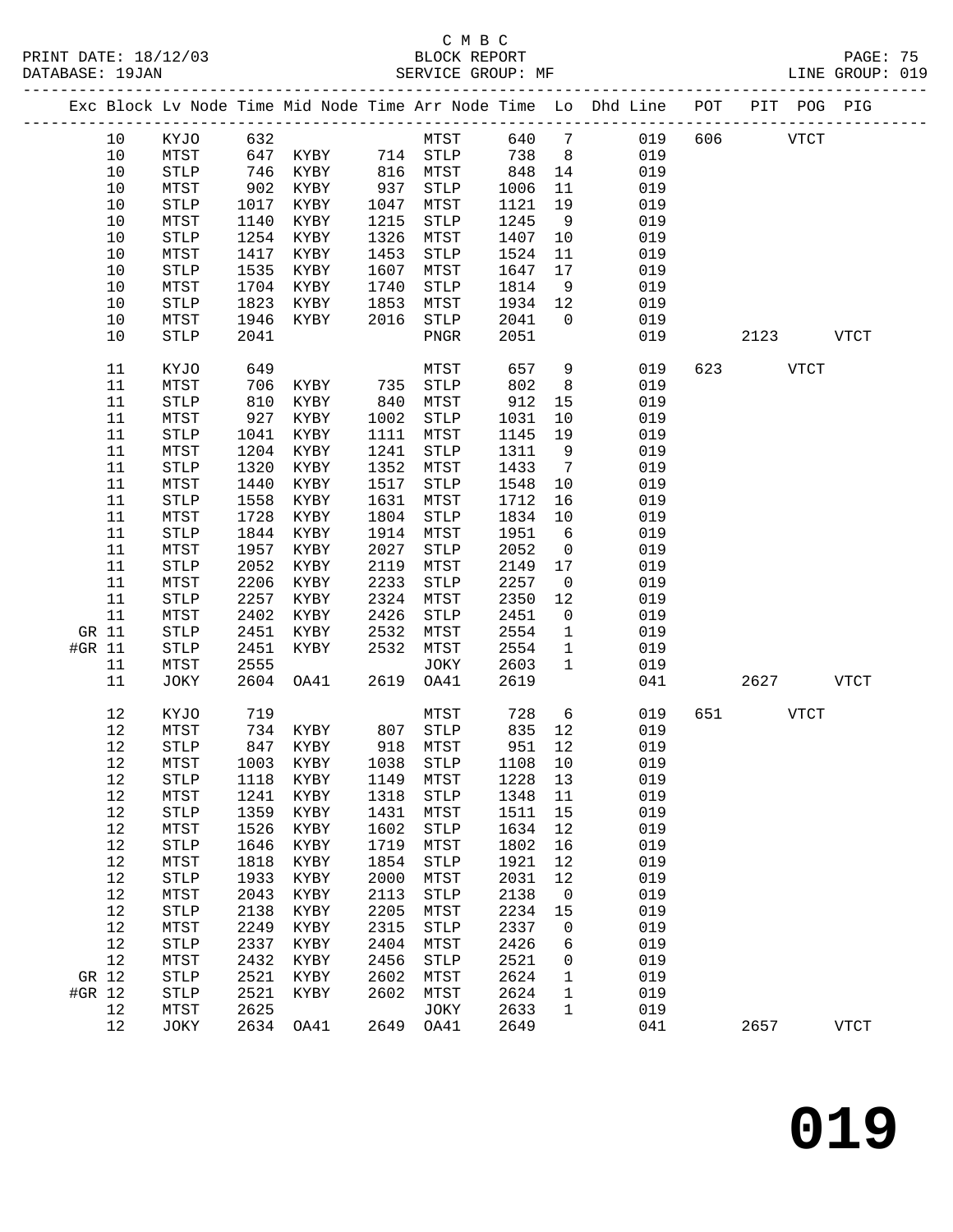C M B C
PRINT DATE: 18/12/03 BLOCK REPORT
DATABASE: 19JAN SERVICE GROUP: MF LINE GROUP: 019

| Exc | Block | Lv | Node | Time | Mid Node | Time | Arr Node | Time | Lo | Dhd Line | POT | PIT | POG | PIG |
|---|---|---|---|---|---|---|---|---|---|---|---|---|---|---|
| | 10 | | KYJO | 632 | | | MTST | 640 | 7 | 019 | 606 | | VTCT | |
| | 10 | | MTST | 647 | KYBY | 714 | STLP | 738 | 8 | 019 | | | | |
| | 10 | | STLP | 746 | KYBY | 816 | MTST | 848 | 14 | 019 | | | | |
| | 10 | | MTST | 902 | KYBY | 937 | STLP | 1006 | 11 | 019 | | | | |
| | 10 | | STLP | 1017 | KYBY | 1047 | MTST | 1121 | 19 | 019 | | | | |
| | 10 | | MTST | 1140 | KYBY | 1215 | STLP | 1245 | 9 | 019 | | | | |
| | 10 | | STLP | 1254 | KYBY | 1326 | MTST | 1407 | 10 | 019 | | | | |
| | 10 | | MTST | 1417 | KYBY | 1453 | STLP | 1524 | 11 | 019 | | | | |
| | 10 | | STLP | 1535 | KYBY | 1607 | MTST | 1647 | 17 | 019 | | | | |
| | 10 | | MTST | 1704 | KYBY | 1740 | STLP | 1814 | 9 | 019 | | | | |
| | 10 | | STLP | 1823 | KYBY | 1853 | MTST | 1934 | 12 | 019 | | | | |
| | 10 | | MTST | 1946 | KYBY | 2016 | STLP | 2041 | 0 | 019 | | | | |
| | 10 | | STLP | 2041 | | | PNGR | 2051 | | 019 | | 2123 | | VTCT |
| | 11 | | KYJO | 649 | | | MTST | 657 | 9 | 019 | 623 | | VTCT | |
| | 11 | | MTST | 706 | KYBY | 735 | STLP | 802 | 8 | 019 | | | | |
| | 11 | | STLP | 810 | KYBY | 840 | MTST | 912 | 15 | 019 | | | | |
| | 11 | | MTST | 927 | KYBY | 1002 | STLP | 1031 | 10 | 019 | | | | |
| | 11 | | STLP | 1041 | KYBY | 1111 | MTST | 1145 | 19 | 019 | | | | |
| | 11 | | MTST | 1204 | KYBY | 1241 | STLP | 1311 | 9 | 019 | | | | |
| | 11 | | STLP | 1320 | KYBY | 1352 | MTST | 1433 | 7 | 019 | | | | |
| | 11 | | MTST | 1440 | KYBY | 1517 | STLP | 1548 | 10 | 019 | | | | |
| | 11 | | STLP | 1558 | KYBY | 1631 | MTST | 1712 | 16 | 019 | | | | |
| | 11 | | MTST | 1728 | KYBY | 1804 | STLP | 1834 | 10 | 019 | | | | |
| | 11 | | STLP | 1844 | KYBY | 1914 | MTST | 1951 | 6 | 019 | | | | |
| | 11 | | MTST | 1957 | KYBY | 2027 | STLP | 2052 | 0 | 019 | | | | |
| | 11 | | STLP | 2052 | KYBY | 2119 | MTST | 2149 | 17 | 019 | | | | |
| | 11 | | MTST | 2206 | KYBY | 2233 | STLP | 2257 | 0 | 019 | | | | |
| | 11 | | STLP | 2257 | KYBY | 2324 | MTST | 2350 | 12 | 019 | | | | |
| | 11 | | MTST | 2402 | KYBY | 2426 | STLP | 2451 | 0 | 019 | | | | |
| GR | 11 | | STLP | 2451 | KYBY | 2532 | MTST | 2554 | 1 | 019 | | | | |
| #GR | 11 | | STLP | 2451 | KYBY | 2532 | MTST | 2554 | 1 | 019 | | | | |
| | 11 | | MTST | 2555 | | | JOKY | 2603 | 1 | 019 | | | | |
| | 11 | | JOKY | 2604 | OA41 | 2619 | OA41 | 2619 | | 041 | | 2627 | | VTCT |
| | 12 | | KYJO | 719 | | | MTST | 728 | 6 | 019 | 651 | | VTCT | |
| | 12 | | MTST | 734 | KYBY | 807 | STLP | 835 | 12 | 019 | | | | |
| | 12 | | STLP | 847 | KYBY | 918 | MTST | 951 | 12 | 019 | | | | |
| | 12 | | MTST | 1003 | KYBY | 1038 | STLP | 1108 | 10 | 019 | | | | |
| | 12 | | STLP | 1118 | KYBY | 1149 | MTST | 1228 | 13 | 019 | | | | |
| | 12 | | MTST | 1241 | KYBY | 1318 | STLP | 1348 | 11 | 019 | | | | |
| | 12 | | STLP | 1359 | KYBY | 1431 | MTST | 1511 | 15 | 019 | | | | |
| | 12 | | MTST | 1526 | KYBY | 1602 | STLP | 1634 | 12 | 019 | | | | |
| | 12 | | STLP | 1646 | KYBY | 1719 | MTST | 1802 | 16 | 019 | | | | |
| | 12 | | MTST | 1818 | KYBY | 1854 | STLP | 1921 | 12 | 019 | | | | |
| | 12 | | STLP | 1933 | KYBY | 2000 | MTST | 2031 | 12 | 019 | | | | |
| | 12 | | MTST | 2043 | KYBY | 2113 | STLP | 2138 | 0 | 019 | | | | |
| | 12 | | STLP | 2138 | KYBY | 2205 | MTST | 2234 | 15 | 019 | | | | |
| | 12 | | MTST | 2249 | KYBY | 2315 | STLP | 2337 | 0 | 019 | | | | |
| | 12 | | STLP | 2337 | KYBY | 2404 | MTST | 2426 | 6 | 019 | | | | |
| | 12 | | MTST | 2432 | KYBY | 2456 | STLP | 2521 | 0 | 019 | | | | |
| GR | 12 | | STLP | 2521 | KYBY | 2602 | MTST | 2624 | 1 | 019 | | | | |
| #GR | 12 | | STLP | 2521 | KYBY | 2602 | MTST | 2624 | 1 | 019 | | | | |
| | 12 | | MTST | 2625 | | | JOKY | 2633 | 1 | 019 | | | | |
| | 12 | | JOKY | 2634 | OA41 | 2649 | OA41 | 2649 | | 041 | | 2657 | | VTCT |

# 019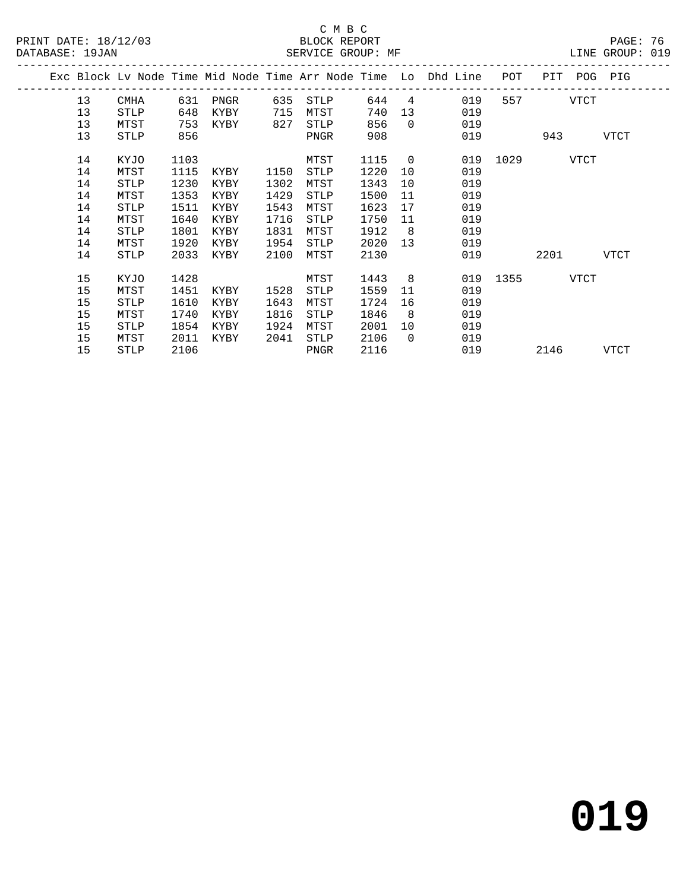C M B C
BLOCK REPORT
SERVICE GROUP: MF

PRINT DATE: 18/12/03
DATABASE: 19JAN

LINE GROUP: 019

| Exc | Block | Lv Node | Time | Mid Node | Time | Arr Node | Time | Lo | Dhd Line | POT | PIT | POG | PIG |
|---|---|---|---|---|---|---|---|---|---|---|---|---|---|
| | 13 | CMHA | 631 | PNGR | 635 | STLP | 644 | 4 | 019 | 557 | | VTCT | |
| | 13 | STLP | 648 | KYBY | 715 | MTST | 740 | 13 | 019 | | | | |
| | 13 | MTST | 753 | KYBY | 827 | STLP | 856 | 0 | 019 | | | | |
| | 13 | STLP | 856 | | | PNGR | 908 | | 019 | | 943 | | VTCT |
| | 14 | KYJO | 1103 | | | MTST | 1115 | 0 | 019 | 1029 | | VTCT | |
| | 14 | MTST | 1115 | KYBY | 1150 | STLP | 1220 | 10 | 019 | | | | |
| | 14 | STLP | 1230 | KYBY | 1302 | MTST | 1343 | 10 | 019 | | | | |
| | 14 | MTST | 1353 | KYBY | 1429 | STLP | 1500 | 11 | 019 | | | | |
| | 14 | STLP | 1511 | KYBY | 1543 | MTST | 1623 | 17 | 019 | | | | |
| | 14 | MTST | 1640 | KYBY | 1716 | STLP | 1750 | 11 | 019 | | | | |
| | 14 | STLP | 1801 | KYBY | 1831 | MTST | 1912 | 8 | 019 | | | | |
| | 14 | MTST | 1920 | KYBY | 1954 | STLP | 2020 | 13 | 019 | | | | |
| | 14 | STLP | 2033 | KYBY | 2100 | MTST | 2130 | | 019 | | 2201 | | VTCT |
| | 15 | KYJO | 1428 | | | MTST | 1443 | 8 | 019 | 1355 | | VTCT | |
| | 15 | MTST | 1451 | KYBY | 1528 | STLP | 1559 | 11 | 019 | | | | |
| | 15 | STLP | 1610 | KYBY | 1643 | MTST | 1724 | 16 | 019 | | | | |
| | 15 | MTST | 1740 | KYBY | 1816 | STLP | 1846 | 8 | 019 | | | | |
| | 15 | STLP | 1854 | KYBY | 1924 | MTST | 2001 | 10 | 019 | | | | |
| | 15 | MTST | 2011 | KYBY | 2041 | STLP | 2106 | 0 | 019 | | | | |
| | 15 | STLP | 2106 | | | PNGR | 2116 | | 019 | | 2146 | | VTCT |

**019**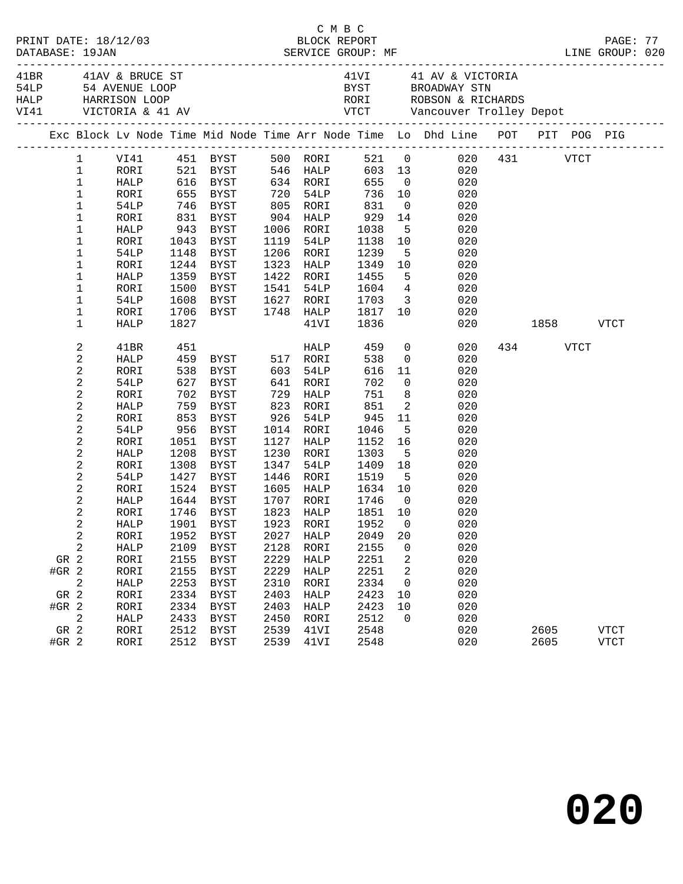C M B C
PRINT DATE: 18/12/03 BLOCK REPORT
DATABASE: 19JAN SERVICE GROUP: MF LINE GROUP: 020

| Code | Location | Code | Location |
|---|---|---|---|
| 41BR | 41AV & BRUCE ST | 41VI | 41 AV & VICTORIA |
| 54LP | 54 AVENUE LOOP | BYST | BROADWAY STN |
| HALP | HARRISON LOOP | RORI | ROBSON & RICHARDS |
| VI41 | VICTORIA & 41 AV | VTCT | Vancouver Trolley Depot |

| Exc | Block | Lv Node | Time | Mid Node | Time | Arr Node | Time | Lo | Dhd Line | POT | PIT | POG | PIG |
|---|---|---|---|---|---|---|---|---|---|---|---|---|---|
| | 1 | VI41 | 451 | BYST | 500 | RORI | 521 | 0 | 020 | 431 | | VTCT | |
| | 1 | RORI | 521 | BYST | 546 | HALP | 603 | 13 | 020 | | | | |
| | 1 | HALP | 616 | BYST | 634 | RORI | 655 | 0 | 020 | | | | |
| | 1 | RORI | 655 | BYST | 720 | 54LP | 736 | 10 | 020 | | | | |
| | 1 | 54LP | 746 | BYST | 805 | RORI | 831 | 0 | 020 | | | | |
| | 1 | RORI | 831 | BYST | 904 | HALP | 929 | 14 | 020 | | | | |
| | 1 | HALP | 943 | BYST | 1006 | RORI | 1038 | 5 | 020 | | | | |
| | 1 | RORI | 1043 | BYST | 1119 | 54LP | 1138 | 10 | 020 | | | | |
| | 1 | 54LP | 1148 | BYST | 1206 | RORI | 1239 | 5 | 020 | | | | |
| | 1 | RORI | 1244 | BYST | 1323 | HALP | 1349 | 10 | 020 | | | | |
| | 1 | HALP | 1359 | BYST | 1422 | RORI | 1455 | 5 | 020 | | | | |
| | 1 | RORI | 1500 | BYST | 1541 | 54LP | 1604 | 4 | 020 | | | | |
| | 1 | 54LP | 1608 | BYST | 1627 | RORI | 1703 | 3 | 020 | | | | |
| | 1 | RORI | 1706 | BYST | 1748 | HALP | 1817 | 10 | 020 | | | | |
| | 1 | HALP | 1827 | | | 41VI | 1836 | | 020 | | 1858 | | VTCT |
| | 2 | 41BR | 451 | | | HALP | 459 | 0 | 020 | 434 | | VTCT | |
| | 2 | HALP | 459 | BYST | 517 | RORI | 538 | 0 | 020 | | | | |
| | 2 | RORI | 538 | BYST | 603 | 54LP | 616 | 11 | 020 | | | | |
| | 2 | 54LP | 627 | BYST | 641 | RORI | 702 | 0 | 020 | | | | |
| | 2 | RORI | 702 | BYST | 729 | HALP | 751 | 8 | 020 | | | | |
| | 2 | HALP | 759 | BYST | 823 | RORI | 851 | 2 | 020 | | | | |
| | 2 | RORI | 853 | BYST | 926 | 54LP | 945 | 11 | 020 | | | | |
| | 2 | 54LP | 956 | BYST | 1014 | RORI | 1046 | 5 | 020 | | | | |
| | 2 | RORI | 1051 | BYST | 1127 | HALP | 1152 | 16 | 020 | | | | |
| | 2 | HALP | 1208 | BYST | 1230 | RORI | 1303 | 5 | 020 | | | | |
| | 2 | RORI | 1308 | BYST | 1347 | 54LP | 1409 | 18 | 020 | | | | |
| | 2 | 54LP | 1427 | BYST | 1446 | RORI | 1519 | 5 | 020 | | | | |
| | 2 | RORI | 1524 | BYST | 1605 | HALP | 1634 | 10 | 020 | | | | |
| | 2 | HALP | 1644 | BYST | 1707 | RORI | 1746 | 0 | 020 | | | | |
| | 2 | RORI | 1746 | BYST | 1823 | HALP | 1851 | 10 | 020 | | | | |
| | 2 | HALP | 1901 | BYST | 1923 | RORI | 1952 | 0 | 020 | | | | |
| | 2 | RORI | 1952 | BYST | 2027 | HALP | 2049 | 20 | 020 | | | | |
| | 2 | HALP | 2109 | BYST | 2128 | RORI | 2155 | 0 | 020 | | | | |
| GR | 2 | RORI | 2155 | BYST | 2229 | HALP | 2251 | 2 | 020 | | | | |
| #GR | 2 | RORI | 2155 | BYST | 2229 | HALP | 2251 | 2 | 020 | | | | |
| | 2 | HALP | 2253 | BYST | 2310 | RORI | 2334 | 0 | 020 | | | | |
| GR | 2 | RORI | 2334 | BYST | 2403 | HALP | 2423 | 10 | 020 | | | | |
| #GR | 2 | RORI | 2334 | BYST | 2403 | HALP | 2423 | 10 | 020 | | | | |
| | 2 | HALP | 2433 | BYST | 2450 | RORI | 2512 | 0 | 020 | | | | |
| GR | 2 | RORI | 2512 | BYST | 2539 | 41VI | 2548 | | 020 | | 2605 | | VTCT |
| #GR | 2 | RORI | 2512 | BYST | 2539 | 41VI | 2548 | | 020 | | 2605 | | VTCT |

**020**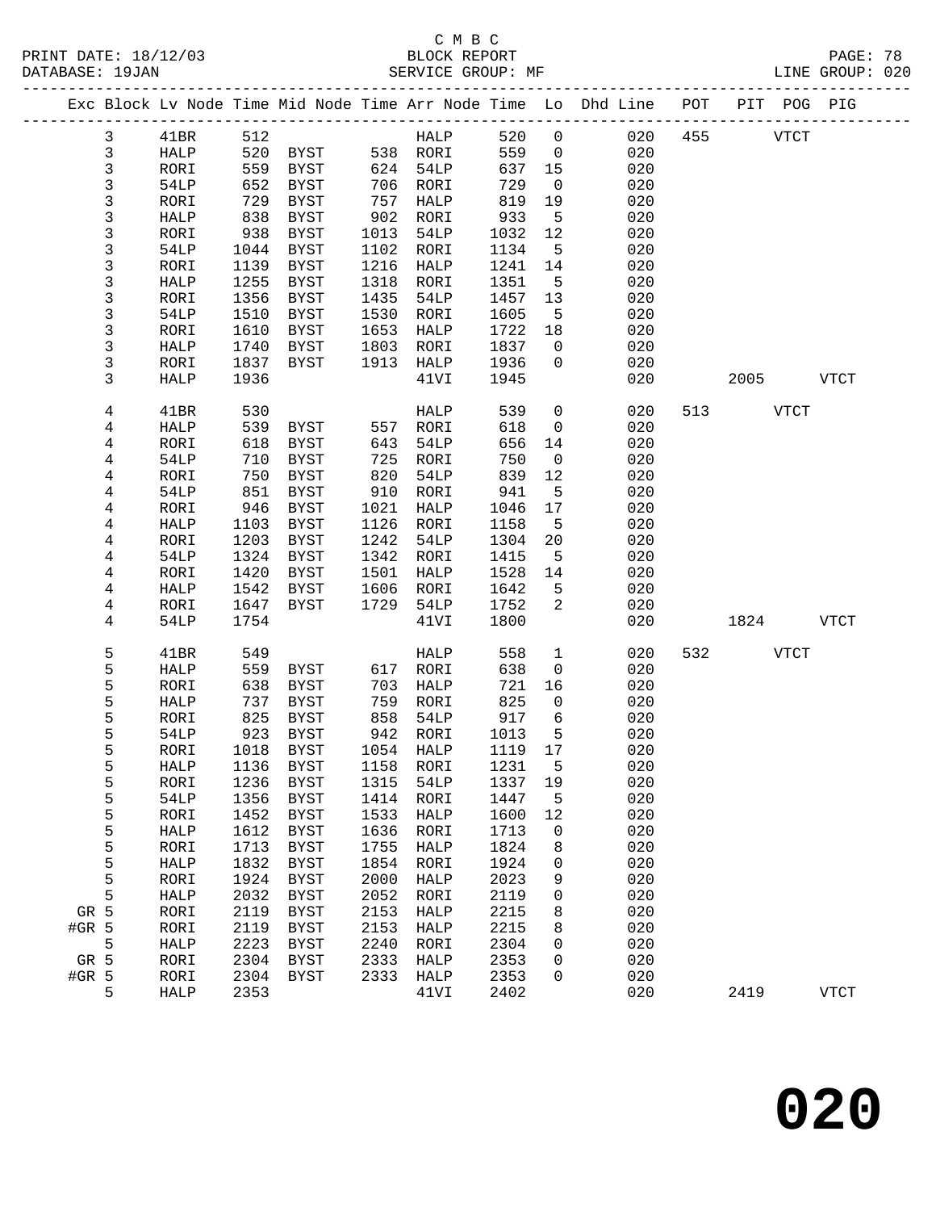C M B C

BLOCK REPORT

SERVICE GROUP: MF

LINE GROUP: 020

| Exc | Block | Lv Node | Time | Mid Node | Time | Arr Node | Time | Lo | Dhd Line | POT | PIT | POG | PIG |
|---|---|---|---|---|---|---|---|---|---|---|---|---|---|
| | 3 | 41BR | 512 | | | HALP | 520 | 0 | 020 | 455 | | VTCT | |
| | 3 | HALP | 520 | BYST | 538 | RORI | 559 | 0 | 020 | | | | |
| | 3 | RORI | 559 | BYST | 624 | 54LP | 637 | 15 | 020 | | | | |
| | 3 | 54LP | 652 | BYST | 706 | RORI | 729 | 0 | 020 | | | | |
| | 3 | RORI | 729 | BYST | 757 | HALP | 819 | 19 | 020 | | | | |
| | 3 | HALP | 838 | BYST | 902 | RORI | 933 | 5 | 020 | | | | |
| | 3 | RORI | 938 | BYST | 1013 | 54LP | 1032 | 12 | 020 | | | | |
| | 3 | 54LP | 1044 | BYST | 1102 | RORI | 1134 | 5 | 020 | | | | |
| | 3 | RORI | 1139 | BYST | 1216 | HALP | 1241 | 14 | 020 | | | | |
| | 3 | HALP | 1255 | BYST | 1318 | RORI | 1351 | 5 | 020 | | | | |
| | 3 | RORI | 1356 | BYST | 1435 | 54LP | 1457 | 13 | 020 | | | | |
| | 3 | 54LP | 1510 | BYST | 1530 | RORI | 1605 | 5 | 020 | | | | |
| | 3 | RORI | 1610 | BYST | 1653 | HALP | 1722 | 18 | 020 | | | | |
| | 3 | HALP | 1740 | BYST | 1803 | RORI | 1837 | 0 | 020 | | | | |
| | 3 | RORI | 1837 | BYST | 1913 | HALP | 1936 | 0 | 020 | | | | |
| | 3 | HALP | 1936 | | | 41VI | 1945 | | 020 | | 2005 | | VTCT |
| | 4 | 41BR | 530 | | | HALP | 539 | 0 | 020 | 513 | | VTCT | |
| | 4 | HALP | 539 | BYST | 557 | RORI | 618 | 0 | 020 | | | | |
| | 4 | RORI | 618 | BYST | 643 | 54LP | 656 | 14 | 020 | | | | |
| | 4 | 54LP | 710 | BYST | 725 | RORI | 750 | 0 | 020 | | | | |
| | 4 | RORI | 750 | BYST | 820 | 54LP | 839 | 12 | 020 | | | | |
| | 4 | 54LP | 851 | BYST | 910 | RORI | 941 | 5 | 020 | | | | |
| | 4 | RORI | 946 | BYST | 1021 | HALP | 1046 | 17 | 020 | | | | |
| | 4 | HALP | 1103 | BYST | 1126 | RORI | 1158 | 5 | 020 | | | | |
| | 4 | RORI | 1203 | BYST | 1242 | 54LP | 1304 | 20 | 020 | | | | |
| | 4 | 54LP | 1324 | BYST | 1342 | RORI | 1415 | 5 | 020 | | | | |
| | 4 | RORI | 1420 | BYST | 1501 | HALP | 1528 | 14 | 020 | | | | |
| | 4 | HALP | 1542 | BYST | 1606 | RORI | 1642 | 5 | 020 | | | | |
| | 4 | RORI | 1647 | BYST | 1729 | 54LP | 1752 | 2 | 020 | | | | |
| | 4 | 54LP | 1754 | | | 41VI | 1800 | | 020 | | 1824 | | VTCT |
| | 5 | 41BR | 549 | | | HALP | 558 | 1 | 020 | 532 | | VTCT | |
| | 5 | HALP | 559 | BYST | 617 | RORI | 638 | 0 | 020 | | | | |
| | 5 | RORI | 638 | BYST | 703 | HALP | 721 | 16 | 020 | | | | |
| | 5 | HALP | 737 | BYST | 759 | RORI | 825 | 0 | 020 | | | | |
| | 5 | RORI | 825 | BYST | 858 | 54LP | 917 | 6 | 020 | | | | |
| | 5 | 54LP | 923 | BYST | 942 | RORI | 1013 | 5 | 020 | | | | |
| | 5 | RORI | 1018 | BYST | 1054 | HALP | 1119 | 17 | 020 | | | | |
| | 5 | HALP | 1136 | BYST | 1158 | RORI | 1231 | 5 | 020 | | | | |
| | 5 | RORI | 1236 | BYST | 1315 | 54LP | 1337 | 19 | 020 | | | | |
| | 5 | 54LP | 1356 | BYST | 1414 | RORI | 1447 | 5 | 020 | | | | |
| | 5 | RORI | 1452 | BYST | 1533 | HALP | 1600 | 12 | 020 | | | | |
| | 5 | HALP | 1612 | BYST | 1636 | RORI | 1713 | 0 | 020 | | | | |
| | 5 | RORI | 1713 | BYST | 1755 | HALP | 1824 | 8 | 020 | | | | |
| | 5 | HALP | 1832 | BYST | 1854 | RORI | 1924 | 0 | 020 | | | | |
| | 5 | RORI | 1924 | BYST | 2000 | HALP | 2023 | 9 | 020 | | | | |
| | 5 | HALP | 2032 | BYST | 2052 | RORI | 2119 | 0 | 020 | | | | |
| GR | 5 | RORI | 2119 | BYST | 2153 | HALP | 2215 | 8 | 020 | | | | |
| #GR | 5 | RORI | 2119 | BYST | 2153 | HALP | 2215 | 8 | 020 | | | | |
| | 5 | HALP | 2223 | BYST | 2240 | RORI | 2304 | 0 | 020 | | | | |
| GR | 5 | RORI | 2304 | BYST | 2333 | HALP | 2353 | 0 | 020 | | | | |
| #GR | 5 | RORI | 2304 | BYST | 2333 | HALP | 2353 | 0 | 020 | | | | |
| | 5 | HALP | 2353 | | | 41VI | 2402 | | 020 | | 2419 | | VTCT |

**020**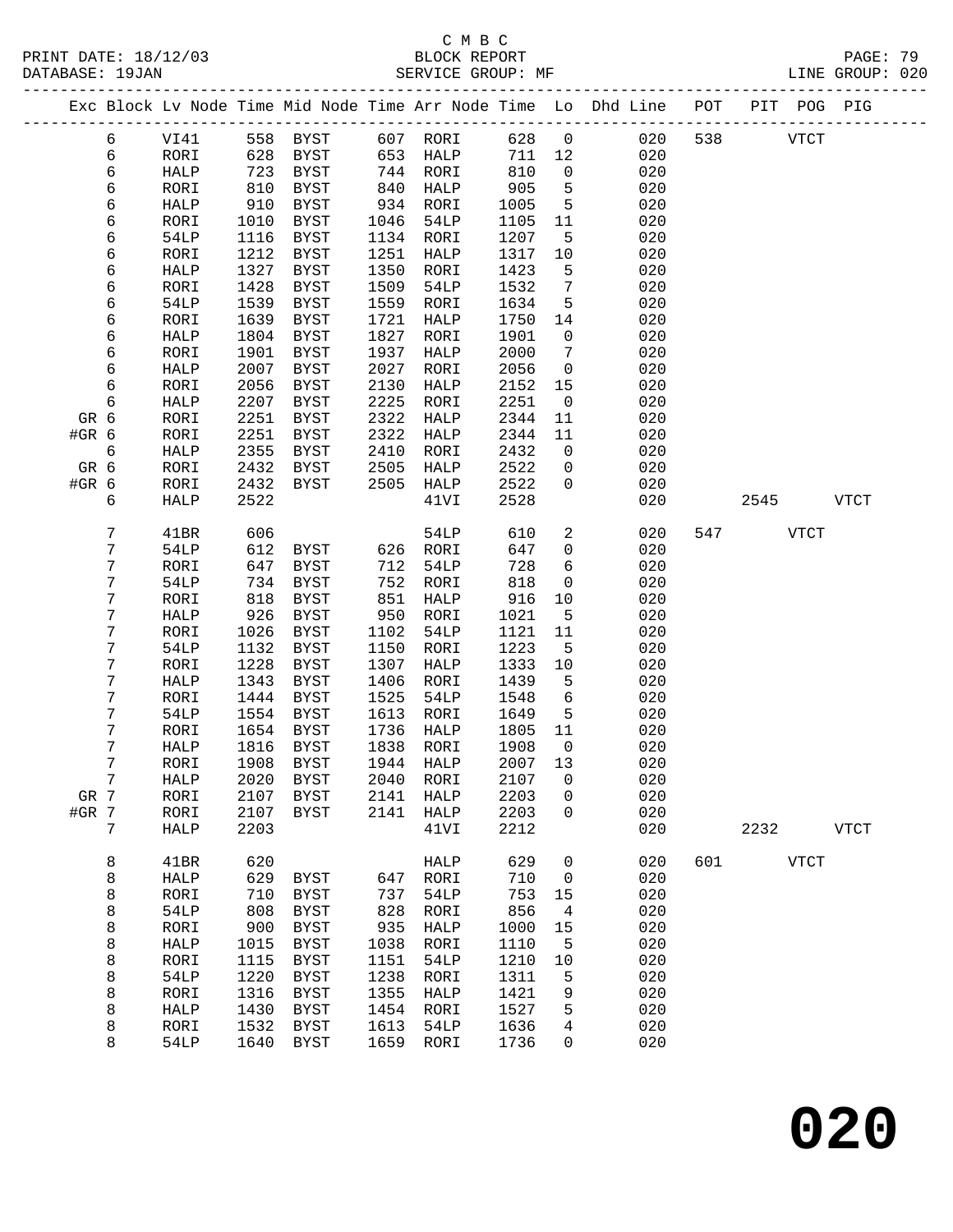C M B C
BLOCK REPORT
SERVICE GROUP: MF

PRINT DATE: 18/12/03
DATABASE: 19JAN
LINE GROUP: 020

| Exc | Block | Lv | Node | Time | Mid Node | Time | Arr Node | Time | Lo | Dhd Line | POT | PIT | POG | PIG |
|---|---|---|---|---|---|---|---|---|---|---|---|---|---|---|
| | 6 | | VI41 | 558 | BYST | 607 | RORI | 628 | 0 | 020 | 538 | | VTCT | |
| | 6 | | RORI | 628 | BYST | 653 | HALP | 711 | 12 | 020 | | | | |
| | 6 | | HALP | 723 | BYST | 744 | RORI | 810 | 0 | 020 | | | | |
| | 6 | | RORI | 810 | BYST | 840 | HALP | 905 | 5 | 020 | | | | |
| | 6 | | HALP | 910 | BYST | 934 | RORI | 1005 | 5 | 020 | | | | |
| | 6 | | RORI | 1010 | BYST | 1046 | 54LP | 1105 | 11 | 020 | | | | |
| | 6 | | 54LP | 1116 | BYST | 1134 | RORI | 1207 | 5 | 020 | | | | |
| | 6 | | RORI | 1212 | BYST | 1251 | HALP | 1317 | 10 | 020 | | | | |
| | 6 | | HALP | 1327 | BYST | 1350 | RORI | 1423 | 5 | 020 | | | | |
| | 6 | | RORI | 1428 | BYST | 1509 | 54LP | 1532 | 7 | 020 | | | | |
| | 6 | | 54LP | 1539 | BYST | 1559 | RORI | 1634 | 5 | 020 | | | | |
| | 6 | | RORI | 1639 | BYST | 1721 | HALP | 1750 | 14 | 020 | | | | |
| | 6 | | HALP | 1804 | BYST | 1827 | RORI | 1901 | 0 | 020 | | | | |
| | 6 | | RORI | 1901 | BYST | 1937 | HALP | 2000 | 7 | 020 | | | | |
| | 6 | | HALP | 2007 | BYST | 2027 | RORI | 2056 | 0 | 020 | | | | |
| | 6 | | RORI | 2056 | BYST | 2130 | HALP | 2152 | 15 | 020 | | | | |
| | 6 | | HALP | 2207 | BYST | 2225 | RORI | 2251 | 0 | 020 | | | | |
| GR | 6 | | RORI | 2251 | BYST | 2322 | HALP | 2344 | 11 | 020 | | | | |
| #GR | 6 | | RORI | 2251 | BYST | 2322 | HALP | 2344 | 11 | 020 | | | | |
| | 6 | | HALP | 2355 | BYST | 2410 | RORI | 2432 | 0 | 020 | | | | |
| GR | 6 | | RORI | 2432 | BYST | 2505 | HALP | 2522 | 0 | 020 | | | | |
| #GR | 6 | | RORI | 2432 | BYST | 2505 | HALP | 2522 | 0 | 020 | | | | |
| | 6 | | HALP | 2522 | | | 41VI | 2528 | | 020 | | 2545 | | VTCT |
| | 7 | | 41BR | 606 | | | 54LP | 610 | 2 | 020 | 547 | | VTCT | |
| | 7 | | 54LP | 612 | BYST | 626 | RORI | 647 | 0 | 020 | | | | |
| | 7 | | RORI | 647 | BYST | 712 | 54LP | 728 | 6 | 020 | | | | |
| | 7 | | 54LP | 734 | BYST | 752 | RORI | 818 | 0 | 020 | | | | |
| | 7 | | RORI | 818 | BYST | 851 | HALP | 916 | 10 | 020 | | | | |
| | 7 | | HALP | 926 | BYST | 950 | RORI | 1021 | 5 | 020 | | | | |
| | 7 | | RORI | 1026 | BYST | 1102 | 54LP | 1121 | 11 | 020 | | | | |
| | 7 | | 54LP | 1132 | BYST | 1150 | RORI | 1223 | 5 | 020 | | | | |
| | 7 | | RORI | 1228 | BYST | 1307 | HALP | 1333 | 10 | 020 | | | | |
| | 7 | | HALP | 1343 | BYST | 1406 | RORI | 1439 | 5 | 020 | | | | |
| | 7 | | RORI | 1444 | BYST | 1525 | 54LP | 1548 | 6 | 020 | | | | |
| | 7 | | 54LP | 1554 | BYST | 1613 | RORI | 1649 | 5 | 020 | | | | |
| | 7 | | RORI | 1654 | BYST | 1736 | HALP | 1805 | 11 | 020 | | | | |
| | 7 | | HALP | 1816 | BYST | 1838 | RORI | 1908 | 0 | 020 | | | | |
| | 7 | | RORI | 1908 | BYST | 1944 | HALP | 2007 | 13 | 020 | | | | |
| | 7 | | HALP | 2020 | BYST | 2040 | RORI | 2107 | 0 | 020 | | | | |
| GR | 7 | | RORI | 2107 | BYST | 2141 | HALP | 2203 | 0 | 020 | | | | |
| #GR | 7 | | RORI | 2107 | BYST | 2141 | HALP | 2203 | 0 | 020 | | | | |
| | 7 | | HALP | 2203 | | | 41VI | 2212 | | 020 | | 2232 | | VTCT |
| | 8 | | 41BR | 620 | | | HALP | 629 | 0 | 020 | 601 | | VTCT | |
| | 8 | | HALP | 629 | BYST | 647 | RORI | 710 | 0 | 020 | | | | |
| | 8 | | RORI | 710 | BYST | 737 | 54LP | 753 | 15 | 020 | | | | |
| | 8 | | 54LP | 808 | BYST | 828 | RORI | 856 | 4 | 020 | | | | |
| | 8 | | RORI | 900 | BYST | 935 | HALP | 1000 | 15 | 020 | | | | |
| | 8 | | HALP | 1015 | BYST | 1038 | RORI | 1110 | 5 | 020 | | | | |
| | 8 | | RORI | 1115 | BYST | 1151 | 54LP | 1210 | 10 | 020 | | | | |
| | 8 | | 54LP | 1220 | BYST | 1238 | RORI | 1311 | 5 | 020 | | | | |
| | 8 | | RORI | 1316 | BYST | 1355 | HALP | 1421 | 9 | 020 | | | | |
| | 8 | | HALP | 1430 | BYST | 1454 | RORI | 1527 | 5 | 020 | | | | |
| | 8 | | RORI | 1532 | BYST | 1613 | 54LP | 1636 | 4 | 020 | | | | |
| | 8 | | 54LP | 1640 | BYST | 1659 | RORI | 1736 | 0 | 020 | | | | |

# 020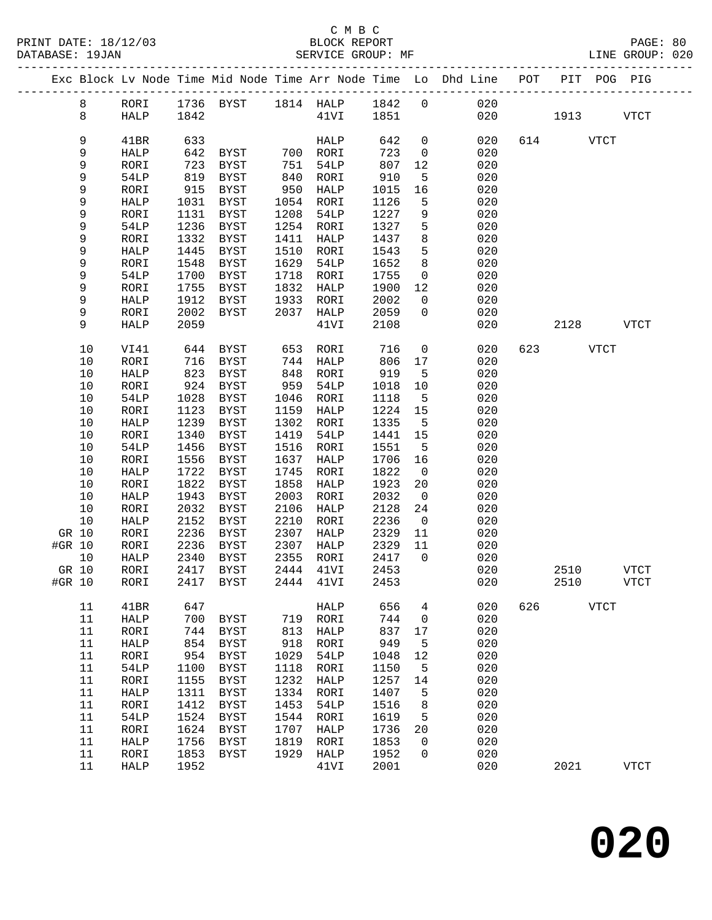C M B C

PRINT DATE: 18/12/03 BLOCK REPORT

DATABASE: 19JAN SERVICE GROUP: MF LINE GROUP: 020

| Exc | Block | Lv | Node | Time | Mid Node | Time | Arr Node | Time | Lo | Dhd Line | POT | PIT | POG | PIG |
|---|---|---|---|---|---|---|---|---|---|---|---|---|---|---|
| | 8 | | RORI | 1736 | BYST | 1814 | HALP | 1842 | 0 | 020 | | | | |
| | 8 | | HALP | 1842 | | | 41VI | 1851 | | 020 | | 1913 | | VTCT |
| | 9 | | 41BR | 633 | | | HALP | 642 | 0 | 020 | 614 | | VTCT | |
| | 9 | | HALP | 642 | BYST | 700 | RORI | 723 | 0 | 020 | | | | |
| | 9 | | RORI | 723 | BYST | 751 | 54LP | 807 | 12 | 020 | | | | |
| | 9 | | 54LP | 819 | BYST | 840 | RORI | 910 | 5 | 020 | | | | |
| | 9 | | RORI | 915 | BYST | 950 | HALP | 1015 | 16 | 020 | | | | |
| | 9 | | HALP | 1031 | BYST | 1054 | RORI | 1126 | 5 | 020 | | | | |
| | 9 | | RORI | 1131 | BYST | 1208 | 54LP | 1227 | 9 | 020 | | | | |
| | 9 | | 54LP | 1236 | BYST | 1254 | RORI | 1327 | 5 | 020 | | | | |
| | 9 | | RORI | 1332 | BYST | 1411 | HALP | 1437 | 8 | 020 | | | | |
| | 9 | | HALP | 1445 | BYST | 1510 | RORI | 1543 | 5 | 020 | | | | |
| | 9 | | RORI | 1548 | BYST | 1629 | 54LP | 1652 | 8 | 020 | | | | |
| | 9 | | 54LP | 1700 | BYST | 1718 | RORI | 1755 | 0 | 020 | | | | |
| | 9 | | RORI | 1755 | BYST | 1832 | HALP | 1900 | 12 | 020 | | | | |
| | 9 | | HALP | 1912 | BYST | 1933 | RORI | 2002 | 0 | 020 | | | | |
| | 9 | | RORI | 2002 | BYST | 2037 | HALP | 2059 | 0 | 020 | | | | |
| | 9 | | HALP | 2059 | | | 41VI | 2108 | | 020 | | 2128 | | VTCT |
| | 10 | | VI41 | 644 | BYST | 653 | RORI | 716 | 0 | 020 | 623 | | VTCT | |
| | 10 | | RORI | 716 | BYST | 744 | HALP | 806 | 17 | 020 | | | | |
| | 10 | | HALP | 823 | BYST | 848 | RORI | 919 | 5 | 020 | | | | |
| | 10 | | RORI | 924 | BYST | 959 | 54LP | 1018 | 10 | 020 | | | | |
| | 10 | | 54LP | 1028 | BYST | 1046 | RORI | 1118 | 5 | 020 | | | | |
| | 10 | | RORI | 1123 | BYST | 1159 | HALP | 1224 | 15 | 020 | | | | |
| | 10 | | HALP | 1239 | BYST | 1302 | RORI | 1335 | 5 | 020 | | | | |
| | 10 | | RORI | 1340 | BYST | 1419 | 54LP | 1441 | 15 | 020 | | | | |
| | 10 | | 54LP | 1456 | BYST | 1516 | RORI | 1551 | 5 | 020 | | | | |
| | 10 | | RORI | 1556 | BYST | 1637 | HALP | 1706 | 16 | 020 | | | | |
| | 10 | | HALP | 1722 | BYST | 1745 | RORI | 1822 | 0 | 020 | | | | |
| | 10 | | RORI | 1822 | BYST | 1858 | HALP | 1923 | 20 | 020 | | | | |
| | 10 | | HALP | 1943 | BYST | 2003 | RORI | 2032 | 0 | 020 | | | | |
| | 10 | | RORI | 2032 | BYST | 2106 | HALP | 2128 | 24 | 020 | | | | |
| | 10 | | HALP | 2152 | BYST | 2210 | RORI | 2236 | 0 | 020 | | | | |
| GR | 10 | | RORI | 2236 | BYST | 2307 | HALP | 2329 | 11 | 020 | | | | |
| #GR | 10 | | RORI | 2236 | BYST | 2307 | HALP | 2329 | 11 | 020 | | | | |
| | 10 | | HALP | 2340 | BYST | 2355 | RORI | 2417 | 0 | 020 | | | | |
| GR | 10 | | RORI | 2417 | BYST | 2444 | 41VI | 2453 | | 020 | | 2510 | | VTCT |
| #GR | 10 | | RORI | 2417 | BYST | 2444 | 41VI | 2453 | | 020 | | 2510 | | VTCT |
| | 11 | | 41BR | 647 | | | HALP | 656 | 4 | 020 | 626 | | VTCT | |
| | 11 | | HALP | 700 | BYST | 719 | RORI | 744 | 0 | 020 | | | | |
| | 11 | | RORI | 744 | BYST | 813 | HALP | 837 | 17 | 020 | | | | |
| | 11 | | HALP | 854 | BYST | 918 | RORI | 949 | 5 | 020 | | | | |
| | 11 | | RORI | 954 | BYST | 1029 | 54LP | 1048 | 12 | 020 | | | | |
| | 11 | | 54LP | 1100 | BYST | 1118 | RORI | 1150 | 5 | 020 | | | | |
| | 11 | | RORI | 1155 | BYST | 1232 | HALP | 1257 | 14 | 020 | | | | |
| | 11 | | HALP | 1311 | BYST | 1334 | RORI | 1407 | 5 | 020 | | | | |
| | 11 | | RORI | 1412 | BYST | 1453 | 54LP | 1516 | 8 | 020 | | | | |
| | 11 | | 54LP | 1524 | BYST | 1544 | RORI | 1619 | 5 | 020 | | | | |
| | 11 | | RORI | 1624 | BYST | 1707 | HALP | 1736 | 20 | 020 | | | | |
| | 11 | | HALP | 1756 | BYST | 1819 | RORI | 1853 | 0 | 020 | | | | |
| | 11 | | RORI | 1853 | BYST | 1929 | HALP | 1952 | 0 | 020 | | | | |
| | 11 | | HALP | 1952 | | | 41VI | 2001 | | 020 | | 2021 | | VTCT |

020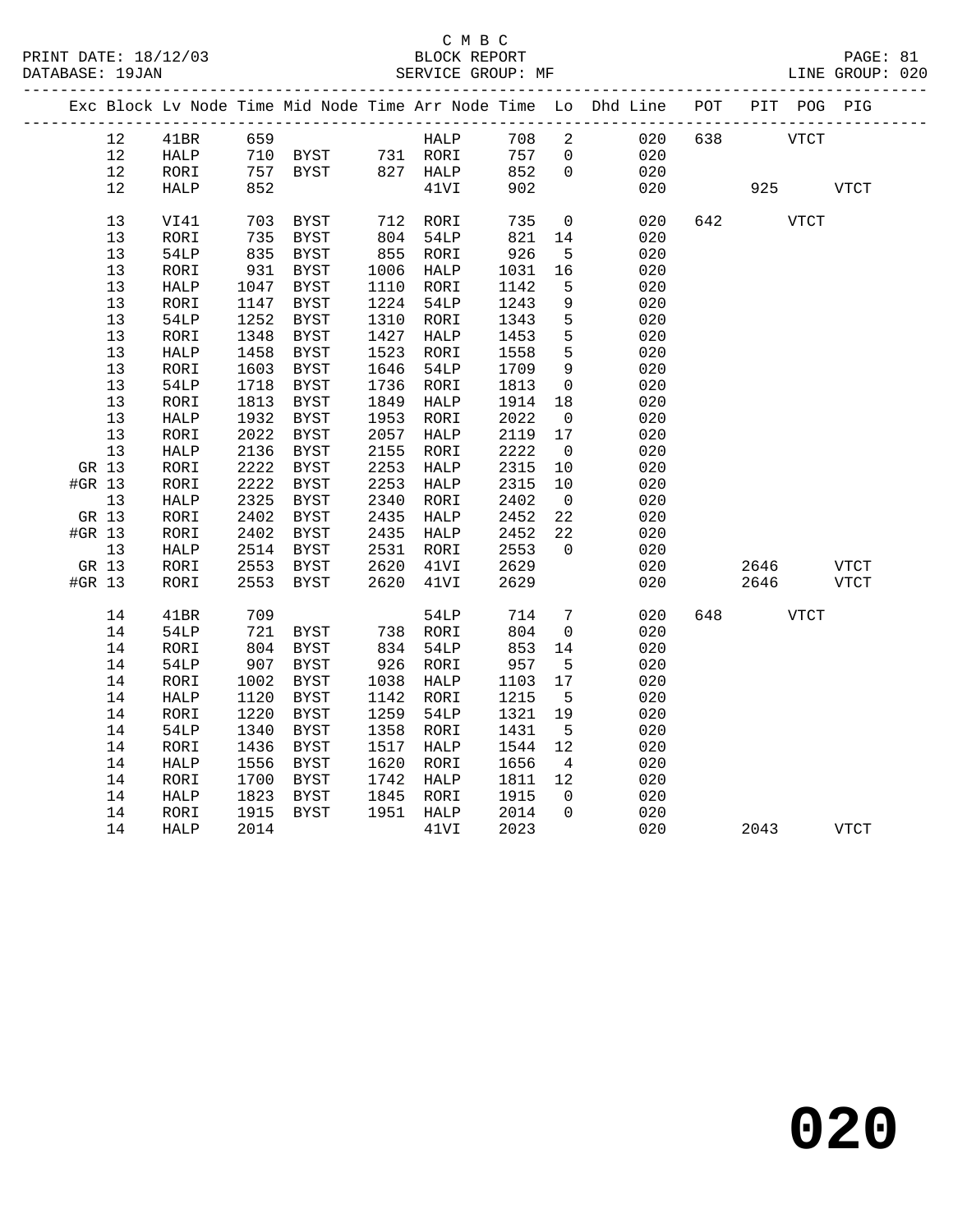C M B C
BLOCK REPORT
SERVICE GROUP: MF

PRINT DATE: 18/12/03
DATABASE: 19JAN
LINE GROUP: 020

| Exc | Block | Lv Node | Time | Mid Node | Time | Arr Node | Time | Lo | Dhd Line | POT | PIT | POG | PIG |
|---|---|---|---|---|---|---|---|---|---|---|---|---|---|
| | 12 | 41BR | 659 | | | HALP | 708 | 2 | 020 | 638 | | VTCT | |
| | 12 | HALP | 710 | BYST | 731 | RORI | 757 | 0 | 020 | | | | |
| | 12 | RORI | 757 | BYST | 827 | HALP | 852 | 0 | 020 | | | | |
| | 12 | HALP | 852 | | | 41VI | 902 | | 020 | | 925 | | VTCT |
| | 13 | VI41 | 703 | BYST | 712 | RORI | 735 | 0 | 020 | 642 | | VTCT | |
| | 13 | RORI | 735 | BYST | 804 | 54LP | 821 | 14 | 020 | | | | |
| | 13 | 54LP | 835 | BYST | 855 | RORI | 926 | 5 | 020 | | | | |
| | 13 | RORI | 931 | BYST | 1006 | HALP | 1031 | 16 | 020 | | | | |
| | 13 | HALP | 1047 | BYST | 1110 | RORI | 1142 | 5 | 020 | | | | |
| | 13 | RORI | 1147 | BYST | 1224 | 54LP | 1243 | 9 | 020 | | | | |
| | 13 | 54LP | 1252 | BYST | 1310 | RORI | 1343 | 5 | 020 | | | | |
| | 13 | RORI | 1348 | BYST | 1427 | HALP | 1453 | 5 | 020 | | | | |
| | 13 | HALP | 1458 | BYST | 1523 | RORI | 1558 | 5 | 020 | | | | |
| | 13 | RORI | 1603 | BYST | 1646 | 54LP | 1709 | 9 | 020 | | | | |
| | 13 | 54LP | 1718 | BYST | 1736 | RORI | 1813 | 0 | 020 | | | | |
| | 13 | RORI | 1813 | BYST | 1849 | HALP | 1914 | 18 | 020 | | | | |
| | 13 | HALP | 1932 | BYST | 1953 | RORI | 2022 | 0 | 020 | | | | |
| | 13 | RORI | 2022 | BYST | 2057 | HALP | 2119 | 17 | 020 | | | | |
| | 13 | HALP | 2136 | BYST | 2155 | RORI | 2222 | 0 | 020 | | | | |
| GR | 13 | RORI | 2222 | BYST | 2253 | HALP | 2315 | 10 | 020 | | | | |
| #GR | 13 | RORI | 2222 | BYST | 2253 | HALP | 2315 | 10 | 020 | | | | |
| | 13 | HALP | 2325 | BYST | 2340 | RORI | 2402 | 0 | 020 | | | | |
| GR | 13 | RORI | 2402 | BYST | 2435 | HALP | 2452 | 22 | 020 | | | | |
| #GR | 13 | RORI | 2402 | BYST | 2435 | HALP | 2452 | 22 | 020 | | | | |
| | 13 | HALP | 2514 | BYST | 2531 | RORI | 2553 | 0 | 020 | | | | |
| GR | 13 | RORI | 2553 | BYST | 2620 | 41VI | 2629 | | 020 | | 2646 | | VTCT |
| #GR | 13 | RORI | 2553 | BYST | 2620 | 41VI | 2629 | | 020 | | 2646 | | VTCT |
| | 14 | 41BR | 709 | | | 54LP | 714 | 7 | 020 | 648 | | VTCT | |
| | 14 | 54LP | 721 | BYST | 738 | RORI | 804 | 0 | 020 | | | | |
| | 14 | RORI | 804 | BYST | 834 | 54LP | 853 | 14 | 020 | | | | |
| | 14 | 54LP | 907 | BYST | 926 | RORI | 957 | 5 | 020 | | | | |
| | 14 | RORI | 1002 | BYST | 1038 | HALP | 1103 | 17 | 020 | | | | |
| | 14 | HALP | 1120 | BYST | 1142 | RORI | 1215 | 5 | 020 | | | | |
| | 14 | RORI | 1220 | BYST | 1259 | 54LP | 1321 | 19 | 020 | | | | |
| | 14 | 54LP | 1340 | BYST | 1358 | RORI | 1431 | 5 | 020 | | | | |
| | 14 | RORI | 1436 | BYST | 1517 | HALP | 1544 | 12 | 020 | | | | |
| | 14 | HALP | 1556 | BYST | 1620 | RORI | 1656 | 4 | 020 | | | | |
| | 14 | RORI | 1700 | BYST | 1742 | HALP | 1811 | 12 | 020 | | | | |
| | 14 | HALP | 1823 | BYST | 1845 | RORI | 1915 | 0 | 020 | | | | |
| | 14 | RORI | 1915 | BYST | 1951 | HALP | 2014 | 0 | 020 | | | | |
| | 14 | HALP | 2014 | | | 41VI | 2023 | | 020 | | 2043 | | VTCT |

**020**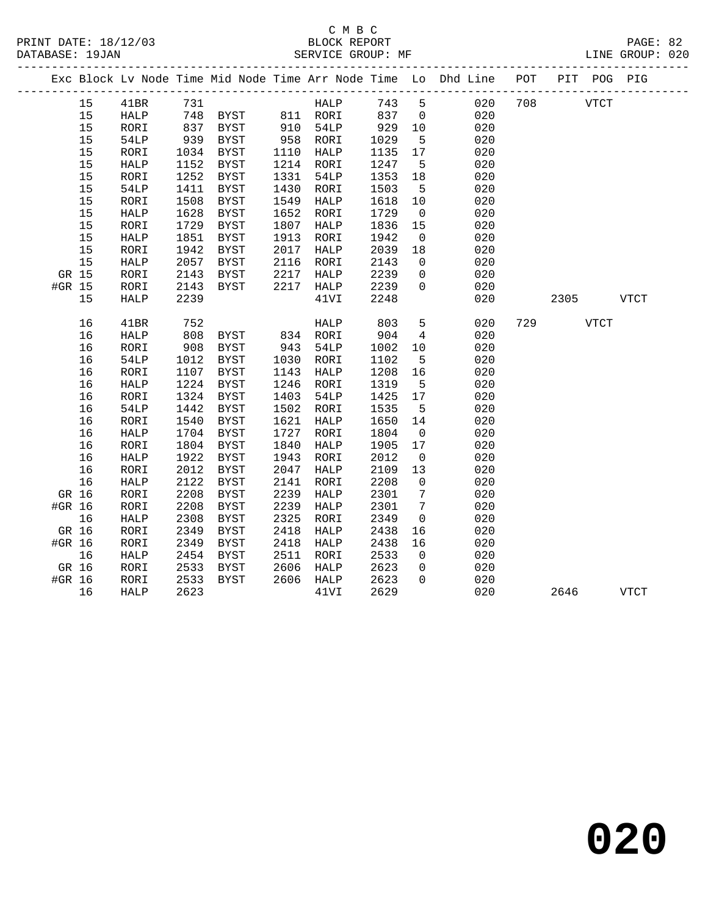C M B C
BLOCK REPORT
SERVICE GROUP: MF

PRINT DATE: 18/12/03
DATABASE: 19JAN
LINE GROUP: 020

| Exc | Block | Lv Node | Time | Mid Node | Time | Arr Node | Time | Lo | Dhd Line | POT | PIT | POG | PIG |
|---|---|---|---|---|---|---|---|---|---|---|---|---|---|
| | 15 | 41BR | 731 | | | HALP | 743 | 5 | 020 | 708 | | VTCT | |
| | 15 | HALP | 748 | BYST | 811 | RORI | 837 | 0 | 020 | | | | |
| | 15 | RORI | 837 | BYST | 910 | 54LP | 929 | 10 | 020 | | | | |
| | 15 | 54LP | 939 | BYST | 958 | RORI | 1029 | 5 | 020 | | | | |
| | 15 | RORI | 1034 | BYST | 1110 | HALP | 1135 | 17 | 020 | | | | |
| | 15 | HALP | 1152 | BYST | 1214 | RORI | 1247 | 5 | 020 | | | | |
| | 15 | RORI | 1252 | BYST | 1331 | 54LP | 1353 | 18 | 020 | | | | |
| | 15 | 54LP | 1411 | BYST | 1430 | RORI | 1503 | 5 | 020 | | | | |
| | 15 | RORI | 1508 | BYST | 1549 | HALP | 1618 | 10 | 020 | | | | |
| | 15 | HALP | 1628 | BYST | 1652 | RORI | 1729 | 0 | 020 | | | | |
| | 15 | RORI | 1729 | BYST | 1807 | HALP | 1836 | 15 | 020 | | | | |
| | 15 | HALP | 1851 | BYST | 1913 | RORI | 1942 | 0 | 020 | | | | |
| | 15 | RORI | 1942 | BYST | 2017 | HALP | 2039 | 18 | 020 | | | | |
| | 15 | HALP | 2057 | BYST | 2116 | RORI | 2143 | 0 | 020 | | | | |
| GR | 15 | RORI | 2143 | BYST | 2217 | HALP | 2239 | 0 | 020 | | | | |
| #GR | 15 | RORI | 2143 | BYST | 2217 | HALP | 2239 | 0 | 020 | | | | |
| | 15 | HALP | 2239 | | | 41VI | 2248 | | 020 | | 2305 | | VTCT |
| | 16 | 41BR | 752 | | | HALP | 803 | 5 | 020 | 729 | | VTCT | |
| | 16 | HALP | 808 | BYST | 834 | RORI | 904 | 4 | 020 | | | | |
| | 16 | RORI | 908 | BYST | 943 | 54LP | 1002 | 10 | 020 | | | | |
| | 16 | 54LP | 1012 | BYST | 1030 | RORI | 1102 | 5 | 020 | | | | |
| | 16 | RORI | 1107 | BYST | 1143 | HALP | 1208 | 16 | 020 | | | | |
| | 16 | HALP | 1224 | BYST | 1246 | RORI | 1319 | 5 | 020 | | | | |
| | 16 | RORI | 1324 | BYST | 1403 | 54LP | 1425 | 17 | 020 | | | | |
| | 16 | 54LP | 1442 | BYST | 1502 | RORI | 1535 | 5 | 020 | | | | |
| | 16 | RORI | 1540 | BYST | 1621 | HALP | 1650 | 14 | 020 | | | | |
| | 16 | HALP | 1704 | BYST | 1727 | RORI | 1804 | 0 | 020 | | | | |
| | 16 | RORI | 1804 | BYST | 1840 | HALP | 1905 | 17 | 020 | | | | |
| | 16 | HALP | 1922 | BYST | 1943 | RORI | 2012 | 0 | 020 | | | | |
| | 16 | RORI | 2012 | BYST | 2047 | HALP | 2109 | 13 | 020 | | | | |
| | 16 | HALP | 2122 | BYST | 2141 | RORI | 2208 | 0 | 020 | | | | |
| GR | 16 | RORI | 2208 | BYST | 2239 | HALP | 2301 | 7 | 020 | | | | |
| #GR | 16 | RORI | 2208 | BYST | 2239 | HALP | 2301 | 7 | 020 | | | | |
| | 16 | HALP | 2308 | BYST | 2325 | RORI | 2349 | 0 | 020 | | | | |
| GR | 16 | RORI | 2349 | BYST | 2418 | HALP | 2438 | 16 | 020 | | | | |
| #GR | 16 | RORI | 2349 | BYST | 2418 | HALP | 2438 | 16 | 020 | | | | |
| | 16 | HALP | 2454 | BYST | 2511 | RORI | 2533 | 0 | 020 | | | | |
| GR | 16 | RORI | 2533 | BYST | 2606 | HALP | 2623 | 0 | 020 | | | | |
| #GR | 16 | RORI | 2533 | BYST | 2606 | HALP | 2623 | 0 | 020 | | | | |
| | 16 | HALP | 2623 | | | 41VI | 2629 | | 020 | | 2646 | | VTCT |

**020**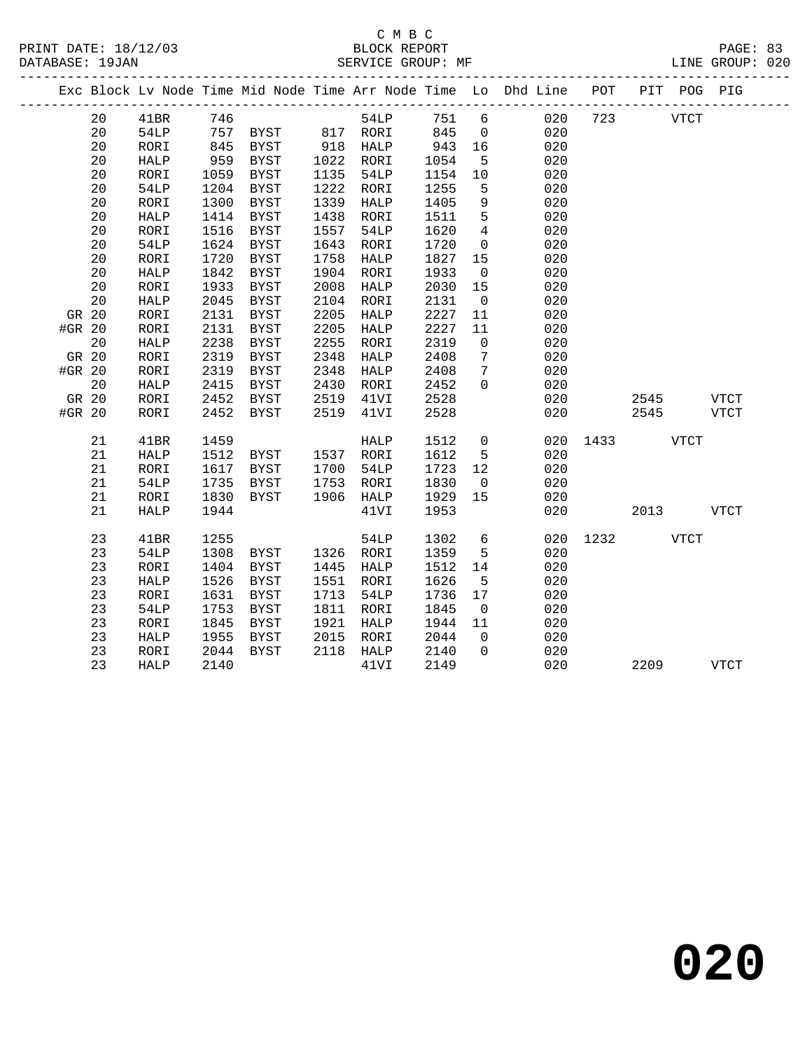C M B C

BLOCK REPORT

SERVICE GROUP: MF

PRINT DATE: 18/12/03
DATABASE: 19JAN
LINE GROUP: 020

| Exc | Block | Lv Node | Time | Mid Node | Time | Arr Node | Time | Lo | Dhd Line | POT | PIT | POG | PIG |
|---|---|---|---|---|---|---|---|---|---|---|---|---|---|
| | 20 | 41BR | 746 | | | 54LP | 751 | 6 | 020 | 723 | | VTCT | |
| | 20 | 54LP | 757 | BYST | 817 | RORI | 845 | 0 | 020 | | | | |
| | 20 | RORI | 845 | BYST | 918 | HALP | 943 | 16 | 020 | | | | |
| | 20 | HALP | 959 | BYST | 1022 | RORI | 1054 | 5 | 020 | | | | |
| | 20 | RORI | 1059 | BYST | 1135 | 54LP | 1154 | 10 | 020 | | | | |
| | 20 | 54LP | 1204 | BYST | 1222 | RORI | 1255 | 5 | 020 | | | | |
| | 20 | RORI | 1300 | BYST | 1339 | HALP | 1405 | 9 | 020 | | | | |
| | 20 | HALP | 1414 | BYST | 1438 | RORI | 1511 | 5 | 020 | | | | |
| | 20 | RORI | 1516 | BYST | 1557 | 54LP | 1620 | 4 | 020 | | | | |
| | 20 | 54LP | 1624 | BYST | 1643 | RORI | 1720 | 0 | 020 | | | | |
| | 20 | RORI | 1720 | BYST | 1758 | HALP | 1827 | 15 | 020 | | | | |
| | 20 | HALP | 1842 | BYST | 1904 | RORI | 1933 | 0 | 020 | | | | |
| | 20 | RORI | 1933 | BYST | 2008 | HALP | 2030 | 15 | 020 | | | | |
| | 20 | HALP | 2045 | BYST | 2104 | RORI | 2131 | 0 | 020 | | | | |
| GR | 20 | RORI | 2131 | BYST | 2205 | HALP | 2227 | 11 | 020 | | | | |
| #GR | 20 | RORI | 2131 | BYST | 2205 | HALP | 2227 | 11 | 020 | | | | |
| | 20 | HALP | 2238 | BYST | 2255 | RORI | 2319 | 0 | 020 | | | | |
| GR | 20 | RORI | 2319 | BYST | 2348 | HALP | 2408 | 7 | 020 | | | | |
| #GR | 20 | RORI | 2319 | BYST | 2348 | HALP | 2408 | 7 | 020 | | | | |
| | 20 | HALP | 2415 | BYST | 2430 | RORI | 2452 | 0 | 020 | | | | |
| GR | 20 | RORI | 2452 | BYST | 2519 | 41VI | 2528 | | 020 | | 2545 | | VTCT |
| #GR | 20 | RORI | 2452 | BYST | 2519 | 41VI | 2528 | | 020 | | 2545 | | VTCT |
| | 21 | 41BR | 1459 | | | HALP | 1512 | 0 | 020 | 1433 | | VTCT | |
| | 21 | HALP | 1512 | BYST | 1537 | RORI | 1612 | 5 | 020 | | | | |
| | 21 | RORI | 1617 | BYST | 1700 | 54LP | 1723 | 12 | 020 | | | | |
| | 21 | 54LP | 1735 | BYST | 1753 | RORI | 1830 | 0 | 020 | | | | |
| | 21 | RORI | 1830 | BYST | 1906 | HALP | 1929 | 15 | 020 | | | | |
| | 21 | HALP | 1944 | | | 41VI | 1953 | | 020 | | 2013 | | VTCT |
| | 23 | 41BR | 1255 | | | 54LP | 1302 | 6 | 020 | 1232 | | VTCT | |
| | 23 | 54LP | 1308 | BYST | 1326 | RORI | 1359 | 5 | 020 | | | | |
| | 23 | RORI | 1404 | BYST | 1445 | HALP | 1512 | 14 | 020 | | | | |
| | 23 | HALP | 1526 | BYST | 1551 | RORI | 1626 | 5 | 020 | | | | |
| | 23 | RORI | 1631 | BYST | 1713 | 54LP | 1736 | 17 | 020 | | | | |
| | 23 | 54LP | 1753 | BYST | 1811 | RORI | 1845 | 0 | 020 | | | | |
| | 23 | RORI | 1845 | BYST | 1921 | HALP | 1944 | 11 | 020 | | | | |
| | 23 | HALP | 1955 | BYST | 2015 | RORI | 2044 | 0 | 020 | | | | |
| | 23 | RORI | 2044 | BYST | 2118 | HALP | 2140 | 0 | 020 | | | | |
| | 23 | HALP | 2140 | | | 41VI | 2149 | | 020 | | 2209 | | VTCT |

# 020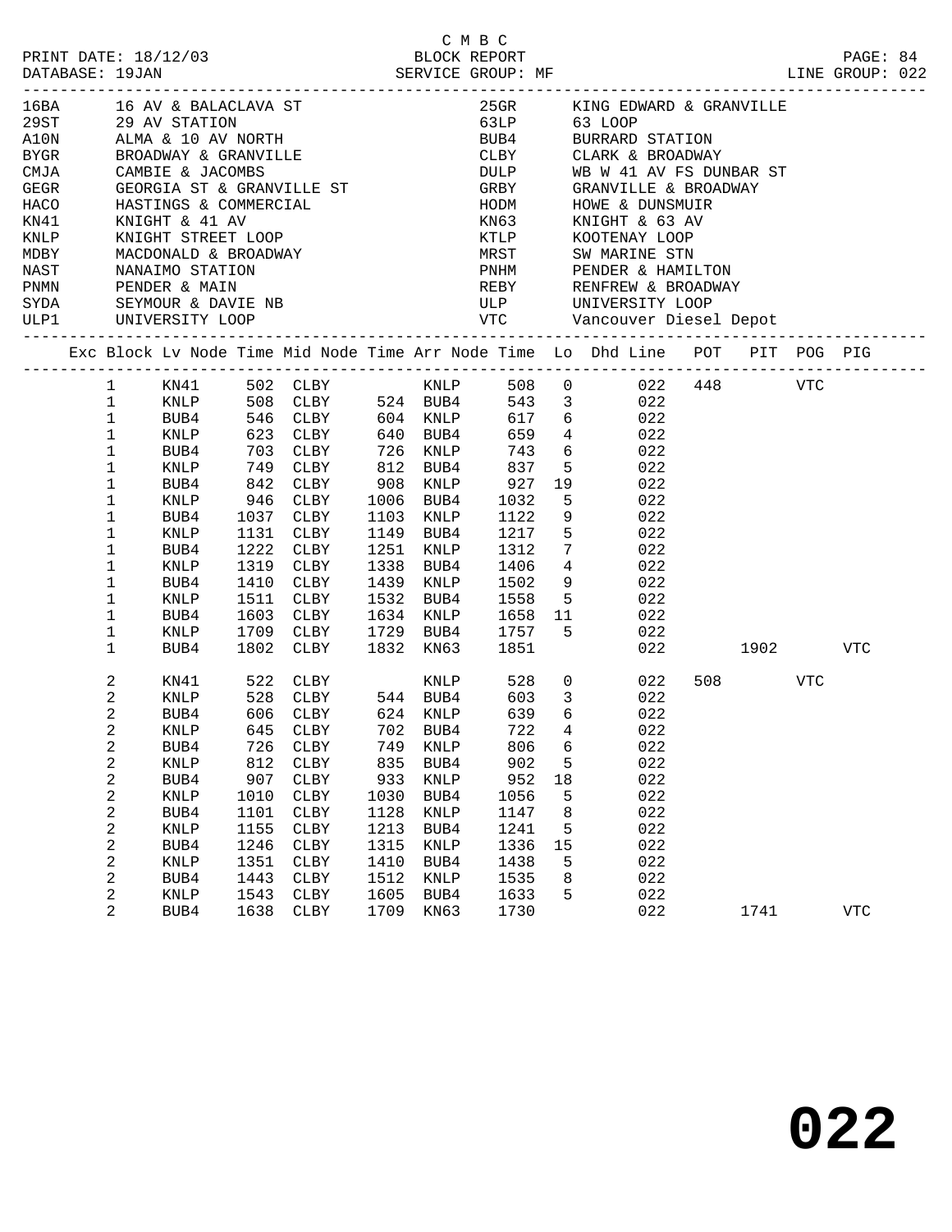C M B C

PRINT DATE: 18/12/03 BLOCK REPORT
DATABASE: 19JAN SERVICE GROUP: MF LINE GROUP: 022

| Code | Description | Code | Description |
|---|---|---|---|
| 16BA | 16 AV & BALACLAVA ST | 25GR | KING EDWARD & GRANVILLE |
| 29ST | 29 AV STATION | 63LP | 63 LOOP |
| A10N | ALMA & 10 AV NORTH | BUB4 | BURRARD STATION |
| BYGR | BROADWAY & GRANVILLE | CLBY | CLARK & BROADWAY |
| CMJA | CAMBIE & JACOMBS | DULP | WB W 41 AV FS DUNBAR ST |
| GEGR | GEORGIA ST & GRANVILLE ST | GRBY | GRANVILLE & BROADWAY |
| HACO | HASTINGS & COMMERCIAL | HODM | HOWE & DUNSMUIR |
| KN41 | KNIGHT & 41 AV | KN63 | KNIGHT & 63 AV |
| KNLP | KNIGHT STREET LOOP | KTLP | KOOTENAY LOOP |
| MDBY | MACDONALD & BROADWAY | MRST | SW MARINE STN |
| NAST | NANAIMO STATION | PNHM | PENDER & HAMILTON |
| PNMN | PENDER & MAIN | REBY | RENFREW & BROADWAY |
| SYDA | SEYMOUR & DAVIE NB | ULP | UNIVERSITY LOOP |
| ULP1 | UNIVERSITY LOOP | VTC | Vancouver Diesel Depot |

| Exc | Block | Lv Node | Time | Mid Node | Time | Arr Node | Time | Lo | Dhd Line | POT | PIT | POG | PIG |
|---|---|---|---|---|---|---|---|---|---|---|---|---|---|
| | 1 | KN41 | 502 | CLBY | | KNLP | 508 | 0 | 022 | 448 | | VTC | |
| | 1 | KNLP | 508 | CLBY | 524 | BUB4 | 543 | 3 | 022 | | | | |
| | 1 | BUB4 | 546 | CLBY | 604 | KNLP | 617 | 6 | 022 | | | | |
| | 1 | KNLP | 623 | CLBY | 640 | BUB4 | 659 | 4 | 022 | | | | |
| | 1 | BUB4 | 703 | CLBY | 726 | KNLP | 743 | 6 | 022 | | | | |
| | 1 | KNLP | 749 | CLBY | 812 | BUB4 | 837 | 5 | 022 | | | | |
| | 1 | BUB4 | 842 | CLBY | 908 | KNLP | 927 | 19 | 022 | | | | |
| | 1 | KNLP | 946 | CLBY | 1006 | BUB4 | 1032 | 5 | 022 | | | | |
| | 1 | BUB4 | 1037 | CLBY | 1103 | KNLP | 1122 | 9 | 022 | | | | |
| | 1 | KNLP | 1131 | CLBY | 1149 | BUB4 | 1217 | 5 | 022 | | | | |
| | 1 | BUB4 | 1222 | CLBY | 1251 | KNLP | 1312 | 7 | 022 | | | | |
| | 1 | KNLP | 1319 | CLBY | 1338 | BUB4 | 1406 | 4 | 022 | | | | |
| | 1 | BUB4 | 1410 | CLBY | 1439 | KNLP | 1502 | 9 | 022 | | | | |
| | 1 | KNLP | 1511 | CLBY | 1532 | BUB4 | 1558 | 5 | 022 | | | | |
| | 1 | BUB4 | 1603 | CLBY | 1634 | KNLP | 1658 | 11 | 022 | | | | |
| | 1 | KNLP | 1709 | CLBY | 1729 | BUB4 | 1757 | 5 | 022 | | | | |
| | 1 | BUB4 | 1802 | CLBY | 1832 | KN63 | 1851 | | 022 | | 1902 | | VTC |
| | 2 | KN41 | 522 | CLBY | | KNLP | 528 | 0 | 022 | 508 | | VTC | |
| | 2 | KNLP | 528 | CLBY | 544 | BUB4 | 603 | 3 | 022 | | | | |
| | 2 | BUB4 | 606 | CLBY | 624 | KNLP | 639 | 6 | 022 | | | | |
| | 2 | KNLP | 645 | CLBY | 702 | BUB4 | 722 | 4 | 022 | | | | |
| | 2 | BUB4 | 726 | CLBY | 749 | KNLP | 806 | 6 | 022 | | | | |
| | 2 | KNLP | 812 | CLBY | 835 | BUB4 | 902 | 5 | 022 | | | | |
| | 2 | BUB4 | 907 | CLBY | 933 | KNLP | 952 | 18 | 022 | | | | |
| | 2 | KNLP | 1010 | CLBY | 1030 | BUB4 | 1056 | 5 | 022 | | | | |
| | 2 | BUB4 | 1101 | CLBY | 1128 | KNLP | 1147 | 8 | 022 | | | | |
| | 2 | KNLP | 1155 | CLBY | 1213 | BUB4 | 1241 | 5 | 022 | | | | |
| | 2 | BUB4 | 1246 | CLBY | 1315 | KNLP | 1336 | 15 | 022 | | | | |
| | 2 | KNLP | 1351 | CLBY | 1410 | BUB4 | 1438 | 5 | 022 | | | | |
| | 2 | BUB4 | 1443 | CLBY | 1512 | KNLP | 1535 | 8 | 022 | | | | |
| | 2 | KNLP | 1543 | CLBY | 1605 | BUB4 | 1633 | 5 | 022 | | | | |
| | 2 | BUB4 | 1638 | CLBY | 1709 | KN63 | 1730 | | 022 | | 1741 | | VTC |

# 022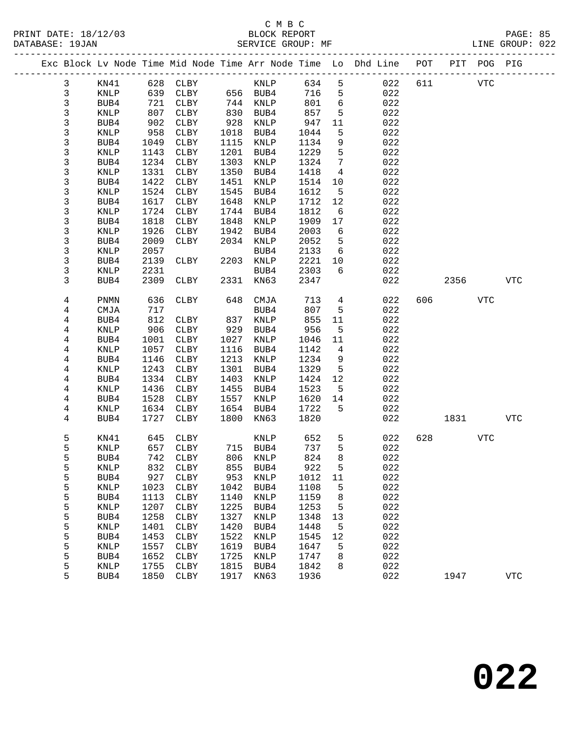C M B C
BLOCK REPORT
SERVICE GROUP: MF

PRINT DATE: 18/12/03
DATABASE: 19JAN
LINE GROUP: 022

| Exc | Block | Lv Node | Time | Mid Node | Time | Arr Node | Time | Lo | Dhd Line | POT | PIT | POG | PIG |
|---|---|---|---|---|---|---|---|---|---|---|---|---|---|
| | 3 | KN41 | 628 | CLBY | | KNLP | 634 | 5 | 022 | 611 | | VTC | |
| | 3 | KNLP | 639 | CLBY | 656 | BUB4 | 716 | 5 | 022 | | | | |
| | 3 | BUB4 | 721 | CLBY | 744 | KNLP | 801 | 6 | 022 | | | | |
| | 3 | KNLP | 807 | CLBY | 830 | BUB4 | 857 | 5 | 022 | | | | |
| | 3 | BUB4 | 902 | CLBY | 928 | KNLP | 947 | 11 | 022 | | | | |
| | 3 | KNLP | 958 | CLBY | 1018 | BUB4 | 1044 | 5 | 022 | | | | |
| | 3 | BUB4 | 1049 | CLBY | 1115 | KNLP | 1134 | 9 | 022 | | | | |
| | 3 | KNLP | 1143 | CLBY | 1201 | BUB4 | 1229 | 5 | 022 | | | | |
| | 3 | BUB4 | 1234 | CLBY | 1303 | KNLP | 1324 | 7 | 022 | | | | |
| | 3 | KNLP | 1331 | CLBY | 1350 | BUB4 | 1418 | 4 | 022 | | | | |
| | 3 | BUB4 | 1422 | CLBY | 1451 | KNLP | 1514 | 10 | 022 | | | | |
| | 3 | KNLP | 1524 | CLBY | 1545 | BUB4 | 1612 | 5 | 022 | | | | |
| | 3 | BUB4 | 1617 | CLBY | 1648 | KNLP | 1712 | 12 | 022 | | | | |
| | 3 | KNLP | 1724 | CLBY | 1744 | BUB4 | 1812 | 6 | 022 | | | | |
| | 3 | BUB4 | 1818 | CLBY | 1848 | KNLP | 1909 | 17 | 022 | | | | |
| | 3 | KNLP | 1926 | CLBY | 1942 | BUB4 | 2003 | 6 | 022 | | | | |
| | 3 | BUB4 | 2009 | CLBY | 2034 | KNLP | 2052 | 5 | 022 | | | | |
| | 3 | KNLP | 2057 | | | BUB4 | 2133 | 6 | 022 | | | | |
| | 3 | BUB4 | 2139 | CLBY | 2203 | KNLP | 2221 | 10 | 022 | | | | |
| | 3 | KNLP | 2231 | | | BUB4 | 2303 | 6 | 022 | | | | |
| | 3 | BUB4 | 2309 | CLBY | 2331 | KN63 | 2347 | | 022 | | 2356 | | VTC |
| | 4 | PNMN | 636 | CLBY | 648 | CMJA | 713 | 4 | 022 | 606 | | VTC | |
| | 4 | CMJA | 717 | | | BUB4 | 807 | 5 | 022 | | | | |
| | 4 | BUB4 | 812 | CLBY | 837 | KNLP | 855 | 11 | 022 | | | | |
| | 4 | KNLP | 906 | CLBY | 929 | BUB4 | 956 | 5 | 022 | | | | |
| | 4 | BUB4 | 1001 | CLBY | 1027 | KNLP | 1046 | 11 | 022 | | | | |
| | 4 | KNLP | 1057 | CLBY | 1116 | BUB4 | 1142 | 4 | 022 | | | | |
| | 4 | BUB4 | 1146 | CLBY | 1213 | KNLP | 1234 | 9 | 022 | | | | |
| | 4 | KNLP | 1243 | CLBY | 1301 | BUB4 | 1329 | 5 | 022 | | | | |
| | 4 | BUB4 | 1334 | CLBY | 1403 | KNLP | 1424 | 12 | 022 | | | | |
| | 4 | KNLP | 1436 | CLBY | 1455 | BUB4 | 1523 | 5 | 022 | | | | |
| | 4 | BUB4 | 1528 | CLBY | 1557 | KNLP | 1620 | 14 | 022 | | | | |
| | 4 | KNLP | 1634 | CLBY | 1654 | BUB4 | 1722 | 5 | 022 | | | | |
| | 4 | BUB4 | 1727 | CLBY | 1800 | KN63 | 1820 | | 022 | | 1831 | | VTC |
| | 5 | KN41 | 645 | CLBY | | KNLP | 652 | 5 | 022 | 628 | | VTC | |
| | 5 | KNLP | 657 | CLBY | 715 | BUB4 | 737 | 5 | 022 | | | | |
| | 5 | BUB4 | 742 | CLBY | 806 | KNLP | 824 | 8 | 022 | | | | |
| | 5 | KNLP | 832 | CLBY | 855 | BUB4 | 922 | 5 | 022 | | | | |
| | 5 | BUB4 | 927 | CLBY | 953 | KNLP | 1012 | 11 | 022 | | | | |
| | 5 | KNLP | 1023 | CLBY | 1042 | BUB4 | 1108 | 5 | 022 | | | | |
| | 5 | BUB4 | 1113 | CLBY | 1140 | KNLP | 1159 | 8 | 022 | | | | |
| | 5 | KNLP | 1207 | CLBY | 1225 | BUB4 | 1253 | 5 | 022 | | | | |
| | 5 | BUB4 | 1258 | CLBY | 1327 | KNLP | 1348 | 13 | 022 | | | | |
| | 5 | KNLP | 1401 | CLBY | 1420 | BUB4 | 1448 | 5 | 022 | | | | |
| | 5 | BUB4 | 1453 | CLBY | 1522 | KNLP | 1545 | 12 | 022 | | | | |
| | 5 | KNLP | 1557 | CLBY | 1619 | BUB4 | 1647 | 5 | 022 | | | | |
| | 5 | BUB4 | 1652 | CLBY | 1725 | KNLP | 1747 | 8 | 022 | | | | |
| | 5 | KNLP | 1755 | CLBY | 1815 | BUB4 | 1842 | 8 | 022 | | | | |
| | 5 | BUB4 | 1850 | CLBY | 1917 | KN63 | 1936 | | 022 | | 1947 | | VTC |

# 022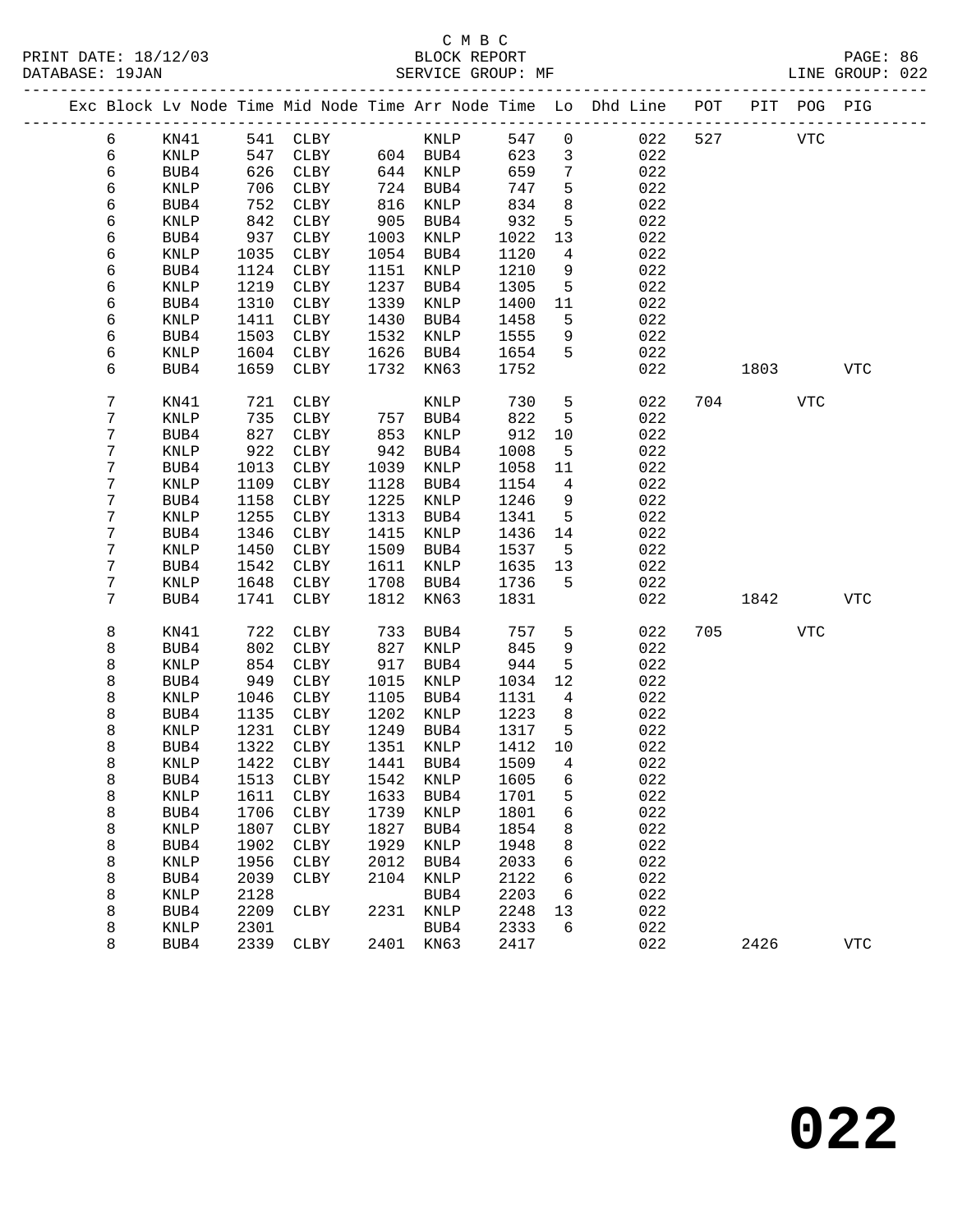C M B C

BLOCK REPORT

PRINT DATE: 18/12/03 DATABASE: 19JAN SERVICE GROUP: MF LINE GROUP: 022

| Exc | Block | Lv Node | Time | Mid Node | Time | Arr Node | Time | Lo | Dhd Line | POT | PIT | POG | PIG |
|---|---|---|---|---|---|---|---|---|---|---|---|---|---|
| | 6 | KN41 | 541 | CLBY | | KNLP | 547 | 0 | 022 | 527 | | VTC | |
| | 6 | KNLP | 547 | CLBY | 604 | BUB4 | 623 | 3 | 022 | | | | |
| | 6 | BUB4 | 626 | CLBY | 644 | KNLP | 659 | 7 | 022 | | | | |
| | 6 | KNLP | 706 | CLBY | 724 | BUB4 | 747 | 5 | 022 | | | | |
| | 6 | BUB4 | 752 | CLBY | 816 | KNLP | 834 | 8 | 022 | | | | |
| | 6 | KNLP | 842 | CLBY | 905 | BUB4 | 932 | 5 | 022 | | | | |
| | 6 | BUB4 | 937 | CLBY | 1003 | KNLP | 1022 | 13 | 022 | | | | |
| | 6 | KNLP | 1035 | CLBY | 1054 | BUB4 | 1120 | 4 | 022 | | | | |
| | 6 | BUB4 | 1124 | CLBY | 1151 | KNLP | 1210 | 9 | 022 | | | | |
| | 6 | KNLP | 1219 | CLBY | 1237 | BUB4 | 1305 | 5 | 022 | | | | |
| | 6 | BUB4 | 1310 | CLBY | 1339 | KNLP | 1400 | 11 | 022 | | | | |
| | 6 | KNLP | 1411 | CLBY | 1430 | BUB4 | 1458 | 5 | 022 | | | | |
| | 6 | BUB4 | 1503 | CLBY | 1532 | KNLP | 1555 | 9 | 022 | | | | |
| | 6 | KNLP | 1604 | CLBY | 1626 | BUB4 | 1654 | 5 | 022 | | | | |
| | 6 | BUB4 | 1659 | CLBY | 1732 | KN63 | 1752 | | 022 | | 1803 | | VTC |
| | 7 | KN41 | 721 | CLBY | | KNLP | 730 | 5 | 022 | 704 | | VTC | |
| | 7 | KNLP | 735 | CLBY | 757 | BUB4 | 822 | 5 | 022 | | | | |
| | 7 | BUB4 | 827 | CLBY | 853 | KNLP | 912 | 10 | 022 | | | | |
| | 7 | KNLP | 922 | CLBY | 942 | BUB4 | 1008 | 5 | 022 | | | | |
| | 7 | BUB4 | 1013 | CLBY | 1039 | KNLP | 1058 | 11 | 022 | | | | |
| | 7 | KNLP | 1109 | CLBY | 1128 | BUB4 | 1154 | 4 | 022 | | | | |
| | 7 | BUB4 | 1158 | CLBY | 1225 | KNLP | 1246 | 9 | 022 | | | | |
| | 7 | KNLP | 1255 | CLBY | 1313 | BUB4 | 1341 | 5 | 022 | | | | |
| | 7 | BUB4 | 1346 | CLBY | 1415 | KNLP | 1436 | 14 | 022 | | | | |
| | 7 | KNLP | 1450 | CLBY | 1509 | BUB4 | 1537 | 5 | 022 | | | | |
| | 7 | BUB4 | 1542 | CLBY | 1611 | KNLP | 1635 | 13 | 022 | | | | |
| | 7 | KNLP | 1648 | CLBY | 1708 | BUB4 | 1736 | 5 | 022 | | | | |
| | 7 | BUB4 | 1741 | CLBY | 1812 | KN63 | 1831 | | 022 | | 1842 | | VTC |
| | 8 | KN41 | 722 | CLBY | 733 | BUB4 | 757 | 5 | 022 | 705 | | VTC | |
| | 8 | BUB4 | 802 | CLBY | 827 | KNLP | 845 | 9 | 022 | | | | |
| | 8 | KNLP | 854 | CLBY | 917 | BUB4 | 944 | 5 | 022 | | | | |
| | 8 | BUB4 | 949 | CLBY | 1015 | KNLP | 1034 | 12 | 022 | | | | |
| | 8 | KNLP | 1046 | CLBY | 1105 | BUB4 | 1131 | 4 | 022 | | | | |
| | 8 | BUB4 | 1135 | CLBY | 1202 | KNLP | 1223 | 8 | 022 | | | | |
| | 8 | KNLP | 1231 | CLBY | 1249 | BUB4 | 1317 | 5 | 022 | | | | |
| | 8 | BUB4 | 1322 | CLBY | 1351 | KNLP | 1412 | 10 | 022 | | | | |
| | 8 | KNLP | 1422 | CLBY | 1441 | BUB4 | 1509 | 4 | 022 | | | | |
| | 8 | BUB4 | 1513 | CLBY | 1542 | KNLP | 1605 | 6 | 022 | | | | |
| | 8 | KNLP | 1611 | CLBY | 1633 | BUB4 | 1701 | 5 | 022 | | | | |
| | 8 | BUB4 | 1706 | CLBY | 1739 | KNLP | 1801 | 6 | 022 | | | | |
| | 8 | KNLP | 1807 | CLBY | 1827 | BUB4 | 1854 | 8 | 022 | | | | |
| | 8 | BUB4 | 1902 | CLBY | 1929 | KNLP | 1948 | 8 | 022 | | | | |
| | 8 | KNLP | 1956 | CLBY | 2012 | BUB4 | 2033 | 6 | 022 | | | | |
| | 8 | BUB4 | 2039 | CLBY | 2104 | KNLP | 2122 | 6 | 022 | | | | |
| | 8 | KNLP | 2128 | | | BUB4 | 2203 | 6 | 022 | | | | |
| | 8 | BUB4 | 2209 | CLBY | 2231 | KNLP | 2248 | 13 | 022 | | | | |
| | 8 | KNLP | 2301 | | | BUB4 | 2333 | 6 | 022 | | | | |
| | 8 | BUB4 | 2339 | CLBY | 2401 | KN63 | 2417 | | 022 | | 2426 | | VTC |

**022**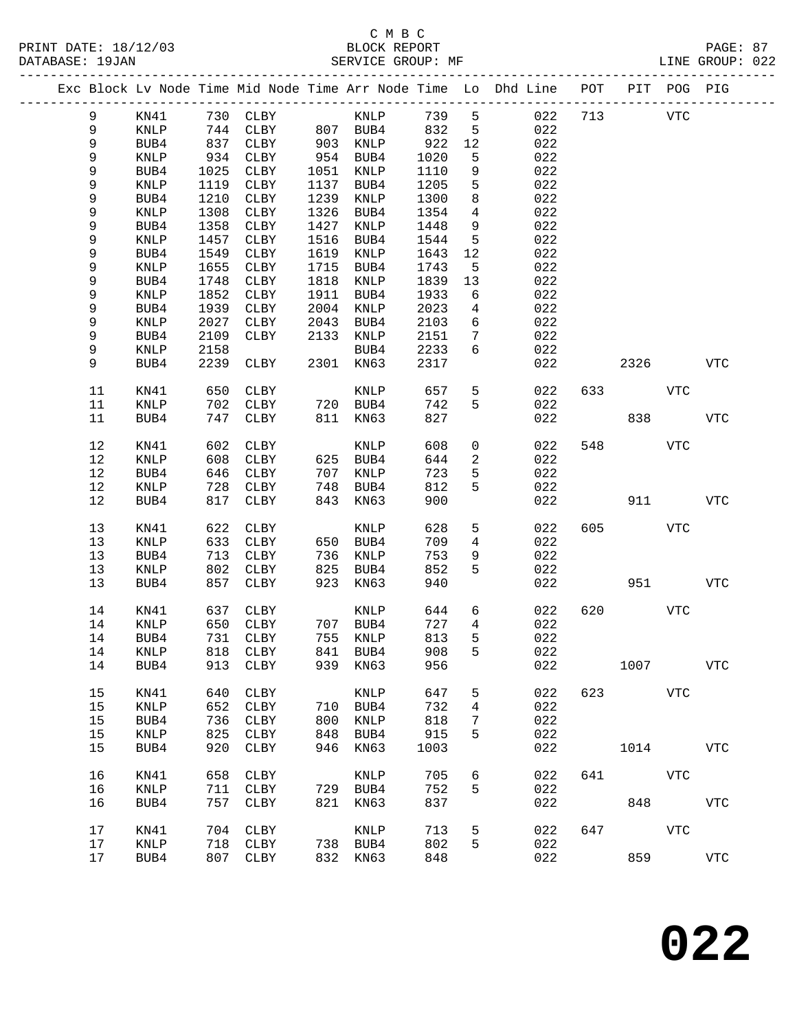C M B C
BLOCK REPORT
SERVICE GROUP: MF

PRINT DATE: 18/12/03
DATABASE: 19JAN
LINE GROUP: 022

| Exc | Block | Lv | Node | Time | Mid Node | Time | Arr Node | Time | Lo | Dhd Line | POT | PIT | POG | PIG |
|---|---|---|---|---|---|---|---|---|---|---|---|---|---|---|
| | 9 | | KN41 | 730 | CLBY | | KNLP | 739 | 5 | 022 | 713 | | VTC | |
| | 9 | | KNLP | 744 | CLBY | 807 | BUB4 | 832 | 5 | 022 | | | | |
| | 9 | | BUB4 | 837 | CLBY | 903 | KNLP | 922 | 12 | 022 | | | | |
| | 9 | | KNLP | 934 | CLBY | 954 | BUB4 | 1020 | 5 | 022 | | | | |
| | 9 | | BUB4 | 1025 | CLBY | 1051 | KNLP | 1110 | 9 | 022 | | | | |
| | 9 | | KNLP | 1119 | CLBY | 1137 | BUB4 | 1205 | 5 | 022 | | | | |
| | 9 | | BUB4 | 1210 | CLBY | 1239 | KNLP | 1300 | 8 | 022 | | | | |
| | 9 | | KNLP | 1308 | CLBY | 1326 | BUB4 | 1354 | 4 | 022 | | | | |
| | 9 | | BUB4 | 1358 | CLBY | 1427 | KNLP | 1448 | 9 | 022 | | | | |
| | 9 | | KNLP | 1457 | CLBY | 1516 | BUB4 | 1544 | 5 | 022 | | | | |
| | 9 | | BUB4 | 1549 | CLBY | 1619 | KNLP | 1643 | 12 | 022 | | | | |
| | 9 | | KNLP | 1655 | CLBY | 1715 | BUB4 | 1743 | 5 | 022 | | | | |
| | 9 | | BUB4 | 1748 | CLBY | 1818 | KNLP | 1839 | 13 | 022 | | | | |
| | 9 | | KNLP | 1852 | CLBY | 1911 | BUB4 | 1933 | 6 | 022 | | | | |
| | 9 | | BUB4 | 1939 | CLBY | 2004 | KNLP | 2023 | 4 | 022 | | | | |
| | 9 | | KNLP | 2027 | CLBY | 2043 | BUB4 | 2103 | 6 | 022 | | | | |
| | 9 | | BUB4 | 2109 | CLBY | 2133 | KNLP | 2151 | 7 | 022 | | | | |
| | 9 | | KNLP | 2158 | | | BUB4 | 2233 | 6 | 022 | | | | |
| | 9 | | BUB4 | 2239 | CLBY | 2301 | KN63 | 2317 | | 022 | | 2326 | | VTC |
| | 11 | | KN41 | 650 | CLBY | | KNLP | 657 | 5 | 022 | 633 | | VTC | |
| | 11 | | KNLP | 702 | CLBY | 720 | BUB4 | 742 | 5 | 022 | | | | |
| | 11 | | BUB4 | 747 | CLBY | 811 | KN63 | 827 | | 022 | | 838 | | VTC |
| | 12 | | KN41 | 602 | CLBY | | KNLP | 608 | 0 | 022 | 548 | | VTC | |
| | 12 | | KNLP | 608 | CLBY | 625 | BUB4 | 644 | 2 | 022 | | | | |
| | 12 | | BUB4 | 646 | CLBY | 707 | KNLP | 723 | 5 | 022 | | | | |
| | 12 | | KNLP | 728 | CLBY | 748 | BUB4 | 812 | 5 | 022 | | | | |
| | 12 | | BUB4 | 817 | CLBY | 843 | KN63 | 900 | | 022 | | 911 | | VTC |
| | 13 | | KN41 | 622 | CLBY | | KNLP | 628 | 5 | 022 | 605 | | VTC | |
| | 13 | | KNLP | 633 | CLBY | 650 | BUB4 | 709 | 4 | 022 | | | | |
| | 13 | | BUB4 | 713 | CLBY | 736 | KNLP | 753 | 9 | 022 | | | | |
| | 13 | | KNLP | 802 | CLBY | 825 | BUB4 | 852 | 5 | 022 | | | | |
| | 13 | | BUB4 | 857 | CLBY | 923 | KN63 | 940 | | 022 | | 951 | | VTC |
| | 14 | | KN41 | 637 | CLBY | | KNLP | 644 | 6 | 022 | 620 | | VTC | |
| | 14 | | KNLP | 650 | CLBY | 707 | BUB4 | 727 | 4 | 022 | | | | |
| | 14 | | BUB4 | 731 | CLBY | 755 | KNLP | 813 | 5 | 022 | | | | |
| | 14 | | KNLP | 818 | CLBY | 841 | BUB4 | 908 | 5 | 022 | | | | |
| | 14 | | BUB4 | 913 | CLBY | 939 | KN63 | 956 | | 022 | | 1007 | | VTC |
| | 15 | | KN41 | 640 | CLBY | | KNLP | 647 | 5 | 022 | 623 | | VTC | |
| | 15 | | KNLP | 652 | CLBY | 710 | BUB4 | 732 | 4 | 022 | | | | |
| | 15 | | BUB4 | 736 | CLBY | 800 | KNLP | 818 | 7 | 022 | | | | |
| | 15 | | KNLP | 825 | CLBY | 848 | BUB4 | 915 | 5 | 022 | | | | |
| | 15 | | BUB4 | 920 | CLBY | 946 | KN63 | 1003 | | 022 | | 1014 | | VTC |
| | 16 | | KN41 | 658 | CLBY | | KNLP | 705 | 6 | 022 | 641 | | VTC | |
| | 16 | | KNLP | 711 | CLBY | 729 | BUB4 | 752 | 5 | 022 | | | | |
| | 16 | | BUB4 | 757 | CLBY | 821 | KN63 | 837 | | 022 | | 848 | | VTC |
| | 17 | | KN41 | 704 | CLBY | | KNLP | 713 | 5 | 022 | 647 | | VTC | |
| | 17 | | KNLP | 718 | CLBY | 738 | BUB4 | 802 | 5 | 022 | | | | |
| | 17 | | BUB4 | 807 | CLBY | 832 | KN63 | 848 | | 022 | | 859 | | VTC |

**022**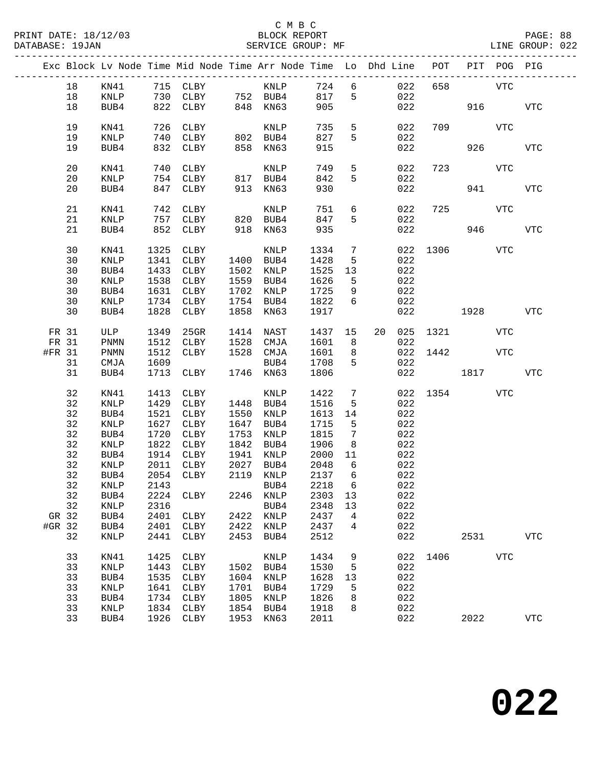C M B C
PRINT DATE: 18/12/03 BLOCK REPORT
DATABASE: 19JAN SERVICE GROUP: MF LINE GROUP: 022

| Exc | Block | Lv Node | Time | Mid Node | Time | Arr Node | Time | Lo | Dhd | Line | POT | PIT | POG | PIG |
|---|---|---|---|---|---|---|---|---|---|---|---|---|---|---|
| | 18 | KN41 | 715 | CLBY | | KNLP | 724 | 6 | | 022 | 658 | | VTC | |
| | 18 | KNLP | 730 | CLBY | 752 | BUB4 | 817 | 5 | | 022 | | | | |
| | 18 | BUB4 | 822 | CLBY | 848 | KN63 | 905 | | | 022 | | 916 | | VTC |
| | 19 | KN41 | 726 | CLBY | | KNLP | 735 | 5 | | 022 | 709 | | VTC | |
| | 19 | KNLP | 740 | CLBY | 802 | BUB4 | 827 | 5 | | 022 | | | | |
| | 19 | BUB4 | 832 | CLBY | 858 | KN63 | 915 | | | 022 | | 926 | | VTC |
| | 20 | KN41 | 740 | CLBY | | KNLP | 749 | 5 | | 022 | 723 | | VTC | |
| | 20 | KNLP | 754 | CLBY | 817 | BUB4 | 842 | 5 | | 022 | | | | |
| | 20 | BUB4 | 847 | CLBY | 913 | KN63 | 930 | | | 022 | | 941 | | VTC |
| | 21 | KN41 | 742 | CLBY | | KNLP | 751 | 6 | | 022 | 725 | | VTC | |
| | 21 | KNLP | 757 | CLBY | 820 | BUB4 | 847 | 5 | | 022 | | | | |
| | 21 | BUB4 | 852 | CLBY | 918 | KN63 | 935 | | | 022 | | 946 | | VTC |
| | 30 | KN41 | 1325 | CLBY | | KNLP | 1334 | 7 | | 022 | 1306 | | VTC | |
| | 30 | KNLP | 1341 | CLBY | 1400 | BUB4 | 1428 | 5 | | 022 | | | | |
| | 30 | BUB4 | 1433 | CLBY | 1502 | KNLP | 1525 | 13 | | 022 | | | | |
| | 30 | KNLP | 1538 | CLBY | 1559 | BUB4 | 1626 | 5 | | 022 | | | | |
| | 30 | BUB4 | 1631 | CLBY | 1702 | KNLP | 1725 | 9 | | 022 | | | | |
| | 30 | KNLP | 1734 | CLBY | 1754 | BUB4 | 1822 | 6 | | 022 | | | | |
| | 30 | BUB4 | 1828 | CLBY | 1858 | KN63 | 1917 | | | 022 | | 1928 | | VTC |
| FR | 31 | ULP | 1349 | 25GR | 1414 | NAST | 1437 | 15 | 20 | 025 | 1321 | | VTC | |
| FR | 31 | PNMN | 1512 | CLBY | 1528 | CMJA | 1601 | 8 | | 022 | | | | |
| #FR | 31 | PNMN | 1512 | CLBY | 1528 | CMJA | 1601 | 8 | | 022 | 1442 | | VTC | |
| | 31 | CMJA | 1609 | | | BUB4 | 1708 | 5 | | 022 | | | | |
| | 31 | BUB4 | 1713 | CLBY | 1746 | KN63 | 1806 | | | 022 | | 1817 | | VTC |
| | 32 | KN41 | 1413 | CLBY | | KNLP | 1422 | 7 | | 022 | 1354 | | VTC | |
| | 32 | KNLP | 1429 | CLBY | 1448 | BUB4 | 1516 | 5 | | 022 | | | | |
| | 32 | BUB4 | 1521 | CLBY | 1550 | KNLP | 1613 | 14 | | 022 | | | | |
| | 32 | KNLP | 1627 | CLBY | 1647 | BUB4 | 1715 | 5 | | 022 | | | | |
| | 32 | BUB4 | 1720 | CLBY | 1753 | KNLP | 1815 | 7 | | 022 | | | | |
| | 32 | KNLP | 1822 | CLBY | 1842 | BUB4 | 1906 | 8 | | 022 | | | | |
| | 32 | BUB4 | 1914 | CLBY | 1941 | KNLP | 2000 | 11 | | 022 | | | | |
| | 32 | KNLP | 2011 | CLBY | 2027 | BUB4 | 2048 | 6 | | 022 | | | | |
| | 32 | BUB4 | 2054 | CLBY | 2119 | KNLP | 2137 | 6 | | 022 | | | | |
| | 32 | KNLP | 2143 | | | BUB4 | 2218 | 6 | | 022 | | | | |
| | 32 | BUB4 | 2224 | CLBY | 2246 | KNLP | 2303 | 13 | | 022 | | | | |
| | 32 | KNLP | 2316 | | | BUB4 | 2348 | 13 | | 022 | | | | |
| GR | 32 | BUB4 | 2401 | CLBY | 2422 | KNLP | 2437 | 4 | | 022 | | | | |
| #GR | 32 | BUB4 | 2401 | CLBY | 2422 | KNLP | 2437 | 4 | | 022 | | | | |
| | 32 | KNLP | 2441 | CLBY | 2453 | BUB4 | 2512 | | | 022 | | 2531 | | VTC |
| | 33 | KN41 | 1425 | CLBY | | KNLP | 1434 | 9 | | 022 | 1406 | | VTC | |
| | 33 | KNLP | 1443 | CLBY | 1502 | BUB4 | 1530 | 5 | | 022 | | | | |
| | 33 | BUB4 | 1535 | CLBY | 1604 | KNLP | 1628 | 13 | | 022 | | | | |
| | 33 | KNLP | 1641 | CLBY | 1701 | BUB4 | 1729 | 5 | | 022 | | | | |
| | 33 | BUB4 | 1734 | CLBY | 1805 | KNLP | 1826 | 8 | | 022 | | | | |
| | 33 | KNLP | 1834 | CLBY | 1854 | BUB4 | 1918 | 8 | | 022 | | | | |
| | 33 | BUB4 | 1926 | CLBY | 1953 | KN63 | 2011 | | | 022 | | 2022 | | VTC |

# 022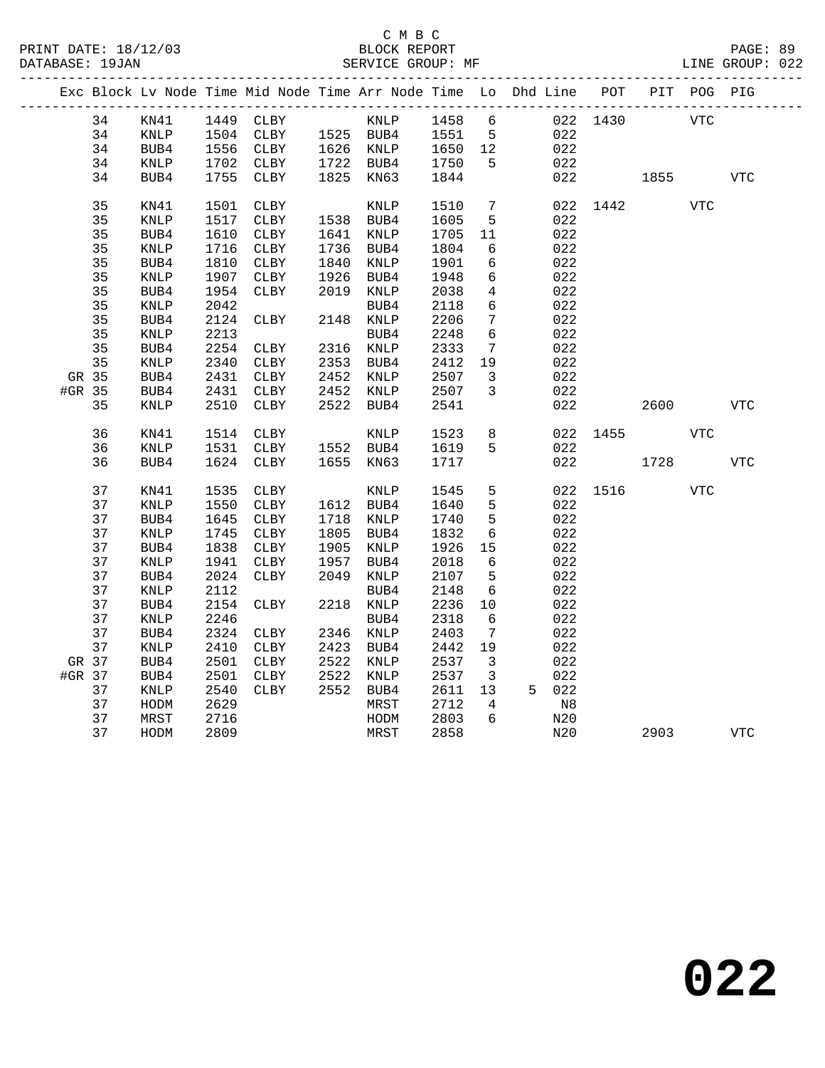C M B C
BLOCK REPORT
SERVICE GROUP: MF

PRINT DATE: 18/12/03
DATABASE: 19JAN
LINE GROUP: 022

| Exc | Block | Lv | Node | Time | Mid Node | Time | Arr Node | Time | Lo | Dhd | Line | POT | PIT | POG | PIG |
|---|---|---|---|---|---|---|---|---|---|---|---|---|---|---|---|
| | 34 | | KN41 | 1449 | CLBY | | KNLP | 1458 | 6 | | 022 | 1430 | | VTC | |
| | 34 | | KNLP | 1504 | CLBY | 1525 | BUB4 | 1551 | 5 | | 022 | | | | |
| | 34 | | BUB4 | 1556 | CLBY | 1626 | KNLP | 1650 | 12 | | 022 | | | | |
| | 34 | | KNLP | 1702 | CLBY | 1722 | BUB4 | 1750 | 5 | | 022 | | | | |
| | 34 | | BUB4 | 1755 | CLBY | 1825 | KN63 | 1844 | | | 022 | | 1855 | | VTC |
| | 35 | | KN41 | 1501 | CLBY | | KNLP | 1510 | 7 | | 022 | 1442 | | VTC | |
| | 35 | | KNLP | 1517 | CLBY | 1538 | BUB4 | 1605 | 5 | | 022 | | | | |
| | 35 | | BUB4 | 1610 | CLBY | 1641 | KNLP | 1705 | 11 | | 022 | | | | |
| | 35 | | KNLP | 1716 | CLBY | 1736 | BUB4 | 1804 | 6 | | 022 | | | | |
| | 35 | | BUB4 | 1810 | CLBY | 1840 | KNLP | 1901 | 6 | | 022 | | | | |
| | 35 | | KNLP | 1907 | CLBY | 1926 | BUB4 | 1948 | 6 | | 022 | | | | |
| | 35 | | BUB4 | 1954 | CLBY | 2019 | KNLP | 2038 | 4 | | 022 | | | | |
| | 35 | | KNLP | 2042 | | | BUB4 | 2118 | 6 | | 022 | | | | |
| | 35 | | BUB4 | 2124 | CLBY | 2148 | KNLP | 2206 | 7 | | 022 | | | | |
| | 35 | | KNLP | 2213 | | | BUB4 | 2248 | 6 | | 022 | | | | |
| | 35 | | BUB4 | 2254 | CLBY | 2316 | KNLP | 2333 | 7 | | 022 | | | | |
| | 35 | | KNLP | 2340 | CLBY | 2353 | BUB4 | 2412 | 19 | | 022 | | | | |
| GR | 35 | | BUB4 | 2431 | CLBY | 2452 | KNLP | 2507 | 3 | | 022 | | | | |
| #GR | 35 | | BUB4 | 2431 | CLBY | 2452 | KNLP | 2507 | 3 | | 022 | | | | |
| | 35 | | KNLP | 2510 | CLBY | 2522 | BUB4 | 2541 | | | 022 | | 2600 | | VTC |
| | 36 | | KN41 | 1514 | CLBY | | KNLP | 1523 | 8 | | 022 | 1455 | | VTC | |
| | 36 | | KNLP | 1531 | CLBY | 1552 | BUB4 | 1619 | 5 | | 022 | | | | |
| | 36 | | BUB4 | 1624 | CLBY | 1655 | KN63 | 1717 | | | 022 | | 1728 | | VTC |
| | 37 | | KN41 | 1535 | CLBY | | KNLP | 1545 | 5 | | 022 | 1516 | | VTC | |
| | 37 | | KNLP | 1550 | CLBY | 1612 | BUB4 | 1640 | 5 | | 022 | | | | |
| | 37 | | BUB4 | 1645 | CLBY | 1718 | KNLP | 1740 | 5 | | 022 | | | | |
| | 37 | | KNLP | 1745 | CLBY | 1805 | BUB4 | 1832 | 6 | | 022 | | | | |
| | 37 | | BUB4 | 1838 | CLBY | 1905 | KNLP | 1926 | 15 | | 022 | | | | |
| | 37 | | KNLP | 1941 | CLBY | 1957 | BUB4 | 2018 | 6 | | 022 | | | | |
| | 37 | | BUB4 | 2024 | CLBY | 2049 | KNLP | 2107 | 5 | | 022 | | | | |
| | 37 | | KNLP | 2112 | | | BUB4 | 2148 | 6 | | 022 | | | | |
| | 37 | | BUB4 | 2154 | CLBY | 2218 | KNLP | 2236 | 10 | | 022 | | | | |
| | 37 | | KNLP | 2246 | | | BUB4 | 2318 | 6 | | 022 | | | | |
| | 37 | | BUB4 | 2324 | CLBY | 2346 | KNLP | 2403 | 7 | | 022 | | | | |
| | 37 | | KNLP | 2410 | CLBY | 2423 | BUB4 | 2442 | 19 | | 022 | | | | |
| GR | 37 | | BUB4 | 2501 | CLBY | 2522 | KNLP | 2537 | 3 | | 022 | | | | |
| #GR | 37 | | BUB4 | 2501 | CLBY | 2522 | KNLP | 2537 | 3 | | 022 | | | | |
| | 37 | | KNLP | 2540 | CLBY | 2552 | BUB4 | 2611 | 13 | 5 | 022 | | | | |
| | 37 | | HODM | 2629 | | | MRST | 2712 | 4 | | N8 | | | | |
| | 37 | | MRST | 2716 | | | HODM | 2803 | 6 | | N20 | | | | |
| | 37 | | HODM | 2809 | | | MRST | 2858 | | | N20 | | 2903 | | VTC |

**022**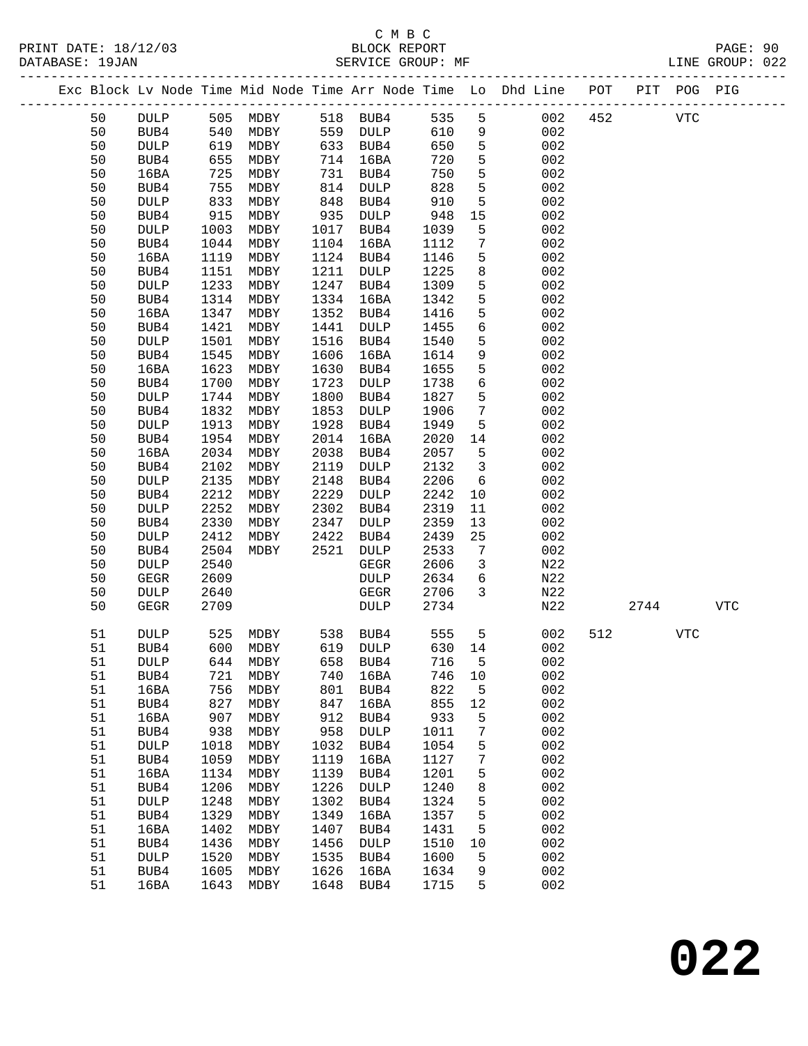C M B C
PRINT DATE: 18/12/03 BLOCK REPORT PAGE: 90
DATABASE: 19JAN SERVICE GROUP: MF LINE GROUP: 022

| Exc | Block | Lv Node | Time | Mid Node | Time | Arr Node | Time | Lo | Dhd Line | POT | PIT | POG | PIG |
|---|---|---|---|---|---|---|---|---|---|---|---|---|---|
| | 50 | DULP | 505 | MDBY | 518 | BUB4 | 535 | 5 | 002 | 452 | | VTC | |
| | 50 | BUB4 | 540 | MDBY | 559 | DULP | 610 | 9 | 002 | | | | |
| | 50 | DULP | 619 | MDBY | 633 | BUB4 | 650 | 5 | 002 | | | | |
| | 50 | BUB4 | 655 | MDBY | 714 | 16BA | 720 | 5 | 002 | | | | |
| | 50 | 16BA | 725 | MDBY | 731 | BUB4 | 750 | 5 | 002 | | | | |
| | 50 | BUB4 | 755 | MDBY | 814 | DULP | 828 | 5 | 002 | | | | |
| | 50 | DULP | 833 | MDBY | 848 | BUB4 | 910 | 5 | 002 | | | | |
| | 50 | BUB4 | 915 | MDBY | 935 | DULP | 948 | 15 | 002 | | | | |
| | 50 | DULP | 1003 | MDBY | 1017 | BUB4 | 1039 | 5 | 002 | | | | |
| | 50 | BUB4 | 1044 | MDBY | 1104 | 16BA | 1112 | 7 | 002 | | | | |
| | 50 | 16BA | 1119 | MDBY | 1124 | BUB4 | 1146 | 5 | 002 | | | | |
| | 50 | BUB4 | 1151 | MDBY | 1211 | DULP | 1225 | 8 | 002 | | | | |
| | 50 | DULP | 1233 | MDBY | 1247 | BUB4 | 1309 | 5 | 002 | | | | |
| | 50 | BUB4 | 1314 | MDBY | 1334 | 16BA | 1342 | 5 | 002 | | | | |
| | 50 | 16BA | 1347 | MDBY | 1352 | BUB4 | 1416 | 5 | 002 | | | | |
| | 50 | BUB4 | 1421 | MDBY | 1441 | DULP | 1455 | 6 | 002 | | | | |
| | 50 | DULP | 1501 | MDBY | 1516 | BUB4 | 1540 | 5 | 002 | | | | |
| | 50 | BUB4 | 1545 | MDBY | 1606 | 16BA | 1614 | 9 | 002 | | | | |
| | 50 | 16BA | 1623 | MDBY | 1630 | BUB4 | 1655 | 5 | 002 | | | | |
| | 50 | BUB4 | 1700 | MDBY | 1723 | DULP | 1738 | 6 | 002 | | | | |
| | 50 | DULP | 1744 | MDBY | 1800 | BUB4 | 1827 | 5 | 002 | | | | |
| | 50 | BUB4 | 1832 | MDBY | 1853 | DULP | 1906 | 7 | 002 | | | | |
| | 50 | DULP | 1913 | MDBY | 1928 | BUB4 | 1949 | 5 | 002 | | | | |
| | 50 | BUB4 | 1954 | MDBY | 2014 | 16BA | 2020 | 14 | 002 | | | | |
| | 50 | 16BA | 2034 | MDBY | 2038 | BUB4 | 2057 | 5 | 002 | | | | |
| | 50 | BUB4 | 2102 | MDBY | 2119 | DULP | 2132 | 3 | 002 | | | | |
| | 50 | DULP | 2135 | MDBY | 2148 | BUB4 | 2206 | 6 | 002 | | | | |
| | 50 | BUB4 | 2212 | MDBY | 2229 | DULP | 2242 | 10 | 002 | | | | |
| | 50 | DULP | 2252 | MDBY | 2302 | BUB4 | 2319 | 11 | 002 | | | | |
| | 50 | BUB4 | 2330 | MDBY | 2347 | DULP | 2359 | 13 | 002 | | | | |
| | 50 | DULP | 2412 | MDBY | 2422 | BUB4 | 2439 | 25 | 002 | | | | |
| | 50 | BUB4 | 2504 | MDBY | 2521 | DULP | 2533 | 7 | 002 | | | | |
| | 50 | DULP | 2540 | | | GEGR | 2606 | 3 | N22 | | | | |
| | 50 | GEGR | 2609 | | | DULP | 2634 | 6 | N22 | | | | |
| | 50 | DULP | 2640 | | | GEGR | 2706 | 3 | N22 | | | | |
| | 50 | GEGR | 2709 | | | DULP | 2734 | | N22 | | 2744 | | VTC |
| | 51 | DULP | 525 | MDBY | 538 | BUB4 | 555 | 5 | 002 | 512 | | VTC | |
| | 51 | BUB4 | 600 | MDBY | 619 | DULP | 630 | 14 | 002 | | | | |
| | 51 | DULP | 644 | MDBY | 658 | BUB4 | 716 | 5 | 002 | | | | |
| | 51 | BUB4 | 721 | MDBY | 740 | 16BA | 746 | 10 | 002 | | | | |
| | 51 | 16BA | 756 | MDBY | 801 | BUB4 | 822 | 5 | 002 | | | | |
| | 51 | BUB4 | 827 | MDBY | 847 | 16BA | 855 | 12 | 002 | | | | |
| | 51 | 16BA | 907 | MDBY | 912 | BUB4 | 933 | 5 | 002 | | | | |
| | 51 | BUB4 | 938 | MDBY | 958 | DULP | 1011 | 7 | 002 | | | | |
| | 51 | DULP | 1018 | MDBY | 1032 | BUB4 | 1054 | 5 | 002 | | | | |
| | 51 | BUB4 | 1059 | MDBY | 1119 | 16BA | 1127 | 7 | 002 | | | | |
| | 51 | 16BA | 1134 | MDBY | 1139 | BUB4 | 1201 | 5 | 002 | | | | |
| | 51 | BUB4 | 1206 | MDBY | 1226 | DULP | 1240 | 8 | 002 | | | | |
| | 51 | DULP | 1248 | MDBY | 1302 | BUB4 | 1324 | 5 | 002 | | | | |
| | 51 | BUB4 | 1329 | MDBY | 1349 | 16BA | 1357 | 5 | 002 | | | | |
| | 51 | 16BA | 1402 | MDBY | 1407 | BUB4 | 1431 | 5 | 002 | | | | |
| | 51 | BUB4 | 1436 | MDBY | 1456 | DULP | 1510 | 10 | 002 | | | | |
| | 51 | DULP | 1520 | MDBY | 1535 | BUB4 | 1600 | 5 | 002 | | | | |
| | 51 | BUB4 | 1605 | MDBY | 1626 | 16BA | 1634 | 9 | 002 | | | | |
| | 51 | 16BA | 1643 | MDBY | 1648 | BUB4 | 1715 | 5 | 002 | | | | |

# 022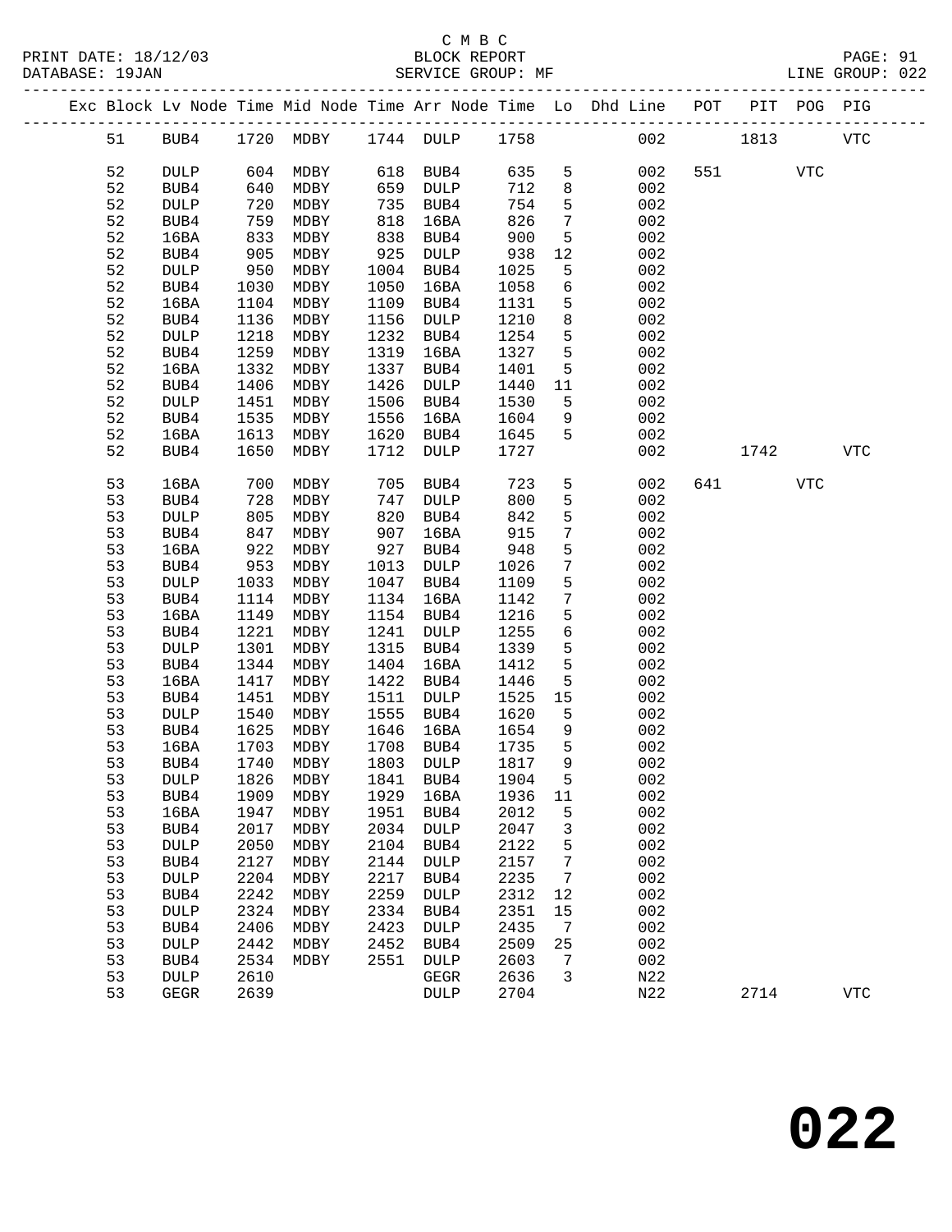C M B C
BLOCK REPORT
SERVICE GROUP: MF

PRINT DATE: 18/12/03
DATABASE: 19JAN
LINE GROUP: 022

| Exc | Block | Lv Node | Time | Mid Node | Time | Arr Node | Time | Lo | Dhd Line | POT | PIT | POG | PIG |
|---|---|---|---|---|---|---|---|---|---|---|---|---|---|
| | 51 | BUB4 | 1720 | MDBY | 1744 | DULP | 1758 | | 002 | | 1813 | | VTC |
| | 52 | DULP | 604 | MDBY | 618 | BUB4 | 635 | 5 | 002 | 551 | | VTC | |
| | 52 | BUB4 | 640 | MDBY | 659 | DULP | 712 | 8 | 002 | | | | |
| | 52 | DULP | 720 | MDBY | 735 | BUB4 | 754 | 5 | 002 | | | | |
| | 52 | BUB4 | 759 | MDBY | 818 | 16BA | 826 | 7 | 002 | | | | |
| | 52 | 16BA | 833 | MDBY | 838 | BUB4 | 900 | 5 | 002 | | | | |
| | 52 | BUB4 | 905 | MDBY | 925 | DULP | 938 | 12 | 002 | | | | |
| | 52 | DULP | 950 | MDBY | 1004 | BUB4 | 1025 | 5 | 002 | | | | |
| | 52 | BUB4 | 1030 | MDBY | 1050 | 16BA | 1058 | 6 | 002 | | | | |
| | 52 | 16BA | 1104 | MDBY | 1109 | BUB4 | 1131 | 5 | 002 | | | | |
| | 52 | BUB4 | 1136 | MDBY | 1156 | DULP | 1210 | 8 | 002 | | | | |
| | 52 | DULP | 1218 | MDBY | 1232 | BUB4 | 1254 | 5 | 002 | | | | |
| | 52 | BUB4 | 1259 | MDBY | 1319 | 16BA | 1327 | 5 | 002 | | | | |
| | 52 | 16BA | 1332 | MDBY | 1337 | BUB4 | 1401 | 5 | 002 | | | | |
| | 52 | BUB4 | 1406 | MDBY | 1426 | DULP | 1440 | 11 | 002 | | | | |
| | 52 | DULP | 1451 | MDBY | 1506 | BUB4 | 1530 | 5 | 002 | | | | |
| | 52 | BUB4 | 1535 | MDBY | 1556 | 16BA | 1604 | 9 | 002 | | | | |
| | 52 | 16BA | 1613 | MDBY | 1620 | BUB4 | 1645 | 5 | 002 | | | | |
| | 52 | BUB4 | 1650 | MDBY | 1712 | DULP | 1727 | | 002 | | 1742 | | VTC |
| | 53 | 16BA | 700 | MDBY | 705 | BUB4 | 723 | 5 | 002 | 641 | | VTC | |
| | 53 | BUB4 | 728 | MDBY | 747 | DULP | 800 | 5 | 002 | | | | |
| | 53 | DULP | 805 | MDBY | 820 | BUB4 | 842 | 5 | 002 | | | | |
| | 53 | BUB4 | 847 | MDBY | 907 | 16BA | 915 | 7 | 002 | | | | |
| | 53 | 16BA | 922 | MDBY | 927 | BUB4 | 948 | 5 | 002 | | | | |
| | 53 | BUB4 | 953 | MDBY | 1013 | DULP | 1026 | 7 | 002 | | | | |
| | 53 | DULP | 1033 | MDBY | 1047 | BUB4 | 1109 | 5 | 002 | | | | |
| | 53 | BUB4 | 1114 | MDBY | 1134 | 16BA | 1142 | 7 | 002 | | | | |
| | 53 | 16BA | 1149 | MDBY | 1154 | BUB4 | 1216 | 5 | 002 | | | | |
| | 53 | BUB4 | 1221 | MDBY | 1241 | DULP | 1255 | 6 | 002 | | | | |
| | 53 | DULP | 1301 | MDBY | 1315 | BUB4 | 1339 | 5 | 002 | | | | |
| | 53 | BUB4 | 1344 | MDBY | 1404 | 16BA | 1412 | 5 | 002 | | | | |
| | 53 | 16BA | 1417 | MDBY | 1422 | BUB4 | 1446 | 5 | 002 | | | | |
| | 53 | BUB4 | 1451 | MDBY | 1511 | DULP | 1525 | 15 | 002 | | | | |
| | 53 | DULP | 1540 | MDBY | 1555 | BUB4 | 1620 | 5 | 002 | | | | |
| | 53 | BUB4 | 1625 | MDBY | 1646 | 16BA | 1654 | 9 | 002 | | | | |
| | 53 | 16BA | 1703 | MDBY | 1708 | BUB4 | 1735 | 5 | 002 | | | | |
| | 53 | BUB4 | 1740 | MDBY | 1803 | DULP | 1817 | 9 | 002 | | | | |
| | 53 | DULP | 1826 | MDBY | 1841 | BUB4 | 1904 | 5 | 002 | | | | |
| | 53 | BUB4 | 1909 | MDBY | 1929 | 16BA | 1936 | 11 | 002 | | | | |
| | 53 | 16BA | 1947 | MDBY | 1951 | BUB4 | 2012 | 5 | 002 | | | | |
| | 53 | BUB4 | 2017 | MDBY | 2034 | DULP | 2047 | 3 | 002 | | | | |
| | 53 | DULP | 2050 | MDBY | 2104 | BUB4 | 2122 | 5 | 002 | | | | |
| | 53 | BUB4 | 2127 | MDBY | 2144 | DULP | 2157 | 7 | 002 | | | | |
| | 53 | DULP | 2204 | MDBY | 2217 | BUB4 | 2235 | 7 | 002 | | | | |
| | 53 | BUB4 | 2242 | MDBY | 2259 | DULP | 2312 | 12 | 002 | | | | |
| | 53 | DULP | 2324 | MDBY | 2334 | BUB4 | 2351 | 15 | 002 | | | | |
| | 53 | BUB4 | 2406 | MDBY | 2423 | DULP | 2435 | 7 | 002 | | | | |
| | 53 | DULP | 2442 | MDBY | 2452 | BUB4 | 2509 | 25 | 002 | | | | |
| | 53 | BUB4 | 2534 | MDBY | 2551 | DULP | 2603 | 7 | 002 | | | | |
| | 53 | DULP | 2610 | | | GEGR | 2636 | 3 | N22 | | | | |
| | 53 | GEGR | 2639 | | | DULP | 2704 | | N22 | | 2714 | | VTC |

**022**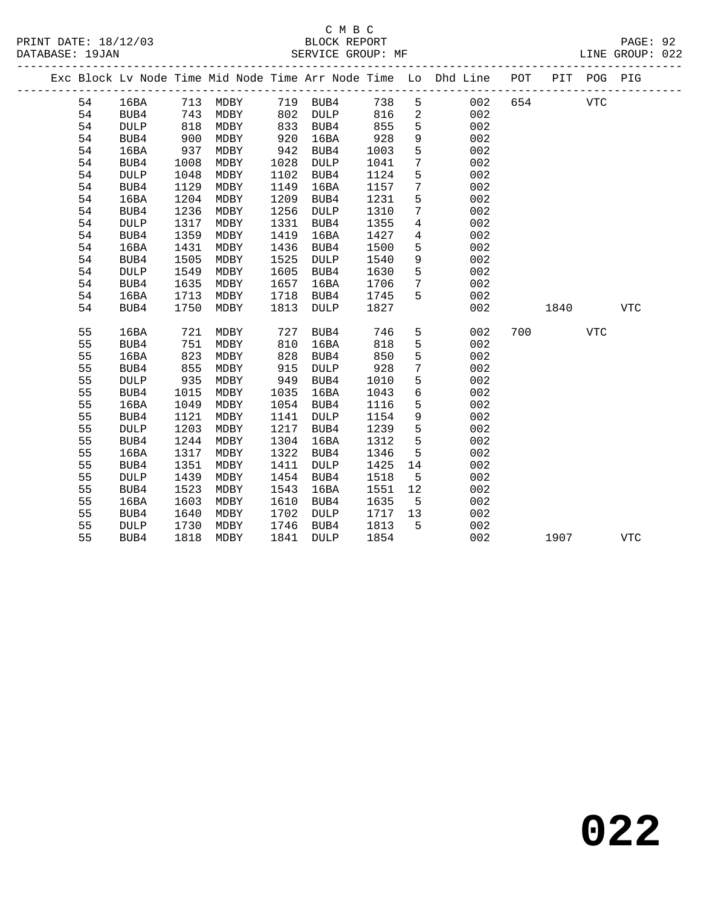C M B C
BLOCK REPORT
SERVICE GROUP: MF

PRINT DATE: 18/12/03
DATABASE: 19JAN
LINE GROUP: 022

| Exc | Block | Lv Node | Time | Mid Node | Time | Arr Node | Time | Lo | Dhd Line | POT | PIT | POG | PIG |
|---|---|---|---|---|---|---|---|---|---|---|---|---|---|
| | 54 | 16BA | 713 | MDBY | 719 | BUB4 | 738 | 5 | 002 | 654 | | VTC | |
| | 54 | BUB4 | 743 | MDBY | 802 | DULP | 816 | 2 | 002 | | | | |
| | 54 | DULP | 818 | MDBY | 833 | BUB4 | 855 | 5 | 002 | | | | |
| | 54 | BUB4 | 900 | MDBY | 920 | 16BA | 928 | 9 | 002 | | | | |
| | 54 | 16BA | 937 | MDBY | 942 | BUB4 | 1003 | 5 | 002 | | | | |
| | 54 | BUB4 | 1008 | MDBY | 1028 | DULP | 1041 | 7 | 002 | | | | |
| | 54 | DULP | 1048 | MDBY | 1102 | BUB4 | 1124 | 5 | 002 | | | | |
| | 54 | BUB4 | 1129 | MDBY | 1149 | 16BA | 1157 | 7 | 002 | | | | |
| | 54 | 16BA | 1204 | MDBY | 1209 | BUB4 | 1231 | 5 | 002 | | | | |
| | 54 | BUB4 | 1236 | MDBY | 1256 | DULP | 1310 | 7 | 002 | | | | |
| | 54 | DULP | 1317 | MDBY | 1331 | BUB4 | 1355 | 4 | 002 | | | | |
| | 54 | BUB4 | 1359 | MDBY | 1419 | 16BA | 1427 | 4 | 002 | | | | |
| | 54 | 16BA | 1431 | MDBY | 1436 | BUB4 | 1500 | 5 | 002 | | | | |
| | 54 | BUB4 | 1505 | MDBY | 1525 | DULP | 1540 | 9 | 002 | | | | |
| | 54 | DULP | 1549 | MDBY | 1605 | BUB4 | 1630 | 5 | 002 | | | | |
| | 54 | BUB4 | 1635 | MDBY | 1657 | 16BA | 1706 | 7 | 002 | | | | |
| | 54 | 16BA | 1713 | MDBY | 1718 | BUB4 | 1745 | 5 | 002 | | | | |
| | 54 | BUB4 | 1750 | MDBY | 1813 | DULP | 1827 | | 002 | | 1840 | | VTC |
| | 55 | 16BA | 721 | MDBY | 727 | BUB4 | 746 | 5 | 002 | 700 | | VTC | |
| | 55 | BUB4 | 751 | MDBY | 810 | 16BA | 818 | 5 | 002 | | | | |
| | 55 | 16BA | 823 | MDBY | 828 | BUB4 | 850 | 5 | 002 | | | | |
| | 55 | BUB4 | 855 | MDBY | 915 | DULP | 928 | 7 | 002 | | | | |
| | 55 | DULP | 935 | MDBY | 949 | BUB4 | 1010 | 5 | 002 | | | | |
| | 55 | BUB4 | 1015 | MDBY | 1035 | 16BA | 1043 | 6 | 002 | | | | |
| | 55 | 16BA | 1049 | MDBY | 1054 | BUB4 | 1116 | 5 | 002 | | | | |
| | 55 | BUB4 | 1121 | MDBY | 1141 | DULP | 1154 | 9 | 002 | | | | |
| | 55 | DULP | 1203 | MDBY | 1217 | BUB4 | 1239 | 5 | 002 | | | | |
| | 55 | BUB4 | 1244 | MDBY | 1304 | 16BA | 1312 | 5 | 002 | | | | |
| | 55 | 16BA | 1317 | MDBY | 1322 | BUB4 | 1346 | 5 | 002 | | | | |
| | 55 | BUB4 | 1351 | MDBY | 1411 | DULP | 1425 | 14 | 002 | | | | |
| | 55 | DULP | 1439 | MDBY | 1454 | BUB4 | 1518 | 5 | 002 | | | | |
| | 55 | BUB4 | 1523 | MDBY | 1543 | 16BA | 1551 | 12 | 002 | | | | |
| | 55 | 16BA | 1603 | MDBY | 1610 | BUB4 | 1635 | 5 | 002 | | | | |
| | 55 | BUB4 | 1640 | MDBY | 1702 | DULP | 1717 | 13 | 002 | | | | |
| | 55 | DULP | 1730 | MDBY | 1746 | BUB4 | 1813 | 5 | 002 | | | | |
| | 55 | BUB4 | 1818 | MDBY | 1841 | DULP | 1854 | | 002 | | 1907 | | VTC |

**022**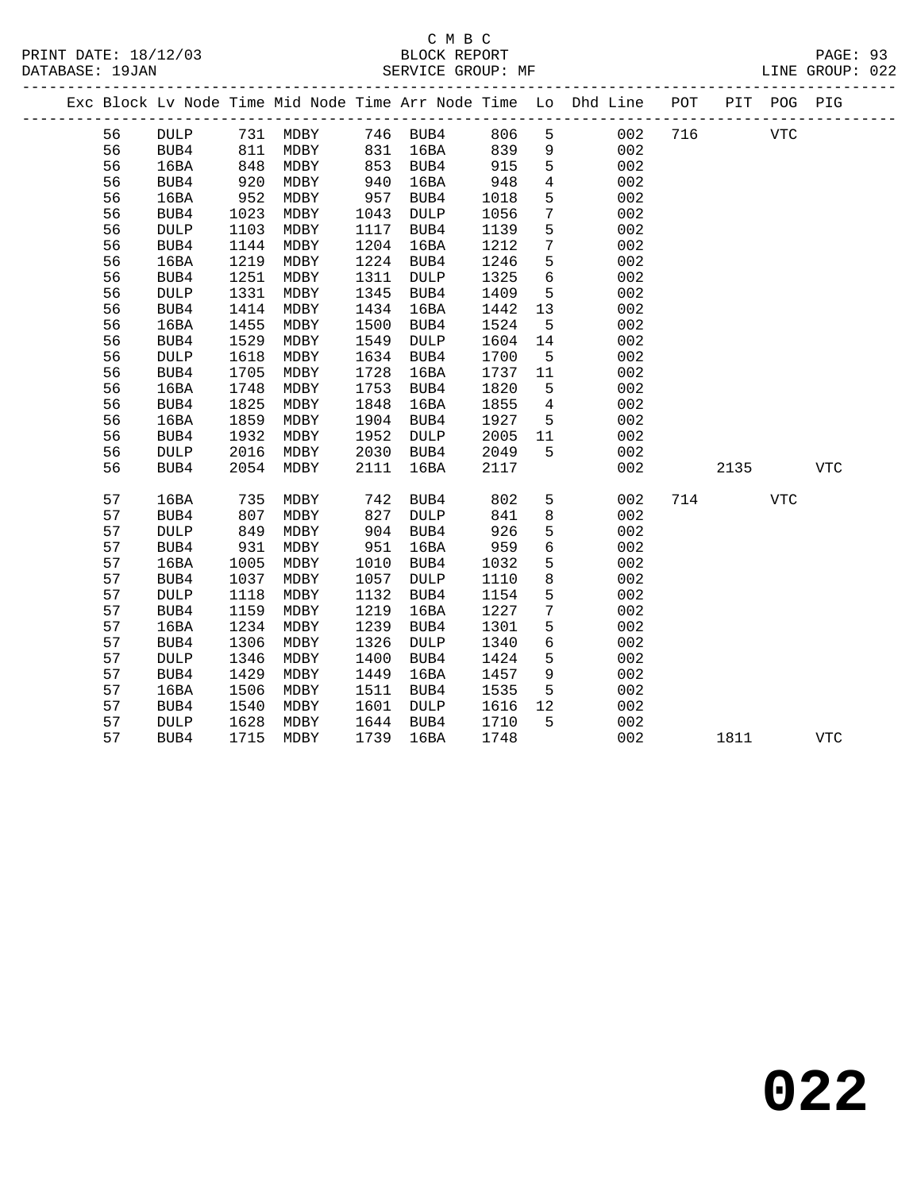C M B C
BLOCK REPORT
SERVICE GROUP: MF

PRINT DATE: 18/12/03
DATABASE: 19JAN
LINE GROUP: 022

| Exc | Block | Lv | Node | Time | Mid Node | Time | Arr Node | Time | Lo | Dhd Line | POT | PIT | POG | PIG |
|---|---|---|---|---|---|---|---|---|---|---|---|---|---|---|
| | 56 | | DULP | 731 | MDBY | 746 | BUB4 | 806 | 5 | 002 | 716 | | VTC | |
| | 56 | | BUB4 | 811 | MDBY | 831 | 16BA | 839 | 9 | 002 | | | | |
| | 56 | | 16BA | 848 | MDBY | 853 | BUB4 | 915 | 5 | 002 | | | | |
| | 56 | | BUB4 | 920 | MDBY | 940 | 16BA | 948 | 4 | 002 | | | | |
| | 56 | | 16BA | 952 | MDBY | 957 | BUB4 | 1018 | 5 | 002 | | | | |
| | 56 | | BUB4 | 1023 | MDBY | 1043 | DULP | 1056 | 7 | 002 | | | | |
| | 56 | | DULP | 1103 | MDBY | 1117 | BUB4 | 1139 | 5 | 002 | | | | |
| | 56 | | BUB4 | 1144 | MDBY | 1204 | 16BA | 1212 | 7 | 002 | | | | |
| | 56 | | 16BA | 1219 | MDBY | 1224 | BUB4 | 1246 | 5 | 002 | | | | |
| | 56 | | BUB4 | 1251 | MDBY | 1311 | DULP | 1325 | 6 | 002 | | | | |
| | 56 | | DULP | 1331 | MDBY | 1345 | BUB4 | 1409 | 5 | 002 | | | | |
| | 56 | | BUB4 | 1414 | MDBY | 1434 | 16BA | 1442 | 13 | 002 | | | | |
| | 56 | | 16BA | 1455 | MDBY | 1500 | BUB4 | 1524 | 5 | 002 | | | | |
| | 56 | | BUB4 | 1529 | MDBY | 1549 | DULP | 1604 | 14 | 002 | | | | |
| | 56 | | DULP | 1618 | MDBY | 1634 | BUB4 | 1700 | 5 | 002 | | | | |
| | 56 | | BUB4 | 1705 | MDBY | 1728 | 16BA | 1737 | 11 | 002 | | | | |
| | 56 | | 16BA | 1748 | MDBY | 1753 | BUB4 | 1820 | 5 | 002 | | | | |
| | 56 | | BUB4 | 1825 | MDBY | 1848 | 16BA | 1855 | 4 | 002 | | | | |
| | 56 | | 16BA | 1859 | MDBY | 1904 | BUB4 | 1927 | 5 | 002 | | | | |
| | 56 | | BUB4 | 1932 | MDBY | 1952 | DULP | 2005 | 11 | 002 | | | | |
| | 56 | | DULP | 2016 | MDBY | 2030 | BUB4 | 2049 | 5 | 002 | | | | |
| | 56 | | BUB4 | 2054 | MDBY | 2111 | 16BA | 2117 | | 002 | | 2135 | | VTC |
| | 57 | | 16BA | 735 | MDBY | 742 | BUB4 | 802 | 5 | 002 | 714 | | VTC | |
| | 57 | | BUB4 | 807 | MDBY | 827 | DULP | 841 | 8 | 002 | | | | |
| | 57 | | DULP | 849 | MDBY | 904 | BUB4 | 926 | 5 | 002 | | | | |
| | 57 | | BUB4 | 931 | MDBY | 951 | 16BA | 959 | 6 | 002 | | | | |
| | 57 | | 16BA | 1005 | MDBY | 1010 | BUB4 | 1032 | 5 | 002 | | | | |
| | 57 | | BUB4 | 1037 | MDBY | 1057 | DULP | 1110 | 8 | 002 | | | | |
| | 57 | | DULP | 1118 | MDBY | 1132 | BUB4 | 1154 | 5 | 002 | | | | |
| | 57 | | BUB4 | 1159 | MDBY | 1219 | 16BA | 1227 | 7 | 002 | | | | |
| | 57 | | 16BA | 1234 | MDBY | 1239 | BUB4 | 1301 | 5 | 002 | | | | |
| | 57 | | BUB4 | 1306 | MDBY | 1326 | DULP | 1340 | 6 | 002 | | | | |
| | 57 | | DULP | 1346 | MDBY | 1400 | BUB4 | 1424 | 5 | 002 | | | | |
| | 57 | | BUB4 | 1429 | MDBY | 1449 | 16BA | 1457 | 9 | 002 | | | | |
| | 57 | | 16BA | 1506 | MDBY | 1511 | BUB4 | 1535 | 5 | 002 | | | | |
| | 57 | | BUB4 | 1540 | MDBY | 1601 | DULP | 1616 | 12 | 002 | | | | |
| | 57 | | DULP | 1628 | MDBY | 1644 | BUB4 | 1710 | 5 | 002 | | | | |
| | 57 | | BUB4 | 1715 | MDBY | 1739 | 16BA | 1748 | | 002 | | 1811 | | VTC |

# 022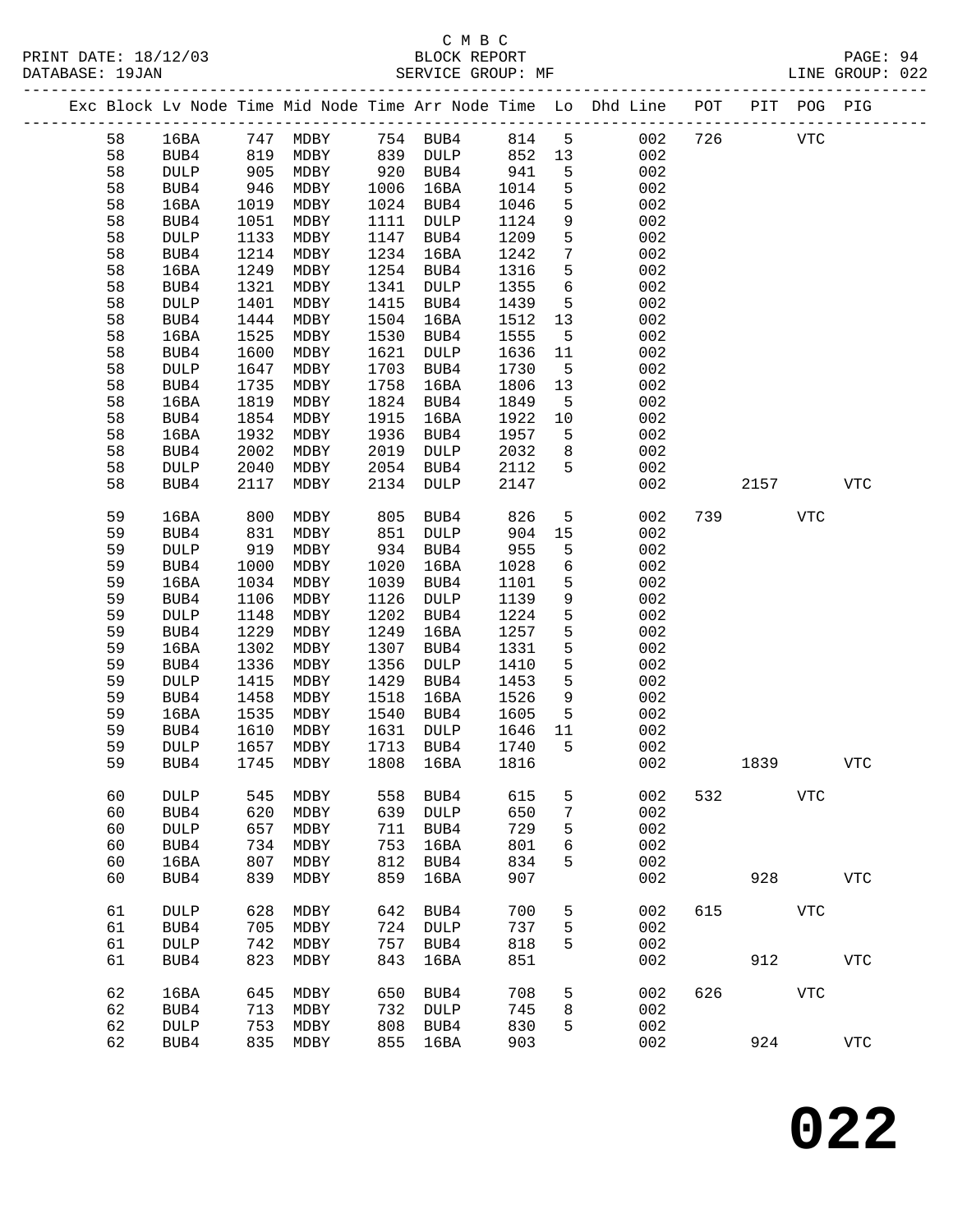C M B C
BLOCK REPORT
SERVICE GROUP: MF

PRINT DATE: 18/12/03
DATABASE: 19JAN
LINE GROUP: 022

| Exc | Block | Lv Node | Time | Mid Node | Time | Arr Node | Time | Lo | Dhd Line | POT | PIT | POG | PIG |
|---|---|---|---|---|---|---|---|---|---|---|---|---|---|
| | 58 | 16BA | 747 | MDBY | 754 | BUB4 | 814 | 5 | 002 | 726 | | VTC | |
| | 58 | BUB4 | 819 | MDBY | 839 | DULP | 852 | 13 | 002 | | | | |
| | 58 | DULP | 905 | MDBY | 920 | BUB4 | 941 | 5 | 002 | | | | |
| | 58 | BUB4 | 946 | MDBY | 1006 | 16BA | 1014 | 5 | 002 | | | | |
| | 58 | 16BA | 1019 | MDBY | 1024 | BUB4 | 1046 | 5 | 002 | | | | |
| | 58 | BUB4 | 1051 | MDBY | 1111 | DULP | 1124 | 9 | 002 | | | | |
| | 58 | DULP | 1133 | MDBY | 1147 | BUB4 | 1209 | 5 | 002 | | | | |
| | 58 | BUB4 | 1214 | MDBY | 1234 | 16BA | 1242 | 7 | 002 | | | | |
| | 58 | 16BA | 1249 | MDBY | 1254 | BUB4 | 1316 | 5 | 002 | | | | |
| | 58 | BUB4 | 1321 | MDBY | 1341 | DULP | 1355 | 6 | 002 | | | | |
| | 58 | DULP | 1401 | MDBY | 1415 | BUB4 | 1439 | 5 | 002 | | | | |
| | 58 | BUB4 | 1444 | MDBY | 1504 | 16BA | 1512 | 13 | 002 | | | | |
| | 58 | 16BA | 1525 | MDBY | 1530 | BUB4 | 1555 | 5 | 002 | | | | |
| | 58 | BUB4 | 1600 | MDBY | 1621 | DULP | 1636 | 11 | 002 | | | | |
| | 58 | DULP | 1647 | MDBY | 1703 | BUB4 | 1730 | 5 | 002 | | | | |
| | 58 | BUB4 | 1735 | MDBY | 1758 | 16BA | 1806 | 13 | 002 | | | | |
| | 58 | 16BA | 1819 | MDBY | 1824 | BUB4 | 1849 | 5 | 002 | | | | |
| | 58 | BUB4 | 1854 | MDBY | 1915 | 16BA | 1922 | 10 | 002 | | | | |
| | 58 | 16BA | 1932 | MDBY | 1936 | BUB4 | 1957 | 5 | 002 | | | | |
| | 58 | BUB4 | 2002 | MDBY | 2019 | DULP | 2032 | 8 | 002 | | | | |
| | 58 | DULP | 2040 | MDBY | 2054 | BUB4 | 2112 | 5 | 002 | | | | |
| | 58 | BUB4 | 2117 | MDBY | 2134 | DULP | 2147 | | 002 | | 2157 | | VTC |
| | 59 | 16BA | 800 | MDBY | 805 | BUB4 | 826 | 5 | 002 | 739 | | VTC | |
| | 59 | BUB4 | 831 | MDBY | 851 | DULP | 904 | 15 | 002 | | | | |
| | 59 | DULP | 919 | MDBY | 934 | BUB4 | 955 | 5 | 002 | | | | |
| | 59 | BUB4 | 1000 | MDBY | 1020 | 16BA | 1028 | 6 | 002 | | | | |
| | 59 | 16BA | 1034 | MDBY | 1039 | BUB4 | 1101 | 5 | 002 | | | | |
| | 59 | BUB4 | 1106 | MDBY | 1126 | DULP | 1139 | 9 | 002 | | | | |
| | 59 | DULP | 1148 | MDBY | 1202 | BUB4 | 1224 | 5 | 002 | | | | |
| | 59 | BUB4 | 1229 | MDBY | 1249 | 16BA | 1257 | 5 | 002 | | | | |
| | 59 | 16BA | 1302 | MDBY | 1307 | BUB4 | 1331 | 5 | 002 | | | | |
| | 59 | BUB4 | 1336 | MDBY | 1356 | DULP | 1410 | 5 | 002 | | | | |
| | 59 | DULP | 1415 | MDBY | 1429 | BUB4 | 1453 | 5 | 002 | | | | |
| | 59 | BUB4 | 1458 | MDBY | 1518 | 16BA | 1526 | 9 | 002 | | | | |
| | 59 | 16BA | 1535 | MDBY | 1540 | BUB4 | 1605 | 5 | 002 | | | | |
| | 59 | BUB4 | 1610 | MDBY | 1631 | DULP | 1646 | 11 | 002 | | | | |
| | 59 | DULP | 1657 | MDBY | 1713 | BUB4 | 1740 | 5 | 002 | | | | |
| | 59 | BUB4 | 1745 | MDBY | 1808 | 16BA | 1816 | | 002 | | 1839 | | VTC |
| | 60 | DULP | 545 | MDBY | 558 | BUB4 | 615 | 5 | 002 | 532 | | VTC | |
| | 60 | BUB4 | 620 | MDBY | 639 | DULP | 650 | 7 | 002 | | | | |
| | 60 | DULP | 657 | MDBY | 711 | BUB4 | 729 | 5 | 002 | | | | |
| | 60 | BUB4 | 734 | MDBY | 753 | 16BA | 801 | 6 | 002 | | | | |
| | 60 | 16BA | 807 | MDBY | 812 | BUB4 | 834 | 5 | 002 | | | | |
| | 60 | BUB4 | 839 | MDBY | 859 | 16BA | 907 | | 002 | | 928 | | VTC |
| | 61 | DULP | 628 | MDBY | 642 | BUB4 | 700 | 5 | 002 | 615 | | VTC | |
| | 61 | BUB4 | 705 | MDBY | 724 | DULP | 737 | 5 | 002 | | | | |
| | 61 | DULP | 742 | MDBY | 757 | BUB4 | 818 | 5 | 002 | | | | |
| | 61 | BUB4 | 823 | MDBY | 843 | 16BA | 851 | | 002 | | 912 | | VTC |
| | 62 | 16BA | 645 | MDBY | 650 | BUB4 | 708 | 5 | 002 | 626 | | VTC | |
| | 62 | BUB4 | 713 | MDBY | 732 | DULP | 745 | 8 | 002 | | | | |
| | 62 | DULP | 753 | MDBY | 808 | BUB4 | 830 | 5 | 002 | | | | |
| | 62 | BUB4 | 835 | MDBY | 855 | 16BA | 903 | | 002 | | 924 | | VTC |

# 022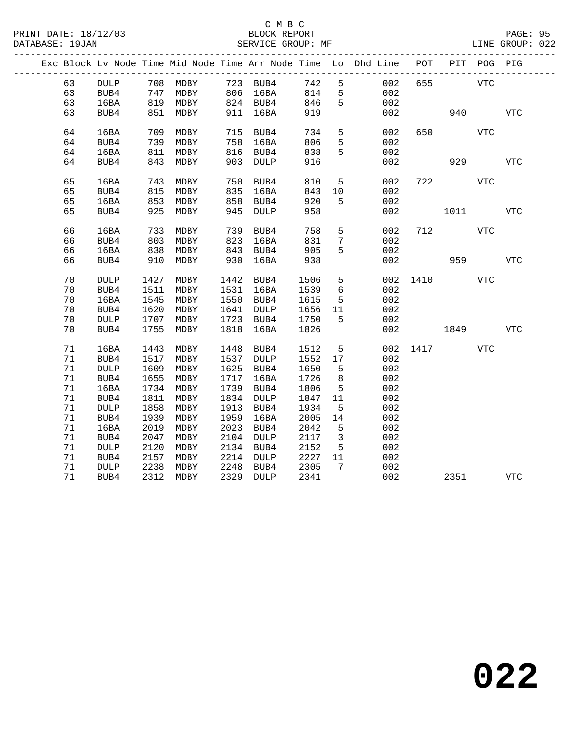C M B C
PRINT DATE: 18/12/03 BLOCK REPORT
DATABASE: 19JAN SERVICE GROUP: MF LINE GROUP: 022

| Exc | Block | Lv | Node | Time | Mid Node | Time | Arr Node | Time | Lo | Dhd Line | POT | PIT | POG | PIG |
|---|---|---|---|---|---|---|---|---|---|---|---|---|---|---|
| | 63 | | DULP | 708 | MDBY | 723 | BUB4 | 742 | 5 | 002 | 655 | | VTC | |
| | 63 | | BUB4 | 747 | MDBY | 806 | 16BA | 814 | 5 | 002 | | | | |
| | 63 | | 16BA | 819 | MDBY | 824 | BUB4 | 846 | 5 | 002 | | | | |
| | 63 | | BUB4 | 851 | MDBY | 911 | 16BA | 919 | | 002 | | 940 | | VTC |
| | 64 | | 16BA | 709 | MDBY | 715 | BUB4 | 734 | 5 | 002 | 650 | | VTC | |
| | 64 | | BUB4 | 739 | MDBY | 758 | 16BA | 806 | 5 | 002 | | | | |
| | 64 | | 16BA | 811 | MDBY | 816 | BUB4 | 838 | 5 | 002 | | | | |
| | 64 | | BUB4 | 843 | MDBY | 903 | DULP | 916 | | 002 | | 929 | | VTC |
| | 65 | | 16BA | 743 | MDBY | 750 | BUB4 | 810 | 5 | 002 | 722 | | VTC | |
| | 65 | | BUB4 | 815 | MDBY | 835 | 16BA | 843 | 10 | 002 | | | | |
| | 65 | | 16BA | 853 | MDBY | 858 | BUB4 | 920 | 5 | 002 | | | | |
| | 65 | | BUB4 | 925 | MDBY | 945 | DULP | 958 | | 002 | | 1011 | | VTC |
| | 66 | | 16BA | 733 | MDBY | 739 | BUB4 | 758 | 5 | 002 | 712 | | VTC | |
| | 66 | | BUB4 | 803 | MDBY | 823 | 16BA | 831 | 7 | 002 | | | | |
| | 66 | | 16BA | 838 | MDBY | 843 | BUB4 | 905 | 5 | 002 | | | | |
| | 66 | | BUB4 | 910 | MDBY | 930 | 16BA | 938 | | 002 | | 959 | | VTC |
| | 70 | | DULP | 1427 | MDBY | 1442 | BUB4 | 1506 | 5 | 002 | 1410 | | VTC | |
| | 70 | | BUB4 | 1511 | MDBY | 1531 | 16BA | 1539 | 6 | 002 | | | | |
| | 70 | | 16BA | 1545 | MDBY | 1550 | BUB4 | 1615 | 5 | 002 | | | | |
| | 70 | | BUB4 | 1620 | MDBY | 1641 | DULP | 1656 | 11 | 002 | | | | |
| | 70 | | DULP | 1707 | MDBY | 1723 | BUB4 | 1750 | 5 | 002 | | | | |
| | 70 | | BUB4 | 1755 | MDBY | 1818 | 16BA | 1826 | | 002 | | 1849 | | VTC |
| | 71 | | 16BA | 1443 | MDBY | 1448 | BUB4 | 1512 | 5 | 002 | 1417 | | VTC | |
| | 71 | | BUB4 | 1517 | MDBY | 1537 | DULP | 1552 | 17 | 002 | | | | |
| | 71 | | DULP | 1609 | MDBY | 1625 | BUB4 | 1650 | 5 | 002 | | | | |
| | 71 | | BUB4 | 1655 | MDBY | 1717 | 16BA | 1726 | 8 | 002 | | | | |
| | 71 | | 16BA | 1734 | MDBY | 1739 | BUB4 | 1806 | 5 | 002 | | | | |
| | 71 | | BUB4 | 1811 | MDBY | 1834 | DULP | 1847 | 11 | 002 | | | | |
| | 71 | | DULP | 1858 | MDBY | 1913 | BUB4 | 1934 | 5 | 002 | | | | |
| | 71 | | BUB4 | 1939 | MDBY | 1959 | 16BA | 2005 | 14 | 002 | | | | |
| | 71 | | 16BA | 2019 | MDBY | 2023 | BUB4 | 2042 | 5 | 002 | | | | |
| | 71 | | BUB4 | 2047 | MDBY | 2104 | DULP | 2117 | 3 | 002 | | | | |
| | 71 | | DULP | 2120 | MDBY | 2134 | BUB4 | 2152 | 5 | 002 | | | | |
| | 71 | | BUB4 | 2157 | MDBY | 2214 | DULP | 2227 | 11 | 002 | | | | |
| | 71 | | DULP | 2238 | MDBY | 2248 | BUB4 | 2305 | 7 | 002 | | | | |
| | 71 | | BUB4 | 2312 | MDBY | 2329 | DULP | 2341 | | 002 | | 2351 | | VTC |

# 022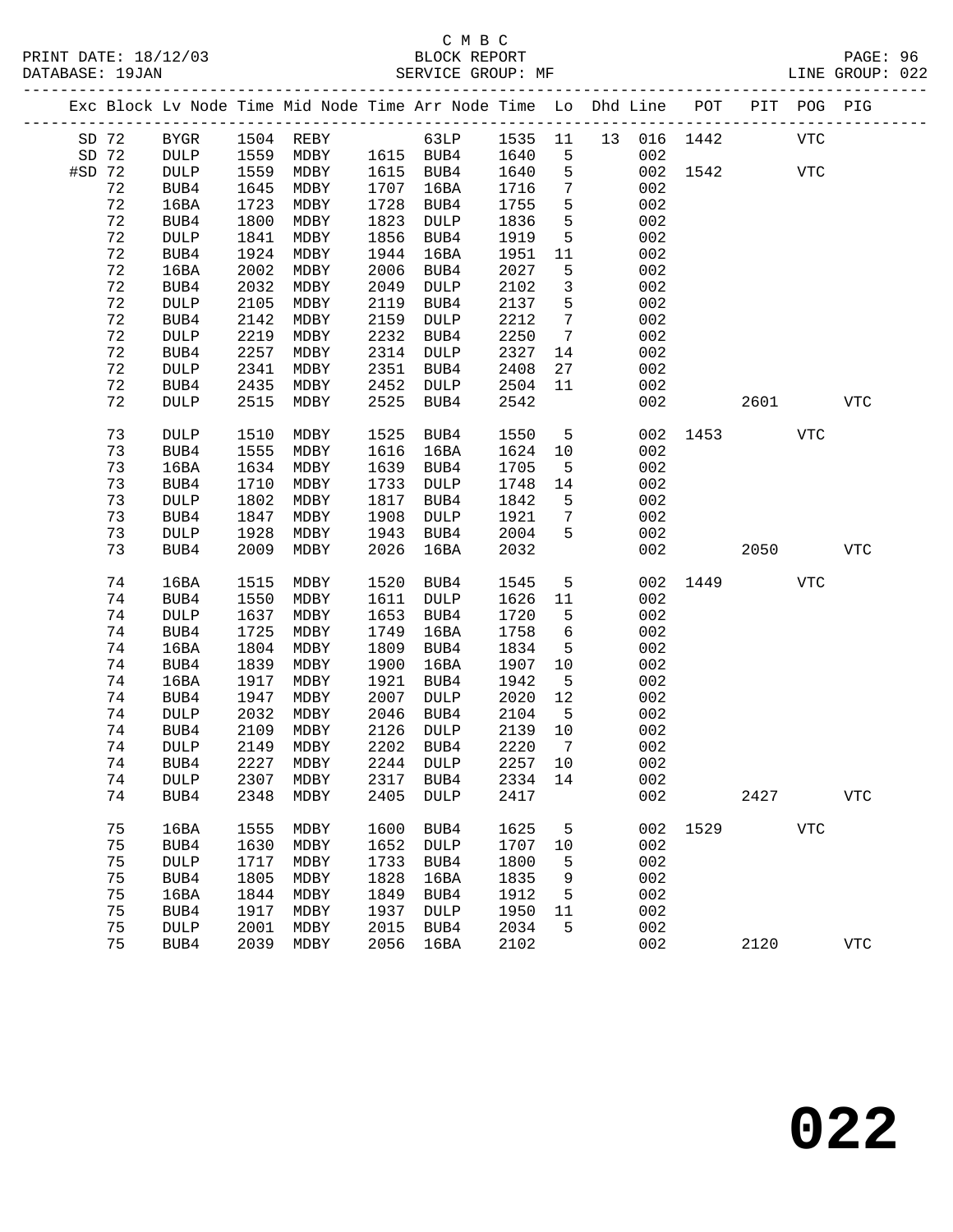C M B C
BLOCK REPORT
SERVICE GROUP: MF

PRINT DATE: 18/12/03
DATABASE: 19JAN
LINE GROUP: 022

| Exc | Block | Lv Node | Time | Mid Node | Time | Arr Node | Time | Lo | Dhd | Line | POT | PIT | POG | PIG |
|---|---|---|---|---|---|---|---|---|---|---|---|---|---|---|
| SD | 72 | BYGR | 1504 | REBY | | 63LP | 1535 | 11 | 13 | 016 | 1442 | | VTC | |
| SD | 72 | DULP | 1559 | MDBY | 1615 | BUB4 | 1640 | 5 | | 002 | | | | |
| #SD | 72 | DULP | 1559 | MDBY | 1615 | BUB4 | 1640 | 5 | | 002 | 1542 | | VTC | |
| | 72 | BUB4 | 1645 | MDBY | 1707 | 16BA | 1716 | 7 | | 002 | | | | |
| | 72 | 16BA | 1723 | MDBY | 1728 | BUB4 | 1755 | 5 | | 002 | | | | |
| | 72 | BUB4 | 1800 | MDBY | 1823 | DULP | 1836 | 5 | | 002 | | | | |
| | 72 | DULP | 1841 | MDBY | 1856 | BUB4 | 1919 | 5 | | 002 | | | | |
| | 72 | BUB4 | 1924 | MDBY | 1944 | 16BA | 1951 | 11 | | 002 | | | | |
| | 72 | 16BA | 2002 | MDBY | 2006 | BUB4 | 2027 | 5 | | 002 | | | | |
| | 72 | BUB4 | 2032 | MDBY | 2049 | DULP | 2102 | 3 | | 002 | | | | |
| | 72 | DULP | 2105 | MDBY | 2119 | BUB4 | 2137 | 5 | | 002 | | | | |
| | 72 | BUB4 | 2142 | MDBY | 2159 | DULP | 2212 | 7 | | 002 | | | | |
| | 72 | DULP | 2219 | MDBY | 2232 | BUB4 | 2250 | 7 | | 002 | | | | |
| | 72 | BUB4 | 2257 | MDBY | 2314 | DULP | 2327 | 14 | | 002 | | | | |
| | 72 | DULP | 2341 | MDBY | 2351 | BUB4 | 2408 | 27 | | 002 | | | | |
| | 72 | BUB4 | 2435 | MDBY | 2452 | DULP | 2504 | 11 | | 002 | | | | |
| | 72 | DULP | 2515 | MDBY | 2525 | BUB4 | 2542 | | | 002 | | 2601 | | VTC |
| | 73 | DULP | 1510 | MDBY | 1525 | BUB4 | 1550 | 5 | | 002 | 1453 | | VTC | |
| | 73 | BUB4 | 1555 | MDBY | 1616 | 16BA | 1624 | 10 | | 002 | | | | |
| | 73 | 16BA | 1634 | MDBY | 1639 | BUB4 | 1705 | 5 | | 002 | | | | |
| | 73 | BUB4 | 1710 | MDBY | 1733 | DULP | 1748 | 14 | | 002 | | | | |
| | 73 | DULP | 1802 | MDBY | 1817 | BUB4 | 1842 | 5 | | 002 | | | | |
| | 73 | BUB4 | 1847 | MDBY | 1908 | DULP | 1921 | 7 | | 002 | | | | |
| | 73 | DULP | 1928 | MDBY | 1943 | BUB4 | 2004 | 5 | | 002 | | | | |
| | 73 | BUB4 | 2009 | MDBY | 2026 | 16BA | 2032 | | | 002 | | 2050 | | VTC |
| | 74 | 16BA | 1515 | MDBY | 1520 | BUB4 | 1545 | 5 | | 002 | 1449 | | VTC | |
| | 74 | BUB4 | 1550 | MDBY | 1611 | DULP | 1626 | 11 | | 002 | | | | |
| | 74 | DULP | 1637 | MDBY | 1653 | BUB4 | 1720 | 5 | | 002 | | | | |
| | 74 | BUB4 | 1725 | MDBY | 1749 | 16BA | 1758 | 6 | | 002 | | | | |
| | 74 | 16BA | 1804 | MDBY | 1809 | BUB4 | 1834 | 5 | | 002 | | | | |
| | 74 | BUB4 | 1839 | MDBY | 1900 | 16BA | 1907 | 10 | | 002 | | | | |
| | 74 | 16BA | 1917 | MDBY | 1921 | BUB4 | 1942 | 5 | | 002 | | | | |
| | 74 | BUB4 | 1947 | MDBY | 2007 | DULP | 2020 | 12 | | 002 | | | | |
| | 74 | DULP | 2032 | MDBY | 2046 | BUB4 | 2104 | 5 | | 002 | | | | |
| | 74 | BUB4 | 2109 | MDBY | 2126 | DULP | 2139 | 10 | | 002 | | | | |
| | 74 | DULP | 2149 | MDBY | 2202 | BUB4 | 2220 | 7 | | 002 | | | | |
| | 74 | BUB4 | 2227 | MDBY | 2244 | DULP | 2257 | 10 | | 002 | | | | |
| | 74 | DULP | 2307 | MDBY | 2317 | BUB4 | 2334 | 14 | | 002 | | | | |
| | 74 | BUB4 | 2348 | MDBY | 2405 | DULP | 2417 | | | 002 | | 2427 | | VTC |
| | 75 | 16BA | 1555 | MDBY | 1600 | BUB4 | 1625 | 5 | | 002 | 1529 | | VTC | |
| | 75 | BUB4 | 1630 | MDBY | 1652 | DULP | 1707 | 10 | | 002 | | | | |
| | 75 | DULP | 1717 | MDBY | 1733 | BUB4 | 1800 | 5 | | 002 | | | | |
| | 75 | BUB4 | 1805 | MDBY | 1828 | 16BA | 1835 | 9 | | 002 | | | | |
| | 75 | 16BA | 1844 | MDBY | 1849 | BUB4 | 1912 | 5 | | 002 | | | | |
| | 75 | BUB4 | 1917 | MDBY | 1937 | DULP | 1950 | 11 | | 002 | | | | |
| | 75 | DULP | 2001 | MDBY | 2015 | BUB4 | 2034 | 5 | | 002 | | | | |
| | 75 | BUB4 | 2039 | MDBY | 2056 | 16BA | 2102 | | | 002 | | 2120 | | VTC |

022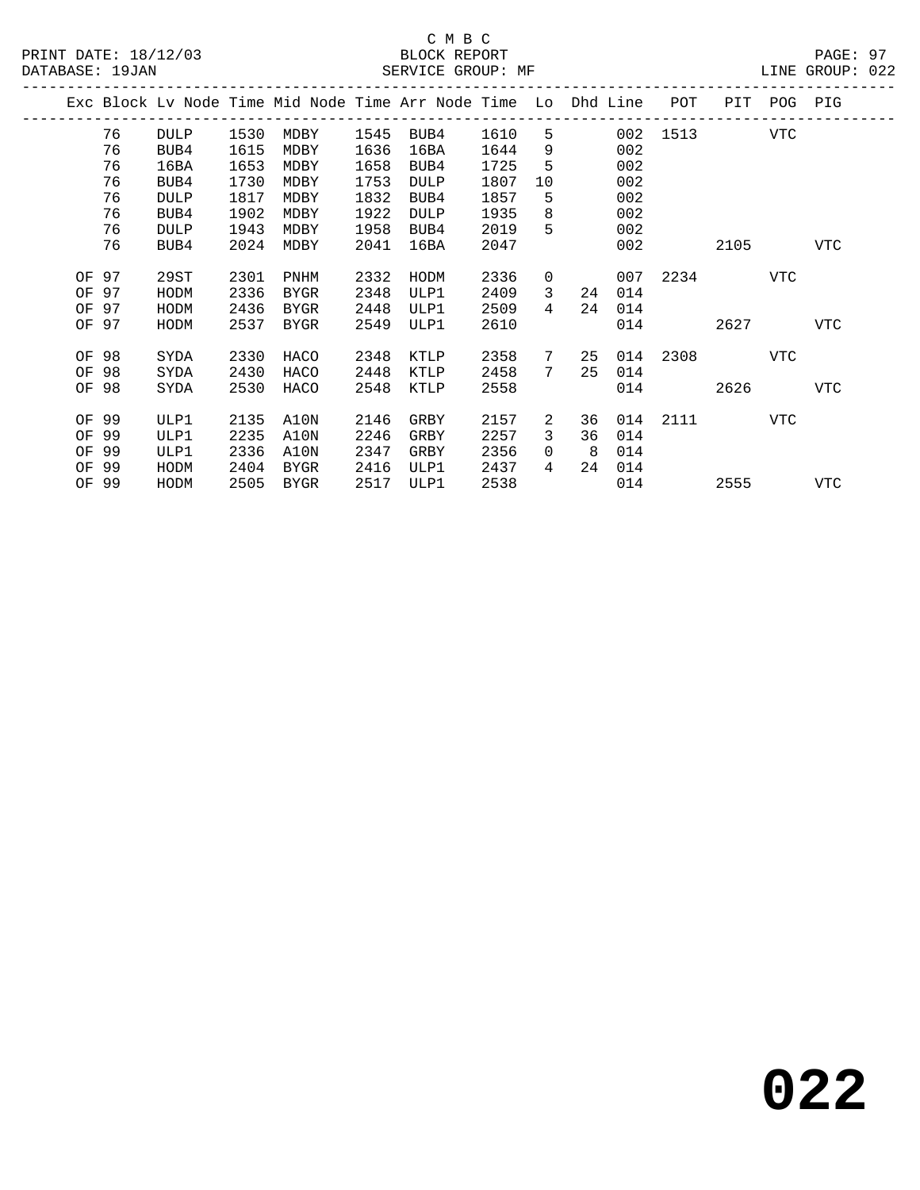C M B C
PRINT DATE: 18/12/03 BLOCK REPORT
DATABASE: 19JAN SERVICE GROUP: MF LINE GROUP: 022

| Exc | Block | Lv Node | Time | Mid Node | Time | Arr Node | Time | Lo | Dhd | Line | POT | PIT | POG | PIG |
|---|---|---|---|---|---|---|---|---|---|---|---|---|---|---|
| | 76 | DULP | 1530 | MDBY | 1545 | BUB4 | 1610 | 5 | | 002 | 1513 | | VTC | |
| | 76 | BUB4 | 1615 | MDBY | 1636 | 16BA | 1644 | 9 | | 002 | | | | |
| | 76 | 16BA | 1653 | MDBY | 1658 | BUB4 | 1725 | 5 | | 002 | | | | |
| | 76 | BUB4 | 1730 | MDBY | 1753 | DULP | 1807 | 10 | | 002 | | | | |
| | 76 | DULP | 1817 | MDBY | 1832 | BUB4 | 1857 | 5 | | 002 | | | | |
| | 76 | BUB4 | 1902 | MDBY | 1922 | DULP | 1935 | 8 | | 002 | | | | |
| | 76 | DULP | 1943 | MDBY | 1958 | BUB4 | 2019 | 5 | | 002 | | | | |
| | 76 | BUB4 | 2024 | MDBY | 2041 | 16BA | 2047 | | | 002 | | 2105 | | VTC |
| OF | 97 | 29ST | 2301 | PNHM | 2332 | HODM | 2336 | 0 | | 007 | 2234 | | VTC | |
| OF | 97 | HODM | 2336 | BYGR | 2348 | ULP1 | 2409 | 3 | 24 | 014 | | | | |
| OF | 97 | HODM | 2436 | BYGR | 2448 | ULP1 | 2509 | 4 | 24 | 014 | | | | |
| OF | 97 | HODM | 2537 | BYGR | 2549 | ULP1 | 2610 | | | 014 | | 2627 | | VTC |
| OF | 98 | SYDA | 2330 | HACO | 2348 | KTLP | 2358 | 7 | 25 | 014 | 2308 | | VTC | |
| OF | 98 | SYDA | 2430 | HACO | 2448 | KTLP | 2458 | 7 | 25 | 014 | | | | |
| OF | 98 | SYDA | 2530 | HACO | 2548 | KTLP | 2558 | | | 014 | | 2626 | | VTC |
| OF | 99 | ULP1 | 2135 | A10N | 2146 | GRBY | 2157 | 2 | 36 | 014 | 2111 | | VTC | |
| OF | 99 | ULP1 | 2235 | A10N | 2246 | GRBY | 2257 | 3 | 36 | 014 | | | | |
| OF | 99 | ULP1 | 2336 | A10N | 2347 | GRBY | 2356 | 0 | 8 | 014 | | | | |
| OF | 99 | HODM | 2404 | BYGR | 2416 | ULP1 | 2437 | 4 | 24 | 014 | | | | |
| OF | 99 | HODM | 2505 | BYGR | 2517 | ULP1 | 2538 | | | 014 | | 2555 | | VTC |

# 022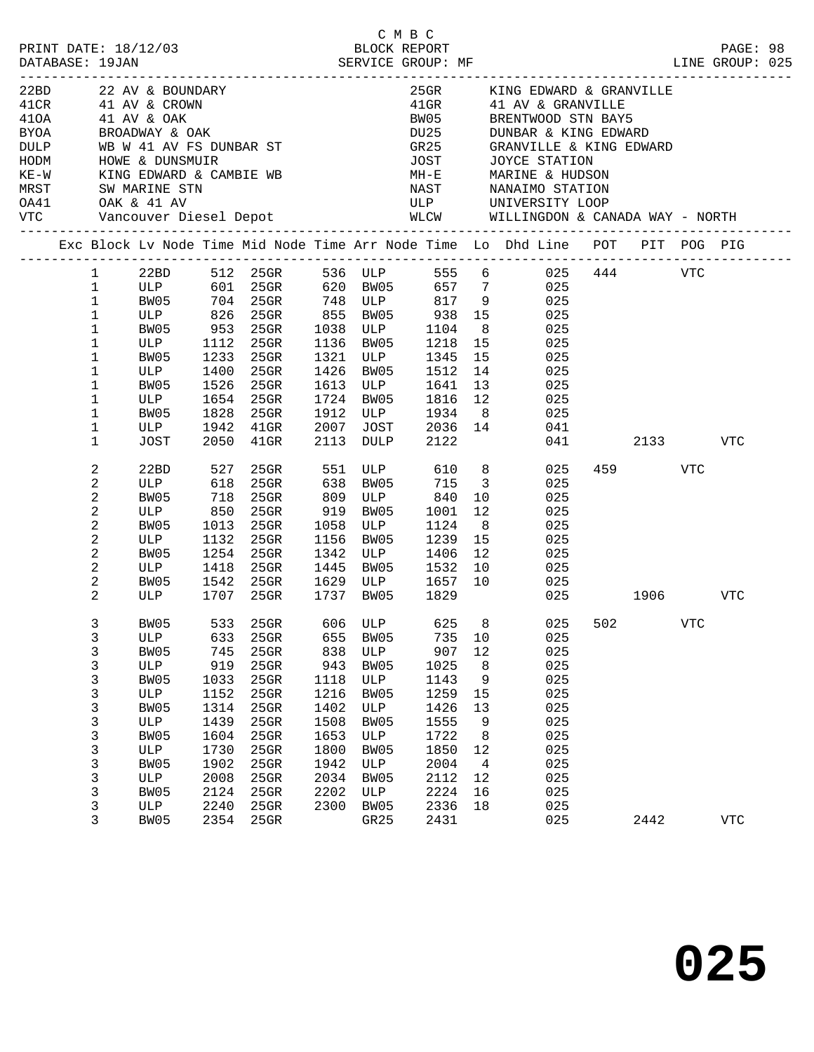C M B C
PRINT DATE: 18/12/03 BLOCK REPORT
DATABASE: 19JAN SERVICE GROUP: MF LINE GROUP: 025

| Code | Location | Code | Location |
|---|---|---|---|
| 22BD | 22 AV & BOUNDARY | 25GR | KING EDWARD & GRANVILLE |
| 41CR | 41 AV & CROWN | 41GR | 41 AV & GRANVILLE |
| 41OA | 41 AV & OAK | BW05 | BRENTWOOD STN BAY5 |
| BYOA | BROADWAY & OAK | DU25 | DUNBAR & KING EDWARD |
| DULP | WB W 41 AV FS DUNBAR ST | GR25 | GRANVILLE & KING EDWARD |
| HODM | HOWE & DUNSMUIR | JOST | JOYCE STATION |
| KE-W | KING EDWARD & CAMBIE WB | MH-E | MARINE & HUDSON |
| MRST | SW MARINE STN | NAST | NANAIMO STATION |
| OA41 | OAK & 41 AV | ULP | UNIVERSITY LOOP |
| VTC | Vancouver Diesel Depot | WLCW | WILLINGDON & CANADA WAY - NORTH |

| Exc | Block | Lv Node | Time | Mid Node | Time | Arr Node | Time | Lo | Dhd Line | POT | PIT | POG | PIG |
|---|---|---|---|---|---|---|---|---|---|---|---|---|---|
| | 1 | 22BD | 512 | 25GR | 536 | ULP | 555 | 6 | 025 | 444 | | VTC | |
| | 1 | ULP | 601 | 25GR | 620 | BW05 | 657 | 7 | 025 | | | | |
| | 1 | BW05 | 704 | 25GR | 748 | ULP | 817 | 9 | 025 | | | | |
| | 1 | ULP | 826 | 25GR | 855 | BW05 | 938 | 15 | 025 | | | | |
| | 1 | BW05 | 953 | 25GR | 1038 | ULP | 1104 | 8 | 025 | | | | |
| | 1 | ULP | 1112 | 25GR | 1136 | BW05 | 1218 | 15 | 025 | | | | |
| | 1 | BW05 | 1233 | 25GR | 1321 | ULP | 1345 | 15 | 025 | | | | |
| | 1 | ULP | 1400 | 25GR | 1426 | BW05 | 1512 | 14 | 025 | | | | |
| | 1 | BW05 | 1526 | 25GR | 1613 | ULP | 1641 | 13 | 025 | | | | |
| | 1 | ULP | 1654 | 25GR | 1724 | BW05 | 1816 | 12 | 025 | | | | |
| | 1 | BW05 | 1828 | 25GR | 1912 | ULP | 1934 | 8 | 025 | | | | |
| | 1 | ULP | 1942 | 41GR | 2007 | JOST | 2036 | 14 | 041 | | | | |
| | 1 | JOST | 2050 | 41GR | 2113 | DULP | 2122 | | 041 | | 2133 | | VTC |
| | 2 | 22BD | 527 | 25GR | 551 | ULP | 610 | 8 | 025 | 459 | | VTC | |
| | 2 | ULP | 618 | 25GR | 638 | BW05 | 715 | 3 | 025 | | | | |
| | 2 | BW05 | 718 | 25GR | 809 | ULP | 840 | 10 | 025 | | | | |
| | 2 | ULP | 850 | 25GR | 919 | BW05 | 1001 | 12 | 025 | | | | |
| | 2 | BW05 | 1013 | 25GR | 1058 | ULP | 1124 | 8 | 025 | | | | |
| | 2 | ULP | 1132 | 25GR | 1156 | BW05 | 1239 | 15 | 025 | | | | |
| | 2 | BW05 | 1254 | 25GR | 1342 | ULP | 1406 | 12 | 025 | | | | |
| | 2 | ULP | 1418 | 25GR | 1445 | BW05 | 1532 | 10 | 025 | | | | |
| | 2 | BW05 | 1542 | 25GR | 1629 | ULP | 1657 | 10 | 025 | | | | |
| | 2 | ULP | 1707 | 25GR | 1737 | BW05 | 1829 | | 025 | | 1906 | | VTC |
| | 3 | BW05 | 533 | 25GR | 606 | ULP | 625 | 8 | 025 | 502 | | VTC | |
| | 3 | ULP | 633 | 25GR | 655 | BW05 | 735 | 10 | 025 | | | | |
| | 3 | BW05 | 745 | 25GR | 838 | ULP | 907 | 12 | 025 | | | | |
| | 3 | ULP | 919 | 25GR | 943 | BW05 | 1025 | 8 | 025 | | | | |
| | 3 | BW05 | 1033 | 25GR | 1118 | ULP | 1143 | 9 | 025 | | | | |
| | 3 | ULP | 1152 | 25GR | 1216 | BW05 | 1259 | 15 | 025 | | | | |
| | 3 | BW05 | 1314 | 25GR | 1402 | ULP | 1426 | 13 | 025 | | | | |
| | 3 | ULP | 1439 | 25GR | 1508 | BW05 | 1555 | 9 | 025 | | | | |
| | 3 | BW05 | 1604 | 25GR | 1653 | ULP | 1722 | 8 | 025 | | | | |
| | 3 | ULP | 1730 | 25GR | 1800 | BW05 | 1850 | 12 | 025 | | | | |
| | 3 | BW05 | 1902 | 25GR | 1942 | ULP | 2004 | 4 | 025 | | | | |
| | 3 | ULP | 2008 | 25GR | 2034 | BW05 | 2112 | 12 | 025 | | | | |
| | 3 | BW05 | 2124 | 25GR | 2202 | ULP | 2224 | 16 | 025 | | | | |
| | 3 | ULP | 2240 | 25GR | 2300 | BW05 | 2336 | 18 | 025 | | | | |
| | 3 | BW05 | 2354 | 25GR | | GR25 | 2431 | | 025 | | 2442 | | VTC |

# 025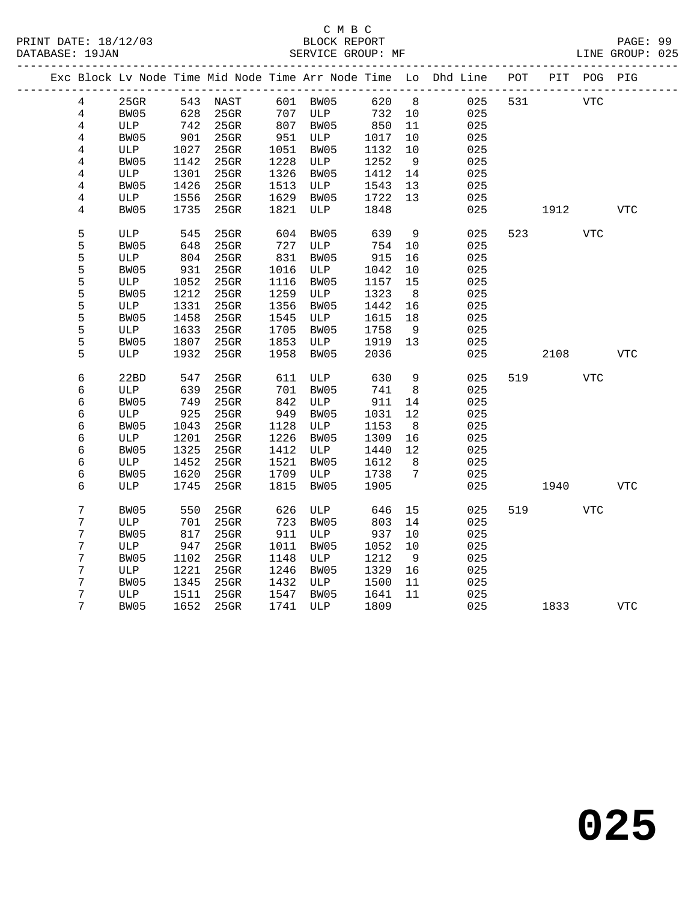C M B C
PRINT DATE: 18/12/03 BLOCK REPORT
DATABASE: 19JAN SERVICE GROUP: MF LINE GROUP: 025

| Exc | Block | Lv Node | Time | Mid Node | Time | Arr Node | Time | Lo | Dhd Line | POT | PIT | POG | PIG |
|---|---|---|---|---|---|---|---|---|---|---|---|---|---|
| | 4 | 25GR | 543 | NAST | 601 | BW05 | 620 | 8 | 025 | 531 | | VTC | |
| | 4 | BW05 | 628 | 25GR | 707 | ULP | 732 | 10 | 025 | | | | |
| | 4 | ULP | 742 | 25GR | 807 | BW05 | 850 | 11 | 025 | | | | |
| | 4 | BW05 | 901 | 25GR | 951 | ULP | 1017 | 10 | 025 | | | | |
| | 4 | ULP | 1027 | 25GR | 1051 | BW05 | 1132 | 10 | 025 | | | | |
| | 4 | BW05 | 1142 | 25GR | 1228 | ULP | 1252 | 9 | 025 | | | | |
| | 4 | ULP | 1301 | 25GR | 1326 | BW05 | 1412 | 14 | 025 | | | | |
| | 4 | BW05 | 1426 | 25GR | 1513 | ULP | 1543 | 13 | 025 | | | | |
| | 4 | ULP | 1556 | 25GR | 1629 | BW05 | 1722 | 13 | 025 | | | | |
| | 4 | BW05 | 1735 | 25GR | 1821 | ULP | 1848 | | 025 | | 1912 | | VTC |
| | 5 | ULP | 545 | 25GR | 604 | BW05 | 639 | 9 | 025 | 523 | | VTC | |
| | 5 | BW05 | 648 | 25GR | 727 | ULP | 754 | 10 | 025 | | | | |
| | 5 | ULP | 804 | 25GR | 831 | BW05 | 915 | 16 | 025 | | | | |
| | 5 | BW05 | 931 | 25GR | 1016 | ULP | 1042 | 10 | 025 | | | | |
| | 5 | ULP | 1052 | 25GR | 1116 | BW05 | 1157 | 15 | 025 | | | | |
| | 5 | BW05 | 1212 | 25GR | 1259 | ULP | 1323 | 8 | 025 | | | | |
| | 5 | ULP | 1331 | 25GR | 1356 | BW05 | 1442 | 16 | 025 | | | | |
| | 5 | BW05 | 1458 | 25GR | 1545 | ULP | 1615 | 18 | 025 | | | | |
| | 5 | ULP | 1633 | 25GR | 1705 | BW05 | 1758 | 9 | 025 | | | | |
| | 5 | BW05 | 1807 | 25GR | 1853 | ULP | 1919 | 13 | 025 | | | | |
| | 5 | ULP | 1932 | 25GR | 1958 | BW05 | 2036 | | 025 | | 2108 | | VTC |
| | 6 | 22BD | 547 | 25GR | 611 | ULP | 630 | 9 | 025 | 519 | | VTC | |
| | 6 | ULP | 639 | 25GR | 701 | BW05 | 741 | 8 | 025 | | | | |
| | 6 | BW05 | 749 | 25GR | 842 | ULP | 911 | 14 | 025 | | | | |
| | 6 | ULP | 925 | 25GR | 949 | BW05 | 1031 | 12 | 025 | | | | |
| | 6 | BW05 | 1043 | 25GR | 1128 | ULP | 1153 | 8 | 025 | | | | |
| | 6 | ULP | 1201 | 25GR | 1226 | BW05 | 1309 | 16 | 025 | | | | |
| | 6 | BW05 | 1325 | 25GR | 1412 | ULP | 1440 | 12 | 025 | | | | |
| | 6 | ULP | 1452 | 25GR | 1521 | BW05 | 1612 | 8 | 025 | | | | |
| | 6 | BW05 | 1620 | 25GR | 1709 | ULP | 1738 | 7 | 025 | | | | |
| | 6 | ULP | 1745 | 25GR | 1815 | BW05 | 1905 | | 025 | | 1940 | | VTC |
| | 7 | BW05 | 550 | 25GR | 626 | ULP | 646 | 15 | 025 | 519 | | VTC | |
| | 7 | ULP | 701 | 25GR | 723 | BW05 | 803 | 14 | 025 | | | | |
| | 7 | BW05 | 817 | 25GR | 911 | ULP | 937 | 10 | 025 | | | | |
| | 7 | ULP | 947 | 25GR | 1011 | BW05 | 1052 | 10 | 025 | | | | |
| | 7 | BW05 | 1102 | 25GR | 1148 | ULP | 1212 | 9 | 025 | | | | |
| | 7 | ULP | 1221 | 25GR | 1246 | BW05 | 1329 | 16 | 025 | | | | |
| | 7 | BW05 | 1345 | 25GR | 1432 | ULP | 1500 | 11 | 025 | | | | |
| | 7 | ULP | 1511 | 25GR | 1547 | BW05 | 1641 | 11 | 025 | | | | |
| | 7 | BW05 | 1652 | 25GR | 1741 | ULP | 1809 | | 025 | | 1833 | | VTC |

**025**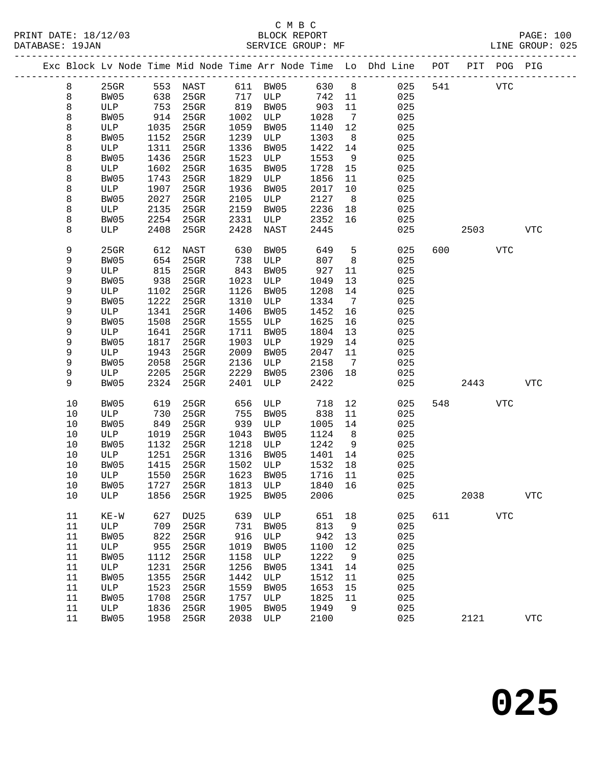C M B C
BLOCK REPORT
SERVICE GROUP: MF

PRINT DATE: 18/12/03
DATABASE: 19JAN

LINE GROUP: 025

| Exc | Block | Lv Node | Time | Mid Node | Time | Arr Node | Time | Lo | Dhd Line | POT | PIT | POG | PIG |
|---|---|---|---|---|---|---|---|---|---|---|---|---|---|
| | 8 | 25GR | 553 | NAST | 611 | BW05 | 630 | 8 | 025 | 541 | | VTC | |
| | 8 | BW05 | 638 | 25GR | 717 | ULP | 742 | 11 | 025 | | | | |
| | 8 | ULP | 753 | 25GR | 819 | BW05 | 903 | 11 | 025 | | | | |
| | 8 | BW05 | 914 | 25GR | 1002 | ULP | 1028 | 7 | 025 | | | | |
| | 8 | ULP | 1035 | 25GR | 1059 | BW05 | 1140 | 12 | 025 | | | | |
| | 8 | BW05 | 1152 | 25GR | 1239 | ULP | 1303 | 8 | 025 | | | | |
| | 8 | ULP | 1311 | 25GR | 1336 | BW05 | 1422 | 14 | 025 | | | | |
| | 8 | BW05 | 1436 | 25GR | 1523 | ULP | 1553 | 9 | 025 | | | | |
| | 8 | ULP | 1602 | 25GR | 1635 | BW05 | 1728 | 15 | 025 | | | | |
| | 8 | BW05 | 1743 | 25GR | 1829 | ULP | 1856 | 11 | 025 | | | | |
| | 8 | ULP | 1907 | 25GR | 1936 | BW05 | 2017 | 10 | 025 | | | | |
| | 8 | BW05 | 2027 | 25GR | 2105 | ULP | 2127 | 8 | 025 | | | | |
| | 8 | ULP | 2135 | 25GR | 2159 | BW05 | 2236 | 18 | 025 | | | | |
| | 8 | BW05 | 2254 | 25GR | 2331 | ULP | 2352 | 16 | 025 | | | | |
| | 8 | ULP | 2408 | 25GR | 2428 | NAST | 2445 | | 025 | | 2503 | | VTC |
| | 9 | 25GR | 612 | NAST | 630 | BW05 | 649 | 5 | 025 | 600 | | VTC | |
| | 9 | BW05 | 654 | 25GR | 738 | ULP | 807 | 8 | 025 | | | | |
| | 9 | ULP | 815 | 25GR | 843 | BW05 | 927 | 11 | 025 | | | | |
| | 9 | BW05 | 938 | 25GR | 1023 | ULP | 1049 | 13 | 025 | | | | |
| | 9 | ULP | 1102 | 25GR | 1126 | BW05 | 1208 | 14 | 025 | | | | |
| | 9 | BW05 | 1222 | 25GR | 1310 | ULP | 1334 | 7 | 025 | | | | |
| | 9 | ULP | 1341 | 25GR | 1406 | BW05 | 1452 | 16 | 025 | | | | |
| | 9 | BW05 | 1508 | 25GR | 1555 | ULP | 1625 | 16 | 025 | | | | |
| | 9 | ULP | 1641 | 25GR | 1711 | BW05 | 1804 | 13 | 025 | | | | |
| | 9 | BW05 | 1817 | 25GR | 1903 | ULP | 1929 | 14 | 025 | | | | |
| | 9 | ULP | 1943 | 25GR | 2009 | BW05 | 2047 | 11 | 025 | | | | |
| | 9 | BW05 | 2058 | 25GR | 2136 | ULP | 2158 | 7 | 025 | | | | |
| | 9 | ULP | 2205 | 25GR | 2229 | BW05 | 2306 | 18 | 025 | | | | |
| | 9 | BW05 | 2324 | 25GR | 2401 | ULP | 2422 | | 025 | | 2443 | | VTC |
| | 10 | BW05 | 619 | 25GR | 656 | ULP | 718 | 12 | 025 | 548 | | VTC | |
| | 10 | ULP | 730 | 25GR | 755 | BW05 | 838 | 11 | 025 | | | | |
| | 10 | BW05 | 849 | 25GR | 939 | ULP | 1005 | 14 | 025 | | | | |
| | 10 | ULP | 1019 | 25GR | 1043 | BW05 | 1124 | 8 | 025 | | | | |
| | 10 | BW05 | 1132 | 25GR | 1218 | ULP | 1242 | 9 | 025 | | | | |
| | 10 | ULP | 1251 | 25GR | 1316 | BW05 | 1401 | 14 | 025 | | | | |
| | 10 | BW05 | 1415 | 25GR | 1502 | ULP | 1532 | 18 | 025 | | | | |
| | 10 | ULP | 1550 | 25GR | 1623 | BW05 | 1716 | 11 | 025 | | | | |
| | 10 | BW05 | 1727 | 25GR | 1813 | ULP | 1840 | 16 | 025 | | | | |
| | 10 | ULP | 1856 | 25GR | 1925 | BW05 | 2006 | | 025 | | 2038 | | VTC |
| | 11 | KE-W | 627 | DU25 | 639 | ULP | 651 | 18 | 025 | 611 | | VTC | |
| | 11 | ULP | 709 | 25GR | 731 | BW05 | 813 | 9 | 025 | | | | |
| | 11 | BW05 | 822 | 25GR | 916 | ULP | 942 | 13 | 025 | | | | |
| | 11 | ULP | 955 | 25GR | 1019 | BW05 | 1100 | 12 | 025 | | | | |
| | 11 | BW05 | 1112 | 25GR | 1158 | ULP | 1222 | 9 | 025 | | | | |
| | 11 | ULP | 1231 | 25GR | 1256 | BW05 | 1341 | 14 | 025 | | | | |
| | 11 | BW05 | 1355 | 25GR | 1442 | ULP | 1512 | 11 | 025 | | | | |
| | 11 | ULP | 1523 | 25GR | 1559 | BW05 | 1653 | 15 | 025 | | | | |
| | 11 | BW05 | 1708 | 25GR | 1757 | ULP | 1825 | 11 | 025 | | | | |
| | 11 | ULP | 1836 | 25GR | 1905 | BW05 | 1949 | 9 | 025 | | | | |
| | 11 | BW05 | 1958 | 25GR | 2038 | ULP | 2100 | | 025 | | 2121 | | VTC |

**025**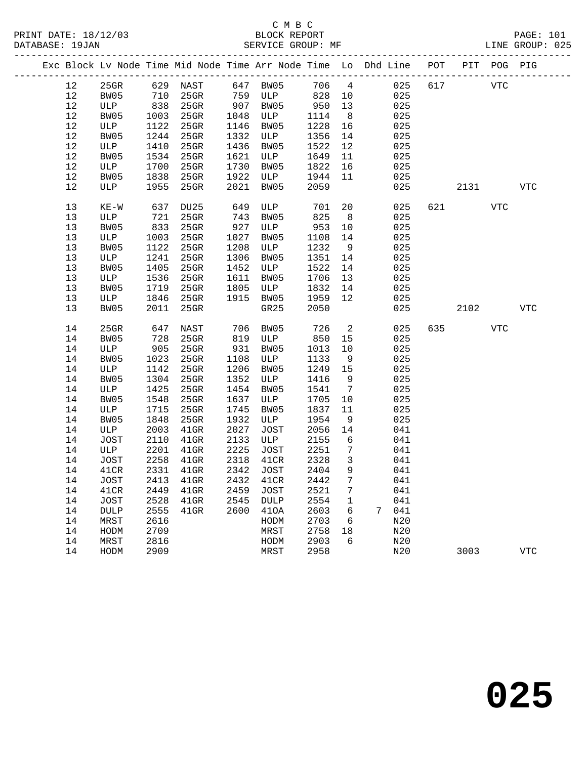C M B C

PRINT DATE: 18/12/03 BLOCK REPORT

DATABASE: 19JAN SERVICE GROUP: MF LINE GROUP: 025

| Exc | Block | Lv | Node | Time | Mid Node | Time | Arr Node | Time | Lo | Dhd | Line | POT | PIT | POG | PIG |
|---|---|---|---|---|---|---|---|---|---|---|---|---|---|---|---|
| | 12 | | 25GR | 629 | NAST | 647 | BW05 | 706 | 4 | | 025 | 617 | | VTC | |
| | 12 | | BW05 | 710 | 25GR | 759 | ULP | 828 | 10 | | 025 | | | | |
| | 12 | | ULP | 838 | 25GR | 907 | BW05 | 950 | 13 | | 025 | | | | |
| | 12 | | BW05 | 1003 | 25GR | 1048 | ULP | 1114 | 8 | | 025 | | | | |
| | 12 | | ULP | 1122 | 25GR | 1146 | BW05 | 1228 | 16 | | 025 | | | | |
| | 12 | | BW05 | 1244 | 25GR | 1332 | ULP | 1356 | 14 | | 025 | | | | |
| | 12 | | ULP | 1410 | 25GR | 1436 | BW05 | 1522 | 12 | | 025 | | | | |
| | 12 | | BW05 | 1534 | 25GR | 1621 | ULP | 1649 | 11 | | 025 | | | | |
| | 12 | | ULP | 1700 | 25GR | 1730 | BW05 | 1822 | 16 | | 025 | | | | |
| | 12 | | BW05 | 1838 | 25GR | 1922 | ULP | 1944 | 11 | | 025 | | | | |
| | 12 | | ULP | 1955 | 25GR | 2021 | BW05 | 2059 | | | 025 | | 2131 | | VTC |
| | 13 | | KE-W | 637 | DU25 | 649 | ULP | 701 | 20 | | 025 | 621 | | VTC | |
| | 13 | | ULP | 721 | 25GR | 743 | BW05 | 825 | 8 | | 025 | | | | |
| | 13 | | BW05 | 833 | 25GR | 927 | ULP | 953 | 10 | | 025 | | | | |
| | 13 | | ULP | 1003 | 25GR | 1027 | BW05 | 1108 | 14 | | 025 | | | | |
| | 13 | | BW05 | 1122 | 25GR | 1208 | ULP | 1232 | 9 | | 025 | | | | |
| | 13 | | ULP | 1241 | 25GR | 1306 | BW05 | 1351 | 14 | | 025 | | | | |
| | 13 | | BW05 | 1405 | 25GR | 1452 | ULP | 1522 | 14 | | 025 | | | | |
| | 13 | | ULP | 1536 | 25GR | 1611 | BW05 | 1706 | 13 | | 025 | | | | |
| | 13 | | BW05 | 1719 | 25GR | 1805 | ULP | 1832 | 14 | | 025 | | | | |
| | 13 | | ULP | 1846 | 25GR | 1915 | BW05 | 1959 | 12 | | 025 | | | | |
| | 13 | | BW05 | 2011 | 25GR | | GR25 | 2050 | | | 025 | | 2102 | | VTC |
| | 14 | | 25GR | 647 | NAST | 706 | BW05 | 726 | 2 | | 025 | 635 | | VTC | |
| | 14 | | BW05 | 728 | 25GR | 819 | ULP | 850 | 15 | | 025 | | | | |
| | 14 | | ULP | 905 | 25GR | 931 | BW05 | 1013 | 10 | | 025 | | | | |
| | 14 | | BW05 | 1023 | 25GR | 1108 | ULP | 1133 | 9 | | 025 | | | | |
| | 14 | | ULP | 1142 | 25GR | 1206 | BW05 | 1249 | 15 | | 025 | | | | |
| | 14 | | BW05 | 1304 | 25GR | 1352 | ULP | 1416 | 9 | | 025 | | | | |
| | 14 | | ULP | 1425 | 25GR | 1454 | BW05 | 1541 | 7 | | 025 | | | | |
| | 14 | | BW05 | 1548 | 25GR | 1637 | ULP | 1705 | 10 | | 025 | | | | |
| | 14 | | ULP | 1715 | 25GR | 1745 | BW05 | 1837 | 11 | | 025 | | | | |
| | 14 | | BW05 | 1848 | 25GR | 1932 | ULP | 1954 | 9 | | 025 | | | | |
| | 14 | | ULP | 2003 | 41GR | 2027 | JOST | 2056 | 14 | | 041 | | | | |
| | 14 | | JOST | 2110 | 41GR | 2133 | ULP | 2155 | 6 | | 041 | | | | |
| | 14 | | ULP | 2201 | 41GR | 2225 | JOST | 2251 | 7 | | 041 | | | | |
| | 14 | | JOST | 2258 | 41GR | 2318 | 41CR | 2328 | 3 | | 041 | | | | |
| | 14 | | 41CR | 2331 | 41GR | 2342 | JOST | 2404 | 9 | | 041 | | | | |
| | 14 | | JOST | 2413 | 41GR | 2432 | 41CR | 2442 | 7 | | 041 | | | | |
| | 14 | | 41CR | 2449 | 41GR | 2459 | JOST | 2521 | 7 | | 041 | | | | |
| | 14 | | JOST | 2528 | 41GR | 2545 | DULP | 2554 | 1 | | 041 | | | | |
| | 14 | | DULP | 2555 | 41GR | 2600 | 41OA | 2603 | 6 | 7 | 041 | | | | |
| | 14 | | MRST | 2616 | | | HODM | 2703 | 6 | | N20 | | | | |
| | 14 | | HODM | 2709 | | | MRST | 2758 | 18 | | N20 | | | | |
| | 14 | | MRST | 2816 | | | HODM | 2903 | 6 | | N20 | | | | |
| | 14 | | HODM | 2909 | | | MRST | 2958 | | | N20 | | 3003 | | VTC |

# 025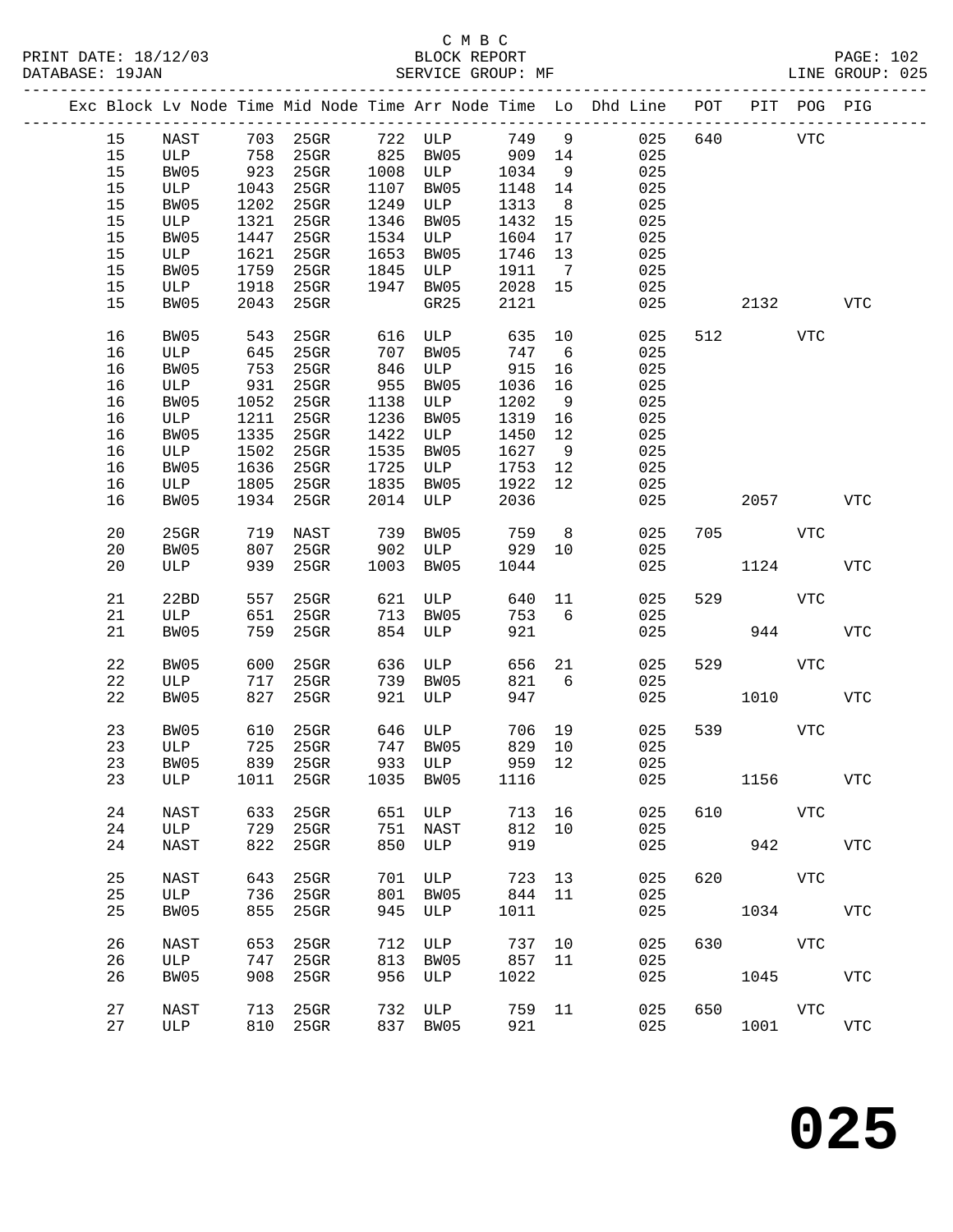C M B C

PRINT DATE: 18/12/03 BLOCK REPORT PAGE: 102
DATABASE: 19JAN SERVICE GROUP: MF LINE GROUP: 025

| Exc | Block | Lv Node | Time | Mid Node | Time | Arr Node | Time | Lo | Dhd Line | POT | PIT | POG | PIG |
|---|---|---|---|---|---|---|---|---|---|---|---|---|---|
| | 15 | NAST | 703 | 25GR | 722 | ULP | 749 | 9 | 025 | 640 | | VTC | |
| | 15 | ULP | 758 | 25GR | 825 | BW05 | 909 | 14 | 025 | | | | |
| | 15 | BW05 | 923 | 25GR | 1008 | ULP | 1034 | 9 | 025 | | | | |
| | 15 | ULP | 1043 | 25GR | 1107 | BW05 | 1148 | 14 | 025 | | | | |
| | 15 | BW05 | 1202 | 25GR | 1249 | ULP | 1313 | 8 | 025 | | | | |
| | 15 | ULP | 1321 | 25GR | 1346 | BW05 | 1432 | 15 | 025 | | | | |
| | 15 | BW05 | 1447 | 25GR | 1534 | ULP | 1604 | 17 | 025 | | | | |
| | 15 | ULP | 1621 | 25GR | 1653 | BW05 | 1746 | 13 | 025 | | | | |
| | 15 | BW05 | 1759 | 25GR | 1845 | ULP | 1911 | 7 | 025 | | | | |
| | 15 | ULP | 1918 | 25GR | 1947 | BW05 | 2028 | 15 | 025 | | | | |
| | 15 | BW05 | 2043 | 25GR | | GR25 | 2121 | | 025 | | 2132 | | VTC |
| | 16 | BW05 | 543 | 25GR | 616 | ULP | 635 | 10 | 025 | 512 | | VTC | |
| | 16 | ULP | 645 | 25GR | 707 | BW05 | 747 | 6 | 025 | | | | |
| | 16 | BW05 | 753 | 25GR | 846 | ULP | 915 | 16 | 025 | | | | |
| | 16 | ULP | 931 | 25GR | 955 | BW05 | 1036 | 16 | 025 | | | | |
| | 16 | BW05 | 1052 | 25GR | 1138 | ULP | 1202 | 9 | 025 | | | | |
| | 16 | ULP | 1211 | 25GR | 1236 | BW05 | 1319 | 16 | 025 | | | | |
| | 16 | BW05 | 1335 | 25GR | 1422 | ULP | 1450 | 12 | 025 | | | | |
| | 16 | ULP | 1502 | 25GR | 1535 | BW05 | 1627 | 9 | 025 | | | | |
| | 16 | BW05 | 1636 | 25GR | 1725 | ULP | 1753 | 12 | 025 | | | | |
| | 16 | ULP | 1805 | 25GR | 1835 | BW05 | 1922 | 12 | 025 | | | | |
| | 16 | BW05 | 1934 | 25GR | 2014 | ULP | 2036 | | 025 | | 2057 | | VTC |
| | 20 | 25GR | 719 | NAST | 739 | BW05 | 759 | 8 | 025 | 705 | | VTC | |
| | 20 | BW05 | 807 | 25GR | 902 | ULP | 929 | 10 | 025 | | | | |
| | 20 | ULP | 939 | 25GR | 1003 | BW05 | 1044 | | 025 | | 1124 | | VTC |
| | 21 | 22BD | 557 | 25GR | 621 | ULP | 640 | 11 | 025 | 529 | | VTC | |
| | 21 | ULP | 651 | 25GR | 713 | BW05 | 753 | 6 | 025 | | | | |
| | 21 | BW05 | 759 | 25GR | 854 | ULP | 921 | | 025 | | 944 | | VTC |
| | 22 | BW05 | 600 | 25GR | 636 | ULP | 656 | 21 | 025 | 529 | | VTC | |
| | 22 | ULP | 717 | 25GR | 739 | BW05 | 821 | 6 | 025 | | | | |
| | 22 | BW05 | 827 | 25GR | 921 | ULP | 947 | | 025 | | 1010 | | VTC |
| | 23 | BW05 | 610 | 25GR | 646 | ULP | 706 | 19 | 025 | 539 | | VTC | |
| | 23 | ULP | 725 | 25GR | 747 | BW05 | 829 | 10 | 025 | | | | |
| | 23 | BW05 | 839 | 25GR | 933 | ULP | 959 | 12 | 025 | | | | |
| | 23 | ULP | 1011 | 25GR | 1035 | BW05 | 1116 | | 025 | | 1156 | | VTC |
| | 24 | NAST | 633 | 25GR | 651 | ULP | 713 | 16 | 025 | 610 | | VTC | |
| | 24 | ULP | 729 | 25GR | 751 | NAST | 812 | 10 | 025 | | | | |
| | 24 | NAST | 822 | 25GR | 850 | ULP | 919 | | 025 | | 942 | | VTC |
| | 25 | NAST | 643 | 25GR | 701 | ULP | 723 | 13 | 025 | 620 | | VTC | |
| | 25 | ULP | 736 | 25GR | 801 | BW05 | 844 | 11 | 025 | | | | |
| | 25 | BW05 | 855 | 25GR | 945 | ULP | 1011 | | 025 | | 1034 | | VTC |
| | 26 | NAST | 653 | 25GR | 712 | ULP | 737 | 10 | 025 | 630 | | VTC | |
| | 26 | ULP | 747 | 25GR | 813 | BW05 | 857 | 11 | 025 | | | | |
| | 26 | BW05 | 908 | 25GR | 956 | ULP | 1022 | | 025 | | 1045 | | VTC |
| | 27 | NAST | 713 | 25GR | 732 | ULP | 759 | 11 | 025 | 650 | | VTC | |
| | 27 | ULP | 810 | 25GR | 837 | BW05 | 921 | | 025 | | 1001 | | VTC |

# 025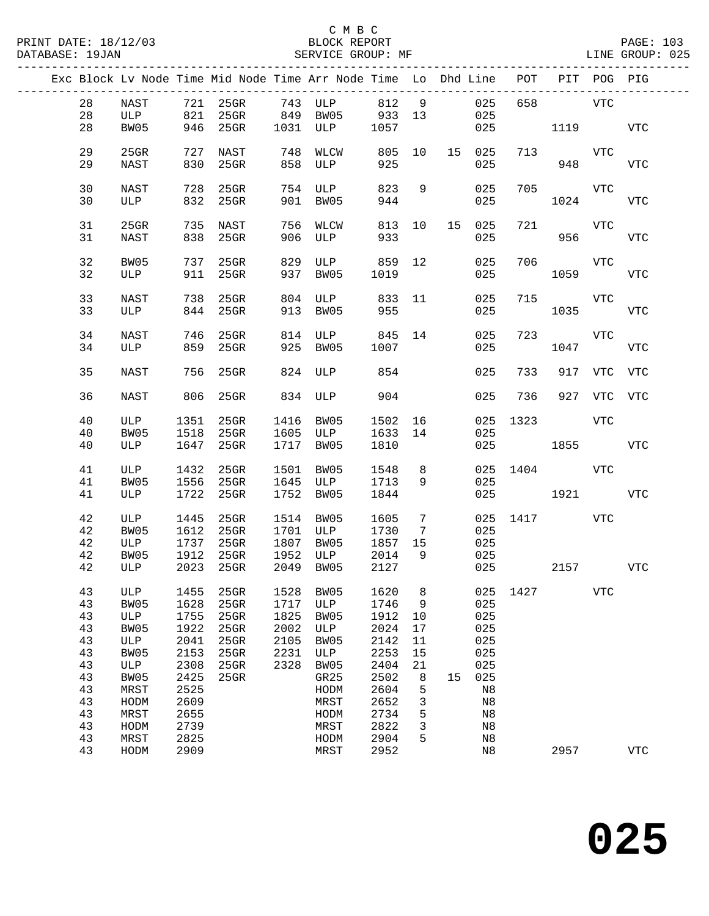C M B C
BLOCK REPORT
SERVICE GROUP: MF

PRINT DATE: 18/12/03
DATABASE: 19JAN
LINE GROUP: 025

| Exc | Block | Lv Node | Time | Mid Node | Time | Arr Node | Time | Lo | Dhd | Line | POT | PIT | POG | PIG |
|---|---|---|---|---|---|---|---|---|---|---|---|---|---|---|
| | 28 | NAST | 721 | 25GR | 743 | ULP | 812 | 9 | | 025 | 658 | | VTC | |
| | 28 | ULP | 821 | 25GR | 849 | BW05 | 933 | 13 | | 025 | | | | |
| | 28 | BW05 | 946 | 25GR | 1031 | ULP | 1057 | | | 025 | | 1119 | | VTC |
| | 29 | 25GR | 727 | NAST | 748 | WLCW | 805 | 10 | 15 | 025 | 713 | | VTC | |
| | 29 | NAST | 830 | 25GR | 858 | ULP | 925 | | | 025 | | 948 | | VTC |
| | 30 | NAST | 728 | 25GR | 754 | ULP | 823 | 9 | | 025 | 705 | | VTC | |
| | 30 | ULP | 832 | 25GR | 901 | BW05 | 944 | | | 025 | | 1024 | | VTC |
| | 31 | 25GR | 735 | NAST | 756 | WLCW | 813 | 10 | 15 | 025 | 721 | | VTC | |
| | 31 | NAST | 838 | 25GR | 906 | ULP | 933 | | | 025 | | 956 | | VTC |
| | 32 | BW05 | 737 | 25GR | 829 | ULP | 859 | 12 | | 025 | 706 | | VTC | |
| | 32 | ULP | 911 | 25GR | 937 | BW05 | 1019 | | | 025 | | 1059 | | VTC |
| | 33 | NAST | 738 | 25GR | 804 | ULP | 833 | 11 | | 025 | 715 | | VTC | |
| | 33 | ULP | 844 | 25GR | 913 | BW05 | 955 | | | 025 | | 1035 | | VTC |
| | 34 | NAST | 746 | 25GR | 814 | ULP | 845 | 14 | | 025 | 723 | | VTC | |
| | 34 | ULP | 859 | 25GR | 925 | BW05 | 1007 | | | 025 | | 1047 | | VTC |
| | 35 | NAST | 756 | 25GR | 824 | ULP | 854 | | | 025 | 733 | 917 | VTC | VTC |
| | 36 | NAST | 806 | 25GR | 834 | ULP | 904 | | | 025 | 736 | 927 | VTC | VTC |
| | 40 | ULP | 1351 | 25GR | 1416 | BW05 | 1502 | 16 | | 025 | 1323 | | VTC | |
| | 40 | BW05 | 1518 | 25GR | 1605 | ULP | 1633 | 14 | | 025 | | | | |
| | 40 | ULP | 1647 | 25GR | 1717 | BW05 | 1810 | | | 025 | | 1855 | | VTC |
| | 41 | ULP | 1432 | 25GR | 1501 | BW05 | 1548 | 8 | | 025 | 1404 | | VTC | |
| | 41 | BW05 | 1556 | 25GR | 1645 | ULP | 1713 | 9 | | 025 | | | | |
| | 41 | ULP | 1722 | 25GR | 1752 | BW05 | 1844 | | | 025 | | 1921 | | VTC |
| | 42 | ULP | 1445 | 25GR | 1514 | BW05 | 1605 | 7 | | 025 | 1417 | | VTC | |
| | 42 | BW05 | 1612 | 25GR | 1701 | ULP | 1730 | 7 | | 025 | | | | |
| | 42 | ULP | 1737 | 25GR | 1807 | BW05 | 1857 | 15 | | 025 | | | | |
| | 42 | BW05 | 1912 | 25GR | 1952 | ULP | 2014 | 9 | | 025 | | | | |
| | 42 | ULP | 2023 | 25GR | 2049 | BW05 | 2127 | | | 025 | | 2157 | | VTC |
| | 43 | ULP | 1455 | 25GR | 1528 | BW05 | 1620 | 8 | | 025 | 1427 | | VTC | |
| | 43 | BW05 | 1628 | 25GR | 1717 | ULP | 1746 | 9 | | 025 | | | | |
| | 43 | ULP | 1755 | 25GR | 1825 | BW05 | 1912 | 10 | | 025 | | | | |
| | 43 | BW05 | 1922 | 25GR | 2002 | ULP | 2024 | 17 | | 025 | | | | |
| | 43 | ULP | 2041 | 25GR | 2105 | BW05 | 2142 | 11 | | 025 | | | | |
| | 43 | BW05 | 2153 | 25GR | 2231 | ULP | 2253 | 15 | | 025 | | | | |
| | 43 | ULP | 2308 | 25GR | 2328 | BW05 | 2404 | 21 | | 025 | | | | |
| | 43 | BW05 | 2425 | 25GR | | GR25 | 2502 | 8 | 15 | 025 | | | | |
| | 43 | MRST | 2525 | | | HODM | 2604 | 5 | | N8 | | | | |
| | 43 | HODM | 2609 | | | MRST | 2652 | 3 | | N8 | | | | |
| | 43 | MRST | 2655 | | | HODM | 2734 | 5 | | N8 | | | | |
| | 43 | HODM | 2739 | | | MRST | 2822 | 3 | | N8 | | | | |
| | 43 | MRST | 2825 | | | HODM | 2904 | 5 | | N8 | | | | |
| | 43 | HODM | 2909 | | | MRST | 2952 | | | N8 | | 2957 | | VTC |

# 025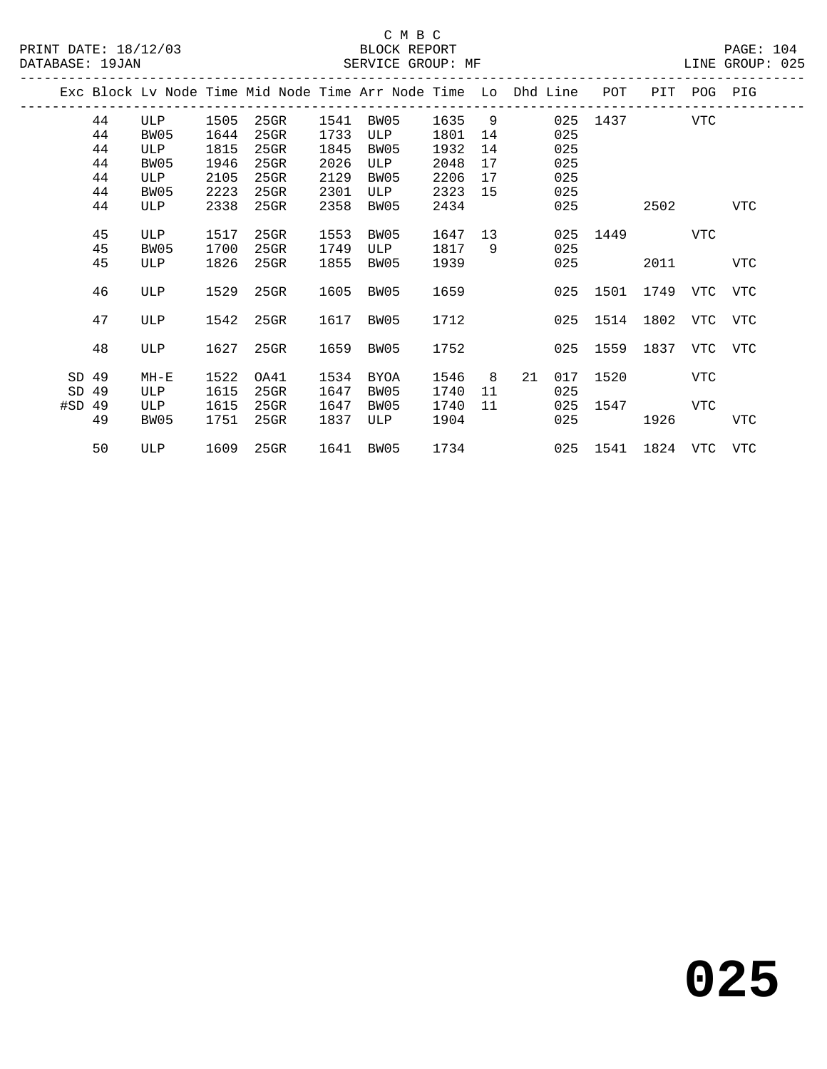C M B C
BLOCK REPORT
SERVICE GROUP: MF

PRINT DATE: 18/12/03
DATABASE: 19JAN
LINE GROUP: 025

| Exc | Block | Lv Node | Time | Mid Node | Time | Arr Node | Time | Lo | Dhd | Line | POT | PIT | POG | PIG |
|---|---|---|---|---|---|---|---|---|---|---|---|---|---|---|
| | 44 | ULP | 1505 | 25GR | 1541 | BW05 | 1635 | 9 | | 025 | 1437 | | VTC | |
| | 44 | BW05 | 1644 | 25GR | 1733 | ULP | 1801 | 14 | | 025 | | | | |
| | 44 | ULP | 1815 | 25GR | 1845 | BW05 | 1932 | 14 | | 025 | | | | |
| | 44 | BW05 | 1946 | 25GR | 2026 | ULP | 2048 | 17 | | 025 | | | | |
| | 44 | ULP | 2105 | 25GR | 2129 | BW05 | 2206 | 17 | | 025 | | | | |
| | 44 | BW05 | 2223 | 25GR | 2301 | ULP | 2323 | 15 | | 025 | | | | |
| | 44 | ULP | 2338 | 25GR | 2358 | BW05 | 2434 | | | 025 | | 2502 | | VTC |
| | 45 | ULP | 1517 | 25GR | 1553 | BW05 | 1647 | 13 | | 025 | 1449 | | VTC | |
| | 45 | BW05 | 1700 | 25GR | 1749 | ULP | 1817 | 9 | | 025 | | | | |
| | 45 | ULP | 1826 | 25GR | 1855 | BW05 | 1939 | | | 025 | | 2011 | | VTC |
| | 46 | ULP | 1529 | 25GR | 1605 | BW05 | 1659 | | | 025 | 1501 | 1749 | VTC | VTC |
| | 47 | ULP | 1542 | 25GR | 1617 | BW05 | 1712 | | | 025 | 1514 | 1802 | VTC | VTC |
| | 48 | ULP | 1627 | 25GR | 1659 | BW05 | 1752 | | | 025 | 1559 | 1837 | VTC | VTC |
| SD | 49 | MH-E | 1522 | OA41 | 1534 | BYOA | 1546 | 8 | 21 | 017 | 1520 | | VTC | |
| SD | 49 | ULP | 1615 | 25GR | 1647 | BW05 | 1740 | 11 | | 025 | | | | |
| #SD | 49 | ULP | 1615 | 25GR | 1647 | BW05 | 1740 | 11 | | 025 | 1547 | | VTC | |
| | 49 | BW05 | 1751 | 25GR | 1837 | ULP | 1904 | | | 025 | | 1926 | | VTC |
| | 50 | ULP | 1609 | 25GR | 1641 | BW05 | 1734 | | | 025 | 1541 | 1824 | VTC | VTC |

# 025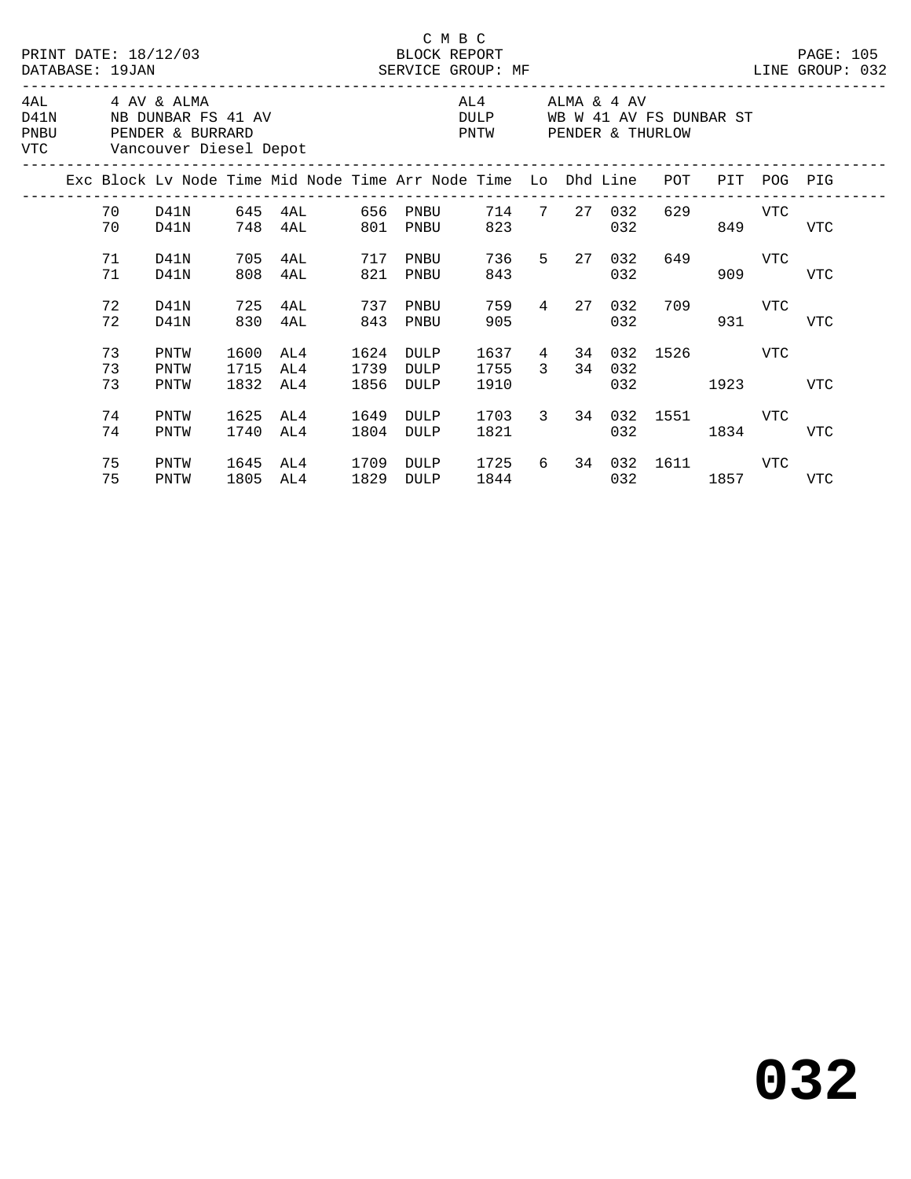C M B C

PRINT DATE: 18/12/03 BLOCK REPORT PAGE: 105
DATABASE: 19JAN SERVICE GROUP: MF LINE GROUP: 032

| | | | |
|---|---|---|---|
| 4AL | 4 AV & ALMA | AL4 | ALMA & 4 AV |
| D41N | NB DUNBAR FS 41 AV | DULP | WB W 41 AV FS DUNBAR ST |
| PNBU | PENDER & BURRARD | PNTW | PENDER & THURLOW |
| VTC | Vancouver Diesel Depot | | |

| Exc | Block | Lv Node | Time | Mid Node | Time | Arr Node | Time | Lo | Dhd | Line | POT | PIT | POG | PIG |
|---|---|---|---|---|---|---|---|---|---|---|---|---|---|---|
| | 70 | D41N | 645 | 4AL | 656 | PNBU | 714 | 7 | 27 | 032 | 629 | | VTC | |
| | 70 | D41N | 748 | 4AL | 801 | PNBU | 823 | | | 032 | | 849 | | VTC |
| | 71 | D41N | 705 | 4AL | 717 | PNBU | 736 | 5 | 27 | 032 | 649 | | VTC | |
| | 71 | D41N | 808 | 4AL | 821 | PNBU | 843 | | | 032 | | 909 | | VTC |
| | 72 | D41N | 725 | 4AL | 737 | PNBU | 759 | 4 | 27 | 032 | 709 | | VTC | |
| | 72 | D41N | 830 | 4AL | 843 | PNBU | 905 | | | 032 | | 931 | | VTC |
| | 73 | PNTW | 1600 | AL4 | 1624 | DULP | 1637 | 4 | 34 | 032 | 1526 | | VTC | |
| | 73 | PNTW | 1715 | AL4 | 1739 | DULP | 1755 | 3 | 34 | 032 | | | | |
| | 73 | PNTW | 1832 | AL4 | 1856 | DULP | 1910 | | | 032 | | 1923 | | VTC |
| | 74 | PNTW | 1625 | AL4 | 1649 | DULP | 1703 | 3 | 34 | 032 | 1551 | | VTC | |
| | 74 | PNTW | 1740 | AL4 | 1804 | DULP | 1821 | | | 032 | | 1834 | | VTC |
| | 75 | PNTW | 1645 | AL4 | 1709 | DULP | 1725 | 6 | 34 | 032 | 1611 | | VTC | |
| | 75 | PNTW | 1805 | AL4 | 1829 | DULP | 1844 | | | 032 | | 1857 | | VTC |

**032**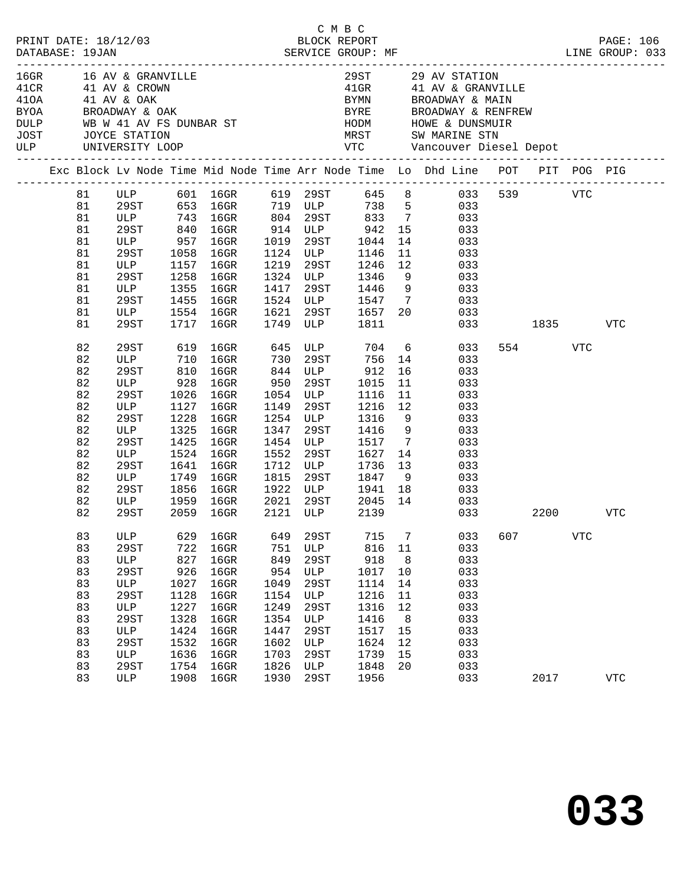C M B C
PRINT DATE: 18/12/03 BLOCK REPORT
DATABASE: 19JAN SERVICE GROUP: MF LINE GROUP: 033

| Code | Location | Code | Location |
|---|---|---|---|
| 16GR | 16 AV & GRANVILLE | 29ST | 29 AV STATION |
| 41CR | 41 AV & CROWN | 41GR | 41 AV & GRANVILLE |
| 41OA | 41 AV & OAK | BYMN | BROADWAY & MAIN |
| BYOA | BROADWAY & OAK | BYRE | BROADWAY & RENFREW |
| DULP | WB W 41 AV FS DUNBAR ST | HODM | HOWE & DUNSMUIR |
| JOST | JOYCE STATION | MRST | SW MARINE STN |
| ULP | UNIVERSITY LOOP | VTC | Vancouver Diesel Depot |

| Exc | Block | Lv Node | Time | Mid Node | Time | Arr Node | Time | Lo | Dhd Line | POT | PIT | POG | PIG |
|---|---|---|---|---|---|---|---|---|---|---|---|---|---|
| | 81 | ULP | 601 | 16GR | 619 | 29ST | 645 | 8 | 033 | 539 | | VTC | |
| | 81 | 29ST | 653 | 16GR | 719 | ULP | 738 | 5 | 033 | | | | |
| | 81 | ULP | 743 | 16GR | 804 | 29ST | 833 | 7 | 033 | | | | |
| | 81 | 29ST | 840 | 16GR | 914 | ULP | 942 | 15 | 033 | | | | |
| | 81 | ULP | 957 | 16GR | 1019 | 29ST | 1044 | 14 | 033 | | | | |
| | 81 | 29ST | 1058 | 16GR | 1124 | ULP | 1146 | 11 | 033 | | | | |
| | 81 | ULP | 1157 | 16GR | 1219 | 29ST | 1246 | 12 | 033 | | | | |
| | 81 | 29ST | 1258 | 16GR | 1324 | ULP | 1346 | 9 | 033 | | | | |
| | 81 | ULP | 1355 | 16GR | 1417 | 29ST | 1446 | 9 | 033 | | | | |
| | 81 | 29ST | 1455 | 16GR | 1524 | ULP | 1547 | 7 | 033 | | | | |
| | 81 | ULP | 1554 | 16GR | 1621 | 29ST | 1657 | 20 | 033 | | | | |
| | 81 | 29ST | 1717 | 16GR | 1749 | ULP | 1811 | | 033 | | 1835 | | VTC |
| | 82 | 29ST | 619 | 16GR | 645 | ULP | 704 | 6 | 033 | 554 | | VTC | |
| | 82 | ULP | 710 | 16GR | 730 | 29ST | 756 | 14 | 033 | | | | |
| | 82 | 29ST | 810 | 16GR | 844 | ULP | 912 | 16 | 033 | | | | |
| | 82 | ULP | 928 | 16GR | 950 | 29ST | 1015 | 11 | 033 | | | | |
| | 82 | 29ST | 1026 | 16GR | 1054 | ULP | 1116 | 11 | 033 | | | | |
| | 82 | ULP | 1127 | 16GR | 1149 | 29ST | 1216 | 12 | 033 | | | | |
| | 82 | 29ST | 1228 | 16GR | 1254 | ULP | 1316 | 9 | 033 | | | | |
| | 82 | ULP | 1325 | 16GR | 1347 | 29ST | 1416 | 9 | 033 | | | | |
| | 82 | 29ST | 1425 | 16GR | 1454 | ULP | 1517 | 7 | 033 | | | | |
| | 82 | ULP | 1524 | 16GR | 1552 | 29ST | 1627 | 14 | 033 | | | | |
| | 82 | 29ST | 1641 | 16GR | 1712 | ULP | 1736 | 13 | 033 | | | | |
| | 82 | ULP | 1749 | 16GR | 1815 | 29ST | 1847 | 9 | 033 | | | | |
| | 82 | 29ST | 1856 | 16GR | 1922 | ULP | 1941 | 18 | 033 | | | | |
| | 82 | ULP | 1959 | 16GR | 2021 | 29ST | 2045 | 14 | 033 | | | | |
| | 82 | 29ST | 2059 | 16GR | 2121 | ULP | 2139 | | 033 | | 2200 | | VTC |
| | 83 | ULP | 629 | 16GR | 649 | 29ST | 715 | 7 | 033 | 607 | | VTC | |
| | 83 | 29ST | 722 | 16GR | 751 | ULP | 816 | 11 | 033 | | | | |
| | 83 | ULP | 827 | 16GR | 849 | 29ST | 918 | 8 | 033 | | | | |
| | 83 | 29ST | 926 | 16GR | 954 | ULP | 1017 | 10 | 033 | | | | |
| | 83 | ULP | 1027 | 16GR | 1049 | 29ST | 1114 | 14 | 033 | | | | |
| | 83 | 29ST | 1128 | 16GR | 1154 | ULP | 1216 | 11 | 033 | | | | |
| | 83 | ULP | 1227 | 16GR | 1249 | 29ST | 1316 | 12 | 033 | | | | |
| | 83 | 29ST | 1328 | 16GR | 1354 | ULP | 1416 | 8 | 033 | | | | |
| | 83 | ULP | 1424 | 16GR | 1447 | 29ST | 1517 | 15 | 033 | | | | |
| | 83 | 29ST | 1532 | 16GR | 1602 | ULP | 1624 | 12 | 033 | | | | |
| | 83 | ULP | 1636 | 16GR | 1703 | 29ST | 1739 | 15 | 033 | | | | |
| | 83 | 29ST | 1754 | 16GR | 1826 | ULP | 1848 | 20 | 033 | | | | |
| | 83 | ULP | 1908 | 16GR | 1930 | 29ST | 1956 | | 033 | | 2017 | | VTC |

**033**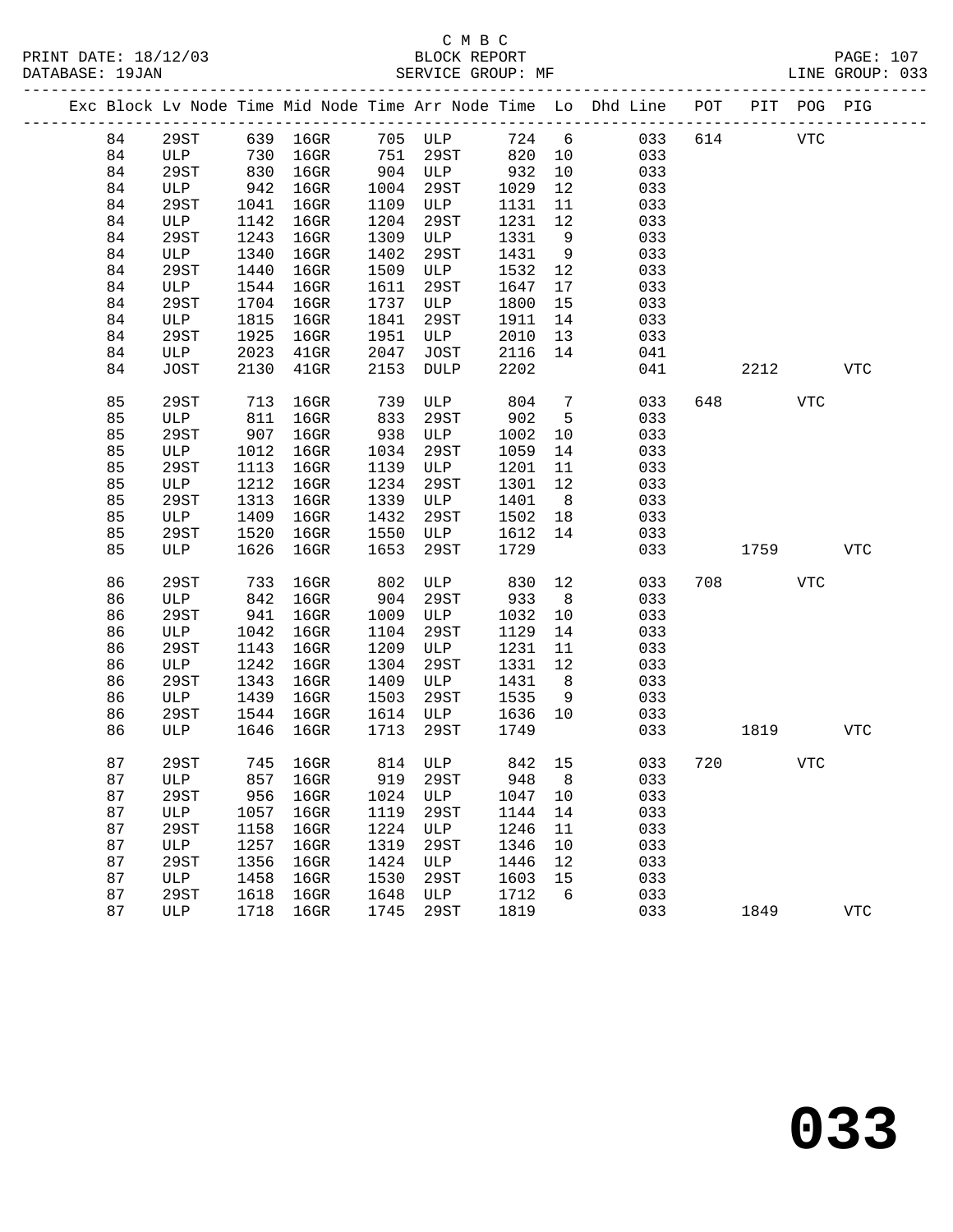C M B C
PRINT DATE: 18/12/03 BLOCK REPORT PAGE: 107
DATABASE: 19JAN SERVICE GROUP: MF LINE GROUP: 033

| Exc | Block | Lv Node | Time | Mid Node | Time | Arr Node | Time | Lo | Dhd Line | POT | PIT | POG | PIG |
|---|---|---|---|---|---|---|---|---|---|---|---|---|---|
| | 84 | 29ST | 639 | 16GR | 705 | ULP | 724 | 6 | 033 | 614 | | VTC | |
| | 84 | ULP | 730 | 16GR | 751 | 29ST | 820 | 10 | 033 | | | | |
| | 84 | 29ST | 830 | 16GR | 904 | ULP | 932 | 10 | 033 | | | | |
| | 84 | ULP | 942 | 16GR | 1004 | 29ST | 1029 | 12 | 033 | | | | |
| | 84 | 29ST | 1041 | 16GR | 1109 | ULP | 1131 | 11 | 033 | | | | |
| | 84 | ULP | 1142 | 16GR | 1204 | 29ST | 1231 | 12 | 033 | | | | |
| | 84 | 29ST | 1243 | 16GR | 1309 | ULP | 1331 | 9 | 033 | | | | |
| | 84 | ULP | 1340 | 16GR | 1402 | 29ST | 1431 | 9 | 033 | | | | |
| | 84 | 29ST | 1440 | 16GR | 1509 | ULP | 1532 | 12 | 033 | | | | |
| | 84 | ULP | 1544 | 16GR | 1611 | 29ST | 1647 | 17 | 033 | | | | |
| | 84 | 29ST | 1704 | 16GR | 1737 | ULP | 1800 | 15 | 033 | | | | |
| | 84 | ULP | 1815 | 16GR | 1841 | 29ST | 1911 | 14 | 033 | | | | |
| | 84 | 29ST | 1925 | 16GR | 1951 | ULP | 2010 | 13 | 033 | | | | |
| | 84 | ULP | 2023 | 41GR | 2047 | JOST | 2116 | 14 | 041 | | | | |
| | 84 | JOST | 2130 | 41GR | 2153 | DULP | 2202 | | 041 | | 2212 | | VTC |
| | 85 | 29ST | 713 | 16GR | 739 | ULP | 804 | 7 | 033 | 648 | | VTC | |
| | 85 | ULP | 811 | 16GR | 833 | 29ST | 902 | 5 | 033 | | | | |
| | 85 | 29ST | 907 | 16GR | 938 | ULP | 1002 | 10 | 033 | | | | |
| | 85 | ULP | 1012 | 16GR | 1034 | 29ST | 1059 | 14 | 033 | | | | |
| | 85 | 29ST | 1113 | 16GR | 1139 | ULP | 1201 | 11 | 033 | | | | |
| | 85 | ULP | 1212 | 16GR | 1234 | 29ST | 1301 | 12 | 033 | | | | |
| | 85 | 29ST | 1313 | 16GR | 1339 | ULP | 1401 | 8 | 033 | | | | |
| | 85 | ULP | 1409 | 16GR | 1432 | 29ST | 1502 | 18 | 033 | | | | |
| | 85 | 29ST | 1520 | 16GR | 1550 | ULP | 1612 | 14 | 033 | | | | |
| | 85 | ULP | 1626 | 16GR | 1653 | 29ST | 1729 | | 033 | | 1759 | | VTC |
| | 86 | 29ST | 733 | 16GR | 802 | ULP | 830 | 12 | 033 | 708 | | VTC | |
| | 86 | ULP | 842 | 16GR | 904 | 29ST | 933 | 8 | 033 | | | | |
| | 86 | 29ST | 941 | 16GR | 1009 | ULP | 1032 | 10 | 033 | | | | |
| | 86 | ULP | 1042 | 16GR | 1104 | 29ST | 1129 | 14 | 033 | | | | |
| | 86 | 29ST | 1143 | 16GR | 1209 | ULP | 1231 | 11 | 033 | | | | |
| | 86 | ULP | 1242 | 16GR | 1304 | 29ST | 1331 | 12 | 033 | | | | |
| | 86 | 29ST | 1343 | 16GR | 1409 | ULP | 1431 | 8 | 033 | | | | |
| | 86 | ULP | 1439 | 16GR | 1503 | 29ST | 1535 | 9 | 033 | | | | |
| | 86 | 29ST | 1544 | 16GR | 1614 | ULP | 1636 | 10 | 033 | | | | |
| | 86 | ULP | 1646 | 16GR | 1713 | 29ST | 1749 | | 033 | | 1819 | | VTC |
| | 87 | 29ST | 745 | 16GR | 814 | ULP | 842 | 15 | 033 | 720 | | VTC | |
| | 87 | ULP | 857 | 16GR | 919 | 29ST | 948 | 8 | 033 | | | | |
| | 87 | 29ST | 956 | 16GR | 1024 | ULP | 1047 | 10 | 033 | | | | |
| | 87 | ULP | 1057 | 16GR | 1119 | 29ST | 1144 | 14 | 033 | | | | |
| | 87 | 29ST | 1158 | 16GR | 1224 | ULP | 1246 | 11 | 033 | | | | |
| | 87 | ULP | 1257 | 16GR | 1319 | 29ST | 1346 | 10 | 033 | | | | |
| | 87 | 29ST | 1356 | 16GR | 1424 | ULP | 1446 | 12 | 033 | | | | |
| | 87 | ULP | 1458 | 16GR | 1530 | 29ST | 1603 | 15 | 033 | | | | |
| | 87 | 29ST | 1618 | 16GR | 1648 | ULP | 1712 | 6 | 033 | | | | |
| | 87 | ULP | 1718 | 16GR | 1745 | 29ST | 1819 | | 033 | | 1849 | | VTC |

# 033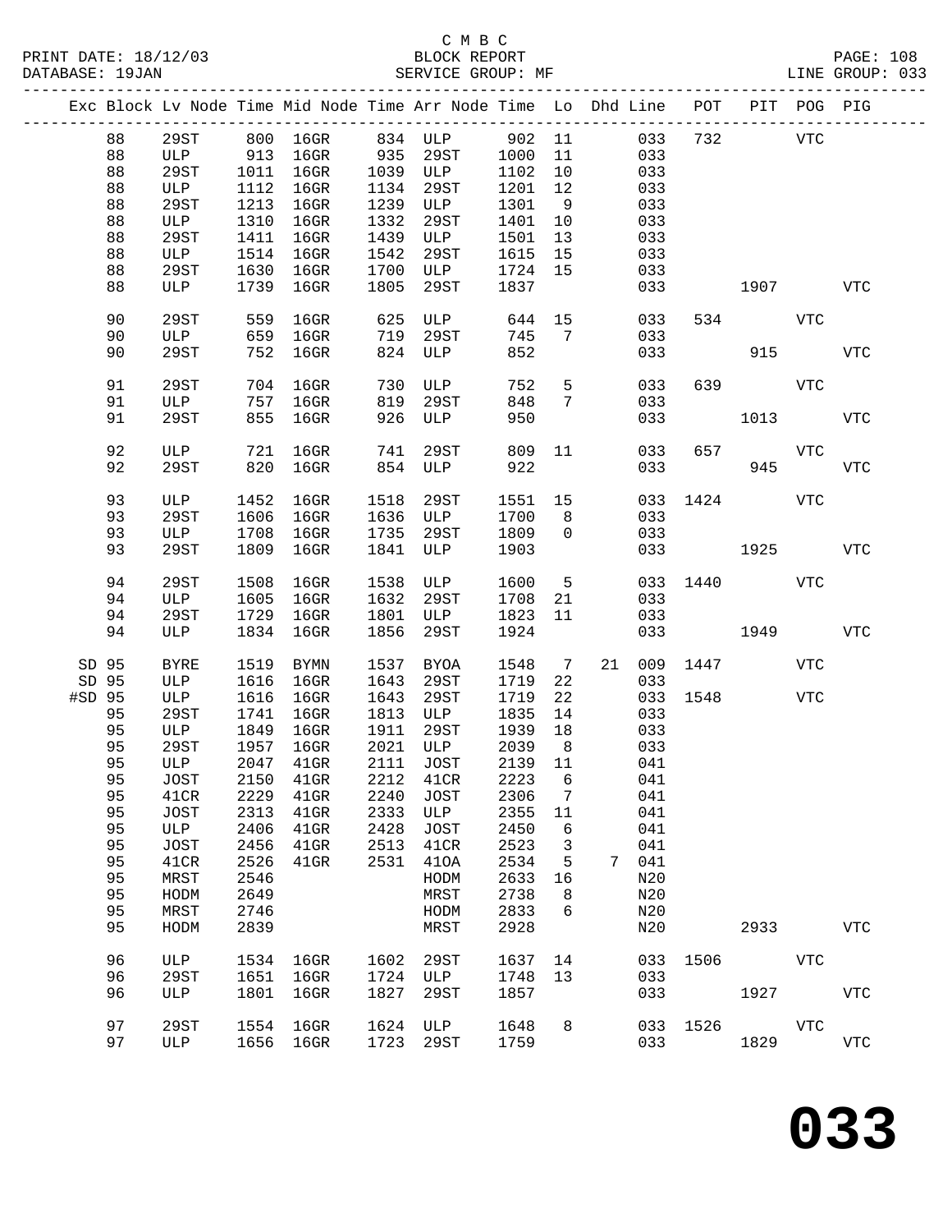C M B C
BLOCK REPORT
SERVICE GROUP: MF

PRINT DATE: 18/12/03
DATABASE: 19JAN
LINE GROUP: 033

| Exc | Block | Lv Node | Time | Mid Node | Time | Arr Node | Time | Lo | Dhd | Line | POT | PIT | POG | PIG |
|---|---|---|---|---|---|---|---|---|---|---|---|---|---|---|
| | 88 | 29ST | 800 | 16GR | 834 | ULP | 902 | 11 | | 033 | 732 | | VTC | |
| | 88 | ULP | 913 | 16GR | 935 | 29ST | 1000 | 11 | | 033 | | | | |
| | 88 | 29ST | 1011 | 16GR | 1039 | ULP | 1102 | 10 | | 033 | | | | |
| | 88 | ULP | 1112 | 16GR | 1134 | 29ST | 1201 | 12 | | 033 | | | | |
| | 88 | 29ST | 1213 | 16GR | 1239 | ULP | 1301 | 9 | | 033 | | | | |
| | 88 | ULP | 1310 | 16GR | 1332 | 29ST | 1401 | 10 | | 033 | | | | |
| | 88 | 29ST | 1411 | 16GR | 1439 | ULP | 1501 | 13 | | 033 | | | | |
| | 88 | ULP | 1514 | 16GR | 1542 | 29ST | 1615 | 15 | | 033 | | | | |
| | 88 | 29ST | 1630 | 16GR | 1700 | ULP | 1724 | 15 | | 033 | | | | |
| | 88 | ULP | 1739 | 16GR | 1805 | 29ST | 1837 | | | 033 | | 1907 | | VTC |
| | 90 | 29ST | 559 | 16GR | 625 | ULP | 644 | 15 | | 033 | 534 | | VTC | |
| | 90 | ULP | 659 | 16GR | 719 | 29ST | 745 | 7 | | 033 | | | | |
| | 90 | 29ST | 752 | 16GR | 824 | ULP | 852 | | | 033 | | 915 | | VTC |
| | 91 | 29ST | 704 | 16GR | 730 | ULP | 752 | 5 | | 033 | 639 | | VTC | |
| | 91 | ULP | 757 | 16GR | 819 | 29ST | 848 | 7 | | 033 | | | | |
| | 91 | 29ST | 855 | 16GR | 926 | ULP | 950 | | | 033 | | 1013 | | VTC |
| | 92 | ULP | 721 | 16GR | 741 | 29ST | 809 | 11 | | 033 | 657 | | VTC | |
| | 92 | 29ST | 820 | 16GR | 854 | ULP | 922 | | | 033 | | 945 | | VTC |
| | 93 | ULP | 1452 | 16GR | 1518 | 29ST | 1551 | 15 | | 033 | 1424 | | VTC | |
| | 93 | 29ST | 1606 | 16GR | 1636 | ULP | 1700 | 8 | | 033 | | | | |
| | 93 | ULP | 1708 | 16GR | 1735 | 29ST | 1809 | 0 | | 033 | | | | |
| | 93 | 29ST | 1809 | 16GR | 1841 | ULP | 1903 | | | 033 | | 1925 | | VTC |
| | 94 | 29ST | 1508 | 16GR | 1538 | ULP | 1600 | 5 | | 033 | 1440 | | VTC | |
| | 94 | ULP | 1605 | 16GR | 1632 | 29ST | 1708 | 21 | | 033 | | | | |
| | 94 | 29ST | 1729 | 16GR | 1801 | ULP | 1823 | 11 | | 033 | | | | |
| | 94 | ULP | 1834 | 16GR | 1856 | 29ST | 1924 | | | 033 | | 1949 | | VTC |
| SD | 95 | BYRE | 1519 | BYMN | 1537 | BYOA | 1548 | 7 | 21 | 009 | 1447 | | VTC | |
| SD | 95 | ULP | 1616 | 16GR | 1643 | 29ST | 1719 | 22 | | 033 | | | | |
| #SD | 95 | ULP | 1616 | 16GR | 1643 | 29ST | 1719 | 22 | | 033 | 1548 | | VTC | |
| | 95 | 29ST | 1741 | 16GR | 1813 | ULP | 1835 | 14 | | 033 | | | | |
| | 95 | ULP | 1849 | 16GR | 1911 | 29ST | 1939 | 18 | | 033 | | | | |
| | 95 | 29ST | 1957 | 16GR | 2021 | ULP | 2039 | 8 | | 033 | | | | |
| | 95 | ULP | 2047 | 41GR | 2111 | JOST | 2139 | 11 | | 041 | | | | |
| | 95 | JOST | 2150 | 41GR | 2212 | 41CR | 2223 | 6 | | 041 | | | | |
| | 95 | 41CR | 2229 | 41GR | 2240 | JOST | 2306 | 7 | | 041 | | | | |
| | 95 | JOST | 2313 | 41GR | 2333 | ULP | 2355 | 11 | | 041 | | | | |
| | 95 | ULP | 2406 | 41GR | 2428 | JOST | 2450 | 6 | | 041 | | | | |
| | 95 | JOST | 2456 | 41GR | 2513 | 41CR | 2523 | 3 | | 041 | | | | |
| | 95 | 41CR | 2526 | 41GR | 2531 | 41OA | 2534 | 5 | 7 | 041 | | | | |
| | 95 | MRST | 2546 | | | HODM | 2633 | 16 | | N20 | | | | |
| | 95 | HODM | 2649 | | | MRST | 2738 | 8 | | N20 | | | | |
| | 95 | MRST | 2746 | | | HODM | 2833 | 6 | | N20 | | | | |
| | 95 | HODM | 2839 | | | MRST | 2928 | | | N20 | | 2933 | | VTC |
| | 96 | ULP | 1534 | 16GR | 1602 | 29ST | 1637 | 14 | | 033 | 1506 | | VTC | |
| | 96 | 29ST | 1651 | 16GR | 1724 | ULP | 1748 | 13 | | 033 | | | | |
| | 96 | ULP | 1801 | 16GR | 1827 | 29ST | 1857 | | | 033 | | 1927 | | VTC |
| | 97 | 29ST | 1554 | 16GR | 1624 | ULP | 1648 | 8 | | 033 | 1526 | | VTC | |
| | 97 | ULP | 1656 | 16GR | 1723 | 29ST | 1759 | | | 033 | | 1829 | | VTC |

# 033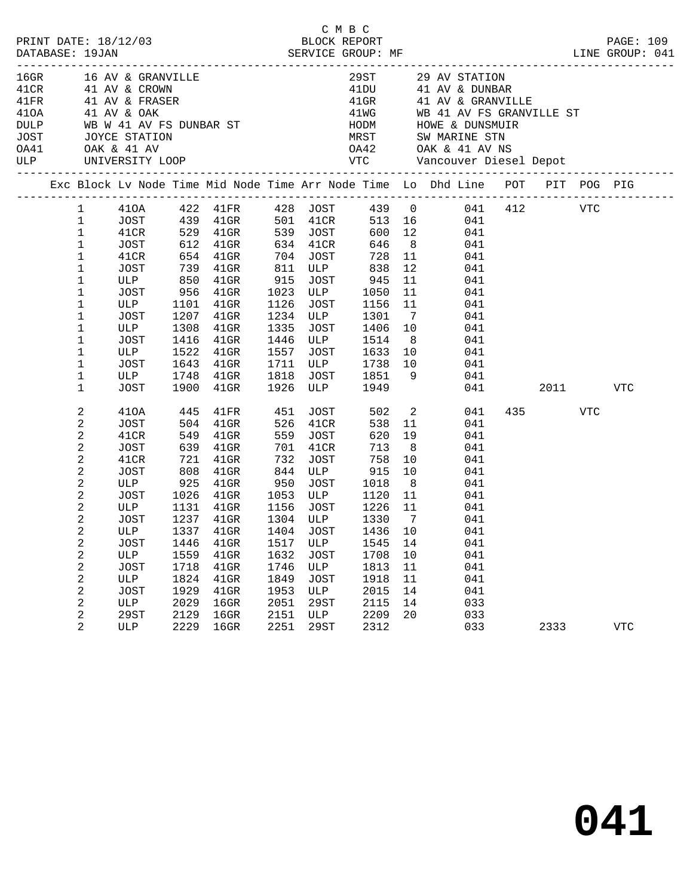C M B C

PRINT DATE: 18/12/03 BLOCK REPORT PAGE: 109
DATABASE: 19JAN SERVICE GROUP: MF LINE GROUP: 041

| Code | Description | Code | Description |
|---|---|---|---|
| 16GR | 16 AV & GRANVILLE | 29ST | 29 AV STATION |
| 41CR | 41 AV & CROWN | 41DU | 41 AV & DUNBAR |
| 41FR | 41 AV & FRASER | 41GR | 41 AV & GRANVILLE |
| 41OA | 41 AV & OAK | 41WG | WB 41 AV FS GRANVILLE ST |
| DULP | WB W 41 AV FS DUNBAR ST | HODM | HOWE & DUNSMUIR |
| JOST | JOYCE STATION | MRST | SW MARINE STN |
| OA41 | OAK & 41 AV | OA42 | OAK & 41 AV NS |
| ULP | UNIVERSITY LOOP | VTC | Vancouver Diesel Depot |

| Exc | Block | Lv Node | Time | Mid Node | Time | Arr Node | Time | Lo | Dhd Line | POT | PIT | POG | PIG |
|---|---|---|---|---|---|---|---|---|---|---|---|---|---|
| | 1 | 41OA | 422 | 41FR | 428 | JOST | 439 | 0 | 041 | 412 | | VTC | |
| | 1 | JOST | 439 | 41GR | 501 | 41CR | 513 | 16 | 041 | | | | |
| | 1 | 41CR | 529 | 41GR | 539 | JOST | 600 | 12 | 041 | | | | |
| | 1 | JOST | 612 | 41GR | 634 | 41CR | 646 | 8 | 041 | | | | |
| | 1 | 41CR | 654 | 41GR | 704 | JOST | 728 | 11 | 041 | | | | |
| | 1 | JOST | 739 | 41GR | 811 | ULP | 838 | 12 | 041 | | | | |
| | 1 | ULP | 850 | 41GR | 915 | JOST | 945 | 11 | 041 | | | | |
| | 1 | JOST | 956 | 41GR | 1023 | ULP | 1050 | 11 | 041 | | | | |
| | 1 | ULP | 1101 | 41GR | 1126 | JOST | 1156 | 11 | 041 | | | | |
| | 1 | JOST | 1207 | 41GR | 1234 | ULP | 1301 | 7 | 041 | | | | |
| | 1 | ULP | 1308 | 41GR | 1335 | JOST | 1406 | 10 | 041 | | | | |
| | 1 | JOST | 1416 | 41GR | 1446 | ULP | 1514 | 8 | 041 | | | | |
| | 1 | ULP | 1522 | 41GR | 1557 | JOST | 1633 | 10 | 041 | | | | |
| | 1 | JOST | 1643 | 41GR | 1711 | ULP | 1738 | 10 | 041 | | | | |
| | 1 | ULP | 1748 | 41GR | 1818 | JOST | 1851 | 9 | 041 | | | | |
| | 1 | JOST | 1900 | 41GR | 1926 | ULP | 1949 | | 041 | | 2011 | | VTC |
| | 2 | 41OA | 445 | 41FR | 451 | JOST | 502 | 2 | 041 | 435 | | VTC | |
| | 2 | JOST | 504 | 41GR | 526 | 41CR | 538 | 11 | 041 | | | | |
| | 2 | 41CR | 549 | 41GR | 559 | JOST | 620 | 19 | 041 | | | | |
| | 2 | JOST | 639 | 41GR | 701 | 41CR | 713 | 8 | 041 | | | | |
| | 2 | 41CR | 721 | 41GR | 732 | JOST | 758 | 10 | 041 | | | | |
| | 2 | JOST | 808 | 41GR | 844 | ULP | 915 | 10 | 041 | | | | |
| | 2 | ULP | 925 | 41GR | 950 | JOST | 1018 | 8 | 041 | | | | |
| | 2 | JOST | 1026 | 41GR | 1053 | ULP | 1120 | 11 | 041 | | | | |
| | 2 | ULP | 1131 | 41GR | 1156 | JOST | 1226 | 11 | 041 | | | | |
| | 2 | JOST | 1237 | 41GR | 1304 | ULP | 1330 | 7 | 041 | | | | |
| | 2 | ULP | 1337 | 41GR | 1404 | JOST | 1436 | 10 | 041 | | | | |
| | 2 | JOST | 1446 | 41GR | 1517 | ULP | 1545 | 14 | 041 | | | | |
| | 2 | ULP | 1559 | 41GR | 1632 | JOST | 1708 | 10 | 041 | | | | |
| | 2 | JOST | 1718 | 41GR | 1746 | ULP | 1813 | 11 | 041 | | | | |
| | 2 | ULP | 1824 | 41GR | 1849 | JOST | 1918 | 11 | 041 | | | | |
| | 2 | JOST | 1929 | 41GR | 1953 | ULP | 2015 | 14 | 041 | | | | |
| | 2 | ULP | 2029 | 16GR | 2051 | 29ST | 2115 | 14 | 033 | | | | |
| | 2 | 29ST | 2129 | 16GR | 2151 | ULP | 2209 | 20 | 033 | | | | |
| | 2 | ULP | 2229 | 16GR | 2251 | 29ST | 2312 | | 033 | | 2333 | | VTC |

# 041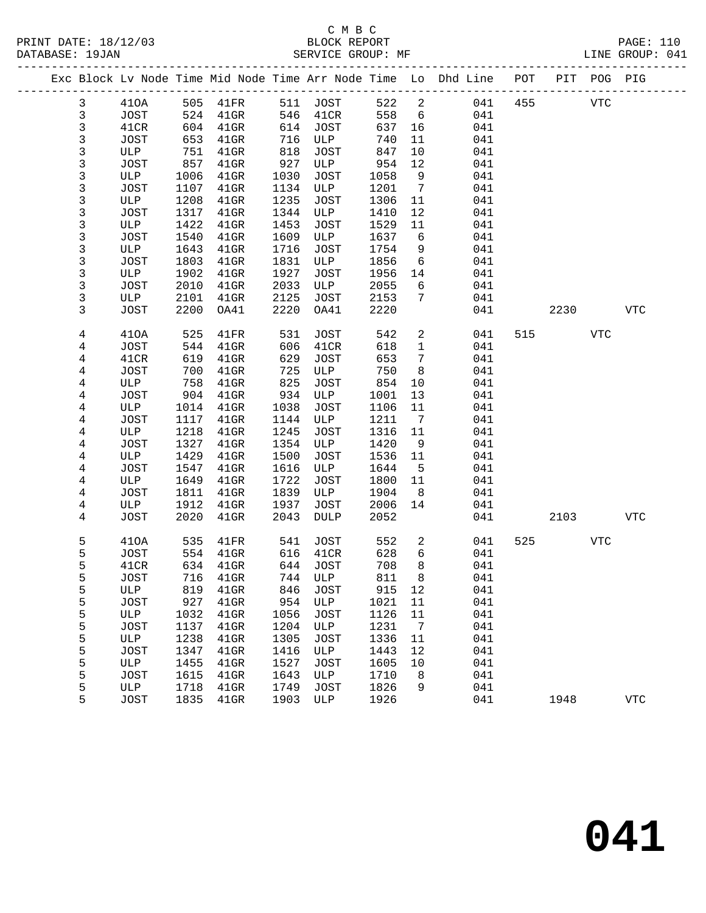C M B C
PRINT DATE: 18/12/03 BLOCK REPORT PAGE: 110
DATABASE: 19JAN SERVICE GROUP: MF LINE GROUP: 041

| Exc | Block | Lv | Node | Time | Mid Node | Time | Arr Node | Time | Lo | Dhd Line | POT | PIT | POG | PIG |
|---|---|---|---|---|---|---|---|---|---|---|---|---|---|---|
| | 3 | | 41OA | 505 | 41FR | 511 | JOST | 522 | 2 | 041 | 455 | | VTC | |
| | 3 | | JOST | 524 | 41GR | 546 | 41CR | 558 | 6 | 041 | | | | |
| | 3 | | 41CR | 604 | 41GR | 614 | JOST | 637 | 16 | 041 | | | | |
| | 3 | | JOST | 653 | 41GR | 716 | ULP | 740 | 11 | 041 | | | | |
| | 3 | | ULP | 751 | 41GR | 818 | JOST | 847 | 10 | 041 | | | | |
| | 3 | | JOST | 857 | 41GR | 927 | ULP | 954 | 12 | 041 | | | | |
| | 3 | | ULP | 1006 | 41GR | 1030 | JOST | 1058 | 9 | 041 | | | | |
| | 3 | | JOST | 1107 | 41GR | 1134 | ULP | 1201 | 7 | 041 | | | | |
| | 3 | | ULP | 1208 | 41GR | 1235 | JOST | 1306 | 11 | 041 | | | | |
| | 3 | | JOST | 1317 | 41GR | 1344 | ULP | 1410 | 12 | 041 | | | | |
| | 3 | | ULP | 1422 | 41GR | 1453 | JOST | 1529 | 11 | 041 | | | | |
| | 3 | | JOST | 1540 | 41GR | 1609 | ULP | 1637 | 6 | 041 | | | | |
| | 3 | | ULP | 1643 | 41GR | 1716 | JOST | 1754 | 9 | 041 | | | | |
| | 3 | | JOST | 1803 | 41GR | 1831 | ULP | 1856 | 6 | 041 | | | | |
| | 3 | | ULP | 1902 | 41GR | 1927 | JOST | 1956 | 14 | 041 | | | | |
| | 3 | | JOST | 2010 | 41GR | 2033 | ULP | 2055 | 6 | 041 | | | | |
| | 3 | | ULP | 2101 | 41GR | 2125 | JOST | 2153 | 7 | 041 | | | | |
| | 3 | | JOST | 2200 | OA41 | 2220 | OA41 | 2220 | | 041 | | 2230 | | VTC |
| | 4 | | 41OA | 525 | 41FR | 531 | JOST | 542 | 2 | 041 | 515 | | VTC | |
| | 4 | | JOST | 544 | 41GR | 606 | 41CR | 618 | 1 | 041 | | | | |
| | 4 | | 41CR | 619 | 41GR | 629 | JOST | 653 | 7 | 041 | | | | |
| | 4 | | JOST | 700 | 41GR | 725 | ULP | 750 | 8 | 041 | | | | |
| | 4 | | ULP | 758 | 41GR | 825 | JOST | 854 | 10 | 041 | | | | |
| | 4 | | JOST | 904 | 41GR | 934 | ULP | 1001 | 13 | 041 | | | | |
| | 4 | | ULP | 1014 | 41GR | 1038 | JOST | 1106 | 11 | 041 | | | | |
| | 4 | | JOST | 1117 | 41GR | 1144 | ULP | 1211 | 7 | 041 | | | | |
| | 4 | | ULP | 1218 | 41GR | 1245 | JOST | 1316 | 11 | 041 | | | | |
| | 4 | | JOST | 1327 | 41GR | 1354 | ULP | 1420 | 9 | 041 | | | | |
| | 4 | | ULP | 1429 | 41GR | 1500 | JOST | 1536 | 11 | 041 | | | | |
| | 4 | | JOST | 1547 | 41GR | 1616 | ULP | 1644 | 5 | 041 | | | | |
| | 4 | | ULP | 1649 | 41GR | 1722 | JOST | 1800 | 11 | 041 | | | | |
| | 4 | | JOST | 1811 | 41GR | 1839 | ULP | 1904 | 8 | 041 | | | | |
| | 4 | | ULP | 1912 | 41GR | 1937 | JOST | 2006 | 14 | 041 | | | | |
| | 4 | | JOST | 2020 | 41GR | 2043 | DULP | 2052 | | 041 | | 2103 | | VTC |
| | 5 | | 41OA | 535 | 41FR | 541 | JOST | 552 | 2 | 041 | 525 | | VTC | |
| | 5 | | JOST | 554 | 41GR | 616 | 41CR | 628 | 6 | 041 | | | | |
| | 5 | | 41CR | 634 | 41GR | 644 | JOST | 708 | 8 | 041 | | | | |
| | 5 | | JOST | 716 | 41GR | 744 | ULP | 811 | 8 | 041 | | | | |
| | 5 | | ULP | 819 | 41GR | 846 | JOST | 915 | 12 | 041 | | | | |
| | 5 | | JOST | 927 | 41GR | 954 | ULP | 1021 | 11 | 041 | | | | |
| | 5 | | ULP | 1032 | 41GR | 1056 | JOST | 1126 | 11 | 041 | | | | |
| | 5 | | JOST | 1137 | 41GR | 1204 | ULP | 1231 | 7 | 041 | | | | |
| | 5 | | ULP | 1238 | 41GR | 1305 | JOST | 1336 | 11 | 041 | | | | |
| | 5 | | JOST | 1347 | 41GR | 1416 | ULP | 1443 | 12 | 041 | | | | |
| | 5 | | ULP | 1455 | 41GR | 1527 | JOST | 1605 | 10 | 041 | | | | |
| | 5 | | JOST | 1615 | 41GR | 1643 | ULP | 1710 | 8 | 041 | | | | |
| | 5 | | ULP | 1718 | 41GR | 1749 | JOST | 1826 | 9 | 041 | | | | |
| | 5 | | JOST | 1835 | 41GR | 1903 | ULP | 1926 | | 041 | | 1948 | | VTC |

**041**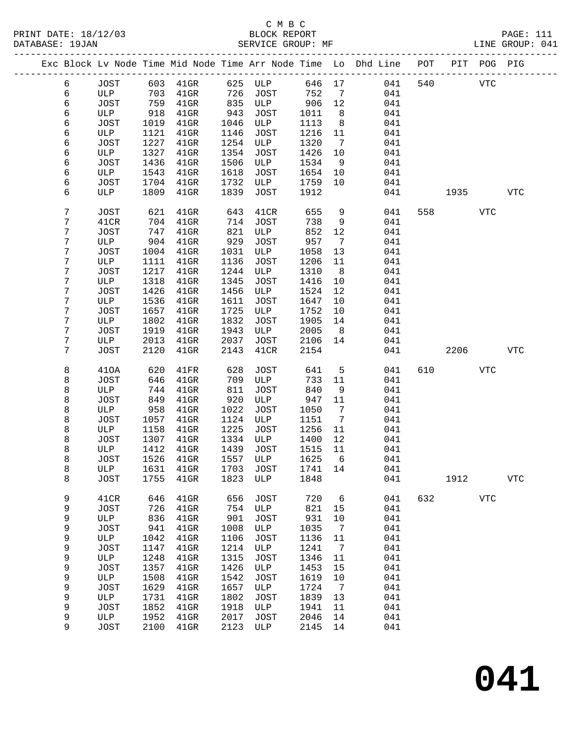C M B C
BLOCK REPORT
SERVICE GROUP: MF

PRINT DATE: 18/12/03
DATABASE: 19JAN
LINE GROUP: 041

| Exc | Block | Lv | Node | Time | Mid Node | Time | Arr Node | Time | Lo | Dhd Line | POT | PIT | POG | PIG |
|---|---|---|---|---|---|---|---|---|---|---|---|---|---|---|
| | 6 | | JOST | 603 | 41GR | 625 | ULP | 646 | 17 | 041 | 540 | | VTC | |
| | 6 | | ULP | 703 | 41GR | 726 | JOST | 752 | 7 | 041 | | | | |
| | 6 | | JOST | 759 | 41GR | 835 | ULP | 906 | 12 | 041 | | | | |
| | 6 | | ULP | 918 | 41GR | 943 | JOST | 1011 | 8 | 041 | | | | |
| | 6 | | JOST | 1019 | 41GR | 1046 | ULP | 1113 | 8 | 041 | | | | |
| | 6 | | ULP | 1121 | 41GR | 1146 | JOST | 1216 | 11 | 041 | | | | |
| | 6 | | JOST | 1227 | 41GR | 1254 | ULP | 1320 | 7 | 041 | | | | |
| | 6 | | ULP | 1327 | 41GR | 1354 | JOST | 1426 | 10 | 041 | | | | |
| | 6 | | JOST | 1436 | 41GR | 1506 | ULP | 1534 | 9 | 041 | | | | |
| | 6 | | ULP | 1543 | 41GR | 1618 | JOST | 1654 | 10 | 041 | | | | |
| | 6 | | JOST | 1704 | 41GR | 1732 | ULP | 1759 | 10 | 041 | | | | |
| | 6 | | ULP | 1809 | 41GR | 1839 | JOST | 1912 | | 041 | | 1935 | | VTC |
| | 7 | | JOST | 621 | 41GR | 643 | 41CR | 655 | 9 | 041 | 558 | | VTC | |
| | 7 | | 41CR | 704 | 41GR | 714 | JOST | 738 | 9 | 041 | | | | |
| | 7 | | JOST | 747 | 41GR | 821 | ULP | 852 | 12 | 041 | | | | |
| | 7 | | ULP | 904 | 41GR | 929 | JOST | 957 | 7 | 041 | | | | |
| | 7 | | JOST | 1004 | 41GR | 1031 | ULP | 1058 | 13 | 041 | | | | |
| | 7 | | ULP | 1111 | 41GR | 1136 | JOST | 1206 | 11 | 041 | | | | |
| | 7 | | JOST | 1217 | 41GR | 1244 | ULP | 1310 | 8 | 041 | | | | |
| | 7 | | ULP | 1318 | 41GR | 1345 | JOST | 1416 | 10 | 041 | | | | |
| | 7 | | JOST | 1426 | 41GR | 1456 | ULP | 1524 | 12 | 041 | | | | |
| | 7 | | ULP | 1536 | 41GR | 1611 | JOST | 1647 | 10 | 041 | | | | |
| | 7 | | JOST | 1657 | 41GR | 1725 | ULP | 1752 | 10 | 041 | | | | |
| | 7 | | ULP | 1802 | 41GR | 1832 | JOST | 1905 | 14 | 041 | | | | |
| | 7 | | JOST | 1919 | 41GR | 1943 | ULP | 2005 | 8 | 041 | | | | |
| | 7 | | ULP | 2013 | 41GR | 2037 | JOST | 2106 | 14 | 041 | | | | |
| | 7 | | JOST | 2120 | 41GR | 2143 | 41CR | 2154 | | 041 | | 2206 | | VTC |
| | 8 | | 41OA | 620 | 41FR | 628 | JOST | 641 | 5 | 041 | 610 | | VTC | |
| | 8 | | JOST | 646 | 41GR | 709 | ULP | 733 | 11 | 041 | | | | |
| | 8 | | ULP | 744 | 41GR | 811 | JOST | 840 | 9 | 041 | | | | |
| | 8 | | JOST | 849 | 41GR | 920 | ULP | 947 | 11 | 041 | | | | |
| | 8 | | ULP | 958 | 41GR | 1022 | JOST | 1050 | 7 | 041 | | | | |
| | 8 | | JOST | 1057 | 41GR | 1124 | ULP | 1151 | 7 | 041 | | | | |
| | 8 | | ULP | 1158 | 41GR | 1225 | JOST | 1256 | 11 | 041 | | | | |
| | 8 | | JOST | 1307 | 41GR | 1334 | ULP | 1400 | 12 | 041 | | | | |
| | 8 | | ULP | 1412 | 41GR | 1439 | JOST | 1515 | 11 | 041 | | | | |
| | 8 | | JOST | 1526 | 41GR | 1557 | ULP | 1625 | 6 | 041 | | | | |
| | 8 | | ULP | 1631 | 41GR | 1703 | JOST | 1741 | 14 | 041 | | | | |
| | 8 | | JOST | 1755 | 41GR | 1823 | ULP | 1848 | | 041 | | 1912 | | VTC |
| | 9 | | 41CR | 646 | 41GR | 656 | JOST | 720 | 6 | 041 | 632 | | VTC | |
| | 9 | | JOST | 726 | 41GR | 754 | ULP | 821 | 15 | 041 | | | | |
| | 9 | | ULP | 836 | 41GR | 901 | JOST | 931 | 10 | 041 | | | | |
| | 9 | | JOST | 941 | 41GR | 1008 | ULP | 1035 | 7 | 041 | | | | |
| | 9 | | ULP | 1042 | 41GR | 1106 | JOST | 1136 | 11 | 041 | | | | |
| | 9 | | JOST | 1147 | 41GR | 1214 | ULP | 1241 | 7 | 041 | | | | |
| | 9 | | ULP | 1248 | 41GR | 1315 | JOST | 1346 | 11 | 041 | | | | |
| | 9 | | JOST | 1357 | 41GR | 1426 | ULP | 1453 | 15 | 041 | | | | |
| | 9 | | ULP | 1508 | 41GR | 1542 | JOST | 1619 | 10 | 041 | | | | |
| | 9 | | JOST | 1629 | 41GR | 1657 | ULP | 1724 | 7 | 041 | | | | |
| | 9 | | ULP | 1731 | 41GR | 1802 | JOST | 1839 | 13 | 041 | | | | |
| | 9 | | JOST | 1852 | 41GR | 1918 | ULP | 1941 | 11 | 041 | | | | |
| | 9 | | ULP | 1952 | 41GR | 2017 | JOST | 2046 | 14 | 041 | | | | |
| | 9 | | JOST | 2100 | 41GR | 2123 | ULP | 2145 | 14 | 041 | | | | |

# 041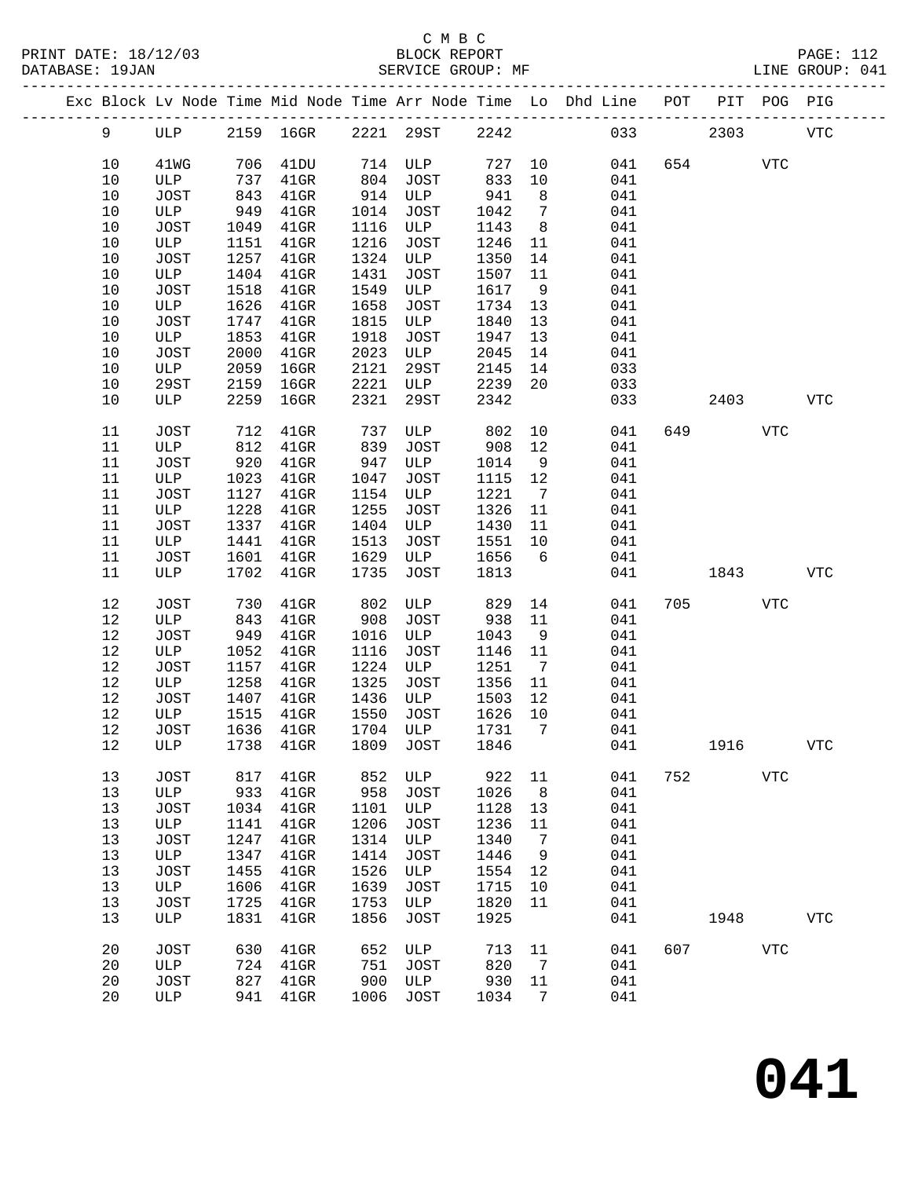C M B C

PRINT DATE: 18/12/03 BLOCK REPORT

DATABASE: 19JAN SERVICE GROUP: MF LINE GROUP: 041

| Exc | Block | Lv Node | Time | Mid Node | Time | Arr Node | Time | Lo | Dhd Line | POT | PIT | POG | PIG |
|---|---|---|---|---|---|---|---|---|---|---|---|---|---|
| | 9 | ULP | 2159 | 16GR | 2221 | 29ST | 2242 | | 033 | | 2303 | | VTC |
| | 10 | 41WG | 706 | 41DU | 714 | ULP | 727 | 10 | 041 | 654 | | VTC | |
| | 10 | ULP | 737 | 41GR | 804 | JOST | 833 | 10 | 041 | | | | |
| | 10 | JOST | 843 | 41GR | 914 | ULP | 941 | 8 | 041 | | | | |
| | 10 | ULP | 949 | 41GR | 1014 | JOST | 1042 | 7 | 041 | | | | |
| | 10 | JOST | 1049 | 41GR | 1116 | ULP | 1143 | 8 | 041 | | | | |
| | 10 | ULP | 1151 | 41GR | 1216 | JOST | 1246 | 11 | 041 | | | | |
| | 10 | JOST | 1257 | 41GR | 1324 | ULP | 1350 | 14 | 041 | | | | |
| | 10 | ULP | 1404 | 41GR | 1431 | JOST | 1507 | 11 | 041 | | | | |
| | 10 | JOST | 1518 | 41GR | 1549 | ULP | 1617 | 9 | 041 | | | | |
| | 10 | ULP | 1626 | 41GR | 1658 | JOST | 1734 | 13 | 041 | | | | |
| | 10 | JOST | 1747 | 41GR | 1815 | ULP | 1840 | 13 | 041 | | | | |
| | 10 | ULP | 1853 | 41GR | 1918 | JOST | 1947 | 13 | 041 | | | | |
| | 10 | JOST | 2000 | 41GR | 2023 | ULP | 2045 | 14 | 041 | | | | |
| | 10 | ULP | 2059 | 16GR | 2121 | 29ST | 2145 | 14 | 033 | | | | |
| | 10 | 29ST | 2159 | 16GR | 2221 | ULP | 2239 | 20 | 033 | | | | |
| | 10 | ULP | 2259 | 16GR | 2321 | 29ST | 2342 | | 033 | | 2403 | | VTC |
| | 11 | JOST | 712 | 41GR | 737 | ULP | 802 | 10 | 041 | 649 | | VTC | |
| | 11 | ULP | 812 | 41GR | 839 | JOST | 908 | 12 | 041 | | | | |
| | 11 | JOST | 920 | 41GR | 947 | ULP | 1014 | 9 | 041 | | | | |
| | 11 | ULP | 1023 | 41GR | 1047 | JOST | 1115 | 12 | 041 | | | | |
| | 11 | JOST | 1127 | 41GR | 1154 | ULP | 1221 | 7 | 041 | | | | |
| | 11 | ULP | 1228 | 41GR | 1255 | JOST | 1326 | 11 | 041 | | | | |
| | 11 | JOST | 1337 | 41GR | 1404 | ULP | 1430 | 11 | 041 | | | | |
| | 11 | ULP | 1441 | 41GR | 1513 | JOST | 1551 | 10 | 041 | | | | |
| | 11 | JOST | 1601 | 41GR | 1629 | ULP | 1656 | 6 | 041 | | | | |
| | 11 | ULP | 1702 | 41GR | 1735 | JOST | 1813 | | 041 | | 1843 | | VTC |
| | 12 | JOST | 730 | 41GR | 802 | ULP | 829 | 14 | 041 | 705 | | VTC | |
| | 12 | ULP | 843 | 41GR | 908 | JOST | 938 | 11 | 041 | | | | |
| | 12 | JOST | 949 | 41GR | 1016 | ULP | 1043 | 9 | 041 | | | | |
| | 12 | ULP | 1052 | 41GR | 1116 | JOST | 1146 | 11 | 041 | | | | |
| | 12 | JOST | 1157 | 41GR | 1224 | ULP | 1251 | 7 | 041 | | | | |
| | 12 | ULP | 1258 | 41GR | 1325 | JOST | 1356 | 11 | 041 | | | | |
| | 12 | JOST | 1407 | 41GR | 1436 | ULP | 1503 | 12 | 041 | | | | |
| | 12 | ULP | 1515 | 41GR | 1550 | JOST | 1626 | 10 | 041 | | | | |
| | 12 | JOST | 1636 | 41GR | 1704 | ULP | 1731 | 7 | 041 | | | | |
| | 12 | ULP | 1738 | 41GR | 1809 | JOST | 1846 | | 041 | | 1916 | | VTC |
| | 13 | JOST | 817 | 41GR | 852 | ULP | 922 | 11 | 041 | 752 | | VTC | |
| | 13 | ULP | 933 | 41GR | 958 | JOST | 1026 | 8 | 041 | | | | |
| | 13 | JOST | 1034 | 41GR | 1101 | ULP | 1128 | 13 | 041 | | | | |
| | 13 | ULP | 1141 | 41GR | 1206 | JOST | 1236 | 11 | 041 | | | | |
| | 13 | JOST | 1247 | 41GR | 1314 | ULP | 1340 | 7 | 041 | | | | |
| | 13 | ULP | 1347 | 41GR | 1414 | JOST | 1446 | 9 | 041 | | | | |
| | 13 | JOST | 1455 | 41GR | 1526 | ULP | 1554 | 12 | 041 | | | | |
| | 13 | ULP | 1606 | 41GR | 1639 | JOST | 1715 | 10 | 041 | | | | |
| | 13 | JOST | 1725 | 41GR | 1753 | ULP | 1820 | 11 | 041 | | | | |
| | 13 | ULP | 1831 | 41GR | 1856 | JOST | 1925 | | 041 | | 1948 | | VTC |
| | 20 | JOST | 630 | 41GR | 652 | ULP | 713 | 11 | 041 | 607 | | VTC | |
| | 20 | ULP | 724 | 41GR | 751 | JOST | 820 | 7 | 041 | | | | |
| | 20 | JOST | 827 | 41GR | 900 | ULP | 930 | 11 | 041 | | | | |
| | 20 | ULP | 941 | 41GR | 1006 | JOST | 1034 | 7 | 041 | | | | |

# 041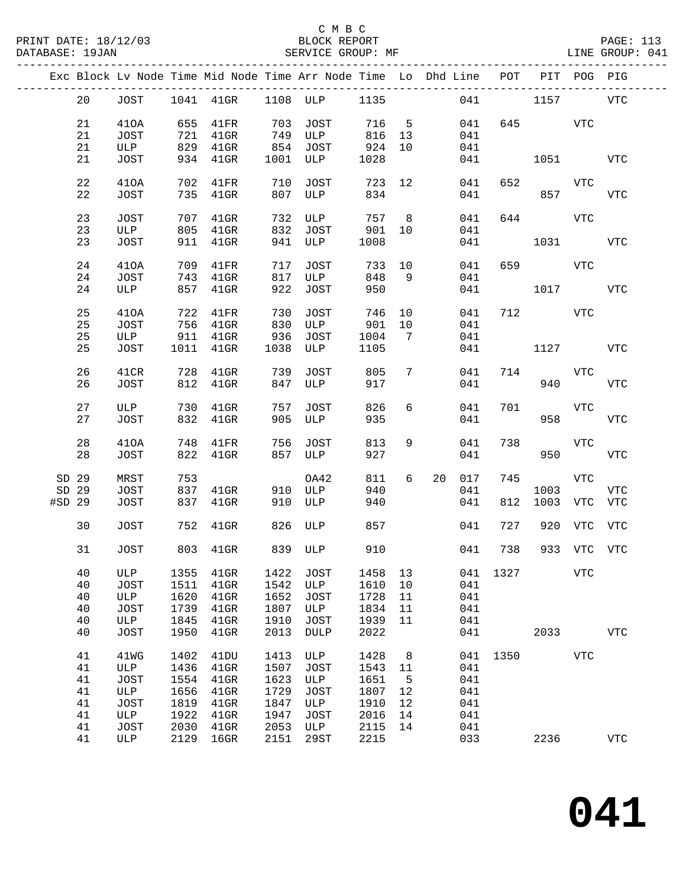C M B C

BLOCK REPORT

SERVICE GROUP: MF

PRINT DATE: 18/12/03
DATABASE: 19JAN
LINE GROUP: 041

| Exc | Block | Lv Node | Time | Mid Node | Time | Arr Node | Time | Lo | Dhd | Line | POT | PIT | POG | PIG |
|---|---|---|---|---|---|---|---|---|---|---|---|---|---|---|
| | 20 | JOST | 1041 | 41GR | 1108 | ULP | 1135 | | | 041 | | 1157 | | VTC |
| | 21 | 41OA | 655 | 41FR | 703 | JOST | 716 | 5 | | 041 | 645 | | VTC | |
| | 21 | JOST | 721 | 41GR | 749 | ULP | 816 | 13 | | 041 | | | | |
| | 21 | ULP | 829 | 41GR | 854 | JOST | 924 | 10 | | 041 | | | | |
| | 21 | JOST | 934 | 41GR | 1001 | ULP | 1028 | | | 041 | | 1051 | | VTC |
| | 22 | 41OA | 702 | 41FR | 710 | JOST | 723 | 12 | | 041 | 652 | | VTC | |
| | 22 | JOST | 735 | 41GR | 807 | ULP | 834 | | | 041 | | 857 | | VTC |
| | 23 | JOST | 707 | 41GR | 732 | ULP | 757 | 8 | | 041 | 644 | | VTC | |
| | 23 | ULP | 805 | 41GR | 832 | JOST | 901 | 10 | | 041 | | | | |
| | 23 | JOST | 911 | 41GR | 941 | ULP | 1008 | | | 041 | | 1031 | | VTC |
| | 24 | 41OA | 709 | 41FR | 717 | JOST | 733 | 10 | | 041 | 659 | | VTC | |
| | 24 | JOST | 743 | 41GR | 817 | ULP | 848 | 9 | | 041 | | | | |
| | 24 | ULP | 857 | 41GR | 922 | JOST | 950 | | | 041 | | 1017 | | VTC |
| | 25 | 41OA | 722 | 41FR | 730 | JOST | 746 | 10 | | 041 | 712 | | VTC | |
| | 25 | JOST | 756 | 41GR | 830 | ULP | 901 | 10 | | 041 | | | | |
| | 25 | ULP | 911 | 41GR | 936 | JOST | 1004 | 7 | | 041 | | | | |
| | 25 | JOST | 1011 | 41GR | 1038 | ULP | 1105 | | | 041 | | 1127 | | VTC |
| | 26 | 41CR | 728 | 41GR | 739 | JOST | 805 | 7 | | 041 | 714 | | VTC | |
| | 26 | JOST | 812 | 41GR | 847 | ULP | 917 | | | 041 | | 940 | | VTC |
| | 27 | ULP | 730 | 41GR | 757 | JOST | 826 | 6 | | 041 | 701 | | VTC | |
| | 27 | JOST | 832 | 41GR | 905 | ULP | 935 | | | 041 | | 958 | | VTC |
| | 28 | 41OA | 748 | 41FR | 756 | JOST | 813 | 9 | | 041 | 738 | | VTC | |
| | 28 | JOST | 822 | 41GR | 857 | ULP | 927 | | | 041 | | 950 | | VTC |
| SD | 29 | MRST | 753 | | | OA42 | 811 | 6 | 20 | 017 | 745 | | VTC | |
| SD | 29 | JOST | 837 | 41GR | 910 | ULP | 940 | | | 041 | | 1003 | | VTC |
| #SD | 29 | JOST | 837 | 41GR | 910 | ULP | 940 | | | 041 | 812 | 1003 | VTC | VTC |
| | 30 | JOST | 752 | 41GR | 826 | ULP | 857 | | | 041 | 727 | 920 | VTC | VTC |
| | 31 | JOST | 803 | 41GR | 839 | ULP | 910 | | | 041 | 738 | 933 | VTC | VTC |
| | 40 | ULP | 1355 | 41GR | 1422 | JOST | 1458 | 13 | | 041 | 1327 | | VTC | |
| | 40 | JOST | 1511 | 41GR | 1542 | ULP | 1610 | 10 | | 041 | | | | |
| | 40 | ULP | 1620 | 41GR | 1652 | JOST | 1728 | 11 | | 041 | | | | |
| | 40 | JOST | 1739 | 41GR | 1807 | ULP | 1834 | 11 | | 041 | | | | |
| | 40 | ULP | 1845 | 41GR | 1910 | JOST | 1939 | 11 | | 041 | | | | |
| | 40 | JOST | 1950 | 41GR | 2013 | DULP | 2022 | | | 041 | | 2033 | | VTC |
| | 41 | 41WG | 1402 | 41DU | 1413 | ULP | 1428 | 8 | | 041 | 1350 | | VTC | |
| | 41 | ULP | 1436 | 41GR | 1507 | JOST | 1543 | 11 | | 041 | | | | |
| | 41 | JOST | 1554 | 41GR | 1623 | ULP | 1651 | 5 | | 041 | | | | |
| | 41 | ULP | 1656 | 41GR | 1729 | JOST | 1807 | 12 | | 041 | | | | |
| | 41 | JOST | 1819 | 41GR | 1847 | ULP | 1910 | 12 | | 041 | | | | |
| | 41 | ULP | 1922 | 41GR | 1947 | JOST | 2016 | 14 | | 041 | | | | |
| | 41 | JOST | 2030 | 41GR | 2053 | ULP | 2115 | 14 | | 041 | | | | |
| | 41 | ULP | 2129 | 16GR | 2151 | 29ST | 2215 | | | 033 | | 2236 | | VTC |

# 041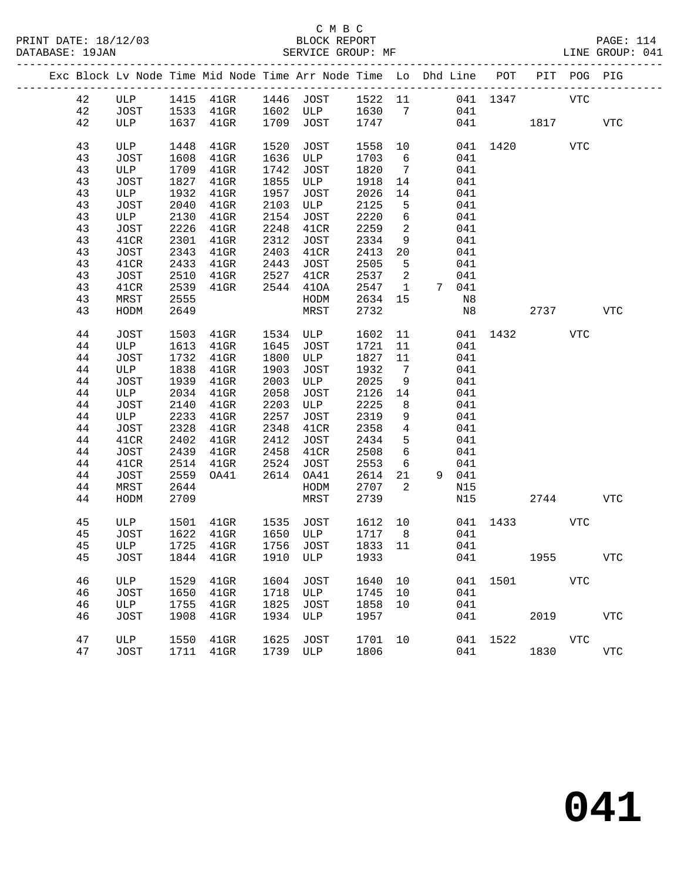C M B C
BLOCK REPORT
SERVICE GROUP: MF

PRINT DATE: 18/12/03
DATABASE: 19JAN
LINE GROUP: 041

| Exc | Block | Lv Node | Time | Mid Node | Time | Arr Node | Time | Lo | Dhd | Line | POT | PIT | POG | PIG |
|---|---|---|---|---|---|---|---|---|---|---|---|---|---|---|
| | 42 | ULP | 1415 | 41GR | 1446 | JOST | 1522 | 11 | | 041 | 1347 | | VTC | |
| | 42 | JOST | 1533 | 41GR | 1602 | ULP | 1630 | 7 | | 041 | | | | |
| | 42 | ULP | 1637 | 41GR | 1709 | JOST | 1747 | | | 041 | | 1817 | | VTC |
| | 43 | ULP | 1448 | 41GR | 1520 | JOST | 1558 | 10 | | 041 | 1420 | | VTC | |
| | 43 | JOST | 1608 | 41GR | 1636 | ULP | 1703 | 6 | | 041 | | | | |
| | 43 | ULP | 1709 | 41GR | 1742 | JOST | 1820 | 7 | | 041 | | | | |
| | 43 | JOST | 1827 | 41GR | 1855 | ULP | 1918 | 14 | | 041 | | | | |
| | 43 | ULP | 1932 | 41GR | 1957 | JOST | 2026 | 14 | | 041 | | | | |
| | 43 | JOST | 2040 | 41GR | 2103 | ULP | 2125 | 5 | | 041 | | | | |
| | 43 | ULP | 2130 | 41GR | 2154 | JOST | 2220 | 6 | | 041 | | | | |
| | 43 | JOST | 2226 | 41GR | 2248 | 41CR | 2259 | 2 | | 041 | | | | |
| | 43 | 41CR | 2301 | 41GR | 2312 | JOST | 2334 | 9 | | 041 | | | | |
| | 43 | JOST | 2343 | 41GR | 2403 | 41CR | 2413 | 20 | | 041 | | | | |
| | 43 | 41CR | 2433 | 41GR | 2443 | JOST | 2505 | 5 | | 041 | | | | |
| | 43 | JOST | 2510 | 41GR | 2527 | 41CR | 2537 | 2 | | 041 | | | | |
| | 43 | 41CR | 2539 | 41GR | 2544 | 41OA | 2547 | 1 | 7 | 041 | | | | |
| | 43 | MRST | 2555 | | | HODM | 2634 | 15 | | N8 | | | | |
| | 43 | HODM | 2649 | | | MRST | 2732 | | | N8 | | 2737 | | VTC |
| | 44 | JOST | 1503 | 41GR | 1534 | ULP | 1602 | 11 | | 041 | 1432 | | VTC | |
| | 44 | ULP | 1613 | 41GR | 1645 | JOST | 1721 | 11 | | 041 | | | | |
| | 44 | JOST | 1732 | 41GR | 1800 | ULP | 1827 | 11 | | 041 | | | | |
| | 44 | ULP | 1838 | 41GR | 1903 | JOST | 1932 | 7 | | 041 | | | | |
| | 44 | JOST | 1939 | 41GR | 2003 | ULP | 2025 | 9 | | 041 | | | | |
| | 44 | ULP | 2034 | 41GR | 2058 | JOST | 2126 | 14 | | 041 | | | | |
| | 44 | JOST | 2140 | 41GR | 2203 | ULP | 2225 | 8 | | 041 | | | | |
| | 44 | ULP | 2233 | 41GR | 2257 | JOST | 2319 | 9 | | 041 | | | | |
| | 44 | JOST | 2328 | 41GR | 2348 | 41CR | 2358 | 4 | | 041 | | | | |
| | 44 | 41CR | 2402 | 41GR | 2412 | JOST | 2434 | 5 | | 041 | | | | |
| | 44 | JOST | 2439 | 41GR | 2458 | 41CR | 2508 | 6 | | 041 | | | | |
| | 44 | 41CR | 2514 | 41GR | 2524 | JOST | 2553 | 6 | | 041 | | | | |
| | 44 | JOST | 2559 | OA41 | 2614 | OA41 | 2614 | 21 | 9 | 041 | | | | |
| | 44 | MRST | 2644 | | | HODM | 2707 | 2 | | N15 | | | | |
| | 44 | HODM | 2709 | | | MRST | 2739 | | | N15 | | 2744 | | VTC |
| | 45 | ULP | 1501 | 41GR | 1535 | JOST | 1612 | 10 | | 041 | 1433 | | VTC | |
| | 45 | JOST | 1622 | 41GR | 1650 | ULP | 1717 | 8 | | 041 | | | | |
| | 45 | ULP | 1725 | 41GR | 1756 | JOST | 1833 | 11 | | 041 | | | | |
| | 45 | JOST | 1844 | 41GR | 1910 | ULP | 1933 | | | 041 | | 1955 | | VTC |
| | 46 | ULP | 1529 | 41GR | 1604 | JOST | 1640 | 10 | | 041 | 1501 | | VTC | |
| | 46 | JOST | 1650 | 41GR | 1718 | ULP | 1745 | 10 | | 041 | | | | |
| | 46 | ULP | 1755 | 41GR | 1825 | JOST | 1858 | 10 | | 041 | | | | |
| | 46 | JOST | 1908 | 41GR | 1934 | ULP | 1957 | | | 041 | | 2019 | | VTC |
| | 47 | ULP | 1550 | 41GR | 1625 | JOST | 1701 | 10 | | 041 | 1522 | | VTC | |
| | 47 | JOST | 1711 | 41GR | 1739 | ULP | 1806 | | | 041 | | 1830 | | VTC |

**041**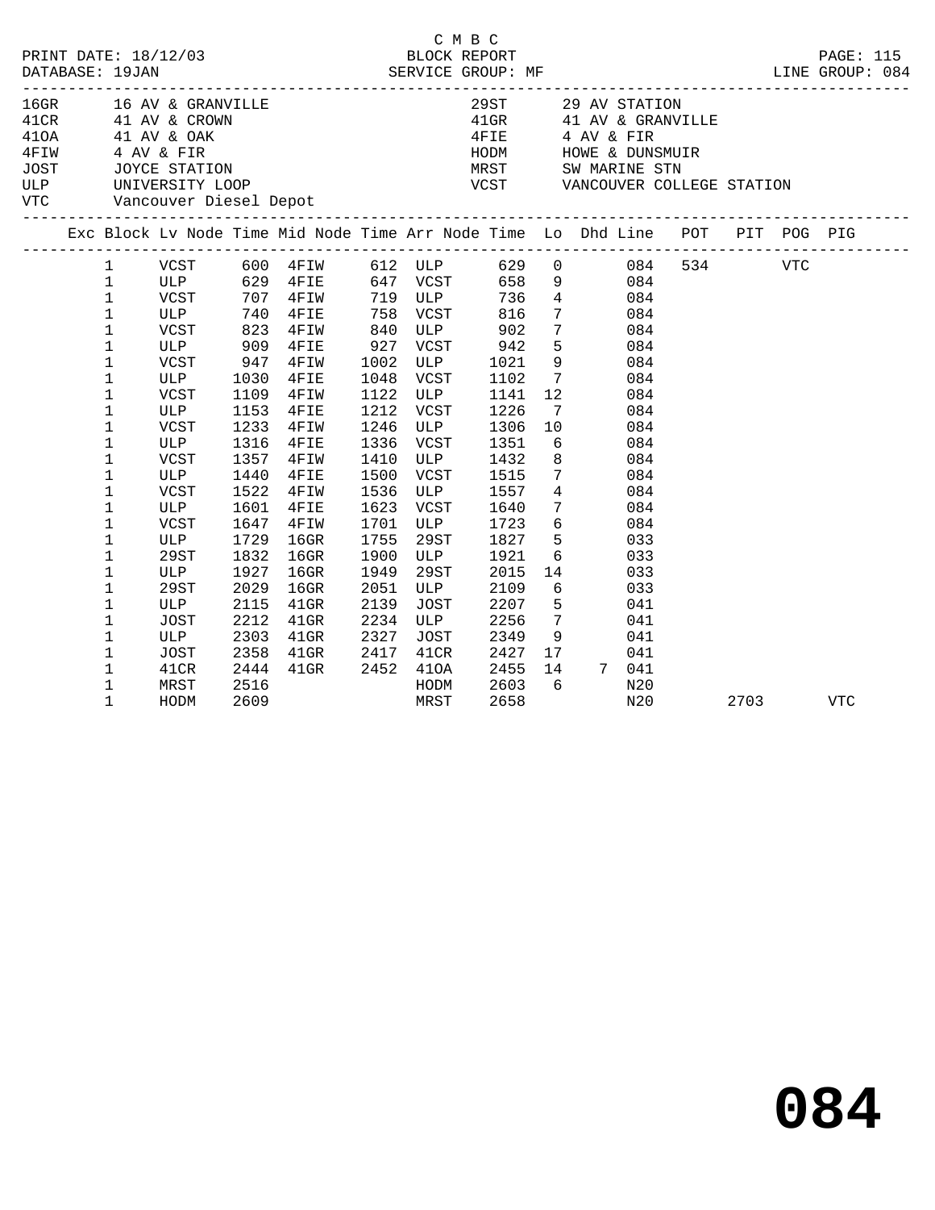C M B C
PRINT DATE: 18/12/03 BLOCK REPORT
DATABASE: 19JAN SERVICE GROUP: MF LINE GROUP: 084

| Code | Description | Code | Description |
|---|---|---|---|
| 16GR | 16 AV & GRANVILLE | 29ST | 29 AV STATION |
| 41CR | 41 AV & CROWN | 41GR | 41 AV & GRANVILLE |
| 41OA | 41 AV & OAK | 4FIE | 4 AV & FIR |
| 4FIW | 4 AV & FIR | HODM | HOWE & DUNSMUIR |
| JOST | JOYCE STATION | MRST | SW MARINE STN |
| ULP | UNIVERSITY LOOP | VCST | VANCOUVER COLLEGE STATION |
| VTC | Vancouver Diesel Depot | | |

| Exc | Block | Lv Node | Time | Mid Node | Time | Arr Node | Time | Lo | Dhd | Line | POT | PIT | POG | PIG |
|---|---|---|---|---|---|---|---|---|---|---|---|---|---|---|
| | 1 | VCST | 600 | 4FIW | 612 | ULP | 629 | 0 | | 084 | 534 | | VTC | |
| | 1 | ULP | 629 | 4FIE | 647 | VCST | 658 | 9 | | 084 | | | | |
| | 1 | VCST | 707 | 4FIW | 719 | ULP | 736 | 4 | | 084 | | | | |
| | 1 | ULP | 740 | 4FIE | 758 | VCST | 816 | 7 | | 084 | | | | |
| | 1 | VCST | 823 | 4FIW | 840 | ULP | 902 | 7 | | 084 | | | | |
| | 1 | ULP | 909 | 4FIE | 927 | VCST | 942 | 5 | | 084 | | | | |
| | 1 | VCST | 947 | 4FIW | 1002 | ULP | 1021 | 9 | | 084 | | | | |
| | 1 | ULP | 1030 | 4FIE | 1048 | VCST | 1102 | 7 | | 084 | | | | |
| | 1 | VCST | 1109 | 4FIW | 1122 | ULP | 1141 | 12 | | 084 | | | | |
| | 1 | ULP | 1153 | 4FIE | 1212 | VCST | 1226 | 7 | | 084 | | | | |
| | 1 | VCST | 1233 | 4FIW | 1246 | ULP | 1306 | 10 | | 084 | | | | |
| | 1 | ULP | 1316 | 4FIE | 1336 | VCST | 1351 | 6 | | 084 | | | | |
| | 1 | VCST | 1357 | 4FIW | 1410 | ULP | 1432 | 8 | | 084 | | | | |
| | 1 | ULP | 1440 | 4FIE | 1500 | VCST | 1515 | 7 | | 084 | | | | |
| | 1 | VCST | 1522 | 4FIW | 1536 | ULP | 1557 | 4 | | 084 | | | | |
| | 1 | ULP | 1601 | 4FIE | 1623 | VCST | 1640 | 7 | | 084 | | | | |
| | 1 | VCST | 1647 | 4FIW | 1701 | ULP | 1723 | 6 | | 084 | | | | |
| | 1 | ULP | 1729 | 16GR | 1755 | 29ST | 1827 | 5 | | 033 | | | | |
| | 1 | 29ST | 1832 | 16GR | 1900 | ULP | 1921 | 6 | | 033 | | | | |
| | 1 | ULP | 1927 | 16GR | 1949 | 29ST | 2015 | 14 | | 033 | | | | |
| | 1 | 29ST | 2029 | 16GR | 2051 | ULP | 2109 | 6 | | 033 | | | | |
| | 1 | ULP | 2115 | 41GR | 2139 | JOST | 2207 | 5 | | 041 | | | | |
| | 1 | JOST | 2212 | 41GR | 2234 | ULP | 2256 | 7 | | 041 | | | | |
| | 1 | ULP | 2303 | 41GR | 2327 | JOST | 2349 | 9 | | 041 | | | | |
| | 1 | JOST | 2358 | 41GR | 2417 | 41CR | 2427 | 17 | | 041 | | | | |
| | 1 | 41CR | 2444 | 41GR | 2452 | 41OA | 2455 | 14 | 7 | 041 | | | | |
| | 1 | MRST | 2516 | | | HODM | 2603 | 6 | | N20 | | | | |
| | 1 | HODM | 2609 | | | MRST | 2658 | | | N20 | | 2703 | | VTC |

# 084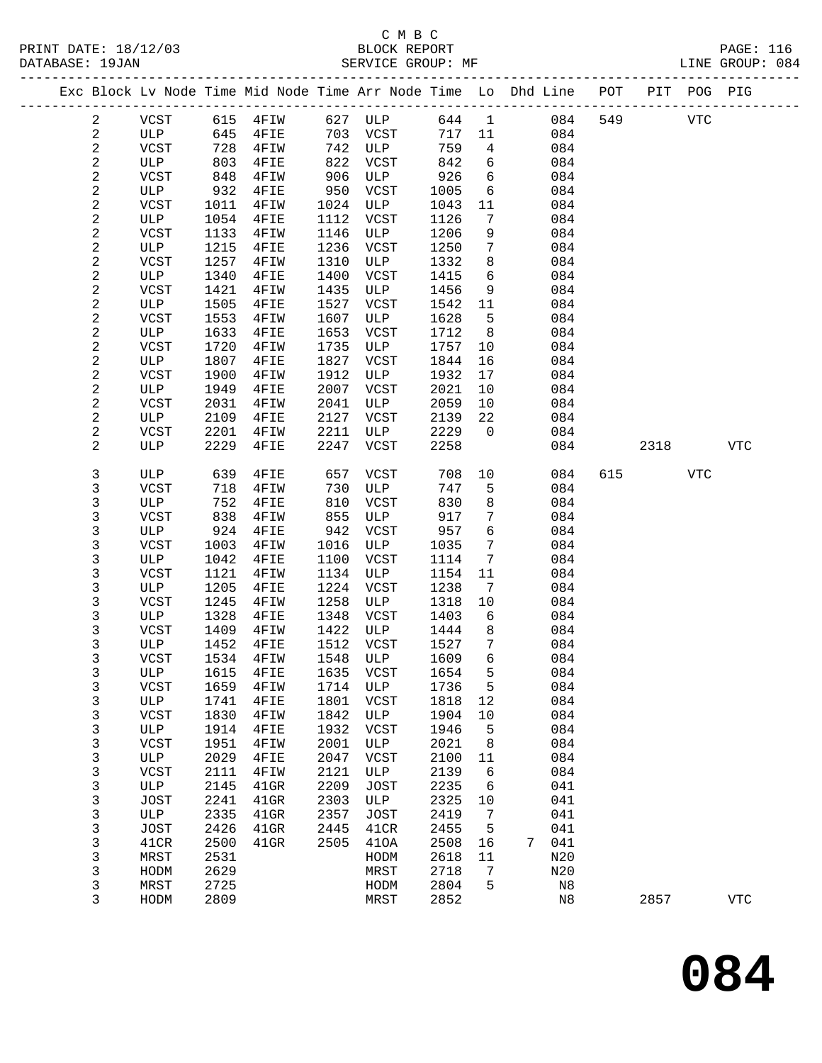C M B C
BLOCK REPORT
SERVICE GROUP: MF

PRINT DATE: 18/12/03
DATABASE: 19JAN

LINE GROUP: 084

| Exc | Block | Lv Node | Time | Mid Node | Time | Arr Node | Time | Lo | Dhd | Line | POT | PIT | POG | PIG |
|---|---|---|---|---|---|---|---|---|---|---|---|---|---|---|
| | 2 | VCST | 615 | 4FIW | 627 | ULP | 644 | 1 | | 084 | 549 | | VTC | |
| | 2 | ULP | 645 | 4FIE | 703 | VCST | 717 | 11 | | 084 | | | | |
| | 2 | VCST | 728 | 4FIW | 742 | ULP | 759 | 4 | | 084 | | | | |
| | 2 | ULP | 803 | 4FIE | 822 | VCST | 842 | 6 | | 084 | | | | |
| | 2 | VCST | 848 | 4FIW | 906 | ULP | 926 | 6 | | 084 | | | | |
| | 2 | ULP | 932 | 4FIE | 950 | VCST | 1005 | 6 | | 084 | | | | |
| | 2 | VCST | 1011 | 4FIW | 1024 | ULP | 1043 | 11 | | 084 | | | | |
| | 2 | ULP | 1054 | 4FIE | 1112 | VCST | 1126 | 7 | | 084 | | | | |
| | 2 | VCST | 1133 | 4FIW | 1146 | ULP | 1206 | 9 | | 084 | | | | |
| | 2 | ULP | 1215 | 4FIE | 1236 | VCST | 1250 | 7 | | 084 | | | | |
| | 2 | VCST | 1257 | 4FIW | 1310 | ULP | 1332 | 8 | | 084 | | | | |
| | 2 | ULP | 1340 | 4FIE | 1400 | VCST | 1415 | 6 | | 084 | | | | |
| | 2 | VCST | 1421 | 4FIW | 1435 | ULP | 1456 | 9 | | 084 | | | | |
| | 2 | ULP | 1505 | 4FIE | 1527 | VCST | 1542 | 11 | | 084 | | | | |
| | 2 | VCST | 1553 | 4FIW | 1607 | ULP | 1628 | 5 | | 084 | | | | |
| | 2 | ULP | 1633 | 4FIE | 1653 | VCST | 1712 | 8 | | 084 | | | | |
| | 2 | VCST | 1720 | 4FIW | 1735 | ULP | 1757 | 10 | | 084 | | | | |
| | 2 | ULP | 1807 | 4FIE | 1827 | VCST | 1844 | 16 | | 084 | | | | |
| | 2 | VCST | 1900 | 4FIW | 1912 | ULP | 1932 | 17 | | 084 | | | | |
| | 2 | ULP | 1949 | 4FIE | 2007 | VCST | 2021 | 10 | | 084 | | | | |
| | 2 | VCST | 2031 | 4FIW | 2041 | ULP | 2059 | 10 | | 084 | | | | |
| | 2 | ULP | 2109 | 4FIE | 2127 | VCST | 2139 | 22 | | 084 | | | | |
| | 2 | VCST | 2201 | 4FIW | 2211 | ULP | 2229 | 0 | | 084 | | | | |
| | 2 | ULP | 2229 | 4FIE | 2247 | VCST | 2258 | | | 084 | | 2318 | | VTC |
| | 3 | ULP | 639 | 4FIE | 657 | VCST | 708 | 10 | | 084 | 615 | | VTC | |
| | 3 | VCST | 718 | 4FIW | 730 | ULP | 747 | 5 | | 084 | | | | |
| | 3 | ULP | 752 | 4FIE | 810 | VCST | 830 | 8 | | 084 | | | | |
| | 3 | VCST | 838 | 4FIW | 855 | ULP | 917 | 7 | | 084 | | | | |
| | 3 | ULP | 924 | 4FIE | 942 | VCST | 957 | 6 | | 084 | | | | |
| | 3 | VCST | 1003 | 4FIW | 1016 | ULP | 1035 | 7 | | 084 | | | | |
| | 3 | ULP | 1042 | 4FIE | 1100 | VCST | 1114 | 7 | | 084 | | | | |
| | 3 | VCST | 1121 | 4FIW | 1134 | ULP | 1154 | 11 | | 084 | | | | |
| | 3 | ULP | 1205 | 4FIE | 1224 | VCST | 1238 | 7 | | 084 | | | | |
| | 3 | VCST | 1245 | 4FIW | 1258 | ULP | 1318 | 10 | | 084 | | | | |
| | 3 | ULP | 1328 | 4FIE | 1348 | VCST | 1403 | 6 | | 084 | | | | |
| | 3 | VCST | 1409 | 4FIW | 1422 | ULP | 1444 | 8 | | 084 | | | | |
| | 3 | ULP | 1452 | 4FIE | 1512 | VCST | 1527 | 7 | | 084 | | | | |
| | 3 | VCST | 1534 | 4FIW | 1548 | ULP | 1609 | 6 | | 084 | | | | |
| | 3 | ULP | 1615 | 4FIE | 1635 | VCST | 1654 | 5 | | 084 | | | | |
| | 3 | VCST | 1659 | 4FIW | 1714 | ULP | 1736 | 5 | | 084 | | | | |
| | 3 | ULP | 1741 | 4FIE | 1801 | VCST | 1818 | 12 | | 084 | | | | |
| | 3 | VCST | 1830 | 4FIW | 1842 | ULP | 1904 | 10 | | 084 | | | | |
| | 3 | ULP | 1914 | 4FIE | 1932 | VCST | 1946 | 5 | | 084 | | | | |
| | 3 | VCST | 1951 | 4FIW | 2001 | ULP | 2021 | 8 | | 084 | | | | |
| | 3 | ULP | 2029 | 4FIE | 2047 | VCST | 2100 | 11 | | 084 | | | | |
| | 3 | VCST | 2111 | 4FIW | 2121 | ULP | 2139 | 6 | | 084 | | | | |
| | 3 | ULP | 2145 | 41GR | 2209 | JOST | 2235 | 6 | | 041 | | | | |
| | 3 | JOST | 2241 | 41GR | 2303 | ULP | 2325 | 10 | | 041 | | | | |
| | 3 | ULP | 2335 | 41GR | 2357 | JOST | 2419 | 7 | | 041 | | | | |
| | 3 | JOST | 2426 | 41GR | 2445 | 41CR | 2455 | 5 | | 041 | | | | |
| | 3 | 41CR | 2500 | 41GR | 2505 | 41OA | 2508 | 16 | 7 | 041 | | | | |
| | 3 | MRST | 2531 | | | HODM | 2618 | 11 | | N20 | | | | |
| | 3 | HODM | 2629 | | | MRST | 2718 | 7 | | N20 | | | | |
| | 3 | MRST | 2725 | | | HODM | 2804 | 5 | | N8 | | | | |
| | 3 | HODM | 2809 | | | MRST | 2852 | | | N8 | | 2857 | | VTC |

# 084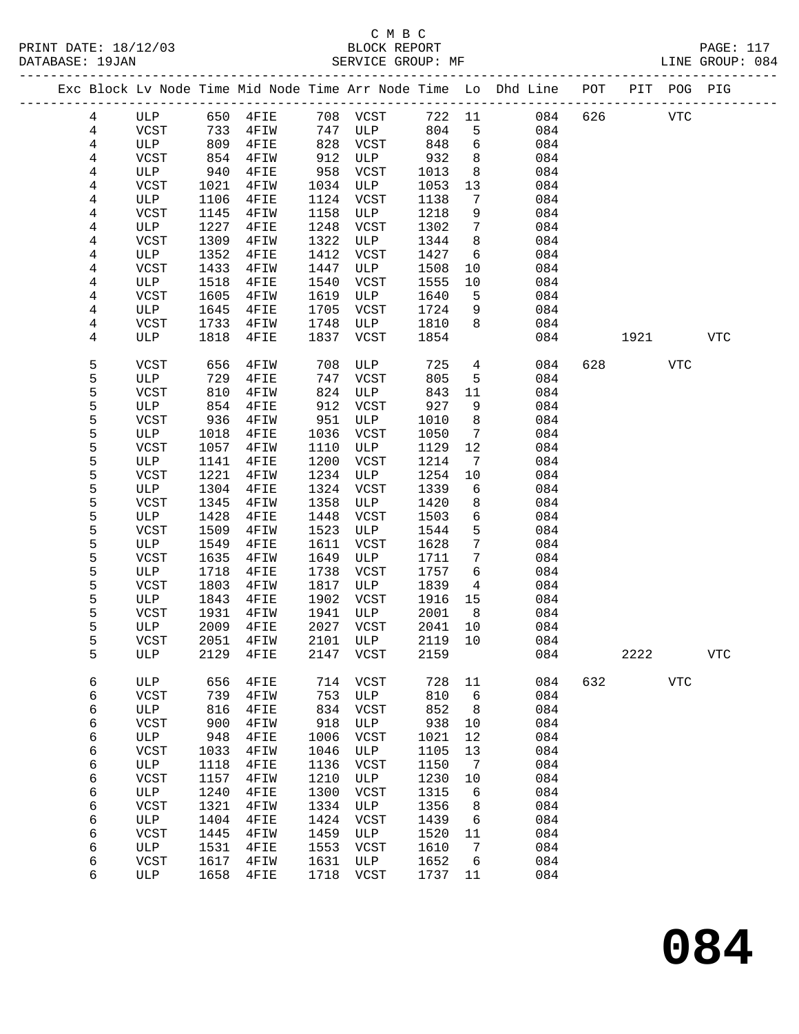C M B C

BLOCK REPORT

SERVICE GROUP: MF

PRINT DATE: 18/12/03
DATABASE: 19JAN

LINE GROUP: 084

| Exc | Block | Lv | Node | Time | Mid Node | Time | Arr Node | Time | Lo | Dhd Line | POT | PIT | POG | PIG |
|---|---|---|---|---|---|---|---|---|---|---|---|---|---|---|
| | 4 | | ULP | 650 | 4FIE | 708 | VCST | 722 | 11 | 084 | 626 | | VTC | |
| | 4 | | VCST | 733 | 4FIW | 747 | ULP | 804 | 5 | 084 | | | | |
| | 4 | | ULP | 809 | 4FIE | 828 | VCST | 848 | 6 | 084 | | | | |
| | 4 | | VCST | 854 | 4FIW | 912 | ULP | 932 | 8 | 084 | | | | |
| | 4 | | ULP | 940 | 4FIE | 958 | VCST | 1013 | 8 | 084 | | | | |
| | 4 | | VCST | 1021 | 4FIW | 1034 | ULP | 1053 | 13 | 084 | | | | |
| | 4 | | ULP | 1106 | 4FIE | 1124 | VCST | 1138 | 7 | 084 | | | | |
| | 4 | | VCST | 1145 | 4FIW | 1158 | ULP | 1218 | 9 | 084 | | | | |
| | 4 | | ULP | 1227 | 4FIE | 1248 | VCST | 1302 | 7 | 084 | | | | |
| | 4 | | VCST | 1309 | 4FIW | 1322 | ULP | 1344 | 8 | 084 | | | | |
| | 4 | | ULP | 1352 | 4FIE | 1412 | VCST | 1427 | 6 | 084 | | | | |
| | 4 | | VCST | 1433 | 4FIW | 1447 | ULP | 1508 | 10 | 084 | | | | |
| | 4 | | ULP | 1518 | 4FIE | 1540 | VCST | 1555 | 10 | 084 | | | | |
| | 4 | | VCST | 1605 | 4FIW | 1619 | ULP | 1640 | 5 | 084 | | | | |
| | 4 | | ULP | 1645 | 4FIE | 1705 | VCST | 1724 | 9 | 084 | | | | |
| | 4 | | VCST | 1733 | 4FIW | 1748 | ULP | 1810 | 8 | 084 | | | | |
| | 4 | | ULP | 1818 | 4FIE | 1837 | VCST | 1854 | | 084 | | 1921 | | VTC |
| | 5 | | VCST | 656 | 4FIW | 708 | ULP | 725 | 4 | 084 | 628 | | VTC | |
| | 5 | | ULP | 729 | 4FIE | 747 | VCST | 805 | 5 | 084 | | | | |
| | 5 | | VCST | 810 | 4FIW | 824 | ULP | 843 | 11 | 084 | | | | |
| | 5 | | ULP | 854 | 4FIE | 912 | VCST | 927 | 9 | 084 | | | | |
| | 5 | | VCST | 936 | 4FIW | 951 | ULP | 1010 | 8 | 084 | | | | |
| | 5 | | ULP | 1018 | 4FIE | 1036 | VCST | 1050 | 7 | 084 | | | | |
| | 5 | | VCST | 1057 | 4FIW | 1110 | ULP | 1129 | 12 | 084 | | | | |
| | 5 | | ULP | 1141 | 4FIE | 1200 | VCST | 1214 | 7 | 084 | | | | |
| | 5 | | VCST | 1221 | 4FIW | 1234 | ULP | 1254 | 10 | 084 | | | | |
| | 5 | | ULP | 1304 | 4FIE | 1324 | VCST | 1339 | 6 | 084 | | | | |
| | 5 | | VCST | 1345 | 4FIW | 1358 | ULP | 1420 | 8 | 084 | | | | |
| | 5 | | ULP | 1428 | 4FIE | 1448 | VCST | 1503 | 6 | 084 | | | | |
| | 5 | | VCST | 1509 | 4FIW | 1523 | ULP | 1544 | 5 | 084 | | | | |
| | 5 | | ULP | 1549 | 4FIE | 1611 | VCST | 1628 | 7 | 084 | | | | |
| | 5 | | VCST | 1635 | 4FIW | 1649 | ULP | 1711 | 7 | 084 | | | | |
| | 5 | | ULP | 1718 | 4FIE | 1738 | VCST | 1757 | 6 | 084 | | | | |
| | 5 | | VCST | 1803 | 4FIW | 1817 | ULP | 1839 | 4 | 084 | | | | |
| | 5 | | ULP | 1843 | 4FIE | 1902 | VCST | 1916 | 15 | 084 | | | | |
| | 5 | | VCST | 1931 | 4FIW | 1941 | ULP | 2001 | 8 | 084 | | | | |
| | 5 | | ULP | 2009 | 4FIE | 2027 | VCST | 2041 | 10 | 084 | | | | |
| | 5 | | VCST | 2051 | 4FIW | 2101 | ULP | 2119 | 10 | 084 | | | | |
| | 5 | | ULP | 2129 | 4FIE | 2147 | VCST | 2159 | | 084 | | 2222 | | VTC |
| | 6 | | ULP | 656 | 4FIE | 714 | VCST | 728 | 11 | 084 | 632 | | VTC | |
| | 6 | | VCST | 739 | 4FIW | 753 | ULP | 810 | 6 | 084 | | | | |
| | 6 | | ULP | 816 | 4FIE | 834 | VCST | 852 | 8 | 084 | | | | |
| | 6 | | VCST | 900 | 4FIW | 918 | ULP | 938 | 10 | 084 | | | | |
| | 6 | | ULP | 948 | 4FIE | 1006 | VCST | 1021 | 12 | 084 | | | | |
| | 6 | | VCST | 1033 | 4FIW | 1046 | ULP | 1105 | 13 | 084 | | | | |
| | 6 | | ULP | 1118 | 4FIE | 1136 | VCST | 1150 | 7 | 084 | | | | |
| | 6 | | VCST | 1157 | 4FIW | 1210 | ULP | 1230 | 10 | 084 | | | | |
| | 6 | | ULP | 1240 | 4FIE | 1300 | VCST | 1315 | 6 | 084 | | | | |
| | 6 | | VCST | 1321 | 4FIW | 1334 | ULP | 1356 | 8 | 084 | | | | |
| | 6 | | ULP | 1404 | 4FIE | 1424 | VCST | 1439 | 6 | 084 | | | | |
| | 6 | | VCST | 1445 | 4FIW | 1459 | ULP | 1520 | 11 | 084 | | | | |
| | 6 | | ULP | 1531 | 4FIE | 1553 | VCST | 1610 | 7 | 084 | | | | |
| | 6 | | VCST | 1617 | 4FIW | 1631 | ULP | 1652 | 6 | 084 | | | | |
| | 6 | | ULP | 1658 | 4FIE | 1718 | VCST | 1737 | 11 | 084 | | | | |

# 084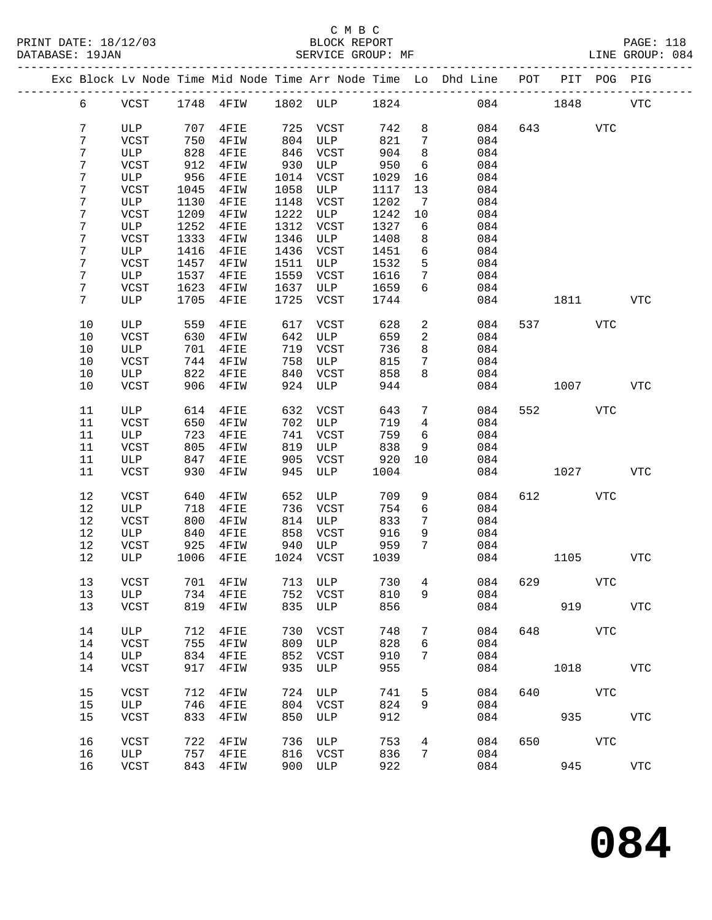C M B C

BLOCK REPORT

SERVICE GROUP: MF

LINE GROUP: 084

| Exc | Block | Lv Node | Time | Mid Node | Time | Arr Node | Time | Lo | Dhd Line | POT | PIT | POG | PIG |
|---|---|---|---|---|---|---|---|---|---|---|---|---|---|
| | 6 | VCST | 1748 | 4FIW | 1802 | ULP | 1824 | | 084 | | 1848 | | VTC |
| | 7 | ULP | 707 | 4FIE | 725 | VCST | 742 | 8 | 084 | 643 | | VTC | |
| | 7 | VCST | 750 | 4FIW | 804 | ULP | 821 | 7 | 084 | | | | |
| | 7 | ULP | 828 | 4FIE | 846 | VCST | 904 | 8 | 084 | | | | |
| | 7 | VCST | 912 | 4FIW | 930 | ULP | 950 | 6 | 084 | | | | |
| | 7 | ULP | 956 | 4FIE | 1014 | VCST | 1029 | 16 | 084 | | | | |
| | 7 | VCST | 1045 | 4FIW | 1058 | ULP | 1117 | 13 | 084 | | | | |
| | 7 | ULP | 1130 | 4FIE | 1148 | VCST | 1202 | 7 | 084 | | | | |
| | 7 | VCST | 1209 | 4FIW | 1222 | ULP | 1242 | 10 | 084 | | | | |
| | 7 | ULP | 1252 | 4FIE | 1312 | VCST | 1327 | 6 | 084 | | | | |
| | 7 | VCST | 1333 | 4FIW | 1346 | ULP | 1408 | 8 | 084 | | | | |
| | 7 | ULP | 1416 | 4FIE | 1436 | VCST | 1451 | 6 | 084 | | | | |
| | 7 | VCST | 1457 | 4FIW | 1511 | ULP | 1532 | 5 | 084 | | | | |
| | 7 | ULP | 1537 | 4FIE | 1559 | VCST | 1616 | 7 | 084 | | | | |
| | 7 | VCST | 1623 | 4FIW | 1637 | ULP | 1659 | 6 | 084 | | | | |
| | 7 | ULP | 1705 | 4FIE | 1725 | VCST | 1744 | | 084 | | 1811 | | VTC |
| | 10 | ULP | 559 | 4FIE | 617 | VCST | 628 | 2 | 084 | 537 | | VTC | |
| | 10 | VCST | 630 | 4FIW | 642 | ULP | 659 | 2 | 084 | | | | |
| | 10 | ULP | 701 | 4FIE | 719 | VCST | 736 | 8 | 084 | | | | |
| | 10 | VCST | 744 | 4FIW | 758 | ULP | 815 | 7 | 084 | | | | |
| | 10 | ULP | 822 | 4FIE | 840 | VCST | 858 | 8 | 084 | | | | |
| | 10 | VCST | 906 | 4FIW | 924 | ULP | 944 | | 084 | | 1007 | | VTC |
| | 11 | ULP | 614 | 4FIE | 632 | VCST | 643 | 7 | 084 | 552 | | VTC | |
| | 11 | VCST | 650 | 4FIW | 702 | ULP | 719 | 4 | 084 | | | | |
| | 11 | ULP | 723 | 4FIE | 741 | VCST | 759 | 6 | 084 | | | | |
| | 11 | VCST | 805 | 4FIW | 819 | ULP | 838 | 9 | 084 | | | | |
| | 11 | ULP | 847 | 4FIE | 905 | VCST | 920 | 10 | 084 | | | | |
| | 11 | VCST | 930 | 4FIW | 945 | ULP | 1004 | | 084 | | 1027 | | VTC |
| | 12 | VCST | 640 | 4FIW | 652 | ULP | 709 | 9 | 084 | 612 | | VTC | |
| | 12 | ULP | 718 | 4FIE | 736 | VCST | 754 | 6 | 084 | | | | |
| | 12 | VCST | 800 | 4FIW | 814 | ULP | 833 | 7 | 084 | | | | |
| | 12 | ULP | 840 | 4FIE | 858 | VCST | 916 | 9 | 084 | | | | |
| | 12 | VCST | 925 | 4FIW | 940 | ULP | 959 | 7 | 084 | | | | |
| | 12 | ULP | 1006 | 4FIE | 1024 | VCST | 1039 | | 084 | | 1105 | | VTC |
| | 13 | VCST | 701 | 4FIW | 713 | ULP | 730 | 4 | 084 | 629 | | VTC | |
| | 13 | ULP | 734 | 4FIE | 752 | VCST | 810 | 9 | 084 | | | | |
| | 13 | VCST | 819 | 4FIW | 835 | ULP | 856 | | 084 | | 919 | | VTC |
| | 14 | ULP | 712 | 4FIE | 730 | VCST | 748 | 7 | 084 | 648 | | VTC | |
| | 14 | VCST | 755 | 4FIW | 809 | ULP | 828 | 6 | 084 | | | | |
| | 14 | ULP | 834 | 4FIE | 852 | VCST | 910 | 7 | 084 | | | | |
| | 14 | VCST | 917 | 4FIW | 935 | ULP | 955 | | 084 | | 1018 | | VTC |
| | 15 | VCST | 712 | 4FIW | 724 | ULP | 741 | 5 | 084 | 640 | | VTC | |
| | 15 | ULP | 746 | 4FIE | 804 | VCST | 824 | 9 | 084 | | | | |
| | 15 | VCST | 833 | 4FIW | 850 | ULP | 912 | | 084 | | 935 | | VTC |
| | 16 | VCST | 722 | 4FIW | 736 | ULP | 753 | 4 | 084 | 650 | | VTC | |
| | 16 | ULP | 757 | 4FIE | 816 | VCST | 836 | 7 | 084 | | | | |
| | 16 | VCST | 843 | 4FIW | 900 | ULP | 922 | | 084 | | 945 | | VTC |

# 084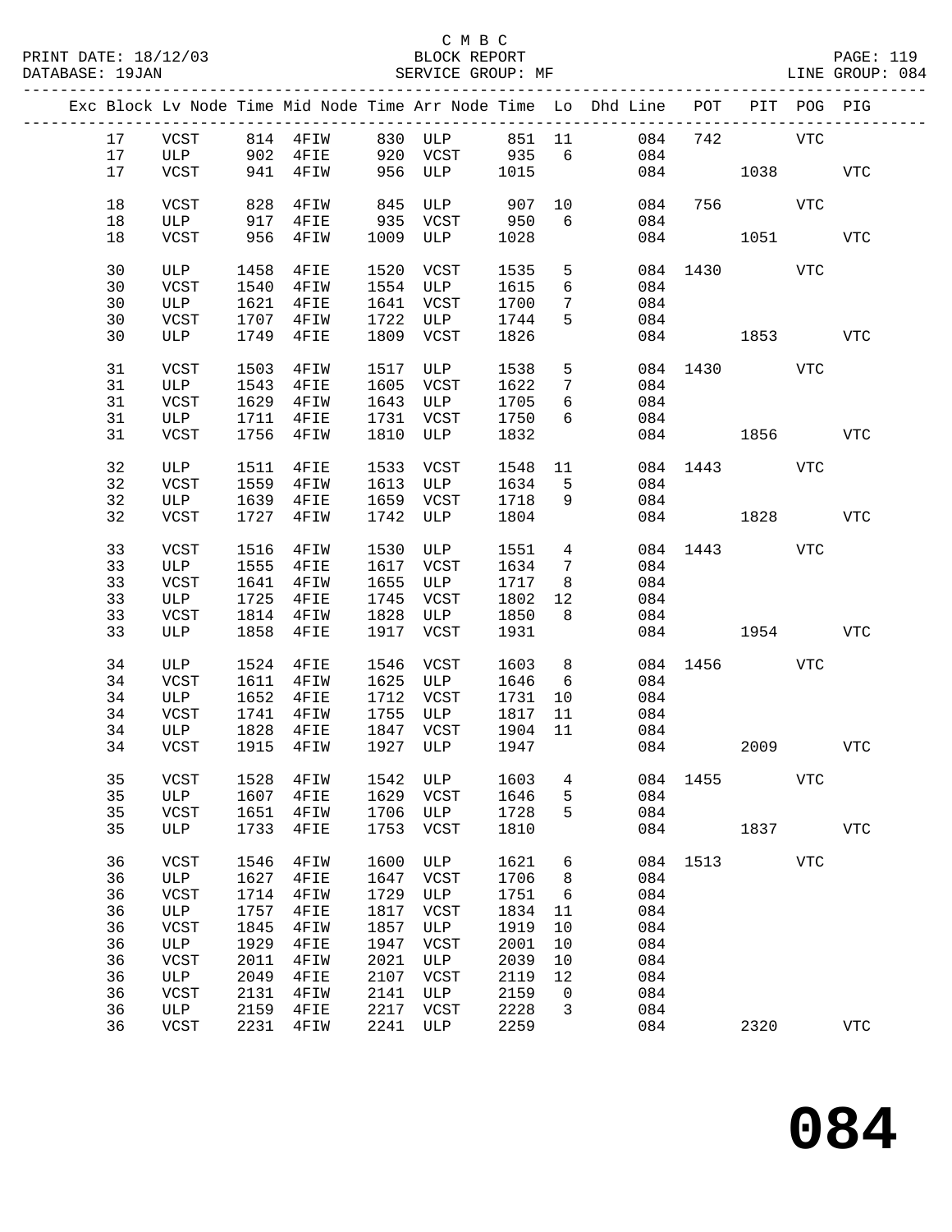C M B C

PRINT DATE: 18/12/03 BLOCK REPORT

DATABASE: 19JAN SERVICE GROUP: MF LINE GROUP: 084

| Exc | Block | Lv | Node | Time | Mid Node | Time | Arr Node | Time | Lo | Dhd Line | POT | PIT | POG | PIG |
|---|---|---|---|---|---|---|---|---|---|---|---|---|---|---|
| | 17 | | VCST | 814 | 4FIW | 830 | ULP | 851 | 11 | 084 | 742 | | VTC | |
| | 17 | | ULP | 902 | 4FIE | 920 | VCST | 935 | 6 | 084 | | | | |
| | 17 | | VCST | 941 | 4FIW | 956 | ULP | 1015 | | 084 | | 1038 | | VTC |
| | 18 | | VCST | 828 | 4FIW | 845 | ULP | 907 | 10 | 084 | 756 | | VTC | |
| | 18 | | ULP | 917 | 4FIE | 935 | VCST | 950 | 6 | 084 | | | | |
| | 18 | | VCST | 956 | 4FIW | 1009 | ULP | 1028 | | 084 | | 1051 | | VTC |
| | 30 | | ULP | 1458 | 4FIE | 1520 | VCST | 1535 | 5 | 084 | 1430 | | VTC | |
| | 30 | | VCST | 1540 | 4FIW | 1554 | ULP | 1615 | 6 | 084 | | | | |
| | 30 | | ULP | 1621 | 4FIE | 1641 | VCST | 1700 | 7 | 084 | | | | |
| | 30 | | VCST | 1707 | 4FIW | 1722 | ULP | 1744 | 5 | 084 | | | | |
| | 30 | | ULP | 1749 | 4FIE | 1809 | VCST | 1826 | | 084 | | 1853 | | VTC |
| | 31 | | VCST | 1503 | 4FIW | 1517 | ULP | 1538 | 5 | 084 | 1430 | | VTC | |
| | 31 | | ULP | 1543 | 4FIE | 1605 | VCST | 1622 | 7 | 084 | | | | |
| | 31 | | VCST | 1629 | 4FIW | 1643 | ULP | 1705 | 6 | 084 | | | | |
| | 31 | | ULP | 1711 | 4FIE | 1731 | VCST | 1750 | 6 | 084 | | | | |
| | 31 | | VCST | 1756 | 4FIW | 1810 | ULP | 1832 | | 084 | | 1856 | | VTC |
| | 32 | | ULP | 1511 | 4FIE | 1533 | VCST | 1548 | 11 | 084 | 1443 | | VTC | |
| | 32 | | VCST | 1559 | 4FIW | 1613 | ULP | 1634 | 5 | 084 | | | | |
| | 32 | | ULP | 1639 | 4FIE | 1659 | VCST | 1718 | 9 | 084 | | | | |
| | 32 | | VCST | 1727 | 4FIW | 1742 | ULP | 1804 | | 084 | | 1828 | | VTC |
| | 33 | | VCST | 1516 | 4FIW | 1530 | ULP | 1551 | 4 | 084 | 1443 | | VTC | |
| | 33 | | ULP | 1555 | 4FIE | 1617 | VCST | 1634 | 7 | 084 | | | | |
| | 33 | | VCST | 1641 | 4FIW | 1655 | ULP | 1717 | 8 | 084 | | | | |
| | 33 | | ULP | 1725 | 4FIE | 1745 | VCST | 1802 | 12 | 084 | | | | |
| | 33 | | VCST | 1814 | 4FIW | 1828 | ULP | 1850 | 8 | 084 | | | | |
| | 33 | | ULP | 1858 | 4FIE | 1917 | VCST | 1931 | | 084 | | 1954 | | VTC |
| | 34 | | ULP | 1524 | 4FIE | 1546 | VCST | 1603 | 8 | 084 | 1456 | | VTC | |
| | 34 | | VCST | 1611 | 4FIW | 1625 | ULP | 1646 | 6 | 084 | | | | |
| | 34 | | ULP | 1652 | 4FIE | 1712 | VCST | 1731 | 10 | 084 | | | | |
| | 34 | | VCST | 1741 | 4FIW | 1755 | ULP | 1817 | 11 | 084 | | | | |
| | 34 | | ULP | 1828 | 4FIE | 1847 | VCST | 1904 | 11 | 084 | | | | |
| | 34 | | VCST | 1915 | 4FIW | 1927 | ULP | 1947 | | 084 | | 2009 | | VTC |
| | 35 | | VCST | 1528 | 4FIW | 1542 | ULP | 1603 | 4 | 084 | 1455 | | VTC | |
| | 35 | | ULP | 1607 | 4FIE | 1629 | VCST | 1646 | 5 | 084 | | | | |
| | 35 | | VCST | 1651 | 4FIW | 1706 | ULP | 1728 | 5 | 084 | | | | |
| | 35 | | ULP | 1733 | 4FIE | 1753 | VCST | 1810 | | 084 | | 1837 | | VTC |
| | 36 | | VCST | 1546 | 4FIW | 1600 | ULP | 1621 | 6 | 084 | 1513 | | VTC | |
| | 36 | | ULP | 1627 | 4FIE | 1647 | VCST | 1706 | 8 | 084 | | | | |
| | 36 | | VCST | 1714 | 4FIW | 1729 | ULP | 1751 | 6 | 084 | | | | |
| | 36 | | ULP | 1757 | 4FIE | 1817 | VCST | 1834 | 11 | 084 | | | | |
| | 36 | | VCST | 1845 | 4FIW | 1857 | ULP | 1919 | 10 | 084 | | | | |
| | 36 | | ULP | 1929 | 4FIE | 1947 | VCST | 2001 | 10 | 084 | | | | |
| | 36 | | VCST | 2011 | 4FIW | 2021 | ULP | 2039 | 10 | 084 | | | | |
| | 36 | | ULP | 2049 | 4FIE | 2107 | VCST | 2119 | 12 | 084 | | | | |
| | 36 | | VCST | 2131 | 4FIW | 2141 | ULP | 2159 | 0 | 084 | | | | |
| | 36 | | ULP | 2159 | 4FIE | 2217 | VCST | 2228 | 3 | 084 | | | | |
| | 36 | | VCST | 2231 | 4FIW | 2241 | ULP | 2259 | | 084 | | 2320 | | VTC |

# 084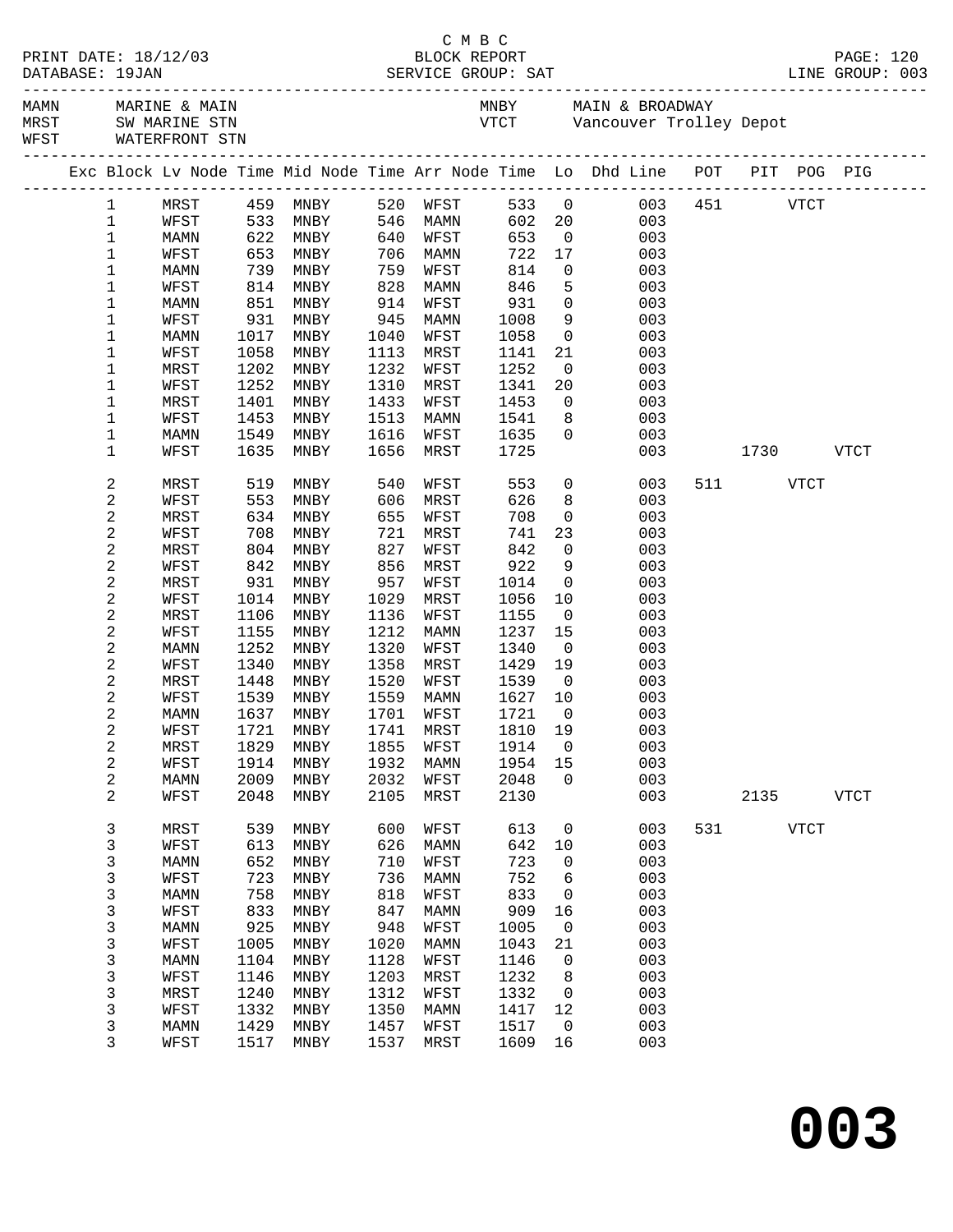C M B C

PRINT DATE: 18/12/03 BLOCK REPORT PAGE: 120
DATABASE: 19JAN SERVICE GROUP: SAT LINE GROUP: 003

MAMN MARINE & MAIN MNBY MAIN & BROADWAY
MRST SW MARINE STN VTCT Vancouver Trolley Depot
WFST WATERFRONT STN

| Exc | Block | Lv Node | Time | Mid Node | Time | Arr Node | Time | Lo | Dhd Line | POT | PIT | POG | PIG |
|---|---|---|---|---|---|---|---|---|---|---|---|---|---|
| | 1 | MRST | 459 | MNBY | 520 | WFST | 533 | 0 | 003 | 451 | | VTCT | |
| | 1 | WFST | 533 | MNBY | 546 | MAMN | 602 | 20 | 003 | | | | |
| | 1 | MAMN | 622 | MNBY | 640 | WFST | 653 | 0 | 003 | | | | |
| | 1 | WFST | 653 | MNBY | 706 | MAMN | 722 | 17 | 003 | | | | |
| | 1 | MAMN | 739 | MNBY | 759 | WFST | 814 | 0 | 003 | | | | |
| | 1 | WFST | 814 | MNBY | 828 | MAMN | 846 | 5 | 003 | | | | |
| | 1 | MAMN | 851 | MNBY | 914 | WFST | 931 | 0 | 003 | | | | |
| | 1 | WFST | 931 | MNBY | 945 | MAMN | 1008 | 9 | 003 | | | | |
| | 1 | MAMN | 1017 | MNBY | 1040 | WFST | 1058 | 0 | 003 | | | | |
| | 1 | WFST | 1058 | MNBY | 1113 | MRST | 1141 | 21 | 003 | | | | |
| | 1 | MRST | 1202 | MNBY | 1232 | WFST | 1252 | 0 | 003 | | | | |
| | 1 | WFST | 1252 | MNBY | 1310 | MRST | 1341 | 20 | 003 | | | | |
| | 1 | MRST | 1401 | MNBY | 1433 | WFST | 1453 | 0 | 003 | | | | |
| | 1 | WFST | 1453 | MNBY | 1513 | MAMN | 1541 | 8 | 003 | | | | |
| | 1 | MAMN | 1549 | MNBY | 1616 | WFST | 1635 | 0 | 003 | | | | |
| | 1 | WFST | 1635 | MNBY | 1656 | MRST | 1725 | | 003 | | 1730 | | VTCT |
| | 2 | MRST | 519 | MNBY | 540 | WFST | 553 | 0 | 003 | 511 | | VTCT | |
| | 2 | WFST | 553 | MNBY | 606 | MRST | 626 | 8 | 003 | | | | |
| | 2 | MRST | 634 | MNBY | 655 | WFST | 708 | 0 | 003 | | | | |
| | 2 | WFST | 708 | MNBY | 721 | MRST | 741 | 23 | 003 | | | | |
| | 2 | MRST | 804 | MNBY | 827 | WFST | 842 | 0 | 003 | | | | |
| | 2 | WFST | 842 | MNBY | 856 | MRST | 922 | 9 | 003 | | | | |
| | 2 | MRST | 931 | MNBY | 957 | WFST | 1014 | 0 | 003 | | | | |
| | 2 | WFST | 1014 | MNBY | 1029 | MRST | 1056 | 10 | 003 | | | | |
| | 2 | MRST | 1106 | MNBY | 1136 | WFST | 1155 | 0 | 003 | | | | |
| | 2 | WFST | 1155 | MNBY | 1212 | MAMN | 1237 | 15 | 003 | | | | |
| | 2 | MAMN | 1252 | MNBY | 1320 | WFST | 1340 | 0 | 003 | | | | |
| | 2 | WFST | 1340 | MNBY | 1358 | MRST | 1429 | 19 | 003 | | | | |
| | 2 | MRST | 1448 | MNBY | 1520 | WFST | 1539 | 0 | 003 | | | | |
| | 2 | WFST | 1539 | MNBY | 1559 | MAMN | 1627 | 10 | 003 | | | | |
| | 2 | MAMN | 1637 | MNBY | 1701 | WFST | 1721 | 0 | 003 | | | | |
| | 2 | WFST | 1721 | MNBY | 1741 | MRST | 1810 | 19 | 003 | | | | |
| | 2 | MRST | 1829 | MNBY | 1855 | WFST | 1914 | 0 | 003 | | | | |
| | 2 | WFST | 1914 | MNBY | 1932 | MAMN | 1954 | 15 | 003 | | | | |
| | 2 | MAMN | 2009 | MNBY | 2032 | WFST | 2048 | 0 | 003 | | | | |
| | 2 | WFST | 2048 | MNBY | 2105 | MRST | 2130 | | 003 | | 2135 | | VTCT |
| | 3 | MRST | 539 | MNBY | 600 | WFST | 613 | 0 | 003 | 531 | | VTCT | |
| | 3 | WFST | 613 | MNBY | 626 | MAMN | 642 | 10 | 003 | | | | |
| | 3 | MAMN | 652 | MNBY | 710 | WFST | 723 | 0 | 003 | | | | |
| | 3 | WFST | 723 | MNBY | 736 | MAMN | 752 | 6 | 003 | | | | |
| | 3 | MAMN | 758 | MNBY | 818 | WFST | 833 | 0 | 003 | | | | |
| | 3 | WFST | 833 | MNBY | 847 | MAMN | 909 | 16 | 003 | | | | |
| | 3 | MAMN | 925 | MNBY | 948 | WFST | 1005 | 0 | 003 | | | | |
| | 3 | WFST | 1005 | MNBY | 1020 | MAMN | 1043 | 21 | 003 | | | | |
| | 3 | MAMN | 1104 | MNBY | 1128 | WFST | 1146 | 0 | 003 | | | | |
| | 3 | WFST | 1146 | MNBY | 1203 | MRST | 1232 | 8 | 003 | | | | |
| | 3 | MRST | 1240 | MNBY | 1312 | WFST | 1332 | 0 | 003 | | | | |
| | 3 | WFST | 1332 | MNBY | 1350 | MAMN | 1417 | 12 | 003 | | | | |
| | 3 | MAMN | 1429 | MNBY | 1457 | WFST | 1517 | 0 | 003 | | | | |
| | 3 | WFST | 1517 | MNBY | 1537 | MRST | 1609 | 16 | 003 | | | | |

# 003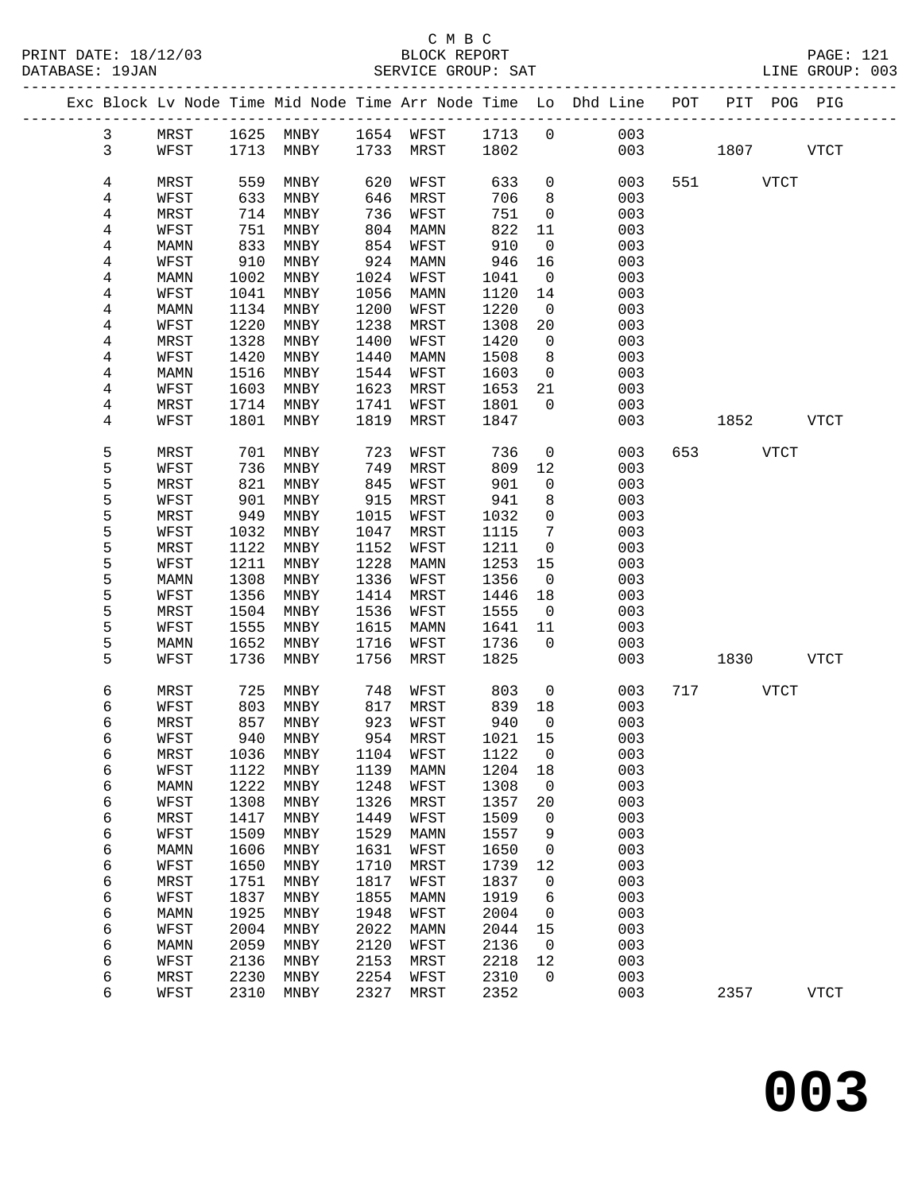C M B C
PRINT DATE: 18/12/03 BLOCK REPORT PAGE: 121
DATABASE: 19JAN SERVICE GROUP: SAT LINE GROUP: 003

| Exc | Block | Lv | Node | Time | Mid Node | Time | Arr Node | Time | Lo | Dhd Line | POT | PIT | POG | PIG |
|---|---|---|---|---|---|---|---|---|---|---|---|---|---|---|
| | 3 | | MRST | 1625 | MNBY | 1654 | WFST | 1713 | 0 | 003 | | | | |
| | 3 | | WFST | 1713 | MNBY | 1733 | MRST | 1802 | | 003 | | 1807 | | VTCT |
| | 4 | | MRST | 559 | MNBY | 620 | WFST | 633 | 0 | 003 | 551 | | VTCT | |
| | 4 | | WFST | 633 | MNBY | 646 | MRST | 706 | 8 | 003 | | | | |
| | 4 | | MRST | 714 | MNBY | 736 | WFST | 751 | 0 | 003 | | | | |
| | 4 | | WFST | 751 | MNBY | 804 | MAMN | 822 | 11 | 003 | | | | |
| | 4 | | MAMN | 833 | MNBY | 854 | WFST | 910 | 0 | 003 | | | | |
| | 4 | | WFST | 910 | MNBY | 924 | MAMN | 946 | 16 | 003 | | | | |
| | 4 | | MAMN | 1002 | MNBY | 1024 | WFST | 1041 | 0 | 003 | | | | |
| | 4 | | WFST | 1041 | MNBY | 1056 | MAMN | 1120 | 14 | 003 | | | | |
| | 4 | | MAMN | 1134 | MNBY | 1200 | WFST | 1220 | 0 | 003 | | | | |
| | 4 | | WFST | 1220 | MNBY | 1238 | MRST | 1308 | 20 | 003 | | | | |
| | 4 | | MRST | 1328 | MNBY | 1400 | WFST | 1420 | 0 | 003 | | | | |
| | 4 | | WFST | 1420 | MNBY | 1440 | MAMN | 1508 | 8 | 003 | | | | |
| | 4 | | MAMN | 1516 | MNBY | 1544 | WFST | 1603 | 0 | 003 | | | | |
| | 4 | | WFST | 1603 | MNBY | 1623 | MRST | 1653 | 21 | 003 | | | | |
| | 4 | | MRST | 1714 | MNBY | 1741 | WFST | 1801 | 0 | 003 | | | | |
| | 4 | | WFST | 1801 | MNBY | 1819 | MRST | 1847 | | 003 | | 1852 | | VTCT |
| | 5 | | MRST | 701 | MNBY | 723 | WFST | 736 | 0 | 003 | 653 | | VTCT | |
| | 5 | | WFST | 736 | MNBY | 749 | MRST | 809 | 12 | 003 | | | | |
| | 5 | | MRST | 821 | MNBY | 845 | WFST | 901 | 0 | 003 | | | | |
| | 5 | | WFST | 901 | MNBY | 915 | MRST | 941 | 8 | 003 | | | | |
| | 5 | | MRST | 949 | MNBY | 1015 | WFST | 1032 | 0 | 003 | | | | |
| | 5 | | WFST | 1032 | MNBY | 1047 | MRST | 1115 | 7 | 003 | | | | |
| | 5 | | MRST | 1122 | MNBY | 1152 | WFST | 1211 | 0 | 003 | | | | |
| | 5 | | WFST | 1211 | MNBY | 1228 | MAMN | 1253 | 15 | 003 | | | | |
| | 5 | | MAMN | 1308 | MNBY | 1336 | WFST | 1356 | 0 | 003 | | | | |
| | 5 | | WFST | 1356 | MNBY | 1414 | MRST | 1446 | 18 | 003 | | | | |
| | 5 | | MRST | 1504 | MNBY | 1536 | WFST | 1555 | 0 | 003 | | | | |
| | 5 | | WFST | 1555 | MNBY | 1615 | MAMN | 1641 | 11 | 003 | | | | |
| | 5 | | MAMN | 1652 | MNBY | 1716 | WFST | 1736 | 0 | 003 | | | | |
| | 5 | | WFST | 1736 | MNBY | 1756 | MRST | 1825 | | 003 | | 1830 | | VTCT |
| | 6 | | MRST | 725 | MNBY | 748 | WFST | 803 | 0 | 003 | 717 | | VTCT | |
| | 6 | | WFST | 803 | MNBY | 817 | MRST | 839 | 18 | 003 | | | | |
| | 6 | | MRST | 857 | MNBY | 923 | WFST | 940 | 0 | 003 | | | | |
| | 6 | | WFST | 940 | MNBY | 954 | MRST | 1021 | 15 | 003 | | | | |
| | 6 | | MRST | 1036 | MNBY | 1104 | WFST | 1122 | 0 | 003 | | | | |
| | 6 | | WFST | 1122 | MNBY | 1139 | MAMN | 1204 | 18 | 003 | | | | |
| | 6 | | MAMN | 1222 | MNBY | 1248 | WFST | 1308 | 0 | 003 | | | | |
| | 6 | | WFST | 1308 | MNBY | 1326 | MRST | 1357 | 20 | 003 | | | | |
| | 6 | | MRST | 1417 | MNBY | 1449 | WFST | 1509 | 0 | 003 | | | | |
| | 6 | | WFST | 1509 | MNBY | 1529 | MAMN | 1557 | 9 | 003 | | | | |
| | 6 | | MAMN | 1606 | MNBY | 1631 | WFST | 1650 | 0 | 003 | | | | |
| | 6 | | WFST | 1650 | MNBY | 1710 | MRST | 1739 | 12 | 003 | | | | |
| | 6 | | MRST | 1751 | MNBY | 1817 | WFST | 1837 | 0 | 003 | | | | |
| | 6 | | WFST | 1837 | MNBY | 1855 | MAMN | 1919 | 6 | 003 | | | | |
| | 6 | | MAMN | 1925 | MNBY | 1948 | WFST | 2004 | 0 | 003 | | | | |
| | 6 | | WFST | 2004 | MNBY | 2022 | MAMN | 2044 | 15 | 003 | | | | |
| | 6 | | MAMN | 2059 | MNBY | 2120 | WFST | 2136 | 0 | 003 | | | | |
| | 6 | | WFST | 2136 | MNBY | 2153 | MRST | 2218 | 12 | 003 | | | | |
| | 6 | | MRST | 2230 | MNBY | 2254 | WFST | 2310 | 0 | 003 | | | | |
| | 6 | | WFST | 2310 | MNBY | 2327 | MRST | 2352 | | 003 | | 2357 | | VTCT |

**003**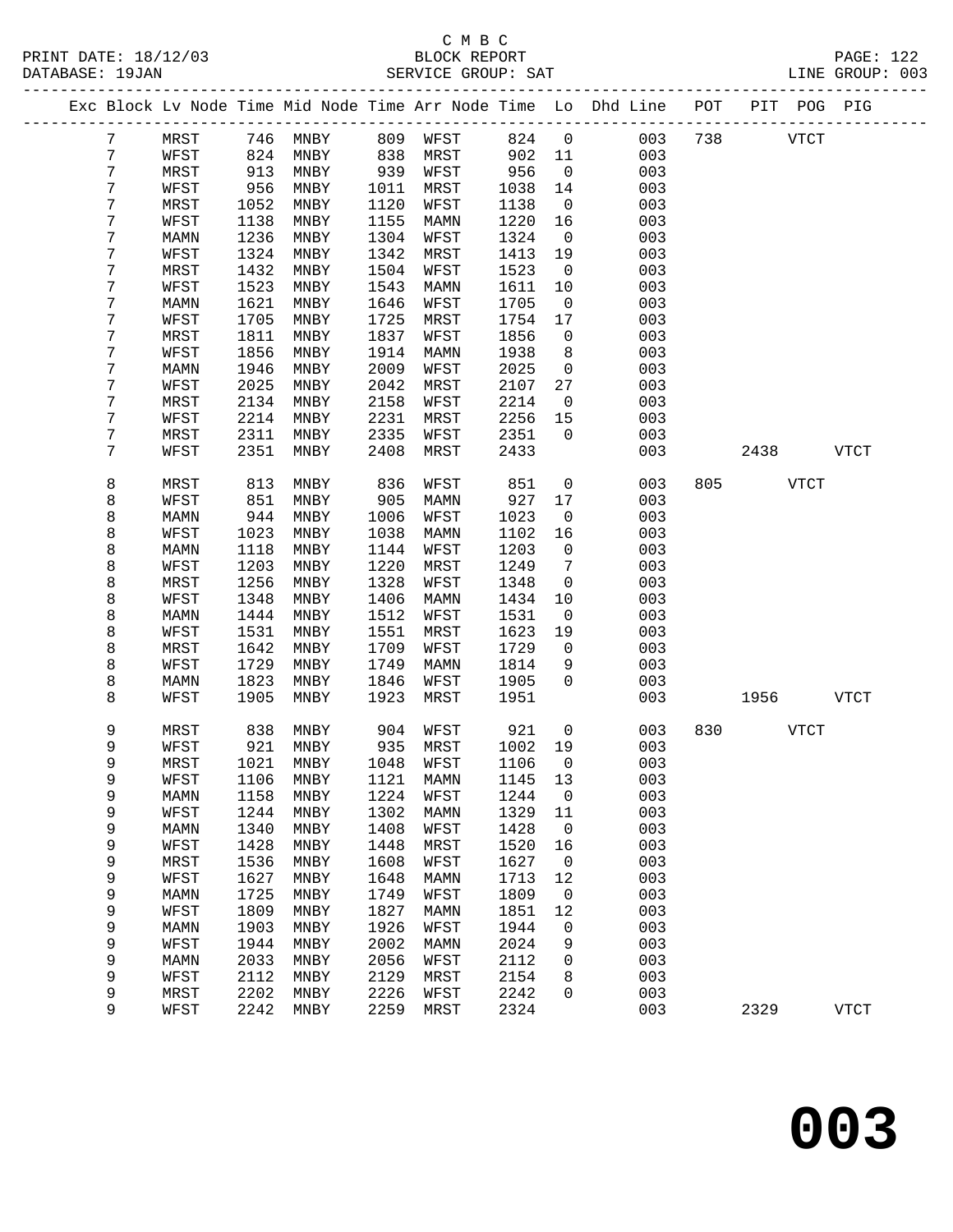C M B C
BLOCK REPORT
SERVICE GROUP: SAT

PRINT DATE: 18/12/03
DATABASE: 19JAN
LINE GROUP: 003

| Exc | Block | Lv | Node | Time | Mid Node | Time | Arr Node | Time | Lo | Dhd Line | POT | PIT | POG | PIG |
|---|---|---|---|---|---|---|---|---|---|---|---|---|---|---|
| | 7 | | MRST | 746 | MNBY | 809 | WFST | 824 | 0 | 003 | 738 | | VTCT | |
| | 7 | | WFST | 824 | MNBY | 838 | MRST | 902 | 11 | 003 | | | | |
| | 7 | | MRST | 913 | MNBY | 939 | WFST | 956 | 0 | 003 | | | | |
| | 7 | | WFST | 956 | MNBY | 1011 | MRST | 1038 | 14 | 003 | | | | |
| | 7 | | MRST | 1052 | MNBY | 1120 | WFST | 1138 | 0 | 003 | | | | |
| | 7 | | WFST | 1138 | MNBY | 1155 | MAMN | 1220 | 16 | 003 | | | | |
| | 7 | | MAMN | 1236 | MNBY | 1304 | WFST | 1324 | 0 | 003 | | | | |
| | 7 | | WFST | 1324 | MNBY | 1342 | MRST | 1413 | 19 | 003 | | | | |
| | 7 | | MRST | 1432 | MNBY | 1504 | WFST | 1523 | 0 | 003 | | | | |
| | 7 | | WFST | 1523 | MNBY | 1543 | MAMN | 1611 | 10 | 003 | | | | |
| | 7 | | MAMN | 1621 | MNBY | 1646 | WFST | 1705 | 0 | 003 | | | | |
| | 7 | | WFST | 1705 | MNBY | 1725 | MRST | 1754 | 17 | 003 | | | | |
| | 7 | | MRST | 1811 | MNBY | 1837 | WFST | 1856 | 0 | 003 | | | | |
| | 7 | | WFST | 1856 | MNBY | 1914 | MAMN | 1938 | 8 | 003 | | | | |
| | 7 | | MAMN | 1946 | MNBY | 2009 | WFST | 2025 | 0 | 003 | | | | |
| | 7 | | WFST | 2025 | MNBY | 2042 | MRST | 2107 | 27 | 003 | | | | |
| | 7 | | MRST | 2134 | MNBY | 2158 | WFST | 2214 | 0 | 003 | | | | |
| | 7 | | WFST | 2214 | MNBY | 2231 | MRST | 2256 | 15 | 003 | | | | |
| | 7 | | MRST | 2311 | MNBY | 2335 | WFST | 2351 | 0 | 003 | | | | |
| | 7 | | WFST | 2351 | MNBY | 2408 | MRST | 2433 | | 003 | | 2438 | | VTCT |
| | 8 | | MRST | 813 | MNBY | 836 | WFST | 851 | 0 | 003 | 805 | | VTCT | |
| | 8 | | WFST | 851 | MNBY | 905 | MAMN | 927 | 17 | 003 | | | | |
| | 8 | | MAMN | 944 | MNBY | 1006 | WFST | 1023 | 0 | 003 | | | | |
| | 8 | | WFST | 1023 | MNBY | 1038 | MAMN | 1102 | 16 | 003 | | | | |
| | 8 | | MAMN | 1118 | MNBY | 1144 | WFST | 1203 | 0 | 003 | | | | |
| | 8 | | WFST | 1203 | MNBY | 1220 | MRST | 1249 | 7 | 003 | | | | |
| | 8 | | MRST | 1256 | MNBY | 1328 | WFST | 1348 | 0 | 003 | | | | |
| | 8 | | WFST | 1348 | MNBY | 1406 | MAMN | 1434 | 10 | 003 | | | | |
| | 8 | | MAMN | 1444 | MNBY | 1512 | WFST | 1531 | 0 | 003 | | | | |
| | 8 | | WFST | 1531 | MNBY | 1551 | MRST | 1623 | 19 | 003 | | | | |
| | 8 | | MRST | 1642 | MNBY | 1709 | WFST | 1729 | 0 | 003 | | | | |
| | 8 | | WFST | 1729 | MNBY | 1749 | MAMN | 1814 | 9 | 003 | | | | |
| | 8 | | MAMN | 1823 | MNBY | 1846 | WFST | 1905 | 0 | 003 | | | | |
| | 8 | | WFST | 1905 | MNBY | 1923 | MRST | 1951 | | 003 | | 1956 | | VTCT |
| | 9 | | MRST | 838 | MNBY | 904 | WFST | 921 | 0 | 003 | 830 | | VTCT | |
| | 9 | | WFST | 921 | MNBY | 935 | MRST | 1002 | 19 | 003 | | | | |
| | 9 | | MRST | 1021 | MNBY | 1048 | WFST | 1106 | 0 | 003 | | | | |
| | 9 | | WFST | 1106 | MNBY | 1121 | MAMN | 1145 | 13 | 003 | | | | |
| | 9 | | MAMN | 1158 | MNBY | 1224 | WFST | 1244 | 0 | 003 | | | | |
| | 9 | | WFST | 1244 | MNBY | 1302 | MAMN | 1329 | 11 | 003 | | | | |
| | 9 | | MAMN | 1340 | MNBY | 1408 | WFST | 1428 | 0 | 003 | | | | |
| | 9 | | WFST | 1428 | MNBY | 1448 | MRST | 1520 | 16 | 003 | | | | |
| | 9 | | MRST | 1536 | MNBY | 1608 | WFST | 1627 | 0 | 003 | | | | |
| | 9 | | WFST | 1627 | MNBY | 1648 | MAMN | 1713 | 12 | 003 | | | | |
| | 9 | | MAMN | 1725 | MNBY | 1749 | WFST | 1809 | 0 | 003 | | | | |
| | 9 | | WFST | 1809 | MNBY | 1827 | MAMN | 1851 | 12 | 003 | | | | |
| | 9 | | MAMN | 1903 | MNBY | 1926 | WFST | 1944 | 0 | 003 | | | | |
| | 9 | | WFST | 1944 | MNBY | 2002 | MAMN | 2024 | 9 | 003 | | | | |
| | 9 | | MAMN | 2033 | MNBY | 2056 | WFST | 2112 | 0 | 003 | | | | |
| | 9 | | WFST | 2112 | MNBY | 2129 | MRST | 2154 | 8 | 003 | | | | |
| | 9 | | MRST | 2202 | MNBY | 2226 | WFST | 2242 | 0 | 003 | | | | |
| | 9 | | WFST | 2242 | MNBY | 2259 | MRST | 2324 | | 003 | | 2329 | | VTCT |

# 003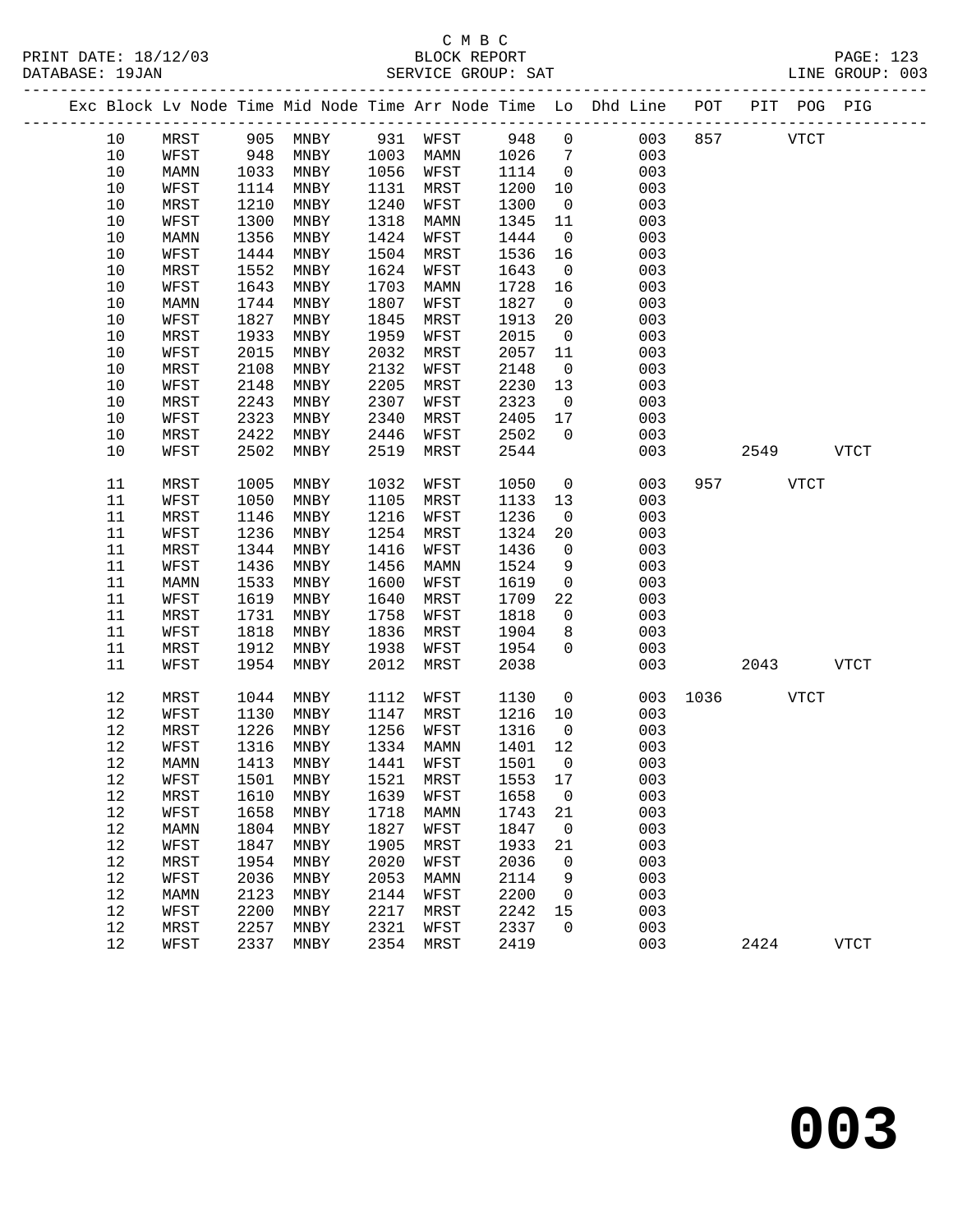C M B C
BLOCK REPORT
SERVICE GROUP: SAT

PRINT DATE: 18/12/03
DATABASE: 19JAN
LINE GROUP: 003

| Exc | Block | Lv Node | Time | Mid Node | Time | Arr Node | Time | Lo | Dhd Line | POT | PIT | POG | PIG |
|---|---|---|---|---|---|---|---|---|---|---|---|---|---|
| | 10 | MRST | 905 | MNBY | 931 | WFST | 948 | 0 | 003 | 857 | | VTCT | |
| | 10 | WFST | 948 | MNBY | 1003 | MAMN | 1026 | 7 | 003 | | | | |
| | 10 | MAMN | 1033 | MNBY | 1056 | WFST | 1114 | 0 | 003 | | | | |
| | 10 | WFST | 1114 | MNBY | 1131 | MRST | 1200 | 10 | 003 | | | | |
| | 10 | MRST | 1210 | MNBY | 1240 | WFST | 1300 | 0 | 003 | | | | |
| | 10 | WFST | 1300 | MNBY | 1318 | MAMN | 1345 | 11 | 003 | | | | |
| | 10 | MAMN | 1356 | MNBY | 1424 | WFST | 1444 | 0 | 003 | | | | |
| | 10 | WFST | 1444 | MNBY | 1504 | MRST | 1536 | 16 | 003 | | | | |
| | 10 | MRST | 1552 | MNBY | 1624 | WFST | 1643 | 0 | 003 | | | | |
| | 10 | WFST | 1643 | MNBY | 1703 | MAMN | 1728 | 16 | 003 | | | | |
| | 10 | MAMN | 1744 | MNBY | 1807 | WFST | 1827 | 0 | 003 | | | | |
| | 10 | WFST | 1827 | MNBY | 1845 | MRST | 1913 | 20 | 003 | | | | |
| | 10 | MRST | 1933 | MNBY | 1959 | WFST | 2015 | 0 | 003 | | | | |
| | 10 | WFST | 2015 | MNBY | 2032 | MRST | 2057 | 11 | 003 | | | | |
| | 10 | MRST | 2108 | MNBY | 2132 | WFST | 2148 | 0 | 003 | | | | |
| | 10 | WFST | 2148 | MNBY | 2205 | MRST | 2230 | 13 | 003 | | | | |
| | 10 | MRST | 2243 | MNBY | 2307 | WFST | 2323 | 0 | 003 | | | | |
| | 10 | WFST | 2323 | MNBY | 2340 | MRST | 2405 | 17 | 003 | | | | |
| | 10 | MRST | 2422 | MNBY | 2446 | WFST | 2502 | 0 | 003 | | | | |
| | 10 | WFST | 2502 | MNBY | 2519 | MRST | 2544 | | 003 | | 2549 | | VTCT |
| | 11 | MRST | 1005 | MNBY | 1032 | WFST | 1050 | 0 | 003 | 957 | | VTCT | |
| | 11 | WFST | 1050 | MNBY | 1105 | MRST | 1133 | 13 | 003 | | | | |
| | 11 | MRST | 1146 | MNBY | 1216 | WFST | 1236 | 0 | 003 | | | | |
| | 11 | WFST | 1236 | MNBY | 1254 | MRST | 1324 | 20 | 003 | | | | |
| | 11 | MRST | 1344 | MNBY | 1416 | WFST | 1436 | 0 | 003 | | | | |
| | 11 | WFST | 1436 | MNBY | 1456 | MAMN | 1524 | 9 | 003 | | | | |
| | 11 | MAMN | 1533 | MNBY | 1600 | WFST | 1619 | 0 | 003 | | | | |
| | 11 | WFST | 1619 | MNBY | 1640 | MRST | 1709 | 22 | 003 | | | | |
| | 11 | MRST | 1731 | MNBY | 1758 | WFST | 1818 | 0 | 003 | | | | |
| | 11 | WFST | 1818 | MNBY | 1836 | MRST | 1904 | 8 | 003 | | | | |
| | 11 | MRST | 1912 | MNBY | 1938 | WFST | 1954 | 0 | 003 | | | | |
| | 11 | WFST | 1954 | MNBY | 2012 | MRST | 2038 | | 003 | | 2043 | | VTCT |
| | 12 | MRST | 1044 | MNBY | 1112 | WFST | 1130 | 0 | 003 | 1036 | | VTCT | |
| | 12 | WFST | 1130 | MNBY | 1147 | MRST | 1216 | 10 | 003 | | | | |
| | 12 | MRST | 1226 | MNBY | 1256 | WFST | 1316 | 0 | 003 | | | | |
| | 12 | WFST | 1316 | MNBY | 1334 | MAMN | 1401 | 12 | 003 | | | | |
| | 12 | MAMN | 1413 | MNBY | 1441 | WFST | 1501 | 0 | 003 | | | | |
| | 12 | WFST | 1501 | MNBY | 1521 | MRST | 1553 | 17 | 003 | | | | |
| | 12 | MRST | 1610 | MNBY | 1639 | WFST | 1658 | 0 | 003 | | | | |
| | 12 | WFST | 1658 | MNBY | 1718 | MAMN | 1743 | 21 | 003 | | | | |
| | 12 | MAMN | 1804 | MNBY | 1827 | WFST | 1847 | 0 | 003 | | | | |
| | 12 | WFST | 1847 | MNBY | 1905 | MRST | 1933 | 21 | 003 | | | | |
| | 12 | MRST | 1954 | MNBY | 2020 | WFST | 2036 | 0 | 003 | | | | |
| | 12 | WFST | 2036 | MNBY | 2053 | MAMN | 2114 | 9 | 003 | | | | |
| | 12 | MAMN | 2123 | MNBY | 2144 | WFST | 2200 | 0 | 003 | | | | |
| | 12 | WFST | 2200 | MNBY | 2217 | MRST | 2242 | 15 | 003 | | | | |
| | 12 | MRST | 2257 | MNBY | 2321 | WFST | 2337 | 0 | 003 | | | | |
| | 12 | WFST | 2337 | MNBY | 2354 | MRST | 2419 | | 003 | | 2424 | | VTCT |

# 003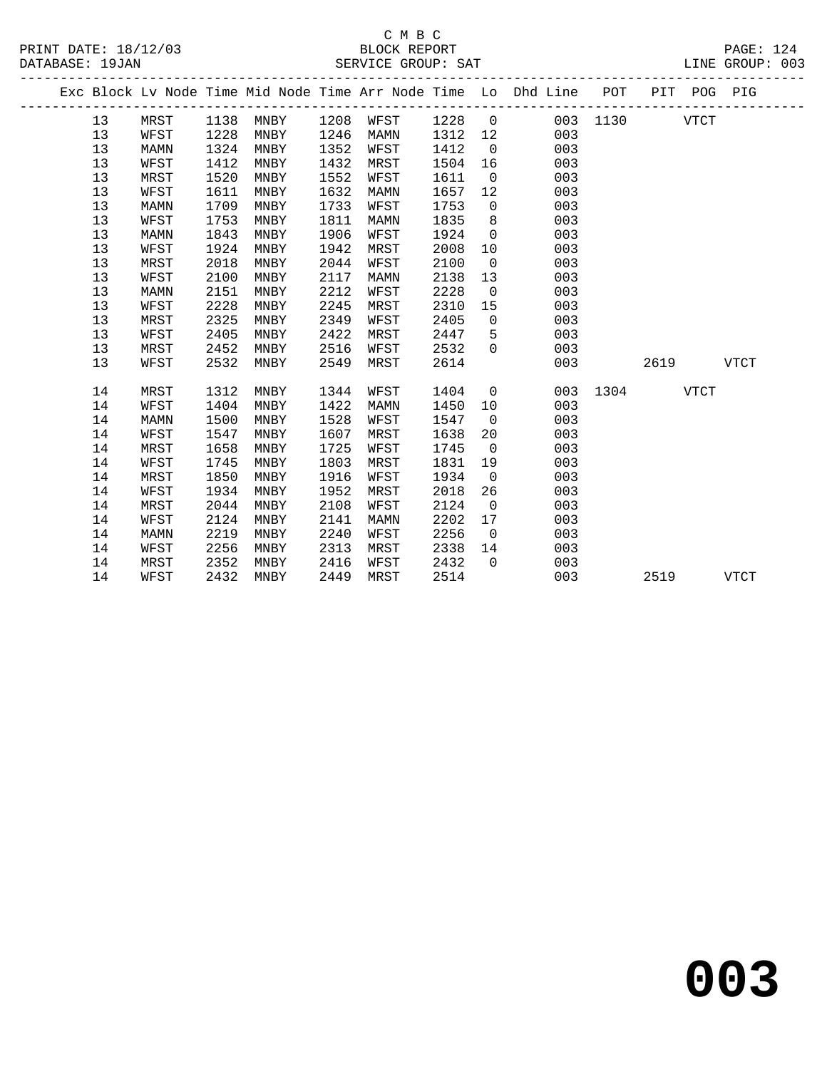C M B C

BLOCK REPORT

SERVICE GROUP: SAT

PRINT DATE: 18/12/03

DATABASE: 19JAN

LINE GROUP: 003

| Exc | Block | Lv Node | Time | Mid Node | Time | Arr Node | Time | Lo | Dhd Line | POT | PIT | POG | PIG |
|---|---|---|---|---|---|---|---|---|---|---|---|---|---|
| | 13 | MRST | 1138 | MNBY | 1208 | WFST | 1228 | 0 | 003 | 1130 | | VTCT | |
| | 13 | WFST | 1228 | MNBY | 1246 | MAMN | 1312 | 12 | 003 | | | | |
| | 13 | MAMN | 1324 | MNBY | 1352 | WFST | 1412 | 0 | 003 | | | | |
| | 13 | WFST | 1412 | MNBY | 1432 | MRST | 1504 | 16 | 003 | | | | |
| | 13 | MRST | 1520 | MNBY | 1552 | WFST | 1611 | 0 | 003 | | | | |
| | 13 | WFST | 1611 | MNBY | 1632 | MAMN | 1657 | 12 | 003 | | | | |
| | 13 | MAMN | 1709 | MNBY | 1733 | WFST | 1753 | 0 | 003 | | | | |
| | 13 | WFST | 1753 | MNBY | 1811 | MAMN | 1835 | 8 | 003 | | | | |
| | 13 | MAMN | 1843 | MNBY | 1906 | WFST | 1924 | 0 | 003 | | | | |
| | 13 | WFST | 1924 | MNBY | 1942 | MRST | 2008 | 10 | 003 | | | | |
| | 13 | MRST | 2018 | MNBY | 2044 | WFST | 2100 | 0 | 003 | | | | |
| | 13 | WFST | 2100 | MNBY | 2117 | MAMN | 2138 | 13 | 003 | | | | |
| | 13 | MAMN | 2151 | MNBY | 2212 | WFST | 2228 | 0 | 003 | | | | |
| | 13 | WFST | 2228 | MNBY | 2245 | MRST | 2310 | 15 | 003 | | | | |
| | 13 | MRST | 2325 | MNBY | 2349 | WFST | 2405 | 0 | 003 | | | | |
| | 13 | WFST | 2405 | MNBY | 2422 | MRST | 2447 | 5 | 003 | | | | |
| | 13 | MRST | 2452 | MNBY | 2516 | WFST | 2532 | 0 | 003 | | | | |
| | 13 | WFST | 2532 | MNBY | 2549 | MRST | 2614 | | 003 | | 2619 | | VTCT |
| | 14 | MRST | 1312 | MNBY | 1344 | WFST | 1404 | 0 | 003 | 1304 | | VTCT | |
| | 14 | WFST | 1404 | MNBY | 1422 | MAMN | 1450 | 10 | 003 | | | | |
| | 14 | MAMN | 1500 | MNBY | 1528 | WFST | 1547 | 0 | 003 | | | | |
| | 14 | WFST | 1547 | MNBY | 1607 | MRST | 1638 | 20 | 003 | | | | |
| | 14 | MRST | 1658 | MNBY | 1725 | WFST | 1745 | 0 | 003 | | | | |
| | 14 | WFST | 1745 | MNBY | 1803 | MRST | 1831 | 19 | 003 | | | | |
| | 14 | MRST | 1850 | MNBY | 1916 | WFST | 1934 | 0 | 003 | | | | |
| | 14 | WFST | 1934 | MNBY | 1952 | MRST | 2018 | 26 | 003 | | | | |
| | 14 | MRST | 2044 | MNBY | 2108 | WFST | 2124 | 0 | 003 | | | | |
| | 14 | WFST | 2124 | MNBY | 2141 | MAMN | 2202 | 17 | 003 | | | | |
| | 14 | MAMN | 2219 | MNBY | 2240 | WFST | 2256 | 0 | 003 | | | | |
| | 14 | WFST | 2256 | MNBY | 2313 | MRST | 2338 | 14 | 003 | | | | |
| | 14 | MRST | 2352 | MNBY | 2416 | WFST | 2432 | 0 | 003 | | | | |
| | 14 | WFST | 2432 | MNBY | 2449 | MRST | 2514 | | 003 | | 2519 | | VTCT |

# 003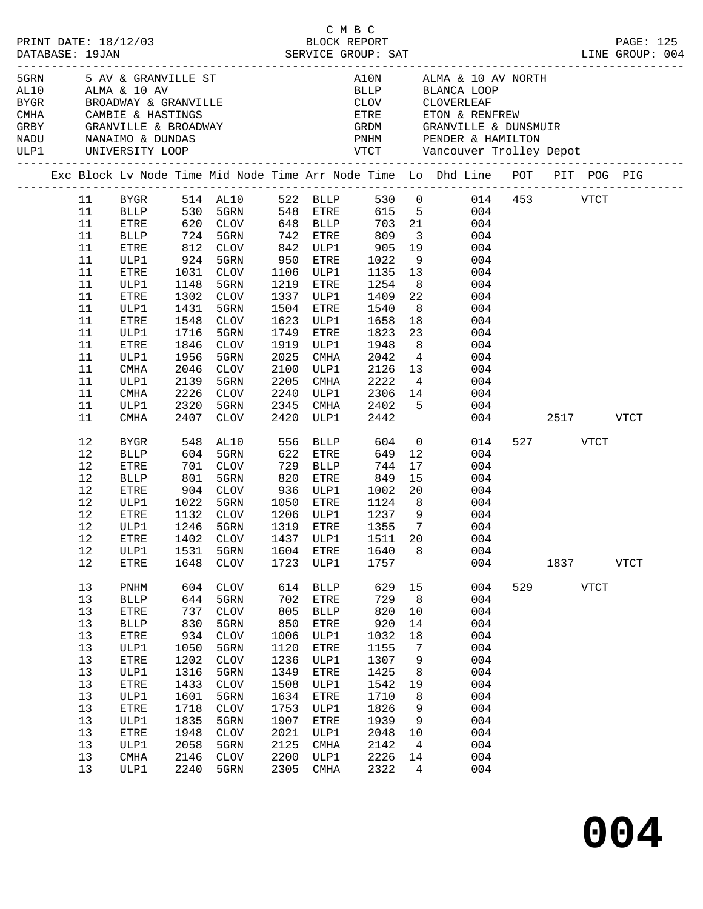C M B C

PRINT DATE: 18/12/03 BLOCK REPORT PAGE: 125
DATABASE: 19JAN SERVICE GROUP: SAT LINE GROUP: 004

| Code | Location | Code | Location |
|---|---|---|---|
| 5GRN | 5 AV & GRANVILLE ST | A10N | ALMA & 10 AV NORTH |
| AL10 | ALMA & 10 AV | BLLP | BLANCA LOOP |
| BYGR | BROADWAY & GRANVILLE | CLOV | CLOVERLEAF |
| CMHA | CAMBIE & HASTINGS | ETRE | ETON & RENFREW |
| GRBY | GRANVILLE & BROADWAY | GRDM | GRANVILLE & DUNSMUIR |
| NADU | NANAIMO & DUNDAS | PNHM | PENDER & HAMILTON |
| ULP1 | UNIVERSITY LOOP | VTCT | Vancouver Trolley Depot |

| Exc | Block | Lv Node | Time | Mid Node | Time | Arr Node | Time | Lo | Dhd Line | POT | PIT | POG | PIG |
|---|---|---|---|---|---|---|---|---|---|---|---|---|---|
| | 11 | BYGR | 514 | AL10 | 522 | BLLP | 530 | 0 | 014 | 453 | | VTCT | |
| | 11 | BLLP | 530 | 5GRN | 548 | ETRE | 615 | 5 | 004 | | | | |
| | 11 | ETRE | 620 | CLOV | 648 | BLLP | 703 | 21 | 004 | | | | |
| | 11 | BLLP | 724 | 5GRN | 742 | ETRE | 809 | 3 | 004 | | | | |
| | 11 | ETRE | 812 | CLOV | 842 | ULP1 | 905 | 19 | 004 | | | | |
| | 11 | ULP1 | 924 | 5GRN | 950 | ETRE | 1022 | 9 | 004 | | | | |
| | 11 | ETRE | 1031 | CLOV | 1106 | ULP1 | 1135 | 13 | 004 | | | | |
| | 11 | ULP1 | 1148 | 5GRN | 1219 | ETRE | 1254 | 8 | 004 | | | | |
| | 11 | ETRE | 1302 | CLOV | 1337 | ULP1 | 1409 | 22 | 004 | | | | |
| | 11 | ULP1 | 1431 | 5GRN | 1504 | ETRE | 1540 | 8 | 004 | | | | |
| | 11 | ETRE | 1548 | CLOV | 1623 | ULP1 | 1658 | 18 | 004 | | | | |
| | 11 | ULP1 | 1716 | 5GRN | 1749 | ETRE | 1823 | 23 | 004 | | | | |
| | 11 | ETRE | 1846 | CLOV | 1919 | ULP1 | 1948 | 8 | 004 | | | | |
| | 11 | ULP1 | 1956 | 5GRN | 2025 | CMHA | 2042 | 4 | 004 | | | | |
| | 11 | CMHA | 2046 | CLOV | 2100 | ULP1 | 2126 | 13 | 004 | | | | |
| | 11 | ULP1 | 2139 | 5GRN | 2205 | CMHA | 2222 | 4 | 004 | | | | |
| | 11 | CMHA | 2226 | CLOV | 2240 | ULP1 | 2306 | 14 | 004 | | | | |
| | 11 | ULP1 | 2320 | 5GRN | 2345 | CMHA | 2402 | 5 | 004 | | | | |
| | 11 | CMHA | 2407 | CLOV | 2420 | ULP1 | 2442 | | 004 | | 2517 | | VTCT |
| | 12 | BYGR | 548 | AL10 | 556 | BLLP | 604 | 0 | 014 | 527 | | VTCT | |
| | 12 | BLLP | 604 | 5GRN | 622 | ETRE | 649 | 12 | 004 | | | | |
| | 12 | ETRE | 701 | CLOV | 729 | BLLP | 744 | 17 | 004 | | | | |
| | 12 | BLLP | 801 | 5GRN | 820 | ETRE | 849 | 15 | 004 | | | | |
| | 12 | ETRE | 904 | CLOV | 936 | ULP1 | 1002 | 20 | 004 | | | | |
| | 12 | ULP1 | 1022 | 5GRN | 1050 | ETRE | 1124 | 8 | 004 | | | | |
| | 12 | ETRE | 1132 | CLOV | 1206 | ULP1 | 1237 | 9 | 004 | | | | |
| | 12 | ULP1 | 1246 | 5GRN | 1319 | ETRE | 1355 | 7 | 004 | | | | |
| | 12 | ETRE | 1402 | CLOV | 1437 | ULP1 | 1511 | 20 | 004 | | | | |
| | 12 | ULP1 | 1531 | 5GRN | 1604 | ETRE | 1640 | 8 | 004 | | | | |
| | 12 | ETRE | 1648 | CLOV | 1723 | ULP1 | 1757 | | 004 | | 1837 | | VTCT |
| | 13 | PNHM | 604 | CLOV | 614 | BLLP | 629 | 15 | 004 | 529 | | VTCT | |
| | 13 | BLLP | 644 | 5GRN | 702 | ETRE | 729 | 8 | 004 | | | | |
| | 13 | ETRE | 737 | CLOV | 805 | BLLP | 820 | 10 | 004 | | | | |
| | 13 | BLLP | 830 | 5GRN | 850 | ETRE | 920 | 14 | 004 | | | | |
| | 13 | ETRE | 934 | CLOV | 1006 | ULP1 | 1032 | 18 | 004 | | | | |
| | 13 | ULP1 | 1050 | 5GRN | 1120 | ETRE | 1155 | 7 | 004 | | | | |
| | 13 | ETRE | 1202 | CLOV | 1236 | ULP1 | 1307 | 9 | 004 | | | | |
| | 13 | ULP1 | 1316 | 5GRN | 1349 | ETRE | 1425 | 8 | 004 | | | | |
| | 13 | ETRE | 1433 | CLOV | 1508 | ULP1 | 1542 | 19 | 004 | | | | |
| | 13 | ULP1 | 1601 | 5GRN | 1634 | ETRE | 1710 | 8 | 004 | | | | |
| | 13 | ETRE | 1718 | CLOV | 1753 | ULP1 | 1826 | 9 | 004 | | | | |
| | 13 | ULP1 | 1835 | 5GRN | 1907 | ETRE | 1939 | 9 | 004 | | | | |
| | 13 | ETRE | 1948 | CLOV | 2021 | ULP1 | 2048 | 10 | 004 | | | | |
| | 13 | ULP1 | 2058 | 5GRN | 2125 | CMHA | 2142 | 4 | 004 | | | | |
| | 13 | CMHA | 2146 | CLOV | 2200 | ULP1 | 2226 | 14 | 004 | | | | |
| | 13 | ULP1 | 2240 | 5GRN | 2305 | CMHA | 2322 | 4 | 004 | | | | |

# 004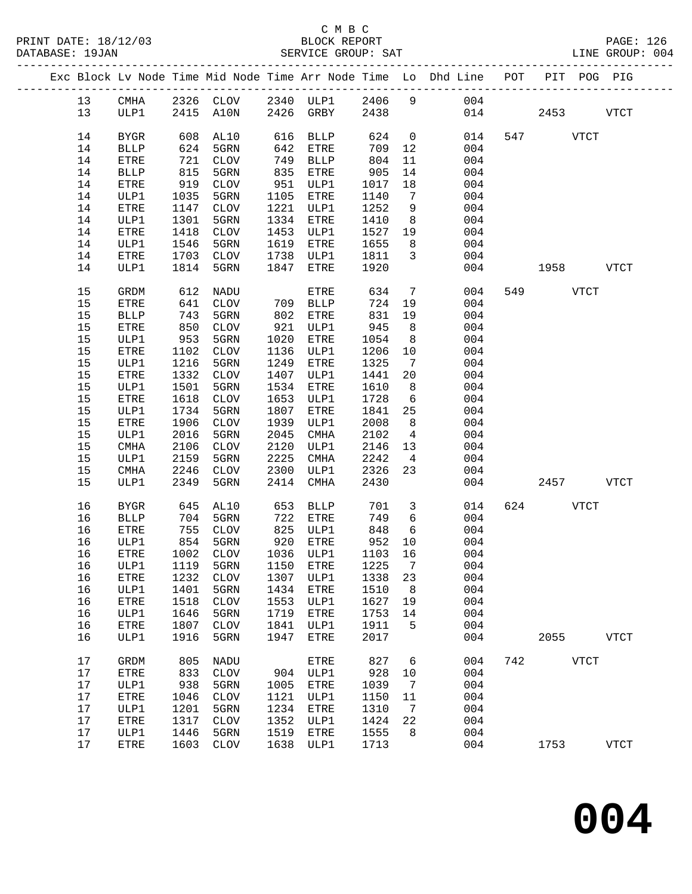C M B C
BLOCK REPORT
SERVICE GROUP: SAT

PRINT DATE: 18/12/03
DATABASE: 19JAN
LINE GROUP: 004

| Exc | Block | Lv | Node | Time | Mid Node | Time | Arr Node | Time | Lo | Dhd Line | POT | PIT | POG | PIG |
|---|---|---|---|---|---|---|---|---|---|---|---|---|---|---|
| | 13 | | CMHA | 2326 | CLOV | 2340 | ULP1 | 2406 | 9 | 004 | | | | |
| | 13 | | ULP1 | 2415 | A10N | 2426 | GRBY | 2438 | | 014 | | 2453 | | VTCT |
| | 14 | | BYGR | 608 | AL10 | 616 | BLLP | 624 | 0 | 014 | 547 | | VTCT | |
| | 14 | | BLLP | 624 | 5GRN | 642 | ETRE | 709 | 12 | 004 | | | | |
| | 14 | | ETRE | 721 | CLOV | 749 | BLLP | 804 | 11 | 004 | | | | |
| | 14 | | BLLP | 815 | 5GRN | 835 | ETRE | 905 | 14 | 004 | | | | |
| | 14 | | ETRE | 919 | CLOV | 951 | ULP1 | 1017 | 18 | 004 | | | | |
| | 14 | | ULP1 | 1035 | 5GRN | 1105 | ETRE | 1140 | 7 | 004 | | | | |
| | 14 | | ETRE | 1147 | CLOV | 1221 | ULP1 | 1252 | 9 | 004 | | | | |
| | 14 | | ULP1 | 1301 | 5GRN | 1334 | ETRE | 1410 | 8 | 004 | | | | |
| | 14 | | ETRE | 1418 | CLOV | 1453 | ULP1 | 1527 | 19 | 004 | | | | |
| | 14 | | ULP1 | 1546 | 5GRN | 1619 | ETRE | 1655 | 8 | 004 | | | | |
| | 14 | | ETRE | 1703 | CLOV | 1738 | ULP1 | 1811 | 3 | 004 | | | | |
| | 14 | | ULP1 | 1814 | 5GRN | 1847 | ETRE | 1920 | | 004 | | 1958 | | VTCT |
| | 15 | | GRDM | 612 | NADU | | ETRE | 634 | 7 | 004 | 549 | | VTCT | |
| | 15 | | ETRE | 641 | CLOV | 709 | BLLP | 724 | 19 | 004 | | | | |
| | 15 | | BLLP | 743 | 5GRN | 802 | ETRE | 831 | 19 | 004 | | | | |
| | 15 | | ETRE | 850 | CLOV | 921 | ULP1 | 945 | 8 | 004 | | | | |
| | 15 | | ULP1 | 953 | 5GRN | 1020 | ETRE | 1054 | 8 | 004 | | | | |
| | 15 | | ETRE | 1102 | CLOV | 1136 | ULP1 | 1206 | 10 | 004 | | | | |
| | 15 | | ULP1 | 1216 | 5GRN | 1249 | ETRE | 1325 | 7 | 004 | | | | |
| | 15 | | ETRE | 1332 | CLOV | 1407 | ULP1 | 1441 | 20 | 004 | | | | |
| | 15 | | ULP1 | 1501 | 5GRN | 1534 | ETRE | 1610 | 8 | 004 | | | | |
| | 15 | | ETRE | 1618 | CLOV | 1653 | ULP1 | 1728 | 6 | 004 | | | | |
| | 15 | | ULP1 | 1734 | 5GRN | 1807 | ETRE | 1841 | 25 | 004 | | | | |
| | 15 | | ETRE | 1906 | CLOV | 1939 | ULP1 | 2008 | 8 | 004 | | | | |
| | 15 | | ULP1 | 2016 | 5GRN | 2045 | CMHA | 2102 | 4 | 004 | | | | |
| | 15 | | CMHA | 2106 | CLOV | 2120 | ULP1 | 2146 | 13 | 004 | | | | |
| | 15 | | ULP1 | 2159 | 5GRN | 2225 | CMHA | 2242 | 4 | 004 | | | | |
| | 15 | | CMHA | 2246 | CLOV | 2300 | ULP1 | 2326 | 23 | 004 | | | | |
| | 15 | | ULP1 | 2349 | 5GRN | 2414 | CMHA | 2430 | | 004 | | 2457 | | VTCT |
| | 16 | | BYGR | 645 | AL10 | 653 | BLLP | 701 | 3 | 014 | 624 | | VTCT | |
| | 16 | | BLLP | 704 | 5GRN | 722 | ETRE | 749 | 6 | 004 | | | | |
| | 16 | | ETRE | 755 | CLOV | 825 | ULP1 | 848 | 6 | 004 | | | | |
| | 16 | | ULP1 | 854 | 5GRN | 920 | ETRE | 952 | 10 | 004 | | | | |
| | 16 | | ETRE | 1002 | CLOV | 1036 | ULP1 | 1103 | 16 | 004 | | | | |
| | 16 | | ULP1 | 1119 | 5GRN | 1150 | ETRE | 1225 | 7 | 004 | | | | |
| | 16 | | ETRE | 1232 | CLOV | 1307 | ULP1 | 1338 | 23 | 004 | | | | |
| | 16 | | ULP1 | 1401 | 5GRN | 1434 | ETRE | 1510 | 8 | 004 | | | | |
| | 16 | | ETRE | 1518 | CLOV | 1553 | ULP1 | 1627 | 19 | 004 | | | | |
| | 16 | | ULP1 | 1646 | 5GRN | 1719 | ETRE | 1753 | 14 | 004 | | | | |
| | 16 | | ETRE | 1807 | CLOV | 1841 | ULP1 | 1911 | 5 | 004 | | | | |
| | 16 | | ULP1 | 1916 | 5GRN | 1947 | ETRE | 2017 | | 004 | | 2055 | | VTCT |
| | 17 | | GRDM | 805 | NADU | | ETRE | 827 | 6 | 004 | 742 | | VTCT | |
| | 17 | | ETRE | 833 | CLOV | 904 | ULP1 | 928 | 10 | 004 | | | | |
| | 17 | | ULP1 | 938 | 5GRN | 1005 | ETRE | 1039 | 7 | 004 | | | | |
| | 17 | | ETRE | 1046 | CLOV | 1121 | ULP1 | 1150 | 11 | 004 | | | | |
| | 17 | | ULP1 | 1201 | 5GRN | 1234 | ETRE | 1310 | 7 | 004 | | | | |
| | 17 | | ETRE | 1317 | CLOV | 1352 | ULP1 | 1424 | 22 | 004 | | | | |
| | 17 | | ULP1 | 1446 | 5GRN | 1519 | ETRE | 1555 | 8 | 004 | | | | |
| | 17 | | ETRE | 1603 | CLOV | 1638 | ULP1 | 1713 | | 004 | | 1753 | | VTCT |

**004**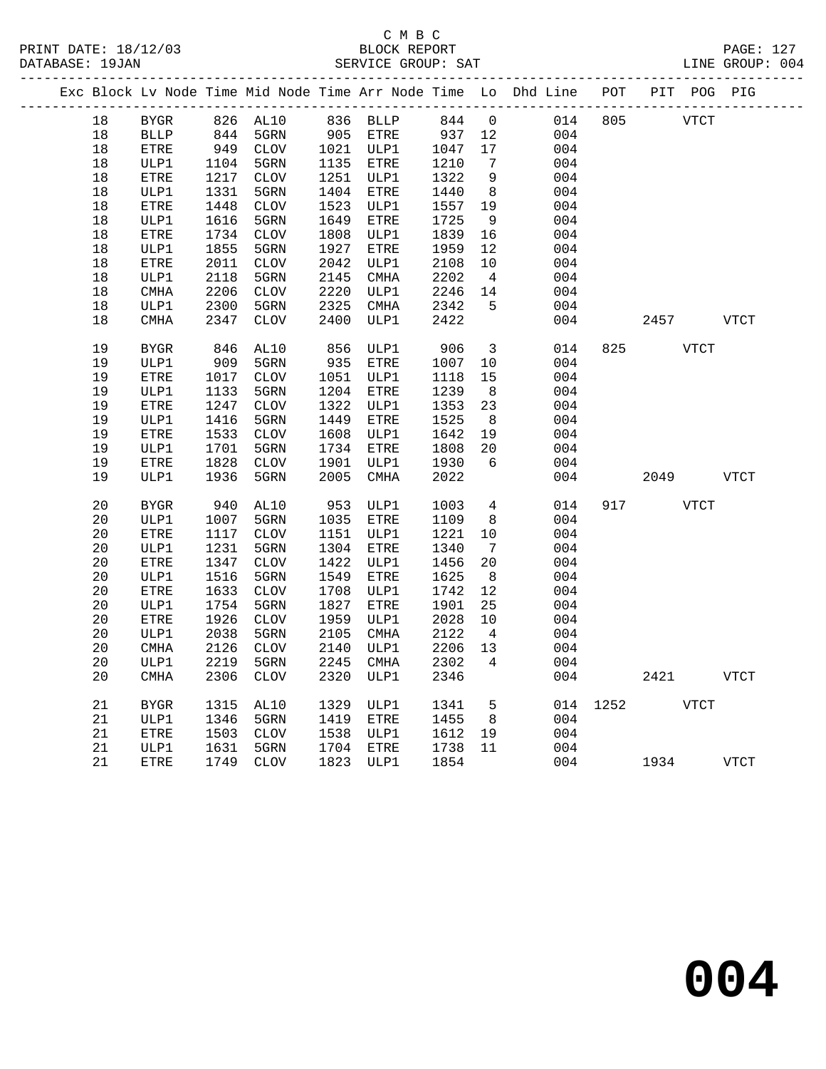C M B C
BLOCK REPORT
SERVICE GROUP: SAT

PRINT DATE: 18/12/03 | DATABASE: 19JAN | LINE GROUP: 004

| Exc | Block | Lv | Node | Time | Mid Node | Time | Arr Node | Time | Lo | Dhd Line | POT | PIT | POG | PIG |
|---|---|---|---|---|---|---|---|---|---|---|---|---|---|---|
| | 18 | | BYGR | 826 | AL10 | 836 | BLLP | 844 | 0 | 014 | 805 | | VTCT | |
| | 18 | | BLLP | 844 | 5GRN | 905 | ETRE | 937 | 12 | 004 | | | | |
| | 18 | | ETRE | 949 | CLOV | 1021 | ULP1 | 1047 | 17 | 004 | | | | |
| | 18 | | ULP1 | 1104 | 5GRN | 1135 | ETRE | 1210 | 7 | 004 | | | | |
| | 18 | | ETRE | 1217 | CLOV | 1251 | ULP1 | 1322 | 9 | 004 | | | | |
| | 18 | | ULP1 | 1331 | 5GRN | 1404 | ETRE | 1440 | 8 | 004 | | | | |
| | 18 | | ETRE | 1448 | CLOV | 1523 | ULP1 | 1557 | 19 | 004 | | | | |
| | 18 | | ULP1 | 1616 | 5GRN | 1649 | ETRE | 1725 | 9 | 004 | | | | |
| | 18 | | ETRE | 1734 | CLOV | 1808 | ULP1 | 1839 | 16 | 004 | | | | |
| | 18 | | ULP1 | 1855 | 5GRN | 1927 | ETRE | 1959 | 12 | 004 | | | | |
| | 18 | | ETRE | 2011 | CLOV | 2042 | ULP1 | 2108 | 10 | 004 | | | | |
| | 18 | | ULP1 | 2118 | 5GRN | 2145 | CMHA | 2202 | 4 | 004 | | | | |
| | 18 | | CMHA | 2206 | CLOV | 2220 | ULP1 | 2246 | 14 | 004 | | | | |
| | 18 | | ULP1 | 2300 | 5GRN | 2325 | CMHA | 2342 | 5 | 004 | | | | |
| | 18 | | CMHA | 2347 | CLOV | 2400 | ULP1 | 2422 | | 004 | | 2457 | | VTCT |
| | 19 | | BYGR | 846 | AL10 | 856 | ULP1 | 906 | 3 | 014 | 825 | | VTCT | |
| | 19 | | ULP1 | 909 | 5GRN | 935 | ETRE | 1007 | 10 | 004 | | | | |
| | 19 | | ETRE | 1017 | CLOV | 1051 | ULP1 | 1118 | 15 | 004 | | | | |
| | 19 | | ULP1 | 1133 | 5GRN | 1204 | ETRE | 1239 | 8 | 004 | | | | |
| | 19 | | ETRE | 1247 | CLOV | 1322 | ULP1 | 1353 | 23 | 004 | | | | |
| | 19 | | ULP1 | 1416 | 5GRN | 1449 | ETRE | 1525 | 8 | 004 | | | | |
| | 19 | | ETRE | 1533 | CLOV | 1608 | ULP1 | 1642 | 19 | 004 | | | | |
| | 19 | | ULP1 | 1701 | 5GRN | 1734 | ETRE | 1808 | 20 | 004 | | | | |
| | 19 | | ETRE | 1828 | CLOV | 1901 | ULP1 | 1930 | 6 | 004 | | | | |
| | 19 | | ULP1 | 1936 | 5GRN | 2005 | CMHA | 2022 | | 004 | | 2049 | | VTCT |
| | 20 | | BYGR | 940 | AL10 | 953 | ULP1 | 1003 | 4 | 014 | 917 | | VTCT | |
| | 20 | | ULP1 | 1007 | 5GRN | 1035 | ETRE | 1109 | 8 | 004 | | | | |
| | 20 | | ETRE | 1117 | CLOV | 1151 | ULP1 | 1221 | 10 | 004 | | | | |
| | 20 | | ULP1 | 1231 | 5GRN | 1304 | ETRE | 1340 | 7 | 004 | | | | |
| | 20 | | ETRE | 1347 | CLOV | 1422 | ULP1 | 1456 | 20 | 004 | | | | |
| | 20 | | ULP1 | 1516 | 5GRN | 1549 | ETRE | 1625 | 8 | 004 | | | | |
| | 20 | | ETRE | 1633 | CLOV | 1708 | ULP1 | 1742 | 12 | 004 | | | | |
| | 20 | | ULP1 | 1754 | 5GRN | 1827 | ETRE | 1901 | 25 | 004 | | | | |
| | 20 | | ETRE | 1926 | CLOV | 1959 | ULP1 | 2028 | 10 | 004 | | | | |
| | 20 | | ULP1 | 2038 | 5GRN | 2105 | CMHA | 2122 | 4 | 004 | | | | |
| | 20 | | CMHA | 2126 | CLOV | 2140 | ULP1 | 2206 | 13 | 004 | | | | |
| | 20 | | ULP1 | 2219 | 5GRN | 2245 | CMHA | 2302 | 4 | 004 | | | | |
| | 20 | | CMHA | 2306 | CLOV | 2320 | ULP1 | 2346 | | 004 | | 2421 | | VTCT |
| | 21 | | BYGR | 1315 | AL10 | 1329 | ULP1 | 1341 | 5 | 014 | 1252 | | VTCT | |
| | 21 | | ULP1 | 1346 | 5GRN | 1419 | ETRE | 1455 | 8 | 004 | | | | |
| | 21 | | ETRE | 1503 | CLOV | 1538 | ULP1 | 1612 | 19 | 004 | | | | |
| | 21 | | ULP1 | 1631 | 5GRN | 1704 | ETRE | 1738 | 11 | 004 | | | | |
| | 21 | | ETRE | 1749 | CLOV | 1823 | ULP1 | 1854 | | 004 | | 1934 | | VTCT |

**004**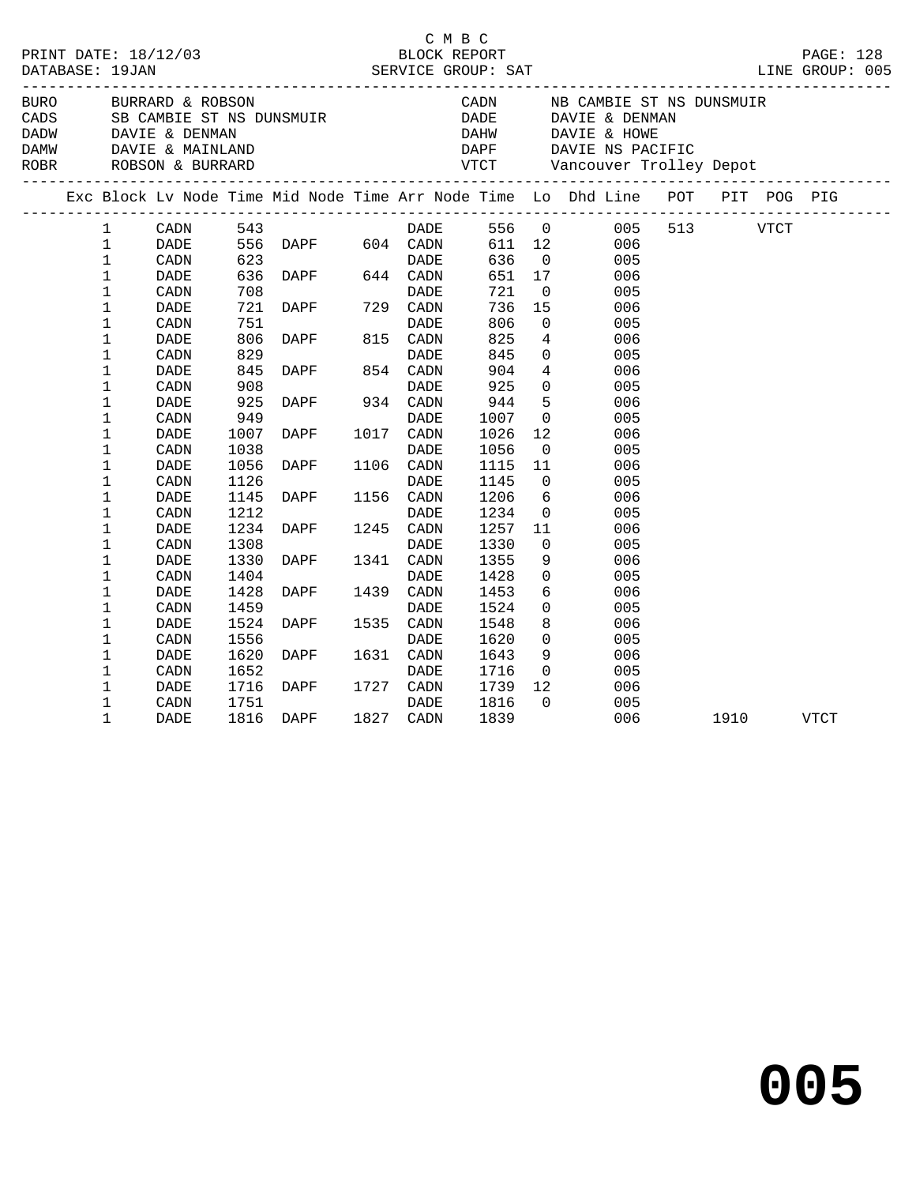C M B C

PRINT DATE: 18/12/03 BLOCK REPORT

DATABASE: 19JAN SERVICE GROUP: SAT LINE GROUP: 005

| | | | |
|---|---|---|---|
| BURO | BURRARD & ROBSON | CADN | NB CAMBIE ST NS DUNSMUIR |
| CADS | SB CAMBIE ST NS DUNSMUIR | DADE | DAVIE & DENMAN |
| DADW | DAVIE & DENMAN | DAHW | DAVIE & HOWE |
| DAMW | DAVIE & MAINLAND | DAPF | DAVIE NS PACIFIC |
| ROBR | ROBSON & BURRARD | VTCT | Vancouver Trolley Depot |

| Exc | Block | Lv Node | Time | Mid Node | Time | Arr Node | Time | Lo | Dhd Line | POT | PIT | POG | PIG |
|---|---|---|---|---|---|---|---|---|---|---|---|---|---|
| | 1 | CADN | 543 | | | DADE | 556 | 0 | 005 | 513 | | VTCT | |
| | 1 | DADE | 556 | DAPF | 604 | CADN | 611 | 12 | 006 | | | | |
| | 1 | CADN | 623 | | | DADE | 636 | 0 | 005 | | | | |
| | 1 | DADE | 636 | DAPF | 644 | CADN | 651 | 17 | 006 | | | | |
| | 1 | CADN | 708 | | | DADE | 721 | 0 | 005 | | | | |
| | 1 | DADE | 721 | DAPF | 729 | CADN | 736 | 15 | 006 | | | | |
| | 1 | CADN | 751 | | | DADE | 806 | 0 | 005 | | | | |
| | 1 | DADE | 806 | DAPF | 815 | CADN | 825 | 4 | 006 | | | | |
| | 1 | CADN | 829 | | | DADE | 845 | 0 | 005 | | | | |
| | 1 | DADE | 845 | DAPF | 854 | CADN | 904 | 4 | 006 | | | | |
| | 1 | CADN | 908 | | | DADE | 925 | 0 | 005 | | | | |
| | 1 | DADE | 925 | DAPF | 934 | CADN | 944 | 5 | 006 | | | | |
| | 1 | CADN | 949 | | | DADE | 1007 | 0 | 005 | | | | |
| | 1 | DADE | 1007 | DAPF | 1017 | CADN | 1026 | 12 | 006 | | | | |
| | 1 | CADN | 1038 | | | DADE | 1056 | 0 | 005 | | | | |
| | 1 | DADE | 1056 | DAPF | 1106 | CADN | 1115 | 11 | 006 | | | | |
| | 1 | CADN | 1126 | | | DADE | 1145 | 0 | 005 | | | | |
| | 1 | DADE | 1145 | DAPF | 1156 | CADN | 1206 | 6 | 006 | | | | |
| | 1 | CADN | 1212 | | | DADE | 1234 | 0 | 005 | | | | |
| | 1 | DADE | 1234 | DAPF | 1245 | CADN | 1257 | 11 | 006 | | | | |
| | 1 | CADN | 1308 | | | DADE | 1330 | 0 | 005 | | | | |
| | 1 | DADE | 1330 | DAPF | 1341 | CADN | 1355 | 9 | 006 | | | | |
| | 1 | CADN | 1404 | | | DADE | 1428 | 0 | 005 | | | | |
| | 1 | DADE | 1428 | DAPF | 1439 | CADN | 1453 | 6 | 006 | | | | |
| | 1 | CADN | 1459 | | | DADE | 1524 | 0 | 005 | | | | |
| | 1 | DADE | 1524 | DAPF | 1535 | CADN | 1548 | 8 | 006 | | | | |
| | 1 | CADN | 1556 | | | DADE | 1620 | 0 | 005 | | | | |
| | 1 | DADE | 1620 | DAPF | 1631 | CADN | 1643 | 9 | 006 | | | | |
| | 1 | CADN | 1652 | | | DADE | 1716 | 0 | 005 | | | | |
| | 1 | DADE | 1716 | DAPF | 1727 | CADN | 1739 | 12 | 006 | | | | |
| | 1 | CADN | 1751 | | | DADE | 1816 | 0 | 005 | | | | |
| | 1 | DADE | 1816 | DAPF | 1827 | CADN | 1839 | | 006 | | 1910 | | VTCT |

# 005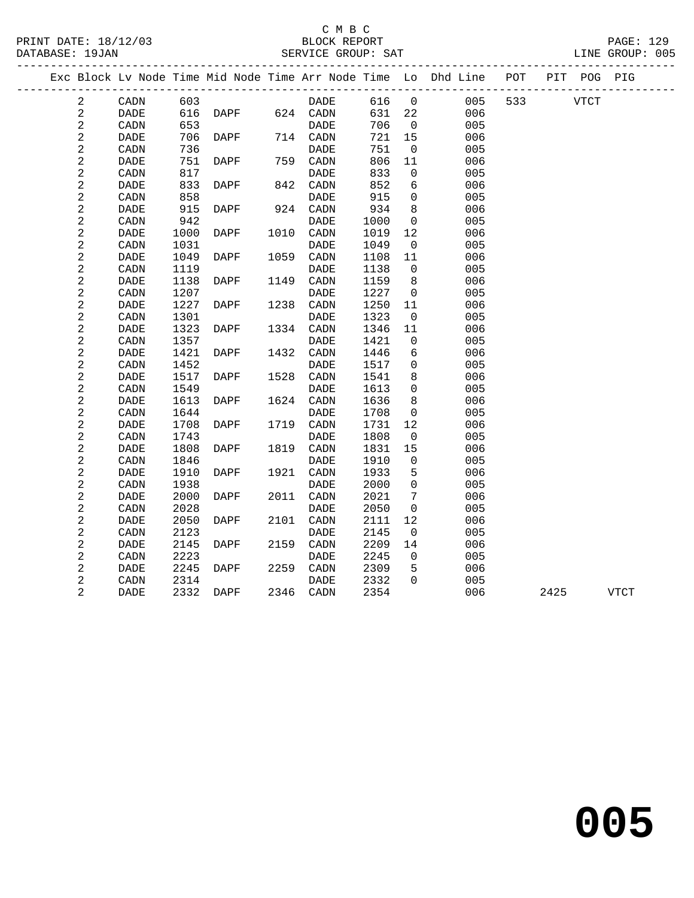C M B C
BLOCK REPORT
SERVICE GROUP: SAT

PRINT DATE: 18/12/03
DATABASE: 19JAN
LINE GROUP: 005

| Exc | Block | Lv | Node | Time | Mid Node | Time | Arr Node | Time | Lo | Dhd Line | POT | PIT | POG | PIG |
|---|---|---|---|---|---|---|---|---|---|---|---|---|---|---|
| | 2 | | CADN | 603 | | | DADE | 616 | 0 | 005 | 533 | | VTCT | |
| | 2 | | DADE | 616 | DAPF | 624 | CADN | 631 | 22 | 006 | | | | |
| | 2 | | CADN | 653 | | | DADE | 706 | 0 | 005 | | | | |
| | 2 | | DADE | 706 | DAPF | 714 | CADN | 721 | 15 | 006 | | | | |
| | 2 | | CADN | 736 | | | DADE | 751 | 0 | 005 | | | | |
| | 2 | | DADE | 751 | DAPF | 759 | CADN | 806 | 11 | 006 | | | | |
| | 2 | | CADN | 817 | | | DADE | 833 | 0 | 005 | | | | |
| | 2 | | DADE | 833 | DAPF | 842 | CADN | 852 | 6 | 006 | | | | |
| | 2 | | CADN | 858 | | | DADE | 915 | 0 | 005 | | | | |
| | 2 | | DADE | 915 | DAPF | 924 | CADN | 934 | 8 | 006 | | | | |
| | 2 | | CADN | 942 | | | DADE | 1000 | 0 | 005 | | | | |
| | 2 | | DADE | 1000 | DAPF | 1010 | CADN | 1019 | 12 | 006 | | | | |
| | 2 | | CADN | 1031 | | | DADE | 1049 | 0 | 005 | | | | |
| | 2 | | DADE | 1049 | DAPF | 1059 | CADN | 1108 | 11 | 006 | | | | |
| | 2 | | CADN | 1119 | | | DADE | 1138 | 0 | 005 | | | | |
| | 2 | | DADE | 1138 | DAPF | 1149 | CADN | 1159 | 8 | 006 | | | | |
| | 2 | | CADN | 1207 | | | DADE | 1227 | 0 | 005 | | | | |
| | 2 | | DADE | 1227 | DAPF | 1238 | CADN | 1250 | 11 | 006 | | | | |
| | 2 | | CADN | 1301 | | | DADE | 1323 | 0 | 005 | | | | |
| | 2 | | DADE | 1323 | DAPF | 1334 | CADN | 1346 | 11 | 006 | | | | |
| | 2 | | CADN | 1357 | | | DADE | 1421 | 0 | 005 | | | | |
| | 2 | | DADE | 1421 | DAPF | 1432 | CADN | 1446 | 6 | 006 | | | | |
| | 2 | | CADN | 1452 | | | DADE | 1517 | 0 | 005 | | | | |
| | 2 | | DADE | 1517 | DAPF | 1528 | CADN | 1541 | 8 | 006 | | | | |
| | 2 | | CADN | 1549 | | | DADE | 1613 | 0 | 005 | | | | |
| | 2 | | DADE | 1613 | DAPF | 1624 | CADN | 1636 | 8 | 006 | | | | |
| | 2 | | CADN | 1644 | | | DADE | 1708 | 0 | 005 | | | | |
| | 2 | | DADE | 1708 | DAPF | 1719 | CADN | 1731 | 12 | 006 | | | | |
| | 2 | | CADN | 1743 | | | DADE | 1808 | 0 | 005 | | | | |
| | 2 | | DADE | 1808 | DAPF | 1819 | CADN | 1831 | 15 | 006 | | | | |
| | 2 | | CADN | 1846 | | | DADE | 1910 | 0 | 005 | | | | |
| | 2 | | DADE | 1910 | DAPF | 1921 | CADN | 1933 | 5 | 006 | | | | |
| | 2 | | CADN | 1938 | | | DADE | 2000 | 0 | 005 | | | | |
| | 2 | | DADE | 2000 | DAPF | 2011 | CADN | 2021 | 7 | 006 | | | | |
| | 2 | | CADN | 2028 | | | DADE | 2050 | 0 | 005 | | | | |
| | 2 | | DADE | 2050 | DAPF | 2101 | CADN | 2111 | 12 | 006 | | | | |
| | 2 | | CADN | 2123 | | | DADE | 2145 | 0 | 005 | | | | |
| | 2 | | DADE | 2145 | DAPF | 2159 | CADN | 2209 | 14 | 006 | | | | |
| | 2 | | CADN | 2223 | | | DADE | 2245 | 0 | 005 | | | | |
| | 2 | | DADE | 2245 | DAPF | 2259 | CADN | 2309 | 5 | 006 | | | | |
| | 2 | | CADN | 2314 | | | DADE | 2332 | 0 | 005 | | | | |
| | 2 | | DADE | 2332 | DAPF | 2346 | CADN | 2354 | | 006 | | 2425 | | VTCT |

# 005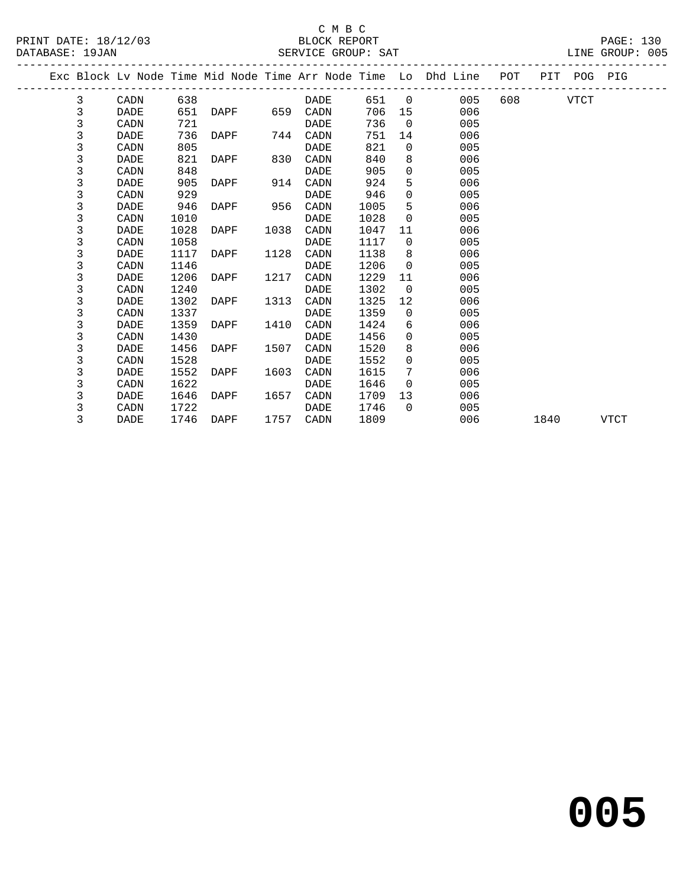C M B C

BLOCK REPORT

SERVICE GROUP: SAT

PRINT DATE: 18/12/03
DATABASE: 19JAN
LINE GROUP: 005

| Exc | Block | Lv Node | Time | Mid Node | Time | Arr Node | Time | Lo | Dhd Line | POT | PIT | POG | PIG |
|---|---|---|---|---|---|---|---|---|---|---|---|---|---|
| | 3 | CADN | 638 | | | DADE | 651 | 0 | 005 | 608 | | VTCT | |
| | 3 | DADE | 651 | DAPF | 659 | CADN | 706 | 15 | 006 | | | | |
| | 3 | CADN | 721 | | | DADE | 736 | 0 | 005 | | | | |
| | 3 | DADE | 736 | DAPF | 744 | CADN | 751 | 14 | 006 | | | | |
| | 3 | CADN | 805 | | | DADE | 821 | 0 | 005 | | | | |
| | 3 | DADE | 821 | DAPF | 830 | CADN | 840 | 8 | 006 | | | | |
| | 3 | CADN | 848 | | | DADE | 905 | 0 | 005 | | | | |
| | 3 | DADE | 905 | DAPF | 914 | CADN | 924 | 5 | 006 | | | | |
| | 3 | CADN | 929 | | | DADE | 946 | 0 | 005 | | | | |
| | 3 | DADE | 946 | DAPF | 956 | CADN | 1005 | 5 | 006 | | | | |
| | 3 | CADN | 1010 | | | DADE | 1028 | 0 | 005 | | | | |
| | 3 | DADE | 1028 | DAPF | 1038 | CADN | 1047 | 11 | 006 | | | | |
| | 3 | CADN | 1058 | | | DADE | 1117 | 0 | 005 | | | | |
| | 3 | DADE | 1117 | DAPF | 1128 | CADN | 1138 | 8 | 006 | | | | |
| | 3 | CADN | 1146 | | | DADE | 1206 | 0 | 005 | | | | |
| | 3 | DADE | 1206 | DAPF | 1217 | CADN | 1229 | 11 | 006 | | | | |
| | 3 | CADN | 1240 | | | DADE | 1302 | 0 | 005 | | | | |
| | 3 | DADE | 1302 | DAPF | 1313 | CADN | 1325 | 12 | 006 | | | | |
| | 3 | CADN | 1337 | | | DADE | 1359 | 0 | 005 | | | | |
| | 3 | DADE | 1359 | DAPF | 1410 | CADN | 1424 | 6 | 006 | | | | |
| | 3 | CADN | 1430 | | | DADE | 1456 | 0 | 005 | | | | |
| | 3 | DADE | 1456 | DAPF | 1507 | CADN | 1520 | 8 | 006 | | | | |
| | 3 | CADN | 1528 | | | DADE | 1552 | 0 | 005 | | | | |
| | 3 | DADE | 1552 | DAPF | 1603 | CADN | 1615 | 7 | 006 | | | | |
| | 3 | CADN | 1622 | | | DADE | 1646 | 0 | 005 | | | | |
| | 3 | DADE | 1646 | DAPF | 1657 | CADN | 1709 | 13 | 006 | | | | |
| | 3 | CADN | 1722 | | | DADE | 1746 | 0 | 005 | | | | |
| | 3 | DADE | 1746 | DAPF | 1757 | CADN | 1809 | | 006 | | 1840 | | VTCT |

# 005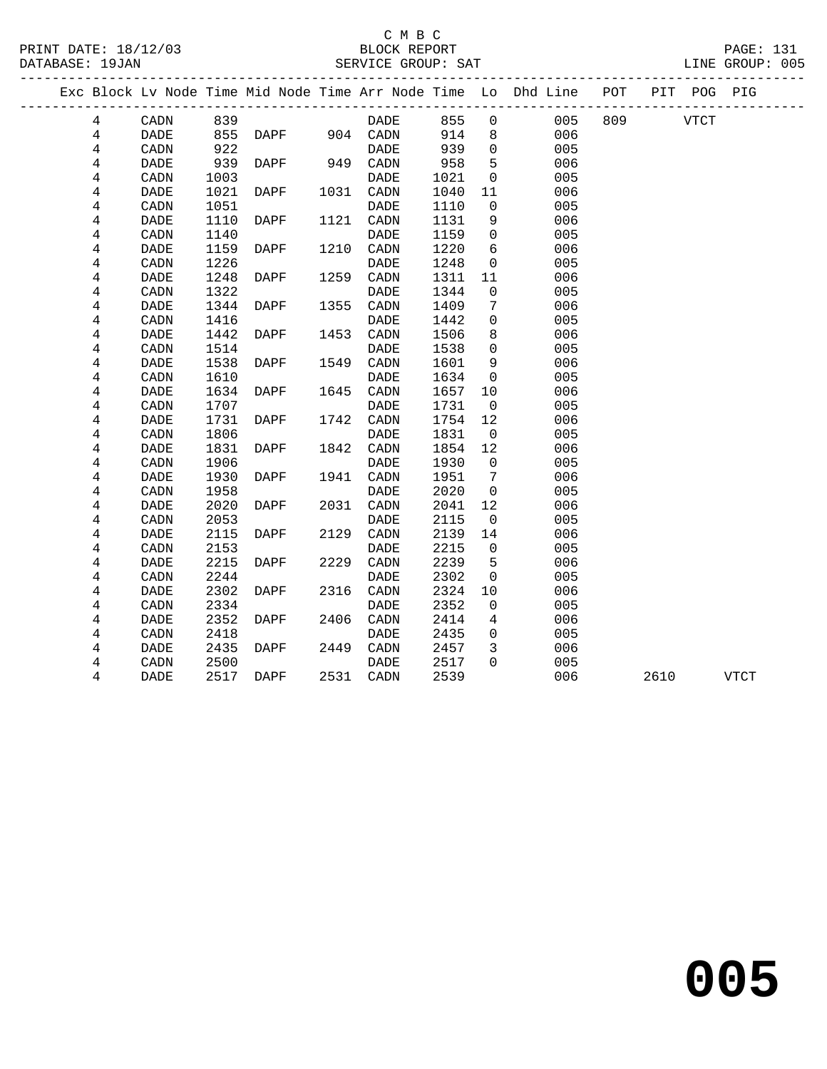C M B C
BLOCK REPORT
SERVICE GROUP: SAT

PRINT DATE: 18/12/03
DATABASE: 19JAN
LINE GROUP: 005

| Exc | Block | Lv Node | Time | Mid Node | Time | Arr Node | Time | Lo | Dhd Line | POT | PIT | POG | PIG |
|---|---|---|---|---|---|---|---|---|---|---|---|---|---|
| | 4 | CADN | 839 | | | DADE | 855 | 0 | 005 | 809 | | VTCT | |
| | 4 | DADE | 855 | DAPF | 904 | CADN | 914 | 8 | 006 | | | | |
| | 4 | CADN | 922 | | | DADE | 939 | 0 | 005 | | | | |
| | 4 | DADE | 939 | DAPF | 949 | CADN | 958 | 5 | 006 | | | | |
| | 4 | CADN | 1003 | | | DADE | 1021 | 0 | 005 | | | | |
| | 4 | DADE | 1021 | DAPF | 1031 | CADN | 1040 | 11 | 006 | | | | |
| | 4 | CADN | 1051 | | | DADE | 1110 | 0 | 005 | | | | |
| | 4 | DADE | 1110 | DAPF | 1121 | CADN | 1131 | 9 | 006 | | | | |
| | 4 | CADN | 1140 | | | DADE | 1159 | 0 | 005 | | | | |
| | 4 | DADE | 1159 | DAPF | 1210 | CADN | 1220 | 6 | 006 | | | | |
| | 4 | CADN | 1226 | | | DADE | 1248 | 0 | 005 | | | | |
| | 4 | DADE | 1248 | DAPF | 1259 | CADN | 1311 | 11 | 006 | | | | |
| | 4 | CADN | 1322 | | | DADE | 1344 | 0 | 005 | | | | |
| | 4 | DADE | 1344 | DAPF | 1355 | CADN | 1409 | 7 | 006 | | | | |
| | 4 | CADN | 1416 | | | DADE | 1442 | 0 | 005 | | | | |
| | 4 | DADE | 1442 | DAPF | 1453 | CADN | 1506 | 8 | 006 | | | | |
| | 4 | CADN | 1514 | | | DADE | 1538 | 0 | 005 | | | | |
| | 4 | DADE | 1538 | DAPF | 1549 | CADN | 1601 | 9 | 006 | | | | |
| | 4 | CADN | 1610 | | | DADE | 1634 | 0 | 005 | | | | |
| | 4 | DADE | 1634 | DAPF | 1645 | CADN | 1657 | 10 | 006 | | | | |
| | 4 | CADN | 1707 | | | DADE | 1731 | 0 | 005 | | | | |
| | 4 | DADE | 1731 | DAPF | 1742 | CADN | 1754 | 12 | 006 | | | | |
| | 4 | CADN | 1806 | | | DADE | 1831 | 0 | 005 | | | | |
| | 4 | DADE | 1831 | DAPF | 1842 | CADN | 1854 | 12 | 006 | | | | |
| | 4 | CADN | 1906 | | | DADE | 1930 | 0 | 005 | | | | |
| | 4 | DADE | 1930 | DAPF | 1941 | CADN | 1951 | 7 | 006 | | | | |
| | 4 | CADN | 1958 | | | DADE | 2020 | 0 | 005 | | | | |
| | 4 | DADE | 2020 | DAPF | 2031 | CADN | 2041 | 12 | 006 | | | | |
| | 4 | CADN | 2053 | | | DADE | 2115 | 0 | 005 | | | | |
| | 4 | DADE | 2115 | DAPF | 2129 | CADN | 2139 | 14 | 006 | | | | |
| | 4 | CADN | 2153 | | | DADE | 2215 | 0 | 005 | | | | |
| | 4 | DADE | 2215 | DAPF | 2229 | CADN | 2239 | 5 | 006 | | | | |
| | 4 | CADN | 2244 | | | DADE | 2302 | 0 | 005 | | | | |
| | 4 | DADE | 2302 | DAPF | 2316 | CADN | 2324 | 10 | 006 | | | | |
| | 4 | CADN | 2334 | | | DADE | 2352 | 0 | 005 | | | | |
| | 4 | DADE | 2352 | DAPF | 2406 | CADN | 2414 | 4 | 006 | | | | |
| | 4 | CADN | 2418 | | | DADE | 2435 | 0 | 005 | | | | |
| | 4 | DADE | 2435 | DAPF | 2449 | CADN | 2457 | 3 | 006 | | | | |
| | 4 | CADN | 2500 | | | DADE | 2517 | 0 | 005 | | | | |
| | 4 | DADE | 2517 | DAPF | 2531 | CADN | 2539 | | 006 | | 2610 | | VTCT |

**005**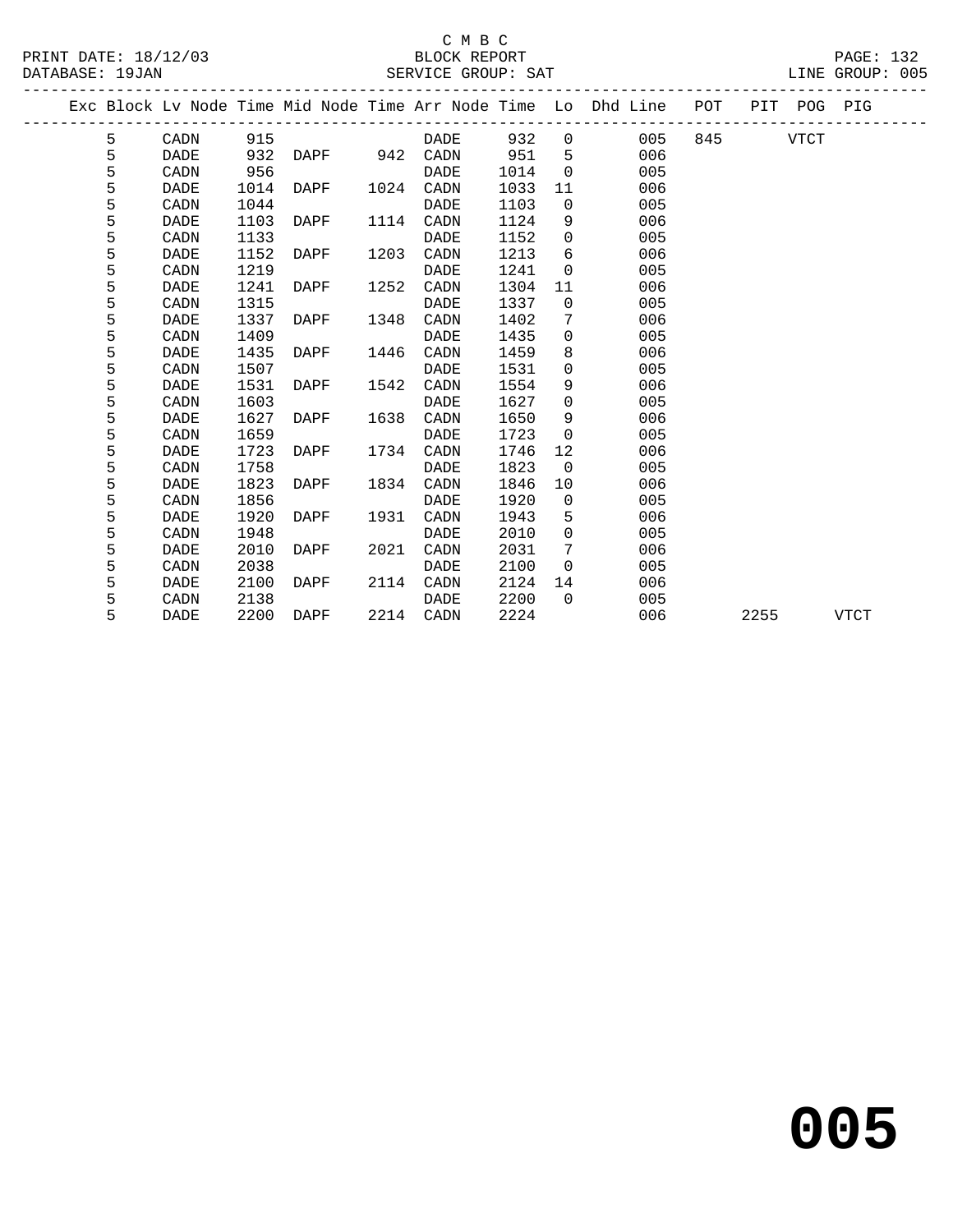C M B C
BLOCK REPORT
SERVICE GROUP: SAT

PRINT DATE: 18/12/03
DATABASE: 19JAN
LINE GROUP: 005

| Exc | Block | Lv Node | Time | Mid Node | Time | Arr Node | Time | Lo | Dhd Line | POT | PIT | POG | PIG |
|---|---|---|---|---|---|---|---|---|---|---|---|---|---|
| | 5 | CADN | 915 | | | DADE | 932 | 0 | 005 | 845 | | VTCT | |
| | 5 | DADE | 932 | DAPF | 942 | CADN | 951 | 5 | 006 | | | | |
| | 5 | CADN | 956 | | | DADE | 1014 | 0 | 005 | | | | |
| | 5 | DADE | 1014 | DAPF | 1024 | CADN | 1033 | 11 | 006 | | | | |
| | 5 | CADN | 1044 | | | DADE | 1103 | 0 | 005 | | | | |
| | 5 | DADE | 1103 | DAPF | 1114 | CADN | 1124 | 9 | 006 | | | | |
| | 5 | CADN | 1133 | | | DADE | 1152 | 0 | 005 | | | | |
| | 5 | DADE | 1152 | DAPF | 1203 | CADN | 1213 | 6 | 006 | | | | |
| | 5 | CADN | 1219 | | | DADE | 1241 | 0 | 005 | | | | |
| | 5 | DADE | 1241 | DAPF | 1252 | CADN | 1304 | 11 | 006 | | | | |
| | 5 | CADN | 1315 | | | DADE | 1337 | 0 | 005 | | | | |
| | 5 | DADE | 1337 | DAPF | 1348 | CADN | 1402 | 7 | 006 | | | | |
| | 5 | CADN | 1409 | | | DADE | 1435 | 0 | 005 | | | | |
| | 5 | DADE | 1435 | DAPF | 1446 | CADN | 1459 | 8 | 006 | | | | |
| | 5 | CADN | 1507 | | | DADE | 1531 | 0 | 005 | | | | |
| | 5 | DADE | 1531 | DAPF | 1542 | CADN | 1554 | 9 | 006 | | | | |
| | 5 | CADN | 1603 | | | DADE | 1627 | 0 | 005 | | | | |
| | 5 | DADE | 1627 | DAPF | 1638 | CADN | 1650 | 9 | 006 | | | | |
| | 5 | CADN | 1659 | | | DADE | 1723 | 0 | 005 | | | | |
| | 5 | DADE | 1723 | DAPF | 1734 | CADN | 1746 | 12 | 006 | | | | |
| | 5 | CADN | 1758 | | | DADE | 1823 | 0 | 005 | | | | |
| | 5 | DADE | 1823 | DAPF | 1834 | CADN | 1846 | 10 | 006 | | | | |
| | 5 | CADN | 1856 | | | DADE | 1920 | 0 | 005 | | | | |
| | 5 | DADE | 1920 | DAPF | 1931 | CADN | 1943 | 5 | 006 | | | | |
| | 5 | CADN | 1948 | | | DADE | 2010 | 0 | 005 | | | | |
| | 5 | DADE | 2010 | DAPF | 2021 | CADN | 2031 | 7 | 006 | | | | |
| | 5 | CADN | 2038 | | | DADE | 2100 | 0 | 005 | | | | |
| | 5 | DADE | 2100 | DAPF | 2114 | CADN | 2124 | 14 | 006 | | | | |
| | 5 | CADN | 2138 | | | DADE | 2200 | 0 | 005 | | | | |
| | 5 | DADE | 2200 | DAPF | 2214 | CADN | 2224 | | 006 | | 2255 | | VTCT |

# 005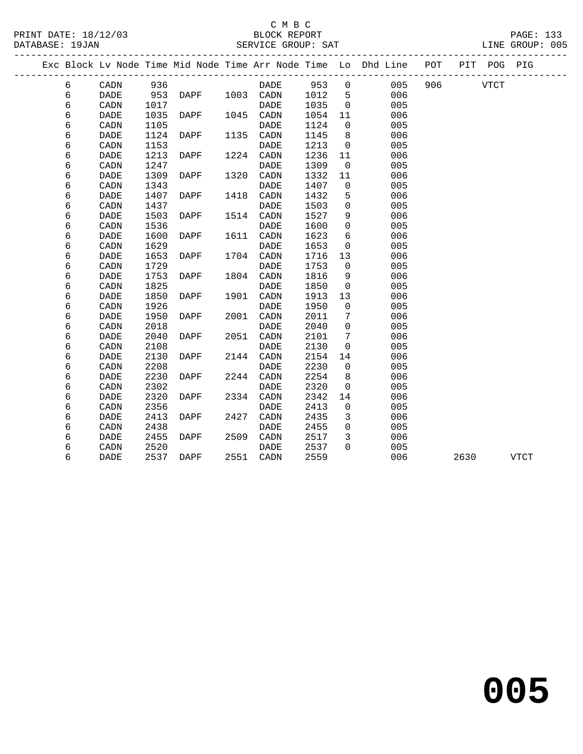C M B C

BLOCK REPORT

SERVICE GROUP: SAT

| Exc | Block | Lv Node | Time | Mid Node | Time | Arr Node | Time | Lo | Dhd Line | POT | PIT | POG | PIG |
|---|---|---|---|---|---|---|---|---|---|---|---|---|---|
| | 6 | CADN | 936 | | | DADE | 953 | 0 | 005 | 906 | | VTCT | |
| | 6 | DADE | 953 | DAPF | 1003 | CADN | 1012 | 5 | 006 | | | | |
| | 6 | CADN | 1017 | | | DADE | 1035 | 0 | 005 | | | | |
| | 6 | DADE | 1035 | DAPF | 1045 | CADN | 1054 | 11 | 006 | | | | |
| | 6 | CADN | 1105 | | | DADE | 1124 | 0 | 005 | | | | |
| | 6 | DADE | 1124 | DAPF | 1135 | CADN | 1145 | 8 | 006 | | | | |
| | 6 | CADN | 1153 | | | DADE | 1213 | 0 | 005 | | | | |
| | 6 | DADE | 1213 | DAPF | 1224 | CADN | 1236 | 11 | 006 | | | | |
| | 6 | CADN | 1247 | | | DADE | 1309 | 0 | 005 | | | | |
| | 6 | DADE | 1309 | DAPF | 1320 | CADN | 1332 | 11 | 006 | | | | |
| | 6 | CADN | 1343 | | | DADE | 1407 | 0 | 005 | | | | |
| | 6 | DADE | 1407 | DAPF | 1418 | CADN | 1432 | 5 | 006 | | | | |
| | 6 | CADN | 1437 | | | DADE | 1503 | 0 | 005 | | | | |
| | 6 | DADE | 1503 | DAPF | 1514 | CADN | 1527 | 9 | 006 | | | | |
| | 6 | CADN | 1536 | | | DADE | 1600 | 0 | 005 | | | | |
| | 6 | DADE | 1600 | DAPF | 1611 | CADN | 1623 | 6 | 006 | | | | |
| | 6 | CADN | 1629 | | | DADE | 1653 | 0 | 005 | | | | |
| | 6 | DADE | 1653 | DAPF | 1704 | CADN | 1716 | 13 | 006 | | | | |
| | 6 | CADN | 1729 | | | DADE | 1753 | 0 | 005 | | | | |
| | 6 | DADE | 1753 | DAPF | 1804 | CADN | 1816 | 9 | 006 | | | | |
| | 6 | CADN | 1825 | | | DADE | 1850 | 0 | 005 | | | | |
| | 6 | DADE | 1850 | DAPF | 1901 | CADN | 1913 | 13 | 006 | | | | |
| | 6 | CADN | 1926 | | | DADE | 1950 | 0 | 005 | | | | |
| | 6 | DADE | 1950 | DAPF | 2001 | CADN | 2011 | 7 | 006 | | | | |
| | 6 | CADN | 2018 | | | DADE | 2040 | 0 | 005 | | | | |
| | 6 | DADE | 2040 | DAPF | 2051 | CADN | 2101 | 7 | 006 | | | | |
| | 6 | CADN | 2108 | | | DADE | 2130 | 0 | 005 | | | | |
| | 6 | DADE | 2130 | DAPF | 2144 | CADN | 2154 | 14 | 006 | | | | |
| | 6 | CADN | 2208 | | | DADE | 2230 | 0 | 005 | | | | |
| | 6 | DADE | 2230 | DAPF | 2244 | CADN | 2254 | 8 | 006 | | | | |
| | 6 | CADN | 2302 | | | DADE | 2320 | 0 | 005 | | | | |
| | 6 | DADE | 2320 | DAPF | 2334 | CADN | 2342 | 14 | 006 | | | | |
| | 6 | CADN | 2356 | | | DADE | 2413 | 0 | 005 | | | | |
| | 6 | DADE | 2413 | DAPF | 2427 | CADN | 2435 | 3 | 006 | | | | |
| | 6 | CADN | 2438 | | | DADE | 2455 | 0 | 005 | | | | |
| | 6 | DADE | 2455 | DAPF | 2509 | CADN | 2517 | 3 | 006 | | | | |
| | 6 | CADN | 2520 | | | DADE | 2537 | 0 | 005 | | | | |
| | 6 | DADE | 2537 | DAPF | 2551 | CADN | 2559 | | 006 | | 2630 | | VTCT |

**005**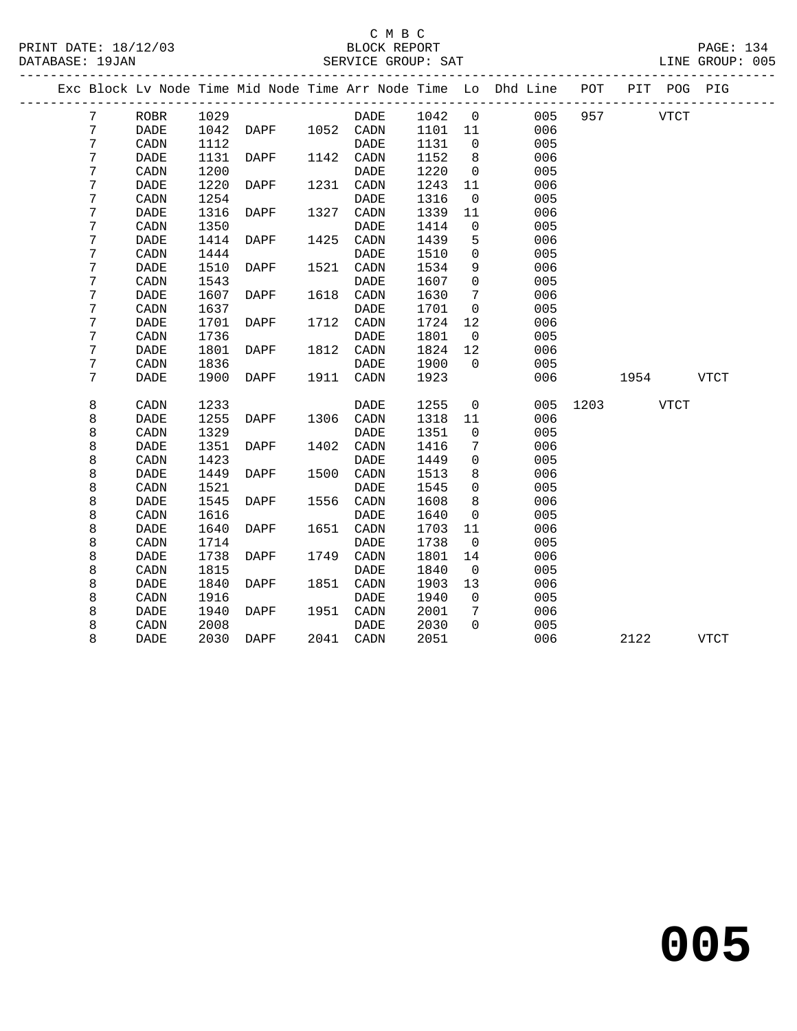C M B C

BLOCK REPORT

SERVICE GROUP: SAT

LINE GROUP: 005

| Exc | Block | Lv Node | Time | Mid Node | Time | Arr Node | Time | Lo | Dhd Line | POT | PIT | POG | PIG |
|---|---|---|---|---|---|---|---|---|---|---|---|---|---|
| | 7 | ROBR | 1029 | | | DADE | 1042 | 0 | 005 | 957 | | VTCT | |
| | 7 | DADE | 1042 | DAPF | 1052 | CADN | 1101 | 11 | 006 | | | | |
| | 7 | CADN | 1112 | | | DADE | 1131 | 0 | 005 | | | | |
| | 7 | DADE | 1131 | DAPF | 1142 | CADN | 1152 | 8 | 006 | | | | |
| | 7 | CADN | 1200 | | | DADE | 1220 | 0 | 005 | | | | |
| | 7 | DADE | 1220 | DAPF | 1231 | CADN | 1243 | 11 | 006 | | | | |
| | 7 | CADN | 1254 | | | DADE | 1316 | 0 | 005 | | | | |
| | 7 | DADE | 1316 | DAPF | 1327 | CADN | 1339 | 11 | 006 | | | | |
| | 7 | CADN | 1350 | | | DADE | 1414 | 0 | 005 | | | | |
| | 7 | DADE | 1414 | DAPF | 1425 | CADN | 1439 | 5 | 006 | | | | |
| | 7 | CADN | 1444 | | | DADE | 1510 | 0 | 005 | | | | |
| | 7 | DADE | 1510 | DAPF | 1521 | CADN | 1534 | 9 | 006 | | | | |
| | 7 | CADN | 1543 | | | DADE | 1607 | 0 | 005 | | | | |
| | 7 | DADE | 1607 | DAPF | 1618 | CADN | 1630 | 7 | 006 | | | | |
| | 7 | CADN | 1637 | | | DADE | 1701 | 0 | 005 | | | | |
| | 7 | DADE | 1701 | DAPF | 1712 | CADN | 1724 | 12 | 006 | | | | |
| | 7 | CADN | 1736 | | | DADE | 1801 | 0 | 005 | | | | |
| | 7 | DADE | 1801 | DAPF | 1812 | CADN | 1824 | 12 | 006 | | | | |
| | 7 | CADN | 1836 | | | DADE | 1900 | 0 | 005 | | | | |
| | 7 | DADE | 1900 | DAPF | 1911 | CADN | 1923 | | 006 | | 1954 | | VTCT |
| | 8 | CADN | 1233 | | | DADE | 1255 | 0 | 005 | 1203 | | VTCT | |
| | 8 | DADE | 1255 | DAPF | 1306 | CADN | 1318 | 11 | 006 | | | | |
| | 8 | CADN | 1329 | | | DADE | 1351 | 0 | 005 | | | | |
| | 8 | DADE | 1351 | DAPF | 1402 | CADN | 1416 | 7 | 006 | | | | |
| | 8 | CADN | 1423 | | | DADE | 1449 | 0 | 005 | | | | |
| | 8 | DADE | 1449 | DAPF | 1500 | CADN | 1513 | 8 | 006 | | | | |
| | 8 | CADN | 1521 | | | DADE | 1545 | 0 | 005 | | | | |
| | 8 | DADE | 1545 | DAPF | 1556 | CADN | 1608 | 8 | 006 | | | | |
| | 8 | CADN | 1616 | | | DADE | 1640 | 0 | 005 | | | | |
| | 8 | DADE | 1640 | DAPF | 1651 | CADN | 1703 | 11 | 006 | | | | |
| | 8 | CADN | 1714 | | | DADE | 1738 | 0 | 005 | | | | |
| | 8 | DADE | 1738 | DAPF | 1749 | CADN | 1801 | 14 | 006 | | | | |
| | 8 | CADN | 1815 | | | DADE | 1840 | 0 | 005 | | | | |
| | 8 | DADE | 1840 | DAPF | 1851 | CADN | 1903 | 13 | 006 | | | | |
| | 8 | CADN | 1916 | | | DADE | 1940 | 0 | 005 | | | | |
| | 8 | DADE | 1940 | DAPF | 1951 | CADN | 2001 | 7 | 006 | | | | |
| | 8 | CADN | 2008 | | | DADE | 2030 | 0 | 005 | | | | |
| | 8 | DADE | 2030 | DAPF | 2041 | CADN | 2051 | | 006 | | 2122 | | VTCT |

# 005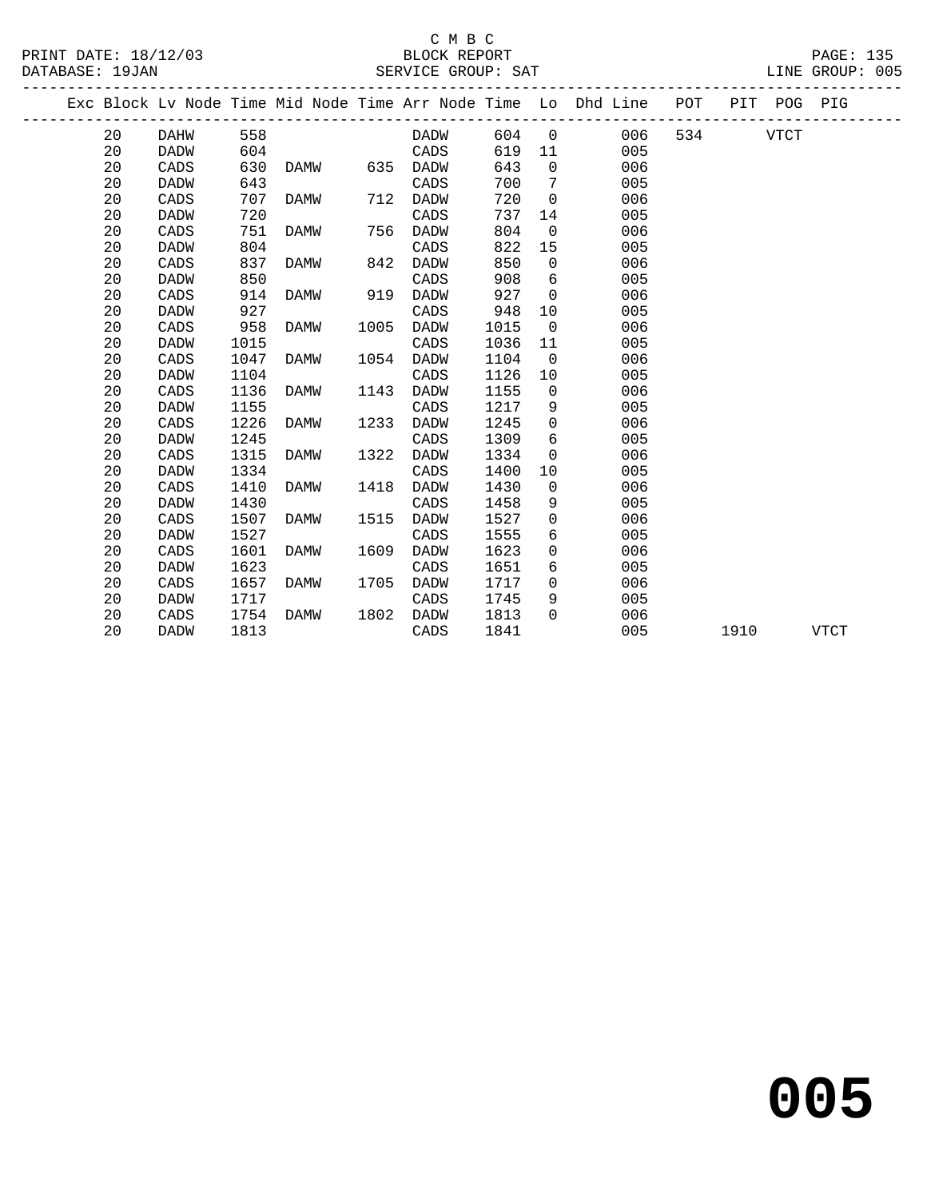C M B C

BLOCK REPORT

SERVICE GROUP: SAT

LINE GROUP: 005

| Exc | Block | Lv Node | Time | Mid Node | Time | Arr Node | Time | Lo | Dhd Line | POT | PIT | POG | PIG |
|---|---|---|---|---|---|---|---|---|---|---|---|---|---|
| | 20 | DAHW | 558 | | | DADW | 604 | 0 | 006 | 534 | | VTCT | |
| | 20 | DADW | 604 | | | CADS | 619 | 11 | 005 | | | | |
| | 20 | CADS | 630 | DAMW | 635 | DADW | 643 | 0 | 006 | | | | |
| | 20 | DADW | 643 | | | CADS | 700 | 7 | 005 | | | | |
| | 20 | CADS | 707 | DAMW | 712 | DADW | 720 | 0 | 006 | | | | |
| | 20 | DADW | 720 | | | CADS | 737 | 14 | 005 | | | | |
| | 20 | CADS | 751 | DAMW | 756 | DADW | 804 | 0 | 006 | | | | |
| | 20 | DADW | 804 | | | CADS | 822 | 15 | 005 | | | | |
| | 20 | CADS | 837 | DAMW | 842 | DADW | 850 | 0 | 006 | | | | |
| | 20 | DADW | 850 | | | CADS | 908 | 6 | 005 | | | | |
| | 20 | CADS | 914 | DAMW | 919 | DADW | 927 | 0 | 006 | | | | |
| | 20 | DADW | 927 | | | CADS | 948 | 10 | 005 | | | | |
| | 20 | CADS | 958 | DAMW | 1005 | DADW | 1015 | 0 | 006 | | | | |
| | 20 | DADW | 1015 | | | CADS | 1036 | 11 | 005 | | | | |
| | 20 | CADS | 1047 | DAMW | 1054 | DADW | 1104 | 0 | 006 | | | | |
| | 20 | DADW | 1104 | | | CADS | 1126 | 10 | 005 | | | | |
| | 20 | CADS | 1136 | DAMW | 1143 | DADW | 1155 | 0 | 006 | | | | |
| | 20 | DADW | 1155 | | | CADS | 1217 | 9 | 005 | | | | |
| | 20 | CADS | 1226 | DAMW | 1233 | DADW | 1245 | 0 | 006 | | | | |
| | 20 | DADW | 1245 | | | CADS | 1309 | 6 | 005 | | | | |
| | 20 | CADS | 1315 | DAMW | 1322 | DADW | 1334 | 0 | 006 | | | | |
| | 20 | DADW | 1334 | | | CADS | 1400 | 10 | 005 | | | | |
| | 20 | CADS | 1410 | DAMW | 1418 | DADW | 1430 | 0 | 006 | | | | |
| | 20 | DADW | 1430 | | | CADS | 1458 | 9 | 005 | | | | |
| | 20 | CADS | 1507 | DAMW | 1515 | DADW | 1527 | 0 | 006 | | | | |
| | 20 | DADW | 1527 | | | CADS | 1555 | 6 | 005 | | | | |
| | 20 | CADS | 1601 | DAMW | 1609 | DADW | 1623 | 0 | 006 | | | | |
| | 20 | DADW | 1623 | | | CADS | 1651 | 6 | 005 | | | | |
| | 20 | CADS | 1657 | DAMW | 1705 | DADW | 1717 | 0 | 006 | | | | |
| | 20 | DADW | 1717 | | | CADS | 1745 | 9 | 005 | | | | |
| | 20 | CADS | 1754 | DAMW | 1802 | DADW | 1813 | 0 | 006 | | | | |
| | 20 | DADW | 1813 | | | CADS | 1841 | | 005 | | 1910 | | VTCT |

# 005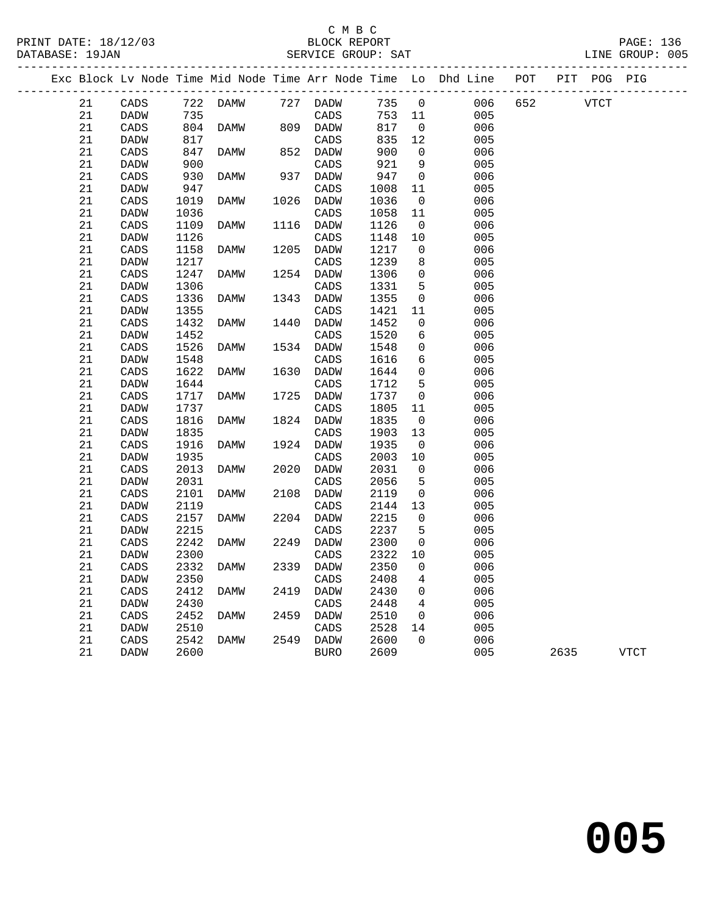C M B C
PRINT DATE: 18/12/03 BLOCK REPORT
DATABASE: 19JAN SERVICE GROUP: SAT LINE GROUP: 005

| Exc | Block | Lv | Node | Time | Mid Node | Time | Arr Node | Time | Lo | Dhd Line | POT | PIT | POG | PIG |
|---|---|---|---|---|---|---|---|---|---|---|---|---|---|---|
| | 21 | | CADS | 722 | DAMW | 727 | DADW | 735 | 0 | 006 | 652 | | VTCT | |
| | 21 | | DADW | 735 | | | CADS | 753 | 11 | 005 | | | | |
| | 21 | | CADS | 804 | DAMW | 809 | DADW | 817 | 0 | 006 | | | | |
| | 21 | | DADW | 817 | | | CADS | 835 | 12 | 005 | | | | |
| | 21 | | CADS | 847 | DAMW | 852 | DADW | 900 | 0 | 006 | | | | |
| | 21 | | DADW | 900 | | | CADS | 921 | 9 | 005 | | | | |
| | 21 | | CADS | 930 | DAMW | 937 | DADW | 947 | 0 | 006 | | | | |
| | 21 | | DADW | 947 | | | CADS | 1008 | 11 | 005 | | | | |
| | 21 | | CADS | 1019 | DAMW | 1026 | DADW | 1036 | 0 | 006 | | | | |
| | 21 | | DADW | 1036 | | | CADS | 1058 | 11 | 005 | | | | |
| | 21 | | CADS | 1109 | DAMW | 1116 | DADW | 1126 | 0 | 006 | | | | |
| | 21 | | DADW | 1126 | | | CADS | 1148 | 10 | 005 | | | | |
| | 21 | | CADS | 1158 | DAMW | 1205 | DADW | 1217 | 0 | 006 | | | | |
| | 21 | | DADW | 1217 | | | CADS | 1239 | 8 | 005 | | | | |
| | 21 | | CADS | 1247 | DAMW | 1254 | DADW | 1306 | 0 | 006 | | | | |
| | 21 | | DADW | 1306 | | | CADS | 1331 | 5 | 005 | | | | |
| | 21 | | CADS | 1336 | DAMW | 1343 | DADW | 1355 | 0 | 006 | | | | |
| | 21 | | DADW | 1355 | | | CADS | 1421 | 11 | 005 | | | | |
| | 21 | | CADS | 1432 | DAMW | 1440 | DADW | 1452 | 0 | 006 | | | | |
| | 21 | | DADW | 1452 | | | CADS | 1520 | 6 | 005 | | | | |
| | 21 | | CADS | 1526 | DAMW | 1534 | DADW | 1548 | 0 | 006 | | | | |
| | 21 | | DADW | 1548 | | | CADS | 1616 | 6 | 005 | | | | |
| | 21 | | CADS | 1622 | DAMW | 1630 | DADW | 1644 | 0 | 006 | | | | |
| | 21 | | DADW | 1644 | | | CADS | 1712 | 5 | 005 | | | | |
| | 21 | | CADS | 1717 | DAMW | 1725 | DADW | 1737 | 0 | 006 | | | | |
| | 21 | | DADW | 1737 | | | CADS | 1805 | 11 | 005 | | | | |
| | 21 | | CADS | 1816 | DAMW | 1824 | DADW | 1835 | 0 | 006 | | | | |
| | 21 | | DADW | 1835 | | | CADS | 1903 | 13 | 005 | | | | |
| | 21 | | CADS | 1916 | DAMW | 1924 | DADW | 1935 | 0 | 006 | | | | |
| | 21 | | DADW | 1935 | | | CADS | 2003 | 10 | 005 | | | | |
| | 21 | | CADS | 2013 | DAMW | 2020 | DADW | 2031 | 0 | 006 | | | | |
| | 21 | | DADW | 2031 | | | CADS | 2056 | 5 | 005 | | | | |
| | 21 | | CADS | 2101 | DAMW | 2108 | DADW | 2119 | 0 | 006 | | | | |
| | 21 | | DADW | 2119 | | | CADS | 2144 | 13 | 005 | | | | |
| | 21 | | CADS | 2157 | DAMW | 2204 | DADW | 2215 | 0 | 006 | | | | |
| | 21 | | DADW | 2215 | | | CADS | 2237 | 5 | 005 | | | | |
| | 21 | | CADS | 2242 | DAMW | 2249 | DADW | 2300 | 0 | 006 | | | | |
| | 21 | | DADW | 2300 | | | CADS | 2322 | 10 | 005 | | | | |
| | 21 | | CADS | 2332 | DAMW | 2339 | DADW | 2350 | 0 | 006 | | | | |
| | 21 | | DADW | 2350 | | | CADS | 2408 | 4 | 005 | | | | |
| | 21 | | CADS | 2412 | DAMW | 2419 | DADW | 2430 | 0 | 006 | | | | |
| | 21 | | DADW | 2430 | | | CADS | 2448 | 4 | 005 | | | | |
| | 21 | | CADS | 2452 | DAMW | 2459 | DADW | 2510 | 0 | 006 | | | | |
| | 21 | | DADW | 2510 | | | CADS | 2528 | 14 | 005 | | | | |
| | 21 | | CADS | 2542 | DAMW | 2549 | DADW | 2600 | 0 | 006 | | | | |
| | 21 | | DADW | 2600 | | | BURO | 2609 | | 005 | | 2635 | | VTCT |

# 005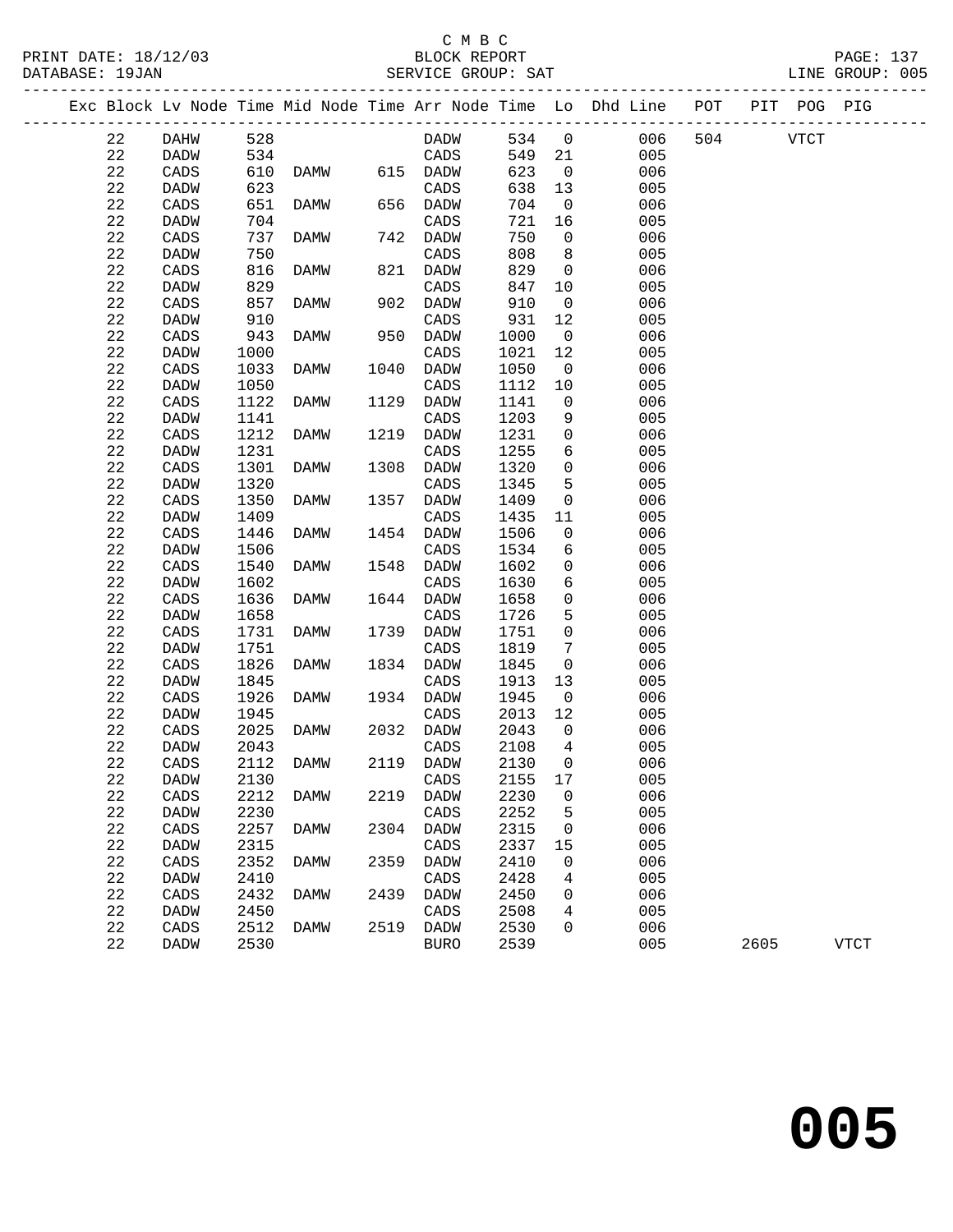C M B C
BLOCK REPORT
SERVICE GROUP: SAT

PRINT DATE: 18/12/03
DATABASE: 19JAN
LINE GROUP: 005

| Exc | Block | Lv | Node | Time | Mid Node | Time | Arr Node | Time | Lo | Dhd Line | POT | PIT | POG | PIG |
|---|---|---|---|---|---|---|---|---|---|---|---|---|---|---|
| | 22 | | DAHW | 528 | | | DADW | 534 | 0 | 006 | 504 | | VTCT | |
| | 22 | | DADW | 534 | | | CADS | 549 | 21 | 005 | | | | |
| | 22 | | CADS | 610 | DAMW | 615 | DADW | 623 | 0 | 006 | | | | |
| | 22 | | DADW | 623 | | | CADS | 638 | 13 | 005 | | | | |
| | 22 | | CADS | 651 | DAMW | 656 | DADW | 704 | 0 | 006 | | | | |
| | 22 | | DADW | 704 | | | CADS | 721 | 16 | 005 | | | | |
| | 22 | | CADS | 737 | DAMW | 742 | DADW | 750 | 0 | 006 | | | | |
| | 22 | | DADW | 750 | | | CADS | 808 | 8 | 005 | | | | |
| | 22 | | CADS | 816 | DAMW | 821 | DADW | 829 | 0 | 006 | | | | |
| | 22 | | DADW | 829 | | | CADS | 847 | 10 | 005 | | | | |
| | 22 | | CADS | 857 | DAMW | 902 | DADW | 910 | 0 | 006 | | | | |
| | 22 | | DADW | 910 | | | CADS | 931 | 12 | 005 | | | | |
| | 22 | | CADS | 943 | DAMW | 950 | DADW | 1000 | 0 | 006 | | | | |
| | 22 | | DADW | 1000 | | | CADS | 1021 | 12 | 005 | | | | |
| | 22 | | CADS | 1033 | DAMW | 1040 | DADW | 1050 | 0 | 006 | | | | |
| | 22 | | DADW | 1050 | | | CADS | 1112 | 10 | 005 | | | | |
| | 22 | | CADS | 1122 | DAMW | 1129 | DADW | 1141 | 0 | 006 | | | | |
| | 22 | | DADW | 1141 | | | CADS | 1203 | 9 | 005 | | | | |
| | 22 | | CADS | 1212 | DAMW | 1219 | DADW | 1231 | 0 | 006 | | | | |
| | 22 | | DADW | 1231 | | | CADS | 1255 | 6 | 005 | | | | |
| | 22 | | CADS | 1301 | DAMW | 1308 | DADW | 1320 | 0 | 006 | | | | |
| | 22 | | DADW | 1320 | | | CADS | 1345 | 5 | 005 | | | | |
| | 22 | | CADS | 1350 | DAMW | 1357 | DADW | 1409 | 0 | 006 | | | | |
| | 22 | | DADW | 1409 | | | CADS | 1435 | 11 | 005 | | | | |
| | 22 | | CADS | 1446 | DAMW | 1454 | DADW | 1506 | 0 | 006 | | | | |
| | 22 | | DADW | 1506 | | | CADS | 1534 | 6 | 005 | | | | |
| | 22 | | CADS | 1540 | DAMW | 1548 | DADW | 1602 | 0 | 006 | | | | |
| | 22 | | DADW | 1602 | | | CADS | 1630 | 6 | 005 | | | | |
| | 22 | | CADS | 1636 | DAMW | 1644 | DADW | 1658 | 0 | 006 | | | | |
| | 22 | | DADW | 1658 | | | CADS | 1726 | 5 | 005 | | | | |
| | 22 | | CADS | 1731 | DAMW | 1739 | DADW | 1751 | 0 | 006 | | | | |
| | 22 | | DADW | 1751 | | | CADS | 1819 | 7 | 005 | | | | |
| | 22 | | CADS | 1826 | DAMW | 1834 | DADW | 1845 | 0 | 006 | | | | |
| | 22 | | DADW | 1845 | | | CADS | 1913 | 13 | 005 | | | | |
| | 22 | | CADS | 1926 | DAMW | 1934 | DADW | 1945 | 0 | 006 | | | | |
| | 22 | | DADW | 1945 | | | CADS | 2013 | 12 | 005 | | | | |
| | 22 | | CADS | 2025 | DAMW | 2032 | DADW | 2043 | 0 | 006 | | | | |
| | 22 | | DADW | 2043 | | | CADS | 2108 | 4 | 005 | | | | |
| | 22 | | CADS | 2112 | DAMW | 2119 | DADW | 2130 | 0 | 006 | | | | |
| | 22 | | DADW | 2130 | | | CADS | 2155 | 17 | 005 | | | | |
| | 22 | | CADS | 2212 | DAMW | 2219 | DADW | 2230 | 0 | 006 | | | | |
| | 22 | | DADW | 2230 | | | CADS | 2252 | 5 | 005 | | | | |
| | 22 | | CADS | 2257 | DAMW | 2304 | DADW | 2315 | 0 | 006 | | | | |
| | 22 | | DADW | 2315 | | | CADS | 2337 | 15 | 005 | | | | |
| | 22 | | CADS | 2352 | DAMW | 2359 | DADW | 2410 | 0 | 006 | | | | |
| | 22 | | DADW | 2410 | | | CADS | 2428 | 4 | 005 | | | | |
| | 22 | | CADS | 2432 | DAMW | 2439 | DADW | 2450 | 0 | 006 | | | | |
| | 22 | | DADW | 2450 | | | CADS | 2508 | 4 | 005 | | | | |
| | 22 | | CADS | 2512 | DAMW | 2519 | DADW | 2530 | 0 | 006 | | | | |
| | 22 | | DADW | 2530 | | | BURO | 2539 | | 005 | | 2605 | | VTCT |

# 005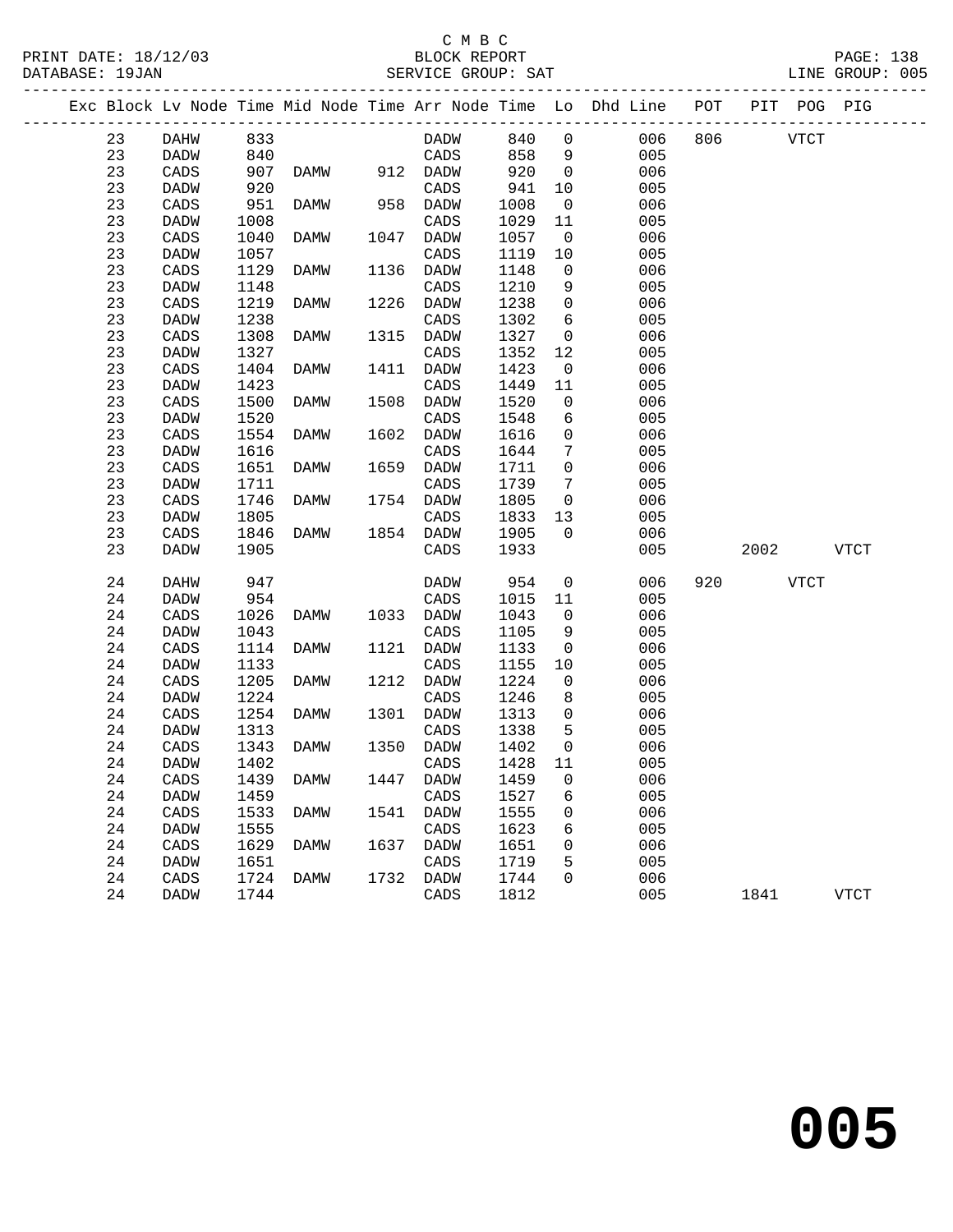C M B C
BLOCK REPORT
PRINT DATE: 18/12/03 DATABASE: 19JAN SERVICE GROUP: SAT LINE GROUP: 005

| Exc | Block | Lv Node | Time | Mid Node | Time | Arr Node | Time | Lo | Dhd Line | POT | PIT | POG | PIG |
|---|---|---|---|---|---|---|---|---|---|---|---|---|---|
| | 23 | DAHW | 833 | | | DADW | 840 | 0 | 006 | 806 | | VTCT | |
| | 23 | DADW | 840 | | | CADS | 858 | 9 | 005 | | | | |
| | 23 | CADS | 907 | DAMW | 912 | DADW | 920 | 0 | 006 | | | | |
| | 23 | DADW | 920 | | | CADS | 941 | 10 | 005 | | | | |
| | 23 | CADS | 951 | DAMW | 958 | DADW | 1008 | 0 | 006 | | | | |
| | 23 | DADW | 1008 | | | CADS | 1029 | 11 | 005 | | | | |
| | 23 | CADS | 1040 | DAMW | 1047 | DADW | 1057 | 0 | 006 | | | | |
| | 23 | DADW | 1057 | | | CADS | 1119 | 10 | 005 | | | | |
| | 23 | CADS | 1129 | DAMW | 1136 | DADW | 1148 | 0 | 006 | | | | |
| | 23 | DADW | 1148 | | | CADS | 1210 | 9 | 005 | | | | |
| | 23 | CADS | 1219 | DAMW | 1226 | DADW | 1238 | 0 | 006 | | | | |
| | 23 | DADW | 1238 | | | CADS | 1302 | 6 | 005 | | | | |
| | 23 | CADS | 1308 | DAMW | 1315 | DADW | 1327 | 0 | 006 | | | | |
| | 23 | DADW | 1327 | | | CADS | 1352 | 12 | 005 | | | | |
| | 23 | CADS | 1404 | DAMW | 1411 | DADW | 1423 | 0 | 006 | | | | |
| | 23 | DADW | 1423 | | | CADS | 1449 | 11 | 005 | | | | |
| | 23 | CADS | 1500 | DAMW | 1508 | DADW | 1520 | 0 | 006 | | | | |
| | 23 | DADW | 1520 | | | CADS | 1548 | 6 | 005 | | | | |
| | 23 | CADS | 1554 | DAMW | 1602 | DADW | 1616 | 0 | 006 | | | | |
| | 23 | DADW | 1616 | | | CADS | 1644 | 7 | 005 | | | | |
| | 23 | CADS | 1651 | DAMW | 1659 | DADW | 1711 | 0 | 006 | | | | |
| | 23 | DADW | 1711 | | | CADS | 1739 | 7 | 005 | | | | |
| | 23 | CADS | 1746 | DAMW | 1754 | DADW | 1805 | 0 | 006 | | | | |
| | 23 | DADW | 1805 | | | CADS | 1833 | 13 | 005 | | | | |
| | 23 | CADS | 1846 | DAMW | 1854 | DADW | 1905 | 0 | 006 | | | | |
| | 23 | DADW | 1905 | | | CADS | 1933 | | 005 | | 2002 | | VTCT |
| | 24 | DAHW | 947 | | | DADW | 954 | 0 | 006 | 920 | | VTCT | |
| | 24 | DADW | 954 | | | CADS | 1015 | 11 | 005 | | | | |
| | 24 | CADS | 1026 | DAMW | 1033 | DADW | 1043 | 0 | 006 | | | | |
| | 24 | DADW | 1043 | | | CADS | 1105 | 9 | 005 | | | | |
| | 24 | CADS | 1114 | DAMW | 1121 | DADW | 1133 | 0 | 006 | | | | |
| | 24 | DADW | 1133 | | | CADS | 1155 | 10 | 005 | | | | |
| | 24 | CADS | 1205 | DAMW | 1212 | DADW | 1224 | 0 | 006 | | | | |
| | 24 | DADW | 1224 | | | CADS | 1246 | 8 | 005 | | | | |
| | 24 | CADS | 1254 | DAMW | 1301 | DADW | 1313 | 0 | 006 | | | | |
| | 24 | DADW | 1313 | | | CADS | 1338 | 5 | 005 | | | | |
| | 24 | CADS | 1343 | DAMW | 1350 | DADW | 1402 | 0 | 006 | | | | |
| | 24 | DADW | 1402 | | | CADS | 1428 | 11 | 005 | | | | |
| | 24 | CADS | 1439 | DAMW | 1447 | DADW | 1459 | 0 | 006 | | | | |
| | 24 | DADW | 1459 | | | CADS | 1527 | 6 | 005 | | | | |
| | 24 | CADS | 1533 | DAMW | 1541 | DADW | 1555 | 0 | 006 | | | | |
| | 24 | DADW | 1555 | | | CADS | 1623 | 6 | 005 | | | | |
| | 24 | CADS | 1629 | DAMW | 1637 | DADW | 1651 | 0 | 006 | | | | |
| | 24 | DADW | 1651 | | | CADS | 1719 | 5 | 005 | | | | |
| | 24 | CADS | 1724 | DAMW | 1732 | DADW | 1744 | 0 | 006 | | | | |
| | 24 | DADW | 1744 | | | CADS | 1812 | | 005 | | 1841 | | VTCT |

**005**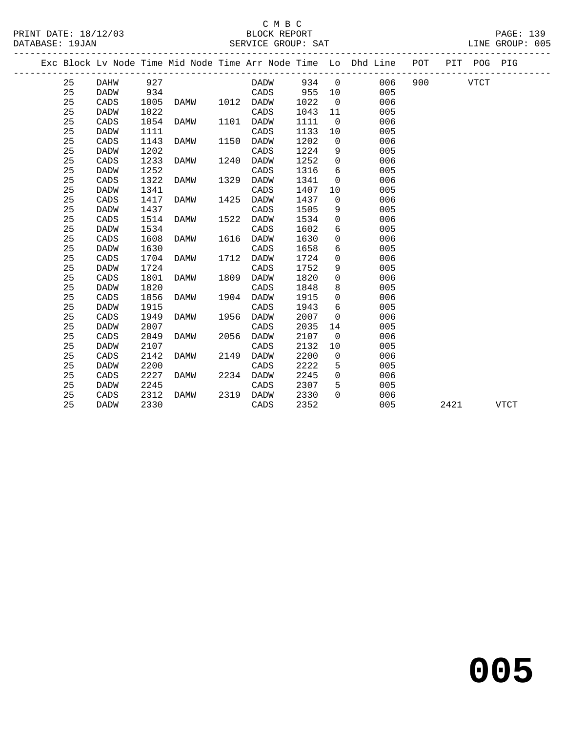C M B C
BLOCK REPORT
SERVICE GROUP: SAT

PRINT DATE: 18/12/03
DATABASE: 19JAN
LINE GROUP: 005

| Exc | Block | Lv | Node | Time | Mid Node | Time | Arr Node | Time | Lo | Dhd Line | POT | PIT | POG | PIG |
|---|---|---|---|---|---|---|---|---|---|---|---|---|---|---|
| | 25 | | DAHW | 927 | | | DADW | 934 | 0 | 006 | 900 | | VTCT | |
| | 25 | | DADW | 934 | | | CADS | 955 | 10 | 005 | | | | |
| | 25 | | CADS | 1005 | DAMW | 1012 | DADW | 1022 | 0 | 006 | | | | |
| | 25 | | DADW | 1022 | | | CADS | 1043 | 11 | 005 | | | | |
| | 25 | | CADS | 1054 | DAMW | 1101 | DADW | 1111 | 0 | 006 | | | | |
| | 25 | | DADW | 1111 | | | CADS | 1133 | 10 | 005 | | | | |
| | 25 | | CADS | 1143 | DAMW | 1150 | DADW | 1202 | 0 | 006 | | | | |
| | 25 | | DADW | 1202 | | | CADS | 1224 | 9 | 005 | | | | |
| | 25 | | CADS | 1233 | DAMW | 1240 | DADW | 1252 | 0 | 006 | | | | |
| | 25 | | DADW | 1252 | | | CADS | 1316 | 6 | 005 | | | | |
| | 25 | | CADS | 1322 | DAMW | 1329 | DADW | 1341 | 0 | 006 | | | | |
| | 25 | | DADW | 1341 | | | CADS | 1407 | 10 | 005 | | | | |
| | 25 | | CADS | 1417 | DAMW | 1425 | DADW | 1437 | 0 | 006 | | | | |
| | 25 | | DADW | 1437 | | | CADS | 1505 | 9 | 005 | | | | |
| | 25 | | CADS | 1514 | DAMW | 1522 | DADW | 1534 | 0 | 006 | | | | |
| | 25 | | DADW | 1534 | | | CADS | 1602 | 6 | 005 | | | | |
| | 25 | | CADS | 1608 | DAMW | 1616 | DADW | 1630 | 0 | 006 | | | | |
| | 25 | | DADW | 1630 | | | CADS | 1658 | 6 | 005 | | | | |
| | 25 | | CADS | 1704 | DAMW | 1712 | DADW | 1724 | 0 | 006 | | | | |
| | 25 | | DADW | 1724 | | | CADS | 1752 | 9 | 005 | | | | |
| | 25 | | CADS | 1801 | DAMW | 1809 | DADW | 1820 | 0 | 006 | | | | |
| | 25 | | DADW | 1820 | | | CADS | 1848 | 8 | 005 | | | | |
| | 25 | | CADS | 1856 | DAMW | 1904 | DADW | 1915 | 0 | 006 | | | | |
| | 25 | | DADW | 1915 | | | CADS | 1943 | 6 | 005 | | | | |
| | 25 | | CADS | 1949 | DAMW | 1956 | DADW | 2007 | 0 | 006 | | | | |
| | 25 | | DADW | 2007 | | | CADS | 2035 | 14 | 005 | | | | |
| | 25 | | CADS | 2049 | DAMW | 2056 | DADW | 2107 | 0 | 006 | | | | |
| | 25 | | DADW | 2107 | | | CADS | 2132 | 10 | 005 | | | | |
| | 25 | | CADS | 2142 | DAMW | 2149 | DADW | 2200 | 0 | 006 | | | | |
| | 25 | | DADW | 2200 | | | CADS | 2222 | 5 | 005 | | | | |
| | 25 | | CADS | 2227 | DAMW | 2234 | DADW | 2245 | 0 | 006 | | | | |
| | 25 | | DADW | 2245 | | | CADS | 2307 | 5 | 005 | | | | |
| | 25 | | CADS | 2312 | DAMW | 2319 | DADW | 2330 | 0 | 006 | | | | |
| | 25 | | DADW | 2330 | | | CADS | 2352 | | 005 | | 2421 | | VTCT |

**005**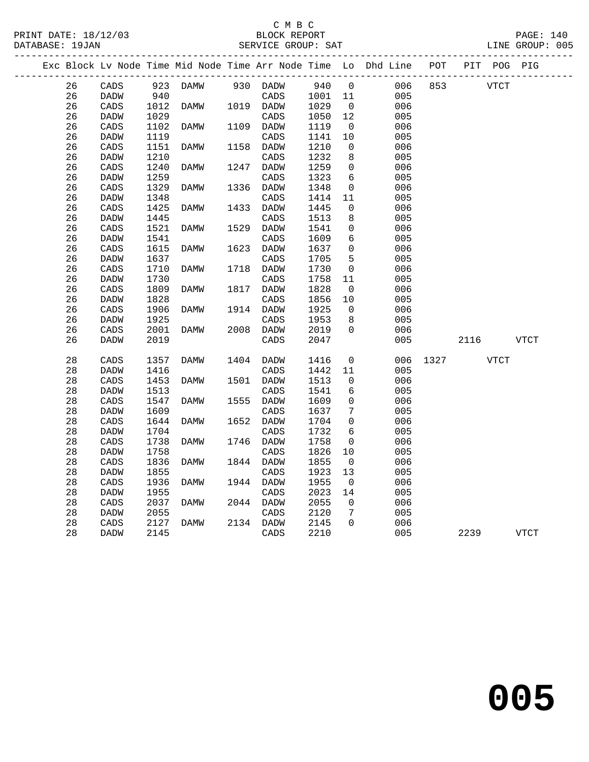C M B C
PRINT DATE: 18/12/03 BLOCK REPORT
DATABASE: 19JAN SERVICE GROUP: SAT LINE GROUP: 005

| Exc | Block | Lv | Node | Time | Mid Node | Time | Arr Node | Time | Lo | Dhd Line | POT | PIT | POG | PIG |
|---|---|---|---|---|---|---|---|---|---|---|---|---|---|---|
| | 26 | | CADS | 923 | DAMW | 930 | DADW | 940 | 0 | 006 | 853 | | VTCT | |
| | 26 | | DADW | 940 | | | CADS | 1001 | 11 | 005 | | | | |
| | 26 | | CADS | 1012 | DAMW | 1019 | DADW | 1029 | 0 | 006 | | | | |
| | 26 | | DADW | 1029 | | | CADS | 1050 | 12 | 005 | | | | |
| | 26 | | CADS | 1102 | DAMW | 1109 | DADW | 1119 | 0 | 006 | | | | |
| | 26 | | DADW | 1119 | | | CADS | 1141 | 10 | 005 | | | | |
| | 26 | | CADS | 1151 | DAMW | 1158 | DADW | 1210 | 0 | 006 | | | | |
| | 26 | | DADW | 1210 | | | CADS | 1232 | 8 | 005 | | | | |
| | 26 | | CADS | 1240 | DAMW | 1247 | DADW | 1259 | 0 | 006 | | | | |
| | 26 | | DADW | 1259 | | | CADS | 1323 | 6 | 005 | | | | |
| | 26 | | CADS | 1329 | DAMW | 1336 | DADW | 1348 | 0 | 006 | | | | |
| | 26 | | DADW | 1348 | | | CADS | 1414 | 11 | 005 | | | | |
| | 26 | | CADS | 1425 | DAMW | 1433 | DADW | 1445 | 0 | 006 | | | | |
| | 26 | | DADW | 1445 | | | CADS | 1513 | 8 | 005 | | | | |
| | 26 | | CADS | 1521 | DAMW | 1529 | DADW | 1541 | 0 | 006 | | | | |
| | 26 | | DADW | 1541 | | | CADS | 1609 | 6 | 005 | | | | |
| | 26 | | CADS | 1615 | DAMW | 1623 | DADW | 1637 | 0 | 006 | | | | |
| | 26 | | DADW | 1637 | | | CADS | 1705 | 5 | 005 | | | | |
| | 26 | | CADS | 1710 | DAMW | 1718 | DADW | 1730 | 0 | 006 | | | | |
| | 26 | | DADW | 1730 | | | CADS | 1758 | 11 | 005 | | | | |
| | 26 | | CADS | 1809 | DAMW | 1817 | DADW | 1828 | 0 | 006 | | | | |
| | 26 | | DADW | 1828 | | | CADS | 1856 | 10 | 005 | | | | |
| | 26 | | CADS | 1906 | DAMW | 1914 | DADW | 1925 | 0 | 006 | | | | |
| | 26 | | DADW | 1925 | | | CADS | 1953 | 8 | 005 | | | | |
| | 26 | | CADS | 2001 | DAMW | 2008 | DADW | 2019 | 0 | 006 | | | | |
| | 26 | | DADW | 2019 | | | CADS | 2047 | | 005 | | 2116 | | VTCT |
| | 28 | | CADS | 1357 | DAMW | 1404 | DADW | 1416 | 0 | 006 | 1327 | | VTCT | |
| | 28 | | DADW | 1416 | | | CADS | 1442 | 11 | 005 | | | | |
| | 28 | | CADS | 1453 | DAMW | 1501 | DADW | 1513 | 0 | 006 | | | | |
| | 28 | | DADW | 1513 | | | CADS | 1541 | 6 | 005 | | | | |
| | 28 | | CADS | 1547 | DAMW | 1555 | DADW | 1609 | 0 | 006 | | | | |
| | 28 | | DADW | 1609 | | | CADS | 1637 | 7 | 005 | | | | |
| | 28 | | CADS | 1644 | DAMW | 1652 | DADW | 1704 | 0 | 006 | | | | |
| | 28 | | DADW | 1704 | | | CADS | 1732 | 6 | 005 | | | | |
| | 28 | | CADS | 1738 | DAMW | 1746 | DADW | 1758 | 0 | 006 | | | | |
| | 28 | | DADW | 1758 | | | CADS | 1826 | 10 | 005 | | | | |
| | 28 | | CADS | 1836 | DAMW | 1844 | DADW | 1855 | 0 | 006 | | | | |
| | 28 | | DADW | 1855 | | | CADS | 1923 | 13 | 005 | | | | |
| | 28 | | CADS | 1936 | DAMW | 1944 | DADW | 1955 | 0 | 006 | | | | |
| | 28 | | DADW | 1955 | | | CADS | 2023 | 14 | 005 | | | | |
| | 28 | | CADS | 2037 | DAMW | 2044 | DADW | 2055 | 0 | 006 | | | | |
| | 28 | | DADW | 2055 | | | CADS | 2120 | 7 | 005 | | | | |
| | 28 | | CADS | 2127 | DAMW | 2134 | DADW | 2145 | 0 | 006 | | | | |
| | 28 | | DADW | 2145 | | | CADS | 2210 | | 005 | | 2239 | | VTCT |

**005**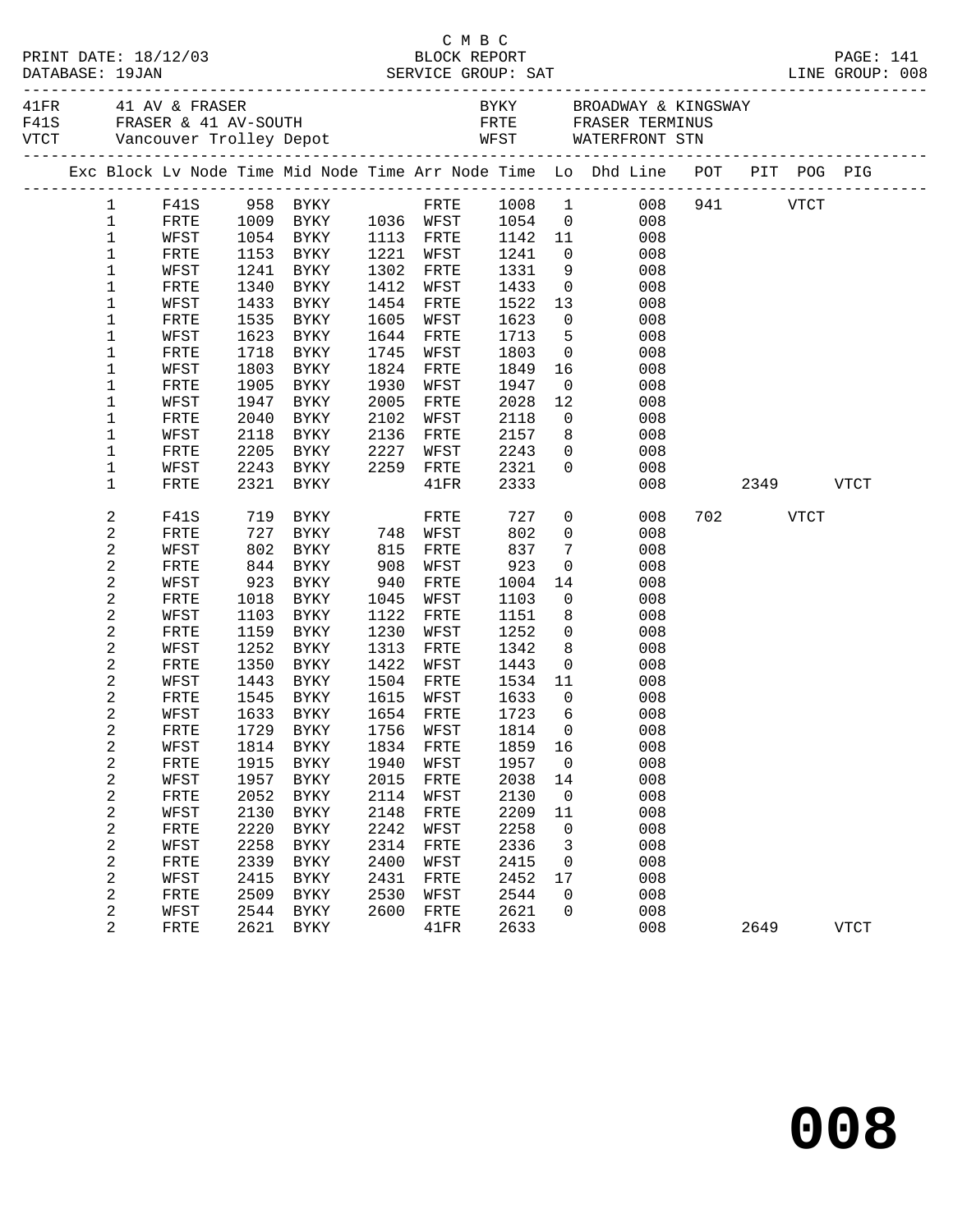C M B C
BLOCK REPORT
SERVICE GROUP: SAT

PRINT DATE: 18/12/03
DATABASE: 19JAN
LINE GROUP: 008

| | | | |
|---|---|---|---|
| 41FR | 41 AV & FRASER | BYKY | BROADWAY & KINGSWAY |
| F41S | FRASER & 41 AV-SOUTH | FRTE | FRASER TERMINUS |
| VTCT | Vancouver Trolley Depot | WFST | WATERFRONT STN |

| Exc | Block | Lv Node | Time | Mid Node | Time | Arr Node | Time | Lo | Dhd Line | POT | PIT | POG | PIG |
|---|---|---|---|---|---|---|---|---|---|---|---|---|---|
| | 1 | F41S | 958 | BYKY | | FRTE | 1008 | 1 | 008 | 941 | | VTCT | |
| | 1 | FRTE | 1009 | BYKY | 1036 | WFST | 1054 | 0 | 008 | | | | |
| | 1 | WFST | 1054 | BYKY | 1113 | FRTE | 1142 | 11 | 008 | | | | |
| | 1 | FRTE | 1153 | BYKY | 1221 | WFST | 1241 | 0 | 008 | | | | |
| | 1 | WFST | 1241 | BYKY | 1302 | FRTE | 1331 | 9 | 008 | | | | |
| | 1 | FRTE | 1340 | BYKY | 1412 | WFST | 1433 | 0 | 008 | | | | |
| | 1 | WFST | 1433 | BYKY | 1454 | FRTE | 1522 | 13 | 008 | | | | |
| | 1 | FRTE | 1535 | BYKY | 1605 | WFST | 1623 | 0 | 008 | | | | |
| | 1 | WFST | 1623 | BYKY | 1644 | FRTE | 1713 | 5 | 008 | | | | |
| | 1 | FRTE | 1718 | BYKY | 1745 | WFST | 1803 | 0 | 008 | | | | |
| | 1 | WFST | 1803 | BYKY | 1824 | FRTE | 1849 | 16 | 008 | | | | |
| | 1 | FRTE | 1905 | BYKY | 1930 | WFST | 1947 | 0 | 008 | | | | |
| | 1 | WFST | 1947 | BYKY | 2005 | FRTE | 2028 | 12 | 008 | | | | |
| | 1 | FRTE | 2040 | BYKY | 2102 | WFST | 2118 | 0 | 008 | | | | |
| | 1 | WFST | 2118 | BYKY | 2136 | FRTE | 2157 | 8 | 008 | | | | |
| | 1 | FRTE | 2205 | BYKY | 2227 | WFST | 2243 | 0 | 008 | | | | |
| | 1 | WFST | 2243 | BYKY | 2259 | FRTE | 2321 | 0 | 008 | | | | |
| | 1 | FRTE | 2321 | BYKY | | 41FR | 2333 | | 008 | | 2349 | | VTCT |
| | 2 | F41S | 719 | BYKY | | FRTE | 727 | 0 | 008 | 702 | | VTCT | |
| | 2 | FRTE | 727 | BYKY | 748 | WFST | 802 | 0 | 008 | | | | |
| | 2 | WFST | 802 | BYKY | 815 | FRTE | 837 | 7 | 008 | | | | |
| | 2 | FRTE | 844 | BYKY | 908 | WFST | 923 | 0 | 008 | | | | |
| | 2 | WFST | 923 | BYKY | 940 | FRTE | 1004 | 14 | 008 | | | | |
| | 2 | FRTE | 1018 | BYKY | 1045 | WFST | 1103 | 0 | 008 | | | | |
| | 2 | WFST | 1103 | BYKY | 1122 | FRTE | 1151 | 8 | 008 | | | | |
| | 2 | FRTE | 1159 | BYKY | 1230 | WFST | 1252 | 0 | 008 | | | | |
| | 2 | WFST | 1252 | BYKY | 1313 | FRTE | 1342 | 8 | 008 | | | | |
| | 2 | FRTE | 1350 | BYKY | 1422 | WFST | 1443 | 0 | 008 | | | | |
| | 2 | WFST | 1443 | BYKY | 1504 | FRTE | 1534 | 11 | 008 | | | | |
| | 2 | FRTE | 1545 | BYKY | 1615 | WFST | 1633 | 0 | 008 | | | | |
| | 2 | WFST | 1633 | BYKY | 1654 | FRTE | 1723 | 6 | 008 | | | | |
| | 2 | FRTE | 1729 | BYKY | 1756 | WFST | 1814 | 0 | 008 | | | | |
| | 2 | WFST | 1814 | BYKY | 1834 | FRTE | 1859 | 16 | 008 | | | | |
| | 2 | FRTE | 1915 | BYKY | 1940 | WFST | 1957 | 0 | 008 | | | | |
| | 2 | WFST | 1957 | BYKY | 2015 | FRTE | 2038 | 14 | 008 | | | | |
| | 2 | FRTE | 2052 | BYKY | 2114 | WFST | 2130 | 0 | 008 | | | | |
| | 2 | WFST | 2130 | BYKY | 2148 | FRTE | 2209 | 11 | 008 | | | | |
| | 2 | FRTE | 2220 | BYKY | 2242 | WFST | 2258 | 0 | 008 | | | | |
| | 2 | WFST | 2258 | BYKY | 2314 | FRTE | 2336 | 3 | 008 | | | | |
| | 2 | FRTE | 2339 | BYKY | 2400 | WFST | 2415 | 0 | 008 | | | | |
| | 2 | WFST | 2415 | BYKY | 2431 | FRTE | 2452 | 17 | 008 | | | | |
| | 2 | FRTE | 2509 | BYKY | 2530 | WFST | 2544 | 0 | 008 | | | | |
| | 2 | WFST | 2544 | BYKY | 2600 | FRTE | 2621 | 0 | 008 | | | | |
| | 2 | FRTE | 2621 | BYKY | | 41FR | 2633 | | 008 | | 2649 | | VTCT |

**008**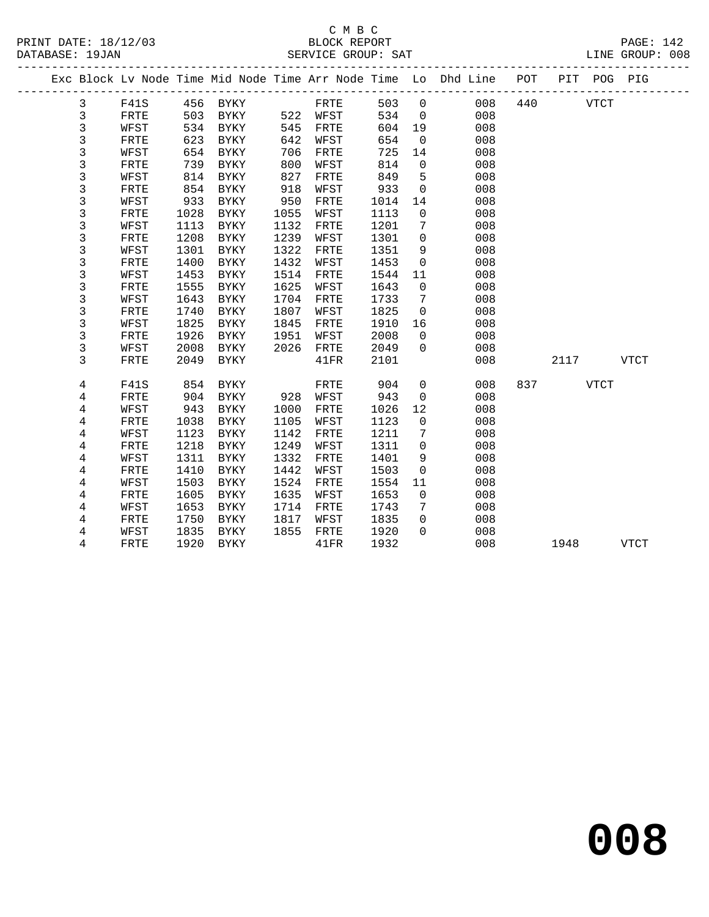C M B C
BLOCK REPORT
SERVICE GROUP: SAT

PRINT DATE: 18/12/03
DATABASE: 19JAN
LINE GROUP: 008

| Exc | Block | Lv Node | Time | Mid Node | Time | Arr Node | Time | Lo | Dhd Line | POT | PIT | POG | PIG |
|---|---|---|---|---|---|---|---|---|---|---|---|---|---|
| | 3 | F41S | 456 | BYKY | | FRTE | 503 | 0 | 008 | 440 | | VTCT | |
| | 3 | FRTE | 503 | BYKY | 522 | WFST | 534 | 0 | 008 | | | | |
| | 3 | WFST | 534 | BYKY | 545 | FRTE | 604 | 19 | 008 | | | | |
| | 3 | FRTE | 623 | BYKY | 642 | WFST | 654 | 0 | 008 | | | | |
| | 3 | WFST | 654 | BYKY | 706 | FRTE | 725 | 14 | 008 | | | | |
| | 3 | FRTE | 739 | BYKY | 800 | WFST | 814 | 0 | 008 | | | | |
| | 3 | WFST | 814 | BYKY | 827 | FRTE | 849 | 5 | 008 | | | | |
| | 3 | FRTE | 854 | BYKY | 918 | WFST | 933 | 0 | 008 | | | | |
| | 3 | WFST | 933 | BYKY | 950 | FRTE | 1014 | 14 | 008 | | | | |
| | 3 | FRTE | 1028 | BYKY | 1055 | WFST | 1113 | 0 | 008 | | | | |
| | 3 | WFST | 1113 | BYKY | 1132 | FRTE | 1201 | 7 | 008 | | | | |
| | 3 | FRTE | 1208 | BYKY | 1239 | WFST | 1301 | 0 | 008 | | | | |
| | 3 | WFST | 1301 | BYKY | 1322 | FRTE | 1351 | 9 | 008 | | | | |
| | 3 | FRTE | 1400 | BYKY | 1432 | WFST | 1453 | 0 | 008 | | | | |
| | 3 | WFST | 1453 | BYKY | 1514 | FRTE | 1544 | 11 | 008 | | | | |
| | 3 | FRTE | 1555 | BYKY | 1625 | WFST | 1643 | 0 | 008 | | | | |
| | 3 | WFST | 1643 | BYKY | 1704 | FRTE | 1733 | 7 | 008 | | | | |
| | 3 | FRTE | 1740 | BYKY | 1807 | WFST | 1825 | 0 | 008 | | | | |
| | 3 | WFST | 1825 | BYKY | 1845 | FRTE | 1910 | 16 | 008 | | | | |
| | 3 | FRTE | 1926 | BYKY | 1951 | WFST | 2008 | 0 | 008 | | | | |
| | 3 | WFST | 2008 | BYKY | 2026 | FRTE | 2049 | 0 | 008 | | | | |
| | 3 | FRTE | 2049 | BYKY | | 41FR | 2101 | | 008 | | 2117 | | VTCT |
| | 4 | F41S | 854 | BYKY | | FRTE | 904 | 0 | 008 | 837 | | VTCT | |
| | 4 | FRTE | 904 | BYKY | 928 | WFST | 943 | 0 | 008 | | | | |
| | 4 | WFST | 943 | BYKY | 1000 | FRTE | 1026 | 12 | 008 | | | | |
| | 4 | FRTE | 1038 | BYKY | 1105 | WFST | 1123 | 0 | 008 | | | | |
| | 4 | WFST | 1123 | BYKY | 1142 | FRTE | 1211 | 7 | 008 | | | | |
| | 4 | FRTE | 1218 | BYKY | 1249 | WFST | 1311 | 0 | 008 | | | | |
| | 4 | WFST | 1311 | BYKY | 1332 | FRTE | 1401 | 9 | 008 | | | | |
| | 4 | FRTE | 1410 | BYKY | 1442 | WFST | 1503 | 0 | 008 | | | | |
| | 4 | WFST | 1503 | BYKY | 1524 | FRTE | 1554 | 11 | 008 | | | | |
| | 4 | FRTE | 1605 | BYKY | 1635 | WFST | 1653 | 0 | 008 | | | | |
| | 4 | WFST | 1653 | BYKY | 1714 | FRTE | 1743 | 7 | 008 | | | | |
| | 4 | FRTE | 1750 | BYKY | 1817 | WFST | 1835 | 0 | 008 | | | | |
| | 4 | WFST | 1835 | BYKY | 1855 | FRTE | 1920 | 0 | 008 | | | | |
| | 4 | FRTE | 1920 | BYKY | | 41FR | 1932 | | 008 | | 1948 | | VTCT |

# 008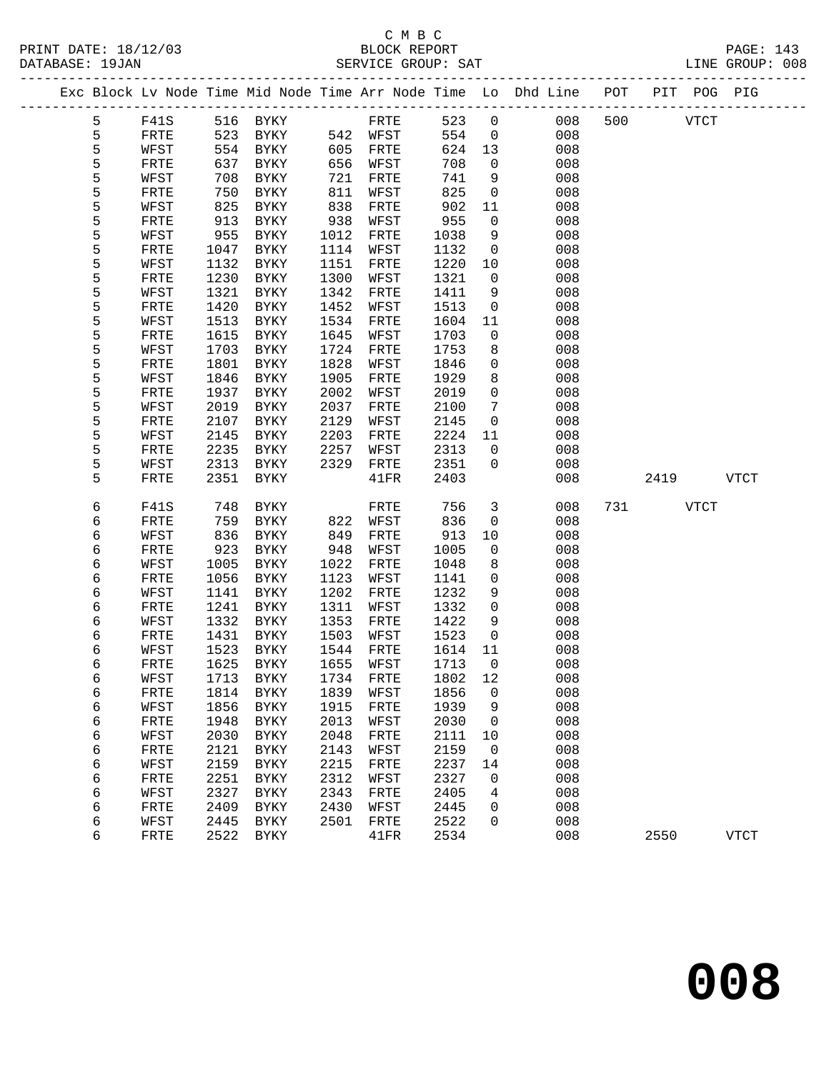C M B C

BLOCK REPORT

SERVICE GROUP: SAT

PRINT DATE: 18/12/03
DATABASE: 19JAN
LINE GROUP: 008

| Exc | Block | Lv | Node | Time | Mid Node | Time | Arr Node | Time | Lo | Dhd Line | POT | PIT | POG | PIG |
|---|---|---|---|---|---|---|---|---|---|---|---|---|---|---|
| | 5 | | F41S | 516 | BYKY | | FRTE | 523 | 0 | 008 | 500 | | VTCT | |
| | 5 | | FRTE | 523 | BYKY | 542 | WFST | 554 | 0 | 008 | | | | |
| | 5 | | WFST | 554 | BYKY | 605 | FRTE | 624 | 13 | 008 | | | | |
| | 5 | | FRTE | 637 | BYKY | 656 | WFST | 708 | 0 | 008 | | | | |
| | 5 | | WFST | 708 | BYKY | 721 | FRTE | 741 | 9 | 008 | | | | |
| | 5 | | FRTE | 750 | BYKY | 811 | WFST | 825 | 0 | 008 | | | | |
| | 5 | | WFST | 825 | BYKY | 838 | FRTE | 902 | 11 | 008 | | | | |
| | 5 | | FRTE | 913 | BYKY | 938 | WFST | 955 | 0 | 008 | | | | |
| | 5 | | WFST | 955 | BYKY | 1012 | FRTE | 1038 | 9 | 008 | | | | |
| | 5 | | FRTE | 1047 | BYKY | 1114 | WFST | 1132 | 0 | 008 | | | | |
| | 5 | | WFST | 1132 | BYKY | 1151 | FRTE | 1220 | 10 | 008 | | | | |
| | 5 | | FRTE | 1230 | BYKY | 1300 | WFST | 1321 | 0 | 008 | | | | |
| | 5 | | WFST | 1321 | BYKY | 1342 | FRTE | 1411 | 9 | 008 | | | | |
| | 5 | | FRTE | 1420 | BYKY | 1452 | WFST | 1513 | 0 | 008 | | | | |
| | 5 | | WFST | 1513 | BYKY | 1534 | FRTE | 1604 | 11 | 008 | | | | |
| | 5 | | FRTE | 1615 | BYKY | 1645 | WFST | 1703 | 0 | 008 | | | | |
| | 5 | | WFST | 1703 | BYKY | 1724 | FRTE | 1753 | 8 | 008 | | | | |
| | 5 | | FRTE | 1801 | BYKY | 1828 | WFST | 1846 | 0 | 008 | | | | |
| | 5 | | WFST | 1846 | BYKY | 1905 | FRTE | 1929 | 8 | 008 | | | | |
| | 5 | | FRTE | 1937 | BYKY | 2002 | WFST | 2019 | 0 | 008 | | | | |
| | 5 | | WFST | 2019 | BYKY | 2037 | FRTE | 2100 | 7 | 008 | | | | |
| | 5 | | FRTE | 2107 | BYKY | 2129 | WFST | 2145 | 0 | 008 | | | | |
| | 5 | | WFST | 2145 | BYKY | 2203 | FRTE | 2224 | 11 | 008 | | | | |
| | 5 | | FRTE | 2235 | BYKY | 2257 | WFST | 2313 | 0 | 008 | | | | |
| | 5 | | WFST | 2313 | BYKY | 2329 | FRTE | 2351 | 0 | 008 | | | | |
| | 5 | | FRTE | 2351 | BYKY | | 41FR | 2403 | | 008 | | 2419 | | VTCT |
| | 6 | | F41S | 748 | BYKY | | FRTE | 756 | 3 | 008 | 731 | | VTCT | |
| | 6 | | FRTE | 759 | BYKY | 822 | WFST | 836 | 0 | 008 | | | | |
| | 6 | | WFST | 836 | BYKY | 849 | FRTE | 913 | 10 | 008 | | | | |
| | 6 | | FRTE | 923 | BYKY | 948 | WFST | 1005 | 0 | 008 | | | | |
| | 6 | | WFST | 1005 | BYKY | 1022 | FRTE | 1048 | 8 | 008 | | | | |
| | 6 | | FRTE | 1056 | BYKY | 1123 | WFST | 1141 | 0 | 008 | | | | |
| | 6 | | WFST | 1141 | BYKY | 1202 | FRTE | 1232 | 9 | 008 | | | | |
| | 6 | | FRTE | 1241 | BYKY | 1311 | WFST | 1332 | 0 | 008 | | | | |
| | 6 | | WFST | 1332 | BYKY | 1353 | FRTE | 1422 | 9 | 008 | | | | |
| | 6 | | FRTE | 1431 | BYKY | 1503 | WFST | 1523 | 0 | 008 | | | | |
| | 6 | | WFST | 1523 | BYKY | 1544 | FRTE | 1614 | 11 | 008 | | | | |
| | 6 | | FRTE | 1625 | BYKY | 1655 | WFST | 1713 | 0 | 008 | | | | |
| | 6 | | WFST | 1713 | BYKY | 1734 | FRTE | 1802 | 12 | 008 | | | | |
| | 6 | | FRTE | 1814 | BYKY | 1839 | WFST | 1856 | 0 | 008 | | | | |
| | 6 | | WFST | 1856 | BYKY | 1915 | FRTE | 1939 | 9 | 008 | | | | |
| | 6 | | FRTE | 1948 | BYKY | 2013 | WFST | 2030 | 0 | 008 | | | | |
| | 6 | | WFST | 2030 | BYKY | 2048 | FRTE | 2111 | 10 | 008 | | | | |
| | 6 | | FRTE | 2121 | BYKY | 2143 | WFST | 2159 | 0 | 008 | | | | |
| | 6 | | WFST | 2159 | BYKY | 2215 | FRTE | 2237 | 14 | 008 | | | | |
| | 6 | | FRTE | 2251 | BYKY | 2312 | WFST | 2327 | 0 | 008 | | | | |
| | 6 | | WFST | 2327 | BYKY | 2343 | FRTE | 2405 | 4 | 008 | | | | |
| | 6 | | FRTE | 2409 | BYKY | 2430 | WFST | 2445 | 0 | 008 | | | | |
| | 6 | | WFST | 2445 | BYKY | 2501 | FRTE | 2522 | 0 | 008 | | | | |
| | 6 | | FRTE | 2522 | BYKY | | 41FR | 2534 | | 008 | | 2550 | | VTCT |

**008**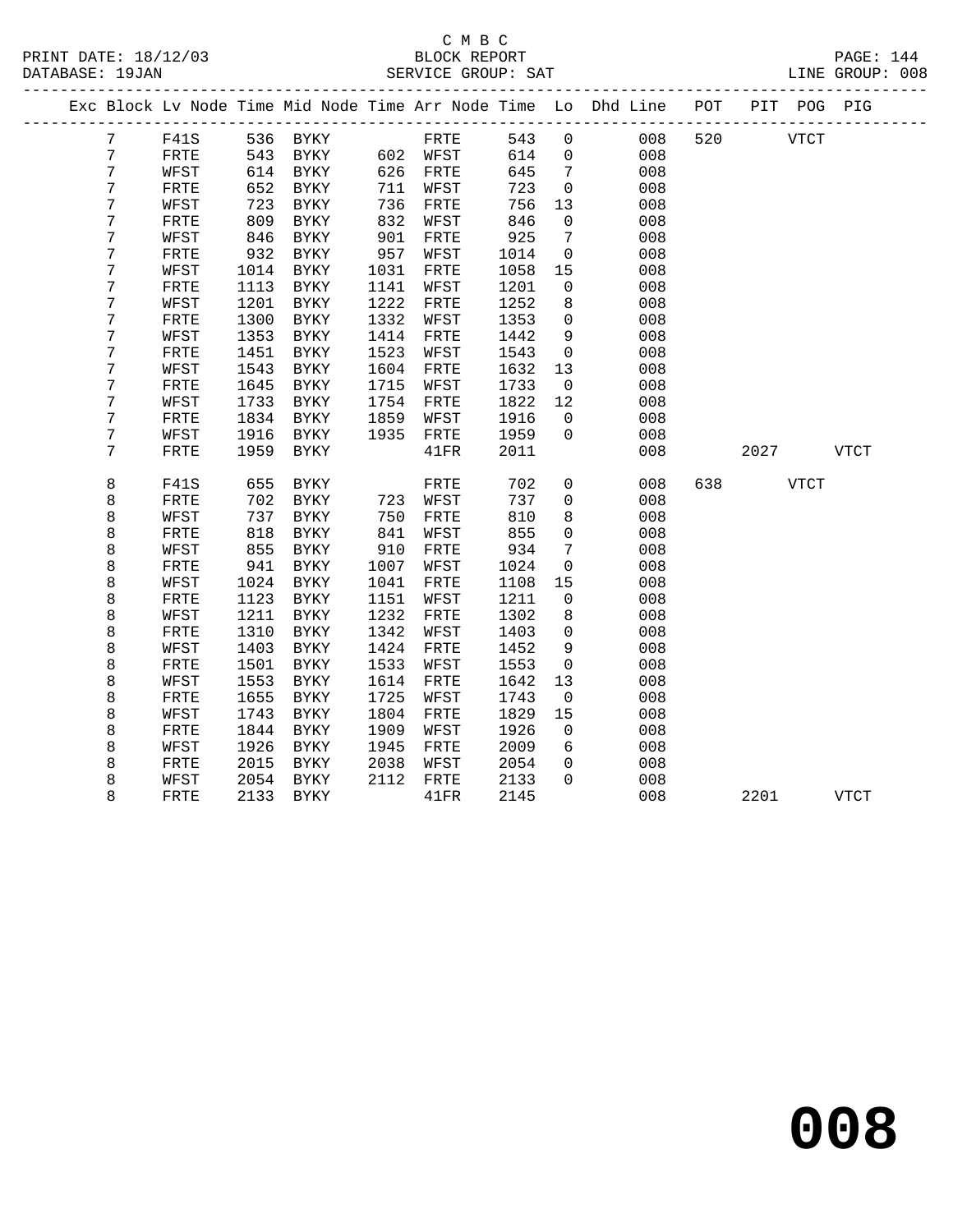C M B C
BLOCK REPORT
SERVICE GROUP: SAT

PRINT DATE: 18/12/03
DATABASE: 19JAN
LINE GROUP: 008

| Exc | Block | Lv | Node | Time | Mid Node | Time | Arr Node | Time | Lo | Dhd Line | POT | PIT | POG | PIG |
|---|---|---|---|---|---|---|---|---|---|---|---|---|---|---|
| | 7 | | F41S | 536 | BYKY | | FRTE | 543 | 0 | 008 | 520 | | VTCT | |
| | 7 | | FRTE | 543 | BYKY | 602 | WFST | 614 | 0 | 008 | | | | |
| | 7 | | WFST | 614 | BYKY | 626 | FRTE | 645 | 7 | 008 | | | | |
| | 7 | | FRTE | 652 | BYKY | 711 | WFST | 723 | 0 | 008 | | | | |
| | 7 | | WFST | 723 | BYKY | 736 | FRTE | 756 | 13 | 008 | | | | |
| | 7 | | FRTE | 809 | BYKY | 832 | WFST | 846 | 0 | 008 | | | | |
| | 7 | | WFST | 846 | BYKY | 901 | FRTE | 925 | 7 | 008 | | | | |
| | 7 | | FRTE | 932 | BYKY | 957 | WFST | 1014 | 0 | 008 | | | | |
| | 7 | | WFST | 1014 | BYKY | 1031 | FRTE | 1058 | 15 | 008 | | | | |
| | 7 | | FRTE | 1113 | BYKY | 1141 | WFST | 1201 | 0 | 008 | | | | |
| | 7 | | WFST | 1201 | BYKY | 1222 | FRTE | 1252 | 8 | 008 | | | | |
| | 7 | | FRTE | 1300 | BYKY | 1332 | WFST | 1353 | 0 | 008 | | | | |
| | 7 | | WFST | 1353 | BYKY | 1414 | FRTE | 1442 | 9 | 008 | | | | |
| | 7 | | FRTE | 1451 | BYKY | 1523 | WFST | 1543 | 0 | 008 | | | | |
| | 7 | | WFST | 1543 | BYKY | 1604 | FRTE | 1632 | 13 | 008 | | | | |
| | 7 | | FRTE | 1645 | BYKY | 1715 | WFST | 1733 | 0 | 008 | | | | |
| | 7 | | WFST | 1733 | BYKY | 1754 | FRTE | 1822 | 12 | 008 | | | | |
| | 7 | | FRTE | 1834 | BYKY | 1859 | WFST | 1916 | 0 | 008 | | | | |
| | 7 | | WFST | 1916 | BYKY | 1935 | FRTE | 1959 | 0 | 008 | | | | |
| | 7 | | FRTE | 1959 | BYKY | | 41FR | 2011 | | 008 | | 2027 | | VTCT |
| | 8 | | F41S | 655 | BYKY | | FRTE | 702 | 0 | 008 | 638 | | VTCT | |
| | 8 | | FRTE | 702 | BYKY | 723 | WFST | 737 | 0 | 008 | | | | |
| | 8 | | WFST | 737 | BYKY | 750 | FRTE | 810 | 8 | 008 | | | | |
| | 8 | | FRTE | 818 | BYKY | 841 | WFST | 855 | 0 | 008 | | | | |
| | 8 | | WFST | 855 | BYKY | 910 | FRTE | 934 | 7 | 008 | | | | |
| | 8 | | FRTE | 941 | BYKY | 1007 | WFST | 1024 | 0 | 008 | | | | |
| | 8 | | WFST | 1024 | BYKY | 1041 | FRTE | 1108 | 15 | 008 | | | | |
| | 8 | | FRTE | 1123 | BYKY | 1151 | WFST | 1211 | 0 | 008 | | | | |
| | 8 | | WFST | 1211 | BYKY | 1232 | FRTE | 1302 | 8 | 008 | | | | |
| | 8 | | FRTE | 1310 | BYKY | 1342 | WFST | 1403 | 0 | 008 | | | | |
| | 8 | | WFST | 1403 | BYKY | 1424 | FRTE | 1452 | 9 | 008 | | | | |
| | 8 | | FRTE | 1501 | BYKY | 1533 | WFST | 1553 | 0 | 008 | | | | |
| | 8 | | WFST | 1553 | BYKY | 1614 | FRTE | 1642 | 13 | 008 | | | | |
| | 8 | | FRTE | 1655 | BYKY | 1725 | WFST | 1743 | 0 | 008 | | | | |
| | 8 | | WFST | 1743 | BYKY | 1804 | FRTE | 1829 | 15 | 008 | | | | |
| | 8 | | FRTE | 1844 | BYKY | 1909 | WFST | 1926 | 0 | 008 | | | | |
| | 8 | | WFST | 1926 | BYKY | 1945 | FRTE | 2009 | 6 | 008 | | | | |
| | 8 | | FRTE | 2015 | BYKY | 2038 | WFST | 2054 | 0 | 008 | | | | |
| | 8 | | WFST | 2054 | BYKY | 2112 | FRTE | 2133 | 0 | 008 | | | | |
| | 8 | | FRTE | 2133 | BYKY | | 41FR | 2145 | | 008 | | 2201 | | VTCT |

# 008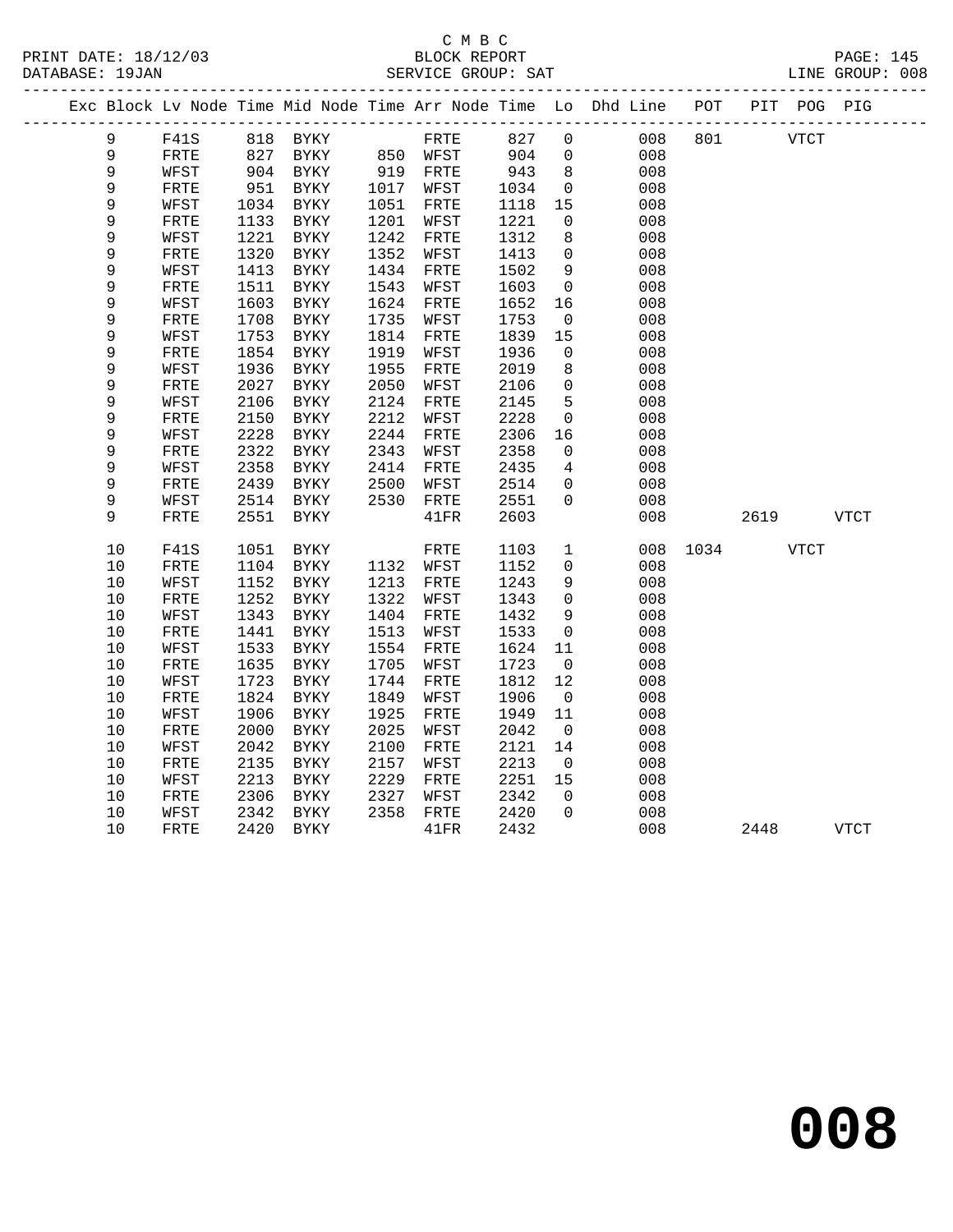C M B C
BLOCK REPORT
SERVICE GROUP: SAT

PRINT DATE: 18/12/03
DATABASE: 19JAN
LINE GROUP: 008

| Exc | Block | Lv Node | Time | Mid Node | Time | Arr Node | Time | Lo | Dhd Line | POT | PIT | POG | PIG |
|---|---|---|---|---|---|---|---|---|---|---|---|---|---|
| | 9 | F41S | 818 | BYKY | | FRTE | 827 | 0 | 008 | 801 | | VTCT | |
| | 9 | FRTE | 827 | BYKY | 850 | WFST | 904 | 0 | 008 | | | | |
| | 9 | WFST | 904 | BYKY | 919 | FRTE | 943 | 8 | 008 | | | | |
| | 9 | FRTE | 951 | BYKY | 1017 | WFST | 1034 | 0 | 008 | | | | |
| | 9 | WFST | 1034 | BYKY | 1051 | FRTE | 1118 | 15 | 008 | | | | |
| | 9 | FRTE | 1133 | BYKY | 1201 | WFST | 1221 | 0 | 008 | | | | |
| | 9 | WFST | 1221 | BYKY | 1242 | FRTE | 1312 | 8 | 008 | | | | |
| | 9 | FRTE | 1320 | BYKY | 1352 | WFST | 1413 | 0 | 008 | | | | |
| | 9 | WFST | 1413 | BYKY | 1434 | FRTE | 1502 | 9 | 008 | | | | |
| | 9 | FRTE | 1511 | BYKY | 1543 | WFST | 1603 | 0 | 008 | | | | |
| | 9 | WFST | 1603 | BYKY | 1624 | FRTE | 1652 | 16 | 008 | | | | |
| | 9 | FRTE | 1708 | BYKY | 1735 | WFST | 1753 | 0 | 008 | | | | |
| | 9 | WFST | 1753 | BYKY | 1814 | FRTE | 1839 | 15 | 008 | | | | |
| | 9 | FRTE | 1854 | BYKY | 1919 | WFST | 1936 | 0 | 008 | | | | |
| | 9 | WFST | 1936 | BYKY | 1955 | FRTE | 2019 | 8 | 008 | | | | |
| | 9 | FRTE | 2027 | BYKY | 2050 | WFST | 2106 | 0 | 008 | | | | |
| | 9 | WFST | 2106 | BYKY | 2124 | FRTE | 2145 | 5 | 008 | | | | |
| | 9 | FRTE | 2150 | BYKY | 2212 | WFST | 2228 | 0 | 008 | | | | |
| | 9 | WFST | 2228 | BYKY | 2244 | FRTE | 2306 | 16 | 008 | | | | |
| | 9 | FRTE | 2322 | BYKY | 2343 | WFST | 2358 | 0 | 008 | | | | |
| | 9 | WFST | 2358 | BYKY | 2414 | FRTE | 2435 | 4 | 008 | | | | |
| | 9 | FRTE | 2439 | BYKY | 2500 | WFST | 2514 | 0 | 008 | | | | |
| | 9 | WFST | 2514 | BYKY | 2530 | FRTE | 2551 | 0 | 008 | | | | |
| | 9 | FRTE | 2551 | BYKY | | 41FR | 2603 | | 008 | | 2619 | | VTCT |
| | 10 | F41S | 1051 | BYKY | | FRTE | 1103 | 1 | 008 | 1034 | | VTCT | |
| | 10 | FRTE | 1104 | BYKY | 1132 | WFST | 1152 | 0 | 008 | | | | |
| | 10 | WFST | 1152 | BYKY | 1213 | FRTE | 1243 | 9 | 008 | | | | |
| | 10 | FRTE | 1252 | BYKY | 1322 | WFST | 1343 | 0 | 008 | | | | |
| | 10 | WFST | 1343 | BYKY | 1404 | FRTE | 1432 | 9 | 008 | | | | |
| | 10 | FRTE | 1441 | BYKY | 1513 | WFST | 1533 | 0 | 008 | | | | |
| | 10 | WFST | 1533 | BYKY | 1554 | FRTE | 1624 | 11 | 008 | | | | |
| | 10 | FRTE | 1635 | BYKY | 1705 | WFST | 1723 | 0 | 008 | | | | |
| | 10 | WFST | 1723 | BYKY | 1744 | FRTE | 1812 | 12 | 008 | | | | |
| | 10 | FRTE | 1824 | BYKY | 1849 | WFST | 1906 | 0 | 008 | | | | |
| | 10 | WFST | 1906 | BYKY | 1925 | FRTE | 1949 | 11 | 008 | | | | |
| | 10 | FRTE | 2000 | BYKY | 2025 | WFST | 2042 | 0 | 008 | | | | |
| | 10 | WFST | 2042 | BYKY | 2100 | FRTE | 2121 | 14 | 008 | | | | |
| | 10 | FRTE | 2135 | BYKY | 2157 | WFST | 2213 | 0 | 008 | | | | |
| | 10 | WFST | 2213 | BYKY | 2229 | FRTE | 2251 | 15 | 008 | | | | |
| | 10 | FRTE | 2306 | BYKY | 2327 | WFST | 2342 | 0 | 008 | | | | |
| | 10 | WFST | 2342 | BYKY | 2358 | FRTE | 2420 | 0 | 008 | | | | |
| | 10 | FRTE | 2420 | BYKY | | 41FR | 2432 | | 008 | | 2448 | | VTCT |

**008**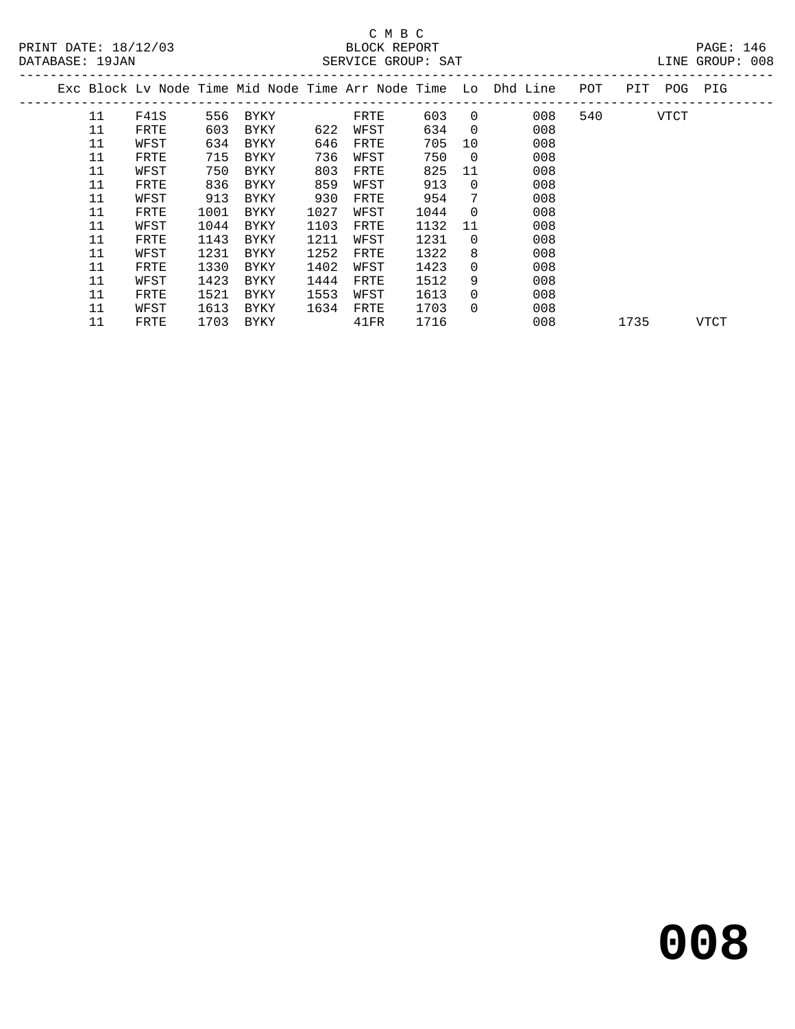C M B C
BLOCK REPORT
SERVICE GROUP: SAT

PRINT DATE: 18/12/03
DATABASE: 19JAN
LINE GROUP: 008

| Exc | Block | Lv | Node | Time | Mid Node | Time | Arr Node | Time | Lo | Dhd | Line | POT | PIT | POG | PIG |
|---|---|---|---|---|---|---|---|---|---|---|---|---|---|---|---|
| | 11 | | F41S | 556 | BYKY | | FRTE | 603 | 0 | | 008 | 540 | | VTCT | |
| | 11 | | FRTE | 603 | BYKY | 622 | WFST | 634 | 0 | | 008 | | | | |
| | 11 | | WFST | 634 | BYKY | 646 | FRTE | 705 | 10 | | 008 | | | | |
| | 11 | | FRTE | 715 | BYKY | 736 | WFST | 750 | 0 | | 008 | | | | |
| | 11 | | WFST | 750 | BYKY | 803 | FRTE | 825 | 11 | | 008 | | | | |
| | 11 | | FRTE | 836 | BYKY | 859 | WFST | 913 | 0 | | 008 | | | | |
| | 11 | | WFST | 913 | BYKY | 930 | FRTE | 954 | 7 | | 008 | | | | |
| | 11 | | FRTE | 1001 | BYKY | 1027 | WFST | 1044 | 0 | | 008 | | | | |
| | 11 | | WFST | 1044 | BYKY | 1103 | FRTE | 1132 | 11 | | 008 | | | | |
| | 11 | | FRTE | 1143 | BYKY | 1211 | WFST | 1231 | 0 | | 008 | | | | |
| | 11 | | WFST | 1231 | BYKY | 1252 | FRTE | 1322 | 8 | | 008 | | | | |
| | 11 | | FRTE | 1330 | BYKY | 1402 | WFST | 1423 | 0 | | 008 | | | | |
| | 11 | | WFST | 1423 | BYKY | 1444 | FRTE | 1512 | 9 | | 008 | | | | |
| | 11 | | FRTE | 1521 | BYKY | 1553 | WFST | 1613 | 0 | | 008 | | | | |
| | 11 | | WFST | 1613 | BYKY | 1634 | FRTE | 1703 | 0 | | 008 | | | | |
| | 11 | | FRTE | 1703 | BYKY | | 41FR | 1716 | | | 008 | | 1735 | | VTCT |

# 008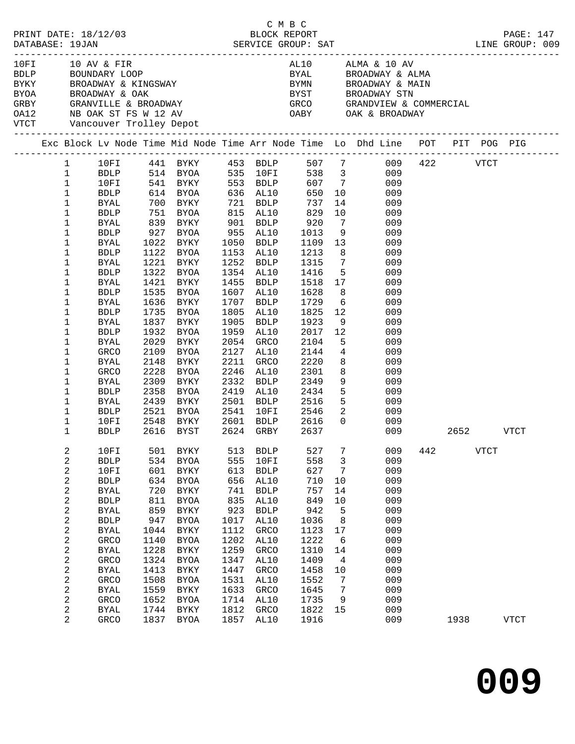C M B C
BLOCK REPORT
SERVICE GROUP: SAT

PRINT DATE: 18/12/03
DATABASE: 19JAN
LINE GROUP: 009

| Code | Location | Code | Location |
|---|---|---|---|
| 10FI | 10 AV & FIR | AL10 | ALMA & 10 AV |
| BDLP | BOUNDARY LOOP | BYAL | BROADWAY & ALMA |
| BYKY | BROADWAY & KINGSWAY | BYMN | BROADWAY & MAIN |
| BYOA | BROADWAY & OAK | BYST | BROADWAY STN |
| GRBY | GRANVILLE & BROADWAY | GRCO | GRANDVIEW & COMMERCIAL |
| OA12 | NB OAK ST FS W 12 AV | OABY | OAK & BROADWAY |
| VTCT | Vancouver Trolley Depot | | |

| Exc | Block | Lv Node | Time | Mid Node | Time | Arr Node | Time | Lo | Dhd Line | POT | PIT | POG | PIG |
|---|---|---|---|---|---|---|---|---|---|---|---|---|---|
| | 1 | 10FI | 441 | BYKY | 453 | BDLP | 507 | 7 | 009 | 422 | | VTCT | |
| | 1 | BDLP | 514 | BYOA | 535 | 10FI | 538 | 3 | 009 | | | | |
| | 1 | 10FI | 541 | BYKY | 553 | BDLP | 607 | 7 | 009 | | | | |
| | 1 | BDLP | 614 | BYOA | 636 | AL10 | 650 | 10 | 009 | | | | |
| | 1 | BYAL | 700 | BYKY | 721 | BDLP | 737 | 14 | 009 | | | | |
| | 1 | BDLP | 751 | BYOA | 815 | AL10 | 829 | 10 | 009 | | | | |
| | 1 | BYAL | 839 | BYKY | 901 | BDLP | 920 | 7 | 009 | | | | |
| | 1 | BDLP | 927 | BYOA | 955 | AL10 | 1013 | 9 | 009 | | | | |
| | 1 | BYAL | 1022 | BYKY | 1050 | BDLP | 1109 | 13 | 009 | | | | |
| | 1 | BDLP | 1122 | BYOA | 1153 | AL10 | 1213 | 8 | 009 | | | | |
| | 1 | BYAL | 1221 | BYKY | 1252 | BDLP | 1315 | 7 | 009 | | | | |
| | 1 | BDLP | 1322 | BYOA | 1354 | AL10 | 1416 | 5 | 009 | | | | |
| | 1 | BYAL | 1421 | BYKY | 1455 | BDLP | 1518 | 17 | 009 | | | | |
| | 1 | BDLP | 1535 | BYOA | 1607 | AL10 | 1628 | 8 | 009 | | | | |
| | 1 | BYAL | 1636 | BYKY | 1707 | BDLP | 1729 | 6 | 009 | | | | |
| | 1 | BDLP | 1735 | BYOA | 1805 | AL10 | 1825 | 12 | 009 | | | | |
| | 1 | BYAL | 1837 | BYKY | 1905 | BDLP | 1923 | 9 | 009 | | | | |
| | 1 | BDLP | 1932 | BYOA | 1959 | AL10 | 2017 | 12 | 009 | | | | |
| | 1 | BYAL | 2029 | BYKY | 2054 | GRCO | 2104 | 5 | 009 | | | | |
| | 1 | GRCO | 2109 | BYOA | 2127 | AL10 | 2144 | 4 | 009 | | | | |
| | 1 | BYAL | 2148 | BYKY | 2211 | GRCO | 2220 | 8 | 009 | | | | |
| | 1 | GRCO | 2228 | BYOA | 2246 | AL10 | 2301 | 8 | 009 | | | | |
| | 1 | BYAL | 2309 | BYKY | 2332 | BDLP | 2349 | 9 | 009 | | | | |
| | 1 | BDLP | 2358 | BYOA | 2419 | AL10 | 2434 | 5 | 009 | | | | |
| | 1 | BYAL | 2439 | BYKY | 2501 | BDLP | 2516 | 5 | 009 | | | | |
| | 1 | BDLP | 2521 | BYOA | 2541 | 10FI | 2546 | 2 | 009 | | | | |
| | 1 | 10FI | 2548 | BYKY | 2601 | BDLP | 2616 | 0 | 009 | | | | |
| | 1 | BDLP | 2616 | BYST | 2624 | GRBY | 2637 | | 009 | | 2652 | | VTCT |
| | 2 | 10FI | 501 | BYKY | 513 | BDLP | 527 | 7 | 009 | 442 | | VTCT | |
| | 2 | BDLP | 534 | BYOA | 555 | 10FI | 558 | 3 | 009 | | | | |
| | 2 | 10FI | 601 | BYKY | 613 | BDLP | 627 | 7 | 009 | | | | |
| | 2 | BDLP | 634 | BYOA | 656 | AL10 | 710 | 10 | 009 | | | | |
| | 2 | BYAL | 720 | BYKY | 741 | BDLP | 757 | 14 | 009 | | | | |
| | 2 | BDLP | 811 | BYOA | 835 | AL10 | 849 | 10 | 009 | | | | |
| | 2 | BYAL | 859 | BYKY | 923 | BDLP | 942 | 5 | 009 | | | | |
| | 2 | BDLP | 947 | BYOA | 1017 | AL10 | 1036 | 8 | 009 | | | | |
| | 2 | BYAL | 1044 | BYKY | 1112 | GRCO | 1123 | 17 | 009 | | | | |
| | 2 | GRCO | 1140 | BYOA | 1202 | AL10 | 1222 | 6 | 009 | | | | |
| | 2 | BYAL | 1228 | BYKY | 1259 | GRCO | 1310 | 14 | 009 | | | | |
| | 2 | GRCO | 1324 | BYOA | 1347 | AL10 | 1409 | 4 | 009 | | | | |
| | 2 | BYAL | 1413 | BYKY | 1447 | GRCO | 1458 | 10 | 009 | | | | |
| | 2 | GRCO | 1508 | BYOA | 1531 | AL10 | 1552 | 7 | 009 | | | | |
| | 2 | BYAL | 1559 | BYKY | 1633 | GRCO | 1645 | 7 | 009 | | | | |
| | 2 | GRCO | 1652 | BYOA | 1714 | AL10 | 1735 | 9 | 009 | | | | |
| | 2 | BYAL | 1744 | BYKY | 1812 | GRCO | 1822 | 15 | 009 | | | | |
| | 2 | GRCO | 1837 | BYOA | 1857 | AL10 | 1916 | | 009 | | 1938 | | VTCT |

**009**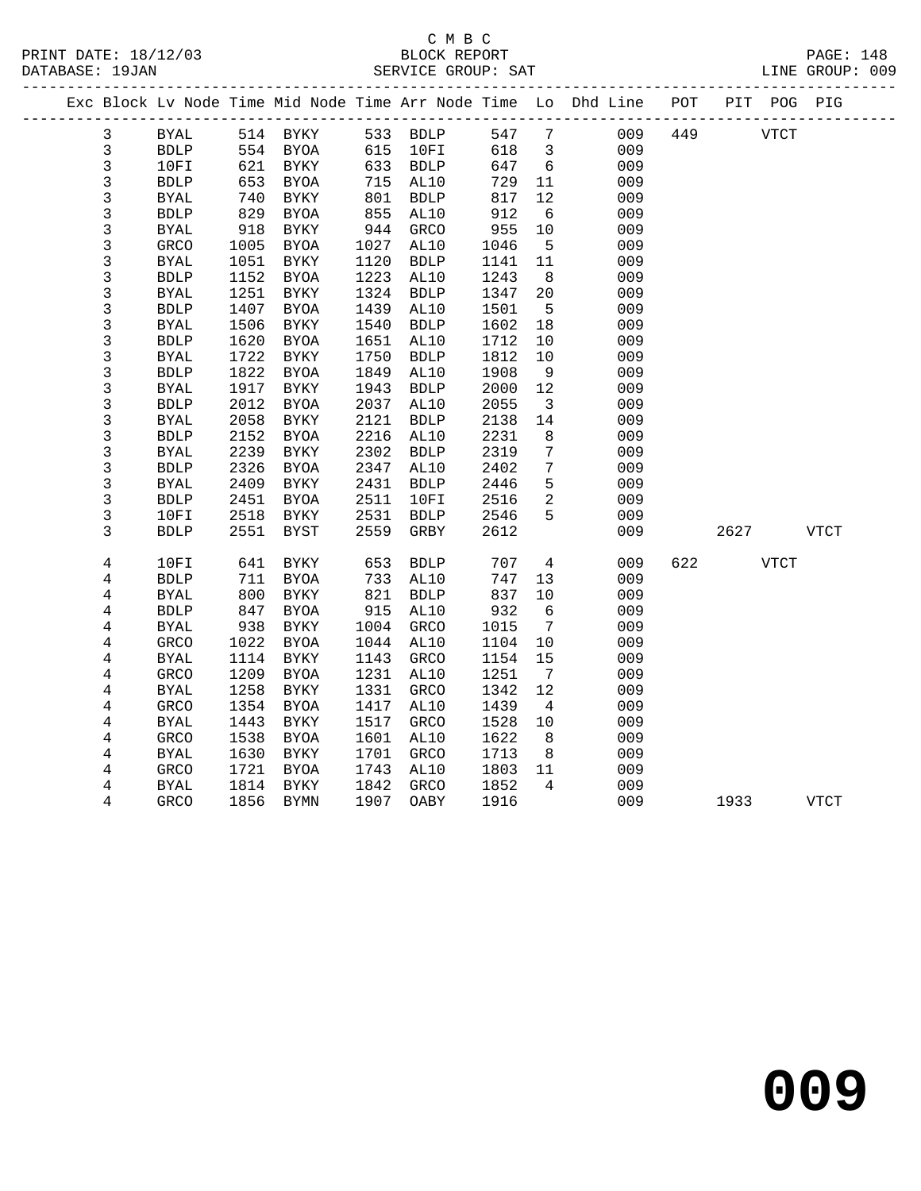C M B C

PRINT DATE: 18/12/03 BLOCK REPORT PAGE: 148
DATABASE: 19JAN SERVICE GROUP: SAT LINE GROUP: 009

| Exc | Block | Lv | Node | Time | Mid Node | Time | Arr Node | Time | Lo | Dhd Line | POT | PIT | POG | PIG |
|---|---|---|---|---|---|---|---|---|---|---|---|---|---|---|
| | 3 | | BYAL | 514 | BYKY | 533 | BDLP | 547 | 7 | 009 | 449 | | VTCT | |
| | 3 | | BDLP | 554 | BYOA | 615 | 10FI | 618 | 3 | 009 | | | | |
| | 3 | | 10FI | 621 | BYKY | 633 | BDLP | 647 | 6 | 009 | | | | |
| | 3 | | BDLP | 653 | BYOA | 715 | AL10 | 729 | 11 | 009 | | | | |
| | 3 | | BYAL | 740 | BYKY | 801 | BDLP | 817 | 12 | 009 | | | | |
| | 3 | | BDLP | 829 | BYOA | 855 | AL10 | 912 | 6 | 009 | | | | |
| | 3 | | BYAL | 918 | BYKY | 944 | GRCO | 955 | 10 | 009 | | | | |
| | 3 | | GRCO | 1005 | BYOA | 1027 | AL10 | 1046 | 5 | 009 | | | | |
| | 3 | | BYAL | 1051 | BYKY | 1120 | BDLP | 1141 | 11 | 009 | | | | |
| | 3 | | BDLP | 1152 | BYOA | 1223 | AL10 | 1243 | 8 | 009 | | | | |
| | 3 | | BYAL | 1251 | BYKY | 1324 | BDLP | 1347 | 20 | 009 | | | | |
| | 3 | | BDLP | 1407 | BYOA | 1439 | AL10 | 1501 | 5 | 009 | | | | |
| | 3 | | BYAL | 1506 | BYKY | 1540 | BDLP | 1602 | 18 | 009 | | | | |
| | 3 | | BDLP | 1620 | BYOA | 1651 | AL10 | 1712 | 10 | 009 | | | | |
| | 3 | | BYAL | 1722 | BYKY | 1750 | BDLP | 1812 | 10 | 009 | | | | |
| | 3 | | BDLP | 1822 | BYOA | 1849 | AL10 | 1908 | 9 | 009 | | | | |
| | 3 | | BYAL | 1917 | BYKY | 1943 | BDLP | 2000 | 12 | 009 | | | | |
| | 3 | | BDLP | 2012 | BYOA | 2037 | AL10 | 2055 | 3 | 009 | | | | |
| | 3 | | BYAL | 2058 | BYKY | 2121 | BDLP | 2138 | 14 | 009 | | | | |
| | 3 | | BDLP | 2152 | BYOA | 2216 | AL10 | 2231 | 8 | 009 | | | | |
| | 3 | | BYAL | 2239 | BYKY | 2302 | BDLP | 2319 | 7 | 009 | | | | |
| | 3 | | BDLP | 2326 | BYOA | 2347 | AL10 | 2402 | 7 | 009 | | | | |
| | 3 | | BYAL | 2409 | BYKY | 2431 | BDLP | 2446 | 5 | 009 | | | | |
| | 3 | | BDLP | 2451 | BYOA | 2511 | 10FI | 2516 | 2 | 009 | | | | |
| | 3 | | 10FI | 2518 | BYKY | 2531 | BDLP | 2546 | 5 | 009 | | | | |
| | 3 | | BDLP | 2551 | BYST | 2559 | GRBY | 2612 | | 009 | | 2627 | | VTCT |
| | 4 | | 10FI | 641 | BYKY | 653 | BDLP | 707 | 4 | 009 | 622 | | VTCT | |
| | 4 | | BDLP | 711 | BYOA | 733 | AL10 | 747 | 13 | 009 | | | | |
| | 4 | | BYAL | 800 | BYKY | 821 | BDLP | 837 | 10 | 009 | | | | |
| | 4 | | BDLP | 847 | BYOA | 915 | AL10 | 932 | 6 | 009 | | | | |
| | 4 | | BYAL | 938 | BYKY | 1004 | GRCO | 1015 | 7 | 009 | | | | |
| | 4 | | GRCO | 1022 | BYOA | 1044 | AL10 | 1104 | 10 | 009 | | | | |
| | 4 | | BYAL | 1114 | BYKY | 1143 | GRCO | 1154 | 15 | 009 | | | | |
| | 4 | | GRCO | 1209 | BYOA | 1231 | AL10 | 1251 | 7 | 009 | | | | |
| | 4 | | BYAL | 1258 | BYKY | 1331 | GRCO | 1342 | 12 | 009 | | | | |
| | 4 | | GRCO | 1354 | BYOA | 1417 | AL10 | 1439 | 4 | 009 | | | | |
| | 4 | | BYAL | 1443 | BYKY | 1517 | GRCO | 1528 | 10 | 009 | | | | |
| | 4 | | GRCO | 1538 | BYOA | 1601 | AL10 | 1622 | 8 | 009 | | | | |
| | 4 | | BYAL | 1630 | BYKY | 1701 | GRCO | 1713 | 8 | 009 | | | | |
| | 4 | | GRCO | 1721 | BYOA | 1743 | AL10 | 1803 | 11 | 009 | | | | |
| | 4 | | BYAL | 1814 | BYKY | 1842 | GRCO | 1852 | 4 | 009 | | | | |
| | 4 | | GRCO | 1856 | BYMN | 1907 | OABY | 1916 | | 009 | | 1933 | | VTCT |

# 009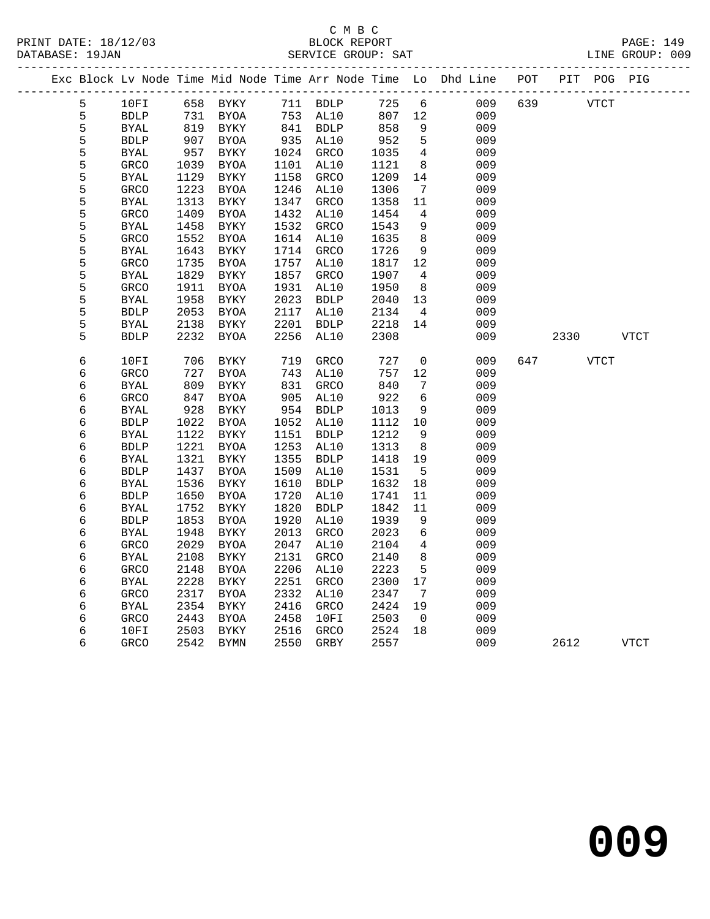C M B C
PRINT DATE: 18/12/03 BLOCK REPORT
DATABASE: 19JAN SERVICE GROUP: SAT LINE GROUP: 009

| Exc | Block | Lv | Node | Time | Mid Node | Time | Arr Node | Time | Lo | Dhd Line | POT | PIT | POG | PIG |
|---|---|---|---|---|---|---|---|---|---|---|---|---|---|---|
| | 5 | | 10FI | 658 | BYKY | 711 | BDLP | 725 | 6 | 009 | 639 | | VTCT | |
| | 5 | | BDLP | 731 | BYOA | 753 | AL10 | 807 | 12 | 009 | | | | |
| | 5 | | BYAL | 819 | BYKY | 841 | BDLP | 858 | 9 | 009 | | | | |
| | 5 | | BDLP | 907 | BYOA | 935 | AL10 | 952 | 5 | 009 | | | | |
| | 5 | | BYAL | 957 | BYKY | 1024 | GRCO | 1035 | 4 | 009 | | | | |
| | 5 | | GRCO | 1039 | BYOA | 1101 | AL10 | 1121 | 8 | 009 | | | | |
| | 5 | | BYAL | 1129 | BYKY | 1158 | GRCO | 1209 | 14 | 009 | | | | |
| | 5 | | GRCO | 1223 | BYOA | 1246 | AL10 | 1306 | 7 | 009 | | | | |
| | 5 | | BYAL | 1313 | BYKY | 1347 | GRCO | 1358 | 11 | 009 | | | | |
| | 5 | | GRCO | 1409 | BYOA | 1432 | AL10 | 1454 | 4 | 009 | | | | |
| | 5 | | BYAL | 1458 | BYKY | 1532 | GRCO | 1543 | 9 | 009 | | | | |
| | 5 | | GRCO | 1552 | BYOA | 1614 | AL10 | 1635 | 8 | 009 | | | | |
| | 5 | | BYAL | 1643 | BYKY | 1714 | GRCO | 1726 | 9 | 009 | | | | |
| | 5 | | GRCO | 1735 | BYOA | 1757 | AL10 | 1817 | 12 | 009 | | | | |
| | 5 | | BYAL | 1829 | BYKY | 1857 | GRCO | 1907 | 4 | 009 | | | | |
| | 5 | | GRCO | 1911 | BYOA | 1931 | AL10 | 1950 | 8 | 009 | | | | |
| | 5 | | BYAL | 1958 | BYKY | 2023 | BDLP | 2040 | 13 | 009 | | | | |
| | 5 | | BDLP | 2053 | BYOA | 2117 | AL10 | 2134 | 4 | 009 | | | | |
| | 5 | | BYAL | 2138 | BYKY | 2201 | BDLP | 2218 | 14 | 009 | | | | |
| | 5 | | BDLP | 2232 | BYOA | 2256 | AL10 | 2308 | | 009 | | 2330 | | VTCT |
| | 6 | | 10FI | 706 | BYKY | 719 | GRCO | 727 | 0 | 009 | 647 | | VTCT | |
| | 6 | | GRCO | 727 | BYOA | 743 | AL10 | 757 | 12 | 009 | | | | |
| | 6 | | BYAL | 809 | BYKY | 831 | GRCO | 840 | 7 | 009 | | | | |
| | 6 | | GRCO | 847 | BYOA | 905 | AL10 | 922 | 6 | 009 | | | | |
| | 6 | | BYAL | 928 | BYKY | 954 | BDLP | 1013 | 9 | 009 | | | | |
| | 6 | | BDLP | 1022 | BYOA | 1052 | AL10 | 1112 | 10 | 009 | | | | |
| | 6 | | BYAL | 1122 | BYKY | 1151 | BDLP | 1212 | 9 | 009 | | | | |
| | 6 | | BDLP | 1221 | BYOA | 1253 | AL10 | 1313 | 8 | 009 | | | | |
| | 6 | | BYAL | 1321 | BYKY | 1355 | BDLP | 1418 | 19 | 009 | | | | |
| | 6 | | BDLP | 1437 | BYOA | 1509 | AL10 | 1531 | 5 | 009 | | | | |
| | 6 | | BYAL | 1536 | BYKY | 1610 | BDLP | 1632 | 18 | 009 | | | | |
| | 6 | | BDLP | 1650 | BYOA | 1720 | AL10 | 1741 | 11 | 009 | | | | |
| | 6 | | BYAL | 1752 | BYKY | 1820 | BDLP | 1842 | 11 | 009 | | | | |
| | 6 | | BDLP | 1853 | BYOA | 1920 | AL10 | 1939 | 9 | 009 | | | | |
| | 6 | | BYAL | 1948 | BYKY | 2013 | GRCO | 2023 | 6 | 009 | | | | |
| | 6 | | GRCO | 2029 | BYOA | 2047 | AL10 | 2104 | 4 | 009 | | | | |
| | 6 | | BYAL | 2108 | BYKY | 2131 | GRCO | 2140 | 8 | 009 | | | | |
| | 6 | | GRCO | 2148 | BYOA | 2206 | AL10 | 2223 | 5 | 009 | | | | |
| | 6 | | BYAL | 2228 | BYKY | 2251 | GRCO | 2300 | 17 | 009 | | | | |
| | 6 | | GRCO | 2317 | BYOA | 2332 | AL10 | 2347 | 7 | 009 | | | | |
| | 6 | | BYAL | 2354 | BYKY | 2416 | GRCO | 2424 | 19 | 009 | | | | |
| | 6 | | GRCO | 2443 | BYOA | 2458 | 10FI | 2503 | 0 | 009 | | | | |
| | 6 | | 10FI | 2503 | BYKY | 2516 | GRCO | 2524 | 18 | 009 | | | | |
| | 6 | | GRCO | 2542 | BYMN | 2550 | GRBY | 2557 | | 009 | | 2612 | | VTCT |

009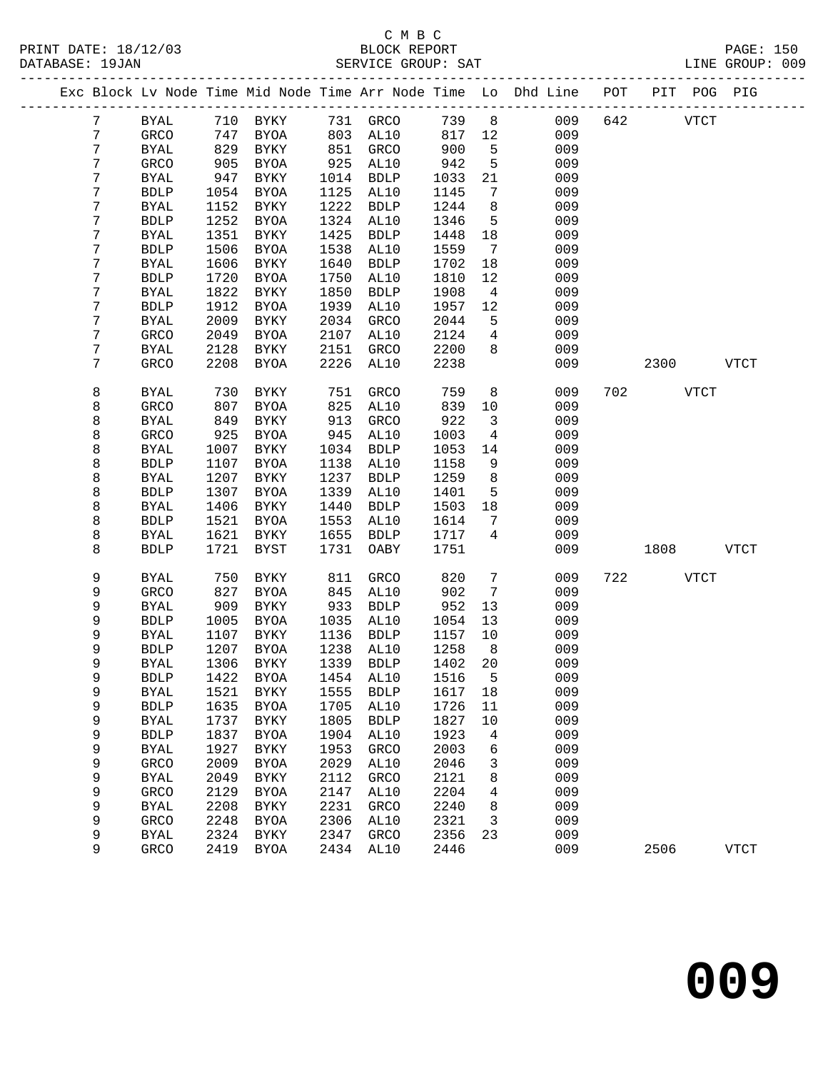C M B C
PRINT DATE: 18/12/03 BLOCK REPORT PAGE: 150
DATABASE: 19JAN SERVICE GROUP: SAT LINE GROUP: 009

| Exc | Block | Lv | Node | Time | Mid Node | Time | Arr Node | Time | Lo | Dhd Line | POT | PIT | POG | PIG |
|---|---|---|---|---|---|---|---|---|---|---|---|---|---|---|
| | 7 | | BYAL | 710 | BYKY | 731 | GRCO | 739 | 8 | 009 | 642 | | VTCT | |
| | 7 | | GRCO | 747 | BYOA | 803 | AL10 | 817 | 12 | 009 | | | | |
| | 7 | | BYAL | 829 | BYKY | 851 | GRCO | 900 | 5 | 009 | | | | |
| | 7 | | GRCO | 905 | BYOA | 925 | AL10 | 942 | 5 | 009 | | | | |
| | 7 | | BYAL | 947 | BYKY | 1014 | BDLP | 1033 | 21 | 009 | | | | |
| | 7 | | BDLP | 1054 | BYOA | 1125 | AL10 | 1145 | 7 | 009 | | | | |
| | 7 | | BYAL | 1152 | BYKY | 1222 | BDLP | 1244 | 8 | 009 | | | | |
| | 7 | | BDLP | 1252 | BYOA | 1324 | AL10 | 1346 | 5 | 009 | | | | |
| | 7 | | BYAL | 1351 | BYKY | 1425 | BDLP | 1448 | 18 | 009 | | | | |
| | 7 | | BDLP | 1506 | BYOA | 1538 | AL10 | 1559 | 7 | 009 | | | | |
| | 7 | | BYAL | 1606 | BYKY | 1640 | BDLP | 1702 | 18 | 009 | | | | |
| | 7 | | BDLP | 1720 | BYOA | 1750 | AL10 | 1810 | 12 | 009 | | | | |
| | 7 | | BYAL | 1822 | BYKY | 1850 | BDLP | 1908 | 4 | 009 | | | | |
| | 7 | | BDLP | 1912 | BYOA | 1939 | AL10 | 1957 | 12 | 009 | | | | |
| | 7 | | BYAL | 2009 | BYKY | 2034 | GRCO | 2044 | 5 | 009 | | | | |
| | 7 | | GRCO | 2049 | BYOA | 2107 | AL10 | 2124 | 4 | 009 | | | | |
| | 7 | | BYAL | 2128 | BYKY | 2151 | GRCO | 2200 | 8 | 009 | | | | |
| | 7 | | GRCO | 2208 | BYOA | 2226 | AL10 | 2238 | | 009 | | 2300 | | VTCT |
| | 8 | | BYAL | 730 | BYKY | 751 | GRCO | 759 | 8 | 009 | 702 | | VTCT | |
| | 8 | | GRCO | 807 | BYOA | 825 | AL10 | 839 | 10 | 009 | | | | |
| | 8 | | BYAL | 849 | BYKY | 913 | GRCO | 922 | 3 | 009 | | | | |
| | 8 | | GRCO | 925 | BYOA | 945 | AL10 | 1003 | 4 | 009 | | | | |
| | 8 | | BYAL | 1007 | BYKY | 1034 | BDLP | 1053 | 14 | 009 | | | | |
| | 8 | | BDLP | 1107 | BYOA | 1138 | AL10 | 1158 | 9 | 009 | | | | |
| | 8 | | BYAL | 1207 | BYKY | 1237 | BDLP | 1259 | 8 | 009 | | | | |
| | 8 | | BDLP | 1307 | BYOA | 1339 | AL10 | 1401 | 5 | 009 | | | | |
| | 8 | | BYAL | 1406 | BYKY | 1440 | BDLP | 1503 | 18 | 009 | | | | |
| | 8 | | BDLP | 1521 | BYOA | 1553 | AL10 | 1614 | 7 | 009 | | | | |
| | 8 | | BYAL | 1621 | BYKY | 1655 | BDLP | 1717 | 4 | 009 | | | | |
| | 8 | | BDLP | 1721 | BYST | 1731 | OABY | 1751 | | 009 | | 1808 | | VTCT |
| | 9 | | BYAL | 750 | BYKY | 811 | GRCO | 820 | 7 | 009 | 722 | | VTCT | |
| | 9 | | GRCO | 827 | BYOA | 845 | AL10 | 902 | 7 | 009 | | | | |
| | 9 | | BYAL | 909 | BYKY | 933 | BDLP | 952 | 13 | 009 | | | | |
| | 9 | | BDLP | 1005 | BYOA | 1035 | AL10 | 1054 | 13 | 009 | | | | |
| | 9 | | BYAL | 1107 | BYKY | 1136 | BDLP | 1157 | 10 | 009 | | | | |
| | 9 | | BDLP | 1207 | BYOA | 1238 | AL10 | 1258 | 8 | 009 | | | | |
| | 9 | | BYAL | 1306 | BYKY | 1339 | BDLP | 1402 | 20 | 009 | | | | |
| | 9 | | BDLP | 1422 | BYOA | 1454 | AL10 | 1516 | 5 | 009 | | | | |
| | 9 | | BYAL | 1521 | BYKY | 1555 | BDLP | 1617 | 18 | 009 | | | | |
| | 9 | | BDLP | 1635 | BYOA | 1705 | AL10 | 1726 | 11 | 009 | | | | |
| | 9 | | BYAL | 1737 | BYKY | 1805 | BDLP | 1827 | 10 | 009 | | | | |
| | 9 | | BDLP | 1837 | BYOA | 1904 | AL10 | 1923 | 4 | 009 | | | | |
| | 9 | | BYAL | 1927 | BYKY | 1953 | GRCO | 2003 | 6 | 009 | | | | |
| | 9 | | GRCO | 2009 | BYOA | 2029 | AL10 | 2046 | 3 | 009 | | | | |
| | 9 | | BYAL | 2049 | BYKY | 2112 | GRCO | 2121 | 8 | 009 | | | | |
| | 9 | | GRCO | 2129 | BYOA | 2147 | AL10 | 2204 | 4 | 009 | | | | |
| | 9 | | BYAL | 2208 | BYKY | 2231 | GRCO | 2240 | 8 | 009 | | | | |
| | 9 | | GRCO | 2248 | BYOA | 2306 | AL10 | 2321 | 3 | 009 | | | | |
| | 9 | | BYAL | 2324 | BYKY | 2347 | GRCO | 2356 | 23 | 009 | | | | |
| | 9 | | GRCO | 2419 | BYOA | 2434 | AL10 | 2446 | | 009 | | 2506 | | VTCT |

009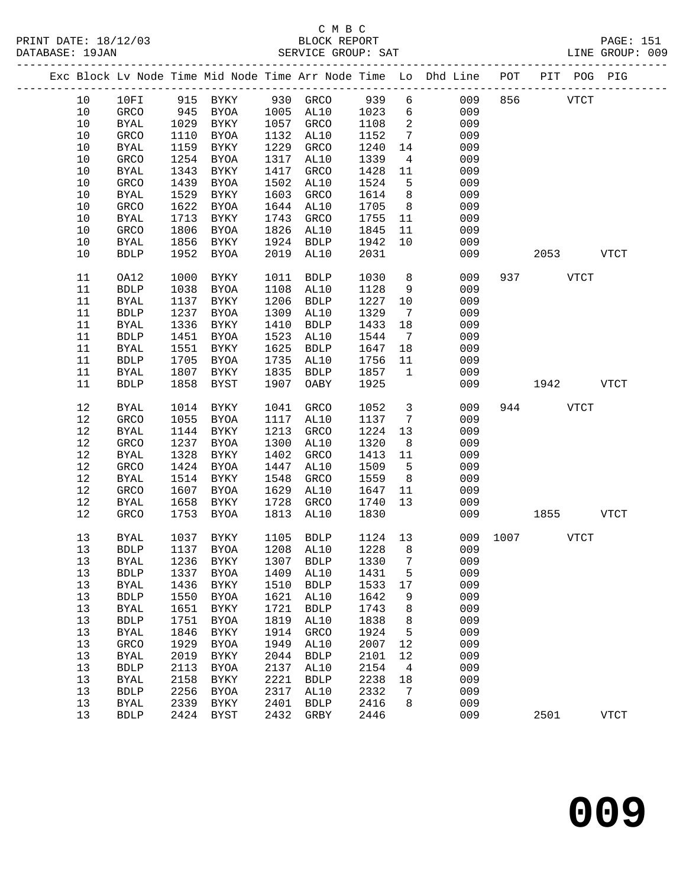C M B C

BLOCK REPORT

PRINT DATE: 18/12/03 DATABASE: 19JAN SERVICE GROUP: SAT LINE GROUP: 009

| Exc | Block | Lv | Node | Time | Mid Node | Time | Arr Node | Time | Lo | Dhd Line | POT | PIT | POG | PIG |
|---|---|---|---|---|---|---|---|---|---|---|---|---|---|---|
| | 10 | | 10FI | 915 | BYKY | 930 | GRCO | 939 | 6 | 009 | 856 | | VTCT | |
| | 10 | | GRCO | 945 | BYOA | 1005 | AL10 | 1023 | 6 | 009 | | | | |
| | 10 | | BYAL | 1029 | BYKY | 1057 | GRCO | 1108 | 2 | 009 | | | | |
| | 10 | | GRCO | 1110 | BYOA | 1132 | AL10 | 1152 | 7 | 009 | | | | |
| | 10 | | BYAL | 1159 | BYKY | 1229 | GRCO | 1240 | 14 | 009 | | | | |
| | 10 | | GRCO | 1254 | BYOA | 1317 | AL10 | 1339 | 4 | 009 | | | | |
| | 10 | | BYAL | 1343 | BYKY | 1417 | GRCO | 1428 | 11 | 009 | | | | |
| | 10 | | GRCO | 1439 | BYOA | 1502 | AL10 | 1524 | 5 | 009 | | | | |
| | 10 | | BYAL | 1529 | BYKY | 1603 | GRCO | 1614 | 8 | 009 | | | | |
| | 10 | | GRCO | 1622 | BYOA | 1644 | AL10 | 1705 | 8 | 009 | | | | |
| | 10 | | BYAL | 1713 | BYKY | 1743 | GRCO | 1755 | 11 | 009 | | | | |
| | 10 | | GRCO | 1806 | BYOA | 1826 | AL10 | 1845 | 11 | 009 | | | | |
| | 10 | | BYAL | 1856 | BYKY | 1924 | BDLP | 1942 | 10 | 009 | | | | |
| | 10 | | BDLP | 1952 | BYOA | 2019 | AL10 | 2031 | | 009 | | 2053 | | VTCT |
| | 11 | | OA12 | 1000 | BYKY | 1011 | BDLP | 1030 | 8 | 009 | 937 | | VTCT | |
| | 11 | | BDLP | 1038 | BYOA | 1108 | AL10 | 1128 | 9 | 009 | | | | |
| | 11 | | BYAL | 1137 | BYKY | 1206 | BDLP | 1227 | 10 | 009 | | | | |
| | 11 | | BDLP | 1237 | BYOA | 1309 | AL10 | 1329 | 7 | 009 | | | | |
| | 11 | | BYAL | 1336 | BYKY | 1410 | BDLP | 1433 | 18 | 009 | | | | |
| | 11 | | BDLP | 1451 | BYOA | 1523 | AL10 | 1544 | 7 | 009 | | | | |
| | 11 | | BYAL | 1551 | BYKY | 1625 | BDLP | 1647 | 18 | 009 | | | | |
| | 11 | | BDLP | 1705 | BYOA | 1735 | AL10 | 1756 | 11 | 009 | | | | |
| | 11 | | BYAL | 1807 | BYKY | 1835 | BDLP | 1857 | 1 | 009 | | | | |
| | 11 | | BDLP | 1858 | BYST | 1907 | OABY | 1925 | | 009 | | 1942 | | VTCT |
| | 12 | | BYAL | 1014 | BYKY | 1041 | GRCO | 1052 | 3 | 009 | 944 | | VTCT | |
| | 12 | | GRCO | 1055 | BYOA | 1117 | AL10 | 1137 | 7 | 009 | | | | |
| | 12 | | BYAL | 1144 | BYKY | 1213 | GRCO | 1224 | 13 | 009 | | | | |
| | 12 | | GRCO | 1237 | BYOA | 1300 | AL10 | 1320 | 8 | 009 | | | | |
| | 12 | | BYAL | 1328 | BYKY | 1402 | GRCO | 1413 | 11 | 009 | | | | |
| | 12 | | GRCO | 1424 | BYOA | 1447 | AL10 | 1509 | 5 | 009 | | | | |
| | 12 | | BYAL | 1514 | BYKY | 1548 | GRCO | 1559 | 8 | 009 | | | | |
| | 12 | | GRCO | 1607 | BYOA | 1629 | AL10 | 1647 | 11 | 009 | | | | |
| | 12 | | BYAL | 1658 | BYKY | 1728 | GRCO | 1740 | 13 | 009 | | | | |
| | 12 | | GRCO | 1753 | BYOA | 1813 | AL10 | 1830 | | 009 | | 1855 | | VTCT |
| | 13 | | BYAL | 1037 | BYKY | 1105 | BDLP | 1124 | 13 | 009 | 1007 | | VTCT | |
| | 13 | | BDLP | 1137 | BYOA | 1208 | AL10 | 1228 | 8 | 009 | | | | |
| | 13 | | BYAL | 1236 | BYKY | 1307 | BDLP | 1330 | 7 | 009 | | | | |
| | 13 | | BDLP | 1337 | BYOA | 1409 | AL10 | 1431 | 5 | 009 | | | | |
| | 13 | | BYAL | 1436 | BYKY | 1510 | BDLP | 1533 | 17 | 009 | | | | |
| | 13 | | BDLP | 1550 | BYOA | 1621 | AL10 | 1642 | 9 | 009 | | | | |
| | 13 | | BYAL | 1651 | BYKY | 1721 | BDLP | 1743 | 8 | 009 | | | | |
| | 13 | | BDLP | 1751 | BYOA | 1819 | AL10 | 1838 | 8 | 009 | | | | |
| | 13 | | BYAL | 1846 | BYKY | 1914 | GRCO | 1924 | 5 | 009 | | | | |
| | 13 | | GRCO | 1929 | BYOA | 1949 | AL10 | 2007 | 12 | 009 | | | | |
| | 13 | | BYAL | 2019 | BYKY | 2044 | BDLP | 2101 | 12 | 009 | | | | |
| | 13 | | BDLP | 2113 | BYOA | 2137 | AL10 | 2154 | 4 | 009 | | | | |
| | 13 | | BYAL | 2158 | BYKY | 2221 | BDLP | 2238 | 18 | 009 | | | | |
| | 13 | | BDLP | 2256 | BYOA | 2317 | AL10 | 2332 | 7 | 009 | | | | |
| | 13 | | BYAL | 2339 | BYKY | 2401 | BDLP | 2416 | 8 | 009 | | | | |
| | 13 | | BDLP | 2424 | BYST | 2432 | GRBY | 2446 | | 009 | | 2501 | | VTCT |

**009**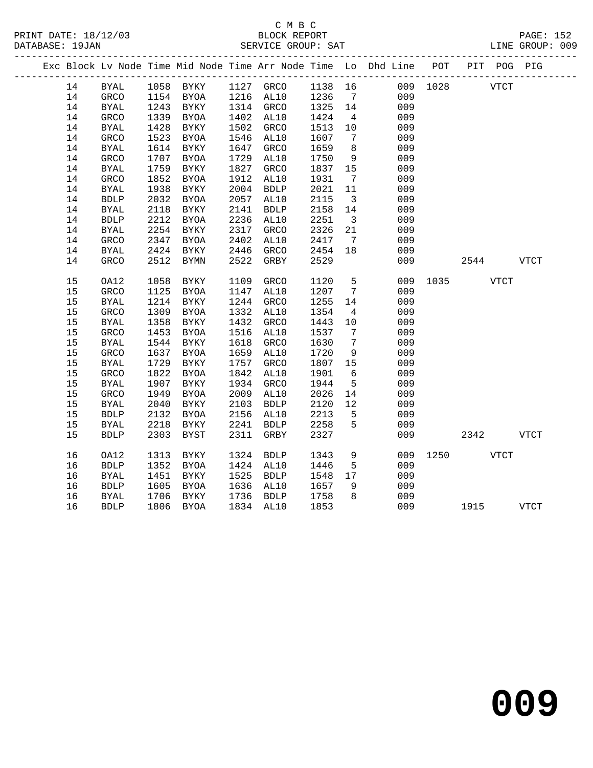C M B C
PRINT DATE: 18/12/03 BLOCK REPORT PAGE: 152
DATABASE: 19JAN SERVICE GROUP: SAT LINE GROUP: 009

| Exc | Block | Lv | Node | Time | Mid Node | Time | Arr Node | Time | Lo | Dhd Line | POT | PIT | POG | PIG |
|---|---|---|---|---|---|---|---|---|---|---|---|---|---|---|
| | 14 | | BYAL | 1058 | BYKY | 1127 | GRCO | 1138 | 16 | 009 | 1028 | | VTCT | |
| | 14 | | GRCO | 1154 | BYOA | 1216 | AL10 | 1236 | 7 | 009 | | | | |
| | 14 | | BYAL | 1243 | BYKY | 1314 | GRCO | 1325 | 14 | 009 | | | | |
| | 14 | | GRCO | 1339 | BYOA | 1402 | AL10 | 1424 | 4 | 009 | | | | |
| | 14 | | BYAL | 1428 | BYKY | 1502 | GRCO | 1513 | 10 | 009 | | | | |
| | 14 | | GRCO | 1523 | BYOA | 1546 | AL10 | 1607 | 7 | 009 | | | | |
| | 14 | | BYAL | 1614 | BYKY | 1647 | GRCO | 1659 | 8 | 009 | | | | |
| | 14 | | GRCO | 1707 | BYOA | 1729 | AL10 | 1750 | 9 | 009 | | | | |
| | 14 | | BYAL | 1759 | BYKY | 1827 | GRCO | 1837 | 15 | 009 | | | | |
| | 14 | | GRCO | 1852 | BYOA | 1912 | AL10 | 1931 | 7 | 009 | | | | |
| | 14 | | BYAL | 1938 | BYKY | 2004 | BDLP | 2021 | 11 | 009 | | | | |
| | 14 | | BDLP | 2032 | BYOA | 2057 | AL10 | 2115 | 3 | 009 | | | | |
| | 14 | | BYAL | 2118 | BYKY | 2141 | BDLP | 2158 | 14 | 009 | | | | |
| | 14 | | BDLP | 2212 | BYOA | 2236 | AL10 | 2251 | 3 | 009 | | | | |
| | 14 | | BYAL | 2254 | BYKY | 2317 | GRCO | 2326 | 21 | 009 | | | | |
| | 14 | | GRCO | 2347 | BYOA | 2402 | AL10 | 2417 | 7 | 009 | | | | |
| | 14 | | BYAL | 2424 | BYKY | 2446 | GRCO | 2454 | 18 | 009 | | | | |
| | 14 | | GRCO | 2512 | BYMN | 2522 | GRBY | 2529 | | 009 | | 2544 | | VTCT |
| | 15 | | OA12 | 1058 | BYKY | 1109 | GRCO | 1120 | 5 | 009 | 1035 | | VTCT | |
| | 15 | | GRCO | 1125 | BYOA | 1147 | AL10 | 1207 | 7 | 009 | | | | |
| | 15 | | BYAL | 1214 | BYKY | 1244 | GRCO | 1255 | 14 | 009 | | | | |
| | 15 | | GRCO | 1309 | BYOA | 1332 | AL10 | 1354 | 4 | 009 | | | | |
| | 15 | | BYAL | 1358 | BYKY | 1432 | GRCO | 1443 | 10 | 009 | | | | |
| | 15 | | GRCO | 1453 | BYOA | 1516 | AL10 | 1537 | 7 | 009 | | | | |
| | 15 | | BYAL | 1544 | BYKY | 1618 | GRCO | 1630 | 7 | 009 | | | | |
| | 15 | | GRCO | 1637 | BYOA | 1659 | AL10 | 1720 | 9 | 009 | | | | |
| | 15 | | BYAL | 1729 | BYKY | 1757 | GRCO | 1807 | 15 | 009 | | | | |
| | 15 | | GRCO | 1822 | BYOA | 1842 | AL10 | 1901 | 6 | 009 | | | | |
| | 15 | | BYAL | 1907 | BYKY | 1934 | GRCO | 1944 | 5 | 009 | | | | |
| | 15 | | GRCO | 1949 | BYOA | 2009 | AL10 | 2026 | 14 | 009 | | | | |
| | 15 | | BYAL | 2040 | BYKY | 2103 | BDLP | 2120 | 12 | 009 | | | | |
| | 15 | | BDLP | 2132 | BYOA | 2156 | AL10 | 2213 | 5 | 009 | | | | |
| | 15 | | BYAL | 2218 | BYKY | 2241 | BDLP | 2258 | 5 | 009 | | | | |
| | 15 | | BDLP | 2303 | BYST | 2311 | GRBY | 2327 | | 009 | | 2342 | | VTCT |
| | 16 | | OA12 | 1313 | BYKY | 1324 | BDLP | 1343 | 9 | 009 | 1250 | | VTCT | |
| | 16 | | BDLP | 1352 | BYOA | 1424 | AL10 | 1446 | 5 | 009 | | | | |
| | 16 | | BYAL | 1451 | BYKY | 1525 | BDLP | 1548 | 17 | 009 | | | | |
| | 16 | | BDLP | 1605 | BYOA | 1636 | AL10 | 1657 | 9 | 009 | | | | |
| | 16 | | BYAL | 1706 | BYKY | 1736 | BDLP | 1758 | 8 | 009 | | | | |
| | 16 | | BDLP | 1806 | BYOA | 1834 | AL10 | 1853 | | 009 | | 1915 | | VTCT |

**009**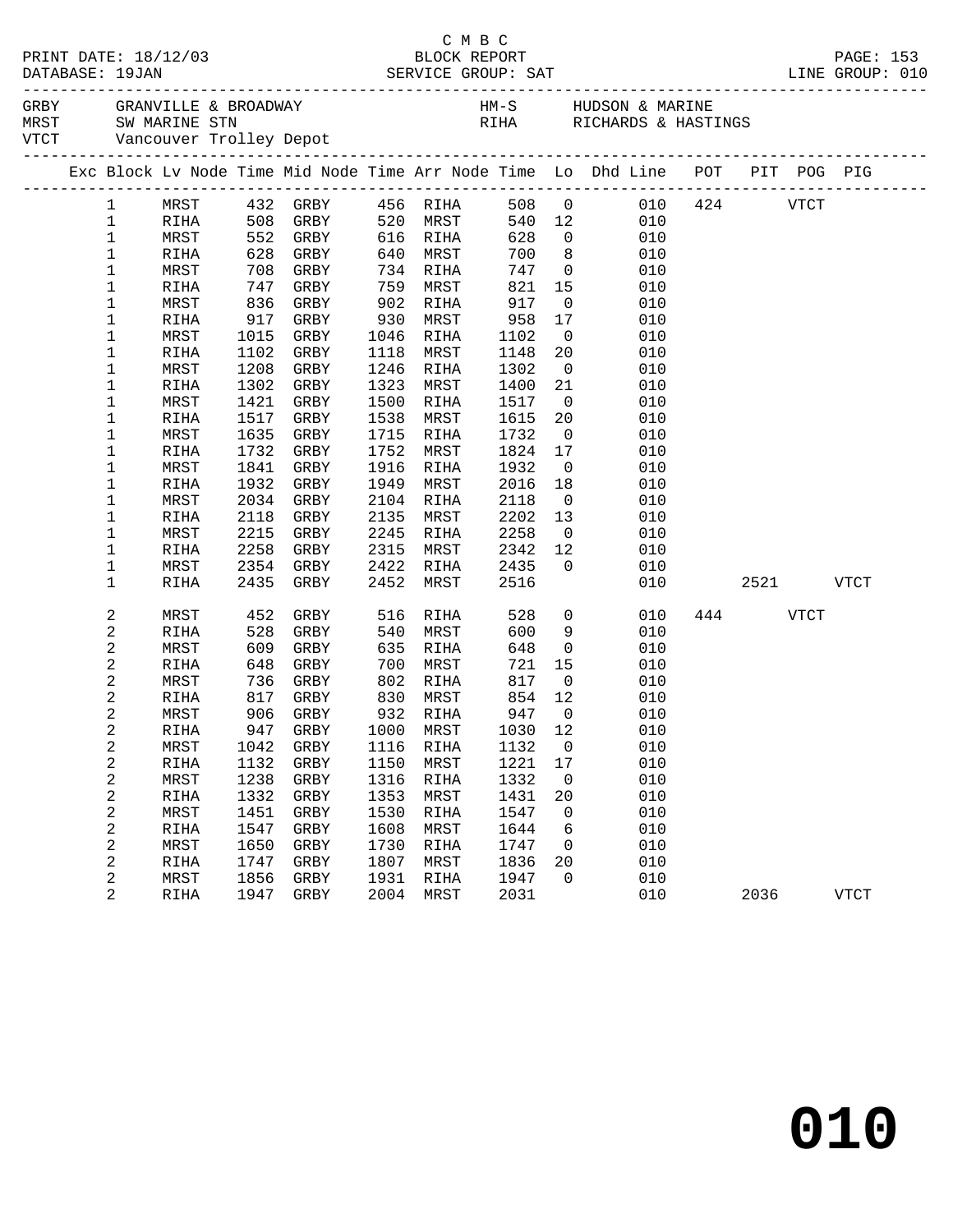C M B C

PRINT DATE: 18/12/03 BLOCK REPORT PAGE: 153
DATABASE: 19JAN SERVICE GROUP: SAT LINE GROUP: 010

GRBY GRANVILLE & BROADWAY HM-S HUDSON & MARINE
MRST SW MARINE STN RIHA RICHARDS & HASTINGS
VTCT Vancouver Trolley Depot

| Exc | Block | Lv Node | Time | Mid Node | Time | Arr Node | Time | Lo | Dhd Line | POT | PIT | POG | PIG |
|---|---|---|---|---|---|---|---|---|---|---|---|---|---|
| | 1 | MRST | 432 | GRBY | 456 | RIHA | 508 | 0 | 010 | 424 | | VTCT | |
| | 1 | RIHA | 508 | GRBY | 520 | MRST | 540 | 12 | 010 | | | | |
| | 1 | MRST | 552 | GRBY | 616 | RIHA | 628 | 0 | 010 | | | | |
| | 1 | RIHA | 628 | GRBY | 640 | MRST | 700 | 8 | 010 | | | | |
| | 1 | MRST | 708 | GRBY | 734 | RIHA | 747 | 0 | 010 | | | | |
| | 1 | RIHA | 747 | GRBY | 759 | MRST | 821 | 15 | 010 | | | | |
| | 1 | MRST | 836 | GRBY | 902 | RIHA | 917 | 0 | 010 | | | | |
| | 1 | RIHA | 917 | GRBY | 930 | MRST | 958 | 17 | 010 | | | | |
| | 1 | MRST | 1015 | GRBY | 1046 | RIHA | 1102 | 0 | 010 | | | | |
| | 1 | RIHA | 1102 | GRBY | 1118 | MRST | 1148 | 20 | 010 | | | | |
| | 1 | MRST | 1208 | GRBY | 1246 | RIHA | 1302 | 0 | 010 | | | | |
| | 1 | RIHA | 1302 | GRBY | 1323 | MRST | 1400 | 21 | 010 | | | | |
| | 1 | MRST | 1421 | GRBY | 1500 | RIHA | 1517 | 0 | 010 | | | | |
| | 1 | RIHA | 1517 | GRBY | 1538 | MRST | 1615 | 20 | 010 | | | | |
| | 1 | MRST | 1635 | GRBY | 1715 | RIHA | 1732 | 0 | 010 | | | | |
| | 1 | RIHA | 1732 | GRBY | 1752 | MRST | 1824 | 17 | 010 | | | | |
| | 1 | MRST | 1841 | GRBY | 1916 | RIHA | 1932 | 0 | 010 | | | | |
| | 1 | RIHA | 1932 | GRBY | 1949 | MRST | 2016 | 18 | 010 | | | | |
| | 1 | MRST | 2034 | GRBY | 2104 | RIHA | 2118 | 0 | 010 | | | | |
| | 1 | RIHA | 2118 | GRBY | 2135 | MRST | 2202 | 13 | 010 | | | | |
| | 1 | MRST | 2215 | GRBY | 2245 | RIHA | 2258 | 0 | 010 | | | | |
| | 1 | RIHA | 2258 | GRBY | 2315 | MRST | 2342 | 12 | 010 | | | | |
| | 1 | MRST | 2354 | GRBY | 2422 | RIHA | 2435 | 0 | 010 | | | | |
| | 1 | RIHA | 2435 | GRBY | 2452 | MRST | 2516 | | 010 | | 2521 | | VTCT |
| | 2 | MRST | 452 | GRBY | 516 | RIHA | 528 | 0 | 010 | 444 | | VTCT | |
| | 2 | RIHA | 528 | GRBY | 540 | MRST | 600 | 9 | 010 | | | | |
| | 2 | MRST | 609 | GRBY | 635 | RIHA | 648 | 0 | 010 | | | | |
| | 2 | RIHA | 648 | GRBY | 700 | MRST | 721 | 15 | 010 | | | | |
| | 2 | MRST | 736 | GRBY | 802 | RIHA | 817 | 0 | 010 | | | | |
| | 2 | RIHA | 817 | GRBY | 830 | MRST | 854 | 12 | 010 | | | | |
| | 2 | MRST | 906 | GRBY | 932 | RIHA | 947 | 0 | 010 | | | | |
| | 2 | RIHA | 947 | GRBY | 1000 | MRST | 1030 | 12 | 010 | | | | |
| | 2 | MRST | 1042 | GRBY | 1116 | RIHA | 1132 | 0 | 010 | | | | |
| | 2 | RIHA | 1132 | GRBY | 1150 | MRST | 1221 | 17 | 010 | | | | |
| | 2 | MRST | 1238 | GRBY | 1316 | RIHA | 1332 | 0 | 010 | | | | |
| | 2 | RIHA | 1332 | GRBY | 1353 | MRST | 1431 | 20 | 010 | | | | |
| | 2 | MRST | 1451 | GRBY | 1530 | RIHA | 1547 | 0 | 010 | | | | |
| | 2 | RIHA | 1547 | GRBY | 1608 | MRST | 1644 | 6 | 010 | | | | |
| | 2 | MRST | 1650 | GRBY | 1730 | RIHA | 1747 | 0 | 010 | | | | |
| | 2 | RIHA | 1747 | GRBY | 1807 | MRST | 1836 | 20 | 010 | | | | |
| | 2 | MRST | 1856 | GRBY | 1931 | RIHA | 1947 | 0 | 010 | | | | |
| | 2 | RIHA | 1947 | GRBY | 2004 | MRST | 2031 | | 010 | | 2036 | | VTCT |

010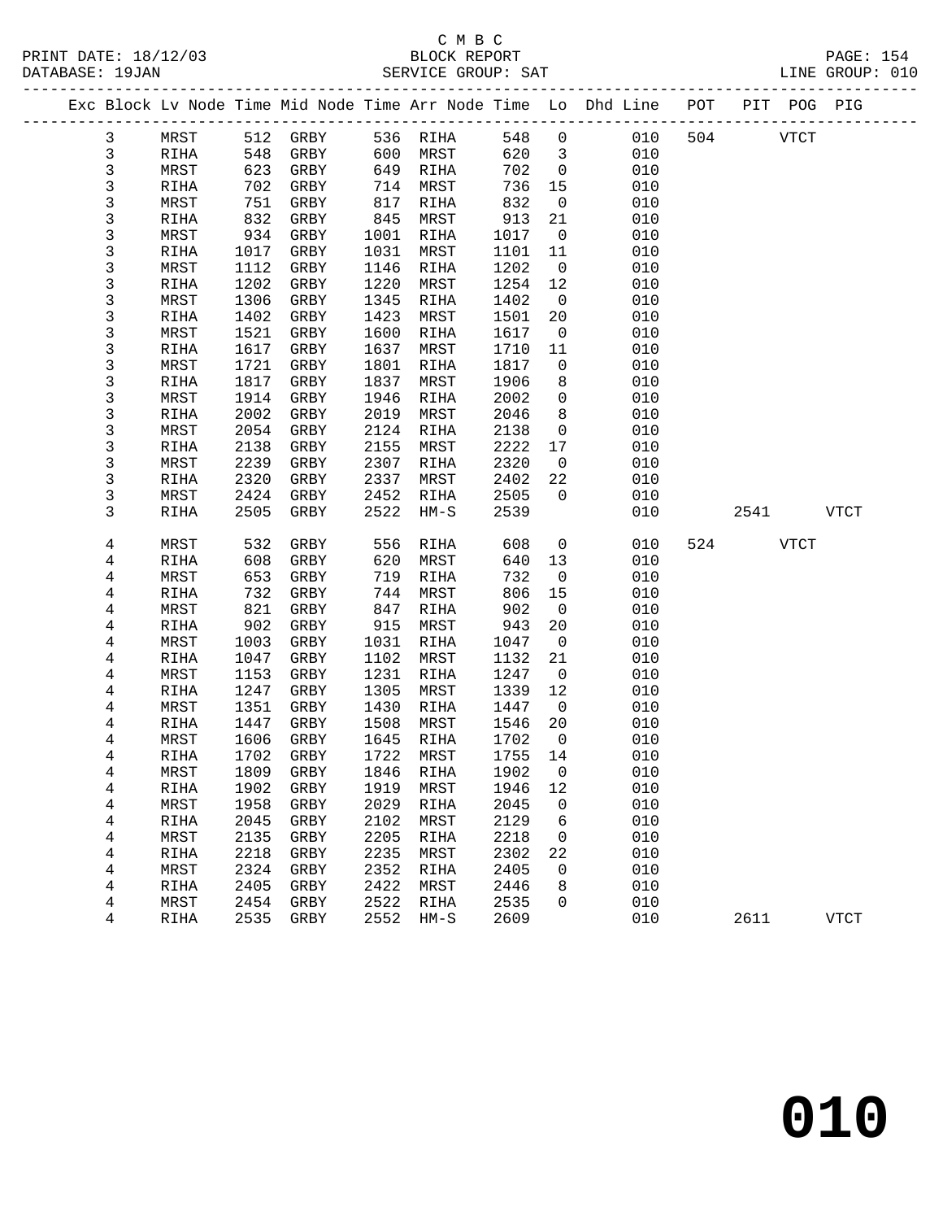C M B C
BLOCK REPORT
SERVICE GROUP: SAT

PRINT DATE: 18/12/03
DATABASE: 19JAN
LINE GROUP: 010

| Exc | Block | Lv Node | Time | Mid Node | Time | Arr Node | Time | Lo | Dhd Line | POT | PIT | POG | PIG |
|---|---|---|---|---|---|---|---|---|---|---|---|---|---|
| | 3 | MRST | 512 | GRBY | 536 | RIHA | 548 | 0 | 010 | 504 | | VTCT | |
| | 3 | RIHA | 548 | GRBY | 600 | MRST | 620 | 3 | 010 | | | | |
| | 3 | MRST | 623 | GRBY | 649 | RIHA | 702 | 0 | 010 | | | | |
| | 3 | RIHA | 702 | GRBY | 714 | MRST | 736 | 15 | 010 | | | | |
| | 3 | MRST | 751 | GRBY | 817 | RIHA | 832 | 0 | 010 | | | | |
| | 3 | RIHA | 832 | GRBY | 845 | MRST | 913 | 21 | 010 | | | | |
| | 3 | MRST | 934 | GRBY | 1001 | RIHA | 1017 | 0 | 010 | | | | |
| | 3 | RIHA | 1017 | GRBY | 1031 | MRST | 1101 | 11 | 010 | | | | |
| | 3 | MRST | 1112 | GRBY | 1146 | RIHA | 1202 | 0 | 010 | | | | |
| | 3 | RIHA | 1202 | GRBY | 1220 | MRST | 1254 | 12 | 010 | | | | |
| | 3 | MRST | 1306 | GRBY | 1345 | RIHA | 1402 | 0 | 010 | | | | |
| | 3 | RIHA | 1402 | GRBY | 1423 | MRST | 1501 | 20 | 010 | | | | |
| | 3 | MRST | 1521 | GRBY | 1600 | RIHA | 1617 | 0 | 010 | | | | |
| | 3 | RIHA | 1617 | GRBY | 1637 | MRST | 1710 | 11 | 010 | | | | |
| | 3 | MRST | 1721 | GRBY | 1801 | RIHA | 1817 | 0 | 010 | | | | |
| | 3 | RIHA | 1817 | GRBY | 1837 | MRST | 1906 | 8 | 010 | | | | |
| | 3 | MRST | 1914 | GRBY | 1946 | RIHA | 2002 | 0 | 010 | | | | |
| | 3 | RIHA | 2002 | GRBY | 2019 | MRST | 2046 | 8 | 010 | | | | |
| | 3 | MRST | 2054 | GRBY | 2124 | RIHA | 2138 | 0 | 010 | | | | |
| | 3 | RIHA | 2138 | GRBY | 2155 | MRST | 2222 | 17 | 010 | | | | |
| | 3 | MRST | 2239 | GRBY | 2307 | RIHA | 2320 | 0 | 010 | | | | |
| | 3 | RIHA | 2320 | GRBY | 2337 | MRST | 2402 | 22 | 010 | | | | |
| | 3 | MRST | 2424 | GRBY | 2452 | RIHA | 2505 | 0 | 010 | | | | |
| | 3 | RIHA | 2505 | GRBY | 2522 | HM-S | 2539 | | 010 | | 2541 | | VTCT |
| | 4 | MRST | 532 | GRBY | 556 | RIHA | 608 | 0 | 010 | 524 | | VTCT | |
| | 4 | RIHA | 608 | GRBY | 620 | MRST | 640 | 13 | 010 | | | | |
| | 4 | MRST | 653 | GRBY | 719 | RIHA | 732 | 0 | 010 | | | | |
| | 4 | RIHA | 732 | GRBY | 744 | MRST | 806 | 15 | 010 | | | | |
| | 4 | MRST | 821 | GRBY | 847 | RIHA | 902 | 0 | 010 | | | | |
| | 4 | RIHA | 902 | GRBY | 915 | MRST | 943 | 20 | 010 | | | | |
| | 4 | MRST | 1003 | GRBY | 1031 | RIHA | 1047 | 0 | 010 | | | | |
| | 4 | RIHA | 1047 | GRBY | 1102 | MRST | 1132 | 21 | 010 | | | | |
| | 4 | MRST | 1153 | GRBY | 1231 | RIHA | 1247 | 0 | 010 | | | | |
| | 4 | RIHA | 1247 | GRBY | 1305 | MRST | 1339 | 12 | 010 | | | | |
| | 4 | MRST | 1351 | GRBY | 1430 | RIHA | 1447 | 0 | 010 | | | | |
| | 4 | RIHA | 1447 | GRBY | 1508 | MRST | 1546 | 20 | 010 | | | | |
| | 4 | MRST | 1606 | GRBY | 1645 | RIHA | 1702 | 0 | 010 | | | | |
| | 4 | RIHA | 1702 | GRBY | 1722 | MRST | 1755 | 14 | 010 | | | | |
| | 4 | MRST | 1809 | GRBY | 1846 | RIHA | 1902 | 0 | 010 | | | | |
| | 4 | RIHA | 1902 | GRBY | 1919 | MRST | 1946 | 12 | 010 | | | | |
| | 4 | MRST | 1958 | GRBY | 2029 | RIHA | 2045 | 0 | 010 | | | | |
| | 4 | RIHA | 2045 | GRBY | 2102 | MRST | 2129 | 6 | 010 | | | | |
| | 4 | MRST | 2135 | GRBY | 2205 | RIHA | 2218 | 0 | 010 | | | | |
| | 4 | RIHA | 2218 | GRBY | 2235 | MRST | 2302 | 22 | 010 | | | | |
| | 4 | MRST | 2324 | GRBY | 2352 | RIHA | 2405 | 0 | 010 | | | | |
| | 4 | RIHA | 2405 | GRBY | 2422 | MRST | 2446 | 8 | 010 | | | | |
| | 4 | MRST | 2454 | GRBY | 2522 | RIHA | 2535 | 0 | 010 | | | | |
| | 4 | RIHA | 2535 | GRBY | 2552 | HM-S | 2609 | | 010 | | 2611 | | VTCT |

# 010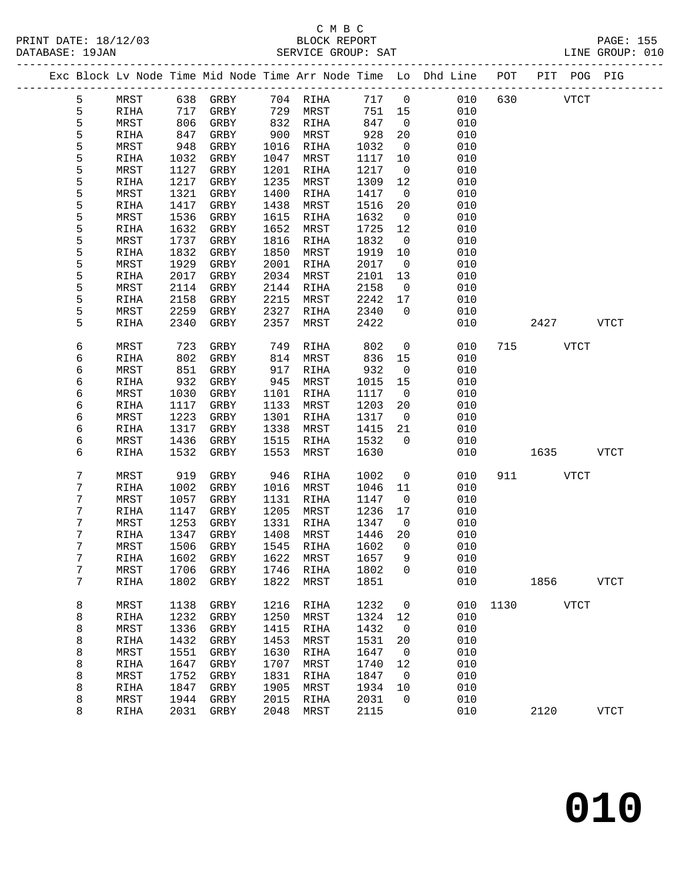C M B C

BLOCK REPORT

SERVICE GROUP: SAT

PRINT DATE: 18/12/03
DATABASE: 19JAN
LINE GROUP: 010

| Exc | Block | Lv Node | Time | Mid Node | Time | Arr Node | Time | Lo | Dhd Line | POT | PIT | POG | PIG |
|---|---|---|---|---|---|---|---|---|---|---|---|---|---|
| | 5 | MRST | 638 | GRBY | 704 | RIHA | 717 | 0 | 010 | 630 | | VTCT | |
| | 5 | RIHA | 717 | GRBY | 729 | MRST | 751 | 15 | 010 | | | | |
| | 5 | MRST | 806 | GRBY | 832 | RIHA | 847 | 0 | 010 | | | | |
| | 5 | RIHA | 847 | GRBY | 900 | MRST | 928 | 20 | 010 | | | | |
| | 5 | MRST | 948 | GRBY | 1016 | RIHA | 1032 | 0 | 010 | | | | |
| | 5 | RIHA | 1032 | GRBY | 1047 | MRST | 1117 | 10 | 010 | | | | |
| | 5 | MRST | 1127 | GRBY | 1201 | RIHA | 1217 | 0 | 010 | | | | |
| | 5 | RIHA | 1217 | GRBY | 1235 | MRST | 1309 | 12 | 010 | | | | |
| | 5 | MRST | 1321 | GRBY | 1400 | RIHA | 1417 | 0 | 010 | | | | |
| | 5 | RIHA | 1417 | GRBY | 1438 | MRST | 1516 | 20 | 010 | | | | |
| | 5 | MRST | 1536 | GRBY | 1615 | RIHA | 1632 | 0 | 010 | | | | |
| | 5 | RIHA | 1632 | GRBY | 1652 | MRST | 1725 | 12 | 010 | | | | |
| | 5 | MRST | 1737 | GRBY | 1816 | RIHA | 1832 | 0 | 010 | | | | |
| | 5 | RIHA | 1832 | GRBY | 1850 | MRST | 1919 | 10 | 010 | | | | |
| | 5 | MRST | 1929 | GRBY | 2001 | RIHA | 2017 | 0 | 010 | | | | |
| | 5 | RIHA | 2017 | GRBY | 2034 | MRST | 2101 | 13 | 010 | | | | |
| | 5 | MRST | 2114 | GRBY | 2144 | RIHA | 2158 | 0 | 010 | | | | |
| | 5 | RIHA | 2158 | GRBY | 2215 | MRST | 2242 | 17 | 010 | | | | |
| | 5 | MRST | 2259 | GRBY | 2327 | RIHA | 2340 | 0 | 010 | | | | |
| | 5 | RIHA | 2340 | GRBY | 2357 | MRST | 2422 | | 010 | | 2427 | | VTCT |
| | 6 | MRST | 723 | GRBY | 749 | RIHA | 802 | 0 | 010 | 715 | | VTCT | |
| | 6 | RIHA | 802 | GRBY | 814 | MRST | 836 | 15 | 010 | | | | |
| | 6 | MRST | 851 | GRBY | 917 | RIHA | 932 | 0 | 010 | | | | |
| | 6 | RIHA | 932 | GRBY | 945 | MRST | 1015 | 15 | 010 | | | | |
| | 6 | MRST | 1030 | GRBY | 1101 | RIHA | 1117 | 0 | 010 | | | | |
| | 6 | RIHA | 1117 | GRBY | 1133 | MRST | 1203 | 20 | 010 | | | | |
| | 6 | MRST | 1223 | GRBY | 1301 | RIHA | 1317 | 0 | 010 | | | | |
| | 6 | RIHA | 1317 | GRBY | 1338 | MRST | 1415 | 21 | 010 | | | | |
| | 6 | MRST | 1436 | GRBY | 1515 | RIHA | 1532 | 0 | 010 | | | | |
| | 6 | RIHA | 1532 | GRBY | 1553 | MRST | 1630 | | 010 | | 1635 | | VTCT |
| | 7 | MRST | 919 | GRBY | 946 | RIHA | 1002 | 0 | 010 | 911 | | VTCT | |
| | 7 | RIHA | 1002 | GRBY | 1016 | MRST | 1046 | 11 | 010 | | | | |
| | 7 | MRST | 1057 | GRBY | 1131 | RIHA | 1147 | 0 | 010 | | | | |
| | 7 | RIHA | 1147 | GRBY | 1205 | MRST | 1236 | 17 | 010 | | | | |
| | 7 | MRST | 1253 | GRBY | 1331 | RIHA | 1347 | 0 | 010 | | | | |
| | 7 | RIHA | 1347 | GRBY | 1408 | MRST | 1446 | 20 | 010 | | | | |
| | 7 | MRST | 1506 | GRBY | 1545 | RIHA | 1602 | 0 | 010 | | | | |
| | 7 | RIHA | 1602 | GRBY | 1622 | MRST | 1657 | 9 | 010 | | | | |
| | 7 | MRST | 1706 | GRBY | 1746 | RIHA | 1802 | 0 | 010 | | | | |
| | 7 | RIHA | 1802 | GRBY | 1822 | MRST | 1851 | | 010 | | 1856 | | VTCT |
| | 8 | MRST | 1138 | GRBY | 1216 | RIHA | 1232 | 0 | 010 | 1130 | | VTCT | |
| | 8 | RIHA | 1232 | GRBY | 1250 | MRST | 1324 | 12 | 010 | | | | |
| | 8 | MRST | 1336 | GRBY | 1415 | RIHA | 1432 | 0 | 010 | | | | |
| | 8 | RIHA | 1432 | GRBY | 1453 | MRST | 1531 | 20 | 010 | | | | |
| | 8 | MRST | 1551 | GRBY | 1630 | RIHA | 1647 | 0 | 010 | | | | |
| | 8 | RIHA | 1647 | GRBY | 1707 | MRST | 1740 | 12 | 010 | | | | |
| | 8 | MRST | 1752 | GRBY | 1831 | RIHA | 1847 | 0 | 010 | | | | |
| | 8 | RIHA | 1847 | GRBY | 1905 | MRST | 1934 | 10 | 010 | | | | |
| | 8 | MRST | 1944 | GRBY | 2015 | RIHA | 2031 | 0 | 010 | | | | |
| | 8 | RIHA | 2031 | GRBY | 2048 | MRST | 2115 | | 010 | | 2120 | | VTCT |

# 010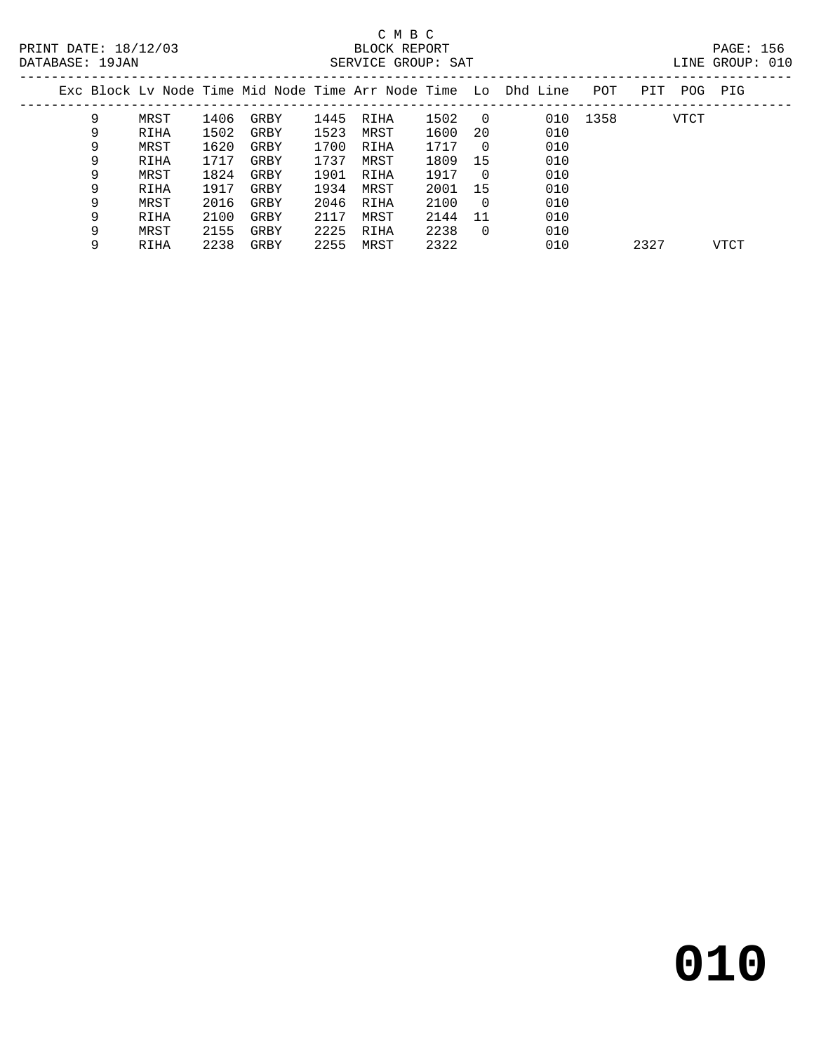C M B C

PRINT DATE: 18/12/03 BLOCK REPORT

DATABASE: 19JAN SERVICE GROUP: SAT LINE GROUP: 010

| Exc | Block | Lv Node | Time | Mid Node | Time | Arr Node | Time | Lo | Dhd Line | POT | PIT | POG | PIG |
|---|---|---|---|---|---|---|---|---|---|---|---|---|---|
| | 9 | MRST | 1406 | GRBY | 1445 | RIHA | 1502 | 0 | 010 | 1358 | | VTCT | |
| | 9 | RIHA | 1502 | GRBY | 1523 | MRST | 1600 | 20 | 010 | | | | |
| | 9 | MRST | 1620 | GRBY | 1700 | RIHA | 1717 | 0 | 010 | | | | |
| | 9 | RIHA | 1717 | GRBY | 1737 | MRST | 1809 | 15 | 010 | | | | |
| | 9 | MRST | 1824 | GRBY | 1901 | RIHA | 1917 | 0 | 010 | | | | |
| | 9 | RIHA | 1917 | GRBY | 1934 | MRST | 2001 | 15 | 010 | | | | |
| | 9 | MRST | 2016 | GRBY | 2046 | RIHA | 2100 | 0 | 010 | | | | |
| | 9 | RIHA | 2100 | GRBY | 2117 | MRST | 2144 | 11 | 010 | | | | |
| | 9 | MRST | 2155 | GRBY | 2225 | RIHA | 2238 | 0 | 010 | | | | |
| | 9 | RIHA | 2238 | GRBY | 2255 | MRST | 2322 | | 010 | | 2327 | | VTCT |

# 010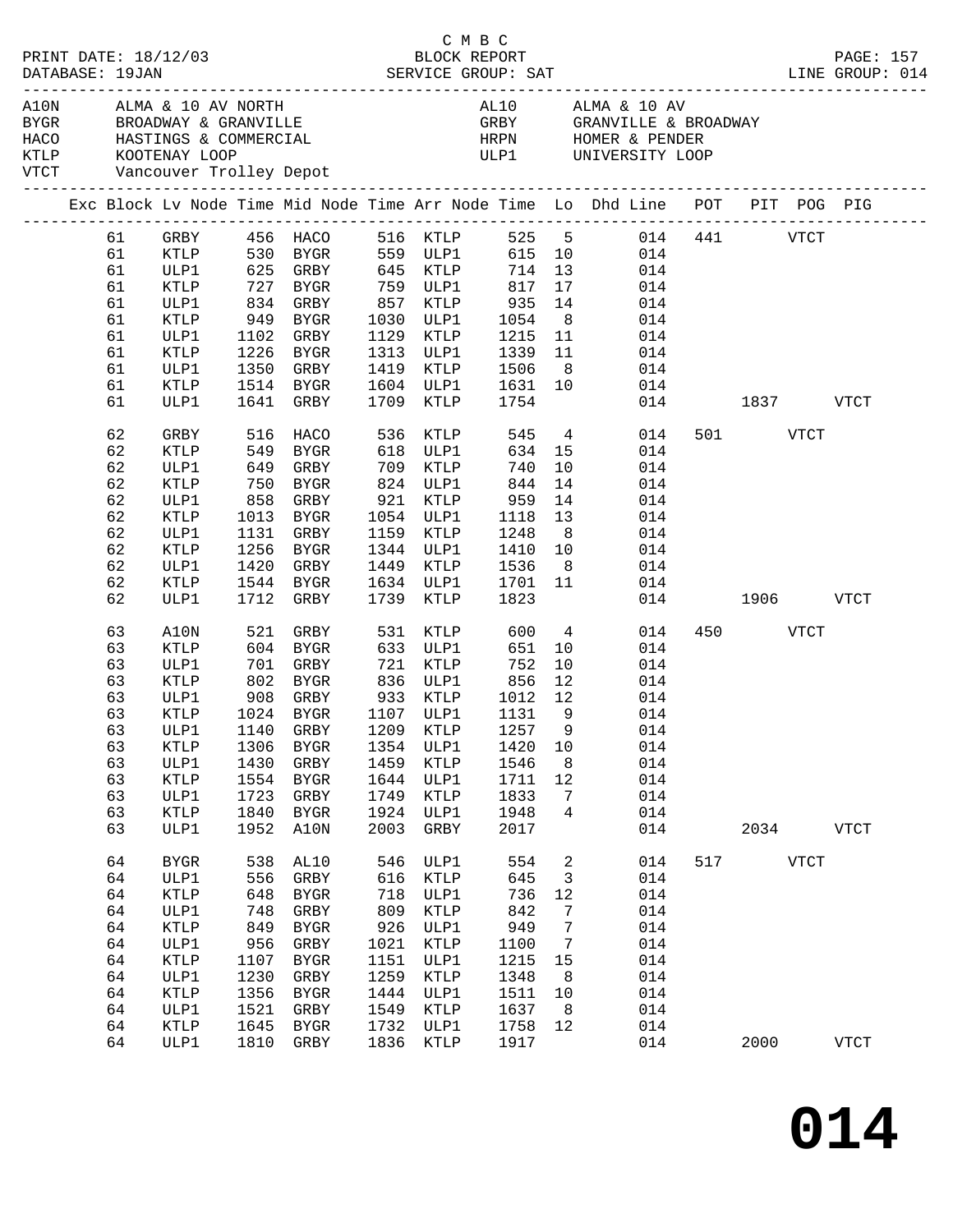C M B C
PRINT DATE: 18/12/03 BLOCK REPORT
DATABASE: 19JAN SERVICE GROUP: SAT LINE GROUP: 014

| Code | Location | Code | Location |
|---|---|---|---|
| A10N | ALMA & 10 AV NORTH | AL10 | ALMA & 10 AV |
| BYGR | BROADWAY & GRANVILLE | GRBY | GRANVILLE & BROADWAY |
| HACO | HASTINGS & COMMERCIAL | HRPN | HOMER & PENDER |
| KTLP | KOOTENAY LOOP | ULP1 | UNIVERSITY LOOP |
| VTCT | Vancouver Trolley Depot | | |

| Exc | Block | Lv Node | Time | Mid Node | Time | Arr Node | Time | Lo | Dhd Line | POT | PIT | POG | PIG |
|---|---|---|---|---|---|---|---|---|---|---|---|---|---|
| | 61 | GRBY | 456 | HACO | 516 | KTLP | 525 | 5 | 014 | 441 | | VTCT | |
| | 61 | KTLP | 530 | BYGR | 559 | ULP1 | 615 | 10 | 014 | | | | |
| | 61 | ULP1 | 625 | GRBY | 645 | KTLP | 714 | 13 | 014 | | | | |
| | 61 | KTLP | 727 | BYGR | 759 | ULP1 | 817 | 17 | 014 | | | | |
| | 61 | ULP1 | 834 | GRBY | 857 | KTLP | 935 | 14 | 014 | | | | |
| | 61 | KTLP | 949 | BYGR | 1030 | ULP1 | 1054 | 8 | 014 | | | | |
| | 61 | ULP1 | 1102 | GRBY | 1129 | KTLP | 1215 | 11 | 014 | | | | |
| | 61 | KTLP | 1226 | BYGR | 1313 | ULP1 | 1339 | 11 | 014 | | | | |
| | 61 | ULP1 | 1350 | GRBY | 1419 | KTLP | 1506 | 8 | 014 | | | | |
| | 61 | KTLP | 1514 | BYGR | 1604 | ULP1 | 1631 | 10 | 014 | | | | |
| | 61 | ULP1 | 1641 | GRBY | 1709 | KTLP | 1754 | | 014 | | 1837 | | VTCT |
| | 62 | GRBY | 516 | HACO | 536 | KTLP | 545 | 4 | 014 | 501 | | VTCT | |
| | 62 | KTLP | 549 | BYGR | 618 | ULP1 | 634 | 15 | 014 | | | | |
| | 62 | ULP1 | 649 | GRBY | 709 | KTLP | 740 | 10 | 014 | | | | |
| | 62 | KTLP | 750 | BYGR | 824 | ULP1 | 844 | 14 | 014 | | | | |
| | 62 | ULP1 | 858 | GRBY | 921 | KTLP | 959 | 14 | 014 | | | | |
| | 62 | KTLP | 1013 | BYGR | 1054 | ULP1 | 1118 | 13 | 014 | | | | |
| | 62 | ULP1 | 1131 | GRBY | 1159 | KTLP | 1248 | 8 | 014 | | | | |
| | 62 | KTLP | 1256 | BYGR | 1344 | ULP1 | 1410 | 10 | 014 | | | | |
| | 62 | ULP1 | 1420 | GRBY | 1449 | KTLP | 1536 | 8 | 014 | | | | |
| | 62 | KTLP | 1544 | BYGR | 1634 | ULP1 | 1701 | 11 | 014 | | | | |
| | 62 | ULP1 | 1712 | GRBY | 1739 | KTLP | 1823 | | 014 | | 1906 | | VTCT |
| | 63 | A10N | 521 | GRBY | 531 | KTLP | 600 | 4 | 014 | 450 | | VTCT | |
| | 63 | KTLP | 604 | BYGR | 633 | ULP1 | 651 | 10 | 014 | | | | |
| | 63 | ULP1 | 701 | GRBY | 721 | KTLP | 752 | 10 | 014 | | | | |
| | 63 | KTLP | 802 | BYGR | 836 | ULP1 | 856 | 12 | 014 | | | | |
| | 63 | ULP1 | 908 | GRBY | 933 | KTLP | 1012 | 12 | 014 | | | | |
| | 63 | KTLP | 1024 | BYGR | 1107 | ULP1 | 1131 | 9 | 014 | | | | |
| | 63 | ULP1 | 1140 | GRBY | 1209 | KTLP | 1257 | 9 | 014 | | | | |
| | 63 | KTLP | 1306 | BYGR | 1354 | ULP1 | 1420 | 10 | 014 | | | | |
| | 63 | ULP1 | 1430 | GRBY | 1459 | KTLP | 1546 | 8 | 014 | | | | |
| | 63 | KTLP | 1554 | BYGR | 1644 | ULP1 | 1711 | 12 | 014 | | | | |
| | 63 | ULP1 | 1723 | GRBY | 1749 | KTLP | 1833 | 7 | 014 | | | | |
| | 63 | KTLP | 1840 | BYGR | 1924 | ULP1 | 1948 | 4 | 014 | | | | |
| | 63 | ULP1 | 1952 | A10N | 2003 | GRBY | 2017 | | 014 | | 2034 | | VTCT |
| | 64 | BYGR | 538 | AL10 | 546 | ULP1 | 554 | 2 | 014 | 517 | | VTCT | |
| | 64 | ULP1 | 556 | GRBY | 616 | KTLP | 645 | 3 | 014 | | | | |
| | 64 | KTLP | 648 | BYGR | 718 | ULP1 | 736 | 12 | 014 | | | | |
| | 64 | ULP1 | 748 | GRBY | 809 | KTLP | 842 | 7 | 014 | | | | |
| | 64 | KTLP | 849 | BYGR | 926 | ULP1 | 949 | 7 | 014 | | | | |
| | 64 | ULP1 | 956 | GRBY | 1021 | KTLP | 1100 | 7 | 014 | | | | |
| | 64 | KTLP | 1107 | BYGR | 1151 | ULP1 | 1215 | 15 | 014 | | | | |
| | 64 | ULP1 | 1230 | GRBY | 1259 | KTLP | 1348 | 8 | 014 | | | | |
| | 64 | KTLP | 1356 | BYGR | 1444 | ULP1 | 1511 | 10 | 014 | | | | |
| | 64 | ULP1 | 1521 | GRBY | 1549 | KTLP | 1637 | 8 | 014 | | | | |
| | 64 | KTLP | 1645 | BYGR | 1732 | ULP1 | 1758 | 12 | 014 | | | | |
| | 64 | ULP1 | 1810 | GRBY | 1836 | KTLP | 1917 | | 014 | | 2000 | | VTCT |

# 014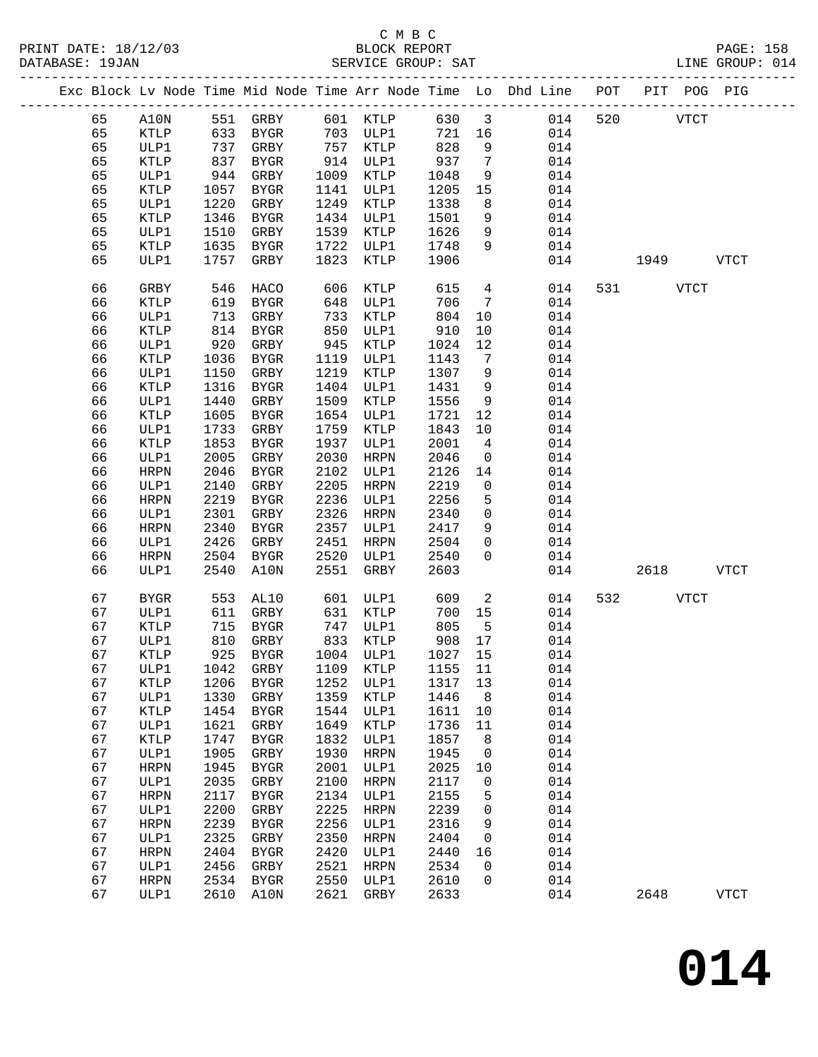C M B C
BLOCK REPORT
SERVICE GROUP: SAT

PRINT DATE: 18/12/03
DATABASE: 19JAN
LINE GROUP: 014

| Exc | Block | Lv | Node | Time | Mid Node | Time | Arr Node | Time | Lo | Dhd Line | POT | PIT | POG | PIG |
|---|---|---|---|---|---|---|---|---|---|---|---|---|---|---|
| | 65 | | A10N | 551 | GRBY | 601 | KTLP | 630 | 3 | 014 | 520 | | VTCT | |
| | 65 | | KTLP | 633 | BYGR | 703 | ULP1 | 721 | 16 | 014 | | | | |
| | 65 | | ULP1 | 737 | GRBY | 757 | KTLP | 828 | 9 | 014 | | | | |
| | 65 | | KTLP | 837 | BYGR | 914 | ULP1 | 937 | 7 | 014 | | | | |
| | 65 | | ULP1 | 944 | GRBY | 1009 | KTLP | 1048 | 9 | 014 | | | | |
| | 65 | | KTLP | 1057 | BYGR | 1141 | ULP1 | 1205 | 15 | 014 | | | | |
| | 65 | | ULP1 | 1220 | GRBY | 1249 | KTLP | 1338 | 8 | 014 | | | | |
| | 65 | | KTLP | 1346 | BYGR | 1434 | ULP1 | 1501 | 9 | 014 | | | | |
| | 65 | | ULP1 | 1510 | GRBY | 1539 | KTLP | 1626 | 9 | 014 | | | | |
| | 65 | | KTLP | 1635 | BYGR | 1722 | ULP1 | 1748 | 9 | 014 | | | | |
| | 65 | | ULP1 | 1757 | GRBY | 1823 | KTLP | 1906 | | 014 | | 1949 | | VTCT |
| | 66 | | GRBY | 546 | HACO | 606 | KTLP | 615 | 4 | 014 | 531 | | VTCT | |
| | 66 | | KTLP | 619 | BYGR | 648 | ULP1 | 706 | 7 | 014 | | | | |
| | 66 | | ULP1 | 713 | GRBY | 733 | KTLP | 804 | 10 | 014 | | | | |
| | 66 | | KTLP | 814 | BYGR | 850 | ULP1 | 910 | 10 | 014 | | | | |
| | 66 | | ULP1 | 920 | GRBY | 945 | KTLP | 1024 | 12 | 014 | | | | |
| | 66 | | KTLP | 1036 | BYGR | 1119 | ULP1 | 1143 | 7 | 014 | | | | |
| | 66 | | ULP1 | 1150 | GRBY | 1219 | KTLP | 1307 | 9 | 014 | | | | |
| | 66 | | KTLP | 1316 | BYGR | 1404 | ULP1 | 1431 | 9 | 014 | | | | |
| | 66 | | ULP1 | 1440 | GRBY | 1509 | KTLP | 1556 | 9 | 014 | | | | |
| | 66 | | KTLP | 1605 | BYGR | 1654 | ULP1 | 1721 | 12 | 014 | | | | |
| | 66 | | ULP1 | 1733 | GRBY | 1759 | KTLP | 1843 | 10 | 014 | | | | |
| | 66 | | KTLP | 1853 | BYGR | 1937 | ULP1 | 2001 | 4 | 014 | | | | |
| | 66 | | ULP1 | 2005 | GRBY | 2030 | HRPN | 2046 | 0 | 014 | | | | |
| | 66 | | HRPN | 2046 | BYGR | 2102 | ULP1 | 2126 | 14 | 014 | | | | |
| | 66 | | ULP1 | 2140 | GRBY | 2205 | HRPN | 2219 | 0 | 014 | | | | |
| | 66 | | HRPN | 2219 | BYGR | 2236 | ULP1 | 2256 | 5 | 014 | | | | |
| | 66 | | ULP1 | 2301 | GRBY | 2326 | HRPN | 2340 | 0 | 014 | | | | |
| | 66 | | HRPN | 2340 | BYGR | 2357 | ULP1 | 2417 | 9 | 014 | | | | |
| | 66 | | ULP1 | 2426 | GRBY | 2451 | HRPN | 2504 | 0 | 014 | | | | |
| | 66 | | HRPN | 2504 | BYGR | 2520 | ULP1 | 2540 | 0 | 014 | | | | |
| | 66 | | ULP1 | 2540 | A10N | 2551 | GRBY | 2603 | | 014 | | 2618 | | VTCT |
| | 67 | | BYGR | 553 | AL10 | 601 | ULP1 | 609 | 2 | 014 | 532 | | VTCT | |
| | 67 | | ULP1 | 611 | GRBY | 631 | KTLP | 700 | 15 | 014 | | | | |
| | 67 | | KTLP | 715 | BYGR | 747 | ULP1 | 805 | 5 | 014 | | | | |
| | 67 | | ULP1 | 810 | GRBY | 833 | KTLP | 908 | 17 | 014 | | | | |
| | 67 | | KTLP | 925 | BYGR | 1004 | ULP1 | 1027 | 15 | 014 | | | | |
| | 67 | | ULP1 | 1042 | GRBY | 1109 | KTLP | 1155 | 11 | 014 | | | | |
| | 67 | | KTLP | 1206 | BYGR | 1252 | ULP1 | 1317 | 13 | 014 | | | | |
| | 67 | | ULP1 | 1330 | GRBY | 1359 | KTLP | 1446 | 8 | 014 | | | | |
| | 67 | | KTLP | 1454 | BYGR | 1544 | ULP1 | 1611 | 10 | 014 | | | | |
| | 67 | | ULP1 | 1621 | GRBY | 1649 | KTLP | 1736 | 11 | 014 | | | | |
| | 67 | | KTLP | 1747 | BYGR | 1832 | ULP1 | 1857 | 8 | 014 | | | | |
| | 67 | | ULP1 | 1905 | GRBY | 1930 | HRPN | 1945 | 0 | 014 | | | | |
| | 67 | | HRPN | 1945 | BYGR | 2001 | ULP1 | 2025 | 10 | 014 | | | | |
| | 67 | | ULP1 | 2035 | GRBY | 2100 | HRPN | 2117 | 0 | 014 | | | | |
| | 67 | | HRPN | 2117 | BYGR | 2134 | ULP1 | 2155 | 5 | 014 | | | | |
| | 67 | | ULP1 | 2200 | GRBY | 2225 | HRPN | 2239 | 0 | 014 | | | | |
| | 67 | | HRPN | 2239 | BYGR | 2256 | ULP1 | 2316 | 9 | 014 | | | | |
| | 67 | | ULP1 | 2325 | GRBY | 2350 | HRPN | 2404 | 0 | 014 | | | | |
| | 67 | | HRPN | 2404 | BYGR | 2420 | ULP1 | 2440 | 16 | 014 | | | | |
| | 67 | | ULP1 | 2456 | GRBY | 2521 | HRPN | 2534 | 0 | 014 | | | | |
| | 67 | | HRPN | 2534 | BYGR | 2550 | ULP1 | 2610 | 0 | 014 | | | | |
| | 67 | | ULP1 | 2610 | A10N | 2621 | GRBY | 2633 | | 014 | | 2648 | | VTCT |

# 014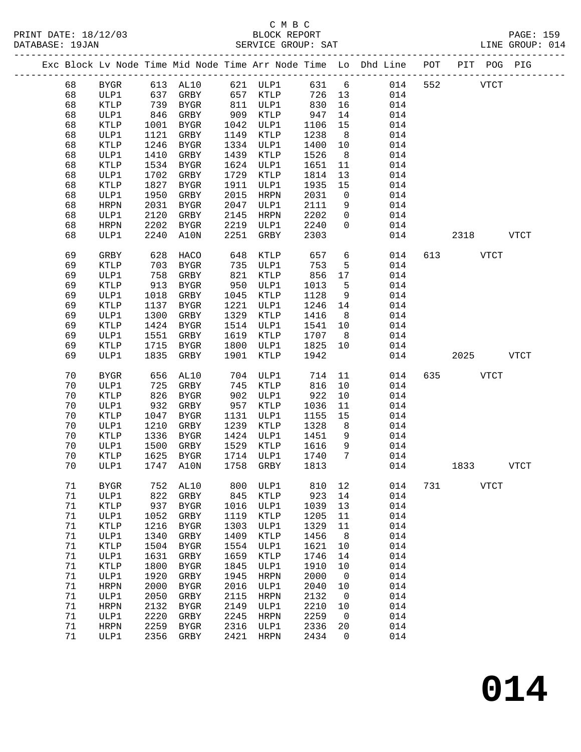C M B C
BLOCK REPORT
SERVICE GROUP: SAT

PRINT DATE: 18/12/03
DATABASE: 19JAN
LINE GROUP: 014

| Exc | Block | Lv Node | Time | Mid Node | Time | Arr Node | Time | Lo | Dhd Line | POT | PIT | POG | PIG |
|---|---|---|---|---|---|---|---|---|---|---|---|---|---|
| | 68 | BYGR | 613 | AL10 | 621 | ULP1 | 631 | 6 | 014 | 552 | | VTCT | |
| | 68 | ULP1 | 637 | GRBY | 657 | KTLP | 726 | 13 | 014 | | | | |
| | 68 | KTLP | 739 | BYGR | 811 | ULP1 | 830 | 16 | 014 | | | | |
| | 68 | ULP1 | 846 | GRBY | 909 | KTLP | 947 | 14 | 014 | | | | |
| | 68 | KTLP | 1001 | BYGR | 1042 | ULP1 | 1106 | 15 | 014 | | | | |
| | 68 | ULP1 | 1121 | GRBY | 1149 | KTLP | 1238 | 8 | 014 | | | | |
| | 68 | KTLP | 1246 | BYGR | 1334 | ULP1 | 1400 | 10 | 014 | | | | |
| | 68 | ULP1 | 1410 | GRBY | 1439 | KTLP | 1526 | 8 | 014 | | | | |
| | 68 | KTLP | 1534 | BYGR | 1624 | ULP1 | 1651 | 11 | 014 | | | | |
| | 68 | ULP1 | 1702 | GRBY | 1729 | KTLP | 1814 | 13 | 014 | | | | |
| | 68 | KTLP | 1827 | BYGR | 1911 | ULP1 | 1935 | 15 | 014 | | | | |
| | 68 | ULP1 | 1950 | GRBY | 2015 | HRPN | 2031 | 0 | 014 | | | | |
| | 68 | HRPN | 2031 | BYGR | 2047 | ULP1 | 2111 | 9 | 014 | | | | |
| | 68 | ULP1 | 2120 | GRBY | 2145 | HRPN | 2202 | 0 | 014 | | | | |
| | 68 | HRPN | 2202 | BYGR | 2219 | ULP1 | 2240 | 0 | 014 | | | | |
| | 68 | ULP1 | 2240 | A10N | 2251 | GRBY | 2303 | | 014 | | 2318 | | VTCT |
| | 69 | GRBY | 628 | HACO | 648 | KTLP | 657 | 6 | 014 | 613 | | VTCT | |
| | 69 | KTLP | 703 | BYGR | 735 | ULP1 | 753 | 5 | 014 | | | | |
| | 69 | ULP1 | 758 | GRBY | 821 | KTLP | 856 | 17 | 014 | | | | |
| | 69 | KTLP | 913 | BYGR | 950 | ULP1 | 1013 | 5 | 014 | | | | |
| | 69 | ULP1 | 1018 | GRBY | 1045 | KTLP | 1128 | 9 | 014 | | | | |
| | 69 | KTLP | 1137 | BYGR | 1221 | ULP1 | 1246 | 14 | 014 | | | | |
| | 69 | ULP1 | 1300 | GRBY | 1329 | KTLP | 1416 | 8 | 014 | | | | |
| | 69 | KTLP | 1424 | BYGR | 1514 | ULP1 | 1541 | 10 | 014 | | | | |
| | 69 | ULP1 | 1551 | GRBY | 1619 | KTLP | 1707 | 8 | 014 | | | | |
| | 69 | KTLP | 1715 | BYGR | 1800 | ULP1 | 1825 | 10 | 014 | | | | |
| | 69 | ULP1 | 1835 | GRBY | 1901 | KTLP | 1942 | | 014 | | 2025 | | VTCT |
| | 70 | BYGR | 656 | AL10 | 704 | ULP1 | 714 | 11 | 014 | 635 | | VTCT | |
| | 70 | ULP1 | 725 | GRBY | 745 | KTLP | 816 | 10 | 014 | | | | |
| | 70 | KTLP | 826 | BYGR | 902 | ULP1 | 922 | 10 | 014 | | | | |
| | 70 | ULP1 | 932 | GRBY | 957 | KTLP | 1036 | 11 | 014 | | | | |
| | 70 | KTLP | 1047 | BYGR | 1131 | ULP1 | 1155 | 15 | 014 | | | | |
| | 70 | ULP1 | 1210 | GRBY | 1239 | KTLP | 1328 | 8 | 014 | | | | |
| | 70 | KTLP | 1336 | BYGR | 1424 | ULP1 | 1451 | 9 | 014 | | | | |
| | 70 | ULP1 | 1500 | GRBY | 1529 | KTLP | 1616 | 9 | 014 | | | | |
| | 70 | KTLP | 1625 | BYGR | 1714 | ULP1 | 1740 | 7 | 014 | | | | |
| | 70 | ULP1 | 1747 | A10N | 1758 | GRBY | 1813 | | 014 | | 1833 | | VTCT |
| | 71 | BYGR | 752 | AL10 | 800 | ULP1 | 810 | 12 | 014 | 731 | | VTCT | |
| | 71 | ULP1 | 822 | GRBY | 845 | KTLP | 923 | 14 | 014 | | | | |
| | 71 | KTLP | 937 | BYGR | 1016 | ULP1 | 1039 | 13 | 014 | | | | |
| | 71 | ULP1 | 1052 | GRBY | 1119 | KTLP | 1205 | 11 | 014 | | | | |
| | 71 | KTLP | 1216 | BYGR | 1303 | ULP1 | 1329 | 11 | 014 | | | | |
| | 71 | ULP1 | 1340 | GRBY | 1409 | KTLP | 1456 | 8 | 014 | | | | |
| | 71 | KTLP | 1504 | BYGR | 1554 | ULP1 | 1621 | 10 | 014 | | | | |
| | 71 | ULP1 | 1631 | GRBY | 1659 | KTLP | 1746 | 14 | 014 | | | | |
| | 71 | KTLP | 1800 | BYGR | 1845 | ULP1 | 1910 | 10 | 014 | | | | |
| | 71 | ULP1 | 1920 | GRBY | 1945 | HRPN | 2000 | 0 | 014 | | | | |
| | 71 | HRPN | 2000 | BYGR | 2016 | ULP1 | 2040 | 10 | 014 | | | | |
| | 71 | ULP1 | 2050 | GRBY | 2115 | HRPN | 2132 | 0 | 014 | | | | |
| | 71 | HRPN | 2132 | BYGR | 2149 | ULP1 | 2210 | 10 | 014 | | | | |
| | 71 | ULP1 | 2220 | GRBY | 2245 | HRPN | 2259 | 0 | 014 | | | | |
| | 71 | HRPN | 2259 | BYGR | 2316 | ULP1 | 2336 | 20 | 014 | | | | |
| | 71 | ULP1 | 2356 | GRBY | 2421 | HRPN | 2434 | 0 | 014 | | | | |

**014**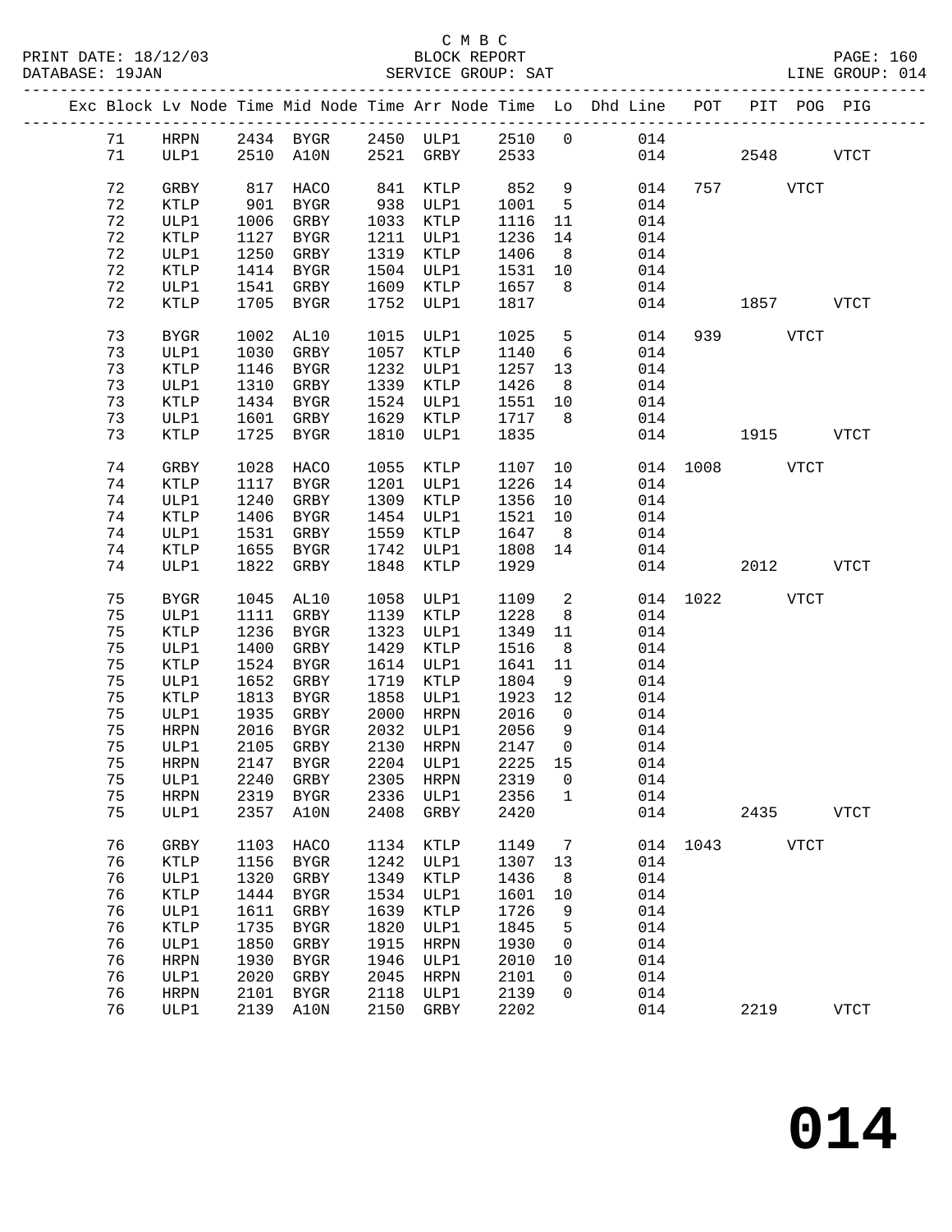C M B C

BLOCK REPORT

SERVICE GROUP: SAT

PRINT DATE: 18/12/03
DATABASE: 19JAN

LINE GROUP: 014

| Exc | Block | Lv Node | Time | Mid Node | Time | Arr Node | Time | Lo | Dhd Line | POT | PIT | POG | PIG |
|---|---|---|---|---|---|---|---|---|---|---|---|---|---|
| | 71 | HRPN | 2434 | BYGR | 2450 | ULP1 | 2510 | 0 | 014 | | | | |
| | 71 | ULP1 | 2510 | A10N | 2521 | GRBY | 2533 | | 014 | | 2548 | | VTCT |
| | 72 | GRBY | 817 | HACO | 841 | KTLP | 852 | 9 | 014 | 757 | | VTCT | |
| | 72 | KTLP | 901 | BYGR | 938 | ULP1 | 1001 | 5 | 014 | | | | |
| | 72 | ULP1 | 1006 | GRBY | 1033 | KTLP | 1116 | 11 | 014 | | | | |
| | 72 | KTLP | 1127 | BYGR | 1211 | ULP1 | 1236 | 14 | 014 | | | | |
| | 72 | ULP1 | 1250 | GRBY | 1319 | KTLP | 1406 | 8 | 014 | | | | |
| | 72 | KTLP | 1414 | BYGR | 1504 | ULP1 | 1531 | 10 | 014 | | | | |
| | 72 | ULP1 | 1541 | GRBY | 1609 | KTLP | 1657 | 8 | 014 | | | | |
| | 72 | KTLP | 1705 | BYGR | 1752 | ULP1 | 1817 | | 014 | | 1857 | | VTCT |
| | 73 | BYGR | 1002 | AL10 | 1015 | ULP1 | 1025 | 5 | 014 | 939 | | VTCT | |
| | 73 | ULP1 | 1030 | GRBY | 1057 | KTLP | 1140 | 6 | 014 | | | | |
| | 73 | KTLP | 1146 | BYGR | 1232 | ULP1 | 1257 | 13 | 014 | | | | |
| | 73 | ULP1 | 1310 | GRBY | 1339 | KTLP | 1426 | 8 | 014 | | | | |
| | 73 | KTLP | 1434 | BYGR | 1524 | ULP1 | 1551 | 10 | 014 | | | | |
| | 73 | ULP1 | 1601 | GRBY | 1629 | KTLP | 1717 | 8 | 014 | | | | |
| | 73 | KTLP | 1725 | BYGR | 1810 | ULP1 | 1835 | | 014 | | 1915 | | VTCT |
| | 74 | GRBY | 1028 | HACO | 1055 | KTLP | 1107 | 10 | 014 | 1008 | | VTCT | |
| | 74 | KTLP | 1117 | BYGR | 1201 | ULP1 | 1226 | 14 | 014 | | | | |
| | 74 | ULP1 | 1240 | GRBY | 1309 | KTLP | 1356 | 10 | 014 | | | | |
| | 74 | KTLP | 1406 | BYGR | 1454 | ULP1 | 1521 | 10 | 014 | | | | |
| | 74 | ULP1 | 1531 | GRBY | 1559 | KTLP | 1647 | 8 | 014 | | | | |
| | 74 | KTLP | 1655 | BYGR | 1742 | ULP1 | 1808 | 14 | 014 | | | | |
| | 74 | ULP1 | 1822 | GRBY | 1848 | KTLP | 1929 | | 014 | | 2012 | | VTCT |
| | 75 | BYGR | 1045 | AL10 | 1058 | ULP1 | 1109 | 2 | 014 | 1022 | | VTCT | |
| | 75 | ULP1 | 1111 | GRBY | 1139 | KTLP | 1228 | 8 | 014 | | | | |
| | 75 | KTLP | 1236 | BYGR | 1323 | ULP1 | 1349 | 11 | 014 | | | | |
| | 75 | ULP1 | 1400 | GRBY | 1429 | KTLP | 1516 | 8 | 014 | | | | |
| | 75 | KTLP | 1524 | BYGR | 1614 | ULP1 | 1641 | 11 | 014 | | | | |
| | 75 | ULP1 | 1652 | GRBY | 1719 | KTLP | 1804 | 9 | 014 | | | | |
| | 75 | KTLP | 1813 | BYGR | 1858 | ULP1 | 1923 | 12 | 014 | | | | |
| | 75 | ULP1 | 1935 | GRBY | 2000 | HRPN | 2016 | 0 | 014 | | | | |
| | 75 | HRPN | 2016 | BYGR | 2032 | ULP1 | 2056 | 9 | 014 | | | | |
| | 75 | ULP1 | 2105 | GRBY | 2130 | HRPN | 2147 | 0 | 014 | | | | |
| | 75 | HRPN | 2147 | BYGR | 2204 | ULP1 | 2225 | 15 | 014 | | | | |
| | 75 | ULP1 | 2240 | GRBY | 2305 | HRPN | 2319 | 0 | 014 | | | | |
| | 75 | HRPN | 2319 | BYGR | 2336 | ULP1 | 2356 | 1 | 014 | | | | |
| | 75 | ULP1 | 2357 | A10N | 2408 | GRBY | 2420 | | 014 | | 2435 | | VTCT |
| | 76 | GRBY | 1103 | HACO | 1134 | KTLP | 1149 | 7 | 014 | 1043 | | VTCT | |
| | 76 | KTLP | 1156 | BYGR | 1242 | ULP1 | 1307 | 13 | 014 | | | | |
| | 76 | ULP1 | 1320 | GRBY | 1349 | KTLP | 1436 | 8 | 014 | | | | |
| | 76 | KTLP | 1444 | BYGR | 1534 | ULP1 | 1601 | 10 | 014 | | | | |
| | 76 | ULP1 | 1611 | GRBY | 1639 | KTLP | 1726 | 9 | 014 | | | | |
| | 76 | KTLP | 1735 | BYGR | 1820 | ULP1 | 1845 | 5 | 014 | | | | |
| | 76 | ULP1 | 1850 | GRBY | 1915 | HRPN | 1930 | 0 | 014 | | | | |
| | 76 | HRPN | 1930 | BYGR | 1946 | ULP1 | 2010 | 10 | 014 | | | | |
| | 76 | ULP1 | 2020 | GRBY | 2045 | HRPN | 2101 | 0 | 014 | | | | |
| | 76 | HRPN | 2101 | BYGR | 2118 | ULP1 | 2139 | 0 | 014 | | | | |
| | 76 | ULP1 | 2139 | A10N | 2150 | GRBY | 2202 | | 014 | | 2219 | | VTCT |

# 014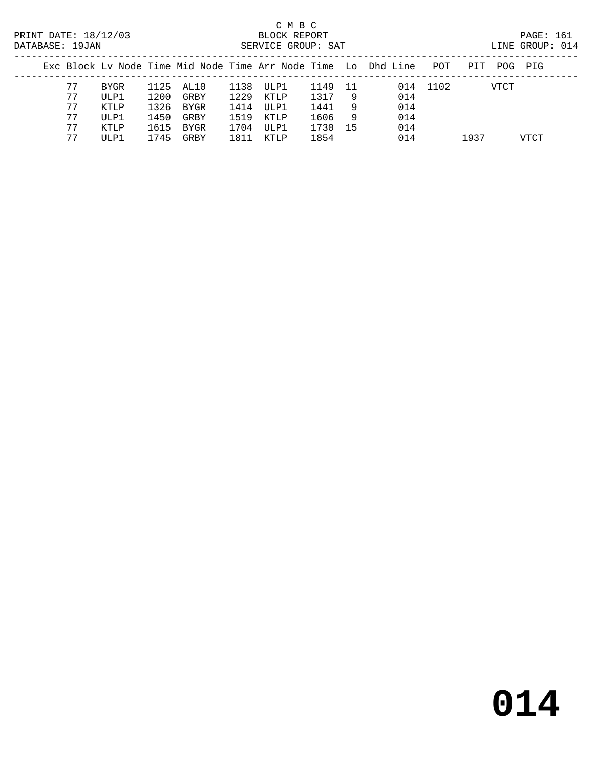C M B C
BLOCK REPORT
SERVICE GROUP: SAT

PRINT DATE: 18/12/03
DATABASE: 19JAN

LINE GROUP: 014

| Exc | Block | Lv | Node | Time | Mid Node | Time | Arr Node | Time | Lo | Dhd | Line | POT | PIT | POG | PIG |
|---|---|---|---|---|---|---|---|---|---|---|---|---|---|---|---|
| | 77 | | BYGR | 1125 | AL10 | 1138 | ULP1 | 1149 | 11 | | 014 | 1102 | | VTCT | |
| | 77 | | ULP1 | 1200 | GRBY | 1229 | KTLP | 1317 | 9 | | 014 | | | | |
| | 77 | | KTLP | 1326 | BYGR | 1414 | ULP1 | 1441 | 9 | | 014 | | | | |
| | 77 | | ULP1 | 1450 | GRBY | 1519 | KTLP | 1606 | 9 | | 014 | | | | |
| | 77 | | KTLP | 1615 | BYGR | 1704 | ULP1 | 1730 | 15 | | 014 | | | | |
| | 77 | | ULP1 | 1745 | GRBY | 1811 | KTLP | 1854 | | | 014 | | 1937 | | VTCT |

# 014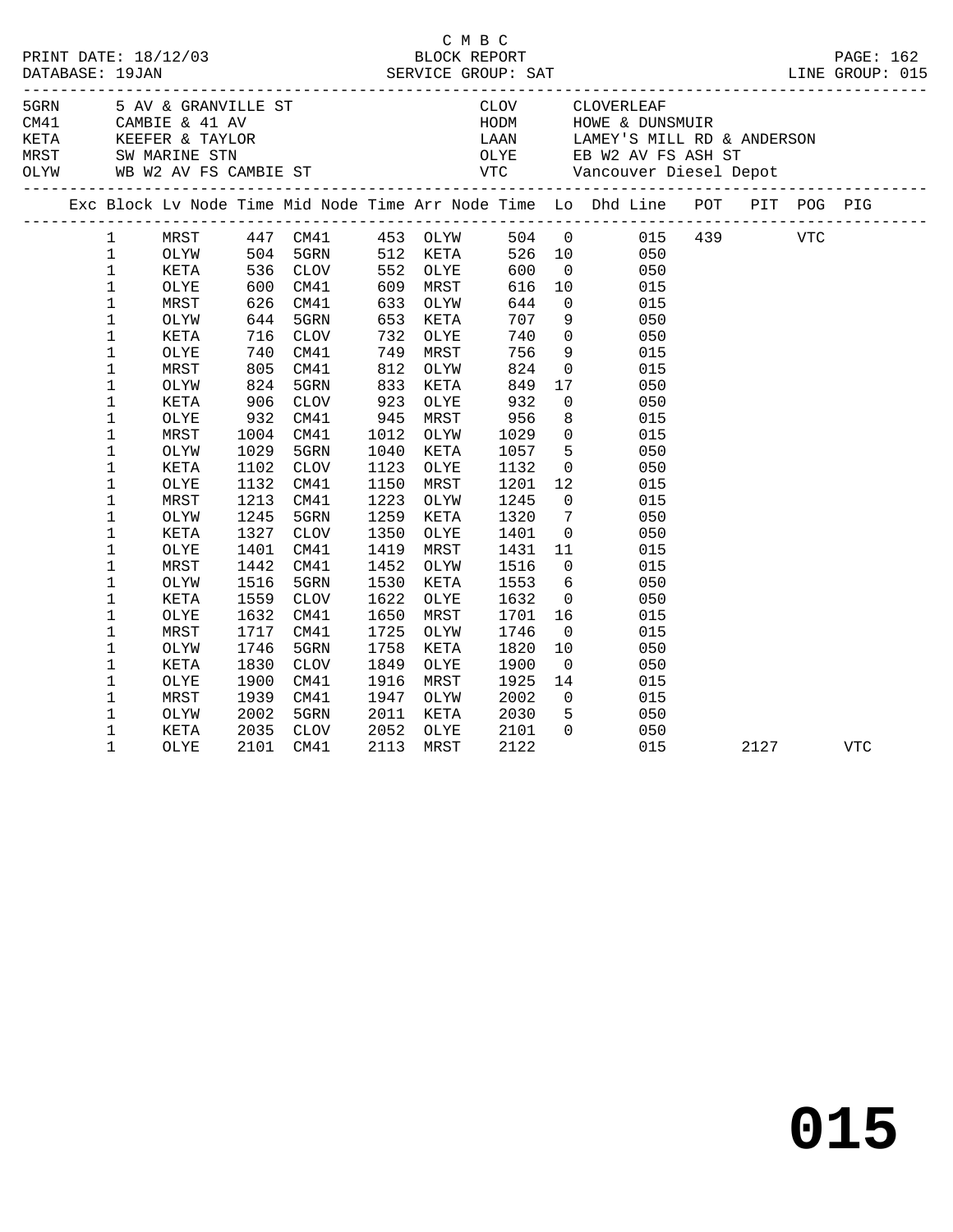C M B C

PRINT DATE: 18/12/03 BLOCK REPORT
DATABASE: 19JAN SERVICE GROUP: SAT LINE GROUP: 015

| Code | Description | Code | Description |
|---|---|---|---|
| 5GRN | 5 AV & GRANVILLE ST | CLOV | CLOVERLEAF |
| CM41 | CAMBIE & 41 AV | HODM | HOWE & DUNSMUIR |
| KETA | KEEFER & TAYLOR | LAAN | LAMEY'S MILL RD & ANDERSON |
| MRST | SW MARINE STN | OLYE | EB W2 AV FS ASH ST |
| OLYW | WB W2 AV FS CAMBIE ST | VTC | Vancouver Diesel Depot |

| Exc | Block | Lv Node | Time | Mid Node | Time | Arr Node | Time | Lo | Dhd Line | POT | PIT | POG | PIG |
|---|---|---|---|---|---|---|---|---|---|---|---|---|---|
| | 1 | MRST | 447 | CM41 | 453 | OLYW | 504 | 0 | 015 | 439 | | VTC | |
| | 1 | OLYW | 504 | 5GRN | 512 | KETA | 526 | 10 | 050 | | | | |
| | 1 | KETA | 536 | CLOV | 552 | OLYE | 600 | 0 | 050 | | | | |
| | 1 | OLYE | 600 | CM41 | 609 | MRST | 616 | 10 | 015 | | | | |
| | 1 | MRST | 626 | CM41 | 633 | OLYW | 644 | 0 | 015 | | | | |
| | 1 | OLYW | 644 | 5GRN | 653 | KETA | 707 | 9 | 050 | | | | |
| | 1 | KETA | 716 | CLOV | 732 | OLYE | 740 | 0 | 050 | | | | |
| | 1 | OLYE | 740 | CM41 | 749 | MRST | 756 | 9 | 015 | | | | |
| | 1 | MRST | 805 | CM41 | 812 | OLYW | 824 | 0 | 015 | | | | |
| | 1 | OLYW | 824 | 5GRN | 833 | KETA | 849 | 17 | 050 | | | | |
| | 1 | KETA | 906 | CLOV | 923 | OLYE | 932 | 0 | 050 | | | | |
| | 1 | OLYE | 932 | CM41 | 945 | MRST | 956 | 8 | 015 | | | | |
| | 1 | MRST | 1004 | CM41 | 1012 | OLYW | 1029 | 0 | 015 | | | | |
| | 1 | OLYW | 1029 | 5GRN | 1040 | KETA | 1057 | 5 | 050 | | | | |
| | 1 | KETA | 1102 | CLOV | 1123 | OLYE | 1132 | 0 | 050 | | | | |
| | 1 | OLYE | 1132 | CM41 | 1150 | MRST | 1201 | 12 | 015 | | | | |
| | 1 | MRST | 1213 | CM41 | 1223 | OLYW | 1245 | 0 | 015 | | | | |
| | 1 | OLYW | 1245 | 5GRN | 1259 | KETA | 1320 | 7 | 050 | | | | |
| | 1 | KETA | 1327 | CLOV | 1350 | OLYE | 1401 | 0 | 050 | | | | |
| | 1 | OLYE | 1401 | CM41 | 1419 | MRST | 1431 | 11 | 015 | | | | |
| | 1 | MRST | 1442 | CM41 | 1452 | OLYW | 1516 | 0 | 015 | | | | |
| | 1 | OLYW | 1516 | 5GRN | 1530 | KETA | 1553 | 6 | 050 | | | | |
| | 1 | KETA | 1559 | CLOV | 1622 | OLYE | 1632 | 0 | 050 | | | | |
| | 1 | OLYE | 1632 | CM41 | 1650 | MRST | 1701 | 16 | 015 | | | | |
| | 1 | MRST | 1717 | CM41 | 1725 | OLYW | 1746 | 0 | 015 | | | | |
| | 1 | OLYW | 1746 | 5GRN | 1758 | KETA | 1820 | 10 | 050 | | | | |
| | 1 | KETA | 1830 | CLOV | 1849 | OLYE | 1900 | 0 | 050 | | | | |
| | 1 | OLYE | 1900 | CM41 | 1916 | MRST | 1925 | 14 | 015 | | | | |
| | 1 | MRST | 1939 | CM41 | 1947 | OLYW | 2002 | 0 | 015 | | | | |
| | 1 | OLYW | 2002 | 5GRN | 2011 | KETA | 2030 | 5 | 050 | | | | |
| | 1 | KETA | 2035 | CLOV | 2052 | OLYE | 2101 | 0 | 050 | | | | |
| | 1 | OLYE | 2101 | CM41 | 2113 | MRST | 2122 | | 015 | | 2127 | | VTC |

**015**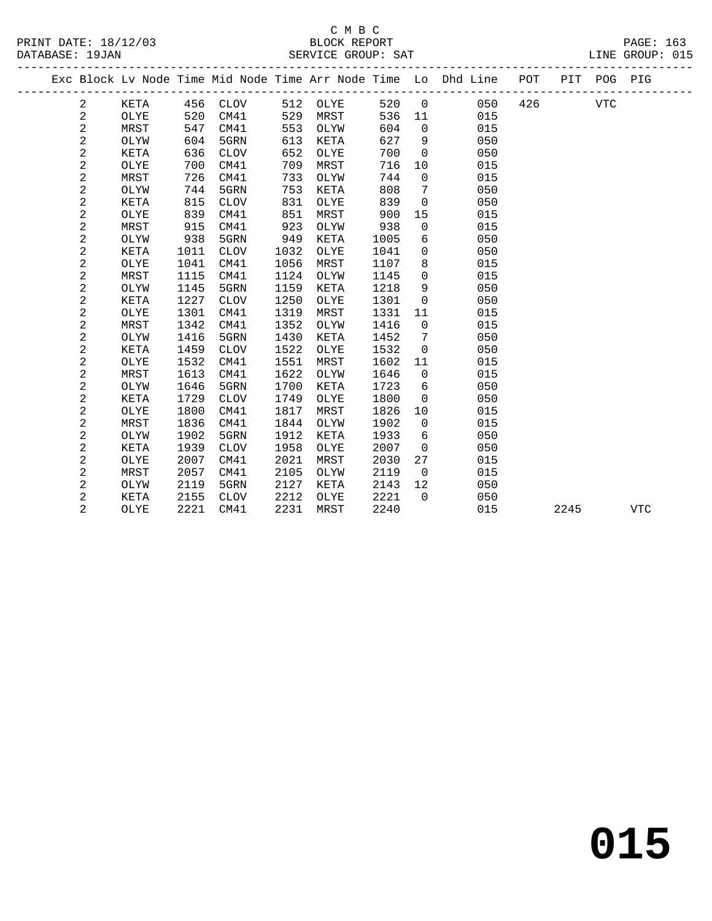C M B C

PRINT DATE: 18/12/03 BLOCK REPORT PAGE: 163
DATABASE: 19JAN SERVICE GROUP: SAT LINE GROUP: 015

| Exc | Block | Lv | Node | Time | Mid Node | Time | Arr Node | Time | Lo | Dhd Line | POT | PIT | POG | PIG |
|---|---|---|---|---|---|---|---|---|---|---|---|---|---|---|
| | 2 | | KETA | 456 | CLOV | 512 | OLYE | 520 | 0 | 050 | 426 | | VTC | |
| | 2 | | OLYE | 520 | CM41 | 529 | MRST | 536 | 11 | 015 | | | | |
| | 2 | | MRST | 547 | CM41 | 553 | OLYW | 604 | 0 | 015 | | | | |
| | 2 | | OLYW | 604 | 5GRN | 613 | KETA | 627 | 9 | 050 | | | | |
| | 2 | | KETA | 636 | CLOV | 652 | OLYE | 700 | 0 | 050 | | | | |
| | 2 | | OLYE | 700 | CM41 | 709 | MRST | 716 | 10 | 015 | | | | |
| | 2 | | MRST | 726 | CM41 | 733 | OLYW | 744 | 0 | 015 | | | | |
| | 2 | | OLYW | 744 | 5GRN | 753 | KETA | 808 | 7 | 050 | | | | |
| | 2 | | KETA | 815 | CLOV | 831 | OLYE | 839 | 0 | 050 | | | | |
| | 2 | | OLYE | 839 | CM41 | 851 | MRST | 900 | 15 | 015 | | | | |
| | 2 | | MRST | 915 | CM41 | 923 | OLYW | 938 | 0 | 015 | | | | |
| | 2 | | OLYW | 938 | 5GRN | 949 | KETA | 1005 | 6 | 050 | | | | |
| | 2 | | KETA | 1011 | CLOV | 1032 | OLYE | 1041 | 0 | 050 | | | | |
| | 2 | | OLYE | 1041 | CM41 | 1056 | MRST | 1107 | 8 | 015 | | | | |
| | 2 | | MRST | 1115 | CM41 | 1124 | OLYW | 1145 | 0 | 015 | | | | |
| | 2 | | OLYW | 1145 | 5GRN | 1159 | KETA | 1218 | 9 | 050 | | | | |
| | 2 | | KETA | 1227 | CLOV | 1250 | OLYE | 1301 | 0 | 050 | | | | |
| | 2 | | OLYE | 1301 | CM41 | 1319 | MRST | 1331 | 11 | 015 | | | | |
| | 2 | | MRST | 1342 | CM41 | 1352 | OLYW | 1416 | 0 | 015 | | | | |
| | 2 | | OLYW | 1416 | 5GRN | 1430 | KETA | 1452 | 7 | 050 | | | | |
| | 2 | | KETA | 1459 | CLOV | 1522 | OLYE | 1532 | 0 | 050 | | | | |
| | 2 | | OLYE | 1532 | CM41 | 1551 | MRST | 1602 | 11 | 015 | | | | |
| | 2 | | MRST | 1613 | CM41 | 1622 | OLYW | 1646 | 0 | 015 | | | | |
| | 2 | | OLYW | 1646 | 5GRN | 1700 | KETA | 1723 | 6 | 050 | | | | |
| | 2 | | KETA | 1729 | CLOV | 1749 | OLYE | 1800 | 0 | 050 | | | | |
| | 2 | | OLYE | 1800 | CM41 | 1817 | MRST | 1826 | 10 | 015 | | | | |
| | 2 | | MRST | 1836 | CM41 | 1844 | OLYW | 1902 | 0 | 015 | | | | |
| | 2 | | OLYW | 1902 | 5GRN | 1912 | KETA | 1933 | 6 | 050 | | | | |
| | 2 | | KETA | 1939 | CLOV | 1958 | OLYE | 2007 | 0 | 050 | | | | |
| | 2 | | OLYE | 2007 | CM41 | 2021 | MRST | 2030 | 27 | 015 | | | | |
| | 2 | | MRST | 2057 | CM41 | 2105 | OLYW | 2119 | 0 | 015 | | | | |
| | 2 | | OLYW | 2119 | 5GRN | 2127 | KETA | 2143 | 12 | 050 | | | | |
| | 2 | | KETA | 2155 | CLOV | 2212 | OLYE | 2221 | 0 | 050 | | | | |
| | 2 | | OLYE | 2221 | CM41 | 2231 | MRST | 2240 | | 015 | | 2245 | | VTC |

**015**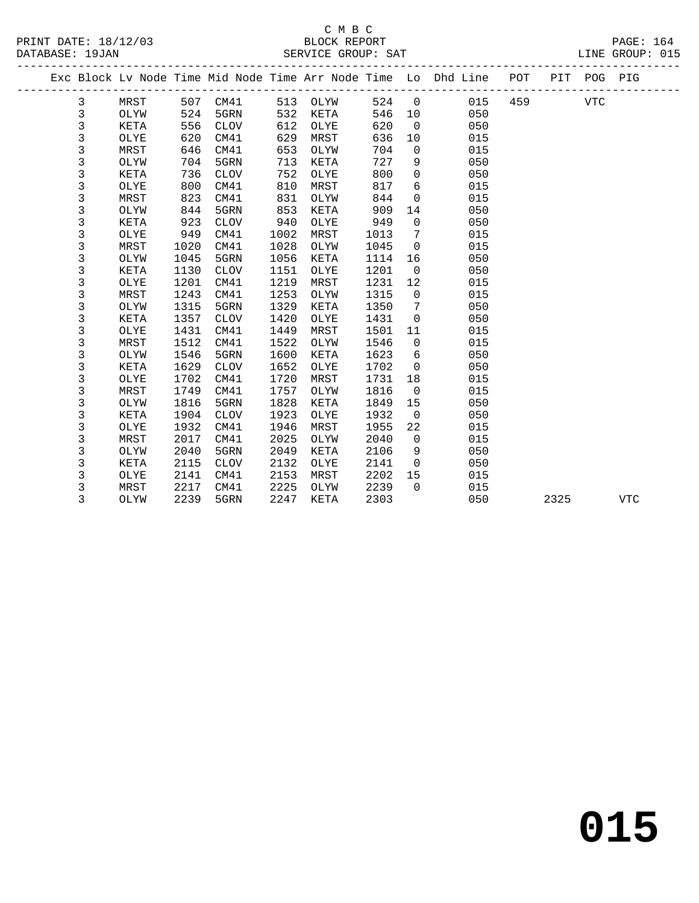C M B C

PRINT DATE: 18/12/03 BLOCK REPORT PAGE: 164
DATABASE: 19JAN SERVICE GROUP: SAT LINE GROUP: 015

| Exc | Block | Lv Node | Time | Mid Node | Time | Arr Node | Time | Lo | Dhd Line | POT | PIT | POG | PIG |
|---|---|---|---|---|---|---|---|---|---|---|---|---|---|
| | 3 | MRST | 507 | CM41 | 513 | OLYW | 524 | 0 | 015 | 459 | | VTC | |
| | 3 | OLYW | 524 | 5GRN | 532 | KETA | 546 | 10 | 050 | | | | |
| | 3 | KETA | 556 | CLOV | 612 | OLYE | 620 | 0 | 050 | | | | |
| | 3 | OLYE | 620 | CM41 | 629 | MRST | 636 | 10 | 015 | | | | |
| | 3 | MRST | 646 | CM41 | 653 | OLYW | 704 | 0 | 015 | | | | |
| | 3 | OLYW | 704 | 5GRN | 713 | KETA | 727 | 9 | 050 | | | | |
| | 3 | KETA | 736 | CLOV | 752 | OLYE | 800 | 0 | 050 | | | | |
| | 3 | OLYE | 800 | CM41 | 810 | MRST | 817 | 6 | 015 | | | | |
| | 3 | MRST | 823 | CM41 | 831 | OLYW | 844 | 0 | 015 | | | | |
| | 3 | OLYW | 844 | 5GRN | 853 | KETA | 909 | 14 | 050 | | | | |
| | 3 | KETA | 923 | CLOV | 940 | OLYE | 949 | 0 | 050 | | | | |
| | 3 | OLYE | 949 | CM41 | 1002 | MRST | 1013 | 7 | 015 | | | | |
| | 3 | MRST | 1020 | CM41 | 1028 | OLYW | 1045 | 0 | 015 | | | | |
| | 3 | OLYW | 1045 | 5GRN | 1056 | KETA | 1114 | 16 | 050 | | | | |
| | 3 | KETA | 1130 | CLOV | 1151 | OLYE | 1201 | 0 | 050 | | | | |
| | 3 | OLYE | 1201 | CM41 | 1219 | MRST | 1231 | 12 | 015 | | | | |
| | 3 | MRST | 1243 | CM41 | 1253 | OLYW | 1315 | 0 | 015 | | | | |
| | 3 | OLYW | 1315 | 5GRN | 1329 | KETA | 1350 | 7 | 050 | | | | |
| | 3 | KETA | 1357 | CLOV | 1420 | OLYE | 1431 | 0 | 050 | | | | |
| | 3 | OLYE | 1431 | CM41 | 1449 | MRST | 1501 | 11 | 015 | | | | |
| | 3 | MRST | 1512 | CM41 | 1522 | OLYW | 1546 | 0 | 015 | | | | |
| | 3 | OLYW | 1546 | 5GRN | 1600 | KETA | 1623 | 6 | 050 | | | | |
| | 3 | KETA | 1629 | CLOV | 1652 | OLYE | 1702 | 0 | 050 | | | | |
| | 3 | OLYE | 1702 | CM41 | 1720 | MRST | 1731 | 18 | 015 | | | | |
| | 3 | MRST | 1749 | CM41 | 1757 | OLYW | 1816 | 0 | 015 | | | | |
| | 3 | OLYW | 1816 | 5GRN | 1828 | KETA | 1849 | 15 | 050 | | | | |
| | 3 | KETA | 1904 | CLOV | 1923 | OLYE | 1932 | 0 | 050 | | | | |
| | 3 | OLYE | 1932 | CM41 | 1946 | MRST | 1955 | 22 | 015 | | | | |
| | 3 | MRST | 2017 | CM41 | 2025 | OLYW | 2040 | 0 | 015 | | | | |
| | 3 | OLYW | 2040 | 5GRN | 2049 | KETA | 2106 | 9 | 050 | | | | |
| | 3 | KETA | 2115 | CLOV | 2132 | OLYE | 2141 | 0 | 050 | | | | |
| | 3 | OLYE | 2141 | CM41 | 2153 | MRST | 2202 | 15 | 015 | | | | |
| | 3 | MRST | 2217 | CM41 | 2225 | OLYW | 2239 | 0 | 015 | | | | |
| | 3 | OLYW | 2239 | 5GRN | 2247 | KETA | 2303 | | 050 | | 2325 | | VTC |

**015**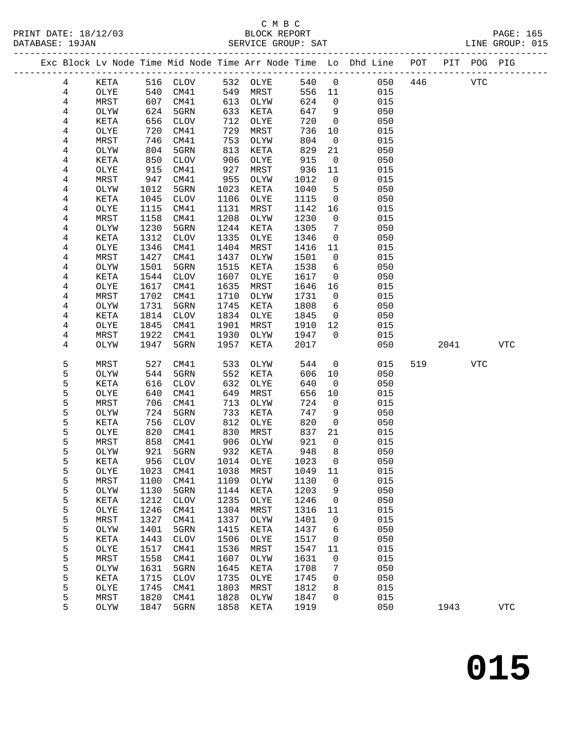C M B C

PRINT DATE: 18/12/03 BLOCK REPORT
DATABASE: 19JAN SERVICE GROUP: SAT LINE GROUP: 015

| Exc | Block | Lv Node | Time | Mid Node | Time | Arr Node | Time | Lo | Dhd Line | POT | PIT | POG | PIG |
|---|---|---|---|---|---|---|---|---|---|---|---|---|---|
| | 4 | KETA | 516 | CLOV | 532 | OLYE | 540 | 0 | 050 | 446 | | VTC | |
| | 4 | OLYE | 540 | CM41 | 549 | MRST | 556 | 11 | 015 | | | | |
| | 4 | MRST | 607 | CM41 | 613 | OLYW | 624 | 0 | 015 | | | | |
| | 4 | OLYW | 624 | 5GRN | 633 | KETA | 647 | 9 | 050 | | | | |
| | 4 | KETA | 656 | CLOV | 712 | OLYE | 720 | 0 | 050 | | | | |
| | 4 | OLYE | 720 | CM41 | 729 | MRST | 736 | 10 | 015 | | | | |
| | 4 | MRST | 746 | CM41 | 753 | OLYW | 804 | 0 | 015 | | | | |
| | 4 | OLYW | 804 | 5GRN | 813 | KETA | 829 | 21 | 050 | | | | |
| | 4 | KETA | 850 | CLOV | 906 | OLYE | 915 | 0 | 050 | | | | |
| | 4 | OLYE | 915 | CM41 | 927 | MRST | 936 | 11 | 015 | | | | |
| | 4 | MRST | 947 | CM41 | 955 | OLYW | 1012 | 0 | 015 | | | | |
| | 4 | OLYW | 1012 | 5GRN | 1023 | KETA | 1040 | 5 | 050 | | | | |
| | 4 | KETA | 1045 | CLOV | 1106 | OLYE | 1115 | 0 | 050 | | | | |
| | 4 | OLYE | 1115 | CM41 | 1131 | MRST | 1142 | 16 | 015 | | | | |
| | 4 | MRST | 1158 | CM41 | 1208 | OLYW | 1230 | 0 | 015 | | | | |
| | 4 | OLYW | 1230 | 5GRN | 1244 | KETA | 1305 | 7 | 050 | | | | |
| | 4 | KETA | 1312 | CLOV | 1335 | OLYE | 1346 | 0 | 050 | | | | |
| | 4 | OLYE | 1346 | CM41 | 1404 | MRST | 1416 | 11 | 015 | | | | |
| | 4 | MRST | 1427 | CM41 | 1437 | OLYW | 1501 | 0 | 015 | | | | |
| | 4 | OLYW | 1501 | 5GRN | 1515 | KETA | 1538 | 6 | 050 | | | | |
| | 4 | KETA | 1544 | CLOV | 1607 | OLYE | 1617 | 0 | 050 | | | | |
| | 4 | OLYE | 1617 | CM41 | 1635 | MRST | 1646 | 16 | 015 | | | | |
| | 4 | MRST | 1702 | CM41 | 1710 | OLYW | 1731 | 0 | 015 | | | | |
| | 4 | OLYW | 1731 | 5GRN | 1745 | KETA | 1808 | 6 | 050 | | | | |
| | 4 | KETA | 1814 | CLOV | 1834 | OLYE | 1845 | 0 | 050 | | | | |
| | 4 | OLYE | 1845 | CM41 | 1901 | MRST | 1910 | 12 | 015 | | | | |
| | 4 | MRST | 1922 | CM41 | 1930 | OLYW | 1947 | 0 | 015 | | | | |
| | 4 | OLYW | 1947 | 5GRN | 1957 | KETA | 2017 | | 050 | | 2041 | | VTC |
| | 5 | MRST | 527 | CM41 | 533 | OLYW | 544 | 0 | 015 | 519 | | VTC | |
| | 5 | OLYW | 544 | 5GRN | 552 | KETA | 606 | 10 | 050 | | | | |
| | 5 | KETA | 616 | CLOV | 632 | OLYE | 640 | 0 | 050 | | | | |
| | 5 | OLYE | 640 | CM41 | 649 | MRST | 656 | 10 | 015 | | | | |
| | 5 | MRST | 706 | CM41 | 713 | OLYW | 724 | 0 | 015 | | | | |
| | 5 | OLYW | 724 | 5GRN | 733 | KETA | 747 | 9 | 050 | | | | |
| | 5 | KETA | 756 | CLOV | 812 | OLYE | 820 | 0 | 050 | | | | |
| | 5 | OLYE | 820 | CM41 | 830 | MRST | 837 | 21 | 015 | | | | |
| | 5 | MRST | 858 | CM41 | 906 | OLYW | 921 | 0 | 015 | | | | |
| | 5 | OLYW | 921 | 5GRN | 932 | KETA | 948 | 8 | 050 | | | | |
| | 5 | KETA | 956 | CLOV | 1014 | OLYE | 1023 | 0 | 050 | | | | |
| | 5 | OLYE | 1023 | CM41 | 1038 | MRST | 1049 | 11 | 015 | | | | |
| | 5 | MRST | 1100 | CM41 | 1109 | OLYW | 1130 | 0 | 015 | | | | |
| | 5 | OLYW | 1130 | 5GRN | 1144 | KETA | 1203 | 9 | 050 | | | | |
| | 5 | KETA | 1212 | CLOV | 1235 | OLYE | 1246 | 0 | 050 | | | | |
| | 5 | OLYE | 1246 | CM41 | 1304 | MRST | 1316 | 11 | 015 | | | | |
| | 5 | MRST | 1327 | CM41 | 1337 | OLYW | 1401 | 0 | 015 | | | | |
| | 5 | OLYW | 1401 | 5GRN | 1415 | KETA | 1437 | 6 | 050 | | | | |
| | 5 | KETA | 1443 | CLOV | 1506 | OLYE | 1517 | 0 | 050 | | | | |
| | 5 | OLYE | 1517 | CM41 | 1536 | MRST | 1547 | 11 | 015 | | | | |
| | 5 | MRST | 1558 | CM41 | 1607 | OLYW | 1631 | 0 | 015 | | | | |
| | 5 | OLYW | 1631 | 5GRN | 1645 | KETA | 1708 | 7 | 050 | | | | |
| | 5 | KETA | 1715 | CLOV | 1735 | OLYE | 1745 | 0 | 050 | | | | |
| | 5 | OLYE | 1745 | CM41 | 1803 | MRST | 1812 | 8 | 015 | | | | |
| | 5 | MRST | 1820 | CM41 | 1828 | OLYW | 1847 | 0 | 015 | | | | |
| | 5 | OLYW | 1847 | 5GRN | 1858 | KETA | 1919 | | 050 | | 1943 | | VTC |

# 015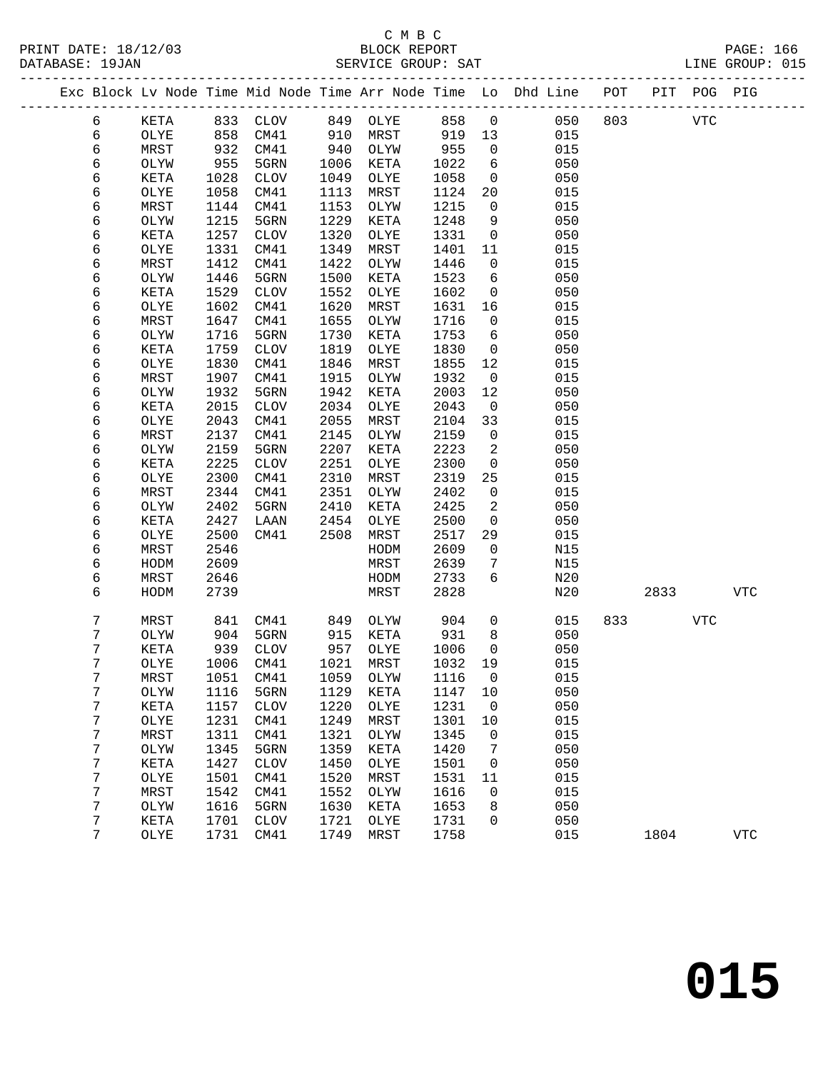C M B C
PRINT DATE: 18/12/03 BLOCK REPORT
DATABASE: 19JAN SERVICE GROUP: SAT LINE GROUP: 015

| Exc | Block | Lv Node | Time | Mid Node | Time | Arr Node | Time | Lo | Dhd Line | POT | PIT | POG | PIG |
|---|---|---|---|---|---|---|---|---|---|---|---|---|---|
| | 6 | KETA | 833 | CLOV | 849 | OLYE | 858 | 0 | 050 | 803 | | VTC | |
| | 6 | OLYE | 858 | CM41 | 910 | MRST | 919 | 13 | 015 | | | | |
| | 6 | MRST | 932 | CM41 | 940 | OLYW | 955 | 0 | 015 | | | | |
| | 6 | OLYW | 955 | 5GRN | 1006 | KETA | 1022 | 6 | 050 | | | | |
| | 6 | KETA | 1028 | CLOV | 1049 | OLYE | 1058 | 0 | 050 | | | | |
| | 6 | OLYE | 1058 | CM41 | 1113 | MRST | 1124 | 20 | 015 | | | | |
| | 6 | MRST | 1144 | CM41 | 1153 | OLYW | 1215 | 0 | 015 | | | | |
| | 6 | OLYW | 1215 | 5GRN | 1229 | KETA | 1248 | 9 | 050 | | | | |
| | 6 | KETA | 1257 | CLOV | 1320 | OLYE | 1331 | 0 | 050 | | | | |
| | 6 | OLYE | 1331 | CM41 | 1349 | MRST | 1401 | 11 | 015 | | | | |
| | 6 | MRST | 1412 | CM41 | 1422 | OLYW | 1446 | 0 | 015 | | | | |
| | 6 | OLYW | 1446 | 5GRN | 1500 | KETA | 1523 | 6 | 050 | | | | |
| | 6 | KETA | 1529 | CLOV | 1552 | OLYE | 1602 | 0 | 050 | | | | |
| | 6 | OLYE | 1602 | CM41 | 1620 | MRST | 1631 | 16 | 015 | | | | |
| | 6 | MRST | 1647 | CM41 | 1655 | OLYW | 1716 | 0 | 015 | | | | |
| | 6 | OLYW | 1716 | 5GRN | 1730 | KETA | 1753 | 6 | 050 | | | | |
| | 6 | KETA | 1759 | CLOV | 1819 | OLYE | 1830 | 0 | 050 | | | | |
| | 6 | OLYE | 1830 | CM41 | 1846 | MRST | 1855 | 12 | 015 | | | | |
| | 6 | MRST | 1907 | CM41 | 1915 | OLYW | 1932 | 0 | 015 | | | | |
| | 6 | OLYW | 1932 | 5GRN | 1942 | KETA | 2003 | 12 | 050 | | | | |
| | 6 | KETA | 2015 | CLOV | 2034 | OLYE | 2043 | 0 | 050 | | | | |
| | 6 | OLYE | 2043 | CM41 | 2055 | MRST | 2104 | 33 | 015 | | | | |
| | 6 | MRST | 2137 | CM41 | 2145 | OLYW | 2159 | 0 | 015 | | | | |
| | 6 | OLYW | 2159 | 5GRN | 2207 | KETA | 2223 | 2 | 050 | | | | |
| | 6 | KETA | 2225 | CLOV | 2251 | OLYE | 2300 | 0 | 050 | | | | |
| | 6 | OLYE | 2300 | CM41 | 2310 | MRST | 2319 | 25 | 015 | | | | |
| | 6 | MRST | 2344 | CM41 | 2351 | OLYW | 2402 | 0 | 015 | | | | |
| | 6 | OLYW | 2402 | 5GRN | 2410 | KETA | 2425 | 2 | 050 | | | | |
| | 6 | KETA | 2427 | LAAN | 2454 | OLYE | 2500 | 0 | 050 | | | | |
| | 6 | OLYE | 2500 | CM41 | 2508 | MRST | 2517 | 29 | 015 | | | | |
| | 6 | MRST | 2546 | | | HODM | 2609 | 0 | N15 | | | | |
| | 6 | HODM | 2609 | | | MRST | 2639 | 7 | N15 | | | | |
| | 6 | MRST | 2646 | | | HODM | 2733 | 6 | N20 | | | | |
| | 6 | HODM | 2739 | | | MRST | 2828 | | N20 | | 2833 | | VTC |
| | 7 | MRST | 841 | CM41 | 849 | OLYW | 904 | 0 | 015 | 833 | | VTC | |
| | 7 | OLYW | 904 | 5GRN | 915 | KETA | 931 | 8 | 050 | | | | |
| | 7 | KETA | 939 | CLOV | 957 | OLYE | 1006 | 0 | 050 | | | | |
| | 7 | OLYE | 1006 | CM41 | 1021 | MRST | 1032 | 19 | 015 | | | | |
| | 7 | MRST | 1051 | CM41 | 1059 | OLYW | 1116 | 0 | 015 | | | | |
| | 7 | OLYW | 1116 | 5GRN | 1129 | KETA | 1147 | 10 | 050 | | | | |
| | 7 | KETA | 1157 | CLOV | 1220 | OLYE | 1231 | 0 | 050 | | | | |
| | 7 | OLYE | 1231 | CM41 | 1249 | MRST | 1301 | 10 | 015 | | | | |
| | 7 | MRST | 1311 | CM41 | 1321 | OLYW | 1345 | 0 | 015 | | | | |
| | 7 | OLYW | 1345 | 5GRN | 1359 | KETA | 1420 | 7 | 050 | | | | |
| | 7 | KETA | 1427 | CLOV | 1450 | OLYE | 1501 | 0 | 050 | | | | |
| | 7 | OLYE | 1501 | CM41 | 1520 | MRST | 1531 | 11 | 015 | | | | |
| | 7 | MRST | 1542 | CM41 | 1552 | OLYW | 1616 | 0 | 015 | | | | |
| | 7 | OLYW | 1616 | 5GRN | 1630 | KETA | 1653 | 8 | 050 | | | | |
| | 7 | KETA | 1701 | CLOV | 1721 | OLYE | 1731 | 0 | 050 | | | | |
| | 7 | OLYE | 1731 | CM41 | 1749 | MRST | 1758 | | 015 | | 1804 | | VTC |

# 015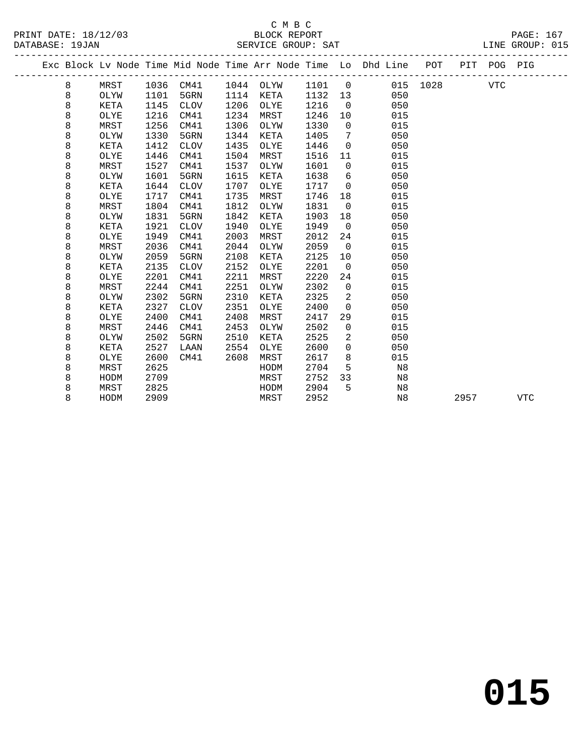C M B C

BLOCK REPORT

SERVICE GROUP: SAT

LINE GROUP: 015

| Exc | Block | Lv Node | Time | Mid Node | Time | Arr Node | Time | Lo | Dhd Line | POT | PIT | POG | PIG |
|---|---|---|---|---|---|---|---|---|---|---|---|---|---|
| | 8 | MRST | 1036 | CM41 | 1044 | OLYW | 1101 | 0 | 015 | 1028 | | VTC | |
| | 8 | OLYW | 1101 | 5GRN | 1114 | KETA | 1132 | 13 | 050 | | | | |
| | 8 | KETA | 1145 | CLOV | 1206 | OLYE | 1216 | 0 | 050 | | | | |
| | 8 | OLYE | 1216 | CM41 | 1234 | MRST | 1246 | 10 | 015 | | | | |
| | 8 | MRST | 1256 | CM41 | 1306 | OLYW | 1330 | 0 | 015 | | | | |
| | 8 | OLYW | 1330 | 5GRN | 1344 | KETA | 1405 | 7 | 050 | | | | |
| | 8 | KETA | 1412 | CLOV | 1435 | OLYE | 1446 | 0 | 050 | | | | |
| | 8 | OLYE | 1446 | CM41 | 1504 | MRST | 1516 | 11 | 015 | | | | |
| | 8 | MRST | 1527 | CM41 | 1537 | OLYW | 1601 | 0 | 015 | | | | |
| | 8 | OLYW | 1601 | 5GRN | 1615 | KETA | 1638 | 6 | 050 | | | | |
| | 8 | KETA | 1644 | CLOV | 1707 | OLYE | 1717 | 0 | 050 | | | | |
| | 8 | OLYE | 1717 | CM41 | 1735 | MRST | 1746 | 18 | 015 | | | | |
| | 8 | MRST | 1804 | CM41 | 1812 | OLYW | 1831 | 0 | 015 | | | | |
| | 8 | OLYW | 1831 | 5GRN | 1842 | KETA | 1903 | 18 | 050 | | | | |
| | 8 | KETA | 1921 | CLOV | 1940 | OLYE | 1949 | 0 | 050 | | | | |
| | 8 | OLYE | 1949 | CM41 | 2003 | MRST | 2012 | 24 | 015 | | | | |
| | 8 | MRST | 2036 | CM41 | 2044 | OLYW | 2059 | 0 | 015 | | | | |
| | 8 | OLYW | 2059 | 5GRN | 2108 | KETA | 2125 | 10 | 050 | | | | |
| | 8 | KETA | 2135 | CLOV | 2152 | OLYE | 2201 | 0 | 050 | | | | |
| | 8 | OLYE | 2201 | CM41 | 2211 | MRST | 2220 | 24 | 015 | | | | |
| | 8 | MRST | 2244 | CM41 | 2251 | OLYW | 2302 | 0 | 015 | | | | |
| | 8 | OLYW | 2302 | 5GRN | 2310 | KETA | 2325 | 2 | 050 | | | | |
| | 8 | KETA | 2327 | CLOV | 2351 | OLYE | 2400 | 0 | 050 | | | | |
| | 8 | OLYE | 2400 | CM41 | 2408 | MRST | 2417 | 29 | 015 | | | | |
| | 8 | MRST | 2446 | CM41 | 2453 | OLYW | 2502 | 0 | 015 | | | | |
| | 8 | OLYW | 2502 | 5GRN | 2510 | KETA | 2525 | 2 | 050 | | | | |
| | 8 | KETA | 2527 | LAAN | 2554 | OLYE | 2600 | 0 | 050 | | | | |
| | 8 | OLYE | 2600 | CM41 | 2608 | MRST | 2617 | 8 | 015 | | | | |
| | 8 | MRST | 2625 | | | HODM | 2704 | 5 | N8 | | | | |
| | 8 | HODM | 2709 | | | MRST | 2752 | 33 | N8 | | | | |
| | 8 | MRST | 2825 | | | HODM | 2904 | 5 | N8 | | | | |
| | 8 | HODM | 2909 | | | MRST | 2952 | | N8 | | 2957 | | VTC |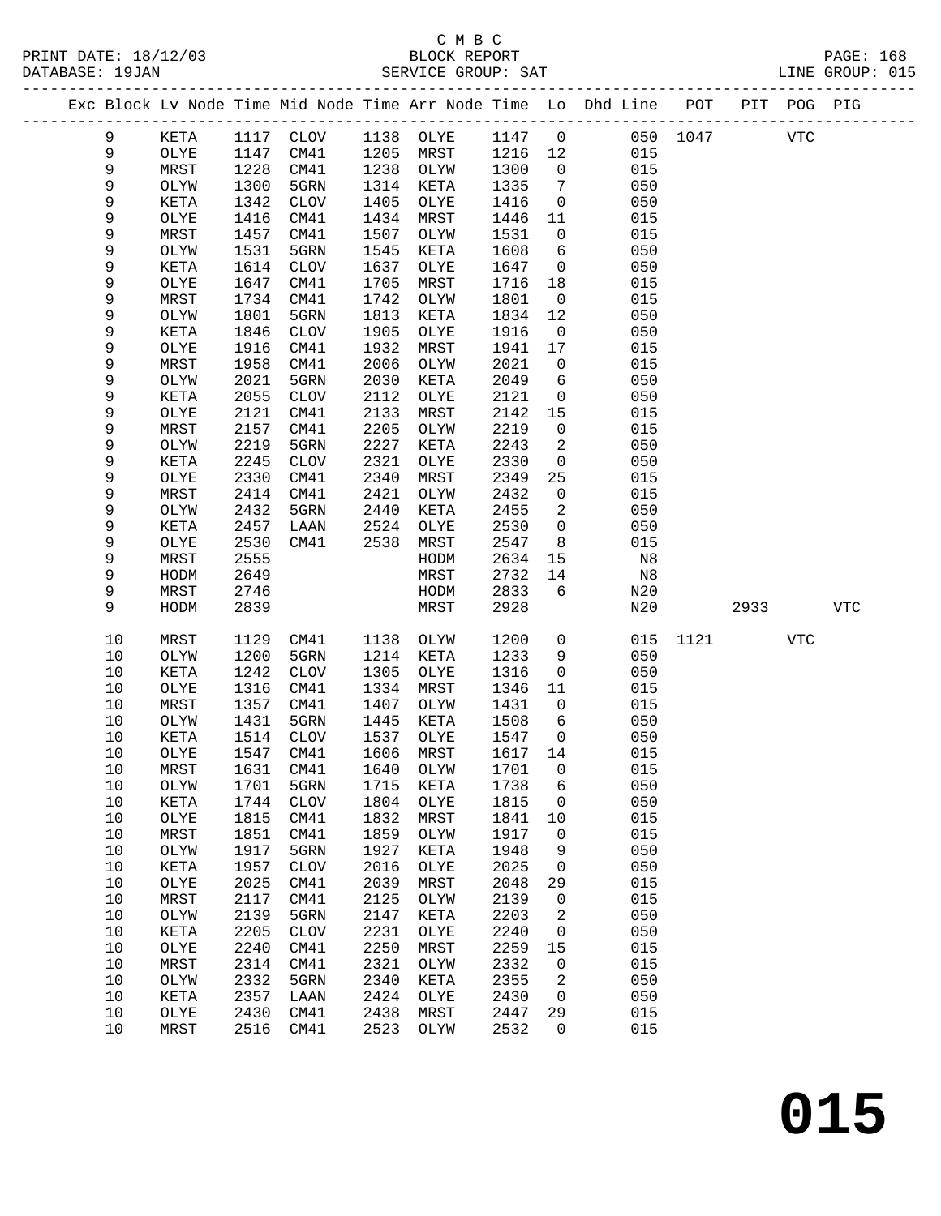C M B C
BLOCK REPORT
SERVICE GROUP: SAT

PRINT DATE: 18/12/03
DATABASE: 19JAN
LINE GROUP: 015

| Exc | Block | Lv Node | Time | Mid Node | Time | Arr Node | Time | Lo | Dhd Line | POT | PIT | POG | PIG |
|---|---|---|---|---|---|---|---|---|---|---|---|---|---|
| | 9 | KETA | 1117 | CLOV | 1138 | OLYE | 1147 | 0 | 050 | 1047 | | VTC | |
| | 9 | OLYE | 1147 | CM41 | 1205 | MRST | 1216 | 12 | 015 | | | | |
| | 9 | MRST | 1228 | CM41 | 1238 | OLYW | 1300 | 0 | 015 | | | | |
| | 9 | OLYW | 1300 | 5GRN | 1314 | KETA | 1335 | 7 | 050 | | | | |
| | 9 | KETA | 1342 | CLOV | 1405 | OLYE | 1416 | 0 | 050 | | | | |
| | 9 | OLYE | 1416 | CM41 | 1434 | MRST | 1446 | 11 | 015 | | | | |
| | 9 | MRST | 1457 | CM41 | 1507 | OLYW | 1531 | 0 | 015 | | | | |
| | 9 | OLYW | 1531 | 5GRN | 1545 | KETA | 1608 | 6 | 050 | | | | |
| | 9 | KETA | 1614 | CLOV | 1637 | OLYE | 1647 | 0 | 050 | | | | |
| | 9 | OLYE | 1647 | CM41 | 1705 | MRST | 1716 | 18 | 015 | | | | |
| | 9 | MRST | 1734 | CM41 | 1742 | OLYW | 1801 | 0 | 015 | | | | |
| | 9 | OLYW | 1801 | 5GRN | 1813 | KETA | 1834 | 12 | 050 | | | | |
| | 9 | KETA | 1846 | CLOV | 1905 | OLYE | 1916 | 0 | 050 | | | | |
| | 9 | OLYE | 1916 | CM41 | 1932 | MRST | 1941 | 17 | 015 | | | | |
| | 9 | MRST | 1958 | CM41 | 2006 | OLYW | 2021 | 0 | 015 | | | | |
| | 9 | OLYW | 2021 | 5GRN | 2030 | KETA | 2049 | 6 | 050 | | | | |
| | 9 | KETA | 2055 | CLOV | 2112 | OLYE | 2121 | 0 | 050 | | | | |
| | 9 | OLYE | 2121 | CM41 | 2133 | MRST | 2142 | 15 | 015 | | | | |
| | 9 | MRST | 2157 | CM41 | 2205 | OLYW | 2219 | 0 | 015 | | | | |
| | 9 | OLYW | 2219 | 5GRN | 2227 | KETA | 2243 | 2 | 050 | | | | |
| | 9 | KETA | 2245 | CLOV | 2321 | OLYE | 2330 | 0 | 050 | | | | |
| | 9 | OLYE | 2330 | CM41 | 2340 | MRST | 2349 | 25 | 015 | | | | |
| | 9 | MRST | 2414 | CM41 | 2421 | OLYW | 2432 | 0 | 015 | | | | |
| | 9 | OLYW | 2432 | 5GRN | 2440 | KETA | 2455 | 2 | 050 | | | | |
| | 9 | KETA | 2457 | LAAN | 2524 | OLYE | 2530 | 0 | 050 | | | | |
| | 9 | OLYE | 2530 | CM41 | 2538 | MRST | 2547 | 8 | 015 | | | | |
| | 9 | MRST | 2555 | | | HODM | 2634 | 15 | N8 | | | | |
| | 9 | HODM | 2649 | | | MRST | 2732 | 14 | N8 | | | | |
| | 9 | MRST | 2746 | | | HODM | 2833 | 6 | N20 | | | | |
| | 9 | HODM | 2839 | | | MRST | 2928 | | N20 | | 2933 | | VTC |
| | 10 | MRST | 1129 | CM41 | 1138 | OLYW | 1200 | 0 | 015 | 1121 | | VTC | |
| | 10 | OLYW | 1200 | 5GRN | 1214 | KETA | 1233 | 9 | 050 | | | | |
| | 10 | KETA | 1242 | CLOV | 1305 | OLYE | 1316 | 0 | 050 | | | | |
| | 10 | OLYE | 1316 | CM41 | 1334 | MRST | 1346 | 11 | 015 | | | | |
| | 10 | MRST | 1357 | CM41 | 1407 | OLYW | 1431 | 0 | 015 | | | | |
| | 10 | OLYW | 1431 | 5GRN | 1445 | KETA | 1508 | 6 | 050 | | | | |
| | 10 | KETA | 1514 | CLOV | 1537 | OLYE | 1547 | 0 | 050 | | | | |
| | 10 | OLYE | 1547 | CM41 | 1606 | MRST | 1617 | 14 | 015 | | | | |
| | 10 | MRST | 1631 | CM41 | 1640 | OLYW | 1701 | 0 | 015 | | | | |
| | 10 | OLYW | 1701 | 5GRN | 1715 | KETA | 1738 | 6 | 050 | | | | |
| | 10 | KETA | 1744 | CLOV | 1804 | OLYE | 1815 | 0 | 050 | | | | |
| | 10 | OLYE | 1815 | CM41 | 1832 | MRST | 1841 | 10 | 015 | | | | |
| | 10 | MRST | 1851 | CM41 | 1859 | OLYW | 1917 | 0 | 015 | | | | |
| | 10 | OLYW | 1917 | 5GRN | 1927 | KETA | 1948 | 9 | 050 | | | | |
| | 10 | KETA | 1957 | CLOV | 2016 | OLYE | 2025 | 0 | 050 | | | | |
| | 10 | OLYE | 2025 | CM41 | 2039 | MRST | 2048 | 29 | 015 | | | | |
| | 10 | MRST | 2117 | CM41 | 2125 | OLYW | 2139 | 0 | 015 | | | | |
| | 10 | OLYW | 2139 | 5GRN | 2147 | KETA | 2203 | 2 | 050 | | | | |
| | 10 | KETA | 2205 | CLOV | 2231 | OLYE | 2240 | 0 | 050 | | | | |
| | 10 | OLYE | 2240 | CM41 | 2250 | MRST | 2259 | 15 | 015 | | | | |
| | 10 | MRST | 2314 | CM41 | 2321 | OLYW | 2332 | 0 | 015 | | | | |
| | 10 | OLYW | 2332 | 5GRN | 2340 | KETA | 2355 | 2 | 050 | | | | |
| | 10 | KETA | 2357 | LAAN | 2424 | OLYE | 2430 | 0 | 050 | | | | |
| | 10 | OLYE | 2430 | CM41 | 2438 | MRST | 2447 | 29 | 015 | | | | |
| | 10 | MRST | 2516 | CM41 | 2523 | OLYW | 2532 | 0 | 015 | | | | |

**015**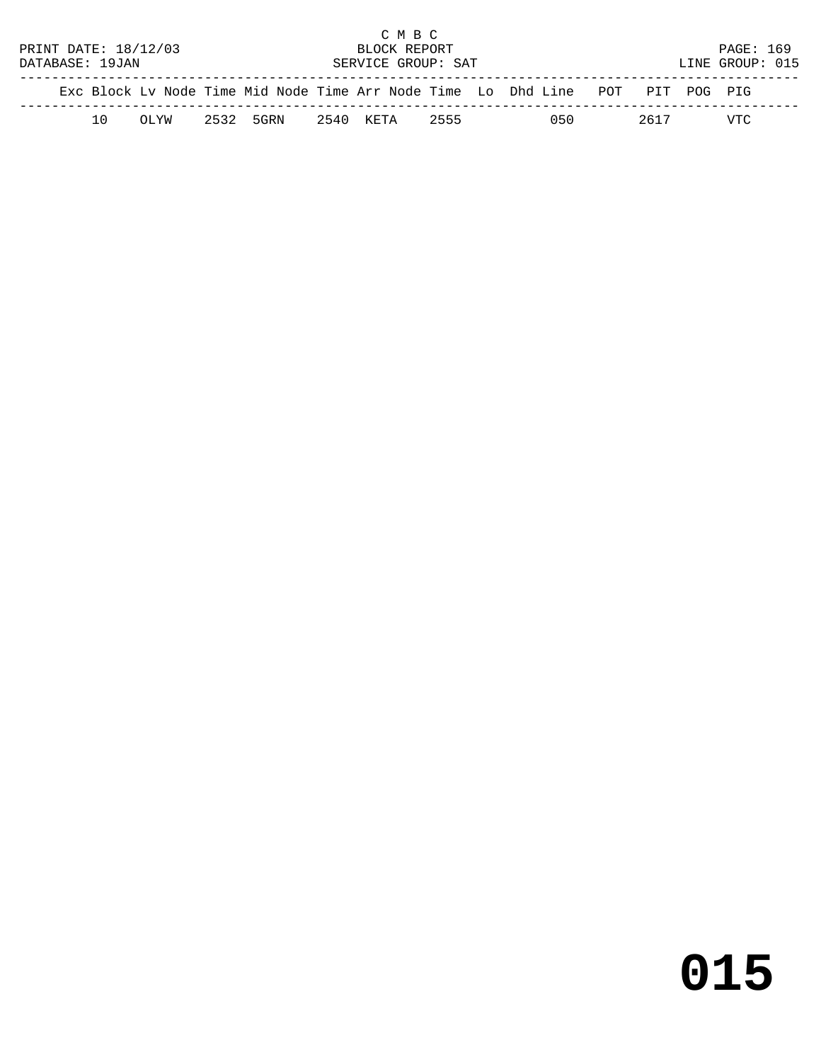C M B C

BLOCK REPORT

SERVICE GROUP: SAT

PRINT DATE: 18/12/03

DATABASE: 19JAN

LINE GROUP: 015

| Exc | Block | Lv | Node | Time | Mid | Node | Time | Arr | Node | Time | Lo | Dhd | Line | POT | PIT | POG | PIG |
|---|---|---|---|---|---|---|---|---|---|---|---|---|---|---|---|---|---|
| | 10 | | OLYW | 2532 | | 5GRN | 2540 | | KETA | 2555 | | | 050 | | 2617 | | VTC |

# 015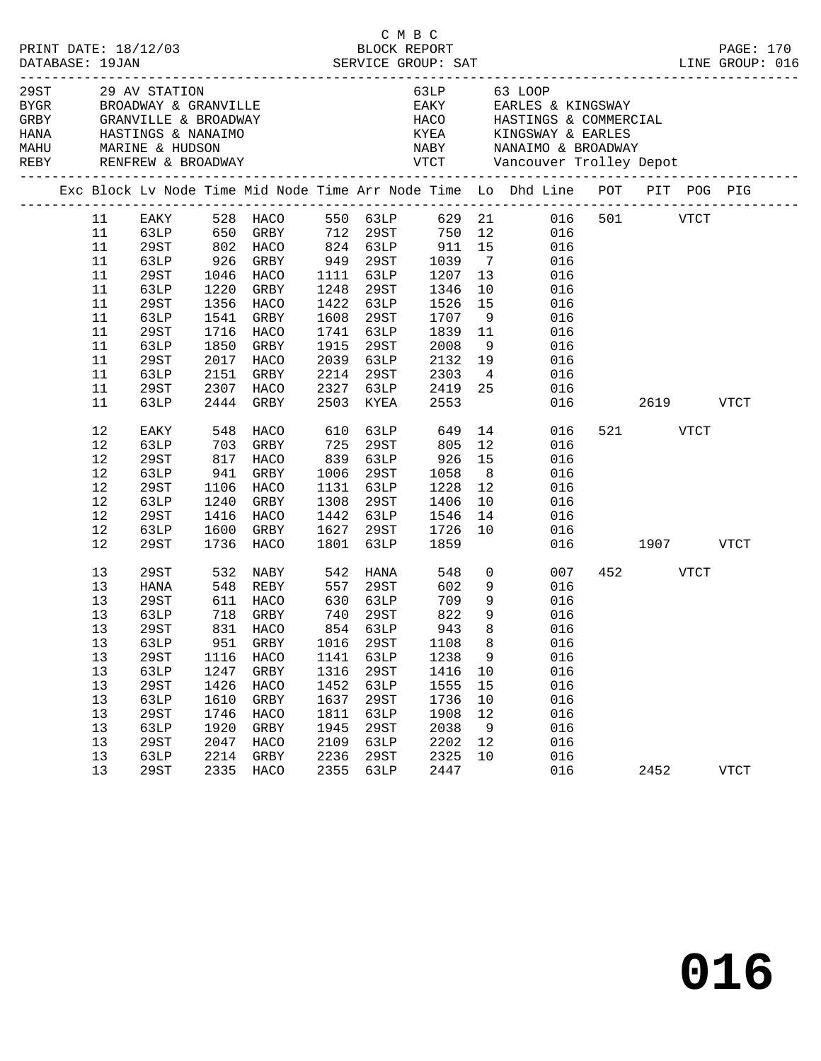C M B C

PRINT DATE: 18/12/03 BLOCK REPORT

DATABASE: 19JAN SERVICE GROUP: SAT LINE GROUP: 016

| Code | Name | Code | Name |
|---|---|---|---|
| 29ST | 29 AV STATION | 63LP | 63 LOOP |
| BYGR | BROADWAY & GRANVILLE | EAKY | EARLES & KINGSWAY |
| GRBY | GRANVILLE & BROADWAY | HACO | HASTINGS & COMMERCIAL |
| HANA | HASTINGS & NANAIMO | KYEA | KINGSWAY & EARLES |
| MAHU | MARINE & HUDSON | NABY | NANAIMO & BROADWAY |
| REBY | RENFREW & BROADWAY | VTCT | Vancouver Trolley Depot |

| Exc | Block | Lv Node | Time | Mid Node | Time | Arr Node | Time | Lo | Dhd Line | POT | PIT | POG | PIG |
|---|---|---|---|---|---|---|---|---|---|---|---|---|---|
| | 11 | EAKY | 528 | HACO | 550 | 63LP | 629 | 21 | 016 | 501 | | VTCT | |
| | 11 | 63LP | 650 | GRBY | 712 | 29ST | 750 | 12 | 016 | | | | |
| | 11 | 29ST | 802 | HACO | 824 | 63LP | 911 | 15 | 016 | | | | |
| | 11 | 63LP | 926 | GRBY | 949 | 29ST | 1039 | 7 | 016 | | | | |
| | 11 | 29ST | 1046 | HACO | 1111 | 63LP | 1207 | 13 | 016 | | | | |
| | 11 | 63LP | 1220 | GRBY | 1248 | 29ST | 1346 | 10 | 016 | | | | |
| | 11 | 29ST | 1356 | HACO | 1422 | 63LP | 1526 | 15 | 016 | | | | |
| | 11 | 63LP | 1541 | GRBY | 1608 | 29ST | 1707 | 9 | 016 | | | | |
| | 11 | 29ST | 1716 | HACO | 1741 | 63LP | 1839 | 11 | 016 | | | | |
| | 11 | 63LP | 1850 | GRBY | 1915 | 29ST | 2008 | 9 | 016 | | | | |
| | 11 | 29ST | 2017 | HACO | 2039 | 63LP | 2132 | 19 | 016 | | | | |
| | 11 | 63LP | 2151 | GRBY | 2214 | 29ST | 2303 | 4 | 016 | | | | |
| | 11 | 29ST | 2307 | HACO | 2327 | 63LP | 2419 | 25 | 016 | | | | |
| | 11 | 63LP | 2444 | GRBY | 2503 | KYEA | 2553 | | 016 | | 2619 | | VTCT |
| | 12 | EAKY | 548 | HACO | 610 | 63LP | 649 | 14 | 016 | 521 | | VTCT | |
| | 12 | 63LP | 703 | GRBY | 725 | 29ST | 805 | 12 | 016 | | | | |
| | 12 | 29ST | 817 | HACO | 839 | 63LP | 926 | 15 | 016 | | | | |
| | 12 | 63LP | 941 | GRBY | 1006 | 29ST | 1058 | 8 | 016 | | | | |
| | 12 | 29ST | 1106 | HACO | 1131 | 63LP | 1228 | 12 | 016 | | | | |
| | 12 | 63LP | 1240 | GRBY | 1308 | 29ST | 1406 | 10 | 016 | | | | |
| | 12 | 29ST | 1416 | HACO | 1442 | 63LP | 1546 | 14 | 016 | | | | |
| | 12 | 63LP | 1600 | GRBY | 1627 | 29ST | 1726 | 10 | 016 | | | | |
| | 12 | 29ST | 1736 | HACO | 1801 | 63LP | 1859 | | 016 | | 1907 | | VTCT |
| | 13 | 29ST | 532 | NABY | 542 | HANA | 548 | 0 | 007 | 452 | | VTCT | |
| | 13 | HANA | 548 | REBY | 557 | 29ST | 602 | 9 | 016 | | | | |
| | 13 | 29ST | 611 | HACO | 630 | 63LP | 709 | 9 | 016 | | | | |
| | 13 | 63LP | 718 | GRBY | 740 | 29ST | 822 | 9 | 016 | | | | |
| | 13 | 29ST | 831 | HACO | 854 | 63LP | 943 | 8 | 016 | | | | |
| | 13 | 63LP | 951 | GRBY | 1016 | 29ST | 1108 | 8 | 016 | | | | |
| | 13 | 29ST | 1116 | HACO | 1141 | 63LP | 1238 | 9 | 016 | | | | |
| | 13 | 63LP | 1247 | GRBY | 1316 | 29ST | 1416 | 10 | 016 | | | | |
| | 13 | 29ST | 1426 | HACO | 1452 | 63LP | 1555 | 15 | 016 | | | | |
| | 13 | 63LP | 1610 | GRBY | 1637 | 29ST | 1736 | 10 | 016 | | | | |
| | 13 | 29ST | 1746 | HACO | 1811 | 63LP | 1908 | 12 | 016 | | | | |
| | 13 | 63LP | 1920 | GRBY | 1945 | 29ST | 2038 | 9 | 016 | | | | |
| | 13 | 29ST | 2047 | HACO | 2109 | 63LP | 2202 | 12 | 016 | | | | |
| | 13 | 63LP | 2214 | GRBY | 2236 | 29ST | 2325 | 10 | 016 | | | | |
| | 13 | 29ST | 2335 | HACO | 2355 | 63LP | 2447 | | 016 | | 2452 | | VTCT |

016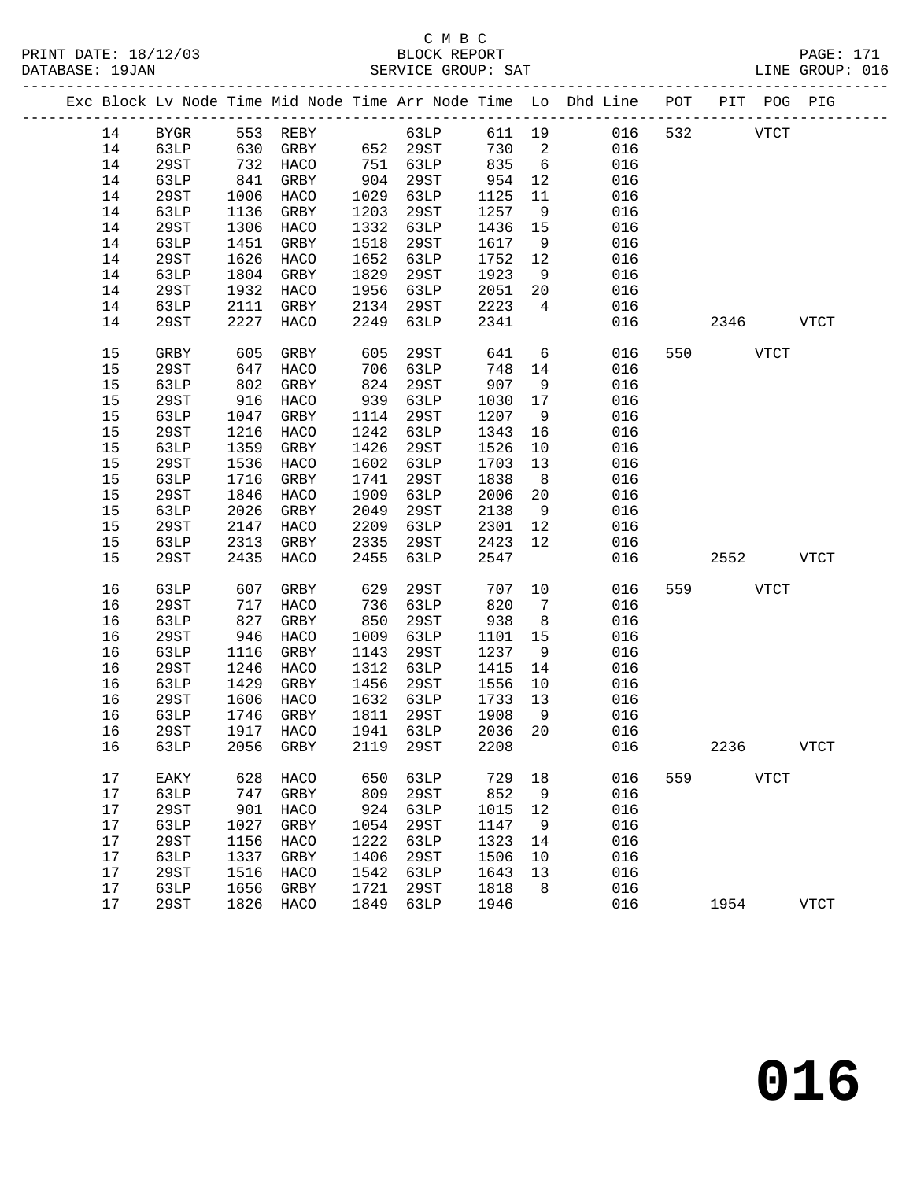C M B C
BLOCK REPORT
SERVICE GROUP: SAT

PRINT DATE: 18/12/03
DATABASE: 19JAN

LINE GROUP: 016

| Exc | Block | Lv | Node | Time | Mid Node | Time | Arr Node | Time | Lo | Dhd Line | POT | PIT | POG | PIG |
|---|---|---|---|---|---|---|---|---|---|---|---|---|---|---|
| | 14 | | BYGR | 553 | REBY | | 63LP | 611 | 19 | 016 | 532 | | VTCT | |
| | 14 | | 63LP | 630 | GRBY | 652 | 29ST | 730 | 2 | 016 | | | | |
| | 14 | | 29ST | 732 | HACO | 751 | 63LP | 835 | 6 | 016 | | | | |
| | 14 | | 63LP | 841 | GRBY | 904 | 29ST | 954 | 12 | 016 | | | | |
| | 14 | | 29ST | 1006 | HACO | 1029 | 63LP | 1125 | 11 | 016 | | | | |
| | 14 | | 63LP | 1136 | GRBY | 1203 | 29ST | 1257 | 9 | 016 | | | | |
| | 14 | | 29ST | 1306 | HACO | 1332 | 63LP | 1436 | 15 | 016 | | | | |
| | 14 | | 63LP | 1451 | GRBY | 1518 | 29ST | 1617 | 9 | 016 | | | | |
| | 14 | | 29ST | 1626 | HACO | 1652 | 63LP | 1752 | 12 | 016 | | | | |
| | 14 | | 63LP | 1804 | GRBY | 1829 | 29ST | 1923 | 9 | 016 | | | | |
| | 14 | | 29ST | 1932 | HACO | 1956 | 63LP | 2051 | 20 | 016 | | | | |
| | 14 | | 63LP | 2111 | GRBY | 2134 | 29ST | 2223 | 4 | 016 | | | | |
| | 14 | | 29ST | 2227 | HACO | 2249 | 63LP | 2341 | | 016 | | 2346 | | VTCT |
| | 15 | | GRBY | 605 | GRBY | 605 | 29ST | 641 | 6 | 016 | 550 | | VTCT | |
| | 15 | | 29ST | 647 | HACO | 706 | 63LP | 748 | 14 | 016 | | | | |
| | 15 | | 63LP | 802 | GRBY | 824 | 29ST | 907 | 9 | 016 | | | | |
| | 15 | | 29ST | 916 | HACO | 939 | 63LP | 1030 | 17 | 016 | | | | |
| | 15 | | 63LP | 1047 | GRBY | 1114 | 29ST | 1207 | 9 | 016 | | | | |
| | 15 | | 29ST | 1216 | HACO | 1242 | 63LP | 1343 | 16 | 016 | | | | |
| | 15 | | 63LP | 1359 | GRBY | 1426 | 29ST | 1526 | 10 | 016 | | | | |
| | 15 | | 29ST | 1536 | HACO | 1602 | 63LP | 1703 | 13 | 016 | | | | |
| | 15 | | 63LP | 1716 | GRBY | 1741 | 29ST | 1838 | 8 | 016 | | | | |
| | 15 | | 29ST | 1846 | HACO | 1909 | 63LP | 2006 | 20 | 016 | | | | |
| | 15 | | 63LP | 2026 | GRBY | 2049 | 29ST | 2138 | 9 | 016 | | | | |
| | 15 | | 29ST | 2147 | HACO | 2209 | 63LP | 2301 | 12 | 016 | | | | |
| | 15 | | 63LP | 2313 | GRBY | 2335 | 29ST | 2423 | 12 | 016 | | | | |
| | 15 | | 29ST | 2435 | HACO | 2455 | 63LP | 2547 | | 016 | | 2552 | | VTCT |
| | 16 | | 63LP | 607 | GRBY | 629 | 29ST | 707 | 10 | 016 | 559 | | VTCT | |
| | 16 | | 29ST | 717 | HACO | 736 | 63LP | 820 | 7 | 016 | | | | |
| | 16 | | 63LP | 827 | GRBY | 850 | 29ST | 938 | 8 | 016 | | | | |
| | 16 | | 29ST | 946 | HACO | 1009 | 63LP | 1101 | 15 | 016 | | | | |
| | 16 | | 63LP | 1116 | GRBY | 1143 | 29ST | 1237 | 9 | 016 | | | | |
| | 16 | | 29ST | 1246 | HACO | 1312 | 63LP | 1415 | 14 | 016 | | | | |
| | 16 | | 63LP | 1429 | GRBY | 1456 | 29ST | 1556 | 10 | 016 | | | | |
| | 16 | | 29ST | 1606 | HACO | 1632 | 63LP | 1733 | 13 | 016 | | | | |
| | 16 | | 63LP | 1746 | GRBY | 1811 | 29ST | 1908 | 9 | 016 | | | | |
| | 16 | | 29ST | 1917 | HACO | 1941 | 63LP | 2036 | 20 | 016 | | | | |
| | 16 | | 63LP | 2056 | GRBY | 2119 | 29ST | 2208 | | 016 | | 2236 | | VTCT |
| | 17 | | EAKY | 628 | HACO | 650 | 63LP | 729 | 18 | 016 | 559 | | VTCT | |
| | 17 | | 63LP | 747 | GRBY | 809 | 29ST | 852 | 9 | 016 | | | | |
| | 17 | | 29ST | 901 | HACO | 924 | 63LP | 1015 | 12 | 016 | | | | |
| | 17 | | 63LP | 1027 | GRBY | 1054 | 29ST | 1147 | 9 | 016 | | | | |
| | 17 | | 29ST | 1156 | HACO | 1222 | 63LP | 1323 | 14 | 016 | | | | |
| | 17 | | 63LP | 1337 | GRBY | 1406 | 29ST | 1506 | 10 | 016 | | | | |
| | 17 | | 29ST | 1516 | HACO | 1542 | 63LP | 1643 | 13 | 016 | | | | |
| | 17 | | 63LP | 1656 | GRBY | 1721 | 29ST | 1818 | 8 | 016 | | | | |
| | 17 | | 29ST | 1826 | HACO | 1849 | 63LP | 1946 | | 016 | | 1954 | | VTCT |

# 016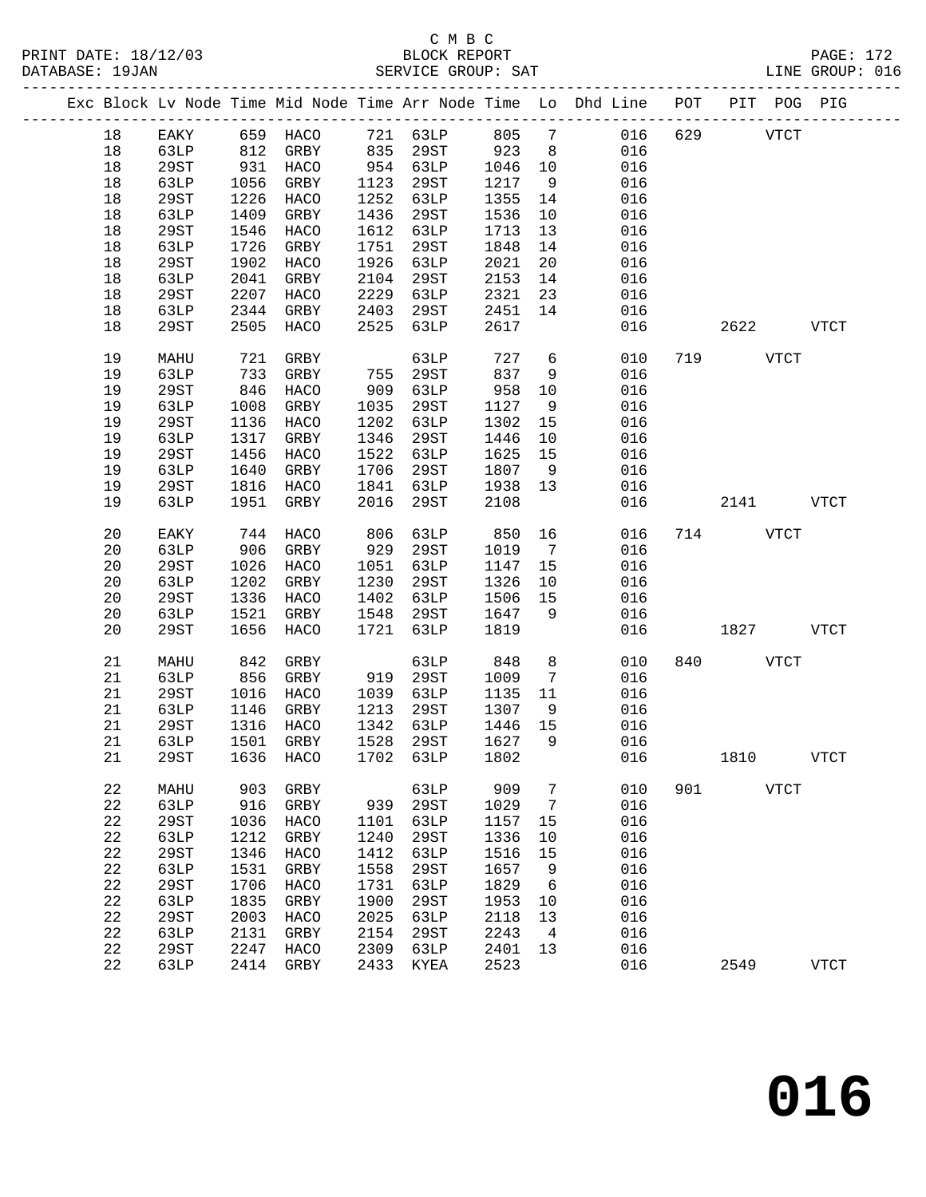C M B C
PRINT DATE: 18/12/03 BLOCK REPORT
DATABASE: 19JAN SERVICE GROUP: SAT LINE GROUP: 016

| Exc | Block | Lv Node | Time | Mid Node | Time | Arr Node | Time | Lo | Dhd Line | POT | PIT | POG | PIG |
|---|---|---|---|---|---|---|---|---|---|---|---|---|---|
| | 18 | EAKY | 659 | HACO | 721 | 63LP | 805 | 7 | 016 | 629 | | VTCT | |
| | 18 | 63LP | 812 | GRBY | 835 | 29ST | 923 | 8 | 016 | | | | |
| | 18 | 29ST | 931 | HACO | 954 | 63LP | 1046 | 10 | 016 | | | | |
| | 18 | 63LP | 1056 | GRBY | 1123 | 29ST | 1217 | 9 | 016 | | | | |
| | 18 | 29ST | 1226 | HACO | 1252 | 63LP | 1355 | 14 | 016 | | | | |
| | 18 | 63LP | 1409 | GRBY | 1436 | 29ST | 1536 | 10 | 016 | | | | |
| | 18 | 29ST | 1546 | HACO | 1612 | 63LP | 1713 | 13 | 016 | | | | |
| | 18 | 63LP | 1726 | GRBY | 1751 | 29ST | 1848 | 14 | 016 | | | | |
| | 18 | 29ST | 1902 | HACO | 1926 | 63LP | 2021 | 20 | 016 | | | | |
| | 18 | 63LP | 2041 | GRBY | 2104 | 29ST | 2153 | 14 | 016 | | | | |
| | 18 | 29ST | 2207 | HACO | 2229 | 63LP | 2321 | 23 | 016 | | | | |
| | 18 | 63LP | 2344 | GRBY | 2403 | 29ST | 2451 | 14 | 016 | | | | |
| | 18 | 29ST | 2505 | HACO | 2525 | 63LP | 2617 | | 016 | | 2622 | | VTCT |
| | 19 | MAHU | 721 | GRBY | | 63LP | 727 | 6 | 010 | 719 | | VTCT | |
| | 19 | 63LP | 733 | GRBY | 755 | 29ST | 837 | 9 | 016 | | | | |
| | 19 | 29ST | 846 | HACO | 909 | 63LP | 958 | 10 | 016 | | | | |
| | 19 | 63LP | 1008 | GRBY | 1035 | 29ST | 1127 | 9 | 016 | | | | |
| | 19 | 29ST | 1136 | HACO | 1202 | 63LP | 1302 | 15 | 016 | | | | |
| | 19 | 63LP | 1317 | GRBY | 1346 | 29ST | 1446 | 10 | 016 | | | | |
| | 19 | 29ST | 1456 | HACO | 1522 | 63LP | 1625 | 15 | 016 | | | | |
| | 19 | 63LP | 1640 | GRBY | 1706 | 29ST | 1807 | 9 | 016 | | | | |
| | 19 | 29ST | 1816 | HACO | 1841 | 63LP | 1938 | 13 | 016 | | | | |
| | 19 | 63LP | 1951 | GRBY | 2016 | 29ST | 2108 | | 016 | | 2141 | | VTCT |
| | 20 | EAKY | 744 | HACO | 806 | 63LP | 850 | 16 | 016 | 714 | | VTCT | |
| | 20 | 63LP | 906 | GRBY | 929 | 29ST | 1019 | 7 | 016 | | | | |
| | 20 | 29ST | 1026 | HACO | 1051 | 63LP | 1147 | 15 | 016 | | | | |
| | 20 | 63LP | 1202 | GRBY | 1230 | 29ST | 1326 | 10 | 016 | | | | |
| | 20 | 29ST | 1336 | HACO | 1402 | 63LP | 1506 | 15 | 016 | | | | |
| | 20 | 63LP | 1521 | GRBY | 1548 | 29ST | 1647 | 9 | 016 | | | | |
| | 20 | 29ST | 1656 | HACO | 1721 | 63LP | 1819 | | 016 | | 1827 | | VTCT |
| | 21 | MAHU | 842 | GRBY | | 63LP | 848 | 8 | 010 | 840 | | VTCT | |
| | 21 | 63LP | 856 | GRBY | 919 | 29ST | 1009 | 7 | 016 | | | | |
| | 21 | 29ST | 1016 | HACO | 1039 | 63LP | 1135 | 11 | 016 | | | | |
| | 21 | 63LP | 1146 | GRBY | 1213 | 29ST | 1307 | 9 | 016 | | | | |
| | 21 | 29ST | 1316 | HACO | 1342 | 63LP | 1446 | 15 | 016 | | | | |
| | 21 | 63LP | 1501 | GRBY | 1528 | 29ST | 1627 | 9 | 016 | | | | |
| | 21 | 29ST | 1636 | HACO | 1702 | 63LP | 1802 | | 016 | | 1810 | | VTCT |
| | 22 | MAHU | 903 | GRBY | | 63LP | 909 | 7 | 010 | 901 | | VTCT | |
| | 22 | 63LP | 916 | GRBY | 939 | 29ST | 1029 | 7 | 016 | | | | |
| | 22 | 29ST | 1036 | HACO | 1101 | 63LP | 1157 | 15 | 016 | | | | |
| | 22 | 63LP | 1212 | GRBY | 1240 | 29ST | 1336 | 10 | 016 | | | | |
| | 22 | 29ST | 1346 | HACO | 1412 | 63LP | 1516 | 15 | 016 | | | | |
| | 22 | 63LP | 1531 | GRBY | 1558 | 29ST | 1657 | 9 | 016 | | | | |
| | 22 | 29ST | 1706 | HACO | 1731 | 63LP | 1829 | 6 | 016 | | | | |
| | 22 | 63LP | 1835 | GRBY | 1900 | 29ST | 1953 | 10 | 016 | | | | |
| | 22 | 29ST | 2003 | HACO | 2025 | 63LP | 2118 | 13 | 016 | | | | |
| | 22 | 63LP | 2131 | GRBY | 2154 | 29ST | 2243 | 4 | 016 | | | | |
| | 22 | 29ST | 2247 | HACO | 2309 | 63LP | 2401 | 13 | 016 | | | | |
| | 22 | 63LP | 2414 | GRBY | 2433 | KYEA | 2523 | | 016 | | 2549 | | VTCT |

016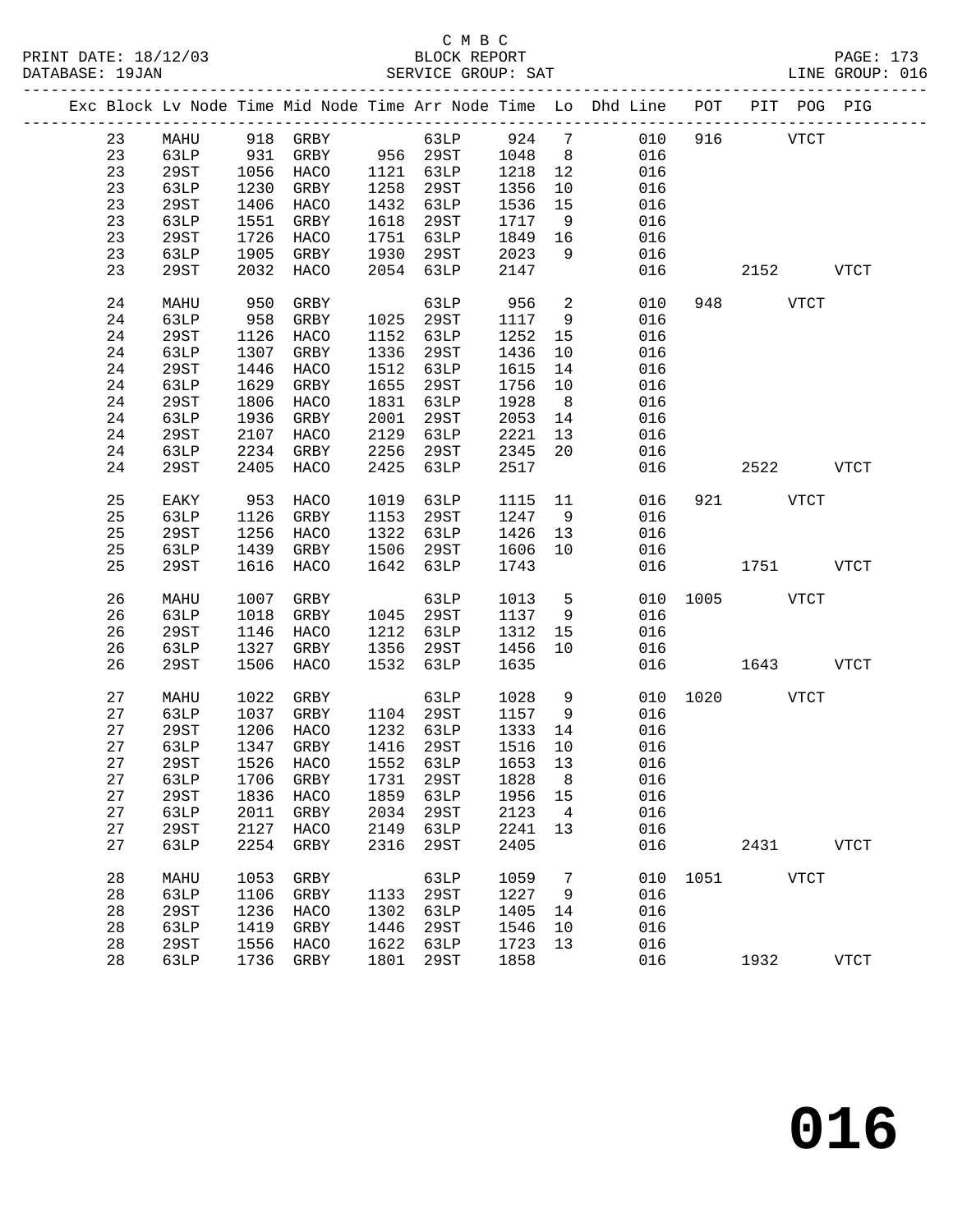C M B C
BLOCK REPORT
SERVICE GROUP: SAT

PRINT DATE: 18/12/03
DATABASE: 19JAN

PAGE: 173
LINE GROUP: 016

| Exc | Block | Lv Node | Time | Mid Node | Time | Arr Node | Time | Lo | Dhd Line | POT | PIT | POG | PIG |
|---|---|---|---|---|---|---|---|---|---|---|---|---|---|
| | 23 | MAHU | 918 | GRBY | | 63LP | 924 | 7 | 010 | 916 | | VTCT | |
| | 23 | 63LP | 931 | GRBY | 956 | 29ST | 1048 | 8 | 016 | | | | |
| | 23 | 29ST | 1056 | HACO | 1121 | 63LP | 1218 | 12 | 016 | | | | |
| | 23 | 63LP | 1230 | GRBY | 1258 | 29ST | 1356 | 10 | 016 | | | | |
| | 23 | 29ST | 1406 | HACO | 1432 | 63LP | 1536 | 15 | 016 | | | | |
| | 23 | 63LP | 1551 | GRBY | 1618 | 29ST | 1717 | 9 | 016 | | | | |
| | 23 | 29ST | 1726 | HACO | 1751 | 63LP | 1849 | 16 | 016 | | | | |
| | 23 | 63LP | 1905 | GRBY | 1930 | 29ST | 2023 | 9 | 016 | | | | |
| | 23 | 29ST | 2032 | HACO | 2054 | 63LP | 2147 | | 016 | | 2152 | | VTCT |
| | 24 | MAHU | 950 | GRBY | | 63LP | 956 | 2 | 010 | 948 | | VTCT | |
| | 24 | 63LP | 958 | GRBY | 1025 | 29ST | 1117 | 9 | 016 | | | | |
| | 24 | 29ST | 1126 | HACO | 1152 | 63LP | 1252 | 15 | 016 | | | | |
| | 24 | 63LP | 1307 | GRBY | 1336 | 29ST | 1436 | 10 | 016 | | | | |
| | 24 | 29ST | 1446 | HACO | 1512 | 63LP | 1615 | 14 | 016 | | | | |
| | 24 | 63LP | 1629 | GRBY | 1655 | 29ST | 1756 | 10 | 016 | | | | |
| | 24 | 29ST | 1806 | HACO | 1831 | 63LP | 1928 | 8 | 016 | | | | |
| | 24 | 63LP | 1936 | GRBY | 2001 | 29ST | 2053 | 14 | 016 | | | | |
| | 24 | 29ST | 2107 | HACO | 2129 | 63LP | 2221 | 13 | 016 | | | | |
| | 24 | 63LP | 2234 | GRBY | 2256 | 29ST | 2345 | 20 | 016 | | | | |
| | 24 | 29ST | 2405 | HACO | 2425 | 63LP | 2517 | | 016 | | 2522 | | VTCT |
| | 25 | EAKY | 953 | HACO | 1019 | 63LP | 1115 | 11 | 016 | 921 | | VTCT | |
| | 25 | 63LP | 1126 | GRBY | 1153 | 29ST | 1247 | 9 | 016 | | | | |
| | 25 | 29ST | 1256 | HACO | 1322 | 63LP | 1426 | 13 | 016 | | | | |
| | 25 | 63LP | 1439 | GRBY | 1506 | 29ST | 1606 | 10 | 016 | | | | |
| | 25 | 29ST | 1616 | HACO | 1642 | 63LP | 1743 | | 016 | | 1751 | | VTCT |
| | 26 | MAHU | 1007 | GRBY | | 63LP | 1013 | 5 | 010 | 1005 | | VTCT | |
| | 26 | 63LP | 1018 | GRBY | 1045 | 29ST | 1137 | 9 | 016 | | | | |
| | 26 | 29ST | 1146 | HACO | 1212 | 63LP | 1312 | 15 | 016 | | | | |
| | 26 | 63LP | 1327 | GRBY | 1356 | 29ST | 1456 | 10 | 016 | | | | |
| | 26 | 29ST | 1506 | HACO | 1532 | 63LP | 1635 | | 016 | | 1643 | | VTCT |
| | 27 | MAHU | 1022 | GRBY | | 63LP | 1028 | 9 | 010 | 1020 | | VTCT | |
| | 27 | 63LP | 1037 | GRBY | 1104 | 29ST | 1157 | 9 | 016 | | | | |
| | 27 | 29ST | 1206 | HACO | 1232 | 63LP | 1333 | 14 | 016 | | | | |
| | 27 | 63LP | 1347 | GRBY | 1416 | 29ST | 1516 | 10 | 016 | | | | |
| | 27 | 29ST | 1526 | HACO | 1552 | 63LP | 1653 | 13 | 016 | | | | |
| | 27 | 63LP | 1706 | GRBY | 1731 | 29ST | 1828 | 8 | 016 | | | | |
| | 27 | 29ST | 1836 | HACO | 1859 | 63LP | 1956 | 15 | 016 | | | | |
| | 27 | 63LP | 2011 | GRBY | 2034 | 29ST | 2123 | 4 | 016 | | | | |
| | 27 | 29ST | 2127 | HACO | 2149 | 63LP | 2241 | 13 | 016 | | | | |
| | 27 | 63LP | 2254 | GRBY | 2316 | 29ST | 2405 | | 016 | | 2431 | | VTCT |
| | 28 | MAHU | 1053 | GRBY | | 63LP | 1059 | 7 | 010 | 1051 | | VTCT | |
| | 28 | 63LP | 1106 | GRBY | 1133 | 29ST | 1227 | 9 | 016 | | | | |
| | 28 | 29ST | 1236 | HACO | 1302 | 63LP | 1405 | 14 | 016 | | | | |
| | 28 | 63LP | 1419 | GRBY | 1446 | 29ST | 1546 | 10 | 016 | | | | |
| | 28 | 29ST | 1556 | HACO | 1622 | 63LP | 1723 | 13 | 016 | | | | |
| | 28 | 63LP | 1736 | GRBY | 1801 | 29ST | 1858 | | 016 | | 1932 | | VTCT |

# 016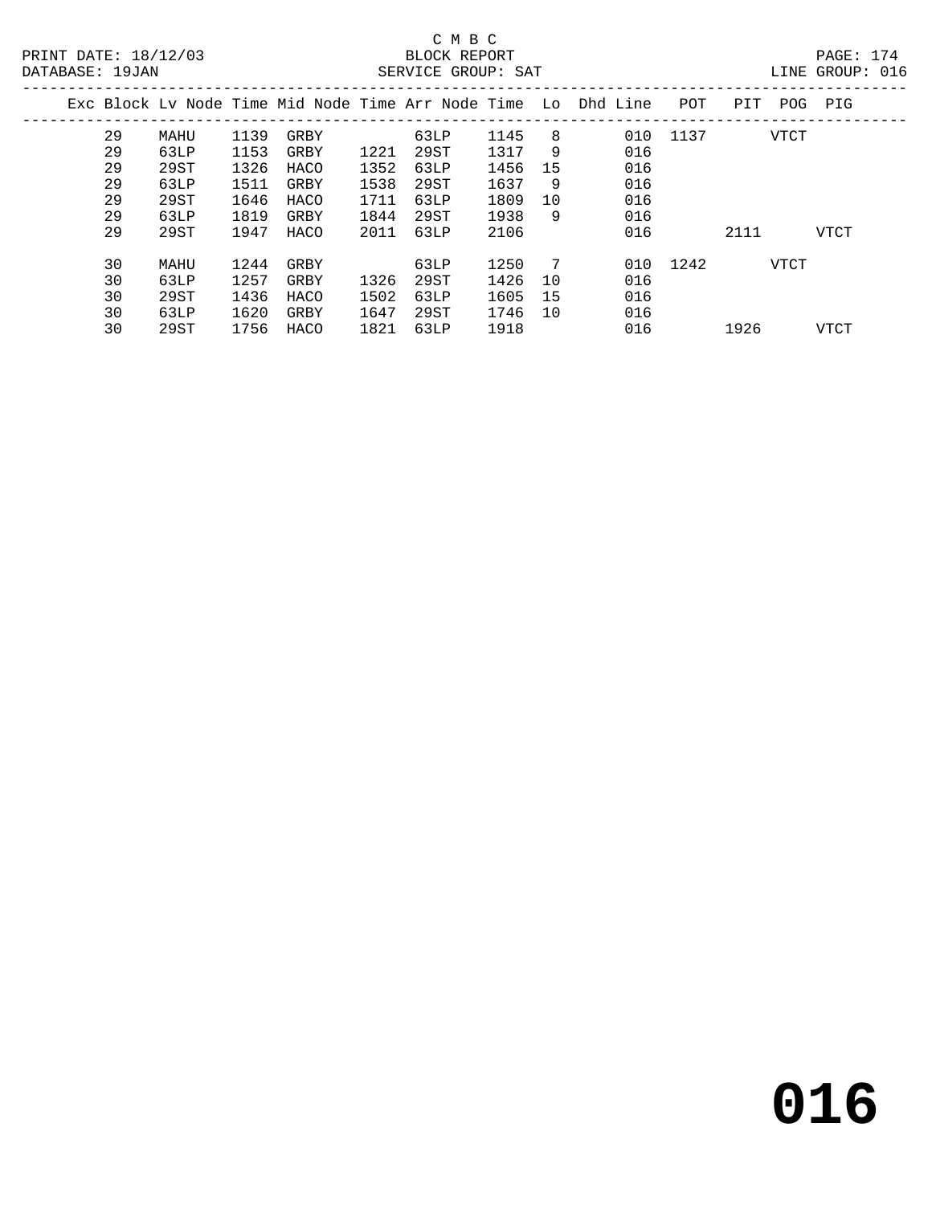C M B C
BLOCK REPORT
SERVICE GROUP: SAT

PRINT DATE: 18/12/03
DATABASE: 19JAN
LINE GROUP: 016

| Exc | Block | Lv Node | Time | Mid Node | Time | Arr Node | Time | Lo | Dhd | Line | POT | PIT | POG | PIG |
|---|---|---|---|---|---|---|---|---|---|---|---|---|---|---|
| | 29 | MAHU | 1139 | GRBY | | 63LP | 1145 | 8 | | 010 | 1137 | | VTCT | |
| | 29 | 63LP | 1153 | GRBY | 1221 | 29ST | 1317 | 9 | | 016 | | | | |
| | 29 | 29ST | 1326 | HACO | 1352 | 63LP | 1456 | 15 | | 016 | | | | |
| | 29 | 63LP | 1511 | GRBY | 1538 | 29ST | 1637 | 9 | | 016 | | | | |
| | 29 | 29ST | 1646 | HACO | 1711 | 63LP | 1809 | 10 | | 016 | | | | |
| | 29 | 63LP | 1819 | GRBY | 1844 | 29ST | 1938 | 9 | | 016 | | | | |
| | 29 | 29ST | 1947 | HACO | 2011 | 63LP | 2106 | | | 016 | | 2111 | | VTCT |
| | 30 | MAHU | 1244 | GRBY | | 63LP | 1250 | 7 | | 010 | 1242 | | VTCT | |
| | 30 | 63LP | 1257 | GRBY | 1326 | 29ST | 1426 | 10 | | 016 | | | | |
| | 30 | 29ST | 1436 | HACO | 1502 | 63LP | 1605 | 15 | | 016 | | | | |
| | 30 | 63LP | 1620 | GRBY | 1647 | 29ST | 1746 | 10 | | 016 | | | | |
| | 30 | 29ST | 1756 | HACO | 1821 | 63LP | 1918 | | | 016 | | 1926 | | VTCT |

**016**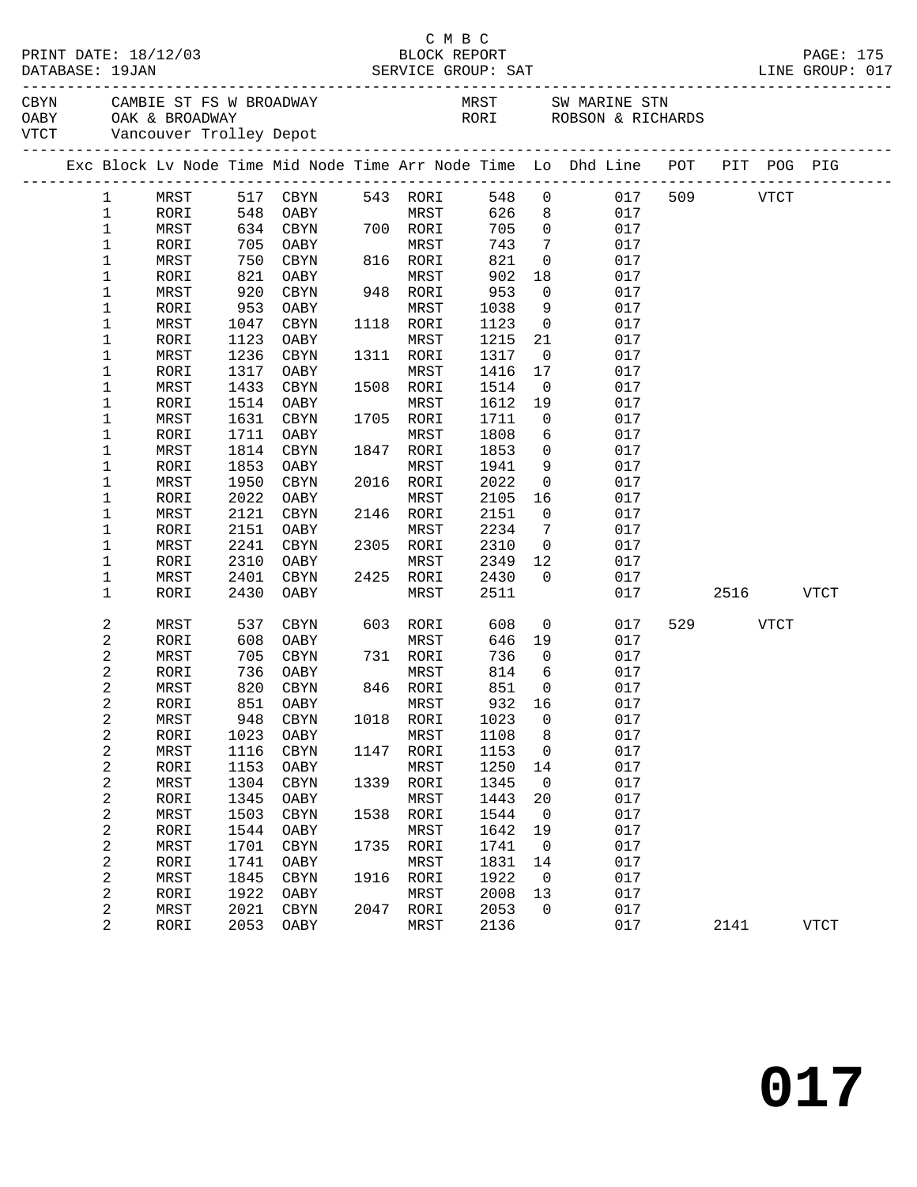C M B C
BLOCK REPORT
SERVICE GROUP: SAT

PRINT DATE: 18/12/03
DATABASE: 19JAN
LINE GROUP: 017

| Code | Description | Code | Description |
|---|---|---|---|
| CBYN | CAMBIE ST FS W BROADWAY | MRST | SW MARINE STN |
| OABY | OAK & BROADWAY | RORI | ROBSON & RICHARDS |
| VTCT | Vancouver Trolley Depot | | |

| Exc | Block | Lv Node | Time | Mid Node | Time | Arr Node | Time | Lo | Dhd Line | POT | PIT | POG | PIG |
|---|---|---|---|---|---|---|---|---|---|---|---|---|---|
| | 1 | MRST | 517 | CBYN | 543 | RORI | 548 | 0 | 017 | 509 | | VTCT | |
| | 1 | RORI | 548 | OABY | | MRST | 626 | 8 | 017 | | | | |
| | 1 | MRST | 634 | CBYN | 700 | RORI | 705 | 0 | 017 | | | | |
| | 1 | RORI | 705 | OABY | | MRST | 743 | 7 | 017 | | | | |
| | 1 | MRST | 750 | CBYN | 816 | RORI | 821 | 0 | 017 | | | | |
| | 1 | RORI | 821 | OABY | | MRST | 902 | 18 | 017 | | | | |
| | 1 | MRST | 920 | CBYN | 948 | RORI | 953 | 0 | 017 | | | | |
| | 1 | RORI | 953 | OABY | | MRST | 1038 | 9 | 017 | | | | |
| | 1 | MRST | 1047 | CBYN | 1118 | RORI | 1123 | 0 | 017 | | | | |
| | 1 | RORI | 1123 | OABY | | MRST | 1215 | 21 | 017 | | | | |
| | 1 | MRST | 1236 | CBYN | 1311 | RORI | 1317 | 0 | 017 | | | | |
| | 1 | RORI | 1317 | OABY | | MRST | 1416 | 17 | 017 | | | | |
| | 1 | MRST | 1433 | CBYN | 1508 | RORI | 1514 | 0 | 017 | | | | |
| | 1 | RORI | 1514 | OABY | | MRST | 1612 | 19 | 017 | | | | |
| | 1 | MRST | 1631 | CBYN | 1705 | RORI | 1711 | 0 | 017 | | | | |
| | 1 | RORI | 1711 | OABY | | MRST | 1808 | 6 | 017 | | | | |
| | 1 | MRST | 1814 | CBYN | 1847 | RORI | 1853 | 0 | 017 | | | | |
| | 1 | RORI | 1853 | OABY | | MRST | 1941 | 9 | 017 | | | | |
| | 1 | MRST | 1950 | CBYN | 2016 | RORI | 2022 | 0 | 017 | | | | |
| | 1 | RORI | 2022 | OABY | | MRST | 2105 | 16 | 017 | | | | |
| | 1 | MRST | 2121 | CBYN | 2146 | RORI | 2151 | 0 | 017 | | | | |
| | 1 | RORI | 2151 | OABY | | MRST | 2234 | 7 | 017 | | | | |
| | 1 | MRST | 2241 | CBYN | 2305 | RORI | 2310 | 0 | 017 | | | | |
| | 1 | RORI | 2310 | OABY | | MRST | 2349 | 12 | 017 | | | | |
| | 1 | MRST | 2401 | CBYN | 2425 | RORI | 2430 | 0 | 017 | | | | |
| | 1 | RORI | 2430 | OABY | | MRST | 2511 | | 017 | | 2516 | | VTCT |
| | 2 | MRST | 537 | CBYN | 603 | RORI | 608 | 0 | 017 | 529 | | VTCT | |
| | 2 | RORI | 608 | OABY | | MRST | 646 | 19 | 017 | | | | |
| | 2 | MRST | 705 | CBYN | 731 | RORI | 736 | 0 | 017 | | | | |
| | 2 | RORI | 736 | OABY | | MRST | 814 | 6 | 017 | | | | |
| | 2 | MRST | 820 | CBYN | 846 | RORI | 851 | 0 | 017 | | | | |
| | 2 | RORI | 851 | OABY | | MRST | 932 | 16 | 017 | | | | |
| | 2 | MRST | 948 | CBYN | 1018 | RORI | 1023 | 0 | 017 | | | | |
| | 2 | RORI | 1023 | OABY | | MRST | 1108 | 8 | 017 | | | | |
| | 2 | MRST | 1116 | CBYN | 1147 | RORI | 1153 | 0 | 017 | | | | |
| | 2 | RORI | 1153 | OABY | | MRST | 1250 | 14 | 017 | | | | |
| | 2 | MRST | 1304 | CBYN | 1339 | RORI | 1345 | 0 | 017 | | | | |
| | 2 | RORI | 1345 | OABY | | MRST | 1443 | 20 | 017 | | | | |
| | 2 | MRST | 1503 | CBYN | 1538 | RORI | 1544 | 0 | 017 | | | | |
| | 2 | RORI | 1544 | OABY | | MRST | 1642 | 19 | 017 | | | | |
| | 2 | MRST | 1701 | CBYN | 1735 | RORI | 1741 | 0 | 017 | | | | |
| | 2 | RORI | 1741 | OABY | | MRST | 1831 | 14 | 017 | | | | |
| | 2 | MRST | 1845 | CBYN | 1916 | RORI | 1922 | 0 | 017 | | | | |
| | 2 | RORI | 1922 | OABY | | MRST | 2008 | 13 | 017 | | | | |
| | 2 | MRST | 2021 | CBYN | 2047 | RORI | 2053 | 0 | 017 | | | | |
| | 2 | RORI | 2053 | OABY | | MRST | 2136 | | 017 | | 2141 | | VTCT |

# 017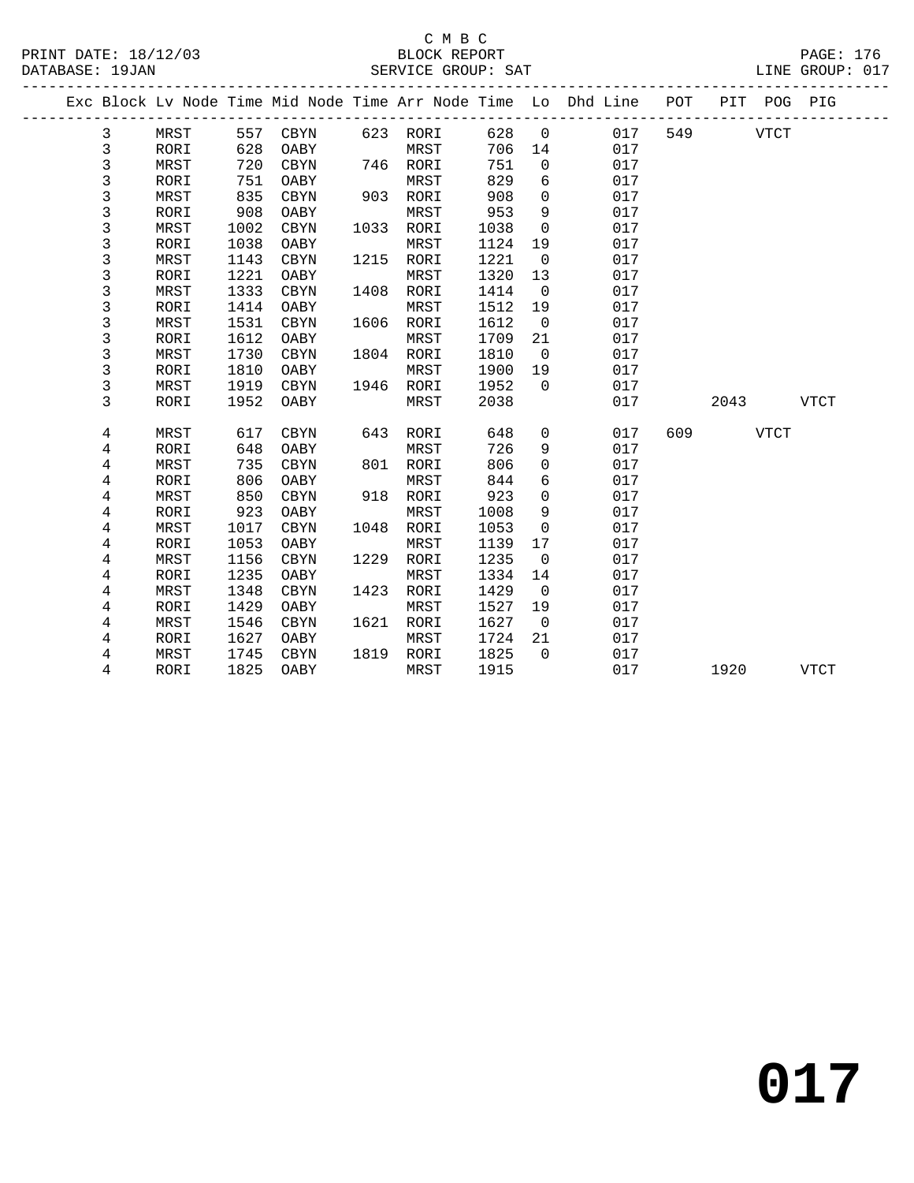C M B C

BLOCK REPORT

DATABASE: 19JAN SERVICE GROUP: SAT LINE GROUP: 017

| Exc | Block | Lv Node | Time | Mid Node | Time | Arr Node | Time | Lo | Dhd Line | POT | PIT | POG | PIG |
|---|---|---|---|---|---|---|---|---|---|---|---|---|---|
| | 3 | MRST | 557 | CBYN | 623 | RORI | 628 | 0 | 017 | 549 | | VTCT | |
| | 3 | RORI | 628 | OABY | | MRST | 706 | 14 | 017 | | | | |
| | 3 | MRST | 720 | CBYN | 746 | RORI | 751 | 0 | 017 | | | | |
| | 3 | RORI | 751 | OABY | | MRST | 829 | 6 | 017 | | | | |
| | 3 | MRST | 835 | CBYN | 903 | RORI | 908 | 0 | 017 | | | | |
| | 3 | RORI | 908 | OABY | | MRST | 953 | 9 | 017 | | | | |
| | 3 | MRST | 1002 | CBYN | 1033 | RORI | 1038 | 0 | 017 | | | | |
| | 3 | RORI | 1038 | OABY | | MRST | 1124 | 19 | 017 | | | | |
| | 3 | MRST | 1143 | CBYN | 1215 | RORI | 1221 | 0 | 017 | | | | |
| | 3 | RORI | 1221 | OABY | | MRST | 1320 | 13 | 017 | | | | |
| | 3 | MRST | 1333 | CBYN | 1408 | RORI | 1414 | 0 | 017 | | | | |
| | 3 | RORI | 1414 | OABY | | MRST | 1512 | 19 | 017 | | | | |
| | 3 | MRST | 1531 | CBYN | 1606 | RORI | 1612 | 0 | 017 | | | | |
| | 3 | RORI | 1612 | OABY | | MRST | 1709 | 21 | 017 | | | | |
| | 3 | MRST | 1730 | CBYN | 1804 | RORI | 1810 | 0 | 017 | | | | |
| | 3 | RORI | 1810 | OABY | | MRST | 1900 | 19 | 017 | | | | |
| | 3 | MRST | 1919 | CBYN | 1946 | RORI | 1952 | 0 | 017 | | | | |
| | 3 | RORI | 1952 | OABY | | MRST | 2038 | | 017 | | 2043 | | VTCT |
| | 4 | MRST | 617 | CBYN | 643 | RORI | 648 | 0 | 017 | 609 | | VTCT | |
| | 4 | RORI | 648 | OABY | | MRST | 726 | 9 | 017 | | | | |
| | 4 | MRST | 735 | CBYN | 801 | RORI | 806 | 0 | 017 | | | | |
| | 4 | RORI | 806 | OABY | | MRST | 844 | 6 | 017 | | | | |
| | 4 | MRST | 850 | CBYN | 918 | RORI | 923 | 0 | 017 | | | | |
| | 4 | RORI | 923 | OABY | | MRST | 1008 | 9 | 017 | | | | |
| | 4 | MRST | 1017 | CBYN | 1048 | RORI | 1053 | 0 | 017 | | | | |
| | 4 | RORI | 1053 | OABY | | MRST | 1139 | 17 | 017 | | | | |
| | 4 | MRST | 1156 | CBYN | 1229 | RORI | 1235 | 0 | 017 | | | | |
| | 4 | RORI | 1235 | OABY | | MRST | 1334 | 14 | 017 | | | | |
| | 4 | MRST | 1348 | CBYN | 1423 | RORI | 1429 | 0 | 017 | | | | |
| | 4 | RORI | 1429 | OABY | | MRST | 1527 | 19 | 017 | | | | |
| | 4 | MRST | 1546 | CBYN | 1621 | RORI | 1627 | 0 | 017 | | | | |
| | 4 | RORI | 1627 | OABY | | MRST | 1724 | 21 | 017 | | | | |
| | 4 | MRST | 1745 | CBYN | 1819 | RORI | 1825 | 0 | 017 | | | | |
| | 4 | RORI | 1825 | OABY | | MRST | 1915 | | 017 | | 1920 | | VTCT |

# 017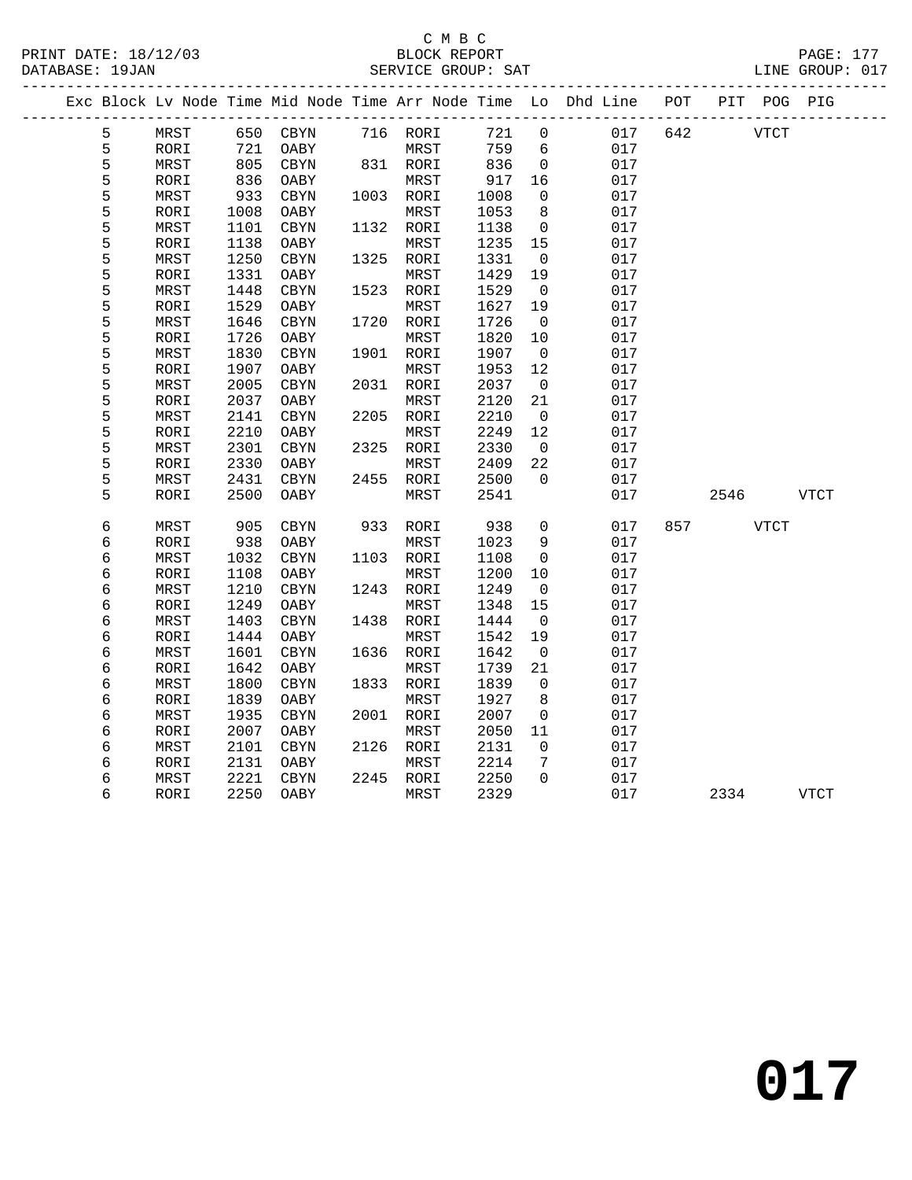C M B C
BLOCK REPORT
SERVICE GROUP: SAT

PRINT DATE: 18/12/03
DATABASE: 19JAN
LINE GROUP: 017

| Exc | Block | Lv | Node | Time | Mid Node | Time | Arr Node | Time | Lo | Dhd Line | POT | PIT | POG | PIG |
|---|---|---|---|---|---|---|---|---|---|---|---|---|---|---|
| | 5 | | MRST | 650 | CBYN | 716 | RORI | 721 | 0 | 017 | 642 | | VTCT | |
| | 5 | | RORI | 721 | OABY | | MRST | 759 | 6 | 017 | | | | |
| | 5 | | MRST | 805 | CBYN | 831 | RORI | 836 | 0 | 017 | | | | |
| | 5 | | RORI | 836 | OABY | | MRST | 917 | 16 | 017 | | | | |
| | 5 | | MRST | 933 | CBYN | 1003 | RORI | 1008 | 0 | 017 | | | | |
| | 5 | | RORI | 1008 | OABY | | MRST | 1053 | 8 | 017 | | | | |
| | 5 | | MRST | 1101 | CBYN | 1132 | RORI | 1138 | 0 | 017 | | | | |
| | 5 | | RORI | 1138 | OABY | | MRST | 1235 | 15 | 017 | | | | |
| | 5 | | MRST | 1250 | CBYN | 1325 | RORI | 1331 | 0 | 017 | | | | |
| | 5 | | RORI | 1331 | OABY | | MRST | 1429 | 19 | 017 | | | | |
| | 5 | | MRST | 1448 | CBYN | 1523 | RORI | 1529 | 0 | 017 | | | | |
| | 5 | | RORI | 1529 | OABY | | MRST | 1627 | 19 | 017 | | | | |
| | 5 | | MRST | 1646 | CBYN | 1720 | RORI | 1726 | 0 | 017 | | | | |
| | 5 | | RORI | 1726 | OABY | | MRST | 1820 | 10 | 017 | | | | |
| | 5 | | MRST | 1830 | CBYN | 1901 | RORI | 1907 | 0 | 017 | | | | |
| | 5 | | RORI | 1907 | OABY | | MRST | 1953 | 12 | 017 | | | | |
| | 5 | | MRST | 2005 | CBYN | 2031 | RORI | 2037 | 0 | 017 | | | | |
| | 5 | | RORI | 2037 | OABY | | MRST | 2120 | 21 | 017 | | | | |
| | 5 | | MRST | 2141 | CBYN | 2205 | RORI | 2210 | 0 | 017 | | | | |
| | 5 | | RORI | 2210 | OABY | | MRST | 2249 | 12 | 017 | | | | |
| | 5 | | MRST | 2301 | CBYN | 2325 | RORI | 2330 | 0 | 017 | | | | |
| | 5 | | RORI | 2330 | OABY | | MRST | 2409 | 22 | 017 | | | | |
| | 5 | | MRST | 2431 | CBYN | 2455 | RORI | 2500 | 0 | 017 | | | | |
| | 5 | | RORI | 2500 | OABY | | MRST | 2541 | | 017 | | 2546 | | VTCT |
| | 6 | | MRST | 905 | CBYN | 933 | RORI | 938 | 0 | 017 | 857 | | VTCT | |
| | 6 | | RORI | 938 | OABY | | MRST | 1023 | 9 | 017 | | | | |
| | 6 | | MRST | 1032 | CBYN | 1103 | RORI | 1108 | 0 | 017 | | | | |
| | 6 | | RORI | 1108 | OABY | | MRST | 1200 | 10 | 017 | | | | |
| | 6 | | MRST | 1210 | CBYN | 1243 | RORI | 1249 | 0 | 017 | | | | |
| | 6 | | RORI | 1249 | OABY | | MRST | 1348 | 15 | 017 | | | | |
| | 6 | | MRST | 1403 | CBYN | 1438 | RORI | 1444 | 0 | 017 | | | | |
| | 6 | | RORI | 1444 | OABY | | MRST | 1542 | 19 | 017 | | | | |
| | 6 | | MRST | 1601 | CBYN | 1636 | RORI | 1642 | 0 | 017 | | | | |
| | 6 | | RORI | 1642 | OABY | | MRST | 1739 | 21 | 017 | | | | |
| | 6 | | MRST | 1800 | CBYN | 1833 | RORI | 1839 | 0 | 017 | | | | |
| | 6 | | RORI | 1839 | OABY | | MRST | 1927 | 8 | 017 | | | | |
| | 6 | | MRST | 1935 | CBYN | 2001 | RORI | 2007 | 0 | 017 | | | | |
| | 6 | | RORI | 2007 | OABY | | MRST | 2050 | 11 | 017 | | | | |
| | 6 | | MRST | 2101 | CBYN | 2126 | RORI | 2131 | 0 | 017 | | | | |
| | 6 | | RORI | 2131 | OABY | | MRST | 2214 | 7 | 017 | | | | |
| | 6 | | MRST | 2221 | CBYN | 2245 | RORI | 2250 | 0 | 017 | | | | |
| | 6 | | RORI | 2250 | OABY | | MRST | 2329 | | 017 | | 2334 | | VTCT |

# 017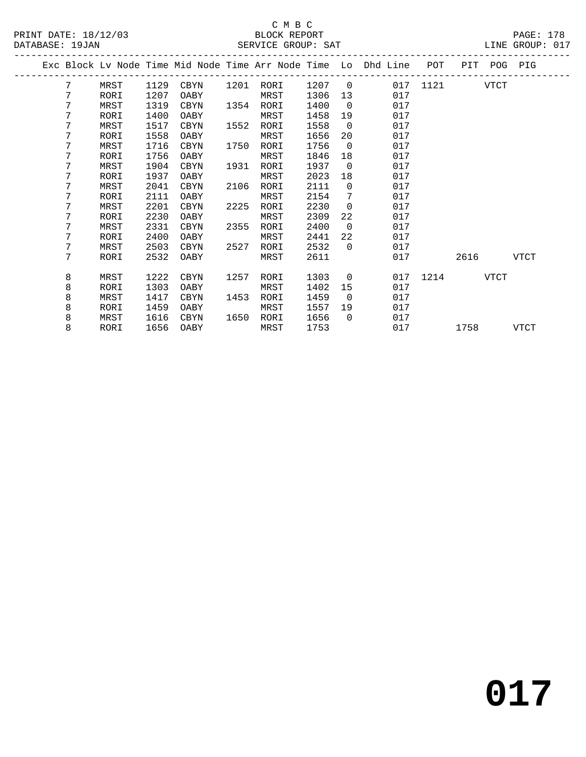C M B C
BLOCK REPORT
SERVICE GROUP: SAT

PRINT DATE: 18/12/03
DATABASE: 19JAN
LINE GROUP: 017

| Exc | Block | Lv Node | Time | Mid Node | Time | Arr Node | Time | Lo | Dhd Line | POT | PIT | POG | PIG |
|---|---|---|---|---|---|---|---|---|---|---|---|---|---|
| | 7 | MRST | 1129 | CBYN | 1201 | RORI | 1207 | 0 | 017 | 1121 | | VTCT | |
| | 7 | RORI | 1207 | OABY | | MRST | 1306 | 13 | 017 | | | | |
| | 7 | MRST | 1319 | CBYN | 1354 | RORI | 1400 | 0 | 017 | | | | |
| | 7 | RORI | 1400 | OABY | | MRST | 1458 | 19 | 017 | | | | |
| | 7 | MRST | 1517 | CBYN | 1552 | RORI | 1558 | 0 | 017 | | | | |
| | 7 | RORI | 1558 | OABY | | MRST | 1656 | 20 | 017 | | | | |
| | 7 | MRST | 1716 | CBYN | 1750 | RORI | 1756 | 0 | 017 | | | | |
| | 7 | RORI | 1756 | OABY | | MRST | 1846 | 18 | 017 | | | | |
| | 7 | MRST | 1904 | CBYN | 1931 | RORI | 1937 | 0 | 017 | | | | |
| | 7 | RORI | 1937 | OABY | | MRST | 2023 | 18 | 017 | | | | |
| | 7 | MRST | 2041 | CBYN | 2106 | RORI | 2111 | 0 | 017 | | | | |
| | 7 | RORI | 2111 | OABY | | MRST | 2154 | 7 | 017 | | | | |
| | 7 | MRST | 2201 | CBYN | 2225 | RORI | 2230 | 0 | 017 | | | | |
| | 7 | RORI | 2230 | OABY | | MRST | 2309 | 22 | 017 | | | | |
| | 7 | MRST | 2331 | CBYN | 2355 | RORI | 2400 | 0 | 017 | | | | |
| | 7 | RORI | 2400 | OABY | | MRST | 2441 | 22 | 017 | | | | |
| | 7 | MRST | 2503 | CBYN | 2527 | RORI | 2532 | 0 | 017 | | | | |
| | 7 | RORI | 2532 | OABY | | MRST | 2611 | | 017 | | 2616 | | VTCT |
| | 8 | MRST | 1222 | CBYN | 1257 | RORI | 1303 | 0 | 017 | 1214 | | VTCT | |
| | 8 | RORI | 1303 | OABY | | MRST | 1402 | 15 | 017 | | | | |
| | 8 | MRST | 1417 | CBYN | 1453 | RORI | 1459 | 0 | 017 | | | | |
| | 8 | RORI | 1459 | OABY | | MRST | 1557 | 19 | 017 | | | | |
| | 8 | MRST | 1616 | CBYN | 1650 | RORI | 1656 | 0 | 017 | | | | |
| | 8 | RORI | 1656 | OABY | | MRST | 1753 | | 017 | | 1758 | | VTCT |

**017**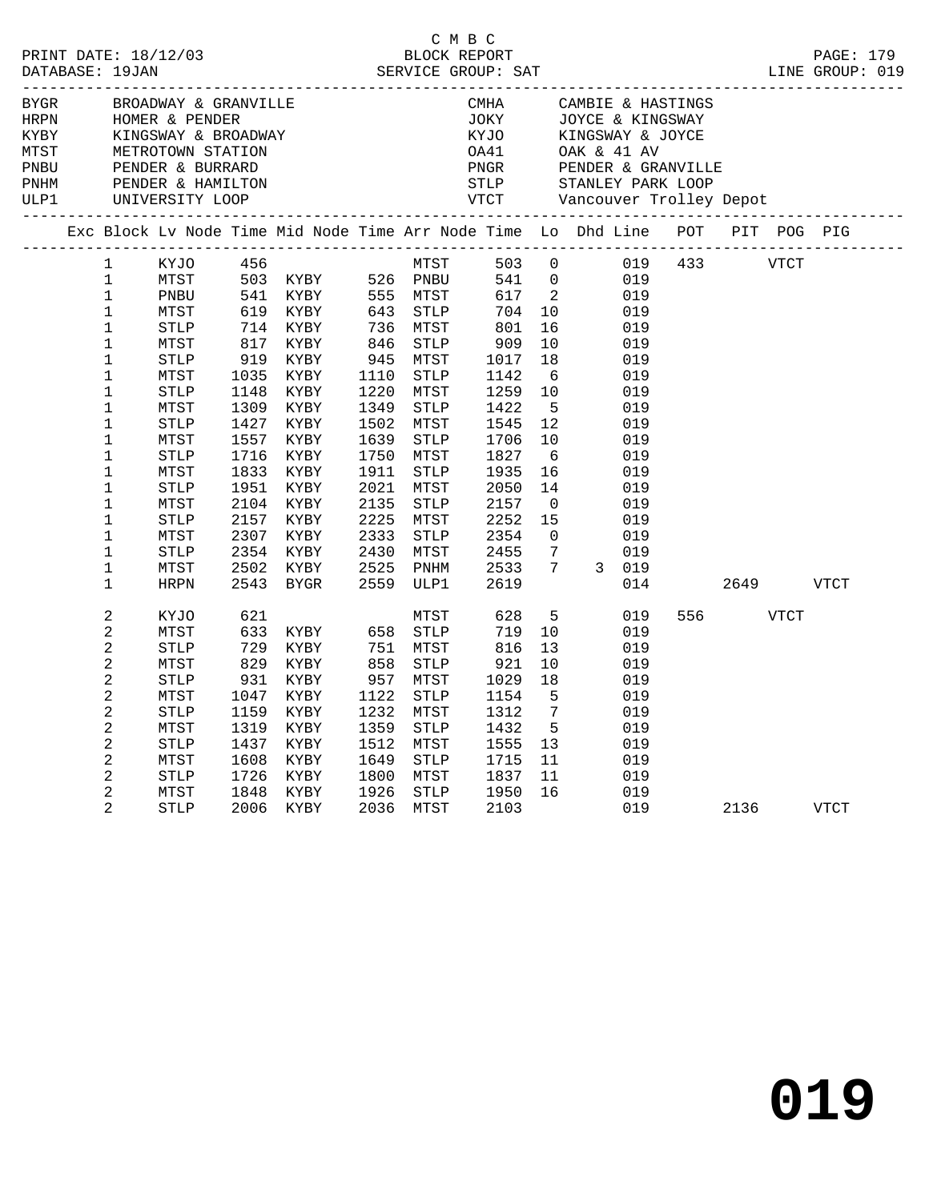C M B C

PRINT DATE: 18/12/03 BLOCK REPORT
DATABASE: 19JAN SERVICE GROUP: SAT LINE GROUP: 019

| | | | |
|---|---|---|---|
| BYGR | BROADWAY & GRANVILLE | CMHA | CAMBIE & HASTINGS |
| HRPN | HOMER & PENDER | JOKY | JOYCE & KINGSWAY |
| KYBY | KINGSWAY & BROADWAY | KYJO | KINGSWAY & JOYCE |
| MTST | METROTOWN STATION | OA41 | OAK & 41 AV |
| PNBU | PENDER & BURRARD | PNGR | PENDER & GRANVILLE |
| PNHM | PENDER & HAMILTON | STLP | STANLEY PARK LOOP |
| ULP1 | UNIVERSITY LOOP | VTCT | Vancouver Trolley Depot |

| Exc | Block | Lv Node | Time | Mid Node | Time | Arr Node | Time | Lo | Dhd | Line | POT | PIT | POG | PIG |
|---|---|---|---|---|---|---|---|---|---|---|---|---|---|---|
| | 1 | KYJO | 456 | | | MTST | 503 | 0 | | 019 | 433 | | VTCT | |
| | 1 | MTST | 503 | KYBY | 526 | PNBU | 541 | 0 | | 019 | | | | |
| | 1 | PNBU | 541 | KYBY | 555 | MTST | 617 | 2 | | 019 | | | | |
| | 1 | MTST | 619 | KYBY | 643 | STLP | 704 | 10 | | 019 | | | | |
| | 1 | STLP | 714 | KYBY | 736 | MTST | 801 | 16 | | 019 | | | | |
| | 1 | MTST | 817 | KYBY | 846 | STLP | 909 | 10 | | 019 | | | | |
| | 1 | STLP | 919 | KYBY | 945 | MTST | 1017 | 18 | | 019 | | | | |
| | 1 | MTST | 1035 | KYBY | 1110 | STLP | 1142 | 6 | | 019 | | | | |
| | 1 | STLP | 1148 | KYBY | 1220 | MTST | 1259 | 10 | | 019 | | | | |
| | 1 | MTST | 1309 | KYBY | 1349 | STLP | 1422 | 5 | | 019 | | | | |
| | 1 | STLP | 1427 | KYBY | 1502 | MTST | 1545 | 12 | | 019 | | | | |
| | 1 | MTST | 1557 | KYBY | 1639 | STLP | 1706 | 10 | | 019 | | | | |
| | 1 | STLP | 1716 | KYBY | 1750 | MTST | 1827 | 6 | | 019 | | | | |
| | 1 | MTST | 1833 | KYBY | 1911 | STLP | 1935 | 16 | | 019 | | | | |
| | 1 | STLP | 1951 | KYBY | 2021 | MTST | 2050 | 14 | | 019 | | | | |
| | 1 | MTST | 2104 | KYBY | 2135 | STLP | 2157 | 0 | | 019 | | | | |
| | 1 | STLP | 2157 | KYBY | 2225 | MTST | 2252 | 15 | | 019 | | | | |
| | 1 | MTST | 2307 | KYBY | 2333 | STLP | 2354 | 0 | | 019 | | | | |
| | 1 | STLP | 2354 | KYBY | 2430 | MTST | 2455 | 7 | | 019 | | | | |
| | 1 | MTST | 2502 | KYBY | 2525 | PNHM | 2533 | 7 | 3 | 019 | | | | |
| | 1 | HRPN | 2543 | BYGR | 2559 | ULP1 | 2619 | | | 014 | | 2649 | | VTCT |
| | 2 | KYJO | 621 | | | MTST | 628 | 5 | | 019 | 556 | | VTCT | |
| | 2 | MTST | 633 | KYBY | 658 | STLP | 719 | 10 | | 019 | | | | |
| | 2 | STLP | 729 | KYBY | 751 | MTST | 816 | 13 | | 019 | | | | |
| | 2 | MTST | 829 | KYBY | 858 | STLP | 921 | 10 | | 019 | | | | |
| | 2 | STLP | 931 | KYBY | 957 | MTST | 1029 | 18 | | 019 | | | | |
| | 2 | MTST | 1047 | KYBY | 1122 | STLP | 1154 | 5 | | 019 | | | | |
| | 2 | STLP | 1159 | KYBY | 1232 | MTST | 1312 | 7 | | 019 | | | | |
| | 2 | MTST | 1319 | KYBY | 1359 | STLP | 1432 | 5 | | 019 | | | | |
| | 2 | STLP | 1437 | KYBY | 1512 | MTST | 1555 | 13 | | 019 | | | | |
| | 2 | MTST | 1608 | KYBY | 1649 | STLP | 1715 | 11 | | 019 | | | | |
| | 2 | STLP | 1726 | KYBY | 1800 | MTST | 1837 | 11 | | 019 | | | | |
| | 2 | MTST | 1848 | KYBY | 1926 | STLP | 1950 | 16 | | 019 | | | | |
| | 2 | STLP | 2006 | KYBY | 2036 | MTST | 2103 | | | 019 | | 2136 | | VTCT |

**019**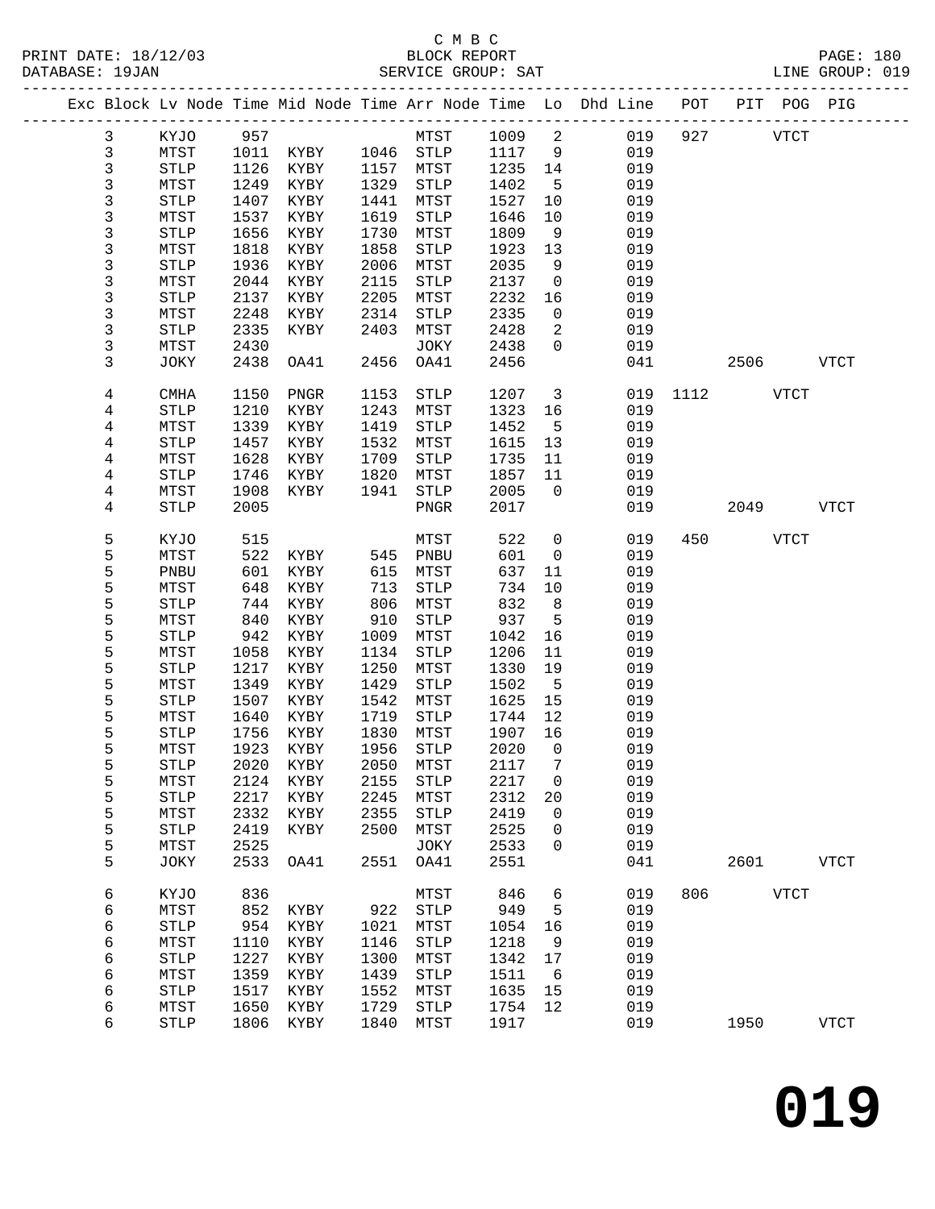C M B C
PRINT DATE: 18/12/03 BLOCK REPORT PAGE: 180
DATABASE: 19JAN SERVICE GROUP: SAT LINE GROUP: 019

| Exc | Block | Lv Node | Time | Mid Node | Time | Arr Node | Time | Lo | Dhd Line | POT | PIT | POG | PIG |
|---|---|---|---|---|---|---|---|---|---|---|---|---|---|
| | 3 | KYJO | 957 | | | MTST | 1009 | 2 | 019 | 927 | | VTCT | |
| | 3 | MTST | 1011 | KYBY | 1046 | STLP | 1117 | 9 | 019 | | | | |
| | 3 | STLP | 1126 | KYBY | 1157 | MTST | 1235 | 14 | 019 | | | | |
| | 3 | MTST | 1249 | KYBY | 1329 | STLP | 1402 | 5 | 019 | | | | |
| | 3 | STLP | 1407 | KYBY | 1441 | MTST | 1527 | 10 | 019 | | | | |
| | 3 | MTST | 1537 | KYBY | 1619 | STLP | 1646 | 10 | 019 | | | | |
| | 3 | STLP | 1656 | KYBY | 1730 | MTST | 1809 | 9 | 019 | | | | |
| | 3 | MTST | 1818 | KYBY | 1858 | STLP | 1923 | 13 | 019 | | | | |
| | 3 | STLP | 1936 | KYBY | 2006 | MTST | 2035 | 9 | 019 | | | | |
| | 3 | MTST | 2044 | KYBY | 2115 | STLP | 2137 | 0 | 019 | | | | |
| | 3 | STLP | 2137 | KYBY | 2205 | MTST | 2232 | 16 | 019 | | | | |
| | 3 | MTST | 2248 | KYBY | 2314 | STLP | 2335 | 0 | 019 | | | | |
| | 3 | STLP | 2335 | KYBY | 2403 | MTST | 2428 | 2 | 019 | | | | |
| | 3 | MTST | 2430 | | | JOKY | 2438 | 0 | 019 | | | | |
| | 3 | JOKY | 2438 | OA41 | 2456 | OA41 | 2456 | | 041 | | 2506 | | VTCT |
| | 4 | CMHA | 1150 | PNGR | 1153 | STLP | 1207 | 3 | 019 | 1112 | | VTCT | |
| | 4 | STLP | 1210 | KYBY | 1243 | MTST | 1323 | 16 | 019 | | | | |
| | 4 | MTST | 1339 | KYBY | 1419 | STLP | 1452 | 5 | 019 | | | | |
| | 4 | STLP | 1457 | KYBY | 1532 | MTST | 1615 | 13 | 019 | | | | |
| | 4 | MTST | 1628 | KYBY | 1709 | STLP | 1735 | 11 | 019 | | | | |
| | 4 | STLP | 1746 | KYBY | 1820 | MTST | 1857 | 11 | 019 | | | | |
| | 4 | MTST | 1908 | KYBY | 1941 | STLP | 2005 | 0 | 019 | | | | |
| | 4 | STLP | 2005 | | | PNGR | 2017 | | 019 | | 2049 | | VTCT |
| | 5 | KYJO | 515 | | | MTST | 522 | 0 | 019 | 450 | | VTCT | |
| | 5 | MTST | 522 | KYBY | 545 | PNBU | 601 | 0 | 019 | | | | |
| | 5 | PNBU | 601 | KYBY | 615 | MTST | 637 | 11 | 019 | | | | |
| | 5 | MTST | 648 | KYBY | 713 | STLP | 734 | 10 | 019 | | | | |
| | 5 | STLP | 744 | KYBY | 806 | MTST | 832 | 8 | 019 | | | | |
| | 5 | MTST | 840 | KYBY | 910 | STLP | 937 | 5 | 019 | | | | |
| | 5 | STLP | 942 | KYBY | 1009 | MTST | 1042 | 16 | 019 | | | | |
| | 5 | MTST | 1058 | KYBY | 1134 | STLP | 1206 | 11 | 019 | | | | |
| | 5 | STLP | 1217 | KYBY | 1250 | MTST | 1330 | 19 | 019 | | | | |
| | 5 | MTST | 1349 | KYBY | 1429 | STLP | 1502 | 5 | 019 | | | | |
| | 5 | STLP | 1507 | KYBY | 1542 | MTST | 1625 | 15 | 019 | | | | |
| | 5 | MTST | 1640 | KYBY | 1719 | STLP | 1744 | 12 | 019 | | | | |
| | 5 | STLP | 1756 | KYBY | 1830 | MTST | 1907 | 16 | 019 | | | | |
| | 5 | MTST | 1923 | KYBY | 1956 | STLP | 2020 | 0 | 019 | | | | |
| | 5 | STLP | 2020 | KYBY | 2050 | MTST | 2117 | 7 | 019 | | | | |
| | 5 | MTST | 2124 | KYBY | 2155 | STLP | 2217 | 0 | 019 | | | | |
| | 5 | STLP | 2217 | KYBY | 2245 | MTST | 2312 | 20 | 019 | | | | |
| | 5 | MTST | 2332 | KYBY | 2355 | STLP | 2419 | 0 | 019 | | | | |
| | 5 | STLP | 2419 | KYBY | 2500 | MTST | 2525 | 0 | 019 | | | | |
| | 5 | MTST | 2525 | | | JOKY | 2533 | 0 | 019 | | | | |
| | 5 | JOKY | 2533 | OA41 | 2551 | OA41 | 2551 | | 041 | | 2601 | | VTCT |
| | 6 | KYJO | 836 | | | MTST | 846 | 6 | 019 | 806 | | VTCT | |
| | 6 | MTST | 852 | KYBY | 922 | STLP | 949 | 5 | 019 | | | | |
| | 6 | STLP | 954 | KYBY | 1021 | MTST | 1054 | 16 | 019 | | | | |
| | 6 | MTST | 1110 | KYBY | 1146 | STLP | 1218 | 9 | 019 | | | | |
| | 6 | STLP | 1227 | KYBY | 1300 | MTST | 1342 | 17 | 019 | | | | |
| | 6 | MTST | 1359 | KYBY | 1439 | STLP | 1511 | 6 | 019 | | | | |
| | 6 | STLP | 1517 | KYBY | 1552 | MTST | 1635 | 15 | 019 | | | | |
| | 6 | MTST | 1650 | KYBY | 1729 | STLP | 1754 | 12 | 019 | | | | |
| | 6 | STLP | 1806 | KYBY | 1840 | MTST | 1917 | | 019 | | 1950 | | VTCT |

**019**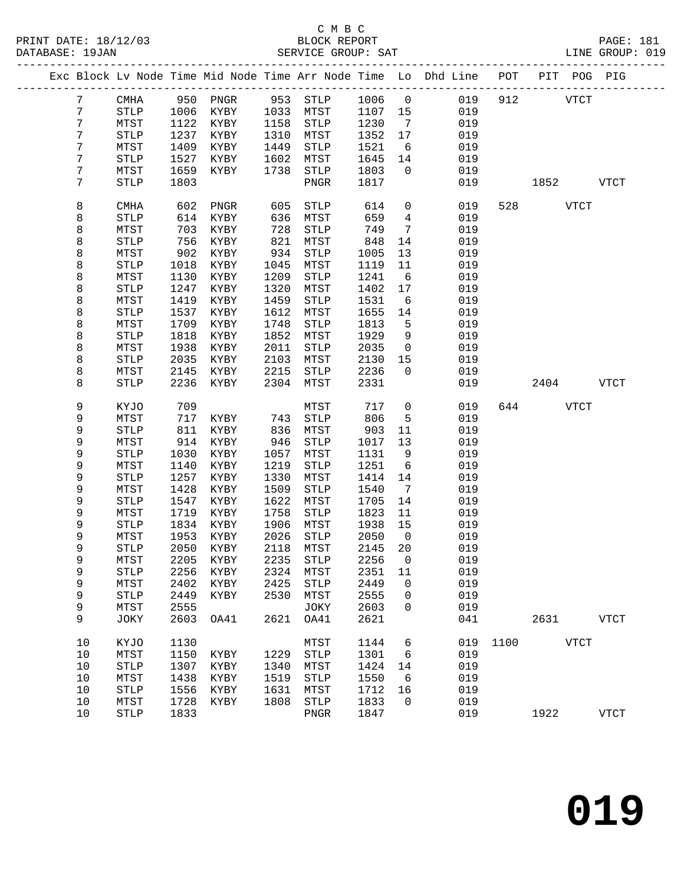C M B C

BLOCK REPORT

SERVICE GROUP: SAT

LINE GROUP: 019

| Exc | Block | Lv Node | Time | Mid Node | Time | Arr Node | Time | Lo | Dhd Line | POT | PIT | POG | PIG |
|---|---|---|---|---|---|---|---|---|---|---|---|---|---|
| | 7 | CMHA | 950 | PNGR | 953 | STLP | 1006 | 0 | 019 | 912 | | VTCT | |
| | 7 | STLP | 1006 | KYBY | 1033 | MTST | 1107 | 15 | 019 | | | | |
| | 7 | MTST | 1122 | KYBY | 1158 | STLP | 1230 | 7 | 019 | | | | |
| | 7 | STLP | 1237 | KYBY | 1310 | MTST | 1352 | 17 | 019 | | | | |
| | 7 | MTST | 1409 | KYBY | 1449 | STLP | 1521 | 6 | 019 | | | | |
| | 7 | STLP | 1527 | KYBY | 1602 | MTST | 1645 | 14 | 019 | | | | |
| | 7 | MTST | 1659 | KYBY | 1738 | STLP | 1803 | 0 | 019 | | | | |
| | 7 | STLP | 1803 | | | PNGR | 1817 | | 019 | | 1852 | | VTCT |
| | 8 | CMHA | 602 | PNGR | 605 | STLP | 614 | 0 | 019 | 528 | | VTCT | |
| | 8 | STLP | 614 | KYBY | 636 | MTST | 659 | 4 | 019 | | | | |
| | 8 | MTST | 703 | KYBY | 728 | STLP | 749 | 7 | 019 | | | | |
| | 8 | STLP | 756 | KYBY | 821 | MTST | 848 | 14 | 019 | | | | |
| | 8 | MTST | 902 | KYBY | 934 | STLP | 1005 | 13 | 019 | | | | |
| | 8 | STLP | 1018 | KYBY | 1045 | MTST | 1119 | 11 | 019 | | | | |
| | 8 | MTST | 1130 | KYBY | 1209 | STLP | 1241 | 6 | 019 | | | | |
| | 8 | STLP | 1247 | KYBY | 1320 | MTST | 1402 | 17 | 019 | | | | |
| | 8 | MTST | 1419 | KYBY | 1459 | STLP | 1531 | 6 | 019 | | | | |
| | 8 | STLP | 1537 | KYBY | 1612 | MTST | 1655 | 14 | 019 | | | | |
| | 8 | MTST | 1709 | KYBY | 1748 | STLP | 1813 | 5 | 019 | | | | |
| | 8 | STLP | 1818 | KYBY | 1852 | MTST | 1929 | 9 | 019 | | | | |
| | 8 | MTST | 1938 | KYBY | 2011 | STLP | 2035 | 0 | 019 | | | | |
| | 8 | STLP | 2035 | KYBY | 2103 | MTST | 2130 | 15 | 019 | | | | |
| | 8 | MTST | 2145 | KYBY | 2215 | STLP | 2236 | 0 | 019 | | | | |
| | 8 | STLP | 2236 | KYBY | 2304 | MTST | 2331 | | 019 | | 2404 | | VTCT |
| | 9 | KYJO | 709 | | | MTST | 717 | 0 | 019 | 644 | | VTCT | |
| | 9 | MTST | 717 | KYBY | 743 | STLP | 806 | 5 | 019 | | | | |
| | 9 | STLP | 811 | KYBY | 836 | MTST | 903 | 11 | 019 | | | | |
| | 9 | MTST | 914 | KYBY | 946 | STLP | 1017 | 13 | 019 | | | | |
| | 9 | STLP | 1030 | KYBY | 1057 | MTST | 1131 | 9 | 019 | | | | |
| | 9 | MTST | 1140 | KYBY | 1219 | STLP | 1251 | 6 | 019 | | | | |
| | 9 | STLP | 1257 | KYBY | 1330 | MTST | 1414 | 14 | 019 | | | | |
| | 9 | MTST | 1428 | KYBY | 1509 | STLP | 1540 | 7 | 019 | | | | |
| | 9 | STLP | 1547 | KYBY | 1622 | MTST | 1705 | 14 | 019 | | | | |
| | 9 | MTST | 1719 | KYBY | 1758 | STLP | 1823 | 11 | 019 | | | | |
| | 9 | STLP | 1834 | KYBY | 1906 | MTST | 1938 | 15 | 019 | | | | |
| | 9 | MTST | 1953 | KYBY | 2026 | STLP | 2050 | 0 | 019 | | | | |
| | 9 | STLP | 2050 | KYBY | 2118 | MTST | 2145 | 20 | 019 | | | | |
| | 9 | MTST | 2205 | KYBY | 2235 | STLP | 2256 | 0 | 019 | | | | |
| | 9 | STLP | 2256 | KYBY | 2324 | MTST | 2351 | 11 | 019 | | | | |
| | 9 | MTST | 2402 | KYBY | 2425 | STLP | 2449 | 0 | 019 | | | | |
| | 9 | STLP | 2449 | KYBY | 2530 | MTST | 2555 | 0 | 019 | | | | |
| | 9 | MTST | 2555 | | | JOKY | 2603 | 0 | 019 | | | | |
| | 9 | JOKY | 2603 | OA41 | 2621 | OA41 | 2621 | | 041 | | 2631 | | VTCT |
| | 10 | KYJO | 1130 | | | MTST | 1144 | 6 | 019 | 1100 | | VTCT | |
| | 10 | MTST | 1150 | KYBY | 1229 | STLP | 1301 | 6 | 019 | | | | |
| | 10 | STLP | 1307 | KYBY | 1340 | MTST | 1424 | 14 | 019 | | | | |
| | 10 | MTST | 1438 | KYBY | 1519 | STLP | 1550 | 6 | 019 | | | | |
| | 10 | STLP | 1556 | KYBY | 1631 | MTST | 1712 | 16 | 019 | | | | |
| | 10 | MTST | 1728 | KYBY | 1808 | STLP | 1833 | 0 | 019 | | | | |
| | 10 | STLP | 1833 | | | PNGR | 1847 | | 019 | | 1922 | | VTCT |

# 019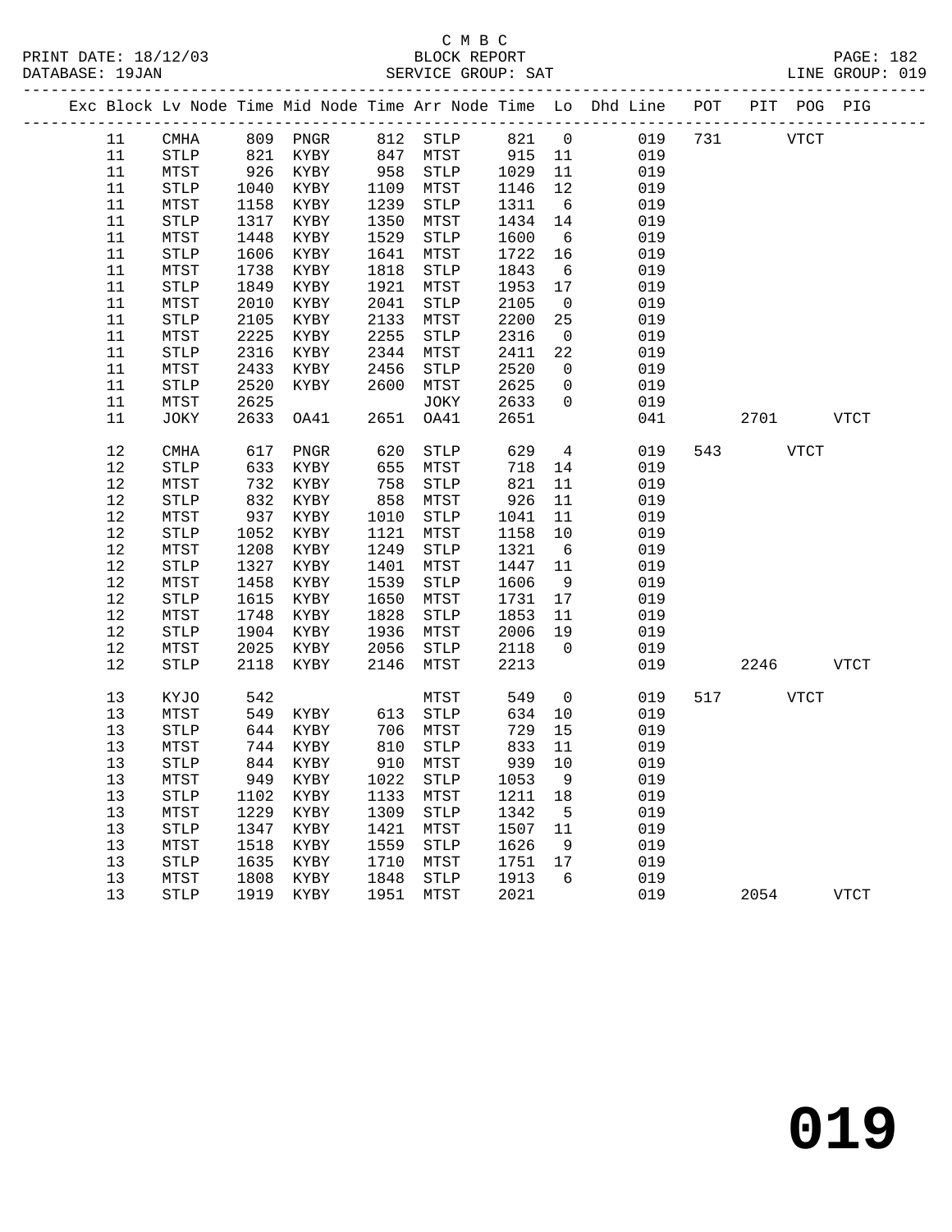C M B C
BLOCK REPORT
SERVICE GROUP: SAT

PRINT DATE: 18/12/03
DATABASE: 19JAN
LINE GROUP: 019

| Exc | Block | Lv Node | Time | Mid Node | Time | Arr Node | Time | Lo | Dhd Line | POT | PIT | POG | PIG |
|---|---|---|---|---|---|---|---|---|---|---|---|---|---|
| | 11 | CMHA | 809 | PNGR | 812 | STLP | 821 | 0 | 019 | 731 | | VTCT | |
| | 11 | STLP | 821 | KYBY | 847 | MTST | 915 | 11 | 019 | | | | |
| | 11 | MTST | 926 | KYBY | 958 | STLP | 1029 | 11 | 019 | | | | |
| | 11 | STLP | 1040 | KYBY | 1109 | MTST | 1146 | 12 | 019 | | | | |
| | 11 | MTST | 1158 | KYBY | 1239 | STLP | 1311 | 6 | 019 | | | | |
| | 11 | STLP | 1317 | KYBY | 1350 | MTST | 1434 | 14 | 019 | | | | |
| | 11 | MTST | 1448 | KYBY | 1529 | STLP | 1600 | 6 | 019 | | | | |
| | 11 | STLP | 1606 | KYBY | 1641 | MTST | 1722 | 16 | 019 | | | | |
| | 11 | MTST | 1738 | KYBY | 1818 | STLP | 1843 | 6 | 019 | | | | |
| | 11 | STLP | 1849 | KYBY | 1921 | MTST | 1953 | 17 | 019 | | | | |
| | 11 | MTST | 2010 | KYBY | 2041 | STLP | 2105 | 0 | 019 | | | | |
| | 11 | STLP | 2105 | KYBY | 2133 | MTST | 2200 | 25 | 019 | | | | |
| | 11 | MTST | 2225 | KYBY | 2255 | STLP | 2316 | 0 | 019 | | | | |
| | 11 | STLP | 2316 | KYBY | 2344 | MTST | 2411 | 22 | 019 | | | | |
| | 11 | MTST | 2433 | KYBY | 2456 | STLP | 2520 | 0 | 019 | | | | |
| | 11 | STLP | 2520 | KYBY | 2600 | MTST | 2625 | 0 | 019 | | | | |
| | 11 | MTST | 2625 | | | JOKY | 2633 | 0 | 019 | | | | |
| | 11 | JOKY | 2633 | OA41 | 2651 | OA41 | 2651 | | 041 | | 2701 | | VTCT |
| | 12 | CMHA | 617 | PNGR | 620 | STLP | 629 | 4 | 019 | 543 | | VTCT | |
| | 12 | STLP | 633 | KYBY | 655 | MTST | 718 | 14 | 019 | | | | |
| | 12 | MTST | 732 | KYBY | 758 | STLP | 821 | 11 | 019 | | | | |
| | 12 | STLP | 832 | KYBY | 858 | MTST | 926 | 11 | 019 | | | | |
| | 12 | MTST | 937 | KYBY | 1010 | STLP | 1041 | 11 | 019 | | | | |
| | 12 | STLP | 1052 | KYBY | 1121 | MTST | 1158 | 10 | 019 | | | | |
| | 12 | MTST | 1208 | KYBY | 1249 | STLP | 1321 | 6 | 019 | | | | |
| | 12 | STLP | 1327 | KYBY | 1401 | MTST | 1447 | 11 | 019 | | | | |
| | 12 | MTST | 1458 | KYBY | 1539 | STLP | 1606 | 9 | 019 | | | | |
| | 12 | STLP | 1615 | KYBY | 1650 | MTST | 1731 | 17 | 019 | | | | |
| | 12 | MTST | 1748 | KYBY | 1828 | STLP | 1853 | 11 | 019 | | | | |
| | 12 | STLP | 1904 | KYBY | 1936 | MTST | 2006 | 19 | 019 | | | | |
| | 12 | MTST | 2025 | KYBY | 2056 | STLP | 2118 | 0 | 019 | | | | |
| | 12 | STLP | 2118 | KYBY | 2146 | MTST | 2213 | | 019 | | 2246 | | VTCT |
| | 13 | KYJO | 542 | | | MTST | 549 | 0 | 019 | 517 | | VTCT | |
| | 13 | MTST | 549 | KYBY | 613 | STLP | 634 | 10 | 019 | | | | |
| | 13 | STLP | 644 | KYBY | 706 | MTST | 729 | 15 | 019 | | | | |
| | 13 | MTST | 744 | KYBY | 810 | STLP | 833 | 11 | 019 | | | | |
| | 13 | STLP | 844 | KYBY | 910 | MTST | 939 | 10 | 019 | | | | |
| | 13 | MTST | 949 | KYBY | 1022 | STLP | 1053 | 9 | 019 | | | | |
| | 13 | STLP | 1102 | KYBY | 1133 | MTST | 1211 | 18 | 019 | | | | |
| | 13 | MTST | 1229 | KYBY | 1309 | STLP | 1342 | 5 | 019 | | | | |
| | 13 | STLP | 1347 | KYBY | 1421 | MTST | 1507 | 11 | 019 | | | | |
| | 13 | MTST | 1518 | KYBY | 1559 | STLP | 1626 | 9 | 019 | | | | |
| | 13 | STLP | 1635 | KYBY | 1710 | MTST | 1751 | 17 | 019 | | | | |
| | 13 | MTST | 1808 | KYBY | 1848 | STLP | 1913 | 6 | 019 | | | | |
| | 13 | STLP | 1919 | KYBY | 1951 | MTST | 2021 | | 019 | | 2054 | | VTCT |

**019**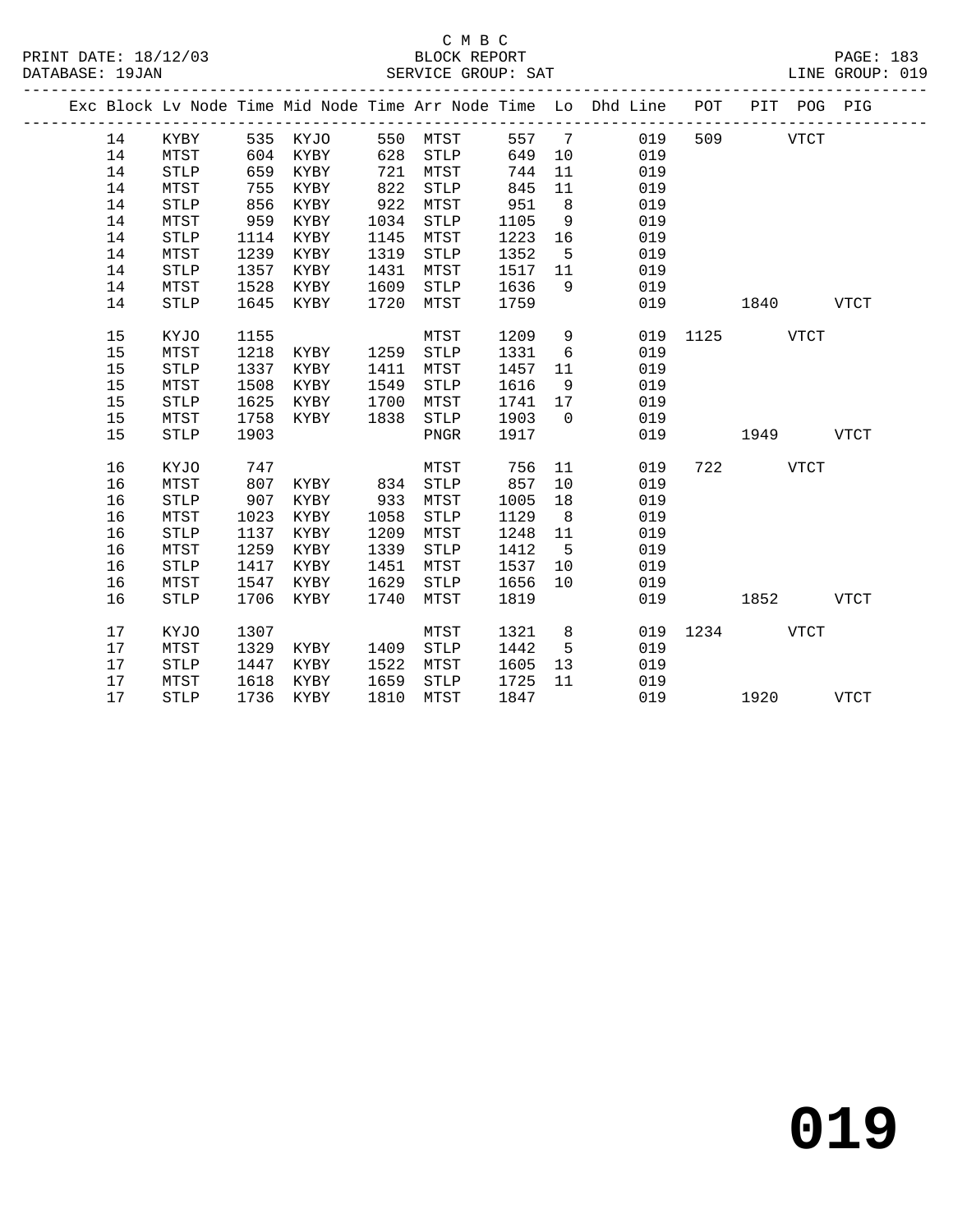C M B C
BLOCK REPORT
SERVICE GROUP: SAT

PRINT DATE: 18/12/03
DATABASE: 19JAN
LINE GROUP: 019

| Exc | Block | Lv | Node | Time | Mid Node | Time | Arr Node | Time | Lo | Dhd Line | POT | PIT | POG | PIG |
|---|---|---|---|---|---|---|---|---|---|---|---|---|---|---|
| | 14 | | KYBY | 535 | KYJO | 550 | MTST | 557 | 7 | 019 | 509 | | VTCT | |
| | 14 | | MTST | 604 | KYBY | 628 | STLP | 649 | 10 | 019 | | | | |
| | 14 | | STLP | 659 | KYBY | 721 | MTST | 744 | 11 | 019 | | | | |
| | 14 | | MTST | 755 | KYBY | 822 | STLP | 845 | 11 | 019 | | | | |
| | 14 | | STLP | 856 | KYBY | 922 | MTST | 951 | 8 | 019 | | | | |
| | 14 | | MTST | 959 | KYBY | 1034 | STLP | 1105 | 9 | 019 | | | | |
| | 14 | | STLP | 1114 | KYBY | 1145 | MTST | 1223 | 16 | 019 | | | | |
| | 14 | | MTST | 1239 | KYBY | 1319 | STLP | 1352 | 5 | 019 | | | | |
| | 14 | | STLP | 1357 | KYBY | 1431 | MTST | 1517 | 11 | 019 | | | | |
| | 14 | | MTST | 1528 | KYBY | 1609 | STLP | 1636 | 9 | 019 | | | | |
| | 14 | | STLP | 1645 | KYBY | 1720 | MTST | 1759 | | 019 | | 1840 | | VTCT |
| | 15 | | KYJO | 1155 | | | MTST | 1209 | 9 | 019 | 1125 | | VTCT | |
| | 15 | | MTST | 1218 | KYBY | 1259 | STLP | 1331 | 6 | 019 | | | | |
| | 15 | | STLP | 1337 | KYBY | 1411 | MTST | 1457 | 11 | 019 | | | | |
| | 15 | | MTST | 1508 | KYBY | 1549 | STLP | 1616 | 9 | 019 | | | | |
| | 15 | | STLP | 1625 | KYBY | 1700 | MTST | 1741 | 17 | 019 | | | | |
| | 15 | | MTST | 1758 | KYBY | 1838 | STLP | 1903 | 0 | 019 | | | | |
| | 15 | | STLP | 1903 | | | PNGR | 1917 | | 019 | | 1949 | | VTCT |
| | 16 | | KYJO | 747 | | | MTST | 756 | 11 | 019 | 722 | | VTCT | |
| | 16 | | MTST | 807 | KYBY | 834 | STLP | 857 | 10 | 019 | | | | |
| | 16 | | STLP | 907 | KYBY | 933 | MTST | 1005 | 18 | 019 | | | | |
| | 16 | | MTST | 1023 | KYBY | 1058 | STLP | 1129 | 8 | 019 | | | | |
| | 16 | | STLP | 1137 | KYBY | 1209 | MTST | 1248 | 11 | 019 | | | | |
| | 16 | | MTST | 1259 | KYBY | 1339 | STLP | 1412 | 5 | 019 | | | | |
| | 16 | | STLP | 1417 | KYBY | 1451 | MTST | 1537 | 10 | 019 | | | | |
| | 16 | | MTST | 1547 | KYBY | 1629 | STLP | 1656 | 10 | 019 | | | | |
| | 16 | | STLP | 1706 | KYBY | 1740 | MTST | 1819 | | 019 | | 1852 | | VTCT |
| | 17 | | KYJO | 1307 | | | MTST | 1321 | 8 | 019 | 1234 | | VTCT | |
| | 17 | | MTST | 1329 | KYBY | 1409 | STLP | 1442 | 5 | 019 | | | | |
| | 17 | | STLP | 1447 | KYBY | 1522 | MTST | 1605 | 13 | 019 | | | | |
| | 17 | | MTST | 1618 | KYBY | 1659 | STLP | 1725 | 11 | 019 | | | | |
| | 17 | | STLP | 1736 | KYBY | 1810 | MTST | 1847 | | 019 | | 1920 | | VTCT |

**019**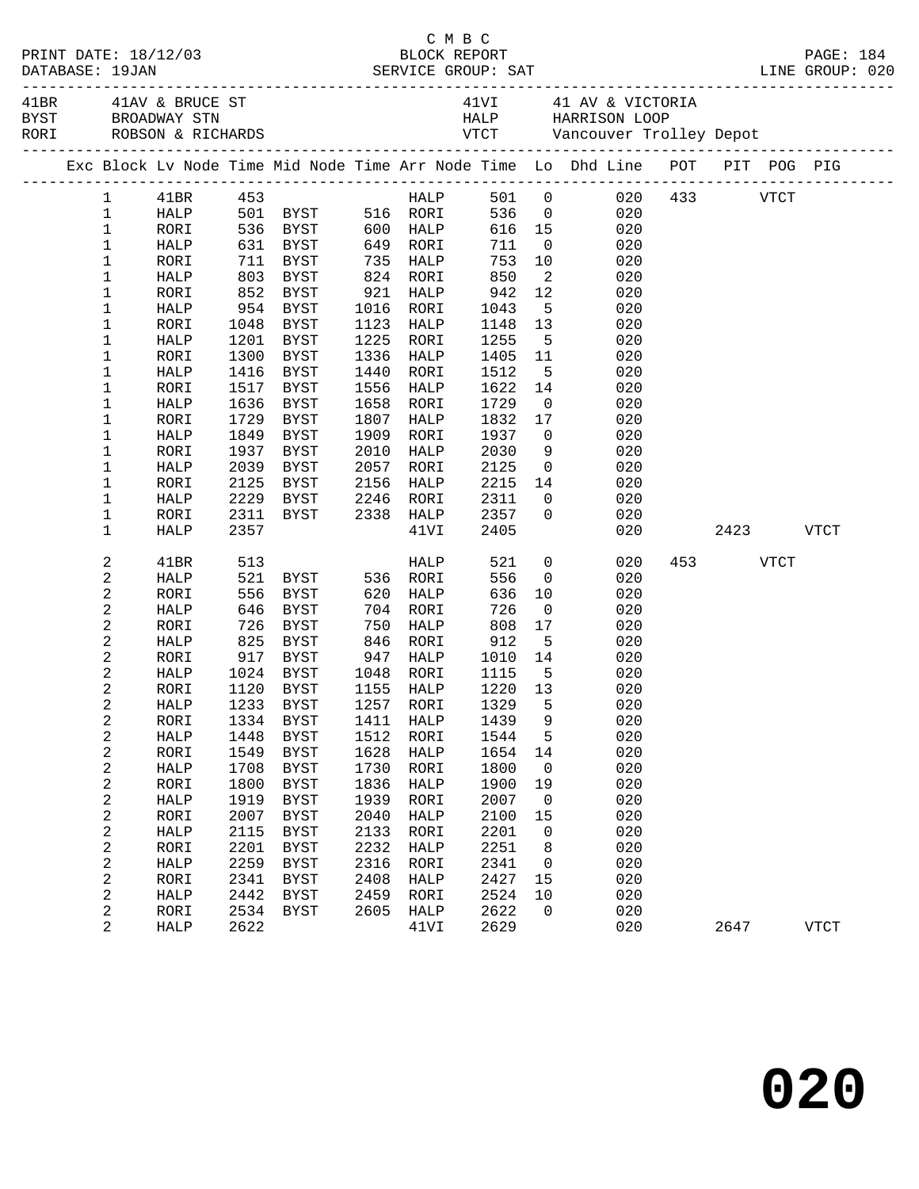C M B C
PRINT DATE: 18/12/03 BLOCK REPORT
DATABASE: 19JAN SERVICE GROUP: SAT LINE GROUP: 020

| | | | |
|---|---|---|---|
| 41BR | 41AV & BRUCE ST | 41VI | 41 AV & VICTORIA |
| BYST | BROADWAY STN | HALP | HARRISON LOOP |
| RORI | ROBSON & RICHARDS | VTCT | Vancouver Trolley Depot |

| Exc | Block | Lv Node | Time | Mid Node | Time | Arr Node | Time | Lo | Dhd Line | POT | PIT | POG | PIG |
|---|---|---|---|---|---|---|---|---|---|---|---|---|---|
| | 1 | 41BR | 453 | | | HALP | 501 | 0 | 020 | 433 | | VTCT | |
| | 1 | HALP | 501 | BYST | 516 | RORI | 536 | 0 | 020 | | | | |
| | 1 | RORI | 536 | BYST | 600 | HALP | 616 | 15 | 020 | | | | |
| | 1 | HALP | 631 | BYST | 649 | RORI | 711 | 0 | 020 | | | | |
| | 1 | RORI | 711 | BYST | 735 | HALP | 753 | 10 | 020 | | | | |
| | 1 | HALP | 803 | BYST | 824 | RORI | 850 | 2 | 020 | | | | |
| | 1 | RORI | 852 | BYST | 921 | HALP | 942 | 12 | 020 | | | | |
| | 1 | HALP | 954 | BYST | 1016 | RORI | 1043 | 5 | 020 | | | | |
| | 1 | RORI | 1048 | BYST | 1123 | HALP | 1148 | 13 | 020 | | | | |
| | 1 | HALP | 1201 | BYST | 1225 | RORI | 1255 | 5 | 020 | | | | |
| | 1 | RORI | 1300 | BYST | 1336 | HALP | 1405 | 11 | 020 | | | | |
| | 1 | HALP | 1416 | BYST | 1440 | RORI | 1512 | 5 | 020 | | | | |
| | 1 | RORI | 1517 | BYST | 1556 | HALP | 1622 | 14 | 020 | | | | |
| | 1 | HALP | 1636 | BYST | 1658 | RORI | 1729 | 0 | 020 | | | | |
| | 1 | RORI | 1729 | BYST | 1807 | HALP | 1832 | 17 | 020 | | | | |
| | 1 | HALP | 1849 | BYST | 1909 | RORI | 1937 | 0 | 020 | | | | |
| | 1 | RORI | 1937 | BYST | 2010 | HALP | 2030 | 9 | 020 | | | | |
| | 1 | HALP | 2039 | BYST | 2057 | RORI | 2125 | 0 | 020 | | | | |
| | 1 | RORI | 2125 | BYST | 2156 | HALP | 2215 | 14 | 020 | | | | |
| | 1 | HALP | 2229 | BYST | 2246 | RORI | 2311 | 0 | 020 | | | | |
| | 1 | RORI | 2311 | BYST | 2338 | HALP | 2357 | 0 | 020 | | | | |
| | 1 | HALP | 2357 | | | 41VI | 2405 | | 020 | | 2423 | | VTCT |
| | 2 | 41BR | 513 | | | HALP | 521 | 0 | 020 | 453 | | VTCT | |
| | 2 | HALP | 521 | BYST | 536 | RORI | 556 | 0 | 020 | | | | |
| | 2 | RORI | 556 | BYST | 620 | HALP | 636 | 10 | 020 | | | | |
| | 2 | HALP | 646 | BYST | 704 | RORI | 726 | 0 | 020 | | | | |
| | 2 | RORI | 726 | BYST | 750 | HALP | 808 | 17 | 020 | | | | |
| | 2 | HALP | 825 | BYST | 846 | RORI | 912 | 5 | 020 | | | | |
| | 2 | RORI | 917 | BYST | 947 | HALP | 1010 | 14 | 020 | | | | |
| | 2 | HALP | 1024 | BYST | 1048 | RORI | 1115 | 5 | 020 | | | | |
| | 2 | RORI | 1120 | BYST | 1155 | HALP | 1220 | 13 | 020 | | | | |
| | 2 | HALP | 1233 | BYST | 1257 | RORI | 1329 | 5 | 020 | | | | |
| | 2 | RORI | 1334 | BYST | 1411 | HALP | 1439 | 9 | 020 | | | | |
| | 2 | HALP | 1448 | BYST | 1512 | RORI | 1544 | 5 | 020 | | | | |
| | 2 | RORI | 1549 | BYST | 1628 | HALP | 1654 | 14 | 020 | | | | |
| | 2 | HALP | 1708 | BYST | 1730 | RORI | 1800 | 0 | 020 | | | | |
| | 2 | RORI | 1800 | BYST | 1836 | HALP | 1900 | 19 | 020 | | | | |
| | 2 | HALP | 1919 | BYST | 1939 | RORI | 2007 | 0 | 020 | | | | |
| | 2 | RORI | 2007 | BYST | 2040 | HALP | 2100 | 15 | 020 | | | | |
| | 2 | HALP | 2115 | BYST | 2133 | RORI | 2201 | 0 | 020 | | | | |
| | 2 | RORI | 2201 | BYST | 2232 | HALP | 2251 | 8 | 020 | | | | |
| | 2 | HALP | 2259 | BYST | 2316 | RORI | 2341 | 0 | 020 | | | | |
| | 2 | RORI | 2341 | BYST | 2408 | HALP | 2427 | 15 | 020 | | | | |
| | 2 | HALP | 2442 | BYST | 2459 | RORI | 2524 | 10 | 020 | | | | |
| | 2 | RORI | 2534 | BYST | 2605 | HALP | 2622 | 0 | 020 | | | | |
| | 2 | HALP | 2622 | | | 41VI | 2629 | | 020 | | 2647 | | VTCT |

# 020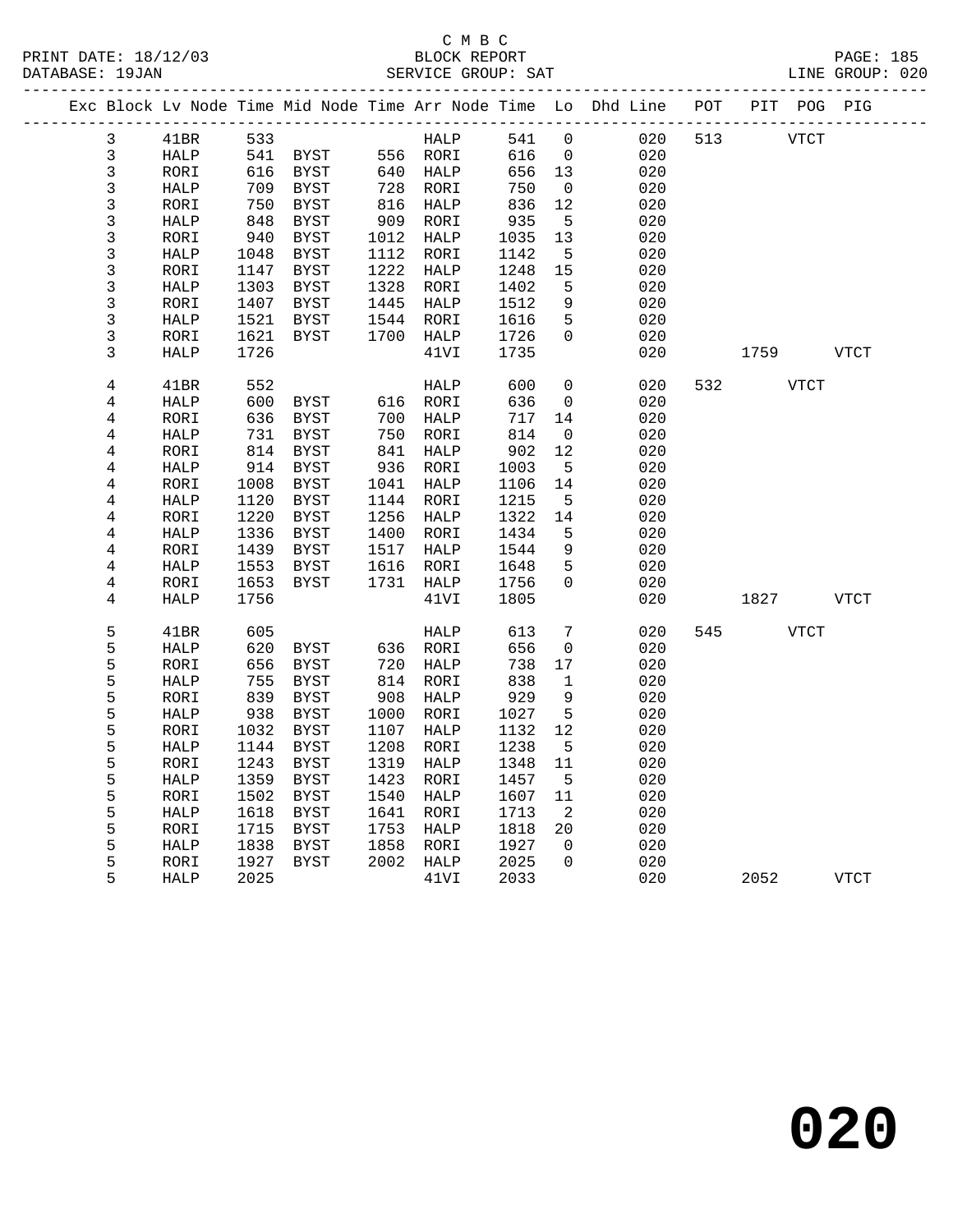C M B C

PRINT DATE: 18/12/03 BLOCK REPORT PAGE: 185
DATABASE: 19JAN SERVICE GROUP: SAT LINE GROUP: 020

| Exc | Block | Lv Node | Time | Mid Node | Time | Arr Node | Time | Lo | Dhd Line | POT | PIT | POG | PIG |
|---|---|---|---|---|---|---|---|---|---|---|---|---|---|
| | 3 | 41BR | 533 | | | HALP | 541 | 0 | 020 | 513 | | VTCT | |
| | 3 | HALP | 541 | BYST | 556 | RORI | 616 | 0 | 020 | | | | |
| | 3 | RORI | 616 | BYST | 640 | HALP | 656 | 13 | 020 | | | | |
| | 3 | HALP | 709 | BYST | 728 | RORI | 750 | 0 | 020 | | | | |
| | 3 | RORI | 750 | BYST | 816 | HALP | 836 | 12 | 020 | | | | |
| | 3 | HALP | 848 | BYST | 909 | RORI | 935 | 5 | 020 | | | | |
| | 3 | RORI | 940 | BYST | 1012 | HALP | 1035 | 13 | 020 | | | | |
| | 3 | HALP | 1048 | BYST | 1112 | RORI | 1142 | 5 | 020 | | | | |
| | 3 | RORI | 1147 | BYST | 1222 | HALP | 1248 | 15 | 020 | | | | |
| | 3 | HALP | 1303 | BYST | 1328 | RORI | 1402 | 5 | 020 | | | | |
| | 3 | RORI | 1407 | BYST | 1445 | HALP | 1512 | 9 | 020 | | | | |
| | 3 | HALP | 1521 | BYST | 1544 | RORI | 1616 | 5 | 020 | | | | |
| | 3 | RORI | 1621 | BYST | 1700 | HALP | 1726 | 0 | 020 | | | | |
| | 3 | HALP | 1726 | | | 41VI | 1735 | | 020 | | 1759 | | VTCT |
| | 4 | 41BR | 552 | | | HALP | 600 | 0 | 020 | 532 | | VTCT | |
| | 4 | HALP | 600 | BYST | 616 | RORI | 636 | 0 | 020 | | | | |
| | 4 | RORI | 636 | BYST | 700 | HALP | 717 | 14 | 020 | | | | |
| | 4 | HALP | 731 | BYST | 750 | RORI | 814 | 0 | 020 | | | | |
| | 4 | RORI | 814 | BYST | 841 | HALP | 902 | 12 | 020 | | | | |
| | 4 | HALP | 914 | BYST | 936 | RORI | 1003 | 5 | 020 | | | | |
| | 4 | RORI | 1008 | BYST | 1041 | HALP | 1106 | 14 | 020 | | | | |
| | 4 | HALP | 1120 | BYST | 1144 | RORI | 1215 | 5 | 020 | | | | |
| | 4 | RORI | 1220 | BYST | 1256 | HALP | 1322 | 14 | 020 | | | | |
| | 4 | HALP | 1336 | BYST | 1400 | RORI | 1434 | 5 | 020 | | | | |
| | 4 | RORI | 1439 | BYST | 1517 | HALP | 1544 | 9 | 020 | | | | |
| | 4 | HALP | 1553 | BYST | 1616 | RORI | 1648 | 5 | 020 | | | | |
| | 4 | RORI | 1653 | BYST | 1731 | HALP | 1756 | 0 | 020 | | | | |
| | 4 | HALP | 1756 | | | 41VI | 1805 | | 020 | | 1827 | | VTCT |
| | 5 | 41BR | 605 | | | HALP | 613 | 7 | 020 | 545 | | VTCT | |
| | 5 | HALP | 620 | BYST | 636 | RORI | 656 | 0 | 020 | | | | |
| | 5 | RORI | 656 | BYST | 720 | HALP | 738 | 17 | 020 | | | | |
| | 5 | HALP | 755 | BYST | 814 | RORI | 838 | 1 | 020 | | | | |
| | 5 | RORI | 839 | BYST | 908 | HALP | 929 | 9 | 020 | | | | |
| | 5 | HALP | 938 | BYST | 1000 | RORI | 1027 | 5 | 020 | | | | |
| | 5 | RORI | 1032 | BYST | 1107 | HALP | 1132 | 12 | 020 | | | | |
| | 5 | HALP | 1144 | BYST | 1208 | RORI | 1238 | 5 | 020 | | | | |
| | 5 | RORI | 1243 | BYST | 1319 | HALP | 1348 | 11 | 020 | | | | |
| | 5 | HALP | 1359 | BYST | 1423 | RORI | 1457 | 5 | 020 | | | | |
| | 5 | RORI | 1502 | BYST | 1540 | HALP | 1607 | 11 | 020 | | | | |
| | 5 | HALP | 1618 | BYST | 1641 | RORI | 1713 | 2 | 020 | | | | |
| | 5 | RORI | 1715 | BYST | 1753 | HALP | 1818 | 20 | 020 | | | | |
| | 5 | HALP | 1838 | BYST | 1858 | RORI | 1927 | 0 | 020 | | | | |
| | 5 | RORI | 1927 | BYST | 2002 | HALP | 2025 | 0 | 020 | | | | |
| | 5 | HALP | 2025 | | | 41VI | 2033 | | 020 | | 2052 | | VTCT |

**020**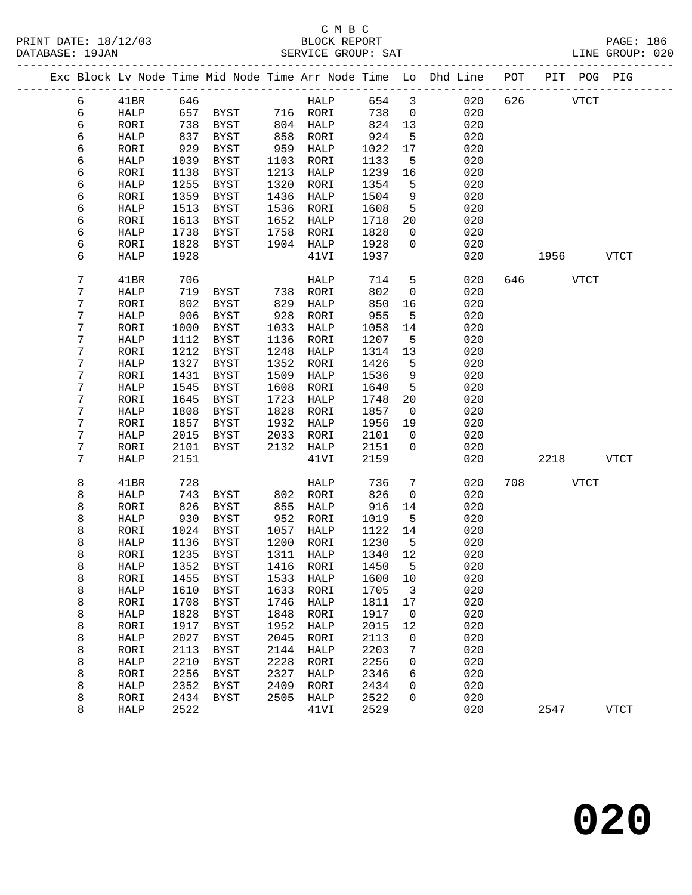C M B C
BLOCK REPORT
SERVICE GROUP: SAT

PRINT DATE: 18/12/03
DATABASE: 19JAN
LINE GROUP: 020

| Exc | Block | Lv | Node | Time | Mid Node | Time | Arr Node | Time | Lo | Dhd Line | POT | PIT | POG | PIG |
|---|---|---|---|---|---|---|---|---|---|---|---|---|---|---|
| | 6 | | 41BR | 646 | | | HALP | 654 | 3 | 020 | 626 | | VTCT | |
| | 6 | | HALP | 657 | BYST | 716 | RORI | 738 | 0 | 020 | | | | |
| | 6 | | RORI | 738 | BYST | 804 | HALP | 824 | 13 | 020 | | | | |
| | 6 | | HALP | 837 | BYST | 858 | RORI | 924 | 5 | 020 | | | | |
| | 6 | | RORI | 929 | BYST | 959 | HALP | 1022 | 17 | 020 | | | | |
| | 6 | | HALP | 1039 | BYST | 1103 | RORI | 1133 | 5 | 020 | | | | |
| | 6 | | RORI | 1138 | BYST | 1213 | HALP | 1239 | 16 | 020 | | | | |
| | 6 | | HALP | 1255 | BYST | 1320 | RORI | 1354 | 5 | 020 | | | | |
| | 6 | | RORI | 1359 | BYST | 1436 | HALP | 1504 | 9 | 020 | | | | |
| | 6 | | HALP | 1513 | BYST | 1536 | RORI | 1608 | 5 | 020 | | | | |
| | 6 | | RORI | 1613 | BYST | 1652 | HALP | 1718 | 20 | 020 | | | | |
| | 6 | | HALP | 1738 | BYST | 1758 | RORI | 1828 | 0 | 020 | | | | |
| | 6 | | RORI | 1828 | BYST | 1904 | HALP | 1928 | 0 | 020 | | | | |
| | 6 | | HALP | 1928 | | | 41VI | 1937 | | 020 | | 1956 | | VTCT |
| | 7 | | 41BR | 706 | | | HALP | 714 | 5 | 020 | 646 | | VTCT | |
| | 7 | | HALP | 719 | BYST | 738 | RORI | 802 | 0 | 020 | | | | |
| | 7 | | RORI | 802 | BYST | 829 | HALP | 850 | 16 | 020 | | | | |
| | 7 | | HALP | 906 | BYST | 928 | RORI | 955 | 5 | 020 | | | | |
| | 7 | | RORI | 1000 | BYST | 1033 | HALP | 1058 | 14 | 020 | | | | |
| | 7 | | HALP | 1112 | BYST | 1136 | RORI | 1207 | 5 | 020 | | | | |
| | 7 | | RORI | 1212 | BYST | 1248 | HALP | 1314 | 13 | 020 | | | | |
| | 7 | | HALP | 1327 | BYST | 1352 | RORI | 1426 | 5 | 020 | | | | |
| | 7 | | RORI | 1431 | BYST | 1509 | HALP | 1536 | 9 | 020 | | | | |
| | 7 | | HALP | 1545 | BYST | 1608 | RORI | 1640 | 5 | 020 | | | | |
| | 7 | | RORI | 1645 | BYST | 1723 | HALP | 1748 | 20 | 020 | | | | |
| | 7 | | HALP | 1808 | BYST | 1828 | RORI | 1857 | 0 | 020 | | | | |
| | 7 | | RORI | 1857 | BYST | 1932 | HALP | 1956 | 19 | 020 | | | | |
| | 7 | | HALP | 2015 | BYST | 2033 | RORI | 2101 | 0 | 020 | | | | |
| | 7 | | RORI | 2101 | BYST | 2132 | HALP | 2151 | 0 | 020 | | | | |
| | 7 | | HALP | 2151 | | | 41VI | 2159 | | 020 | | 2218 | | VTCT |
| | 8 | | 41BR | 728 | | | HALP | 736 | 7 | 020 | 708 | | VTCT | |
| | 8 | | HALP | 743 | BYST | 802 | RORI | 826 | 0 | 020 | | | | |
| | 8 | | RORI | 826 | BYST | 855 | HALP | 916 | 14 | 020 | | | | |
| | 8 | | HALP | 930 | BYST | 952 | RORI | 1019 | 5 | 020 | | | | |
| | 8 | | RORI | 1024 | BYST | 1057 | HALP | 1122 | 14 | 020 | | | | |
| | 8 | | HALP | 1136 | BYST | 1200 | RORI | 1230 | 5 | 020 | | | | |
| | 8 | | RORI | 1235 | BYST | 1311 | HALP | 1340 | 12 | 020 | | | | |
| | 8 | | HALP | 1352 | BYST | 1416 | RORI | 1450 | 5 | 020 | | | | |
| | 8 | | RORI | 1455 | BYST | 1533 | HALP | 1600 | 10 | 020 | | | | |
| | 8 | | HALP | 1610 | BYST | 1633 | RORI | 1705 | 3 | 020 | | | | |
| | 8 | | RORI | 1708 | BYST | 1746 | HALP | 1811 | 17 | 020 | | | | |
| | 8 | | HALP | 1828 | BYST | 1848 | RORI | 1917 | 0 | 020 | | | | |
| | 8 | | RORI | 1917 | BYST | 1952 | HALP | 2015 | 12 | 020 | | | | |
| | 8 | | HALP | 2027 | BYST | 2045 | RORI | 2113 | 0 | 020 | | | | |
| | 8 | | RORI | 2113 | BYST | 2144 | HALP | 2203 | 7 | 020 | | | | |
| | 8 | | HALP | 2210 | BYST | 2228 | RORI | 2256 | 0 | 020 | | | | |
| | 8 | | RORI | 2256 | BYST | 2327 | HALP | 2346 | 6 | 020 | | | | |
| | 8 | | HALP | 2352 | BYST | 2409 | RORI | 2434 | 0 | 020 | | | | |
| | 8 | | RORI | 2434 | BYST | 2505 | HALP | 2522 | 0 | 020 | | | | |
| | 8 | | HALP | 2522 | | | 41VI | 2529 | | 020 | | 2547 | | VTCT |

# 020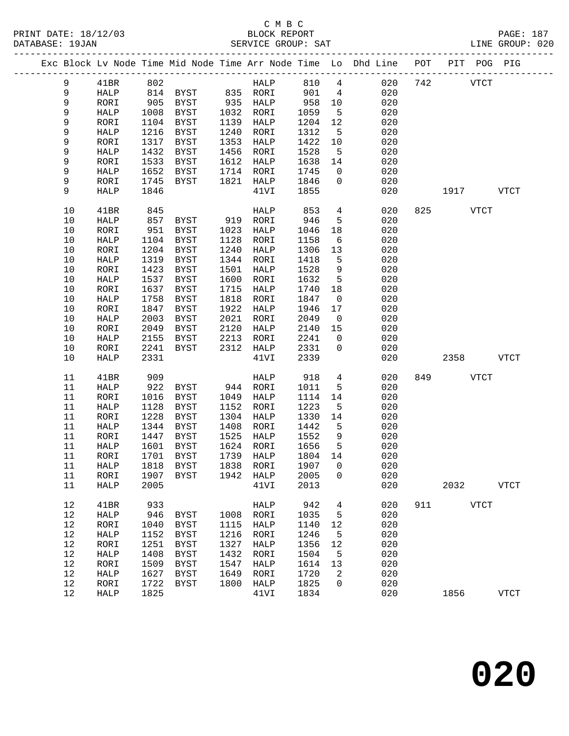C M B C

PRINT DATE: 18/12/03 BLOCK REPORT
DATABASE: 19JAN SERVICE GROUP: SAT LINE GROUP: 020

| Exc | Block | Lv | Node | Time | Mid Node | Time | Arr Node | Time | Lo | Dhd Line | POT | PIT | POG | PIG |
|---|---|---|---|---|---|---|---|---|---|---|---|---|---|---|
| | 9 | | 41BR | 802 | | | HALP | 810 | 4 | 020 | 742 | | VTCT | |
| | 9 | | HALP | 814 | BYST | 835 | RORI | 901 | 4 | 020 | | | | |
| | 9 | | RORI | 905 | BYST | 935 | HALP | 958 | 10 | 020 | | | | |
| | 9 | | HALP | 1008 | BYST | 1032 | RORI | 1059 | 5 | 020 | | | | |
| | 9 | | RORI | 1104 | BYST | 1139 | HALP | 1204 | 12 | 020 | | | | |
| | 9 | | HALP | 1216 | BYST | 1240 | RORI | 1312 | 5 | 020 | | | | |
| | 9 | | RORI | 1317 | BYST | 1353 | HALP | 1422 | 10 | 020 | | | | |
| | 9 | | HALP | 1432 | BYST | 1456 | RORI | 1528 | 5 | 020 | | | | |
| | 9 | | RORI | 1533 | BYST | 1612 | HALP | 1638 | 14 | 020 | | | | |
| | 9 | | HALP | 1652 | BYST | 1714 | RORI | 1745 | 0 | 020 | | | | |
| | 9 | | RORI | 1745 | BYST | 1821 | HALP | 1846 | 0 | 020 | | | | |
| | 9 | | HALP | 1846 | | | 41VI | 1855 | | 020 | | 1917 | | VTCT |
| | 10 | | 41BR | 845 | | | HALP | 853 | 4 | 020 | 825 | | VTCT | |
| | 10 | | HALP | 857 | BYST | 919 | RORI | 946 | 5 | 020 | | | | |
| | 10 | | RORI | 951 | BYST | 1023 | HALP | 1046 | 18 | 020 | | | | |
| | 10 | | HALP | 1104 | BYST | 1128 | RORI | 1158 | 6 | 020 | | | | |
| | 10 | | RORI | 1204 | BYST | 1240 | HALP | 1306 | 13 | 020 | | | | |
| | 10 | | HALP | 1319 | BYST | 1344 | RORI | 1418 | 5 | 020 | | | | |
| | 10 | | RORI | 1423 | BYST | 1501 | HALP | 1528 | 9 | 020 | | | | |
| | 10 | | HALP | 1537 | BYST | 1600 | RORI | 1632 | 5 | 020 | | | | |
| | 10 | | RORI | 1637 | BYST | 1715 | HALP | 1740 | 18 | 020 | | | | |
| | 10 | | HALP | 1758 | BYST | 1818 | RORI | 1847 | 0 | 020 | | | | |
| | 10 | | RORI | 1847 | BYST | 1922 | HALP | 1946 | 17 | 020 | | | | |
| | 10 | | HALP | 2003 | BYST | 2021 | RORI | 2049 | 0 | 020 | | | | |
| | 10 | | RORI | 2049 | BYST | 2120 | HALP | 2140 | 15 | 020 | | | | |
| | 10 | | HALP | 2155 | BYST | 2213 | RORI | 2241 | 0 | 020 | | | | |
| | 10 | | RORI | 2241 | BYST | 2312 | HALP | 2331 | 0 | 020 | | | | |
| | 10 | | HALP | 2331 | | | 41VI | 2339 | | 020 | | 2358 | | VTCT |
| | 11 | | 41BR | 909 | | | HALP | 918 | 4 | 020 | 849 | | VTCT | |
| | 11 | | HALP | 922 | BYST | 944 | RORI | 1011 | 5 | 020 | | | | |
| | 11 | | RORI | 1016 | BYST | 1049 | HALP | 1114 | 14 | 020 | | | | |
| | 11 | | HALP | 1128 | BYST | 1152 | RORI | 1223 | 5 | 020 | | | | |
| | 11 | | RORI | 1228 | BYST | 1304 | HALP | 1330 | 14 | 020 | | | | |
| | 11 | | HALP | 1344 | BYST | 1408 | RORI | 1442 | 5 | 020 | | | | |
| | 11 | | RORI | 1447 | BYST | 1525 | HALP | 1552 | 9 | 020 | | | | |
| | 11 | | HALP | 1601 | BYST | 1624 | RORI | 1656 | 5 | 020 | | | | |
| | 11 | | RORI | 1701 | BYST | 1739 | HALP | 1804 | 14 | 020 | | | | |
| | 11 | | HALP | 1818 | BYST | 1838 | RORI | 1907 | 0 | 020 | | | | |
| | 11 | | RORI | 1907 | BYST | 1942 | HALP | 2005 | 0 | 020 | | | | |
| | 11 | | HALP | 2005 | | | 41VI | 2013 | | 020 | | 2032 | | VTCT |
| | 12 | | 41BR | 933 | | | HALP | 942 | 4 | 020 | 911 | | VTCT | |
| | 12 | | HALP | 946 | BYST | 1008 | RORI | 1035 | 5 | 020 | | | | |
| | 12 | | RORI | 1040 | BYST | 1115 | HALP | 1140 | 12 | 020 | | | | |
| | 12 | | HALP | 1152 | BYST | 1216 | RORI | 1246 | 5 | 020 | | | | |
| | 12 | | RORI | 1251 | BYST | 1327 | HALP | 1356 | 12 | 020 | | | | |
| | 12 | | HALP | 1408 | BYST | 1432 | RORI | 1504 | 5 | 020 | | | | |
| | 12 | | RORI | 1509 | BYST | 1547 | HALP | 1614 | 13 | 020 | | | | |
| | 12 | | HALP | 1627 | BYST | 1649 | RORI | 1720 | 2 | 020 | | | | |
| | 12 | | RORI | 1722 | BYST | 1800 | HALP | 1825 | 0 | 020 | | | | |
| | 12 | | HALP | 1825 | | | 41VI | 1834 | | 020 | | 1856 | | VTCT |

# 020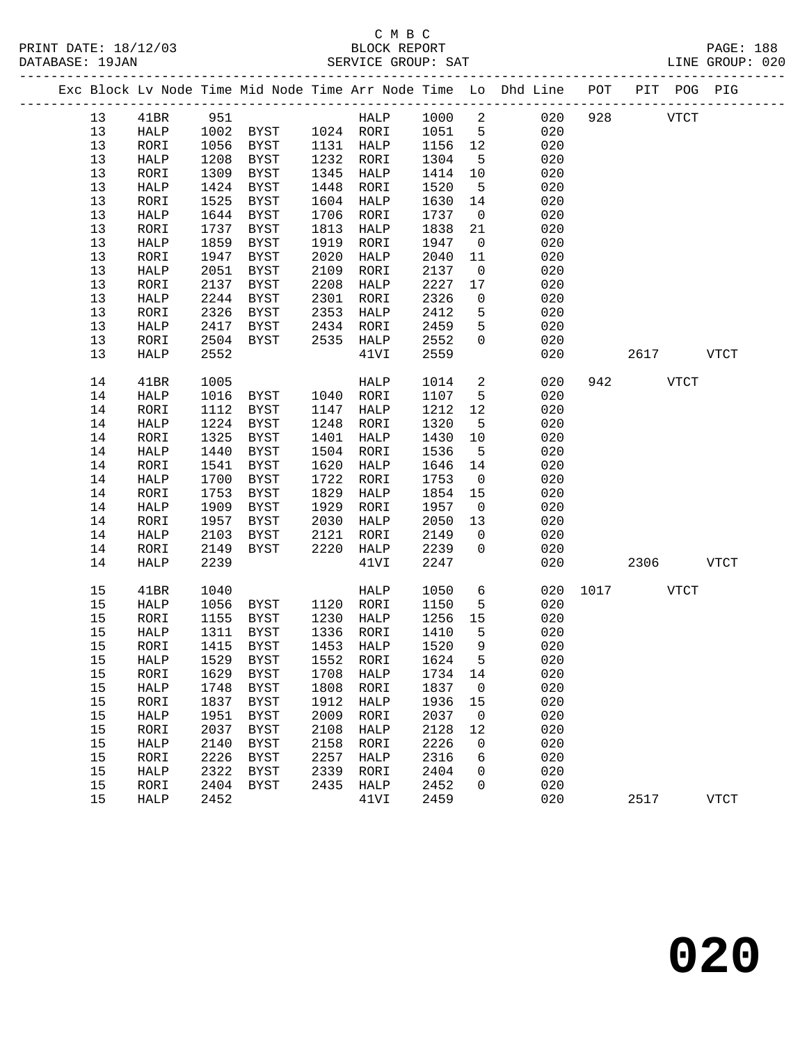C M B C
BLOCK REPORT
SERVICE GROUP: SAT

PRINT DATE: 18/12/03
DATABASE: 19JAN
LINE GROUP: 020

| Exc | Block | Lv Node | Time | Mid Node | Time | Arr Node | Time | Lo | Dhd Line | POT | PIT | POG | PIG |
|---|---|---|---|---|---|---|---|---|---|---|---|---|---|
| | 13 | 41BR | 951 | | | HALP | 1000 | 2 | 020 | 928 | | VTCT | |
| | 13 | HALP | 1002 | BYST | 1024 | RORI | 1051 | 5 | 020 | | | | |
| | 13 | RORI | 1056 | BYST | 1131 | HALP | 1156 | 12 | 020 | | | | |
| | 13 | HALP | 1208 | BYST | 1232 | RORI | 1304 | 5 | 020 | | | | |
| | 13 | RORI | 1309 | BYST | 1345 | HALP | 1414 | 10 | 020 | | | | |
| | 13 | HALP | 1424 | BYST | 1448 | RORI | 1520 | 5 | 020 | | | | |
| | 13 | RORI | 1525 | BYST | 1604 | HALP | 1630 | 14 | 020 | | | | |
| | 13 | HALP | 1644 | BYST | 1706 | RORI | 1737 | 0 | 020 | | | | |
| | 13 | RORI | 1737 | BYST | 1813 | HALP | 1838 | 21 | 020 | | | | |
| | 13 | HALP | 1859 | BYST | 1919 | RORI | 1947 | 0 | 020 | | | | |
| | 13 | RORI | 1947 | BYST | 2020 | HALP | 2040 | 11 | 020 | | | | |
| | 13 | HALP | 2051 | BYST | 2109 | RORI | 2137 | 0 | 020 | | | | |
| | 13 | RORI | 2137 | BYST | 2208 | HALP | 2227 | 17 | 020 | | | | |
| | 13 | HALP | 2244 | BYST | 2301 | RORI | 2326 | 0 | 020 | | | | |
| | 13 | RORI | 2326 | BYST | 2353 | HALP | 2412 | 5 | 020 | | | | |
| | 13 | HALP | 2417 | BYST | 2434 | RORI | 2459 | 5 | 020 | | | | |
| | 13 | RORI | 2504 | BYST | 2535 | HALP | 2552 | 0 | 020 | | | | |
| | 13 | HALP | 2552 | | | 41VI | 2559 | | 020 | | 2617 | | VTCT |
| | 14 | 41BR | 1005 | | | HALP | 1014 | 2 | 020 | 942 | | VTCT | |
| | 14 | HALP | 1016 | BYST | 1040 | RORI | 1107 | 5 | 020 | | | | |
| | 14 | RORI | 1112 | BYST | 1147 | HALP | 1212 | 12 | 020 | | | | |
| | 14 | HALP | 1224 | BYST | 1248 | RORI | 1320 | 5 | 020 | | | | |
| | 14 | RORI | 1325 | BYST | 1401 | HALP | 1430 | 10 | 020 | | | | |
| | 14 | HALP | 1440 | BYST | 1504 | RORI | 1536 | 5 | 020 | | | | |
| | 14 | RORI | 1541 | BYST | 1620 | HALP | 1646 | 14 | 020 | | | | |
| | 14 | HALP | 1700 | BYST | 1722 | RORI | 1753 | 0 | 020 | | | | |
| | 14 | RORI | 1753 | BYST | 1829 | HALP | 1854 | 15 | 020 | | | | |
| | 14 | HALP | 1909 | BYST | 1929 | RORI | 1957 | 0 | 020 | | | | |
| | 14 | RORI | 1957 | BYST | 2030 | HALP | 2050 | 13 | 020 | | | | |
| | 14 | HALP | 2103 | BYST | 2121 | RORI | 2149 | 0 | 020 | | | | |
| | 14 | RORI | 2149 | BYST | 2220 | HALP | 2239 | 0 | 020 | | | | |
| | 14 | HALP | 2239 | | | 41VI | 2247 | | 020 | | 2306 | | VTCT |
| | 15 | 41BR | 1040 | | | HALP | 1050 | 6 | 020 | 1017 | | VTCT | |
| | 15 | HALP | 1056 | BYST | 1120 | RORI | 1150 | 5 | 020 | | | | |
| | 15 | RORI | 1155 | BYST | 1230 | HALP | 1256 | 15 | 020 | | | | |
| | 15 | HALP | 1311 | BYST | 1336 | RORI | 1410 | 5 | 020 | | | | |
| | 15 | RORI | 1415 | BYST | 1453 | HALP | 1520 | 9 | 020 | | | | |
| | 15 | HALP | 1529 | BYST | 1552 | RORI | 1624 | 5 | 020 | | | | |
| | 15 | RORI | 1629 | BYST | 1708 | HALP | 1734 | 14 | 020 | | | | |
| | 15 | HALP | 1748 | BYST | 1808 | RORI | 1837 | 0 | 020 | | | | |
| | 15 | RORI | 1837 | BYST | 1912 | HALP | 1936 | 15 | 020 | | | | |
| | 15 | HALP | 1951 | BYST | 2009 | RORI | 2037 | 0 | 020 | | | | |
| | 15 | RORI | 2037 | BYST | 2108 | HALP | 2128 | 12 | 020 | | | | |
| | 15 | HALP | 2140 | BYST | 2158 | RORI | 2226 | 0 | 020 | | | | |
| | 15 | RORI | 2226 | BYST | 2257 | HALP | 2316 | 6 | 020 | | | | |
| | 15 | HALP | 2322 | BYST | 2339 | RORI | 2404 | 0 | 020 | | | | |
| | 15 | RORI | 2404 | BYST | 2435 | HALP | 2452 | 0 | 020 | | | | |
| | 15 | HALP | 2452 | | | 41VI | 2459 | | 020 | | 2517 | | VTCT |

# 020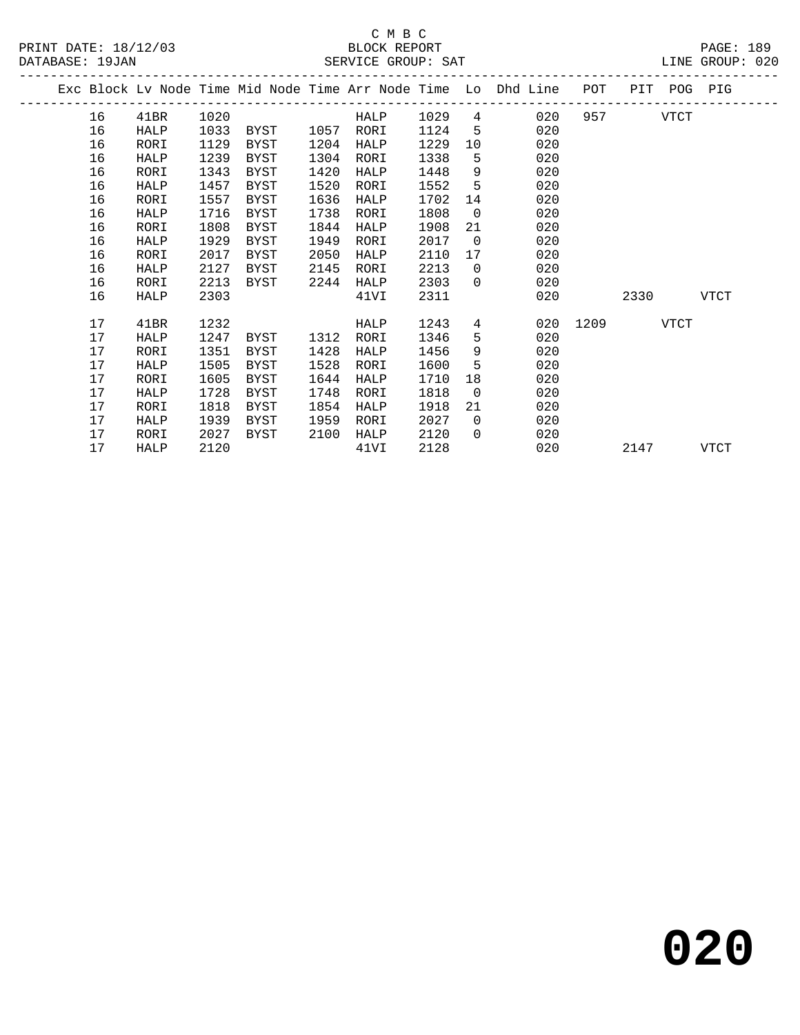C M B C

BLOCK REPORT

SERVICE GROUP: SAT

LINE GROUP: 020

| Exc | Block | Lv Node | Time | Mid Node | Time | Arr Node | Time | Lo | Dhd Line | POT | PIT | POG | PIG |
|---|---|---|---|---|---|---|---|---|---|---|---|---|---|
| | 16 | 41BR | 1020 | | | HALP | 1029 | 4 | 020 | 957 | | VTCT | |
| | 16 | HALP | 1033 | BYST | 1057 | RORI | 1124 | 5 | 020 | | | | |
| | 16 | RORI | 1129 | BYST | 1204 | HALP | 1229 | 10 | 020 | | | | |
| | 16 | HALP | 1239 | BYST | 1304 | RORI | 1338 | 5 | 020 | | | | |
| | 16 | RORI | 1343 | BYST | 1420 | HALP | 1448 | 9 | 020 | | | | |
| | 16 | HALP | 1457 | BYST | 1520 | RORI | 1552 | 5 | 020 | | | | |
| | 16 | RORI | 1557 | BYST | 1636 | HALP | 1702 | 14 | 020 | | | | |
| | 16 | HALP | 1716 | BYST | 1738 | RORI | 1808 | 0 | 020 | | | | |
| | 16 | RORI | 1808 | BYST | 1844 | HALP | 1908 | 21 | 020 | | | | |
| | 16 | HALP | 1929 | BYST | 1949 | RORI | 2017 | 0 | 020 | | | | |
| | 16 | RORI | 2017 | BYST | 2050 | HALP | 2110 | 17 | 020 | | | | |
| | 16 | HALP | 2127 | BYST | 2145 | RORI | 2213 | 0 | 020 | | | | |
| | 16 | RORI | 2213 | BYST | 2244 | HALP | 2303 | 0 | 020 | | | | |
| | 16 | HALP | 2303 | | | 41VI | 2311 | | 020 | | 2330 | | VTCT |
| | 17 | 41BR | 1232 | | | HALP | 1243 | 4 | 020 | 1209 | | VTCT | |
| | 17 | HALP | 1247 | BYST | 1312 | RORI | 1346 | 5 | 020 | | | | |
| | 17 | RORI | 1351 | BYST | 1428 | HALP | 1456 | 9 | 020 | | | | |
| | 17 | HALP | 1505 | BYST | 1528 | RORI | 1600 | 5 | 020 | | | | |
| | 17 | RORI | 1605 | BYST | 1644 | HALP | 1710 | 18 | 020 | | | | |
| | 17 | HALP | 1728 | BYST | 1748 | RORI | 1818 | 0 | 020 | | | | |
| | 17 | RORI | 1818 | BYST | 1854 | HALP | 1918 | 21 | 020 | | | | |
| | 17 | HALP | 1939 | BYST | 1959 | RORI | 2027 | 0 | 020 | | | | |
| | 17 | RORI | 2027 | BYST | 2100 | HALP | 2120 | 0 | 020 | | | | |
| | 17 | HALP | 2120 | | | 41VI | 2128 | | 020 | | 2147 | | VTCT |

**020**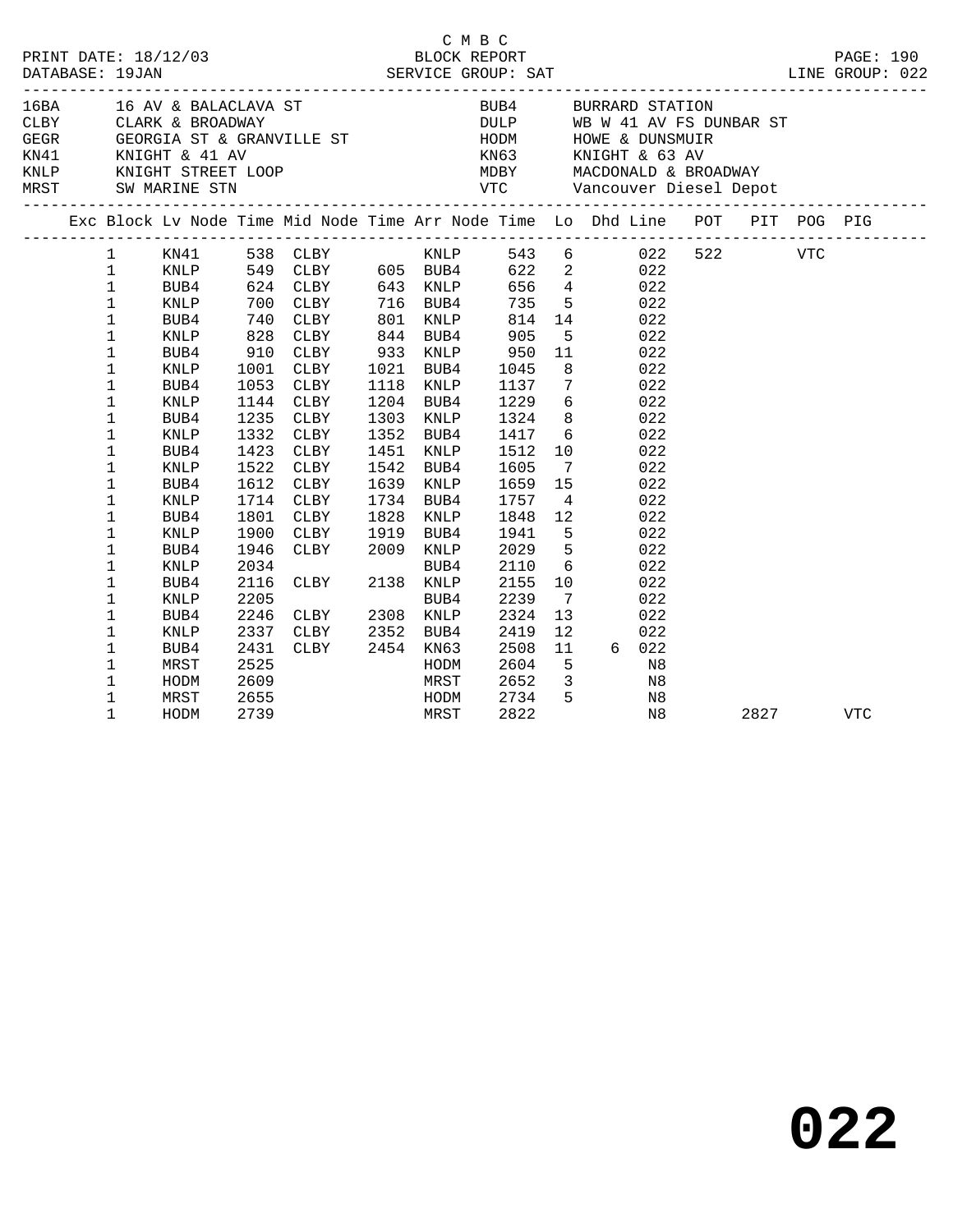C M B C

PRINT DATE: 18/12/03 BLOCK REPORT
DATABASE: 19JAN SERVICE GROUP: SAT LINE GROUP: 022

| Code | Description | Code | Description |
|---|---|---|---|
| 16BA | 16 AV & BALACLAVA ST | BUB4 | BURRARD STATION |
| CLBY | CLARK & BROADWAY | DULP | WB W 41 AV FS DUNBAR ST |
| GEGR | GEORGIA ST & GRANVILLE ST | HODM | HOWE & DUNSMUIR |
| KN41 | KNIGHT & 41 AV | KN63 | KNIGHT & 63 AV |
| KNLP | KNIGHT STREET LOOP | MDBY | MACDONALD & BROADWAY |
| MRST | SW MARINE STN | VTC | Vancouver Diesel Depot |

| Exc | Block | Lv Node | Time | Mid Node | Time | Arr Node | Time | Lo | Dhd | Line | POT | PIT | POG | PIG |
|---|---|---|---|---|---|---|---|---|---|---|---|---|---|---|
| | 1 | KN41 | 538 | CLBY | | KNLP | 543 | 6 | | 022 | 522 | | VTC | |
| | 1 | KNLP | 549 | CLBY | 605 | BUB4 | 622 | 2 | | 022 | | | | |
| | 1 | BUB4 | 624 | CLBY | 643 | KNLP | 656 | 4 | | 022 | | | | |
| | 1 | KNLP | 700 | CLBY | 716 | BUB4 | 735 | 5 | | 022 | | | | |
| | 1 | BUB4 | 740 | CLBY | 801 | KNLP | 814 | 14 | | 022 | | | | |
| | 1 | KNLP | 828 | CLBY | 844 | BUB4 | 905 | 5 | | 022 | | | | |
| | 1 | BUB4 | 910 | CLBY | 933 | KNLP | 950 | 11 | | 022 | | | | |
| | 1 | KNLP | 1001 | CLBY | 1021 | BUB4 | 1045 | 8 | | 022 | | | | |
| | 1 | BUB4 | 1053 | CLBY | 1118 | KNLP | 1137 | 7 | | 022 | | | | |
| | 1 | KNLP | 1144 | CLBY | 1204 | BUB4 | 1229 | 6 | | 022 | | | | |
| | 1 | BUB4 | 1235 | CLBY | 1303 | KNLP | 1324 | 8 | | 022 | | | | |
| | 1 | KNLP | 1332 | CLBY | 1352 | BUB4 | 1417 | 6 | | 022 | | | | |
| | 1 | BUB4 | 1423 | CLBY | 1451 | KNLP | 1512 | 10 | | 022 | | | | |
| | 1 | KNLP | 1522 | CLBY | 1542 | BUB4 | 1605 | 7 | | 022 | | | | |
| | 1 | BUB4 | 1612 | CLBY | 1639 | KNLP | 1659 | 15 | | 022 | | | | |
| | 1 | KNLP | 1714 | CLBY | 1734 | BUB4 | 1757 | 4 | | 022 | | | | |
| | 1 | BUB4 | 1801 | CLBY | 1828 | KNLP | 1848 | 12 | | 022 | | | | |
| | 1 | KNLP | 1900 | CLBY | 1919 | BUB4 | 1941 | 5 | | 022 | | | | |
| | 1 | BUB4 | 1946 | CLBY | 2009 | KNLP | 2029 | 5 | | 022 | | | | |
| | 1 | KNLP | 2034 | | | BUB4 | 2110 | 6 | | 022 | | | | |
| | 1 | BUB4 | 2116 | CLBY | 2138 | KNLP | 2155 | 10 | | 022 | | | | |
| | 1 | KNLP | 2205 | | | BUB4 | 2239 | 7 | | 022 | | | | |
| | 1 | BUB4 | 2246 | CLBY | 2308 | KNLP | 2324 | 13 | | 022 | | | | |
| | 1 | KNLP | 2337 | CLBY | 2352 | BUB4 | 2419 | 12 | | 022 | | | | |
| | 1 | BUB4 | 2431 | CLBY | 2454 | KN63 | 2508 | 11 | 6 | 022 | | | | |
| | 1 | MRST | 2525 | | | HODM | 2604 | 5 | | N8 | | | | |
| | 1 | HODM | 2609 | | | MRST | 2652 | 3 | | N8 | | | | |
| | 1 | MRST | 2655 | | | HODM | 2734 | 5 | | N8 | | | | |
| | 1 | HODM | 2739 | | | MRST | 2822 | | | N8 | | 2827 | | VTC |

**022**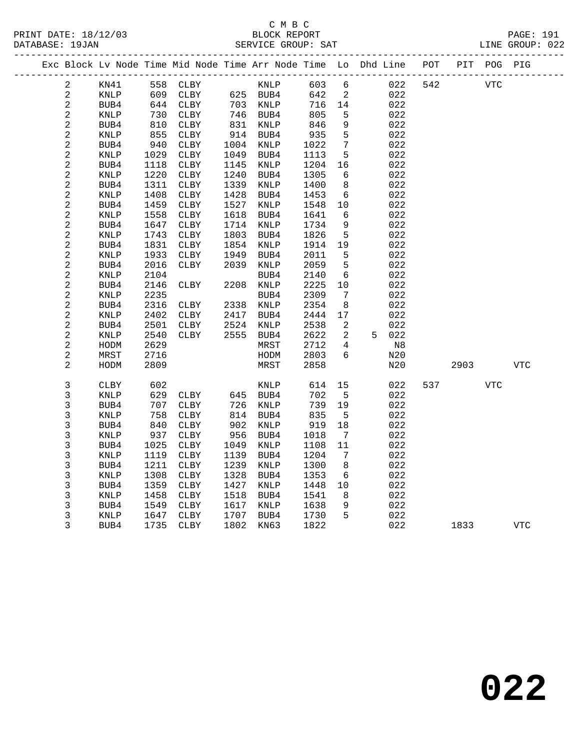C M B C

BLOCK REPORT

SERVICE GROUP: SAT

PRINT DATE: 18/12/03
DATABASE: 19JAN
LINE GROUP: 022

| Exc | Block | Lv | Node | Time | Mid Node | Time | Arr Node | Time | Lo | Dhd | Line | POT | PIT | POG | PIG |
|---|---|---|---|---|---|---|---|---|---|---|---|---|---|---|---|
| | 2 | | KN41 | 558 | CLBY | | KNLP | 603 | 6 | | 022 | 542 | | VTC | |
| | 2 | | KNLP | 609 | CLBY | 625 | BUB4 | 642 | 2 | | 022 | | | | |
| | 2 | | BUB4 | 644 | CLBY | 703 | KNLP | 716 | 14 | | 022 | | | | |
| | 2 | | KNLP | 730 | CLBY | 746 | BUB4 | 805 | 5 | | 022 | | | | |
| | 2 | | BUB4 | 810 | CLBY | 831 | KNLP | 846 | 9 | | 022 | | | | |
| | 2 | | KNLP | 855 | CLBY | 914 | BUB4 | 935 | 5 | | 022 | | | | |
| | 2 | | BUB4 | 940 | CLBY | 1004 | KNLP | 1022 | 7 | | 022 | | | | |
| | 2 | | KNLP | 1029 | CLBY | 1049 | BUB4 | 1113 | 5 | | 022 | | | | |
| | 2 | | BUB4 | 1118 | CLBY | 1145 | KNLP | 1204 | 16 | | 022 | | | | |
| | 2 | | KNLP | 1220 | CLBY | 1240 | BUB4 | 1305 | 6 | | 022 | | | | |
| | 2 | | BUB4 | 1311 | CLBY | 1339 | KNLP | 1400 | 8 | | 022 | | | | |
| | 2 | | KNLP | 1408 | CLBY | 1428 | BUB4 | 1453 | 6 | | 022 | | | | |
| | 2 | | BUB4 | 1459 | CLBY | 1527 | KNLP | 1548 | 10 | | 022 | | | | |
| | 2 | | KNLP | 1558 | CLBY | 1618 | BUB4 | 1641 | 6 | | 022 | | | | |
| | 2 | | BUB4 | 1647 | CLBY | 1714 | KNLP | 1734 | 9 | | 022 | | | | |
| | 2 | | KNLP | 1743 | CLBY | 1803 | BUB4 | 1826 | 5 | | 022 | | | | |
| | 2 | | BUB4 | 1831 | CLBY | 1854 | KNLP | 1914 | 19 | | 022 | | | | |
| | 2 | | KNLP | 1933 | CLBY | 1949 | BUB4 | 2011 | 5 | | 022 | | | | |
| | 2 | | BUB4 | 2016 | CLBY | 2039 | KNLP | 2059 | 5 | | 022 | | | | |
| | 2 | | KNLP | 2104 | | | BUB4 | 2140 | 6 | | 022 | | | | |
| | 2 | | BUB4 | 2146 | CLBY | 2208 | KNLP | 2225 | 10 | | 022 | | | | |
| | 2 | | KNLP | 2235 | | | BUB4 | 2309 | 7 | | 022 | | | | |
| | 2 | | BUB4 | 2316 | CLBY | 2338 | KNLP | 2354 | 8 | | 022 | | | | |
| | 2 | | KNLP | 2402 | CLBY | 2417 | BUB4 | 2444 | 17 | | 022 | | | | |
| | 2 | | BUB4 | 2501 | CLBY | 2524 | KNLP | 2538 | 2 | | 022 | | | | |
| | 2 | | KNLP | 2540 | CLBY | 2555 | BUB4 | 2622 | 2 | 5 | 022 | | | | |
| | 2 | | HODM | 2629 | | | MRST | 2712 | 4 | | N8 | | | | |
| | 2 | | MRST | 2716 | | | HODM | 2803 | 6 | | N20 | | | | |
| | 2 | | HODM | 2809 | | | MRST | 2858 | | | N20 | | 2903 | | VTC |
| | 3 | | CLBY | 602 | | | KNLP | 614 | 15 | | 022 | 537 | | VTC | |
| | 3 | | KNLP | 629 | CLBY | 645 | BUB4 | 702 | 5 | | 022 | | | | |
| | 3 | | BUB4 | 707 | CLBY | 726 | KNLP | 739 | 19 | | 022 | | | | |
| | 3 | | KNLP | 758 | CLBY | 814 | BUB4 | 835 | 5 | | 022 | | | | |
| | 3 | | BUB4 | 840 | CLBY | 902 | KNLP | 919 | 18 | | 022 | | | | |
| | 3 | | KNLP | 937 | CLBY | 956 | BUB4 | 1018 | 7 | | 022 | | | | |
| | 3 | | BUB4 | 1025 | CLBY | 1049 | KNLP | 1108 | 11 | | 022 | | | | |
| | 3 | | KNLP | 1119 | CLBY | 1139 | BUB4 | 1204 | 7 | | 022 | | | | |
| | 3 | | BUB4 | 1211 | CLBY | 1239 | KNLP | 1300 | 8 | | 022 | | | | |
| | 3 | | KNLP | 1308 | CLBY | 1328 | BUB4 | 1353 | 6 | | 022 | | | | |
| | 3 | | BUB4 | 1359 | CLBY | 1427 | KNLP | 1448 | 10 | | 022 | | | | |
| | 3 | | KNLP | 1458 | CLBY | 1518 | BUB4 | 1541 | 8 | | 022 | | | | |
| | 3 | | BUB4 | 1549 | CLBY | 1617 | KNLP | 1638 | 9 | | 022 | | | | |
| | 3 | | KNLP | 1647 | CLBY | 1707 | BUB4 | 1730 | 5 | | 022 | | | | |
| | 3 | | BUB4 | 1735 | CLBY | 1802 | KN63 | 1822 | | | 022 | | 1833 | | VTC |

022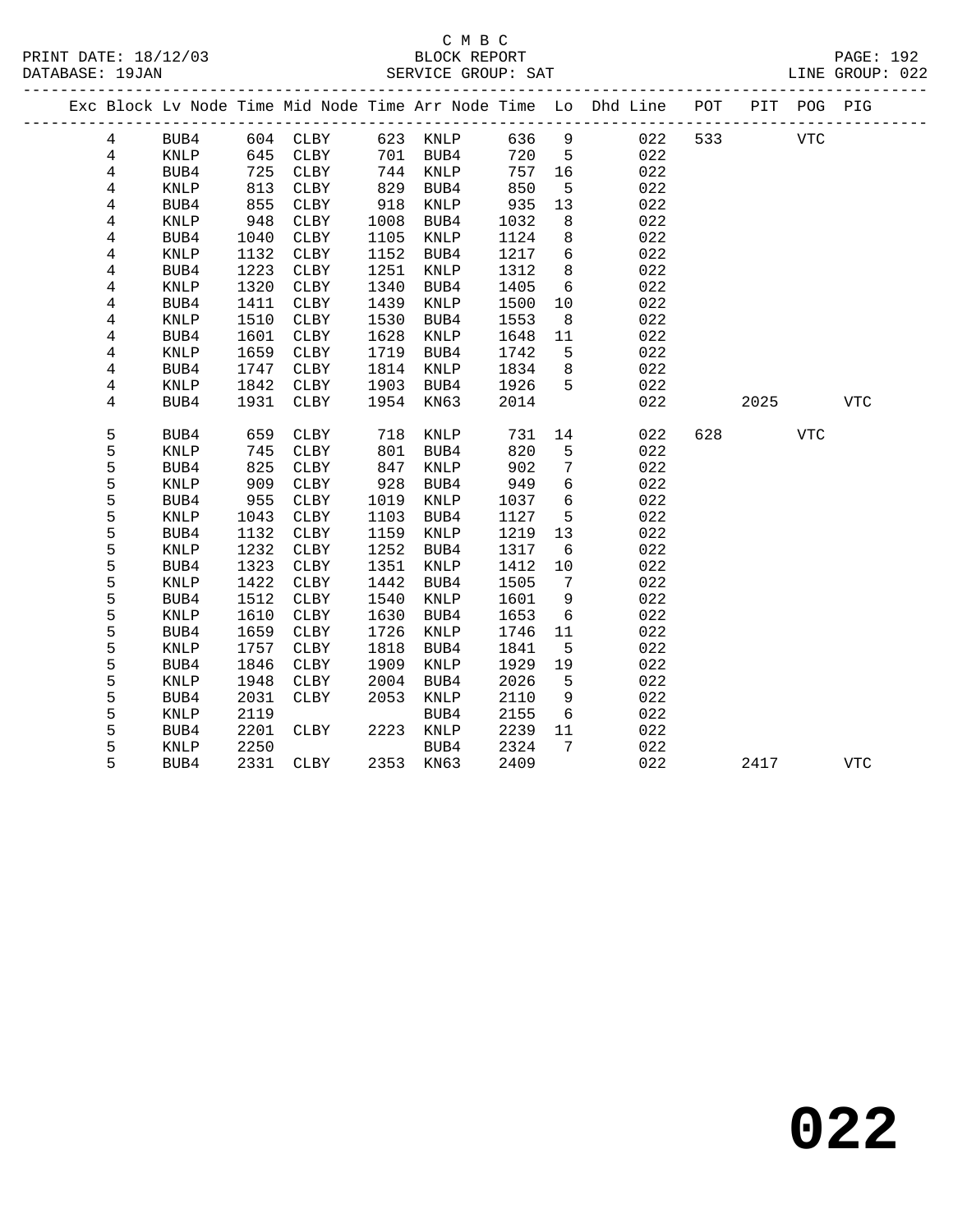C M B C

BLOCK REPORT

SERVICE GROUP: SAT

PRINT DATE: 18/12/03
DATABASE: 19JAN

LINE GROUP: 022

| Exc | Block | Lv | Node | Time | Mid Node | Time | Arr Node | Time | Lo | Dhd Line | POT | PIT | POG | PIG |
|---|---|---|---|---|---|---|---|---|---|---|---|---|---|---|
| | 4 | | BUB4 | 604 | CLBY | 623 | KNLP | 636 | 9 | 022 | 533 | | VTC | |
| | 4 | | KNLP | 645 | CLBY | 701 | BUB4 | 720 | 5 | 022 | | | | |
| | 4 | | BUB4 | 725 | CLBY | 744 | KNLP | 757 | 16 | 022 | | | | |
| | 4 | | KNLP | 813 | CLBY | 829 | BUB4 | 850 | 5 | 022 | | | | |
| | 4 | | BUB4 | 855 | CLBY | 918 | KNLP | 935 | 13 | 022 | | | | |
| | 4 | | KNLP | 948 | CLBY | 1008 | BUB4 | 1032 | 8 | 022 | | | | |
| | 4 | | BUB4 | 1040 | CLBY | 1105 | KNLP | 1124 | 8 | 022 | | | | |
| | 4 | | KNLP | 1132 | CLBY | 1152 | BUB4 | 1217 | 6 | 022 | | | | |
| | 4 | | BUB4 | 1223 | CLBY | 1251 | KNLP | 1312 | 8 | 022 | | | | |
| | 4 | | KNLP | 1320 | CLBY | 1340 | BUB4 | 1405 | 6 | 022 | | | | |
| | 4 | | BUB4 | 1411 | CLBY | 1439 | KNLP | 1500 | 10 | 022 | | | | |
| | 4 | | KNLP | 1510 | CLBY | 1530 | BUB4 | 1553 | 8 | 022 | | | | |
| | 4 | | BUB4 | 1601 | CLBY | 1628 | KNLP | 1648 | 11 | 022 | | | | |
| | 4 | | KNLP | 1659 | CLBY | 1719 | BUB4 | 1742 | 5 | 022 | | | | |
| | 4 | | BUB4 | 1747 | CLBY | 1814 | KNLP | 1834 | 8 | 022 | | | | |
| | 4 | | KNLP | 1842 | CLBY | 1903 | BUB4 | 1926 | 5 | 022 | | | | |
| | 4 | | BUB4 | 1931 | CLBY | 1954 | KN63 | 2014 | | 022 | | 2025 | | VTC |
| | 5 | | BUB4 | 659 | CLBY | 718 | KNLP | 731 | 14 | 022 | 628 | | VTC | |
| | 5 | | KNLP | 745 | CLBY | 801 | BUB4 | 820 | 5 | 022 | | | | |
| | 5 | | BUB4 | 825 | CLBY | 847 | KNLP | 902 | 7 | 022 | | | | |
| | 5 | | KNLP | 909 | CLBY | 928 | BUB4 | 949 | 6 | 022 | | | | |
| | 5 | | BUB4 | 955 | CLBY | 1019 | KNLP | 1037 | 6 | 022 | | | | |
| | 5 | | KNLP | 1043 | CLBY | 1103 | BUB4 | 1127 | 5 | 022 | | | | |
| | 5 | | BUB4 | 1132 | CLBY | 1159 | KNLP | 1219 | 13 | 022 | | | | |
| | 5 | | KNLP | 1232 | CLBY | 1252 | BUB4 | 1317 | 6 | 022 | | | | |
| | 5 | | BUB4 | 1323 | CLBY | 1351 | KNLP | 1412 | 10 | 022 | | | | |
| | 5 | | KNLP | 1422 | CLBY | 1442 | BUB4 | 1505 | 7 | 022 | | | | |
| | 5 | | BUB4 | 1512 | CLBY | 1540 | KNLP | 1601 | 9 | 022 | | | | |
| | 5 | | KNLP | 1610 | CLBY | 1630 | BUB4 | 1653 | 6 | 022 | | | | |
| | 5 | | BUB4 | 1659 | CLBY | 1726 | KNLP | 1746 | 11 | 022 | | | | |
| | 5 | | KNLP | 1757 | CLBY | 1818 | BUB4 | 1841 | 5 | 022 | | | | |
| | 5 | | BUB4 | 1846 | CLBY | 1909 | KNLP | 1929 | 19 | 022 | | | | |
| | 5 | | KNLP | 1948 | CLBY | 2004 | BUB4 | 2026 | 5 | 022 | | | | |
| | 5 | | BUB4 | 2031 | CLBY | 2053 | KNLP | 2110 | 9 | 022 | | | | |
| | 5 | | KNLP | 2119 | | | BUB4 | 2155 | 6 | 022 | | | | |
| | 5 | | BUB4 | 2201 | CLBY | 2223 | KNLP | 2239 | 11 | 022 | | | | |
| | 5 | | KNLP | 2250 | | | BUB4 | 2324 | 7 | 022 | | | | |
| | 5 | | BUB4 | 2331 | CLBY | 2353 | KN63 | 2409 | | 022 | | 2417 | | VTC |

**022**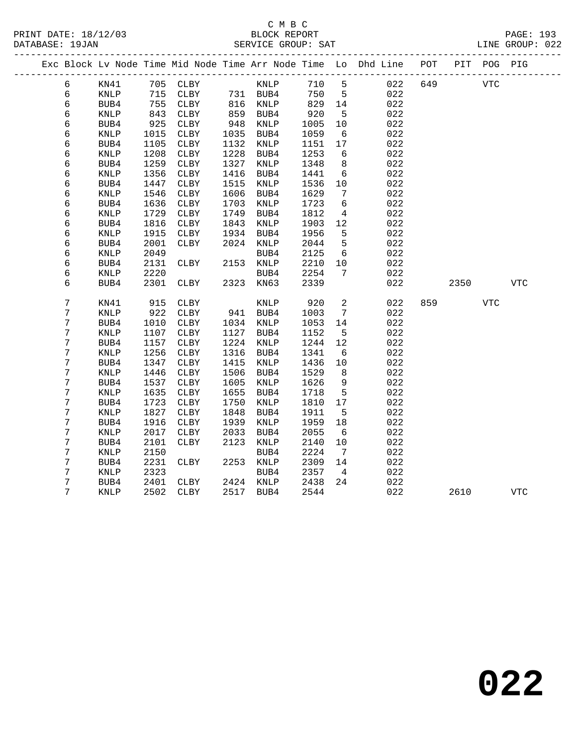C M B C
BLOCK REPORT
SERVICE GROUP: SAT

PRINT DATE: 18/12/03
DATABASE: 19JAN
LINE GROUP: 022

| Exc | Block | Lv | Node | Time | Mid Node | Time | Arr Node | Time | Lo | Dhd Line | POT | PIT | POG | PIG |
|---|---|---|---|---|---|---|---|---|---|---|---|---|---|---|
| | 6 | | KN41 | 705 | CLBY | | KNLP | 710 | 5 | 022 | 649 | | VTC | |
| | 6 | | KNLP | 715 | CLBY | 731 | BUB4 | 750 | 5 | 022 | | | | |
| | 6 | | BUB4 | 755 | CLBY | 816 | KNLP | 829 | 14 | 022 | | | | |
| | 6 | | KNLP | 843 | CLBY | 859 | BUB4 | 920 | 5 | 022 | | | | |
| | 6 | | BUB4 | 925 | CLBY | 948 | KNLP | 1005 | 10 | 022 | | | | |
| | 6 | | KNLP | 1015 | CLBY | 1035 | BUB4 | 1059 | 6 | 022 | | | | |
| | 6 | | BUB4 | 1105 | CLBY | 1132 | KNLP | 1151 | 17 | 022 | | | | |
| | 6 | | KNLP | 1208 | CLBY | 1228 | BUB4 | 1253 | 6 | 022 | | | | |
| | 6 | | BUB4 | 1259 | CLBY | 1327 | KNLP | 1348 | 8 | 022 | | | | |
| | 6 | | KNLP | 1356 | CLBY | 1416 | BUB4 | 1441 | 6 | 022 | | | | |
| | 6 | | BUB4 | 1447 | CLBY | 1515 | KNLP | 1536 | 10 | 022 | | | | |
| | 6 | | KNLP | 1546 | CLBY | 1606 | BUB4 | 1629 | 7 | 022 | | | | |
| | 6 | | BUB4 | 1636 | CLBY | 1703 | KNLP | 1723 | 6 | 022 | | | | |
| | 6 | | KNLP | 1729 | CLBY | 1749 | BUB4 | 1812 | 4 | 022 | | | | |
| | 6 | | BUB4 | 1816 | CLBY | 1843 | KNLP | 1903 | 12 | 022 | | | | |
| | 6 | | KNLP | 1915 | CLBY | 1934 | BUB4 | 1956 | 5 | 022 | | | | |
| | 6 | | BUB4 | 2001 | CLBY | 2024 | KNLP | 2044 | 5 | 022 | | | | |
| | 6 | | KNLP | 2049 | | | BUB4 | 2125 | 6 | 022 | | | | |
| | 6 | | BUB4 | 2131 | CLBY | 2153 | KNLP | 2210 | 10 | 022 | | | | |
| | 6 | | KNLP | 2220 | | | BUB4 | 2254 | 7 | 022 | | | | |
| | 6 | | BUB4 | 2301 | CLBY | 2323 | KN63 | 2339 | | 022 | | 2350 | | VTC |
| | 7 | | KN41 | 915 | CLBY | | KNLP | 920 | 2 | 022 | 859 | | VTC | |
| | 7 | | KNLP | 922 | CLBY | 941 | BUB4 | 1003 | 7 | 022 | | | | |
| | 7 | | BUB4 | 1010 | CLBY | 1034 | KNLP | 1053 | 14 | 022 | | | | |
| | 7 | | KNLP | 1107 | CLBY | 1127 | BUB4 | 1152 | 5 | 022 | | | | |
| | 7 | | BUB4 | 1157 | CLBY | 1224 | KNLP | 1244 | 12 | 022 | | | | |
| | 7 | | KNLP | 1256 | CLBY | 1316 | BUB4 | 1341 | 6 | 022 | | | | |
| | 7 | | BUB4 | 1347 | CLBY | 1415 | KNLP | 1436 | 10 | 022 | | | | |
| | 7 | | KNLP | 1446 | CLBY | 1506 | BUB4 | 1529 | 8 | 022 | | | | |
| | 7 | | BUB4 | 1537 | CLBY | 1605 | KNLP | 1626 | 9 | 022 | | | | |
| | 7 | | KNLP | 1635 | CLBY | 1655 | BUB4 | 1718 | 5 | 022 | | | | |
| | 7 | | BUB4 | 1723 | CLBY | 1750 | KNLP | 1810 | 17 | 022 | | | | |
| | 7 | | KNLP | 1827 | CLBY | 1848 | BUB4 | 1911 | 5 | 022 | | | | |
| | 7 | | BUB4 | 1916 | CLBY | 1939 | KNLP | 1959 | 18 | 022 | | | | |
| | 7 | | KNLP | 2017 | CLBY | 2033 | BUB4 | 2055 | 6 | 022 | | | | |
| | 7 | | BUB4 | 2101 | CLBY | 2123 | KNLP | 2140 | 10 | 022 | | | | |
| | 7 | | KNLP | 2150 | | | BUB4 | 2224 | 7 | 022 | | | | |
| | 7 | | BUB4 | 2231 | CLBY | 2253 | KNLP | 2309 | 14 | 022 | | | | |
| | 7 | | KNLP | 2323 | | | BUB4 | 2357 | 4 | 022 | | | | |
| | 7 | | BUB4 | 2401 | CLBY | 2424 | KNLP | 2438 | 24 | 022 | | | | |
| | 7 | | KNLP | 2502 | CLBY | 2517 | BUB4 | 2544 | | 022 | | 2610 | | VTC |

# 022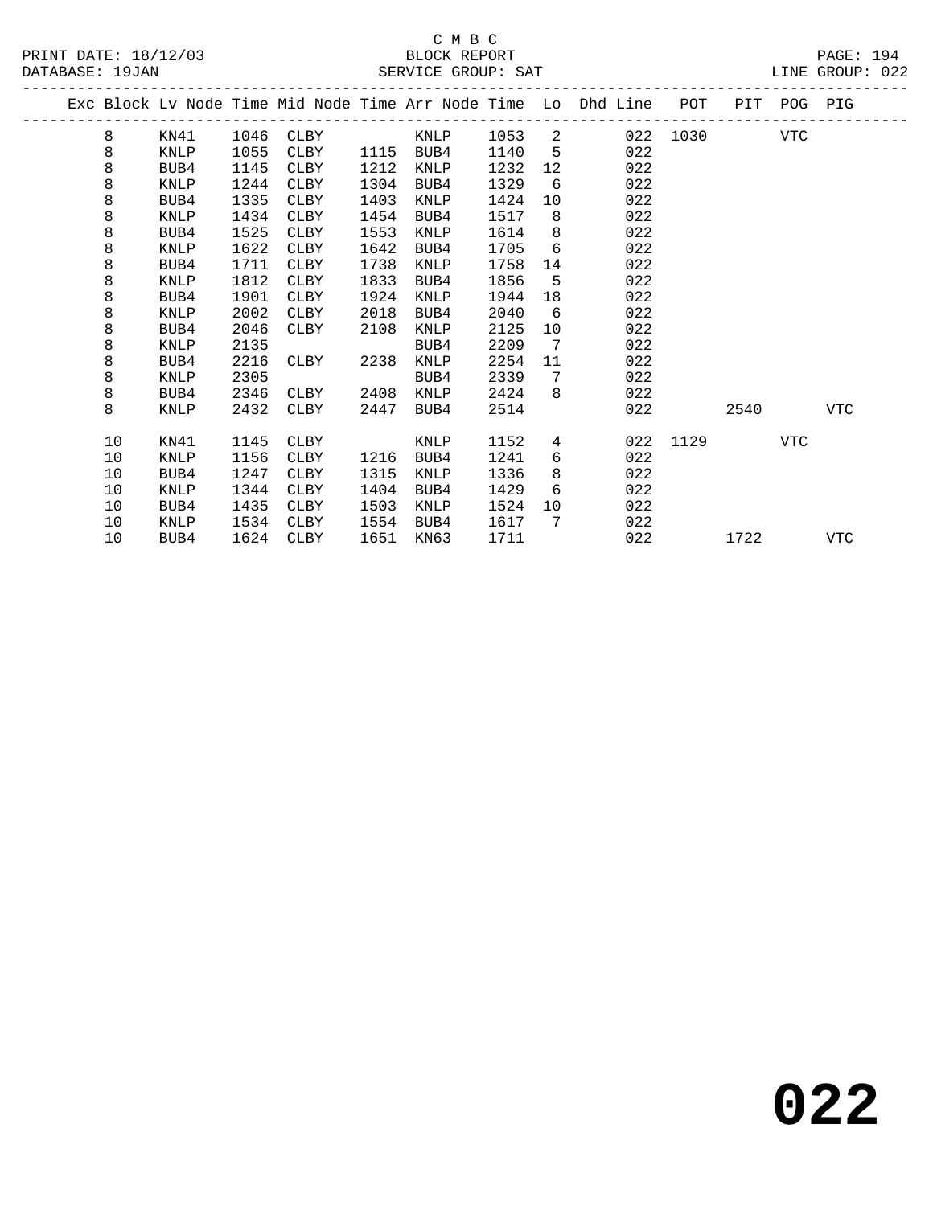C M B C

PRINT DATE: 18/12/03 BLOCK REPORT
DATABASE: 19JAN SERVICE GROUP: SAT LINE GROUP: 022

| Exc | Block | Lv Node | Time | Mid Node | Time | Arr Node | Time | Lo | Dhd Line | POT | PIT | POG | PIG |
|---|---|---|---|---|---|---|---|---|---|---|---|---|---|
| | 8 | KN41 | 1046 | CLBY | | KNLP | 1053 | 2 | 022 | 1030 | | VTC | |
| | 8 | KNLP | 1055 | CLBY | 1115 | BUB4 | 1140 | 5 | 022 | | | | |
| | 8 | BUB4 | 1145 | CLBY | 1212 | KNLP | 1232 | 12 | 022 | | | | |
| | 8 | KNLP | 1244 | CLBY | 1304 | BUB4 | 1329 | 6 | 022 | | | | |
| | 8 | BUB4 | 1335 | CLBY | 1403 | KNLP | 1424 | 10 | 022 | | | | |
| | 8 | KNLP | 1434 | CLBY | 1454 | BUB4 | 1517 | 8 | 022 | | | | |
| | 8 | BUB4 | 1525 | CLBY | 1553 | KNLP | 1614 | 8 | 022 | | | | |
| | 8 | KNLP | 1622 | CLBY | 1642 | BUB4 | 1705 | 6 | 022 | | | | |
| | 8 | BUB4 | 1711 | CLBY | 1738 | KNLP | 1758 | 14 | 022 | | | | |
| | 8 | KNLP | 1812 | CLBY | 1833 | BUB4 | 1856 | 5 | 022 | | | | |
| | 8 | BUB4 | 1901 | CLBY | 1924 | KNLP | 1944 | 18 | 022 | | | | |
| | 8 | KNLP | 2002 | CLBY | 2018 | BUB4 | 2040 | 6 | 022 | | | | |
| | 8 | BUB4 | 2046 | CLBY | 2108 | KNLP | 2125 | 10 | 022 | | | | |
| | 8 | KNLP | 2135 | | | BUB4 | 2209 | 7 | 022 | | | | |
| | 8 | BUB4 | 2216 | CLBY | 2238 | KNLP | 2254 | 11 | 022 | | | | |
| | 8 | KNLP | 2305 | | | BUB4 | 2339 | 7 | 022 | | | | |
| | 8 | BUB4 | 2346 | CLBY | 2408 | KNLP | 2424 | 8 | 022 | | | | |
| | 8 | KNLP | 2432 | CLBY | 2447 | BUB4 | 2514 | | 022 | | 2540 | | VTC |
| | 10 | KN41 | 1145 | CLBY | | KNLP | 1152 | 4 | 022 | 1129 | | VTC | |
| | 10 | KNLP | 1156 | CLBY | 1216 | BUB4 | 1241 | 6 | 022 | | | | |
| | 10 | BUB4 | 1247 | CLBY | 1315 | KNLP | 1336 | 8 | 022 | | | | |
| | 10 | KNLP | 1344 | CLBY | 1404 | BUB4 | 1429 | 6 | 022 | | | | |
| | 10 | BUB4 | 1435 | CLBY | 1503 | KNLP | 1524 | 10 | 022 | | | | |
| | 10 | KNLP | 1534 | CLBY | 1554 | BUB4 | 1617 | 7 | 022 | | | | |
| | 10 | BUB4 | 1624 | CLBY | 1651 | KN63 | 1711 | | 022 | | 1722 | | VTC |

**022**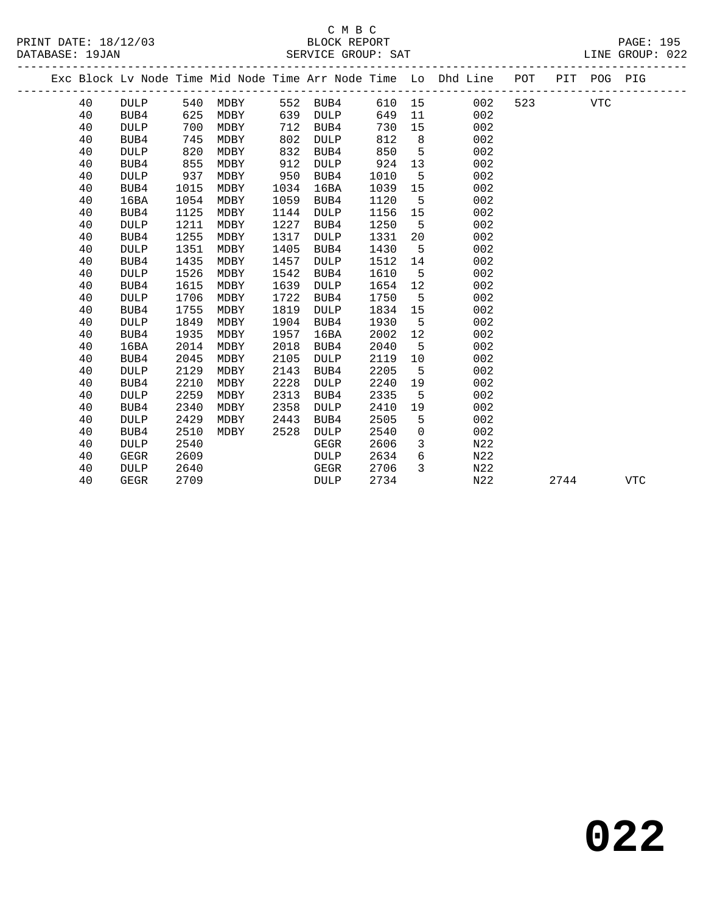C M B C
BLOCK REPORT
SERVICE GROUP: SAT

PRINT DATE: 18/12/03
DATABASE: 19JAN
LINE GROUP: 022

| Exc | Block | Lv | Node | Time | Mid Node | Time | Arr Node | Time | Lo | Dhd Line | POT | PIT | POG | PIG |
|---|---|---|---|---|---|---|---|---|---|---|---|---|---|---|
| | 40 | | DULP | 540 | MDBY | 552 | BUB4 | 610 | 15 | 002 | 523 | | VTC | |
| | 40 | | BUB4 | 625 | MDBY | 639 | DULP | 649 | 11 | 002 | | | | |
| | 40 | | DULP | 700 | MDBY | 712 | BUB4 | 730 | 15 | 002 | | | | |
| | 40 | | BUB4 | 745 | MDBY | 802 | DULP | 812 | 8 | 002 | | | | |
| | 40 | | DULP | 820 | MDBY | 832 | BUB4 | 850 | 5 | 002 | | | | |
| | 40 | | BUB4 | 855 | MDBY | 912 | DULP | 924 | 13 | 002 | | | | |
| | 40 | | DULP | 937 | MDBY | 950 | BUB4 | 1010 | 5 | 002 | | | | |
| | 40 | | BUB4 | 1015 | MDBY | 1034 | 16BA | 1039 | 15 | 002 | | | | |
| | 40 | | 16BA | 1054 | MDBY | 1059 | BUB4 | 1120 | 5 | 002 | | | | |
| | 40 | | BUB4 | 1125 | MDBY | 1144 | DULP | 1156 | 15 | 002 | | | | |
| | 40 | | DULP | 1211 | MDBY | 1227 | BUB4 | 1250 | 5 | 002 | | | | |
| | 40 | | BUB4 | 1255 | MDBY | 1317 | DULP | 1331 | 20 | 002 | | | | |
| | 40 | | DULP | 1351 | MDBY | 1405 | BUB4 | 1430 | 5 | 002 | | | | |
| | 40 | | BUB4 | 1435 | MDBY | 1457 | DULP | 1512 | 14 | 002 | | | | |
| | 40 | | DULP | 1526 | MDBY | 1542 | BUB4 | 1610 | 5 | 002 | | | | |
| | 40 | | BUB4 | 1615 | MDBY | 1639 | DULP | 1654 | 12 | 002 | | | | |
| | 40 | | DULP | 1706 | MDBY | 1722 | BUB4 | 1750 | 5 | 002 | | | | |
| | 40 | | BUB4 | 1755 | MDBY | 1819 | DULP | 1834 | 15 | 002 | | | | |
| | 40 | | DULP | 1849 | MDBY | 1904 | BUB4 | 1930 | 5 | 002 | | | | |
| | 40 | | BUB4 | 1935 | MDBY | 1957 | 16BA | 2002 | 12 | 002 | | | | |
| | 40 | | 16BA | 2014 | MDBY | 2018 | BUB4 | 2040 | 5 | 002 | | | | |
| | 40 | | BUB4 | 2045 | MDBY | 2105 | DULP | 2119 | 10 | 002 | | | | |
| | 40 | | DULP | 2129 | MDBY | 2143 | BUB4 | 2205 | 5 | 002 | | | | |
| | 40 | | BUB4 | 2210 | MDBY | 2228 | DULP | 2240 | 19 | 002 | | | | |
| | 40 | | DULP | 2259 | MDBY | 2313 | BUB4 | 2335 | 5 | 002 | | | | |
| | 40 | | BUB4 | 2340 | MDBY | 2358 | DULP | 2410 | 19 | 002 | | | | |
| | 40 | | DULP | 2429 | MDBY | 2443 | BUB4 | 2505 | 5 | 002 | | | | |
| | 40 | | BUB4 | 2510 | MDBY | 2528 | DULP | 2540 | 0 | 002 | | | | |
| | 40 | | DULP | 2540 | | | GEGR | 2606 | 3 | N22 | | | | |
| | 40 | | GEGR | 2609 | | | DULP | 2634 | 6 | N22 | | | | |
| | 40 | | DULP | 2640 | | | GEGR | 2706 | 3 | N22 | | | | |
| | 40 | | GEGR | 2709 | | | DULP | 2734 | | N22 | | 2744 | | VTC |

**022**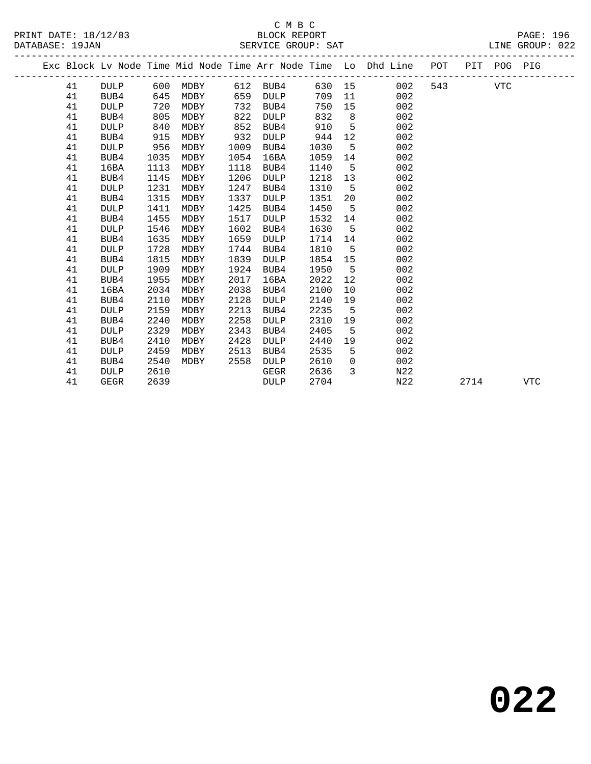C M B C
PRINT DATE: 18/12/03 BLOCK REPORT
DATABASE: 19JAN SERVICE GROUP: SAT LINE GROUP: 022

| Exc | Block | Lv Node | Time | Mid Node | Time | Arr Node | Time | Lo | Dhd Line | POT | PIT | POG | PIG |
|---|---|---|---|---|---|---|---|---|---|---|---|---|---|
| | 41 | DULP | 600 | MDBY | 612 | BUB4 | 630 | 15 | 002 | 543 | | VTC | |
| | 41 | BUB4 | 645 | MDBY | 659 | DULP | 709 | 11 | 002 | | | | |
| | 41 | DULP | 720 | MDBY | 732 | BUB4 | 750 | 15 | 002 | | | | |
| | 41 | BUB4 | 805 | MDBY | 822 | DULP | 832 | 8 | 002 | | | | |
| | 41 | DULP | 840 | MDBY | 852 | BUB4 | 910 | 5 | 002 | | | | |
| | 41 | BUB4 | 915 | MDBY | 932 | DULP | 944 | 12 | 002 | | | | |
| | 41 | DULP | 956 | MDBY | 1009 | BUB4 | 1030 | 5 | 002 | | | | |
| | 41 | BUB4 | 1035 | MDBY | 1054 | 16BA | 1059 | 14 | 002 | | | | |
| | 41 | 16BA | 1113 | MDBY | 1118 | BUB4 | 1140 | 5 | 002 | | | | |
| | 41 | BUB4 | 1145 | MDBY | 1206 | DULP | 1218 | 13 | 002 | | | | |
| | 41 | DULP | 1231 | MDBY | 1247 | BUB4 | 1310 | 5 | 002 | | | | |
| | 41 | BUB4 | 1315 | MDBY | 1337 | DULP | 1351 | 20 | 002 | | | | |
| | 41 | DULP | 1411 | MDBY | 1425 | BUB4 | 1450 | 5 | 002 | | | | |
| | 41 | BUB4 | 1455 | MDBY | 1517 | DULP | 1532 | 14 | 002 | | | | |
| | 41 | DULP | 1546 | MDBY | 1602 | BUB4 | 1630 | 5 | 002 | | | | |
| | 41 | BUB4 | 1635 | MDBY | 1659 | DULP | 1714 | 14 | 002 | | | | |
| | 41 | DULP | 1728 | MDBY | 1744 | BUB4 | 1810 | 5 | 002 | | | | |
| | 41 | BUB4 | 1815 | MDBY | 1839 | DULP | 1854 | 15 | 002 | | | | |
| | 41 | DULP | 1909 | MDBY | 1924 | BUB4 | 1950 | 5 | 002 | | | | |
| | 41 | BUB4 | 1955 | MDBY | 2017 | 16BA | 2022 | 12 | 002 | | | | |
| | 41 | 16BA | 2034 | MDBY | 2038 | BUB4 | 2100 | 10 | 002 | | | | |
| | 41 | BUB4 | 2110 | MDBY | 2128 | DULP | 2140 | 19 | 002 | | | | |
| | 41 | DULP | 2159 | MDBY | 2213 | BUB4 | 2235 | 5 | 002 | | | | |
| | 41 | BUB4 | 2240 | MDBY | 2258 | DULP | 2310 | 19 | 002 | | | | |
| | 41 | DULP | 2329 | MDBY | 2343 | BUB4 | 2405 | 5 | 002 | | | | |
| | 41 | BUB4 | 2410 | MDBY | 2428 | DULP | 2440 | 19 | 002 | | | | |
| | 41 | DULP | 2459 | MDBY | 2513 | BUB4 | 2535 | 5 | 002 | | | | |
| | 41 | BUB4 | 2540 | MDBY | 2558 | DULP | 2610 | 0 | 002 | | | | |
| | 41 | DULP | 2610 | | | GEGR | 2636 | 3 | N22 | | | | |
| | 41 | GEGR | 2639 | | | DULP | 2704 | | N22 | | 2714 | | VTC |

# 022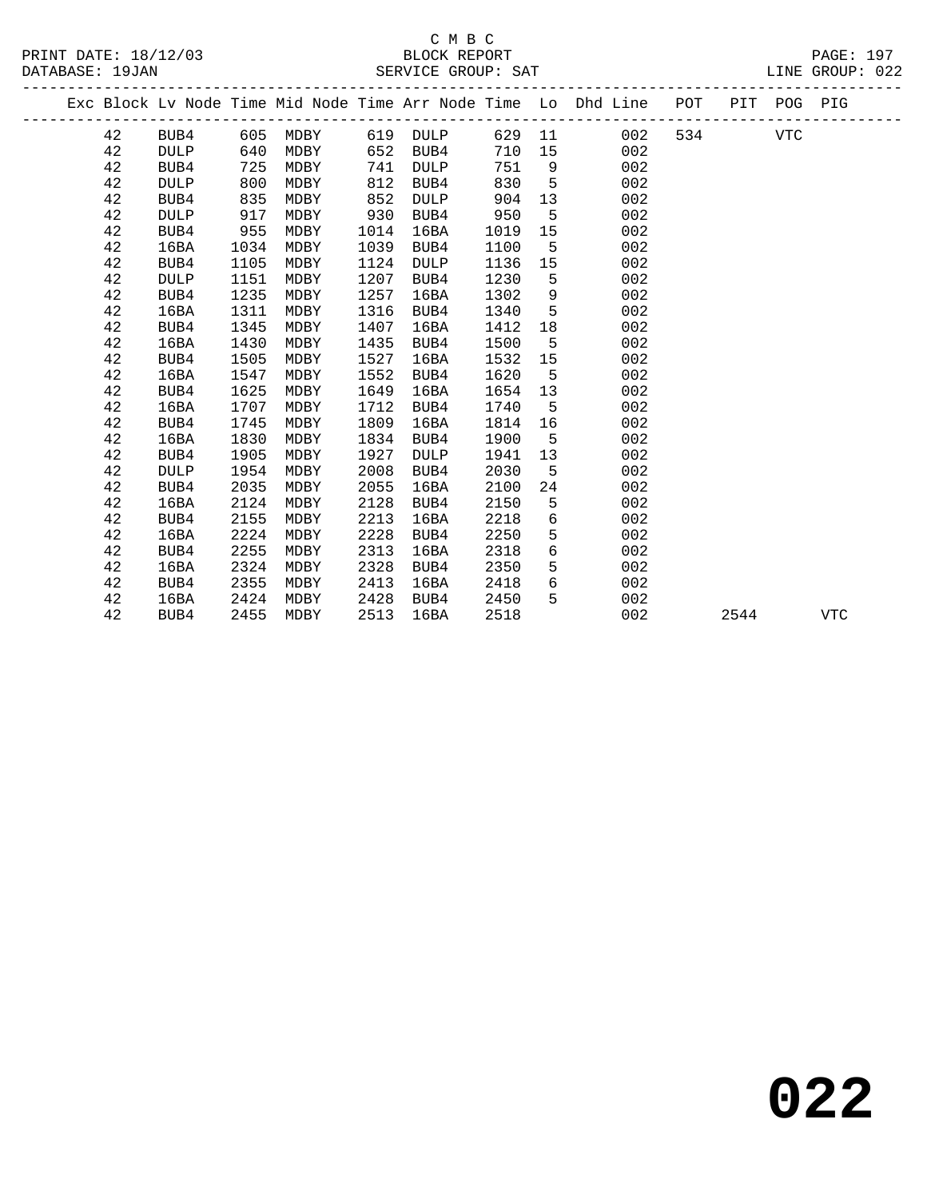C M B C
BLOCK REPORT
SERVICE GROUP: SAT

PRINT DATE: 18/12/03
DATABASE: 19JAN
LINE GROUP: 022

| Exc | Block | Lv | Node | Time | Mid Node | Time | Arr Node | Time | Lo | Dhd Line | POT | PIT | POG | PIG |
|---|---|---|---|---|---|---|---|---|---|---|---|---|---|---|
| | 42 | | BUB4 | 605 | MDBY | 619 | DULP | 629 | 11 | 002 | 534 | | VTC | |
| | 42 | | DULP | 640 | MDBY | 652 | BUB4 | 710 | 15 | 002 | | | | |
| | 42 | | BUB4 | 725 | MDBY | 741 | DULP | 751 | 9 | 002 | | | | |
| | 42 | | DULP | 800 | MDBY | 812 | BUB4 | 830 | 5 | 002 | | | | |
| | 42 | | BUB4 | 835 | MDBY | 852 | DULP | 904 | 13 | 002 | | | | |
| | 42 | | DULP | 917 | MDBY | 930 | BUB4 | 950 | 5 | 002 | | | | |
| | 42 | | BUB4 | 955 | MDBY | 1014 | 16BA | 1019 | 15 | 002 | | | | |
| | 42 | | 16BA | 1034 | MDBY | 1039 | BUB4 | 1100 | 5 | 002 | | | | |
| | 42 | | BUB4 | 1105 | MDBY | 1124 | DULP | 1136 | 15 | 002 | | | | |
| | 42 | | DULP | 1151 | MDBY | 1207 | BUB4 | 1230 | 5 | 002 | | | | |
| | 42 | | BUB4 | 1235 | MDBY | 1257 | 16BA | 1302 | 9 | 002 | | | | |
| | 42 | | 16BA | 1311 | MDBY | 1316 | BUB4 | 1340 | 5 | 002 | | | | |
| | 42 | | BUB4 | 1345 | MDBY | 1407 | 16BA | 1412 | 18 | 002 | | | | |
| | 42 | | 16BA | 1430 | MDBY | 1435 | BUB4 | 1500 | 5 | 002 | | | | |
| | 42 | | BUB4 | 1505 | MDBY | 1527 | 16BA | 1532 | 15 | 002 | | | | |
| | 42 | | 16BA | 1547 | MDBY | 1552 | BUB4 | 1620 | 5 | 002 | | | | |
| | 42 | | BUB4 | 1625 | MDBY | 1649 | 16BA | 1654 | 13 | 002 | | | | |
| | 42 | | 16BA | 1707 | MDBY | 1712 | BUB4 | 1740 | 5 | 002 | | | | |
| | 42 | | BUB4 | 1745 | MDBY | 1809 | 16BA | 1814 | 16 | 002 | | | | |
| | 42 | | 16BA | 1830 | MDBY | 1834 | BUB4 | 1900 | 5 | 002 | | | | |
| | 42 | | BUB4 | 1905 | MDBY | 1927 | DULP | 1941 | 13 | 002 | | | | |
| | 42 | | DULP | 1954 | MDBY | 2008 | BUB4 | 2030 | 5 | 002 | | | | |
| | 42 | | BUB4 | 2035 | MDBY | 2055 | 16BA | 2100 | 24 | 002 | | | | |
| | 42 | | 16BA | 2124 | MDBY | 2128 | BUB4 | 2150 | 5 | 002 | | | | |
| | 42 | | BUB4 | 2155 | MDBY | 2213 | 16BA | 2218 | 6 | 002 | | | | |
| | 42 | | 16BA | 2224 | MDBY | 2228 | BUB4 | 2250 | 5 | 002 | | | | |
| | 42 | | BUB4 | 2255 | MDBY | 2313 | 16BA | 2318 | 6 | 002 | | | | |
| | 42 | | 16BA | 2324 | MDBY | 2328 | BUB4 | 2350 | 5 | 002 | | | | |
| | 42 | | BUB4 | 2355 | MDBY | 2413 | 16BA | 2418 | 6 | 002 | | | | |
| | 42 | | 16BA | 2424 | MDBY | 2428 | BUB4 | 2450 | 5 | 002 | | | | |
| | 42 | | BUB4 | 2455 | MDBY | 2513 | 16BA | 2518 | | 002 | | 2544 | | VTC |

**022**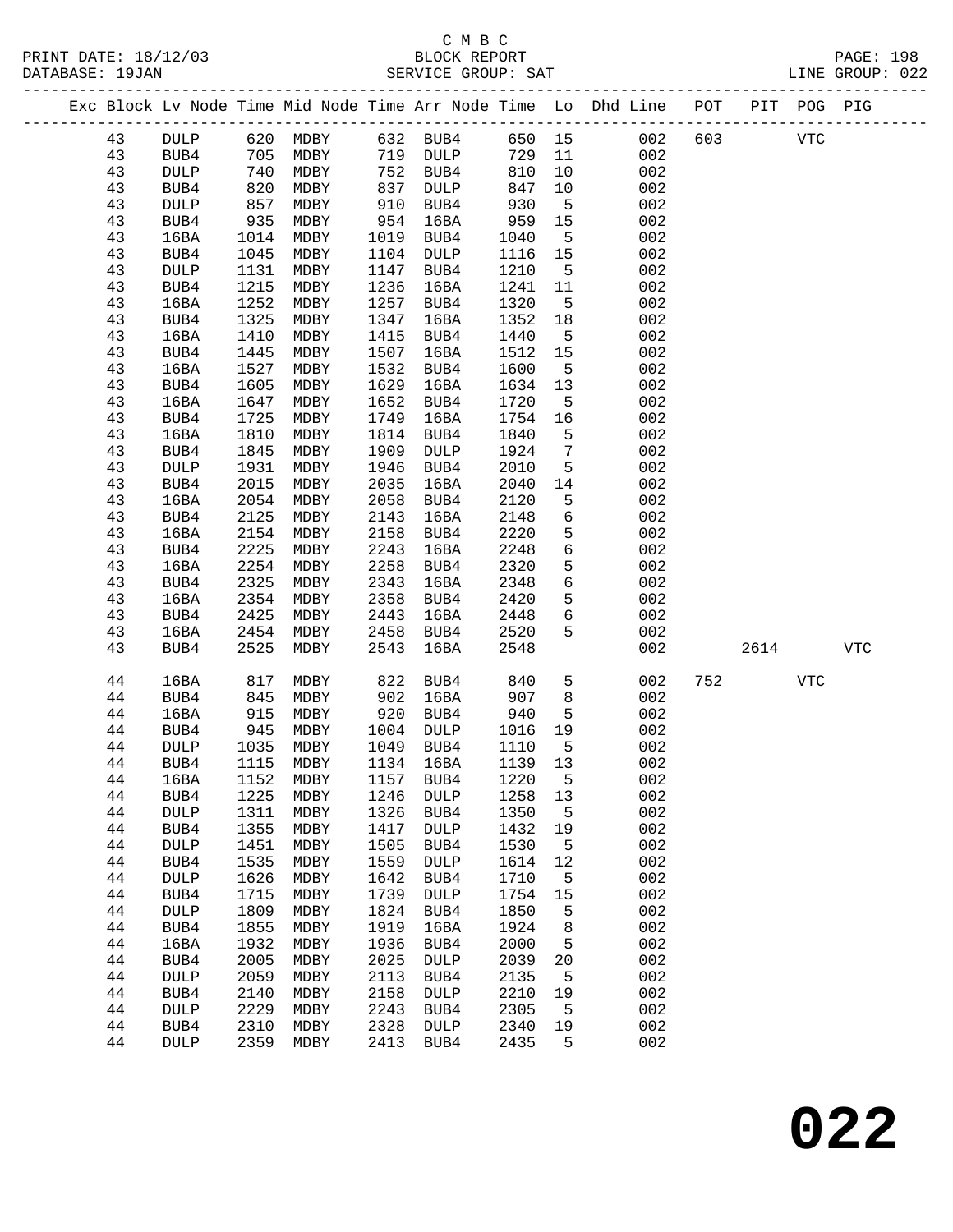C M B C
BLOCK REPORT
SERVICE GROUP: SAT

PRINT DATE: 18/12/03
DATABASE: 19JAN
LINE GROUP: 022

| Exc | Block | Lv Node | Time | Mid Node | Time | Arr Node | Time | Lo | Dhd Line | POT | PIT | POG | PIG |
|---|---|---|---|---|---|---|---|---|---|---|---|---|---|
| | 43 | DULP | 620 | MDBY | 632 | BUB4 | 650 | 15 | 002 | 603 | | VTC | |
| | 43 | BUB4 | 705 | MDBY | 719 | DULP | 729 | 11 | 002 | | | | |
| | 43 | DULP | 740 | MDBY | 752 | BUB4 | 810 | 10 | 002 | | | | |
| | 43 | BUB4 | 820 | MDBY | 837 | DULP | 847 | 10 | 002 | | | | |
| | 43 | DULP | 857 | MDBY | 910 | BUB4 | 930 | 5 | 002 | | | | |
| | 43 | BUB4 | 935 | MDBY | 954 | 16BA | 959 | 15 | 002 | | | | |
| | 43 | 16BA | 1014 | MDBY | 1019 | BUB4 | 1040 | 5 | 002 | | | | |
| | 43 | BUB4 | 1045 | MDBY | 1104 | DULP | 1116 | 15 | 002 | | | | |
| | 43 | DULP | 1131 | MDBY | 1147 | BUB4 | 1210 | 5 | 002 | | | | |
| | 43 | BUB4 | 1215 | MDBY | 1236 | 16BA | 1241 | 11 | 002 | | | | |
| | 43 | 16BA | 1252 | MDBY | 1257 | BUB4 | 1320 | 5 | 002 | | | | |
| | 43 | BUB4 | 1325 | MDBY | 1347 | 16BA | 1352 | 18 | 002 | | | | |
| | 43 | 16BA | 1410 | MDBY | 1415 | BUB4 | 1440 | 5 | 002 | | | | |
| | 43 | BUB4 | 1445 | MDBY | 1507 | 16BA | 1512 | 15 | 002 | | | | |
| | 43 | 16BA | 1527 | MDBY | 1532 | BUB4 | 1600 | 5 | 002 | | | | |
| | 43 | BUB4 | 1605 | MDBY | 1629 | 16BA | 1634 | 13 | 002 | | | | |
| | 43 | 16BA | 1647 | MDBY | 1652 | BUB4 | 1720 | 5 | 002 | | | | |
| | 43 | BUB4 | 1725 | MDBY | 1749 | 16BA | 1754 | 16 | 002 | | | | |
| | 43 | 16BA | 1810 | MDBY | 1814 | BUB4 | 1840 | 5 | 002 | | | | |
| | 43 | BUB4 | 1845 | MDBY | 1909 | DULP | 1924 | 7 | 002 | | | | |
| | 43 | DULP | 1931 | MDBY | 1946 | BUB4 | 2010 | 5 | 002 | | | | |
| | 43 | BUB4 | 2015 | MDBY | 2035 | 16BA | 2040 | 14 | 002 | | | | |
| | 43 | 16BA | 2054 | MDBY | 2058 | BUB4 | 2120 | 5 | 002 | | | | |
| | 43 | BUB4 | 2125 | MDBY | 2143 | 16BA | 2148 | 6 | 002 | | | | |
| | 43 | 16BA | 2154 | MDBY | 2158 | BUB4 | 2220 | 5 | 002 | | | | |
| | 43 | BUB4 | 2225 | MDBY | 2243 | 16BA | 2248 | 6 | 002 | | | | |
| | 43 | 16BA | 2254 | MDBY | 2258 | BUB4 | 2320 | 5 | 002 | | | | |
| | 43 | BUB4 | 2325 | MDBY | 2343 | 16BA | 2348 | 6 | 002 | | | | |
| | 43 | 16BA | 2354 | MDBY | 2358 | BUB4 | 2420 | 5 | 002 | | | | |
| | 43 | BUB4 | 2425 | MDBY | 2443 | 16BA | 2448 | 6 | 002 | | | | |
| | 43 | 16BA | 2454 | MDBY | 2458 | BUB4 | 2520 | 5 | 002 | | | | |
| | 43 | BUB4 | 2525 | MDBY | 2543 | 16BA | 2548 | | 002 | | 2614 | | VTC |
| | 44 | 16BA | 817 | MDBY | 822 | BUB4 | 840 | 5 | 002 | 752 | | VTC | |
| | 44 | BUB4 | 845 | MDBY | 902 | 16BA | 907 | 8 | 002 | | | | |
| | 44 | 16BA | 915 | MDBY | 920 | BUB4 | 940 | 5 | 002 | | | | |
| | 44 | BUB4 | 945 | MDBY | 1004 | DULP | 1016 | 19 | 002 | | | | |
| | 44 | DULP | 1035 | MDBY | 1049 | BUB4 | 1110 | 5 | 002 | | | | |
| | 44 | BUB4 | 1115 | MDBY | 1134 | 16BA | 1139 | 13 | 002 | | | | |
| | 44 | 16BA | 1152 | MDBY | 1157 | BUB4 | 1220 | 5 | 002 | | | | |
| | 44 | BUB4 | 1225 | MDBY | 1246 | DULP | 1258 | 13 | 002 | | | | |
| | 44 | DULP | 1311 | MDBY | 1326 | BUB4 | 1350 | 5 | 002 | | | | |
| | 44 | BUB4 | 1355 | MDBY | 1417 | DULP | 1432 | 19 | 002 | | | | |
| | 44 | DULP | 1451 | MDBY | 1505 | BUB4 | 1530 | 5 | 002 | | | | |
| | 44 | BUB4 | 1535 | MDBY | 1559 | DULP | 1614 | 12 | 002 | | | | |
| | 44 | DULP | 1626 | MDBY | 1642 | BUB4 | 1710 | 5 | 002 | | | | |
| | 44 | BUB4 | 1715 | MDBY | 1739 | DULP | 1754 | 15 | 002 | | | | |
| | 44 | DULP | 1809 | MDBY | 1824 | BUB4 | 1850 | 5 | 002 | | | | |
| | 44 | BUB4 | 1855 | MDBY | 1919 | 16BA | 1924 | 8 | 002 | | | | |
| | 44 | 16BA | 1932 | MDBY | 1936 | BUB4 | 2000 | 5 | 002 | | | | |
| | 44 | BUB4 | 2005 | MDBY | 2025 | DULP | 2039 | 20 | 002 | | | | |
| | 44 | DULP | 2059 | MDBY | 2113 | BUB4 | 2135 | 5 | 002 | | | | |
| | 44 | BUB4 | 2140 | MDBY | 2158 | DULP | 2210 | 19 | 002 | | | | |
| | 44 | DULP | 2229 | MDBY | 2243 | BUB4 | 2305 | 5 | 002 | | | | |
| | 44 | BUB4 | 2310 | MDBY | 2328 | DULP | 2340 | 19 | 002 | | | | |
| | 44 | DULP | 2359 | MDBY | 2413 | BUB4 | 2435 | 5 | 002 | | | | |

# 022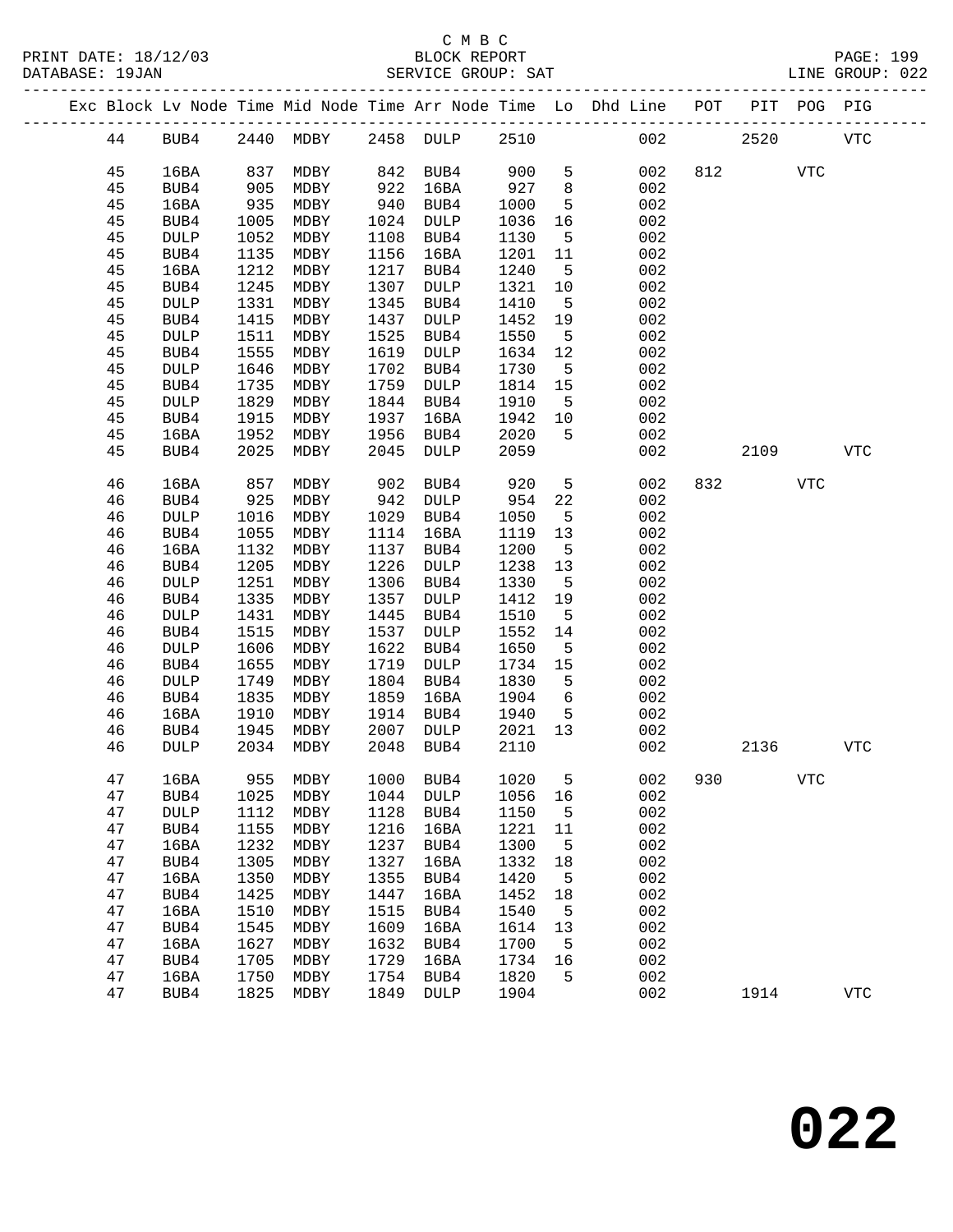C M B C
PRINT DATE: 18/12/03 BLOCK REPORT
DATABASE: 19JAN SERVICE GROUP: SAT LINE GROUP: 022

| Exc | Block | Lv | Node | Time | Mid Node | Time | Arr Node | Time | Lo | Dhd Line | POT | PIT | POG | PIG |
|---|---|---|---|---|---|---|---|---|---|---|---|---|---|---|
| | 44 | | BUB4 | 2440 | MDBY | 2458 | DULP | 2510 | | 002 | | 2520 | | VTC |
| | 45 | | 16BA | 837 | MDBY | 842 | BUB4 | 900 | 5 | 002 | 812 | | VTC | |
| | 45 | | BUB4 | 905 | MDBY | 922 | 16BA | 927 | 8 | 002 | | | | |
| | 45 | | 16BA | 935 | MDBY | 940 | BUB4 | 1000 | 5 | 002 | | | | |
| | 45 | | BUB4 | 1005 | MDBY | 1024 | DULP | 1036 | 16 | 002 | | | | |
| | 45 | | DULP | 1052 | MDBY | 1108 | BUB4 | 1130 | 5 | 002 | | | | |
| | 45 | | BUB4 | 1135 | MDBY | 1156 | 16BA | 1201 | 11 | 002 | | | | |
| | 45 | | 16BA | 1212 | MDBY | 1217 | BUB4 | 1240 | 5 | 002 | | | | |
| | 45 | | BUB4 | 1245 | MDBY | 1307 | DULP | 1321 | 10 | 002 | | | | |
| | 45 | | DULP | 1331 | MDBY | 1345 | BUB4 | 1410 | 5 | 002 | | | | |
| | 45 | | BUB4 | 1415 | MDBY | 1437 | DULP | 1452 | 19 | 002 | | | | |
| | 45 | | DULP | 1511 | MDBY | 1525 | BUB4 | 1550 | 5 | 002 | | | | |
| | 45 | | BUB4 | 1555 | MDBY | 1619 | DULP | 1634 | 12 | 002 | | | | |
| | 45 | | DULP | 1646 | MDBY | 1702 | BUB4 | 1730 | 5 | 002 | | | | |
| | 45 | | BUB4 | 1735 | MDBY | 1759 | DULP | 1814 | 15 | 002 | | | | |
| | 45 | | DULP | 1829 | MDBY | 1844 | BUB4 | 1910 | 5 | 002 | | | | |
| | 45 | | BUB4 | 1915 | MDBY | 1937 | 16BA | 1942 | 10 | 002 | | | | |
| | 45 | | 16BA | 1952 | MDBY | 1956 | BUB4 | 2020 | 5 | 002 | | | | |
| | 45 | | BUB4 | 2025 | MDBY | 2045 | DULP | 2059 | | 002 | | 2109 | | VTC |
| | 46 | | 16BA | 857 | MDBY | 902 | BUB4 | 920 | 5 | 002 | 832 | | VTC | |
| | 46 | | BUB4 | 925 | MDBY | 942 | DULP | 954 | 22 | 002 | | | | |
| | 46 | | DULP | 1016 | MDBY | 1029 | BUB4 | 1050 | 5 | 002 | | | | |
| | 46 | | BUB4 | 1055 | MDBY | 1114 | 16BA | 1119 | 13 | 002 | | | | |
| | 46 | | 16BA | 1132 | MDBY | 1137 | BUB4 | 1200 | 5 | 002 | | | | |
| | 46 | | BUB4 | 1205 | MDBY | 1226 | DULP | 1238 | 13 | 002 | | | | |
| | 46 | | DULP | 1251 | MDBY | 1306 | BUB4 | 1330 | 5 | 002 | | | | |
| | 46 | | BUB4 | 1335 | MDBY | 1357 | DULP | 1412 | 19 | 002 | | | | |
| | 46 | | DULP | 1431 | MDBY | 1445 | BUB4 | 1510 | 5 | 002 | | | | |
| | 46 | | BUB4 | 1515 | MDBY | 1537 | DULP | 1552 | 14 | 002 | | | | |
| | 46 | | DULP | 1606 | MDBY | 1622 | BUB4 | 1650 | 5 | 002 | | | | |
| | 46 | | BUB4 | 1655 | MDBY | 1719 | DULP | 1734 | 15 | 002 | | | | |
| | 46 | | DULP | 1749 | MDBY | 1804 | BUB4 | 1830 | 5 | 002 | | | | |
| | 46 | | BUB4 | 1835 | MDBY | 1859 | 16BA | 1904 | 6 | 002 | | | | |
| | 46 | | 16BA | 1910 | MDBY | 1914 | BUB4 | 1940 | 5 | 002 | | | | |
| | 46 | | BUB4 | 1945 | MDBY | 2007 | DULP | 2021 | 13 | 002 | | | | |
| | 46 | | DULP | 2034 | MDBY | 2048 | BUB4 | 2110 | | 002 | | 2136 | | VTC |
| | 47 | | 16BA | 955 | MDBY | 1000 | BUB4 | 1020 | 5 | 002 | 930 | | VTC | |
| | 47 | | BUB4 | 1025 | MDBY | 1044 | DULP | 1056 | 16 | 002 | | | | |
| | 47 | | DULP | 1112 | MDBY | 1128 | BUB4 | 1150 | 5 | 002 | | | | |
| | 47 | | BUB4 | 1155 | MDBY | 1216 | 16BA | 1221 | 11 | 002 | | | | |
| | 47 | | 16BA | 1232 | MDBY | 1237 | BUB4 | 1300 | 5 | 002 | | | | |
| | 47 | | BUB4 | 1305 | MDBY | 1327 | 16BA | 1332 | 18 | 002 | | | | |
| | 47 | | 16BA | 1350 | MDBY | 1355 | BUB4 | 1420 | 5 | 002 | | | | |
| | 47 | | BUB4 | 1425 | MDBY | 1447 | 16BA | 1452 | 18 | 002 | | | | |
| | 47 | | 16BA | 1510 | MDBY | 1515 | BUB4 | 1540 | 5 | 002 | | | | |
| | 47 | | BUB4 | 1545 | MDBY | 1609 | 16BA | 1614 | 13 | 002 | | | | |
| | 47 | | 16BA | 1627 | MDBY | 1632 | BUB4 | 1700 | 5 | 002 | | | | |
| | 47 | | BUB4 | 1705 | MDBY | 1729 | 16BA | 1734 | 16 | 002 | | | | |
| | 47 | | 16BA | 1750 | MDBY | 1754 | BUB4 | 1820 | 5 | 002 | | | | |
| | 47 | | BUB4 | 1825 | MDBY | 1849 | DULP | 1904 | | 002 | | 1914 | | VTC |

# 022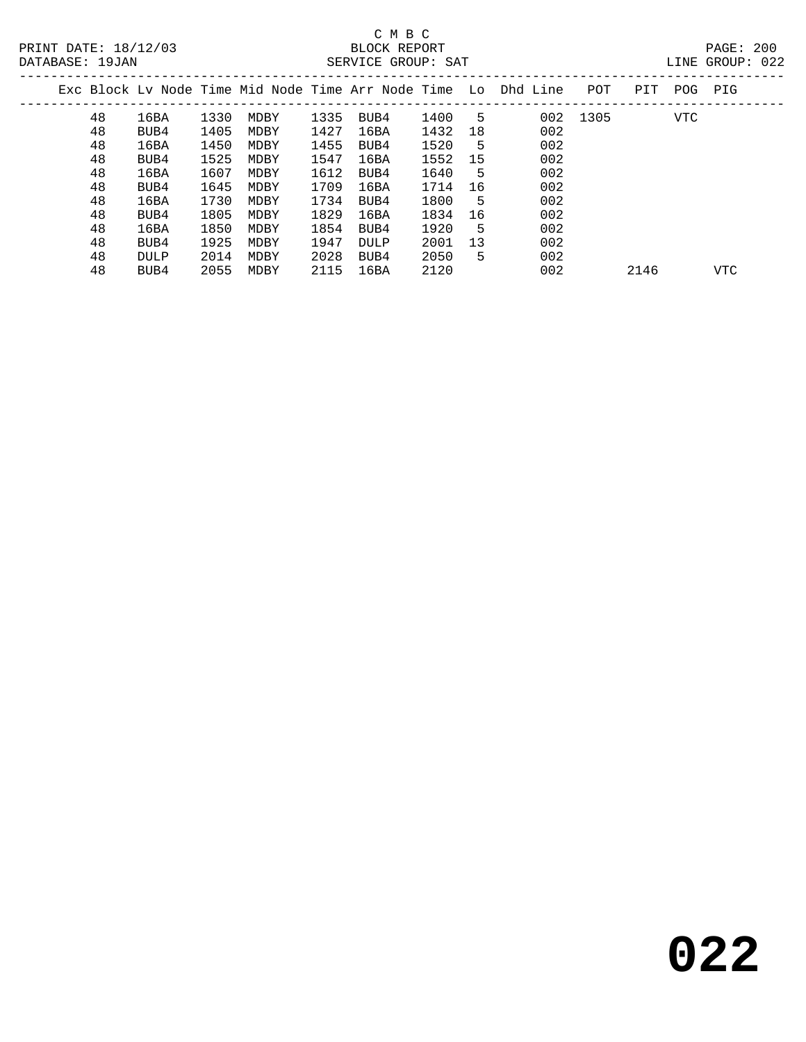C M B C

PRINT DATE: 18/12/03 BLOCK REPORT

DATABASE: 19JAN SERVICE GROUP: SAT LINE GROUP: 022

| Exc | Block | Lv Node | Time | Mid Node | Time | Arr Node | Time | Lo | Dhd | Line | POT | PIT | POG | PIG |
|---|---|---|---|---|---|---|---|---|---|---|---|---|---|---|
| | 48 | 16BA | 1330 | MDBY | 1335 | BUB4 | 1400 | 5 | | 002 | 1305 | | VTC | |
| | 48 | BUB4 | 1405 | MDBY | 1427 | 16BA | 1432 | 18 | | 002 | | | | |
| | 48 | 16BA | 1450 | MDBY | 1455 | BUB4 | 1520 | 5 | | 002 | | | | |
| | 48 | BUB4 | 1525 | MDBY | 1547 | 16BA | 1552 | 15 | | 002 | | | | |
| | 48 | 16BA | 1607 | MDBY | 1612 | BUB4 | 1640 | 5 | | 002 | | | | |
| | 48 | BUB4 | 1645 | MDBY | 1709 | 16BA | 1714 | 16 | | 002 | | | | |
| | 48 | 16BA | 1730 | MDBY | 1734 | BUB4 | 1800 | 5 | | 002 | | | | |
| | 48 | BUB4 | 1805 | MDBY | 1829 | 16BA | 1834 | 16 | | 002 | | | | |
| | 48 | 16BA | 1850 | MDBY | 1854 | BUB4 | 1920 | 5 | | 002 | | | | |
| | 48 | BUB4 | 1925 | MDBY | 1947 | DULP | 2001 | 13 | | 002 | | | | |
| | 48 | DULP | 2014 | MDBY | 2028 | BUB4 | 2050 | 5 | | 002 | | | | |
| | 48 | BUB4 | 2055 | MDBY | 2115 | 16BA | 2120 | | | 002 | | 2146 | | VTC |

**022**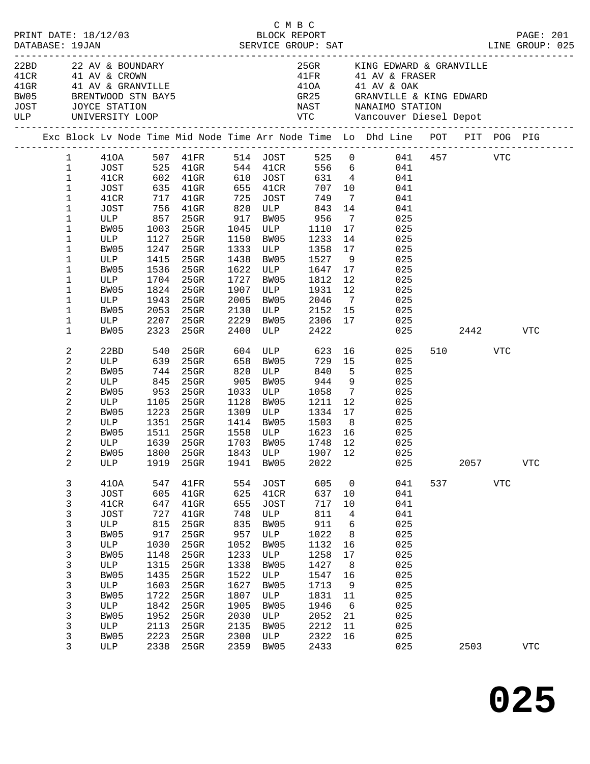C M B C
PRINT DATE: 18/12/03 BLOCK REPORT
DATABASE: 19JAN SERVICE GROUP: SAT LINE GROUP: 025

| Code | Location | Code | Location |
|---|---|---|---|
| 22BD | 22 AV & BOUNDARY | 25GR | KING EDWARD & GRANVILLE |
| 41CR | 41 AV & CROWN | 41FR | 41 AV & FRASER |
| 41GR | 41 AV & GRANVILLE | 41OA | 41 AV & OAK |
| BW05 | BRENTWOOD STN BAY5 | GR25 | GRANVILLE & KING EDWARD |
| JOST | JOYCE STATION | NAST | NANAIMO STATION |
| ULP | UNIVERSITY LOOP | VTC | Vancouver Diesel Depot |

| Exc | Block | Lv Node | Time | Mid Node | Time | Arr Node | Time | Lo | Dhd Line | POT | PIT | POG | PIG |
|---|---|---|---|---|---|---|---|---|---|---|---|---|---|
| | 1 | 41OA | 507 | 41FR | 514 | JOST | 525 | 0 | 041 | 457 | | VTC | |
| | 1 | JOST | 525 | 41GR | 544 | 41CR | 556 | 6 | 041 | | | | |
| | 1 | 41CR | 602 | 41GR | 610 | JOST | 631 | 4 | 041 | | | | |
| | 1 | JOST | 635 | 41GR | 655 | 41CR | 707 | 10 | 041 | | | | |
| | 1 | 41CR | 717 | 41GR | 725 | JOST | 749 | 7 | 041 | | | | |
| | 1 | JOST | 756 | 41GR | 820 | ULP | 843 | 14 | 041 | | | | |
| | 1 | ULP | 857 | 25GR | 917 | BW05 | 956 | 7 | 025 | | | | |
| | 1 | BW05 | 1003 | 25GR | 1045 | ULP | 1110 | 17 | 025 | | | | |
| | 1 | ULP | 1127 | 25GR | 1150 | BW05 | 1233 | 14 | 025 | | | | |
| | 1 | BW05 | 1247 | 25GR | 1333 | ULP | 1358 | 17 | 025 | | | | |
| | 1 | ULP | 1415 | 25GR | 1438 | BW05 | 1527 | 9 | 025 | | | | |
| | 1 | BW05 | 1536 | 25GR | 1622 | ULP | 1647 | 17 | 025 | | | | |
| | 1 | ULP | 1704 | 25GR | 1727 | BW05 | 1812 | 12 | 025 | | | | |
| | 1 | BW05 | 1824 | 25GR | 1907 | ULP | 1931 | 12 | 025 | | | | |
| | 1 | ULP | 1943 | 25GR | 2005 | BW05 | 2046 | 7 | 025 | | | | |
| | 1 | BW05 | 2053 | 25GR | 2130 | ULP | 2152 | 15 | 025 | | | | |
| | 1 | ULP | 2207 | 25GR | 2229 | BW05 | 2306 | 17 | 025 | | | | |
| | 1 | BW05 | 2323 | 25GR | 2400 | ULP | 2422 | | 025 | | 2442 | | VTC |
| | 2 | 22BD | 540 | 25GR | 604 | ULP | 623 | 16 | 025 | 510 | | VTC | |
| | 2 | ULP | 639 | 25GR | 658 | BW05 | 729 | 15 | 025 | | | | |
| | 2 | BW05 | 744 | 25GR | 820 | ULP | 840 | 5 | 025 | | | | |
| | 2 | ULP | 845 | 25GR | 905 | BW05 | 944 | 9 | 025 | | | | |
| | 2 | BW05 | 953 | 25GR | 1033 | ULP | 1058 | 7 | 025 | | | | |
| | 2 | ULP | 1105 | 25GR | 1128 | BW05 | 1211 | 12 | 025 | | | | |
| | 2 | BW05 | 1223 | 25GR | 1309 | ULP | 1334 | 17 | 025 | | | | |
| | 2 | ULP | 1351 | 25GR | 1414 | BW05 | 1503 | 8 | 025 | | | | |
| | 2 | BW05 | 1511 | 25GR | 1558 | ULP | 1623 | 16 | 025 | | | | |
| | 2 | ULP | 1639 | 25GR | 1703 | BW05 | 1748 | 12 | 025 | | | | |
| | 2 | BW05 | 1800 | 25GR | 1843 | ULP | 1907 | 12 | 025 | | | | |
| | 2 | ULP | 1919 | 25GR | 1941 | BW05 | 2022 | | 025 | | 2057 | | VTC |
| | 3 | 41OA | 547 | 41FR | 554 | JOST | 605 | 0 | 041 | 537 | | VTC | |
| | 3 | JOST | 605 | 41GR | 625 | 41CR | 637 | 10 | 041 | | | | |
| | 3 | 41CR | 647 | 41GR | 655 | JOST | 717 | 10 | 041 | | | | |
| | 3 | JOST | 727 | 41GR | 748 | ULP | 811 | 4 | 041 | | | | |
| | 3 | ULP | 815 | 25GR | 835 | BW05 | 911 | 6 | 025 | | | | |
| | 3 | BW05 | 917 | 25GR | 957 | ULP | 1022 | 8 | 025 | | | | |
| | 3 | ULP | 1030 | 25GR | 1052 | BW05 | 1132 | 16 | 025 | | | | |
| | 3 | BW05 | 1148 | 25GR | 1233 | ULP | 1258 | 17 | 025 | | | | |
| | 3 | ULP | 1315 | 25GR | 1338 | BW05 | 1427 | 8 | 025 | | | | |
| | 3 | BW05 | 1435 | 25GR | 1522 | ULP | 1547 | 16 | 025 | | | | |
| | 3 | ULP | 1603 | 25GR | 1627 | BW05 | 1713 | 9 | 025 | | | | |
| | 3 | BW05 | 1722 | 25GR | 1807 | ULP | 1831 | 11 | 025 | | | | |
| | 3 | ULP | 1842 | 25GR | 1905 | BW05 | 1946 | 6 | 025 | | | | |
| | 3 | BW05 | 1952 | 25GR | 2030 | ULP | 2052 | 21 | 025 | | | | |
| | 3 | ULP | 2113 | 25GR | 2135 | BW05 | 2212 | 11 | 025 | | | | |
| | 3 | BW05 | 2223 | 25GR | 2300 | ULP | 2322 | 16 | 025 | | | | |
| | 3 | ULP | 2338 | 25GR | 2359 | BW05 | 2433 | | 025 | | 2503 | | VTC |

# 025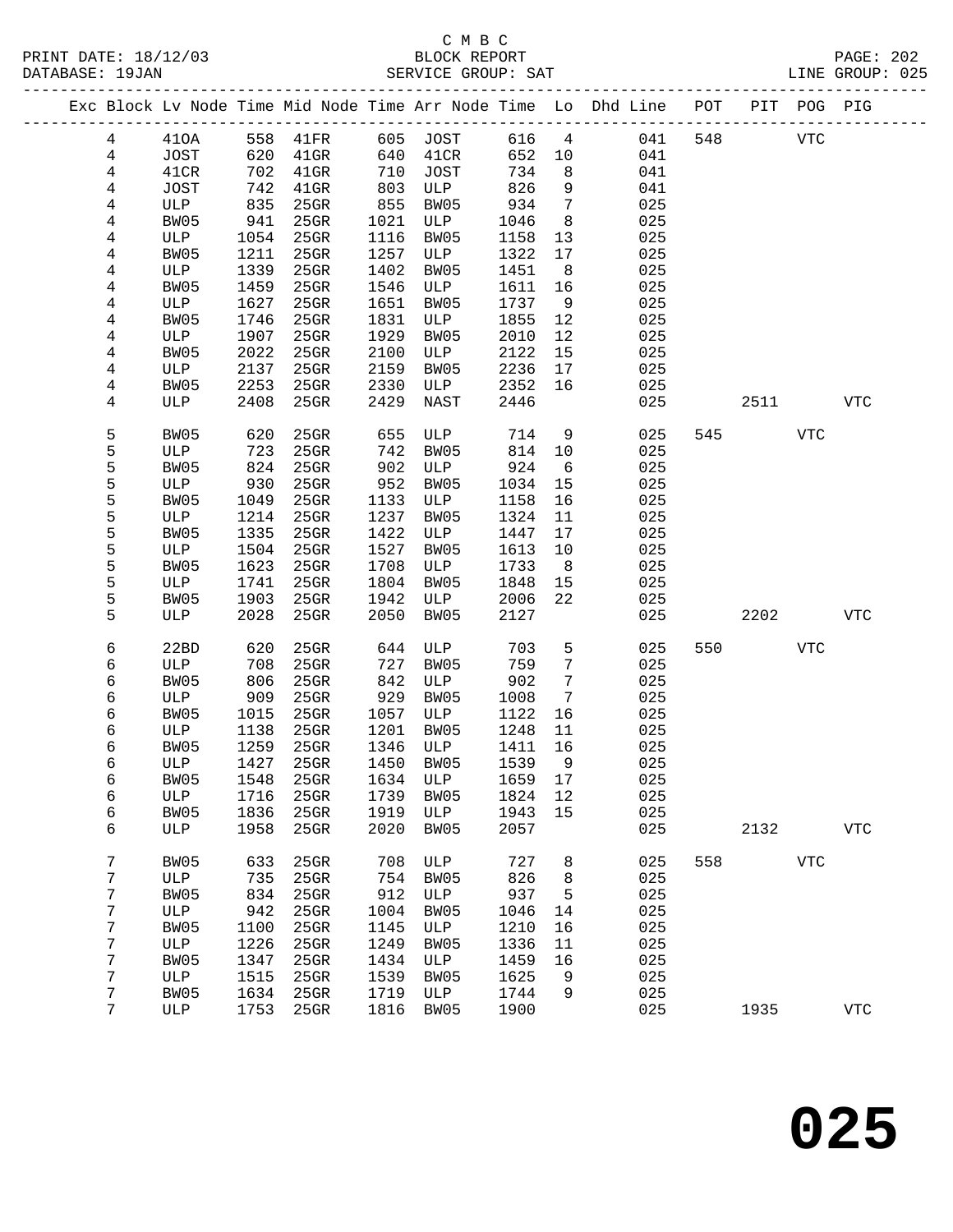C M B C

PRINT DATE: 18/12/03 BLOCK REPORT
DATABASE: 19JAN SERVICE GROUP: SAT LINE GROUP: 025

| Exc | Block | Lv Node | Time | Mid Node | Time | Arr Node | Time | Lo | Dhd Line | POT | PIT | POG | PIG |
|---|---|---|---|---|---|---|---|---|---|---|---|---|---|
| | 4 | 41OA | 558 | 41FR | 605 | JOST | 616 | 4 | 041 | 548 | | VTC | |
| | 4 | JOST | 620 | 41GR | 640 | 41CR | 652 | 10 | 041 | | | | |
| | 4 | 41CR | 702 | 41GR | 710 | JOST | 734 | 8 | 041 | | | | |
| | 4 | JOST | 742 | 41GR | 803 | ULP | 826 | 9 | 041 | | | | |
| | 4 | ULP | 835 | 25GR | 855 | BW05 | 934 | 7 | 025 | | | | |
| | 4 | BW05 | 941 | 25GR | 1021 | ULP | 1046 | 8 | 025 | | | | |
| | 4 | ULP | 1054 | 25GR | 1116 | BW05 | 1158 | 13 | 025 | | | | |
| | 4 | BW05 | 1211 | 25GR | 1257 | ULP | 1322 | 17 | 025 | | | | |
| | 4 | ULP | 1339 | 25GR | 1402 | BW05 | 1451 | 8 | 025 | | | | |
| | 4 | BW05 | 1459 | 25GR | 1546 | ULP | 1611 | 16 | 025 | | | | |
| | 4 | ULP | 1627 | 25GR | 1651 | BW05 | 1737 | 9 | 025 | | | | |
| | 4 | BW05 | 1746 | 25GR | 1831 | ULP | 1855 | 12 | 025 | | | | |
| | 4 | ULP | 1907 | 25GR | 1929 | BW05 | 2010 | 12 | 025 | | | | |
| | 4 | BW05 | 2022 | 25GR | 2100 | ULP | 2122 | 15 | 025 | | | | |
| | 4 | ULP | 2137 | 25GR | 2159 | BW05 | 2236 | 17 | 025 | | | | |
| | 4 | BW05 | 2253 | 25GR | 2330 | ULP | 2352 | 16 | 025 | | | | |
| | 4 | ULP | 2408 | 25GR | 2429 | NAST | 2446 | | 025 | | 2511 | | VTC |
| | 5 | BW05 | 620 | 25GR | 655 | ULP | 714 | 9 | 025 | 545 | | VTC | |
| | 5 | ULP | 723 | 25GR | 742 | BW05 | 814 | 10 | 025 | | | | |
| | 5 | BW05 | 824 | 25GR | 902 | ULP | 924 | 6 | 025 | | | | |
| | 5 | ULP | 930 | 25GR | 952 | BW05 | 1034 | 15 | 025 | | | | |
| | 5 | BW05 | 1049 | 25GR | 1133 | ULP | 1158 | 16 | 025 | | | | |
| | 5 | ULP | 1214 | 25GR | 1237 | BW05 | 1324 | 11 | 025 | | | | |
| | 5 | BW05 | 1335 | 25GR | 1422 | ULP | 1447 | 17 | 025 | | | | |
| | 5 | ULP | 1504 | 25GR | 1527 | BW05 | 1613 | 10 | 025 | | | | |
| | 5 | BW05 | 1623 | 25GR | 1708 | ULP | 1733 | 8 | 025 | | | | |
| | 5 | ULP | 1741 | 25GR | 1804 | BW05 | 1848 | 15 | 025 | | | | |
| | 5 | BW05 | 1903 | 25GR | 1942 | ULP | 2006 | 22 | 025 | | | | |
| | 5 | ULP | 2028 | 25GR | 2050 | BW05 | 2127 | | 025 | | 2202 | | VTC |
| | 6 | 22BD | 620 | 25GR | 644 | ULP | 703 | 5 | 025 | 550 | | VTC | |
| | 6 | ULP | 708 | 25GR | 727 | BW05 | 759 | 7 | 025 | | | | |
| | 6 | BW05 | 806 | 25GR | 842 | ULP | 902 | 7 | 025 | | | | |
| | 6 | ULP | 909 | 25GR | 929 | BW05 | 1008 | 7 | 025 | | | | |
| | 6 | BW05 | 1015 | 25GR | 1057 | ULP | 1122 | 16 | 025 | | | | |
| | 6 | ULP | 1138 | 25GR | 1201 | BW05 | 1248 | 11 | 025 | | | | |
| | 6 | BW05 | 1259 | 25GR | 1346 | ULP | 1411 | 16 | 025 | | | | |
| | 6 | ULP | 1427 | 25GR | 1450 | BW05 | 1539 | 9 | 025 | | | | |
| | 6 | BW05 | 1548 | 25GR | 1634 | ULP | 1659 | 17 | 025 | | | | |
| | 6 | ULP | 1716 | 25GR | 1739 | BW05 | 1824 | 12 | 025 | | | | |
| | 6 | BW05 | 1836 | 25GR | 1919 | ULP | 1943 | 15 | 025 | | | | |
| | 6 | ULP | 1958 | 25GR | 2020 | BW05 | 2057 | | 025 | | 2132 | | VTC |
| | 7 | BW05 | 633 | 25GR | 708 | ULP | 727 | 8 | 025 | 558 | | VTC | |
| | 7 | ULP | 735 | 25GR | 754 | BW05 | 826 | 8 | 025 | | | | |
| | 7 | BW05 | 834 | 25GR | 912 | ULP | 937 | 5 | 025 | | | | |
| | 7 | ULP | 942 | 25GR | 1004 | BW05 | 1046 | 14 | 025 | | | | |
| | 7 | BW05 | 1100 | 25GR | 1145 | ULP | 1210 | 16 | 025 | | | | |
| | 7 | ULP | 1226 | 25GR | 1249 | BW05 | 1336 | 11 | 025 | | | | |
| | 7 | BW05 | 1347 | 25GR | 1434 | ULP | 1459 | 16 | 025 | | | | |
| | 7 | ULP | 1515 | 25GR | 1539 | BW05 | 1625 | 9 | 025 | | | | |
| | 7 | BW05 | 1634 | 25GR | 1719 | ULP | 1744 | 9 | 025 | | | | |
| | 7 | ULP | 1753 | 25GR | 1816 | BW05 | 1900 | | 025 | | 1935 | | VTC |

**025**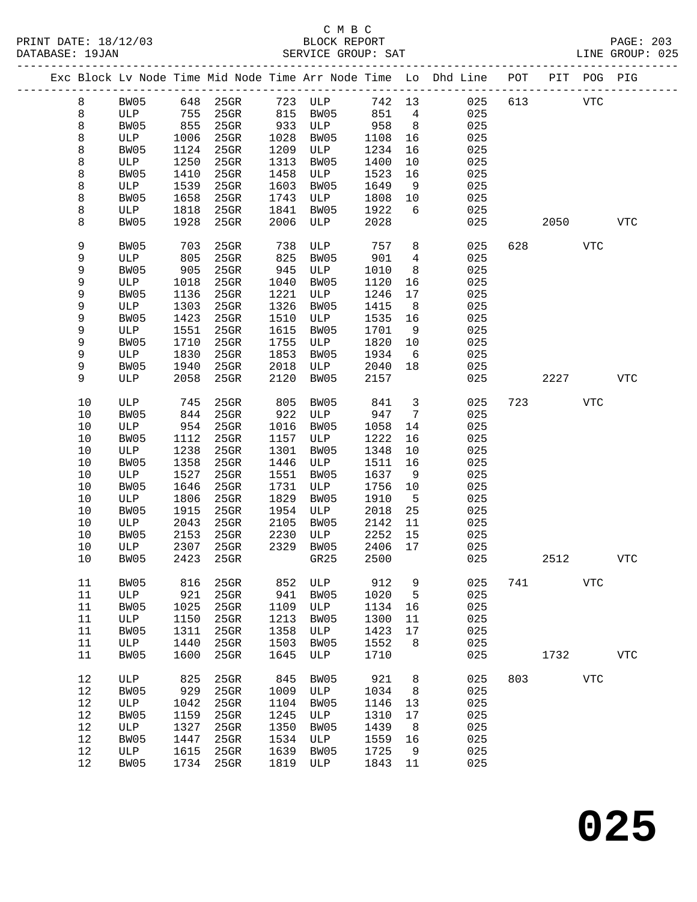C M B C
BLOCK REPORT
SERVICE GROUP: SAT

PRINT DATE: 18/12/03
DATABASE: 19JAN
LINE GROUP: 025

| Exc | Block | Lv Node | Time | Mid Node | Time | Arr Node | Time | Lo | Dhd Line | POT | PIT | POG | PIG |
|---|---|---|---|---|---|---|---|---|---|---|---|---|---|
| | 8 | BW05 | 648 | 25GR | 723 | ULP | 742 | 13 | 025 | 613 | | VTC | |
| | 8 | ULP | 755 | 25GR | 815 | BW05 | 851 | 4 | 025 | | | | |
| | 8 | BW05 | 855 | 25GR | 933 | ULP | 958 | 8 | 025 | | | | |
| | 8 | ULP | 1006 | 25GR | 1028 | BW05 | 1108 | 16 | 025 | | | | |
| | 8 | BW05 | 1124 | 25GR | 1209 | ULP | 1234 | 16 | 025 | | | | |
| | 8 | ULP | 1250 | 25GR | 1313 | BW05 | 1400 | 10 | 025 | | | | |
| | 8 | BW05 | 1410 | 25GR | 1458 | ULP | 1523 | 16 | 025 | | | | |
| | 8 | ULP | 1539 | 25GR | 1603 | BW05 | 1649 | 9 | 025 | | | | |
| | 8 | BW05 | 1658 | 25GR | 1743 | ULP | 1808 | 10 | 025 | | | | |
| | 8 | ULP | 1818 | 25GR | 1841 | BW05 | 1922 | 6 | 025 | | | | |
| | 8 | BW05 | 1928 | 25GR | 2006 | ULP | 2028 | | 025 | | 2050 | | VTC |
| | 9 | BW05 | 703 | 25GR | 738 | ULP | 757 | 8 | 025 | 628 | | VTC | |
| | 9 | ULP | 805 | 25GR | 825 | BW05 | 901 | 4 | 025 | | | | |
| | 9 | BW05 | 905 | 25GR | 945 | ULP | 1010 | 8 | 025 | | | | |
| | 9 | ULP | 1018 | 25GR | 1040 | BW05 | 1120 | 16 | 025 | | | | |
| | 9 | BW05 | 1136 | 25GR | 1221 | ULP | 1246 | 17 | 025 | | | | |
| | 9 | ULP | 1303 | 25GR | 1326 | BW05 | 1415 | 8 | 025 | | | | |
| | 9 | BW05 | 1423 | 25GR | 1510 | ULP | 1535 | 16 | 025 | | | | |
| | 9 | ULP | 1551 | 25GR | 1615 | BW05 | 1701 | 9 | 025 | | | | |
| | 9 | BW05 | 1710 | 25GR | 1755 | ULP | 1820 | 10 | 025 | | | | |
| | 9 | ULP | 1830 | 25GR | 1853 | BW05 | 1934 | 6 | 025 | | | | |
| | 9 | BW05 | 1940 | 25GR | 2018 | ULP | 2040 | 18 | 025 | | | | |
| | 9 | ULP | 2058 | 25GR | 2120 | BW05 | 2157 | | 025 | | 2227 | | VTC |
| | 10 | ULP | 745 | 25GR | 805 | BW05 | 841 | 3 | 025 | 723 | | VTC | |
| | 10 | BW05 | 844 | 25GR | 922 | ULP | 947 | 7 | 025 | | | | |
| | 10 | ULP | 954 | 25GR | 1016 | BW05 | 1058 | 14 | 025 | | | | |
| | 10 | BW05 | 1112 | 25GR | 1157 | ULP | 1222 | 16 | 025 | | | | |
| | 10 | ULP | 1238 | 25GR | 1301 | BW05 | 1348 | 10 | 025 | | | | |
| | 10 | BW05 | 1358 | 25GR | 1446 | ULP | 1511 | 16 | 025 | | | | |
| | 10 | ULP | 1527 | 25GR | 1551 | BW05 | 1637 | 9 | 025 | | | | |
| | 10 | BW05 | 1646 | 25GR | 1731 | ULP | 1756 | 10 | 025 | | | | |
| | 10 | ULP | 1806 | 25GR | 1829 | BW05 | 1910 | 5 | 025 | | | | |
| | 10 | BW05 | 1915 | 25GR | 1954 | ULP | 2018 | 25 | 025 | | | | |
| | 10 | ULP | 2043 | 25GR | 2105 | BW05 | 2142 | 11 | 025 | | | | |
| | 10 | BW05 | 2153 | 25GR | 2230 | ULP | 2252 | 15 | 025 | | | | |
| | 10 | ULP | 2307 | 25GR | 2329 | BW05 | 2406 | 17 | 025 | | | | |
| | 10 | BW05 | 2423 | 25GR | | GR25 | 2500 | | 025 | | 2512 | | VTC |
| | 11 | BW05 | 816 | 25GR | 852 | ULP | 912 | 9 | 025 | 741 | | VTC | |
| | 11 | ULP | 921 | 25GR | 941 | BW05 | 1020 | 5 | 025 | | | | |
| | 11 | BW05 | 1025 | 25GR | 1109 | ULP | 1134 | 16 | 025 | | | | |
| | 11 | ULP | 1150 | 25GR | 1213 | BW05 | 1300 | 11 | 025 | | | | |
| | 11 | BW05 | 1311 | 25GR | 1358 | ULP | 1423 | 17 | 025 | | | | |
| | 11 | ULP | 1440 | 25GR | 1503 | BW05 | 1552 | 8 | 025 | | | | |
| | 11 | BW05 | 1600 | 25GR | 1645 | ULP | 1710 | | 025 | | 1732 | | VTC |
| | 12 | ULP | 825 | 25GR | 845 | BW05 | 921 | 8 | 025 | 803 | | VTC | |
| | 12 | BW05 | 929 | 25GR | 1009 | ULP | 1034 | 8 | 025 | | | | |
| | 12 | ULP | 1042 | 25GR | 1104 | BW05 | 1146 | 13 | 025 | | | | |
| | 12 | BW05 | 1159 | 25GR | 1245 | ULP | 1310 | 17 | 025 | | | | |
| | 12 | ULP | 1327 | 25GR | 1350 | BW05 | 1439 | 8 | 025 | | | | |
| | 12 | BW05 | 1447 | 25GR | 1534 | ULP | 1559 | 16 | 025 | | | | |
| | 12 | ULP | 1615 | 25GR | 1639 | BW05 | 1725 | 9 | 025 | | | | |
| | 12 | BW05 | 1734 | 25GR | 1819 | ULP | 1843 | 11 | 025 | | | | |

# 025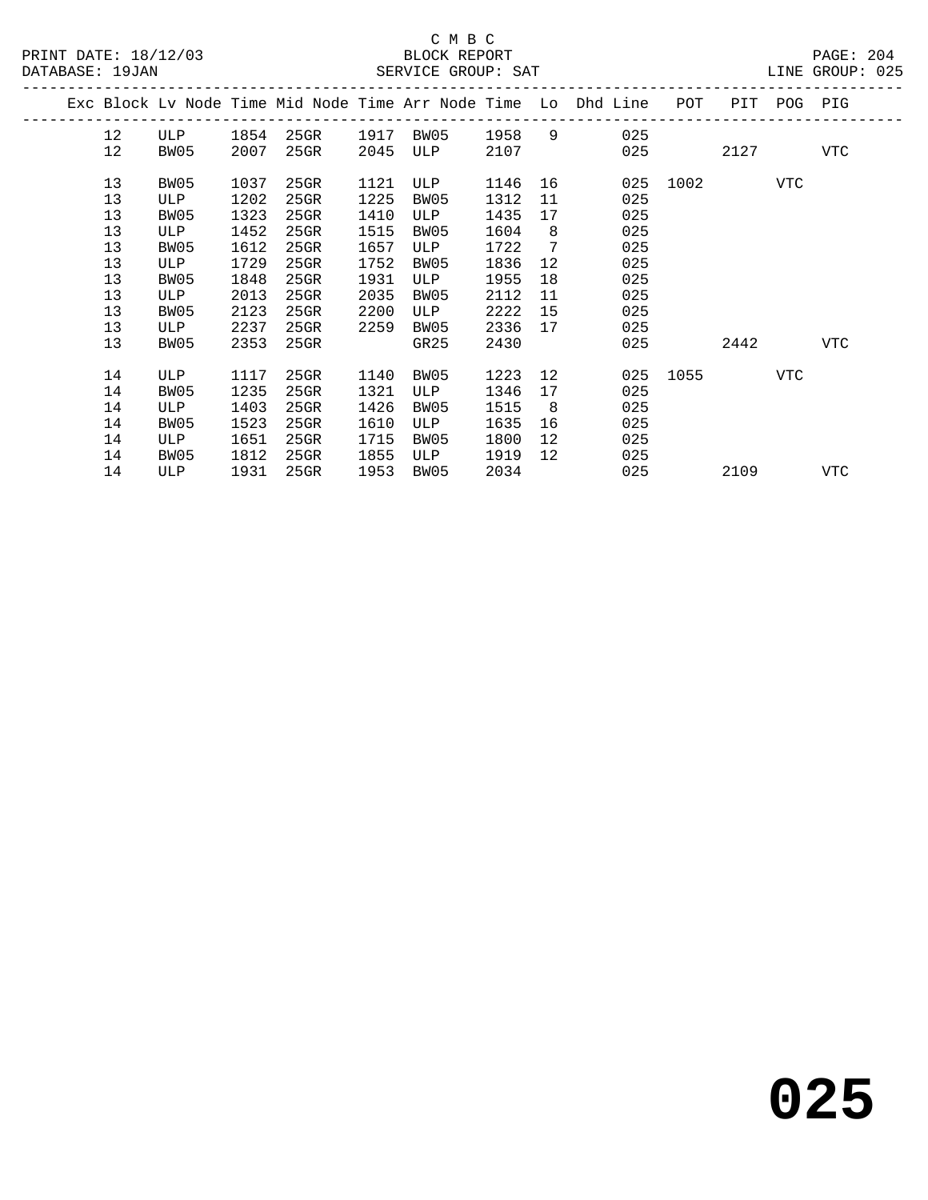C M B C

PRINT DATE: 18/12/03 BLOCK REPORT PAGE: 204
DATABASE: 19JAN SERVICE GROUP: SAT LINE GROUP: 025

| Exc | Block | Lv Node | Time | Mid Node | Time | Arr Node | Time | Lo | Dhd Line | POT | PIT | POG | PIG |
|---|---|---|---|---|---|---|---|---|---|---|---|---|---|
| | 12 | ULP | 1854 | 25GR | 1917 | BW05 | 1958 | 9 | 025 | | | | |
| | 12 | BW05 | 2007 | 25GR | 2045 | ULP | 2107 | | 025 | | 2127 | | VTC |
| | 13 | BW05 | 1037 | 25GR | 1121 | ULP | 1146 | 16 | 025 | 1002 | | VTC | |
| | 13 | ULP | 1202 | 25GR | 1225 | BW05 | 1312 | 11 | 025 | | | | |
| | 13 | BW05 | 1323 | 25GR | 1410 | ULP | 1435 | 17 | 025 | | | | |
| | 13 | ULP | 1452 | 25GR | 1515 | BW05 | 1604 | 8 | 025 | | | | |
| | 13 | BW05 | 1612 | 25GR | 1657 | ULP | 1722 | 7 | 025 | | | | |
| | 13 | ULP | 1729 | 25GR | 1752 | BW05 | 1836 | 12 | 025 | | | | |
| | 13 | BW05 | 1848 | 25GR | 1931 | ULP | 1955 | 18 | 025 | | | | |
| | 13 | ULP | 2013 | 25GR | 2035 | BW05 | 2112 | 11 | 025 | | | | |
| | 13 | BW05 | 2123 | 25GR | 2200 | ULP | 2222 | 15 | 025 | | | | |
| | 13 | ULP | 2237 | 25GR | 2259 | BW05 | 2336 | 17 | 025 | | | | |
| | 13 | BW05 | 2353 | 25GR | | GR25 | 2430 | | 025 | | 2442 | | VTC |
| | 14 | ULP | 1117 | 25GR | 1140 | BW05 | 1223 | 12 | 025 | 1055 | | VTC | |
| | 14 | BW05 | 1235 | 25GR | 1321 | ULP | 1346 | 17 | 025 | | | | |
| | 14 | ULP | 1403 | 25GR | 1426 | BW05 | 1515 | 8 | 025 | | | | |
| | 14 | BW05 | 1523 | 25GR | 1610 | ULP | 1635 | 16 | 025 | | | | |
| | 14 | ULP | 1651 | 25GR | 1715 | BW05 | 1800 | 12 | 025 | | | | |
| | 14 | BW05 | 1812 | 25GR | 1855 | ULP | 1919 | 12 | 025 | | | | |
| | 14 | ULP | 1931 | 25GR | 1953 | BW05 | 2034 | | 025 | | 2109 | | VTC |

**025**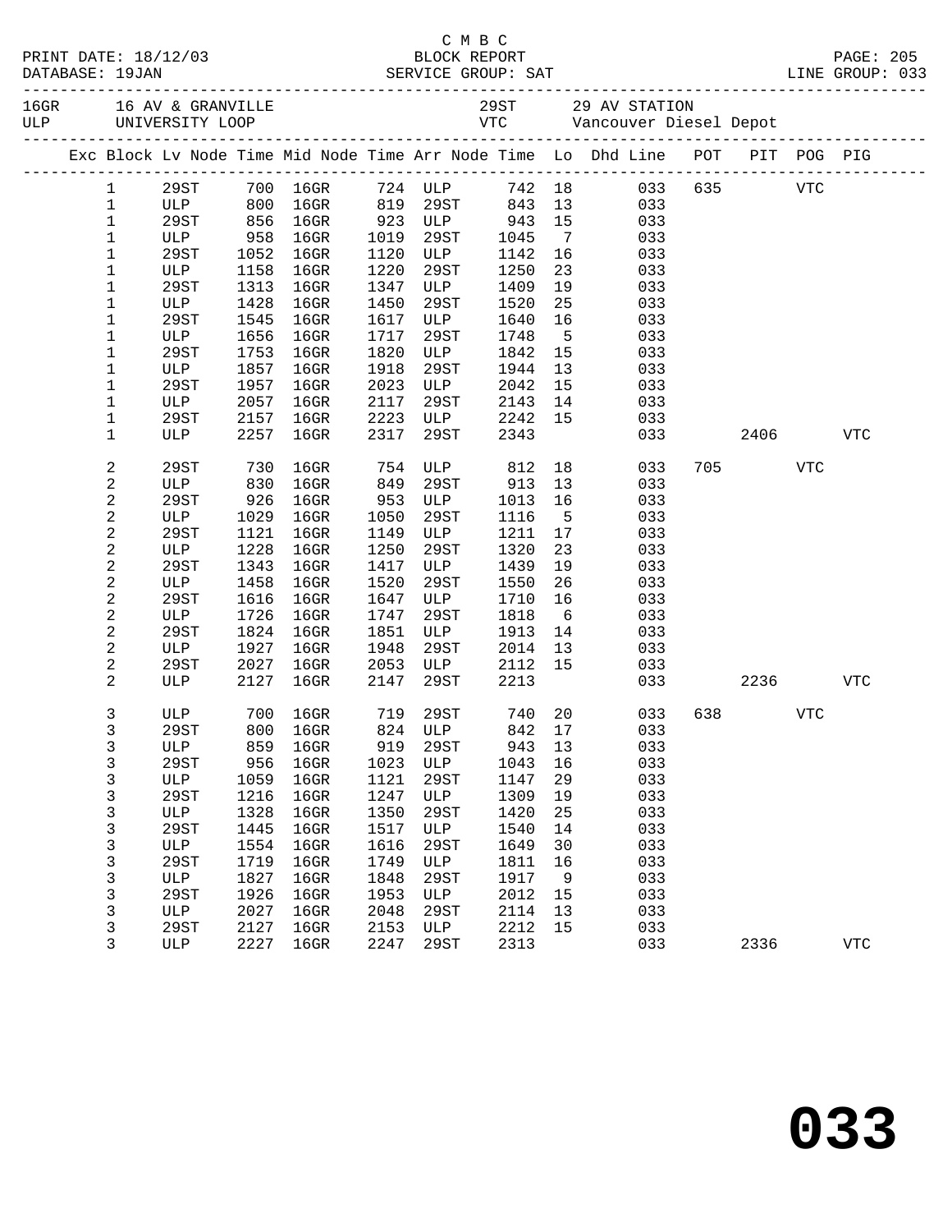C M B C

PRINT DATE: 18/12/03 BLOCK REPORT
DATABASE: 19JAN SERVICE GROUP: SAT LINE GROUP: 033

| | | | |
|---|---|---|---|
| 16GR | 16 AV & GRANVILLE | 29ST | 29 AV STATION |
| ULP | UNIVERSITY LOOP | VTC | Vancouver Diesel Depot |

| Exc | Block | Lv Node | Time | Mid Node | Time | Arr Node | Time | Lo | Dhd Line | POT | PIT | POG | PIG |
|---|---|---|---|---|---|---|---|---|---|---|---|---|---|
| | 1 | 29ST | 700 | 16GR | 724 | ULP | 742 | 18 | 033 | 635 | | VTC | |
| | 1 | ULP | 800 | 16GR | 819 | 29ST | 843 | 13 | 033 | | | | |
| | 1 | 29ST | 856 | 16GR | 923 | ULP | 943 | 15 | 033 | | | | |
| | 1 | ULP | 958 | 16GR | 1019 | 29ST | 1045 | 7 | 033 | | | | |
| | 1 | 29ST | 1052 | 16GR | 1120 | ULP | 1142 | 16 | 033 | | | | |
| | 1 | ULP | 1158 | 16GR | 1220 | 29ST | 1250 | 23 | 033 | | | | |
| | 1 | 29ST | 1313 | 16GR | 1347 | ULP | 1409 | 19 | 033 | | | | |
| | 1 | ULP | 1428 | 16GR | 1450 | 29ST | 1520 | 25 | 033 | | | | |
| | 1 | 29ST | 1545 | 16GR | 1617 | ULP | 1640 | 16 | 033 | | | | |
| | 1 | ULP | 1656 | 16GR | 1717 | 29ST | 1748 | 5 | 033 | | | | |
| | 1 | 29ST | 1753 | 16GR | 1820 | ULP | 1842 | 15 | 033 | | | | |
| | 1 | ULP | 1857 | 16GR | 1918 | 29ST | 1944 | 13 | 033 | | | | |
| | 1 | 29ST | 1957 | 16GR | 2023 | ULP | 2042 | 15 | 033 | | | | |
| | 1 | ULP | 2057 | 16GR | 2117 | 29ST | 2143 | 14 | 033 | | | | |
| | 1 | 29ST | 2157 | 16GR | 2223 | ULP | 2242 | 15 | 033 | | | | |
| | 1 | ULP | 2257 | 16GR | 2317 | 29ST | 2343 | | 033 | | 2406 | | VTC |
| | 2 | 29ST | 730 | 16GR | 754 | ULP | 812 | 18 | 033 | 705 | | VTC | |
| | 2 | ULP | 830 | 16GR | 849 | 29ST | 913 | 13 | 033 | | | | |
| | 2 | 29ST | 926 | 16GR | 953 | ULP | 1013 | 16 | 033 | | | | |
| | 2 | ULP | 1029 | 16GR | 1050 | 29ST | 1116 | 5 | 033 | | | | |
| | 2 | 29ST | 1121 | 16GR | 1149 | ULP | 1211 | 17 | 033 | | | | |
| | 2 | ULP | 1228 | 16GR | 1250 | 29ST | 1320 | 23 | 033 | | | | |
| | 2 | 29ST | 1343 | 16GR | 1417 | ULP | 1439 | 19 | 033 | | | | |
| | 2 | ULP | 1458 | 16GR | 1520 | 29ST | 1550 | 26 | 033 | | | | |
| | 2 | 29ST | 1616 | 16GR | 1647 | ULP | 1710 | 16 | 033 | | | | |
| | 2 | ULP | 1726 | 16GR | 1747 | 29ST | 1818 | 6 | 033 | | | | |
| | 2 | 29ST | 1824 | 16GR | 1851 | ULP | 1913 | 14 | 033 | | | | |
| | 2 | ULP | 1927 | 16GR | 1948 | 29ST | 2014 | 13 | 033 | | | | |
| | 2 | 29ST | 2027 | 16GR | 2053 | ULP | 2112 | 15 | 033 | | | | |
| | 2 | ULP | 2127 | 16GR | 2147 | 29ST | 2213 | | 033 | | 2236 | | VTC |
| | 3 | ULP | 700 | 16GR | 719 | 29ST | 740 | 20 | 033 | 638 | | VTC | |
| | 3 | 29ST | 800 | 16GR | 824 | ULP | 842 | 17 | 033 | | | | |
| | 3 | ULP | 859 | 16GR | 919 | 29ST | 943 | 13 | 033 | | | | |
| | 3 | 29ST | 956 | 16GR | 1023 | ULP | 1043 | 16 | 033 | | | | |
| | 3 | ULP | 1059 | 16GR | 1121 | 29ST | 1147 | 29 | 033 | | | | |
| | 3 | 29ST | 1216 | 16GR | 1247 | ULP | 1309 | 19 | 033 | | | | |
| | 3 | ULP | 1328 | 16GR | 1350 | 29ST | 1420 | 25 | 033 | | | | |
| | 3 | 29ST | 1445 | 16GR | 1517 | ULP | 1540 | 14 | 033 | | | | |
| | 3 | ULP | 1554 | 16GR | 1616 | 29ST | 1649 | 30 | 033 | | | | |
| | 3 | 29ST | 1719 | 16GR | 1749 | ULP | 1811 | 16 | 033 | | | | |
| | 3 | ULP | 1827 | 16GR | 1848 | 29ST | 1917 | 9 | 033 | | | | |
| | 3 | 29ST | 1926 | 16GR | 1953 | ULP | 2012 | 15 | 033 | | | | |
| | 3 | ULP | 2027 | 16GR | 2048 | 29ST | 2114 | 13 | 033 | | | | |
| | 3 | 29ST | 2127 | 16GR | 2153 | ULP | 2212 | 15 | 033 | | | | |
| | 3 | ULP | 2227 | 16GR | 2247 | 29ST | 2313 | | 033 | | 2336 | | VTC |

# 033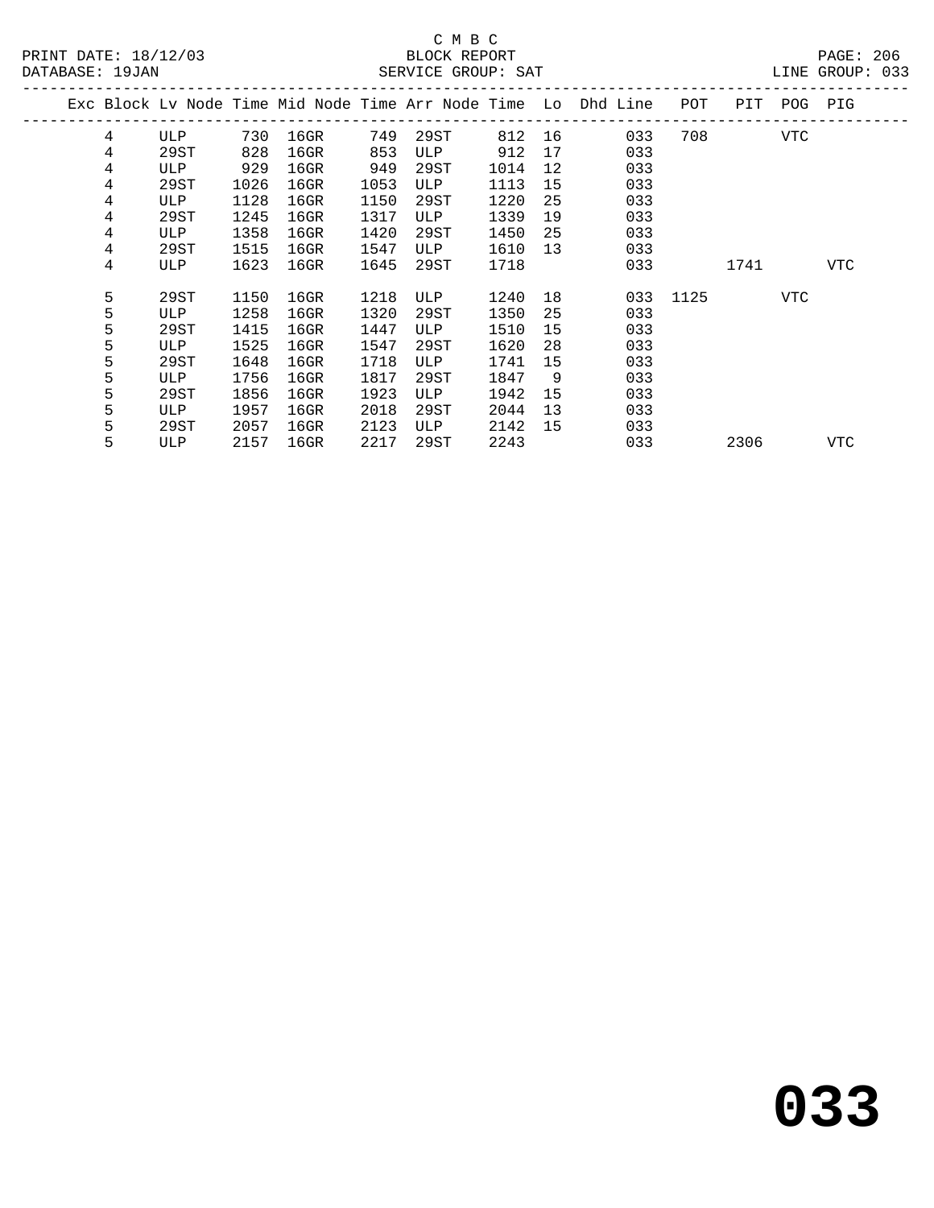C M B C
BLOCK REPORT
SERVICE GROUP: SAT

PRINT DATE: 18/12/03
DATABASE: 19JAN
LINE GROUP: 033

| Exc | Block | Lv | Node | Time | Mid Node | Time | Arr Node | Time | Lo | Dhd Line | POT | PIT | POG | PIG |
|---|---|---|---|---|---|---|---|---|---|---|---|---|---|---|
| | 4 | | ULP | 730 | 16GR | 749 | 29ST | 812 | 16 | 033 | 708 | | VTC | |
| | 4 | | 29ST | 828 | 16GR | 853 | ULP | 912 | 17 | 033 | | | | |
| | 4 | | ULP | 929 | 16GR | 949 | 29ST | 1014 | 12 | 033 | | | | |
| | 4 | | 29ST | 1026 | 16GR | 1053 | ULP | 1113 | 15 | 033 | | | | |
| | 4 | | ULP | 1128 | 16GR | 1150 | 29ST | 1220 | 25 | 033 | | | | |
| | 4 | | 29ST | 1245 | 16GR | 1317 | ULP | 1339 | 19 | 033 | | | | |
| | 4 | | ULP | 1358 | 16GR | 1420 | 29ST | 1450 | 25 | 033 | | | | |
| | 4 | | 29ST | 1515 | 16GR | 1547 | ULP | 1610 | 13 | 033 | | | | |
| | 4 | | ULP | 1623 | 16GR | 1645 | 29ST | 1718 | | 033 | | 1741 | | VTC |
| | 5 | | 29ST | 1150 | 16GR | 1218 | ULP | 1240 | 18 | 033 | 1125 | | VTC | |
| | 5 | | ULP | 1258 | 16GR | 1320 | 29ST | 1350 | 25 | 033 | | | | |
| | 5 | | 29ST | 1415 | 16GR | 1447 | ULP | 1510 | 15 | 033 | | | | |
| | 5 | | ULP | 1525 | 16GR | 1547 | 29ST | 1620 | 28 | 033 | | | | |
| | 5 | | 29ST | 1648 | 16GR | 1718 | ULP | 1741 | 15 | 033 | | | | |
| | 5 | | ULP | 1756 | 16GR | 1817 | 29ST | 1847 | 9 | 033 | | | | |
| | 5 | | 29ST | 1856 | 16GR | 1923 | ULP | 1942 | 15 | 033 | | | | |
| | 5 | | ULP | 1957 | 16GR | 2018 | 29ST | 2044 | 13 | 033 | | | | |
| | 5 | | 29ST | 2057 | 16GR | 2123 | ULP | 2142 | 15 | 033 | | | | |
| | 5 | | ULP | 2157 | 16GR | 2217 | 29ST | 2243 | | 033 | | 2306 | | VTC |

# 033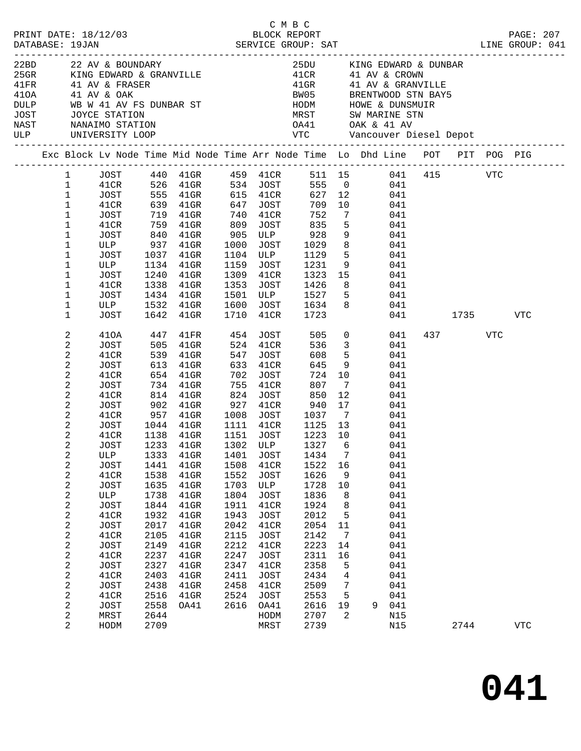C M B C

PRINT DATE: 18/12/03 BLOCK REPORT PAGE: 207
DATABASE: 19JAN SERVICE GROUP: SAT LINE GROUP: 041

| Code | Location | Code | Location |
|---|---|---|---|
| 22BD | 22 AV & BOUNDARY | 25DU | KING EDWARD & DUNBAR |
| 25GR | KING EDWARD & GRANVILLE | 41CR | 41 AV & CROWN |
| 41FR | 41 AV & FRASER | 41GR | 41 AV & GRANVILLE |
| 41OA | 41 AV & OAK | BW05 | BRENTWOOD STN BAY5 |
| DULP | WB W 41 AV FS DUNBAR ST | HODM | HOWE & DUNSMUIR |
| JOST | JOYCE STATION | MRST | SW MARINE STN |
| NAST | NANAIMO STATION | OA41 | OAK & 41 AV |
| ULP | UNIVERSITY LOOP | VTC | Vancouver Diesel Depot |

| Exc | Block | Lv Node | Time | Mid Node | Time | Arr Node | Time | Lo | Dhd | Line | POT | PIT | POG | PIG |
|---|---|---|---|---|---|---|---|---|---|---|---|---|---|---|
| | 1 | JOST | 440 | 41GR | 459 | 41CR | 511 | 15 | | 041 | 415 | | VTC | |
| | 1 | 41CR | 526 | 41GR | 534 | JOST | 555 | 0 | | 041 | | | | |
| | 1 | JOST | 555 | 41GR | 615 | 41CR | 627 | 12 | | 041 | | | | |
| | 1 | 41CR | 639 | 41GR | 647 | JOST | 709 | 10 | | 041 | | | | |
| | 1 | JOST | 719 | 41GR | 740 | 41CR | 752 | 7 | | 041 | | | | |
| | 1 | 41CR | 759 | 41GR | 809 | JOST | 835 | 5 | | 041 | | | | |
| | 1 | JOST | 840 | 41GR | 905 | ULP | 928 | 9 | | 041 | | | | |
| | 1 | ULP | 937 | 41GR | 1000 | JOST | 1029 | 8 | | 041 | | | | |
| | 1 | JOST | 1037 | 41GR | 1104 | ULP | 1129 | 5 | | 041 | | | | |
| | 1 | ULP | 1134 | 41GR | 1159 | JOST | 1231 | 9 | | 041 | | | | |
| | 1 | JOST | 1240 | 41GR | 1309 | 41CR | 1323 | 15 | | 041 | | | | |
| | 1 | 41CR | 1338 | 41GR | 1353 | JOST | 1426 | 8 | | 041 | | | | |
| | 1 | JOST | 1434 | 41GR | 1501 | ULP | 1527 | 5 | | 041 | | | | |
| | 1 | ULP | 1532 | 41GR | 1600 | JOST | 1634 | 8 | | 041 | | | | |
| | 1 | JOST | 1642 | 41GR | 1710 | 41CR | 1723 | | | 041 | | 1735 | | VTC |
| | 2 | 41OA | 447 | 41FR | 454 | JOST | 505 | 0 | | 041 | 437 | | VTC | |
| | 2 | JOST | 505 | 41GR | 524 | 41CR | 536 | 3 | | 041 | | | | |
| | 2 | 41CR | 539 | 41GR | 547 | JOST | 608 | 5 | | 041 | | | | |
| | 2 | JOST | 613 | 41GR | 633 | 41CR | 645 | 9 | | 041 | | | | |
| | 2 | 41CR | 654 | 41GR | 702 | JOST | 724 | 10 | | 041 | | | | |
| | 2 | JOST | 734 | 41GR | 755 | 41CR | 807 | 7 | | 041 | | | | |
| | 2 | 41CR | 814 | 41GR | 824 | JOST | 850 | 12 | | 041 | | | | |
| | 2 | JOST | 902 | 41GR | 927 | 41CR | 940 | 17 | | 041 | | | | |
| | 2 | 41CR | 957 | 41GR | 1008 | JOST | 1037 | 7 | | 041 | | | | |
| | 2 | JOST | 1044 | 41GR | 1111 | 41CR | 1125 | 13 | | 041 | | | | |
| | 2 | 41CR | 1138 | 41GR | 1151 | JOST | 1223 | 10 | | 041 | | | | |
| | 2 | JOST | 1233 | 41GR | 1302 | ULP | 1327 | 6 | | 041 | | | | |
| | 2 | ULP | 1333 | 41GR | 1401 | JOST | 1434 | 7 | | 041 | | | | |
| | 2 | JOST | 1441 | 41GR | 1508 | 41CR | 1522 | 16 | | 041 | | | | |
| | 2 | 41CR | 1538 | 41GR | 1552 | JOST | 1626 | 9 | | 041 | | | | |
| | 2 | JOST | 1635 | 41GR | 1703 | ULP | 1728 | 10 | | 041 | | | | |
| | 2 | ULP | 1738 | 41GR | 1804 | JOST | 1836 | 8 | | 041 | | | | |
| | 2 | JOST | 1844 | 41GR | 1911 | 41CR | 1924 | 8 | | 041 | | | | |
| | 2 | 41CR | 1932 | 41GR | 1943 | JOST | 2012 | 5 | | 041 | | | | |
| | 2 | JOST | 2017 | 41GR | 2042 | 41CR | 2054 | 11 | | 041 | | | | |
| | 2 | 41CR | 2105 | 41GR | 2115 | JOST | 2142 | 7 | | 041 | | | | |
| | 2 | JOST | 2149 | 41GR | 2212 | 41CR | 2223 | 14 | | 041 | | | | |
| | 2 | 41CR | 2237 | 41GR | 2247 | JOST | 2311 | 16 | | 041 | | | | |
| | 2 | JOST | 2327 | 41GR | 2347 | 41CR | 2358 | 5 | | 041 | | | | |
| | 2 | 41CR | 2403 | 41GR | 2411 | JOST | 2434 | 4 | | 041 | | | | |
| | 2 | JOST | 2438 | 41GR | 2458 | 41CR | 2509 | 7 | | 041 | | | | |
| | 2 | 41CR | 2516 | 41GR | 2524 | JOST | 2553 | 5 | | 041 | | | | |
| | 2 | JOST | 2558 | OA41 | 2616 | OA41 | 2616 | 19 | 9 | 041 | | | | |
| | 2 | MRST | 2644 | | | HODM | 2707 | 2 | | N15 | | | | |
| | 2 | HODM | 2709 | | | MRST | 2739 | | | N15 | | 2744 | | VTC |

# 041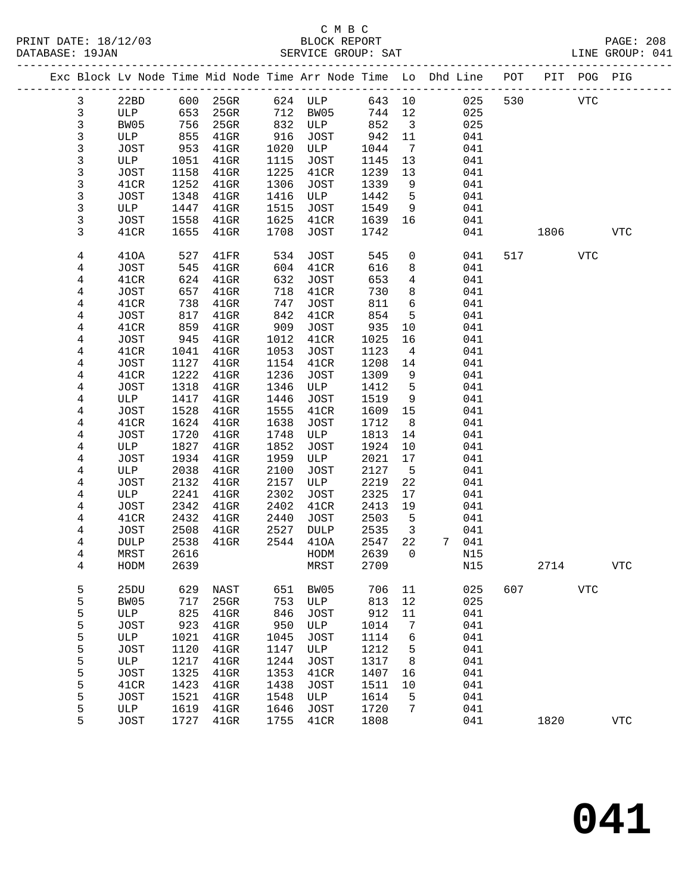C M B C

BLOCK REPORT

SERVICE GROUP: SAT

PRINT DATE: 18/12/03
DATABASE: 19JAN

LINE GROUP: 041

| Exc | Block | Lv Node | Time | Mid Node | Time | Arr Node | Time | Lo | Dhd | Line | POT | PIT | POG | PIG |
|---|---|---|---|---|---|---|---|---|---|---|---|---|---|---|
| | 3 | 22BD | 600 | 25GR | 624 | ULP | 643 | 10 | | 025 | 530 | | VTC | |
| | 3 | ULP | 653 | 25GR | 712 | BW05 | 744 | 12 | | 025 | | | | |
| | 3 | BW05 | 756 | 25GR | 832 | ULP | 852 | 3 | | 025 | | | | |
| | 3 | ULP | 855 | 41GR | 916 | JOST | 942 | 11 | | 041 | | | | |
| | 3 | JOST | 953 | 41GR | 1020 | ULP | 1044 | 7 | | 041 | | | | |
| | 3 | ULP | 1051 | 41GR | 1115 | JOST | 1145 | 13 | | 041 | | | | |
| | 3 | JOST | 1158 | 41GR | 1225 | 41CR | 1239 | 13 | | 041 | | | | |
| | 3 | 41CR | 1252 | 41GR | 1306 | JOST | 1339 | 9 | | 041 | | | | |
| | 3 | JOST | 1348 | 41GR | 1416 | ULP | 1442 | 5 | | 041 | | | | |
| | 3 | ULP | 1447 | 41GR | 1515 | JOST | 1549 | 9 | | 041 | | | | |
| | 3 | JOST | 1558 | 41GR | 1625 | 41CR | 1639 | 16 | | 041 | | | | |
| | 3 | 41CR | 1655 | 41GR | 1708 | JOST | 1742 | | | 041 | | 1806 | | VTC |
| | 4 | 41OA | 527 | 41FR | 534 | JOST | 545 | 0 | | 041 | 517 | | VTC | |
| | 4 | JOST | 545 | 41GR | 604 | 41CR | 616 | 8 | | 041 | | | | |
| | 4 | 41CR | 624 | 41GR | 632 | JOST | 653 | 4 | | 041 | | | | |
| | 4 | JOST | 657 | 41GR | 718 | 41CR | 730 | 8 | | 041 | | | | |
| | 4 | 41CR | 738 | 41GR | 747 | JOST | 811 | 6 | | 041 | | | | |
| | 4 | JOST | 817 | 41GR | 842 | 41CR | 854 | 5 | | 041 | | | | |
| | 4 | 41CR | 859 | 41GR | 909 | JOST | 935 | 10 | | 041 | | | | |
| | 4 | JOST | 945 | 41GR | 1012 | 41CR | 1025 | 16 | | 041 | | | | |
| | 4 | 41CR | 1041 | 41GR | 1053 | JOST | 1123 | 4 | | 041 | | | | |
| | 4 | JOST | 1127 | 41GR | 1154 | 41CR | 1208 | 14 | | 041 | | | | |
| | 4 | 41CR | 1222 | 41GR | 1236 | JOST | 1309 | 9 | | 041 | | | | |
| | 4 | JOST | 1318 | 41GR | 1346 | ULP | 1412 | 5 | | 041 | | | | |
| | 4 | ULP | 1417 | 41GR | 1446 | JOST | 1519 | 9 | | 041 | | | | |
| | 4 | JOST | 1528 | 41GR | 1555 | 41CR | 1609 | 15 | | 041 | | | | |
| | 4 | 41CR | 1624 | 41GR | 1638 | JOST | 1712 | 8 | | 041 | | | | |
| | 4 | JOST | 1720 | 41GR | 1748 | ULP | 1813 | 14 | | 041 | | | | |
| | 4 | ULP | 1827 | 41GR | 1852 | JOST | 1924 | 10 | | 041 | | | | |
| | 4 | JOST | 1934 | 41GR | 1959 | ULP | 2021 | 17 | | 041 | | | | |
| | 4 | ULP | 2038 | 41GR | 2100 | JOST | 2127 | 5 | | 041 | | | | |
| | 4 | JOST | 2132 | 41GR | 2157 | ULP | 2219 | 22 | | 041 | | | | |
| | 4 | ULP | 2241 | 41GR | 2302 | JOST | 2325 | 17 | | 041 | | | | |
| | 4 | JOST | 2342 | 41GR | 2402 | 41CR | 2413 | 19 | | 041 | | | | |
| | 4 | 41CR | 2432 | 41GR | 2440 | JOST | 2503 | 5 | | 041 | | | | |
| | 4 | JOST | 2508 | 41GR | 2527 | DULP | 2535 | 3 | | 041 | | | | |
| | 4 | DULP | 2538 | 41GR | 2544 | 41OA | 2547 | 22 | 7 | 041 | | | | |
| | 4 | MRST | 2616 | | | HODM | 2639 | 0 | | N15 | | | | |
| | 4 | HODM | 2639 | | | MRST | 2709 | | | N15 | | 2714 | | VTC |
| | 5 | 25DU | 629 | NAST | 651 | BW05 | 706 | 11 | | 025 | 607 | | VTC | |
| | 5 | BW05 | 717 | 25GR | 753 | ULP | 813 | 12 | | 025 | | | | |
| | 5 | ULP | 825 | 41GR | 846 | JOST | 912 | 11 | | 041 | | | | |
| | 5 | JOST | 923 | 41GR | 950 | ULP | 1014 | 7 | | 041 | | | | |
| | 5 | ULP | 1021 | 41GR | 1045 | JOST | 1114 | 6 | | 041 | | | | |
| | 5 | JOST | 1120 | 41GR | 1147 | ULP | 1212 | 5 | | 041 | | | | |
| | 5 | ULP | 1217 | 41GR | 1244 | JOST | 1317 | 8 | | 041 | | | | |
| | 5 | JOST | 1325 | 41GR | 1353 | 41CR | 1407 | 16 | | 041 | | | | |
| | 5 | 41CR | 1423 | 41GR | 1438 | JOST | 1511 | 10 | | 041 | | | | |
| | 5 | JOST | 1521 | 41GR | 1548 | ULP | 1614 | 5 | | 041 | | | | |
| | 5 | ULP | 1619 | 41GR | 1646 | JOST | 1720 | 7 | | 041 | | | | |
| | 5 | JOST | 1727 | 41GR | 1755 | 41CR | 1808 | | | 041 | | 1820 | | VTC |

# 041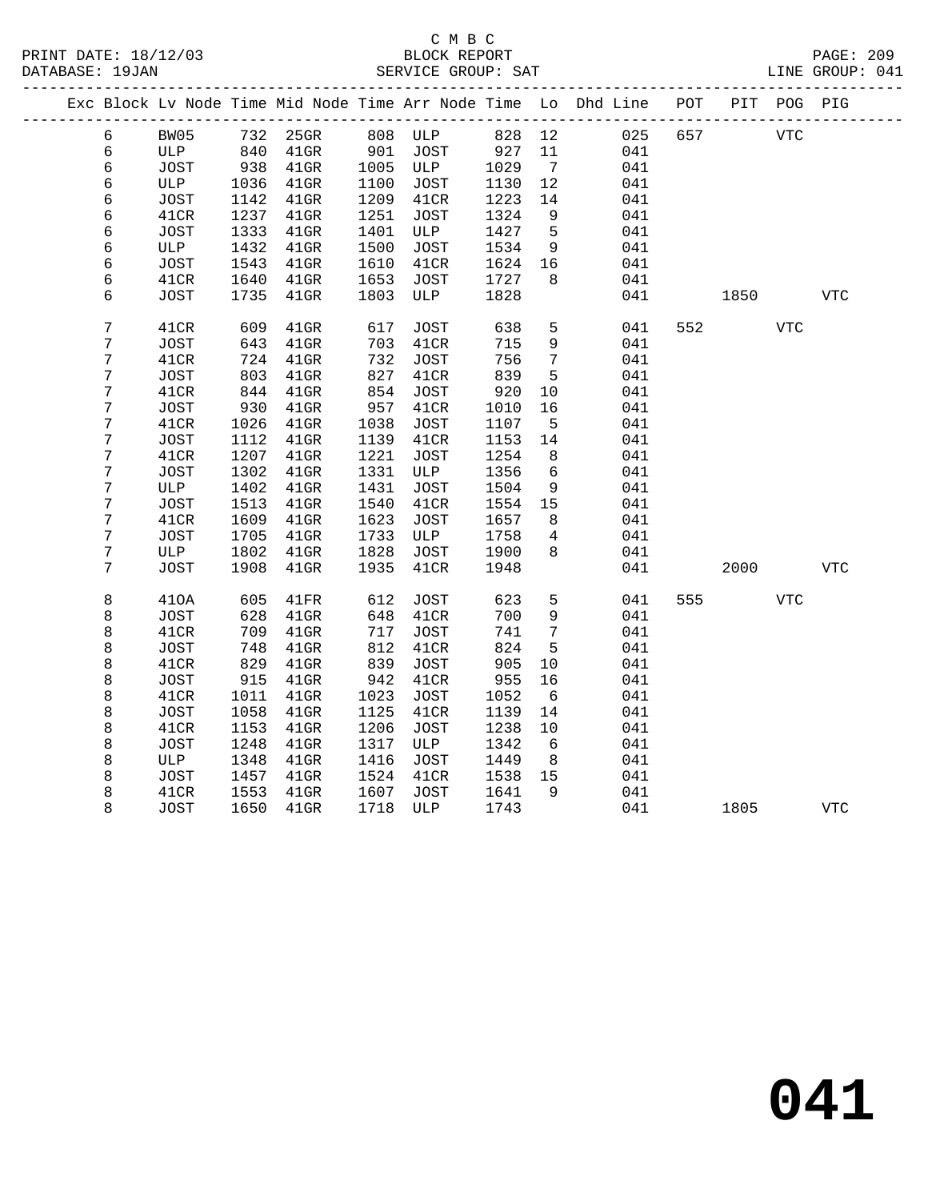C M B C

BLOCK REPORT

SERVICE GROUP: SAT

PRINT DATE: 18/12/03
DATABASE: 19JAN

LINE GROUP: 041

| Exc | Block | Lv | Node | Time | Mid Node | Time | Arr Node | Time | Lo | Dhd Line | POT | PIT | POG | PIG |
|---|---|---|---|---|---|---|---|---|---|---|---|---|---|---|
| | 6 | | BW05 | 732 | 25GR | 808 | ULP | 828 | 12 | 025 | 657 | | VTC | |
| | 6 | | ULP | 840 | 41GR | 901 | JOST | 927 | 11 | 041 | | | | |
| | 6 | | JOST | 938 | 41GR | 1005 | ULP | 1029 | 7 | 041 | | | | |
| | 6 | | ULP | 1036 | 41GR | 1100 | JOST | 1130 | 12 | 041 | | | | |
| | 6 | | JOST | 1142 | 41GR | 1209 | 41CR | 1223 | 14 | 041 | | | | |
| | 6 | | 41CR | 1237 | 41GR | 1251 | JOST | 1324 | 9 | 041 | | | | |
| | 6 | | JOST | 1333 | 41GR | 1401 | ULP | 1427 | 5 | 041 | | | | |
| | 6 | | ULP | 1432 | 41GR | 1500 | JOST | 1534 | 9 | 041 | | | | |
| | 6 | | JOST | 1543 | 41GR | 1610 | 41CR | 1624 | 16 | 041 | | | | |
| | 6 | | 41CR | 1640 | 41GR | 1653 | JOST | 1727 | 8 | 041 | | | | |
| | 6 | | JOST | 1735 | 41GR | 1803 | ULP | 1828 | | 041 | | 1850 | | VTC |
| | 7 | | 41CR | 609 | 41GR | 617 | JOST | 638 | 5 | 041 | 552 | | VTC | |
| | 7 | | JOST | 643 | 41GR | 703 | 41CR | 715 | 9 | 041 | | | | |
| | 7 | | 41CR | 724 | 41GR | 732 | JOST | 756 | 7 | 041 | | | | |
| | 7 | | JOST | 803 | 41GR | 827 | 41CR | 839 | 5 | 041 | | | | |
| | 7 | | 41CR | 844 | 41GR | 854 | JOST | 920 | 10 | 041 | | | | |
| | 7 | | JOST | 930 | 41GR | 957 | 41CR | 1010 | 16 | 041 | | | | |
| | 7 | | 41CR | 1026 | 41GR | 1038 | JOST | 1107 | 5 | 041 | | | | |
| | 7 | | JOST | 1112 | 41GR | 1139 | 41CR | 1153 | 14 | 041 | | | | |
| | 7 | | 41CR | 1207 | 41GR | 1221 | JOST | 1254 | 8 | 041 | | | | |
| | 7 | | JOST | 1302 | 41GR | 1331 | ULP | 1356 | 6 | 041 | | | | |
| | 7 | | ULP | 1402 | 41GR | 1431 | JOST | 1504 | 9 | 041 | | | | |
| | 7 | | JOST | 1513 | 41GR | 1540 | 41CR | 1554 | 15 | 041 | | | | |
| | 7 | | 41CR | 1609 | 41GR | 1623 | JOST | 1657 | 8 | 041 | | | | |
| | 7 | | JOST | 1705 | 41GR | 1733 | ULP | 1758 | 4 | 041 | | | | |
| | 7 | | ULP | 1802 | 41GR | 1828 | JOST | 1900 | 8 | 041 | | | | |
| | 7 | | JOST | 1908 | 41GR | 1935 | 41CR | 1948 | | 041 | | 2000 | | VTC |
| | 8 | | 41OA | 605 | 41FR | 612 | JOST | 623 | 5 | 041 | 555 | | VTC | |
| | 8 | | JOST | 628 | 41GR | 648 | 41CR | 700 | 9 | 041 | | | | |
| | 8 | | 41CR | 709 | 41GR | 717 | JOST | 741 | 7 | 041 | | | | |
| | 8 | | JOST | 748 | 41GR | 812 | 41CR | 824 | 5 | 041 | | | | |
| | 8 | | 41CR | 829 | 41GR | 839 | JOST | 905 | 10 | 041 | | | | |
| | 8 | | JOST | 915 | 41GR | 942 | 41CR | 955 | 16 | 041 | | | | |
| | 8 | | 41CR | 1011 | 41GR | 1023 | JOST | 1052 | 6 | 041 | | | | |
| | 8 | | JOST | 1058 | 41GR | 1125 | 41CR | 1139 | 14 | 041 | | | | |
| | 8 | | 41CR | 1153 | 41GR | 1206 | JOST | 1238 | 10 | 041 | | | | |
| | 8 | | JOST | 1248 | 41GR | 1317 | ULP | 1342 | 6 | 041 | | | | |
| | 8 | | ULP | 1348 | 41GR | 1416 | JOST | 1449 | 8 | 041 | | | | |
| | 8 | | JOST | 1457 | 41GR | 1524 | 41CR | 1538 | 15 | 041 | | | | |
| | 8 | | 41CR | 1553 | 41GR | 1607 | JOST | 1641 | 9 | 041 | | | | |
| | 8 | | JOST | 1650 | 41GR | 1718 | ULP | 1743 | | 041 | | 1805 | | VTC |

**041**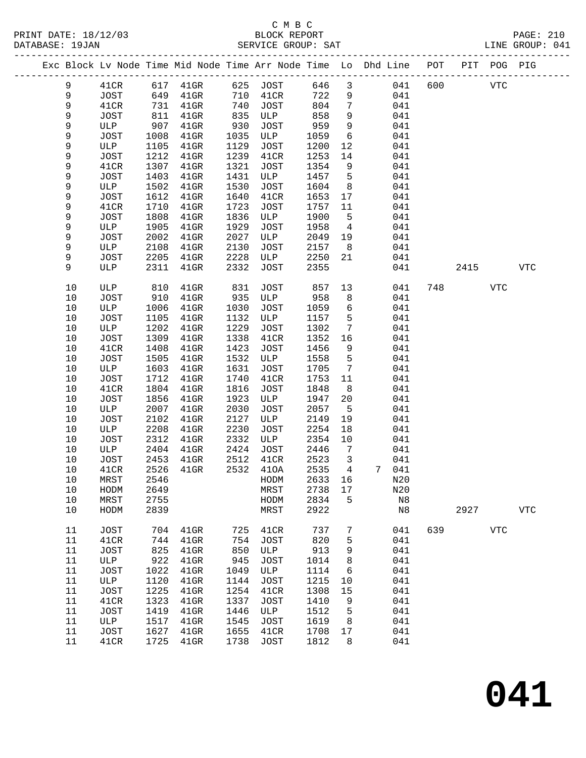C M B C
PRINT DATE: 18/12/03 BLOCK REPORT
DATABASE: 19JAN SERVICE GROUP: SAT LINE GROUP: 041

| Exc | Block | Lv Node | Time | Mid Node | Time | Arr Node | Time | Lo | Dhd | Line | POT | PIT | POG | PIG |
|---|---|---|---|---|---|---|---|---|---|---|---|---|---|---|
| | 9 | 41CR | 617 | 41GR | 625 | JOST | 646 | 3 | | 041 | 600 | | VTC | |
| | 9 | JOST | 649 | 41GR | 710 | 41CR | 722 | 9 | | 041 | | | | |
| | 9 | 41CR | 731 | 41GR | 740 | JOST | 804 | 7 | | 041 | | | | |
| | 9 | JOST | 811 | 41GR | 835 | ULP | 858 | 9 | | 041 | | | | |
| | 9 | ULP | 907 | 41GR | 930 | JOST | 959 | 9 | | 041 | | | | |
| | 9 | JOST | 1008 | 41GR | 1035 | ULP | 1059 | 6 | | 041 | | | | |
| | 9 | ULP | 1105 | 41GR | 1129 | JOST | 1200 | 12 | | 041 | | | | |
| | 9 | JOST | 1212 | 41GR | 1239 | 41CR | 1253 | 14 | | 041 | | | | |
| | 9 | 41CR | 1307 | 41GR | 1321 | JOST | 1354 | 9 | | 041 | | | | |
| | 9 | JOST | 1403 | 41GR | 1431 | ULP | 1457 | 5 | | 041 | | | | |
| | 9 | ULP | 1502 | 41GR | 1530 | JOST | 1604 | 8 | | 041 | | | | |
| | 9 | JOST | 1612 | 41GR | 1640 | 41CR | 1653 | 17 | | 041 | | | | |
| | 9 | 41CR | 1710 | 41GR | 1723 | JOST | 1757 | 11 | | 041 | | | | |
| | 9 | JOST | 1808 | 41GR | 1836 | ULP | 1900 | 5 | | 041 | | | | |
| | 9 | ULP | 1905 | 41GR | 1929 | JOST | 1958 | 4 | | 041 | | | | |
| | 9 | JOST | 2002 | 41GR | 2027 | ULP | 2049 | 19 | | 041 | | | | |
| | 9 | ULP | 2108 | 41GR | 2130 | JOST | 2157 | 8 | | 041 | | | | |
| | 9 | JOST | 2205 | 41GR | 2228 | ULP | 2250 | 21 | | 041 | | | | |
| | 9 | ULP | 2311 | 41GR | 2332 | JOST | 2355 | | | 041 | | 2415 | | VTC |
| | 10 | ULP | 810 | 41GR | 831 | JOST | 857 | 13 | | 041 | 748 | | VTC | |
| | 10 | JOST | 910 | 41GR | 935 | ULP | 958 | 8 | | 041 | | | | |
| | 10 | ULP | 1006 | 41GR | 1030 | JOST | 1059 | 6 | | 041 | | | | |
| | 10 | JOST | 1105 | 41GR | 1132 | ULP | 1157 | 5 | | 041 | | | | |
| | 10 | ULP | 1202 | 41GR | 1229 | JOST | 1302 | 7 | | 041 | | | | |
| | 10 | JOST | 1309 | 41GR | 1338 | 41CR | 1352 | 16 | | 041 | | | | |
| | 10 | 41CR | 1408 | 41GR | 1423 | JOST | 1456 | 9 | | 041 | | | | |
| | 10 | JOST | 1505 | 41GR | 1532 | ULP | 1558 | 5 | | 041 | | | | |
| | 10 | ULP | 1603 | 41GR | 1631 | JOST | 1705 | 7 | | 041 | | | | |
| | 10 | JOST | 1712 | 41GR | 1740 | 41CR | 1753 | 11 | | 041 | | | | |
| | 10 | 41CR | 1804 | 41GR | 1816 | JOST | 1848 | 8 | | 041 | | | | |
| | 10 | JOST | 1856 | 41GR | 1923 | ULP | 1947 | 20 | | 041 | | | | |
| | 10 | ULP | 2007 | 41GR | 2030 | JOST | 2057 | 5 | | 041 | | | | |
| | 10 | JOST | 2102 | 41GR | 2127 | ULP | 2149 | 19 | | 041 | | | | |
| | 10 | ULP | 2208 | 41GR | 2230 | JOST | 2254 | 18 | | 041 | | | | |
| | 10 | JOST | 2312 | 41GR | 2332 | ULP | 2354 | 10 | | 041 | | | | |
| | 10 | ULP | 2404 | 41GR | 2424 | JOST | 2446 | 7 | | 041 | | | | |
| | 10 | JOST | 2453 | 41GR | 2512 | 41CR | 2523 | 3 | | 041 | | | | |
| | 10 | 41CR | 2526 | 41GR | 2532 | 41OA | 2535 | 4 | 7 | 041 | | | | |
| | 10 | MRST | 2546 | | | HODM | 2633 | 16 | | N20 | | | | |
| | 10 | HODM | 2649 | | | MRST | 2738 | 17 | | N20 | | | | |
| | 10 | MRST | 2755 | | | HODM | 2834 | 5 | | N8 | | | | |
| | 10 | HODM | 2839 | | | MRST | 2922 | | | N8 | | 2927 | | VTC |
| | 11 | JOST | 704 | 41GR | 725 | 41CR | 737 | 7 | | 041 | 639 | | VTC | |
| | 11 | 41CR | 744 | 41GR | 754 | JOST | 820 | 5 | | 041 | | | | |
| | 11 | JOST | 825 | 41GR | 850 | ULP | 913 | 9 | | 041 | | | | |
| | 11 | ULP | 922 | 41GR | 945 | JOST | 1014 | 8 | | 041 | | | | |
| | 11 | JOST | 1022 | 41GR | 1049 | ULP | 1114 | 6 | | 041 | | | | |
| | 11 | ULP | 1120 | 41GR | 1144 | JOST | 1215 | 10 | | 041 | | | | |
| | 11 | JOST | 1225 | 41GR | 1254 | 41CR | 1308 | 15 | | 041 | | | | |
| | 11 | 41CR | 1323 | 41GR | 1337 | JOST | 1410 | 9 | | 041 | | | | |
| | 11 | JOST | 1419 | 41GR | 1446 | ULP | 1512 | 5 | | 041 | | | | |
| | 11 | ULP | 1517 | 41GR | 1545 | JOST | 1619 | 8 | | 041 | | | | |
| | 11 | JOST | 1627 | 41GR | 1655 | 41CR | 1708 | 17 | | 041 | | | | |
| | 11 | 41CR | 1725 | 41GR | 1738 | JOST | 1812 | 8 | | 041 | | | | |

**041**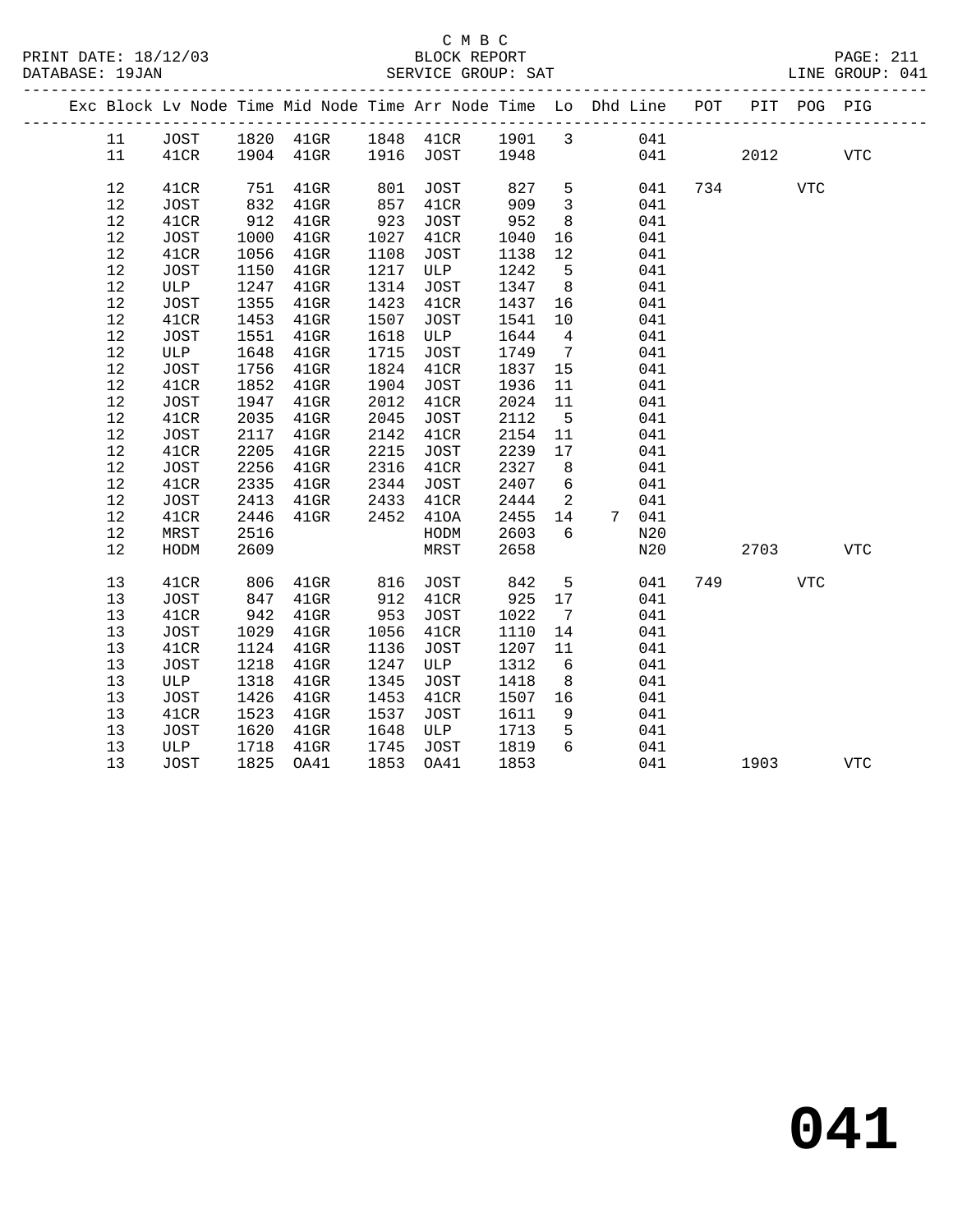C M B C
BLOCK REPORT
SERVICE GROUP: SAT

PRINT DATE: 18/12/03
DATABASE: 19JAN
LINE GROUP: 041

| Exc | Block | Lv Node | Time | Mid Node | Time | Arr Node | Time | Lo | Dhd | Line | POT | PIT | POG | PIG |
|---|---|---|---|---|---|---|---|---|---|---|---|---|---|---|
| | 11 | JOST | 1820 | 41GR | 1848 | 41CR | 1901 | 3 | | 041 | | | | |
| | 11 | 41CR | 1904 | 41GR | 1916 | JOST | 1948 | | | 041 | | 2012 | | VTC |
| | 12 | 41CR | 751 | 41GR | 801 | JOST | 827 | 5 | | 041 | 734 | | VTC | |
| | 12 | JOST | 832 | 41GR | 857 | 41CR | 909 | 3 | | 041 | | | | |
| | 12 | 41CR | 912 | 41GR | 923 | JOST | 952 | 8 | | 041 | | | | |
| | 12 | JOST | 1000 | 41GR | 1027 | 41CR | 1040 | 16 | | 041 | | | | |
| | 12 | 41CR | 1056 | 41GR | 1108 | JOST | 1138 | 12 | | 041 | | | | |
| | 12 | JOST | 1150 | 41GR | 1217 | ULP | 1242 | 5 | | 041 | | | | |
| | 12 | ULP | 1247 | 41GR | 1314 | JOST | 1347 | 8 | | 041 | | | | |
| | 12 | JOST | 1355 | 41GR | 1423 | 41CR | 1437 | 16 | | 041 | | | | |
| | 12 | 41CR | 1453 | 41GR | 1507 | JOST | 1541 | 10 | | 041 | | | | |
| | 12 | JOST | 1551 | 41GR | 1618 | ULP | 1644 | 4 | | 041 | | | | |
| | 12 | ULP | 1648 | 41GR | 1715 | JOST | 1749 | 7 | | 041 | | | | |
| | 12 | JOST | 1756 | 41GR | 1824 | 41CR | 1837 | 15 | | 041 | | | | |
| | 12 | 41CR | 1852 | 41GR | 1904 | JOST | 1936 | 11 | | 041 | | | | |
| | 12 | JOST | 1947 | 41GR | 2012 | 41CR | 2024 | 11 | | 041 | | | | |
| | 12 | 41CR | 2035 | 41GR | 2045 | JOST | 2112 | 5 | | 041 | | | | |
| | 12 | JOST | 2117 | 41GR | 2142 | 41CR | 2154 | 11 | | 041 | | | | |
| | 12 | 41CR | 2205 | 41GR | 2215 | JOST | 2239 | 17 | | 041 | | | | |
| | 12 | JOST | 2256 | 41GR | 2316 | 41CR | 2327 | 8 | | 041 | | | | |
| | 12 | 41CR | 2335 | 41GR | 2344 | JOST | 2407 | 6 | | 041 | | | | |
| | 12 | JOST | 2413 | 41GR | 2433 | 41CR | 2444 | 2 | | 041 | | | | |
| | 12 | 41CR | 2446 | 41GR | 2452 | 41OA | 2455 | 14 | 7 | 041 | | | | |
| | 12 | MRST | 2516 | | | HODM | 2603 | 6 | | N20 | | | | |
| | 12 | HODM | 2609 | | | MRST | 2658 | | | N20 | | 2703 | | VTC |
| | 13 | 41CR | 806 | 41GR | 816 | JOST | 842 | 5 | | 041 | 749 | | VTC | |
| | 13 | JOST | 847 | 41GR | 912 | 41CR | 925 | 17 | | 041 | | | | |
| | 13 | 41CR | 942 | 41GR | 953 | JOST | 1022 | 7 | | 041 | | | | |
| | 13 | JOST | 1029 | 41GR | 1056 | 41CR | 1110 | 14 | | 041 | | | | |
| | 13 | 41CR | 1124 | 41GR | 1136 | JOST | 1207 | 11 | | 041 | | | | |
| | 13 | JOST | 1218 | 41GR | 1247 | ULP | 1312 | 6 | | 041 | | | | |
| | 13 | ULP | 1318 | 41GR | 1345 | JOST | 1418 | 8 | | 041 | | | | |
| | 13 | JOST | 1426 | 41GR | 1453 | 41CR | 1507 | 16 | | 041 | | | | |
| | 13 | 41CR | 1523 | 41GR | 1537 | JOST | 1611 | 9 | | 041 | | | | |
| | 13 | JOST | 1620 | 41GR | 1648 | ULP | 1713 | 5 | | 041 | | | | |
| | 13 | ULP | 1718 | 41GR | 1745 | JOST | 1819 | 6 | | 041 | | | | |
| | 13 | JOST | 1825 | OA41 | 1853 | OA41 | 1853 | | | 041 | | 1903 | | VTC |

**041**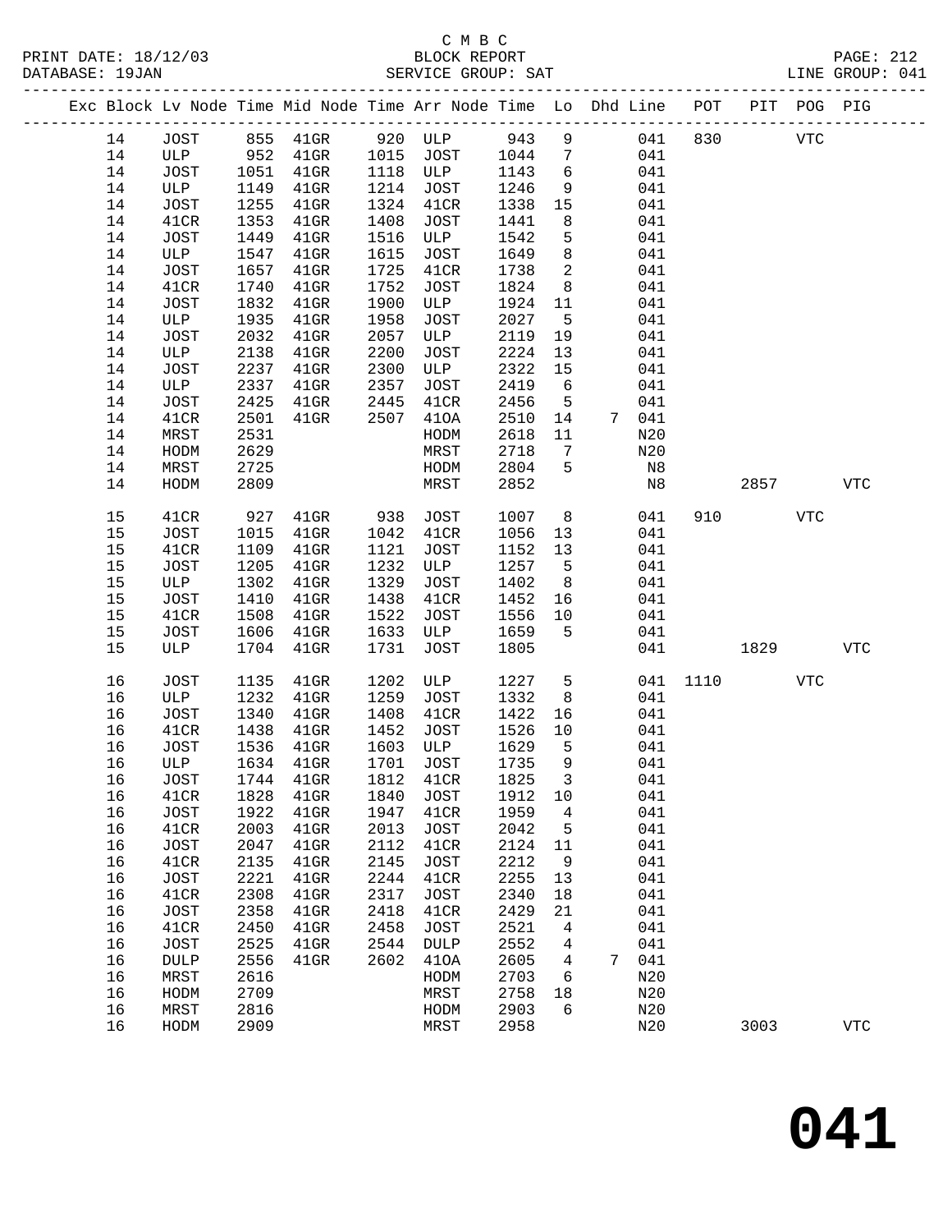C M B C
BLOCK REPORT
SERVICE GROUP: SAT

PRINT DATE: 18/12/03
DATABASE: 19JAN
LINE GROUP: 041

| Exc | Block | Lv Node | Time | Mid Node | Time | Arr Node | Time | Lo | Dhd | Line | POT | PIT | POG | PIG |
|---|---|---|---|---|---|---|---|---|---|---|---|---|---|---|
| | 14 | JOST | 855 | 41GR | 920 | ULP | 943 | 9 | | 041 | 830 | | VTC | |
| | 14 | ULP | 952 | 41GR | 1015 | JOST | 1044 | 7 | | 041 | | | | |
| | 14 | JOST | 1051 | 41GR | 1118 | ULP | 1143 | 6 | | 041 | | | | |
| | 14 | ULP | 1149 | 41GR | 1214 | JOST | 1246 | 9 | | 041 | | | | |
| | 14 | JOST | 1255 | 41GR | 1324 | 41CR | 1338 | 15 | | 041 | | | | |
| | 14 | 41CR | 1353 | 41GR | 1408 | JOST | 1441 | 8 | | 041 | | | | |
| | 14 | JOST | 1449 | 41GR | 1516 | ULP | 1542 | 5 | | 041 | | | | |
| | 14 | ULP | 1547 | 41GR | 1615 | JOST | 1649 | 8 | | 041 | | | | |
| | 14 | JOST | 1657 | 41GR | 1725 | 41CR | 1738 | 2 | | 041 | | | | |
| | 14 | 41CR | 1740 | 41GR | 1752 | JOST | 1824 | 8 | | 041 | | | | |
| | 14 | JOST | 1832 | 41GR | 1900 | ULP | 1924 | 11 | | 041 | | | | |
| | 14 | ULP | 1935 | 41GR | 1958 | JOST | 2027 | 5 | | 041 | | | | |
| | 14 | JOST | 2032 | 41GR | 2057 | ULP | 2119 | 19 | | 041 | | | | |
| | 14 | ULP | 2138 | 41GR | 2200 | JOST | 2224 | 13 | | 041 | | | | |
| | 14 | JOST | 2237 | 41GR | 2300 | ULP | 2322 | 15 | | 041 | | | | |
| | 14 | ULP | 2337 | 41GR | 2357 | JOST | 2419 | 6 | | 041 | | | | |
| | 14 | JOST | 2425 | 41GR | 2445 | 41CR | 2456 | 5 | | 041 | | | | |
| | 14 | 41CR | 2501 | 41GR | 2507 | 41OA | 2510 | 14 | 7 | 041 | | | | |
| | 14 | MRST | 2531 | | | HODM | 2618 | 11 | | N20 | | | | |
| | 14 | HODM | 2629 | | | MRST | 2718 | 7 | | N20 | | | | |
| | 14 | MRST | 2725 | | | HODM | 2804 | 5 | | N8 | | | | |
| | 14 | HODM | 2809 | | | MRST | 2852 | | | N8 | | 2857 | | VTC |
| | 15 | 41CR | 927 | 41GR | 938 | JOST | 1007 | 8 | | 041 | 910 | | VTC | |
| | 15 | JOST | 1015 | 41GR | 1042 | 41CR | 1056 | 13 | | 041 | | | | |
| | 15 | 41CR | 1109 | 41GR | 1121 | JOST | 1152 | 13 | | 041 | | | | |
| | 15 | JOST | 1205 | 41GR | 1232 | ULP | 1257 | 5 | | 041 | | | | |
| | 15 | ULP | 1302 | 41GR | 1329 | JOST | 1402 | 8 | | 041 | | | | |
| | 15 | JOST | 1410 | 41GR | 1438 | 41CR | 1452 | 16 | | 041 | | | | |
| | 15 | 41CR | 1508 | 41GR | 1522 | JOST | 1556 | 10 | | 041 | | | | |
| | 15 | JOST | 1606 | 41GR | 1633 | ULP | 1659 | 5 | | 041 | | | | |
| | 15 | ULP | 1704 | 41GR | 1731 | JOST | 1805 | | | 041 | | 1829 | | VTC |
| | 16 | JOST | 1135 | 41GR | 1202 | ULP | 1227 | 5 | | 041 | 1110 | | VTC | |
| | 16 | ULP | 1232 | 41GR | 1259 | JOST | 1332 | 8 | | 041 | | | | |
| | 16 | JOST | 1340 | 41GR | 1408 | 41CR | 1422 | 16 | | 041 | | | | |
| | 16 | 41CR | 1438 | 41GR | 1452 | JOST | 1526 | 10 | | 041 | | | | |
| | 16 | JOST | 1536 | 41GR | 1603 | ULP | 1629 | 5 | | 041 | | | | |
| | 16 | ULP | 1634 | 41GR | 1701 | JOST | 1735 | 9 | | 041 | | | | |
| | 16 | JOST | 1744 | 41GR | 1812 | 41CR | 1825 | 3 | | 041 | | | | |
| | 16 | 41CR | 1828 | 41GR | 1840 | JOST | 1912 | 10 | | 041 | | | | |
| | 16 | JOST | 1922 | 41GR | 1947 | 41CR | 1959 | 4 | | 041 | | | | |
| | 16 | 41CR | 2003 | 41GR | 2013 | JOST | 2042 | 5 | | 041 | | | | |
| | 16 | JOST | 2047 | 41GR | 2112 | 41CR | 2124 | 11 | | 041 | | | | |
| | 16 | 41CR | 2135 | 41GR | 2145 | JOST | 2212 | 9 | | 041 | | | | |
| | 16 | JOST | 2221 | 41GR | 2244 | 41CR | 2255 | 13 | | 041 | | | | |
| | 16 | 41CR | 2308 | 41GR | 2317 | JOST | 2340 | 18 | | 041 | | | | |
| | 16 | JOST | 2358 | 41GR | 2418 | 41CR | 2429 | 21 | | 041 | | | | |
| | 16 | 41CR | 2450 | 41GR | 2458 | JOST | 2521 | 4 | | 041 | | | | |
| | 16 | JOST | 2525 | 41GR | 2544 | DULP | 2552 | 4 | | 041 | | | | |
| | 16 | DULP | 2556 | 41GR | 2602 | 41OA | 2605 | 4 | 7 | 041 | | | | |
| | 16 | MRST | 2616 | | | HODM | 2703 | 6 | | N20 | | | | |
| | 16 | HODM | 2709 | | | MRST | 2758 | 18 | | N20 | | | | |
| | 16 | MRST | 2816 | | | HODM | 2903 | 6 | | N20 | | | | |
| | 16 | HODM | 2909 | | | MRST | 2958 | | | N20 | | 3003 | | VTC |

# 041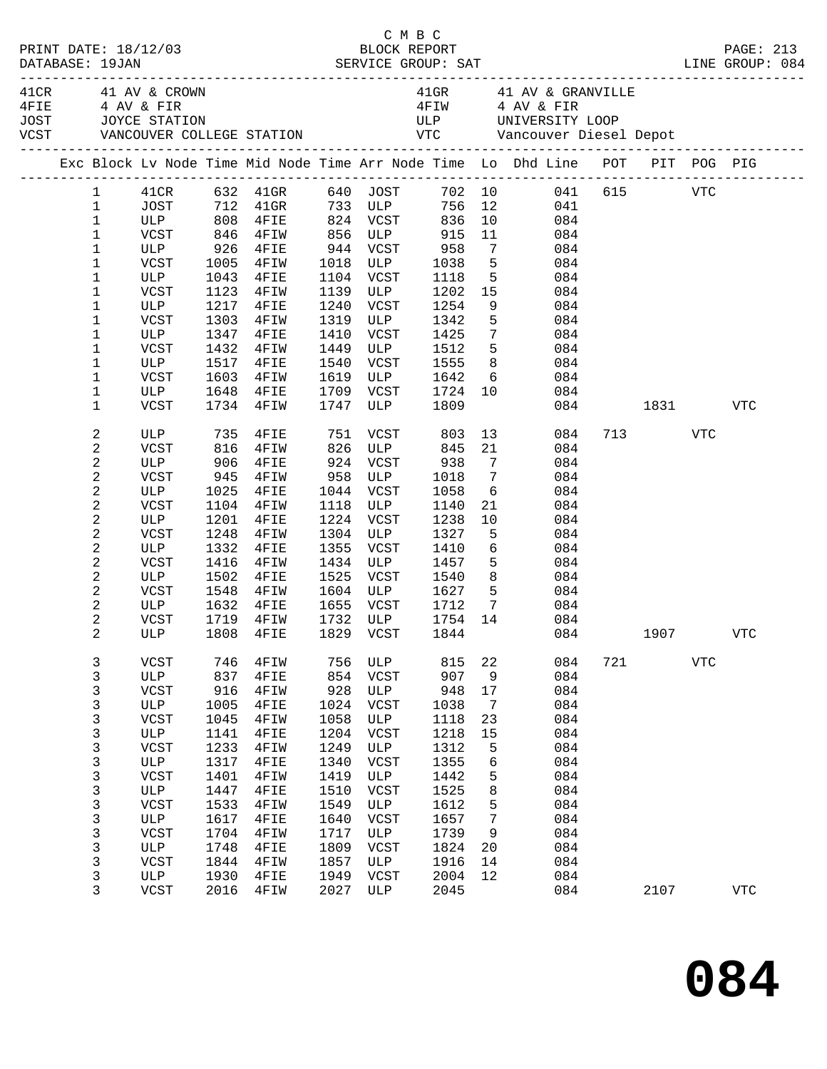C M B C

PRINT DATE: 18/12/03 BLOCK REPORT PAGE: 213
DATABASE: 19JAN SERVICE GROUP: SAT LINE GROUP: 084

| Code | Location | Code | Location |
|---|---|---|---|
| 41CR | 41 AV & CROWN | 41GR | 41 AV & GRANVILLE |
| 4FIE | 4 AV & FIR | 4FIW | 4 AV & FIR |
| JOST | JOYCE STATION | ULP | UNIVERSITY LOOP |
| VCST | VANCOUVER COLLEGE STATION | VTC | Vancouver Diesel Depot |

| Exc | Block | Lv Node | Time | Mid Node | Time | Arr Node | Time | Lo | Dhd Line | POT | PIT | POG | PIG |
|---|---|---|---|---|---|---|---|---|---|---|---|---|---|
| | 1 | 41CR | 632 | 41GR | 640 | JOST | 702 | 10 | 041 | 615 | | VTC | |
| | 1 | JOST | 712 | 41GR | 733 | ULP | 756 | 12 | 041 | | | | |
| | 1 | ULP | 808 | 4FIE | 824 | VCST | 836 | 10 | 084 | | | | |
| | 1 | VCST | 846 | 4FIW | 856 | ULP | 915 | 11 | 084 | | | | |
| | 1 | ULP | 926 | 4FIE | 944 | VCST | 958 | 7 | 084 | | | | |
| | 1 | VCST | 1005 | 4FIW | 1018 | ULP | 1038 | 5 | 084 | | | | |
| | 1 | ULP | 1043 | 4FIE | 1104 | VCST | 1118 | 5 | 084 | | | | |
| | 1 | VCST | 1123 | 4FIW | 1139 | ULP | 1202 | 15 | 084 | | | | |
| | 1 | ULP | 1217 | 4FIE | 1240 | VCST | 1254 | 9 | 084 | | | | |
| | 1 | VCST | 1303 | 4FIW | 1319 | ULP | 1342 | 5 | 084 | | | | |
| | 1 | ULP | 1347 | 4FIE | 1410 | VCST | 1425 | 7 | 084 | | | | |
| | 1 | VCST | 1432 | 4FIW | 1449 | ULP | 1512 | 5 | 084 | | | | |
| | 1 | ULP | 1517 | 4FIE | 1540 | VCST | 1555 | 8 | 084 | | | | |
| | 1 | VCST | 1603 | 4FIW | 1619 | ULP | 1642 | 6 | 084 | | | | |
| | 1 | ULP | 1648 | 4FIE | 1709 | VCST | 1724 | 10 | 084 | | | | |
| | 1 | VCST | 1734 | 4FIW | 1747 | ULP | 1809 | | 084 | | 1831 | | VTC |
| | 2 | ULP | 735 | 4FIE | 751 | VCST | 803 | 13 | 084 | 713 | | VTC | |
| | 2 | VCST | 816 | 4FIW | 826 | ULP | 845 | 21 | 084 | | | | |
| | 2 | ULP | 906 | 4FIE | 924 | VCST | 938 | 7 | 084 | | | | |
| | 2 | VCST | 945 | 4FIW | 958 | ULP | 1018 | 7 | 084 | | | | |
| | 2 | ULP | 1025 | 4FIE | 1044 | VCST | 1058 | 6 | 084 | | | | |
| | 2 | VCST | 1104 | 4FIW | 1118 | ULP | 1140 | 21 | 084 | | | | |
| | 2 | ULP | 1201 | 4FIE | 1224 | VCST | 1238 | 10 | 084 | | | | |
| | 2 | VCST | 1248 | 4FIW | 1304 | ULP | 1327 | 5 | 084 | | | | |
| | 2 | ULP | 1332 | 4FIE | 1355 | VCST | 1410 | 6 | 084 | | | | |
| | 2 | VCST | 1416 | 4FIW | 1434 | ULP | 1457 | 5 | 084 | | | | |
| | 2 | ULP | 1502 | 4FIE | 1525 | VCST | 1540 | 8 | 084 | | | | |
| | 2 | VCST | 1548 | 4FIW | 1604 | ULP | 1627 | 5 | 084 | | | | |
| | 2 | ULP | 1632 | 4FIE | 1655 | VCST | 1712 | 7 | 084 | | | | |
| | 2 | VCST | 1719 | 4FIW | 1732 | ULP | 1754 | 14 | 084 | | | | |
| | 2 | ULP | 1808 | 4FIE | 1829 | VCST | 1844 | | 084 | | 1907 | | VTC |
| | 3 | VCST | 746 | 4FIW | 756 | ULP | 815 | 22 | 084 | 721 | | VTC | |
| | 3 | ULP | 837 | 4FIE | 854 | VCST | 907 | 9 | 084 | | | | |
| | 3 | VCST | 916 | 4FIW | 928 | ULP | 948 | 17 | 084 | | | | |
| | 3 | ULP | 1005 | 4FIE | 1024 | VCST | 1038 | 7 | 084 | | | | |
| | 3 | VCST | 1045 | 4FIW | 1058 | ULP | 1118 | 23 | 084 | | | | |
| | 3 | ULP | 1141 | 4FIE | 1204 | VCST | 1218 | 15 | 084 | | | | |
| | 3 | VCST | 1233 | 4FIW | 1249 | ULP | 1312 | 5 | 084 | | | | |
| | 3 | ULP | 1317 | 4FIE | 1340 | VCST | 1355 | 6 | 084 | | | | |
| | 3 | VCST | 1401 | 4FIW | 1419 | ULP | 1442 | 5 | 084 | | | | |
| | 3 | ULP | 1447 | 4FIE | 1510 | VCST | 1525 | 8 | 084 | | | | |
| | 3 | VCST | 1533 | 4FIW | 1549 | ULP | 1612 | 5 | 084 | | | | |
| | 3 | ULP | 1617 | 4FIE | 1640 | VCST | 1657 | 7 | 084 | | | | |
| | 3 | VCST | 1704 | 4FIW | 1717 | ULP | 1739 | 9 | 084 | | | | |
| | 3 | ULP | 1748 | 4FIE | 1809 | VCST | 1824 | 20 | 084 | | | | |
| | 3 | VCST | 1844 | 4FIW | 1857 | ULP | 1916 | 14 | 084 | | | | |
| | 3 | ULP | 1930 | 4FIE | 1949 | VCST | 2004 | 12 | 084 | | | | |
| | 3 | VCST | 2016 | 4FIW | 2027 | ULP | 2045 | | 084 | | 2107 | | VTC |

# 084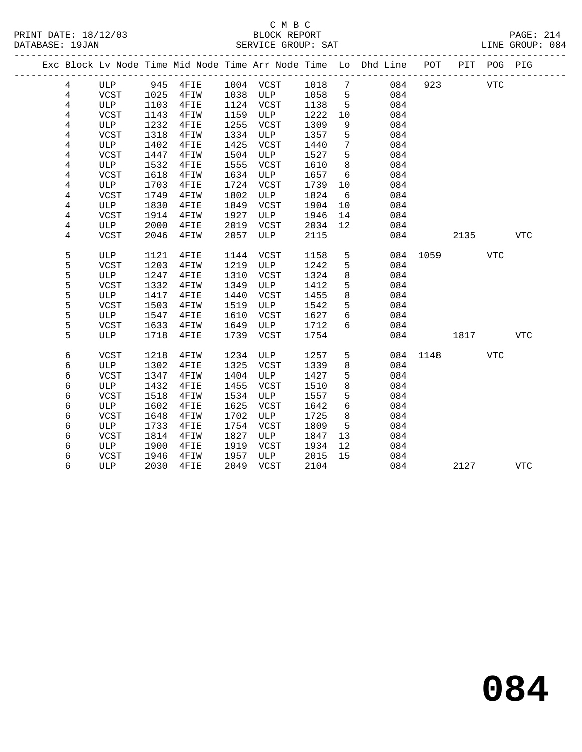C M B C
BLOCK REPORT
SERVICE GROUP: SAT

PRINT DATE: 18/12/03
DATABASE: 19JAN
LINE GROUP: 084

| Exc | Block | Lv | Node | Time | Mid Node | Time | Arr Node | Time | Lo | Dhd Line | POT | PIT | POG | PIG |
|---|---|---|---|---|---|---|---|---|---|---|---|---|---|---|
| | 4 | | ULP | 945 | 4FIE | 1004 | VCST | 1018 | 7 | 084 | 923 | | VTC | |
| | 4 | | VCST | 1025 | 4FIW | 1038 | ULP | 1058 | 5 | 084 | | | | |
| | 4 | | ULP | 1103 | 4FIE | 1124 | VCST | 1138 | 5 | 084 | | | | |
| | 4 | | VCST | 1143 | 4FIW | 1159 | ULP | 1222 | 10 | 084 | | | | |
| | 4 | | ULP | 1232 | 4FIE | 1255 | VCST | 1309 | 9 | 084 | | | | |
| | 4 | | VCST | 1318 | 4FIW | 1334 | ULP | 1357 | 5 | 084 | | | | |
| | 4 | | ULP | 1402 | 4FIE | 1425 | VCST | 1440 | 7 | 084 | | | | |
| | 4 | | VCST | 1447 | 4FIW | 1504 | ULP | 1527 | 5 | 084 | | | | |
| | 4 | | ULP | 1532 | 4FIE | 1555 | VCST | 1610 | 8 | 084 | | | | |
| | 4 | | VCST | 1618 | 4FIW | 1634 | ULP | 1657 | 6 | 084 | | | | |
| | 4 | | ULP | 1703 | 4FIE | 1724 | VCST | 1739 | 10 | 084 | | | | |
| | 4 | | VCST | 1749 | 4FIW | 1802 | ULP | 1824 | 6 | 084 | | | | |
| | 4 | | ULP | 1830 | 4FIE | 1849 | VCST | 1904 | 10 | 084 | | | | |
| | 4 | | VCST | 1914 | 4FIW | 1927 | ULP | 1946 | 14 | 084 | | | | |
| | 4 | | ULP | 2000 | 4FIE | 2019 | VCST | 2034 | 12 | 084 | | | | |
| | 4 | | VCST | 2046 | 4FIW | 2057 | ULP | 2115 | | 084 | | 2135 | | VTC |
| | 5 | | ULP | 1121 | 4FIE | 1144 | VCST | 1158 | 5 | 084 | 1059 | | VTC | |
| | 5 | | VCST | 1203 | 4FIW | 1219 | ULP | 1242 | 5 | 084 | | | | |
| | 5 | | ULP | 1247 | 4FIE | 1310 | VCST | 1324 | 8 | 084 | | | | |
| | 5 | | VCST | 1332 | 4FIW | 1349 | ULP | 1412 | 5 | 084 | | | | |
| | 5 | | ULP | 1417 | 4FIE | 1440 | VCST | 1455 | 8 | 084 | | | | |
| | 5 | | VCST | 1503 | 4FIW | 1519 | ULP | 1542 | 5 | 084 | | | | |
| | 5 | | ULP | 1547 | 4FIE | 1610 | VCST | 1627 | 6 | 084 | | | | |
| | 5 | | VCST | 1633 | 4FIW | 1649 | ULP | 1712 | 6 | 084 | | | | |
| | 5 | | ULP | 1718 | 4FIE | 1739 | VCST | 1754 | | 084 | | 1817 | | VTC |
| | 6 | | VCST | 1218 | 4FIW | 1234 | ULP | 1257 | 5 | 084 | 1148 | | VTC | |
| | 6 | | ULP | 1302 | 4FIE | 1325 | VCST | 1339 | 8 | 084 | | | | |
| | 6 | | VCST | 1347 | 4FIW | 1404 | ULP | 1427 | 5 | 084 | | | | |
| | 6 | | ULP | 1432 | 4FIE | 1455 | VCST | 1510 | 8 | 084 | | | | |
| | 6 | | VCST | 1518 | 4FIW | 1534 | ULP | 1557 | 5 | 084 | | | | |
| | 6 | | ULP | 1602 | 4FIE | 1625 | VCST | 1642 | 6 | 084 | | | | |
| | 6 | | VCST | 1648 | 4FIW | 1702 | ULP | 1725 | 8 | 084 | | | | |
| | 6 | | ULP | 1733 | 4FIE | 1754 | VCST | 1809 | 5 | 084 | | | | |
| | 6 | | VCST | 1814 | 4FIW | 1827 | ULP | 1847 | 13 | 084 | | | | |
| | 6 | | ULP | 1900 | 4FIE | 1919 | VCST | 1934 | 12 | 084 | | | | |
| | 6 | | VCST | 1946 | 4FIW | 1957 | ULP | 2015 | 15 | 084 | | | | |
| | 6 | | ULP | 2030 | 4FIE | 2049 | VCST | 2104 | | 084 | | 2127 | | VTC |

# 084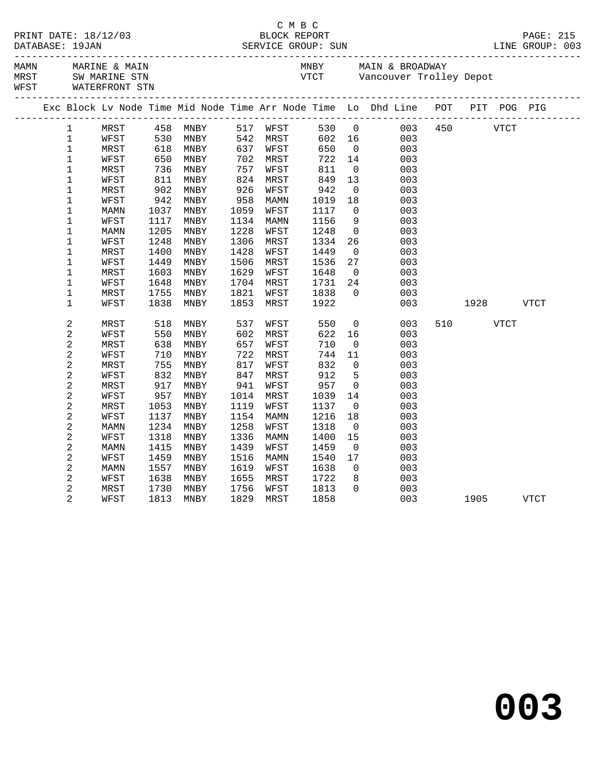C M B C

BLOCK REPORT

SERVICE GROUP: SUN

PRINT DATE: 18/12/03
DATABASE: 19JAN
LINE GROUP: 003

| | | | |
|---|---|---|---|
| MAMN | MARINE & MAIN | MNBY | MAIN & BROADWAY |
| MRST | SW MARINE STN | VTCT | Vancouver Trolley Depot |
| WFST | WATERFRONT STN | | |

| Exc | Block | Lv Node | Time | Mid Node | Time | Arr Node | Time | Lo | Dhd Line | POT | PIT | POG | PIG |
|---|---|---|---|---|---|---|---|---|---|---|---|---|---|
| | 1 | MRST | 458 | MNBY | 517 | WFST | 530 | 0 | 003 | 450 | | VTCT | |
| | 1 | WFST | 530 | MNBY | 542 | MRST | 602 | 16 | 003 | | | | |
| | 1 | MRST | 618 | MNBY | 637 | WFST | 650 | 0 | 003 | | | | |
| | 1 | WFST | 650 | MNBY | 702 | MRST | 722 | 14 | 003 | | | | |
| | 1 | MRST | 736 | MNBY | 757 | WFST | 811 | 0 | 003 | | | | |
| | 1 | WFST | 811 | MNBY | 824 | MRST | 849 | 13 | 003 | | | | |
| | 1 | MRST | 902 | MNBY | 926 | WFST | 942 | 0 | 003 | | | | |
| | 1 | WFST | 942 | MNBY | 958 | MAMN | 1019 | 18 | 003 | | | | |
| | 1 | MAMN | 1037 | MNBY | 1059 | WFST | 1117 | 0 | 003 | | | | |
| | 1 | WFST | 1117 | MNBY | 1134 | MAMN | 1156 | 9 | 003 | | | | |
| | 1 | MAMN | 1205 | MNBY | 1228 | WFST | 1248 | 0 | 003 | | | | |
| | 1 | WFST | 1248 | MNBY | 1306 | MRST | 1334 | 26 | 003 | | | | |
| | 1 | MRST | 1400 | MNBY | 1428 | WFST | 1449 | 0 | 003 | | | | |
| | 1 | WFST | 1449 | MNBY | 1506 | MRST | 1536 | 27 | 003 | | | | |
| | 1 | MRST | 1603 | MNBY | 1629 | WFST | 1648 | 0 | 003 | | | | |
| | 1 | WFST | 1648 | MNBY | 1704 | MRST | 1731 | 24 | 003 | | | | |
| | 1 | MRST | 1755 | MNBY | 1821 | WFST | 1838 | 0 | 003 | | | | |
| | 1 | WFST | 1838 | MNBY | 1853 | MRST | 1922 | | 003 | | 1928 | | VTCT |
| | 2 | MRST | 518 | MNBY | 537 | WFST | 550 | 0 | 003 | 510 | | VTCT | |
| | 2 | WFST | 550 | MNBY | 602 | MRST | 622 | 16 | 003 | | | | |
| | 2 | MRST | 638 | MNBY | 657 | WFST | 710 | 0 | 003 | | | | |
| | 2 | WFST | 710 | MNBY | 722 | MRST | 744 | 11 | 003 | | | | |
| | 2 | MRST | 755 | MNBY | 817 | WFST | 832 | 0 | 003 | | | | |
| | 2 | WFST | 832 | MNBY | 847 | MRST | 912 | 5 | 003 | | | | |
| | 2 | MRST | 917 | MNBY | 941 | WFST | 957 | 0 | 003 | | | | |
| | 2 | WFST | 957 | MNBY | 1014 | MRST | 1039 | 14 | 003 | | | | |
| | 2 | MRST | 1053 | MNBY | 1119 | WFST | 1137 | 0 | 003 | | | | |
| | 2 | WFST | 1137 | MNBY | 1154 | MAMN | 1216 | 18 | 003 | | | | |
| | 2 | MAMN | 1234 | MNBY | 1258 | WFST | 1318 | 0 | 003 | | | | |
| | 2 | WFST | 1318 | MNBY | 1336 | MAMN | 1400 | 15 | 003 | | | | |
| | 2 | MAMN | 1415 | MNBY | 1439 | WFST | 1459 | 0 | 003 | | | | |
| | 2 | WFST | 1459 | MNBY | 1516 | MAMN | 1540 | 17 | 003 | | | | |
| | 2 | MAMN | 1557 | MNBY | 1619 | WFST | 1638 | 0 | 003 | | | | |
| | 2 | WFST | 1638 | MNBY | 1655 | MRST | 1722 | 8 | 003 | | | | |
| | 2 | MRST | 1730 | MNBY | 1756 | WFST | 1813 | 0 | 003 | | | | |
| | 2 | WFST | 1813 | MNBY | 1829 | MRST | 1858 | | 003 | | 1905 | | VTCT |

# 003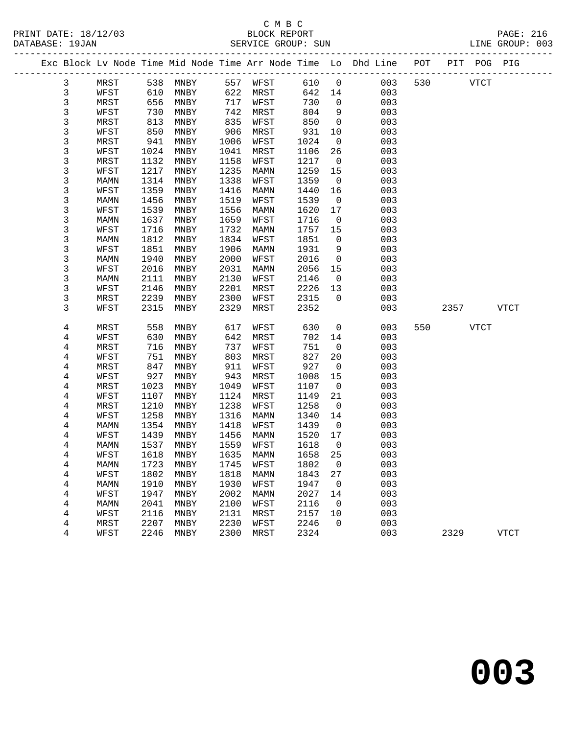C M B C
PRINT DATE: 18/12/03 BLOCK REPORT
DATABASE: 19JAN SERVICE GROUP: SUN LINE GROUP: 003

| Exc | Block | Lv | Node | Time | Mid Node | Time | Arr Node | Time | Lo | Dhd Line | POT | PIT | POG | PIG |
|---|---|---|---|---|---|---|---|---|---|---|---|---|---|---|
| | 3 | | MRST | 538 | MNBY | 557 | WFST | 610 | 0 | 003 | 530 | | VTCT | |
| | 3 | | WFST | 610 | MNBY | 622 | MRST | 642 | 14 | 003 | | | | |
| | 3 | | MRST | 656 | MNBY | 717 | WFST | 730 | 0 | 003 | | | | |
| | 3 | | WFST | 730 | MNBY | 742 | MRST | 804 | 9 | 003 | | | | |
| | 3 | | MRST | 813 | MNBY | 835 | WFST | 850 | 0 | 003 | | | | |
| | 3 | | WFST | 850 | MNBY | 906 | MRST | 931 | 10 | 003 | | | | |
| | 3 | | MRST | 941 | MNBY | 1006 | WFST | 1024 | 0 | 003 | | | | |
| | 3 | | WFST | 1024 | MNBY | 1041 | MRST | 1106 | 26 | 003 | | | | |
| | 3 | | MRST | 1132 | MNBY | 1158 | WFST | 1217 | 0 | 003 | | | | |
| | 3 | | WFST | 1217 | MNBY | 1235 | MAMN | 1259 | 15 | 003 | | | | |
| | 3 | | MAMN | 1314 | MNBY | 1338 | WFST | 1359 | 0 | 003 | | | | |
| | 3 | | WFST | 1359 | MNBY | 1416 | MAMN | 1440 | 16 | 003 | | | | |
| | 3 | | MAMN | 1456 | MNBY | 1519 | WFST | 1539 | 0 | 003 | | | | |
| | 3 | | WFST | 1539 | MNBY | 1556 | MAMN | 1620 | 17 | 003 | | | | |
| | 3 | | MAMN | 1637 | MNBY | 1659 | WFST | 1716 | 0 | 003 | | | | |
| | 3 | | WFST | 1716 | MNBY | 1732 | MAMN | 1757 | 15 | 003 | | | | |
| | 3 | | MAMN | 1812 | MNBY | 1834 | WFST | 1851 | 0 | 003 | | | | |
| | 3 | | WFST | 1851 | MNBY | 1906 | MAMN | 1931 | 9 | 003 | | | | |
| | 3 | | MAMN | 1940 | MNBY | 2000 | WFST | 2016 | 0 | 003 | | | | |
| | 3 | | WFST | 2016 | MNBY | 2031 | MAMN | 2056 | 15 | 003 | | | | |
| | 3 | | MAMN | 2111 | MNBY | 2130 | WFST | 2146 | 0 | 003 | | | | |
| | 3 | | WFST | 2146 | MNBY | 2201 | MRST | 2226 | 13 | 003 | | | | |
| | 3 | | MRST | 2239 | MNBY | 2300 | WFST | 2315 | 0 | 003 | | | | |
| | 3 | | WFST | 2315 | MNBY | 2329 | MRST | 2352 | | 003 | | 2357 | | VTCT |
| | 4 | | MRST | 558 | MNBY | 617 | WFST | 630 | 0 | 003 | 550 | | VTCT | |
| | 4 | | WFST | 630 | MNBY | 642 | MRST | 702 | 14 | 003 | | | | |
| | 4 | | MRST | 716 | MNBY | 737 | WFST | 751 | 0 | 003 | | | | |
| | 4 | | WFST | 751 | MNBY | 803 | MRST | 827 | 20 | 003 | | | | |
| | 4 | | MRST | 847 | MNBY | 911 | WFST | 927 | 0 | 003 | | | | |
| | 4 | | WFST | 927 | MNBY | 943 | MRST | 1008 | 15 | 003 | | | | |
| | 4 | | MRST | 1023 | MNBY | 1049 | WFST | 1107 | 0 | 003 | | | | |
| | 4 | | WFST | 1107 | MNBY | 1124 | MRST | 1149 | 21 | 003 | | | | |
| | 4 | | MRST | 1210 | MNBY | 1238 | WFST | 1258 | 0 | 003 | | | | |
| | 4 | | WFST | 1258 | MNBY | 1316 | MAMN | 1340 | 14 | 003 | | | | |
| | 4 | | MAMN | 1354 | MNBY | 1418 | WFST | 1439 | 0 | 003 | | | | |
| | 4 | | WFST | 1439 | MNBY | 1456 | MAMN | 1520 | 17 | 003 | | | | |
| | 4 | | MAMN | 1537 | MNBY | 1559 | WFST | 1618 | 0 | 003 | | | | |
| | 4 | | WFST | 1618 | MNBY | 1635 | MAMN | 1658 | 25 | 003 | | | | |
| | 4 | | MAMN | 1723 | MNBY | 1745 | WFST | 1802 | 0 | 003 | | | | |
| | 4 | | WFST | 1802 | MNBY | 1818 | MAMN | 1843 | 27 | 003 | | | | |
| | 4 | | MAMN | 1910 | MNBY | 1930 | WFST | 1947 | 0 | 003 | | | | |
| | 4 | | WFST | 1947 | MNBY | 2002 | MAMN | 2027 | 14 | 003 | | | | |
| | 4 | | MAMN | 2041 | MNBY | 2100 | WFST | 2116 | 0 | 003 | | | | |
| | 4 | | WFST | 2116 | MNBY | 2131 | MRST | 2157 | 10 | 003 | | | | |
| | 4 | | MRST | 2207 | MNBY | 2230 | WFST | 2246 | 0 | 003 | | | | |
| | 4 | | WFST | 2246 | MNBY | 2300 | MRST | 2324 | | 003 | | 2329 | | VTCT |

# 003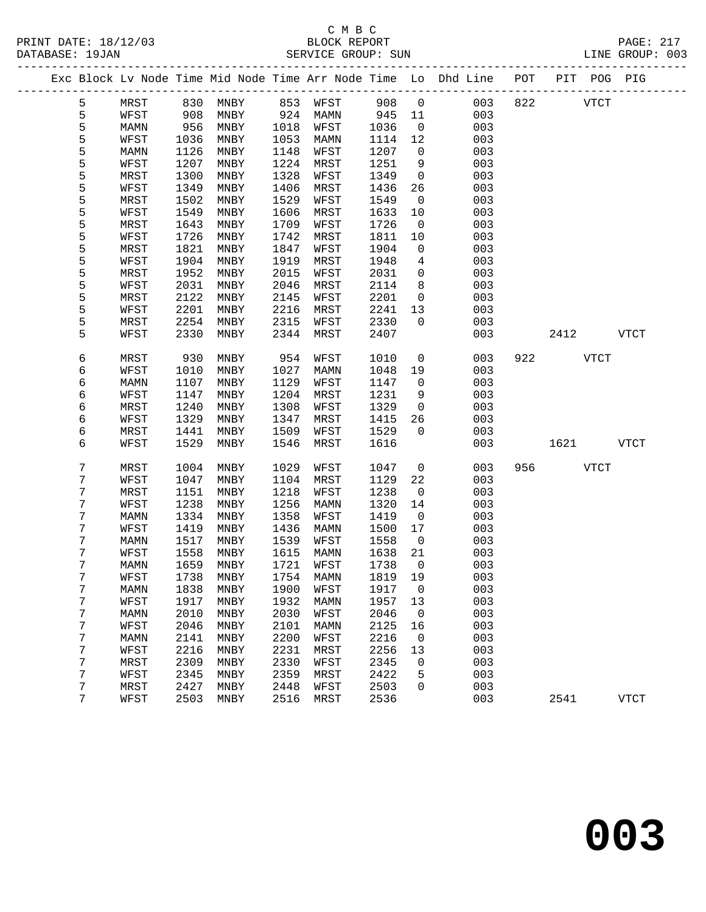C M B C
BLOCK REPORT
SERVICE GROUP: SUN

PRINT DATE: 18/12/03
DATABASE: 19JAN
LINE GROUP: 003

| Exc | Block | Lv | Node | Time | Mid Node | Time | Arr Node | Time | Lo | Dhd | Line | POT | PIT | POG | PIG |
|---|---|---|---|---|---|---|---|---|---|---|---|---|---|---|---|
| | 5 | | MRST | 830 | MNBY | 853 | WFST | 908 | 0 | | 003 | 822 | | VTCT | |
| | 5 | | WFST | 908 | MNBY | 924 | MAMN | 945 | 11 | | 003 | | | | |
| | 5 | | MAMN | 956 | MNBY | 1018 | WFST | 1036 | 0 | | 003 | | | | |
| | 5 | | WFST | 1036 | MNBY | 1053 | MAMN | 1114 | 12 | | 003 | | | | |
| | 5 | | MAMN | 1126 | MNBY | 1148 | WFST | 1207 | 0 | | 003 | | | | |
| | 5 | | WFST | 1207 | MNBY | 1224 | MRST | 1251 | 9 | | 003 | | | | |
| | 5 | | MRST | 1300 | MNBY | 1328 | WFST | 1349 | 0 | | 003 | | | | |
| | 5 | | WFST | 1349 | MNBY | 1406 | MRST | 1436 | 26 | | 003 | | | | |
| | 5 | | MRST | 1502 | MNBY | 1529 | WFST | 1549 | 0 | | 003 | | | | |
| | 5 | | WFST | 1549 | MNBY | 1606 | MRST | 1633 | 10 | | 003 | | | | |
| | 5 | | MRST | 1643 | MNBY | 1709 | WFST | 1726 | 0 | | 003 | | | | |
| | 5 | | WFST | 1726 | MNBY | 1742 | MRST | 1811 | 10 | | 003 | | | | |
| | 5 | | MRST | 1821 | MNBY | 1847 | WFST | 1904 | 0 | | 003 | | | | |
| | 5 | | WFST | 1904 | MNBY | 1919 | MRST | 1948 | 4 | | 003 | | | | |
| | 5 | | MRST | 1952 | MNBY | 2015 | WFST | 2031 | 0 | | 003 | | | | |
| | 5 | | WFST | 2031 | MNBY | 2046 | MRST | 2114 | 8 | | 003 | | | | |
| | 5 | | MRST | 2122 | MNBY | 2145 | WFST | 2201 | 0 | | 003 | | | | |
| | 5 | | WFST | 2201 | MNBY | 2216 | MRST | 2241 | 13 | | 003 | | | | |
| | 5 | | MRST | 2254 | MNBY | 2315 | WFST | 2330 | 0 | | 003 | | | | |
| | 5 | | WFST | 2330 | MNBY | 2344 | MRST | 2407 | | | 003 | | 2412 | | VTCT |
| | 6 | | MRST | 930 | MNBY | 954 | WFST | 1010 | 0 | | 003 | 922 | | VTCT | |
| | 6 | | WFST | 1010 | MNBY | 1027 | MAMN | 1048 | 19 | | 003 | | | | |
| | 6 | | MAMN | 1107 | MNBY | 1129 | WFST | 1147 | 0 | | 003 | | | | |
| | 6 | | WFST | 1147 | MNBY | 1204 | MRST | 1231 | 9 | | 003 | | | | |
| | 6 | | MRST | 1240 | MNBY | 1308 | WFST | 1329 | 0 | | 003 | | | | |
| | 6 | | WFST | 1329 | MNBY | 1347 | MRST | 1415 | 26 | | 003 | | | | |
| | 6 | | MRST | 1441 | MNBY | 1509 | WFST | 1529 | 0 | | 003 | | | | |
| | 6 | | WFST | 1529 | MNBY | 1546 | MRST | 1616 | | | 003 | | 1621 | | VTCT |
| | 7 | | MRST | 1004 | MNBY | 1029 | WFST | 1047 | 0 | | 003 | 956 | | VTCT | |
| | 7 | | WFST | 1047 | MNBY | 1104 | MRST | 1129 | 22 | | 003 | | | | |
| | 7 | | MRST | 1151 | MNBY | 1218 | WFST | 1238 | 0 | | 003 | | | | |
| | 7 | | WFST | 1238 | MNBY | 1256 | MAMN | 1320 | 14 | | 003 | | | | |
| | 7 | | MAMN | 1334 | MNBY | 1358 | WFST | 1419 | 0 | | 003 | | | | |
| | 7 | | WFST | 1419 | MNBY | 1436 | MAMN | 1500 | 17 | | 003 | | | | |
| | 7 | | MAMN | 1517 | MNBY | 1539 | WFST | 1558 | 0 | | 003 | | | | |
| | 7 | | WFST | 1558 | MNBY | 1615 | MAMN | 1638 | 21 | | 003 | | | | |
| | 7 | | MAMN | 1659 | MNBY | 1721 | WFST | 1738 | 0 | | 003 | | | | |
| | 7 | | WFST | 1738 | MNBY | 1754 | MAMN | 1819 | 19 | | 003 | | | | |
| | 7 | | MAMN | 1838 | MNBY | 1900 | WFST | 1917 | 0 | | 003 | | | | |
| | 7 | | WFST | 1917 | MNBY | 1932 | MAMN | 1957 | 13 | | 003 | | | | |
| | 7 | | MAMN | 2010 | MNBY | 2030 | WFST | 2046 | 0 | | 003 | | | | |
| | 7 | | WFST | 2046 | MNBY | 2101 | MAMN | 2125 | 16 | | 003 | | | | |
| | 7 | | MAMN | 2141 | MNBY | 2200 | WFST | 2216 | 0 | | 003 | | | | |
| | 7 | | WFST | 2216 | MNBY | 2231 | MRST | 2256 | 13 | | 003 | | | | |
| | 7 | | MRST | 2309 | MNBY | 2330 | WFST | 2345 | 0 | | 003 | | | | |
| | 7 | | WFST | 2345 | MNBY | 2359 | MRST | 2422 | 5 | | 003 | | | | |
| | 7 | | MRST | 2427 | MNBY | 2448 | WFST | 2503 | 0 | | 003 | | | | |
| | 7 | | WFST | 2503 | MNBY | 2516 | MRST | 2536 | | | 003 | | 2541 | | VTCT |

# 003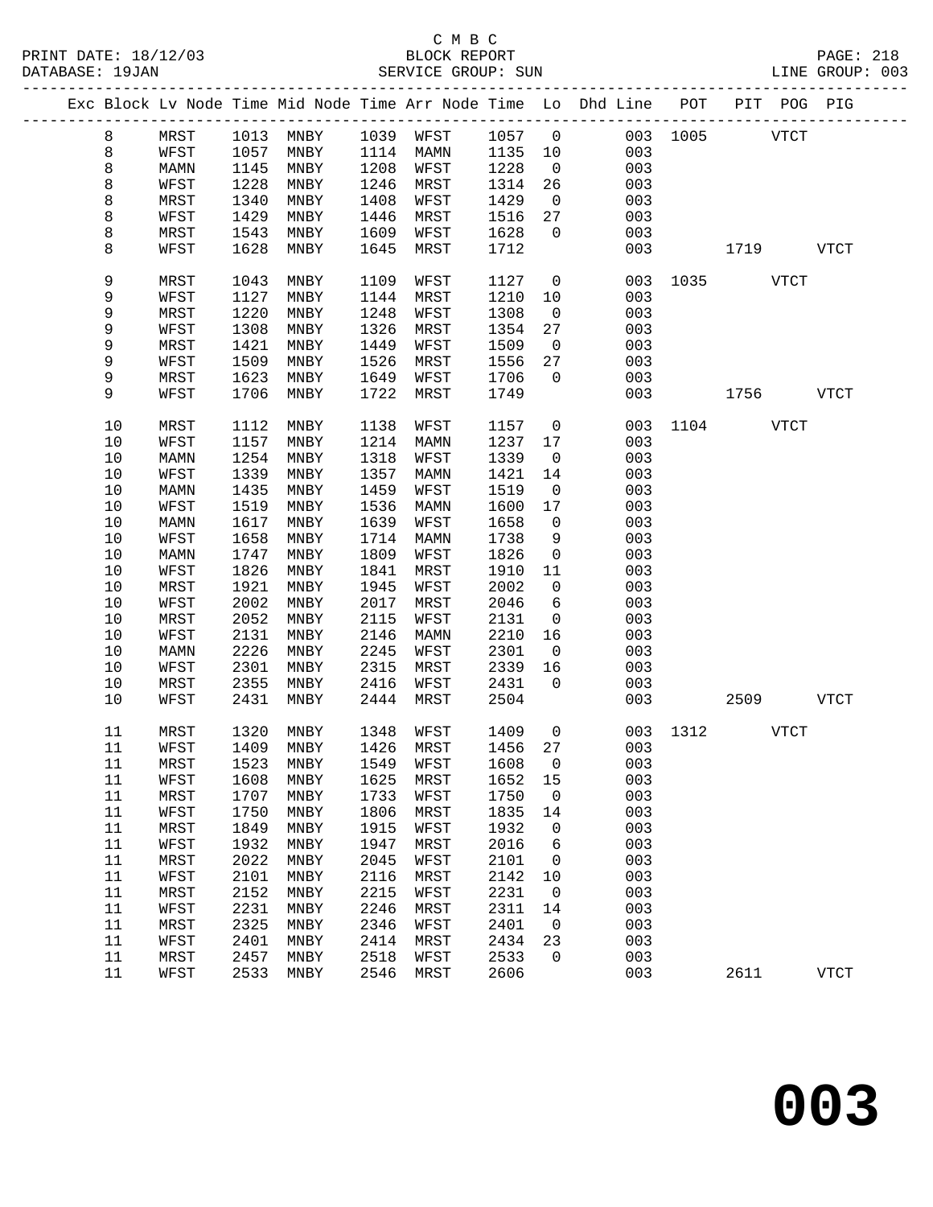C M B C
PRINT DATE: 18/12/03 BLOCK REPORT
DATABASE: 19JAN SERVICE GROUP: SUN LINE GROUP: 003

| Exc | Block | Lv Node | Time | Mid Node | Time | Arr Node | Time | Lo | Dhd Line | POT | PIT | POG | PIG |
|---|---|---|---|---|---|---|---|---|---|---|---|---|---|
| | 8 | MRST | 1013 | MNBY | 1039 | WFST | 1057 | 0 | 003 | 1005 | | VTCT | |
| | 8 | WFST | 1057 | MNBY | 1114 | MAMN | 1135 | 10 | 003 | | | | |
| | 8 | MAMN | 1145 | MNBY | 1208 | WFST | 1228 | 0 | 003 | | | | |
| | 8 | WFST | 1228 | MNBY | 1246 | MRST | 1314 | 26 | 003 | | | | |
| | 8 | MRST | 1340 | MNBY | 1408 | WFST | 1429 | 0 | 003 | | | | |
| | 8 | WFST | 1429 | MNBY | 1446 | MRST | 1516 | 27 | 003 | | | | |
| | 8 | MRST | 1543 | MNBY | 1609 | WFST | 1628 | 0 | 003 | | | | |
| | 8 | WFST | 1628 | MNBY | 1645 | MRST | 1712 | | 003 | | 1719 | | VTCT |
| | 9 | MRST | 1043 | MNBY | 1109 | WFST | 1127 | 0 | 003 | 1035 | | VTCT | |
| | 9 | WFST | 1127 | MNBY | 1144 | MRST | 1210 | 10 | 003 | | | | |
| | 9 | MRST | 1220 | MNBY | 1248 | WFST | 1308 | 0 | 003 | | | | |
| | 9 | WFST | 1308 | MNBY | 1326 | MRST | 1354 | 27 | 003 | | | | |
| | 9 | MRST | 1421 | MNBY | 1449 | WFST | 1509 | 0 | 003 | | | | |
| | 9 | WFST | 1509 | MNBY | 1526 | MRST | 1556 | 27 | 003 | | | | |
| | 9 | MRST | 1623 | MNBY | 1649 | WFST | 1706 | 0 | 003 | | | | |
| | 9 | WFST | 1706 | MNBY | 1722 | MRST | 1749 | | 003 | | 1756 | | VTCT |
| | 10 | MRST | 1112 | MNBY | 1138 | WFST | 1157 | 0 | 003 | 1104 | | VTCT | |
| | 10 | WFST | 1157 | MNBY | 1214 | MAMN | 1237 | 17 | 003 | | | | |
| | 10 | MAMN | 1254 | MNBY | 1318 | WFST | 1339 | 0 | 003 | | | | |
| | 10 | WFST | 1339 | MNBY | 1357 | MAMN | 1421 | 14 | 003 | | | | |
| | 10 | MAMN | 1435 | MNBY | 1459 | WFST | 1519 | 0 | 003 | | | | |
| | 10 | WFST | 1519 | MNBY | 1536 | MAMN | 1600 | 17 | 003 | | | | |
| | 10 | MAMN | 1617 | MNBY | 1639 | WFST | 1658 | 0 | 003 | | | | |
| | 10 | WFST | 1658 | MNBY | 1714 | MAMN | 1738 | 9 | 003 | | | | |
| | 10 | MAMN | 1747 | MNBY | 1809 | WFST | 1826 | 0 | 003 | | | | |
| | 10 | WFST | 1826 | MNBY | 1841 | MRST | 1910 | 11 | 003 | | | | |
| | 10 | MRST | 1921 | MNBY | 1945 | WFST | 2002 | 0 | 003 | | | | |
| | 10 | WFST | 2002 | MNBY | 2017 | MRST | 2046 | 6 | 003 | | | | |
| | 10 | MRST | 2052 | MNBY | 2115 | WFST | 2131 | 0 | 003 | | | | |
| | 10 | WFST | 2131 | MNBY | 2146 | MAMN | 2210 | 16 | 003 | | | | |
| | 10 | MAMN | 2226 | MNBY | 2245 | WFST | 2301 | 0 | 003 | | | | |
| | 10 | WFST | 2301 | MNBY | 2315 | MRST | 2339 | 16 | 003 | | | | |
| | 10 | MRST | 2355 | MNBY | 2416 | WFST | 2431 | 0 | 003 | | | | |
| | 10 | WFST | 2431 | MNBY | 2444 | MRST | 2504 | | 003 | | 2509 | | VTCT |
| | 11 | MRST | 1320 | MNBY | 1348 | WFST | 1409 | 0 | 003 | 1312 | | VTCT | |
| | 11 | WFST | 1409 | MNBY | 1426 | MRST | 1456 | 27 | 003 | | | | |
| | 11 | MRST | 1523 | MNBY | 1549 | WFST | 1608 | 0 | 003 | | | | |
| | 11 | WFST | 1608 | MNBY | 1625 | MRST | 1652 | 15 | 003 | | | | |
| | 11 | MRST | 1707 | MNBY | 1733 | WFST | 1750 | 0 | 003 | | | | |
| | 11 | WFST | 1750 | MNBY | 1806 | MRST | 1835 | 14 | 003 | | | | |
| | 11 | MRST | 1849 | MNBY | 1915 | WFST | 1932 | 0 | 003 | | | | |
| | 11 | WFST | 1932 | MNBY | 1947 | MRST | 2016 | 6 | 003 | | | | |
| | 11 | MRST | 2022 | MNBY | 2045 | WFST | 2101 | 0 | 003 | | | | |
| | 11 | WFST | 2101 | MNBY | 2116 | MRST | 2142 | 10 | 003 | | | | |
| | 11 | MRST | 2152 | MNBY | 2215 | WFST | 2231 | 0 | 003 | | | | |
| | 11 | WFST | 2231 | MNBY | 2246 | MRST | 2311 | 14 | 003 | | | | |
| | 11 | MRST | 2325 | MNBY | 2346 | WFST | 2401 | 0 | 003 | | | | |
| | 11 | WFST | 2401 | MNBY | 2414 | MRST | 2434 | 23 | 003 | | | | |
| | 11 | MRST | 2457 | MNBY | 2518 | WFST | 2533 | 0 | 003 | | | | |
| | 11 | WFST | 2533 | MNBY | 2546 | MRST | 2606 | | 003 | | 2611 | | VTCT |

**003**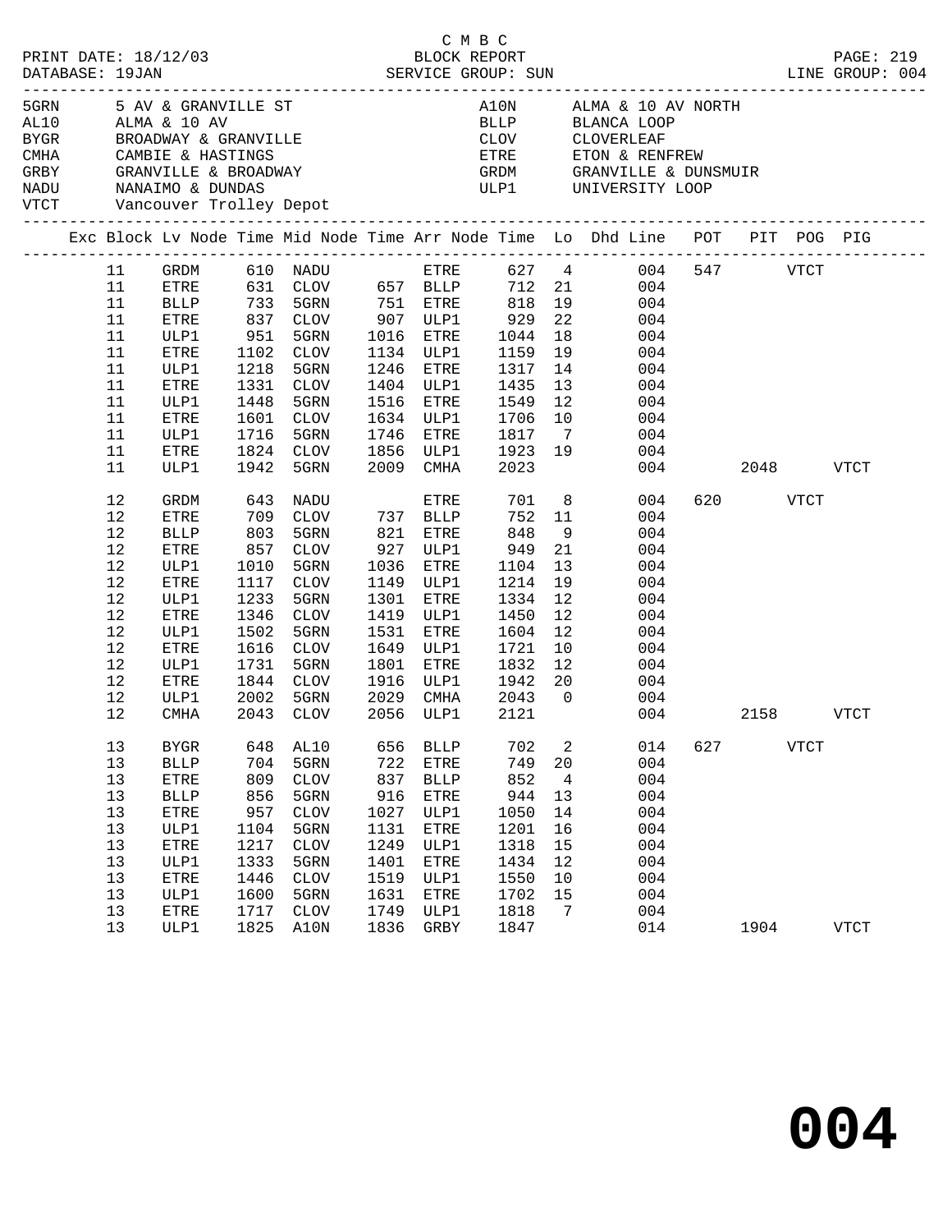C M B C
BLOCK REPORT
SERVICE GROUP: SUN

PRINT DATE: 18/12/03
DATABASE: 19JAN
PAGE: 219
LINE GROUP: 004

| Code | Description | Code | Description |
|---|---|---|---|
| 5GRN | 5 AV & GRANVILLE ST | A10N | ALMA & 10 AV NORTH |
| AL10 | ALMA & 10 AV | BLLP | BLANCA LOOP |
| BYGR | BROADWAY & GRANVILLE | CLOV | CLOVERLEAF |
| CMHA | CAMBIE & HASTINGS | ETRE | ETON & RENFREW |
| GRBY | GRANVILLE & BROADWAY | GRDM | GRANVILLE & DUNSMUIR |
| NADU | NANAIMO & DUNDAS | ULP1 | UNIVERSITY LOOP |
| VTCT | Vancouver Trolley Depot | | |

| Exc | Block | Lv Node | Time | Mid Node | Time | Arr Node | Time | Lo | Dhd Line | POT | PIT | POG | PIG |
|---|---|---|---|---|---|---|---|---|---|---|---|---|---|
| | 11 | GRDM | 610 | NADU | | ETRE | 627 | 4 | 004 | 547 | | VTCT | |
| | 11 | ETRE | 631 | CLOV | 657 | BLLP | 712 | 21 | 004 | | | | |
| | 11 | BLLP | 733 | 5GRN | 751 | ETRE | 818 | 19 | 004 | | | | |
| | 11 | ETRE | 837 | CLOV | 907 | ULP1 | 929 | 22 | 004 | | | | |
| | 11 | ULP1 | 951 | 5GRN | 1016 | ETRE | 1044 | 18 | 004 | | | | |
| | 11 | ETRE | 1102 | CLOV | 1134 | ULP1 | 1159 | 19 | 004 | | | | |
| | 11 | ULP1 | 1218 | 5GRN | 1246 | ETRE | 1317 | 14 | 004 | | | | |
| | 11 | ETRE | 1331 | CLOV | 1404 | ULP1 | 1435 | 13 | 004 | | | | |
| | 11 | ULP1 | 1448 | 5GRN | 1516 | ETRE | 1549 | 12 | 004 | | | | |
| | 11 | ETRE | 1601 | CLOV | 1634 | ULP1 | 1706 | 10 | 004 | | | | |
| | 11 | ULP1 | 1716 | 5GRN | 1746 | ETRE | 1817 | 7 | 004 | | | | |
| | 11 | ETRE | 1824 | CLOV | 1856 | ULP1 | 1923 | 19 | 004 | | | | |
| | 11 | ULP1 | 1942 | 5GRN | 2009 | CMHA | 2023 | | 004 | | 2048 | | VTCT |
| | 12 | GRDM | 643 | NADU | | ETRE | 701 | 8 | 004 | 620 | | VTCT | |
| | 12 | ETRE | 709 | CLOV | 737 | BLLP | 752 | 11 | 004 | | | | |
| | 12 | BLLP | 803 | 5GRN | 821 | ETRE | 848 | 9 | 004 | | | | |
| | 12 | ETRE | 857 | CLOV | 927 | ULP1 | 949 | 21 | 004 | | | | |
| | 12 | ULP1 | 1010 | 5GRN | 1036 | ETRE | 1104 | 13 | 004 | | | | |
| | 12 | ETRE | 1117 | CLOV | 1149 | ULP1 | 1214 | 19 | 004 | | | | |
| | 12 | ULP1 | 1233 | 5GRN | 1301 | ETRE | 1334 | 12 | 004 | | | | |
| | 12 | ETRE | 1346 | CLOV | 1419 | ULP1 | 1450 | 12 | 004 | | | | |
| | 12 | ULP1 | 1502 | 5GRN | 1531 | ETRE | 1604 | 12 | 004 | | | | |
| | 12 | ETRE | 1616 | CLOV | 1649 | ULP1 | 1721 | 10 | 004 | | | | |
| | 12 | ULP1 | 1731 | 5GRN | 1801 | ETRE | 1832 | 12 | 004 | | | | |
| | 12 | ETRE | 1844 | CLOV | 1916 | ULP1 | 1942 | 20 | 004 | | | | |
| | 12 | ULP1 | 2002 | 5GRN | 2029 | CMHA | 2043 | 0 | 004 | | | | |
| | 12 | CMHA | 2043 | CLOV | 2056 | ULP1 | 2121 | | 004 | | 2158 | | VTCT |
| | 13 | BYGR | 648 | AL10 | 656 | BLLP | 702 | 2 | 014 | 627 | | VTCT | |
| | 13 | BLLP | 704 | 5GRN | 722 | ETRE | 749 | 20 | 004 | | | | |
| | 13 | ETRE | 809 | CLOV | 837 | BLLP | 852 | 4 | 004 | | | | |
| | 13 | BLLP | 856 | 5GRN | 916 | ETRE | 944 | 13 | 004 | | | | |
| | 13 | ETRE | 957 | CLOV | 1027 | ULP1 | 1050 | 14 | 004 | | | | |
| | 13 | ULP1 | 1104 | 5GRN | 1131 | ETRE | 1201 | 16 | 004 | | | | |
| | 13 | ETRE | 1217 | CLOV | 1249 | ULP1 | 1318 | 15 | 004 | | | | |
| | 13 | ULP1 | 1333 | 5GRN | 1401 | ETRE | 1434 | 12 | 004 | | | | |
| | 13 | ETRE | 1446 | CLOV | 1519 | ULP1 | 1550 | 10 | 004 | | | | |
| | 13 | ULP1 | 1600 | 5GRN | 1631 | ETRE | 1702 | 15 | 004 | | | | |
| | 13 | ETRE | 1717 | CLOV | 1749 | ULP1 | 1818 | 7 | 004 | | | | |
| | 13 | ULP1 | 1825 | A10N | 1836 | GRBY | 1847 | | 014 | | 1904 | | VTCT |

# 004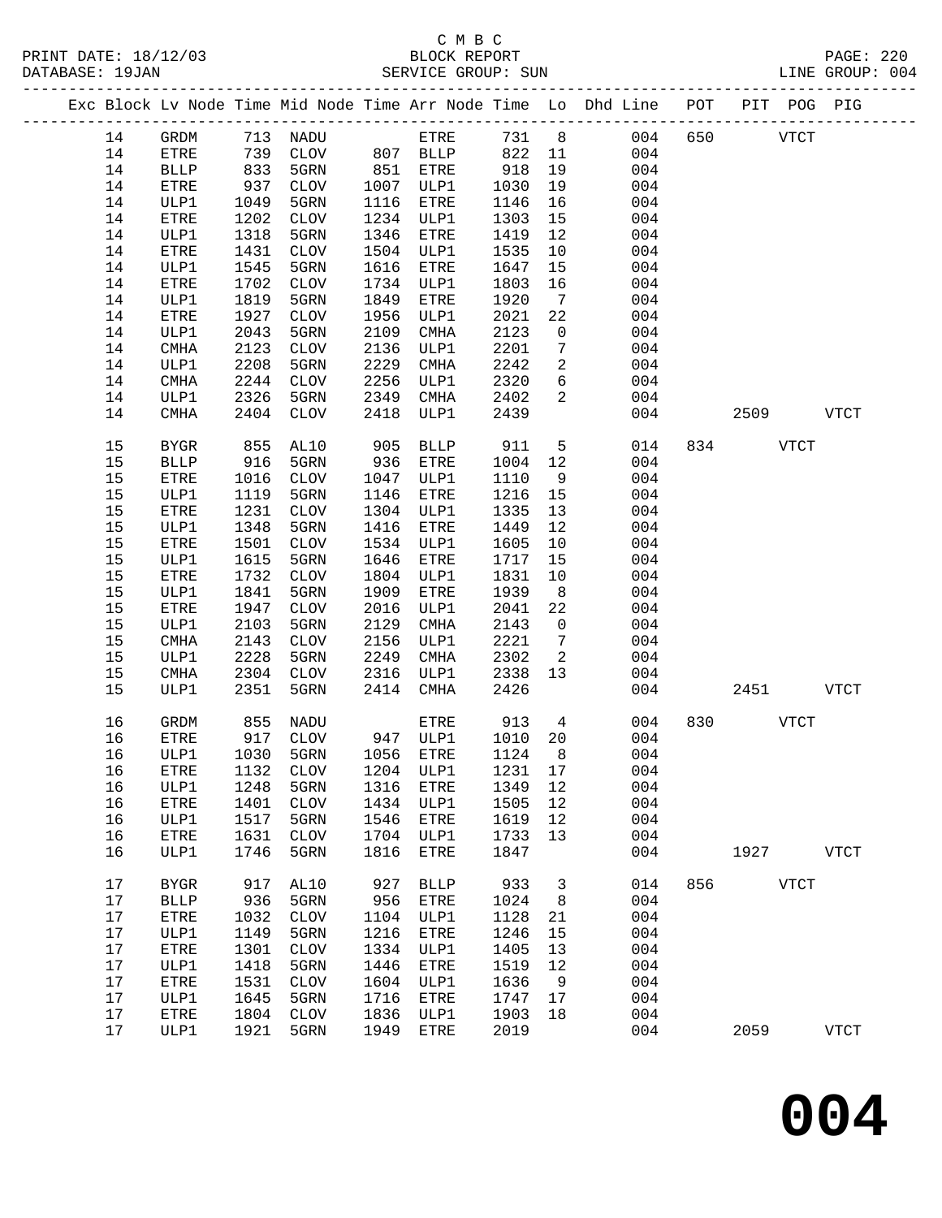C M B C
BLOCK REPORT
SERVICE GROUP: SUN

PRINT DATE: 18/12/03
DATABASE: 19JAN
LINE GROUP: 004

| Exc | Block | Lv | Node | Time | Mid Node | Time | Arr Node | Time | Lo | Dhd Line | POT | PIT | POG | PIG |
|---|---|---|---|---|---|---|---|---|---|---|---|---|---|---|
| | 14 | | GRDM | 713 | NADU | | ETRE | 731 | 8 | 004 | 650 | | VTCT | |
| | 14 | | ETRE | 739 | CLOV | 807 | BLLP | 822 | 11 | 004 | | | | |
| | 14 | | BLLP | 833 | 5GRN | 851 | ETRE | 918 | 19 | 004 | | | | |
| | 14 | | ETRE | 937 | CLOV | 1007 | ULP1 | 1030 | 19 | 004 | | | | |
| | 14 | | ULP1 | 1049 | 5GRN | 1116 | ETRE | 1146 | 16 | 004 | | | | |
| | 14 | | ETRE | 1202 | CLOV | 1234 | ULP1 | 1303 | 15 | 004 | | | | |
| | 14 | | ULP1 | 1318 | 5GRN | 1346 | ETRE | 1419 | 12 | 004 | | | | |
| | 14 | | ETRE | 1431 | CLOV | 1504 | ULP1 | 1535 | 10 | 004 | | | | |
| | 14 | | ULP1 | 1545 | 5GRN | 1616 | ETRE | 1647 | 15 | 004 | | | | |
| | 14 | | ETRE | 1702 | CLOV | 1734 | ULP1 | 1803 | 16 | 004 | | | | |
| | 14 | | ULP1 | 1819 | 5GRN | 1849 | ETRE | 1920 | 7 | 004 | | | | |
| | 14 | | ETRE | 1927 | CLOV | 1956 | ULP1 | 2021 | 22 | 004 | | | | |
| | 14 | | ULP1 | 2043 | 5GRN | 2109 | CMHA | 2123 | 0 | 004 | | | | |
| | 14 | | CMHA | 2123 | CLOV | 2136 | ULP1 | 2201 | 7 | 004 | | | | |
| | 14 | | ULP1 | 2208 | 5GRN | 2229 | CMHA | 2242 | 2 | 004 | | | | |
| | 14 | | CMHA | 2244 | CLOV | 2256 | ULP1 | 2320 | 6 | 004 | | | | |
| | 14 | | ULP1 | 2326 | 5GRN | 2349 | CMHA | 2402 | 2 | 004 | | | | |
| | 14 | | CMHA | 2404 | CLOV | 2418 | ULP1 | 2439 | | 004 | | 2509 | | VTCT |
| | 15 | | BYGR | 855 | AL10 | 905 | BLLP | 911 | 5 | 014 | 834 | | VTCT | |
| | 15 | | BLLP | 916 | 5GRN | 936 | ETRE | 1004 | 12 | 004 | | | | |
| | 15 | | ETRE | 1016 | CLOV | 1047 | ULP1 | 1110 | 9 | 004 | | | | |
| | 15 | | ULP1 | 1119 | 5GRN | 1146 | ETRE | 1216 | 15 | 004 | | | | |
| | 15 | | ETRE | 1231 | CLOV | 1304 | ULP1 | 1335 | 13 | 004 | | | | |
| | 15 | | ULP1 | 1348 | 5GRN | 1416 | ETRE | 1449 | 12 | 004 | | | | |
| | 15 | | ETRE | 1501 | CLOV | 1534 | ULP1 | 1605 | 10 | 004 | | | | |
| | 15 | | ULP1 | 1615 | 5GRN | 1646 | ETRE | 1717 | 15 | 004 | | | | |
| | 15 | | ETRE | 1732 | CLOV | 1804 | ULP1 | 1831 | 10 | 004 | | | | |
| | 15 | | ULP1 | 1841 | 5GRN | 1909 | ETRE | 1939 | 8 | 004 | | | | |
| | 15 | | ETRE | 1947 | CLOV | 2016 | ULP1 | 2041 | 22 | 004 | | | | |
| | 15 | | ULP1 | 2103 | 5GRN | 2129 | CMHA | 2143 | 0 | 004 | | | | |
| | 15 | | CMHA | 2143 | CLOV | 2156 | ULP1 | 2221 | 7 | 004 | | | | |
| | 15 | | ULP1 | 2228 | 5GRN | 2249 | CMHA | 2302 | 2 | 004 | | | | |
| | 15 | | CMHA | 2304 | CLOV | 2316 | ULP1 | 2338 | 13 | 004 | | | | |
| | 15 | | ULP1 | 2351 | 5GRN | 2414 | CMHA | 2426 | | 004 | | 2451 | | VTCT |
| | 16 | | GRDM | 855 | NADU | | ETRE | 913 | 4 | 004 | 830 | | VTCT | |
| | 16 | | ETRE | 917 | CLOV | 947 | ULP1 | 1010 | 20 | 004 | | | | |
| | 16 | | ULP1 | 1030 | 5GRN | 1056 | ETRE | 1124 | 8 | 004 | | | | |
| | 16 | | ETRE | 1132 | CLOV | 1204 | ULP1 | 1231 | 17 | 004 | | | | |
| | 16 | | ULP1 | 1248 | 5GRN | 1316 | ETRE | 1349 | 12 | 004 | | | | |
| | 16 | | ETRE | 1401 | CLOV | 1434 | ULP1 | 1505 | 12 | 004 | | | | |
| | 16 | | ULP1 | 1517 | 5GRN | 1546 | ETRE | 1619 | 12 | 004 | | | | |
| | 16 | | ETRE | 1631 | CLOV | 1704 | ULP1 | 1733 | 13 | 004 | | | | |
| | 16 | | ULP1 | 1746 | 5GRN | 1816 | ETRE | 1847 | | 004 | | 1927 | | VTCT |
| | 17 | | BYGR | 917 | AL10 | 927 | BLLP | 933 | 3 | 014 | 856 | | VTCT | |
| | 17 | | BLLP | 936 | 5GRN | 956 | ETRE | 1024 | 8 | 004 | | | | |
| | 17 | | ETRE | 1032 | CLOV | 1104 | ULP1 | 1128 | 21 | 004 | | | | |
| | 17 | | ULP1 | 1149 | 5GRN | 1216 | ETRE | 1246 | 15 | 004 | | | | |
| | 17 | | ETRE | 1301 | CLOV | 1334 | ULP1 | 1405 | 13 | 004 | | | | |
| | 17 | | ULP1 | 1418 | 5GRN | 1446 | ETRE | 1519 | 12 | 004 | | | | |
| | 17 | | ETRE | 1531 | CLOV | 1604 | ULP1 | 1636 | 9 | 004 | | | | |
| | 17 | | ULP1 | 1645 | 5GRN | 1716 | ETRE | 1747 | 17 | 004 | | | | |
| | 17 | | ETRE | 1804 | CLOV | 1836 | ULP1 | 1903 | 18 | 004 | | | | |
| | 17 | | ULP1 | 1921 | 5GRN | 1949 | ETRE | 2019 | | 004 | | 2059 | | VTCT |

**004**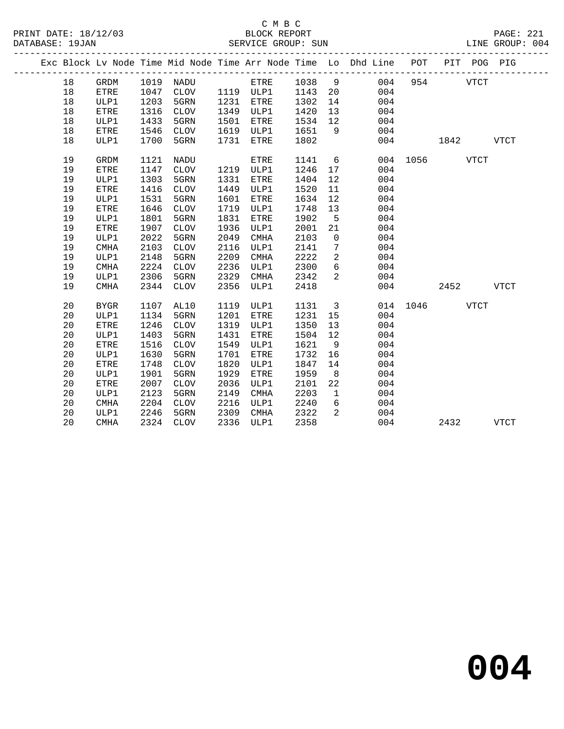C M B C

PRINT DATE: 18/12/03 BLOCK REPORT PAGE: 221
DATABASE: 19JAN SERVICE GROUP: SUN LINE GROUP: 004

| Exc | Block | Lv | Node | Time | Mid Node | Time | Arr Node | Time | Lo | Dhd Line | POT | PIT | POG | PIG |
|---|---|---|---|---|---|---|---|---|---|---|---|---|---|---|
| | 18 | | GRDM | 1019 | NADU | | ETRE | 1038 | 9 | 004 | 954 | | VTCT | |
| | 18 | | ETRE | 1047 | CLOV | 1119 | ULP1 | 1143 | 20 | 004 | | | | |
| | 18 | | ULP1 | 1203 | 5GRN | 1231 | ETRE | 1302 | 14 | 004 | | | | |
| | 18 | | ETRE | 1316 | CLOV | 1349 | ULP1 | 1420 | 13 | 004 | | | | |
| | 18 | | ULP1 | 1433 | 5GRN | 1501 | ETRE | 1534 | 12 | 004 | | | | |
| | 18 | | ETRE | 1546 | CLOV | 1619 | ULP1 | 1651 | 9 | 004 | | | | |
| | 18 | | ULP1 | 1700 | 5GRN | 1731 | ETRE | 1802 | | 004 | | 1842 | | VTCT |
| | 19 | | GRDM | 1121 | NADU | | ETRE | 1141 | 6 | 004 | 1056 | | VTCT | |
| | 19 | | ETRE | 1147 | CLOV | 1219 | ULP1 | 1246 | 17 | 004 | | | | |
| | 19 | | ULP1 | 1303 | 5GRN | 1331 | ETRE | 1404 | 12 | 004 | | | | |
| | 19 | | ETRE | 1416 | CLOV | 1449 | ULP1 | 1520 | 11 | 004 | | | | |
| | 19 | | ULP1 | 1531 | 5GRN | 1601 | ETRE | 1634 | 12 | 004 | | | | |
| | 19 | | ETRE | 1646 | CLOV | 1719 | ULP1 | 1748 | 13 | 004 | | | | |
| | 19 | | ULP1 | 1801 | 5GRN | 1831 | ETRE | 1902 | 5 | 004 | | | | |
| | 19 | | ETRE | 1907 | CLOV | 1936 | ULP1 | 2001 | 21 | 004 | | | | |
| | 19 | | ULP1 | 2022 | 5GRN | 2049 | CMHA | 2103 | 0 | 004 | | | | |
| | 19 | | CMHA | 2103 | CLOV | 2116 | ULP1 | 2141 | 7 | 004 | | | | |
| | 19 | | ULP1 | 2148 | 5GRN | 2209 | CMHA | 2222 | 2 | 004 | | | | |
| | 19 | | CMHA | 2224 | CLOV | 2236 | ULP1 | 2300 | 6 | 004 | | | | |
| | 19 | | ULP1 | 2306 | 5GRN | 2329 | CMHA | 2342 | 2 | 004 | | | | |
| | 19 | | CMHA | 2344 | CLOV | 2356 | ULP1 | 2418 | | 004 | | 2452 | | VTCT |
| | 20 | | BYGR | 1107 | AL10 | 1119 | ULP1 | 1131 | 3 | 014 | 1046 | | VTCT | |
| | 20 | | ULP1 | 1134 | 5GRN | 1201 | ETRE | 1231 | 15 | 004 | | | | |
| | 20 | | ETRE | 1246 | CLOV | 1319 | ULP1 | 1350 | 13 | 004 | | | | |
| | 20 | | ULP1 | 1403 | 5GRN | 1431 | ETRE | 1504 | 12 | 004 | | | | |
| | 20 | | ETRE | 1516 | CLOV | 1549 | ULP1 | 1621 | 9 | 004 | | | | |
| | 20 | | ULP1 | 1630 | 5GRN | 1701 | ETRE | 1732 | 16 | 004 | | | | |
| | 20 | | ETRE | 1748 | CLOV | 1820 | ULP1 | 1847 | 14 | 004 | | | | |
| | 20 | | ULP1 | 1901 | 5GRN | 1929 | ETRE | 1959 | 8 | 004 | | | | |
| | 20 | | ETRE | 2007 | CLOV | 2036 | ULP1 | 2101 | 22 | 004 | | | | |
| | 20 | | ULP1 | 2123 | 5GRN | 2149 | CMHA | 2203 | 1 | 004 | | | | |
| | 20 | | CMHA | 2204 | CLOV | 2216 | ULP1 | 2240 | 6 | 004 | | | | |
| | 20 | | ULP1 | 2246 | 5GRN | 2309 | CMHA | 2322 | 2 | 004 | | | | |
| | 20 | | CMHA | 2324 | CLOV | 2336 | ULP1 | 2358 | | 004 | | 2432 | | VTCT |

**004**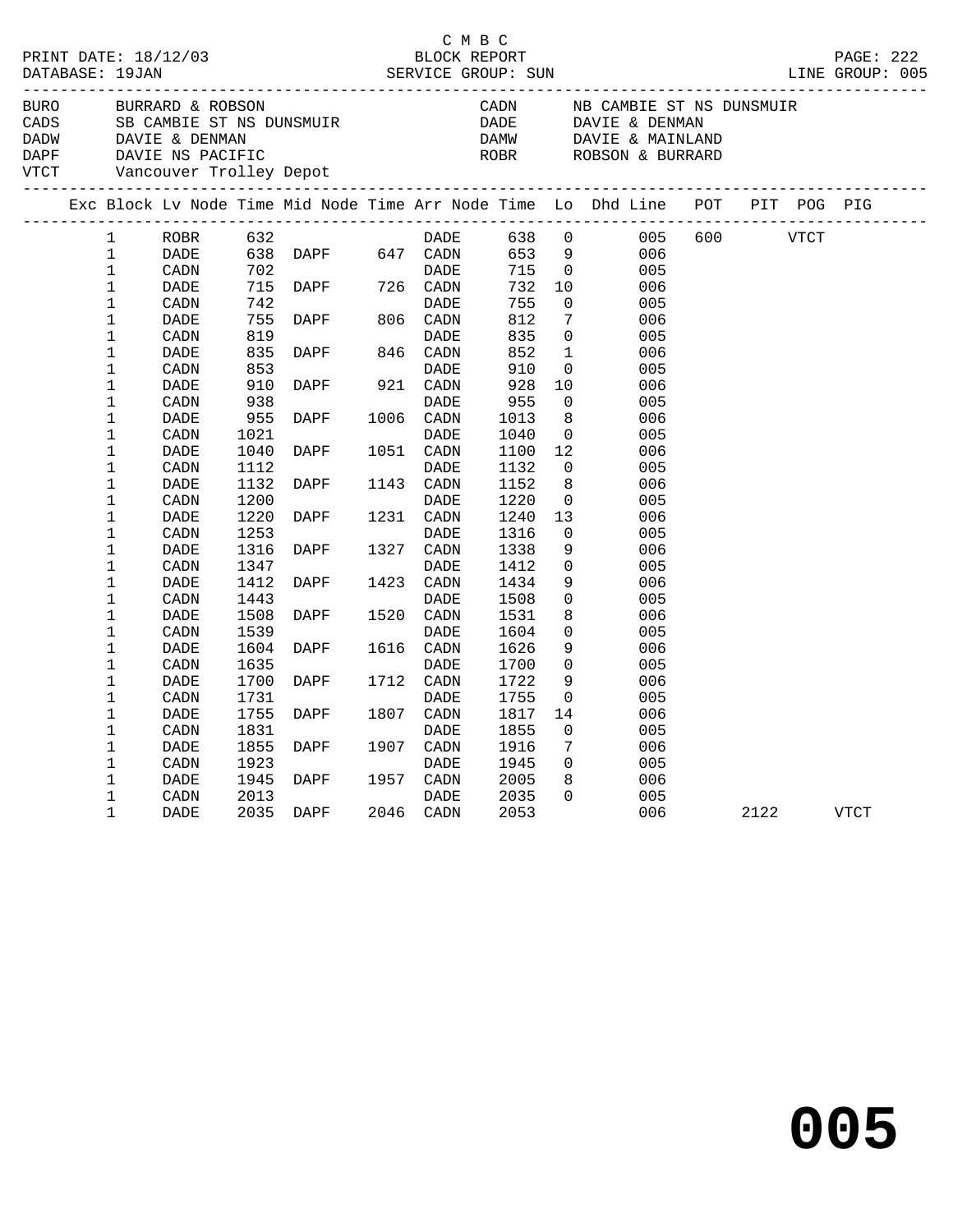C M B C

PRINT DATE: 18/12/03 BLOCK REPORT
DATABASE: 19JAN SERVICE GROUP: SUN LINE GROUP: 005

| Code | Description | Code | Description |
|---|---|---|---|
| BURO | BURRARD & ROBSON | CADN | NB CAMBIE ST NS DUNSMUIR |
| CADS | SB CAMBIE ST NS DUNSMUIR | DADE | DAVIE & DENMAN |
| DADW | DAVIE & DENMAN | DAMW | DAVIE & MAINLAND |
| DAPF | DAVIE NS PACIFIC | ROBR | ROBSON & BURRARD |
| VTCT | Vancouver Trolley Depot | | |

| Exc | Block | Lv Node | Time | Mid Node | Time | Arr Node | Time | Lo | Dhd Line | POT | PIT | POG | PIG |
|---|---|---|---|---|---|---|---|---|---|---|---|---|---|
| | 1 | ROBR | 632 | | | DADE | 638 | 0 | 005 | 600 | | VTCT | |
| | 1 | DADE | 638 | DAPF | 647 | CADN | 653 | 9 | 006 | | | | |
| | 1 | CADN | 702 | | | DADE | 715 | 0 | 005 | | | | |
| | 1 | DADE | 715 | DAPF | 726 | CADN | 732 | 10 | 006 | | | | |
| | 1 | CADN | 742 | | | DADE | 755 | 0 | 005 | | | | |
| | 1 | DADE | 755 | DAPF | 806 | CADN | 812 | 7 | 006 | | | | |
| | 1 | CADN | 819 | | | DADE | 835 | 0 | 005 | | | | |
| | 1 | DADE | 835 | DAPF | 846 | CADN | 852 | 1 | 006 | | | | |
| | 1 | CADN | 853 | | | DADE | 910 | 0 | 005 | | | | |
| | 1 | DADE | 910 | DAPF | 921 | CADN | 928 | 10 | 006 | | | | |
| | 1 | CADN | 938 | | | DADE | 955 | 0 | 005 | | | | |
| | 1 | DADE | 955 | DAPF | 1006 | CADN | 1013 | 8 | 006 | | | | |
| | 1 | CADN | 1021 | | | DADE | 1040 | 0 | 005 | | | | |
| | 1 | DADE | 1040 | DAPF | 1051 | CADN | 1100 | 12 | 006 | | | | |
| | 1 | CADN | 1112 | | | DADE | 1132 | 0 | 005 | | | | |
| | 1 | DADE | 1132 | DAPF | 1143 | CADN | 1152 | 8 | 006 | | | | |
| | 1 | CADN | 1200 | | | DADE | 1220 | 0 | 005 | | | | |
| | 1 | DADE | 1220 | DAPF | 1231 | CADN | 1240 | 13 | 006 | | | | |
| | 1 | CADN | 1253 | | | DADE | 1316 | 0 | 005 | | | | |
| | 1 | DADE | 1316 | DAPF | 1327 | CADN | 1338 | 9 | 006 | | | | |
| | 1 | CADN | 1347 | | | DADE | 1412 | 0 | 005 | | | | |
| | 1 | DADE | 1412 | DAPF | 1423 | CADN | 1434 | 9 | 006 | | | | |
| | 1 | CADN | 1443 | | | DADE | 1508 | 0 | 005 | | | | |
| | 1 | DADE | 1508 | DAPF | 1520 | CADN | 1531 | 8 | 006 | | | | |
| | 1 | CADN | 1539 | | | DADE | 1604 | 0 | 005 | | | | |
| | 1 | DADE | 1604 | DAPF | 1616 | CADN | 1626 | 9 | 006 | | | | |
| | 1 | CADN | 1635 | | | DADE | 1700 | 0 | 005 | | | | |
| | 1 | DADE | 1700 | DAPF | 1712 | CADN | 1722 | 9 | 006 | | | | |
| | 1 | CADN | 1731 | | | DADE | 1755 | 0 | 005 | | | | |
| | 1 | DADE | 1755 | DAPF | 1807 | CADN | 1817 | 14 | 006 | | | | |
| | 1 | CADN | 1831 | | | DADE | 1855 | 0 | 005 | | | | |
| | 1 | DADE | 1855 | DAPF | 1907 | CADN | 1916 | 7 | 006 | | | | |
| | 1 | CADN | 1923 | | | DADE | 1945 | 0 | 005 | | | | |
| | 1 | DADE | 1945 | DAPF | 1957 | CADN | 2005 | 8 | 006 | | | | |
| | 1 | CADN | 2013 | | | DADE | 2035 | 0 | 005 | | | | |
| | 1 | DADE | 2035 | DAPF | 2046 | CADN | 2053 | | 006 | | 2122 | | VTCT |

# 005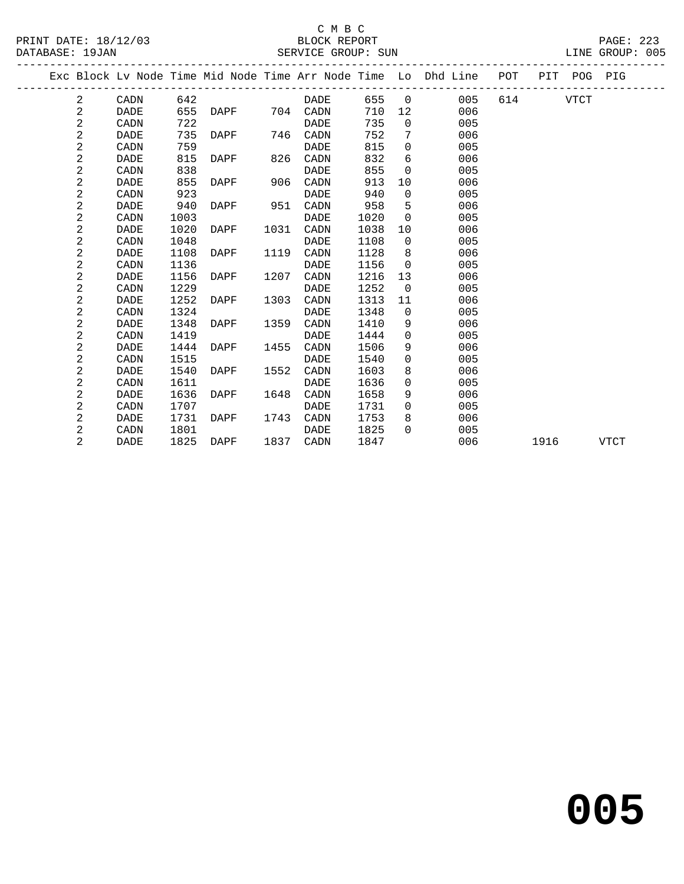C M B C
BLOCK REPORT
SERVICE GROUP: SUN

PRINT DATE: 18/12/03
DATABASE: 19JAN
LINE GROUP: 005

| Exc | Block | Lv Node | Time | Mid Node | Time | Arr Node | Time | Lo | Dhd Line | POT | PIT | POG | PIG |
|---|---|---|---|---|---|---|---|---|---|---|---|---|---|
| | 2 | CADN | 642 | | | DADE | 655 | 0 | 005 | 614 | | VTCT | |
| | 2 | DADE | 655 | DAPF | 704 | CADN | 710 | 12 | 006 | | | | |
| | 2 | CADN | 722 | | | DADE | 735 | 0 | 005 | | | | |
| | 2 | DADE | 735 | DAPF | 746 | CADN | 752 | 7 | 006 | | | | |
| | 2 | CADN | 759 | | | DADE | 815 | 0 | 005 | | | | |
| | 2 | DADE | 815 | DAPF | 826 | CADN | 832 | 6 | 006 | | | | |
| | 2 | CADN | 838 | | | DADE | 855 | 0 | 005 | | | | |
| | 2 | DADE | 855 | DAPF | 906 | CADN | 913 | 10 | 006 | | | | |
| | 2 | CADN | 923 | | | DADE | 940 | 0 | 005 | | | | |
| | 2 | DADE | 940 | DAPF | 951 | CADN | 958 | 5 | 006 | | | | |
| | 2 | CADN | 1003 | | | DADE | 1020 | 0 | 005 | | | | |
| | 2 | DADE | 1020 | DAPF | 1031 | CADN | 1038 | 10 | 006 | | | | |
| | 2 | CADN | 1048 | | | DADE | 1108 | 0 | 005 | | | | |
| | 2 | DADE | 1108 | DAPF | 1119 | CADN | 1128 | 8 | 006 | | | | |
| | 2 | CADN | 1136 | | | DADE | 1156 | 0 | 005 | | | | |
| | 2 | DADE | 1156 | DAPF | 1207 | CADN | 1216 | 13 | 006 | | | | |
| | 2 | CADN | 1229 | | | DADE | 1252 | 0 | 005 | | | | |
| | 2 | DADE | 1252 | DAPF | 1303 | CADN | 1313 | 11 | 006 | | | | |
| | 2 | CADN | 1324 | | | DADE | 1348 | 0 | 005 | | | | |
| | 2 | DADE | 1348 | DAPF | 1359 | CADN | 1410 | 9 | 006 | | | | |
| | 2 | CADN | 1419 | | | DADE | 1444 | 0 | 005 | | | | |
| | 2 | DADE | 1444 | DAPF | 1455 | CADN | 1506 | 9 | 006 | | | | |
| | 2 | CADN | 1515 | | | DADE | 1540 | 0 | 005 | | | | |
| | 2 | DADE | 1540 | DAPF | 1552 | CADN | 1603 | 8 | 006 | | | | |
| | 2 | CADN | 1611 | | | DADE | 1636 | 0 | 005 | | | | |
| | 2 | DADE | 1636 | DAPF | 1648 | CADN | 1658 | 9 | 006 | | | | |
| | 2 | CADN | 1707 | | | DADE | 1731 | 0 | 005 | | | | |
| | 2 | DADE | 1731 | DAPF | 1743 | CADN | 1753 | 8 | 006 | | | | |
| | 2 | CADN | 1801 | | | DADE | 1825 | 0 | 005 | | | | |
| | 2 | DADE | 1825 | DAPF | 1837 | CADN | 1847 | | 006 | | 1916 | | VTCT |

# 005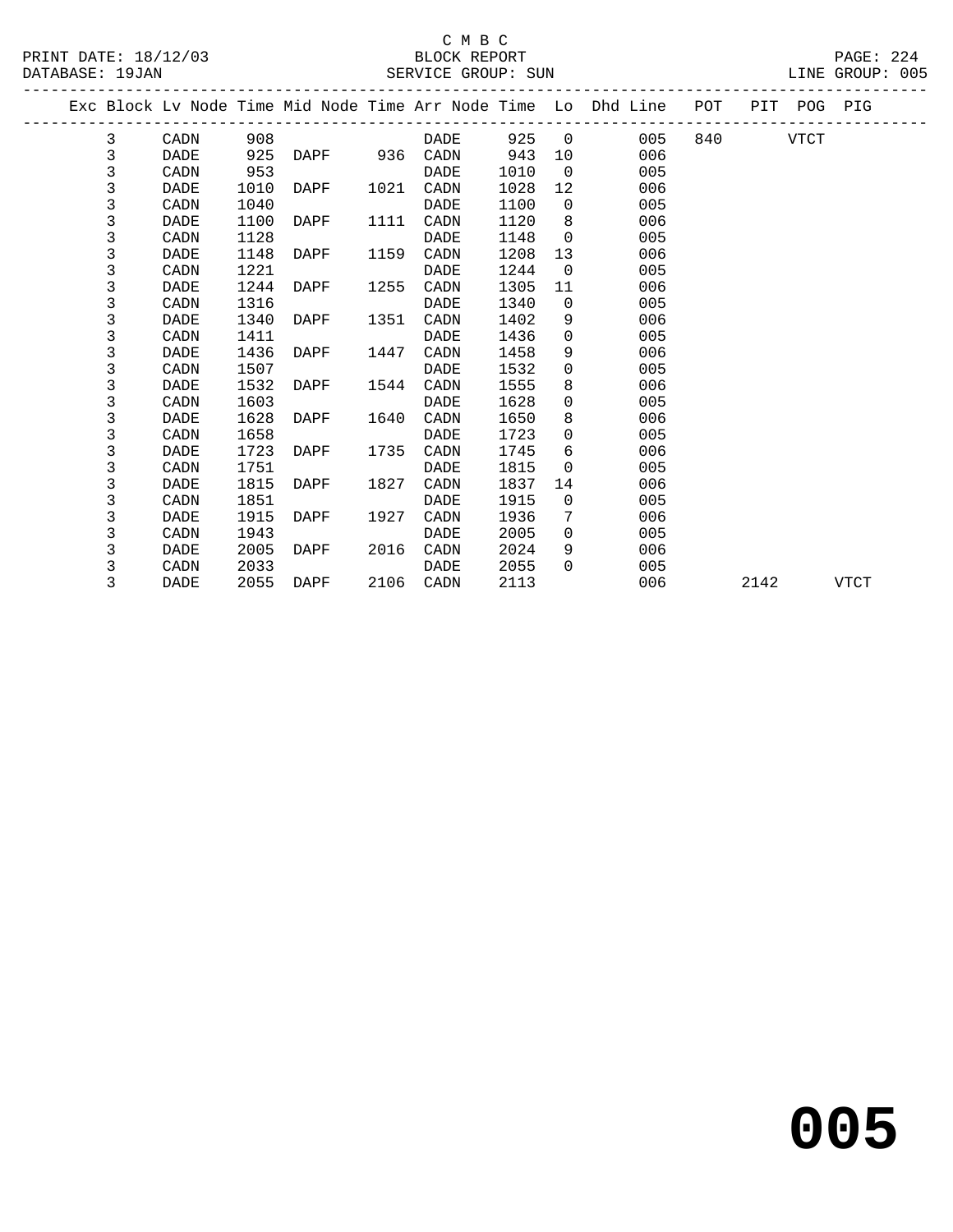C M B C

BLOCK REPORT

SERVICE GROUP: SUN

| Exc | Block | Lv Node | Time | Mid Node | Time | Arr Node | Time | Lo | Dhd Line | POT | PIT | POG | PIG |
|---|---|---|---|---|---|---|---|---|---|---|---|---|---|
| | 3 | CADN | 908 | | | DADE | 925 | 0 | 005 | 840 | | VTCT | |
| | 3 | DADE | 925 | DAPF | 936 | CADN | 943 | 10 | 006 | | | | |
| | 3 | CADN | 953 | | | DADE | 1010 | 0 | 005 | | | | |
| | 3 | DADE | 1010 | DAPF | 1021 | CADN | 1028 | 12 | 006 | | | | |
| | 3 | CADN | 1040 | | | DADE | 1100 | 0 | 005 | | | | |
| | 3 | DADE | 1100 | DAPF | 1111 | CADN | 1120 | 8 | 006 | | | | |
| | 3 | CADN | 1128 | | | DADE | 1148 | 0 | 005 | | | | |
| | 3 | DADE | 1148 | DAPF | 1159 | CADN | 1208 | 13 | 006 | | | | |
| | 3 | CADN | 1221 | | | DADE | 1244 | 0 | 005 | | | | |
| | 3 | DADE | 1244 | DAPF | 1255 | CADN | 1305 | 11 | 006 | | | | |
| | 3 | CADN | 1316 | | | DADE | 1340 | 0 | 005 | | | | |
| | 3 | DADE | 1340 | DAPF | 1351 | CADN | 1402 | 9 | 006 | | | | |
| | 3 | CADN | 1411 | | | DADE | 1436 | 0 | 005 | | | | |
| | 3 | DADE | 1436 | DAPF | 1447 | CADN | 1458 | 9 | 006 | | | | |
| | 3 | CADN | 1507 | | | DADE | 1532 | 0 | 005 | | | | |
| | 3 | DADE | 1532 | DAPF | 1544 | CADN | 1555 | 8 | 006 | | | | |
| | 3 | CADN | 1603 | | | DADE | 1628 | 0 | 005 | | | | |
| | 3 | DADE | 1628 | DAPF | 1640 | CADN | 1650 | 8 | 006 | | | | |
| | 3 | CADN | 1658 | | | DADE | 1723 | 0 | 005 | | | | |
| | 3 | DADE | 1723 | DAPF | 1735 | CADN | 1745 | 6 | 006 | | | | |
| | 3 | CADN | 1751 | | | DADE | 1815 | 0 | 005 | | | | |
| | 3 | DADE | 1815 | DAPF | 1827 | CADN | 1837 | 14 | 006 | | | | |
| | 3 | CADN | 1851 | | | DADE | 1915 | 0 | 005 | | | | |
| | 3 | DADE | 1915 | DAPF | 1927 | CADN | 1936 | 7 | 006 | | | | |
| | 3 | CADN | 1943 | | | DADE | 2005 | 0 | 005 | | | | |
| | 3 | DADE | 2005 | DAPF | 2016 | CADN | 2024 | 9 | 006 | | | | |
| | 3 | CADN | 2033 | | | DADE | 2055 | 0 | 005 | | | | |
| | 3 | DADE | 2055 | DAPF | 2106 | CADN | 2113 | | 006 | | 2142 | | VTCT |

# 005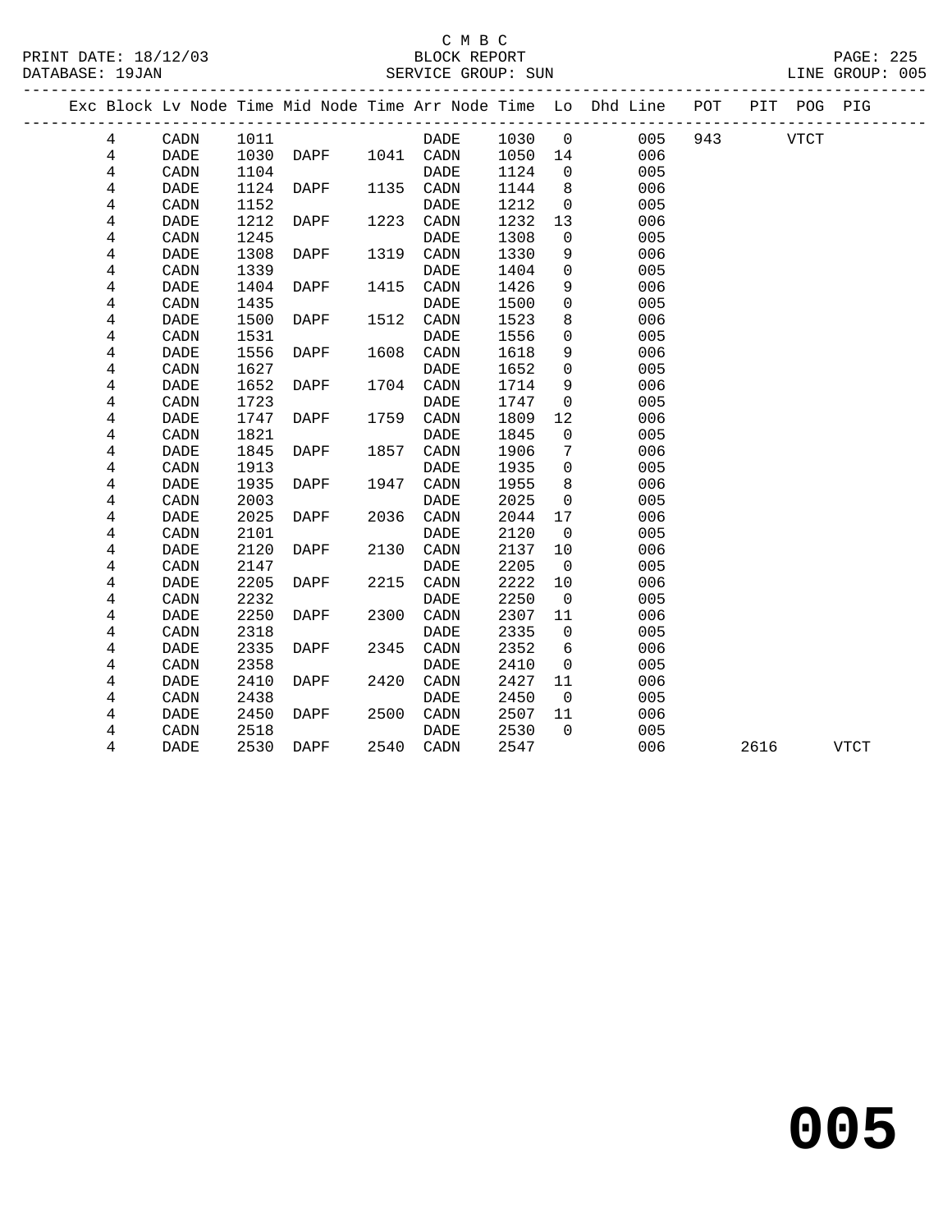C M B C
BLOCK REPORT
SERVICE GROUP: SUN

PRINT DATE: 18/12/03
DATABASE: 19JAN
LINE GROUP: 005

| Exc | Block | Lv Node | Time | Mid Node | Time | Arr Node | Time | Lo | Dhd Line | POT | PIT | POG | PIG |
|---|---|---|---|---|---|---|---|---|---|---|---|---|---|
| | 4 | CADN | 1011 | | | DADE | 1030 | 0 | 005 | 943 | | VTCT | |
| | 4 | DADE | 1030 | DAPF | 1041 | CADN | 1050 | 14 | 006 | | | | |
| | 4 | CADN | 1104 | | | DADE | 1124 | 0 | 005 | | | | |
| | 4 | DADE | 1124 | DAPF | 1135 | CADN | 1144 | 8 | 006 | | | | |
| | 4 | CADN | 1152 | | | DADE | 1212 | 0 | 005 | | | | |
| | 4 | DADE | 1212 | DAPF | 1223 | CADN | 1232 | 13 | 006 | | | | |
| | 4 | CADN | 1245 | | | DADE | 1308 | 0 | 005 | | | | |
| | 4 | DADE | 1308 | DAPF | 1319 | CADN | 1330 | 9 | 006 | | | | |
| | 4 | CADN | 1339 | | | DADE | 1404 | 0 | 005 | | | | |
| | 4 | DADE | 1404 | DAPF | 1415 | CADN | 1426 | 9 | 006 | | | | |
| | 4 | CADN | 1435 | | | DADE | 1500 | 0 | 005 | | | | |
| | 4 | DADE | 1500 | DAPF | 1512 | CADN | 1523 | 8 | 006 | | | | |
| | 4 | CADN | 1531 | | | DADE | 1556 | 0 | 005 | | | | |
| | 4 | DADE | 1556 | DAPF | 1608 | CADN | 1618 | 9 | 006 | | | | |
| | 4 | CADN | 1627 | | | DADE | 1652 | 0 | 005 | | | | |
| | 4 | DADE | 1652 | DAPF | 1704 | CADN | 1714 | 9 | 006 | | | | |
| | 4 | CADN | 1723 | | | DADE | 1747 | 0 | 005 | | | | |
| | 4 | DADE | 1747 | DAPF | 1759 | CADN | 1809 | 12 | 006 | | | | |
| | 4 | CADN | 1821 | | | DADE | 1845 | 0 | 005 | | | | |
| | 4 | DADE | 1845 | DAPF | 1857 | CADN | 1906 | 7 | 006 | | | | |
| | 4 | CADN | 1913 | | | DADE | 1935 | 0 | 005 | | | | |
| | 4 | DADE | 1935 | DAPF | 1947 | CADN | 1955 | 8 | 006 | | | | |
| | 4 | CADN | 2003 | | | DADE | 2025 | 0 | 005 | | | | |
| | 4 | DADE | 2025 | DAPF | 2036 | CADN | 2044 | 17 | 006 | | | | |
| | 4 | CADN | 2101 | | | DADE | 2120 | 0 | 005 | | | | |
| | 4 | DADE | 2120 | DAPF | 2130 | CADN | 2137 | 10 | 006 | | | | |
| | 4 | CADN | 2147 | | | DADE | 2205 | 0 | 005 | | | | |
| | 4 | DADE | 2205 | DAPF | 2215 | CADN | 2222 | 10 | 006 | | | | |
| | 4 | CADN | 2232 | | | DADE | 2250 | 0 | 005 | | | | |
| | 4 | DADE | 2250 | DAPF | 2300 | CADN | 2307 | 11 | 006 | | | | |
| | 4 | CADN | 2318 | | | DADE | 2335 | 0 | 005 | | | | |
| | 4 | DADE | 2335 | DAPF | 2345 | CADN | 2352 | 6 | 006 | | | | |
| | 4 | CADN | 2358 | | | DADE | 2410 | 0 | 005 | | | | |
| | 4 | DADE | 2410 | DAPF | 2420 | CADN | 2427 | 11 | 006 | | | | |
| | 4 | CADN | 2438 | | | DADE | 2450 | 0 | 005 | | | | |
| | 4 | DADE | 2450 | DAPF | 2500 | CADN | 2507 | 11 | 006 | | | | |
| | 4 | CADN | 2518 | | | DADE | 2530 | 0 | 005 | | | | |
| | 4 | DADE | 2530 | DAPF | 2540 | CADN | 2547 | | 006 | | 2616 | | VTCT |

# 005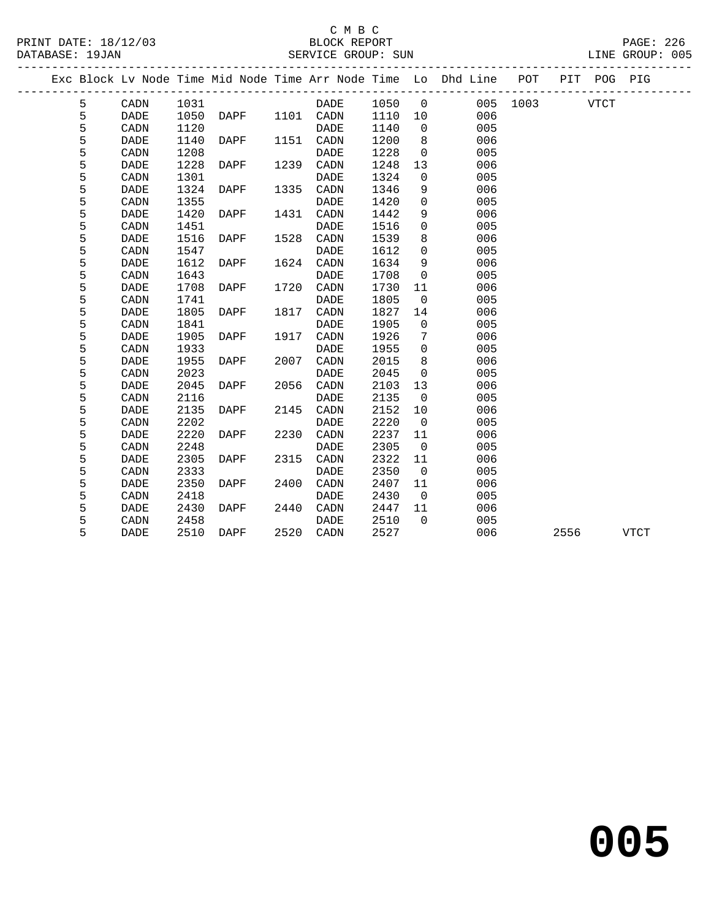C M B C

BLOCK REPORT

SERVICE GROUP: SUN

| Exc | Block | Lv Node | Time | Mid Node | Time | Arr Node | Time | Lo | Dhd Line | POT | PIT | POG | PIG |
|---|---|---|---|---|---|---|---|---|---|---|---|---|---|
| | 5 | CADN | 1031 | | | DADE | 1050 | 0 | 005 | 1003 | | VTCT | |
| | 5 | DADE | 1050 | DAPF | 1101 | CADN | 1110 | 10 | 006 | | | | |
| | 5 | CADN | 1120 | | | DADE | 1140 | 0 | 005 | | | | |
| | 5 | DADE | 1140 | DAPF | 1151 | CADN | 1200 | 8 | 006 | | | | |
| | 5 | CADN | 1208 | | | DADE | 1228 | 0 | 005 | | | | |
| | 5 | DADE | 1228 | DAPF | 1239 | CADN | 1248 | 13 | 006 | | | | |
| | 5 | CADN | 1301 | | | DADE | 1324 | 0 | 005 | | | | |
| | 5 | DADE | 1324 | DAPF | 1335 | CADN | 1346 | 9 | 006 | | | | |
| | 5 | CADN | 1355 | | | DADE | 1420 | 0 | 005 | | | | |
| | 5 | DADE | 1420 | DAPF | 1431 | CADN | 1442 | 9 | 006 | | | | |
| | 5 | CADN | 1451 | | | DADE | 1516 | 0 | 005 | | | | |
| | 5 | DADE | 1516 | DAPF | 1528 | CADN | 1539 | 8 | 006 | | | | |
| | 5 | CADN | 1547 | | | DADE | 1612 | 0 | 005 | | | | |
| | 5 | DADE | 1612 | DAPF | 1624 | CADN | 1634 | 9 | 006 | | | | |
| | 5 | CADN | 1643 | | | DADE | 1708 | 0 | 005 | | | | |
| | 5 | DADE | 1708 | DAPF | 1720 | CADN | 1730 | 11 | 006 | | | | |
| | 5 | CADN | 1741 | | | DADE | 1805 | 0 | 005 | | | | |
| | 5 | DADE | 1805 | DAPF | 1817 | CADN | 1827 | 14 | 006 | | | | |
| | 5 | CADN | 1841 | | | DADE | 1905 | 0 | 005 | | | | |
| | 5 | DADE | 1905 | DAPF | 1917 | CADN | 1926 | 7 | 006 | | | | |
| | 5 | CADN | 1933 | | | DADE | 1955 | 0 | 005 | | | | |
| | 5 | DADE | 1955 | DAPF | 2007 | CADN | 2015 | 8 | 006 | | | | |
| | 5 | CADN | 2023 | | | DADE | 2045 | 0 | 005 | | | | |
| | 5 | DADE | 2045 | DAPF | 2056 | CADN | 2103 | 13 | 006 | | | | |
| | 5 | CADN | 2116 | | | DADE | 2135 | 0 | 005 | | | | |
| | 5 | DADE | 2135 | DAPF | 2145 | CADN | 2152 | 10 | 006 | | | | |
| | 5 | CADN | 2202 | | | DADE | 2220 | 0 | 005 | | | | |
| | 5 | DADE | 2220 | DAPF | 2230 | CADN | 2237 | 11 | 006 | | | | |
| | 5 | CADN | 2248 | | | DADE | 2305 | 0 | 005 | | | | |
| | 5 | DADE | 2305 | DAPF | 2315 | CADN | 2322 | 11 | 006 | | | | |
| | 5 | CADN | 2333 | | | DADE | 2350 | 0 | 005 | | | | |
| | 5 | DADE | 2350 | DAPF | 2400 | CADN | 2407 | 11 | 006 | | | | |
| | 5 | CADN | 2418 | | | DADE | 2430 | 0 | 005 | | | | |
| | 5 | DADE | 2430 | DAPF | 2440 | CADN | 2447 | 11 | 006 | | | | |
| | 5 | CADN | 2458 | | | DADE | 2510 | 0 | 005 | | | | |
| | 5 | DADE | 2510 | DAPF | 2520 | CADN | 2527 | | 006 | | 2556 | | VTCT |

# 005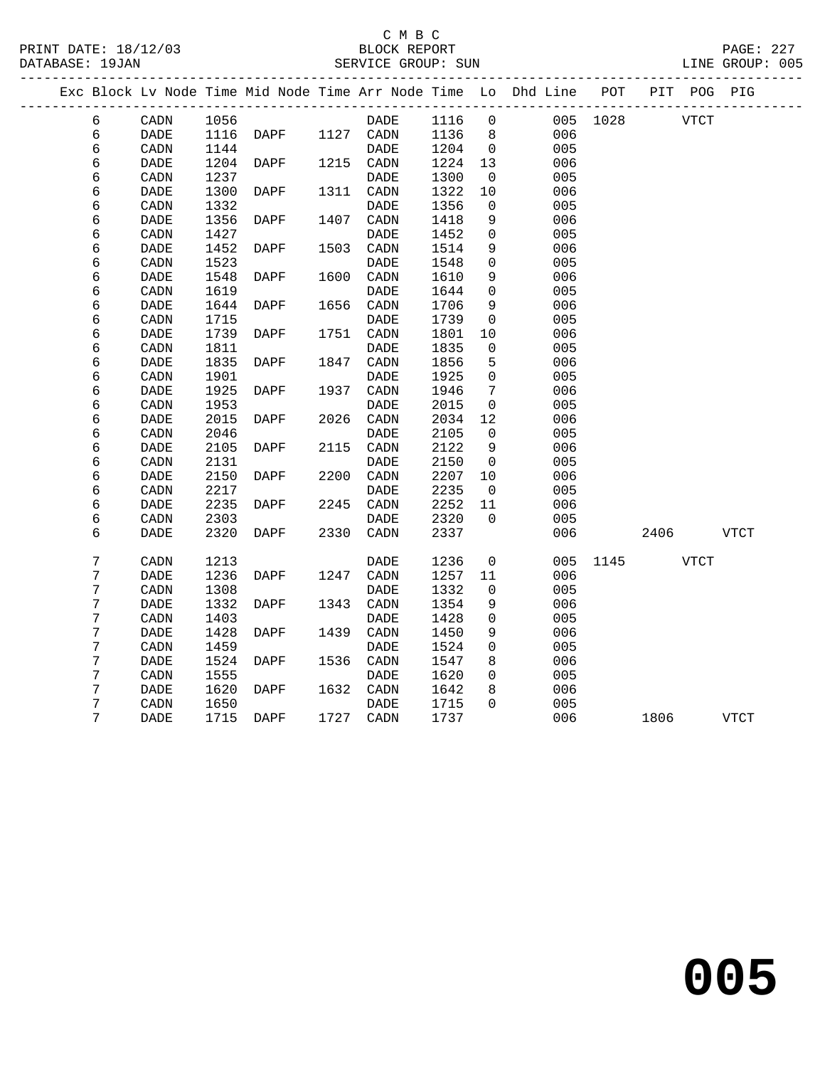C M B C
BLOCK REPORT
SERVICE GROUP: SUN

PRINT DATE: 18/12/03
DATABASE: 19JAN
LINE GROUP: 005

| Exc | Block | Lv Node | Time | Mid Node | Time | Arr Node | Time | Lo | Dhd Line | POT | PIT | POG | PIG |
|---|---|---|---|---|---|---|---|---|---|---|---|---|---|
| | 6 | CADN | 1056 | | | DADE | 1116 | 0 | 005 | 1028 | | VTCT | |
| | 6 | DADE | 1116 | DAPF | 1127 | CADN | 1136 | 8 | 006 | | | | |
| | 6 | CADN | 1144 | | | DADE | 1204 | 0 | 005 | | | | |
| | 6 | DADE | 1204 | DAPF | 1215 | CADN | 1224 | 13 | 006 | | | | |
| | 6 | CADN | 1237 | | | DADE | 1300 | 0 | 005 | | | | |
| | 6 | DADE | 1300 | DAPF | 1311 | CADN | 1322 | 10 | 006 | | | | |
| | 6 | CADN | 1332 | | | DADE | 1356 | 0 | 005 | | | | |
| | 6 | DADE | 1356 | DAPF | 1407 | CADN | 1418 | 9 | 006 | | | | |
| | 6 | CADN | 1427 | | | DADE | 1452 | 0 | 005 | | | | |
| | 6 | DADE | 1452 | DAPF | 1503 | CADN | 1514 | 9 | 006 | | | | |
| | 6 | CADN | 1523 | | | DADE | 1548 | 0 | 005 | | | | |
| | 6 | DADE | 1548 | DAPF | 1600 | CADN | 1610 | 9 | 006 | | | | |
| | 6 | CADN | 1619 | | | DADE | 1644 | 0 | 005 | | | | |
| | 6 | DADE | 1644 | DAPF | 1656 | CADN | 1706 | 9 | 006 | | | | |
| | 6 | CADN | 1715 | | | DADE | 1739 | 0 | 005 | | | | |
| | 6 | DADE | 1739 | DAPF | 1751 | CADN | 1801 | 10 | 006 | | | | |
| | 6 | CADN | 1811 | | | DADE | 1835 | 0 | 005 | | | | |
| | 6 | DADE | 1835 | DAPF | 1847 | CADN | 1856 | 5 | 006 | | | | |
| | 6 | CADN | 1901 | | | DADE | 1925 | 0 | 005 | | | | |
| | 6 | DADE | 1925 | DAPF | 1937 | CADN | 1946 | 7 | 006 | | | | |
| | 6 | CADN | 1953 | | | DADE | 2015 | 0 | 005 | | | | |
| | 6 | DADE | 2015 | DAPF | 2026 | CADN | 2034 | 12 | 006 | | | | |
| | 6 | CADN | 2046 | | | DADE | 2105 | 0 | 005 | | | | |
| | 6 | DADE | 2105 | DAPF | 2115 | CADN | 2122 | 9 | 006 | | | | |
| | 6 | CADN | 2131 | | | DADE | 2150 | 0 | 005 | | | | |
| | 6 | DADE | 2150 | DAPF | 2200 | CADN | 2207 | 10 | 006 | | | | |
| | 6 | CADN | 2217 | | | DADE | 2235 | 0 | 005 | | | | |
| | 6 | DADE | 2235 | DAPF | 2245 | CADN | 2252 | 11 | 006 | | | | |
| | 6 | CADN | 2303 | | | DADE | 2320 | 0 | 005 | | | | |
| | 6 | DADE | 2320 | DAPF | 2330 | CADN | 2337 | | 006 | | 2406 | | VTCT |
| | 7 | CADN | 1213 | | | DADE | 1236 | 0 | 005 | 1145 | | VTCT | |
| | 7 | DADE | 1236 | DAPF | 1247 | CADN | 1257 | 11 | 006 | | | | |
| | 7 | CADN | 1308 | | | DADE | 1332 | 0 | 005 | | | | |
| | 7 | DADE | 1332 | DAPF | 1343 | CADN | 1354 | 9 | 006 | | | | |
| | 7 | CADN | 1403 | | | DADE | 1428 | 0 | 005 | | | | |
| | 7 | DADE | 1428 | DAPF | 1439 | CADN | 1450 | 9 | 006 | | | | |
| | 7 | CADN | 1459 | | | DADE | 1524 | 0 | 005 | | | | |
| | 7 | DADE | 1524 | DAPF | 1536 | CADN | 1547 | 8 | 006 | | | | |
| | 7 | CADN | 1555 | | | DADE | 1620 | 0 | 005 | | | | |
| | 7 | DADE | 1620 | DAPF | 1632 | CADN | 1642 | 8 | 006 | | | | |
| | 7 | CADN | 1650 | | | DADE | 1715 | 0 | 005 | | | | |
| | 7 | DADE | 1715 | DAPF | 1727 | CADN | 1737 | | 006 | | 1806 | | VTCT |

**005**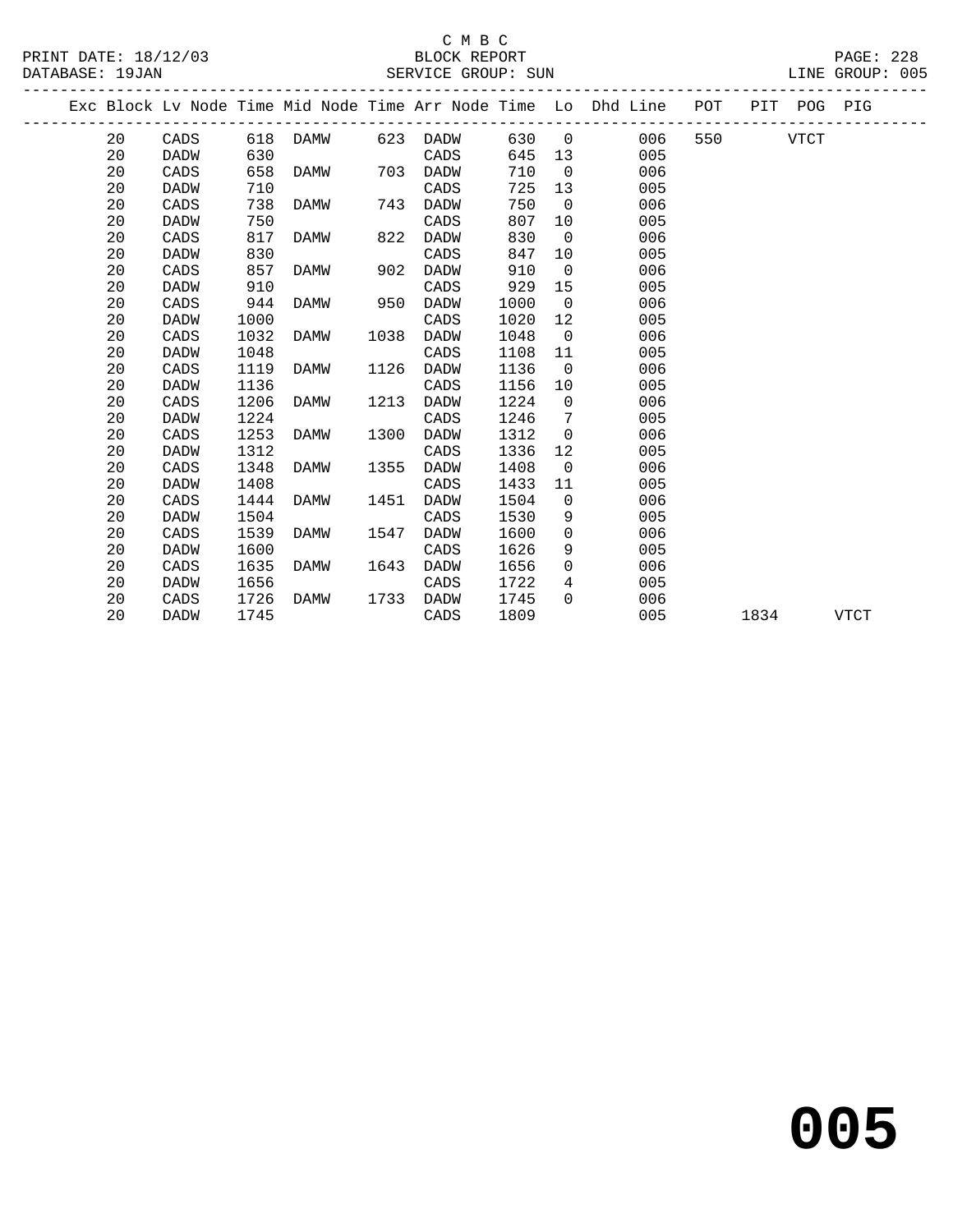C M B C
BLOCK REPORT
SERVICE GROUP: SUN

PRINT DATE: 18/12/03
DATABASE: 19JAN
LINE GROUP: 005

| Exc | Block | Lv Node | Time | Mid Node | Time | Arr Node | Time | Lo | Dhd Line | POT | PIT | POG | PIG |
|---|---|---|---|---|---|---|---|---|---|---|---|---|---|
| | 20 | CADS | 618 | DAMW | 623 | DADW | 630 | 0 | 006 | 550 | | VTCT | |
| | 20 | DADW | 630 | | | CADS | 645 | 13 | 005 | | | | |
| | 20 | CADS | 658 | DAMW | 703 | DADW | 710 | 0 | 006 | | | | |
| | 20 | DADW | 710 | | | CADS | 725 | 13 | 005 | | | | |
| | 20 | CADS | 738 | DAMW | 743 | DADW | 750 | 0 | 006 | | | | |
| | 20 | DADW | 750 | | | CADS | 807 | 10 | 005 | | | | |
| | 20 | CADS | 817 | DAMW | 822 | DADW | 830 | 0 | 006 | | | | |
| | 20 | DADW | 830 | | | CADS | 847 | 10 | 005 | | | | |
| | 20 | CADS | 857 | DAMW | 902 | DADW | 910 | 0 | 006 | | | | |
| | 20 | DADW | 910 | | | CADS | 929 | 15 | 005 | | | | |
| | 20 | CADS | 944 | DAMW | 950 | DADW | 1000 | 0 | 006 | | | | |
| | 20 | DADW | 1000 | | | CADS | 1020 | 12 | 005 | | | | |
| | 20 | CADS | 1032 | DAMW | 1038 | DADW | 1048 | 0 | 006 | | | | |
| | 20 | DADW | 1048 | | | CADS | 1108 | 11 | 005 | | | | |
| | 20 | CADS | 1119 | DAMW | 1126 | DADW | 1136 | 0 | 006 | | | | |
| | 20 | DADW | 1136 | | | CADS | 1156 | 10 | 005 | | | | |
| | 20 | CADS | 1206 | DAMW | 1213 | DADW | 1224 | 0 | 006 | | | | |
| | 20 | DADW | 1224 | | | CADS | 1246 | 7 | 005 | | | | |
| | 20 | CADS | 1253 | DAMW | 1300 | DADW | 1312 | 0 | 006 | | | | |
| | 20 | DADW | 1312 | | | CADS | 1336 | 12 | 005 | | | | |
| | 20 | CADS | 1348 | DAMW | 1355 | DADW | 1408 | 0 | 006 | | | | |
| | 20 | DADW | 1408 | | | CADS | 1433 | 11 | 005 | | | | |
| | 20 | CADS | 1444 | DAMW | 1451 | DADW | 1504 | 0 | 006 | | | | |
| | 20 | DADW | 1504 | | | CADS | 1530 | 9 | 005 | | | | |
| | 20 | CADS | 1539 | DAMW | 1547 | DADW | 1600 | 0 | 006 | | | | |
| | 20 | DADW | 1600 | | | CADS | 1626 | 9 | 005 | | | | |
| | 20 | CADS | 1635 | DAMW | 1643 | DADW | 1656 | 0 | 006 | | | | |
| | 20 | DADW | 1656 | | | CADS | 1722 | 4 | 005 | | | | |
| | 20 | CADS | 1726 | DAMW | 1733 | DADW | 1745 | 0 | 006 | | | | |
| | 20 | DADW | 1745 | | | CADS | 1809 | | 005 | | 1834 | | VTCT |

**005**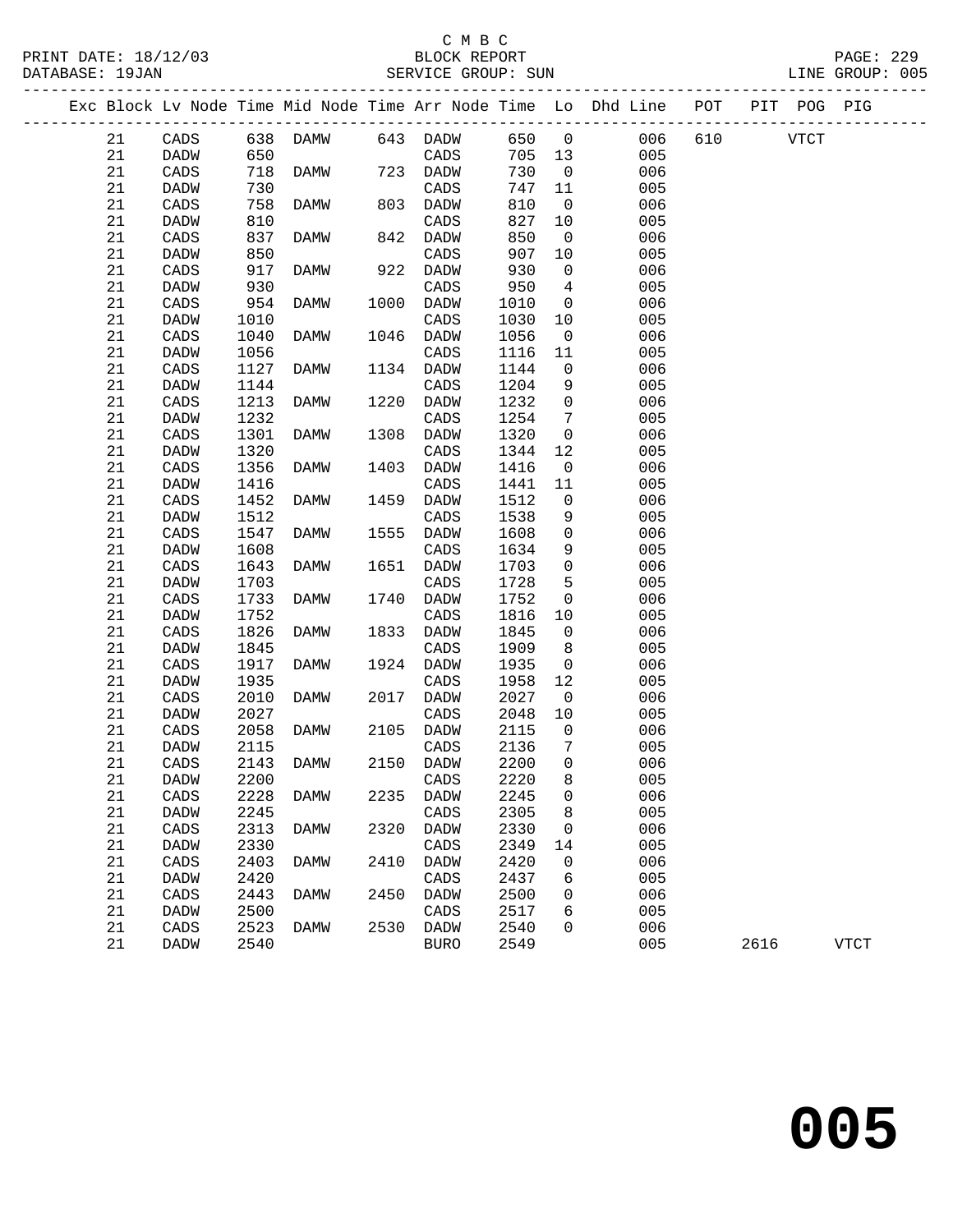C M B C

PRINT DATE: 18/12/03 BLOCK REPORT

DATABASE: 19JAN SERVICE GROUP: SUN LINE GROUP: 005

| Exc | Block | Lv | Node | Time | Mid Node | Time | Arr Node | Time | Lo | Dhd Line | POT | PIT | POG | PIG |
|---|---|---|---|---|---|---|---|---|---|---|---|---|---|---|
| | 21 | | CADS | 638 | DAMW | 643 | DADW | 650 | 0 | 006 | 610 | | VTCT | |
| | 21 | | DADW | 650 | | | CADS | 705 | 13 | 005 | | | | |
| | 21 | | CADS | 718 | DAMW | 723 | DADW | 730 | 0 | 006 | | | | |
| | 21 | | DADW | 730 | | | CADS | 747 | 11 | 005 | | | | |
| | 21 | | CADS | 758 | DAMW | 803 | DADW | 810 | 0 | 006 | | | | |
| | 21 | | DADW | 810 | | | CADS | 827 | 10 | 005 | | | | |
| | 21 | | CADS | 837 | DAMW | 842 | DADW | 850 | 0 | 006 | | | | |
| | 21 | | DADW | 850 | | | CADS | 907 | 10 | 005 | | | | |
| | 21 | | CADS | 917 | DAMW | 922 | DADW | 930 | 0 | 006 | | | | |
| | 21 | | DADW | 930 | | | CADS | 950 | 4 | 005 | | | | |
| | 21 | | CADS | 954 | DAMW | 1000 | DADW | 1010 | 0 | 006 | | | | |
| | 21 | | DADW | 1010 | | | CADS | 1030 | 10 | 005 | | | | |
| | 21 | | CADS | 1040 | DAMW | 1046 | DADW | 1056 | 0 | 006 | | | | |
| | 21 | | DADW | 1056 | | | CADS | 1116 | 11 | 005 | | | | |
| | 21 | | CADS | 1127 | DAMW | 1134 | DADW | 1144 | 0 | 006 | | | | |
| | 21 | | DADW | 1144 | | | CADS | 1204 | 9 | 005 | | | | |
| | 21 | | CADS | 1213 | DAMW | 1220 | DADW | 1232 | 0 | 006 | | | | |
| | 21 | | DADW | 1232 | | | CADS | 1254 | 7 | 005 | | | | |
| | 21 | | CADS | 1301 | DAMW | 1308 | DADW | 1320 | 0 | 006 | | | | |
| | 21 | | DADW | 1320 | | | CADS | 1344 | 12 | 005 | | | | |
| | 21 | | CADS | 1356 | DAMW | 1403 | DADW | 1416 | 0 | 006 | | | | |
| | 21 | | DADW | 1416 | | | CADS | 1441 | 11 | 005 | | | | |
| | 21 | | CADS | 1452 | DAMW | 1459 | DADW | 1512 | 0 | 006 | | | | |
| | 21 | | DADW | 1512 | | | CADS | 1538 | 9 | 005 | | | | |
| | 21 | | CADS | 1547 | DAMW | 1555 | DADW | 1608 | 0 | 006 | | | | |
| | 21 | | DADW | 1608 | | | CADS | 1634 | 9 | 005 | | | | |
| | 21 | | CADS | 1643 | DAMW | 1651 | DADW | 1703 | 0 | 006 | | | | |
| | 21 | | DADW | 1703 | | | CADS | 1728 | 5 | 005 | | | | |
| | 21 | | CADS | 1733 | DAMW | 1740 | DADW | 1752 | 0 | 006 | | | | |
| | 21 | | DADW | 1752 | | | CADS | 1816 | 10 | 005 | | | | |
| | 21 | | CADS | 1826 | DAMW | 1833 | DADW | 1845 | 0 | 006 | | | | |
| | 21 | | DADW | 1845 | | | CADS | 1909 | 8 | 005 | | | | |
| | 21 | | CADS | 1917 | DAMW | 1924 | DADW | 1935 | 0 | 006 | | | | |
| | 21 | | DADW | 1935 | | | CADS | 1958 | 12 | 005 | | | | |
| | 21 | | CADS | 2010 | DAMW | 2017 | DADW | 2027 | 0 | 006 | | | | |
| | 21 | | DADW | 2027 | | | CADS | 2048 | 10 | 005 | | | | |
| | 21 | | CADS | 2058 | DAMW | 2105 | DADW | 2115 | 0 | 006 | | | | |
| | 21 | | DADW | 2115 | | | CADS | 2136 | 7 | 005 | | | | |
| | 21 | | CADS | 2143 | DAMW | 2150 | DADW | 2200 | 0 | 006 | | | | |
| | 21 | | DADW | 2200 | | | CADS | 2220 | 8 | 005 | | | | |
| | 21 | | CADS | 2228 | DAMW | 2235 | DADW | 2245 | 0 | 006 | | | | |
| | 21 | | DADW | 2245 | | | CADS | 2305 | 8 | 005 | | | | |
| | 21 | | CADS | 2313 | DAMW | 2320 | DADW | 2330 | 0 | 006 | | | | |
| | 21 | | DADW | 2330 | | | CADS | 2349 | 14 | 005 | | | | |
| | 21 | | CADS | 2403 | DAMW | 2410 | DADW | 2420 | 0 | 006 | | | | |
| | 21 | | DADW | 2420 | | | CADS | 2437 | 6 | 005 | | | | |
| | 21 | | CADS | 2443 | DAMW | 2450 | DADW | 2500 | 0 | 006 | | | | |
| | 21 | | DADW | 2500 | | | CADS | 2517 | 6 | 005 | | | | |
| | 21 | | CADS | 2523 | DAMW | 2530 | DADW | 2540 | 0 | 006 | | | | |
| | 21 | | DADW | 2540 | | | BURO | 2549 | | 005 | | 2616 | | VTCT |

# 005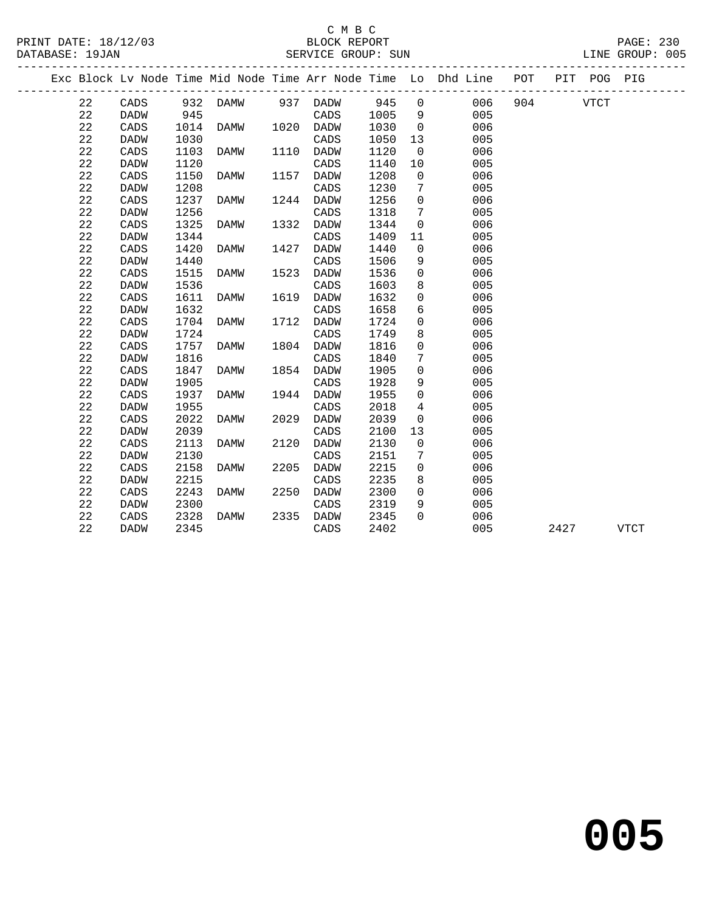C M B C

BLOCK REPORT

SERVICE GROUP: SUN

| Exc | Block | Lv | Node | Time | Mid Node | Time | Arr Node | Time | Lo | Dhd Line | POT | PIT | POG | PIG |
|---|---|---|---|---|---|---|---|---|---|---|---|---|---|---|
| | 22 | | CADS | 932 | DAMW | 937 | DADW | 945 | 0 | 006 | 904 | | VTCT | |
| | 22 | | DADW | 945 | | | CADS | 1005 | 9 | 005 | | | | |
| | 22 | | CADS | 1014 | DAMW | 1020 | DADW | 1030 | 0 | 006 | | | | |
| | 22 | | DADW | 1030 | | | CADS | 1050 | 13 | 005 | | | | |
| | 22 | | CADS | 1103 | DAMW | 1110 | DADW | 1120 | 0 | 006 | | | | |
| | 22 | | DADW | 1120 | | | CADS | 1140 | 10 | 005 | | | | |
| | 22 | | CADS | 1150 | DAMW | 1157 | DADW | 1208 | 0 | 006 | | | | |
| | 22 | | DADW | 1208 | | | CADS | 1230 | 7 | 005 | | | | |
| | 22 | | CADS | 1237 | DAMW | 1244 | DADW | 1256 | 0 | 006 | | | | |
| | 22 | | DADW | 1256 | | | CADS | 1318 | 7 | 005 | | | | |
| | 22 | | CADS | 1325 | DAMW | 1332 | DADW | 1344 | 0 | 006 | | | | |
| | 22 | | DADW | 1344 | | | CADS | 1409 | 11 | 005 | | | | |
| | 22 | | CADS | 1420 | DAMW | 1427 | DADW | 1440 | 0 | 006 | | | | |
| | 22 | | DADW | 1440 | | | CADS | 1506 | 9 | 005 | | | | |
| | 22 | | CADS | 1515 | DAMW | 1523 | DADW | 1536 | 0 | 006 | | | | |
| | 22 | | DADW | 1536 | | | CADS | 1603 | 8 | 005 | | | | |
| | 22 | | CADS | 1611 | DAMW | 1619 | DADW | 1632 | 0 | 006 | | | | |
| | 22 | | DADW | 1632 | | | CADS | 1658 | 6 | 005 | | | | |
| | 22 | | CADS | 1704 | DAMW | 1712 | DADW | 1724 | 0 | 006 | | | | |
| | 22 | | DADW | 1724 | | | CADS | 1749 | 8 | 005 | | | | |
| | 22 | | CADS | 1757 | DAMW | 1804 | DADW | 1816 | 0 | 006 | | | | |
| | 22 | | DADW | 1816 | | | CADS | 1840 | 7 | 005 | | | | |
| | 22 | | CADS | 1847 | DAMW | 1854 | DADW | 1905 | 0 | 006 | | | | |
| | 22 | | DADW | 1905 | | | CADS | 1928 | 9 | 005 | | | | |
| | 22 | | CADS | 1937 | DAMW | 1944 | DADW | 1955 | 0 | 006 | | | | |
| | 22 | | DADW | 1955 | | | CADS | 2018 | 4 | 005 | | | | |
| | 22 | | CADS | 2022 | DAMW | 2029 | DADW | 2039 | 0 | 006 | | | | |
| | 22 | | DADW | 2039 | | | CADS | 2100 | 13 | 005 | | | | |
| | 22 | | CADS | 2113 | DAMW | 2120 | DADW | 2130 | 0 | 006 | | | | |
| | 22 | | DADW | 2130 | | | CADS | 2151 | 7 | 005 | | | | |
| | 22 | | CADS | 2158 | DAMW | 2205 | DADW | 2215 | 0 | 006 | | | | |
| | 22 | | DADW | 2215 | | | CADS | 2235 | 8 | 005 | | | | |
| | 22 | | CADS | 2243 | DAMW | 2250 | DADW | 2300 | 0 | 006 | | | | |
| | 22 | | DADW | 2300 | | | CADS | 2319 | 9 | 005 | | | | |
| | 22 | | CADS | 2328 | DAMW | 2335 | DADW | 2345 | 0 | 006 | | | | |
| | 22 | | DADW | 2345 | | | CADS | 2402 | | 005 | | 2427 | | VTCT |

**005**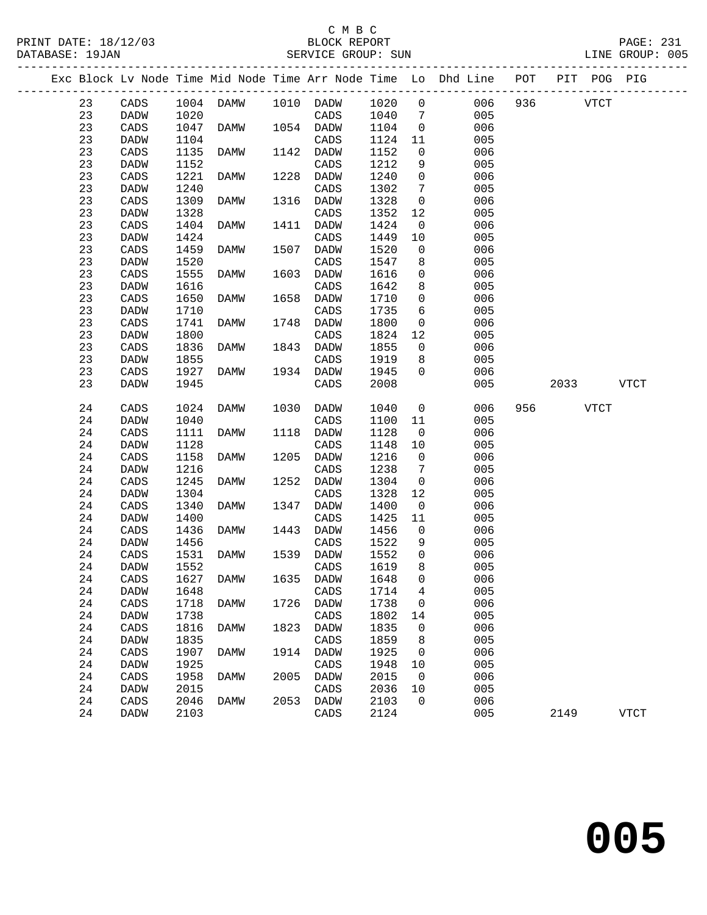C M B C
BLOCK REPORT
SERVICE GROUP: SUN

PRINT DATE: 18/12/03
DATABASE: 19JAN
LINE GROUP: 005

| Exc | Block | Lv | Node | Time | Mid Node | Time | Arr Node | Time | Lo | Dhd Line | POT | PIT | POG | PIG |
|---|---|---|---|---|---|---|---|---|---|---|---|---|---|---|
| | 23 | | CADS | 1004 | DAMW | 1010 | DADW | 1020 | 0 | 006 | 936 | | VTCT | |
| | 23 | | DADW | 1020 | | | CADS | 1040 | 7 | 005 | | | | |
| | 23 | | CADS | 1047 | DAMW | 1054 | DADW | 1104 | 0 | 006 | | | | |
| | 23 | | DADW | 1104 | | | CADS | 1124 | 11 | 005 | | | | |
| | 23 | | CADS | 1135 | DAMW | 1142 | DADW | 1152 | 0 | 006 | | | | |
| | 23 | | DADW | 1152 | | | CADS | 1212 | 9 | 005 | | | | |
| | 23 | | CADS | 1221 | DAMW | 1228 | DADW | 1240 | 0 | 006 | | | | |
| | 23 | | DADW | 1240 | | | CADS | 1302 | 7 | 005 | | | | |
| | 23 | | CADS | 1309 | DAMW | 1316 | DADW | 1328 | 0 | 006 | | | | |
| | 23 | | DADW | 1328 | | | CADS | 1352 | 12 | 005 | | | | |
| | 23 | | CADS | 1404 | DAMW | 1411 | DADW | 1424 | 0 | 006 | | | | |
| | 23 | | DADW | 1424 | | | CADS | 1449 | 10 | 005 | | | | |
| | 23 | | CADS | 1459 | DAMW | 1507 | DADW | 1520 | 0 | 006 | | | | |
| | 23 | | DADW | 1520 | | | CADS | 1547 | 8 | 005 | | | | |
| | 23 | | CADS | 1555 | DAMW | 1603 | DADW | 1616 | 0 | 006 | | | | |
| | 23 | | DADW | 1616 | | | CADS | 1642 | 8 | 005 | | | | |
| | 23 | | CADS | 1650 | DAMW | 1658 | DADW | 1710 | 0 | 006 | | | | |
| | 23 | | DADW | 1710 | | | CADS | 1735 | 6 | 005 | | | | |
| | 23 | | CADS | 1741 | DAMW | 1748 | DADW | 1800 | 0 | 006 | | | | |
| | 23 | | DADW | 1800 | | | CADS | 1824 | 12 | 005 | | | | |
| | 23 | | CADS | 1836 | DAMW | 1843 | DADW | 1855 | 0 | 006 | | | | |
| | 23 | | DADW | 1855 | | | CADS | 1919 | 8 | 005 | | | | |
| | 23 | | CADS | 1927 | DAMW | 1934 | DADW | 1945 | 0 | 006 | | | | |
| | 23 | | DADW | 1945 | | | CADS | 2008 | | 005 | | 2033 | | VTCT |
| | 24 | | CADS | 1024 | DAMW | 1030 | DADW | 1040 | 0 | 006 | 956 | | VTCT | |
| | 24 | | DADW | 1040 | | | CADS | 1100 | 11 | 005 | | | | |
| | 24 | | CADS | 1111 | DAMW | 1118 | DADW | 1128 | 0 | 006 | | | | |
| | 24 | | DADW | 1128 | | | CADS | 1148 | 10 | 005 | | | | |
| | 24 | | CADS | 1158 | DAMW | 1205 | DADW | 1216 | 0 | 006 | | | | |
| | 24 | | DADW | 1216 | | | CADS | 1238 | 7 | 005 | | | | |
| | 24 | | CADS | 1245 | DAMW | 1252 | DADW | 1304 | 0 | 006 | | | | |
| | 24 | | DADW | 1304 | | | CADS | 1328 | 12 | 005 | | | | |
| | 24 | | CADS | 1340 | DAMW | 1347 | DADW | 1400 | 0 | 006 | | | | |
| | 24 | | DADW | 1400 | | | CADS | 1425 | 11 | 005 | | | | |
| | 24 | | CADS | 1436 | DAMW | 1443 | DADW | 1456 | 0 | 006 | | | | |
| | 24 | | DADW | 1456 | | | CADS | 1522 | 9 | 005 | | | | |
| | 24 | | CADS | 1531 | DAMW | 1539 | DADW | 1552 | 0 | 006 | | | | |
| | 24 | | DADW | 1552 | | | CADS | 1619 | 8 | 005 | | | | |
| | 24 | | CADS | 1627 | DAMW | 1635 | DADW | 1648 | 0 | 006 | | | | |
| | 24 | | DADW | 1648 | | | CADS | 1714 | 4 | 005 | | | | |
| | 24 | | CADS | 1718 | DAMW | 1726 | DADW | 1738 | 0 | 006 | | | | |
| | 24 | | DADW | 1738 | | | CADS | 1802 | 14 | 005 | | | | |
| | 24 | | CADS | 1816 | DAMW | 1823 | DADW | 1835 | 0 | 006 | | | | |
| | 24 | | DADW | 1835 | | | CADS | 1859 | 8 | 005 | | | | |
| | 24 | | CADS | 1907 | DAMW | 1914 | DADW | 1925 | 0 | 006 | | | | |
| | 24 | | DADW | 1925 | | | CADS | 1948 | 10 | 005 | | | | |
| | 24 | | CADS | 1958 | DAMW | 2005 | DADW | 2015 | 0 | 006 | | | | |
| | 24 | | DADW | 2015 | | | CADS | 2036 | 10 | 005 | | | | |
| | 24 | | CADS | 2046 | DAMW | 2053 | DADW | 2103 | 0 | 006 | | | | |
| | 24 | | DADW | 2103 | | | CADS | 2124 | | 005 | | 2149 | | VTCT |

# 005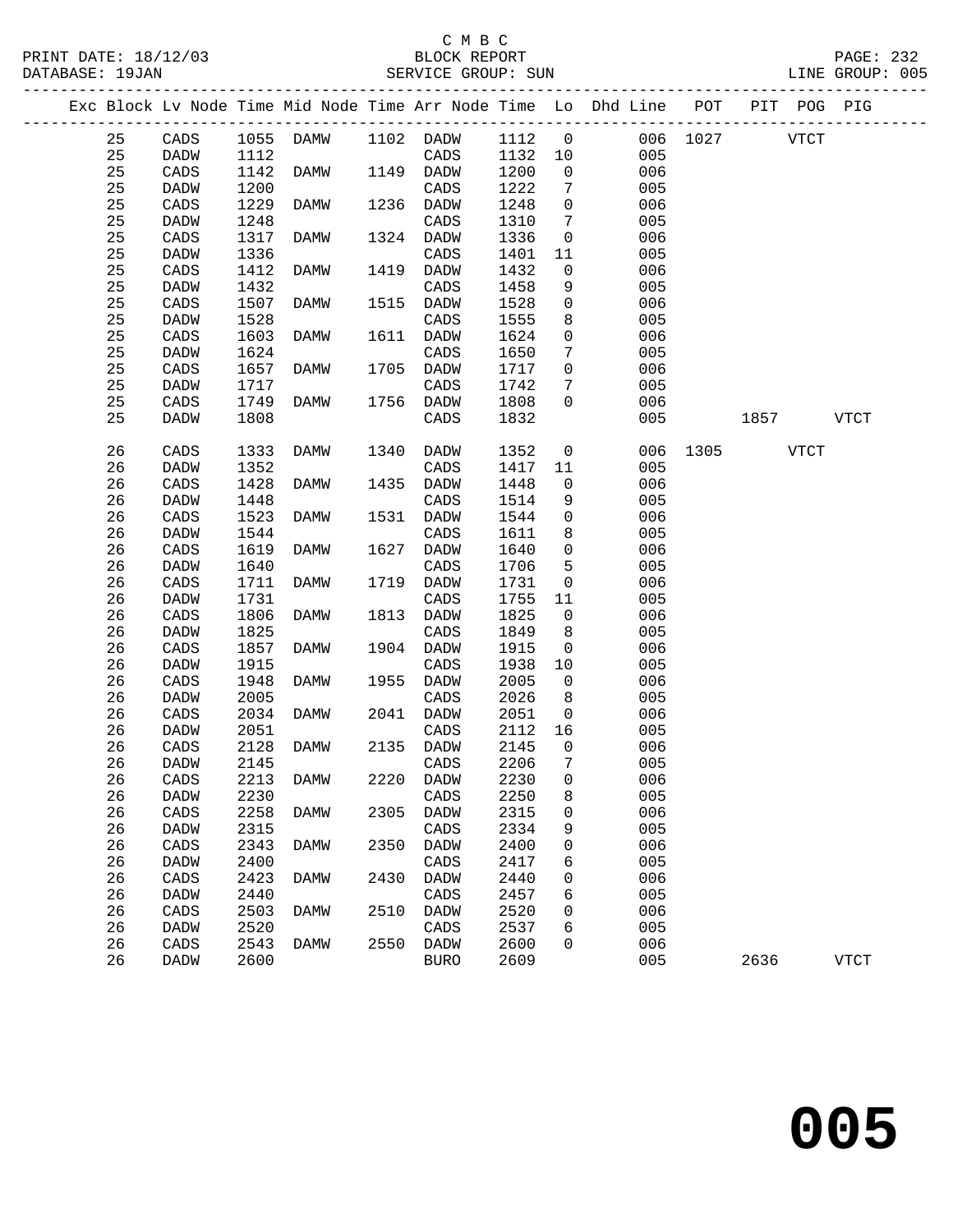C M B C
BLOCK REPORT
SERVICE GROUP: SUN

PRINT DATE: 18/12/03
DATABASE: 19JAN
LINE GROUP: 005

| Exc | Block | Lv | Node | Time | Mid Node | Time | Arr Node | Time | Lo | Dhd Line | POT | PIT | POG | PIG |
|---|---|---|---|---|---|---|---|---|---|---|---|---|---|---|
| | 25 | | CADS | 1055 | DAMW | 1102 | DADW | 1112 | 0 | 006 | 1027 | | VTCT | |
| | 25 | | DADW | 1112 | | | CADS | 1132 | 10 | 005 | | | | |
| | 25 | | CADS | 1142 | DAMW | 1149 | DADW | 1200 | 0 | 006 | | | | |
| | 25 | | DADW | 1200 | | | CADS | 1222 | 7 | 005 | | | | |
| | 25 | | CADS | 1229 | DAMW | 1236 | DADW | 1248 | 0 | 006 | | | | |
| | 25 | | DADW | 1248 | | | CADS | 1310 | 7 | 005 | | | | |
| | 25 | | CADS | 1317 | DAMW | 1324 | DADW | 1336 | 0 | 006 | | | | |
| | 25 | | DADW | 1336 | | | CADS | 1401 | 11 | 005 | | | | |
| | 25 | | CADS | 1412 | DAMW | 1419 | DADW | 1432 | 0 | 006 | | | | |
| | 25 | | DADW | 1432 | | | CADS | 1458 | 9 | 005 | | | | |
| | 25 | | CADS | 1507 | DAMW | 1515 | DADW | 1528 | 0 | 006 | | | | |
| | 25 | | DADW | 1528 | | | CADS | 1555 | 8 | 005 | | | | |
| | 25 | | CADS | 1603 | DAMW | 1611 | DADW | 1624 | 0 | 006 | | | | |
| | 25 | | DADW | 1624 | | | CADS | 1650 | 7 | 005 | | | | |
| | 25 | | CADS | 1657 | DAMW | 1705 | DADW | 1717 | 0 | 006 | | | | |
| | 25 | | DADW | 1717 | | | CADS | 1742 | 7 | 005 | | | | |
| | 25 | | CADS | 1749 | DAMW | 1756 | DADW | 1808 | 0 | 006 | | | | |
| | 25 | | DADW | 1808 | | | CADS | 1832 | | 005 | | 1857 | | VTCT |
| | 26 | | CADS | 1333 | DAMW | 1340 | DADW | 1352 | 0 | 006 | 1305 | | VTCT | |
| | 26 | | DADW | 1352 | | | CADS | 1417 | 11 | 005 | | | | |
| | 26 | | CADS | 1428 | DAMW | 1435 | DADW | 1448 | 0 | 006 | | | | |
| | 26 | | DADW | 1448 | | | CADS | 1514 | 9 | 005 | | | | |
| | 26 | | CADS | 1523 | DAMW | 1531 | DADW | 1544 | 0 | 006 | | | | |
| | 26 | | DADW | 1544 | | | CADS | 1611 | 8 | 005 | | | | |
| | 26 | | CADS | 1619 | DAMW | 1627 | DADW | 1640 | 0 | 006 | | | | |
| | 26 | | DADW | 1640 | | | CADS | 1706 | 5 | 005 | | | | |
| | 26 | | CADS | 1711 | DAMW | 1719 | DADW | 1731 | 0 | 006 | | | | |
| | 26 | | DADW | 1731 | | | CADS | 1755 | 11 | 005 | | | | |
| | 26 | | CADS | 1806 | DAMW | 1813 | DADW | 1825 | 0 | 006 | | | | |
| | 26 | | DADW | 1825 | | | CADS | 1849 | 8 | 005 | | | | |
| | 26 | | CADS | 1857 | DAMW | 1904 | DADW | 1915 | 0 | 006 | | | | |
| | 26 | | DADW | 1915 | | | CADS | 1938 | 10 | 005 | | | | |
| | 26 | | CADS | 1948 | DAMW | 1955 | DADW | 2005 | 0 | 006 | | | | |
| | 26 | | DADW | 2005 | | | CADS | 2026 | 8 | 005 | | | | |
| | 26 | | CADS | 2034 | DAMW | 2041 | DADW | 2051 | 0 | 006 | | | | |
| | 26 | | DADW | 2051 | | | CADS | 2112 | 16 | 005 | | | | |
| | 26 | | CADS | 2128 | DAMW | 2135 | DADW | 2145 | 0 | 006 | | | | |
| | 26 | | DADW | 2145 | | | CADS | 2206 | 7 | 005 | | | | |
| | 26 | | CADS | 2213 | DAMW | 2220 | DADW | 2230 | 0 | 006 | | | | |
| | 26 | | DADW | 2230 | | | CADS | 2250 | 8 | 005 | | | | |
| | 26 | | CADS | 2258 | DAMW | 2305 | DADW | 2315 | 0 | 006 | | | | |
| | 26 | | DADW | 2315 | | | CADS | 2334 | 9 | 005 | | | | |
| | 26 | | CADS | 2343 | DAMW | 2350 | DADW | 2400 | 0 | 006 | | | | |
| | 26 | | DADW | 2400 | | | CADS | 2417 | 6 | 005 | | | | |
| | 26 | | CADS | 2423 | DAMW | 2430 | DADW | 2440 | 0 | 006 | | | | |
| | 26 | | DADW | 2440 | | | CADS | 2457 | 6 | 005 | | | | |
| | 26 | | CADS | 2503 | DAMW | 2510 | DADW | 2520 | 0 | 006 | | | | |
| | 26 | | DADW | 2520 | | | CADS | 2537 | 6 | 005 | | | | |
| | 26 | | CADS | 2543 | DAMW | 2550 | DADW | 2600 | 0 | 006 | | | | |
| | 26 | | DADW | 2600 | | | BURO | 2609 | | 005 | | 2636 | | VTCT |

# 005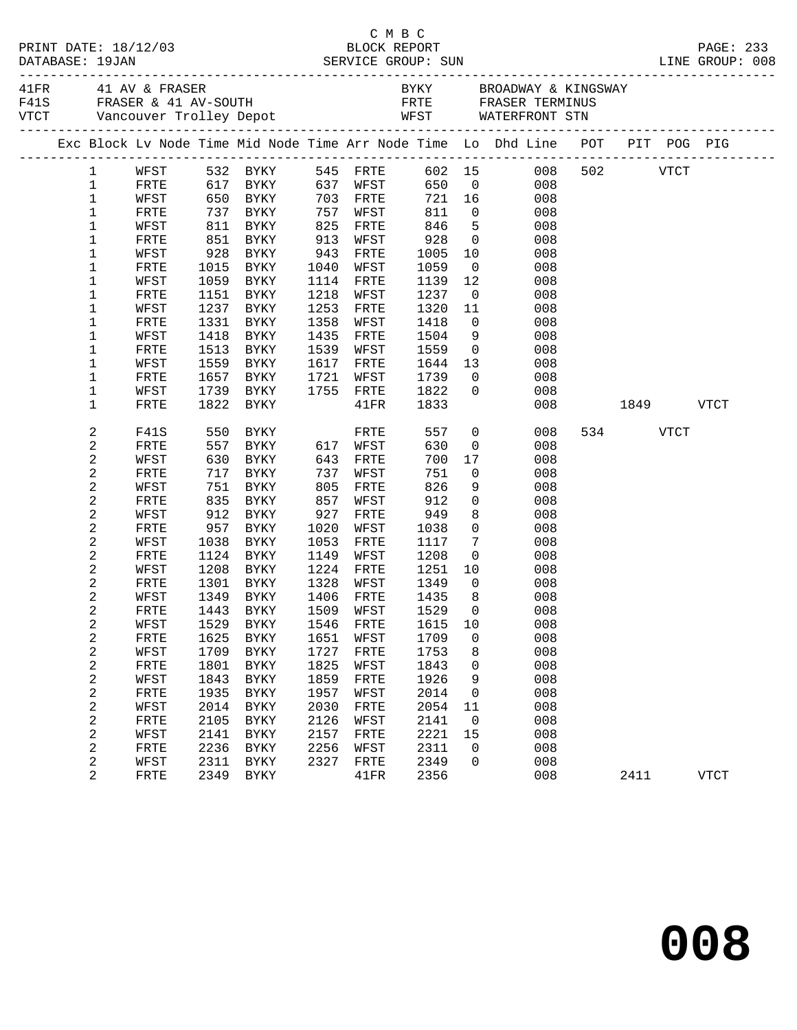C M B C

PRINT DATE: 18/12/03 BLOCK REPORT
DATABASE: 19JAN SERVICE GROUP: SUN LINE GROUP: 008

| 41FR | 41 AV & FRASER | BYKY | BROADWAY & KINGSWAY |
|---|---|---|---|
| F41S | FRASER & 41 AV-SOUTH | FRTE | FRASER TERMINUS |
| VTCT | Vancouver Trolley Depot | WFST | WATERFRONT STN |

| Exc | Block | Lv Node | Time | Mid Node | Time | Arr Node | Time | Lo | Dhd Line | POT | PIT | POG | PIG |
|---|---|---|---|---|---|---|---|---|---|---|---|---|---|
| | 1 | WFST | 532 | BYKY | 545 | FRTE | 602 | 15 | 008 | 502 | | VTCT | |
| | 1 | FRTE | 617 | BYKY | 637 | WFST | 650 | 0 | 008 | | | | |
| | 1 | WFST | 650 | BYKY | 703 | FRTE | 721 | 16 | 008 | | | | |
| | 1 | FRTE | 737 | BYKY | 757 | WFST | 811 | 0 | 008 | | | | |
| | 1 | WFST | 811 | BYKY | 825 | FRTE | 846 | 5 | 008 | | | | |
| | 1 | FRTE | 851 | BYKY | 913 | WFST | 928 | 0 | 008 | | | | |
| | 1 | WFST | 928 | BYKY | 943 | FRTE | 1005 | 10 | 008 | | | | |
| | 1 | FRTE | 1015 | BYKY | 1040 | WFST | 1059 | 0 | 008 | | | | |
| | 1 | WFST | 1059 | BYKY | 1114 | FRTE | 1139 | 12 | 008 | | | | |
| | 1 | FRTE | 1151 | BYKY | 1218 | WFST | 1237 | 0 | 008 | | | | |
| | 1 | WFST | 1237 | BYKY | 1253 | FRTE | 1320 | 11 | 008 | | | | |
| | 1 | FRTE | 1331 | BYKY | 1358 | WFST | 1418 | 0 | 008 | | | | |
| | 1 | WFST | 1418 | BYKY | 1435 | FRTE | 1504 | 9 | 008 | | | | |
| | 1 | FRTE | 1513 | BYKY | 1539 | WFST | 1559 | 0 | 008 | | | | |
| | 1 | WFST | 1559 | BYKY | 1617 | FRTE | 1644 | 13 | 008 | | | | |
| | 1 | FRTE | 1657 | BYKY | 1721 | WFST | 1739 | 0 | 008 | | | | |
| | 1 | WFST | 1739 | BYKY | 1755 | FRTE | 1822 | 0 | 008 | | | | |
| | 1 | FRTE | 1822 | BYKY | | 41FR | 1833 | | 008 | | 1849 | | VTCT |
| | 2 | F41S | 550 | BYKY | | FRTE | 557 | 0 | 008 | 534 | | VTCT | |
| | 2 | FRTE | 557 | BYKY | 617 | WFST | 630 | 0 | 008 | | | | |
| | 2 | WFST | 630 | BYKY | 643 | FRTE | 700 | 17 | 008 | | | | |
| | 2 | FRTE | 717 | BYKY | 737 | WFST | 751 | 0 | 008 | | | | |
| | 2 | WFST | 751 | BYKY | 805 | FRTE | 826 | 9 | 008 | | | | |
| | 2 | FRTE | 835 | BYKY | 857 | WFST | 912 | 0 | 008 | | | | |
| | 2 | WFST | 912 | BYKY | 927 | FRTE | 949 | 8 | 008 | | | | |
| | 2 | FRTE | 957 | BYKY | 1020 | WFST | 1038 | 0 | 008 | | | | |
| | 2 | WFST | 1038 | BYKY | 1053 | FRTE | 1117 | 7 | 008 | | | | |
| | 2 | FRTE | 1124 | BYKY | 1149 | WFST | 1208 | 0 | 008 | | | | |
| | 2 | WFST | 1208 | BYKY | 1224 | FRTE | 1251 | 10 | 008 | | | | |
| | 2 | FRTE | 1301 | BYKY | 1328 | WFST | 1349 | 0 | 008 | | | | |
| | 2 | WFST | 1349 | BYKY | 1406 | FRTE | 1435 | 8 | 008 | | | | |
| | 2 | FRTE | 1443 | BYKY | 1509 | WFST | 1529 | 0 | 008 | | | | |
| | 2 | WFST | 1529 | BYKY | 1546 | FRTE | 1615 | 10 | 008 | | | | |
| | 2 | FRTE | 1625 | BYKY | 1651 | WFST | 1709 | 0 | 008 | | | | |
| | 2 | WFST | 1709 | BYKY | 1727 | FRTE | 1753 | 8 | 008 | | | | |
| | 2 | FRTE | 1801 | BYKY | 1825 | WFST | 1843 | 0 | 008 | | | | |
| | 2 | WFST | 1843 | BYKY | 1859 | FRTE | 1926 | 9 | 008 | | | | |
| | 2 | FRTE | 1935 | BYKY | 1957 | WFST | 2014 | 0 | 008 | | | | |
| | 2 | WFST | 2014 | BYKY | 2030 | FRTE | 2054 | 11 | 008 | | | | |
| | 2 | FRTE | 2105 | BYKY | 2126 | WFST | 2141 | 0 | 008 | | | | |
| | 2 | WFST | 2141 | BYKY | 2157 | FRTE | 2221 | 15 | 008 | | | | |
| | 2 | FRTE | 2236 | BYKY | 2256 | WFST | 2311 | 0 | 008 | | | | |
| | 2 | WFST | 2311 | BYKY | 2327 | FRTE | 2349 | 0 | 008 | | | | |
| | 2 | FRTE | 2349 | BYKY | | 41FR | 2356 | | 008 | | 2411 | | VTCT |

# 008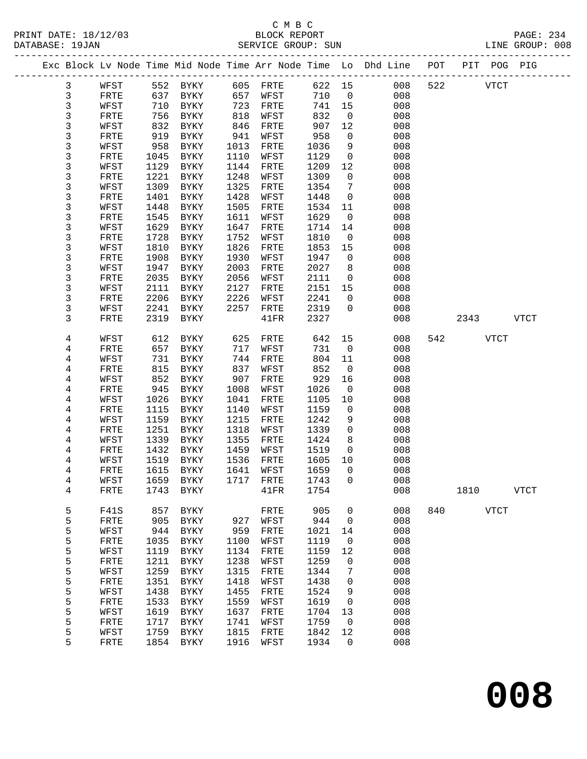C M B C

BLOCK REPORT

SERVICE GROUP: SUN

PRINT DATE: 18/12/03
DATABASE: 19JAN
LINE GROUP: 008

| Exc | Block | Lv Node | Time | Mid Node | Time | Arr Node | Time | Lo | Dhd Line | POT | PIT | POG | PIG |
|---|---|---|---|---|---|---|---|---|---|---|---|---|---|
| | 3 | WFST | 552 | BYKY | 605 | FRTE | 622 | 15 | 008 | 522 | | VTCT | |
| | 3 | FRTE | 637 | BYKY | 657 | WFST | 710 | 0 | 008 | | | | |
| | 3 | WFST | 710 | BYKY | 723 | FRTE | 741 | 15 | 008 | | | | |
| | 3 | FRTE | 756 | BYKY | 818 | WFST | 832 | 0 | 008 | | | | |
| | 3 | WFST | 832 | BYKY | 846 | FRTE | 907 | 12 | 008 | | | | |
| | 3 | FRTE | 919 | BYKY | 941 | WFST | 958 | 0 | 008 | | | | |
| | 3 | WFST | 958 | BYKY | 1013 | FRTE | 1036 | 9 | 008 | | | | |
| | 3 | FRTE | 1045 | BYKY | 1110 | WFST | 1129 | 0 | 008 | | | | |
| | 3 | WFST | 1129 | BYKY | 1144 | FRTE | 1209 | 12 | 008 | | | | |
| | 3 | FRTE | 1221 | BYKY | 1248 | WFST | 1309 | 0 | 008 | | | | |
| | 3 | WFST | 1309 | BYKY | 1325 | FRTE | 1354 | 7 | 008 | | | | |
| | 3 | FRTE | 1401 | BYKY | 1428 | WFST | 1448 | 0 | 008 | | | | |
| | 3 | WFST | 1448 | BYKY | 1505 | FRTE | 1534 | 11 | 008 | | | | |
| | 3 | FRTE | 1545 | BYKY | 1611 | WFST | 1629 | 0 | 008 | | | | |
| | 3 | WFST | 1629 | BYKY | 1647 | FRTE | 1714 | 14 | 008 | | | | |
| | 3 | FRTE | 1728 | BYKY | 1752 | WFST | 1810 | 0 | 008 | | | | |
| | 3 | WFST | 1810 | BYKY | 1826 | FRTE | 1853 | 15 | 008 | | | | |
| | 3 | FRTE | 1908 | BYKY | 1930 | WFST | 1947 | 0 | 008 | | | | |
| | 3 | WFST | 1947 | BYKY | 2003 | FRTE | 2027 | 8 | 008 | | | | |
| | 3 | FRTE | 2035 | BYKY | 2056 | WFST | 2111 | 0 | 008 | | | | |
| | 3 | WFST | 2111 | BYKY | 2127 | FRTE | 2151 | 15 | 008 | | | | |
| | 3 | FRTE | 2206 | BYKY | 2226 | WFST | 2241 | 0 | 008 | | | | |
| | 3 | WFST | 2241 | BYKY | 2257 | FRTE | 2319 | 0 | 008 | | | | |
| | 3 | FRTE | 2319 | BYKY | | 41FR | 2327 | | 008 | | 2343 | | VTCT |
| | 4 | WFST | 612 | BYKY | 625 | FRTE | 642 | 15 | 008 | 542 | | VTCT | |
| | 4 | FRTE | 657 | BYKY | 717 | WFST | 731 | 0 | 008 | | | | |
| | 4 | WFST | 731 | BYKY | 744 | FRTE | 804 | 11 | 008 | | | | |
| | 4 | FRTE | 815 | BYKY | 837 | WFST | 852 | 0 | 008 | | | | |
| | 4 | WFST | 852 | BYKY | 907 | FRTE | 929 | 16 | 008 | | | | |
| | 4 | FRTE | 945 | BYKY | 1008 | WFST | 1026 | 0 | 008 | | | | |
| | 4 | WFST | 1026 | BYKY | 1041 | FRTE | 1105 | 10 | 008 | | | | |
| | 4 | FRTE | 1115 | BYKY | 1140 | WFST | 1159 | 0 | 008 | | | | |
| | 4 | WFST | 1159 | BYKY | 1215 | FRTE | 1242 | 9 | 008 | | | | |
| | 4 | FRTE | 1251 | BYKY | 1318 | WFST | 1339 | 0 | 008 | | | | |
| | 4 | WFST | 1339 | BYKY | 1355 | FRTE | 1424 | 8 | 008 | | | | |
| | 4 | FRTE | 1432 | BYKY | 1459 | WFST | 1519 | 0 | 008 | | | | |
| | 4 | WFST | 1519 | BYKY | 1536 | FRTE | 1605 | 10 | 008 | | | | |
| | 4 | FRTE | 1615 | BYKY | 1641 | WFST | 1659 | 0 | 008 | | | | |
| | 4 | WFST | 1659 | BYKY | 1717 | FRTE | 1743 | 0 | 008 | | | | |
| | 4 | FRTE | 1743 | BYKY | | 41FR | 1754 | | 008 | | 1810 | | VTCT |
| | 5 | F41S | 857 | BYKY | | FRTE | 905 | 0 | 008 | 840 | | VTCT | |
| | 5 | FRTE | 905 | BYKY | 927 | WFST | 944 | 0 | 008 | | | | |
| | 5 | WFST | 944 | BYKY | 959 | FRTE | 1021 | 14 | 008 | | | | |
| | 5 | FRTE | 1035 | BYKY | 1100 | WFST | 1119 | 0 | 008 | | | | |
| | 5 | WFST | 1119 | BYKY | 1134 | FRTE | 1159 | 12 | 008 | | | | |
| | 5 | FRTE | 1211 | BYKY | 1238 | WFST | 1259 | 0 | 008 | | | | |
| | 5 | WFST | 1259 | BYKY | 1315 | FRTE | 1344 | 7 | 008 | | | | |
| | 5 | FRTE | 1351 | BYKY | 1418 | WFST | 1438 | 0 | 008 | | | | |
| | 5 | WFST | 1438 | BYKY | 1455 | FRTE | 1524 | 9 | 008 | | | | |
| | 5 | FRTE | 1533 | BYKY | 1559 | WFST | 1619 | 0 | 008 | | | | |
| | 5 | WFST | 1619 | BYKY | 1637 | FRTE | 1704 | 13 | 008 | | | | |
| | 5 | FRTE | 1717 | BYKY | 1741 | WFST | 1759 | 0 | 008 | | | | |
| | 5 | WFST | 1759 | BYKY | 1815 | FRTE | 1842 | 12 | 008 | | | | |
| | 5 | FRTE | 1854 | BYKY | 1916 | WFST | 1934 | 0 | 008 | | | | |

**008**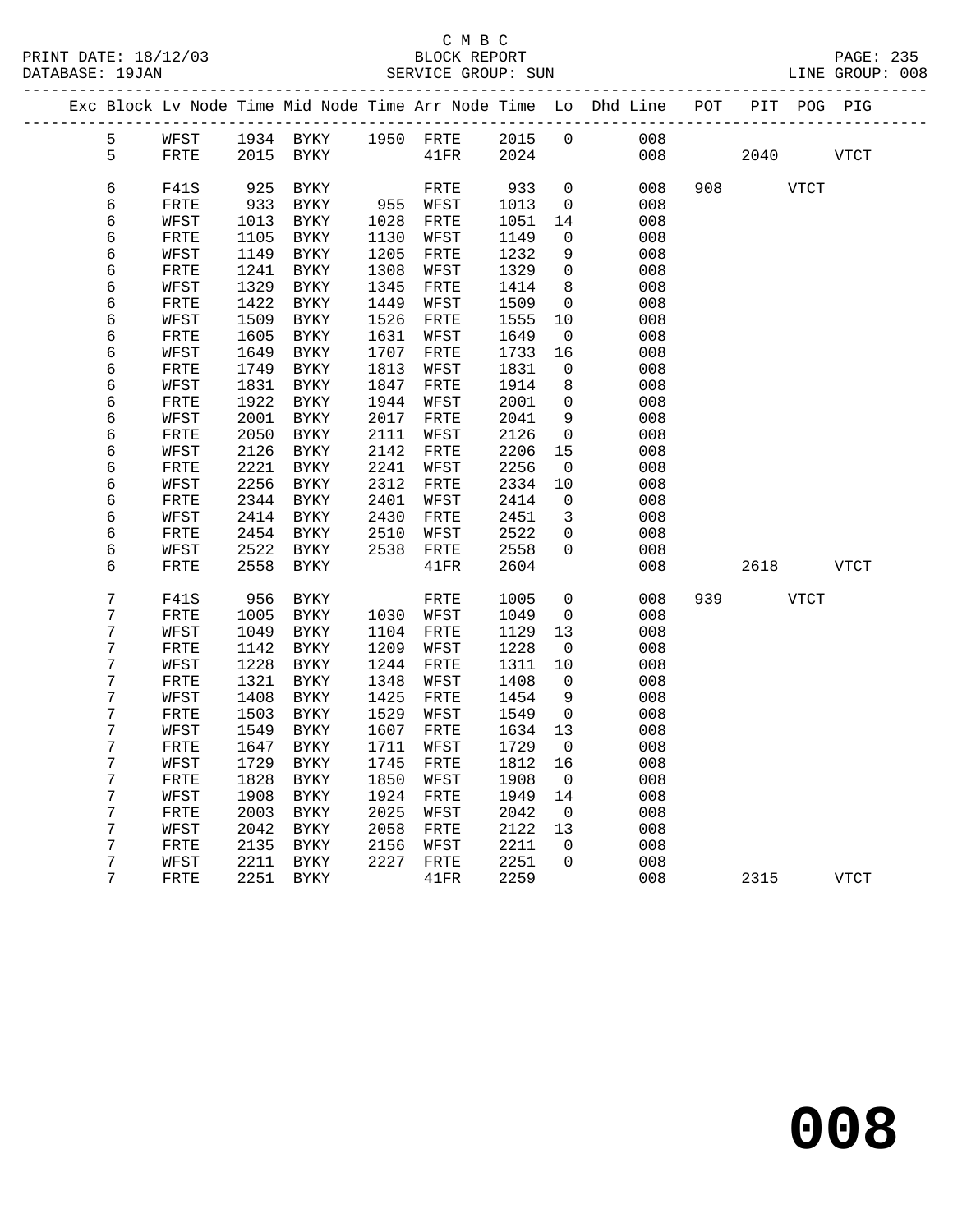C M B C
BLOCK REPORT
SERVICE GROUP: SUN

PRINT DATE: 18/12/03
DATABASE: 19JAN
LINE GROUP: 008

| Exc | Block | Lv Node | Time | Mid Node | Time | Arr Node | Time | Lo | Dhd Line | POT | PIT | POG | PIG |
|---|---|---|---|---|---|---|---|---|---|---|---|---|---|
| | 5 | WFST | 1934 | BYKY | 1950 | FRTE | 2015 | 0 | 008 | | | | |
| | 5 | FRTE | 2015 | BYKY | | 41FR | 2024 | | 008 | | 2040 | | VTCT |
| | 6 | F41S | 925 | BYKY | | FRTE | 933 | 0 | 008 | 908 | | VTCT | |
| | 6 | FRTE | 933 | BYKY | 955 | WFST | 1013 | 0 | 008 | | | | |
| | 6 | WFST | 1013 | BYKY | 1028 | FRTE | 1051 | 14 | 008 | | | | |
| | 6 | FRTE | 1105 | BYKY | 1130 | WFST | 1149 | 0 | 008 | | | | |
| | 6 | WFST | 1149 | BYKY | 1205 | FRTE | 1232 | 9 | 008 | | | | |
| | 6 | FRTE | 1241 | BYKY | 1308 | WFST | 1329 | 0 | 008 | | | | |
| | 6 | WFST | 1329 | BYKY | 1345 | FRTE | 1414 | 8 | 008 | | | | |
| | 6 | FRTE | 1422 | BYKY | 1449 | WFST | 1509 | 0 | 008 | | | | |
| | 6 | WFST | 1509 | BYKY | 1526 | FRTE | 1555 | 10 | 008 | | | | |
| | 6 | FRTE | 1605 | BYKY | 1631 | WFST | 1649 | 0 | 008 | | | | |
| | 6 | WFST | 1649 | BYKY | 1707 | FRTE | 1733 | 16 | 008 | | | | |
| | 6 | FRTE | 1749 | BYKY | 1813 | WFST | 1831 | 0 | 008 | | | | |
| | 6 | WFST | 1831 | BYKY | 1847 | FRTE | 1914 | 8 | 008 | | | | |
| | 6 | FRTE | 1922 | BYKY | 1944 | WFST | 2001 | 0 | 008 | | | | |
| | 6 | WFST | 2001 | BYKY | 2017 | FRTE | 2041 | 9 | 008 | | | | |
| | 6 | FRTE | 2050 | BYKY | 2111 | WFST | 2126 | 0 | 008 | | | | |
| | 6 | WFST | 2126 | BYKY | 2142 | FRTE | 2206 | 15 | 008 | | | | |
| | 6 | FRTE | 2221 | BYKY | 2241 | WFST | 2256 | 0 | 008 | | | | |
| | 6 | WFST | 2256 | BYKY | 2312 | FRTE | 2334 | 10 | 008 | | | | |
| | 6 | FRTE | 2344 | BYKY | 2401 | WFST | 2414 | 0 | 008 | | | | |
| | 6 | WFST | 2414 | BYKY | 2430 | FRTE | 2451 | 3 | 008 | | | | |
| | 6 | FRTE | 2454 | BYKY | 2510 | WFST | 2522 | 0 | 008 | | | | |
| | 6 | WFST | 2522 | BYKY | 2538 | FRTE | 2558 | 0 | 008 | | | | |
| | 6 | FRTE | 2558 | BYKY | | 41FR | 2604 | | 008 | | 2618 | | VTCT |
| | 7 | F41S | 956 | BYKY | | FRTE | 1005 | 0 | 008 | 939 | | VTCT | |
| | 7 | FRTE | 1005 | BYKY | 1030 | WFST | 1049 | 0 | 008 | | | | |
| | 7 | WFST | 1049 | BYKY | 1104 | FRTE | 1129 | 13 | 008 | | | | |
| | 7 | FRTE | 1142 | BYKY | 1209 | WFST | 1228 | 0 | 008 | | | | |
| | 7 | WFST | 1228 | BYKY | 1244 | FRTE | 1311 | 10 | 008 | | | | |
| | 7 | FRTE | 1321 | BYKY | 1348 | WFST | 1408 | 0 | 008 | | | | |
| | 7 | WFST | 1408 | BYKY | 1425 | FRTE | 1454 | 9 | 008 | | | | |
| | 7 | FRTE | 1503 | BYKY | 1529 | WFST | 1549 | 0 | 008 | | | | |
| | 7 | WFST | 1549 | BYKY | 1607 | FRTE | 1634 | 13 | 008 | | | | |
| | 7 | FRTE | 1647 | BYKY | 1711 | WFST | 1729 | 0 | 008 | | | | |
| | 7 | WFST | 1729 | BYKY | 1745 | FRTE | 1812 | 16 | 008 | | | | |
| | 7 | FRTE | 1828 | BYKY | 1850 | WFST | 1908 | 0 | 008 | | | | |
| | 7 | WFST | 1908 | BYKY | 1924 | FRTE | 1949 | 14 | 008 | | | | |
| | 7 | FRTE | 2003 | BYKY | 2025 | WFST | 2042 | 0 | 008 | | | | |
| | 7 | WFST | 2042 | BYKY | 2058 | FRTE | 2122 | 13 | 008 | | | | |
| | 7 | FRTE | 2135 | BYKY | 2156 | WFST | 2211 | 0 | 008 | | | | |
| | 7 | WFST | 2211 | BYKY | 2227 | FRTE | 2251 | 0 | 008 | | | | |
| | 7 | FRTE | 2251 | BYKY | | 41FR | 2259 | | 008 | | 2315 | | VTCT |

**008**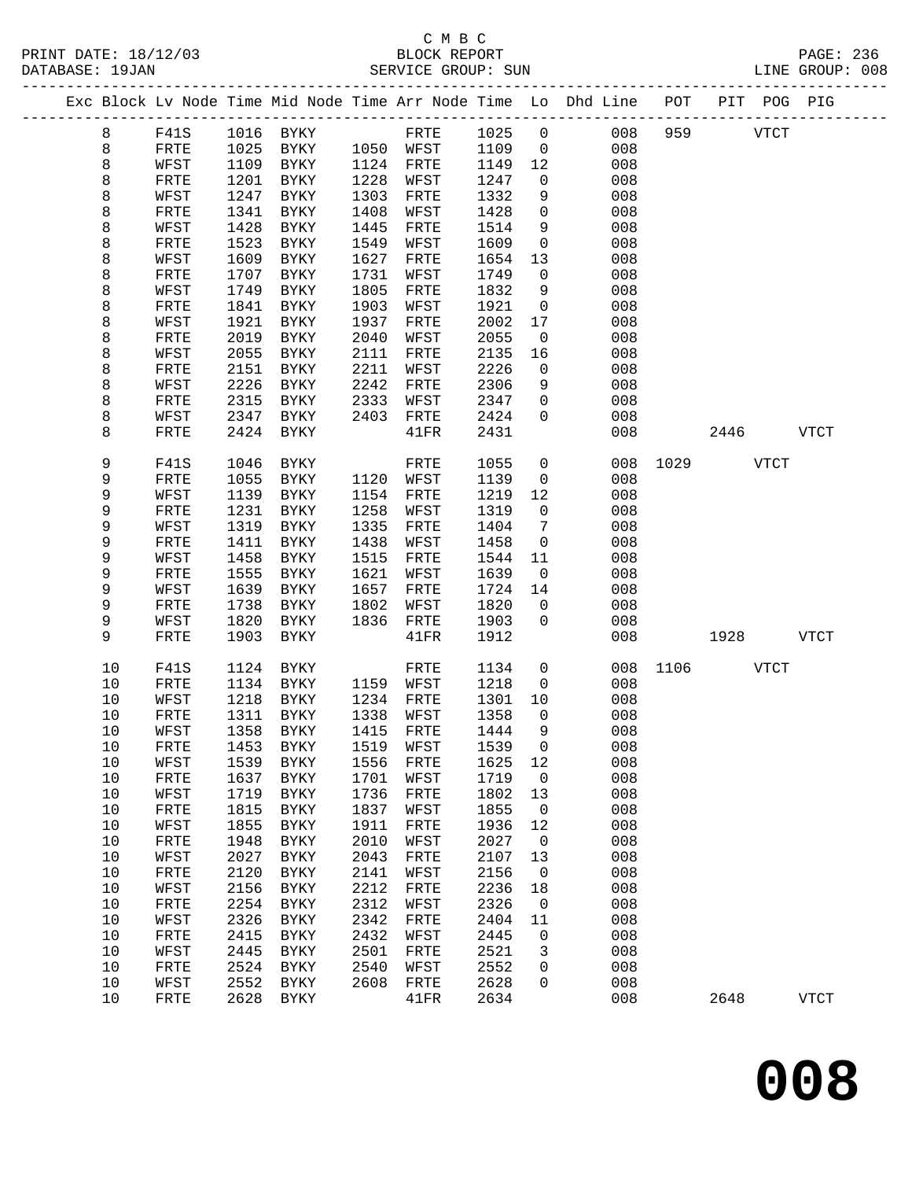C M B C
BLOCK REPORT
SERVICE GROUP: SUN

PRINT DATE: 18/12/03
DATABASE: 19JAN
LINE GROUP: 008

| Exc | Block | Lv Node | Time | Mid Node | Time | Arr Node | Time | Lo | Dhd Line | POT | PIT | POG | PIG |
|---|---|---|---|---|---|---|---|---|---|---|---|---|---|
| | 8 | F41S | 1016 | BYKY | | FRTE | 1025 | 0 | 008 | 959 | | VTCT | |
| | 8 | FRTE | 1025 | BYKY | 1050 | WFST | 1109 | 0 | 008 | | | | |
| | 8 | WFST | 1109 | BYKY | 1124 | FRTE | 1149 | 12 | 008 | | | | |
| | 8 | FRTE | 1201 | BYKY | 1228 | WFST | 1247 | 0 | 008 | | | | |
| | 8 | WFST | 1247 | BYKY | 1303 | FRTE | 1332 | 9 | 008 | | | | |
| | 8 | FRTE | 1341 | BYKY | 1408 | WFST | 1428 | 0 | 008 | | | | |
| | 8 | WFST | 1428 | BYKY | 1445 | FRTE | 1514 | 9 | 008 | | | | |
| | 8 | FRTE | 1523 | BYKY | 1549 | WFST | 1609 | 0 | 008 | | | | |
| | 8 | WFST | 1609 | BYKY | 1627 | FRTE | 1654 | 13 | 008 | | | | |
| | 8 | FRTE | 1707 | BYKY | 1731 | WFST | 1749 | 0 | 008 | | | | |
| | 8 | WFST | 1749 | BYKY | 1805 | FRTE | 1832 | 9 | 008 | | | | |
| | 8 | FRTE | 1841 | BYKY | 1903 | WFST | 1921 | 0 | 008 | | | | |
| | 8 | WFST | 1921 | BYKY | 1937 | FRTE | 2002 | 17 | 008 | | | | |
| | 8 | FRTE | 2019 | BYKY | 2040 | WFST | 2055 | 0 | 008 | | | | |
| | 8 | WFST | 2055 | BYKY | 2111 | FRTE | 2135 | 16 | 008 | | | | |
| | 8 | FRTE | 2151 | BYKY | 2211 | WFST | 2226 | 0 | 008 | | | | |
| | 8 | WFST | 2226 | BYKY | 2242 | FRTE | 2306 | 9 | 008 | | | | |
| | 8 | FRTE | 2315 | BYKY | 2333 | WFST | 2347 | 0 | 008 | | | | |
| | 8 | WFST | 2347 | BYKY | 2403 | FRTE | 2424 | 0 | 008 | | | | |
| | 8 | FRTE | 2424 | BYKY | | 41FR | 2431 | | 008 | | 2446 | | VTCT |
| | 9 | F41S | 1046 | BYKY | | FRTE | 1055 | 0 | 008 | 1029 | | VTCT | |
| | 9 | FRTE | 1055 | BYKY | 1120 | WFST | 1139 | 0 | 008 | | | | |
| | 9 | WFST | 1139 | BYKY | 1154 | FRTE | 1219 | 12 | 008 | | | | |
| | 9 | FRTE | 1231 | BYKY | 1258 | WFST | 1319 | 0 | 008 | | | | |
| | 9 | WFST | 1319 | BYKY | 1335 | FRTE | 1404 | 7 | 008 | | | | |
| | 9 | FRTE | 1411 | BYKY | 1438 | WFST | 1458 | 0 | 008 | | | | |
| | 9 | WFST | 1458 | BYKY | 1515 | FRTE | 1544 | 11 | 008 | | | | |
| | 9 | FRTE | 1555 | BYKY | 1621 | WFST | 1639 | 0 | 008 | | | | |
| | 9 | WFST | 1639 | BYKY | 1657 | FRTE | 1724 | 14 | 008 | | | | |
| | 9 | FRTE | 1738 | BYKY | 1802 | WFST | 1820 | 0 | 008 | | | | |
| | 9 | WFST | 1820 | BYKY | 1836 | FRTE | 1903 | 0 | 008 | | | | |
| | 9 | FRTE | 1903 | BYKY | | 41FR | 1912 | | 008 | | 1928 | | VTCT |
| | 10 | F41S | 1124 | BYKY | | FRTE | 1134 | 0 | 008 | 1106 | | VTCT | |
| | 10 | FRTE | 1134 | BYKY | 1159 | WFST | 1218 | 0 | 008 | | | | |
| | 10 | WFST | 1218 | BYKY | 1234 | FRTE | 1301 | 10 | 008 | | | | |
| | 10 | FRTE | 1311 | BYKY | 1338 | WFST | 1358 | 0 | 008 | | | | |
| | 10 | WFST | 1358 | BYKY | 1415 | FRTE | 1444 | 9 | 008 | | | | |
| | 10 | FRTE | 1453 | BYKY | 1519 | WFST | 1539 | 0 | 008 | | | | |
| | 10 | WFST | 1539 | BYKY | 1556 | FRTE | 1625 | 12 | 008 | | | | |
| | 10 | FRTE | 1637 | BYKY | 1701 | WFST | 1719 | 0 | 008 | | | | |
| | 10 | WFST | 1719 | BYKY | 1736 | FRTE | 1802 | 13 | 008 | | | | |
| | 10 | FRTE | 1815 | BYKY | 1837 | WFST | 1855 | 0 | 008 | | | | |
| | 10 | WFST | 1855 | BYKY | 1911 | FRTE | 1936 | 12 | 008 | | | | |
| | 10 | FRTE | 1948 | BYKY | 2010 | WFST | 2027 | 0 | 008 | | | | |
| | 10 | WFST | 2027 | BYKY | 2043 | FRTE | 2107 | 13 | 008 | | | | |
| | 10 | FRTE | 2120 | BYKY | 2141 | WFST | 2156 | 0 | 008 | | | | |
| | 10 | WFST | 2156 | BYKY | 2212 | FRTE | 2236 | 18 | 008 | | | | |
| | 10 | FRTE | 2254 | BYKY | 2312 | WFST | 2326 | 0 | 008 | | | | |
| | 10 | WFST | 2326 | BYKY | 2342 | FRTE | 2404 | 11 | 008 | | | | |
| | 10 | FRTE | 2415 | BYKY | 2432 | WFST | 2445 | 0 | 008 | | | | |
| | 10 | WFST | 2445 | BYKY | 2501 | FRTE | 2521 | 3 | 008 | | | | |
| | 10 | FRTE | 2524 | BYKY | 2540 | WFST | 2552 | 0 | 008 | | | | |
| | 10 | WFST | 2552 | BYKY | 2608 | FRTE | 2628 | 0 | 008 | | | | |
| | 10 | FRTE | 2628 | BYKY | | 41FR | 2634 | | 008 | | 2648 | | VTCT |

**008**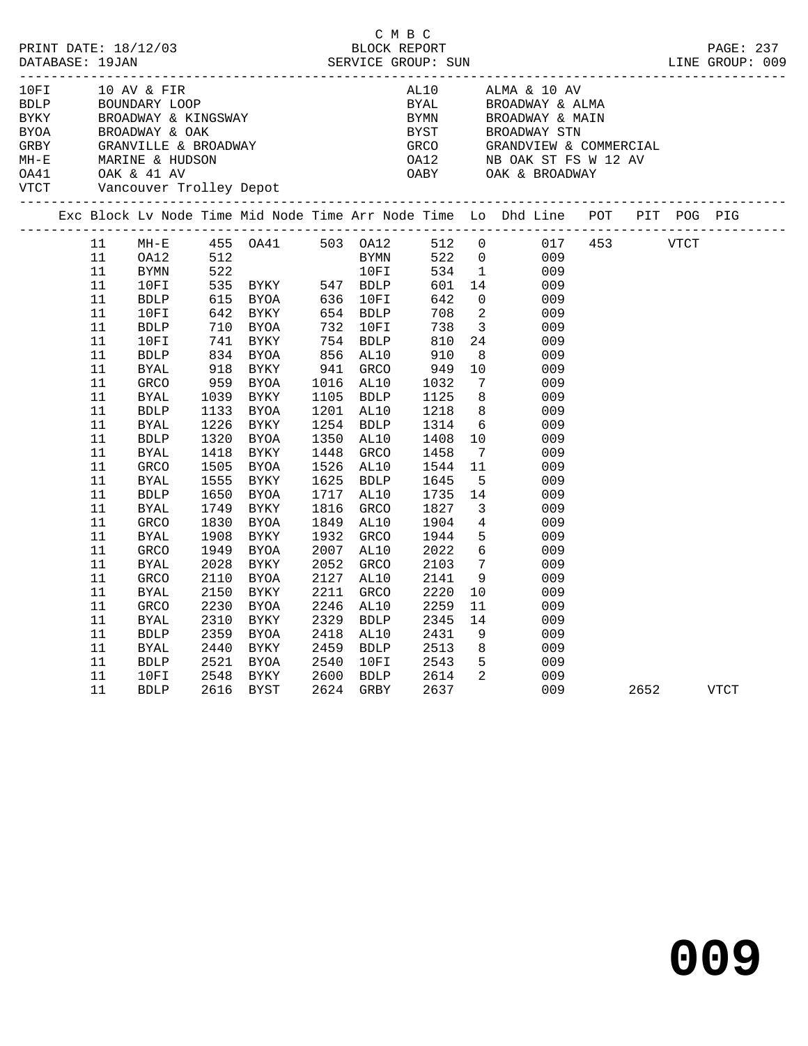C M B C

PRINT DATE: 18/12/03 BLOCK REPORT

DATABASE: 19JAN SERVICE GROUP: SUN LINE GROUP: 009

| Code | Description | Code | Description |
|---|---|---|---|
| 10FI | 10 AV & FIR | AL10 | ALMA & 10 AV |
| BDLP | BOUNDARY LOOP | BYAL | BROADWAY & ALMA |
| BYKY | BROADWAY & KINGSWAY | BYMN | BROADWAY & MAIN |
| BYOA | BROADWAY & OAK | BYST | BROADWAY STN |
| GRBY | GRANVILLE & BROADWAY | GRCO | GRANDVIEW & COMMERCIAL |
| MH-E | MARINE & HUDSON | OA12 | NB OAK ST FS W 12 AV |
| OA41 | OAK & 41 AV | OABY | OAK & BROADWAY |
| VTCT | Vancouver Trolley Depot | | |

| Exc | Block | Lv Node | Time | Mid Node | Time | Arr Node | Time | Lo | Dhd Line | POT | PIT | POG | PIG |
|---|---|---|---|---|---|---|---|---|---|---|---|---|---|
| | 11 | MH-E | 455 | OA41 | 503 | OA12 | 512 | 0 | 017 | 453 | | VTCT | |
| | 11 | OA12 | 512 | | | BYMN | 522 | 0 | 009 | | | | |
| | 11 | BYMN | 522 | | | 10FI | 534 | 1 | 009 | | | | |
| | 11 | 10FI | 535 | BYKY | 547 | BDLP | 601 | 14 | 009 | | | | |
| | 11 | BDLP | 615 | BYOA | 636 | 10FI | 642 | 0 | 009 | | | | |
| | 11 | 10FI | 642 | BYKY | 654 | BDLP | 708 | 2 | 009 | | | | |
| | 11 | BDLP | 710 | BYOA | 732 | 10FI | 738 | 3 | 009 | | | | |
| | 11 | 10FI | 741 | BYKY | 754 | BDLP | 810 | 24 | 009 | | | | |
| | 11 | BDLP | 834 | BYOA | 856 | AL10 | 910 | 8 | 009 | | | | |
| | 11 | BYAL | 918 | BYKY | 941 | GRCO | 949 | 10 | 009 | | | | |
| | 11 | GRCO | 959 | BYOA | 1016 | AL10 | 1032 | 7 | 009 | | | | |
| | 11 | BYAL | 1039 | BYKY | 1105 | BDLP | 1125 | 8 | 009 | | | | |
| | 11 | BDLP | 1133 | BYOA | 1201 | AL10 | 1218 | 8 | 009 | | | | |
| | 11 | BYAL | 1226 | BYKY | 1254 | BDLP | 1314 | 6 | 009 | | | | |
| | 11 | BDLP | 1320 | BYOA | 1350 | AL10 | 1408 | 10 | 009 | | | | |
| | 11 | BYAL | 1418 | BYKY | 1448 | GRCO | 1458 | 7 | 009 | | | | |
| | 11 | GRCO | 1505 | BYOA | 1526 | AL10 | 1544 | 11 | 009 | | | | |
| | 11 | BYAL | 1555 | BYKY | 1625 | BDLP | 1645 | 5 | 009 | | | | |
| | 11 | BDLP | 1650 | BYOA | 1717 | AL10 | 1735 | 14 | 009 | | | | |
| | 11 | BYAL | 1749 | BYKY | 1816 | GRCO | 1827 | 3 | 009 | | | | |
| | 11 | GRCO | 1830 | BYOA | 1849 | AL10 | 1904 | 4 | 009 | | | | |
| | 11 | BYAL | 1908 | BYKY | 1932 | GRCO | 1944 | 5 | 009 | | | | |
| | 11 | GRCO | 1949 | BYOA | 2007 | AL10 | 2022 | 6 | 009 | | | | |
| | 11 | BYAL | 2028 | BYKY | 2052 | GRCO | 2103 | 7 | 009 | | | | |
| | 11 | GRCO | 2110 | BYOA | 2127 | AL10 | 2141 | 9 | 009 | | | | |
| | 11 | BYAL | 2150 | BYKY | 2211 | GRCO | 2220 | 10 | 009 | | | | |
| | 11 | GRCO | 2230 | BYOA | 2246 | AL10 | 2259 | 11 | 009 | | | | |
| | 11 | BYAL | 2310 | BYKY | 2329 | BDLP | 2345 | 14 | 009 | | | | |
| | 11 | BDLP | 2359 | BYOA | 2418 | AL10 | 2431 | 9 | 009 | | | | |
| | 11 | BYAL | 2440 | BYKY | 2459 | BDLP | 2513 | 8 | 009 | | | | |
| | 11 | BDLP | 2521 | BYOA | 2540 | 10FI | 2543 | 5 | 009 | | | | |
| | 11 | 10FI | 2548 | BYKY | 2600 | BDLP | 2614 | 2 | 009 | | | | |
| | 11 | BDLP | 2616 | BYST | 2624 | GRBY | 2637 | | 009 | | 2652 | | VTCT |

009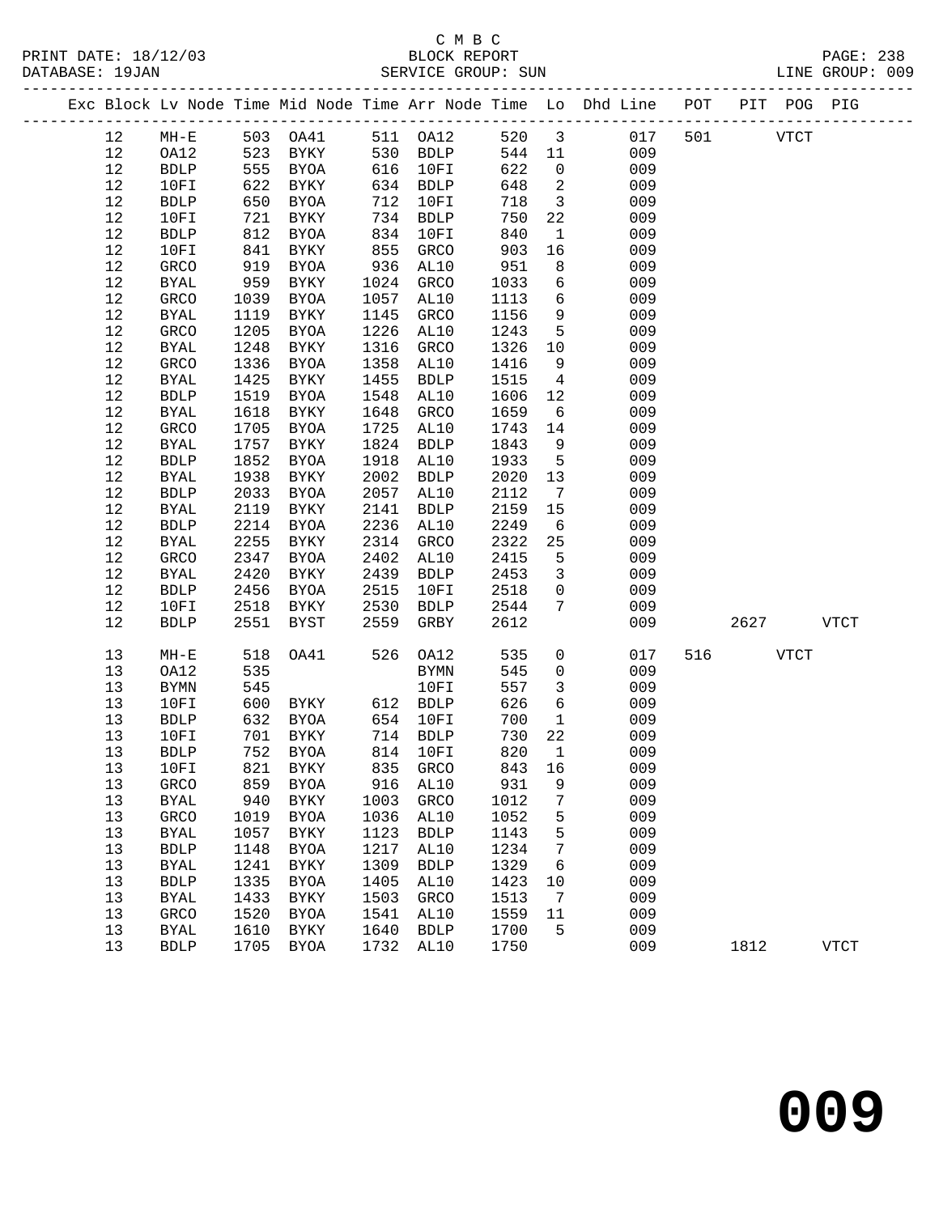C M B C

PRINT DATE: 18/12/03 BLOCK REPORT PAGE: 238
DATABASE: 19JAN SERVICE GROUP: SUN LINE GROUP: 009

| Exc | Block | Lv | Node | Time | Mid Node | Time | Arr Node | Time | Lo | Dhd Line | POT | PIT | POG | PIG |
|---|---|---|---|---|---|---|---|---|---|---|---|---|---|---|
| | 12 | | MH-E | 503 | OA41 | 511 | OA12 | 520 | 3 | 017 | 501 | | VTCT | |
| | 12 | | OA12 | 523 | BYKY | 530 | BDLP | 544 | 11 | 009 | | | | |
| | 12 | | BDLP | 555 | BYOA | 616 | 10FI | 622 | 0 | 009 | | | | |
| | 12 | | 10FI | 622 | BYKY | 634 | BDLP | 648 | 2 | 009 | | | | |
| | 12 | | BDLP | 650 | BYOA | 712 | 10FI | 718 | 3 | 009 | | | | |
| | 12 | | 10FI | 721 | BYKY | 734 | BDLP | 750 | 22 | 009 | | | | |
| | 12 | | BDLP | 812 | BYOA | 834 | 10FI | 840 | 1 | 009 | | | | |
| | 12 | | 10FI | 841 | BYKY | 855 | GRCO | 903 | 16 | 009 | | | | |
| | 12 | | GRCO | 919 | BYOA | 936 | AL10 | 951 | 8 | 009 | | | | |
| | 12 | | BYAL | 959 | BYKY | 1024 | GRCO | 1033 | 6 | 009 | | | | |
| | 12 | | GRCO | 1039 | BYOA | 1057 | AL10 | 1113 | 6 | 009 | | | | |
| | 12 | | BYAL | 1119 | BYKY | 1145 | GRCO | 1156 | 9 | 009 | | | | |
| | 12 | | GRCO | 1205 | BYOA | 1226 | AL10 | 1243 | 5 | 009 | | | | |
| | 12 | | BYAL | 1248 | BYKY | 1316 | GRCO | 1326 | 10 | 009 | | | | |
| | 12 | | GRCO | 1336 | BYOA | 1358 | AL10 | 1416 | 9 | 009 | | | | |
| | 12 | | BYAL | 1425 | BYKY | 1455 | BDLP | 1515 | 4 | 009 | | | | |
| | 12 | | BDLP | 1519 | BYOA | 1548 | AL10 | 1606 | 12 | 009 | | | | |
| | 12 | | BYAL | 1618 | BYKY | 1648 | GRCO | 1659 | 6 | 009 | | | | |
| | 12 | | GRCO | 1705 | BYOA | 1725 | AL10 | 1743 | 14 | 009 | | | | |
| | 12 | | BYAL | 1757 | BYKY | 1824 | BDLP | 1843 | 9 | 009 | | | | |
| | 12 | | BDLP | 1852 | BYOA | 1918 | AL10 | 1933 | 5 | 009 | | | | |
| | 12 | | BYAL | 1938 | BYKY | 2002 | BDLP | 2020 | 13 | 009 | | | | |
| | 12 | | BDLP | 2033 | BYOA | 2057 | AL10 | 2112 | 7 | 009 | | | | |
| | 12 | | BYAL | 2119 | BYKY | 2141 | BDLP | 2159 | 15 | 009 | | | | |
| | 12 | | BDLP | 2214 | BYOA | 2236 | AL10 | 2249 | 6 | 009 | | | | |
| | 12 | | BYAL | 2255 | BYKY | 2314 | GRCO | 2322 | 25 | 009 | | | | |
| | 12 | | GRCO | 2347 | BYOA | 2402 | AL10 | 2415 | 5 | 009 | | | | |
| | 12 | | BYAL | 2420 | BYKY | 2439 | BDLP | 2453 | 3 | 009 | | | | |
| | 12 | | BDLP | 2456 | BYOA | 2515 | 10FI | 2518 | 0 | 009 | | | | |
| | 12 | | 10FI | 2518 | BYKY | 2530 | BDLP | 2544 | 7 | 009 | | | | |
| | 12 | | BDLP | 2551 | BYST | 2559 | GRBY | 2612 | | 009 | | 2627 | | VTCT |
| | 13 | | MH-E | 518 | OA41 | 526 | OA12 | 535 | 0 | 017 | 516 | | VTCT | |
| | 13 | | OA12 | 535 | | | BYMN | 545 | 0 | 009 | | | | |
| | 13 | | BYMN | 545 | | | 10FI | 557 | 3 | 009 | | | | |
| | 13 | | 10FI | 600 | BYKY | 612 | BDLP | 626 | 6 | 009 | | | | |
| | 13 | | BDLP | 632 | BYOA | 654 | 10FI | 700 | 1 | 009 | | | | |
| | 13 | | 10FI | 701 | BYKY | 714 | BDLP | 730 | 22 | 009 | | | | |
| | 13 | | BDLP | 752 | BYOA | 814 | 10FI | 820 | 1 | 009 | | | | |
| | 13 | | 10FI | 821 | BYKY | 835 | GRCO | 843 | 16 | 009 | | | | |
| | 13 | | GRCO | 859 | BYOA | 916 | AL10 | 931 | 9 | 009 | | | | |
| | 13 | | BYAL | 940 | BYKY | 1003 | GRCO | 1012 | 7 | 009 | | | | |
| | 13 | | GRCO | 1019 | BYOA | 1036 | AL10 | 1052 | 5 | 009 | | | | |
| | 13 | | BYAL | 1057 | BYKY | 1123 | BDLP | 1143 | 5 | 009 | | | | |
| | 13 | | BDLP | 1148 | BYOA | 1217 | AL10 | 1234 | 7 | 009 | | | | |
| | 13 | | BYAL | 1241 | BYKY | 1309 | BDLP | 1329 | 6 | 009 | | | | |
| | 13 | | BDLP | 1335 | BYOA | 1405 | AL10 | 1423 | 10 | 009 | | | | |
| | 13 | | BYAL | 1433 | BYKY | 1503 | GRCO | 1513 | 7 | 009 | | | | |
| | 13 | | GRCO | 1520 | BYOA | 1541 | AL10 | 1559 | 11 | 009 | | | | |
| | 13 | | BYAL | 1610 | BYKY | 1640 | BDLP | 1700 | 5 | 009 | | | | |
| | 13 | | BDLP | 1705 | BYOA | 1732 | AL10 | 1750 | | 009 | | 1812 | | VTCT |

# 009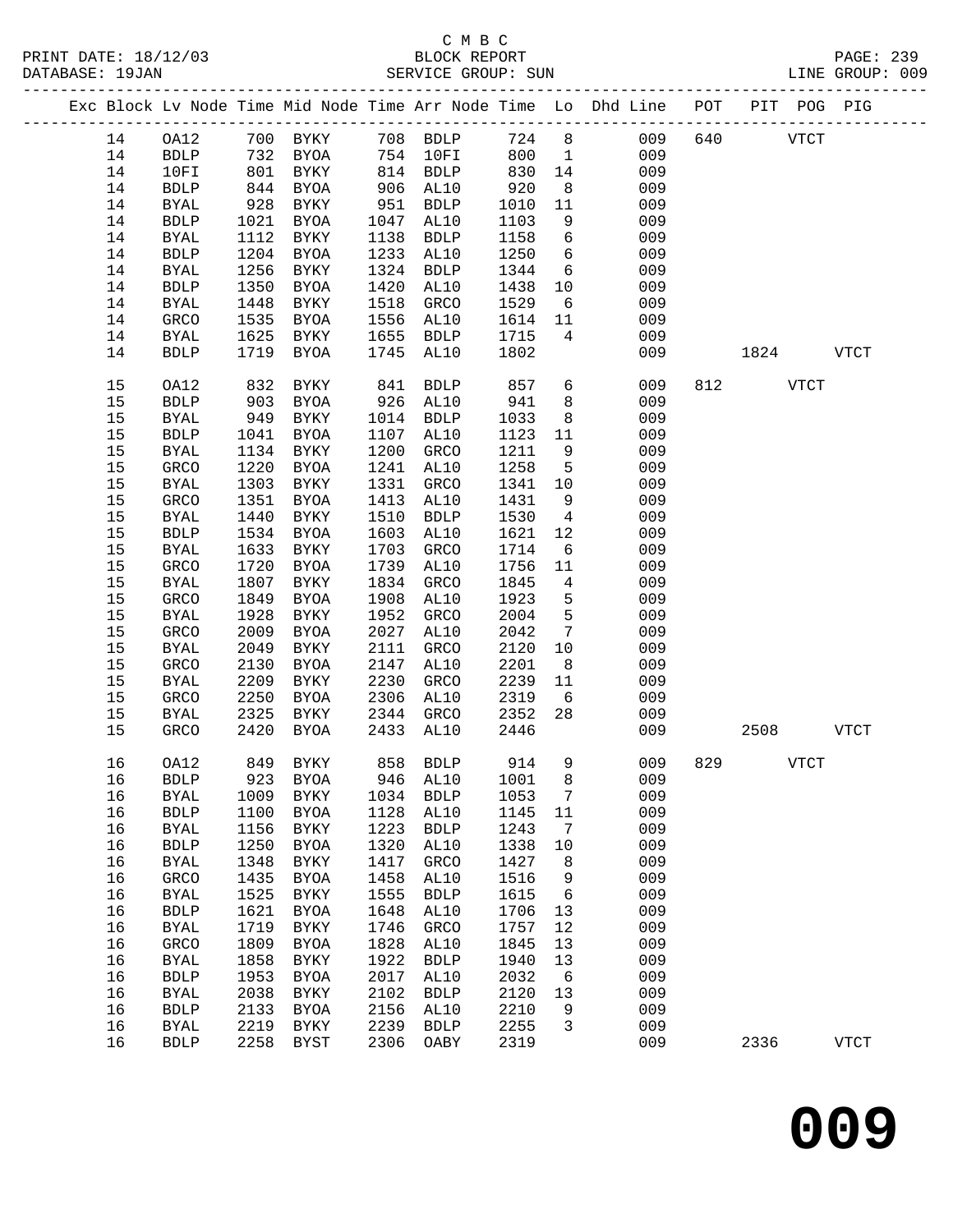C M B C
BLOCK REPORT
SERVICE GROUP: SUN

PRINT DATE: 18/12/03
DATABASE: 19JAN
LINE GROUP: 009

| Exc | Block | Lv Node | Time | Mid Node | Time | Arr Node | Time | Lo | Dhd Line | POT | PIT | POG | PIG |
|---|---|---|---|---|---|---|---|---|---|---|---|---|---|
| | 14 | OA12 | 700 | BYKY | 708 | BDLP | 724 | 8 | 009 | 640 | | VTCT | |
| | 14 | BDLP | 732 | BYOA | 754 | 10FI | 800 | 1 | 009 | | | | |
| | 14 | 10FI | 801 | BYKY | 814 | BDLP | 830 | 14 | 009 | | | | |
| | 14 | BDLP | 844 | BYOA | 906 | AL10 | 920 | 8 | 009 | | | | |
| | 14 | BYAL | 928 | BYKY | 951 | BDLP | 1010 | 11 | 009 | | | | |
| | 14 | BDLP | 1021 | BYOA | 1047 | AL10 | 1103 | 9 | 009 | | | | |
| | 14 | BYAL | 1112 | BYKY | 1138 | BDLP | 1158 | 6 | 009 | | | | |
| | 14 | BDLP | 1204 | BYOA | 1233 | AL10 | 1250 | 6 | 009 | | | | |
| | 14 | BYAL | 1256 | BYKY | 1324 | BDLP | 1344 | 6 | 009 | | | | |
| | 14 | BDLP | 1350 | BYOA | 1420 | AL10 | 1438 | 10 | 009 | | | | |
| | 14 | BYAL | 1448 | BYKY | 1518 | GRCO | 1529 | 6 | 009 | | | | |
| | 14 | GRCO | 1535 | BYOA | 1556 | AL10 | 1614 | 11 | 009 | | | | |
| | 14 | BYAL | 1625 | BYKY | 1655 | BDLP | 1715 | 4 | 009 | | | | |
| | 14 | BDLP | 1719 | BYOA | 1745 | AL10 | 1802 | | 009 | | 1824 | | VTCT |
| | 15 | OA12 | 832 | BYKY | 841 | BDLP | 857 | 6 | 009 | 812 | | VTCT | |
| | 15 | BDLP | 903 | BYOA | 926 | AL10 | 941 | 8 | 009 | | | | |
| | 15 | BYAL | 949 | BYKY | 1014 | BDLP | 1033 | 8 | 009 | | | | |
| | 15 | BDLP | 1041 | BYOA | 1107 | AL10 | 1123 | 11 | 009 | | | | |
| | 15 | BYAL | 1134 | BYKY | 1200 | GRCO | 1211 | 9 | 009 | | | | |
| | 15 | GRCO | 1220 | BYOA | 1241 | AL10 | 1258 | 5 | 009 | | | | |
| | 15 | BYAL | 1303 | BYKY | 1331 | GRCO | 1341 | 10 | 009 | | | | |
| | 15 | GRCO | 1351 | BYOA | 1413 | AL10 | 1431 | 9 | 009 | | | | |
| | 15 | BYAL | 1440 | BYKY | 1510 | BDLP | 1530 | 4 | 009 | | | | |
| | 15 | BDLP | 1534 | BYOA | 1603 | AL10 | 1621 | 12 | 009 | | | | |
| | 15 | BYAL | 1633 | BYKY | 1703 | GRCO | 1714 | 6 | 009 | | | | |
| | 15 | GRCO | 1720 | BYOA | 1739 | AL10 | 1756 | 11 | 009 | | | | |
| | 15 | BYAL | 1807 | BYKY | 1834 | GRCO | 1845 | 4 | 009 | | | | |
| | 15 | GRCO | 1849 | BYOA | 1908 | AL10 | 1923 | 5 | 009 | | | | |
| | 15 | BYAL | 1928 | BYKY | 1952 | GRCO | 2004 | 5 | 009 | | | | |
| | 15 | GRCO | 2009 | BYOA | 2027 | AL10 | 2042 | 7 | 009 | | | | |
| | 15 | BYAL | 2049 | BYKY | 2111 | GRCO | 2120 | 10 | 009 | | | | |
| | 15 | GRCO | 2130 | BYOA | 2147 | AL10 | 2201 | 8 | 009 | | | | |
| | 15 | BYAL | 2209 | BYKY | 2230 | GRCO | 2239 | 11 | 009 | | | | |
| | 15 | GRCO | 2250 | BYOA | 2306 | AL10 | 2319 | 6 | 009 | | | | |
| | 15 | BYAL | 2325 | BYKY | 2344 | GRCO | 2352 | 28 | 009 | | | | |
| | 15 | GRCO | 2420 | BYOA | 2433 | AL10 | 2446 | | 009 | | 2508 | | VTCT |
| | 16 | OA12 | 849 | BYKY | 858 | BDLP | 914 | 9 | 009 | 829 | | VTCT | |
| | 16 | BDLP | 923 | BYOA | 946 | AL10 | 1001 | 8 | 009 | | | | |
| | 16 | BYAL | 1009 | BYKY | 1034 | BDLP | 1053 | 7 | 009 | | | | |
| | 16 | BDLP | 1100 | BYOA | 1128 | AL10 | 1145 | 11 | 009 | | | | |
| | 16 | BYAL | 1156 | BYKY | 1223 | BDLP | 1243 | 7 | 009 | | | | |
| | 16 | BDLP | 1250 | BYOA | 1320 | AL10 | 1338 | 10 | 009 | | | | |
| | 16 | BYAL | 1348 | BYKY | 1417 | GRCO | 1427 | 8 | 009 | | | | |
| | 16 | GRCO | 1435 | BYOA | 1458 | AL10 | 1516 | 9 | 009 | | | | |
| | 16 | BYAL | 1525 | BYKY | 1555 | BDLP | 1615 | 6 | 009 | | | | |
| | 16 | BDLP | 1621 | BYOA | 1648 | AL10 | 1706 | 13 | 009 | | | | |
| | 16 | BYAL | 1719 | BYKY | 1746 | GRCO | 1757 | 12 | 009 | | | | |
| | 16 | GRCO | 1809 | BYOA | 1828 | AL10 | 1845 | 13 | 009 | | | | |
| | 16 | BYAL | 1858 | BYKY | 1922 | BDLP | 1940 | 13 | 009 | | | | |
| | 16 | BDLP | 1953 | BYOA | 2017 | AL10 | 2032 | 6 | 009 | | | | |
| | 16 | BYAL | 2038 | BYKY | 2102 | BDLP | 2120 | 13 | 009 | | | | |
| | 16 | BDLP | 2133 | BYOA | 2156 | AL10 | 2210 | 9 | 009 | | | | |
| | 16 | BYAL | 2219 | BYKY | 2239 | BDLP | 2255 | 3 | 009 | | | | |
| | 16 | BDLP | 2258 | BYST | 2306 | OABY | 2319 | | 009 | | 2336 | | VTCT |

**009**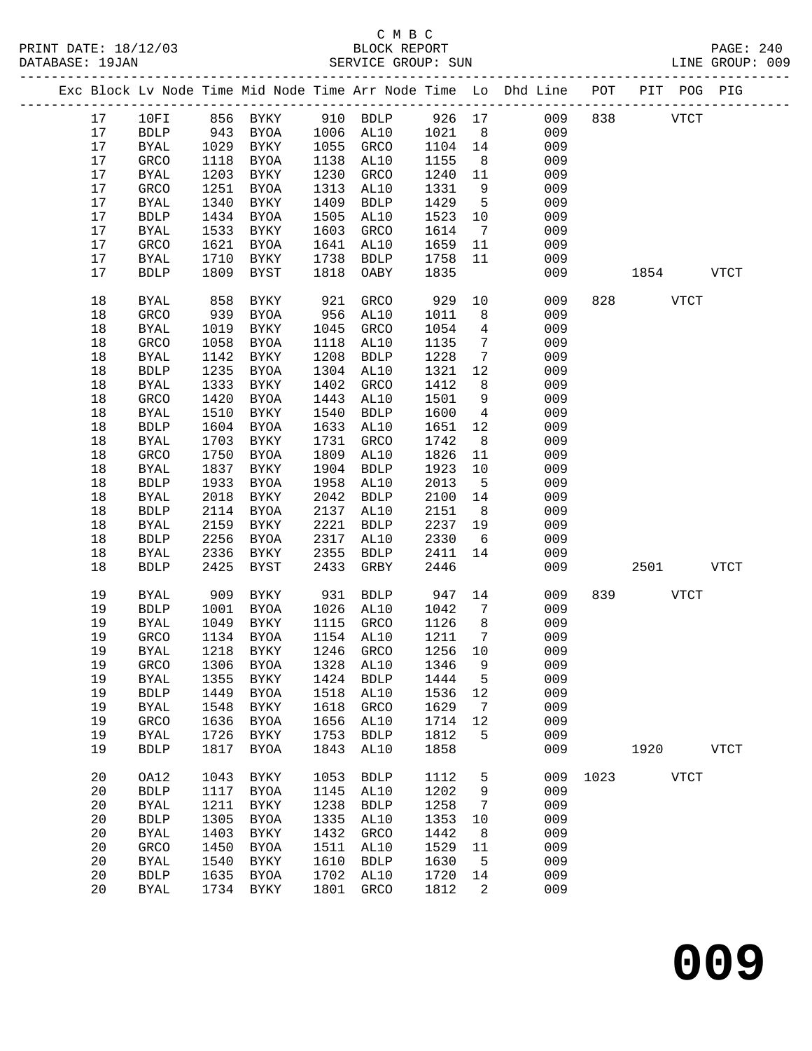C M B C
PRINT DATE: 18/12/03 BLOCK REPORT PAGE: 240
DATABASE: 19JAN SERVICE GROUP: SUN LINE GROUP: 009

| Exc | Block | Lv Node | Time | Mid Node | Time | Arr Node | Time | Lo | Dhd Line | POT | PIT | POG | PIG |
|---|---|---|---|---|---|---|---|---|---|---|---|---|---|
| | 17 | 10FI | 856 | BYKY | 910 | BDLP | 926 | 17 | 009 | 838 | | VTCT | |
| | 17 | BDLP | 943 | BYOA | 1006 | AL10 | 1021 | 8 | 009 | | | | |
| | 17 | BYAL | 1029 | BYKY | 1055 | GRCO | 1104 | 14 | 009 | | | | |
| | 17 | GRCO | 1118 | BYOA | 1138 | AL10 | 1155 | 8 | 009 | | | | |
| | 17 | BYAL | 1203 | BYKY | 1230 | GRCO | 1240 | 11 | 009 | | | | |
| | 17 | GRCO | 1251 | BYOA | 1313 | AL10 | 1331 | 9 | 009 | | | | |
| | 17 | BYAL | 1340 | BYKY | 1409 | BDLP | 1429 | 5 | 009 | | | | |
| | 17 | BDLP | 1434 | BYOA | 1505 | AL10 | 1523 | 10 | 009 | | | | |
| | 17 | BYAL | 1533 | BYKY | 1603 | GRCO | 1614 | 7 | 009 | | | | |
| | 17 | GRCO | 1621 | BYOA | 1641 | AL10 | 1659 | 11 | 009 | | | | |
| | 17 | BYAL | 1710 | BYKY | 1738 | BDLP | 1758 | 11 | 009 | | | | |
| | 17 | BDLP | 1809 | BYST | 1818 | OABY | 1835 | | 009 | | 1854 | | VTCT |
| | 18 | BYAL | 858 | BYKY | 921 | GRCO | 929 | 10 | 009 | 828 | | VTCT | |
| | 18 | GRCO | 939 | BYOA | 956 | AL10 | 1011 | 8 | 009 | | | | |
| | 18 | BYAL | 1019 | BYKY | 1045 | GRCO | 1054 | 4 | 009 | | | | |
| | 18 | GRCO | 1058 | BYOA | 1118 | AL10 | 1135 | 7 | 009 | | | | |
| | 18 | BYAL | 1142 | BYKY | 1208 | BDLP | 1228 | 7 | 009 | | | | |
| | 18 | BDLP | 1235 | BYOA | 1304 | AL10 | 1321 | 12 | 009 | | | | |
| | 18 | BYAL | 1333 | BYKY | 1402 | GRCO | 1412 | 8 | 009 | | | | |
| | 18 | GRCO | 1420 | BYOA | 1443 | AL10 | 1501 | 9 | 009 | | | | |
| | 18 | BYAL | 1510 | BYKY | 1540 | BDLP | 1600 | 4 | 009 | | | | |
| | 18 | BDLP | 1604 | BYOA | 1633 | AL10 | 1651 | 12 | 009 | | | | |
| | 18 | BYAL | 1703 | BYKY | 1731 | GRCO | 1742 | 8 | 009 | | | | |
| | 18 | GRCO | 1750 | BYOA | 1809 | AL10 | 1826 | 11 | 009 | | | | |
| | 18 | BYAL | 1837 | BYKY | 1904 | BDLP | 1923 | 10 | 009 | | | | |
| | 18 | BDLP | 1933 | BYOA | 1958 | AL10 | 2013 | 5 | 009 | | | | |
| | 18 | BYAL | 2018 | BYKY | 2042 | BDLP | 2100 | 14 | 009 | | | | |
| | 18 | BDLP | 2114 | BYOA | 2137 | AL10 | 2151 | 8 | 009 | | | | |
| | 18 | BYAL | 2159 | BYKY | 2221 | BDLP | 2237 | 19 | 009 | | | | |
| | 18 | BDLP | 2256 | BYOA | 2317 | AL10 | 2330 | 6 | 009 | | | | |
| | 18 | BYAL | 2336 | BYKY | 2355 | BDLP | 2411 | 14 | 009 | | | | |
| | 18 | BDLP | 2425 | BYST | 2433 | GRBY | 2446 | | 009 | | 2501 | | VTCT |
| | 19 | BYAL | 909 | BYKY | 931 | BDLP | 947 | 14 | 009 | 839 | | VTCT | |
| | 19 | BDLP | 1001 | BYOA | 1026 | AL10 | 1042 | 7 | 009 | | | | |
| | 19 | BYAL | 1049 | BYKY | 1115 | GRCO | 1126 | 8 | 009 | | | | |
| | 19 | GRCO | 1134 | BYOA | 1154 | AL10 | 1211 | 7 | 009 | | | | |
| | 19 | BYAL | 1218 | BYKY | 1246 | GRCO | 1256 | 10 | 009 | | | | |
| | 19 | GRCO | 1306 | BYOA | 1328 | AL10 | 1346 | 9 | 009 | | | | |
| | 19 | BYAL | 1355 | BYKY | 1424 | BDLP | 1444 | 5 | 009 | | | | |
| | 19 | BDLP | 1449 | BYOA | 1518 | AL10 | 1536 | 12 | 009 | | | | |
| | 19 | BYAL | 1548 | BYKY | 1618 | GRCO | 1629 | 7 | 009 | | | | |
| | 19 | GRCO | 1636 | BYOA | 1656 | AL10 | 1714 | 12 | 009 | | | | |
| | 19 | BYAL | 1726 | BYKY | 1753 | BDLP | 1812 | 5 | 009 | | | | |
| | 19 | BDLP | 1817 | BYOA | 1843 | AL10 | 1858 | | 009 | | 1920 | | VTCT |
| | 20 | OA12 | 1043 | BYKY | 1053 | BDLP | 1112 | 5 | 009 | 1023 | | VTCT | |
| | 20 | BDLP | 1117 | BYOA | 1145 | AL10 | 1202 | 9 | 009 | | | | |
| | 20 | BYAL | 1211 | BYKY | 1238 | BDLP | 1258 | 7 | 009 | | | | |
| | 20 | BDLP | 1305 | BYOA | 1335 | AL10 | 1353 | 10 | 009 | | | | |
| | 20 | BYAL | 1403 | BYKY | 1432 | GRCO | 1442 | 8 | 009 | | | | |
| | 20 | GRCO | 1450 | BYOA | 1511 | AL10 | 1529 | 11 | 009 | | | | |
| | 20 | BYAL | 1540 | BYKY | 1610 | BDLP | 1630 | 5 | 009 | | | | |
| | 20 | BDLP | 1635 | BYOA | 1702 | AL10 | 1720 | 14 | 009 | | | | |
| | 20 | BYAL | 1734 | BYKY | 1801 | GRCO | 1812 | 2 | 009 | | | | |

# 009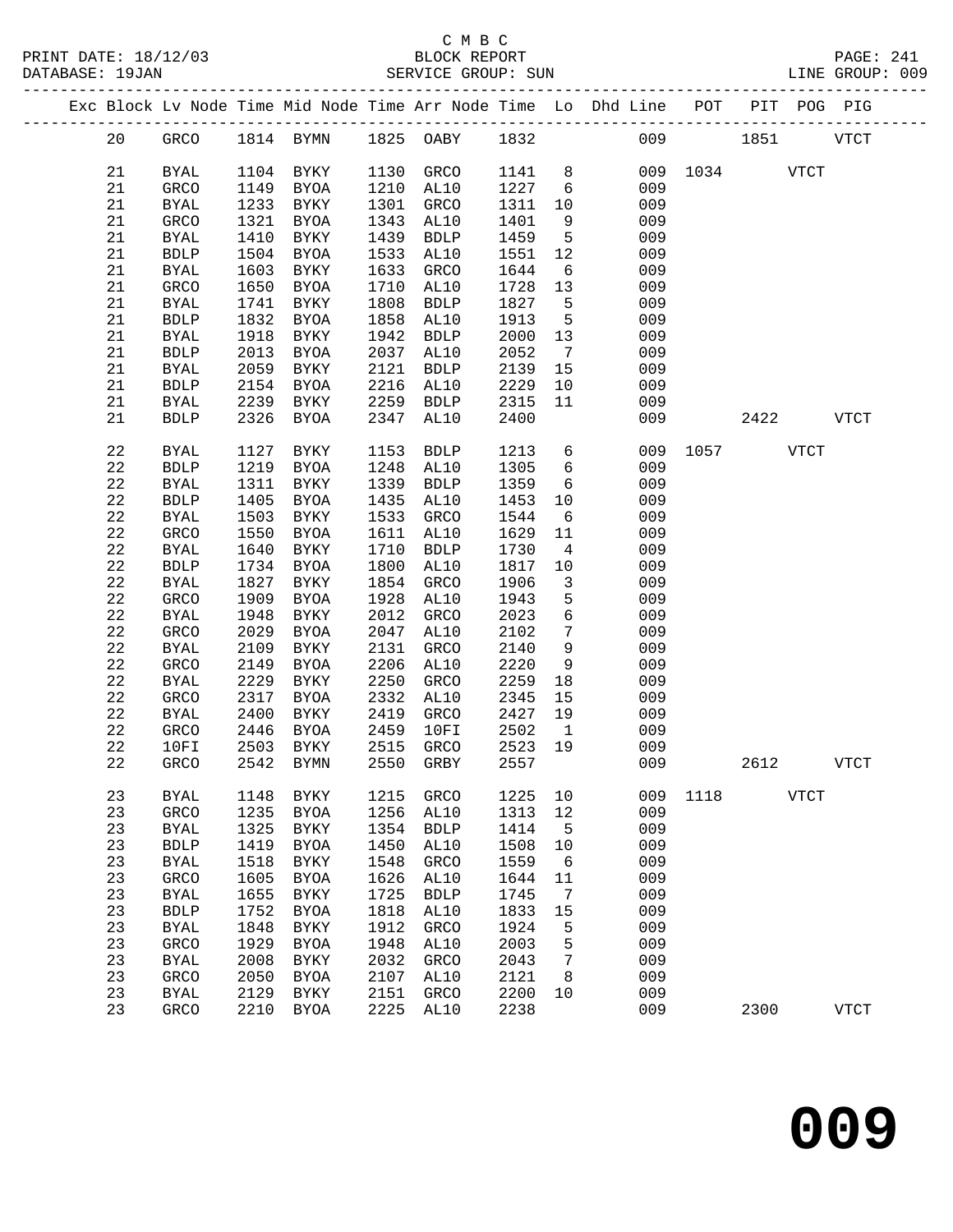C M B C
PRINT DATE: 18/12/03 BLOCK REPORT PAGE: 241
DATABASE: 19JAN SERVICE GROUP: SUN LINE GROUP: 009

| Exc | Block | Lv | Node | Time | Mid Node | Time | Arr Node | Time | Lo | Dhd Line | POT | PIT | POG | PIG |
|---|---|---|---|---|---|---|---|---|---|---|---|---|---|---|
| | 20 | | GRCO | 1814 | BYMN | 1825 | OABY | 1832 | | 009 | | 1851 | | VTCT |
| | 21 | | BYAL | 1104 | BYKY | 1130 | GRCO | 1141 | 8 | 009 | 1034 | | VTCT | |
| | 21 | | GRCO | 1149 | BYOA | 1210 | AL10 | 1227 | 6 | 009 | | | | |
| | 21 | | BYAL | 1233 | BYKY | 1301 | GRCO | 1311 | 10 | 009 | | | | |
| | 21 | | GRCO | 1321 | BYOA | 1343 | AL10 | 1401 | 9 | 009 | | | | |
| | 21 | | BYAL | 1410 | BYKY | 1439 | BDLP | 1459 | 5 | 009 | | | | |
| | 21 | | BDLP | 1504 | BYOA | 1533 | AL10 | 1551 | 12 | 009 | | | | |
| | 21 | | BYAL | 1603 | BYKY | 1633 | GRCO | 1644 | 6 | 009 | | | | |
| | 21 | | GRCO | 1650 | BYOA | 1710 | AL10 | 1728 | 13 | 009 | | | | |
| | 21 | | BYAL | 1741 | BYKY | 1808 | BDLP | 1827 | 5 | 009 | | | | |
| | 21 | | BDLP | 1832 | BYOA | 1858 | AL10 | 1913 | 5 | 009 | | | | |
| | 21 | | BYAL | 1918 | BYKY | 1942 | BDLP | 2000 | 13 | 009 | | | | |
| | 21 | | BDLP | 2013 | BYOA | 2037 | AL10 | 2052 | 7 | 009 | | | | |
| | 21 | | BYAL | 2059 | BYKY | 2121 | BDLP | 2139 | 15 | 009 | | | | |
| | 21 | | BDLP | 2154 | BYOA | 2216 | AL10 | 2229 | 10 | 009 | | | | |
| | 21 | | BYAL | 2239 | BYKY | 2259 | BDLP | 2315 | 11 | 009 | | | | |
| | 21 | | BDLP | 2326 | BYOA | 2347 | AL10 | 2400 | | 009 | | 2422 | | VTCT |
| | 22 | | BYAL | 1127 | BYKY | 1153 | BDLP | 1213 | 6 | 009 | 1057 | | VTCT | |
| | 22 | | BDLP | 1219 | BYOA | 1248 | AL10 | 1305 | 6 | 009 | | | | |
| | 22 | | BYAL | 1311 | BYKY | 1339 | BDLP | 1359 | 6 | 009 | | | | |
| | 22 | | BDLP | 1405 | BYOA | 1435 | AL10 | 1453 | 10 | 009 | | | | |
| | 22 | | BYAL | 1503 | BYKY | 1533 | GRCO | 1544 | 6 | 009 | | | | |
| | 22 | | GRCO | 1550 | BYOA | 1611 | AL10 | 1629 | 11 | 009 | | | | |
| | 22 | | BYAL | 1640 | BYKY | 1710 | BDLP | 1730 | 4 | 009 | | | | |
| | 22 | | BDLP | 1734 | BYOA | 1800 | AL10 | 1817 | 10 | 009 | | | | |
| | 22 | | BYAL | 1827 | BYKY | 1854 | GRCO | 1906 | 3 | 009 | | | | |
| | 22 | | GRCO | 1909 | BYOA | 1928 | AL10 | 1943 | 5 | 009 | | | | |
| | 22 | | BYAL | 1948 | BYKY | 2012 | GRCO | 2023 | 6 | 009 | | | | |
| | 22 | | GRCO | 2029 | BYOA | 2047 | AL10 | 2102 | 7 | 009 | | | | |
| | 22 | | BYAL | 2109 | BYKY | 2131 | GRCO | 2140 | 9 | 009 | | | | |
| | 22 | | GRCO | 2149 | BYOA | 2206 | AL10 | 2220 | 9 | 009 | | | | |
| | 22 | | BYAL | 2229 | BYKY | 2250 | GRCO | 2259 | 18 | 009 | | | | |
| | 22 | | GRCO | 2317 | BYOA | 2332 | AL10 | 2345 | 15 | 009 | | | | |
| | 22 | | BYAL | 2400 | BYKY | 2419 | GRCO | 2427 | 19 | 009 | | | | |
| | 22 | | GRCO | 2446 | BYOA | 2459 | 10FI | 2502 | 1 | 009 | | | | |
| | 22 | | 10FI | 2503 | BYKY | 2515 | GRCO | 2523 | 19 | 009 | | | | |
| | 22 | | GRCO | 2542 | BYMN | 2550 | GRBY | 2557 | | 009 | | 2612 | | VTCT |
| | 23 | | BYAL | 1148 | BYKY | 1215 | GRCO | 1225 | 10 | 009 | 1118 | | VTCT | |
| | 23 | | GRCO | 1235 | BYOA | 1256 | AL10 | 1313 | 12 | 009 | | | | |
| | 23 | | BYAL | 1325 | BYKY | 1354 | BDLP | 1414 | 5 | 009 | | | | |
| | 23 | | BDLP | 1419 | BYOA | 1450 | AL10 | 1508 | 10 | 009 | | | | |
| | 23 | | BYAL | 1518 | BYKY | 1548 | GRCO | 1559 | 6 | 009 | | | | |
| | 23 | | GRCO | 1605 | BYOA | 1626 | AL10 | 1644 | 11 | 009 | | | | |
| | 23 | | BYAL | 1655 | BYKY | 1725 | BDLP | 1745 | 7 | 009 | | | | |
| | 23 | | BDLP | 1752 | BYOA | 1818 | AL10 | 1833 | 15 | 009 | | | | |
| | 23 | | BYAL | 1848 | BYKY | 1912 | GRCO | 1924 | 5 | 009 | | | | |
| | 23 | | GRCO | 1929 | BYOA | 1948 | AL10 | 2003 | 5 | 009 | | | | |
| | 23 | | BYAL | 2008 | BYKY | 2032 | GRCO | 2043 | 7 | 009 | | | | |
| | 23 | | GRCO | 2050 | BYOA | 2107 | AL10 | 2121 | 8 | 009 | | | | |
| | 23 | | BYAL | 2129 | BYKY | 2151 | GRCO | 2200 | 10 | 009 | | | | |
| | 23 | | GRCO | 2210 | BYOA | 2225 | AL10 | 2238 | | 009 | | 2300 | | VTCT |

**009**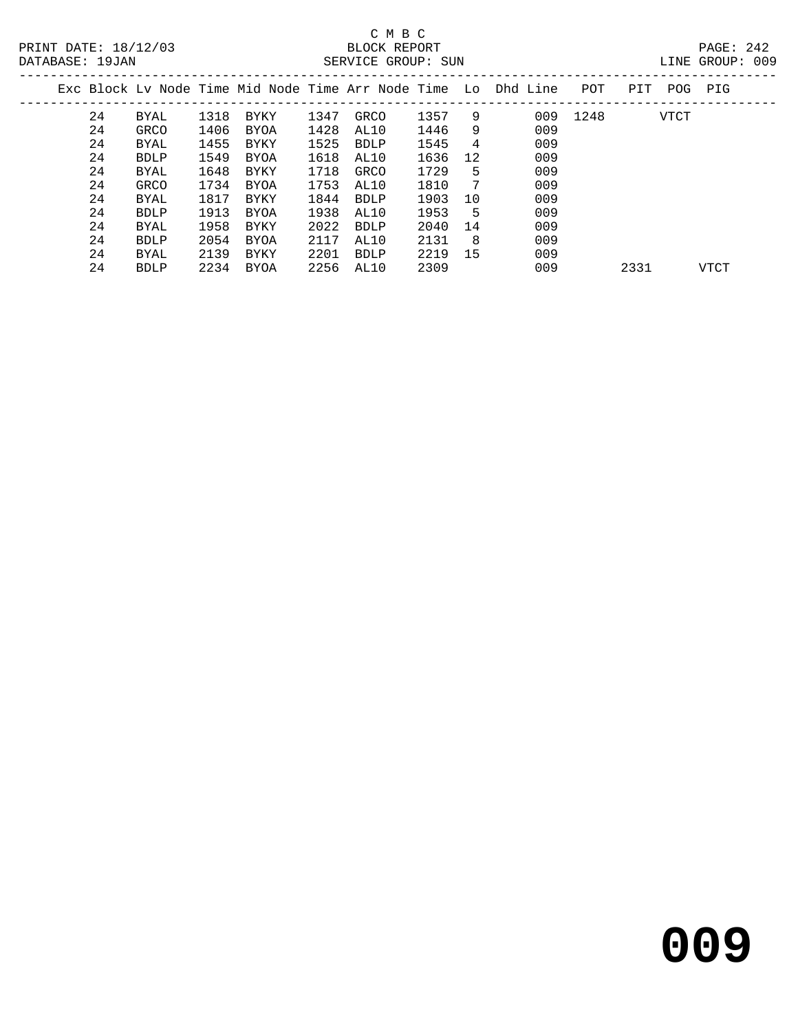C M B C

BLOCK REPORT

SERVICE GROUP: SUN

LINE GROUP: 009

| Exc | Block | Lv Node | Time | Mid Node | Time | Arr Node | Time | Lo | Dhd Line | POT | PIT | POG | PIG |
|---|---|---|---|---|---|---|---|---|---|---|---|---|---|
| | 24 | BYAL | 1318 | BYKY | 1347 | GRCO | 1357 | 9 | 009 | 1248 | | VTCT | |
| | 24 | GRCO | 1406 | BYOA | 1428 | AL10 | 1446 | 9 | 009 | | | | |
| | 24 | BYAL | 1455 | BYKY | 1525 | BDLP | 1545 | 4 | 009 | | | | |
| | 24 | BDLP | 1549 | BYOA | 1618 | AL10 | 1636 | 12 | 009 | | | | |
| | 24 | BYAL | 1648 | BYKY | 1718 | GRCO | 1729 | 5 | 009 | | | | |
| | 24 | GRCO | 1734 | BYOA | 1753 | AL10 | 1810 | 7 | 009 | | | | |
| | 24 | BYAL | 1817 | BYKY | 1844 | BDLP | 1903 | 10 | 009 | | | | |
| | 24 | BDLP | 1913 | BYOA | 1938 | AL10 | 1953 | 5 | 009 | | | | |
| | 24 | BYAL | 1958 | BYKY | 2022 | BDLP | 2040 | 14 | 009 | | | | |
| | 24 | BDLP | 2054 | BYOA | 2117 | AL10 | 2131 | 8 | 009 | | | | |
| | 24 | BYAL | 2139 | BYKY | 2201 | BDLP | 2219 | 15 | 009 | | | | |
| | 24 | BDLP | 2234 | BYOA | 2256 | AL10 | 2309 | | 009 | | 2331 | | VTCT |

# 009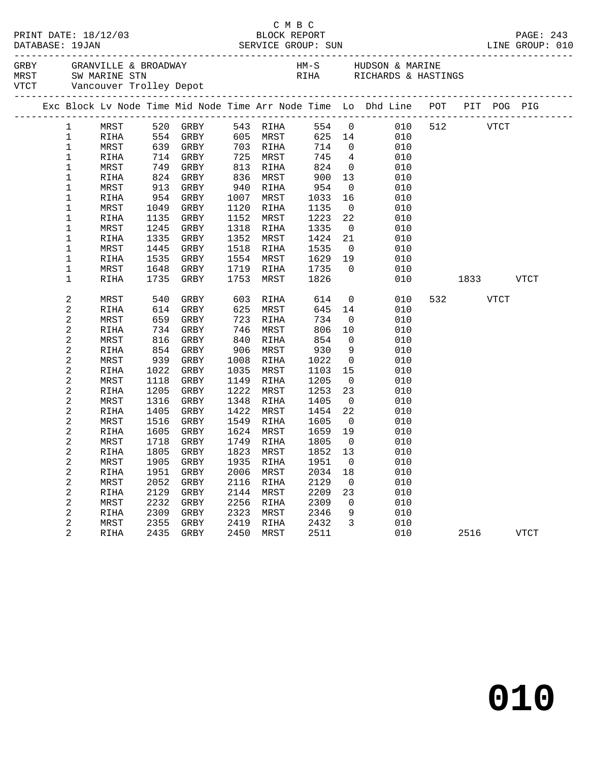C M B C

BLOCK REPORT

SERVICE GROUP: SUN

PRINT DATE: 18/12/03
DATABASE: 19JAN

LINE GROUP: 010

GRBY GRANVILLE & BROADWAY
MRST SW MARINE STN
VTCT Vancouver Trolley Depot

HM-S HUDSON & MARINE
RIHA RICHARDS & HASTINGS

| Exc | Block | Lv Node | Time | Mid Node | Time | Arr Node | Time | Lo | Dhd Line | POT | PIT | POG | PIG |
|---|---|---|---|---|---|---|---|---|---|---|---|---|---|
| | 1 | MRST | 520 | GRBY | 543 | RIHA | 554 | 0 | 010 | 512 | | VTCT | |
| | 1 | RIHA | 554 | GRBY | 605 | MRST | 625 | 14 | 010 | | | | |
| | 1 | MRST | 639 | GRBY | 703 | RIHA | 714 | 0 | 010 | | | | |
| | 1 | RIHA | 714 | GRBY | 725 | MRST | 745 | 4 | 010 | | | | |
| | 1 | MRST | 749 | GRBY | 813 | RIHA | 824 | 0 | 010 | | | | |
| | 1 | RIHA | 824 | GRBY | 836 | MRST | 900 | 13 | 010 | | | | |
| | 1 | MRST | 913 | GRBY | 940 | RIHA | 954 | 0 | 010 | | | | |
| | 1 | RIHA | 954 | GRBY | 1007 | MRST | 1033 | 16 | 010 | | | | |
| | 1 | MRST | 1049 | GRBY | 1120 | RIHA | 1135 | 0 | 010 | | | | |
| | 1 | RIHA | 1135 | GRBY | 1152 | MRST | 1223 | 22 | 010 | | | | |
| | 1 | MRST | 1245 | GRBY | 1318 | RIHA | 1335 | 0 | 010 | | | | |
| | 1 | RIHA | 1335 | GRBY | 1352 | MRST | 1424 | 21 | 010 | | | | |
| | 1 | MRST | 1445 | GRBY | 1518 | RIHA | 1535 | 0 | 010 | | | | |
| | 1 | RIHA | 1535 | GRBY | 1554 | MRST | 1629 | 19 | 010 | | | | |
| | 1 | MRST | 1648 | GRBY | 1719 | RIHA | 1735 | 0 | 010 | | | | |
| | 1 | RIHA | 1735 | GRBY | 1753 | MRST | 1826 | | 010 | | 1833 | | VTCT |
| | 2 | MRST | 540 | GRBY | 603 | RIHA | 614 | 0 | 010 | 532 | | VTCT | |
| | 2 | RIHA | 614 | GRBY | 625 | MRST | 645 | 14 | 010 | | | | |
| | 2 | MRST | 659 | GRBY | 723 | RIHA | 734 | 0 | 010 | | | | |
| | 2 | RIHA | 734 | GRBY | 746 | MRST | 806 | 10 | 010 | | | | |
| | 2 | MRST | 816 | GRBY | 840 | RIHA | 854 | 0 | 010 | | | | |
| | 2 | RIHA | 854 | GRBY | 906 | MRST | 930 | 9 | 010 | | | | |
| | 2 | MRST | 939 | GRBY | 1008 | RIHA | 1022 | 0 | 010 | | | | |
| | 2 | RIHA | 1022 | GRBY | 1035 | MRST | 1103 | 15 | 010 | | | | |
| | 2 | MRST | 1118 | GRBY | 1149 | RIHA | 1205 | 0 | 010 | | | | |
| | 2 | RIHA | 1205 | GRBY | 1222 | MRST | 1253 | 23 | 010 | | | | |
| | 2 | MRST | 1316 | GRBY | 1348 | RIHA | 1405 | 0 | 010 | | | | |
| | 2 | RIHA | 1405 | GRBY | 1422 | MRST | 1454 | 22 | 010 | | | | |
| | 2 | MRST | 1516 | GRBY | 1549 | RIHA | 1605 | 0 | 010 | | | | |
| | 2 | RIHA | 1605 | GRBY | 1624 | MRST | 1659 | 19 | 010 | | | | |
| | 2 | MRST | 1718 | GRBY | 1749 | RIHA | 1805 | 0 | 010 | | | | |
| | 2 | RIHA | 1805 | GRBY | 1823 | MRST | 1852 | 13 | 010 | | | | |
| | 2 | MRST | 1905 | GRBY | 1935 | RIHA | 1951 | 0 | 010 | | | | |
| | 2 | RIHA | 1951 | GRBY | 2006 | MRST | 2034 | 18 | 010 | | | | |
| | 2 | MRST | 2052 | GRBY | 2116 | RIHA | 2129 | 0 | 010 | | | | |
| | 2 | RIHA | 2129 | GRBY | 2144 | MRST | 2209 | 23 | 010 | | | | |
| | 2 | MRST | 2232 | GRBY | 2256 | RIHA | 2309 | 0 | 010 | | | | |
| | 2 | RIHA | 2309 | GRBY | 2323 | MRST | 2346 | 9 | 010 | | | | |
| | 2 | MRST | 2355 | GRBY | 2419 | RIHA | 2432 | 3 | 010 | | | | |
| | 2 | RIHA | 2435 | GRBY | 2450 | MRST | 2511 | | 010 | | 2516 | | VTCT |

**010**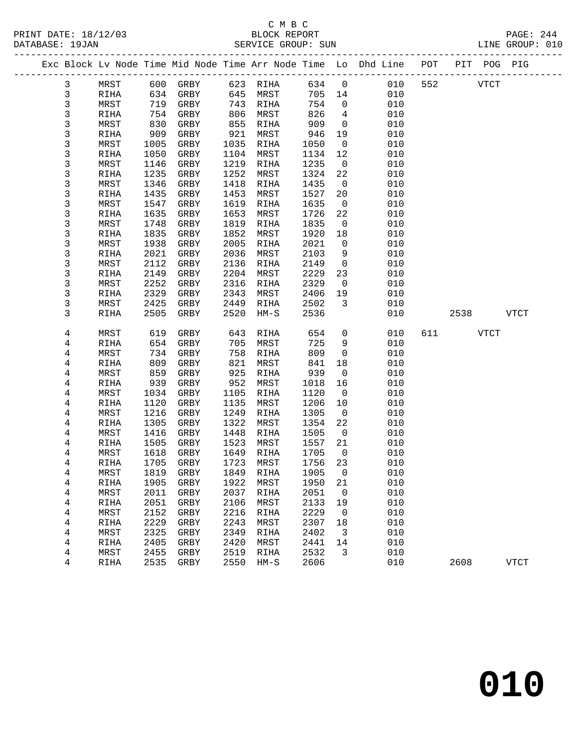C M B C
BLOCK REPORT
SERVICE GROUP: SUN

PRINT DATE: 18/12/03
DATABASE: 19JAN
LINE GROUP: 010

| Exc | Block | Lv Node | Time | Mid Node | Time | Arr Node | Time | Lo | Dhd Line | POT | PIT | POG | PIG |
|---|---|---|---|---|---|---|---|---|---|---|---|---|---|
| | 3 | MRST | 600 | GRBY | 623 | RIHA | 634 | 0 | 010 | 552 | | VTCT | |
| | 3 | RIHA | 634 | GRBY | 645 | MRST | 705 | 14 | 010 | | | | |
| | 3 | MRST | 719 | GRBY | 743 | RIHA | 754 | 0 | 010 | | | | |
| | 3 | RIHA | 754 | GRBY | 806 | MRST | 826 | 4 | 010 | | | | |
| | 3 | MRST | 830 | GRBY | 855 | RIHA | 909 | 0 | 010 | | | | |
| | 3 | RIHA | 909 | GRBY | 921 | MRST | 946 | 19 | 010 | | | | |
| | 3 | MRST | 1005 | GRBY | 1035 | RIHA | 1050 | 0 | 010 | | | | |
| | 3 | RIHA | 1050 | GRBY | 1104 | MRST | 1134 | 12 | 010 | | | | |
| | 3 | MRST | 1146 | GRBY | 1219 | RIHA | 1235 | 0 | 010 | | | | |
| | 3 | RIHA | 1235 | GRBY | 1252 | MRST | 1324 | 22 | 010 | | | | |
| | 3 | MRST | 1346 | GRBY | 1418 | RIHA | 1435 | 0 | 010 | | | | |
| | 3 | RIHA | 1435 | GRBY | 1453 | MRST | 1527 | 20 | 010 | | | | |
| | 3 | MRST | 1547 | GRBY | 1619 | RIHA | 1635 | 0 | 010 | | | | |
| | 3 | RIHA | 1635 | GRBY | 1653 | MRST | 1726 | 22 | 010 | | | | |
| | 3 | MRST | 1748 | GRBY | 1819 | RIHA | 1835 | 0 | 010 | | | | |
| | 3 | RIHA | 1835 | GRBY | 1852 | MRST | 1920 | 18 | 010 | | | | |
| | 3 | MRST | 1938 | GRBY | 2005 | RIHA | 2021 | 0 | 010 | | | | |
| | 3 | RIHA | 2021 | GRBY | 2036 | MRST | 2103 | 9 | 010 | | | | |
| | 3 | MRST | 2112 | GRBY | 2136 | RIHA | 2149 | 0 | 010 | | | | |
| | 3 | RIHA | 2149 | GRBY | 2204 | MRST | 2229 | 23 | 010 | | | | |
| | 3 | MRST | 2252 | GRBY | 2316 | RIHA | 2329 | 0 | 010 | | | | |
| | 3 | RIHA | 2329 | GRBY | 2343 | MRST | 2406 | 19 | 010 | | | | |
| | 3 | MRST | 2425 | GRBY | 2449 | RIHA | 2502 | 3 | 010 | | | | |
| | 3 | RIHA | 2505 | GRBY | 2520 | HM-S | 2536 | | 010 | | 2538 | | VTCT |
| | 4 | MRST | 619 | GRBY | 643 | RIHA | 654 | 0 | 010 | 611 | | VTCT | |
| | 4 | RIHA | 654 | GRBY | 705 | MRST | 725 | 9 | 010 | | | | |
| | 4 | MRST | 734 | GRBY | 758 | RIHA | 809 | 0 | 010 | | | | |
| | 4 | RIHA | 809 | GRBY | 821 | MRST | 841 | 18 | 010 | | | | |
| | 4 | MRST | 859 | GRBY | 925 | RIHA | 939 | 0 | 010 | | | | |
| | 4 | RIHA | 939 | GRBY | 952 | MRST | 1018 | 16 | 010 | | | | |
| | 4 | MRST | 1034 | GRBY | 1105 | RIHA | 1120 | 0 | 010 | | | | |
| | 4 | RIHA | 1120 | GRBY | 1135 | MRST | 1206 | 10 | 010 | | | | |
| | 4 | MRST | 1216 | GRBY | 1249 | RIHA | 1305 | 0 | 010 | | | | |
| | 4 | RIHA | 1305 | GRBY | 1322 | MRST | 1354 | 22 | 010 | | | | |
| | 4 | MRST | 1416 | GRBY | 1448 | RIHA | 1505 | 0 | 010 | | | | |
| | 4 | RIHA | 1505 | GRBY | 1523 | MRST | 1557 | 21 | 010 | | | | |
| | 4 | MRST | 1618 | GRBY | 1649 | RIHA | 1705 | 0 | 010 | | | | |
| | 4 | RIHA | 1705 | GRBY | 1723 | MRST | 1756 | 23 | 010 | | | | |
| | 4 | MRST | 1819 | GRBY | 1849 | RIHA | 1905 | 0 | 010 | | | | |
| | 4 | RIHA | 1905 | GRBY | 1922 | MRST | 1950 | 21 | 010 | | | | |
| | 4 | MRST | 2011 | GRBY | 2037 | RIHA | 2051 | 0 | 010 | | | | |
| | 4 | RIHA | 2051 | GRBY | 2106 | MRST | 2133 | 19 | 010 | | | | |
| | 4 | MRST | 2152 | GRBY | 2216 | RIHA | 2229 | 0 | 010 | | | | |
| | 4 | RIHA | 2229 | GRBY | 2243 | MRST | 2307 | 18 | 010 | | | | |
| | 4 | MRST | 2325 | GRBY | 2349 | RIHA | 2402 | 3 | 010 | | | | |
| | 4 | RIHA | 2405 | GRBY | 2420 | MRST | 2441 | 14 | 010 | | | | |
| | 4 | MRST | 2455 | GRBY | 2519 | RIHA | 2532 | 3 | 010 | | | | |
| | 4 | RIHA | 2535 | GRBY | 2550 | HM-S | 2606 | | 010 | | 2608 | | VTCT |

# 010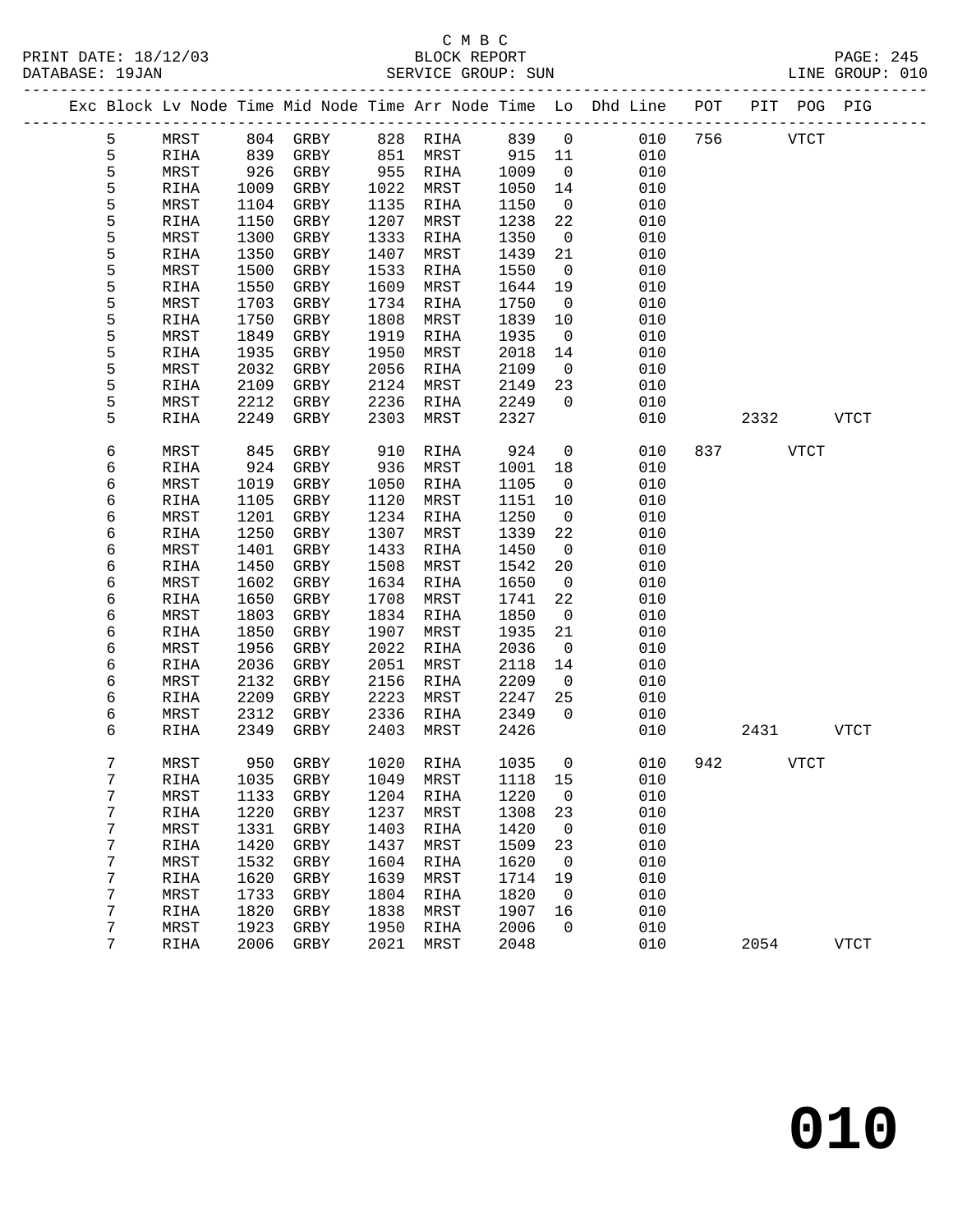C M B C
BLOCK REPORT
SERVICE GROUP: SUN

PRINT DATE: 18/12/03
DATABASE: 19JAN
LINE GROUP: 010

| Exc | Block | Lv Node | Time | Mid Node | Time | Arr Node | Time | Lo | Dhd Line | POT | PIT | POG | PIG |
|---|---|---|---|---|---|---|---|---|---|---|---|---|---|
| | 5 | MRST | 804 | GRBY | 828 | RIHA | 839 | 0 | 010 | 756 | | VTCT | |
| | 5 | RIHA | 839 | GRBY | 851 | MRST | 915 | 11 | 010 | | | | |
| | 5 | MRST | 926 | GRBY | 955 | RIHA | 1009 | 0 | 010 | | | | |
| | 5 | RIHA | 1009 | GRBY | 1022 | MRST | 1050 | 14 | 010 | | | | |
| | 5 | MRST | 1104 | GRBY | 1135 | RIHA | 1150 | 0 | 010 | | | | |
| | 5 | RIHA | 1150 | GRBY | 1207 | MRST | 1238 | 22 | 010 | | | | |
| | 5 | MRST | 1300 | GRBY | 1333 | RIHA | 1350 | 0 | 010 | | | | |
| | 5 | RIHA | 1350 | GRBY | 1407 | MRST | 1439 | 21 | 010 | | | | |
| | 5 | MRST | 1500 | GRBY | 1533 | RIHA | 1550 | 0 | 010 | | | | |
| | 5 | RIHA | 1550 | GRBY | 1609 | MRST | 1644 | 19 | 010 | | | | |
| | 5 | MRST | 1703 | GRBY | 1734 | RIHA | 1750 | 0 | 010 | | | | |
| | 5 | RIHA | 1750 | GRBY | 1808 | MRST | 1839 | 10 | 010 | | | | |
| | 5 | MRST | 1849 | GRBY | 1919 | RIHA | 1935 | 0 | 010 | | | | |
| | 5 | RIHA | 1935 | GRBY | 1950 | MRST | 2018 | 14 | 010 | | | | |
| | 5 | MRST | 2032 | GRBY | 2056 | RIHA | 2109 | 0 | 010 | | | | |
| | 5 | RIHA | 2109 | GRBY | 2124 | MRST | 2149 | 23 | 010 | | | | |
| | 5 | MRST | 2212 | GRBY | 2236 | RIHA | 2249 | 0 | 010 | | | | |
| | 5 | RIHA | 2249 | GRBY | 2303 | MRST | 2327 | | 010 | | 2332 | | VTCT |
| | 6 | MRST | 845 | GRBY | 910 | RIHA | 924 | 0 | 010 | 837 | | VTCT | |
| | 6 | RIHA | 924 | GRBY | 936 | MRST | 1001 | 18 | 010 | | | | |
| | 6 | MRST | 1019 | GRBY | 1050 | RIHA | 1105 | 0 | 010 | | | | |
| | 6 | RIHA | 1105 | GRBY | 1120 | MRST | 1151 | 10 | 010 | | | | |
| | 6 | MRST | 1201 | GRBY | 1234 | RIHA | 1250 | 0 | 010 | | | | |
| | 6 | RIHA | 1250 | GRBY | 1307 | MRST | 1339 | 22 | 010 | | | | |
| | 6 | MRST | 1401 | GRBY | 1433 | RIHA | 1450 | 0 | 010 | | | | |
| | 6 | RIHA | 1450 | GRBY | 1508 | MRST | 1542 | 20 | 010 | | | | |
| | 6 | MRST | 1602 | GRBY | 1634 | RIHA | 1650 | 0 | 010 | | | | |
| | 6 | RIHA | 1650 | GRBY | 1708 | MRST | 1741 | 22 | 010 | | | | |
| | 6 | MRST | 1803 | GRBY | 1834 | RIHA | 1850 | 0 | 010 | | | | |
| | 6 | RIHA | 1850 | GRBY | 1907 | MRST | 1935 | 21 | 010 | | | | |
| | 6 | MRST | 1956 | GRBY | 2022 | RIHA | 2036 | 0 | 010 | | | | |
| | 6 | RIHA | 2036 | GRBY | 2051 | MRST | 2118 | 14 | 010 | | | | |
| | 6 | MRST | 2132 | GRBY | 2156 | RIHA | 2209 | 0 | 010 | | | | |
| | 6 | RIHA | 2209 | GRBY | 2223 | MRST | 2247 | 25 | 010 | | | | |
| | 6 | MRST | 2312 | GRBY | 2336 | RIHA | 2349 | 0 | 010 | | | | |
| | 6 | RIHA | 2349 | GRBY | 2403 | MRST | 2426 | | 010 | | 2431 | | VTCT |
| | 7 | MRST | 950 | GRBY | 1020 | RIHA | 1035 | 0 | 010 | 942 | | VTCT | |
| | 7 | RIHA | 1035 | GRBY | 1049 | MRST | 1118 | 15 | 010 | | | | |
| | 7 | MRST | 1133 | GRBY | 1204 | RIHA | 1220 | 0 | 010 | | | | |
| | 7 | RIHA | 1220 | GRBY | 1237 | MRST | 1308 | 23 | 010 | | | | |
| | 7 | MRST | 1331 | GRBY | 1403 | RIHA | 1420 | 0 | 010 | | | | |
| | 7 | RIHA | 1420 | GRBY | 1437 | MRST | 1509 | 23 | 010 | | | | |
| | 7 | MRST | 1532 | GRBY | 1604 | RIHA | 1620 | 0 | 010 | | | | |
| | 7 | RIHA | 1620 | GRBY | 1639 | MRST | 1714 | 19 | 010 | | | | |
| | 7 | MRST | 1733 | GRBY | 1804 | RIHA | 1820 | 0 | 010 | | | | |
| | 7 | RIHA | 1820 | GRBY | 1838 | MRST | 1907 | 16 | 010 | | | | |
| | 7 | MRST | 1923 | GRBY | 1950 | RIHA | 2006 | 0 | 010 | | | | |
| | 7 | RIHA | 2006 | GRBY | 2021 | MRST | 2048 | | 010 | | 2054 | | VTCT |

# 010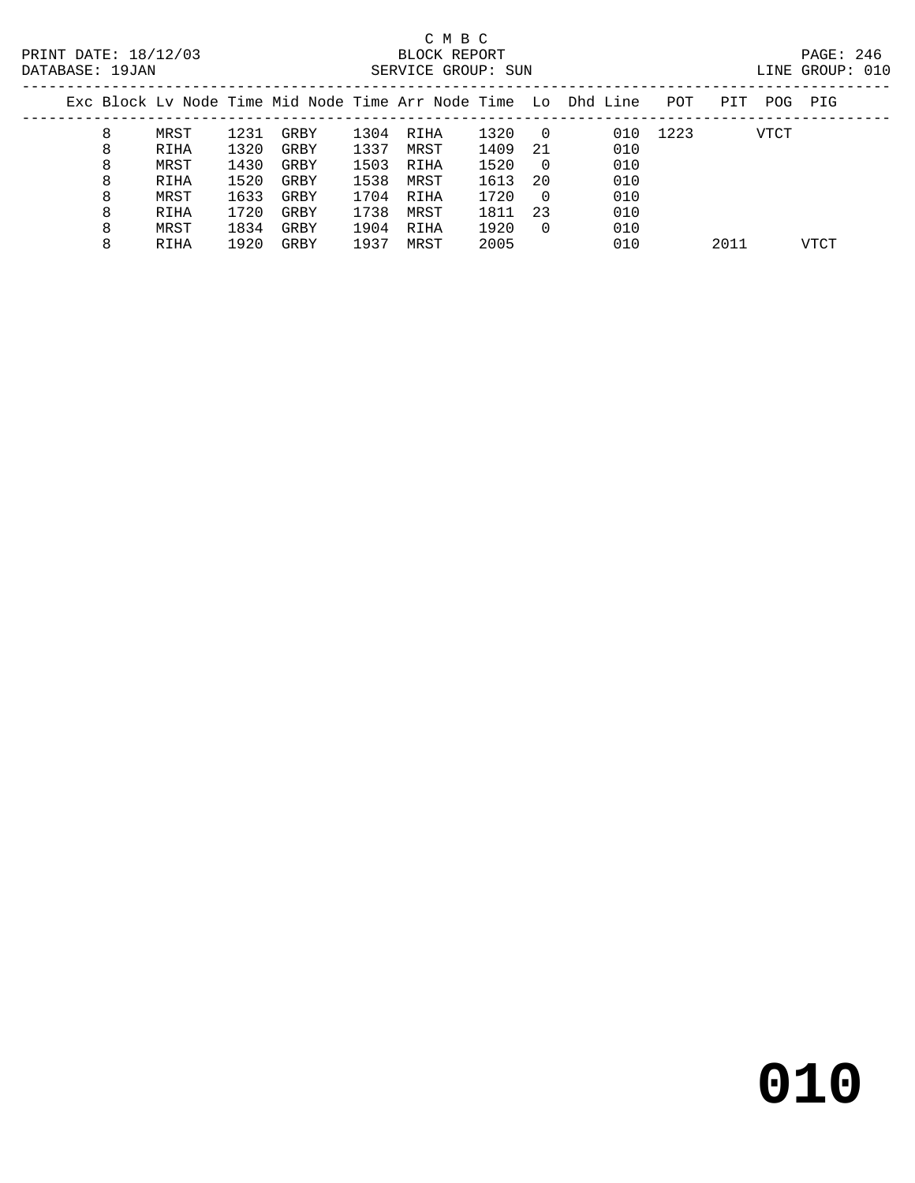C M B C

PRINT DATE: 18/12/03 BLOCK REPORT

DATABASE: 19JAN SERVICE GROUP: SUN LINE GROUP: 010

| Exc | Block | Lv Node | Time | Mid Node | Time | Arr Node | Time | Lo | Dhd Line | POT | PIT | POG | PIG |
|---|---|---|---|---|---|---|---|---|---|---|---|---|---|
| | 8 | MRST | 1231 | GRBY | 1304 | RIHA | 1320 | 0 | 010 | 1223 | | VTCT | |
| | 8 | RIHA | 1320 | GRBY | 1337 | MRST | 1409 | 21 | 010 | | | | |
| | 8 | MRST | 1430 | GRBY | 1503 | RIHA | 1520 | 0 | 010 | | | | |
| | 8 | RIHA | 1520 | GRBY | 1538 | MRST | 1613 | 20 | 010 | | | | |
| | 8 | MRST | 1633 | GRBY | 1704 | RIHA | 1720 | 0 | 010 | | | | |
| | 8 | RIHA | 1720 | GRBY | 1738 | MRST | 1811 | 23 | 010 | | | | |
| | 8 | MRST | 1834 | GRBY | 1904 | RIHA | 1920 | 0 | 010 | | | | |
| | 8 | RIHA | 1920 | GRBY | 1937 | MRST | 2005 | | 010 | | 2011 | | VTCT |

**010**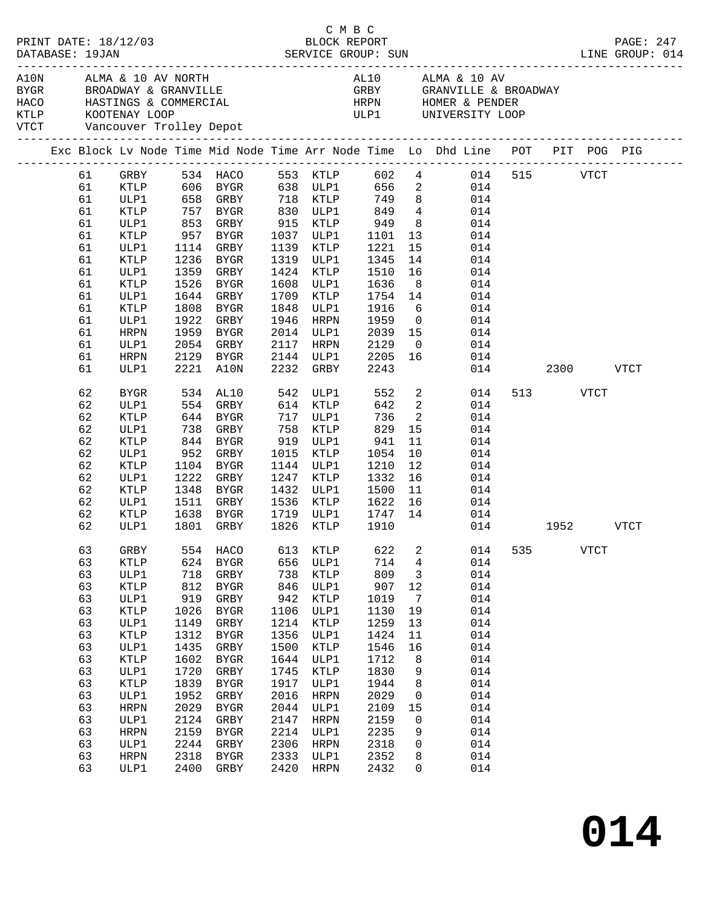C M B C
PRINT DATE: 18/12/03 BLOCK REPORT
DATABASE: 19JAN SERVICE GROUP: SUN LINE GROUP: 014

| Code | Description | Code | Description |
|---|---|---|---|
| A10N | ALMA & 10 AV NORTH | AL10 | ALMA & 10 AV |
| BYGR | BROADWAY & GRANVILLE | GRBY | GRANVILLE & BROADWAY |
| HACO | HASTINGS & COMMERCIAL | HRPN | HOMER & PENDER |
| KTLP | KOOTENAY LOOP | ULP1 | UNIVERSITY LOOP |
| VTCT | Vancouver Trolley Depot | | |

| Exc | Block | Lv Node | Time | Mid Node | Time | Arr Node | Time | Lo | Dhd Line | POT | PIT | POG | PIG |
|---|---|---|---|---|---|---|---|---|---|---|---|---|---|
| | 61 | GRBY | 534 | HACO | 553 | KTLP | 602 | 4 | 014 | 515 | | VTCT | |
| | 61 | KTLP | 606 | BYGR | 638 | ULP1 | 656 | 2 | 014 | | | | |
| | 61 | ULP1 | 658 | GRBY | 718 | KTLP | 749 | 8 | 014 | | | | |
| | 61 | KTLP | 757 | BYGR | 830 | ULP1 | 849 | 4 | 014 | | | | |
| | 61 | ULP1 | 853 | GRBY | 915 | KTLP | 949 | 8 | 014 | | | | |
| | 61 | KTLP | 957 | BYGR | 1037 | ULP1 | 1101 | 13 | 014 | | | | |
| | 61 | ULP1 | 1114 | GRBY | 1139 | KTLP | 1221 | 15 | 014 | | | | |
| | 61 | KTLP | 1236 | BYGR | 1319 | ULP1 | 1345 | 14 | 014 | | | | |
| | 61 | ULP1 | 1359 | GRBY | 1424 | KTLP | 1510 | 16 | 014 | | | | |
| | 61 | KTLP | 1526 | BYGR | 1608 | ULP1 | 1636 | 8 | 014 | | | | |
| | 61 | ULP1 | 1644 | GRBY | 1709 | KTLP | 1754 | 14 | 014 | | | | |
| | 61 | KTLP | 1808 | BYGR | 1848 | ULP1 | 1916 | 6 | 014 | | | | |
| | 61 | ULP1 | 1922 | GRBY | 1946 | HRPN | 1959 | 0 | 014 | | | | |
| | 61 | HRPN | 1959 | BYGR | 2014 | ULP1 | 2039 | 15 | 014 | | | | |
| | 61 | ULP1 | 2054 | GRBY | 2117 | HRPN | 2129 | 0 | 014 | | | | |
| | 61 | HRPN | 2129 | BYGR | 2144 | ULP1 | 2205 | 16 | 014 | | | | |
| | 61 | ULP1 | 2221 | A10N | 2232 | GRBY | 2243 | | 014 | | 2300 | | VTCT |
| | 62 | BYGR | 534 | AL10 | 542 | ULP1 | 552 | 2 | 014 | 513 | | VTCT | |
| | 62 | ULP1 | 554 | GRBY | 614 | KTLP | 642 | 2 | 014 | | | | |
| | 62 | KTLP | 644 | BYGR | 717 | ULP1 | 736 | 2 | 014 | | | | |
| | 62 | ULP1 | 738 | GRBY | 758 | KTLP | 829 | 15 | 014 | | | | |
| | 62 | KTLP | 844 | BYGR | 919 | ULP1 | 941 | 11 | 014 | | | | |
| | 62 | ULP1 | 952 | GRBY | 1015 | KTLP | 1054 | 10 | 014 | | | | |
| | 62 | KTLP | 1104 | BYGR | 1144 | ULP1 | 1210 | 12 | 014 | | | | |
| | 62 | ULP1 | 1222 | GRBY | 1247 | KTLP | 1332 | 16 | 014 | | | | |
| | 62 | KTLP | 1348 | BYGR | 1432 | ULP1 | 1500 | 11 | 014 | | | | |
| | 62 | ULP1 | 1511 | GRBY | 1536 | KTLP | 1622 | 16 | 014 | | | | |
| | 62 | KTLP | 1638 | BYGR | 1719 | ULP1 | 1747 | 14 | 014 | | | | |
| | 62 | ULP1 | 1801 | GRBY | 1826 | KTLP | 1910 | | 014 | | 1952 | | VTCT |
| | 63 | GRBY | 554 | HACO | 613 | KTLP | 622 | 2 | 014 | 535 | | VTCT | |
| | 63 | KTLP | 624 | BYGR | 656 | ULP1 | 714 | 4 | 014 | | | | |
| | 63 | ULP1 | 718 | GRBY | 738 | KTLP | 809 | 3 | 014 | | | | |
| | 63 | KTLP | 812 | BYGR | 846 | ULP1 | 907 | 12 | 014 | | | | |
| | 63 | ULP1 | 919 | GRBY | 942 | KTLP | 1019 | 7 | 014 | | | | |
| | 63 | KTLP | 1026 | BYGR | 1106 | ULP1 | 1130 | 19 | 014 | | | | |
| | 63 | ULP1 | 1149 | GRBY | 1214 | KTLP | 1259 | 13 | 014 | | | | |
| | 63 | KTLP | 1312 | BYGR | 1356 | ULP1 | 1424 | 11 | 014 | | | | |
| | 63 | ULP1 | 1435 | GRBY | 1500 | KTLP | 1546 | 16 | 014 | | | | |
| | 63 | KTLP | 1602 | BYGR | 1644 | ULP1 | 1712 | 8 | 014 | | | | |
| | 63 | ULP1 | 1720 | GRBY | 1745 | KTLP | 1830 | 9 | 014 | | | | |
| | 63 | KTLP | 1839 | BYGR | 1917 | ULP1 | 1944 | 8 | 014 | | | | |
| | 63 | ULP1 | 1952 | GRBY | 2016 | HRPN | 2029 | 0 | 014 | | | | |
| | 63 | HRPN | 2029 | BYGR | 2044 | ULP1 | 2109 | 15 | 014 | | | | |
| | 63 | ULP1 | 2124 | GRBY | 2147 | HRPN | 2159 | 0 | 014 | | | | |
| | 63 | HRPN | 2159 | BYGR | 2214 | ULP1 | 2235 | 9 | 014 | | | | |
| | 63 | ULP1 | 2244 | GRBY | 2306 | HRPN | 2318 | 0 | 014 | | | | |
| | 63 | HRPN | 2318 | BYGR | 2333 | ULP1 | 2352 | 8 | 014 | | | | |
| | 63 | ULP1 | 2400 | GRBY | 2420 | HRPN | 2432 | 0 | 014 | | | | |

# 014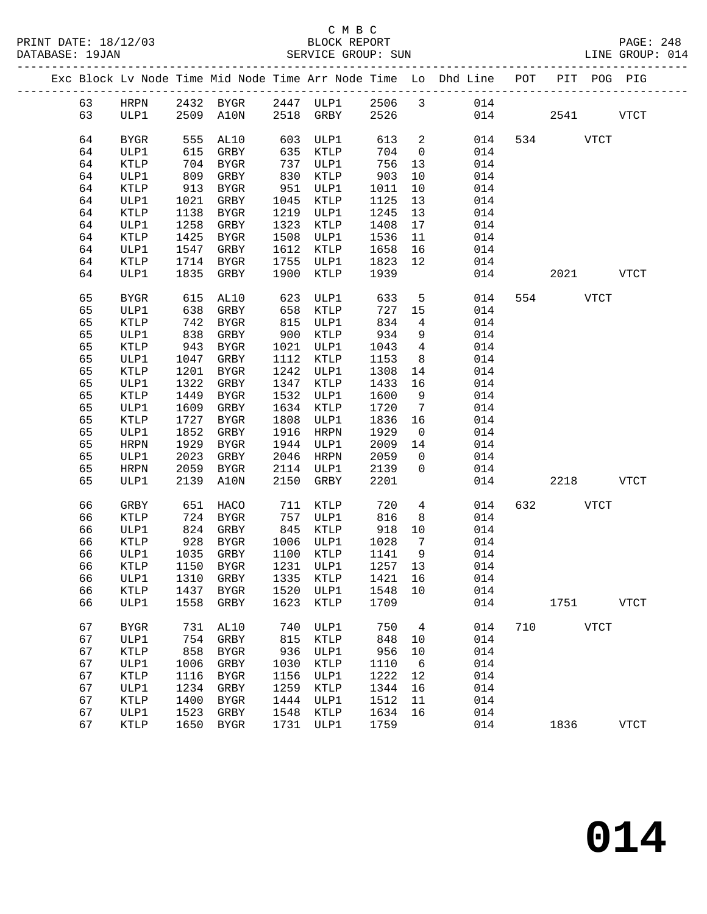C M B C
BLOCK REPORT
SERVICE GROUP: SUN

PRINT DATE: 18/12/03
DATABASE: 19JAN
LINE GROUP: 014

| Exc | Block | Lv Node | Time | Mid Node | Time | Arr Node | Time | Lo | Dhd Line | POT | PIT | POG | PIG |
|---|---|---|---|---|---|---|---|---|---|---|---|---|---|
| | 63 | HRPN | 2432 | BYGR | 2447 | ULP1 | 2506 | 3 | 014 | | | | |
| | 63 | ULP1 | 2509 | A10N | 2518 | GRBY | 2526 | | 014 | | 2541 | | VTCT |
| | 64 | BYGR | 555 | AL10 | 603 | ULP1 | 613 | 2 | 014 | 534 | | VTCT | |
| | 64 | ULP1 | 615 | GRBY | 635 | KTLP | 704 | 0 | 014 | | | | |
| | 64 | KTLP | 704 | BYGR | 737 | ULP1 | 756 | 13 | 014 | | | | |
| | 64 | ULP1 | 809 | GRBY | 830 | KTLP | 903 | 10 | 014 | | | | |
| | 64 | KTLP | 913 | BYGR | 951 | ULP1 | 1011 | 10 | 014 | | | | |
| | 64 | ULP1 | 1021 | GRBY | 1045 | KTLP | 1125 | 13 | 014 | | | | |
| | 64 | KTLP | 1138 | BYGR | 1219 | ULP1 | 1245 | 13 | 014 | | | | |
| | 64 | ULP1 | 1258 | GRBY | 1323 | KTLP | 1408 | 17 | 014 | | | | |
| | 64 | KTLP | 1425 | BYGR | 1508 | ULP1 | 1536 | 11 | 014 | | | | |
| | 64 | ULP1 | 1547 | GRBY | 1612 | KTLP | 1658 | 16 | 014 | | | | |
| | 64 | KTLP | 1714 | BYGR | 1755 | ULP1 | 1823 | 12 | 014 | | | | |
| | 64 | ULP1 | 1835 | GRBY | 1900 | KTLP | 1939 | | 014 | | 2021 | | VTCT |
| | 65 | BYGR | 615 | AL10 | 623 | ULP1 | 633 | 5 | 014 | 554 | | VTCT | |
| | 65 | ULP1 | 638 | GRBY | 658 | KTLP | 727 | 15 | 014 | | | | |
| | 65 | KTLP | 742 | BYGR | 815 | ULP1 | 834 | 4 | 014 | | | | |
| | 65 | ULP1 | 838 | GRBY | 900 | KTLP | 934 | 9 | 014 | | | | |
| | 65 | KTLP | 943 | BYGR | 1021 | ULP1 | 1043 | 4 | 014 | | | | |
| | 65 | ULP1 | 1047 | GRBY | 1112 | KTLP | 1153 | 8 | 014 | | | | |
| | 65 | KTLP | 1201 | BYGR | 1242 | ULP1 | 1308 | 14 | 014 | | | | |
| | 65 | ULP1 | 1322 | GRBY | 1347 | KTLP | 1433 | 16 | 014 | | | | |
| | 65 | KTLP | 1449 | BYGR | 1532 | ULP1 | 1600 | 9 | 014 | | | | |
| | 65 | ULP1 | 1609 | GRBY | 1634 | KTLP | 1720 | 7 | 014 | | | | |
| | 65 | KTLP | 1727 | BYGR | 1808 | ULP1 | 1836 | 16 | 014 | | | | |
| | 65 | ULP1 | 1852 | GRBY | 1916 | HRPN | 1929 | 0 | 014 | | | | |
| | 65 | HRPN | 1929 | BYGR | 1944 | ULP1 | 2009 | 14 | 014 | | | | |
| | 65 | ULP1 | 2023 | GRBY | 2046 | HRPN | 2059 | 0 | 014 | | | | |
| | 65 | HRPN | 2059 | BYGR | 2114 | ULP1 | 2139 | 0 | 014 | | | | |
| | 65 | ULP1 | 2139 | A10N | 2150 | GRBY | 2201 | | 014 | | 2218 | | VTCT |
| | 66 | GRBY | 651 | HACO | 711 | KTLP | 720 | 4 | 014 | 632 | | VTCT | |
| | 66 | KTLP | 724 | BYGR | 757 | ULP1 | 816 | 8 | 014 | | | | |
| | 66 | ULP1 | 824 | GRBY | 845 | KTLP | 918 | 10 | 014 | | | | |
| | 66 | KTLP | 928 | BYGR | 1006 | ULP1 | 1028 | 7 | 014 | | | | |
| | 66 | ULP1 | 1035 | GRBY | 1100 | KTLP | 1141 | 9 | 014 | | | | |
| | 66 | KTLP | 1150 | BYGR | 1231 | ULP1 | 1257 | 13 | 014 | | | | |
| | 66 | ULP1 | 1310 | GRBY | 1335 | KTLP | 1421 | 16 | 014 | | | | |
| | 66 | KTLP | 1437 | BYGR | 1520 | ULP1 | 1548 | 10 | 014 | | | | |
| | 66 | ULP1 | 1558 | GRBY | 1623 | KTLP | 1709 | | 014 | | 1751 | | VTCT |
| | 67 | BYGR | 731 | AL10 | 740 | ULP1 | 750 | 4 | 014 | 710 | | VTCT | |
| | 67 | ULP1 | 754 | GRBY | 815 | KTLP | 848 | 10 | 014 | | | | |
| | 67 | KTLP | 858 | BYGR | 936 | ULP1 | 956 | 10 | 014 | | | | |
| | 67 | ULP1 | 1006 | GRBY | 1030 | KTLP | 1110 | 6 | 014 | | | | |
| | 67 | KTLP | 1116 | BYGR | 1156 | ULP1 | 1222 | 12 | 014 | | | | |
| | 67 | ULP1 | 1234 | GRBY | 1259 | KTLP | 1344 | 16 | 014 | | | | |
| | 67 | KTLP | 1400 | BYGR | 1444 | ULP1 | 1512 | 11 | 014 | | | | |
| | 67 | ULP1 | 1523 | GRBY | 1548 | KTLP | 1634 | 16 | 014 | | | | |
| | 67 | KTLP | 1650 | BYGR | 1731 | ULP1 | 1759 | | 014 | | 1836 | | VTCT |

**014**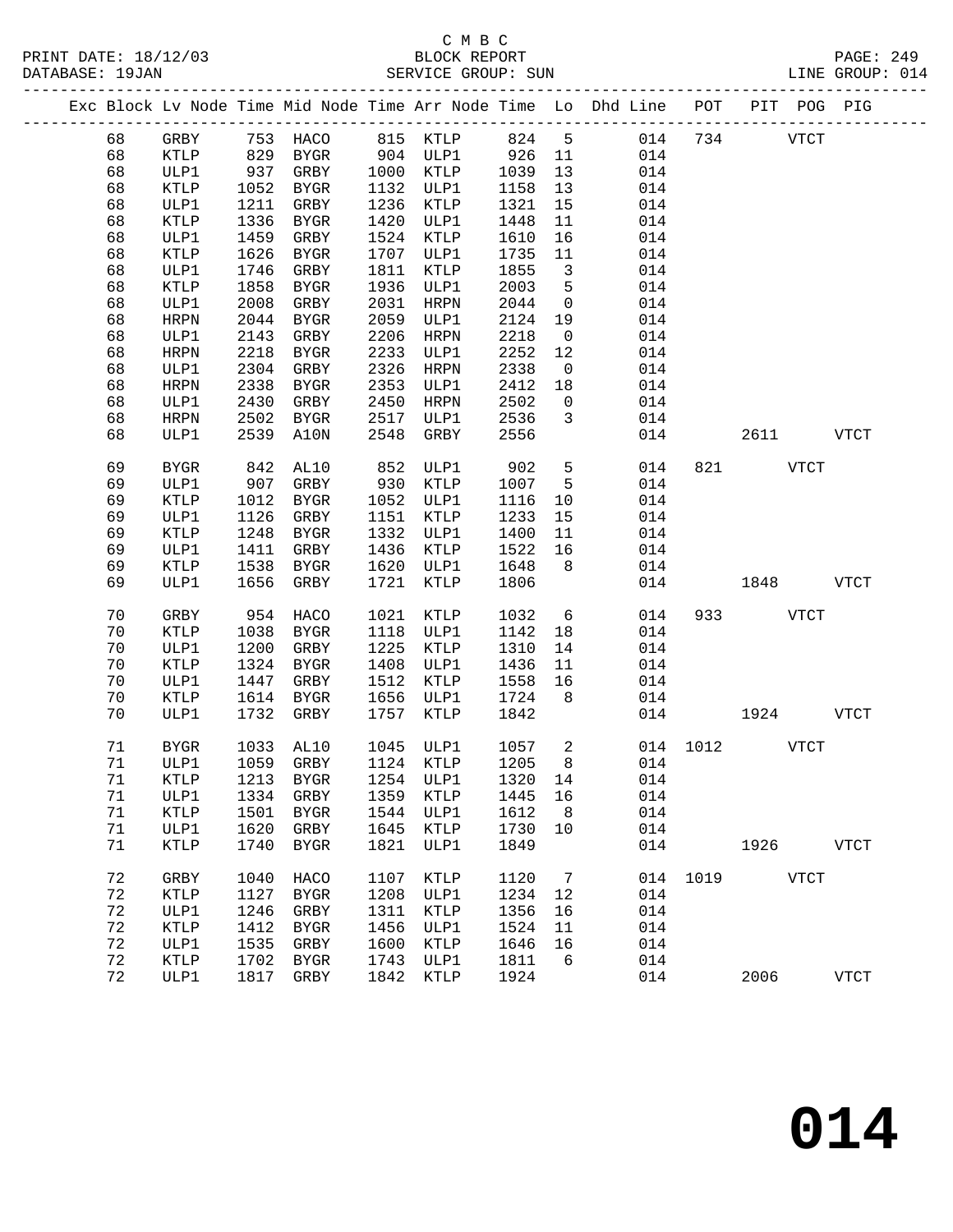C M B C

PRINT DATE: 18/12/03 BLOCK REPORT

DATABASE: 19JAN SERVICE GROUP: SUN LINE GROUP: 014

| Exc | Block | Lv | Node | Time | Mid Node | Time | Arr Node | Time | Lo | Dhd Line | POT | PIT | POG | PIG |
|---|---|---|---|---|---|---|---|---|---|---|---|---|---|---|
| | 68 | | GRBY | 753 | HACO | 815 | KTLP | 824 | 5 | 014 | 734 | | VTCT | |
| | 68 | | KTLP | 829 | BYGR | 904 | ULP1 | 926 | 11 | 014 | | | | |
| | 68 | | ULP1 | 937 | GRBY | 1000 | KTLP | 1039 | 13 | 014 | | | | |
| | 68 | | KTLP | 1052 | BYGR | 1132 | ULP1 | 1158 | 13 | 014 | | | | |
| | 68 | | ULP1 | 1211 | GRBY | 1236 | KTLP | 1321 | 15 | 014 | | | | |
| | 68 | | KTLP | 1336 | BYGR | 1420 | ULP1 | 1448 | 11 | 014 | | | | |
| | 68 | | ULP1 | 1459 | GRBY | 1524 | KTLP | 1610 | 16 | 014 | | | | |
| | 68 | | KTLP | 1626 | BYGR | 1707 | ULP1 | 1735 | 11 | 014 | | | | |
| | 68 | | ULP1 | 1746 | GRBY | 1811 | KTLP | 1855 | 3 | 014 | | | | |
| | 68 | | KTLP | 1858 | BYGR | 1936 | ULP1 | 2003 | 5 | 014 | | | | |
| | 68 | | ULP1 | 2008 | GRBY | 2031 | HRPN | 2044 | 0 | 014 | | | | |
| | 68 | | HRPN | 2044 | BYGR | 2059 | ULP1 | 2124 | 19 | 014 | | | | |
| | 68 | | ULP1 | 2143 | GRBY | 2206 | HRPN | 2218 | 0 | 014 | | | | |
| | 68 | | HRPN | 2218 | BYGR | 2233 | ULP1 | 2252 | 12 | 014 | | | | |
| | 68 | | ULP1 | 2304 | GRBY | 2326 | HRPN | 2338 | 0 | 014 | | | | |
| | 68 | | HRPN | 2338 | BYGR | 2353 | ULP1 | 2412 | 18 | 014 | | | | |
| | 68 | | ULP1 | 2430 | GRBY | 2450 | HRPN | 2502 | 0 | 014 | | | | |
| | 68 | | HRPN | 2502 | BYGR | 2517 | ULP1 | 2536 | 3 | 014 | | | | |
| | 68 | | ULP1 | 2539 | A10N | 2548 | GRBY | 2556 | | 014 | | 2611 | | VTCT |
| | 69 | | BYGR | 842 | AL10 | 852 | ULP1 | 902 | 5 | 014 | 821 | | VTCT | |
| | 69 | | ULP1 | 907 | GRBY | 930 | KTLP | 1007 | 5 | 014 | | | | |
| | 69 | | KTLP | 1012 | BYGR | 1052 | ULP1 | 1116 | 10 | 014 | | | | |
| | 69 | | ULP1 | 1126 | GRBY | 1151 | KTLP | 1233 | 15 | 014 | | | | |
| | 69 | | KTLP | 1248 | BYGR | 1332 | ULP1 | 1400 | 11 | 014 | | | | |
| | 69 | | ULP1 | 1411 | GRBY | 1436 | KTLP | 1522 | 16 | 014 | | | | |
| | 69 | | KTLP | 1538 | BYGR | 1620 | ULP1 | 1648 | 8 | 014 | | | | |
| | 69 | | ULP1 | 1656 | GRBY | 1721 | KTLP | 1806 | | 014 | | 1848 | | VTCT |
| | 70 | | GRBY | 954 | HACO | 1021 | KTLP | 1032 | 6 | 014 | 933 | | VTCT | |
| | 70 | | KTLP | 1038 | BYGR | 1118 | ULP1 | 1142 | 18 | 014 | | | | |
| | 70 | | ULP1 | 1200 | GRBY | 1225 | KTLP | 1310 | 14 | 014 | | | | |
| | 70 | | KTLP | 1324 | BYGR | 1408 | ULP1 | 1436 | 11 | 014 | | | | |
| | 70 | | ULP1 | 1447 | GRBY | 1512 | KTLP | 1558 | 16 | 014 | | | | |
| | 70 | | KTLP | 1614 | BYGR | 1656 | ULP1 | 1724 | 8 | 014 | | | | |
| | 70 | | ULP1 | 1732 | GRBY | 1757 | KTLP | 1842 | | 014 | | 1924 | | VTCT |
| | 71 | | BYGR | 1033 | AL10 | 1045 | ULP1 | 1057 | 2 | 014 | 1012 | | VTCT | |
| | 71 | | ULP1 | 1059 | GRBY | 1124 | KTLP | 1205 | 8 | 014 | | | | |
| | 71 | | KTLP | 1213 | BYGR | 1254 | ULP1 | 1320 | 14 | 014 | | | | |
| | 71 | | ULP1 | 1334 | GRBY | 1359 | KTLP | 1445 | 16 | 014 | | | | |
| | 71 | | KTLP | 1501 | BYGR | 1544 | ULP1 | 1612 | 8 | 014 | | | | |
| | 71 | | ULP1 | 1620 | GRBY | 1645 | KTLP | 1730 | 10 | 014 | | | | |
| | 71 | | KTLP | 1740 | BYGR | 1821 | ULP1 | 1849 | | 014 | | 1926 | | VTCT |
| | 72 | | GRBY | 1040 | HACO | 1107 | KTLP | 1120 | 7 | 014 | 1019 | | VTCT | |
| | 72 | | KTLP | 1127 | BYGR | 1208 | ULP1 | 1234 | 12 | 014 | | | | |
| | 72 | | ULP1 | 1246 | GRBY | 1311 | KTLP | 1356 | 16 | 014 | | | | |
| | 72 | | KTLP | 1412 | BYGR | 1456 | ULP1 | 1524 | 11 | 014 | | | | |
| | 72 | | ULP1 | 1535 | GRBY | 1600 | KTLP | 1646 | 16 | 014 | | | | |
| | 72 | | KTLP | 1702 | BYGR | 1743 | ULP1 | 1811 | 6 | 014 | | | | |
| | 72 | | ULP1 | 1817 | GRBY | 1842 | KTLP | 1924 | | 014 | | 2006 | | VTCT |

**014**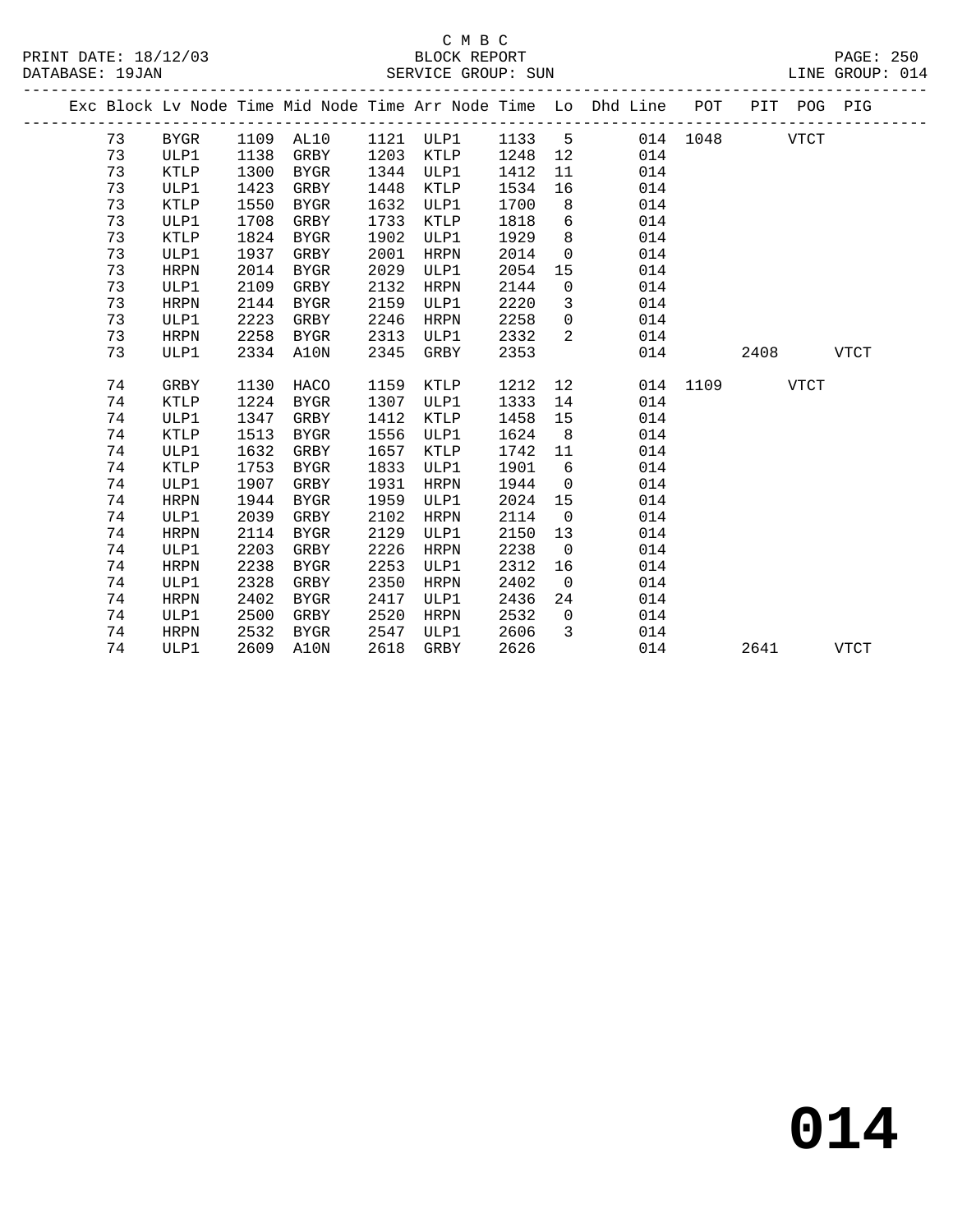C M B C
BLOCK REPORT
SERVICE GROUP: SUN

PRINT DATE: 18/12/03
DATABASE: 19JAN
LINE GROUP: 014

| Exc | Block | Lv Node | Time | Mid Node | Time | Arr Node | Time | Lo | Dhd Line | POT | PIT | POG | PIG |
|---|---|---|---|---|---|---|---|---|---|---|---|---|---|
| | 73 | BYGR | 1109 | AL10 | 1121 | ULP1 | 1133 | 5 | 014 | 1048 | | VTCT | |
| | 73 | ULP1 | 1138 | GRBY | 1203 | KTLP | 1248 | 12 | 014 | | | | |
| | 73 | KTLP | 1300 | BYGR | 1344 | ULP1 | 1412 | 11 | 014 | | | | |
| | 73 | ULP1 | 1423 | GRBY | 1448 | KTLP | 1534 | 16 | 014 | | | | |
| | 73 | KTLP | 1550 | BYGR | 1632 | ULP1 | 1700 | 8 | 014 | | | | |
| | 73 | ULP1 | 1708 | GRBY | 1733 | KTLP | 1818 | 6 | 014 | | | | |
| | 73 | KTLP | 1824 | BYGR | 1902 | ULP1 | 1929 | 8 | 014 | | | | |
| | 73 | ULP1 | 1937 | GRBY | 2001 | HRPN | 2014 | 0 | 014 | | | | |
| | 73 | HRPN | 2014 | BYGR | 2029 | ULP1 | 2054 | 15 | 014 | | | | |
| | 73 | ULP1 | 2109 | GRBY | 2132 | HRPN | 2144 | 0 | 014 | | | | |
| | 73 | HRPN | 2144 | BYGR | 2159 | ULP1 | 2220 | 3 | 014 | | | | |
| | 73 | ULP1 | 2223 | GRBY | 2246 | HRPN | 2258 | 0 | 014 | | | | |
| | 73 | HRPN | 2258 | BYGR | 2313 | ULP1 | 2332 | 2 | 014 | | | | |
| | 73 | ULP1 | 2334 | A10N | 2345 | GRBY | 2353 | | 014 | | 2408 | | VTCT |
| | 74 | GRBY | 1130 | HACO | 1159 | KTLP | 1212 | 12 | 014 | 1109 | | VTCT | |
| | 74 | KTLP | 1224 | BYGR | 1307 | ULP1 | 1333 | 14 | 014 | | | | |
| | 74 | ULP1 | 1347 | GRBY | 1412 | KTLP | 1458 | 15 | 014 | | | | |
| | 74 | KTLP | 1513 | BYGR | 1556 | ULP1 | 1624 | 8 | 014 | | | | |
| | 74 | ULP1 | 1632 | GRBY | 1657 | KTLP | 1742 | 11 | 014 | | | | |
| | 74 | KTLP | 1753 | BYGR | 1833 | ULP1 | 1901 | 6 | 014 | | | | |
| | 74 | ULP1 | 1907 | GRBY | 1931 | HRPN | 1944 | 0 | 014 | | | | |
| | 74 | HRPN | 1944 | BYGR | 1959 | ULP1 | 2024 | 15 | 014 | | | | |
| | 74 | ULP1 | 2039 | GRBY | 2102 | HRPN | 2114 | 0 | 014 | | | | |
| | 74 | HRPN | 2114 | BYGR | 2129 | ULP1 | 2150 | 13 | 014 | | | | |
| | 74 | ULP1 | 2203 | GRBY | 2226 | HRPN | 2238 | 0 | 014 | | | | |
| | 74 | HRPN | 2238 | BYGR | 2253 | ULP1 | 2312 | 16 | 014 | | | | |
| | 74 | ULP1 | 2328 | GRBY | 2350 | HRPN | 2402 | 0 | 014 | | | | |
| | 74 | HRPN | 2402 | BYGR | 2417 | ULP1 | 2436 | 24 | 014 | | | | |
| | 74 | ULP1 | 2500 | GRBY | 2520 | HRPN | 2532 | 0 | 014 | | | | |
| | 74 | HRPN | 2532 | BYGR | 2547 | ULP1 | 2606 | 3 | 014 | | | | |
| | 74 | ULP1 | 2609 | A10N | 2618 | GRBY | 2626 | | 014 | | 2641 | | VTCT |

**014**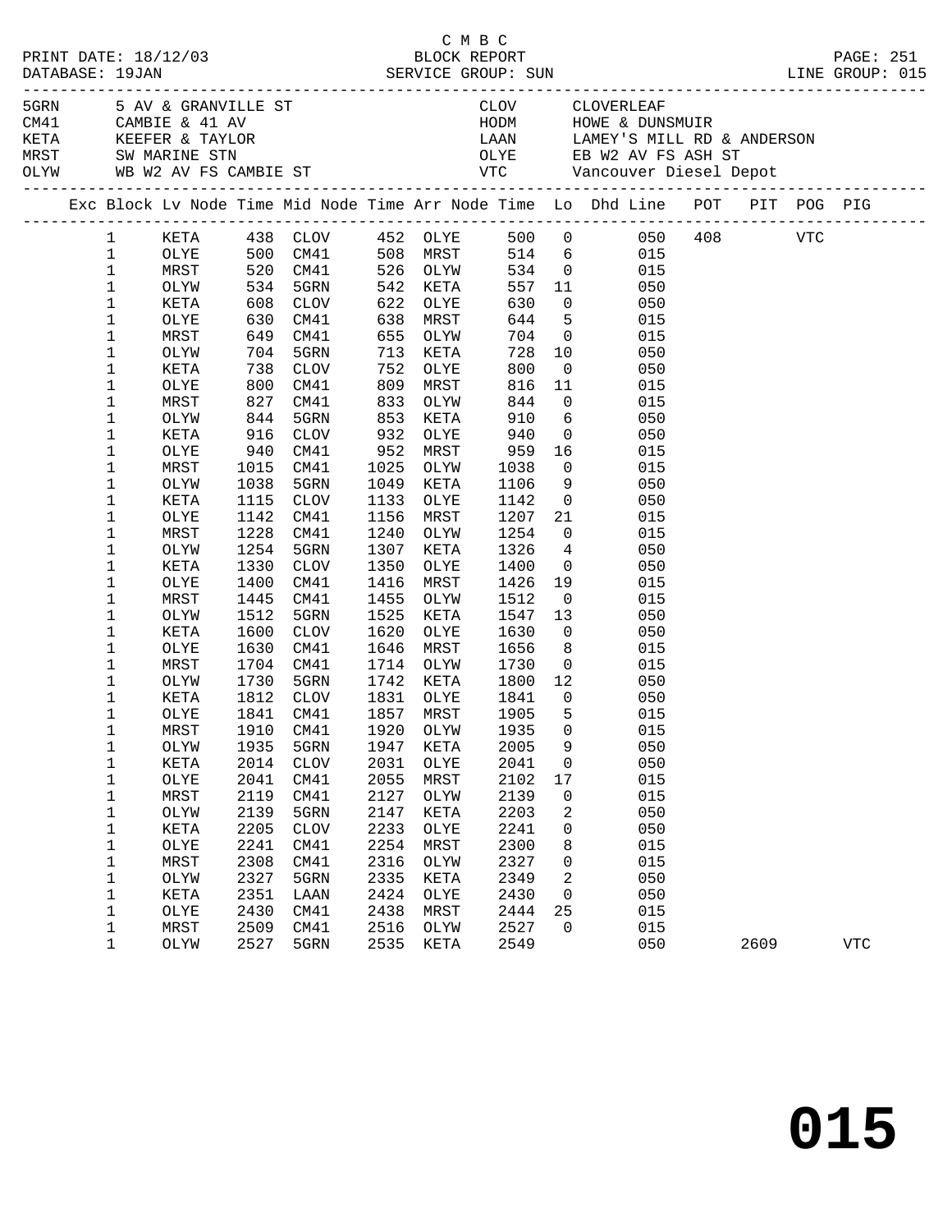C M B C

BLOCK REPORT

SERVICE GROUP: SUN

PRINT DATE: 18/12/03

DATABASE: 19JAN

PAGE: 251

LINE GROUP: 015

| Code | Description | Code | Description |
|---|---|---|---|
| 5GRN | 5 AV & GRANVILLE ST | CLOV | CLOVERLEAF |
| CM41 | CAMBIE & 41 AV | HODM | HOWE & DUNSMUIR |
| KETA | KEEFER & TAYLOR | LAAN | LAMEY'S MILL RD & ANDERSON |
| MRST | SW MARINE STN | OLYE | EB W2 AV FS ASH ST |
| OLYW | WB W2 AV FS CAMBIE ST | VTC | Vancouver Diesel Depot |

| Exc | Block | Lv Node | Time | Mid Node | Time | Arr Node | Time | Lo | Dhd Line | POT | PIT | POG | PIG |
|---|---|---|---|---|---|---|---|---|---|---|---|---|---|
| | 1 | KETA | 438 | CLOV | 452 | OLYE | 500 | 0 | 050 | 408 | | VTC | |
| | 1 | OLYE | 500 | CM41 | 508 | MRST | 514 | 6 | 015 | | | | |
| | 1 | MRST | 520 | CM41 | 526 | OLYW | 534 | 0 | 015 | | | | |
| | 1 | OLYW | 534 | 5GRN | 542 | KETA | 557 | 11 | 050 | | | | |
| | 1 | KETA | 608 | CLOV | 622 | OLYE | 630 | 0 | 050 | | | | |
| | 1 | OLYE | 630 | CM41 | 638 | MRST | 644 | 5 | 015 | | | | |
| | 1 | MRST | 649 | CM41 | 655 | OLYW | 704 | 0 | 015 | | | | |
| | 1 | OLYW | 704 | 5GRN | 713 | KETA | 728 | 10 | 050 | | | | |
| | 1 | KETA | 738 | CLOV | 752 | OLYE | 800 | 0 | 050 | | | | |
| | 1 | OLYE | 800 | CM41 | 809 | MRST | 816 | 11 | 015 | | | | |
| | 1 | MRST | 827 | CM41 | 833 | OLYW | 844 | 0 | 015 | | | | |
| | 1 | OLYW | 844 | 5GRN | 853 | KETA | 910 | 6 | 050 | | | | |
| | 1 | KETA | 916 | CLOV | 932 | OLYE | 940 | 0 | 050 | | | | |
| | 1 | OLYE | 940 | CM41 | 952 | MRST | 959 | 16 | 015 | | | | |
| | 1 | MRST | 1015 | CM41 | 1025 | OLYW | 1038 | 0 | 015 | | | | |
| | 1 | OLYW | 1038 | 5GRN | 1049 | KETA | 1106 | 9 | 050 | | | | |
| | 1 | KETA | 1115 | CLOV | 1133 | OLYE | 1142 | 0 | 050 | | | | |
| | 1 | OLYE | 1142 | CM41 | 1156 | MRST | 1207 | 21 | 015 | | | | |
| | 1 | MRST | 1228 | CM41 | 1240 | OLYW | 1254 | 0 | 015 | | | | |
| | 1 | OLYW | 1254 | 5GRN | 1307 | KETA | 1326 | 4 | 050 | | | | |
| | 1 | KETA | 1330 | CLOV | 1350 | OLYE | 1400 | 0 | 050 | | | | |
| | 1 | OLYE | 1400 | CM41 | 1416 | MRST | 1426 | 19 | 015 | | | | |
| | 1 | MRST | 1445 | CM41 | 1455 | OLYW | 1512 | 0 | 015 | | | | |
| | 1 | OLYW | 1512 | 5GRN | 1525 | KETA | 1547 | 13 | 050 | | | | |
| | 1 | KETA | 1600 | CLOV | 1620 | OLYE | 1630 | 0 | 050 | | | | |
| | 1 | OLYE | 1630 | CM41 | 1646 | MRST | 1656 | 8 | 015 | | | | |
| | 1 | MRST | 1704 | CM41 | 1714 | OLYW | 1730 | 0 | 015 | | | | |
| | 1 | OLYW | 1730 | 5GRN | 1742 | KETA | 1800 | 12 | 050 | | | | |
| | 1 | KETA | 1812 | CLOV | 1831 | OLYE | 1841 | 0 | 050 | | | | |
| | 1 | OLYE | 1841 | CM41 | 1857 | MRST | 1905 | 5 | 015 | | | | |
| | 1 | MRST | 1910 | CM41 | 1920 | OLYW | 1935 | 0 | 015 | | | | |
| | 1 | OLYW | 1935 | 5GRN | 1947 | KETA | 2005 | 9 | 050 | | | | |
| | 1 | KETA | 2014 | CLOV | 2031 | OLYE | 2041 | 0 | 050 | | | | |
| | 1 | OLYE | 2041 | CM41 | 2055 | MRST | 2102 | 17 | 015 | | | | |
| | 1 | MRST | 2119 | CM41 | 2127 | OLYW | 2139 | 0 | 015 | | | | |
| | 1 | OLYW | 2139 | 5GRN | 2147 | KETA | 2203 | 2 | 050 | | | | |
| | 1 | KETA | 2205 | CLOV | 2233 | OLYE | 2241 | 0 | 050 | | | | |
| | 1 | OLYE | 2241 | CM41 | 2254 | MRST | 2300 | 8 | 015 | | | | |
| | 1 | MRST | 2308 | CM41 | 2316 | OLYW | 2327 | 0 | 015 | | | | |
| | 1 | OLYW | 2327 | 5GRN | 2335 | KETA | 2349 | 2 | 050 | | | | |
| | 1 | KETA | 2351 | LAAN | 2424 | OLYE | 2430 | 0 | 050 | | | | |
| | 1 | OLYE | 2430 | CM41 | 2438 | MRST | 2444 | 25 | 015 | | | | |
| | 1 | MRST | 2509 | CM41 | 2516 | OLYW | 2527 | 0 | 015 | | | | |
| | 1 | OLYW | 2527 | 5GRN | 2535 | KETA | 2549 | | 050 | | 2609 | | VTC |

# 015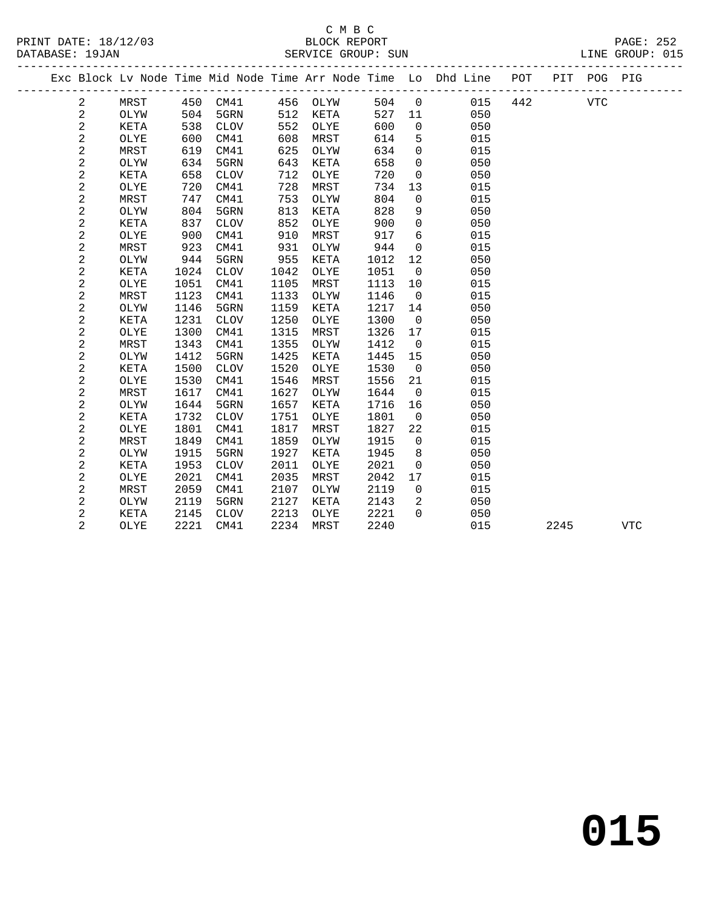C M B C
BLOCK REPORT
SERVICE GROUP: SUN

PRINT DATE: 18/12/03
DATABASE: 19JAN
LINE GROUP: 015

| Exc | Block | Lv Node | Time | Mid Node | Time | Arr Node | Time | Lo | Dhd Line | POT | PIT | POG | PIG |
|---|---|---|---|---|---|---|---|---|---|---|---|---|---|
| | 2 | MRST | 450 | CM41 | 456 | OLYW | 504 | 0 | 015 | 442 | | VTC | |
| | 2 | OLYW | 504 | 5GRN | 512 | KETA | 527 | 11 | 050 | | | | |
| | 2 | KETA | 538 | CLOV | 552 | OLYE | 600 | 0 | 050 | | | | |
| | 2 | OLYE | 600 | CM41 | 608 | MRST | 614 | 5 | 015 | | | | |
| | 2 | MRST | 619 | CM41 | 625 | OLYW | 634 | 0 | 015 | | | | |
| | 2 | OLYW | 634 | 5GRN | 643 | KETA | 658 | 0 | 050 | | | | |
| | 2 | KETA | 658 | CLOV | 712 | OLYE | 720 | 0 | 050 | | | | |
| | 2 | OLYE | 720 | CM41 | 728 | MRST | 734 | 13 | 015 | | | | |
| | 2 | MRST | 747 | CM41 | 753 | OLYW | 804 | 0 | 015 | | | | |
| | 2 | OLYW | 804 | 5GRN | 813 | KETA | 828 | 9 | 050 | | | | |
| | 2 | KETA | 837 | CLOV | 852 | OLYE | 900 | 0 | 050 | | | | |
| | 2 | OLYE | 900 | CM41 | 910 | MRST | 917 | 6 | 015 | | | | |
| | 2 | MRST | 923 | CM41 | 931 | OLYW | 944 | 0 | 015 | | | | |
| | 2 | OLYW | 944 | 5GRN | 955 | KETA | 1012 | 12 | 050 | | | | |
| | 2 | KETA | 1024 | CLOV | 1042 | OLYE | 1051 | 0 | 050 | | | | |
| | 2 | OLYE | 1051 | CM41 | 1105 | MRST | 1113 | 10 | 015 | | | | |
| | 2 | MRST | 1123 | CM41 | 1133 | OLYW | 1146 | 0 | 015 | | | | |
| | 2 | OLYW | 1146 | 5GRN | 1159 | KETA | 1217 | 14 | 050 | | | | |
| | 2 | KETA | 1231 | CLOV | 1250 | OLYE | 1300 | 0 | 050 | | | | |
| | 2 | OLYE | 1300 | CM41 | 1315 | MRST | 1326 | 17 | 015 | | | | |
| | 2 | MRST | 1343 | CM41 | 1355 | OLYW | 1412 | 0 | 015 | | | | |
| | 2 | OLYW | 1412 | 5GRN | 1425 | KETA | 1445 | 15 | 050 | | | | |
| | 2 | KETA | 1500 | CLOV | 1520 | OLYE | 1530 | 0 | 050 | | | | |
| | 2 | OLYE | 1530 | CM41 | 1546 | MRST | 1556 | 21 | 015 | | | | |
| | 2 | MRST | 1617 | CM41 | 1627 | OLYW | 1644 | 0 | 015 | | | | |
| | 2 | OLYW | 1644 | 5GRN | 1657 | KETA | 1716 | 16 | 050 | | | | |
| | 2 | KETA | 1732 | CLOV | 1751 | OLYE | 1801 | 0 | 050 | | | | |
| | 2 | OLYE | 1801 | CM41 | 1817 | MRST | 1827 | 22 | 015 | | | | |
| | 2 | MRST | 1849 | CM41 | 1859 | OLYW | 1915 | 0 | 015 | | | | |
| | 2 | OLYW | 1915 | 5GRN | 1927 | KETA | 1945 | 8 | 050 | | | | |
| | 2 | KETA | 1953 | CLOV | 2011 | OLYE | 2021 | 0 | 050 | | | | |
| | 2 | OLYE | 2021 | CM41 | 2035 | MRST | 2042 | 17 | 015 | | | | |
| | 2 | MRST | 2059 | CM41 | 2107 | OLYW | 2119 | 0 | 015 | | | | |
| | 2 | OLYW | 2119 | 5GRN | 2127 | KETA | 2143 | 2 | 050 | | | | |
| | 2 | KETA | 2145 | CLOV | 2213 | OLYE | 2221 | 0 | 050 | | | | |
| | 2 | OLYE | 2221 | CM41 | 2234 | MRST | 2240 | | 015 | | 2245 | | VTC |

**015**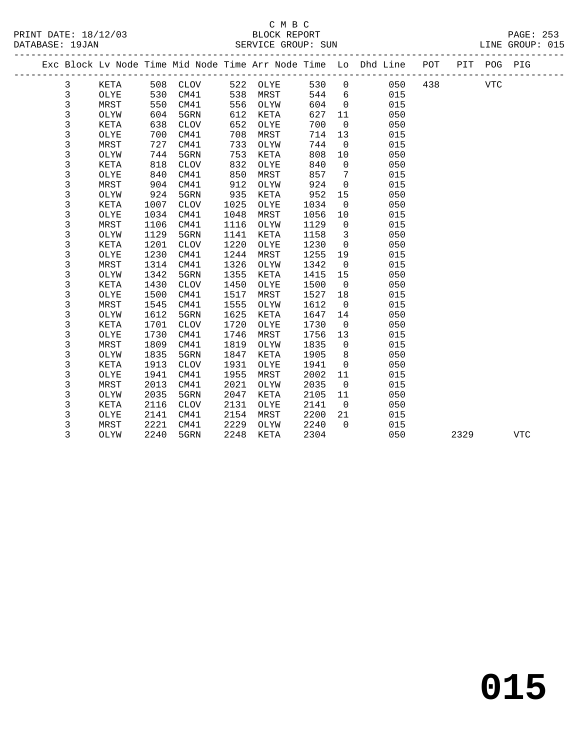C M B C
BLOCK REPORT
SERVICE GROUP: SUN

PRINT DATE: 18/12/03
DATABASE: 19JAN

LINE GROUP: 015

| Exc | Block | Lv | Node | Time | Mid Node | Time | Arr Node | Time | Lo | Dhd Line | POT | PIT | POG | PIG |
|---|---|---|---|---|---|---|---|---|---|---|---|---|---|---|
| | 3 | | KETA | 508 | CLOV | 522 | OLYE | 530 | 0 | 050 | 438 | | VTC | |
| | 3 | | OLYE | 530 | CM41 | 538 | MRST | 544 | 6 | 015 | | | | |
| | 3 | | MRST | 550 | CM41 | 556 | OLYW | 604 | 0 | 015 | | | | |
| | 3 | | OLYW | 604 | 5GRN | 612 | KETA | 627 | 11 | 050 | | | | |
| | 3 | | KETA | 638 | CLOV | 652 | OLYE | 700 | 0 | 050 | | | | |
| | 3 | | OLYE | 700 | CM41 | 708 | MRST | 714 | 13 | 015 | | | | |
| | 3 | | MRST | 727 | CM41 | 733 | OLYW | 744 | 0 | 015 | | | | |
| | 3 | | OLYW | 744 | 5GRN | 753 | KETA | 808 | 10 | 050 | | | | |
| | 3 | | KETA | 818 | CLOV | 832 | OLYE | 840 | 0 | 050 | | | | |
| | 3 | | OLYE | 840 | CM41 | 850 | MRST | 857 | 7 | 015 | | | | |
| | 3 | | MRST | 904 | CM41 | 912 | OLYW | 924 | 0 | 015 | | | | |
| | 3 | | OLYW | 924 | 5GRN | 935 | KETA | 952 | 15 | 050 | | | | |
| | 3 | | KETA | 1007 | CLOV | 1025 | OLYE | 1034 | 0 | 050 | | | | |
| | 3 | | OLYE | 1034 | CM41 | 1048 | MRST | 1056 | 10 | 015 | | | | |
| | 3 | | MRST | 1106 | CM41 | 1116 | OLYW | 1129 | 0 | 015 | | | | |
| | 3 | | OLYW | 1129 | 5GRN | 1141 | KETA | 1158 | 3 | 050 | | | | |
| | 3 | | KETA | 1201 | CLOV | 1220 | OLYE | 1230 | 0 | 050 | | | | |
| | 3 | | OLYE | 1230 | CM41 | 1244 | MRST | 1255 | 19 | 015 | | | | |
| | 3 | | MRST | 1314 | CM41 | 1326 | OLYW | 1342 | 0 | 015 | | | | |
| | 3 | | OLYW | 1342 | 5GRN | 1355 | KETA | 1415 | 15 | 050 | | | | |
| | 3 | | KETA | 1430 | CLOV | 1450 | OLYE | 1500 | 0 | 050 | | | | |
| | 3 | | OLYE | 1500 | CM41 | 1517 | MRST | 1527 | 18 | 015 | | | | |
| | 3 | | MRST | 1545 | CM41 | 1555 | OLYW | 1612 | 0 | 015 | | | | |
| | 3 | | OLYW | 1612 | 5GRN | 1625 | KETA | 1647 | 14 | 050 | | | | |
| | 3 | | KETA | 1701 | CLOV | 1720 | OLYE | 1730 | 0 | 050 | | | | |
| | 3 | | OLYE | 1730 | CM41 | 1746 | MRST | 1756 | 13 | 015 | | | | |
| | 3 | | MRST | 1809 | CM41 | 1819 | OLYW | 1835 | 0 | 015 | | | | |
| | 3 | | OLYW | 1835 | 5GRN | 1847 | KETA | 1905 | 8 | 050 | | | | |
| | 3 | | KETA | 1913 | CLOV | 1931 | OLYE | 1941 | 0 | 050 | | | | |
| | 3 | | OLYE | 1941 | CM41 | 1955 | MRST | 2002 | 11 | 015 | | | | |
| | 3 | | MRST | 2013 | CM41 | 2021 | OLYW | 2035 | 0 | 015 | | | | |
| | 3 | | OLYW | 2035 | 5GRN | 2047 | KETA | 2105 | 11 | 050 | | | | |
| | 3 | | KETA | 2116 | CLOV | 2131 | OLYE | 2141 | 0 | 050 | | | | |
| | 3 | | OLYE | 2141 | CM41 | 2154 | MRST | 2200 | 21 | 015 | | | | |
| | 3 | | MRST | 2221 | CM41 | 2229 | OLYW | 2240 | 0 | 015 | | | | |
| | 3 | | OLYW | 2240 | 5GRN | 2248 | KETA | 2304 | | 050 | | 2329 | | VTC |

# 015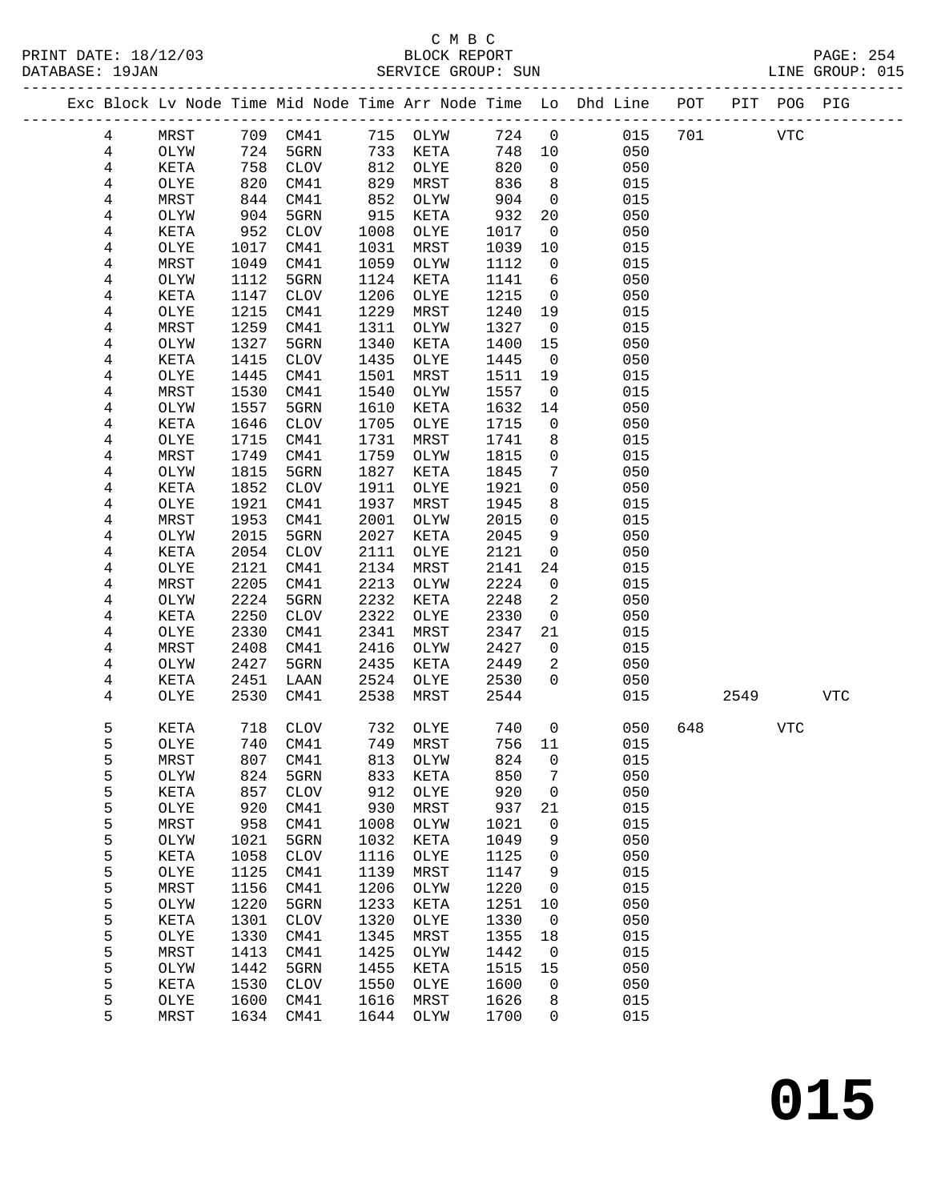C M B C
PRINT DATE: 18/12/03 BLOCK REPORT
DATABASE: 19JAN SERVICE GROUP: SUN LINE GROUP: 015

| Exc | Block | Lv | Node | Time | Mid Node | Time | Arr Node | Time | Lo | Dhd Line | POT | PIT | POG | PIG |
|---|---|---|---|---|---|---|---|---|---|---|---|---|---|---|
| | 4 | | MRST | 709 | CM41 | 715 | OLYW | 724 | 0 | 015 | 701 | | VTC | |
| | 4 | | OLYW | 724 | 5GRN | 733 | KETA | 748 | 10 | 050 | | | | |
| | 4 | | KETA | 758 | CLOV | 812 | OLYE | 820 | 0 | 050 | | | | |
| | 4 | | OLYE | 820 | CM41 | 829 | MRST | 836 | 8 | 015 | | | | |
| | 4 | | MRST | 844 | CM41 | 852 | OLYW | 904 | 0 | 015 | | | | |
| | 4 | | OLYW | 904 | 5GRN | 915 | KETA | 932 | 20 | 050 | | | | |
| | 4 | | KETA | 952 | CLOV | 1008 | OLYE | 1017 | 0 | 050 | | | | |
| | 4 | | OLYE | 1017 | CM41 | 1031 | MRST | 1039 | 10 | 015 | | | | |
| | 4 | | MRST | 1049 | CM41 | 1059 | OLYW | 1112 | 0 | 015 | | | | |
| | 4 | | OLYW | 1112 | 5GRN | 1124 | KETA | 1141 | 6 | 050 | | | | |
| | 4 | | KETA | 1147 | CLOV | 1206 | OLYE | 1215 | 0 | 050 | | | | |
| | 4 | | OLYE | 1215 | CM41 | 1229 | MRST | 1240 | 19 | 015 | | | | |
| | 4 | | MRST | 1259 | CM41 | 1311 | OLYW | 1327 | 0 | 015 | | | | |
| | 4 | | OLYW | 1327 | 5GRN | 1340 | KETA | 1400 | 15 | 050 | | | | |
| | 4 | | KETA | 1415 | CLOV | 1435 | OLYE | 1445 | 0 | 050 | | | | |
| | 4 | | OLYE | 1445 | CM41 | 1501 | MRST | 1511 | 19 | 015 | | | | |
| | 4 | | MRST | 1530 | CM41 | 1540 | OLYW | 1557 | 0 | 015 | | | | |
| | 4 | | OLYW | 1557 | 5GRN | 1610 | KETA | 1632 | 14 | 050 | | | | |
| | 4 | | KETA | 1646 | CLOV | 1705 | OLYE | 1715 | 0 | 050 | | | | |
| | 4 | | OLYE | 1715 | CM41 | 1731 | MRST | 1741 | 8 | 015 | | | | |
| | 4 | | MRST | 1749 | CM41 | 1759 | OLYW | 1815 | 0 | 015 | | | | |
| | 4 | | OLYW | 1815 | 5GRN | 1827 | KETA | 1845 | 7 | 050 | | | | |
| | 4 | | KETA | 1852 | CLOV | 1911 | OLYE | 1921 | 0 | 050 | | | | |
| | 4 | | OLYE | 1921 | CM41 | 1937 | MRST | 1945 | 8 | 015 | | | | |
| | 4 | | MRST | 1953 | CM41 | 2001 | OLYW | 2015 | 0 | 015 | | | | |
| | 4 | | OLYW | 2015 | 5GRN | 2027 | KETA | 2045 | 9 | 050 | | | | |
| | 4 | | KETA | 2054 | CLOV | 2111 | OLYE | 2121 | 0 | 050 | | | | |
| | 4 | | OLYE | 2121 | CM41 | 2134 | MRST | 2141 | 24 | 015 | | | | |
| | 4 | | MRST | 2205 | CM41 | 2213 | OLYW | 2224 | 0 | 015 | | | | |
| | 4 | | OLYW | 2224 | 5GRN | 2232 | KETA | 2248 | 2 | 050 | | | | |
| | 4 | | KETA | 2250 | CLOV | 2322 | OLYE | 2330 | 0 | 050 | | | | |
| | 4 | | OLYE | 2330 | CM41 | 2341 | MRST | 2347 | 21 | 015 | | | | |
| | 4 | | MRST | 2408 | CM41 | 2416 | OLYW | 2427 | 0 | 015 | | | | |
| | 4 | | OLYW | 2427 | 5GRN | 2435 | KETA | 2449 | 2 | 050 | | | | |
| | 4 | | KETA | 2451 | LAAN | 2524 | OLYE | 2530 | 0 | 050 | | | | |
| | 4 | | OLYE | 2530 | CM41 | 2538 | MRST | 2544 | | 015 | | 2549 | | VTC |
| | 5 | | KETA | 718 | CLOV | 732 | OLYE | 740 | 0 | 050 | 648 | | VTC | |
| | 5 | | OLYE | 740 | CM41 | 749 | MRST | 756 | 11 | 015 | | | | |
| | 5 | | MRST | 807 | CM41 | 813 | OLYW | 824 | 0 | 015 | | | | |
| | 5 | | OLYW | 824 | 5GRN | 833 | KETA | 850 | 7 | 050 | | | | |
| | 5 | | KETA | 857 | CLOV | 912 | OLYE | 920 | 0 | 050 | | | | |
| | 5 | | OLYE | 920 | CM41 | 930 | MRST | 937 | 21 | 015 | | | | |
| | 5 | | MRST | 958 | CM41 | 1008 | OLYW | 1021 | 0 | 015 | | | | |
| | 5 | | OLYW | 1021 | 5GRN | 1032 | KETA | 1049 | 9 | 050 | | | | |
| | 5 | | KETA | 1058 | CLOV | 1116 | OLYE | 1125 | 0 | 050 | | | | |
| | 5 | | OLYE | 1125 | CM41 | 1139 | MRST | 1147 | 9 | 015 | | | | |
| | 5 | | MRST | 1156 | CM41 | 1206 | OLYW | 1220 | 0 | 015 | | | | |
| | 5 | | OLYW | 1220 | 5GRN | 1233 | KETA | 1251 | 10 | 050 | | | | |
| | 5 | | KETA | 1301 | CLOV | 1320 | OLYE | 1330 | 0 | 050 | | | | |
| | 5 | | OLYE | 1330 | CM41 | 1345 | MRST | 1355 | 18 | 015 | | | | |
| | 5 | | MRST | 1413 | CM41 | 1425 | OLYW | 1442 | 0 | 015 | | | | |
| | 5 | | OLYW | 1442 | 5GRN | 1455 | KETA | 1515 | 15 | 050 | | | | |
| | 5 | | KETA | 1530 | CLOV | 1550 | OLYE | 1600 | 0 | 050 | | | | |
| | 5 | | OLYE | 1600 | CM41 | 1616 | MRST | 1626 | 8 | 015 | | | | |
| | 5 | | MRST | 1634 | CM41 | 1644 | OLYW | 1700 | 0 | 015 | | | | |

# 015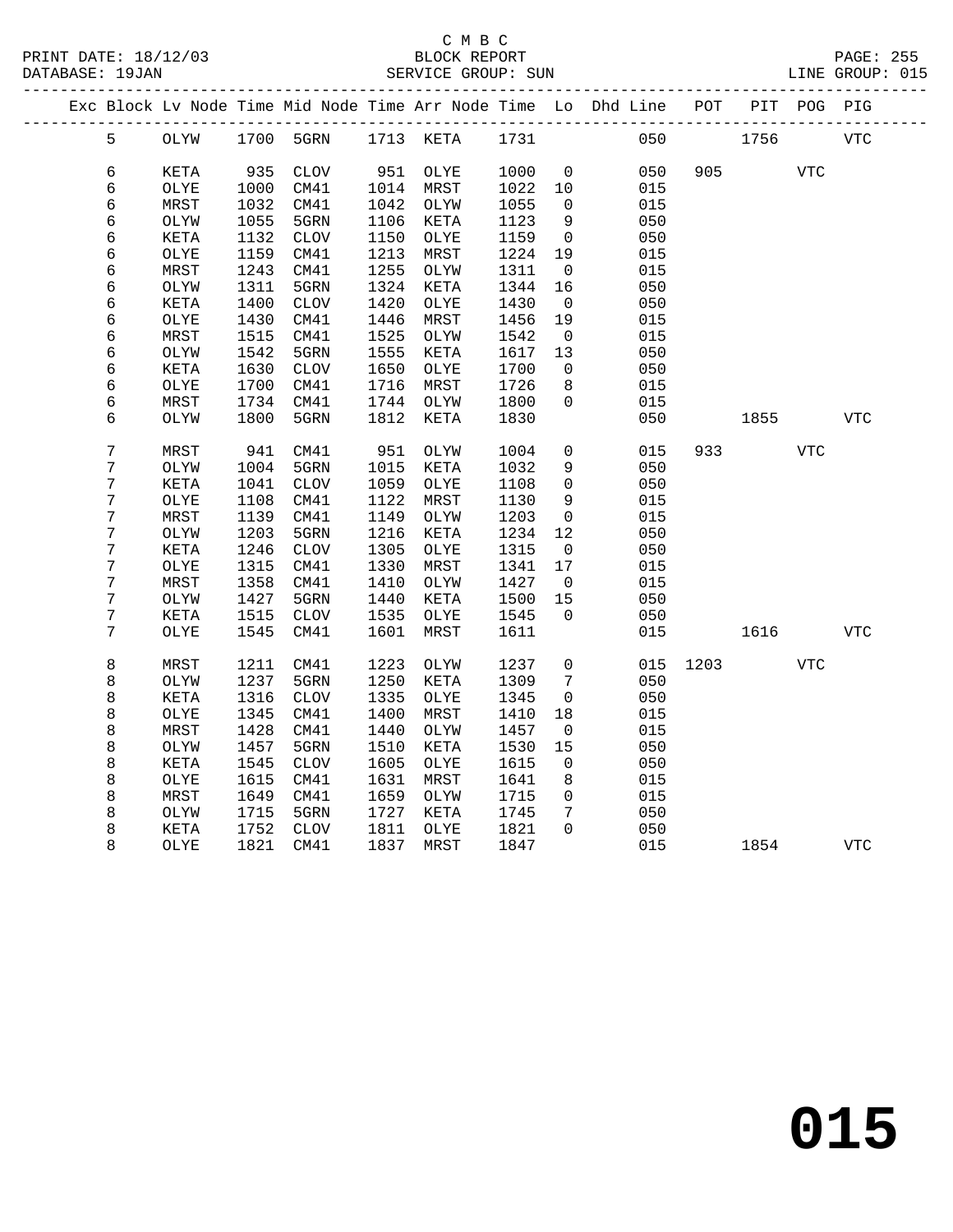C M B C
BLOCK REPORT
SERVICE GROUP: SUN

PRINT DATE: 18/12/03
DATABASE: 19JAN
LINE GROUP: 015

| Exc | Block | Lv | Node | Time | Mid Node | Time | Arr Node | Time | Lo | Dhd Line | POT | PIT | POG | PIG |
|---|---|---|---|---|---|---|---|---|---|---|---|---|---|---|
| | 5 | | OLYW | 1700 | 5GRN | 1713 | KETA | 1731 | | 050 | | 1756 | | VTC |
| | 6 | | KETA | 935 | CLOV | 951 | OLYE | 1000 | 0 | 050 | 905 | | VTC | |
| | 6 | | OLYE | 1000 | CM41 | 1014 | MRST | 1022 | 10 | 015 | | | | |
| | 6 | | MRST | 1032 | CM41 | 1042 | OLYW | 1055 | 0 | 015 | | | | |
| | 6 | | OLYW | 1055 | 5GRN | 1106 | KETA | 1123 | 9 | 050 | | | | |
| | 6 | | KETA | 1132 | CLOV | 1150 | OLYE | 1159 | 0 | 050 | | | | |
| | 6 | | OLYE | 1159 | CM41 | 1213 | MRST | 1224 | 19 | 015 | | | | |
| | 6 | | MRST | 1243 | CM41 | 1255 | OLYW | 1311 | 0 | 015 | | | | |
| | 6 | | OLYW | 1311 | 5GRN | 1324 | KETA | 1344 | 16 | 050 | | | | |
| | 6 | | KETA | 1400 | CLOV | 1420 | OLYE | 1430 | 0 | 050 | | | | |
| | 6 | | OLYE | 1430 | CM41 | 1446 | MRST | 1456 | 19 | 015 | | | | |
| | 6 | | MRST | 1515 | CM41 | 1525 | OLYW | 1542 | 0 | 015 | | | | |
| | 6 | | OLYW | 1542 | 5GRN | 1555 | KETA | 1617 | 13 | 050 | | | | |
| | 6 | | KETA | 1630 | CLOV | 1650 | OLYE | 1700 | 0 | 050 | | | | |
| | 6 | | OLYE | 1700 | CM41 | 1716 | MRST | 1726 | 8 | 015 | | | | |
| | 6 | | MRST | 1734 | CM41 | 1744 | OLYW | 1800 | 0 | 015 | | | | |
| | 6 | | OLYW | 1800 | 5GRN | 1812 | KETA | 1830 | | 050 | | 1855 | | VTC |
| | 7 | | MRST | 941 | CM41 | 951 | OLYW | 1004 | 0 | 015 | 933 | | VTC | |
| | 7 | | OLYW | 1004 | 5GRN | 1015 | KETA | 1032 | 9 | 050 | | | | |
| | 7 | | KETA | 1041 | CLOV | 1059 | OLYE | 1108 | 0 | 050 | | | | |
| | 7 | | OLYE | 1108 | CM41 | 1122 | MRST | 1130 | 9 | 015 | | | | |
| | 7 | | MRST | 1139 | CM41 | 1149 | OLYW | 1203 | 0 | 015 | | | | |
| | 7 | | OLYW | 1203 | 5GRN | 1216 | KETA | 1234 | 12 | 050 | | | | |
| | 7 | | KETA | 1246 | CLOV | 1305 | OLYE | 1315 | 0 | 050 | | | | |
| | 7 | | OLYE | 1315 | CM41 | 1330 | MRST | 1341 | 17 | 015 | | | | |
| | 7 | | MRST | 1358 | CM41 | 1410 | OLYW | 1427 | 0 | 015 | | | | |
| | 7 | | OLYW | 1427 | 5GRN | 1440 | KETA | 1500 | 15 | 050 | | | | |
| | 7 | | KETA | 1515 | CLOV | 1535 | OLYE | 1545 | 0 | 050 | | | | |
| | 7 | | OLYE | 1545 | CM41 | 1601 | MRST | 1611 | | 015 | | 1616 | | VTC |
| | 8 | | MRST | 1211 | CM41 | 1223 | OLYW | 1237 | 0 | 015 | 1203 | | VTC | |
| | 8 | | OLYW | 1237 | 5GRN | 1250 | KETA | 1309 | 7 | 050 | | | | |
| | 8 | | KETA | 1316 | CLOV | 1335 | OLYE | 1345 | 0 | 050 | | | | |
| | 8 | | OLYE | 1345 | CM41 | 1400 | MRST | 1410 | 18 | 015 | | | | |
| | 8 | | MRST | 1428 | CM41 | 1440 | OLYW | 1457 | 0 | 015 | | | | |
| | 8 | | OLYW | 1457 | 5GRN | 1510 | KETA | 1530 | 15 | 050 | | | | |
| | 8 | | KETA | 1545 | CLOV | 1605 | OLYE | 1615 | 0 | 050 | | | | |
| | 8 | | OLYE | 1615 | CM41 | 1631 | MRST | 1641 | 8 | 015 | | | | |
| | 8 | | MRST | 1649 | CM41 | 1659 | OLYW | 1715 | 0 | 015 | | | | |
| | 8 | | OLYW | 1715 | 5GRN | 1727 | KETA | 1745 | 7 | 050 | | | | |
| | 8 | | KETA | 1752 | CLOV | 1811 | OLYE | 1821 | 0 | 050 | | | | |
| | 8 | | OLYE | 1821 | CM41 | 1837 | MRST | 1847 | | 015 | | 1854 | | VTC |

# 015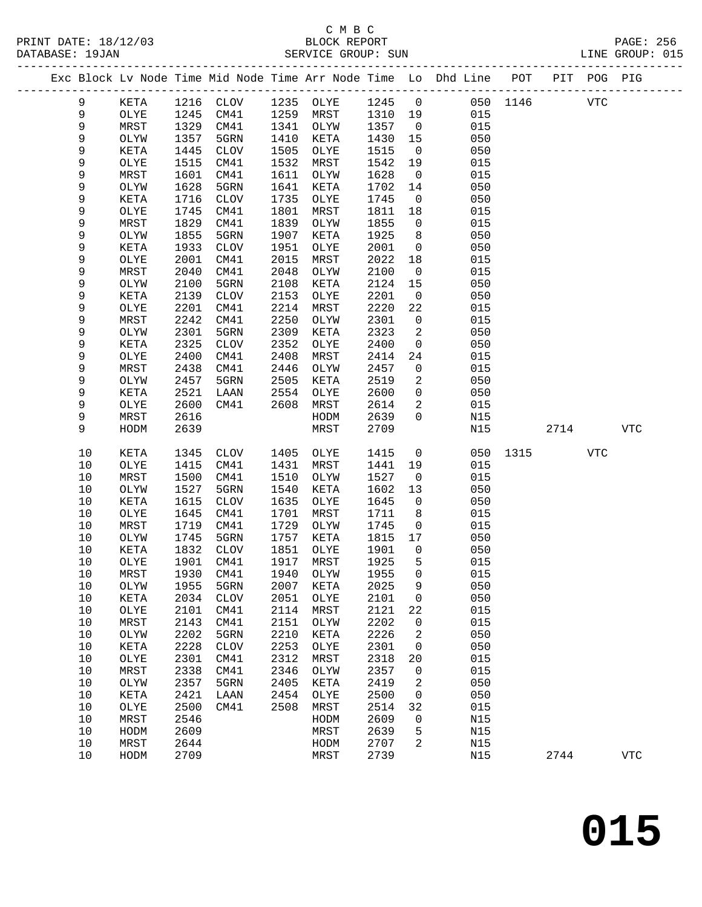C M B C

BLOCK REPORT

SERVICE GROUP: SUN

LINE GROUP: 015

| Exc | Block | Lv Node | Time | Mid Node | Time | Arr Node | Time | Lo | Dhd Line | POT | PIT | POG | PIG |
|---|---|---|---|---|---|---|---|---|---|---|---|---|---|
| | 9 | KETA | 1216 | CLOV | 1235 | OLYE | 1245 | 0 | 050 | 1146 | | VTC | |
| | 9 | OLYE | 1245 | CM41 | 1259 | MRST | 1310 | 19 | 015 | | | | |
| | 9 | MRST | 1329 | CM41 | 1341 | OLYW | 1357 | 0 | 015 | | | | |
| | 9 | OLYW | 1357 | 5GRN | 1410 | KETA | 1430 | 15 | 050 | | | | |
| | 9 | KETA | 1445 | CLOV | 1505 | OLYE | 1515 | 0 | 050 | | | | |
| | 9 | OLYE | 1515 | CM41 | 1532 | MRST | 1542 | 19 | 015 | | | | |
| | 9 | MRST | 1601 | CM41 | 1611 | OLYW | 1628 | 0 | 015 | | | | |
| | 9 | OLYW | 1628 | 5GRN | 1641 | KETA | 1702 | 14 | 050 | | | | |
| | 9 | KETA | 1716 | CLOV | 1735 | OLYE | 1745 | 0 | 050 | | | | |
| | 9 | OLYE | 1745 | CM41 | 1801 | MRST | 1811 | 18 | 015 | | | | |
| | 9 | MRST | 1829 | CM41 | 1839 | OLYW | 1855 | 0 | 015 | | | | |
| | 9 | OLYW | 1855 | 5GRN | 1907 | KETA | 1925 | 8 | 050 | | | | |
| | 9 | KETA | 1933 | CLOV | 1951 | OLYE | 2001 | 0 | 050 | | | | |
| | 9 | OLYE | 2001 | CM41 | 2015 | MRST | 2022 | 18 | 015 | | | | |
| | 9 | MRST | 2040 | CM41 | 2048 | OLYW | 2100 | 0 | 015 | | | | |
| | 9 | OLYW | 2100 | 5GRN | 2108 | KETA | 2124 | 15 | 050 | | | | |
| | 9 | KETA | 2139 | CLOV | 2153 | OLYE | 2201 | 0 | 050 | | | | |
| | 9 | OLYE | 2201 | CM41 | 2214 | MRST | 2220 | 22 | 015 | | | | |
| | 9 | MRST | 2242 | CM41 | 2250 | OLYW | 2301 | 0 | 015 | | | | |
| | 9 | OLYW | 2301 | 5GRN | 2309 | KETA | 2323 | 2 | 050 | | | | |
| | 9 | KETA | 2325 | CLOV | 2352 | OLYE | 2400 | 0 | 050 | | | | |
| | 9 | OLYE | 2400 | CM41 | 2408 | MRST | 2414 | 24 | 015 | | | | |
| | 9 | MRST | 2438 | CM41 | 2446 | OLYW | 2457 | 0 | 015 | | | | |
| | 9 | OLYW | 2457 | 5GRN | 2505 | KETA | 2519 | 2 | 050 | | | | |
| | 9 | KETA | 2521 | LAAN | 2554 | OLYE | 2600 | 0 | 050 | | | | |
| | 9 | OLYE | 2600 | CM41 | 2608 | MRST | 2614 | 2 | 015 | | | | |
| | 9 | MRST | 2616 | | | HODM | 2639 | 0 | N15 | | | | |
| | 9 | HODM | 2639 | | | MRST | 2709 | | N15 | | 2714 | | VTC |
| | 10 | KETA | 1345 | CLOV | 1405 | OLYE | 1415 | 0 | 050 | 1315 | | VTC | |
| | 10 | OLYE | 1415 | CM41 | 1431 | MRST | 1441 | 19 | 015 | | | | |
| | 10 | MRST | 1500 | CM41 | 1510 | OLYW | 1527 | 0 | 015 | | | | |
| | 10 | OLYW | 1527 | 5GRN | 1540 | KETA | 1602 | 13 | 050 | | | | |
| | 10 | KETA | 1615 | CLOV | 1635 | OLYE | 1645 | 0 | 050 | | | | |
| | 10 | OLYE | 1645 | CM41 | 1701 | MRST | 1711 | 8 | 015 | | | | |
| | 10 | MRST | 1719 | CM41 | 1729 | OLYW | 1745 | 0 | 015 | | | | |
| | 10 | OLYW | 1745 | 5GRN | 1757 | KETA | 1815 | 17 | 050 | | | | |
| | 10 | KETA | 1832 | CLOV | 1851 | OLYE | 1901 | 0 | 050 | | | | |
| | 10 | OLYE | 1901 | CM41 | 1917 | MRST | 1925 | 5 | 015 | | | | |
| | 10 | MRST | 1930 | CM41 | 1940 | OLYW | 1955 | 0 | 015 | | | | |
| | 10 | OLYW | 1955 | 5GRN | 2007 | KETA | 2025 | 9 | 050 | | | | |
| | 10 | KETA | 2034 | CLOV | 2051 | OLYE | 2101 | 0 | 050 | | | | |
| | 10 | OLYE | 2101 | CM41 | 2114 | MRST | 2121 | 22 | 015 | | | | |
| | 10 | MRST | 2143 | CM41 | 2151 | OLYW | 2202 | 0 | 015 | | | | |
| | 10 | OLYW | 2202 | 5GRN | 2210 | KETA | 2226 | 2 | 050 | | | | |
| | 10 | KETA | 2228 | CLOV | 2253 | OLYE | 2301 | 0 | 050 | | | | |
| | 10 | OLYE | 2301 | CM41 | 2312 | MRST | 2318 | 20 | 015 | | | | |
| | 10 | MRST | 2338 | CM41 | 2346 | OLYW | 2357 | 0 | 015 | | | | |
| | 10 | OLYW | 2357 | 5GRN | 2405 | KETA | 2419 | 2 | 050 | | | | |
| | 10 | KETA | 2421 | LAAN | 2454 | OLYE | 2500 | 0 | 050 | | | | |
| | 10 | OLYE | 2500 | CM41 | 2508 | MRST | 2514 | 32 | 015 | | | | |
| | 10 | MRST | 2546 | | | HODM | 2609 | 0 | N15 | | | | |
| | 10 | HODM | 2609 | | | MRST | 2639 | 5 | N15 | | | | |
| | 10 | MRST | 2644 | | | HODM | 2707 | 2 | N15 | | | | |
| | 10 | HODM | 2709 | | | MRST | 2739 | | N15 | | 2744 | | VTC |

# 015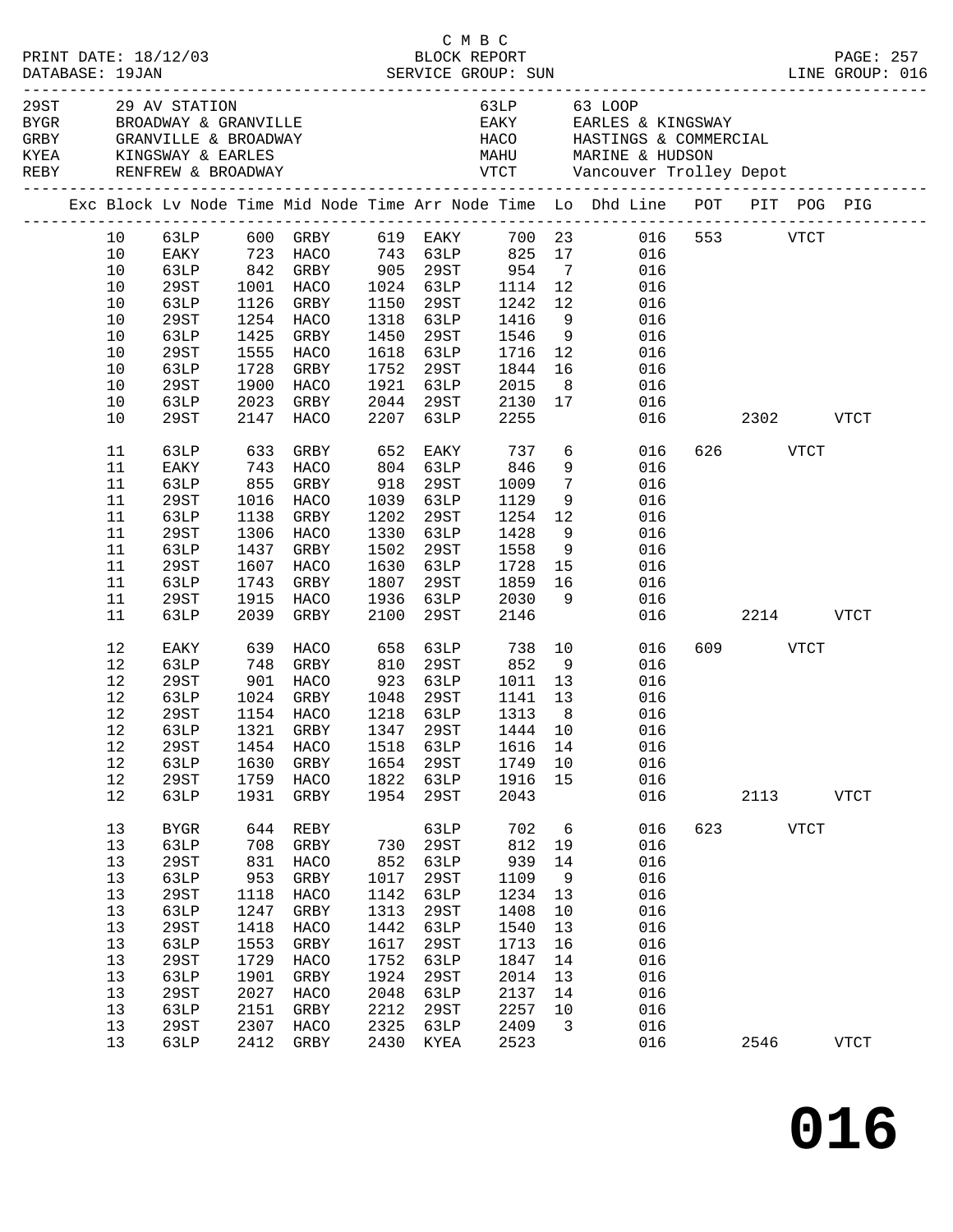C M B C
PRINT DATE: 18/12/03 BLOCK REPORT
DATABASE: 19JAN SERVICE GROUP: SUN LINE GROUP: 016

| Code | Description | Code | Description |
|---|---|---|---|
| 29ST | 29 AV STATION | 63LP | 63 LOOP |
| BYGR | BROADWAY & GRANVILLE | EAKY | EARLES & KINGSWAY |
| GRBY | GRANVILLE & BROADWAY | HACO | HASTINGS & COMMERCIAL |
| KYEA | KINGSWAY & EARLES | MAHU | MARINE & HUDSON |
| REBY | RENFREW & BROADWAY | VTCT | Vancouver Trolley Depot |

| Exc | Block | Lv Node | Time | Mid Node | Time | Arr Node | Time | Lo | Dhd Line | POT | PIT | POG | PIG |
|---|---|---|---|---|---|---|---|---|---|---|---|---|---|
| | 10 | 63LP | 600 | GRBY | 619 | EAKY | 700 | 23 | 016 | 553 | | VTCT | |
| | 10 | EAKY | 723 | HACO | 743 | 63LP | 825 | 17 | 016 | | | | |
| | 10 | 63LP | 842 | GRBY | 905 | 29ST | 954 | 7 | 016 | | | | |
| | 10 | 29ST | 1001 | HACO | 1024 | 63LP | 1114 | 12 | 016 | | | | |
| | 10 | 63LP | 1126 | GRBY | 1150 | 29ST | 1242 | 12 | 016 | | | | |
| | 10 | 29ST | 1254 | HACO | 1318 | 63LP | 1416 | 9 | 016 | | | | |
| | 10 | 63LP | 1425 | GRBY | 1450 | 29ST | 1546 | 9 | 016 | | | | |
| | 10 | 29ST | 1555 | HACO | 1618 | 63LP | 1716 | 12 | 016 | | | | |
| | 10 | 63LP | 1728 | GRBY | 1752 | 29ST | 1844 | 16 | 016 | | | | |
| | 10 | 29ST | 1900 | HACO | 1921 | 63LP | 2015 | 8 | 016 | | | | |
| | 10 | 63LP | 2023 | GRBY | 2044 | 29ST | 2130 | 17 | 016 | | | | |
| | 10 | 29ST | 2147 | HACO | 2207 | 63LP | 2255 | | 016 | | 2302 | | VTCT |
| | 11 | 63LP | 633 | GRBY | 652 | EAKY | 737 | 6 | 016 | 626 | | VTCT | |
| | 11 | EAKY | 743 | HACO | 804 | 63LP | 846 | 9 | 016 | | | | |
| | 11 | 63LP | 855 | GRBY | 918 | 29ST | 1009 | 7 | 016 | | | | |
| | 11 | 29ST | 1016 | HACO | 1039 | 63LP | 1129 | 9 | 016 | | | | |
| | 11 | 63LP | 1138 | GRBY | 1202 | 29ST | 1254 | 12 | 016 | | | | |
| | 11 | 29ST | 1306 | HACO | 1330 | 63LP | 1428 | 9 | 016 | | | | |
| | 11 | 63LP | 1437 | GRBY | 1502 | 29ST | 1558 | 9 | 016 | | | | |
| | 11 | 29ST | 1607 | HACO | 1630 | 63LP | 1728 | 15 | 016 | | | | |
| | 11 | 63LP | 1743 | GRBY | 1807 | 29ST | 1859 | 16 | 016 | | | | |
| | 11 | 29ST | 1915 | HACO | 1936 | 63LP | 2030 | 9 | 016 | | | | |
| | 11 | 63LP | 2039 | GRBY | 2100 | 29ST | 2146 | | 016 | | 2214 | | VTCT |
| | 12 | EAKY | 639 | HACO | 658 | 63LP | 738 | 10 | 016 | 609 | | VTCT | |
| | 12 | 63LP | 748 | GRBY | 810 | 29ST | 852 | 9 | 016 | | | | |
| | 12 | 29ST | 901 | HACO | 923 | 63LP | 1011 | 13 | 016 | | | | |
| | 12 | 63LP | 1024 | GRBY | 1048 | 29ST | 1141 | 13 | 016 | | | | |
| | 12 | 29ST | 1154 | HACO | 1218 | 63LP | 1313 | 8 | 016 | | | | |
| | 12 | 63LP | 1321 | GRBY | 1347 | 29ST | 1444 | 10 | 016 | | | | |
| | 12 | 29ST | 1454 | HACO | 1518 | 63LP | 1616 | 14 | 016 | | | | |
| | 12 | 63LP | 1630 | GRBY | 1654 | 29ST | 1749 | 10 | 016 | | | | |
| | 12 | 29ST | 1759 | HACO | 1822 | 63LP | 1916 | 15 | 016 | | | | |
| | 12 | 63LP | 1931 | GRBY | 1954 | 29ST | 2043 | | 016 | | 2113 | | VTCT |
| | 13 | BYGR | 644 | REBY | | 63LP | 702 | 6 | 016 | 623 | | VTCT | |
| | 13 | 63LP | 708 | GRBY | 730 | 29ST | 812 | 19 | 016 | | | | |
| | 13 | 29ST | 831 | HACO | 852 | 63LP | 939 | 14 | 016 | | | | |
| | 13 | 63LP | 953 | GRBY | 1017 | 29ST | 1109 | 9 | 016 | | | | |
| | 13 | 29ST | 1118 | HACO | 1142 | 63LP | 1234 | 13 | 016 | | | | |
| | 13 | 63LP | 1247 | GRBY | 1313 | 29ST | 1408 | 10 | 016 | | | | |
| | 13 | 29ST | 1418 | HACO | 1442 | 63LP | 1540 | 13 | 016 | | | | |
| | 13 | 63LP | 1553 | GRBY | 1617 | 29ST | 1713 | 16 | 016 | | | | |
| | 13 | 29ST | 1729 | HACO | 1752 | 63LP | 1847 | 14 | 016 | | | | |
| | 13 | 63LP | 1901 | GRBY | 1924 | 29ST | 2014 | 13 | 016 | | | | |
| | 13 | 29ST | 2027 | HACO | 2048 | 63LP | 2137 | 14 | 016 | | | | |
| | 13 | 63LP | 2151 | GRBY | 2212 | 29ST | 2257 | 10 | 016 | | | | |
| | 13 | 29ST | 2307 | HACO | 2325 | 63LP | 2409 | 3 | 016 | | | | |
| | 13 | 63LP | 2412 | GRBY | 2430 | KYEA | 2523 | | 016 | | 2546 | | VTCT |

**016**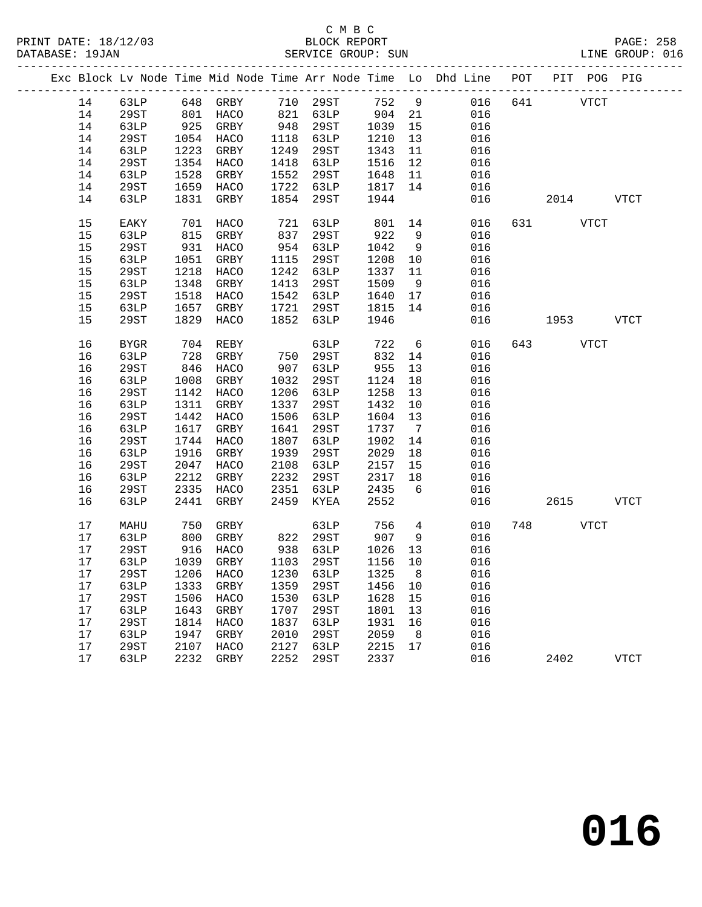C M B C
PRINT DATE: 18/12/03 BLOCK REPORT PAGE: 258
DATABASE: 19JAN SERVICE GROUP: SUN LINE GROUP: 016

| Exc | Block | Lv | Node | Time | Mid Node | Time | Arr Node | Time | Lo | Dhd Line | POT | PIT | POG | PIG |
|---|---|---|---|---|---|---|---|---|---|---|---|---|---|---|
| | 14 | | 63LP | 648 | GRBY | 710 | 29ST | 752 | 9 | 016 | 641 | | VTCT | |
| | 14 | | 29ST | 801 | HACO | 821 | 63LP | 904 | 21 | 016 | | | | |
| | 14 | | 63LP | 925 | GRBY | 948 | 29ST | 1039 | 15 | 016 | | | | |
| | 14 | | 29ST | 1054 | HACO | 1118 | 63LP | 1210 | 13 | 016 | | | | |
| | 14 | | 63LP | 1223 | GRBY | 1249 | 29ST | 1343 | 11 | 016 | | | | |
| | 14 | | 29ST | 1354 | HACO | 1418 | 63LP | 1516 | 12 | 016 | | | | |
| | 14 | | 63LP | 1528 | GRBY | 1552 | 29ST | 1648 | 11 | 016 | | | | |
| | 14 | | 29ST | 1659 | HACO | 1722 | 63LP | 1817 | 14 | 016 | | | | |
| | 14 | | 63LP | 1831 | GRBY | 1854 | 29ST | 1944 | | 016 | | 2014 | | VTCT |
| | 15 | | EAKY | 701 | HACO | 721 | 63LP | 801 | 14 | 016 | 631 | | VTCT | |
| | 15 | | 63LP | 815 | GRBY | 837 | 29ST | 922 | 9 | 016 | | | | |
| | 15 | | 29ST | 931 | HACO | 954 | 63LP | 1042 | 9 | 016 | | | | |
| | 15 | | 63LP | 1051 | GRBY | 1115 | 29ST | 1208 | 10 | 016 | | | | |
| | 15 | | 29ST | 1218 | HACO | 1242 | 63LP | 1337 | 11 | 016 | | | | |
| | 15 | | 63LP | 1348 | GRBY | 1413 | 29ST | 1509 | 9 | 016 | | | | |
| | 15 | | 29ST | 1518 | HACO | 1542 | 63LP | 1640 | 17 | 016 | | | | |
| | 15 | | 63LP | 1657 | GRBY | 1721 | 29ST | 1815 | 14 | 016 | | | | |
| | 15 | | 29ST | 1829 | HACO | 1852 | 63LP | 1946 | | 016 | | 1953 | | VTCT |
| | 16 | | BYGR | 704 | REBY | | 63LP | 722 | 6 | 016 | 643 | | VTCT | |
| | 16 | | 63LP | 728 | GRBY | 750 | 29ST | 832 | 14 | 016 | | | | |
| | 16 | | 29ST | 846 | HACO | 907 | 63LP | 955 | 13 | 016 | | | | |
| | 16 | | 63LP | 1008 | GRBY | 1032 | 29ST | 1124 | 18 | 016 | | | | |
| | 16 | | 29ST | 1142 | HACO | 1206 | 63LP | 1258 | 13 | 016 | | | | |
| | 16 | | 63LP | 1311 | GRBY | 1337 | 29ST | 1432 | 10 | 016 | | | | |
| | 16 | | 29ST | 1442 | HACO | 1506 | 63LP | 1604 | 13 | 016 | | | | |
| | 16 | | 63LP | 1617 | GRBY | 1641 | 29ST | 1737 | 7 | 016 | | | | |
| | 16 | | 29ST | 1744 | HACO | 1807 | 63LP | 1902 | 14 | 016 | | | | |
| | 16 | | 63LP | 1916 | GRBY | 1939 | 29ST | 2029 | 18 | 016 | | | | |
| | 16 | | 29ST | 2047 | HACO | 2108 | 63LP | 2157 | 15 | 016 | | | | |
| | 16 | | 63LP | 2212 | GRBY | 2232 | 29ST | 2317 | 18 | 016 | | | | |
| | 16 | | 29ST | 2335 | HACO | 2351 | 63LP | 2435 | 6 | 016 | | | | |
| | 16 | | 63LP | 2441 | GRBY | 2459 | KYEA | 2552 | | 016 | | 2615 | | VTCT |
| | 17 | | MAHU | 750 | GRBY | | 63LP | 756 | 4 | 010 | 748 | | VTCT | |
| | 17 | | 63LP | 800 | GRBY | 822 | 29ST | 907 | 9 | 016 | | | | |
| | 17 | | 29ST | 916 | HACO | 938 | 63LP | 1026 | 13 | 016 | | | | |
| | 17 | | 63LP | 1039 | GRBY | 1103 | 29ST | 1156 | 10 | 016 | | | | |
| | 17 | | 29ST | 1206 | HACO | 1230 | 63LP | 1325 | 8 | 016 | | | | |
| | 17 | | 63LP | 1333 | GRBY | 1359 | 29ST | 1456 | 10 | 016 | | | | |
| | 17 | | 29ST | 1506 | HACO | 1530 | 63LP | 1628 | 15 | 016 | | | | |
| | 17 | | 63LP | 1643 | GRBY | 1707 | 29ST | 1801 | 13 | 016 | | | | |
| | 17 | | 29ST | 1814 | HACO | 1837 | 63LP | 1931 | 16 | 016 | | | | |
| | 17 | | 63LP | 1947 | GRBY | 2010 | 29ST | 2059 | 8 | 016 | | | | |
| | 17 | | 29ST | 2107 | HACO | 2127 | 63LP | 2215 | 17 | 016 | | | | |
| | 17 | | 63LP | 2232 | GRBY | 2252 | 29ST | 2337 | | 016 | | 2402 | | VTCT |

016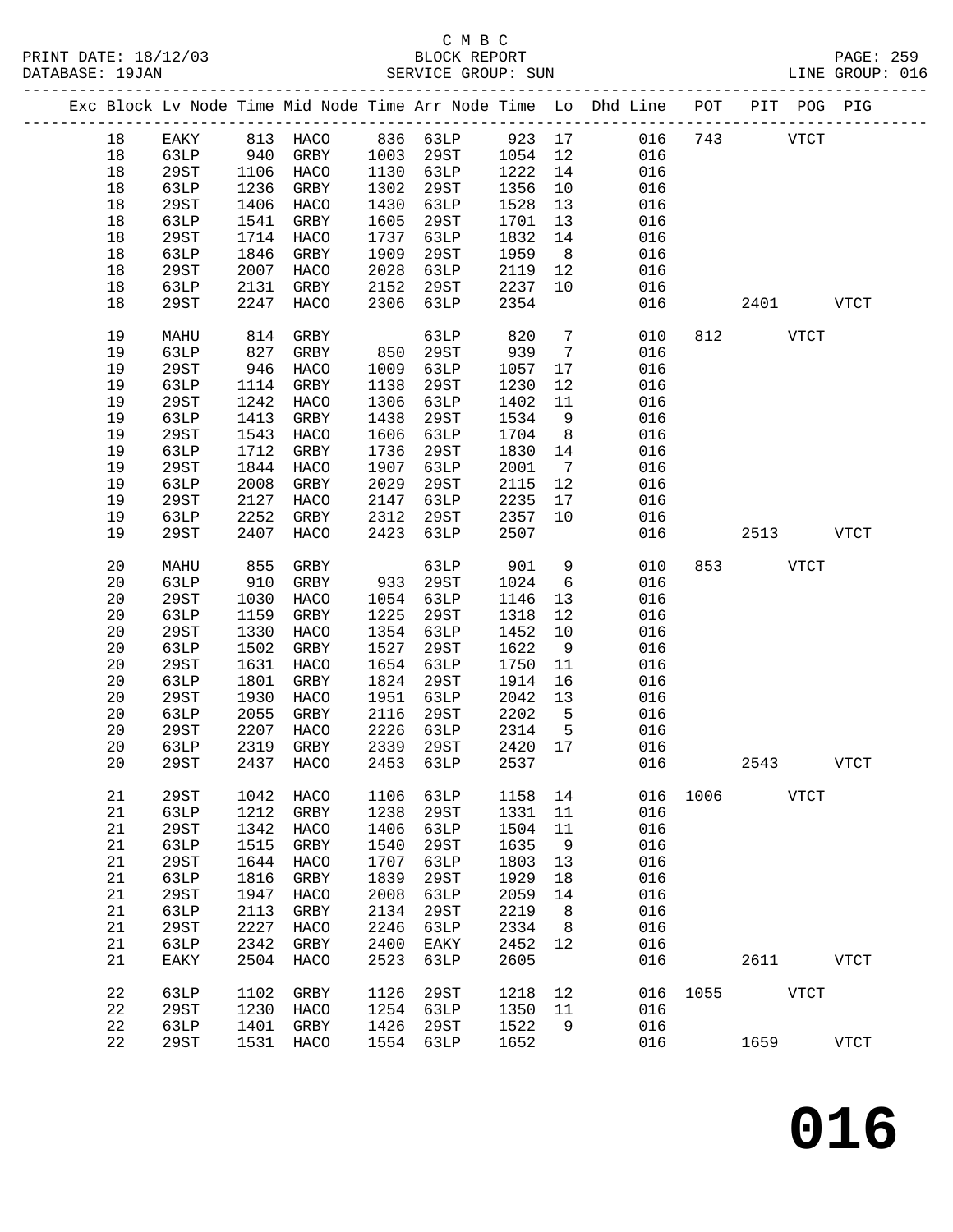C M B C

PRINT DATE: 18/12/03 BLOCK REPORT

DATABASE: 19JAN SERVICE GROUP: SUN LINE GROUP: 016

| Exc | Block | Lv | Node | Time | Mid Node | Time | Arr Node | Time | Lo | Dhd Line | POT | PIT | POG | PIG |
|---|---|---|---|---|---|---|---|---|---|---|---|---|---|---|
| | 18 | | EAKY | 813 | HACO | 836 | 63LP | 923 | 17 | 016 | 743 | | VTCT | |
| | 18 | | 63LP | 940 | GRBY | 1003 | 29ST | 1054 | 12 | 016 | | | | |
| | 18 | | 29ST | 1106 | HACO | 1130 | 63LP | 1222 | 14 | 016 | | | | |
| | 18 | | 63LP | 1236 | GRBY | 1302 | 29ST | 1356 | 10 | 016 | | | | |
| | 18 | | 29ST | 1406 | HACO | 1430 | 63LP | 1528 | 13 | 016 | | | | |
| | 18 | | 63LP | 1541 | GRBY | 1605 | 29ST | 1701 | 13 | 016 | | | | |
| | 18 | | 29ST | 1714 | HACO | 1737 | 63LP | 1832 | 14 | 016 | | | | |
| | 18 | | 63LP | 1846 | GRBY | 1909 | 29ST | 1959 | 8 | 016 | | | | |
| | 18 | | 29ST | 2007 | HACO | 2028 | 63LP | 2119 | 12 | 016 | | | | |
| | 18 | | 63LP | 2131 | GRBY | 2152 | 29ST | 2237 | 10 | 016 | | | | |
| | 18 | | 29ST | 2247 | HACO | 2306 | 63LP | 2354 | | 016 | | 2401 | | VTCT |
| | 19 | | MAHU | 814 | GRBY | | 63LP | 820 | 7 | 010 | 812 | | VTCT | |
| | 19 | | 63LP | 827 | GRBY | 850 | 29ST | 939 | 7 | 016 | | | | |
| | 19 | | 29ST | 946 | HACO | 1009 | 63LP | 1057 | 17 | 016 | | | | |
| | 19 | | 63LP | 1114 | GRBY | 1138 | 29ST | 1230 | 12 | 016 | | | | |
| | 19 | | 29ST | 1242 | HACO | 1306 | 63LP | 1402 | 11 | 016 | | | | |
| | 19 | | 63LP | 1413 | GRBY | 1438 | 29ST | 1534 | 9 | 016 | | | | |
| | 19 | | 29ST | 1543 | HACO | 1606 | 63LP | 1704 | 8 | 016 | | | | |
| | 19 | | 63LP | 1712 | GRBY | 1736 | 29ST | 1830 | 14 | 016 | | | | |
| | 19 | | 29ST | 1844 | HACO | 1907 | 63LP | 2001 | 7 | 016 | | | | |
| | 19 | | 63LP | 2008 | GRBY | 2029 | 29ST | 2115 | 12 | 016 | | | | |
| | 19 | | 29ST | 2127 | HACO | 2147 | 63LP | 2235 | 17 | 016 | | | | |
| | 19 | | 63LP | 2252 | GRBY | 2312 | 29ST | 2357 | 10 | 016 | | | | |
| | 19 | | 29ST | 2407 | HACO | 2423 | 63LP | 2507 | | 016 | | 2513 | | VTCT |
| | 20 | | MAHU | 855 | GRBY | | 63LP | 901 | 9 | 010 | 853 | | VTCT | |
| | 20 | | 63LP | 910 | GRBY | 933 | 29ST | 1024 | 6 | 016 | | | | |
| | 20 | | 29ST | 1030 | HACO | 1054 | 63LP | 1146 | 13 | 016 | | | | |
| | 20 | | 63LP | 1159 | GRBY | 1225 | 29ST | 1318 | 12 | 016 | | | | |
| | 20 | | 29ST | 1330 | HACO | 1354 | 63LP | 1452 | 10 | 016 | | | | |
| | 20 | | 63LP | 1502 | GRBY | 1527 | 29ST | 1622 | 9 | 016 | | | | |
| | 20 | | 29ST | 1631 | HACO | 1654 | 63LP | 1750 | 11 | 016 | | | | |
| | 20 | | 63LP | 1801 | GRBY | 1824 | 29ST | 1914 | 16 | 016 | | | | |
| | 20 | | 29ST | 1930 | HACO | 1951 | 63LP | 2042 | 13 | 016 | | | | |
| | 20 | | 63LP | 2055 | GRBY | 2116 | 29ST | 2202 | 5 | 016 | | | | |
| | 20 | | 29ST | 2207 | HACO | 2226 | 63LP | 2314 | 5 | 016 | | | | |
| | 20 | | 63LP | 2319 | GRBY | 2339 | 29ST | 2420 | 17 | 016 | | | | |
| | 20 | | 29ST | 2437 | HACO | 2453 | 63LP | 2537 | | 016 | | 2543 | | VTCT |
| | 21 | | 29ST | 1042 | HACO | 1106 | 63LP | 1158 | 14 | 016 | 1006 | | VTCT | |
| | 21 | | 63LP | 1212 | GRBY | 1238 | 29ST | 1331 | 11 | 016 | | | | |
| | 21 | | 29ST | 1342 | HACO | 1406 | 63LP | 1504 | 11 | 016 | | | | |
| | 21 | | 63LP | 1515 | GRBY | 1540 | 29ST | 1635 | 9 | 016 | | | | |
| | 21 | | 29ST | 1644 | HACO | 1707 | 63LP | 1803 | 13 | 016 | | | | |
| | 21 | | 63LP | 1816 | GRBY | 1839 | 29ST | 1929 | 18 | 016 | | | | |
| | 21 | | 29ST | 1947 | HACO | 2008 | 63LP | 2059 | 14 | 016 | | | | |
| | 21 | | 63LP | 2113 | GRBY | 2134 | 29ST | 2219 | 8 | 016 | | | | |
| | 21 | | 29ST | 2227 | HACO | 2246 | 63LP | 2334 | 8 | 016 | | | | |
| | 21 | | 63LP | 2342 | GRBY | 2400 | EAKY | 2452 | 12 | 016 | | | | |
| | 21 | | EAKY | 2504 | HACO | 2523 | 63LP | 2605 | | 016 | | 2611 | | VTCT |
| | 22 | | 63LP | 1102 | GRBY | 1126 | 29ST | 1218 | 12 | 016 | 1055 | | VTCT | |
| | 22 | | 29ST | 1230 | HACO | 1254 | 63LP | 1350 | 11 | 016 | | | | |
| | 22 | | 63LP | 1401 | GRBY | 1426 | 29ST | 1522 | 9 | 016 | | | | |
| | 22 | | 29ST | 1531 | HACO | 1554 | 63LP | 1652 | | 016 | | 1659 | | VTCT |

# 016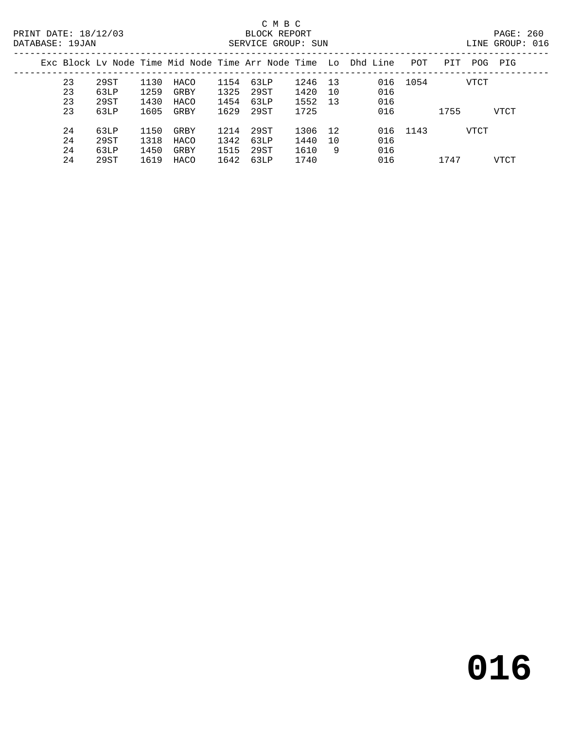C M B C

BLOCK REPORT

SERVICE GROUP: SUN

PRINT DATE: 18/12/03

DATABASE: 19JAN

LINE GROUP: 016

| Exc | Block | Lv Node | Time | Mid Node | Time | Arr Node | Time | Lo | Dhd | Line | POT | PIT | POG | PIG |
|---|---|---|---|---|---|---|---|---|---|---|---|---|---|---|
| | 23 | 29ST | 1130 | HACO | 1154 | 63LP | 1246 | 13 | | 016 | 1054 | | VTCT | |
| | 23 | 63LP | 1259 | GRBY | 1325 | 29ST | 1420 | 10 | | 016 | | | | |
| | 23 | 29ST | 1430 | HACO | 1454 | 63LP | 1552 | 13 | | 016 | | | | |
| | 23 | 63LP | 1605 | GRBY | 1629 | 29ST | 1725 | | | 016 | | 1755 | | VTCT |
| | 24 | 63LP | 1150 | GRBY | 1214 | 29ST | 1306 | 12 | | 016 | 1143 | | VTCT | |
| | 24 | 29ST | 1318 | HACO | 1342 | 63LP | 1440 | 10 | | 016 | | | | |
| | 24 | 63LP | 1450 | GRBY | 1515 | 29ST | 1610 | 9 | | 016 | | | | |
| | 24 | 29ST | 1619 | HACO | 1642 | 63LP | 1740 | | | 016 | | 1747 | | VTCT |

# 016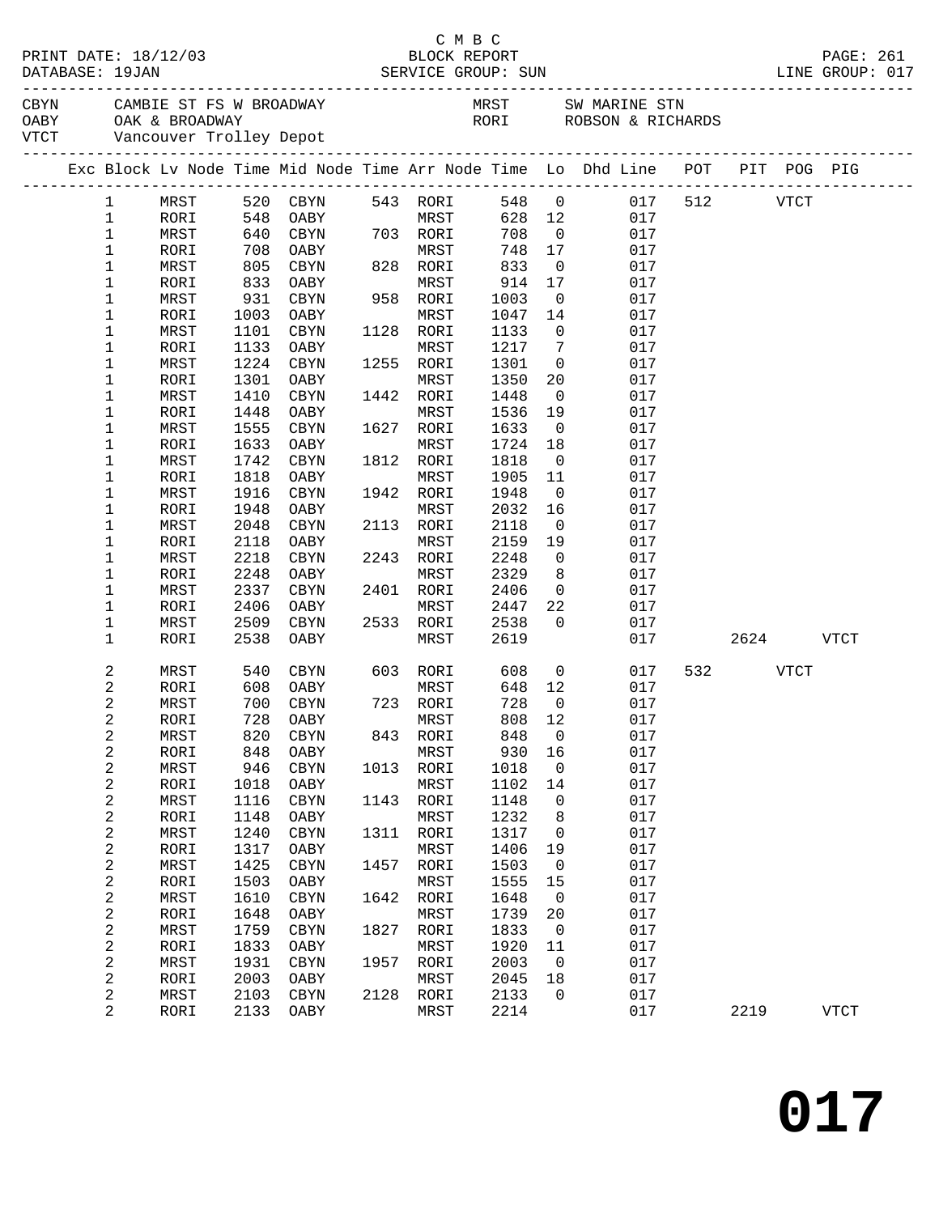C M B C

PRINT DATE: 18/12/03 BLOCK REPORT
DATABASE: 19JAN SERVICE GROUP: SUN LINE GROUP: 017

| Code | Description | Code | Description |
|---|---|---|---|
| CBYN | CAMBIE ST FS W BROADWAY | MRST | SW MARINE STN |
| OABY | OAK & BROADWAY | RORI | ROBSON & RICHARDS |
| VTCT | Vancouver Trolley Depot | | |

| Exc | Block | Lv Node | Time | Mid Node | Time | Arr Node | Time | Lo | Dhd Line | POT | PIT | POG | PIG |
|---|---|---|---|---|---|---|---|---|---|---|---|---|---|
| | 1 | MRST | 520 | CBYN | 543 | RORI | 548 | 0 | 017 | 512 | | VTCT | |
| | 1 | RORI | 548 | OABY | | MRST | 628 | 12 | 017 | | | | |
| | 1 | MRST | 640 | CBYN | 703 | RORI | 708 | 0 | 017 | | | | |
| | 1 | RORI | 708 | OABY | | MRST | 748 | 17 | 017 | | | | |
| | 1 | MRST | 805 | CBYN | 828 | RORI | 833 | 0 | 017 | | | | |
| | 1 | RORI | 833 | OABY | | MRST | 914 | 17 | 017 | | | | |
| | 1 | MRST | 931 | CBYN | 958 | RORI | 1003 | 0 | 017 | | | | |
| | 1 | RORI | 1003 | OABY | | MRST | 1047 | 14 | 017 | | | | |
| | 1 | MRST | 1101 | CBYN | 1128 | RORI | 1133 | 0 | 017 | | | | |
| | 1 | RORI | 1133 | OABY | | MRST | 1217 | 7 | 017 | | | | |
| | 1 | MRST | 1224 | CBYN | 1255 | RORI | 1301 | 0 | 017 | | | | |
| | 1 | RORI | 1301 | OABY | | MRST | 1350 | 20 | 017 | | | | |
| | 1 | MRST | 1410 | CBYN | 1442 | RORI | 1448 | 0 | 017 | | | | |
| | 1 | RORI | 1448 | OABY | | MRST | 1536 | 19 | 017 | | | | |
| | 1 | MRST | 1555 | CBYN | 1627 | RORI | 1633 | 0 | 017 | | | | |
| | 1 | RORI | 1633 | OABY | | MRST | 1724 | 18 | 017 | | | | |
| | 1 | MRST | 1742 | CBYN | 1812 | RORI | 1818 | 0 | 017 | | | | |
| | 1 | RORI | 1818 | OABY | | MRST | 1905 | 11 | 017 | | | | |
| | 1 | MRST | 1916 | CBYN | 1942 | RORI | 1948 | 0 | 017 | | | | |
| | 1 | RORI | 1948 | OABY | | MRST | 2032 | 16 | 017 | | | | |
| | 1 | MRST | 2048 | CBYN | 2113 | RORI | 2118 | 0 | 017 | | | | |
| | 1 | RORI | 2118 | OABY | | MRST | 2159 | 19 | 017 | | | | |
| | 1 | MRST | 2218 | CBYN | 2243 | RORI | 2248 | 0 | 017 | | | | |
| | 1 | RORI | 2248 | OABY | | MRST | 2329 | 8 | 017 | | | | |
| | 1 | MRST | 2337 | CBYN | 2401 | RORI | 2406 | 0 | 017 | | | | |
| | 1 | RORI | 2406 | OABY | | MRST | 2447 | 22 | 017 | | | | |
| | 1 | MRST | 2509 | CBYN | 2533 | RORI | 2538 | 0 | 017 | | | | |
| | 1 | RORI | 2538 | OABY | | MRST | 2619 | | 017 | | 2624 | | VTCT |
| | 2 | MRST | 540 | CBYN | 603 | RORI | 608 | 0 | 017 | 532 | | VTCT | |
| | 2 | RORI | 608 | OABY | | MRST | 648 | 12 | 017 | | | | |
| | 2 | MRST | 700 | CBYN | 723 | RORI | 728 | 0 | 017 | | | | |
| | 2 | RORI | 728 | OABY | | MRST | 808 | 12 | 017 | | | | |
| | 2 | MRST | 820 | CBYN | 843 | RORI | 848 | 0 | 017 | | | | |
| | 2 | RORI | 848 | OABY | | MRST | 930 | 16 | 017 | | | | |
| | 2 | MRST | 946 | CBYN | 1013 | RORI | 1018 | 0 | 017 | | | | |
| | 2 | RORI | 1018 | OABY | | MRST | 1102 | 14 | 017 | | | | |
| | 2 | MRST | 1116 | CBYN | 1143 | RORI | 1148 | 0 | 017 | | | | |
| | 2 | RORI | 1148 | OABY | | MRST | 1232 | 8 | 017 | | | | |
| | 2 | MRST | 1240 | CBYN | 1311 | RORI | 1317 | 0 | 017 | | | | |
| | 2 | RORI | 1317 | OABY | | MRST | 1406 | 19 | 017 | | | | |
| | 2 | MRST | 1425 | CBYN | 1457 | RORI | 1503 | 0 | 017 | | | | |
| | 2 | RORI | 1503 | OABY | | MRST | 1555 | 15 | 017 | | | | |
| | 2 | MRST | 1610 | CBYN | 1642 | RORI | 1648 | 0 | 017 | | | | |
| | 2 | RORI | 1648 | OABY | | MRST | 1739 | 20 | 017 | | | | |
| | 2 | MRST | 1759 | CBYN | 1827 | RORI | 1833 | 0 | 017 | | | | |
| | 2 | RORI | 1833 | OABY | | MRST | 1920 | 11 | 017 | | | | |
| | 2 | MRST | 1931 | CBYN | 1957 | RORI | 2003 | 0 | 017 | | | | |
| | 2 | RORI | 2003 | OABY | | MRST | 2045 | 18 | 017 | | | | |
| | 2 | MRST | 2103 | CBYN | 2128 | RORI | 2133 | 0 | 017 | | | | |
| | 2 | RORI | 2133 | OABY | | MRST | 2214 | | 017 | | 2219 | | VTCT |

# 017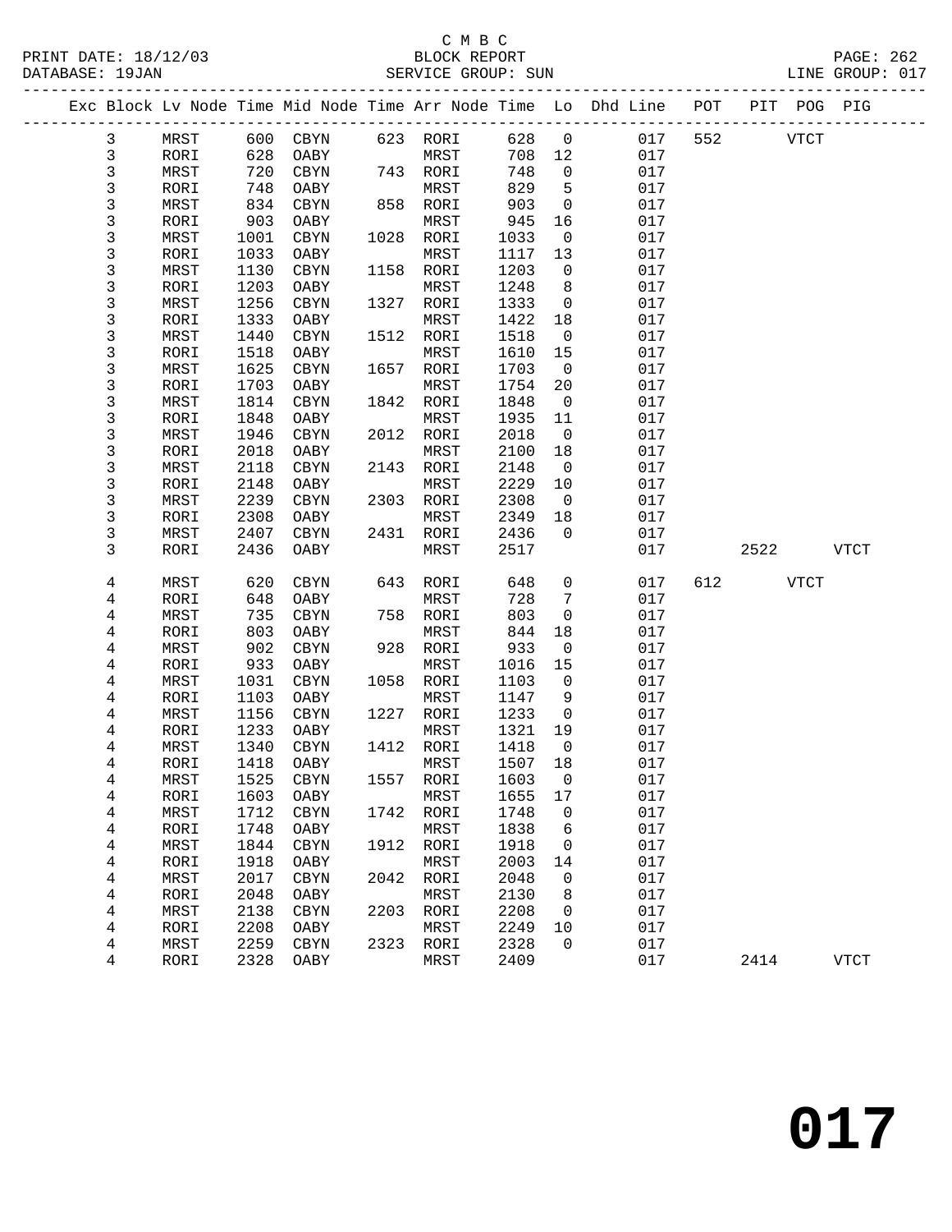C M B C
BLOCK REPORT
SERVICE GROUP: SUN

PRINT DATE: 18/12/03
DATABASE: 19JAN
LINE GROUP: 017

| Exc | Block | Lv | Node | Time | Mid Node | Time | Arr Node | Time | Lo | Dhd Line | POT | PIT | POG | PIG |
|---|---|---|---|---|---|---|---|---|---|---|---|---|---|---|
| | 3 | | MRST | 600 | CBYN | 623 | RORI | 628 | 0 | 017 | 552 | | VTCT | |
| | 3 | | RORI | 628 | OABY | | MRST | 708 | 12 | 017 | | | | |
| | 3 | | MRST | 720 | CBYN | 743 | RORI | 748 | 0 | 017 | | | | |
| | 3 | | RORI | 748 | OABY | | MRST | 829 | 5 | 017 | | | | |
| | 3 | | MRST | 834 | CBYN | 858 | RORI | 903 | 0 | 017 | | | | |
| | 3 | | RORI | 903 | OABY | | MRST | 945 | 16 | 017 | | | | |
| | 3 | | MRST | 1001 | CBYN | 1028 | RORI | 1033 | 0 | 017 | | | | |
| | 3 | | RORI | 1033 | OABY | | MRST | 1117 | 13 | 017 | | | | |
| | 3 | | MRST | 1130 | CBYN | 1158 | RORI | 1203 | 0 | 017 | | | | |
| | 3 | | RORI | 1203 | OABY | | MRST | 1248 | 8 | 017 | | | | |
| | 3 | | MRST | 1256 | CBYN | 1327 | RORI | 1333 | 0 | 017 | | | | |
| | 3 | | RORI | 1333 | OABY | | MRST | 1422 | 18 | 017 | | | | |
| | 3 | | MRST | 1440 | CBYN | 1512 | RORI | 1518 | 0 | 017 | | | | |
| | 3 | | RORI | 1518 | OABY | | MRST | 1610 | 15 | 017 | | | | |
| | 3 | | MRST | 1625 | CBYN | 1657 | RORI | 1703 | 0 | 017 | | | | |
| | 3 | | RORI | 1703 | OABY | | MRST | 1754 | 20 | 017 | | | | |
| | 3 | | MRST | 1814 | CBYN | 1842 | RORI | 1848 | 0 | 017 | | | | |
| | 3 | | RORI | 1848 | OABY | | MRST | 1935 | 11 | 017 | | | | |
| | 3 | | MRST | 1946 | CBYN | 2012 | RORI | 2018 | 0 | 017 | | | | |
| | 3 | | RORI | 2018 | OABY | | MRST | 2100 | 18 | 017 | | | | |
| | 3 | | MRST | 2118 | CBYN | 2143 | RORI | 2148 | 0 | 017 | | | | |
| | 3 | | RORI | 2148 | OABY | | MRST | 2229 | 10 | 017 | | | | |
| | 3 | | MRST | 2239 | CBYN | 2303 | RORI | 2308 | 0 | 017 | | | | |
| | 3 | | RORI | 2308 | OABY | | MRST | 2349 | 18 | 017 | | | | |
| | 3 | | MRST | 2407 | CBYN | 2431 | RORI | 2436 | 0 | 017 | | | | |
| | 3 | | RORI | 2436 | OABY | | MRST | 2517 | | 017 | | 2522 | | VTCT |
| | 4 | | MRST | 620 | CBYN | 643 | RORI | 648 | 0 | 017 | 612 | | VTCT | |
| | 4 | | RORI | 648 | OABY | | MRST | 728 | 7 | 017 | | | | |
| | 4 | | MRST | 735 | CBYN | 758 | RORI | 803 | 0 | 017 | | | | |
| | 4 | | RORI | 803 | OABY | | MRST | 844 | 18 | 017 | | | | |
| | 4 | | MRST | 902 | CBYN | 928 | RORI | 933 | 0 | 017 | | | | |
| | 4 | | RORI | 933 | OABY | | MRST | 1016 | 15 | 017 | | | | |
| | 4 | | MRST | 1031 | CBYN | 1058 | RORI | 1103 | 0 | 017 | | | | |
| | 4 | | RORI | 1103 | OABY | | MRST | 1147 | 9 | 017 | | | | |
| | 4 | | MRST | 1156 | CBYN | 1227 | RORI | 1233 | 0 | 017 | | | | |
| | 4 | | RORI | 1233 | OABY | | MRST | 1321 | 19 | 017 | | | | |
| | 4 | | MRST | 1340 | CBYN | 1412 | RORI | 1418 | 0 | 017 | | | | |
| | 4 | | RORI | 1418 | OABY | | MRST | 1507 | 18 | 017 | | | | |
| | 4 | | MRST | 1525 | CBYN | 1557 | RORI | 1603 | 0 | 017 | | | | |
| | 4 | | RORI | 1603 | OABY | | MRST | 1655 | 17 | 017 | | | | |
| | 4 | | MRST | 1712 | CBYN | 1742 | RORI | 1748 | 0 | 017 | | | | |
| | 4 | | RORI | 1748 | OABY | | MRST | 1838 | 6 | 017 | | | | |
| | 4 | | MRST | 1844 | CBYN | 1912 | RORI | 1918 | 0 | 017 | | | | |
| | 4 | | RORI | 1918 | OABY | | MRST | 2003 | 14 | 017 | | | | |
| | 4 | | MRST | 2017 | CBYN | 2042 | RORI | 2048 | 0 | 017 | | | | |
| | 4 | | RORI | 2048 | OABY | | MRST | 2130 | 8 | 017 | | | | |
| | 4 | | MRST | 2138 | CBYN | 2203 | RORI | 2208 | 0 | 017 | | | | |
| | 4 | | RORI | 2208 | OABY | | MRST | 2249 | 10 | 017 | | | | |
| | 4 | | MRST | 2259 | CBYN | 2323 | RORI | 2328 | 0 | 017 | | | | |
| | 4 | | RORI | 2328 | OABY | | MRST | 2409 | | 017 | | 2414 | | VTCT |

# 017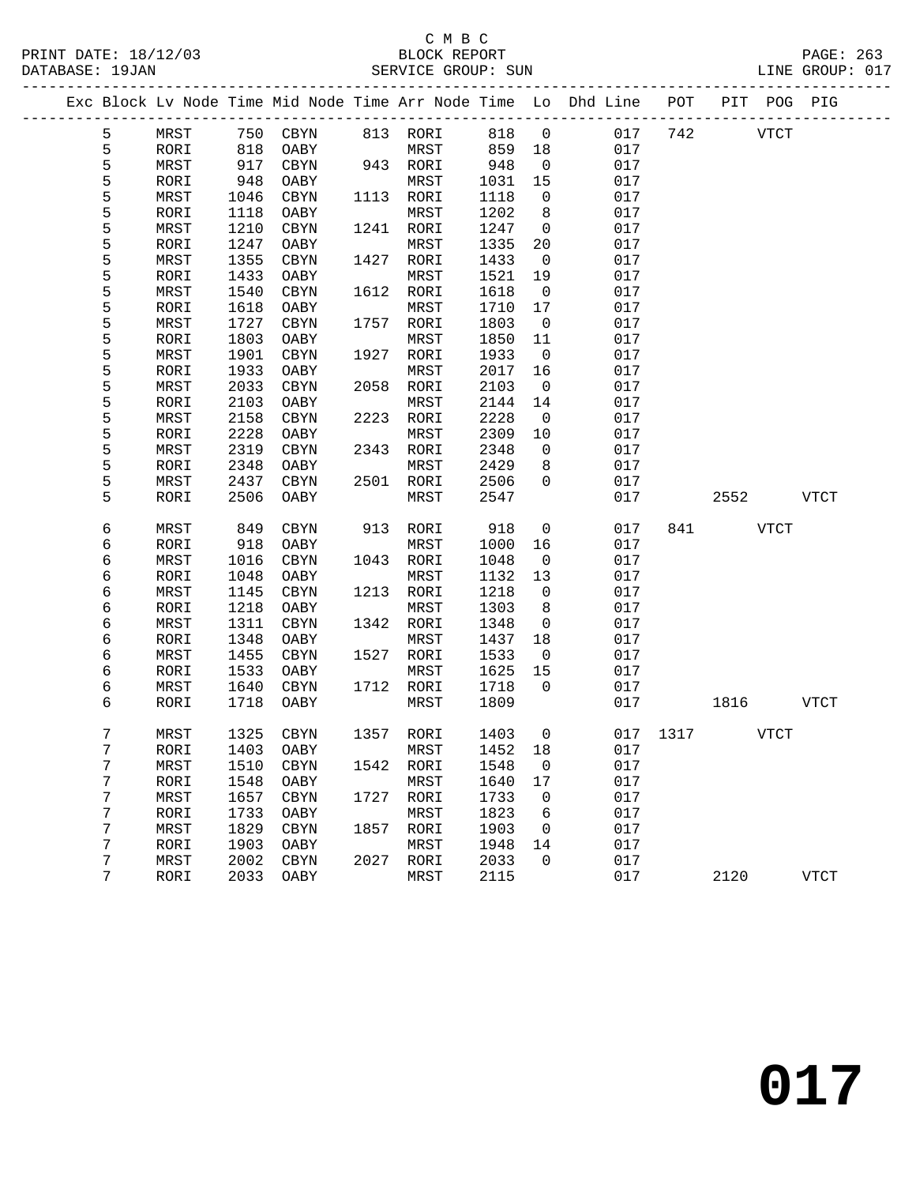C M B C
BLOCK REPORT
SERVICE GROUP: SUN

PRINT DATE: 18/12/03
DATABASE: 19JAN

LINE GROUP: 017

| Exc | Block | Lv | Node | Time | Mid Node | Time | Arr Node | Time | Lo | Dhd Line | POT | PIT | POG | PIG |
|---|---|---|---|---|---|---|---|---|---|---|---|---|---|---|
| | 5 | | MRST | 750 | CBYN | 813 | RORI | 818 | 0 | 017 | 742 | | VTCT | |
| | 5 | | RORI | 818 | OABY | | MRST | 859 | 18 | 017 | | | | |
| | 5 | | MRST | 917 | CBYN | 943 | RORI | 948 | 0 | 017 | | | | |
| | 5 | | RORI | 948 | OABY | | MRST | 1031 | 15 | 017 | | | | |
| | 5 | | MRST | 1046 | CBYN | 1113 | RORI | 1118 | 0 | 017 | | | | |
| | 5 | | RORI | 1118 | OABY | | MRST | 1202 | 8 | 017 | | | | |
| | 5 | | MRST | 1210 | CBYN | 1241 | RORI | 1247 | 0 | 017 | | | | |
| | 5 | | RORI | 1247 | OABY | | MRST | 1335 | 20 | 017 | | | | |
| | 5 | | MRST | 1355 | CBYN | 1427 | RORI | 1433 | 0 | 017 | | | | |
| | 5 | | RORI | 1433 | OABY | | MRST | 1521 | 19 | 017 | | | | |
| | 5 | | MRST | 1540 | CBYN | 1612 | RORI | 1618 | 0 | 017 | | | | |
| | 5 | | RORI | 1618 | OABY | | MRST | 1710 | 17 | 017 | | | | |
| | 5 | | MRST | 1727 | CBYN | 1757 | RORI | 1803 | 0 | 017 | | | | |
| | 5 | | RORI | 1803 | OABY | | MRST | 1850 | 11 | 017 | | | | |
| | 5 | | MRST | 1901 | CBYN | 1927 | RORI | 1933 | 0 | 017 | | | | |
| | 5 | | RORI | 1933 | OABY | | MRST | 2017 | 16 | 017 | | | | |
| | 5 | | MRST | 2033 | CBYN | 2058 | RORI | 2103 | 0 | 017 | | | | |
| | 5 | | RORI | 2103 | OABY | | MRST | 2144 | 14 | 017 | | | | |
| | 5 | | MRST | 2158 | CBYN | 2223 | RORI | 2228 | 0 | 017 | | | | |
| | 5 | | RORI | 2228 | OABY | | MRST | 2309 | 10 | 017 | | | | |
| | 5 | | MRST | 2319 | CBYN | 2343 | RORI | 2348 | 0 | 017 | | | | |
| | 5 | | RORI | 2348 | OABY | | MRST | 2429 | 8 | 017 | | | | |
| | 5 | | MRST | 2437 | CBYN | 2501 | RORI | 2506 | 0 | 017 | | | | |
| | 5 | | RORI | 2506 | OABY | | MRST | 2547 | | 017 | | 2552 | | VTCT |
| | 6 | | MRST | 849 | CBYN | 913 | RORI | 918 | 0 | 017 | 841 | | VTCT | |
| | 6 | | RORI | 918 | OABY | | MRST | 1000 | 16 | 017 | | | | |
| | 6 | | MRST | 1016 | CBYN | 1043 | RORI | 1048 | 0 | 017 | | | | |
| | 6 | | RORI | 1048 | OABY | | MRST | 1132 | 13 | 017 | | | | |
| | 6 | | MRST | 1145 | CBYN | 1213 | RORI | 1218 | 0 | 017 | | | | |
| | 6 | | RORI | 1218 | OABY | | MRST | 1303 | 8 | 017 | | | | |
| | 6 | | MRST | 1311 | CBYN | 1342 | RORI | 1348 | 0 | 017 | | | | |
| | 6 | | RORI | 1348 | OABY | | MRST | 1437 | 18 | 017 | | | | |
| | 6 | | MRST | 1455 | CBYN | 1527 | RORI | 1533 | 0 | 017 | | | | |
| | 6 | | RORI | 1533 | OABY | | MRST | 1625 | 15 | 017 | | | | |
| | 6 | | MRST | 1640 | CBYN | 1712 | RORI | 1718 | 0 | 017 | | | | |
| | 6 | | RORI | 1718 | OABY | | MRST | 1809 | | 017 | | 1816 | | VTCT |
| | 7 | | MRST | 1325 | CBYN | 1357 | RORI | 1403 | 0 | 017 | 1317 | | VTCT | |
| | 7 | | RORI | 1403 | OABY | | MRST | 1452 | 18 | 017 | | | | |
| | 7 | | MRST | 1510 | CBYN | 1542 | RORI | 1548 | 0 | 017 | | | | |
| | 7 | | RORI | 1548 | OABY | | MRST | 1640 | 17 | 017 | | | | |
| | 7 | | MRST | 1657 | CBYN | 1727 | RORI | 1733 | 0 | 017 | | | | |
| | 7 | | RORI | 1733 | OABY | | MRST | 1823 | 6 | 017 | | | | |
| | 7 | | MRST | 1829 | CBYN | 1857 | RORI | 1903 | 0 | 017 | | | | |
| | 7 | | RORI | 1903 | OABY | | MRST | 1948 | 14 | 017 | | | | |
| | 7 | | MRST | 2002 | CBYN | 2027 | RORI | 2033 | 0 | 017 | | | | |
| | 7 | | RORI | 2033 | OABY | | MRST | 2115 | | 017 | | 2120 | | VTCT |

# 017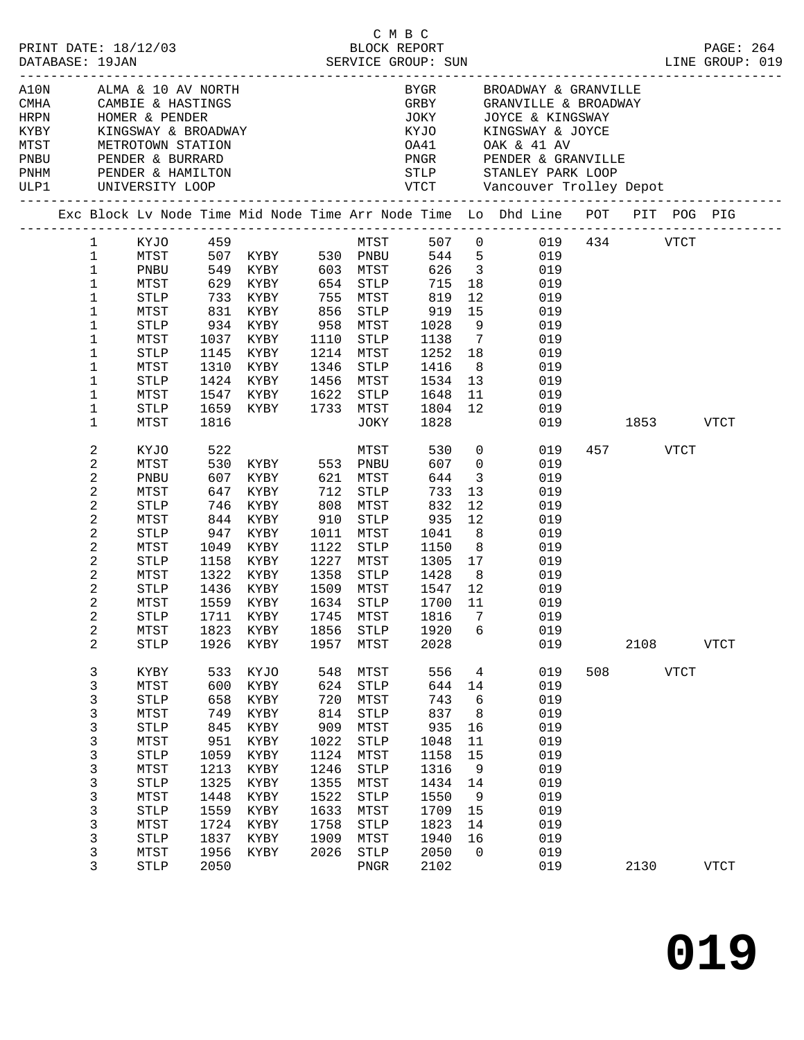C M B C

PRINT DATE: 18/12/03 BLOCK REPORT
DATABASE: 19JAN SERVICE GROUP: SUN LINE GROUP: 019

| Code | Name | Code | Name |
|---|---|---|---|
| A10N | ALMA & 10 AV NORTH | BYGR | BROADWAY & GRANVILLE |
| CMHA | CAMBIE & HASTINGS | GRBY | GRANVILLE & BROADWAY |
| HRPN | HOMER & PENDER | JOKY | JOYCE & KINGSWAY |
| KYBY | KINGSWAY & BROADWAY | KYJO | KINGSWAY & JOYCE |
| MTST | METROTOWN STATION | OA41 | OAK & 41 AV |
| PNBU | PENDER & BURRARD | PNGR | PENDER & GRANVILLE |
| PNHM | PENDER & HAMILTON | STLP | STANLEY PARK LOOP |
| ULP1 | UNIVERSITY LOOP | VTCT | Vancouver Trolley Depot |

| Exc | Block | Lv Node | Time | Mid Node | Time | Arr Node | Time | Lo | Dhd Line | POT | PIT | POG | PIG |
|---|---|---|---|---|---|---|---|---|---|---|---|---|---|
| | 1 | KYJO | 459 | | | MTST | 507 | 0 | 019 | 434 | | VTCT | |
| | 1 | MTST | 507 | KYBY | 530 | PNBU | 544 | 5 | 019 | | | | |
| | 1 | PNBU | 549 | KYBY | 603 | MTST | 626 | 3 | 019 | | | | |
| | 1 | MTST | 629 | KYBY | 654 | STLP | 715 | 18 | 019 | | | | |
| | 1 | STLP | 733 | KYBY | 755 | MTST | 819 | 12 | 019 | | | | |
| | 1 | MTST | 831 | KYBY | 856 | STLP | 919 | 15 | 019 | | | | |
| | 1 | STLP | 934 | KYBY | 958 | MTST | 1028 | 9 | 019 | | | | |
| | 1 | MTST | 1037 | KYBY | 1110 | STLP | 1138 | 7 | 019 | | | | |
| | 1 | STLP | 1145 | KYBY | 1214 | MTST | 1252 | 18 | 019 | | | | |
| | 1 | MTST | 1310 | KYBY | 1346 | STLP | 1416 | 8 | 019 | | | | |
| | 1 | STLP | 1424 | KYBY | 1456 | MTST | 1534 | 13 | 019 | | | | |
| | 1 | MTST | 1547 | KYBY | 1622 | STLP | 1648 | 11 | 019 | | | | |
| | 1 | STLP | 1659 | KYBY | 1733 | MTST | 1804 | 12 | 019 | | | | |
| | 1 | MTST | 1816 | | | JOKY | 1828 | | 019 | | 1853 | | VTCT |
| | 2 | KYJO | 522 | | | MTST | 530 | 0 | 019 | 457 | | VTCT | |
| | 2 | MTST | 530 | KYBY | 553 | PNBU | 607 | 0 | 019 | | | | |
| | 2 | PNBU | 607 | KYBY | 621 | MTST | 644 | 3 | 019 | | | | |
| | 2 | MTST | 647 | KYBY | 712 | STLP | 733 | 13 | 019 | | | | |
| | 2 | STLP | 746 | KYBY | 808 | MTST | 832 | 12 | 019 | | | | |
| | 2 | MTST | 844 | KYBY | 910 | STLP | 935 | 12 | 019 | | | | |
| | 2 | STLP | 947 | KYBY | 1011 | MTST | 1041 | 8 | 019 | | | | |
| | 2 | MTST | 1049 | KYBY | 1122 | STLP | 1150 | 8 | 019 | | | | |
| | 2 | STLP | 1158 | KYBY | 1227 | MTST | 1305 | 17 | 019 | | | | |
| | 2 | MTST | 1322 | KYBY | 1358 | STLP | 1428 | 8 | 019 | | | | |
| | 2 | STLP | 1436 | KYBY | 1509 | MTST | 1547 | 12 | 019 | | | | |
| | 2 | MTST | 1559 | KYBY | 1634 | STLP | 1700 | 11 | 019 | | | | |
| | 2 | STLP | 1711 | KYBY | 1745 | MTST | 1816 | 7 | 019 | | | | |
| | 2 | MTST | 1823 | KYBY | 1856 | STLP | 1920 | 6 | 019 | | | | |
| | 2 | STLP | 1926 | KYBY | 1957 | MTST | 2028 | | 019 | | 2108 | | VTCT |
| | 3 | KYBY | 533 | KYJO | 548 | MTST | 556 | 4 | 019 | 508 | | VTCT | |
| | 3 | MTST | 600 | KYBY | 624 | STLP | 644 | 14 | 019 | | | | |
| | 3 | STLP | 658 | KYBY | 720 | MTST | 743 | 6 | 019 | | | | |
| | 3 | MTST | 749 | KYBY | 814 | STLP | 837 | 8 | 019 | | | | |
| | 3 | STLP | 845 | KYBY | 909 | MTST | 935 | 16 | 019 | | | | |
| | 3 | MTST | 951 | KYBY | 1022 | STLP | 1048 | 11 | 019 | | | | |
| | 3 | STLP | 1059 | KYBY | 1124 | MTST | 1158 | 15 | 019 | | | | |
| | 3 | MTST | 1213 | KYBY | 1246 | STLP | 1316 | 9 | 019 | | | | |
| | 3 | STLP | 1325 | KYBY | 1355 | MTST | 1434 | 14 | 019 | | | | |
| | 3 | MTST | 1448 | KYBY | 1522 | STLP | 1550 | 9 | 019 | | | | |
| | 3 | STLP | 1559 | KYBY | 1633 | MTST | 1709 | 15 | 019 | | | | |
| | 3 | MTST | 1724 | KYBY | 1758 | STLP | 1823 | 14 | 019 | | | | |
| | 3 | STLP | 1837 | KYBY | 1909 | MTST | 1940 | 16 | 019 | | | | |
| | 3 | MTST | 1956 | KYBY | 2026 | STLP | 2050 | 0 | 019 | | | | |
| | 3 | STLP | 2050 | | | PNGR | 2102 | | 019 | | 2130 | | VTCT |

# 019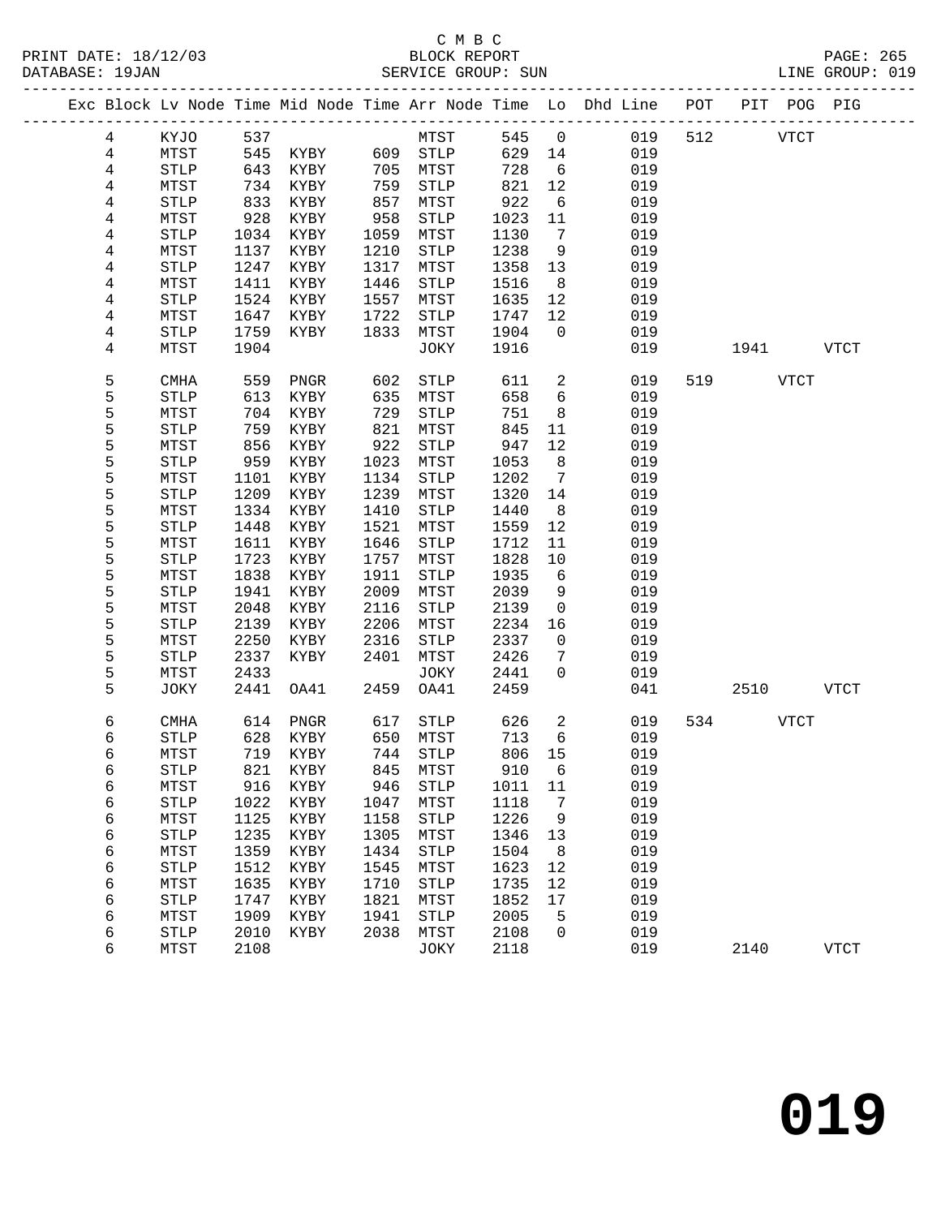C M B C
BLOCK REPORT
SERVICE GROUP: SUN

PRINT DATE: 18/12/03
DATABASE: 19JAN
LINE GROUP: 019

| Exc | Block | Lv Node | Time | Mid Node | Time | Arr Node | Time | Lo | Dhd Line | POT | PIT | POG | PIG |
|---|---|---|---|---|---|---|---|---|---|---|---|---|---|
| | 4 | KYJO | 537 | | | MTST | 545 | 0 | 019 | 512 | | VTCT | |
| | 4 | MTST | 545 | KYBY | 609 | STLP | 629 | 14 | 019 | | | | |
| | 4 | STLP | 643 | KYBY | 705 | MTST | 728 | 6 | 019 | | | | |
| | 4 | MTST | 734 | KYBY | 759 | STLP | 821 | 12 | 019 | | | | |
| | 4 | STLP | 833 | KYBY | 857 | MTST | 922 | 6 | 019 | | | | |
| | 4 | MTST | 928 | KYBY | 958 | STLP | 1023 | 11 | 019 | | | | |
| | 4 | STLP | 1034 | KYBY | 1059 | MTST | 1130 | 7 | 019 | | | | |
| | 4 | MTST | 1137 | KYBY | 1210 | STLP | 1238 | 9 | 019 | | | | |
| | 4 | STLP | 1247 | KYBY | 1317 | MTST | 1358 | 13 | 019 | | | | |
| | 4 | MTST | 1411 | KYBY | 1446 | STLP | 1516 | 8 | 019 | | | | |
| | 4 | STLP | 1524 | KYBY | 1557 | MTST | 1635 | 12 | 019 | | | | |
| | 4 | MTST | 1647 | KYBY | 1722 | STLP | 1747 | 12 | 019 | | | | |
| | 4 | STLP | 1759 | KYBY | 1833 | MTST | 1904 | 0 | 019 | | | | |
| | 4 | MTST | 1904 | | | JOKY | 1916 | | 019 | | 1941 | | VTCT |
| | 5 | CMHA | 559 | PNGR | 602 | STLP | 611 | 2 | 019 | 519 | | VTCT | |
| | 5 | STLP | 613 | KYBY | 635 | MTST | 658 | 6 | 019 | | | | |
| | 5 | MTST | 704 | KYBY | 729 | STLP | 751 | 8 | 019 | | | | |
| | 5 | STLP | 759 | KYBY | 821 | MTST | 845 | 11 | 019 | | | | |
| | 5 | MTST | 856 | KYBY | 922 | STLP | 947 | 12 | 019 | | | | |
| | 5 | STLP | 959 | KYBY | 1023 | MTST | 1053 | 8 | 019 | | | | |
| | 5 | MTST | 1101 | KYBY | 1134 | STLP | 1202 | 7 | 019 | | | | |
| | 5 | STLP | 1209 | KYBY | 1239 | MTST | 1320 | 14 | 019 | | | | |
| | 5 | MTST | 1334 | KYBY | 1410 | STLP | 1440 | 8 | 019 | | | | |
| | 5 | STLP | 1448 | KYBY | 1521 | MTST | 1559 | 12 | 019 | | | | |
| | 5 | MTST | 1611 | KYBY | 1646 | STLP | 1712 | 11 | 019 | | | | |
| | 5 | STLP | 1723 | KYBY | 1757 | MTST | 1828 | 10 | 019 | | | | |
| | 5 | MTST | 1838 | KYBY | 1911 | STLP | 1935 | 6 | 019 | | | | |
| | 5 | STLP | 1941 | KYBY | 2009 | MTST | 2039 | 9 | 019 | | | | |
| | 5 | MTST | 2048 | KYBY | 2116 | STLP | 2139 | 0 | 019 | | | | |
| | 5 | STLP | 2139 | KYBY | 2206 | MTST | 2234 | 16 | 019 | | | | |
| | 5 | MTST | 2250 | KYBY | 2316 | STLP | 2337 | 0 | 019 | | | | |
| | 5 | STLP | 2337 | KYBY | 2401 | MTST | 2426 | 7 | 019 | | | | |
| | 5 | MTST | 2433 | | | JOKY | 2441 | 0 | 019 | | | | |
| | 5 | JOKY | 2441 | OA41 | 2459 | OA41 | 2459 | | 041 | | 2510 | | VTCT |
| | 6 | CMHA | 614 | PNGR | 617 | STLP | 626 | 2 | 019 | 534 | | VTCT | |
| | 6 | STLP | 628 | KYBY | 650 | MTST | 713 | 6 | 019 | | | | |
| | 6 | MTST | 719 | KYBY | 744 | STLP | 806 | 15 | 019 | | | | |
| | 6 | STLP | 821 | KYBY | 845 | MTST | 910 | 6 | 019 | | | | |
| | 6 | MTST | 916 | KYBY | 946 | STLP | 1011 | 11 | 019 | | | | |
| | 6 | STLP | 1022 | KYBY | 1047 | MTST | 1118 | 7 | 019 | | | | |
| | 6 | MTST | 1125 | KYBY | 1158 | STLP | 1226 | 9 | 019 | | | | |
| | 6 | STLP | 1235 | KYBY | 1305 | MTST | 1346 | 13 | 019 | | | | |
| | 6 | MTST | 1359 | KYBY | 1434 | STLP | 1504 | 8 | 019 | | | | |
| | 6 | STLP | 1512 | KYBY | 1545 | MTST | 1623 | 12 | 019 | | | | |
| | 6 | MTST | 1635 | KYBY | 1710 | STLP | 1735 | 12 | 019 | | | | |
| | 6 | STLP | 1747 | KYBY | 1821 | MTST | 1852 | 17 | 019 | | | | |
| | 6 | MTST | 1909 | KYBY | 1941 | STLP | 2005 | 5 | 019 | | | | |
| | 6 | STLP | 2010 | KYBY | 2038 | MTST | 2108 | 0 | 019 | | | | |
| | 6 | MTST | 2108 | | | JOKY | 2118 | | 019 | | 2140 | | VTCT |

**019**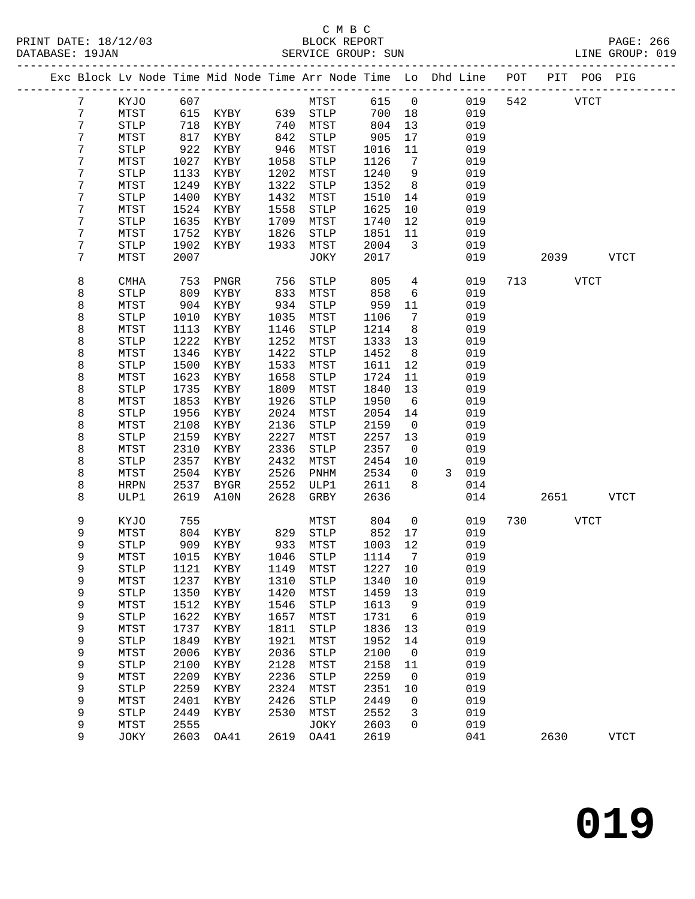C M B C

BLOCK REPORT

SERVICE GROUP: SUN

PRINT DATE: 18/12/03
DATABASE: 19JAN

LINE GROUP: 019

| Exc | Block | Lv | Node | Time | Mid Node | Time | Arr Node | Time | Lo | Dhd | Line | POT | PIT | POG | PIG |
|---|---|---|---|---|---|---|---|---|---|---|---|---|---|---|---|
| | 7 | | KYJO | 607 | | | MTST | 615 | 0 | | 019 | 542 | | VTCT | |
| | 7 | | MTST | 615 | KYBY | 639 | STLP | 700 | 18 | | 019 | | | | |
| | 7 | | STLP | 718 | KYBY | 740 | MTST | 804 | 13 | | 019 | | | | |
| | 7 | | MTST | 817 | KYBY | 842 | STLP | 905 | 17 | | 019 | | | | |
| | 7 | | STLP | 922 | KYBY | 946 | MTST | 1016 | 11 | | 019 | | | | |
| | 7 | | MTST | 1027 | KYBY | 1058 | STLP | 1126 | 7 | | 019 | | | | |
| | 7 | | STLP | 1133 | KYBY | 1202 | MTST | 1240 | 9 | | 019 | | | | |
| | 7 | | MTST | 1249 | KYBY | 1322 | STLP | 1352 | 8 | | 019 | | | | |
| | 7 | | STLP | 1400 | KYBY | 1432 | MTST | 1510 | 14 | | 019 | | | | |
| | 7 | | MTST | 1524 | KYBY | 1558 | STLP | 1625 | 10 | | 019 | | | | |
| | 7 | | STLP | 1635 | KYBY | 1709 | MTST | 1740 | 12 | | 019 | | | | |
| | 7 | | MTST | 1752 | KYBY | 1826 | STLP | 1851 | 11 | | 019 | | | | |
| | 7 | | STLP | 1902 | KYBY | 1933 | MTST | 2004 | 3 | | 019 | | | | |
| | 7 | | MTST | 2007 | | | JOKY | 2017 | | | 019 | | 2039 | | VTCT |
| | 8 | | CMHA | 753 | PNGR | 756 | STLP | 805 | 4 | | 019 | 713 | | VTCT | |
| | 8 | | STLP | 809 | KYBY | 833 | MTST | 858 | 6 | | 019 | | | | |
| | 8 | | MTST | 904 | KYBY | 934 | STLP | 959 | 11 | | 019 | | | | |
| | 8 | | STLP | 1010 | KYBY | 1035 | MTST | 1106 | 7 | | 019 | | | | |
| | 8 | | MTST | 1113 | KYBY | 1146 | STLP | 1214 | 8 | | 019 | | | | |
| | 8 | | STLP | 1222 | KYBY | 1252 | MTST | 1333 | 13 | | 019 | | | | |
| | 8 | | MTST | 1346 | KYBY | 1422 | STLP | 1452 | 8 | | 019 | | | | |
| | 8 | | STLP | 1500 | KYBY | 1533 | MTST | 1611 | 12 | | 019 | | | | |
| | 8 | | MTST | 1623 | KYBY | 1658 | STLP | 1724 | 11 | | 019 | | | | |
| | 8 | | STLP | 1735 | KYBY | 1809 | MTST | 1840 | 13 | | 019 | | | | |
| | 8 | | MTST | 1853 | KYBY | 1926 | STLP | 1950 | 6 | | 019 | | | | |
| | 8 | | STLP | 1956 | KYBY | 2024 | MTST | 2054 | 14 | | 019 | | | | |
| | 8 | | MTST | 2108 | KYBY | 2136 | STLP | 2159 | 0 | | 019 | | | | |
| | 8 | | STLP | 2159 | KYBY | 2227 | MTST | 2257 | 13 | | 019 | | | | |
| | 8 | | MTST | 2310 | KYBY | 2336 | STLP | 2357 | 0 | | 019 | | | | |
| | 8 | | STLP | 2357 | KYBY | 2432 | MTST | 2454 | 10 | | 019 | | | | |
| | 8 | | MTST | 2504 | KYBY | 2526 | PNHM | 2534 | 0 | 3 | 019 | | | | |
| | 8 | | HRPN | 2537 | BYGR | 2552 | ULP1 | 2611 | 8 | | 014 | | | | |
| | 8 | | ULP1 | 2619 | A10N | 2628 | GRBY | 2636 | | | 014 | | 2651 | | VTCT |
| | 9 | | KYJO | 755 | | | MTST | 804 | 0 | | 019 | 730 | | VTCT | |
| | 9 | | MTST | 804 | KYBY | 829 | STLP | 852 | 17 | | 019 | | | | |
| | 9 | | STLP | 909 | KYBY | 933 | MTST | 1003 | 12 | | 019 | | | | |
| | 9 | | MTST | 1015 | KYBY | 1046 | STLP | 1114 | 7 | | 019 | | | | |
| | 9 | | STLP | 1121 | KYBY | 1149 | MTST | 1227 | 10 | | 019 | | | | |
| | 9 | | MTST | 1237 | KYBY | 1310 | STLP | 1340 | 10 | | 019 | | | | |
| | 9 | | STLP | 1350 | KYBY | 1420 | MTST | 1459 | 13 | | 019 | | | | |
| | 9 | | MTST | 1512 | KYBY | 1546 | STLP | 1613 | 9 | | 019 | | | | |
| | 9 | | STLP | 1622 | KYBY | 1657 | MTST | 1731 | 6 | | 019 | | | | |
| | 9 | | MTST | 1737 | KYBY | 1811 | STLP | 1836 | 13 | | 019 | | | | |
| | 9 | | STLP | 1849 | KYBY | 1921 | MTST | 1952 | 14 | | 019 | | | | |
| | 9 | | MTST | 2006 | KYBY | 2036 | STLP | 2100 | 0 | | 019 | | | | |
| | 9 | | STLP | 2100 | KYBY | 2128 | MTST | 2158 | 11 | | 019 | | | | |
| | 9 | | MTST | 2209 | KYBY | 2236 | STLP | 2259 | 0 | | 019 | | | | |
| | 9 | | STLP | 2259 | KYBY | 2324 | MTST | 2351 | 10 | | 019 | | | | |
| | 9 | | MTST | 2401 | KYBY | 2426 | STLP | 2449 | 0 | | 019 | | | | |
| | 9 | | STLP | 2449 | KYBY | 2530 | MTST | 2552 | 3 | | 019 | | | | |
| | 9 | | MTST | 2555 | | | JOKY | 2603 | 0 | | 019 | | | | |
| | 9 | | JOKY | 2603 | OA41 | 2619 | OA41 | 2619 | | | 041 | | 2630 | | VTCT |

# 019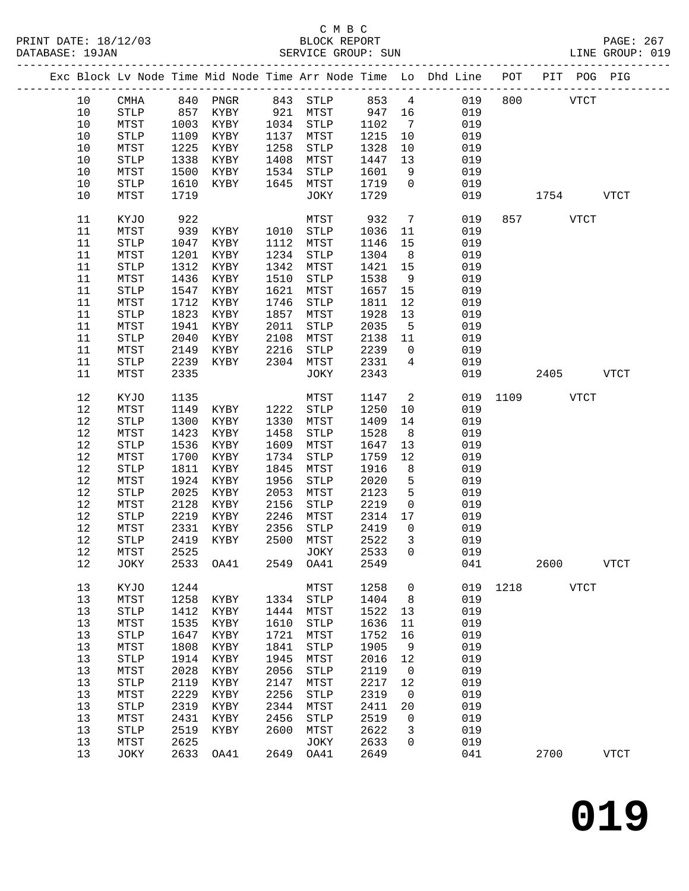C M B C
BLOCK REPORT
SERVICE GROUP: SUN

| Exc | Block | Lv | Node | Time | Mid Node | Time | Arr Node | Time | Lo | Dhd Line | POT | PIT | POG | PIG |
|---|---|---|---|---|---|---|---|---|---|---|---|---|---|---|
| | 10 | | CMHA | 840 | PNGR | 843 | STLP | 853 | 4 | 019 | 800 | | VTCT | |
| | 10 | | STLP | 857 | KYBY | 921 | MTST | 947 | 16 | 019 | | | | |
| | 10 | | MTST | 1003 | KYBY | 1034 | STLP | 1102 | 7 | 019 | | | | |
| | 10 | | STLP | 1109 | KYBY | 1137 | MTST | 1215 | 10 | 019 | | | | |
| | 10 | | MTST | 1225 | KYBY | 1258 | STLP | 1328 | 10 | 019 | | | | |
| | 10 | | STLP | 1338 | KYBY | 1408 | MTST | 1447 | 13 | 019 | | | | |
| | 10 | | MTST | 1500 | KYBY | 1534 | STLP | 1601 | 9 | 019 | | | | |
| | 10 | | STLP | 1610 | KYBY | 1645 | MTST | 1719 | 0 | 019 | | | | |
| | 10 | | MTST | 1719 | | | JOKY | 1729 | | 019 | | 1754 | | VTCT |
| | 11 | | KYJO | 922 | | | MTST | 932 | 7 | 019 | 857 | | VTCT | |
| | 11 | | MTST | 939 | KYBY | 1010 | STLP | 1036 | 11 | 019 | | | | |
| | 11 | | STLP | 1047 | KYBY | 1112 | MTST | 1146 | 15 | 019 | | | | |
| | 11 | | MTST | 1201 | KYBY | 1234 | STLP | 1304 | 8 | 019 | | | | |
| | 11 | | STLP | 1312 | KYBY | 1342 | MTST | 1421 | 15 | 019 | | | | |
| | 11 | | MTST | 1436 | KYBY | 1510 | STLP | 1538 | 9 | 019 | | | | |
| | 11 | | STLP | 1547 | KYBY | 1621 | MTST | 1657 | 15 | 019 | | | | |
| | 11 | | MTST | 1712 | KYBY | 1746 | STLP | 1811 | 12 | 019 | | | | |
| | 11 | | STLP | 1823 | KYBY | 1857 | MTST | 1928 | 13 | 019 | | | | |
| | 11 | | MTST | 1941 | KYBY | 2011 | STLP | 2035 | 5 | 019 | | | | |
| | 11 | | STLP | 2040 | KYBY | 2108 | MTST | 2138 | 11 | 019 | | | | |
| | 11 | | MTST | 2149 | KYBY | 2216 | STLP | 2239 | 0 | 019 | | | | |
| | 11 | | STLP | 2239 | KYBY | 2304 | MTST | 2331 | 4 | 019 | | | | |
| | 11 | | MTST | 2335 | | | JOKY | 2343 | | 019 | | 2405 | | VTCT |
| | 12 | | KYJO | 1135 | | | MTST | 1147 | 2 | 019 | 1109 | | VTCT | |
| | 12 | | MTST | 1149 | KYBY | 1222 | STLP | 1250 | 10 | 019 | | | | |
| | 12 | | STLP | 1300 | KYBY | 1330 | MTST | 1409 | 14 | 019 | | | | |
| | 12 | | MTST | 1423 | KYBY | 1458 | STLP | 1528 | 8 | 019 | | | | |
| | 12 | | STLP | 1536 | KYBY | 1609 | MTST | 1647 | 13 | 019 | | | | |
| | 12 | | MTST | 1700 | KYBY | 1734 | STLP | 1759 | 12 | 019 | | | | |
| | 12 | | STLP | 1811 | KYBY | 1845 | MTST | 1916 | 8 | 019 | | | | |
| | 12 | | MTST | 1924 | KYBY | 1956 | STLP | 2020 | 5 | 019 | | | | |
| | 12 | | STLP | 2025 | KYBY | 2053 | MTST | 2123 | 5 | 019 | | | | |
| | 12 | | MTST | 2128 | KYBY | 2156 | STLP | 2219 | 0 | 019 | | | | |
| | 12 | | STLP | 2219 | KYBY | 2246 | MTST | 2314 | 17 | 019 | | | | |
| | 12 | | MTST | 2331 | KYBY | 2356 | STLP | 2419 | 0 | 019 | | | | |
| | 12 | | STLP | 2419 | KYBY | 2500 | MTST | 2522 | 3 | 019 | | | | |
| | 12 | | MTST | 2525 | | | JOKY | 2533 | 0 | 019 | | | | |
| | 12 | | JOKY | 2533 | OA41 | 2549 | OA41 | 2549 | | 041 | | 2600 | | VTCT |
| | 13 | | KYJO | 1244 | | | MTST | 1258 | 0 | 019 | 1218 | | VTCT | |
| | 13 | | MTST | 1258 | KYBY | 1334 | STLP | 1404 | 8 | 019 | | | | |
| | 13 | | STLP | 1412 | KYBY | 1444 | MTST | 1522 | 13 | 019 | | | | |
| | 13 | | MTST | 1535 | KYBY | 1610 | STLP | 1636 | 11 | 019 | | | | |
| | 13 | | STLP | 1647 | KYBY | 1721 | MTST | 1752 | 16 | 019 | | | | |
| | 13 | | MTST | 1808 | KYBY | 1841 | STLP | 1905 | 9 | 019 | | | | |
| | 13 | | STLP | 1914 | KYBY | 1945 | MTST | 2016 | 12 | 019 | | | | |
| | 13 | | MTST | 2028 | KYBY | 2056 | STLP | 2119 | 0 | 019 | | | | |
| | 13 | | STLP | 2119 | KYBY | 2147 | MTST | 2217 | 12 | 019 | | | | |
| | 13 | | MTST | 2229 | KYBY | 2256 | STLP | 2319 | 0 | 019 | | | | |
| | 13 | | STLP | 2319 | KYBY | 2344 | MTST | 2411 | 20 | 019 | | | | |
| | 13 | | MTST | 2431 | KYBY | 2456 | STLP | 2519 | 0 | 019 | | | | |
| | 13 | | STLP | 2519 | KYBY | 2600 | MTST | 2622 | 3 | 019 | | | | |
| | 13 | | MTST | 2625 | | | JOKY | 2633 | 0 | 019 | | | | |
| | 13 | | JOKY | 2633 | OA41 | 2649 | OA41 | 2649 | | 041 | | 2700 | | VTCT |

# 019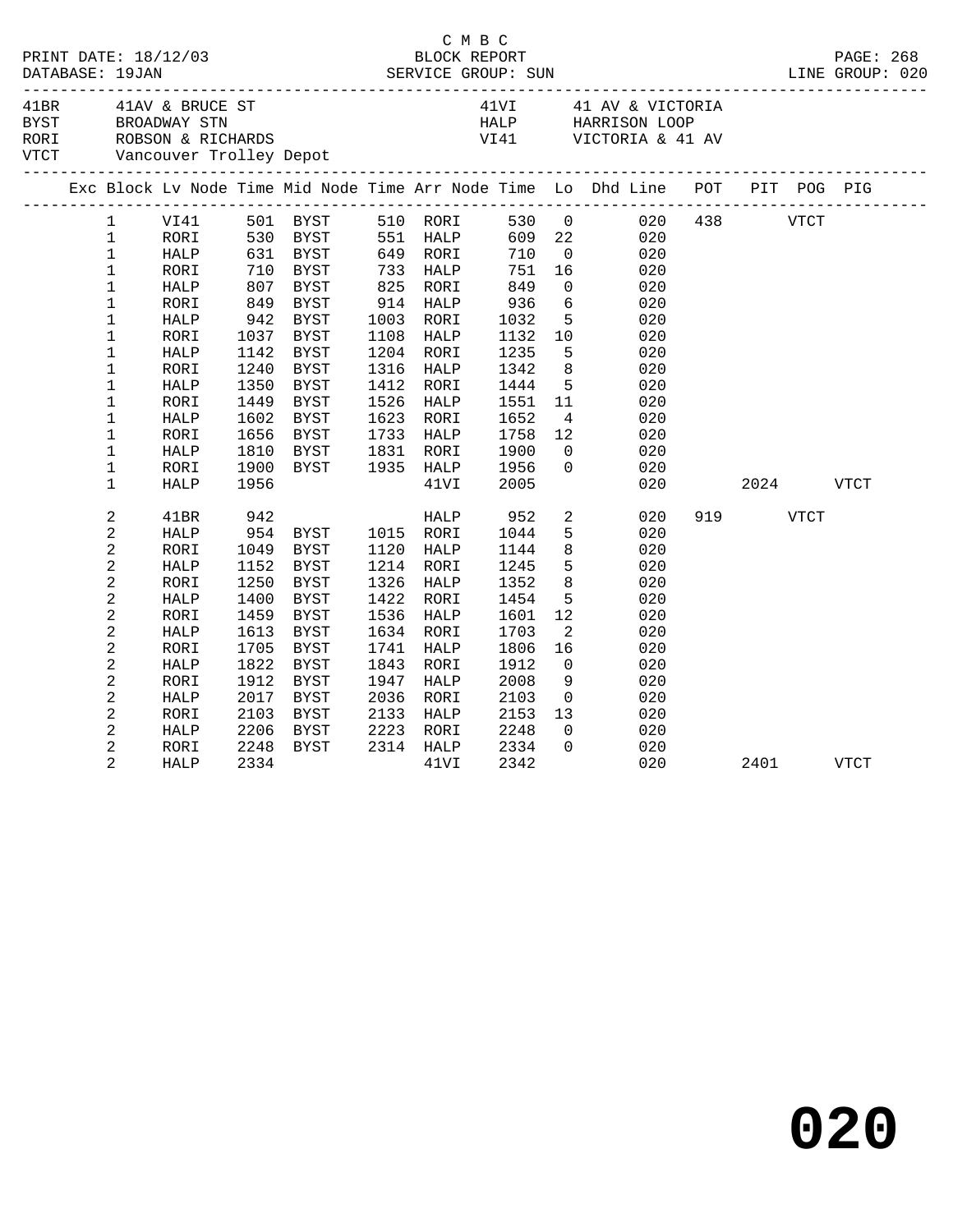C M B C

PRINT DATE: 18/12/03 BLOCK REPORT PAGE: 268
DATABASE: 19JAN SERVICE GROUP: SUN LINE GROUP: 020

| | | | |
|---|---|---|---|
| 41BR | 41AV & BRUCE ST | 41VI | 41 AV & VICTORIA |
| BYST | BROADWAY STN | HALP | HARRISON LOOP |
| RORI | ROBSON & RICHARDS | VI41 | VICTORIA & 41 AV |
| VTCT | Vancouver Trolley Depot | | |

| Exc | Block | Lv Node | Time | Mid Node | Time | Arr Node | Time | Lo | Dhd Line | POT | PIT | POG | PIG |
|---|---|---|---|---|---|---|---|---|---|---|---|---|---|
| | 1 | VI41 | 501 | BYST | 510 | RORI | 530 | 0 | 020 | 438 | | VTCT | |
| | 1 | RORI | 530 | BYST | 551 | HALP | 609 | 22 | 020 | | | | |
| | 1 | HALP | 631 | BYST | 649 | RORI | 710 | 0 | 020 | | | | |
| | 1 | RORI | 710 | BYST | 733 | HALP | 751 | 16 | 020 | | | | |
| | 1 | HALP | 807 | BYST | 825 | RORI | 849 | 0 | 020 | | | | |
| | 1 | RORI | 849 | BYST | 914 | HALP | 936 | 6 | 020 | | | | |
| | 1 | HALP | 942 | BYST | 1003 | RORI | 1032 | 5 | 020 | | | | |
| | 1 | RORI | 1037 | BYST | 1108 | HALP | 1132 | 10 | 020 | | | | |
| | 1 | HALP | 1142 | BYST | 1204 | RORI | 1235 | 5 | 020 | | | | |
| | 1 | RORI | 1240 | BYST | 1316 | HALP | 1342 | 8 | 020 | | | | |
| | 1 | HALP | 1350 | BYST | 1412 | RORI | 1444 | 5 | 020 | | | | |
| | 1 | RORI | 1449 | BYST | 1526 | HALP | 1551 | 11 | 020 | | | | |
| | 1 | HALP | 1602 | BYST | 1623 | RORI | 1652 | 4 | 020 | | | | |
| | 1 | RORI | 1656 | BYST | 1733 | HALP | 1758 | 12 | 020 | | | | |
| | 1 | HALP | 1810 | BYST | 1831 | RORI | 1900 | 0 | 020 | | | | |
| | 1 | RORI | 1900 | BYST | 1935 | HALP | 1956 | 0 | 020 | | | | |
| | 1 | HALP | 1956 | | | 41VI | 2005 | | 020 | | 2024 | | VTCT |
| | 2 | 41BR | 942 | | | HALP | 952 | 2 | 020 | 919 | | VTCT | |
| | 2 | HALP | 954 | BYST | 1015 | RORI | 1044 | 5 | 020 | | | | |
| | 2 | RORI | 1049 | BYST | 1120 | HALP | 1144 | 8 | 020 | | | | |
| | 2 | HALP | 1152 | BYST | 1214 | RORI | 1245 | 5 | 020 | | | | |
| | 2 | RORI | 1250 | BYST | 1326 | HALP | 1352 | 8 | 020 | | | | |
| | 2 | HALP | 1400 | BYST | 1422 | RORI | 1454 | 5 | 020 | | | | |
| | 2 | RORI | 1459 | BYST | 1536 | HALP | 1601 | 12 | 020 | | | | |
| | 2 | HALP | 1613 | BYST | 1634 | RORI | 1703 | 2 | 020 | | | | |
| | 2 | RORI | 1705 | BYST | 1741 | HALP | 1806 | 16 | 020 | | | | |
| | 2 | HALP | 1822 | BYST | 1843 | RORI | 1912 | 0 | 020 | | | | |
| | 2 | RORI | 1912 | BYST | 1947 | HALP | 2008 | 9 | 020 | | | | |
| | 2 | HALP | 2017 | BYST | 2036 | RORI | 2103 | 0 | 020 | | | | |
| | 2 | RORI | 2103 | BYST | 2133 | HALP | 2153 | 13 | 020 | | | | |
| | 2 | HALP | 2206 | BYST | 2223 | RORI | 2248 | 0 | 020 | | | | |
| | 2 | RORI | 2248 | BYST | 2314 | HALP | 2334 | 0 | 020 | | | | |
| | 2 | HALP | 2334 | | | 41VI | 2342 | | 020 | | 2401 | | VTCT |

**020**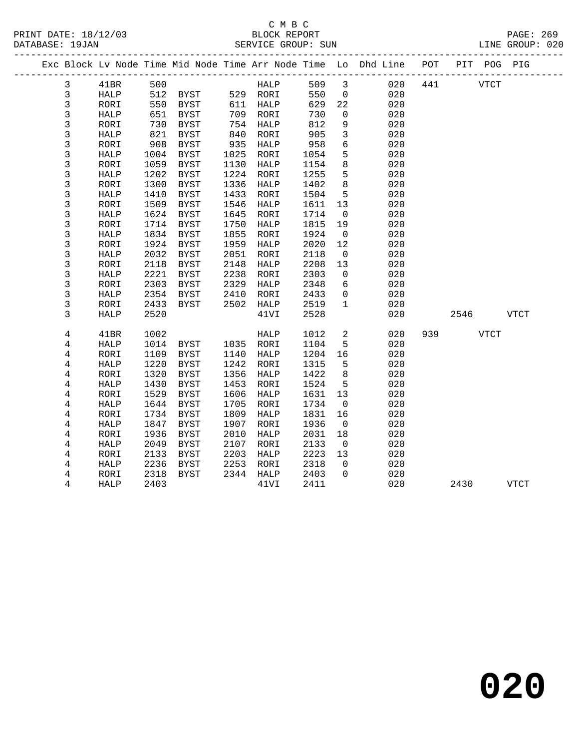C M B C

BLOCK REPORT

SERVICE GROUP: SUN

| Exc | Block | Lv | Node | Time | Mid Node | Time | Arr Node | Time | Lo | Dhd Line | POT | PIT | POG | PIG |
|---|---|---|---|---|---|---|---|---|---|---|---|---|---|---|
| | 3 | | 41BR | 500 | | | HALP | 509 | 3 | 020 | 441 | | VTCT | |
| | 3 | | HALP | 512 | BYST | 529 | RORI | 550 | 0 | 020 | | | | |
| | 3 | | RORI | 550 | BYST | 611 | HALP | 629 | 22 | 020 | | | | |
| | 3 | | HALP | 651 | BYST | 709 | RORI | 730 | 0 | 020 | | | | |
| | 3 | | RORI | 730 | BYST | 754 | HALP | 812 | 9 | 020 | | | | |
| | 3 | | HALP | 821 | BYST | 840 | RORI | 905 | 3 | 020 | | | | |
| | 3 | | RORI | 908 | BYST | 935 | HALP | 958 | 6 | 020 | | | | |
| | 3 | | HALP | 1004 | BYST | 1025 | RORI | 1054 | 5 | 020 | | | | |
| | 3 | | RORI | 1059 | BYST | 1130 | HALP | 1154 | 8 | 020 | | | | |
| | 3 | | HALP | 1202 | BYST | 1224 | RORI | 1255 | 5 | 020 | | | | |
| | 3 | | RORI | 1300 | BYST | 1336 | HALP | 1402 | 8 | 020 | | | | |
| | 3 | | HALP | 1410 | BYST | 1433 | RORI | 1504 | 5 | 020 | | | | |
| | 3 | | RORI | 1509 | BYST | 1546 | HALP | 1611 | 13 | 020 | | | | |
| | 3 | | HALP | 1624 | BYST | 1645 | RORI | 1714 | 0 | 020 | | | | |
| | 3 | | RORI | 1714 | BYST | 1750 | HALP | 1815 | 19 | 020 | | | | |
| | 3 | | HALP | 1834 | BYST | 1855 | RORI | 1924 | 0 | 020 | | | | |
| | 3 | | RORI | 1924 | BYST | 1959 | HALP | 2020 | 12 | 020 | | | | |
| | 3 | | HALP | 2032 | BYST | 2051 | RORI | 2118 | 0 | 020 | | | | |
| | 3 | | RORI | 2118 | BYST | 2148 | HALP | 2208 | 13 | 020 | | | | |
| | 3 | | HALP | 2221 | BYST | 2238 | RORI | 2303 | 0 | 020 | | | | |
| | 3 | | RORI | 2303 | BYST | 2329 | HALP | 2348 | 6 | 020 | | | | |
| | 3 | | HALP | 2354 | BYST | 2410 | RORI | 2433 | 0 | 020 | | | | |
| | 3 | | RORI | 2433 | BYST | 2502 | HALP | 2519 | 1 | 020 | | | | |
| | 3 | | HALP | 2520 | | | 41VI | 2528 | | 020 | | 2546 | | VTCT |
| | 4 | | 41BR | 1002 | | | HALP | 1012 | 2 | 020 | 939 | | VTCT | |
| | 4 | | HALP | 1014 | BYST | 1035 | RORI | 1104 | 5 | 020 | | | | |
| | 4 | | RORI | 1109 | BYST | 1140 | HALP | 1204 | 16 | 020 | | | | |
| | 4 | | HALP | 1220 | BYST | 1242 | RORI | 1315 | 5 | 020 | | | | |
| | 4 | | RORI | 1320 | BYST | 1356 | HALP | 1422 | 8 | 020 | | | | |
| | 4 | | HALP | 1430 | BYST | 1453 | RORI | 1524 | 5 | 020 | | | | |
| | 4 | | RORI | 1529 | BYST | 1606 | HALP | 1631 | 13 | 020 | | | | |
| | 4 | | HALP | 1644 | BYST | 1705 | RORI | 1734 | 0 | 020 | | | | |
| | 4 | | RORI | 1734 | BYST | 1809 | HALP | 1831 | 16 | 020 | | | | |
| | 4 | | HALP | 1847 | BYST | 1907 | RORI | 1936 | 0 | 020 | | | | |
| | 4 | | RORI | 1936 | BYST | 2010 | HALP | 2031 | 18 | 020 | | | | |
| | 4 | | HALP | 2049 | BYST | 2107 | RORI | 2133 | 0 | 020 | | | | |
| | 4 | | RORI | 2133 | BYST | 2203 | HALP | 2223 | 13 | 020 | | | | |
| | 4 | | HALP | 2236 | BYST | 2253 | RORI | 2318 | 0 | 020 | | | | |
| | 4 | | RORI | 2318 | BYST | 2344 | HALP | 2403 | 0 | 020 | | | | |
| | 4 | | HALP | 2403 | | | 41VI | 2411 | | 020 | | 2430 | | VTCT |

**020**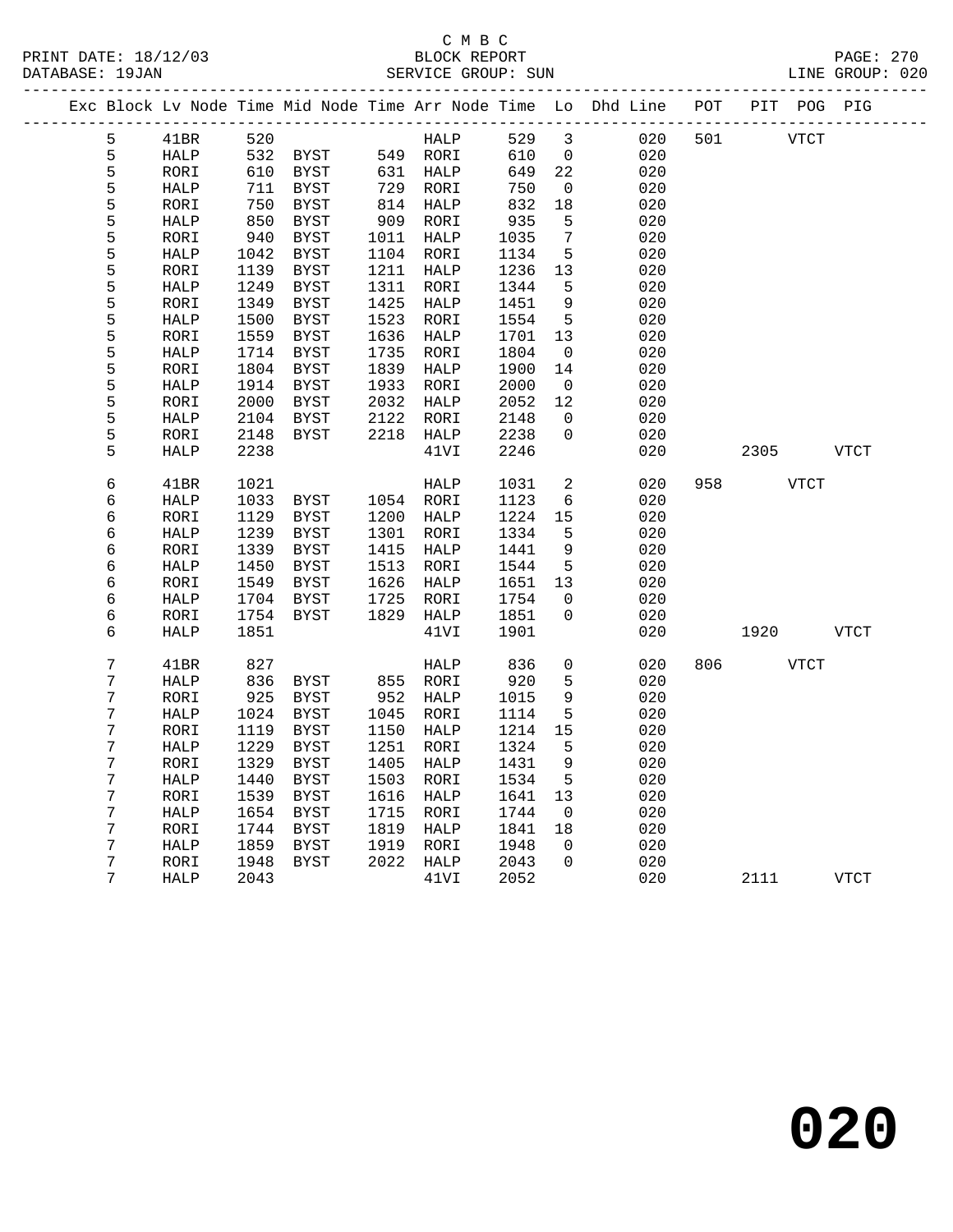C M B C

BLOCK REPORT

SERVICE GROUP: SUN

LINE GROUP: 020

| Exc | Block | Lv | Node | Time | Mid Node | Time | Arr Node | Time | Lo | Dhd Line | POT | PIT | POG | PIG |
|---|---|---|---|---|---|---|---|---|---|---|---|---|---|---|
| | 5 | | 41BR | 520 | | | HALP | 529 | 3 | 020 | 501 | | VTCT | |
| | 5 | | HALP | 532 | BYST | 549 | RORI | 610 | 0 | 020 | | | | |
| | 5 | | RORI | 610 | BYST | 631 | HALP | 649 | 22 | 020 | | | | |
| | 5 | | HALP | 711 | BYST | 729 | RORI | 750 | 0 | 020 | | | | |
| | 5 | | RORI | 750 | BYST | 814 | HALP | 832 | 18 | 020 | | | | |
| | 5 | | HALP | 850 | BYST | 909 | RORI | 935 | 5 | 020 | | | | |
| | 5 | | RORI | 940 | BYST | 1011 | HALP | 1035 | 7 | 020 | | | | |
| | 5 | | HALP | 1042 | BYST | 1104 | RORI | 1134 | 5 | 020 | | | | |
| | 5 | | RORI | 1139 | BYST | 1211 | HALP | 1236 | 13 | 020 | | | | |
| | 5 | | HALP | 1249 | BYST | 1311 | RORI | 1344 | 5 | 020 | | | | |
| | 5 | | RORI | 1349 | BYST | 1425 | HALP | 1451 | 9 | 020 | | | | |
| | 5 | | HALP | 1500 | BYST | 1523 | RORI | 1554 | 5 | 020 | | | | |
| | 5 | | RORI | 1559 | BYST | 1636 | HALP | 1701 | 13 | 020 | | | | |
| | 5 | | HALP | 1714 | BYST | 1735 | RORI | 1804 | 0 | 020 | | | | |
| | 5 | | RORI | 1804 | BYST | 1839 | HALP | 1900 | 14 | 020 | | | | |
| | 5 | | HALP | 1914 | BYST | 1933 | RORI | 2000 | 0 | 020 | | | | |
| | 5 | | RORI | 2000 | BYST | 2032 | HALP | 2052 | 12 | 020 | | | | |
| | 5 | | HALP | 2104 | BYST | 2122 | RORI | 2148 | 0 | 020 | | | | |
| | 5 | | RORI | 2148 | BYST | 2218 | HALP | 2238 | 0 | 020 | | | | |
| | 5 | | HALP | 2238 | | | 41VI | 2246 | | 020 | | 2305 | | VTCT |
| | 6 | | 41BR | 1021 | | | HALP | 1031 | 2 | 020 | 958 | | VTCT | |
| | 6 | | HALP | 1033 | BYST | 1054 | RORI | 1123 | 6 | 020 | | | | |
| | 6 | | RORI | 1129 | BYST | 1200 | HALP | 1224 | 15 | 020 | | | | |
| | 6 | | HALP | 1239 | BYST | 1301 | RORI | 1334 | 5 | 020 | | | | |
| | 6 | | RORI | 1339 | BYST | 1415 | HALP | 1441 | 9 | 020 | | | | |
| | 6 | | HALP | 1450 | BYST | 1513 | RORI | 1544 | 5 | 020 | | | | |
| | 6 | | RORI | 1549 | BYST | 1626 | HALP | 1651 | 13 | 020 | | | | |
| | 6 | | HALP | 1704 | BYST | 1725 | RORI | 1754 | 0 | 020 | | | | |
| | 6 | | RORI | 1754 | BYST | 1829 | HALP | 1851 | 0 | 020 | | | | |
| | 6 | | HALP | 1851 | | | 41VI | 1901 | | 020 | | 1920 | | VTCT |
| | 7 | | 41BR | 827 | | | HALP | 836 | 0 | 020 | 806 | | VTCT | |
| | 7 | | HALP | 836 | BYST | 855 | RORI | 920 | 5 | 020 | | | | |
| | 7 | | RORI | 925 | BYST | 952 | HALP | 1015 | 9 | 020 | | | | |
| | 7 | | HALP | 1024 | BYST | 1045 | RORI | 1114 | 5 | 020 | | | | |
| | 7 | | RORI | 1119 | BYST | 1150 | HALP | 1214 | 15 | 020 | | | | |
| | 7 | | HALP | 1229 | BYST | 1251 | RORI | 1324 | 5 | 020 | | | | |
| | 7 | | RORI | 1329 | BYST | 1405 | HALP | 1431 | 9 | 020 | | | | |
| | 7 | | HALP | 1440 | BYST | 1503 | RORI | 1534 | 5 | 020 | | | | |
| | 7 | | RORI | 1539 | BYST | 1616 | HALP | 1641 | 13 | 020 | | | | |
| | 7 | | HALP | 1654 | BYST | 1715 | RORI | 1744 | 0 | 020 | | | | |
| | 7 | | RORI | 1744 | BYST | 1819 | HALP | 1841 | 18 | 020 | | | | |
| | 7 | | HALP | 1859 | BYST | 1919 | RORI | 1948 | 0 | 020 | | | | |
| | 7 | | RORI | 1948 | BYST | 2022 | HALP | 2043 | 0 | 020 | | | | |
| | 7 | | HALP | 2043 | | | 41VI | 2052 | | 020 | | 2111 | | VTCT |

**020**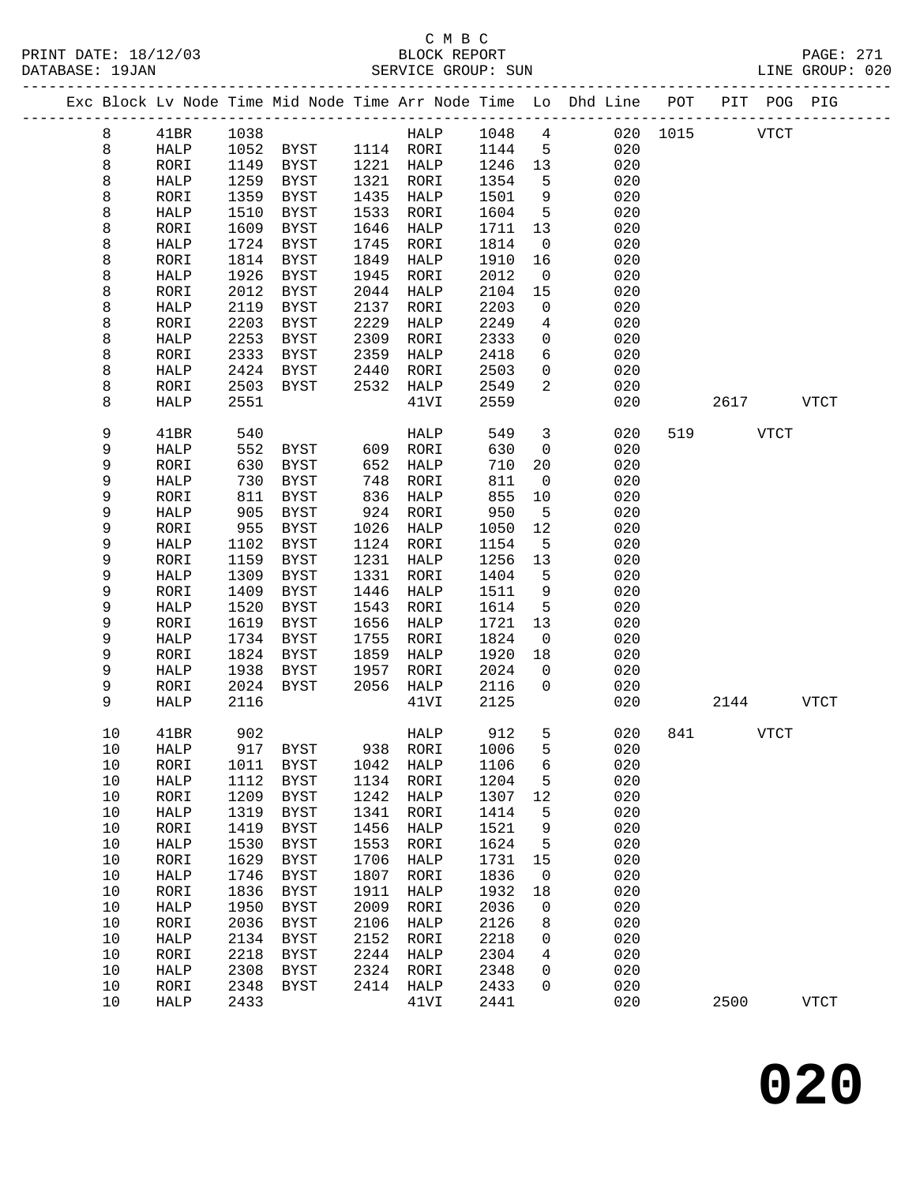C M B C
BLOCK REPORT
SERVICE GROUP: SUN

PRINT DATE: 18/12/03
DATABASE: 19JAN
LINE GROUP: 020

| Exc | Block | Lv Node | Time | Mid Node | Time | Arr Node | Time | Lo | Dhd Line | POT | PIT | POG | PIG |
|---|---|---|---|---|---|---|---|---|---|---|---|---|---|
| | 8 | 41BR | 1038 | | | HALP | 1048 | 4 | 020 | 1015 | | VTCT | |
| | 8 | HALP | 1052 | BYST | 1114 | RORI | 1144 | 5 | 020 | | | | |
| | 8 | RORI | 1149 | BYST | 1221 | HALP | 1246 | 13 | 020 | | | | |
| | 8 | HALP | 1259 | BYST | 1321 | RORI | 1354 | 5 | 020 | | | | |
| | 8 | RORI | 1359 | BYST | 1435 | HALP | 1501 | 9 | 020 | | | | |
| | 8 | HALP | 1510 | BYST | 1533 | RORI | 1604 | 5 | 020 | | | | |
| | 8 | RORI | 1609 | BYST | 1646 | HALP | 1711 | 13 | 020 | | | | |
| | 8 | HALP | 1724 | BYST | 1745 | RORI | 1814 | 0 | 020 | | | | |
| | 8 | RORI | 1814 | BYST | 1849 | HALP | 1910 | 16 | 020 | | | | |
| | 8 | HALP | 1926 | BYST | 1945 | RORI | 2012 | 0 | 020 | | | | |
| | 8 | RORI | 2012 | BYST | 2044 | HALP | 2104 | 15 | 020 | | | | |
| | 8 | HALP | 2119 | BYST | 2137 | RORI | 2203 | 0 | 020 | | | | |
| | 8 | RORI | 2203 | BYST | 2229 | HALP | 2249 | 4 | 020 | | | | |
| | 8 | HALP | 2253 | BYST | 2309 | RORI | 2333 | 0 | 020 | | | | |
| | 8 | RORI | 2333 | BYST | 2359 | HALP | 2418 | 6 | 020 | | | | |
| | 8 | HALP | 2424 | BYST | 2440 | RORI | 2503 | 0 | 020 | | | | |
| | 8 | RORI | 2503 | BYST | 2532 | HALP | 2549 | 2 | 020 | | | | |
| | 8 | HALP | 2551 | | | 41VI | 2559 | | 020 | | 2617 | | VTCT |
| | 9 | 41BR | 540 | | | HALP | 549 | 3 | 020 | 519 | | VTCT | |
| | 9 | HALP | 552 | BYST | 609 | RORI | 630 | 0 | 020 | | | | |
| | 9 | RORI | 630 | BYST | 652 | HALP | 710 | 20 | 020 | | | | |
| | 9 | HALP | 730 | BYST | 748 | RORI | 811 | 0 | 020 | | | | |
| | 9 | RORI | 811 | BYST | 836 | HALP | 855 | 10 | 020 | | | | |
| | 9 | HALP | 905 | BYST | 924 | RORI | 950 | 5 | 020 | | | | |
| | 9 | RORI | 955 | BYST | 1026 | HALP | 1050 | 12 | 020 | | | | |
| | 9 | HALP | 1102 | BYST | 1124 | RORI | 1154 | 5 | 020 | | | | |
| | 9 | RORI | 1159 | BYST | 1231 | HALP | 1256 | 13 | 020 | | | | |
| | 9 | HALP | 1309 | BYST | 1331 | RORI | 1404 | 5 | 020 | | | | |
| | 9 | RORI | 1409 | BYST | 1446 | HALP | 1511 | 9 | 020 | | | | |
| | 9 | HALP | 1520 | BYST | 1543 | RORI | 1614 | 5 | 020 | | | | |
| | 9 | RORI | 1619 | BYST | 1656 | HALP | 1721 | 13 | 020 | | | | |
| | 9 | HALP | 1734 | BYST | 1755 | RORI | 1824 | 0 | 020 | | | | |
| | 9 | RORI | 1824 | BYST | 1859 | HALP | 1920 | 18 | 020 | | | | |
| | 9 | HALP | 1938 | BYST | 1957 | RORI | 2024 | 0 | 020 | | | | |
| | 9 | RORI | 2024 | BYST | 2056 | HALP | 2116 | 0 | 020 | | | | |
| | 9 | HALP | 2116 | | | 41VI | 2125 | | 020 | | 2144 | | VTCT |
| | 10 | 41BR | 902 | | | HALP | 912 | 5 | 020 | 841 | | VTCT | |
| | 10 | HALP | 917 | BYST | 938 | RORI | 1006 | 5 | 020 | | | | |
| | 10 | RORI | 1011 | BYST | 1042 | HALP | 1106 | 6 | 020 | | | | |
| | 10 | HALP | 1112 | BYST | 1134 | RORI | 1204 | 5 | 020 | | | | |
| | 10 | RORI | 1209 | BYST | 1242 | HALP | 1307 | 12 | 020 | | | | |
| | 10 | HALP | 1319 | BYST | 1341 | RORI | 1414 | 5 | 020 | | | | |
| | 10 | RORI | 1419 | BYST | 1456 | HALP | 1521 | 9 | 020 | | | | |
| | 10 | HALP | 1530 | BYST | 1553 | RORI | 1624 | 5 | 020 | | | | |
| | 10 | RORI | 1629 | BYST | 1706 | HALP | 1731 | 15 | 020 | | | | |
| | 10 | HALP | 1746 | BYST | 1807 | RORI | 1836 | 0 | 020 | | | | |
| | 10 | RORI | 1836 | BYST | 1911 | HALP | 1932 | 18 | 020 | | | | |
| | 10 | HALP | 1950 | BYST | 2009 | RORI | 2036 | 0 | 020 | | | | |
| | 10 | RORI | 2036 | BYST | 2106 | HALP | 2126 | 8 | 020 | | | | |
| | 10 | HALP | 2134 | BYST | 2152 | RORI | 2218 | 0 | 020 | | | | |
| | 10 | RORI | 2218 | BYST | 2244 | HALP | 2304 | 4 | 020 | | | | |
| | 10 | HALP | 2308 | BYST | 2324 | RORI | 2348 | 0 | 020 | | | | |
| | 10 | RORI | 2348 | BYST | 2414 | HALP | 2433 | 0 | 020 | | | | |
| | 10 | HALP | 2433 | | | 41VI | 2441 | | 020 | | 2500 | | VTCT |

**020**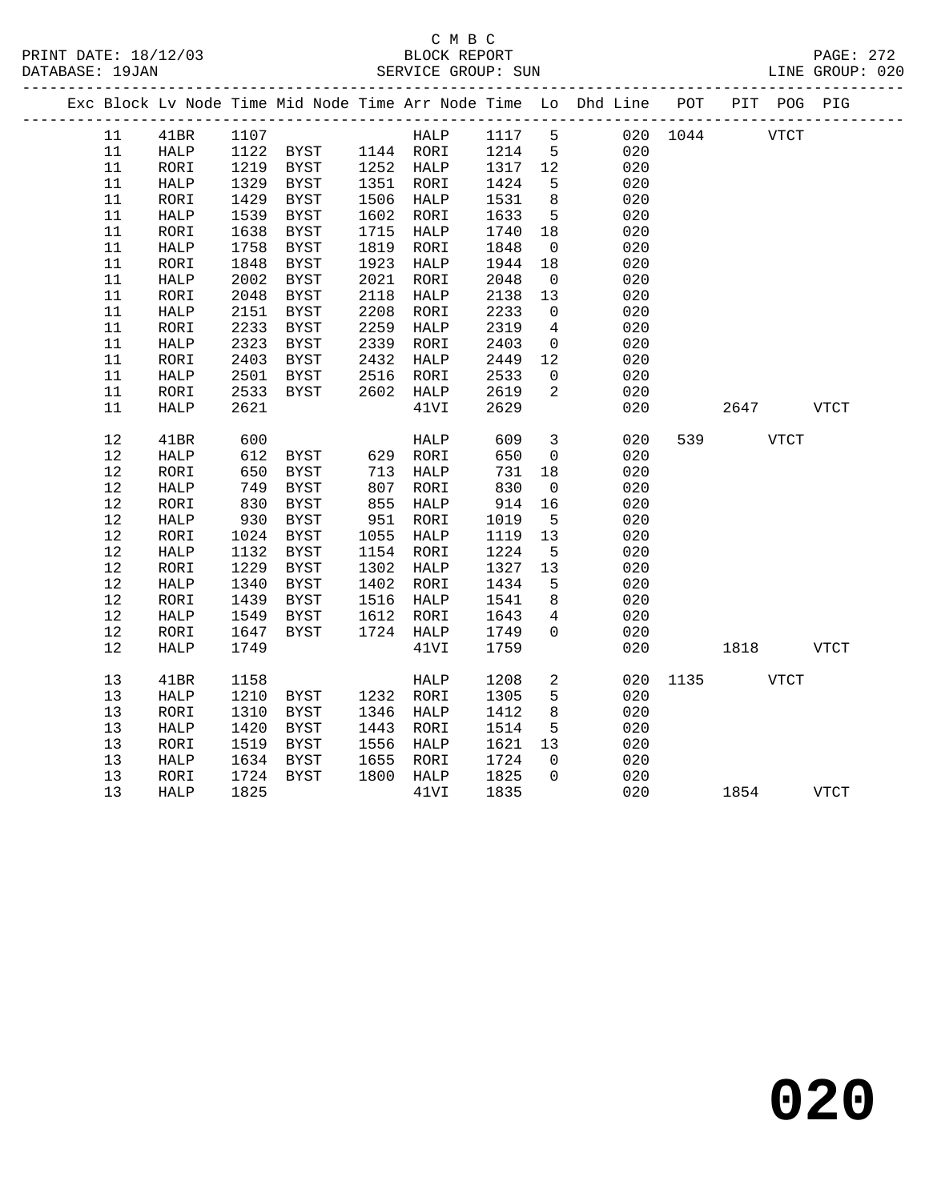C M B C
BLOCK REPORT
SERVICE GROUP: SUN

PRINT DATE: 18/12/03
DATABASE: 19JAN
LINE GROUP: 020

| Exc | Block | Lv Node | Time | Mid Node | Time | Arr Node | Time | Lo | Dhd Line | POT | PIT | POG | PIG |
|---|---|---|---|---|---|---|---|---|---|---|---|---|---|
| | 11 | 41BR | 1107 | | | HALP | 1117 | 5 | 020 | 1044 | | VTCT | |
| | 11 | HALP | 1122 | BYST | 1144 | RORI | 1214 | 5 | 020 | | | | |
| | 11 | RORI | 1219 | BYST | 1252 | HALP | 1317 | 12 | 020 | | | | |
| | 11 | HALP | 1329 | BYST | 1351 | RORI | 1424 | 5 | 020 | | | | |
| | 11 | RORI | 1429 | BYST | 1506 | HALP | 1531 | 8 | 020 | | | | |
| | 11 | HALP | 1539 | BYST | 1602 | RORI | 1633 | 5 | 020 | | | | |
| | 11 | RORI | 1638 | BYST | 1715 | HALP | 1740 | 18 | 020 | | | | |
| | 11 | HALP | 1758 | BYST | 1819 | RORI | 1848 | 0 | 020 | | | | |
| | 11 | RORI | 1848 | BYST | 1923 | HALP | 1944 | 18 | 020 | | | | |
| | 11 | HALP | 2002 | BYST | 2021 | RORI | 2048 | 0 | 020 | | | | |
| | 11 | RORI | 2048 | BYST | 2118 | HALP | 2138 | 13 | 020 | | | | |
| | 11 | HALP | 2151 | BYST | 2208 | RORI | 2233 | 0 | 020 | | | | |
| | 11 | RORI | 2233 | BYST | 2259 | HALP | 2319 | 4 | 020 | | | | |
| | 11 | HALP | 2323 | BYST | 2339 | RORI | 2403 | 0 | 020 | | | | |
| | 11 | RORI | 2403 | BYST | 2432 | HALP | 2449 | 12 | 020 | | | | |
| | 11 | HALP | 2501 | BYST | 2516 | RORI | 2533 | 0 | 020 | | | | |
| | 11 | RORI | 2533 | BYST | 2602 | HALP | 2619 | 2 | 020 | | | | |
| | 11 | HALP | 2621 | | | 41VI | 2629 | | 020 | | 2647 | | VTCT |
| | 12 | 41BR | 600 | | | HALP | 609 | 3 | 020 | 539 | | VTCT | |
| | 12 | HALP | 612 | BYST | 629 | RORI | 650 | 0 | 020 | | | | |
| | 12 | RORI | 650 | BYST | 713 | HALP | 731 | 18 | 020 | | | | |
| | 12 | HALP | 749 | BYST | 807 | RORI | 830 | 0 | 020 | | | | |
| | 12 | RORI | 830 | BYST | 855 | HALP | 914 | 16 | 020 | | | | |
| | 12 | HALP | 930 | BYST | 951 | RORI | 1019 | 5 | 020 | | | | |
| | 12 | RORI | 1024 | BYST | 1055 | HALP | 1119 | 13 | 020 | | | | |
| | 12 | HALP | 1132 | BYST | 1154 | RORI | 1224 | 5 | 020 | | | | |
| | 12 | RORI | 1229 | BYST | 1302 | HALP | 1327 | 13 | 020 | | | | |
| | 12 | HALP | 1340 | BYST | 1402 | RORI | 1434 | 5 | 020 | | | | |
| | 12 | RORI | 1439 | BYST | 1516 | HALP | 1541 | 8 | 020 | | | | |
| | 12 | HALP | 1549 | BYST | 1612 | RORI | 1643 | 4 | 020 | | | | |
| | 12 | RORI | 1647 | BYST | 1724 | HALP | 1749 | 0 | 020 | | | | |
| | 12 | HALP | 1749 | | | 41VI | 1759 | | 020 | | 1818 | | VTCT |
| | 13 | 41BR | 1158 | | | HALP | 1208 | 2 | 020 | 1135 | | VTCT | |
| | 13 | HALP | 1210 | BYST | 1232 | RORI | 1305 | 5 | 020 | | | | |
| | 13 | RORI | 1310 | BYST | 1346 | HALP | 1412 | 8 | 020 | | | | |
| | 13 | HALP | 1420 | BYST | 1443 | RORI | 1514 | 5 | 020 | | | | |
| | 13 | RORI | 1519 | BYST | 1556 | HALP | 1621 | 13 | 020 | | | | |
| | 13 | HALP | 1634 | BYST | 1655 | RORI | 1724 | 0 | 020 | | | | |
| | 13 | RORI | 1724 | BYST | 1800 | HALP | 1825 | 0 | 020 | | | | |
| | 13 | HALP | 1825 | | | 41VI | 1835 | | 020 | | 1854 | | VTCT |

**020**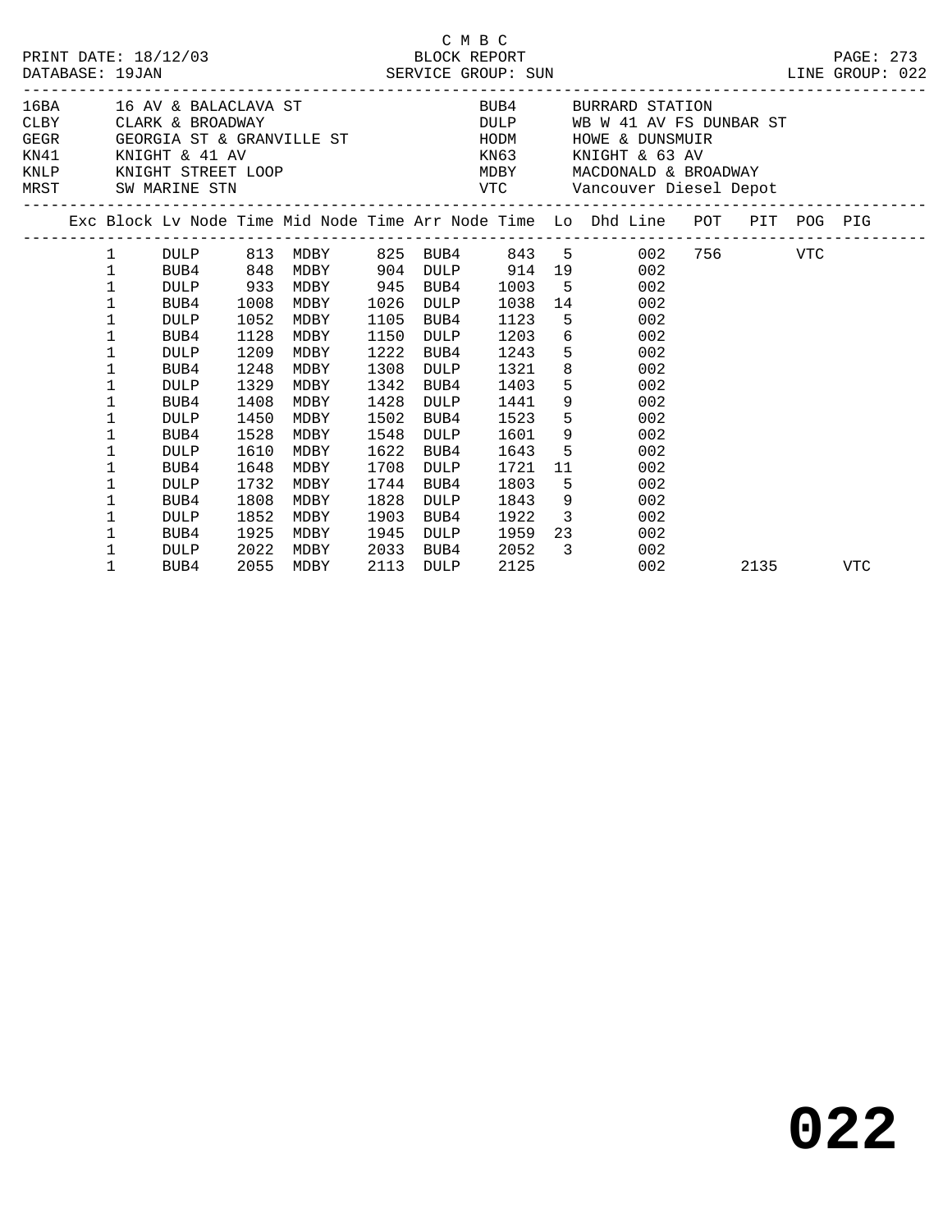C M B C
PRINT DATE: 18/12/03 BLOCK REPORT
DATABASE: 19JAN SERVICE GROUP: SUN LINE GROUP: 022

| Code | Location | Code | Location |
|---|---|---|---|
| 16BA | 16 AV & BALACLAVA ST | BUB4 | BURRARD STATION |
| CLBY | CLARK & BROADWAY | DULP | WB W 41 AV FS DUNBAR ST |
| GEGR | GEORGIA ST & GRANVILLE ST | HODM | HOWE & DUNSMUIR |
| KN41 | KNIGHT & 41 AV | KN63 | KNIGHT & 63 AV |
| KNLP | KNIGHT STREET LOOP | MDBY | MACDONALD & BROADWAY |
| MRST | SW MARINE STN | VTC | Vancouver Diesel Depot |

| Exc | Block | Lv Node | Time | Mid Node | Time | Arr Node | Time | Lo | Dhd Line | POT | PIT | POG | PIG |
|---|---|---|---|---|---|---|---|---|---|---|---|---|---|
| | 1 | DULP | 813 | MDBY | 825 | BUB4 | 843 | 5 | 002 | 756 | | VTC | |
| | 1 | BUB4 | 848 | MDBY | 904 | DULP | 914 | 19 | 002 | | | | |
| | 1 | DULP | 933 | MDBY | 945 | BUB4 | 1003 | 5 | 002 | | | | |
| | 1 | BUB4 | 1008 | MDBY | 1026 | DULP | 1038 | 14 | 002 | | | | |
| | 1 | DULP | 1052 | MDBY | 1105 | BUB4 | 1123 | 5 | 002 | | | | |
| | 1 | BUB4 | 1128 | MDBY | 1150 | DULP | 1203 | 6 | 002 | | | | |
| | 1 | DULP | 1209 | MDBY | 1222 | BUB4 | 1243 | 5 | 002 | | | | |
| | 1 | BUB4 | 1248 | MDBY | 1308 | DULP | 1321 | 8 | 002 | | | | |
| | 1 | DULP | 1329 | MDBY | 1342 | BUB4 | 1403 | 5 | 002 | | | | |
| | 1 | BUB4 | 1408 | MDBY | 1428 | DULP | 1441 | 9 | 002 | | | | |
| | 1 | DULP | 1450 | MDBY | 1502 | BUB4 | 1523 | 5 | 002 | | | | |
| | 1 | BUB4 | 1528 | MDBY | 1548 | DULP | 1601 | 9 | 002 | | | | |
| | 1 | DULP | 1610 | MDBY | 1622 | BUB4 | 1643 | 5 | 002 | | | | |
| | 1 | BUB4 | 1648 | MDBY | 1708 | DULP | 1721 | 11 | 002 | | | | |
| | 1 | DULP | 1732 | MDBY | 1744 | BUB4 | 1803 | 5 | 002 | | | | |
| | 1 | BUB4 | 1808 | MDBY | 1828 | DULP | 1843 | 9 | 002 | | | | |
| | 1 | DULP | 1852 | MDBY | 1903 | BUB4 | 1922 | 3 | 002 | | | | |
| | 1 | BUB4 | 1925 | MDBY | 1945 | DULP | 1959 | 23 | 002 | | | | |
| | 1 | DULP | 2022 | MDBY | 2033 | BUB4 | 2052 | 3 | 002 | | | | |
| | 1 | BUB4 | 2055 | MDBY | 2113 | DULP | 2125 | | 002 | | 2135 | | VTC |

# 022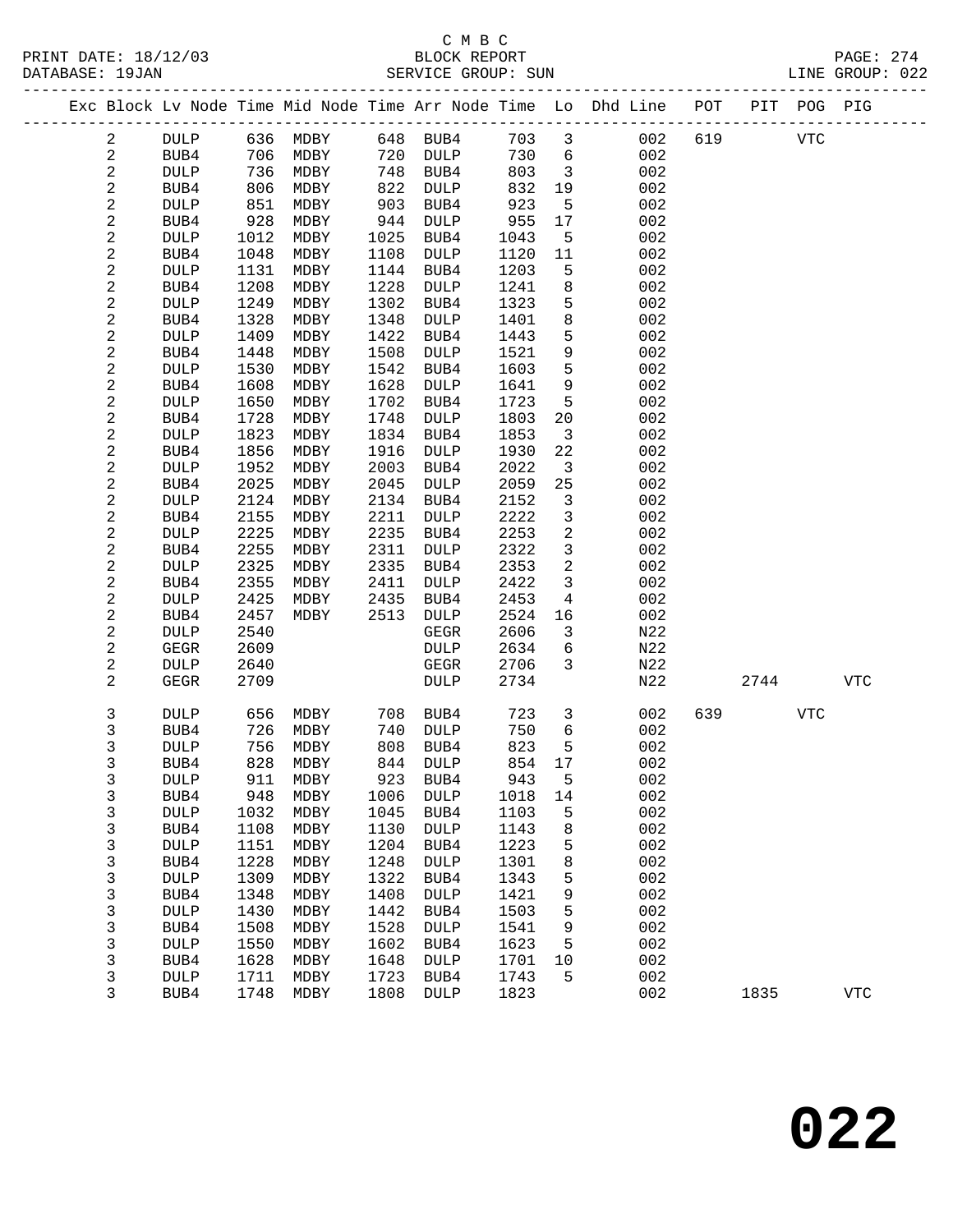C M B C

BLOCK REPORT

SERVICE GROUP: SUN

PRINT DATE: 18/12/03
DATABASE: 19JAN

PAGE: 274
LINE GROUP: 022

| Exc | Block | Lv | Node | Time | Mid Node | Time | Arr Node | Time | Lo | Dhd Line | POT | PIT | POG | PIG |
|---|---|---|---|---|---|---|---|---|---|---|---|---|---|---|
| | 2 | | DULP | 636 | MDBY | 648 | BUB4 | 703 | 3 | 002 | 619 | | VTC | |
| | 2 | | BUB4 | 706 | MDBY | 720 | DULP | 730 | 6 | 002 | | | | |
| | 2 | | DULP | 736 | MDBY | 748 | BUB4 | 803 | 3 | 002 | | | | |
| | 2 | | BUB4 | 806 | MDBY | 822 | DULP | 832 | 19 | 002 | | | | |
| | 2 | | DULP | 851 | MDBY | 903 | BUB4 | 923 | 5 | 002 | | | | |
| | 2 | | BUB4 | 928 | MDBY | 944 | DULP | 955 | 17 | 002 | | | | |
| | 2 | | DULP | 1012 | MDBY | 1025 | BUB4 | 1043 | 5 | 002 | | | | |
| | 2 | | BUB4 | 1048 | MDBY | 1108 | DULP | 1120 | 11 | 002 | | | | |
| | 2 | | DULP | 1131 | MDBY | 1144 | BUB4 | 1203 | 5 | 002 | | | | |
| | 2 | | BUB4 | 1208 | MDBY | 1228 | DULP | 1241 | 8 | 002 | | | | |
| | 2 | | DULP | 1249 | MDBY | 1302 | BUB4 | 1323 | 5 | 002 | | | | |
| | 2 | | BUB4 | 1328 | MDBY | 1348 | DULP | 1401 | 8 | 002 | | | | |
| | 2 | | DULP | 1409 | MDBY | 1422 | BUB4 | 1443 | 5 | 002 | | | | |
| | 2 | | BUB4 | 1448 | MDBY | 1508 | DULP | 1521 | 9 | 002 | | | | |
| | 2 | | DULP | 1530 | MDBY | 1542 | BUB4 | 1603 | 5 | 002 | | | | |
| | 2 | | BUB4 | 1608 | MDBY | 1628 | DULP | 1641 | 9 | 002 | | | | |
| | 2 | | DULP | 1650 | MDBY | 1702 | BUB4 | 1723 | 5 | 002 | | | | |
| | 2 | | BUB4 | 1728 | MDBY | 1748 | DULP | 1803 | 20 | 002 | | | | |
| | 2 | | DULP | 1823 | MDBY | 1834 | BUB4 | 1853 | 3 | 002 | | | | |
| | 2 | | BUB4 | 1856 | MDBY | 1916 | DULP | 1930 | 22 | 002 | | | | |
| | 2 | | DULP | 1952 | MDBY | 2003 | BUB4 | 2022 | 3 | 002 | | | | |
| | 2 | | BUB4 | 2025 | MDBY | 2045 | DULP | 2059 | 25 | 002 | | | | |
| | 2 | | DULP | 2124 | MDBY | 2134 | BUB4 | 2152 | 3 | 002 | | | | |
| | 2 | | BUB4 | 2155 | MDBY | 2211 | DULP | 2222 | 3 | 002 | | | | |
| | 2 | | DULP | 2225 | MDBY | 2235 | BUB4 | 2253 | 2 | 002 | | | | |
| | 2 | | BUB4 | 2255 | MDBY | 2311 | DULP | 2322 | 3 | 002 | | | | |
| | 2 | | DULP | 2325 | MDBY | 2335 | BUB4 | 2353 | 2 | 002 | | | | |
| | 2 | | BUB4 | 2355 | MDBY | 2411 | DULP | 2422 | 3 | 002 | | | | |
| | 2 | | DULP | 2425 | MDBY | 2435 | BUB4 | 2453 | 4 | 002 | | | | |
| | 2 | | BUB4 | 2457 | MDBY | 2513 | DULP | 2524 | 16 | 002 | | | | |
| | 2 | | DULP | 2540 | | | GEGR | 2606 | 3 | N22 | | | | |
| | 2 | | GEGR | 2609 | | | DULP | 2634 | 6 | N22 | | | | |
| | 2 | | DULP | 2640 | | | GEGR | 2706 | 3 | N22 | | | | |
| | 2 | | GEGR | 2709 | | | DULP | 2734 | | N22 | | 2744 | | VTC |
| | 3 | | DULP | 656 | MDBY | 708 | BUB4 | 723 | 3 | 002 | 639 | | VTC | |
| | 3 | | BUB4 | 726 | MDBY | 740 | DULP | 750 | 6 | 002 | | | | |
| | 3 | | DULP | 756 | MDBY | 808 | BUB4 | 823 | 5 | 002 | | | | |
| | 3 | | BUB4 | 828 | MDBY | 844 | DULP | 854 | 17 | 002 | | | | |
| | 3 | | DULP | 911 | MDBY | 923 | BUB4 | 943 | 5 | 002 | | | | |
| | 3 | | BUB4 | 948 | MDBY | 1006 | DULP | 1018 | 14 | 002 | | | | |
| | 3 | | DULP | 1032 | MDBY | 1045 | BUB4 | 1103 | 5 | 002 | | | | |
| | 3 | | BUB4 | 1108 | MDBY | 1130 | DULP | 1143 | 8 | 002 | | | | |
| | 3 | | DULP | 1151 | MDBY | 1204 | BUB4 | 1223 | 5 | 002 | | | | |
| | 3 | | BUB4 | 1228 | MDBY | 1248 | DULP | 1301 | 8 | 002 | | | | |
| | 3 | | DULP | 1309 | MDBY | 1322 | BUB4 | 1343 | 5 | 002 | | | | |
| | 3 | | BUB4 | 1348 | MDBY | 1408 | DULP | 1421 | 9 | 002 | | | | |
| | 3 | | DULP | 1430 | MDBY | 1442 | BUB4 | 1503 | 5 | 002 | | | | |
| | 3 | | BUB4 | 1508 | MDBY | 1528 | DULP | 1541 | 9 | 002 | | | | |
| | 3 | | DULP | 1550 | MDBY | 1602 | BUB4 | 1623 | 5 | 002 | | | | |
| | 3 | | BUB4 | 1628 | MDBY | 1648 | DULP | 1701 | 10 | 002 | | | | |
| | 3 | | DULP | 1711 | MDBY | 1723 | BUB4 | 1743 | 5 | 002 | | | | |
| | 3 | | BUB4 | 1748 | MDBY | 1808 | DULP | 1823 | | 002 | | 1835 | | VTC |

# 022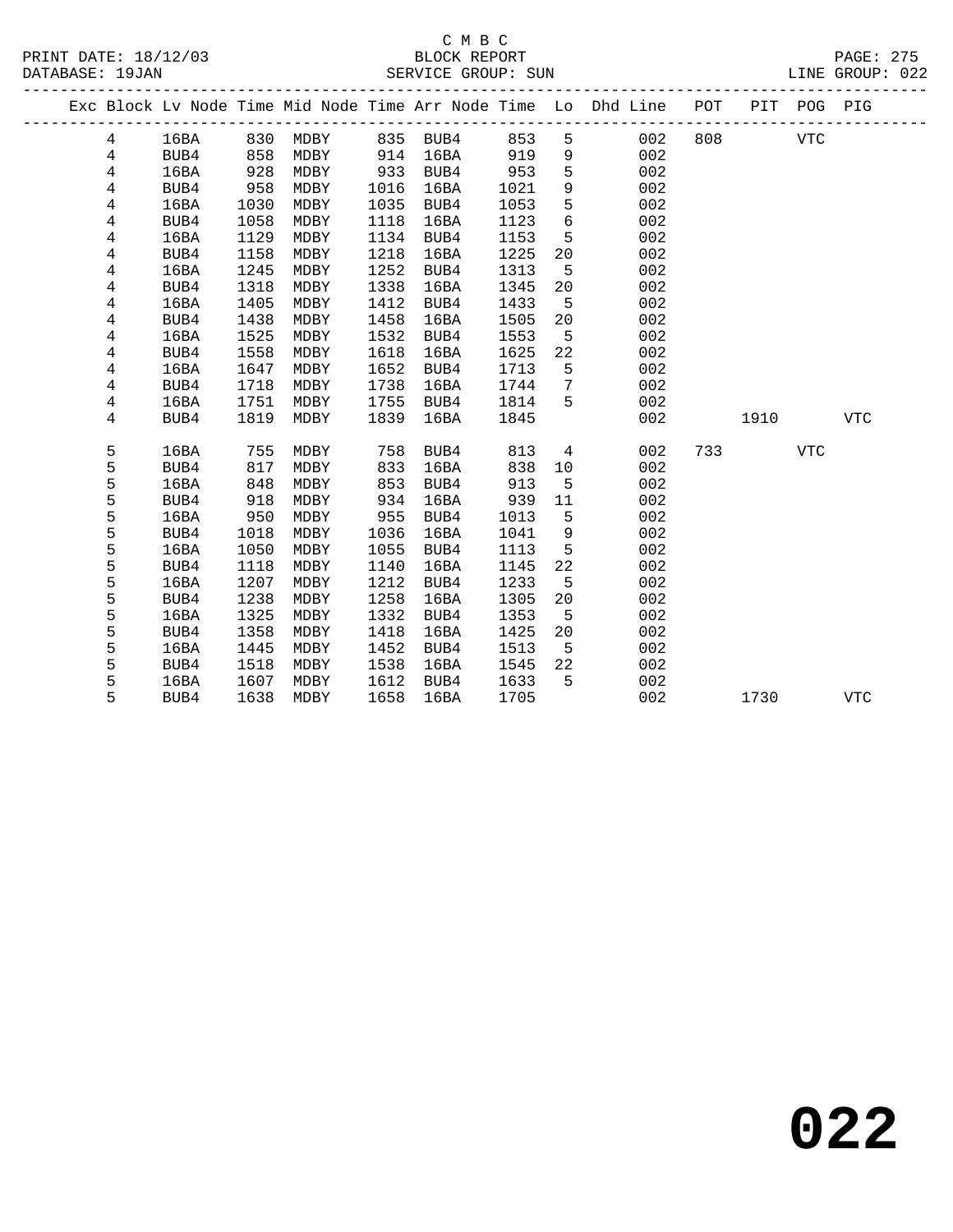C M B C
BLOCK REPORT
SERVICE GROUP: SUN

PRINT DATE: 18/12/03
DATABASE: 19JAN
LINE GROUP: 022

| Exc | Block | Lv Node | Time | Mid Node | Time | Arr Node | Time | Lo | Dhd Line | POT | PIT | POG | PIG |
|---|---|---|---|---|---|---|---|---|---|---|---|---|---|
| | 4 | 16BA | 830 | MDBY | 835 | BUB4 | 853 | 5 | 002 | 808 | | VTC | |
| | 4 | BUB4 | 858 | MDBY | 914 | 16BA | 919 | 9 | 002 | | | | |
| | 4 | 16BA | 928 | MDBY | 933 | BUB4 | 953 | 5 | 002 | | | | |
| | 4 | BUB4 | 958 | MDBY | 1016 | 16BA | 1021 | 9 | 002 | | | | |
| | 4 | 16BA | 1030 | MDBY | 1035 | BUB4 | 1053 | 5 | 002 | | | | |
| | 4 | BUB4 | 1058 | MDBY | 1118 | 16BA | 1123 | 6 | 002 | | | | |
| | 4 | 16BA | 1129 | MDBY | 1134 | BUB4 | 1153 | 5 | 002 | | | | |
| | 4 | BUB4 | 1158 | MDBY | 1218 | 16BA | 1225 | 20 | 002 | | | | |
| | 4 | 16BA | 1245 | MDBY | 1252 | BUB4 | 1313 | 5 | 002 | | | | |
| | 4 | BUB4 | 1318 | MDBY | 1338 | 16BA | 1345 | 20 | 002 | | | | |
| | 4 | 16BA | 1405 | MDBY | 1412 | BUB4 | 1433 | 5 | 002 | | | | |
| | 4 | BUB4 | 1438 | MDBY | 1458 | 16BA | 1505 | 20 | 002 | | | | |
| | 4 | 16BA | 1525 | MDBY | 1532 | BUB4 | 1553 | 5 | 002 | | | | |
| | 4 | BUB4 | 1558 | MDBY | 1618 | 16BA | 1625 | 22 | 002 | | | | |
| | 4 | 16BA | 1647 | MDBY | 1652 | BUB4 | 1713 | 5 | 002 | | | | |
| | 4 | BUB4 | 1718 | MDBY | 1738 | 16BA | 1744 | 7 | 002 | | | | |
| | 4 | 16BA | 1751 | MDBY | 1755 | BUB4 | 1814 | 5 | 002 | | | | |
| | 4 | BUB4 | 1819 | MDBY | 1839 | 16BA | 1845 | | 002 | | 1910 | | VTC |
| | 5 | 16BA | 755 | MDBY | 758 | BUB4 | 813 | 4 | 002 | 733 | | VTC | |
| | 5 | BUB4 | 817 | MDBY | 833 | 16BA | 838 | 10 | 002 | | | | |
| | 5 | 16BA | 848 | MDBY | 853 | BUB4 | 913 | 5 | 002 | | | | |
| | 5 | BUB4 | 918 | MDBY | 934 | 16BA | 939 | 11 | 002 | | | | |
| | 5 | 16BA | 950 | MDBY | 955 | BUB4 | 1013 | 5 | 002 | | | | |
| | 5 | BUB4 | 1018 | MDBY | 1036 | 16BA | 1041 | 9 | 002 | | | | |
| | 5 | 16BA | 1050 | MDBY | 1055 | BUB4 | 1113 | 5 | 002 | | | | |
| | 5 | BUB4 | 1118 | MDBY | 1140 | 16BA | 1145 | 22 | 002 | | | | |
| | 5 | 16BA | 1207 | MDBY | 1212 | BUB4 | 1233 | 5 | 002 | | | | |
| | 5 | BUB4 | 1238 | MDBY | 1258 | 16BA | 1305 | 20 | 002 | | | | |
| | 5 | 16BA | 1325 | MDBY | 1332 | BUB4 | 1353 | 5 | 002 | | | | |
| | 5 | BUB4 | 1358 | MDBY | 1418 | 16BA | 1425 | 20 | 002 | | | | |
| | 5 | 16BA | 1445 | MDBY | 1452 | BUB4 | 1513 | 5 | 002 | | | | |
| | 5 | BUB4 | 1518 | MDBY | 1538 | 16BA | 1545 | 22 | 002 | | | | |
| | 5 | 16BA | 1607 | MDBY | 1612 | BUB4 | 1633 | 5 | 002 | | | | |
| | 5 | BUB4 | 1638 | MDBY | 1658 | 16BA | 1705 | | 002 | | 1730 | | VTC |

**022**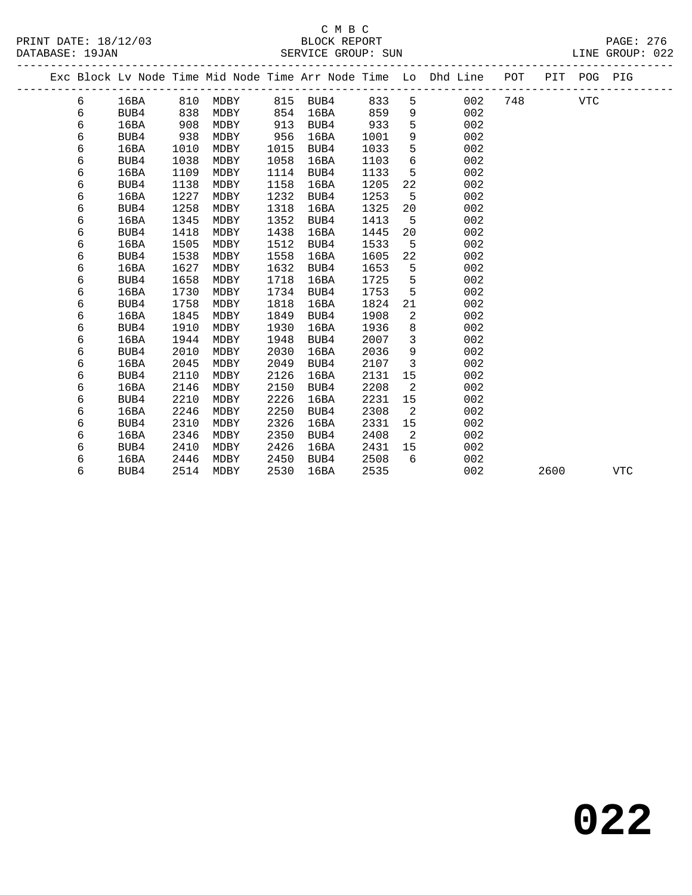C M B C

BLOCK REPORT

SERVICE GROUP: SUN

PRINT DATE: 18/12/03
DATABASE: 19JAN

LINE GROUP: 022

| Exc | Block | Lv Node | Time | Mid Node | Time | Arr Node | Time | Lo | Dhd Line | POT | PIT | POG | PIG |
|---|---|---|---|---|---|---|---|---|---|---|---|---|---|
| | 6 | 16BA | 810 | MDBY | 815 | BUB4 | 833 | 5 | 002 | 748 | | VTC | |
| | 6 | BUB4 | 838 | MDBY | 854 | 16BA | 859 | 9 | 002 | | | | |
| | 6 | 16BA | 908 | MDBY | 913 | BUB4 | 933 | 5 | 002 | | | | |
| | 6 | BUB4 | 938 | MDBY | 956 | 16BA | 1001 | 9 | 002 | | | | |
| | 6 | 16BA | 1010 | MDBY | 1015 | BUB4 | 1033 | 5 | 002 | | | | |
| | 6 | BUB4 | 1038 | MDBY | 1058 | 16BA | 1103 | 6 | 002 | | | | |
| | 6 | 16BA | 1109 | MDBY | 1114 | BUB4 | 1133 | 5 | 002 | | | | |
| | 6 | BUB4 | 1138 | MDBY | 1158 | 16BA | 1205 | 22 | 002 | | | | |
| | 6 | 16BA | 1227 | MDBY | 1232 | BUB4 | 1253 | 5 | 002 | | | | |
| | 6 | BUB4 | 1258 | MDBY | 1318 | 16BA | 1325 | 20 | 002 | | | | |
| | 6 | 16BA | 1345 | MDBY | 1352 | BUB4 | 1413 | 5 | 002 | | | | |
| | 6 | BUB4 | 1418 | MDBY | 1438 | 16BA | 1445 | 20 | 002 | | | | |
| | 6 | 16BA | 1505 | MDBY | 1512 | BUB4 | 1533 | 5 | 002 | | | | |
| | 6 | BUB4 | 1538 | MDBY | 1558 | 16BA | 1605 | 22 | 002 | | | | |
| | 6 | 16BA | 1627 | MDBY | 1632 | BUB4 | 1653 | 5 | 002 | | | | |
| | 6 | BUB4 | 1658 | MDBY | 1718 | 16BA | 1725 | 5 | 002 | | | | |
| | 6 | 16BA | 1730 | MDBY | 1734 | BUB4 | 1753 | 5 | 002 | | | | |
| | 6 | BUB4 | 1758 | MDBY | 1818 | 16BA | 1824 | 21 | 002 | | | | |
| | 6 | 16BA | 1845 | MDBY | 1849 | BUB4 | 1908 | 2 | 002 | | | | |
| | 6 | BUB4 | 1910 | MDBY | 1930 | 16BA | 1936 | 8 | 002 | | | | |
| | 6 | 16BA | 1944 | MDBY | 1948 | BUB4 | 2007 | 3 | 002 | | | | |
| | 6 | BUB4 | 2010 | MDBY | 2030 | 16BA | 2036 | 9 | 002 | | | | |
| | 6 | 16BA | 2045 | MDBY | 2049 | BUB4 | 2107 | 3 | 002 | | | | |
| | 6 | BUB4 | 2110 | MDBY | 2126 | 16BA | 2131 | 15 | 002 | | | | |
| | 6 | 16BA | 2146 | MDBY | 2150 | BUB4 | 2208 | 2 | 002 | | | | |
| | 6 | BUB4 | 2210 | MDBY | 2226 | 16BA | 2231 | 15 | 002 | | | | |
| | 6 | 16BA | 2246 | MDBY | 2250 | BUB4 | 2308 | 2 | 002 | | | | |
| | 6 | BUB4 | 2310 | MDBY | 2326 | 16BA | 2331 | 15 | 002 | | | | |
| | 6 | 16BA | 2346 | MDBY | 2350 | BUB4 | 2408 | 2 | 002 | | | | |
| | 6 | BUB4 | 2410 | MDBY | 2426 | 16BA | 2431 | 15 | 002 | | | | |
| | 6 | 16BA | 2446 | MDBY | 2450 | BUB4 | 2508 | 6 | 002 | | | | |
| | 6 | BUB4 | 2514 | MDBY | 2530 | 16BA | 2535 | | 002 | | 2600 | | VTC |

# 022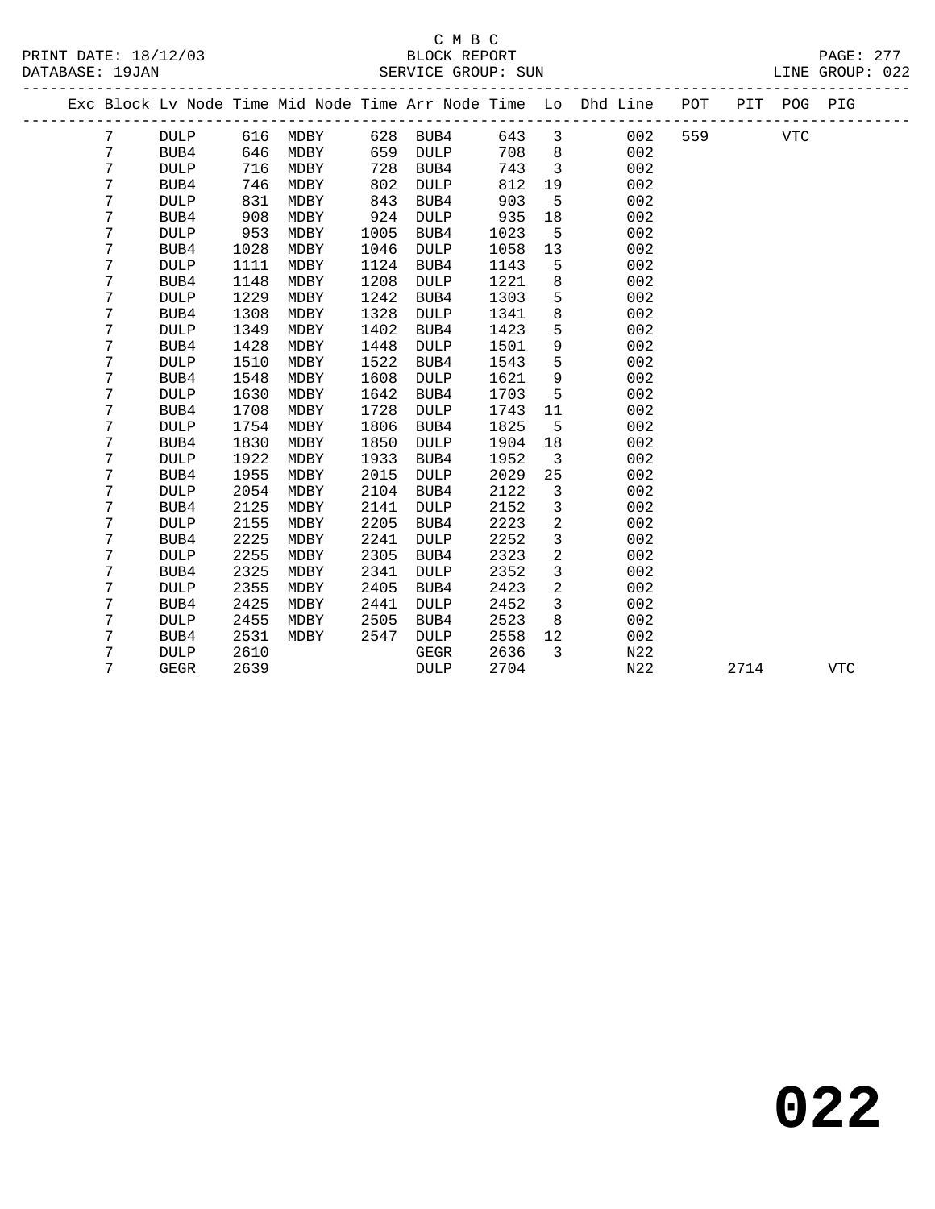C M B C

BLOCK REPORT

SERVICE GROUP: SUN

LINE GROUP: 022

| Exc | Block | Lv | Node | Time | Mid Node | Time | Arr Node | Time | Lo | Dhd Line | POT | PIT | POG | PIG |
|---|---|---|---|---|---|---|---|---|---|---|---|---|---|---|
| | 7 | | DULP | 616 | MDBY | 628 | BUB4 | 643 | 3 | 002 | 559 | | VTC | |
| | 7 | | BUB4 | 646 | MDBY | 659 | DULP | 708 | 8 | 002 | | | | |
| | 7 | | DULP | 716 | MDBY | 728 | BUB4 | 743 | 3 | 002 | | | | |
| | 7 | | BUB4 | 746 | MDBY | 802 | DULP | 812 | 19 | 002 | | | | |
| | 7 | | DULP | 831 | MDBY | 843 | BUB4 | 903 | 5 | 002 | | | | |
| | 7 | | BUB4 | 908 | MDBY | 924 | DULP | 935 | 18 | 002 | | | | |
| | 7 | | DULP | 953 | MDBY | 1005 | BUB4 | 1023 | 5 | 002 | | | | |
| | 7 | | BUB4 | 1028 | MDBY | 1046 | DULP | 1058 | 13 | 002 | | | | |
| | 7 | | DULP | 1111 | MDBY | 1124 | BUB4 | 1143 | 5 | 002 | | | | |
| | 7 | | BUB4 | 1148 | MDBY | 1208 | DULP | 1221 | 8 | 002 | | | | |
| | 7 | | DULP | 1229 | MDBY | 1242 | BUB4 | 1303 | 5 | 002 | | | | |
| | 7 | | BUB4 | 1308 | MDBY | 1328 | DULP | 1341 | 8 | 002 | | | | |
| | 7 | | DULP | 1349 | MDBY | 1402 | BUB4 | 1423 | 5 | 002 | | | | |
| | 7 | | BUB4 | 1428 | MDBY | 1448 | DULP | 1501 | 9 | 002 | | | | |
| | 7 | | DULP | 1510 | MDBY | 1522 | BUB4 | 1543 | 5 | 002 | | | | |
| | 7 | | BUB4 | 1548 | MDBY | 1608 | DULP | 1621 | 9 | 002 | | | | |
| | 7 | | DULP | 1630 | MDBY | 1642 | BUB4 | 1703 | 5 | 002 | | | | |
| | 7 | | BUB4 | 1708 | MDBY | 1728 | DULP | 1743 | 11 | 002 | | | | |
| | 7 | | DULP | 1754 | MDBY | 1806 | BUB4 | 1825 | 5 | 002 | | | | |
| | 7 | | BUB4 | 1830 | MDBY | 1850 | DULP | 1904 | 18 | 002 | | | | |
| | 7 | | DULP | 1922 | MDBY | 1933 | BUB4 | 1952 | 3 | 002 | | | | |
| | 7 | | BUB4 | 1955 | MDBY | 2015 | DULP | 2029 | 25 | 002 | | | | |
| | 7 | | DULP | 2054 | MDBY | 2104 | BUB4 | 2122 | 3 | 002 | | | | |
| | 7 | | BUB4 | 2125 | MDBY | 2141 | DULP | 2152 | 3 | 002 | | | | |
| | 7 | | DULP | 2155 | MDBY | 2205 | BUB4 | 2223 | 2 | 002 | | | | |
| | 7 | | BUB4 | 2225 | MDBY | 2241 | DULP | 2252 | 3 | 002 | | | | |
| | 7 | | DULP | 2255 | MDBY | 2305 | BUB4 | 2323 | 2 | 002 | | | | |
| | 7 | | BUB4 | 2325 | MDBY | 2341 | DULP | 2352 | 3 | 002 | | | | |
| | 7 | | DULP | 2355 | MDBY | 2405 | BUB4 | 2423 | 2 | 002 | | | | |
| | 7 | | BUB4 | 2425 | MDBY | 2441 | DULP | 2452 | 3 | 002 | | | | |
| | 7 | | DULP | 2455 | MDBY | 2505 | BUB4 | 2523 | 8 | 002 | | | | |
| | 7 | | BUB4 | 2531 | MDBY | 2547 | DULP | 2558 | 12 | 002 | | | | |
| | 7 | | DULP | 2610 | | | GEGR | 2636 | 3 | N22 | | | | |
| | 7 | | GEGR | 2639 | | | DULP | 2704 | | N22 | | 2714 | | VTC |

# 022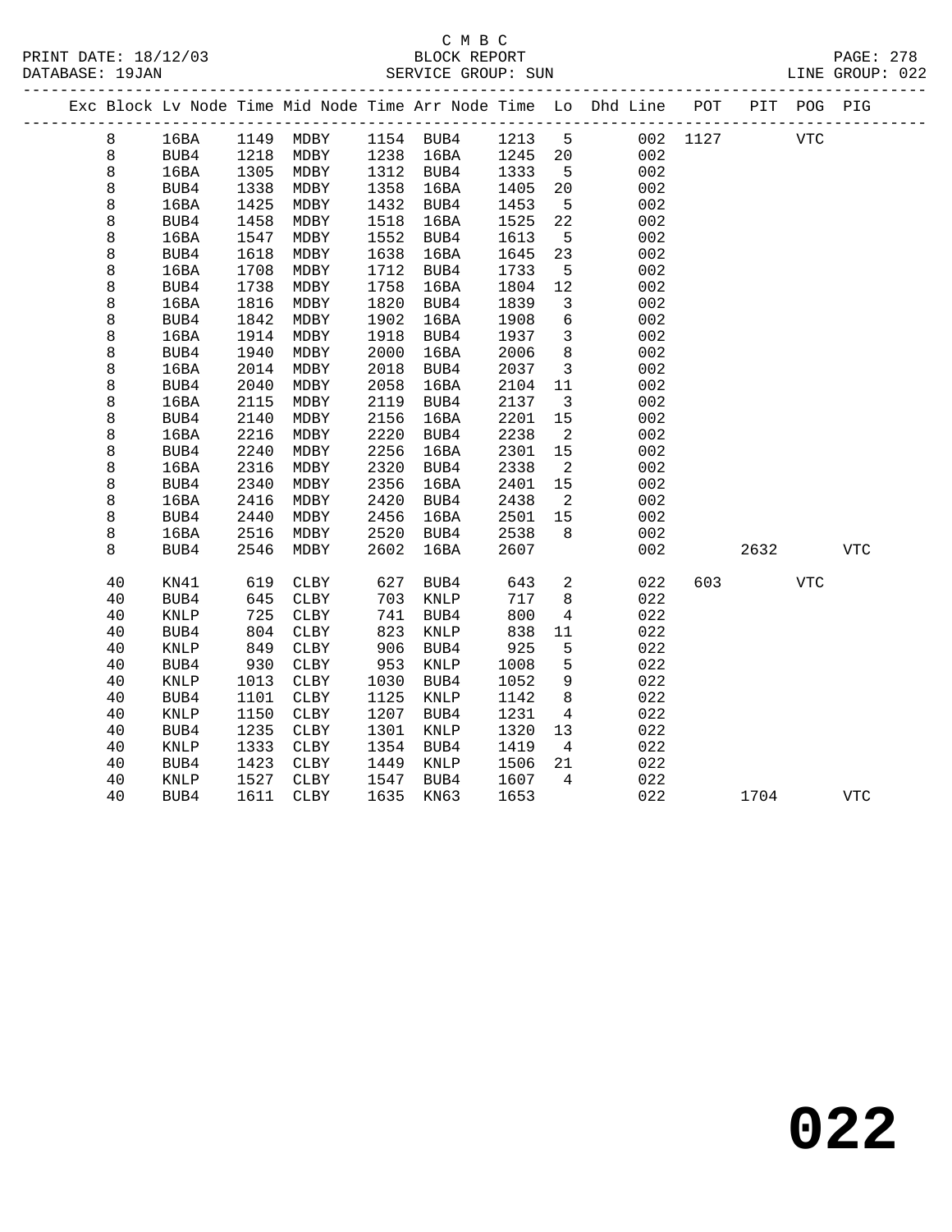C M B C
BLOCK REPORT
SERVICE GROUP: SUN

PRINT DATE: 18/12/03
DATABASE: 19JAN
LINE GROUP: 022

| Exc | Block | Lv | Node | Time | Mid Node | Time | Arr Node | Time | Lo | Dhd Line | POT | PIT | POG | PIG |
|---|---|---|---|---|---|---|---|---|---|---|---|---|---|---|
| | 8 | | 16BA | 1149 | MDBY | 1154 | BUB4 | 1213 | 5 | 002 | 1127 | | VTC | |
| | 8 | | BUB4 | 1218 | MDBY | 1238 | 16BA | 1245 | 20 | 002 | | | | |
| | 8 | | 16BA | 1305 | MDBY | 1312 | BUB4 | 1333 | 5 | 002 | | | | |
| | 8 | | BUB4 | 1338 | MDBY | 1358 | 16BA | 1405 | 20 | 002 | | | | |
| | 8 | | 16BA | 1425 | MDBY | 1432 | BUB4 | 1453 | 5 | 002 | | | | |
| | 8 | | BUB4 | 1458 | MDBY | 1518 | 16BA | 1525 | 22 | 002 | | | | |
| | 8 | | 16BA | 1547 | MDBY | 1552 | BUB4 | 1613 | 5 | 002 | | | | |
| | 8 | | BUB4 | 1618 | MDBY | 1638 | 16BA | 1645 | 23 | 002 | | | | |
| | 8 | | 16BA | 1708 | MDBY | 1712 | BUB4 | 1733 | 5 | 002 | | | | |
| | 8 | | BUB4 | 1738 | MDBY | 1758 | 16BA | 1804 | 12 | 002 | | | | |
| | 8 | | 16BA | 1816 | MDBY | 1820 | BUB4 | 1839 | 3 | 002 | | | | |
| | 8 | | BUB4 | 1842 | MDBY | 1902 | 16BA | 1908 | 6 | 002 | | | | |
| | 8 | | 16BA | 1914 | MDBY | 1918 | BUB4 | 1937 | 3 | 002 | | | | |
| | 8 | | BUB4 | 1940 | MDBY | 2000 | 16BA | 2006 | 8 | 002 | | | | |
| | 8 | | 16BA | 2014 | MDBY | 2018 | BUB4 | 2037 | 3 | 002 | | | | |
| | 8 | | BUB4 | 2040 | MDBY | 2058 | 16BA | 2104 | 11 | 002 | | | | |
| | 8 | | 16BA | 2115 | MDBY | 2119 | BUB4 | 2137 | 3 | 002 | | | | |
| | 8 | | BUB4 | 2140 | MDBY | 2156 | 16BA | 2201 | 15 | 002 | | | | |
| | 8 | | 16BA | 2216 | MDBY | 2220 | BUB4 | 2238 | 2 | 002 | | | | |
| | 8 | | BUB4 | 2240 | MDBY | 2256 | 16BA | 2301 | 15 | 002 | | | | |
| | 8 | | 16BA | 2316 | MDBY | 2320 | BUB4 | 2338 | 2 | 002 | | | | |
| | 8 | | BUB4 | 2340 | MDBY | 2356 | 16BA | 2401 | 15 | 002 | | | | |
| | 8 | | 16BA | 2416 | MDBY | 2420 | BUB4 | 2438 | 2 | 002 | | | | |
| | 8 | | BUB4 | 2440 | MDBY | 2456 | 16BA | 2501 | 15 | 002 | | | | |
| | 8 | | 16BA | 2516 | MDBY | 2520 | BUB4 | 2538 | 8 | 002 | | | | |
| | 8 | | BUB4 | 2546 | MDBY | 2602 | 16BA | 2607 | | 002 | | 2632 | | VTC |
| | 40 | | KN41 | 619 | CLBY | 627 | BUB4 | 643 | 2 | 022 | 603 | | VTC | |
| | 40 | | BUB4 | 645 | CLBY | 703 | KNLP | 717 | 8 | 022 | | | | |
| | 40 | | KNLP | 725 | CLBY | 741 | BUB4 | 800 | 4 | 022 | | | | |
| | 40 | | BUB4 | 804 | CLBY | 823 | KNLP | 838 | 11 | 022 | | | | |
| | 40 | | KNLP | 849 | CLBY | 906 | BUB4 | 925 | 5 | 022 | | | | |
| | 40 | | BUB4 | 930 | CLBY | 953 | KNLP | 1008 | 5 | 022 | | | | |
| | 40 | | KNLP | 1013 | CLBY | 1030 | BUB4 | 1052 | 9 | 022 | | | | |
| | 40 | | BUB4 | 1101 | CLBY | 1125 | KNLP | 1142 | 8 | 022 | | | | |
| | 40 | | KNLP | 1150 | CLBY | 1207 | BUB4 | 1231 | 4 | 022 | | | | |
| | 40 | | BUB4 | 1235 | CLBY | 1301 | KNLP | 1320 | 13 | 022 | | | | |
| | 40 | | KNLP | 1333 | CLBY | 1354 | BUB4 | 1419 | 4 | 022 | | | | |
| | 40 | | BUB4 | 1423 | CLBY | 1449 | KNLP | 1506 | 21 | 022 | | | | |
| | 40 | | KNLP | 1527 | CLBY | 1547 | BUB4 | 1607 | 4 | 022 | | | | |
| | 40 | | BUB4 | 1611 | CLBY | 1635 | KN63 | 1653 | | 022 | | 1704 | | VTC |

**022**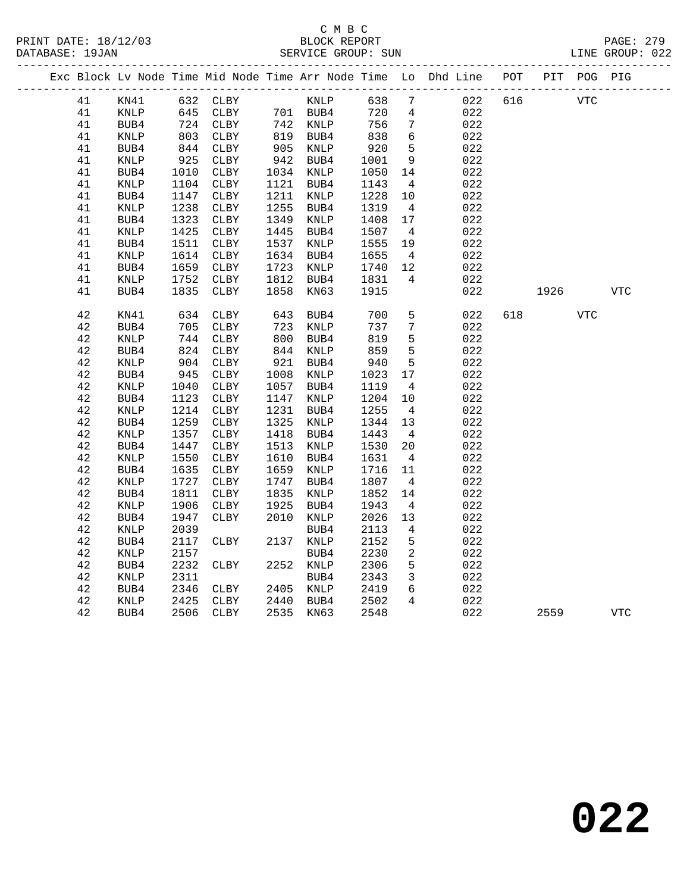C M B C
BLOCK REPORT
SERVICE GROUP: SUN

PRINT DATE: 18/12/03
DATABASE: 19JAN
LINE GROUP: 022

| Exc | Block | Lv | Node | Time | Mid Node | Time | Arr Node | Time | Lo | Dhd Line | POT | PIT | POG | PIG |
|---|---|---|---|---|---|---|---|---|---|---|---|---|---|---|
| | 41 | | KN41 | 632 | CLBY | | KNLP | 638 | 7 | 022 | 616 | | VTC | |
| | 41 | | KNLP | 645 | CLBY | 701 | BUB4 | 720 | 4 | 022 | | | | |
| | 41 | | BUB4 | 724 | CLBY | 742 | KNLP | 756 | 7 | 022 | | | | |
| | 41 | | KNLP | 803 | CLBY | 819 | BUB4 | 838 | 6 | 022 | | | | |
| | 41 | | BUB4 | 844 | CLBY | 905 | KNLP | 920 | 5 | 022 | | | | |
| | 41 | | KNLP | 925 | CLBY | 942 | BUB4 | 1001 | 9 | 022 | | | | |
| | 41 | | BUB4 | 1010 | CLBY | 1034 | KNLP | 1050 | 14 | 022 | | | | |
| | 41 | | KNLP | 1104 | CLBY | 1121 | BUB4 | 1143 | 4 | 022 | | | | |
| | 41 | | BUB4 | 1147 | CLBY | 1211 | KNLP | 1228 | 10 | 022 | | | | |
| | 41 | | KNLP | 1238 | CLBY | 1255 | BUB4 | 1319 | 4 | 022 | | | | |
| | 41 | | BUB4 | 1323 | CLBY | 1349 | KNLP | 1408 | 17 | 022 | | | | |
| | 41 | | KNLP | 1425 | CLBY | 1445 | BUB4 | 1507 | 4 | 022 | | | | |
| | 41 | | BUB4 | 1511 | CLBY | 1537 | KNLP | 1555 | 19 | 022 | | | | |
| | 41 | | KNLP | 1614 | CLBY | 1634 | BUB4 | 1655 | 4 | 022 | | | | |
| | 41 | | BUB4 | 1659 | CLBY | 1723 | KNLP | 1740 | 12 | 022 | | | | |
| | 41 | | KNLP | 1752 | CLBY | 1812 | BUB4 | 1831 | 4 | 022 | | | | |
| | 41 | | BUB4 | 1835 | CLBY | 1858 | KN63 | 1915 | | 022 | | 1926 | | VTC |
| | 42 | | KN41 | 634 | CLBY | 643 | BUB4 | 700 | 5 | 022 | 618 | | VTC | |
| | 42 | | BUB4 | 705 | CLBY | 723 | KNLP | 737 | 7 | 022 | | | | |
| | 42 | | KNLP | 744 | CLBY | 800 | BUB4 | 819 | 5 | 022 | | | | |
| | 42 | | BUB4 | 824 | CLBY | 844 | KNLP | 859 | 5 | 022 | | | | |
| | 42 | | KNLP | 904 | CLBY | 921 | BUB4 | 940 | 5 | 022 | | | | |
| | 42 | | BUB4 | 945 | CLBY | 1008 | KNLP | 1023 | 17 | 022 | | | | |
| | 42 | | KNLP | 1040 | CLBY | 1057 | BUB4 | 1119 | 4 | 022 | | | | |
| | 42 | | BUB4 | 1123 | CLBY | 1147 | KNLP | 1204 | 10 | 022 | | | | |
| | 42 | | KNLP | 1214 | CLBY | 1231 | BUB4 | 1255 | 4 | 022 | | | | |
| | 42 | | BUB4 | 1259 | CLBY | 1325 | KNLP | 1344 | 13 | 022 | | | | |
| | 42 | | KNLP | 1357 | CLBY | 1418 | BUB4 | 1443 | 4 | 022 | | | | |
| | 42 | | BUB4 | 1447 | CLBY | 1513 | KNLP | 1530 | 20 | 022 | | | | |
| | 42 | | KNLP | 1550 | CLBY | 1610 | BUB4 | 1631 | 4 | 022 | | | | |
| | 42 | | BUB4 | 1635 | CLBY | 1659 | KNLP | 1716 | 11 | 022 | | | | |
| | 42 | | KNLP | 1727 | CLBY | 1747 | BUB4 | 1807 | 4 | 022 | | | | |
| | 42 | | BUB4 | 1811 | CLBY | 1835 | KNLP | 1852 | 14 | 022 | | | | |
| | 42 | | KNLP | 1906 | CLBY | 1925 | BUB4 | 1943 | 4 | 022 | | | | |
| | 42 | | BUB4 | 1947 | CLBY | 2010 | KNLP | 2026 | 13 | 022 | | | | |
| | 42 | | KNLP | 2039 | | | BUB4 | 2113 | 4 | 022 | | | | |
| | 42 | | BUB4 | 2117 | CLBY | 2137 | KNLP | 2152 | 5 | 022 | | | | |
| | 42 | | KNLP | 2157 | | | BUB4 | 2230 | 2 | 022 | | | | |
| | 42 | | BUB4 | 2232 | CLBY | 2252 | KNLP | 2306 | 5 | 022 | | | | |
| | 42 | | KNLP | 2311 | | | BUB4 | 2343 | 3 | 022 | | | | |
| | 42 | | BUB4 | 2346 | CLBY | 2405 | KNLP | 2419 | 6 | 022 | | | | |
| | 42 | | KNLP | 2425 | CLBY | 2440 | BUB4 | 2502 | 4 | 022 | | | | |
| | 42 | | BUB4 | 2506 | CLBY | 2535 | KN63 | 2548 | | 022 | | 2559 | | VTC |

**022**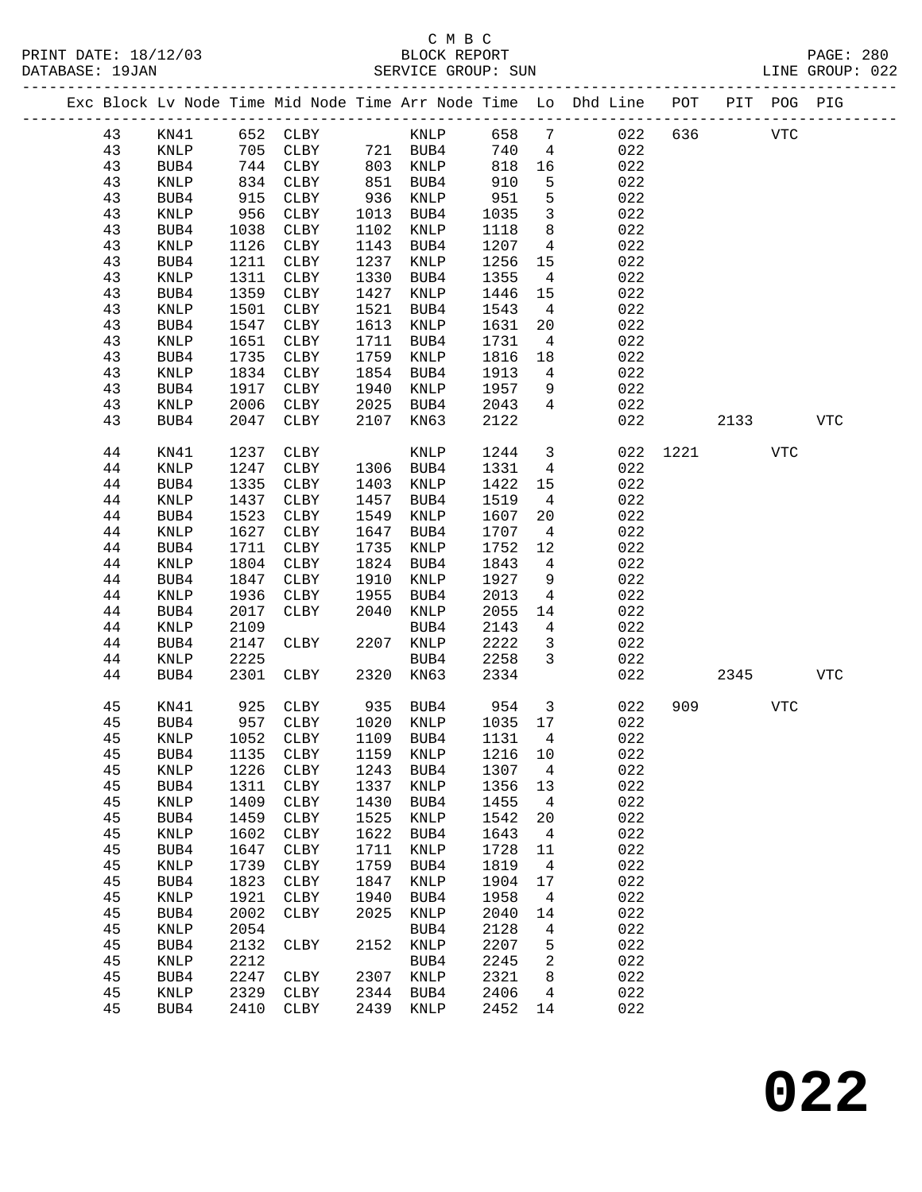C M B C
BLOCK REPORT
SERVICE GROUP: SUN

PRINT DATE: 18/12/03
DATABASE: 19JAN
LINE GROUP: 022

| Exc | Block | Lv Node | Time | Mid Node | Time | Arr Node | Time | Lo | Dhd Line | POT | PIT | POG | PIG |
|---|---|---|---|---|---|---|---|---|---|---|---|---|---|
| | 43 | KN41 | 652 | CLBY | | KNLP | 658 | 7 | 022 | 636 | | VTC | |
| | 43 | KNLP | 705 | CLBY | 721 | BUB4 | 740 | 4 | 022 | | | | |
| | 43 | BUB4 | 744 | CLBY | 803 | KNLP | 818 | 16 | 022 | | | | |
| | 43 | KNLP | 834 | CLBY | 851 | BUB4 | 910 | 5 | 022 | | | | |
| | 43 | BUB4 | 915 | CLBY | 936 | KNLP | 951 | 5 | 022 | | | | |
| | 43 | KNLP | 956 | CLBY | 1013 | BUB4 | 1035 | 3 | 022 | | | | |
| | 43 | BUB4 | 1038 | CLBY | 1102 | KNLP | 1118 | 8 | 022 | | | | |
| | 43 | KNLP | 1126 | CLBY | 1143 | BUB4 | 1207 | 4 | 022 | | | | |
| | 43 | BUB4 | 1211 | CLBY | 1237 | KNLP | 1256 | 15 | 022 | | | | |
| | 43 | KNLP | 1311 | CLBY | 1330 | BUB4 | 1355 | 4 | 022 | | | | |
| | 43 | BUB4 | 1359 | CLBY | 1427 | KNLP | 1446 | 15 | 022 | | | | |
| | 43 | KNLP | 1501 | CLBY | 1521 | BUB4 | 1543 | 4 | 022 | | | | |
| | 43 | BUB4 | 1547 | CLBY | 1613 | KNLP | 1631 | 20 | 022 | | | | |
| | 43 | KNLP | 1651 | CLBY | 1711 | BUB4 | 1731 | 4 | 022 | | | | |
| | 43 | BUB4 | 1735 | CLBY | 1759 | KNLP | 1816 | 18 | 022 | | | | |
| | 43 | KNLP | 1834 | CLBY | 1854 | BUB4 | 1913 | 4 | 022 | | | | |
| | 43 | BUB4 | 1917 | CLBY | 1940 | KNLP | 1957 | 9 | 022 | | | | |
| | 43 | KNLP | 2006 | CLBY | 2025 | BUB4 | 2043 | 4 | 022 | | | | |
| | 43 | BUB4 | 2047 | CLBY | 2107 | KN63 | 2122 | | 022 | | 2133 | | VTC |
| | 44 | KN41 | 1237 | CLBY | | KNLP | 1244 | 3 | 022 | 1221 | | VTC | |
| | 44 | KNLP | 1247 | CLBY | 1306 | BUB4 | 1331 | 4 | 022 | | | | |
| | 44 | BUB4 | 1335 | CLBY | 1403 | KNLP | 1422 | 15 | 022 | | | | |
| | 44 | KNLP | 1437 | CLBY | 1457 | BUB4 | 1519 | 4 | 022 | | | | |
| | 44 | BUB4 | 1523 | CLBY | 1549 | KNLP | 1607 | 20 | 022 | | | | |
| | 44 | KNLP | 1627 | CLBY | 1647 | BUB4 | 1707 | 4 | 022 | | | | |
| | 44 | BUB4 | 1711 | CLBY | 1735 | KNLP | 1752 | 12 | 022 | | | | |
| | 44 | KNLP | 1804 | CLBY | 1824 | BUB4 | 1843 | 4 | 022 | | | | |
| | 44 | BUB4 | 1847 | CLBY | 1910 | KNLP | 1927 | 9 | 022 | | | | |
| | 44 | KNLP | 1936 | CLBY | 1955 | BUB4 | 2013 | 4 | 022 | | | | |
| | 44 | BUB4 | 2017 | CLBY | 2040 | KNLP | 2055 | 14 | 022 | | | | |
| | 44 | KNLP | 2109 | | | BUB4 | 2143 | 4 | 022 | | | | |
| | 44 | BUB4 | 2147 | CLBY | 2207 | KNLP | 2222 | 3 | 022 | | | | |
| | 44 | KNLP | 2225 | | | BUB4 | 2258 | 3 | 022 | | | | |
| | 44 | BUB4 | 2301 | CLBY | 2320 | KN63 | 2334 | | 022 | | 2345 | | VTC |
| | 45 | KN41 | 925 | CLBY | 935 | BUB4 | 954 | 3 | 022 | 909 | | VTC | |
| | 45 | BUB4 | 957 | CLBY | 1020 | KNLP | 1035 | 17 | 022 | | | | |
| | 45 | KNLP | 1052 | CLBY | 1109 | BUB4 | 1131 | 4 | 022 | | | | |
| | 45 | BUB4 | 1135 | CLBY | 1159 | KNLP | 1216 | 10 | 022 | | | | |
| | 45 | KNLP | 1226 | CLBY | 1243 | BUB4 | 1307 | 4 | 022 | | | | |
| | 45 | BUB4 | 1311 | CLBY | 1337 | KNLP | 1356 | 13 | 022 | | | | |
| | 45 | KNLP | 1409 | CLBY | 1430 | BUB4 | 1455 | 4 | 022 | | | | |
| | 45 | BUB4 | 1459 | CLBY | 1525 | KNLP | 1542 | 20 | 022 | | | | |
| | 45 | KNLP | 1602 | CLBY | 1622 | BUB4 | 1643 | 4 | 022 | | | | |
| | 45 | BUB4 | 1647 | CLBY | 1711 | KNLP | 1728 | 11 | 022 | | | | |
| | 45 | KNLP | 1739 | CLBY | 1759 | BUB4 | 1819 | 4 | 022 | | | | |
| | 45 | BUB4 | 1823 | CLBY | 1847 | KNLP | 1904 | 17 | 022 | | | | |
| | 45 | KNLP | 1921 | CLBY | 1940 | BUB4 | 1958 | 4 | 022 | | | | |
| | 45 | BUB4 | 2002 | CLBY | 2025 | KNLP | 2040 | 14 | 022 | | | | |
| | 45 | KNLP | 2054 | | | BUB4 | 2128 | 4 | 022 | | | | |
| | 45 | BUB4 | 2132 | CLBY | 2152 | KNLP | 2207 | 5 | 022 | | | | |
| | 45 | KNLP | 2212 | | | BUB4 | 2245 | 2 | 022 | | | | |
| | 45 | BUB4 | 2247 | CLBY | 2307 | KNLP | 2321 | 8 | 022 | | | | |
| | 45 | KNLP | 2329 | CLBY | 2344 | BUB4 | 2406 | 4 | 022 | | | | |
| | 45 | BUB4 | 2410 | CLBY | 2439 | KNLP | 2452 | 14 | 022 | | | | |

# 022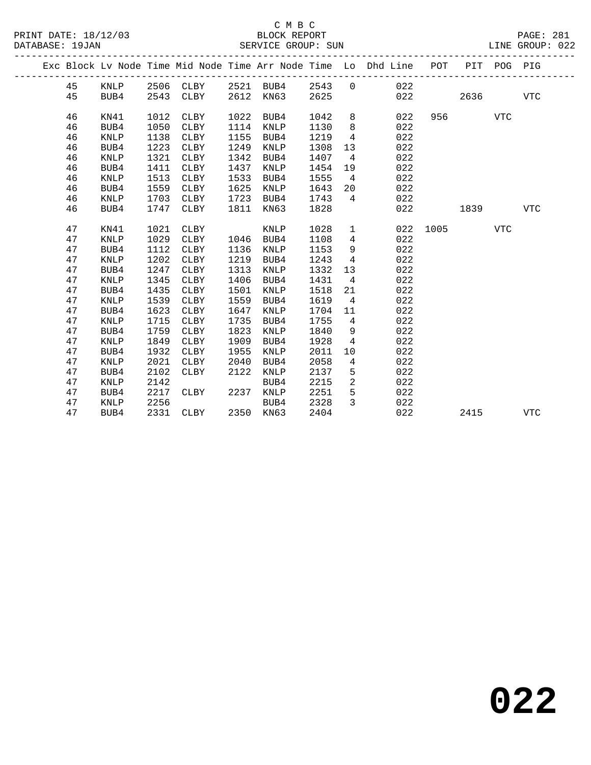C M B C
BLOCK REPORT
SERVICE GROUP: SUN

PRINT DATE: 18/12/03 | DATABASE: 19JAN | LINE GROUP: 022

| Exc | Block | Lv Node | Time | Mid Node | Time | Arr Node | Time | Lo | Dhd Line | POT | PIT | POG | PIG |
|---|---|---|---|---|---|---|---|---|---|---|---|---|---|
| | 45 | KNLP | 2506 | CLBY | 2521 | BUB4 | 2543 | 0 | 022 | | | | |
| | 45 | BUB4 | 2543 | CLBY | 2612 | KN63 | 2625 | | 022 | | 2636 | | VTC |
| | 46 | KN41 | 1012 | CLBY | 1022 | BUB4 | 1042 | 8 | 022 | 956 | | VTC | |
| | 46 | BUB4 | 1050 | CLBY | 1114 | KNLP | 1130 | 8 | 022 | | | | |
| | 46 | KNLP | 1138 | CLBY | 1155 | BUB4 | 1219 | 4 | 022 | | | | |
| | 46 | BUB4 | 1223 | CLBY | 1249 | KNLP | 1308 | 13 | 022 | | | | |
| | 46 | KNLP | 1321 | CLBY | 1342 | BUB4 | 1407 | 4 | 022 | | | | |
| | 46 | BUB4 | 1411 | CLBY | 1437 | KNLP | 1454 | 19 | 022 | | | | |
| | 46 | KNLP | 1513 | CLBY | 1533 | BUB4 | 1555 | 4 | 022 | | | | |
| | 46 | BUB4 | 1559 | CLBY | 1625 | KNLP | 1643 | 20 | 022 | | | | |
| | 46 | KNLP | 1703 | CLBY | 1723 | BUB4 | 1743 | 4 | 022 | | | | |
| | 46 | BUB4 | 1747 | CLBY | 1811 | KN63 | 1828 | | 022 | | 1839 | | VTC |
| | 47 | KN41 | 1021 | CLBY | | KNLP | 1028 | 1 | 022 | 1005 | | VTC | |
| | 47 | KNLP | 1029 | CLBY | 1046 | BUB4 | 1108 | 4 | 022 | | | | |
| | 47 | BUB4 | 1112 | CLBY | 1136 | KNLP | 1153 | 9 | 022 | | | | |
| | 47 | KNLP | 1202 | CLBY | 1219 | BUB4 | 1243 | 4 | 022 | | | | |
| | 47 | BUB4 | 1247 | CLBY | 1313 | KNLP | 1332 | 13 | 022 | | | | |
| | 47 | KNLP | 1345 | CLBY | 1406 | BUB4 | 1431 | 4 | 022 | | | | |
| | 47 | BUB4 | 1435 | CLBY | 1501 | KNLP | 1518 | 21 | 022 | | | | |
| | 47 | KNLP | 1539 | CLBY | 1559 | BUB4 | 1619 | 4 | 022 | | | | |
| | 47 | BUB4 | 1623 | CLBY | 1647 | KNLP | 1704 | 11 | 022 | | | | |
| | 47 | KNLP | 1715 | CLBY | 1735 | BUB4 | 1755 | 4 | 022 | | | | |
| | 47 | BUB4 | 1759 | CLBY | 1823 | KNLP | 1840 | 9 | 022 | | | | |
| | 47 | KNLP | 1849 | CLBY | 1909 | BUB4 | 1928 | 4 | 022 | | | | |
| | 47 | BUB4 | 1932 | CLBY | 1955 | KNLP | 2011 | 10 | 022 | | | | |
| | 47 | KNLP | 2021 | CLBY | 2040 | BUB4 | 2058 | 4 | 022 | | | | |
| | 47 | BUB4 | 2102 | CLBY | 2122 | KNLP | 2137 | 5 | 022 | | | | |
| | 47 | KNLP | 2142 | | | BUB4 | 2215 | 2 | 022 | | | | |
| | 47 | BUB4 | 2217 | CLBY | 2237 | KNLP | 2251 | 5 | 022 | | | | |
| | 47 | KNLP | 2256 | | | BUB4 | 2328 | 3 | 022 | | | | |
| | 47 | BUB4 | 2331 | CLBY | 2350 | KN63 | 2404 | | 022 | | 2415 | | VTC |

**022**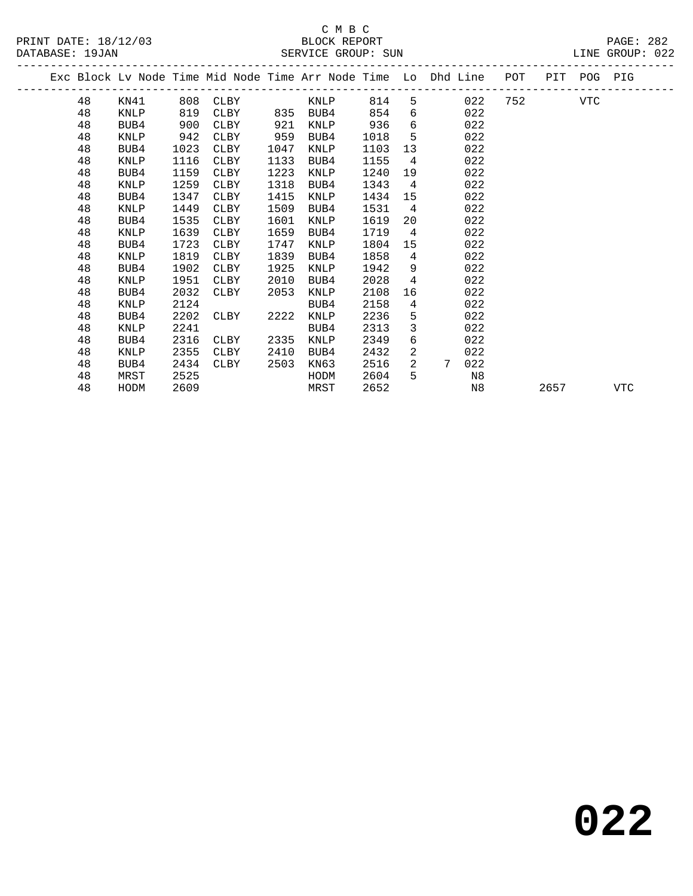C M B C

PRINT DATE: 18/12/03 BLOCK REPORT PAGE: 282
DATABASE: 19JAN SERVICE GROUP: SUN LINE GROUP: 022

| Exc | Block | Lv Node | Time | Mid Node | Time | Arr Node | Time | Lo | Dhd | Line | POT | PIT | POG | PIG |
|---|---|---|---|---|---|---|---|---|---|---|---|---|---|---|
| | 48 | KN41 | 808 | CLBY | | KNLP | 814 | 5 | | 022 | 752 | | VTC | |
| | 48 | KNLP | 819 | CLBY | 835 | BUB4 | 854 | 6 | | 022 | | | | |
| | 48 | BUB4 | 900 | CLBY | 921 | KNLP | 936 | 6 | | 022 | | | | |
| | 48 | KNLP | 942 | CLBY | 959 | BUB4 | 1018 | 5 | | 022 | | | | |
| | 48 | BUB4 | 1023 | CLBY | 1047 | KNLP | 1103 | 13 | | 022 | | | | |
| | 48 | KNLP | 1116 | CLBY | 1133 | BUB4 | 1155 | 4 | | 022 | | | | |
| | 48 | BUB4 | 1159 | CLBY | 1223 | KNLP | 1240 | 19 | | 022 | | | | |
| | 48 | KNLP | 1259 | CLBY | 1318 | BUB4 | 1343 | 4 | | 022 | | | | |
| | 48 | BUB4 | 1347 | CLBY | 1415 | KNLP | 1434 | 15 | | 022 | | | | |
| | 48 | KNLP | 1449 | CLBY | 1509 | BUB4 | 1531 | 4 | | 022 | | | | |
| | 48 | BUB4 | 1535 | CLBY | 1601 | KNLP | 1619 | 20 | | 022 | | | | |
| | 48 | KNLP | 1639 | CLBY | 1659 | BUB4 | 1719 | 4 | | 022 | | | | |
| | 48 | BUB4 | 1723 | CLBY | 1747 | KNLP | 1804 | 15 | | 022 | | | | |
| | 48 | KNLP | 1819 | CLBY | 1839 | BUB4 | 1858 | 4 | | 022 | | | | |
| | 48 | BUB4 | 1902 | CLBY | 1925 | KNLP | 1942 | 9 | | 022 | | | | |
| | 48 | KNLP | 1951 | CLBY | 2010 | BUB4 | 2028 | 4 | | 022 | | | | |
| | 48 | BUB4 | 2032 | CLBY | 2053 | KNLP | 2108 | 16 | | 022 | | | | |
| | 48 | KNLP | 2124 | | | BUB4 | 2158 | 4 | | 022 | | | | |
| | 48 | BUB4 | 2202 | CLBY | 2222 | KNLP | 2236 | 5 | | 022 | | | | |
| | 48 | KNLP | 2241 | | | BUB4 | 2313 | 3 | | 022 | | | | |
| | 48 | BUB4 | 2316 | CLBY | 2335 | KNLP | 2349 | 6 | | 022 | | | | |
| | 48 | KNLP | 2355 | CLBY | 2410 | BUB4 | 2432 | 2 | | 022 | | | | |
| | 48 | BUB4 | 2434 | CLBY | 2503 | KN63 | 2516 | 2 | 7 | 022 | | | | |
| | 48 | MRST | 2525 | | | HODM | 2604 | 5 | | N8 | | | | |
| | 48 | HODM | 2609 | | | MRST | 2652 | | | N8 | | 2657 | | VTC |

**022**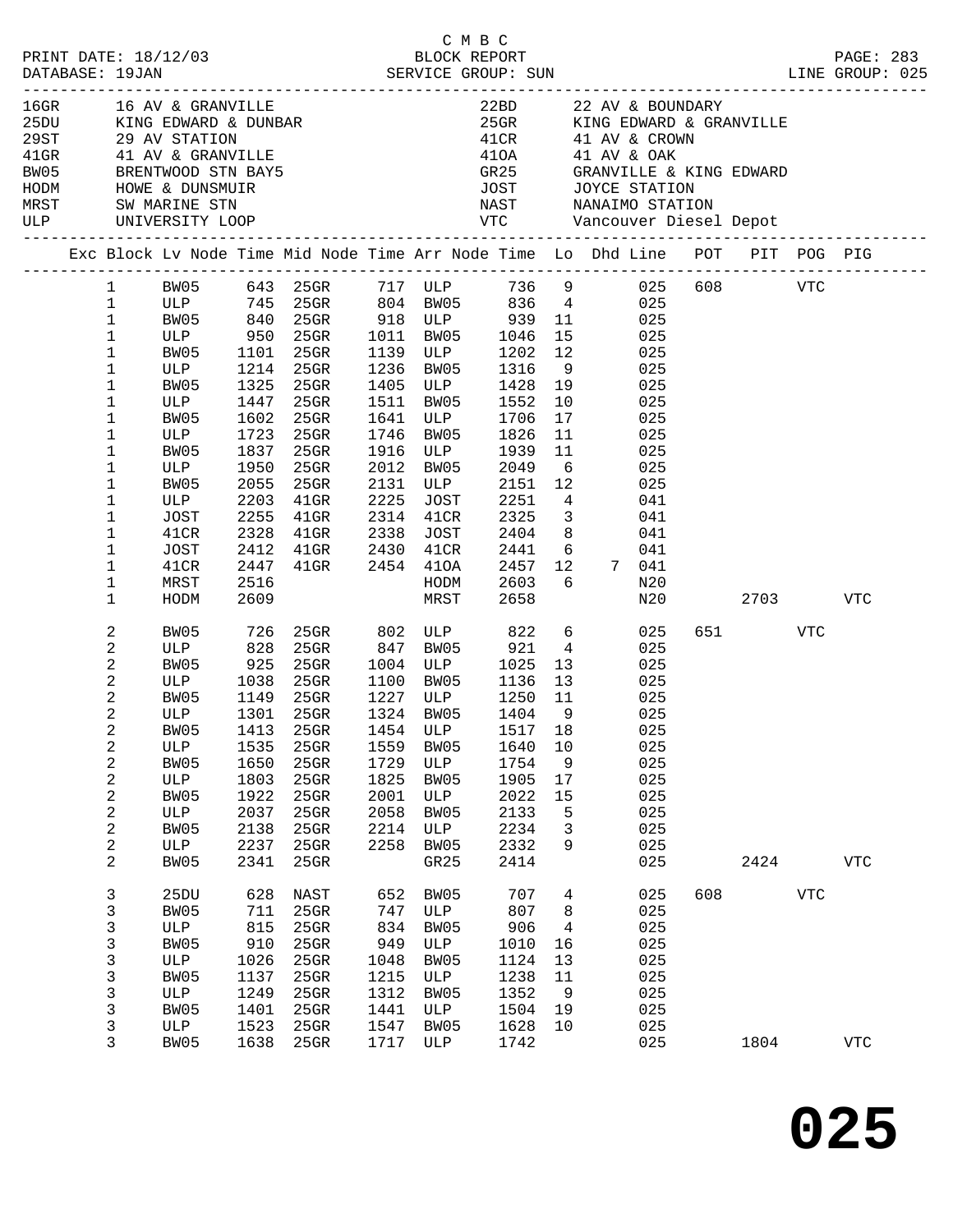C M B C
BLOCK REPORT
SERVICE GROUP: SUN

PRINT DATE: 18/12/03
DATABASE: 19JAN
LINE GROUP: 025

| Code | Description | Code | Description |
|---|---|---|---|
| 16GR | 16 AV & GRANVILLE | 22BD | 22 AV & BOUNDARY |
| 25DU | KING EDWARD & DUNBAR | 25GR | KING EDWARD & GRANVILLE |
| 29ST | 29 AV STATION | 41CR | 41 AV & CROWN |
| 41GR | 41 AV & GRANVILLE | 41OA | 41 AV & OAK |
| BW05 | BRENTWOOD STN BAY5 | GR25 | GRANVILLE & KING EDWARD |
| HODM | HOWE & DUNSMUIR | JOST | JOYCE STATION |
| MRST | SW MARINE STN | NAST | NANAIMO STATION |
| ULP | UNIVERSITY LOOP | VTC | Vancouver Diesel Depot |

| Exc | Block | Lv Node | Time | Mid Node | Time | Arr Node | Time | Lo | Dhd | Line | POT | PIT | POG | PIG |
|---|---|---|---|---|---|---|---|---|---|---|---|---|---|---|
| | 1 | BW05 | 643 | 25GR | 717 | ULP | 736 | 9 | | 025 | 608 | | VTC | |
| | 1 | ULP | 745 | 25GR | 804 | BW05 | 836 | 4 | | 025 | | | | |
| | 1 | BW05 | 840 | 25GR | 918 | ULP | 939 | 11 | | 025 | | | | |
| | 1 | ULP | 950 | 25GR | 1011 | BW05 | 1046 | 15 | | 025 | | | | |
| | 1 | BW05 | 1101 | 25GR | 1139 | ULP | 1202 | 12 | | 025 | | | | |
| | 1 | ULP | 1214 | 25GR | 1236 | BW05 | 1316 | 9 | | 025 | | | | |
| | 1 | BW05 | 1325 | 25GR | 1405 | ULP | 1428 | 19 | | 025 | | | | |
| | 1 | ULP | 1447 | 25GR | 1511 | BW05 | 1552 | 10 | | 025 | | | | |
| | 1 | BW05 | 1602 | 25GR | 1641 | ULP | 1706 | 17 | | 025 | | | | |
| | 1 | ULP | 1723 | 25GR | 1746 | BW05 | 1826 | 11 | | 025 | | | | |
| | 1 | BW05 | 1837 | 25GR | 1916 | ULP | 1939 | 11 | | 025 | | | | |
| | 1 | ULP | 1950 | 25GR | 2012 | BW05 | 2049 | 6 | | 025 | | | | |
| | 1 | BW05 | 2055 | 25GR | 2131 | ULP | 2151 | 12 | | 025 | | | | |
| | 1 | ULP | 2203 | 41GR | 2225 | JOST | 2251 | 4 | | 041 | | | | |
| | 1 | JOST | 2255 | 41GR | 2314 | 41CR | 2325 | 3 | | 041 | | | | |
| | 1 | 41CR | 2328 | 41GR | 2338 | JOST | 2404 | 8 | | 041 | | | | |
| | 1 | JOST | 2412 | 41GR | 2430 | 41CR | 2441 | 6 | | 041 | | | | |
| | 1 | 41CR | 2447 | 41GR | 2454 | 41OA | 2457 | 12 | 7 | 041 | | | | |
| | 1 | MRST | 2516 | | | HODM | 2603 | 6 | | N20 | | | | |
| | 1 | HODM | 2609 | | | MRST | 2658 | | | N20 | | 2703 | | VTC |
| | 2 | BW05 | 726 | 25GR | 802 | ULP | 822 | 6 | | 025 | 651 | | VTC | |
| | 2 | ULP | 828 | 25GR | 847 | BW05 | 921 | 4 | | 025 | | | | |
| | 2 | BW05 | 925 | 25GR | 1004 | ULP | 1025 | 13 | | 025 | | | | |
| | 2 | ULP | 1038 | 25GR | 1100 | BW05 | 1136 | 13 | | 025 | | | | |
| | 2 | BW05 | 1149 | 25GR | 1227 | ULP | 1250 | 11 | | 025 | | | | |
| | 2 | ULP | 1301 | 25GR | 1324 | BW05 | 1404 | 9 | | 025 | | | | |
| | 2 | BW05 | 1413 | 25GR | 1454 | ULP | 1517 | 18 | | 025 | | | | |
| | 2 | ULP | 1535 | 25GR | 1559 | BW05 | 1640 | 10 | | 025 | | | | |
| | 2 | BW05 | 1650 | 25GR | 1729 | ULP | 1754 | 9 | | 025 | | | | |
| | 2 | ULP | 1803 | 25GR | 1825 | BW05 | 1905 | 17 | | 025 | | | | |
| | 2 | BW05 | 1922 | 25GR | 2001 | ULP | 2022 | 15 | | 025 | | | | |
| | 2 | ULP | 2037 | 25GR | 2058 | BW05 | 2133 | 5 | | 025 | | | | |
| | 2 | BW05 | 2138 | 25GR | 2214 | ULP | 2234 | 3 | | 025 | | | | |
| | 2 | ULP | 2237 | 25GR | 2258 | BW05 | 2332 | 9 | | 025 | | | | |
| | 2 | BW05 | 2341 | 25GR | | GR25 | 2414 | | | 025 | | 2424 | | VTC |
| | 3 | 25DU | 628 | NAST | 652 | BW05 | 707 | 4 | | 025 | 608 | | VTC | |
| | 3 | BW05 | 711 | 25GR | 747 | ULP | 807 | 8 | | 025 | | | | |
| | 3 | ULP | 815 | 25GR | 834 | BW05 | 906 | 4 | | 025 | | | | |
| | 3 | BW05 | 910 | 25GR | 949 | ULP | 1010 | 16 | | 025 | | | | |
| | 3 | ULP | 1026 | 25GR | 1048 | BW05 | 1124 | 13 | | 025 | | | | |
| | 3 | BW05 | 1137 | 25GR | 1215 | ULP | 1238 | 11 | | 025 | | | | |
| | 3 | ULP | 1249 | 25GR | 1312 | BW05 | 1352 | 9 | | 025 | | | | |
| | 3 | BW05 | 1401 | 25GR | 1441 | ULP | 1504 | 19 | | 025 | | | | |
| | 3 | ULP | 1523 | 25GR | 1547 | BW05 | 1628 | 10 | | 025 | | | | |
| | 3 | BW05 | 1638 | 25GR | 1717 | ULP | 1742 | | | 025 | | 1804 | | VTC |

**025**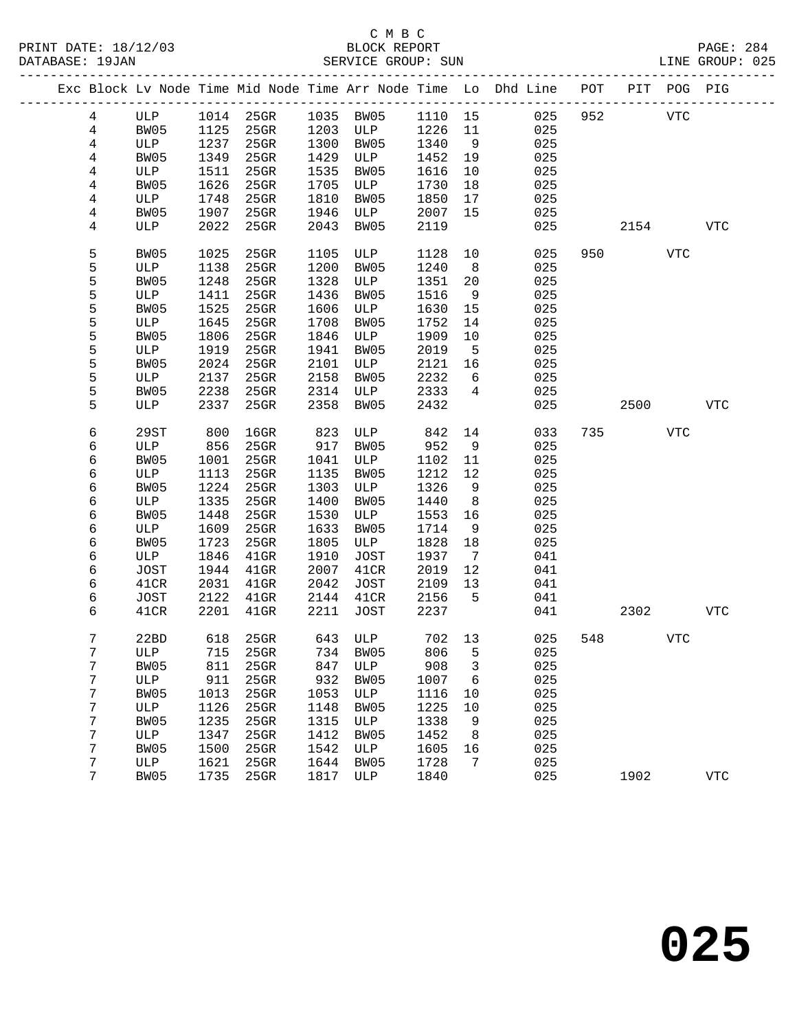C M B C
BLOCK REPORT
SERVICE GROUP: SUN

PRINT DATE: 18/12/03
DATABASE: 19JAN
LINE GROUP: 025

| Exc | Block | Lv Node | Time | Mid Node | Time | Arr Node | Time | Lo | Dhd Line | POT | PIT | POG | PIG |
|---|---|---|---|---|---|---|---|---|---|---|---|---|---|
| | 4 | ULP | 1014 | 25GR | 1035 | BW05 | 1110 | 15 | 025 | 952 | | VTC | |
| | 4 | BW05 | 1125 | 25GR | 1203 | ULP | 1226 | 11 | 025 | | | | |
| | 4 | ULP | 1237 | 25GR | 1300 | BW05 | 1340 | 9 | 025 | | | | |
| | 4 | BW05 | 1349 | 25GR | 1429 | ULP | 1452 | 19 | 025 | | | | |
| | 4 | ULP | 1511 | 25GR | 1535 | BW05 | 1616 | 10 | 025 | | | | |
| | 4 | BW05 | 1626 | 25GR | 1705 | ULP | 1730 | 18 | 025 | | | | |
| | 4 | ULP | 1748 | 25GR | 1810 | BW05 | 1850 | 17 | 025 | | | | |
| | 4 | BW05 | 1907 | 25GR | 1946 | ULP | 2007 | 15 | 025 | | | | |
| | 4 | ULP | 2022 | 25GR | 2043 | BW05 | 2119 | | 025 | | 2154 | | VTC |
| | 5 | BW05 | 1025 | 25GR | 1105 | ULP | 1128 | 10 | 025 | 950 | | VTC | |
| | 5 | ULP | 1138 | 25GR | 1200 | BW05 | 1240 | 8 | 025 | | | | |
| | 5 | BW05 | 1248 | 25GR | 1328 | ULP | 1351 | 20 | 025 | | | | |
| | 5 | ULP | 1411 | 25GR | 1436 | BW05 | 1516 | 9 | 025 | | | | |
| | 5 | BW05 | 1525 | 25GR | 1606 | ULP | 1630 | 15 | 025 | | | | |
| | 5 | ULP | 1645 | 25GR | 1708 | BW05 | 1752 | 14 | 025 | | | | |
| | 5 | BW05 | 1806 | 25GR | 1846 | ULP | 1909 | 10 | 025 | | | | |
| | 5 | ULP | 1919 | 25GR | 1941 | BW05 | 2019 | 5 | 025 | | | | |
| | 5 | BW05 | 2024 | 25GR | 2101 | ULP | 2121 | 16 | 025 | | | | |
| | 5 | ULP | 2137 | 25GR | 2158 | BW05 | 2232 | 6 | 025 | | | | |
| | 5 | BW05 | 2238 | 25GR | 2314 | ULP | 2333 | 4 | 025 | | | | |
| | 5 | ULP | 2337 | 25GR | 2358 | BW05 | 2432 | | 025 | | 2500 | | VTC |
| | 6 | 29ST | 800 | 16GR | 823 | ULP | 842 | 14 | 033 | 735 | | VTC | |
| | 6 | ULP | 856 | 25GR | 917 | BW05 | 952 | 9 | 025 | | | | |
| | 6 | BW05 | 1001 | 25GR | 1041 | ULP | 1102 | 11 | 025 | | | | |
| | 6 | ULP | 1113 | 25GR | 1135 | BW05 | 1212 | 12 | 025 | | | | |
| | 6 | BW05 | 1224 | 25GR | 1303 | ULP | 1326 | 9 | 025 | | | | |
| | 6 | ULP | 1335 | 25GR | 1400 | BW05 | 1440 | 8 | 025 | | | | |
| | 6 | BW05 | 1448 | 25GR | 1530 | ULP | 1553 | 16 | 025 | | | | |
| | 6 | ULP | 1609 | 25GR | 1633 | BW05 | 1714 | 9 | 025 | | | | |
| | 6 | BW05 | 1723 | 25GR | 1805 | ULP | 1828 | 18 | 025 | | | | |
| | 6 | ULP | 1846 | 41GR | 1910 | JOST | 1937 | 7 | 041 | | | | |
| | 6 | JOST | 1944 | 41GR | 2007 | 41CR | 2019 | 12 | 041 | | | | |
| | 6 | 41CR | 2031 | 41GR | 2042 | JOST | 2109 | 13 | 041 | | | | |
| | 6 | JOST | 2122 | 41GR | 2144 | 41CR | 2156 | 5 | 041 | | | | |
| | 6 | 41CR | 2201 | 41GR | 2211 | JOST | 2237 | | 041 | | 2302 | | VTC |
| | 7 | 22BD | 618 | 25GR | 643 | ULP | 702 | 13 | 025 | 548 | | VTC | |
| | 7 | ULP | 715 | 25GR | 734 | BW05 | 806 | 5 | 025 | | | | |
| | 7 | BW05 | 811 | 25GR | 847 | ULP | 908 | 3 | 025 | | | | |
| | 7 | ULP | 911 | 25GR | 932 | BW05 | 1007 | 6 | 025 | | | | |
| | 7 | BW05 | 1013 | 25GR | 1053 | ULP | 1116 | 10 | 025 | | | | |
| | 7 | ULP | 1126 | 25GR | 1148 | BW05 | 1225 | 10 | 025 | | | | |
| | 7 | BW05 | 1235 | 25GR | 1315 | ULP | 1338 | 9 | 025 | | | | |
| | 7 | ULP | 1347 | 25GR | 1412 | BW05 | 1452 | 8 | 025 | | | | |
| | 7 | BW05 | 1500 | 25GR | 1542 | ULP | 1605 | 16 | 025 | | | | |
| | 7 | ULP | 1621 | 25GR | 1644 | BW05 | 1728 | 7 | 025 | | | | |
| | 7 | BW05 | 1735 | 25GR | 1817 | ULP | 1840 | | 025 | | 1902 | | VTC |

**025**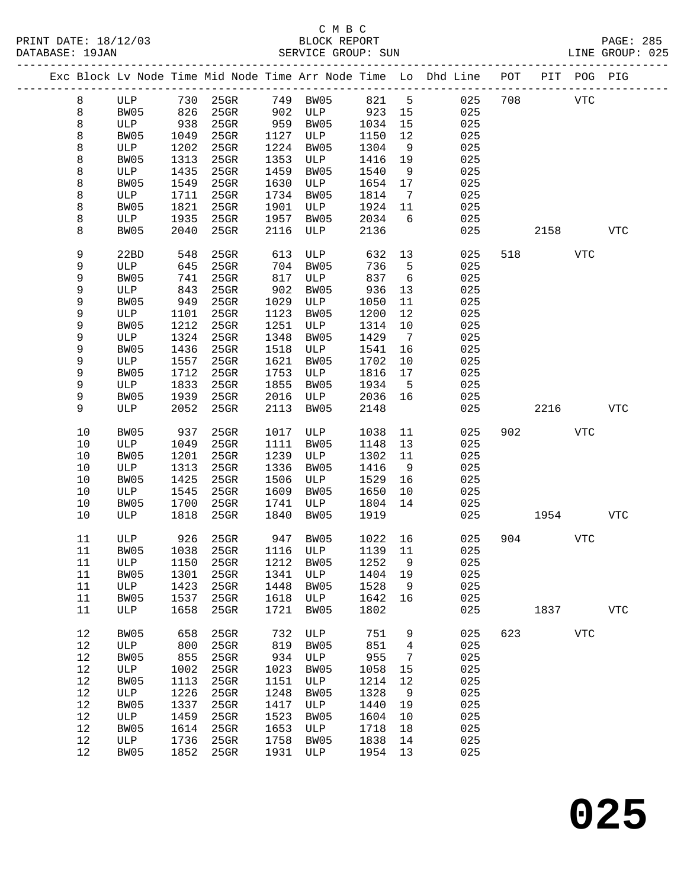C M B C
PRINT DATE: 18/12/03 BLOCK REPORT
DATABASE: 19JAN SERVICE GROUP: SUN LINE GROUP: 025

| Exc | Block | Lv | Node | Time | Mid Node | Time | Arr Node | Time | Lo | Dhd Line | POT | PIT | POG | PIG |
|---|---|---|---|---|---|---|---|---|---|---|---|---|---|---|
| | 8 | | ULP | 730 | 25GR | 749 | BW05 | 821 | 5 | 025 | 708 | | VTC | |
| | 8 | | BW05 | 826 | 25GR | 902 | ULP | 923 | 15 | 025 | | | | |
| | 8 | | ULP | 938 | 25GR | 959 | BW05 | 1034 | 15 | 025 | | | | |
| | 8 | | BW05 | 1049 | 25GR | 1127 | ULP | 1150 | 12 | 025 | | | | |
| | 8 | | ULP | 1202 | 25GR | 1224 | BW05 | 1304 | 9 | 025 | | | | |
| | 8 | | BW05 | 1313 | 25GR | 1353 | ULP | 1416 | 19 | 025 | | | | |
| | 8 | | ULP | 1435 | 25GR | 1459 | BW05 | 1540 | 9 | 025 | | | | |
| | 8 | | BW05 | 1549 | 25GR | 1630 | ULP | 1654 | 17 | 025 | | | | |
| | 8 | | ULP | 1711 | 25GR | 1734 | BW05 | 1814 | 7 | 025 | | | | |
| | 8 | | BW05 | 1821 | 25GR | 1901 | ULP | 1924 | 11 | 025 | | | | |
| | 8 | | ULP | 1935 | 25GR | 1957 | BW05 | 2034 | 6 | 025 | | | | |
| | 8 | | BW05 | 2040 | 25GR | 2116 | ULP | 2136 | | 025 | | 2158 | | VTC |
| | 9 | | 22BD | 548 | 25GR | 613 | ULP | 632 | 13 | 025 | 518 | | VTC | |
| | 9 | | ULP | 645 | 25GR | 704 | BW05 | 736 | 5 | 025 | | | | |
| | 9 | | BW05 | 741 | 25GR | 817 | ULP | 837 | 6 | 025 | | | | |
| | 9 | | ULP | 843 | 25GR | 902 | BW05 | 936 | 13 | 025 | | | | |
| | 9 | | BW05 | 949 | 25GR | 1029 | ULP | 1050 | 11 | 025 | | | | |
| | 9 | | ULP | 1101 | 25GR | 1123 | BW05 | 1200 | 12 | 025 | | | | |
| | 9 | | BW05 | 1212 | 25GR | 1251 | ULP | 1314 | 10 | 025 | | | | |
| | 9 | | ULP | 1324 | 25GR | 1348 | BW05 | 1429 | 7 | 025 | | | | |
| | 9 | | BW05 | 1436 | 25GR | 1518 | ULP | 1541 | 16 | 025 | | | | |
| | 9 | | ULP | 1557 | 25GR | 1621 | BW05 | 1702 | 10 | 025 | | | | |
| | 9 | | BW05 | 1712 | 25GR | 1753 | ULP | 1816 | 17 | 025 | | | | |
| | 9 | | ULP | 1833 | 25GR | 1855 | BW05 | 1934 | 5 | 025 | | | | |
| | 9 | | BW05 | 1939 | 25GR | 2016 | ULP | 2036 | 16 | 025 | | | | |
| | 9 | | ULP | 2052 | 25GR | 2113 | BW05 | 2148 | | 025 | | 2216 | | VTC |
| | 10 | | BW05 | 937 | 25GR | 1017 | ULP | 1038 | 11 | 025 | 902 | | VTC | |
| | 10 | | ULP | 1049 | 25GR | 1111 | BW05 | 1148 | 13 | 025 | | | | |
| | 10 | | BW05 | 1201 | 25GR | 1239 | ULP | 1302 | 11 | 025 | | | | |
| | 10 | | ULP | 1313 | 25GR | 1336 | BW05 | 1416 | 9 | 025 | | | | |
| | 10 | | BW05 | 1425 | 25GR | 1506 | ULP | 1529 | 16 | 025 | | | | |
| | 10 | | ULP | 1545 | 25GR | 1609 | BW05 | 1650 | 10 | 025 | | | | |
| | 10 | | BW05 | 1700 | 25GR | 1741 | ULP | 1804 | 14 | 025 | | | | |
| | 10 | | ULP | 1818 | 25GR | 1840 | BW05 | 1919 | | 025 | | 1954 | | VTC |
| | 11 | | ULP | 926 | 25GR | 947 | BW05 | 1022 | 16 | 025 | 904 | | VTC | |
| | 11 | | BW05 | 1038 | 25GR | 1116 | ULP | 1139 | 11 | 025 | | | | |
| | 11 | | ULP | 1150 | 25GR | 1212 | BW05 | 1252 | 9 | 025 | | | | |
| | 11 | | BW05 | 1301 | 25GR | 1341 | ULP | 1404 | 19 | 025 | | | | |
| | 11 | | ULP | 1423 | 25GR | 1448 | BW05 | 1528 | 9 | 025 | | | | |
| | 11 | | BW05 | 1537 | 25GR | 1618 | ULP | 1642 | 16 | 025 | | | | |
| | 11 | | ULP | 1658 | 25GR | 1721 | BW05 | 1802 | | 025 | | 1837 | | VTC |
| | 12 | | BW05 | 658 | 25GR | 732 | ULP | 751 | 9 | 025 | 623 | | VTC | |
| | 12 | | ULP | 800 | 25GR | 819 | BW05 | 851 | 4 | 025 | | | | |
| | 12 | | BW05 | 855 | 25GR | 934 | ULP | 955 | 7 | 025 | | | | |
| | 12 | | ULP | 1002 | 25GR | 1023 | BW05 | 1058 | 15 | 025 | | | | |
| | 12 | | BW05 | 1113 | 25GR | 1151 | ULP | 1214 | 12 | 025 | | | | |
| | 12 | | ULP | 1226 | 25GR | 1248 | BW05 | 1328 | 9 | 025 | | | | |
| | 12 | | BW05 | 1337 | 25GR | 1417 | ULP | 1440 | 19 | 025 | | | | |
| | 12 | | ULP | 1459 | 25GR | 1523 | BW05 | 1604 | 10 | 025 | | | | |
| | 12 | | BW05 | 1614 | 25GR | 1653 | ULP | 1718 | 18 | 025 | | | | |
| | 12 | | ULP | 1736 | 25GR | 1758 | BW05 | 1838 | 14 | 025 | | | | |
| | 12 | | BW05 | 1852 | 25GR | 1931 | ULP | 1954 | 13 | 025 | | | | |

**025**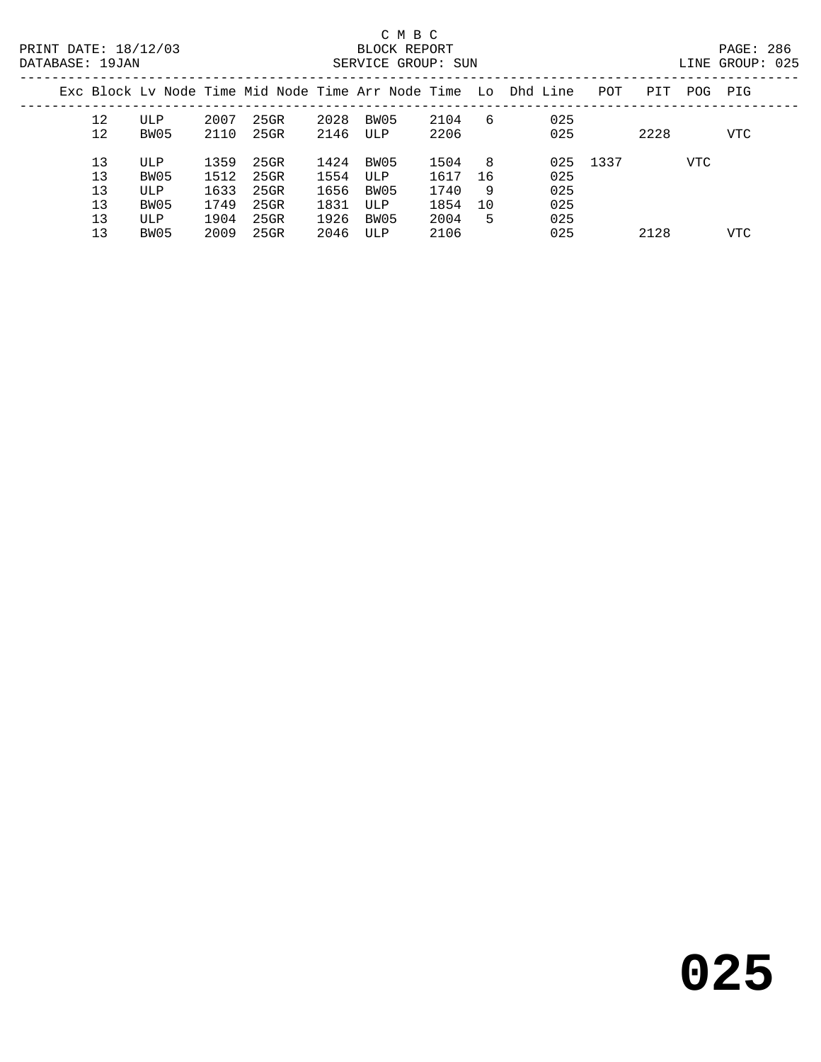C M B C

BLOCK REPORT

SERVICE GROUP: SUN

PRINT DATE: 18/12/03
DATABASE: 19JAN

LINE GROUP: 025

| Exc | Block | Lv Node | Time | Mid Node | Time | Arr Node | Time | Lo | Dhd | Line | POT | PIT | POG | PIG |
|---|---|---|---|---|---|---|---|---|---|---|---|---|---|---|
| | 12 | ULP | 2007 | 25GR | 2028 | BW05 | 2104 | 6 | | 025 | | | | |
| | 12 | BW05 | 2110 | 25GR | 2146 | ULP | 2206 | | | 025 | | 2228 | | VTC |
| | 13 | ULP | 1359 | 25GR | 1424 | BW05 | 1504 | 8 | | 025 | 1337 | | VTC | |
| | 13 | BW05 | 1512 | 25GR | 1554 | ULP | 1617 | 16 | | 025 | | | | |
| | 13 | ULP | 1633 | 25GR | 1656 | BW05 | 1740 | 9 | | 025 | | | | |
| | 13 | BW05 | 1749 | 25GR | 1831 | ULP | 1854 | 10 | | 025 | | | | |
| | 13 | ULP | 1904 | 25GR | 1926 | BW05 | 2004 | 5 | | 025 | | | | |
| | 13 | BW05 | 2009 | 25GR | 2046 | ULP | 2106 | | | 025 | | 2128 | | VTC |

**025**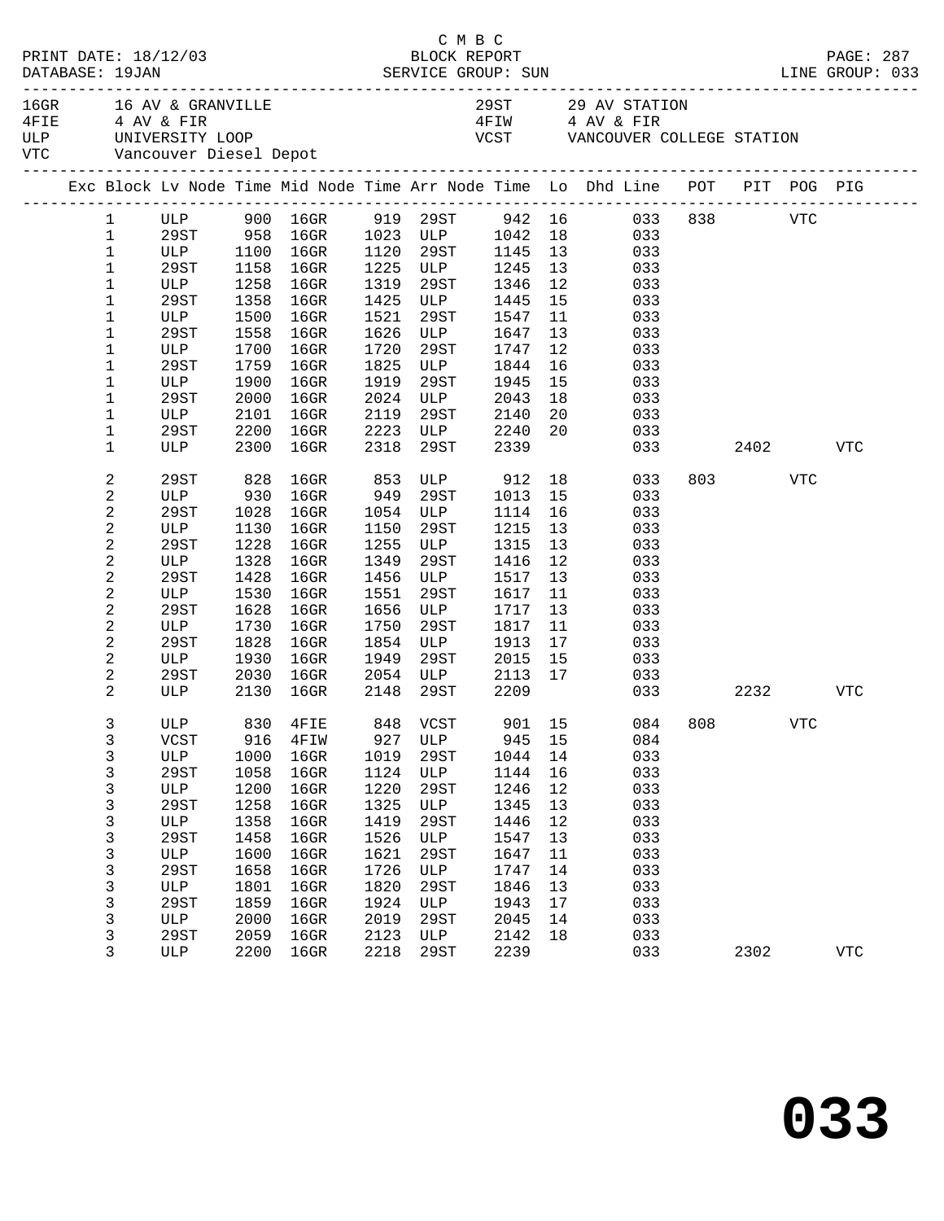C M B C

PRINT DATE: 18/12/03 BLOCK REPORT

DATABASE: 19JAN SERVICE GROUP: SUN LINE GROUP: 033

| Code | Location | Code | Location |
|---|---|---|---|
| 16GR | 16 AV & GRANVILLE | 29ST | 29 AV STATION |
| 4FIE | 4 AV & FIR | 4FIW | 4 AV & FIR |
| ULP | UNIVERSITY LOOP | VCST | VANCOUVER COLLEGE STATION |
| VTC | Vancouver Diesel Depot | | |

| Exc | Block | Lv Node | Time | Mid Node | Time | Arr Node | Time | Lo | Dhd Line | POT | PIT | POG | PIG |
|---|---|---|---|---|---|---|---|---|---|---|---|---|---|
| | 1 | ULP | 900 | 16GR | 919 | 29ST | 942 | 16 | 033 | 838 | | VTC | |
| | 1 | 29ST | 958 | 16GR | 1023 | ULP | 1042 | 18 | 033 | | | | |
| | 1 | ULP | 1100 | 16GR | 1120 | 29ST | 1145 | 13 | 033 | | | | |
| | 1 | 29ST | 1158 | 16GR | 1225 | ULP | 1245 | 13 | 033 | | | | |
| | 1 | ULP | 1258 | 16GR | 1319 | 29ST | 1346 | 12 | 033 | | | | |
| | 1 | 29ST | 1358 | 16GR | 1425 | ULP | 1445 | 15 | 033 | | | | |
| | 1 | ULP | 1500 | 16GR | 1521 | 29ST | 1547 | 11 | 033 | | | | |
| | 1 | 29ST | 1558 | 16GR | 1626 | ULP | 1647 | 13 | 033 | | | | |
| | 1 | ULP | 1700 | 16GR | 1720 | 29ST | 1747 | 12 | 033 | | | | |
| | 1 | 29ST | 1759 | 16GR | 1825 | ULP | 1844 | 16 | 033 | | | | |
| | 1 | ULP | 1900 | 16GR | 1919 | 29ST | 1945 | 15 | 033 | | | | |
| | 1 | 29ST | 2000 | 16GR | 2024 | ULP | 2043 | 18 | 033 | | | | |
| | 1 | ULP | 2101 | 16GR | 2119 | 29ST | 2140 | 20 | 033 | | | | |
| | 1 | 29ST | 2200 | 16GR | 2223 | ULP | 2240 | 20 | 033 | | | | |
| | 1 | ULP | 2300 | 16GR | 2318 | 29ST | 2339 | | 033 | | 2402 | | VTC |
| | 2 | 29ST | 828 | 16GR | 853 | ULP | 912 | 18 | 033 | 803 | | VTC | |
| | 2 | ULP | 930 | 16GR | 949 | 29ST | 1013 | 15 | 033 | | | | |
| | 2 | 29ST | 1028 | 16GR | 1054 | ULP | 1114 | 16 | 033 | | | | |
| | 2 | ULP | 1130 | 16GR | 1150 | 29ST | 1215 | 13 | 033 | | | | |
| | 2 | 29ST | 1228 | 16GR | 1255 | ULP | 1315 | 13 | 033 | | | | |
| | 2 | ULP | 1328 | 16GR | 1349 | 29ST | 1416 | 12 | 033 | | | | |
| | 2 | 29ST | 1428 | 16GR | 1456 | ULP | 1517 | 13 | 033 | | | | |
| | 2 | ULP | 1530 | 16GR | 1551 | 29ST | 1617 | 11 | 033 | | | | |
| | 2 | 29ST | 1628 | 16GR | 1656 | ULP | 1717 | 13 | 033 | | | | |
| | 2 | ULP | 1730 | 16GR | 1750 | 29ST | 1817 | 11 | 033 | | | | |
| | 2 | 29ST | 1828 | 16GR | 1854 | ULP | 1913 | 17 | 033 | | | | |
| | 2 | ULP | 1930 | 16GR | 1949 | 29ST | 2015 | 15 | 033 | | | | |
| | 2 | 29ST | 2030 | 16GR | 2054 | ULP | 2113 | 17 | 033 | | | | |
| | 2 | ULP | 2130 | 16GR | 2148 | 29ST | 2209 | | 033 | | 2232 | | VTC |
| | 3 | ULP | 830 | 4FIE | 848 | VCST | 901 | 15 | 084 | 808 | | VTC | |
| | 3 | VCST | 916 | 4FIW | 927 | ULP | 945 | 15 | 084 | | | | |
| | 3 | ULP | 1000 | 16GR | 1019 | 29ST | 1044 | 14 | 033 | | | | |
| | 3 | 29ST | 1058 | 16GR | 1124 | ULP | 1144 | 16 | 033 | | | | |
| | 3 | ULP | 1200 | 16GR | 1220 | 29ST | 1246 | 12 | 033 | | | | |
| | 3 | 29ST | 1258 | 16GR | 1325 | ULP | 1345 | 13 | 033 | | | | |
| | 3 | ULP | 1358 | 16GR | 1419 | 29ST | 1446 | 12 | 033 | | | | |
| | 3 | 29ST | 1458 | 16GR | 1526 | ULP | 1547 | 13 | 033 | | | | |
| | 3 | ULP | 1600 | 16GR | 1621 | 29ST | 1647 | 11 | 033 | | | | |
| | 3 | 29ST | 1658 | 16GR | 1726 | ULP | 1747 | 14 | 033 | | | | |
| | 3 | ULP | 1801 | 16GR | 1820 | 29ST | 1846 | 13 | 033 | | | | |
| | 3 | 29ST | 1859 | 16GR | 1924 | ULP | 1943 | 17 | 033 | | | | |
| | 3 | ULP | 2000 | 16GR | 2019 | 29ST | 2045 | 14 | 033 | | | | |
| | 3 | 29ST | 2059 | 16GR | 2123 | ULP | 2142 | 18 | 033 | | | | |
| | 3 | ULP | 2200 | 16GR | 2218 | 29ST | 2239 | | 033 | | 2302 | | VTC |

**033**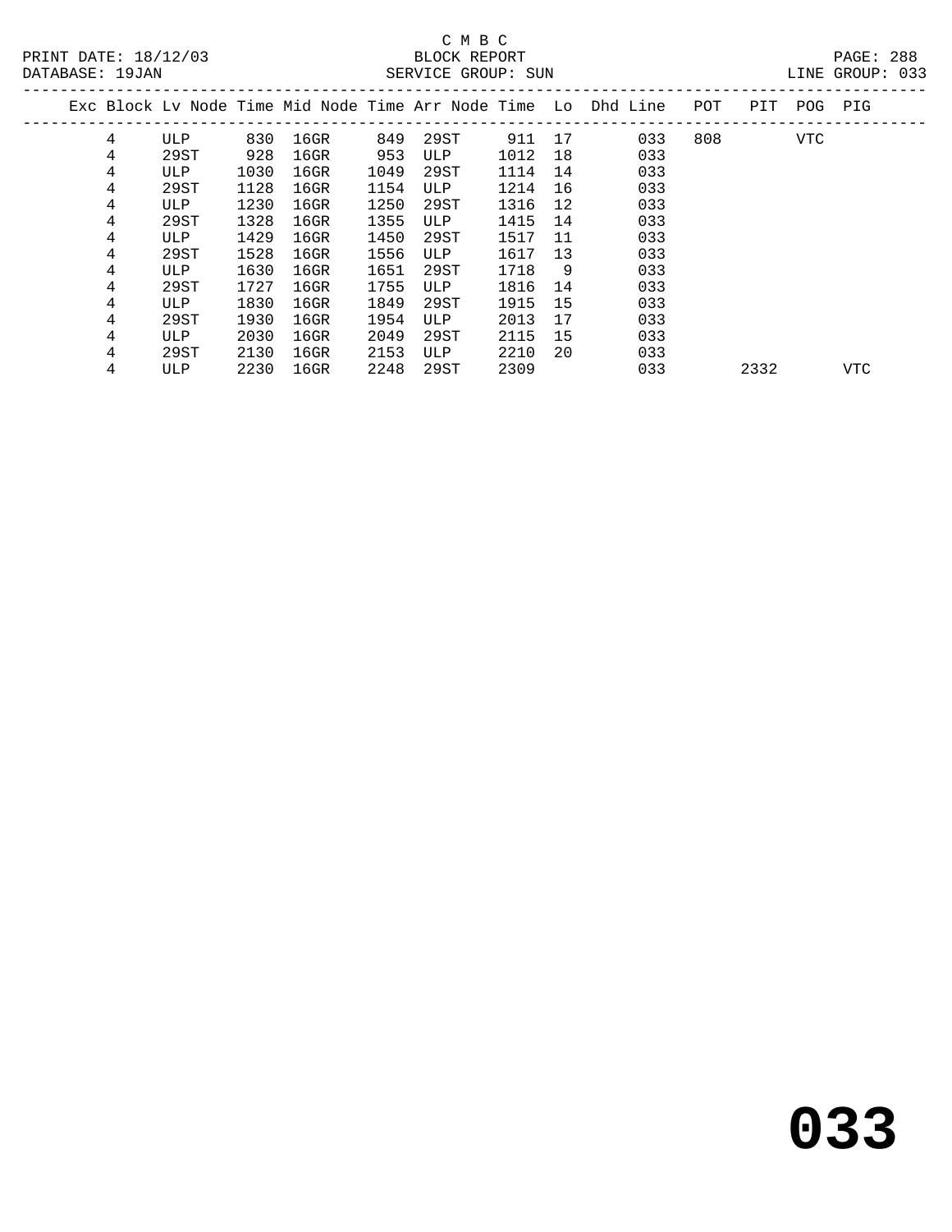C M B C
BLOCK REPORT
SERVICE GROUP: SUN

PRINT DATE: 18/12/03
DATABASE: 19JAN
LINE GROUP: 033

| Exc | Block | Lv Node | Time | Mid Node | Time | Arr Node | Time | Lo | Dhd | Line | POT | PIT | POG | PIG |
|---|---|---|---|---|---|---|---|---|---|---|---|---|---|---|
| | 4 | ULP | 830 | 16GR | 849 | 29ST | 911 | 17 | | 033 | 808 | | VTC | |
| | 4 | 29ST | 928 | 16GR | 953 | ULP | 1012 | 18 | | 033 | | | | |
| | 4 | ULP | 1030 | 16GR | 1049 | 29ST | 1114 | 14 | | 033 | | | | |
| | 4 | 29ST | 1128 | 16GR | 1154 | ULP | 1214 | 16 | | 033 | | | | |
| | 4 | ULP | 1230 | 16GR | 1250 | 29ST | 1316 | 12 | | 033 | | | | |
| | 4 | 29ST | 1328 | 16GR | 1355 | ULP | 1415 | 14 | | 033 | | | | |
| | 4 | ULP | 1429 | 16GR | 1450 | 29ST | 1517 | 11 | | 033 | | | | |
| | 4 | 29ST | 1528 | 16GR | 1556 | ULP | 1617 | 13 | | 033 | | | | |
| | 4 | ULP | 1630 | 16GR | 1651 | 29ST | 1718 | 9 | | 033 | | | | |
| | 4 | 29ST | 1727 | 16GR | 1755 | ULP | 1816 | 14 | | 033 | | | | |
| | 4 | ULP | 1830 | 16GR | 1849 | 29ST | 1915 | 15 | | 033 | | | | |
| | 4 | 29ST | 1930 | 16GR | 1954 | ULP | 2013 | 17 | | 033 | | | | |
| | 4 | ULP | 2030 | 16GR | 2049 | 29ST | 2115 | 15 | | 033 | | | | |
| | 4 | 29ST | 2130 | 16GR | 2153 | ULP | 2210 | 20 | | 033 | | | | |
| | 4 | ULP | 2230 | 16GR | 2248 | 29ST | 2309 | | | 033 | | 2332 | | VTC |

# 033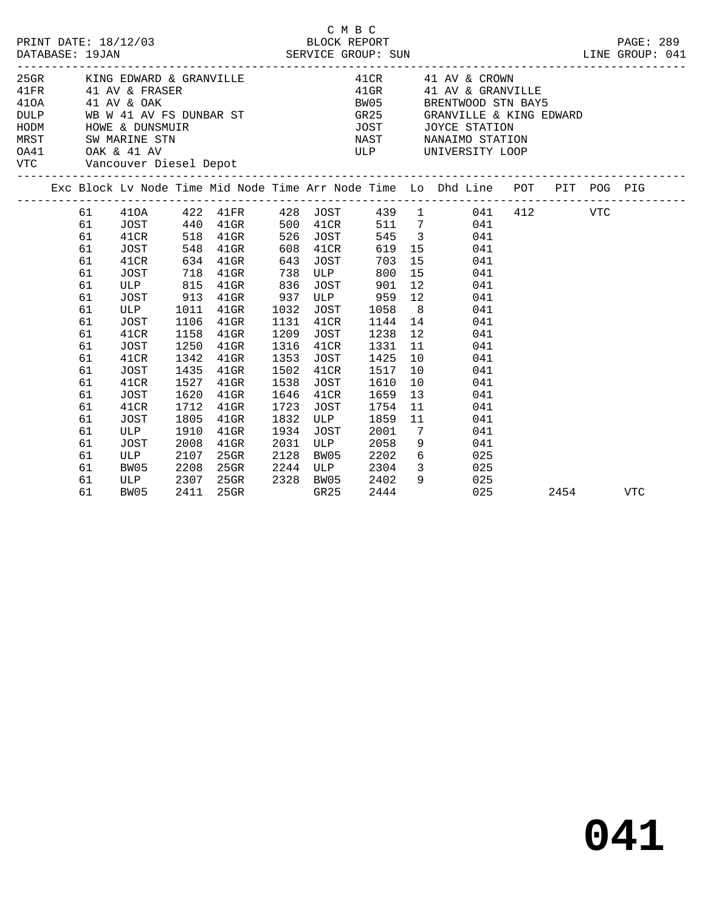C M B C

PRINT DATE: 18/12/03 BLOCK REPORT
DATABASE: 19JAN SERVICE GROUP: SUN LINE GROUP: 041

| Code | Description | Code | Description |
|---|---|---|---|
| 25GR | KING EDWARD & GRANVILLE | 41CR | 41 AV & CROWN |
| 41FR | 41 AV & FRASER | 41GR | 41 AV & GRANVILLE |
| 41OA | 41 AV & OAK | BW05 | BRENTWOOD STN BAY5 |
| DULP | WB W 41 AV FS DUNBAR ST | GR25 | GRANVILLE & KING EDWARD |
| HODM | HOWE & DUNSMUIR | JOST | JOYCE STATION |
| MRST | SW MARINE STN | NAST | NANAIMO STATION |
| OA41 | OAK & 41 AV | ULP | UNIVERSITY LOOP |
| VTC | Vancouver Diesel Depot | | |

| Exc | Block | Lv Node | Time | Mid Node | Time | Arr Node | Time | Lo | Dhd Line | POT | PIT | POG | PIG |
|---|---|---|---|---|---|---|---|---|---|---|---|---|---|
| | 61 | 41OA | 422 | 41FR | 428 | JOST | 439 | 1 | 041 | 412 | | VTC | |
| | 61 | JOST | 440 | 41GR | 500 | 41CR | 511 | 7 | 041 | | | | |
| | 61 | 41CR | 518 | 41GR | 526 | JOST | 545 | 3 | 041 | | | | |
| | 61 | JOST | 548 | 41GR | 608 | 41CR | 619 | 15 | 041 | | | | |
| | 61 | 41CR | 634 | 41GR | 643 | JOST | 703 | 15 | 041 | | | | |
| | 61 | JOST | 718 | 41GR | 738 | ULP | 800 | 15 | 041 | | | | |
| | 61 | ULP | 815 | 41GR | 836 | JOST | 901 | 12 | 041 | | | | |
| | 61 | JOST | 913 | 41GR | 937 | ULP | 959 | 12 | 041 | | | | |
| | 61 | ULP | 1011 | 41GR | 1032 | JOST | 1058 | 8 | 041 | | | | |
| | 61 | JOST | 1106 | 41GR | 1131 | 41CR | 1144 | 14 | 041 | | | | |
| | 61 | 41CR | 1158 | 41GR | 1209 | JOST | 1238 | 12 | 041 | | | | |
| | 61 | JOST | 1250 | 41GR | 1316 | 41CR | 1331 | 11 | 041 | | | | |
| | 61 | 41CR | 1342 | 41GR | 1353 | JOST | 1425 | 10 | 041 | | | | |
| | 61 | JOST | 1435 | 41GR | 1502 | 41CR | 1517 | 10 | 041 | | | | |
| | 61 | 41CR | 1527 | 41GR | 1538 | JOST | 1610 | 10 | 041 | | | | |
| | 61 | JOST | 1620 | 41GR | 1646 | 41CR | 1659 | 13 | 041 | | | | |
| | 61 | 41CR | 1712 | 41GR | 1723 | JOST | 1754 | 11 | 041 | | | | |
| | 61 | JOST | 1805 | 41GR | 1832 | ULP | 1859 | 11 | 041 | | | | |
| | 61 | ULP | 1910 | 41GR | 1934 | JOST | 2001 | 7 | 041 | | | | |
| | 61 | JOST | 2008 | 41GR | 2031 | ULP | 2058 | 9 | 041 | | | | |
| | 61 | ULP | 2107 | 25GR | 2128 | BW05 | 2202 | 6 | 025 | | | | |
| | 61 | BW05 | 2208 | 25GR | 2244 | ULP | 2304 | 3 | 025 | | | | |
| | 61 | ULP | 2307 | 25GR | 2328 | BW05 | 2402 | 9 | 025 | | | | |
| | 61 | BW05 | 2411 | 25GR | | GR25 | 2444 | | 025 | | 2454 | | VTC |

**041**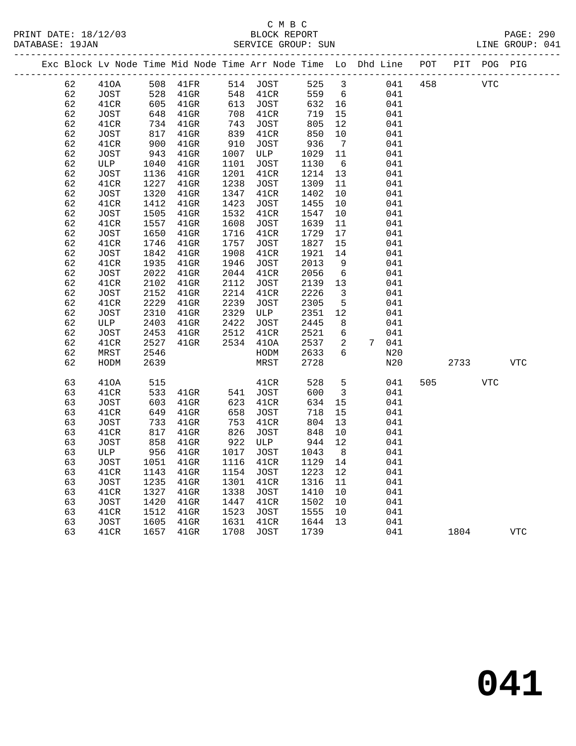C M B C

PRINT DATE: 18/12/03 BLOCK REPORT PAGE: 290
DATABASE: 19JAN SERVICE GROUP: SUN LINE GROUP: 041

| Exc | Block | Lv Node | Time | Mid Node | Time | Arr Node | Time | Lo | Dhd | Line | POT | PIT | POG | PIG |
|---|---|---|---|---|---|---|---|---|---|---|---|---|---|---|
| | 62 | 41OA | 508 | 41FR | 514 | JOST | 525 | 3 | | 041 | 458 | | VTC | |
| | 62 | JOST | 528 | 41GR | 548 | 41CR | 559 | 6 | | 041 | | | | |
| | 62 | 41CR | 605 | 41GR | 613 | JOST | 632 | 16 | | 041 | | | | |
| | 62 | JOST | 648 | 41GR | 708 | 41CR | 719 | 15 | | 041 | | | | |
| | 62 | 41CR | 734 | 41GR | 743 | JOST | 805 | 12 | | 041 | | | | |
| | 62 | JOST | 817 | 41GR | 839 | 41CR | 850 | 10 | | 041 | | | | |
| | 62 | 41CR | 900 | 41GR | 910 | JOST | 936 | 7 | | 041 | | | | |
| | 62 | JOST | 943 | 41GR | 1007 | ULP | 1029 | 11 | | 041 | | | | |
| | 62 | ULP | 1040 | 41GR | 1101 | JOST | 1130 | 6 | | 041 | | | | |
| | 62 | JOST | 1136 | 41GR | 1201 | 41CR | 1214 | 13 | | 041 | | | | |
| | 62 | 41CR | 1227 | 41GR | 1238 | JOST | 1309 | 11 | | 041 | | | | |
| | 62 | JOST | 1320 | 41GR | 1347 | 41CR | 1402 | 10 | | 041 | | | | |
| | 62 | 41CR | 1412 | 41GR | 1423 | JOST | 1455 | 10 | | 041 | | | | |
| | 62 | JOST | 1505 | 41GR | 1532 | 41CR | 1547 | 10 | | 041 | | | | |
| | 62 | 41CR | 1557 | 41GR | 1608 | JOST | 1639 | 11 | | 041 | | | | |
| | 62 | JOST | 1650 | 41GR | 1716 | 41CR | 1729 | 17 | | 041 | | | | |
| | 62 | 41CR | 1746 | 41GR | 1757 | JOST | 1827 | 15 | | 041 | | | | |
| | 62 | JOST | 1842 | 41GR | 1908 | 41CR | 1921 | 14 | | 041 | | | | |
| | 62 | 41CR | 1935 | 41GR | 1946 | JOST | 2013 | 9 | | 041 | | | | |
| | 62 | JOST | 2022 | 41GR | 2044 | 41CR | 2056 | 6 | | 041 | | | | |
| | 62 | 41CR | 2102 | 41GR | 2112 | JOST | 2139 | 13 | | 041 | | | | |
| | 62 | JOST | 2152 | 41GR | 2214 | 41CR | 2226 | 3 | | 041 | | | | |
| | 62 | 41CR | 2229 | 41GR | 2239 | JOST | 2305 | 5 | | 041 | | | | |
| | 62 | JOST | 2310 | 41GR | 2329 | ULP | 2351 | 12 | | 041 | | | | |
| | 62 | ULP | 2403 | 41GR | 2422 | JOST | 2445 | 8 | | 041 | | | | |
| | 62 | JOST | 2453 | 41GR | 2512 | 41CR | 2521 | 6 | | 041 | | | | |
| | 62 | 41CR | 2527 | 41GR | 2534 | 41OA | 2537 | 2 | 7 | 041 | | | | |
| | 62 | MRST | 2546 | | | HODM | 2633 | 6 | | N20 | | | | |
| | 62 | HODM | 2639 | | | MRST | 2728 | | | N20 | | 2733 | | VTC |
| | 63 | 41OA | 515 | | | 41CR | 528 | 5 | | 041 | 505 | | VTC | |
| | 63 | 41CR | 533 | 41GR | 541 | JOST | 600 | 3 | | 041 | | | | |
| | 63 | JOST | 603 | 41GR | 623 | 41CR | 634 | 15 | | 041 | | | | |
| | 63 | 41CR | 649 | 41GR | 658 | JOST | 718 | 15 | | 041 | | | | |
| | 63 | JOST | 733 | 41GR | 753 | 41CR | 804 | 13 | | 041 | | | | |
| | 63 | 41CR | 817 | 41GR | 826 | JOST | 848 | 10 | | 041 | | | | |
| | 63 | JOST | 858 | 41GR | 922 | ULP | 944 | 12 | | 041 | | | | |
| | 63 | ULP | 956 | 41GR | 1017 | JOST | 1043 | 8 | | 041 | | | | |
| | 63 | JOST | 1051 | 41GR | 1116 | 41CR | 1129 | 14 | | 041 | | | | |
| | 63 | 41CR | 1143 | 41GR | 1154 | JOST | 1223 | 12 | | 041 | | | | |
| | 63 | JOST | 1235 | 41GR | 1301 | 41CR | 1316 | 11 | | 041 | | | | |
| | 63 | 41CR | 1327 | 41GR | 1338 | JOST | 1410 | 10 | | 041 | | | | |
| | 63 | JOST | 1420 | 41GR | 1447 | 41CR | 1502 | 10 | | 041 | | | | |
| | 63 | 41CR | 1512 | 41GR | 1523 | JOST | 1555 | 10 | | 041 | | | | |
| | 63 | JOST | 1605 | 41GR | 1631 | 41CR | 1644 | 13 | | 041 | | | | |
| | 63 | 41CR | 1657 | 41GR | 1708 | JOST | 1739 | | | 041 | | 1804 | | VTC |

# 041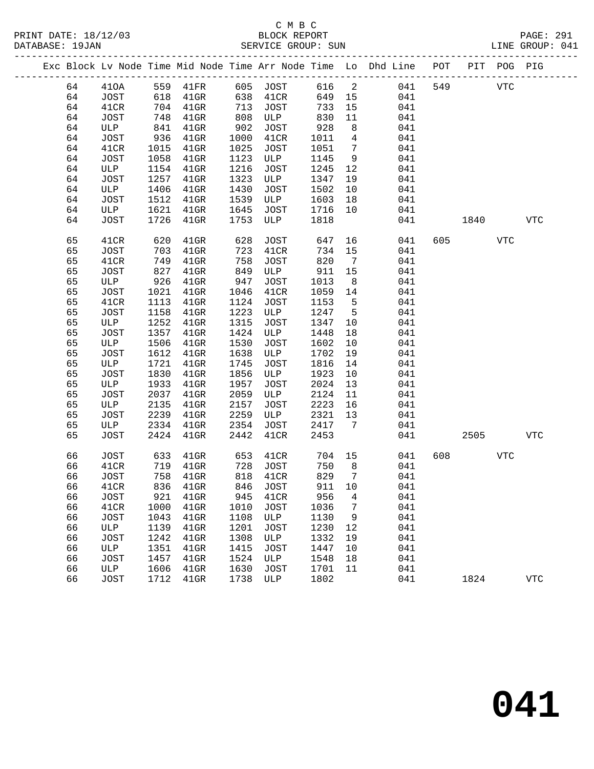C M B C
BLOCK REPORT
SERVICE GROUP: SUN

PRINT DATE: 18/12/03
DATABASE: 19JAN
LINE GROUP: 041

| Exc | Block | Lv Node | Time | Mid Node | Time | Arr Node | Time | Lo | Dhd Line | POT | PIT | POG | PIG |
|---|---|---|---|---|---|---|---|---|---|---|---|---|---|
| | 64 | 41OA | 559 | 41FR | 605 | JOST | 616 | 2 | 041 | 549 | | VTC | |
| | 64 | JOST | 618 | 41GR | 638 | 41CR | 649 | 15 | 041 | | | | |
| | 64 | 41CR | 704 | 41GR | 713 | JOST | 733 | 15 | 041 | | | | |
| | 64 | JOST | 748 | 41GR | 808 | ULP | 830 | 11 | 041 | | | | |
| | 64 | ULP | 841 | 41GR | 902 | JOST | 928 | 8 | 041 | | | | |
| | 64 | JOST | 936 | 41GR | 1000 | 41CR | 1011 | 4 | 041 | | | | |
| | 64 | 41CR | 1015 | 41GR | 1025 | JOST | 1051 | 7 | 041 | | | | |
| | 64 | JOST | 1058 | 41GR | 1123 | ULP | 1145 | 9 | 041 | | | | |
| | 64 | ULP | 1154 | 41GR | 1216 | JOST | 1245 | 12 | 041 | | | | |
| | 64 | JOST | 1257 | 41GR | 1323 | ULP | 1347 | 19 | 041 | | | | |
| | 64 | ULP | 1406 | 41GR | 1430 | JOST | 1502 | 10 | 041 | | | | |
| | 64 | JOST | 1512 | 41GR | 1539 | ULP | 1603 | 18 | 041 | | | | |
| | 64 | ULP | 1621 | 41GR | 1645 | JOST | 1716 | 10 | 041 | | | | |
| | 64 | JOST | 1726 | 41GR | 1753 | ULP | 1818 | | 041 | | 1840 | | VTC |
| | 65 | 41CR | 620 | 41GR | 628 | JOST | 647 | 16 | 041 | 605 | | VTC | |
| | 65 | JOST | 703 | 41GR | 723 | 41CR | 734 | 15 | 041 | | | | |
| | 65 | 41CR | 749 | 41GR | 758 | JOST | 820 | 7 | 041 | | | | |
| | 65 | JOST | 827 | 41GR | 849 | ULP | 911 | 15 | 041 | | | | |
| | 65 | ULP | 926 | 41GR | 947 | JOST | 1013 | 8 | 041 | | | | |
| | 65 | JOST | 1021 | 41GR | 1046 | 41CR | 1059 | 14 | 041 | | | | |
| | 65 | 41CR | 1113 | 41GR | 1124 | JOST | 1153 | 5 | 041 | | | | |
| | 65 | JOST | 1158 | 41GR | 1223 | ULP | 1247 | 5 | 041 | | | | |
| | 65 | ULP | 1252 | 41GR | 1315 | JOST | 1347 | 10 | 041 | | | | |
| | 65 | JOST | 1357 | 41GR | 1424 | ULP | 1448 | 18 | 041 | | | | |
| | 65 | ULP | 1506 | 41GR | 1530 | JOST | 1602 | 10 | 041 | | | | |
| | 65 | JOST | 1612 | 41GR | 1638 | ULP | 1702 | 19 | 041 | | | | |
| | 65 | ULP | 1721 | 41GR | 1745 | JOST | 1816 | 14 | 041 | | | | |
| | 65 | JOST | 1830 | 41GR | 1856 | ULP | 1923 | 10 | 041 | | | | |
| | 65 | ULP | 1933 | 41GR | 1957 | JOST | 2024 | 13 | 041 | | | | |
| | 65 | JOST | 2037 | 41GR | 2059 | ULP | 2124 | 11 | 041 | | | | |
| | 65 | ULP | 2135 | 41GR | 2157 | JOST | 2223 | 16 | 041 | | | | |
| | 65 | JOST | 2239 | 41GR | 2259 | ULP | 2321 | 13 | 041 | | | | |
| | 65 | ULP | 2334 | 41GR | 2354 | JOST | 2417 | 7 | 041 | | | | |
| | 65 | JOST | 2424 | 41GR | 2442 | 41CR | 2453 | | 041 | | 2505 | | VTC |
| | 66 | JOST | 633 | 41GR | 653 | 41CR | 704 | 15 | 041 | 608 | | VTC | |
| | 66 | 41CR | 719 | 41GR | 728 | JOST | 750 | 8 | 041 | | | | |
| | 66 | JOST | 758 | 41GR | 818 | 41CR | 829 | 7 | 041 | | | | |
| | 66 | 41CR | 836 | 41GR | 846 | JOST | 911 | 10 | 041 | | | | |
| | 66 | JOST | 921 | 41GR | 945 | 41CR | 956 | 4 | 041 | | | | |
| | 66 | 41CR | 1000 | 41GR | 1010 | JOST | 1036 | 7 | 041 | | | | |
| | 66 | JOST | 1043 | 41GR | 1108 | ULP | 1130 | 9 | 041 | | | | |
| | 66 | ULP | 1139 | 41GR | 1201 | JOST | 1230 | 12 | 041 | | | | |
| | 66 | JOST | 1242 | 41GR | 1308 | ULP | 1332 | 19 | 041 | | | | |
| | 66 | ULP | 1351 | 41GR | 1415 | JOST | 1447 | 10 | 041 | | | | |
| | 66 | JOST | 1457 | 41GR | 1524 | ULP | 1548 | 18 | 041 | | | | |
| | 66 | ULP | 1606 | 41GR | 1630 | JOST | 1701 | 11 | 041 | | | | |
| | 66 | JOST | 1712 | 41GR | 1738 | ULP | 1802 | | 041 | | 1824 | | VTC |

**041**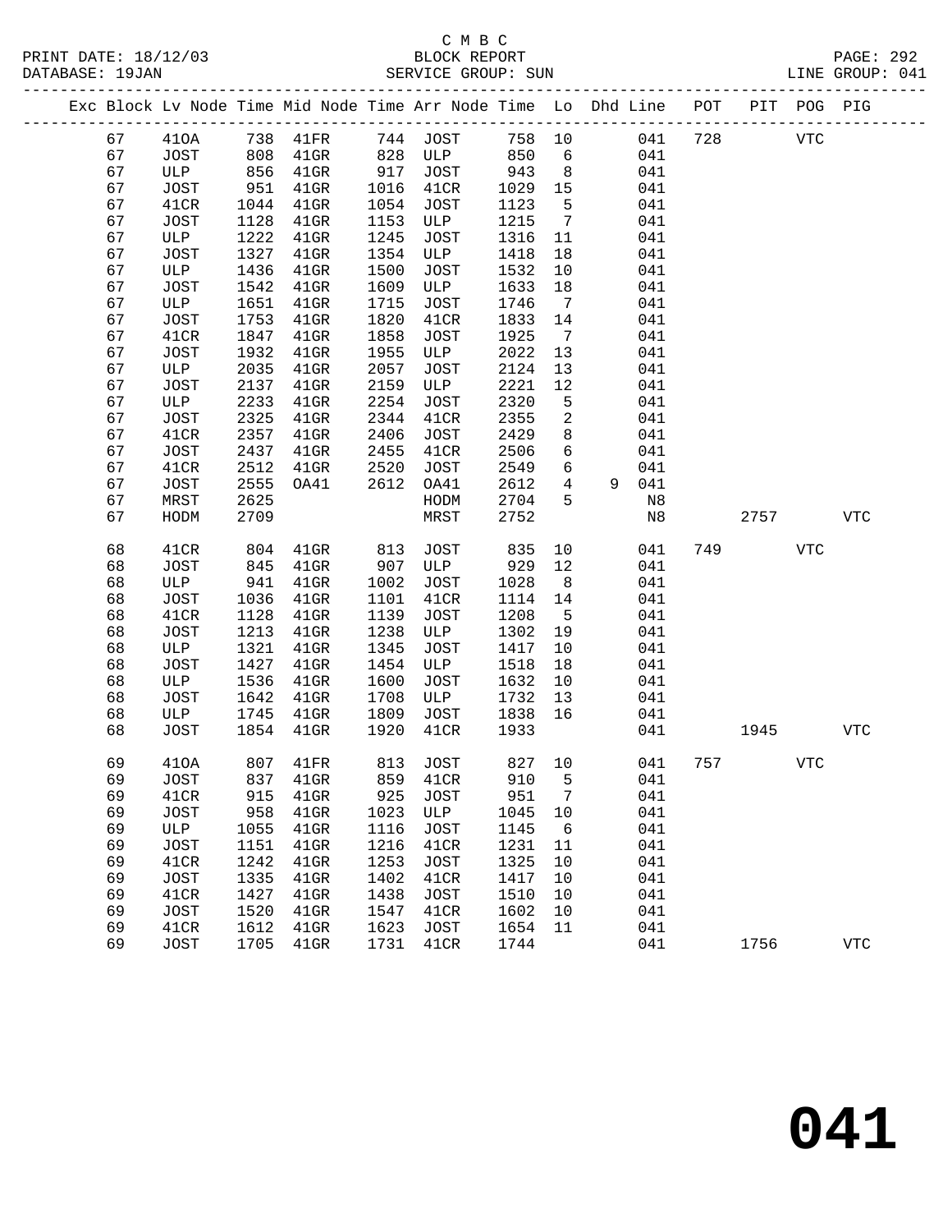C M B C

PRINT DATE: 18/12/03 BLOCK REPORT

DATABASE: 19JAN SERVICE GROUP: SUN LINE GROUP: 041

| Exc | Block | Lv | Node | Time | Mid Node | Time | Arr Node | Time | Lo | Dhd | Line | POT | PIT | POG | PIG |
|---|---|---|---|---|---|---|---|---|---|---|---|---|---|---|---|
| | 67 | | 41OA | 738 | 41FR | 744 | JOST | 758 | 10 | | 041 | 728 | | VTC | |
| | 67 | | JOST | 808 | 41GR | 828 | ULP | 850 | 6 | | 041 | | | | |
| | 67 | | ULP | 856 | 41GR | 917 | JOST | 943 | 8 | | 041 | | | | |
| | 67 | | JOST | 951 | 41GR | 1016 | 41CR | 1029 | 15 | | 041 | | | | |
| | 67 | | 41CR | 1044 | 41GR | 1054 | JOST | 1123 | 5 | | 041 | | | | |
| | 67 | | JOST | 1128 | 41GR | 1153 | ULP | 1215 | 7 | | 041 | | | | |
| | 67 | | ULP | 1222 | 41GR | 1245 | JOST | 1316 | 11 | | 041 | | | | |
| | 67 | | JOST | 1327 | 41GR | 1354 | ULP | 1418 | 18 | | 041 | | | | |
| | 67 | | ULP | 1436 | 41GR | 1500 | JOST | 1532 | 10 | | 041 | | | | |
| | 67 | | JOST | 1542 | 41GR | 1609 | ULP | 1633 | 18 | | 041 | | | | |
| | 67 | | ULP | 1651 | 41GR | 1715 | JOST | 1746 | 7 | | 041 | | | | |
| | 67 | | JOST | 1753 | 41GR | 1820 | 41CR | 1833 | 14 | | 041 | | | | |
| | 67 | | 41CR | 1847 | 41GR | 1858 | JOST | 1925 | 7 | | 041 | | | | |
| | 67 | | JOST | 1932 | 41GR | 1955 | ULP | 2022 | 13 | | 041 | | | | |
| | 67 | | ULP | 2035 | 41GR | 2057 | JOST | 2124 | 13 | | 041 | | | | |
| | 67 | | JOST | 2137 | 41GR | 2159 | ULP | 2221 | 12 | | 041 | | | | |
| | 67 | | ULP | 2233 | 41GR | 2254 | JOST | 2320 | 5 | | 041 | | | | |
| | 67 | | JOST | 2325 | 41GR | 2344 | 41CR | 2355 | 2 | | 041 | | | | |
| | 67 | | 41CR | 2357 | 41GR | 2406 | JOST | 2429 | 8 | | 041 | | | | |
| | 67 | | JOST | 2437 | 41GR | 2455 | 41CR | 2506 | 6 | | 041 | | | | |
| | 67 | | 41CR | 2512 | 41GR | 2520 | JOST | 2549 | 6 | | 041 | | | | |
| | 67 | | JOST | 2555 | OA41 | 2612 | OA41 | 2612 | 4 | 9 | 041 | | | | |
| | 67 | | MRST | 2625 | | | HODM | 2704 | 5 | | N8 | | | | |
| | 67 | | HODM | 2709 | | | MRST | 2752 | | | N8 | | 2757 | | VTC |
| | 68 | | 41CR | 804 | 41GR | 813 | JOST | 835 | 10 | | 041 | 749 | | VTC | |
| | 68 | | JOST | 845 | 41GR | 907 | ULP | 929 | 12 | | 041 | | | | |
| | 68 | | ULP | 941 | 41GR | 1002 | JOST | 1028 | 8 | | 041 | | | | |
| | 68 | | JOST | 1036 | 41GR | 1101 | 41CR | 1114 | 14 | | 041 | | | | |
| | 68 | | 41CR | 1128 | 41GR | 1139 | JOST | 1208 | 5 | | 041 | | | | |
| | 68 | | JOST | 1213 | 41GR | 1238 | ULP | 1302 | 19 | | 041 | | | | |
| | 68 | | ULP | 1321 | 41GR | 1345 | JOST | 1417 | 10 | | 041 | | | | |
| | 68 | | JOST | 1427 | 41GR | 1454 | ULP | 1518 | 18 | | 041 | | | | |
| | 68 | | ULP | 1536 | 41GR | 1600 | JOST | 1632 | 10 | | 041 | | | | |
| | 68 | | JOST | 1642 | 41GR | 1708 | ULP | 1732 | 13 | | 041 | | | | |
| | 68 | | ULP | 1745 | 41GR | 1809 | JOST | 1838 | 16 | | 041 | | | | |
| | 68 | | JOST | 1854 | 41GR | 1920 | 41CR | 1933 | | | 041 | | 1945 | | VTC |
| | 69 | | 41OA | 807 | 41FR | 813 | JOST | 827 | 10 | | 041 | 757 | | VTC | |
| | 69 | | JOST | 837 | 41GR | 859 | 41CR | 910 | 5 | | 041 | | | | |
| | 69 | | 41CR | 915 | 41GR | 925 | JOST | 951 | 7 | | 041 | | | | |
| | 69 | | JOST | 958 | 41GR | 1023 | ULP | 1045 | 10 | | 041 | | | | |
| | 69 | | ULP | 1055 | 41GR | 1116 | JOST | 1145 | 6 | | 041 | | | | |
| | 69 | | JOST | 1151 | 41GR | 1216 | 41CR | 1231 | 11 | | 041 | | | | |
| | 69 | | 41CR | 1242 | 41GR | 1253 | JOST | 1325 | 10 | | 041 | | | | |
| | 69 | | JOST | 1335 | 41GR | 1402 | 41CR | 1417 | 10 | | 041 | | | | |
| | 69 | | 41CR | 1427 | 41GR | 1438 | JOST | 1510 | 10 | | 041 | | | | |
| | 69 | | JOST | 1520 | 41GR | 1547 | 41CR | 1602 | 10 | | 041 | | | | |
| | 69 | | 41CR | 1612 | 41GR | 1623 | JOST | 1654 | 11 | | 041 | | | | |
| | 69 | | JOST | 1705 | 41GR | 1731 | 41CR | 1744 | | | 041 | | 1756 | | VTC |

**041**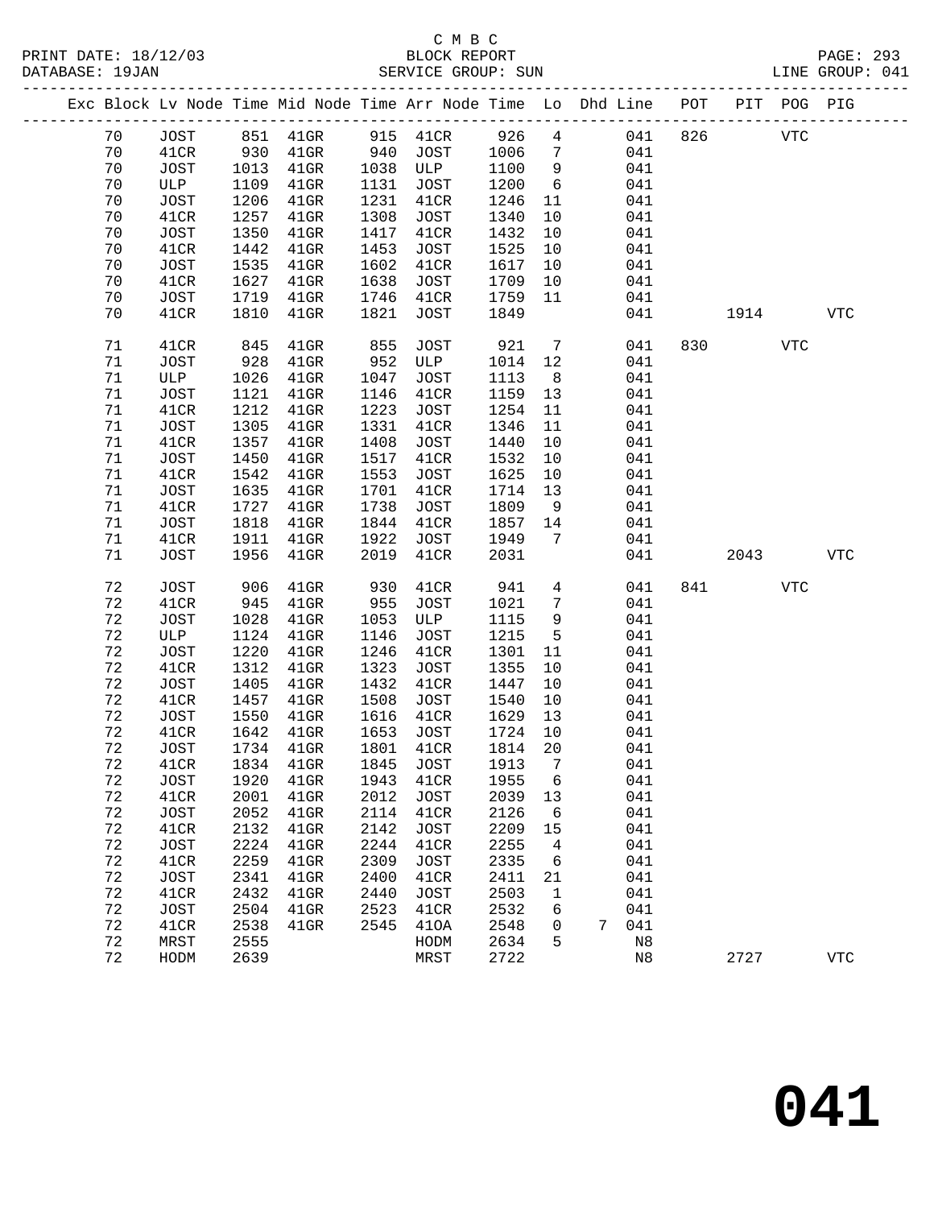C M B C
BLOCK REPORT
SERVICE GROUP: SUN

PRINT DATE: 18/12/03
DATABASE: 19JAN
LINE GROUP: 041

| Exc | Block | Lv Node | Time | Mid Node | Time | Arr Node | Time | Lo | Dhd | Line | POT | PIT | POG | PIG |
|---|---|---|---|---|---|---|---|---|---|---|---|---|---|---|
| | 70 | JOST | 851 | 41GR | 915 | 41CR | 926 | 4 | | 041 | 826 | | VTC | |
| | 70 | 41CR | 930 | 41GR | 940 | JOST | 1006 | 7 | | 041 | | | | |
| | 70 | JOST | 1013 | 41GR | 1038 | ULP | 1100 | 9 | | 041 | | | | |
| | 70 | ULP | 1109 | 41GR | 1131 | JOST | 1200 | 6 | | 041 | | | | |
| | 70 | JOST | 1206 | 41GR | 1231 | 41CR | 1246 | 11 | | 041 | | | | |
| | 70 | 41CR | 1257 | 41GR | 1308 | JOST | 1340 | 10 | | 041 | | | | |
| | 70 | JOST | 1350 | 41GR | 1417 | 41CR | 1432 | 10 | | 041 | | | | |
| | 70 | 41CR | 1442 | 41GR | 1453 | JOST | 1525 | 10 | | 041 | | | | |
| | 70 | JOST | 1535 | 41GR | 1602 | 41CR | 1617 | 10 | | 041 | | | | |
| | 70 | 41CR | 1627 | 41GR | 1638 | JOST | 1709 | 10 | | 041 | | | | |
| | 70 | JOST | 1719 | 41GR | 1746 | 41CR | 1759 | 11 | | 041 | | | | |
| | 70 | 41CR | 1810 | 41GR | 1821 | JOST | 1849 | | | 041 | | 1914 | | VTC |
| | 71 | 41CR | 845 | 41GR | 855 | JOST | 921 | 7 | | 041 | 830 | | VTC | |
| | 71 | JOST | 928 | 41GR | 952 | ULP | 1014 | 12 | | 041 | | | | |
| | 71 | ULP | 1026 | 41GR | 1047 | JOST | 1113 | 8 | | 041 | | | | |
| | 71 | JOST | 1121 | 41GR | 1146 | 41CR | 1159 | 13 | | 041 | | | | |
| | 71 | 41CR | 1212 | 41GR | 1223 | JOST | 1254 | 11 | | 041 | | | | |
| | 71 | JOST | 1305 | 41GR | 1331 | 41CR | 1346 | 11 | | 041 | | | | |
| | 71 | 41CR | 1357 | 41GR | 1408 | JOST | 1440 | 10 | | 041 | | | | |
| | 71 | JOST | 1450 | 41GR | 1517 | 41CR | 1532 | 10 | | 041 | | | | |
| | 71 | 41CR | 1542 | 41GR | 1553 | JOST | 1625 | 10 | | 041 | | | | |
| | 71 | JOST | 1635 | 41GR | 1701 | 41CR | 1714 | 13 | | 041 | | | | |
| | 71 | 41CR | 1727 | 41GR | 1738 | JOST | 1809 | 9 | | 041 | | | | |
| | 71 | JOST | 1818 | 41GR | 1844 | 41CR | 1857 | 14 | | 041 | | | | |
| | 71 | 41CR | 1911 | 41GR | 1922 | JOST | 1949 | 7 | | 041 | | | | |
| | 71 | JOST | 1956 | 41GR | 2019 | 41CR | 2031 | | | 041 | | 2043 | | VTC |
| | 72 | JOST | 906 | 41GR | 930 | 41CR | 941 | 4 | | 041 | 841 | | VTC | |
| | 72 | 41CR | 945 | 41GR | 955 | JOST | 1021 | 7 | | 041 | | | | |
| | 72 | JOST | 1028 | 41GR | 1053 | ULP | 1115 | 9 | | 041 | | | | |
| | 72 | ULP | 1124 | 41GR | 1146 | JOST | 1215 | 5 | | 041 | | | | |
| | 72 | JOST | 1220 | 41GR | 1246 | 41CR | 1301 | 11 | | 041 | | | | |
| | 72 | 41CR | 1312 | 41GR | 1323 | JOST | 1355 | 10 | | 041 | | | | |
| | 72 | JOST | 1405 | 41GR | 1432 | 41CR | 1447 | 10 | | 041 | | | | |
| | 72 | 41CR | 1457 | 41GR | 1508 | JOST | 1540 | 10 | | 041 | | | | |
| | 72 | JOST | 1550 | 41GR | 1616 | 41CR | 1629 | 13 | | 041 | | | | |
| | 72 | 41CR | 1642 | 41GR | 1653 | JOST | 1724 | 10 | | 041 | | | | |
| | 72 | JOST | 1734 | 41GR | 1801 | 41CR | 1814 | 20 | | 041 | | | | |
| | 72 | 41CR | 1834 | 41GR | 1845 | JOST | 1913 | 7 | | 041 | | | | |
| | 72 | JOST | 1920 | 41GR | 1943 | 41CR | 1955 | 6 | | 041 | | | | |
| | 72 | 41CR | 2001 | 41GR | 2012 | JOST | 2039 | 13 | | 041 | | | | |
| | 72 | JOST | 2052 | 41GR | 2114 | 41CR | 2126 | 6 | | 041 | | | | |
| | 72 | 41CR | 2132 | 41GR | 2142 | JOST | 2209 | 15 | | 041 | | | | |
| | 72 | JOST | 2224 | 41GR | 2244 | 41CR | 2255 | 4 | | 041 | | | | |
| | 72 | 41CR | 2259 | 41GR | 2309 | JOST | 2335 | 6 | | 041 | | | | |
| | 72 | JOST | 2341 | 41GR | 2400 | 41CR | 2411 | 21 | | 041 | | | | |
| | 72 | 41CR | 2432 | 41GR | 2440 | JOST | 2503 | 1 | | 041 | | | | |
| | 72 | JOST | 2504 | 41GR | 2523 | 41CR | 2532 | 6 | | 041 | | | | |
| | 72 | 41CR | 2538 | 41GR | 2545 | 41OA | 2548 | 0 | 7 | 041 | | | | |
| | 72 | MRST | 2555 | | | HODM | 2634 | 5 | | N8 | | | | |
| | 72 | HODM | 2639 | | | MRST | 2722 | | | N8 | | 2727 | | VTC |

# 041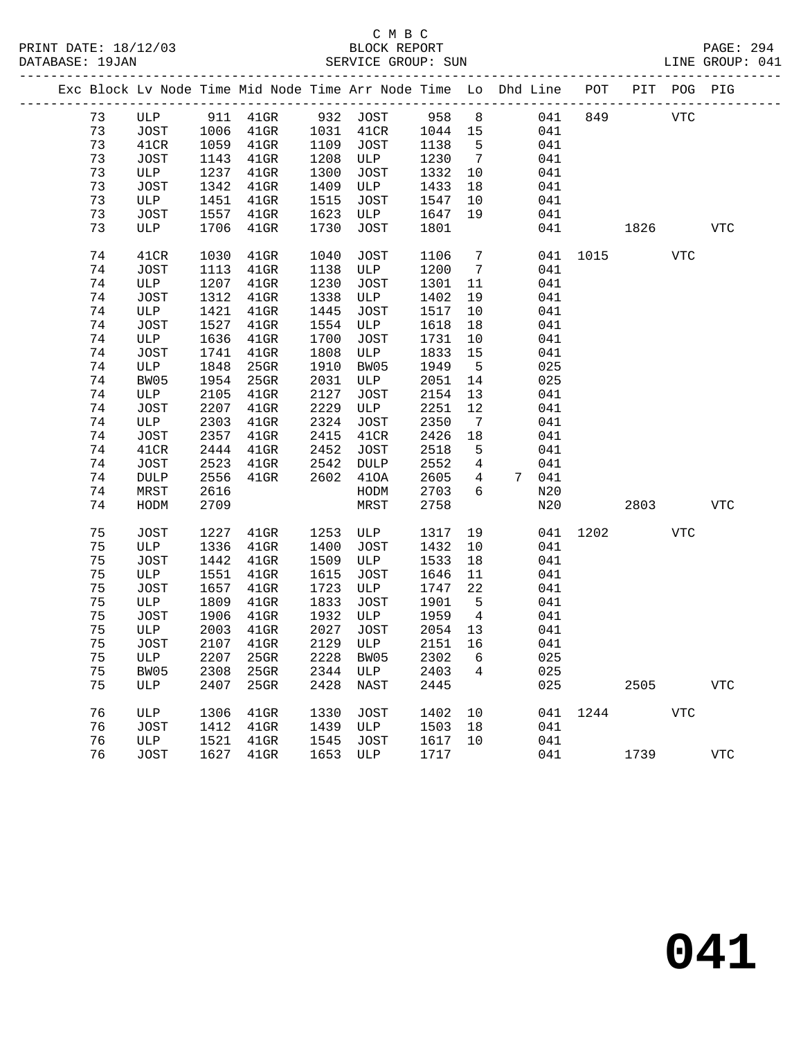C M B C
BLOCK REPORT
SERVICE GROUP: SUN

PRINT DATE: 18/12/03
DATABASE: 19JAN
LINE GROUP: 041

| Exc | Block | Lv Node | Time | Mid Node | Time | Arr Node | Time | Lo | Dhd | Line | POT | PIT | POG | PIG |
|---|---|---|---|---|---|---|---|---|---|---|---|---|---|---|
| | 73 | ULP | 911 | 41GR | 932 | JOST | 958 | 8 | | 041 | 849 | | VTC | |
| | 73 | JOST | 1006 | 41GR | 1031 | 41CR | 1044 | 15 | | 041 | | | | |
| | 73 | 41CR | 1059 | 41GR | 1109 | JOST | 1138 | 5 | | 041 | | | | |
| | 73 | JOST | 1143 | 41GR | 1208 | ULP | 1230 | 7 | | 041 | | | | |
| | 73 | ULP | 1237 | 41GR | 1300 | JOST | 1332 | 10 | | 041 | | | | |
| | 73 | JOST | 1342 | 41GR | 1409 | ULP | 1433 | 18 | | 041 | | | | |
| | 73 | ULP | 1451 | 41GR | 1515 | JOST | 1547 | 10 | | 041 | | | | |
| | 73 | JOST | 1557 | 41GR | 1623 | ULP | 1647 | 19 | | 041 | | | | |
| | 73 | ULP | 1706 | 41GR | 1730 | JOST | 1801 | | | 041 | | 1826 | | VTC |
| | 74 | 41CR | 1030 | 41GR | 1040 | JOST | 1106 | 7 | | 041 | 1015 | | VTC | |
| | 74 | JOST | 1113 | 41GR | 1138 | ULP | 1200 | 7 | | 041 | | | | |
| | 74 | ULP | 1207 | 41GR | 1230 | JOST | 1301 | 11 | | 041 | | | | |
| | 74 | JOST | 1312 | 41GR | 1338 | ULP | 1402 | 19 | | 041 | | | | |
| | 74 | ULP | 1421 | 41GR | 1445 | JOST | 1517 | 10 | | 041 | | | | |
| | 74 | JOST | 1527 | 41GR | 1554 | ULP | 1618 | 18 | | 041 | | | | |
| | 74 | ULP | 1636 | 41GR | 1700 | JOST | 1731 | 10 | | 041 | | | | |
| | 74 | JOST | 1741 | 41GR | 1808 | ULP | 1833 | 15 | | 041 | | | | |
| | 74 | ULP | 1848 | 25GR | 1910 | BW05 | 1949 | 5 | | 025 | | | | |
| | 74 | BW05 | 1954 | 25GR | 2031 | ULP | 2051 | 14 | | 025 | | | | |
| | 74 | ULP | 2105 | 41GR | 2127 | JOST | 2154 | 13 | | 041 | | | | |
| | 74 | JOST | 2207 | 41GR | 2229 | ULP | 2251 | 12 | | 041 | | | | |
| | 74 | ULP | 2303 | 41GR | 2324 | JOST | 2350 | 7 | | 041 | | | | |
| | 74 | JOST | 2357 | 41GR | 2415 | 41CR | 2426 | 18 | | 041 | | | | |
| | 74 | 41CR | 2444 | 41GR | 2452 | JOST | 2518 | 5 | | 041 | | | | |
| | 74 | JOST | 2523 | 41GR | 2542 | DULP | 2552 | 4 | | 041 | | | | |
| | 74 | DULP | 2556 | 41GR | 2602 | 410A | 2605 | 4 | 7 | 041 | | | | |
| | 74 | MRST | 2616 | | | HODM | 2703 | 6 | | N20 | | | | |
| | 74 | HODM | 2709 | | | MRST | 2758 | | | N20 | | 2803 | | VTC |
| | 75 | JOST | 1227 | 41GR | 1253 | ULP | 1317 | 19 | | 041 | 1202 | | VTC | |
| | 75 | ULP | 1336 | 41GR | 1400 | JOST | 1432 | 10 | | 041 | | | | |
| | 75 | JOST | 1442 | 41GR | 1509 | ULP | 1533 | 18 | | 041 | | | | |
| | 75 | ULP | 1551 | 41GR | 1615 | JOST | 1646 | 11 | | 041 | | | | |
| | 75 | JOST | 1657 | 41GR | 1723 | ULP | 1747 | 22 | | 041 | | | | |
| | 75 | ULP | 1809 | 41GR | 1833 | JOST | 1901 | 5 | | 041 | | | | |
| | 75 | JOST | 1906 | 41GR | 1932 | ULP | 1959 | 4 | | 041 | | | | |
| | 75 | ULP | 2003 | 41GR | 2027 | JOST | 2054 | 13 | | 041 | | | | |
| | 75 | JOST | 2107 | 41GR | 2129 | ULP | 2151 | 16 | | 041 | | | | |
| | 75 | ULP | 2207 | 25GR | 2228 | BW05 | 2302 | 6 | | 025 | | | | |
| | 75 | BW05 | 2308 | 25GR | 2344 | ULP | 2403 | 4 | | 025 | | | | |
| | 75 | ULP | 2407 | 25GR | 2428 | NAST | 2445 | | | 025 | | 2505 | | VTC |
| | 76 | ULP | 1306 | 41GR | 1330 | JOST | 1402 | 10 | | 041 | 1244 | | VTC | |
| | 76 | JOST | 1412 | 41GR | 1439 | ULP | 1503 | 18 | | 041 | | | | |
| | 76 | ULP | 1521 | 41GR | 1545 | JOST | 1617 | 10 | | 041 | | | | |
| | 76 | JOST | 1627 | 41GR | 1653 | ULP | 1717 | | | 041 | | 1739 | | VTC |

**041**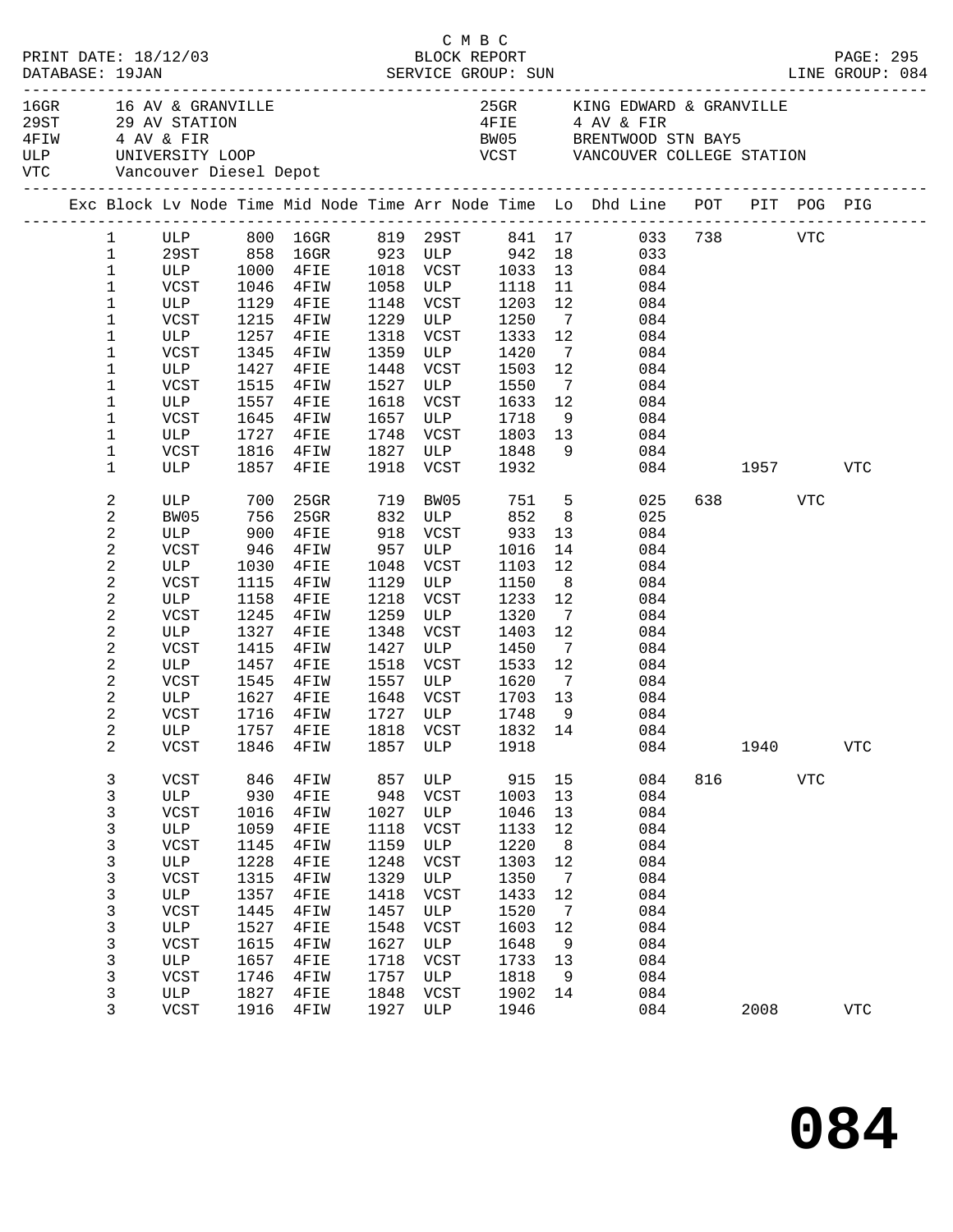C M B C

PRINT DATE: 18/12/03 BLOCK REPORT
DATABASE: 19JAN SERVICE GROUP: SUN LINE GROUP: 084

16GR 16 AV & GRANVILLE
29ST 29 AV STATION
4FIW 4 AV & FIR
ULP UNIVERSITY LOOP
VTC Vancouver Diesel Depot

25GR KING EDWARD & GRANVILLE
4FIE 4 AV & FIR
BW05 BRENTWOOD STN BAY5
VCST VANCOUVER COLLEGE STATION

| Exc | Block | Lv Node | Time | Mid Node | Time | Arr Node | Time | Lo | Dhd Line | POT | PIT | POG | PIG |
|---|---|---|---|---|---|---|---|---|---|---|---|---|---|
| | 1 | ULP | 800 | 16GR | 819 | 29ST | 841 | 17 | 033 | 738 | | VTC | |
| | 1 | 29ST | 858 | 16GR | 923 | ULP | 942 | 18 | 033 | | | | |
| | 1 | ULP | 1000 | 4FIE | 1018 | VCST | 1033 | 13 | 084 | | | | |
| | 1 | VCST | 1046 | 4FIW | 1058 | ULP | 1118 | 11 | 084 | | | | |
| | 1 | ULP | 1129 | 4FIE | 1148 | VCST | 1203 | 12 | 084 | | | | |
| | 1 | VCST | 1215 | 4FIW | 1229 | ULP | 1250 | 7 | 084 | | | | |
| | 1 | ULP | 1257 | 4FIE | 1318 | VCST | 1333 | 12 | 084 | | | | |
| | 1 | VCST | 1345 | 4FIW | 1359 | ULP | 1420 | 7 | 084 | | | | |
| | 1 | ULP | 1427 | 4FIE | 1448 | VCST | 1503 | 12 | 084 | | | | |
| | 1 | VCST | 1515 | 4FIW | 1527 | ULP | 1550 | 7 | 084 | | | | |
| | 1 | ULP | 1557 | 4FIE | 1618 | VCST | 1633 | 12 | 084 | | | | |
| | 1 | VCST | 1645 | 4FIW | 1657 | ULP | 1718 | 9 | 084 | | | | |
| | 1 | ULP | 1727 | 4FIE | 1748 | VCST | 1803 | 13 | 084 | | | | |
| | 1 | VCST | 1816 | 4FIW | 1827 | ULP | 1848 | 9 | 084 | | | | |
| | 1 | ULP | 1857 | 4FIE | 1918 | VCST | 1932 | | 084 | | 1957 | | VTC |
| | 2 | ULP | 700 | 25GR | 719 | BW05 | 751 | 5 | 025 | 638 | | VTC | |
| | 2 | BW05 | 756 | 25GR | 832 | ULP | 852 | 8 | 025 | | | | |
| | 2 | ULP | 900 | 4FIE | 918 | VCST | 933 | 13 | 084 | | | | |
| | 2 | VCST | 946 | 4FIW | 957 | ULP | 1016 | 14 | 084 | | | | |
| | 2 | ULP | 1030 | 4FIE | 1048 | VCST | 1103 | 12 | 084 | | | | |
| | 2 | VCST | 1115 | 4FIW | 1129 | ULP | 1150 | 8 | 084 | | | | |
| | 2 | ULP | 1158 | 4FIE | 1218 | VCST | 1233 | 12 | 084 | | | | |
| | 2 | VCST | 1245 | 4FIW | 1259 | ULP | 1320 | 7 | 084 | | | | |
| | 2 | ULP | 1327 | 4FIE | 1348 | VCST | 1403 | 12 | 084 | | | | |
| | 2 | VCST | 1415 | 4FIW | 1427 | ULP | 1450 | 7 | 084 | | | | |
| | 2 | ULP | 1457 | 4FIE | 1518 | VCST | 1533 | 12 | 084 | | | | |
| | 2 | VCST | 1545 | 4FIW | 1557 | ULP | 1620 | 7 | 084 | | | | |
| | 2 | ULP | 1627 | 4FIE | 1648 | VCST | 1703 | 13 | 084 | | | | |
| | 2 | VCST | 1716 | 4FIW | 1727 | ULP | 1748 | 9 | 084 | | | | |
| | 2 | ULP | 1757 | 4FIE | 1818 | VCST | 1832 | 14 | 084 | | | | |
| | 2 | VCST | 1846 | 4FIW | 1857 | ULP | 1918 | | 084 | | 1940 | | VTC |
| | 3 | VCST | 846 | 4FIW | 857 | ULP | 915 | 15 | 084 | 816 | | VTC | |
| | 3 | ULP | 930 | 4FIE | 948 | VCST | 1003 | 13 | 084 | | | | |
| | 3 | VCST | 1016 | 4FIW | 1027 | ULP | 1046 | 13 | 084 | | | | |
| | 3 | ULP | 1059 | 4FIE | 1118 | VCST | 1133 | 12 | 084 | | | | |
| | 3 | VCST | 1145 | 4FIW | 1159 | ULP | 1220 | 8 | 084 | | | | |
| | 3 | ULP | 1228 | 4FIE | 1248 | VCST | 1303 | 12 | 084 | | | | |
| | 3 | VCST | 1315 | 4FIW | 1329 | ULP | 1350 | 7 | 084 | | | | |
| | 3 | ULP | 1357 | 4FIE | 1418 | VCST | 1433 | 12 | 084 | | | | |
| | 3 | VCST | 1445 | 4FIW | 1457 | ULP | 1520 | 7 | 084 | | | | |
| | 3 | ULP | 1527 | 4FIE | 1548 | VCST | 1603 | 12 | 084 | | | | |
| | 3 | VCST | 1615 | 4FIW | 1627 | ULP | 1648 | 9 | 084 | | | | |
| | 3 | ULP | 1657 | 4FIE | 1718 | VCST | 1733 | 13 | 084 | | | | |
| | 3 | VCST | 1746 | 4FIW | 1757 | ULP | 1818 | 9 | 084 | | | | |
| | 3 | ULP | 1827 | 4FIE | 1848 | VCST | 1902 | 14 | 084 | | | | |
| | 3 | VCST | 1916 | 4FIW | 1927 | ULP | 1946 | | 084 | | 2008 | | VTC |

# 084